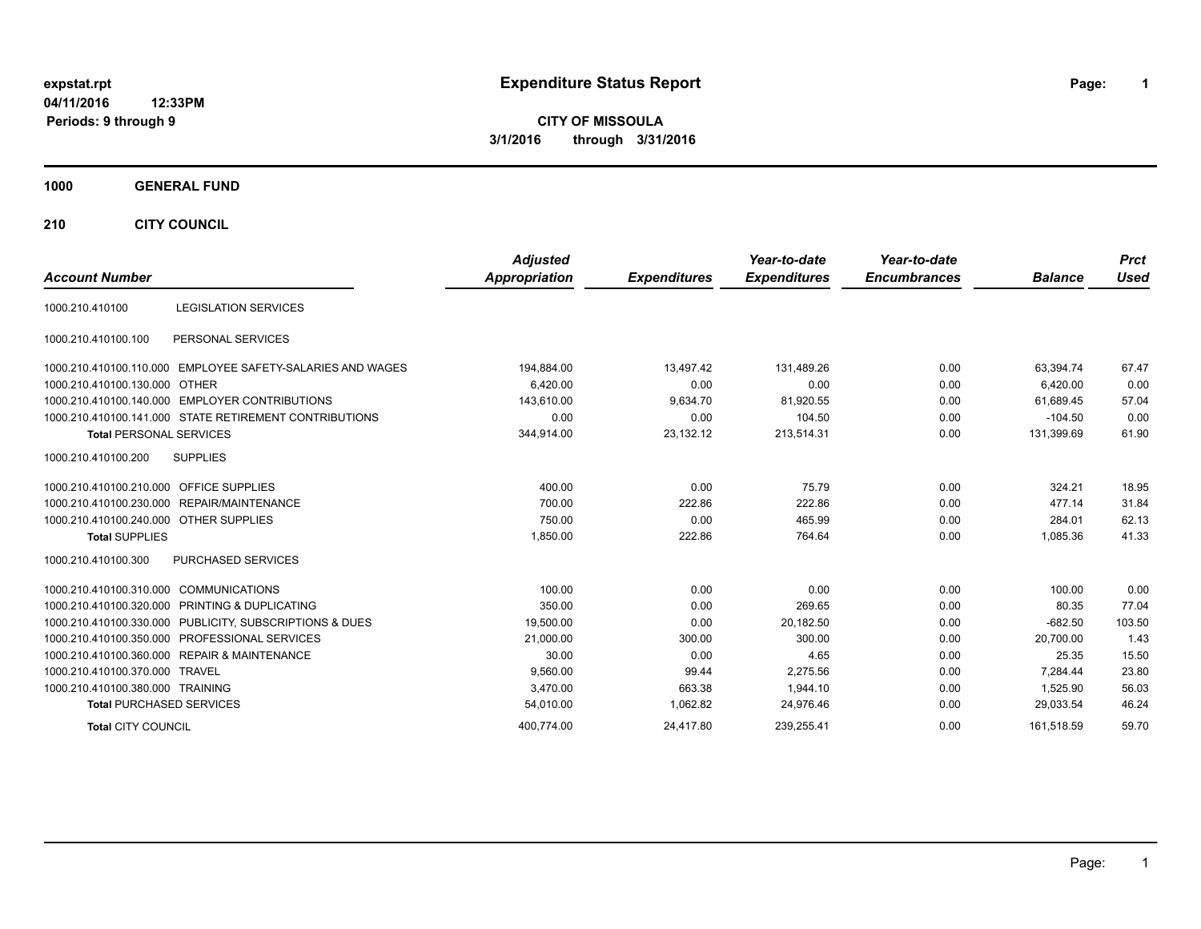expstat.rpt
04/11/2016 12:33PM
Periods: 9 through 9

# Expenditure Status Report

**CITY OF MISSOULA**
**3/1/2016 through 3/31/2016**

## 1000 GENERAL FUND

### 210 CITY COUNCIL

| Account Number | | Adjusted Appropriation | Expenditures | Year-to-date Expenditures | Year-to-date Encumbrances | Balance | Prct Used |
|---|---|---|---|---|---|---|---|
| 1000.210.410100 | LEGISLATION SERVICES | | | | | | |
| 1000.210.410100.100 | PERSONAL SERVICES | | | | | | |
| 1000.210.410100.110.000 | EMPLOYEE SAFETY-SALARIES AND WAGES | 194,884.00 | 13,497.42 | 131,489.26 | 0.00 | 63,394.74 | 67.47 |
| 1000.210.410100.130.000 | OTHER | 6,420.00 | 0.00 | 0.00 | 0.00 | 6,420.00 | 0.00 |
| 1000.210.410100.140.000 | EMPLOYER CONTRIBUTIONS | 143,610.00 | 9,634.70 | 81,920.55 | 0.00 | 61,689.45 | 57.04 |
| 1000.210.410100.141.000 | STATE RETIREMENT CONTRIBUTIONS | 0.00 | 0.00 | 104.50 | 0.00 | -104.50 | 0.00 |
| **Total** PERSONAL SERVICES | | 344,914.00 | 23,132.12 | 213,514.31 | 0.00 | 131,399.69 | 61.90 |
| 1000.210.410100.200 | SUPPLIES | | | | | | |
| 1000.210.410100.210.000 | OFFICE SUPPLIES | 400.00 | 0.00 | 75.79 | 0.00 | 324.21 | 18.95 |
| 1000.210.410100.230.000 | REPAIR/MAINTENANCE | 700.00 | 222.86 | 222.86 | 0.00 | 477.14 | 31.84 |
| 1000.210.410100.240.000 | OTHER SUPPLIES | 750.00 | 0.00 | 465.99 | 0.00 | 284.01 | 62.13 |
| **Total** SUPPLIES | | 1,850.00 | 222.86 | 764.64 | 0.00 | 1,085.36 | 41.33 |
| 1000.210.410100.300 | PURCHASED SERVICES | | | | | | |
| 1000.210.410100.310.000 | COMMUNICATIONS | 100.00 | 0.00 | 0.00 | 0.00 | 100.00 | 0.00 |
| 1000.210.410100.320.000 | PRINTING & DUPLICATING | 350.00 | 0.00 | 269.65 | 0.00 | 80.35 | 77.04 |
| 1000.210.410100.330.000 | PUBLICITY, SUBSCRIPTIONS & DUES | 19,500.00 | 0.00 | 20,182.50 | 0.00 | -682.50 | 103.50 |
| 1000.210.410100.350.000 | PROFESSIONAL SERVICES | 21,000.00 | 300.00 | 300.00 | 0.00 | 20,700.00 | 1.43 |
| 1000.210.410100.360.000 | REPAIR & MAINTENANCE | 30.00 | 0.00 | 4.65 | 0.00 | 25.35 | 15.50 |
| 1000.210.410100.370.000 | TRAVEL | 9,560.00 | 99.44 | 2,275.56 | 0.00 | 7,284.44 | 23.80 |
| 1000.210.410100.380.000 | TRAINING | 3,470.00 | 663.38 | 1,944.10 | 0.00 | 1,525.90 | 56.03 |
| **Total** PURCHASED SERVICES | | 54,010.00 | 1,062.82 | 24,976.46 | 0.00 | 29,033.54 | 46.24 |
| **Total** CITY COUNCIL | | 400,774.00 | 24,417.80 | 239,255.41 | 0.00 | 161,518.59 | 59.70 |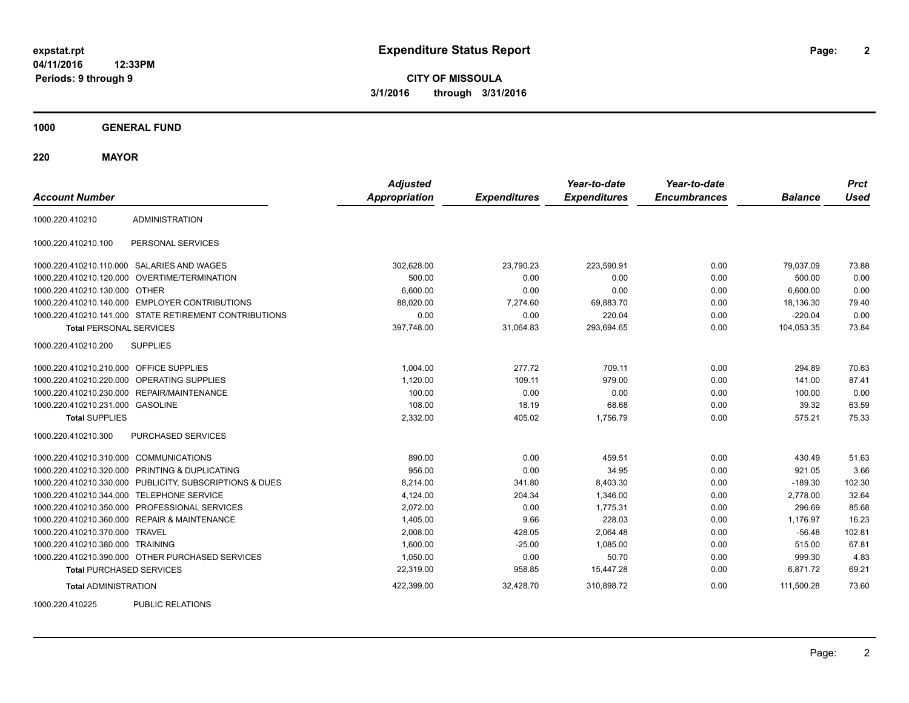**expstat.rpt**
**04/11/2016 12:33PM**
**Periods: 9 through 9**

# Expenditure Status Report

**CITY OF MISSOULA**
**3/1/2016 through 3/31/2016**

## 1000 GENERAL FUND

### 220 MAYOR

| Account Number | | Adjusted Appropriation | Expenditures | Year-to-date Expenditures | Year-to-date Encumbrances | Balance | Prct Used |
|---|---|---|---|---|---|---|---|
| 1000.220.410210 | ADMINISTRATION | | | | | | |
| 1000.220.410210.100 | PERSONAL SERVICES | | | | | | |
| 1000.220.410210.110.000 | SALARIES AND WAGES | 302,628.00 | 23,790.23 | 223,590.91 | 0.00 | 79,037.09 | 73.88 |
| 1000.220.410210.120.000 | OVERTIME/TERMINATION | 500.00 | 0.00 | 0.00 | 0.00 | 500.00 | 0.00 |
| 1000.220.410210.130.000 | OTHER | 6,600.00 | 0.00 | 0.00 | 0.00 | 6,600.00 | 0.00 |
| 1000.220.410210.140.000 | EMPLOYER CONTRIBUTIONS | 88,020.00 | 7,274.60 | 69,883.70 | 0.00 | 18,136.30 | 79.40 |
| 1000.220.410210.141.000 | STATE RETIREMENT CONTRIBUTIONS | 0.00 | 0.00 | 220.04 | 0.00 | -220.04 | 0.00 |
| **Total** PERSONAL SERVICES | | 397,748.00 | 31,064.83 | 293,694.65 | 0.00 | 104,053.35 | 73.84 |
| 1000.220.410210.200 | SUPPLIES | | | | | | |
| 1000.220.410210.210.000 | OFFICE SUPPLIES | 1,004.00 | 277.72 | 709.11 | 0.00 | 294.89 | 70.63 |
| 1000.220.410210.220.000 | OPERATING SUPPLIES | 1,120.00 | 109.11 | 979.00 | 0.00 | 141.00 | 87.41 |
| 1000.220.410210.230.000 | REPAIR/MAINTENANCE | 100.00 | 0.00 | 0.00 | 0.00 | 100.00 | 0.00 |
| 1000.220.410210.231.000 | GASOLINE | 108.00 | 18.19 | 68.68 | 0.00 | 39.32 | 63.59 |
| **Total** SUPPLIES | | 2,332.00 | 405.02 | 1,756.79 | 0.00 | 575.21 | 75.33 |
| 1000.220.410210.300 | PURCHASED SERVICES | | | | | | |
| 1000.220.410210.310.000 | COMMUNICATIONS | 890.00 | 0.00 | 459.51 | 0.00 | 430.49 | 51.63 |
| 1000.220.410210.320.000 | PRINTING & DUPLICATING | 956.00 | 0.00 | 34.95 | 0.00 | 921.05 | 3.66 |
| 1000.220.410210.330.000 | PUBLICITY, SUBSCRIPTIONS & DUES | 8,214.00 | 341.80 | 8,403.30 | 0.00 | -189.30 | 102.30 |
| 1000.220.410210.344.000 | TELEPHONE SERVICE | 4,124.00 | 204.34 | 1,346.00 | 0.00 | 2,778.00 | 32.64 |
| 1000.220.410210.350.000 | PROFESSIONAL SERVICES | 2,072.00 | 0.00 | 1,775.31 | 0.00 | 296.69 | 85.68 |
| 1000.220.410210.360.000 | REPAIR & MAINTENANCE | 1,405.00 | 9.66 | 228.03 | 0.00 | 1,176.97 | 16.23 |
| 1000.220.410210.370.000 | TRAVEL | 2,008.00 | 428.05 | 2,064.48 | 0.00 | -56.48 | 102.81 |
| 1000.220.410210.380.000 | TRAINING | 1,600.00 | -25.00 | 1,085.00 | 0.00 | 515.00 | 67.81 |
| 1000.220.410210.390.000 | OTHER PURCHASED SERVICES | 1,050.00 | 0.00 | 50.70 | 0.00 | 999.30 | 4.83 |
| **Total** PURCHASED SERVICES | | 22,319.00 | 958.85 | 15,447.28 | 0.00 | 6,871.72 | 69.21 |
| **Total** ADMINISTRATION | | 422,399.00 | 32,428.70 | 310,898.72 | 0.00 | 111,500.28 | 73.60 |
| 1000.220.410225 | PUBLIC RELATIONS | | | | | | |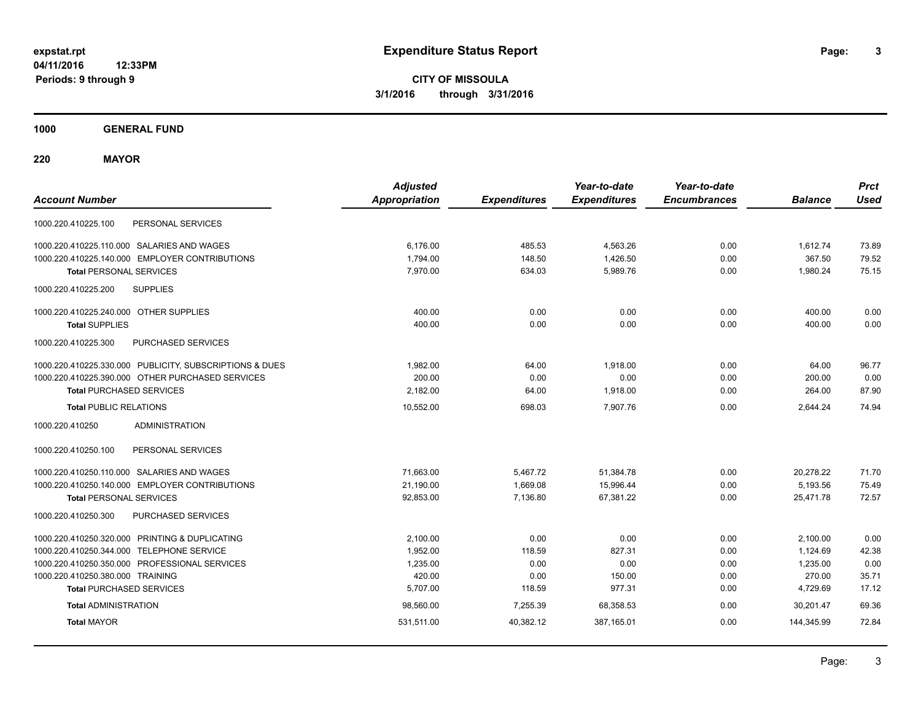**expstat.rpt**
**04/11/2016 12:33PM**
**Periods: 9 through 9**

# Expenditure Status Report

**CITY OF MISSOULA**
**3/1/2016 through 3/31/2016**

## 1000 GENERAL FUND

## 220 MAYOR

| Account Number | | Adjusted Appropriation | Expenditures | Year-to-date Expenditures | Year-to-date Encumbrances | Balance | Prct Used |
|---|---|---|---|---|---|---|---|
| 1000.220.410225.100 | PERSONAL SERVICES | | | | | | |
| 1000.220.410225.110.000 | SALARIES AND WAGES | 6,176.00 | 485.53 | 4,563.26 | 0.00 | 1,612.74 | 73.89 |
| 1000.220.410225.140.000 | EMPLOYER CONTRIBUTIONS | 1,794.00 | 148.50 | 1,426.50 | 0.00 | 367.50 | 79.52 |
| **Total** PERSONAL SERVICES | | 7,970.00 | 634.03 | 5,989.76 | 0.00 | 1,980.24 | 75.15 |
| 1000.220.410225.200 | SUPPLIES | | | | | | |
| 1000.220.410225.240.000 | OTHER SUPPLIES | 400.00 | 0.00 | 0.00 | 0.00 | 400.00 | 0.00 |
| **Total** SUPPLIES | | 400.00 | 0.00 | 0.00 | 0.00 | 400.00 | 0.00 |
| 1000.220.410225.300 | PURCHASED SERVICES | | | | | | |
| 1000.220.410225.330.000 | PUBLICITY, SUBSCRIPTIONS & DUES | 1,982.00 | 64.00 | 1,918.00 | 0.00 | 64.00 | 96.77 |
| 1000.220.410225.390.000 | OTHER PURCHASED SERVICES | 200.00 | 0.00 | 0.00 | 0.00 | 200.00 | 0.00 |
| **Total** PURCHASED SERVICES | | 2,182.00 | 64.00 | 1,918.00 | 0.00 | 264.00 | 87.90 |
| **Total** PUBLIC RELATIONS | | 10,552.00 | 698.03 | 7,907.76 | 0.00 | 2,644.24 | 74.94 |
| 1000.220.410250 | ADMINISTRATION | | | | | | |
| 1000.220.410250.100 | PERSONAL SERVICES | | | | | | |
| 1000.220.410250.110.000 | SALARIES AND WAGES | 71,663.00 | 5,467.72 | 51,384.78 | 0.00 | 20,278.22 | 71.70 |
| 1000.220.410250.140.000 | EMPLOYER CONTRIBUTIONS | 21,190.00 | 1,669.08 | 15,996.44 | 0.00 | 5,193.56 | 75.49 |
| **Total** PERSONAL SERVICES | | 92,853.00 | 7,136.80 | 67,381.22 | 0.00 | 25,471.78 | 72.57 |
| 1000.220.410250.300 | PURCHASED SERVICES | | | | | | |
| 1000.220.410250.320.000 | PRINTING & DUPLICATING | 2,100.00 | 0.00 | 0.00 | 0.00 | 2,100.00 | 0.00 |
| 1000.220.410250.344.000 | TELEPHONE SERVICE | 1,952.00 | 118.59 | 827.31 | 0.00 | 1,124.69 | 42.38 |
| 1000.220.410250.350.000 | PROFESSIONAL SERVICES | 1,235.00 | 0.00 | 0.00 | 0.00 | 1,235.00 | 0.00 |
| 1000.220.410250.380.000 | TRAINING | 420.00 | 0.00 | 150.00 | 0.00 | 270.00 | 35.71 |
| **Total** PURCHASED SERVICES | | 5,707.00 | 118.59 | 977.31 | 0.00 | 4,729.69 | 17.12 |
| **Total** ADMINISTRATION | | 98,560.00 | 7,255.39 | 68,358.53 | 0.00 | 30,201.47 | 69.36 |
| **Total** MAYOR | | 531,511.00 | 40,382.12 | 387,165.01 | 0.00 | 144,345.99 | 72.84 |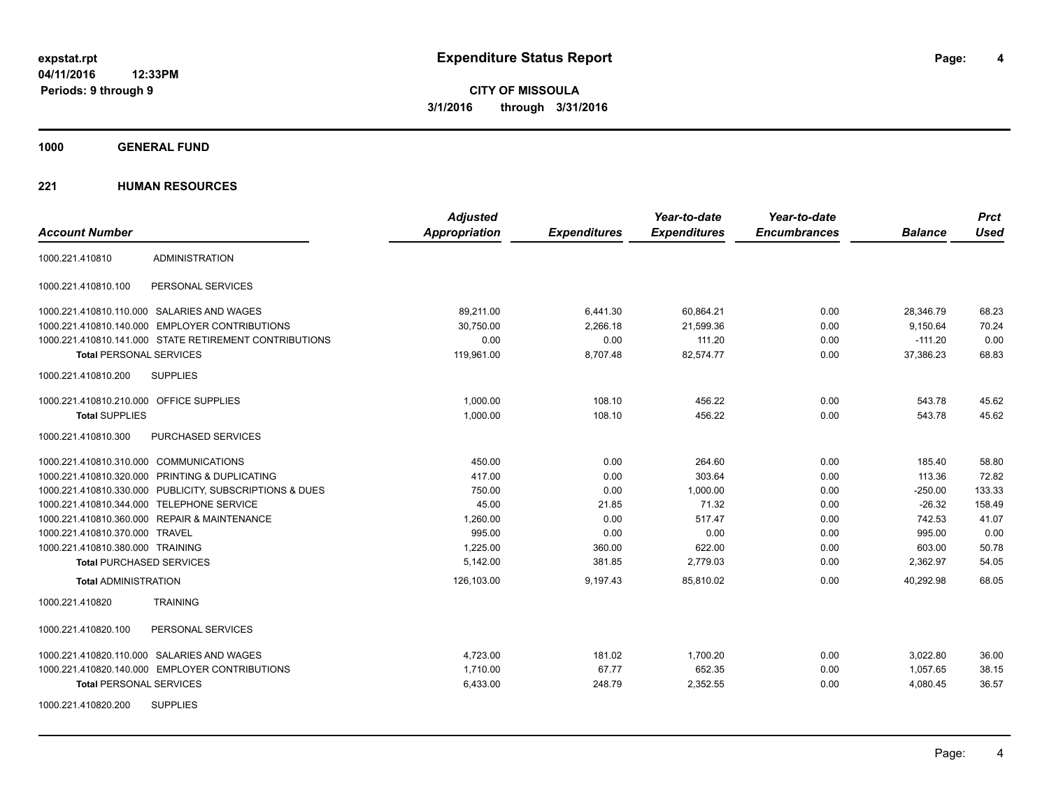# Expenditure Status Report

**CITY OF MISSOULA**

**3/1/2016 through 3/31/2016**

expstat.rpt
04/11/2016 12:33PM
Periods: 9 through 9

## 1000 GENERAL FUND

## 221 HUMAN RESOURCES

| Account Number | | Adjusted Appropriation | Expenditures | Year-to-date Expenditures | Year-to-date Encumbrances | Balance | Prct Used |
|---|---|---|---|---|---|---|---|
| 1000.221.410810 | ADMINISTRATION | | | | | | |
| 1000.221.410810.100 | PERSONAL SERVICES | | | | | | |
| 1000.221.410810.110.000 | SALARIES AND WAGES | 89,211.00 | 6,441.30 | 60,864.21 | 0.00 | 28,346.79 | 68.23 |
| 1000.221.410810.140.000 | EMPLOYER CONTRIBUTIONS | 30,750.00 | 2,266.18 | 21,599.36 | 0.00 | 9,150.64 | 70.24 |
| 1000.221.410810.141.000 | STATE RETIREMENT CONTRIBUTIONS | 0.00 | 0.00 | 111.20 | 0.00 | -111.20 | 0.00 |
| **Total** PERSONAL SERVICES | | 119,961.00 | 8,707.48 | 82,574.77 | 0.00 | 37,386.23 | 68.83 |
| 1000.221.410810.200 | SUPPLIES | | | | | | |
| 1000.221.410810.210.000 | OFFICE SUPPLIES | 1,000.00 | 108.10 | 456.22 | 0.00 | 543.78 | 45.62 |
| **Total** SUPPLIES | | 1,000.00 | 108.10 | 456.22 | 0.00 | 543.78 | 45.62 |
| 1000.221.410810.300 | PURCHASED SERVICES | | | | | | |
| 1000.221.410810.310.000 | COMMUNICATIONS | 450.00 | 0.00 | 264.60 | 0.00 | 185.40 | 58.80 |
| 1000.221.410810.320.000 | PRINTING & DUPLICATING | 417.00 | 0.00 | 303.64 | 0.00 | 113.36 | 72.82 |
| 1000.221.410810.330.000 | PUBLICITY, SUBSCRIPTIONS & DUES | 750.00 | 0.00 | 1,000.00 | 0.00 | -250.00 | 133.33 |
| 1000.221.410810.344.000 | TELEPHONE SERVICE | 45.00 | 21.85 | 71.32 | 0.00 | -26.32 | 158.49 |
| 1000.221.410810.360.000 | REPAIR & MAINTENANCE | 1,260.00 | 0.00 | 517.47 | 0.00 | 742.53 | 41.07 |
| 1000.221.410810.370.000 | TRAVEL | 995.00 | 0.00 | 0.00 | 0.00 | 995.00 | 0.00 |
| 1000.221.410810.380.000 | TRAINING | 1,225.00 | 360.00 | 622.00 | 0.00 | 603.00 | 50.78 |
| **Total** PURCHASED SERVICES | | 5,142.00 | 381.85 | 2,779.03 | 0.00 | 2,362.97 | 54.05 |
| **Total** ADMINISTRATION | | 126,103.00 | 9,197.43 | 85,810.02 | 0.00 | 40,292.98 | 68.05 |
| 1000.221.410820 | TRAINING | | | | | | |
| 1000.221.410820.100 | PERSONAL SERVICES | | | | | | |
| 1000.221.410820.110.000 | SALARIES AND WAGES | 4,723.00 | 181.02 | 1,700.20 | 0.00 | 3,022.80 | 36.00 |
| 1000.221.410820.140.000 | EMPLOYER CONTRIBUTIONS | 1,710.00 | 67.77 | 652.35 | 0.00 | 1,057.65 | 38.15 |
| **Total** PERSONAL SERVICES | | 6,433.00 | 248.79 | 2,352.55 | 0.00 | 4,080.45 | 36.57 |
| 1000.221.410820.200 | SUPPLIES | | | | | | |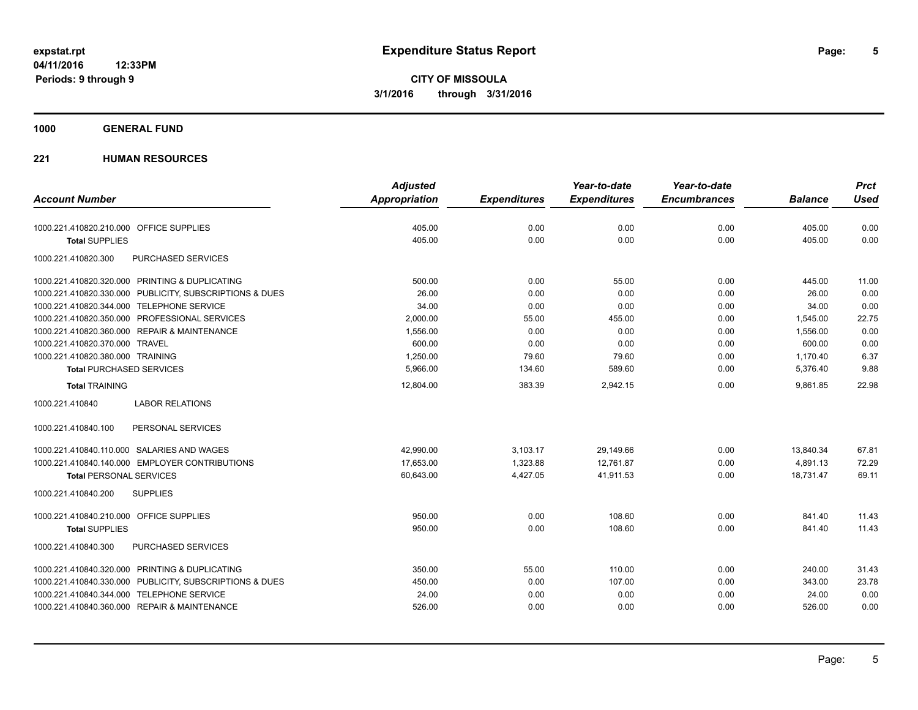**expstat.rpt**
**04/11/2016 12:33PM**
**Periods: 9 through 9**

# Expenditure Status Report

**CITY OF MISSOULA**
**3/1/2016 through 3/31/2016**

## 1000 GENERAL FUND

### 221 HUMAN RESOURCES

| Account Number | Adjusted Appropriation | Expenditures | Year-to-date Expenditures | Year-to-date Encumbrances | Balance | Prct Used |
|---|---|---|---|---|---|---|
| 1000.221.410820.210.000 OFFICE SUPPLIES | 405.00 | 0.00 | 0.00 | 0.00 | 405.00 | 0.00 |
| **Total** SUPPLIES | 405.00 | 0.00 | 0.00 | 0.00 | 405.00 | 0.00 |
| 1000.221.410820.300 PURCHASED SERVICES | | | | | | |
| 1000.221.410820.320.000 PRINTING & DUPLICATING | 500.00 | 0.00 | 55.00 | 0.00 | 445.00 | 11.00 |
| 1000.221.410820.330.000 PUBLICITY, SUBSCRIPTIONS & DUES | 26.00 | 0.00 | 0.00 | 0.00 | 26.00 | 0.00 |
| 1000.221.410820.344.000 TELEPHONE SERVICE | 34.00 | 0.00 | 0.00 | 0.00 | 34.00 | 0.00 |
| 1000.221.410820.350.000 PROFESSIONAL SERVICES | 2,000.00 | 55.00 | 455.00 | 0.00 | 1,545.00 | 22.75 |
| 1000.221.410820.360.000 REPAIR & MAINTENANCE | 1,556.00 | 0.00 | 0.00 | 0.00 | 1,556.00 | 0.00 |
| 1000.221.410820.370.000 TRAVEL | 600.00 | 0.00 | 0.00 | 0.00 | 600.00 | 0.00 |
| 1000.221.410820.380.000 TRAINING | 1,250.00 | 79.60 | 79.60 | 0.00 | 1,170.40 | 6.37 |
| **Total** PURCHASED SERVICES | 5,966.00 | 134.60 | 589.60 | 0.00 | 5,376.40 | 9.88 |
| **Total** TRAINING | 12,804.00 | 383.39 | 2,942.15 | 0.00 | 9,861.85 | 22.98 |
| 1000.221.410840 LABOR RELATIONS | | | | | | |
| 1000.221.410840.100 PERSONAL SERVICES | | | | | | |
| 1000.221.410840.110.000 SALARIES AND WAGES | 42,990.00 | 3,103.17 | 29,149.66 | 0.00 | 13,840.34 | 67.81 |
| 1000.221.410840.140.000 EMPLOYER CONTRIBUTIONS | 17,653.00 | 1,323.88 | 12,761.87 | 0.00 | 4,891.13 | 72.29 |
| **Total** PERSONAL SERVICES | 60,643.00 | 4,427.05 | 41,911.53 | 0.00 | 18,731.47 | 69.11 |
| 1000.221.410840.200 SUPPLIES | | | | | | |
| 1000.221.410840.210.000 OFFICE SUPPLIES | 950.00 | 0.00 | 108.60 | 0.00 | 841.40 | 11.43 |
| **Total** SUPPLIES | 950.00 | 0.00 | 108.60 | 0.00 | 841.40 | 11.43 |
| 1000.221.410840.300 PURCHASED SERVICES | | | | | | |
| 1000.221.410840.320.000 PRINTING & DUPLICATING | 350.00 | 55.00 | 110.00 | 0.00 | 240.00 | 31.43 |
| 1000.221.410840.330.000 PUBLICITY, SUBSCRIPTIONS & DUES | 450.00 | 0.00 | 107.00 | 0.00 | 343.00 | 23.78 |
| 1000.221.410840.344.000 TELEPHONE SERVICE | 24.00 | 0.00 | 0.00 | 0.00 | 24.00 | 0.00 |
| 1000.221.410840.360.000 REPAIR & MAINTENANCE | 526.00 | 0.00 | 0.00 | 0.00 | 526.00 | 0.00 |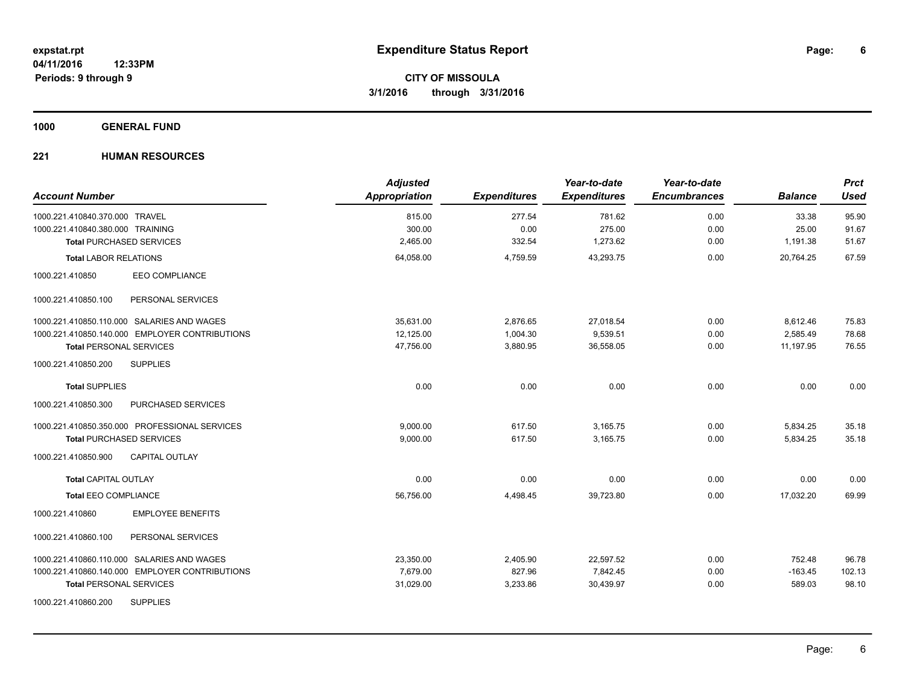# Expenditure Status Report

**CITY OF MISSOULA**
**3/1/2016 through 3/31/2016**

**expstat.rpt**
**04/11/2016 12:33PM**
**Periods: 9 through 9**

**1000 GENERAL FUND**

**221 HUMAN RESOURCES**

| Account Number | | Adjusted Appropriation | Expenditures | Year-to-date Expenditures | Year-to-date Encumbrances | Balance | Prct Used |
|---|---|---|---|---|---|---|---|
| 1000.221.410840.370.000 | TRAVEL | 815.00 | 277.54 | 781.62 | 0.00 | 33.38 | 95.90 |
| 1000.221.410840.380.000 | TRAINING | 300.00 | 0.00 | 275.00 | 0.00 | 25.00 | 91.67 |
| **Total** PURCHASED SERVICES | | 2,465.00 | 332.54 | 1,273.62 | 0.00 | 1,191.38 | 51.67 |
| **Total** LABOR RELATIONS | | 64,058.00 | 4,759.59 | 43,293.75 | 0.00 | 20,764.25 | 67.59 |
| 1000.221.410850 | EEO COMPLIANCE | | | | | | |
| 1000.221.410850.100 | PERSONAL SERVICES | | | | | | |
| 1000.221.410850.110.000 | SALARIES AND WAGES | 35,631.00 | 2,876.65 | 27,018.54 | 0.00 | 8,612.46 | 75.83 |
| 1000.221.410850.140.000 | EMPLOYER CONTRIBUTIONS | 12,125.00 | 1,004.30 | 9,539.51 | 0.00 | 2,585.49 | 78.68 |
| **Total** PERSONAL SERVICES | | 47,756.00 | 3,880.95 | 36,558.05 | 0.00 | 11,197.95 | 76.55 |
| 1000.221.410850.200 | SUPPLIES | | | | | | |
| **Total** SUPPLIES | | 0.00 | 0.00 | 0.00 | 0.00 | 0.00 | 0.00 |
| 1000.221.410850.300 | PURCHASED SERVICES | | | | | | |
| 1000.221.410850.350.000 | PROFESSIONAL SERVICES | 9,000.00 | 617.50 | 3,165.75 | 0.00 | 5,834.25 | 35.18 |
| **Total** PURCHASED SERVICES | | 9,000.00 | 617.50 | 3,165.75 | 0.00 | 5,834.25 | 35.18 |
| 1000.221.410850.900 | CAPITAL OUTLAY | | | | | | |
| **Total** CAPITAL OUTLAY | | 0.00 | 0.00 | 0.00 | 0.00 | 0.00 | 0.00 |
| **Total** EEO COMPLIANCE | | 56,756.00 | 4,498.45 | 39,723.80 | 0.00 | 17,032.20 | 69.99 |
| 1000.221.410860 | EMPLOYEE BENEFITS | | | | | | |
| 1000.221.410860.100 | PERSONAL SERVICES | | | | | | |
| 1000.221.410860.110.000 | SALARIES AND WAGES | 23,350.00 | 2,405.90 | 22,597.52 | 0.00 | 752.48 | 96.78 |
| 1000.221.410860.140.000 | EMPLOYER CONTRIBUTIONS | 7,679.00 | 827.96 | 7,842.45 | 0.00 | -163.45 | 102.13 |
| **Total** PERSONAL SERVICES | | 31,029.00 | 3,233.86 | 30,439.97 | 0.00 | 589.03 | 98.10 |
| 1000.221.410860.200 | SUPPLIES | | | | | | |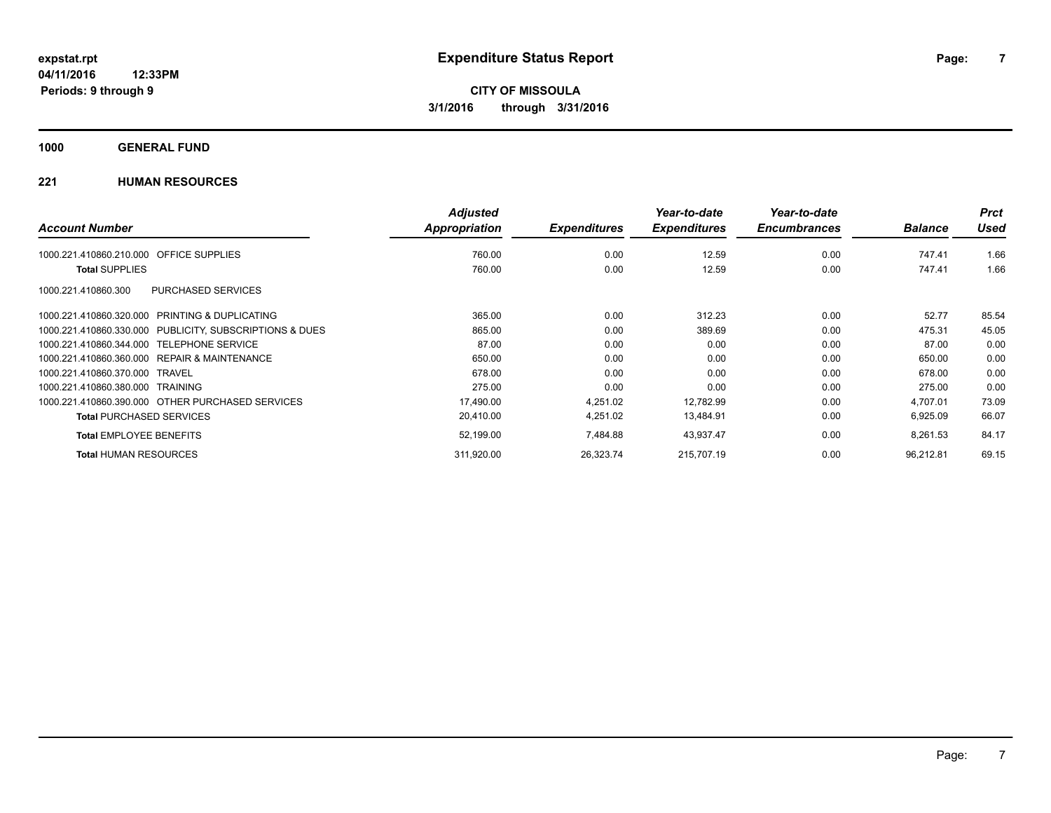**expstat.rpt**
**04/11/2016 12:33PM**
**Periods: 9 through 9**

# Expenditure Status Report

**CITY OF MISSOULA**
**3/1/2016 through 3/31/2016**

## 1000 GENERAL FUND

## 221 HUMAN RESOURCES

| Account Number | Adjusted Appropriation | Expenditures | Year-to-date Expenditures | Year-to-date Encumbrances | Balance | Prct Used |
|---|---|---|---|---|---|---|
| 1000.221.410860.210.000 OFFICE SUPPLIES | 760.00 | 0.00 | 12.59 | 0.00 | 747.41 | 1.66 |
| **Total** SUPPLIES | 760.00 | 0.00 | 12.59 | 0.00 | 747.41 | 1.66 |
| 1000.221.410860.300 PURCHASED SERVICES | | | | | | |
| 1000.221.410860.320.000 PRINTING & DUPLICATING | 365.00 | 0.00 | 312.23 | 0.00 | 52.77 | 85.54 |
| 1000.221.410860.330.000 PUBLICITY, SUBSCRIPTIONS & DUES | 865.00 | 0.00 | 389.69 | 0.00 | 475.31 | 45.05 |
| 1000.221.410860.344.000 TELEPHONE SERVICE | 87.00 | 0.00 | 0.00 | 0.00 | 87.00 | 0.00 |
| 1000.221.410860.360.000 REPAIR & MAINTENANCE | 650.00 | 0.00 | 0.00 | 0.00 | 650.00 | 0.00 |
| 1000.221.410860.370.000 TRAVEL | 678.00 | 0.00 | 0.00 | 0.00 | 678.00 | 0.00 |
| 1000.221.410860.380.000 TRAINING | 275.00 | 0.00 | 0.00 | 0.00 | 275.00 | 0.00 |
| 1000.221.410860.390.000 OTHER PURCHASED SERVICES | 17,490.00 | 4,251.02 | 12,782.99 | 0.00 | 4,707.01 | 73.09 |
| **Total** PURCHASED SERVICES | 20,410.00 | 4,251.02 | 13,484.91 | 0.00 | 6,925.09 | 66.07 |
| **Total** EMPLOYEE BENEFITS | 52,199.00 | 7,484.88 | 43,937.47 | 0.00 | 8,261.53 | 84.17 |
| **Total** HUMAN RESOURCES | 311,920.00 | 26,323.74 | 215,707.19 | 0.00 | 96,212.81 | 69.15 |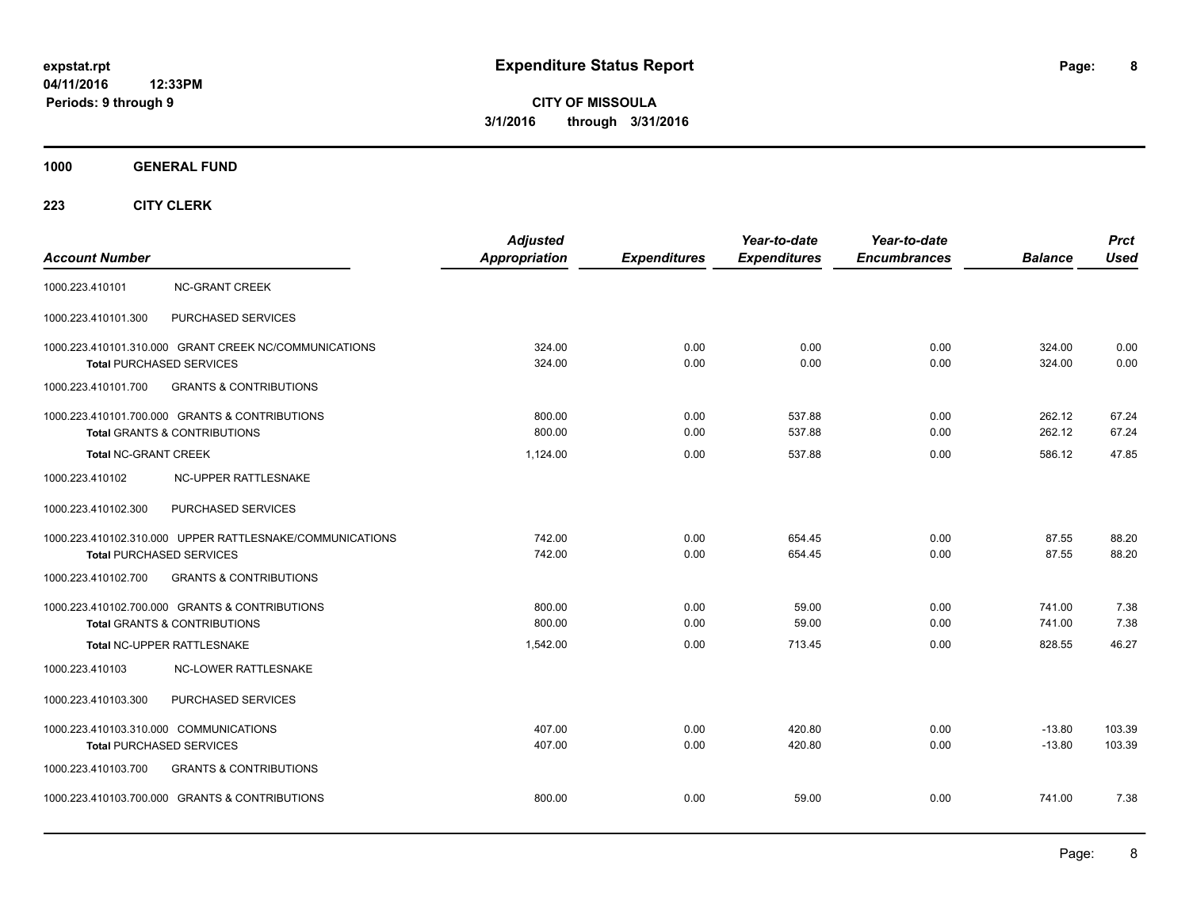**Expenditure Status Report**

**CITY OF MISSOULA**
**3/1/2016 through 3/31/2016**

expstat.rpt
04/11/2016 12:33PM
Periods: 9 through 9

**1000 GENERAL FUND**

**223 CITY CLERK**

| Account Number | | Adjusted Appropriation | Expenditures | Year-to-date Expenditures | Year-to-date Encumbrances | Balance | Prct Used |
|---|---|---|---|---|---|---|---|
| 1000.223.410101 | NC-GRANT CREEK | | | | | | |
| 1000.223.410101.300 | PURCHASED SERVICES | | | | | | |
| 1000.223.410101.310.000 | GRANT CREEK NC/COMMUNICATIONS | 324.00 | 0.00 | 0.00 | 0.00 | 324.00 | 0.00 |
| **Total** PURCHASED SERVICES | | 324.00 | 0.00 | 0.00 | 0.00 | 324.00 | 0.00 |
| 1000.223.410101.700 | GRANTS & CONTRIBUTIONS | | | | | | |
| 1000.223.410101.700.000 | GRANTS & CONTRIBUTIONS | 800.00 | 0.00 | 537.88 | 0.00 | 262.12 | 67.24 |
| **Total** GRANTS & CONTRIBUTIONS | | 800.00 | 0.00 | 537.88 | 0.00 | 262.12 | 67.24 |
| **Total** NC-GRANT CREEK | | 1,124.00 | 0.00 | 537.88 | 0.00 | 586.12 | 47.85 |
| 1000.223.410102 | NC-UPPER RATTLESNAKE | | | | | | |
| 1000.223.410102.300 | PURCHASED SERVICES | | | | | | |
| 1000.223.410102.310.000 | UPPER RATTLESNAKE/COMMUNICATIONS | 742.00 | 0.00 | 654.45 | 0.00 | 87.55 | 88.20 |
| **Total** PURCHASED SERVICES | | 742.00 | 0.00 | 654.45 | 0.00 | 87.55 | 88.20 |
| 1000.223.410102.700 | GRANTS & CONTRIBUTIONS | | | | | | |
| 1000.223.410102.700.000 | GRANTS & CONTRIBUTIONS | 800.00 | 0.00 | 59.00 | 0.00 | 741.00 | 7.38 |
| **Total** GRANTS & CONTRIBUTIONS | | 800.00 | 0.00 | 59.00 | 0.00 | 741.00 | 7.38 |
| **Total** NC-UPPER RATTLESNAKE | | 1,542.00 | 0.00 | 713.45 | 0.00 | 828.55 | 46.27 |
| 1000.223.410103 | NC-LOWER RATTLESNAKE | | | | | | |
| 1000.223.410103.300 | PURCHASED SERVICES | | | | | | |
| 1000.223.410103.310.000 | COMMUNICATIONS | 407.00 | 0.00 | 420.80 | 0.00 | -13.80 | 103.39 |
| **Total** PURCHASED SERVICES | | 407.00 | 0.00 | 420.80 | 0.00 | -13.80 | 103.39 |
| 1000.223.410103.700 | GRANTS & CONTRIBUTIONS | | | | | | |
| 1000.223.410103.700.000 | GRANTS & CONTRIBUTIONS | 800.00 | 0.00 | 59.00 | 0.00 | 741.00 | 7.38 |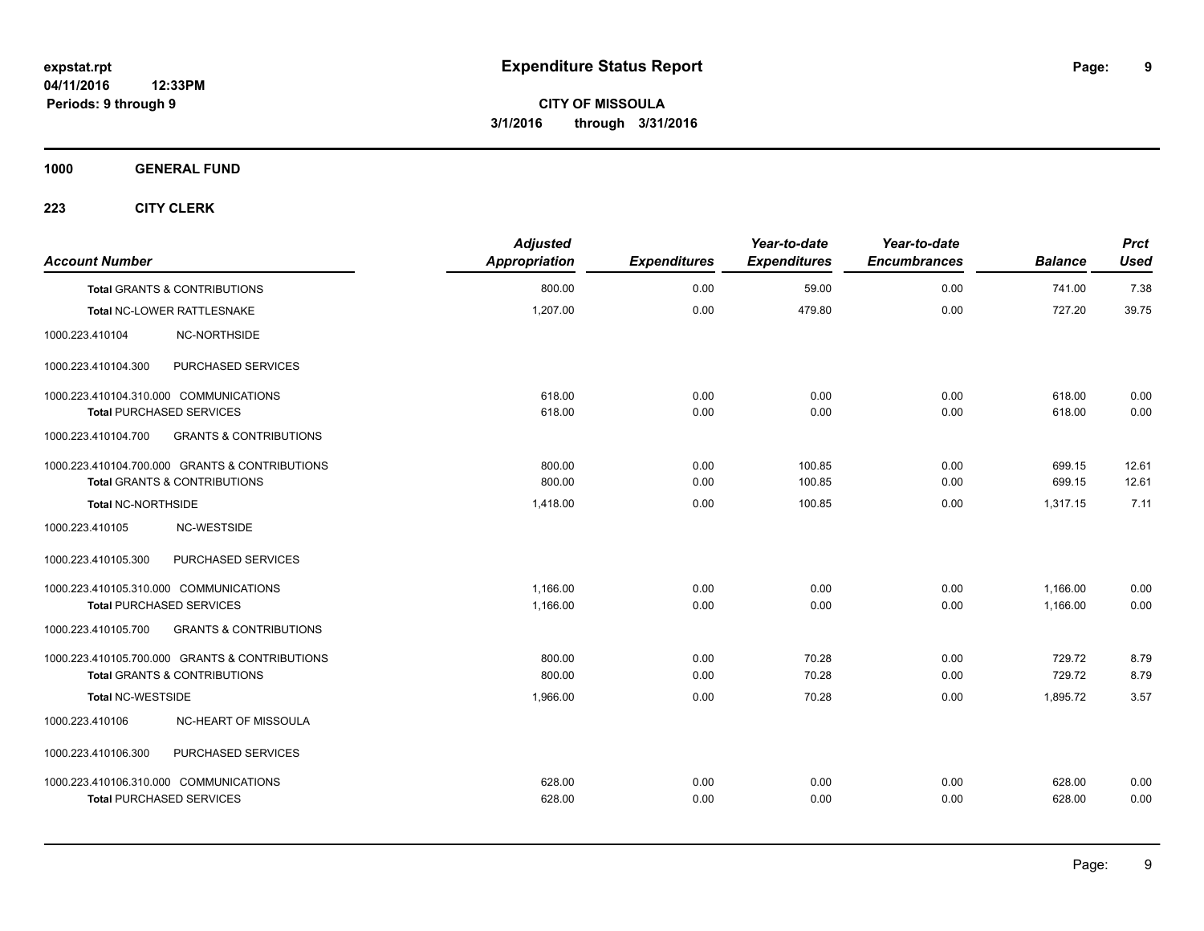# Expenditure Status Report

expstat.rpt
04/11/2016 12:33PM
Periods: 9 through 9

**CITY OF MISSOULA**
**3/1/2016 through 3/31/2016**

**1000 GENERAL FUND**

**223 CITY CLERK**

| Account Number | | Adjusted Appropriation | Expenditures | Year-to-date Expenditures | Year-to-date Encumbrances | Balance | Prct Used |
|---|---|---|---|---|---|---|---|
| **Total** GRANTS & CONTRIBUTIONS | | 800.00 | 0.00 | 59.00 | 0.00 | 741.00 | 7.38 |
| **Total** NC-LOWER RATTLESNAKE | | 1,207.00 | 0.00 | 479.80 | 0.00 | 727.20 | 39.75 |
| 1000.223.410104 | NC-NORTHSIDE | | | | | | |
| 1000.223.410104.300 | PURCHASED SERVICES | | | | | | |
| 1000.223.410104.310.000 | COMMUNICATIONS | 618.00 | 0.00 | 0.00 | 0.00 | 618.00 | 0.00 |
| **Total** PURCHASED SERVICES | | 618.00 | 0.00 | 0.00 | 0.00 | 618.00 | 0.00 |
| 1000.223.410104.700 | GRANTS & CONTRIBUTIONS | | | | | | |
| 1000.223.410104.700.000 | GRANTS & CONTRIBUTIONS | 800.00 | 0.00 | 100.85 | 0.00 | 699.15 | 12.61 |
| **Total** GRANTS & CONTRIBUTIONS | | 800.00 | 0.00 | 100.85 | 0.00 | 699.15 | 12.61 |
| **Total** NC-NORTHSIDE | | 1,418.00 | 0.00 | 100.85 | 0.00 | 1,317.15 | 7.11 |
| 1000.223.410105 | NC-WESTSIDE | | | | | | |
| 1000.223.410105.300 | PURCHASED SERVICES | | | | | | |
| 1000.223.410105.310.000 | COMMUNICATIONS | 1,166.00 | 0.00 | 0.00 | 0.00 | 1,166.00 | 0.00 |
| **Total** PURCHASED SERVICES | | 1,166.00 | 0.00 | 0.00 | 0.00 | 1,166.00 | 0.00 |
| 1000.223.410105.700 | GRANTS & CONTRIBUTIONS | | | | | | |
| 1000.223.410105.700.000 | GRANTS & CONTRIBUTIONS | 800.00 | 0.00 | 70.28 | 0.00 | 729.72 | 8.79 |
| **Total** GRANTS & CONTRIBUTIONS | | 800.00 | 0.00 | 70.28 | 0.00 | 729.72 | 8.79 |
| **Total** NC-WESTSIDE | | 1,966.00 | 0.00 | 70.28 | 0.00 | 1,895.72 | 3.57 |
| 1000.223.410106 | NC-HEART OF MISSOULA | | | | | | |
| 1000.223.410106.300 | PURCHASED SERVICES | | | | | | |
| 1000.223.410106.310.000 | COMMUNICATIONS | 628.00 | 0.00 | 0.00 | 0.00 | 628.00 | 0.00 |
| **Total** PURCHASED SERVICES | | 628.00 | 0.00 | 0.00 | 0.00 | 628.00 | 0.00 |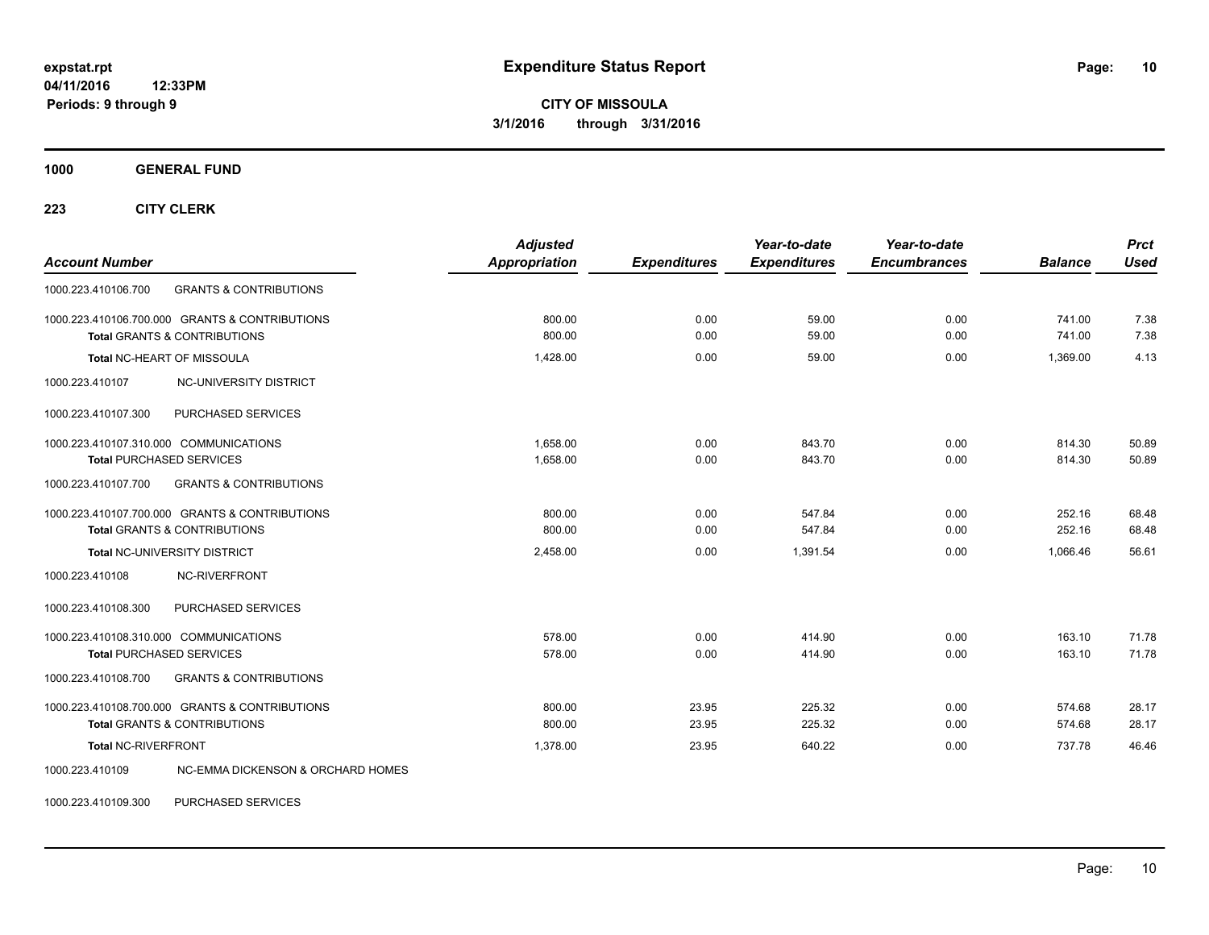**expstat.rpt**
**04/11/2016 12:33PM**
**Periods: 9 through 9**

# Expenditure Status Report

**CITY OF MISSOULA**
**3/1/2016 through 3/31/2016**

## 1000 GENERAL FUND

### 223 CITY CLERK

| Account Number | | Adjusted Appropriation | Expenditures | Year-to-date Expenditures | Year-to-date Encumbrances | Balance | Prct Used |
|---|---|---|---|---|---|---|---|
| 1000.223.410106.700 | GRANTS & CONTRIBUTIONS | | | | | | |
| 1000.223.410106.700.000 | GRANTS & CONTRIBUTIONS | 800.00 | 0.00 | 59.00 | 0.00 | 741.00 | 7.38 |
| **Total** GRANTS & CONTRIBUTIONS | | 800.00 | 0.00 | 59.00 | 0.00 | 741.00 | 7.38 |
| **Total** NC-HEART OF MISSOULA | | 1,428.00 | 0.00 | 59.00 | 0.00 | 1,369.00 | 4.13 |
| 1000.223.410107 | NC-UNIVERSITY DISTRICT | | | | | | |
| 1000.223.410107.300 | PURCHASED SERVICES | | | | | | |
| 1000.223.410107.310.000 | COMMUNICATIONS | 1,658.00 | 0.00 | 843.70 | 0.00 | 814.30 | 50.89 |
| **Total** PURCHASED SERVICES | | 1,658.00 | 0.00 | 843.70 | 0.00 | 814.30 | 50.89 |
| 1000.223.410107.700 | GRANTS & CONTRIBUTIONS | | | | | | |
| 1000.223.410107.700.000 | GRANTS & CONTRIBUTIONS | 800.00 | 0.00 | 547.84 | 0.00 | 252.16 | 68.48 |
| **Total** GRANTS & CONTRIBUTIONS | | 800.00 | 0.00 | 547.84 | 0.00 | 252.16 | 68.48 |
| **Total** NC-UNIVERSITY DISTRICT | | 2,458.00 | 0.00 | 1,391.54 | 0.00 | 1,066.46 | 56.61 |
| 1000.223.410108 | NC-RIVERFRONT | | | | | | |
| 1000.223.410108.300 | PURCHASED SERVICES | | | | | | |
| 1000.223.410108.310.000 | COMMUNICATIONS | 578.00 | 0.00 | 414.90 | 0.00 | 163.10 | 71.78 |
| **Total** PURCHASED SERVICES | | 578.00 | 0.00 | 414.90 | 0.00 | 163.10 | 71.78 |
| 1000.223.410108.700 | GRANTS & CONTRIBUTIONS | | | | | | |
| 1000.223.410108.700.000 | GRANTS & CONTRIBUTIONS | 800.00 | 23.95 | 225.32 | 0.00 | 574.68 | 28.17 |
| **Total** GRANTS & CONTRIBUTIONS | | 800.00 | 23.95 | 225.32 | 0.00 | 574.68 | 28.17 |
| **Total** NC-RIVERFRONT | | 1,378.00 | 23.95 | 640.22 | 0.00 | 737.78 | 46.46 |
| 1000.223.410109 | NC-EMMA DICKENSON & ORCHARD HOMES | | | | | | |
| 1000.223.410109.300 | PURCHASED SERVICES | | | | | | |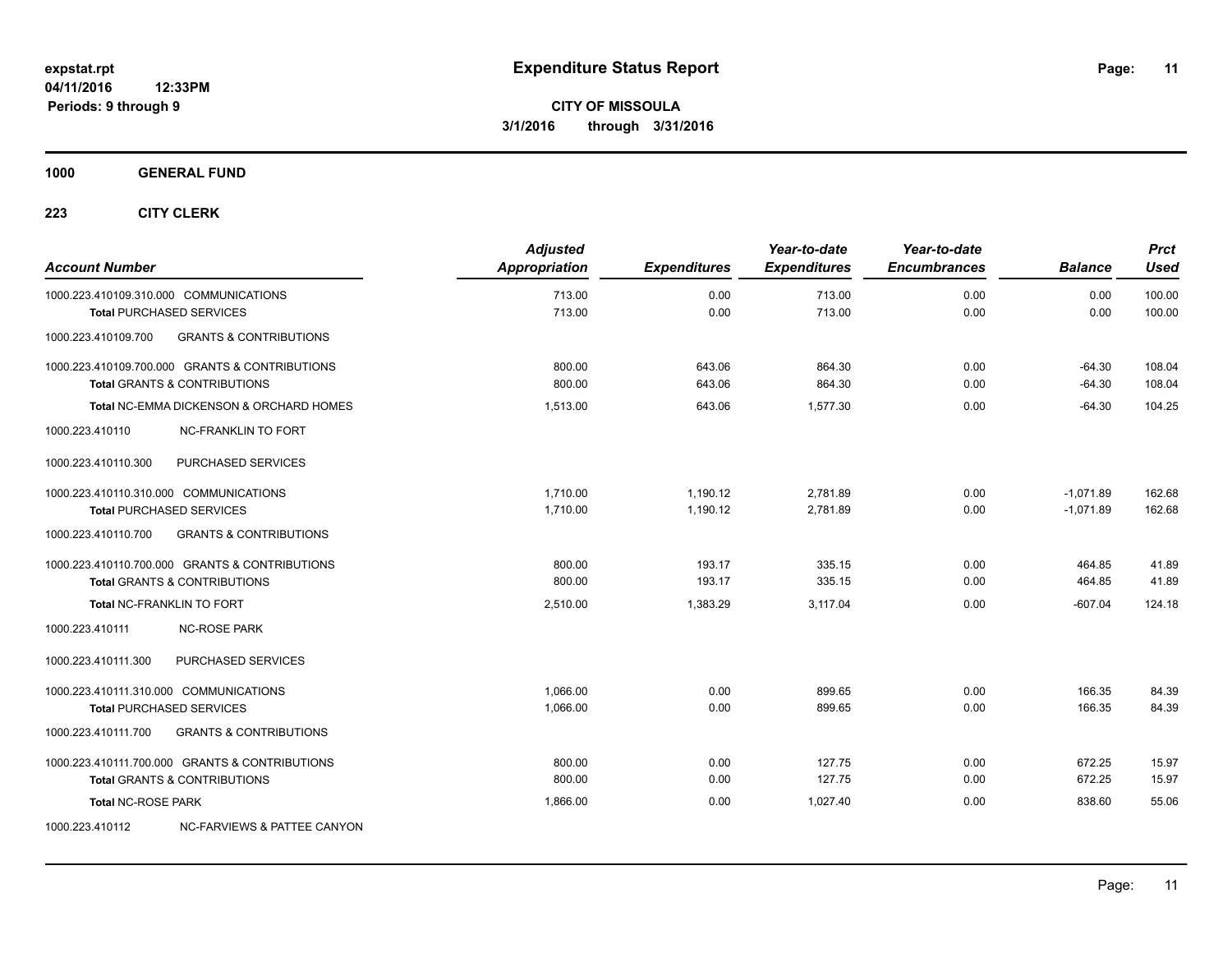**Expenditure Status Report**

**CITY OF MISSOULA**

**3/1/2016 through 3/31/2016**

expstat.rpt
04/11/2016 12:33PM
Periods: 9 through 9

**1000 GENERAL FUND**

**223 CITY CLERK**

| Account Number | Adjusted Appropriation | Expenditures | Year-to-date Expenditures | Year-to-date Encumbrances | Balance | Prct Used |
|---|---|---|---|---|---|---|
| 1000.223.410109.310.000 COMMUNICATIONS | 713.00 | 0.00 | 713.00 | 0.00 | 0.00 | 100.00 |
| **Total** PURCHASED SERVICES | 713.00 | 0.00 | 713.00 | 0.00 | 0.00 | 100.00 |
| 1000.223.410109.700 GRANTS & CONTRIBUTIONS | | | | | | |
| 1000.223.410109.700.000 GRANTS & CONTRIBUTIONS | 800.00 | 643.06 | 864.30 | 0.00 | -64.30 | 108.04 |
| **Total** GRANTS & CONTRIBUTIONS | 800.00 | 643.06 | 864.30 | 0.00 | -64.30 | 108.04 |
| **Total** NC-EMMA DICKENSON & ORCHARD HOMES | 1,513.00 | 643.06 | 1,577.30 | 0.00 | -64.30 | 104.25 |
| 1000.223.410110 NC-FRANKLIN TO FORT | | | | | | |
| 1000.223.410110.300 PURCHASED SERVICES | | | | | | |
| 1000.223.410110.310.000 COMMUNICATIONS | 1,710.00 | 1,190.12 | 2,781.89 | 0.00 | -1,071.89 | 162.68 |
| **Total** PURCHASED SERVICES | 1,710.00 | 1,190.12 | 2,781.89 | 0.00 | -1,071.89 | 162.68 |
| 1000.223.410110.700 GRANTS & CONTRIBUTIONS | | | | | | |
| 1000.223.410110.700.000 GRANTS & CONTRIBUTIONS | 800.00 | 193.17 | 335.15 | 0.00 | 464.85 | 41.89 |
| **Total** GRANTS & CONTRIBUTIONS | 800.00 | 193.17 | 335.15 | 0.00 | 464.85 | 41.89 |
| **Total** NC-FRANKLIN TO FORT | 2,510.00 | 1,383.29 | 3,117.04 | 0.00 | -607.04 | 124.18 |
| 1000.223.410111 NC-ROSE PARK | | | | | | |
| 1000.223.410111.300 PURCHASED SERVICES | | | | | | |
| 1000.223.410111.310.000 COMMUNICATIONS | 1,066.00 | 0.00 | 899.65 | 0.00 | 166.35 | 84.39 |
| **Total** PURCHASED SERVICES | 1,066.00 | 0.00 | 899.65 | 0.00 | 166.35 | 84.39 |
| 1000.223.410111.700 GRANTS & CONTRIBUTIONS | | | | | | |
| 1000.223.410111.700.000 GRANTS & CONTRIBUTIONS | 800.00 | 0.00 | 127.75 | 0.00 | 672.25 | 15.97 |
| **Total** GRANTS & CONTRIBUTIONS | 800.00 | 0.00 | 127.75 | 0.00 | 672.25 | 15.97 |
| **Total** NC-ROSE PARK | 1,866.00 | 0.00 | 1,027.40 | 0.00 | 838.60 | 55.06 |
| 1000.223.410112 NC-FARVIEWS & PATTEE CANYON | | | | | | |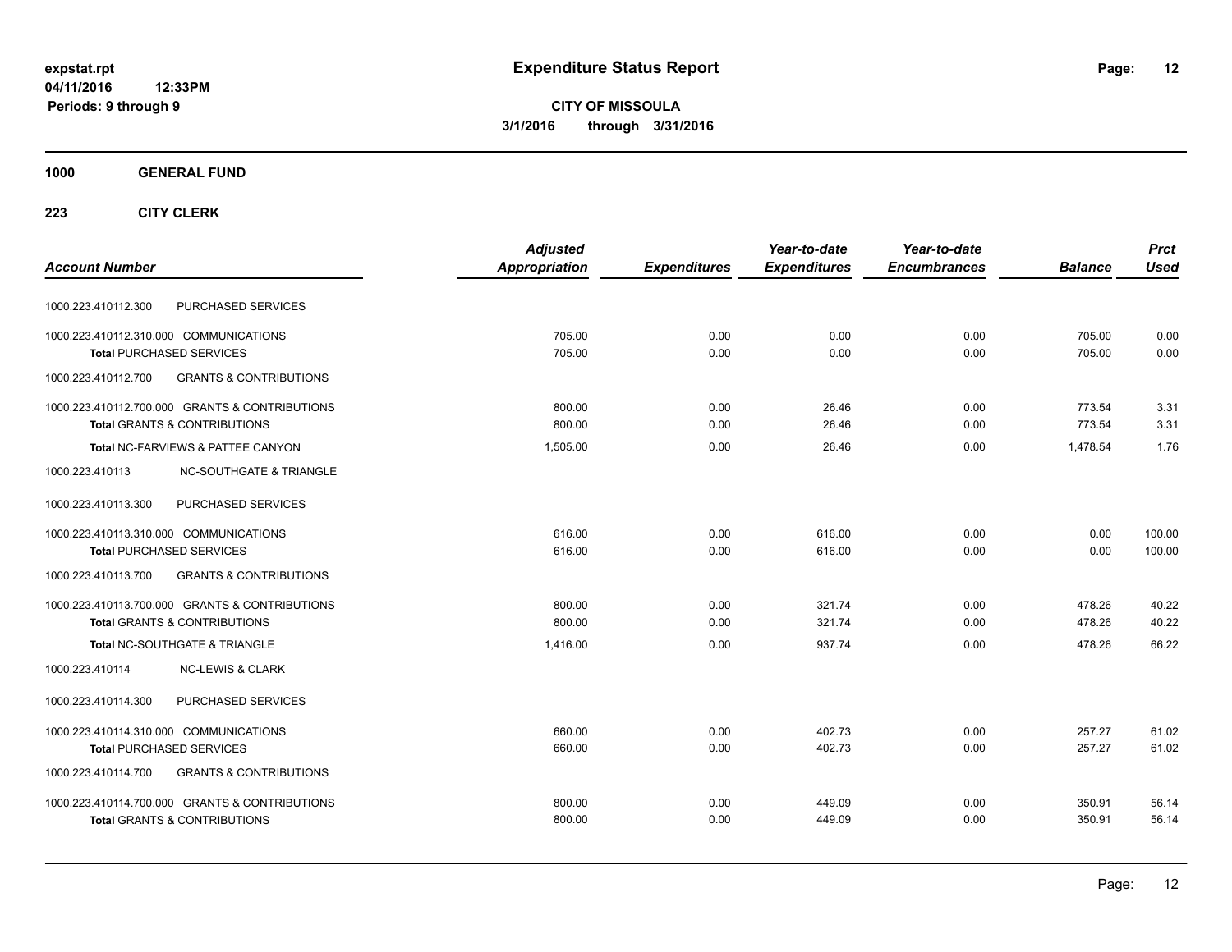**Expenditure Status Report**

**CITY OF MISSOULA**
**3/1/2016 through 3/31/2016**

expstat.rpt
04/11/2016 12:33PM
Periods: 9 through 9

**1000 GENERAL FUND**

**223 CITY CLERK**

| Account Number | | Adjusted Appropriation | Expenditures | Year-to-date Expenditures | Year-to-date Encumbrances | Balance | Prct Used |
|---|---|---|---|---|---|---|---|
| 1000.223.410112.300 | PURCHASED SERVICES | | | | | | |
| 1000.223.410112.310.000 | COMMUNICATIONS | 705.00 | 0.00 | 0.00 | 0.00 | 705.00 | 0.00 |
| **Total** PURCHASED SERVICES | | 705.00 | 0.00 | 0.00 | 0.00 | 705.00 | 0.00 |
| 1000.223.410112.700 | GRANTS & CONTRIBUTIONS | | | | | | |
| 1000.223.410112.700.000 | GRANTS & CONTRIBUTIONS | 800.00 | 0.00 | 26.46 | 0.00 | 773.54 | 3.31 |
| **Total** GRANTS & CONTRIBUTIONS | | 800.00 | 0.00 | 26.46 | 0.00 | 773.54 | 3.31 |
| **Total NC-FARVIEWS & PATTEE CANYON** | | 1,505.00 | 0.00 | 26.46 | 0.00 | 1,478.54 | 1.76 |
| 1000.223.410113 | NC-SOUTHGATE & TRIANGLE | | | | | | |
| 1000.223.410113.300 | PURCHASED SERVICES | | | | | | |
| 1000.223.410113.310.000 | COMMUNICATIONS | 616.00 | 0.00 | 616.00 | 0.00 | 0.00 | 100.00 |
| **Total** PURCHASED SERVICES | | 616.00 | 0.00 | 616.00 | 0.00 | 0.00 | 100.00 |
| 1000.223.410113.700 | GRANTS & CONTRIBUTIONS | | | | | | |
| 1000.223.410113.700.000 | GRANTS & CONTRIBUTIONS | 800.00 | 0.00 | 321.74 | 0.00 | 478.26 | 40.22 |
| **Total** GRANTS & CONTRIBUTIONS | | 800.00 | 0.00 | 321.74 | 0.00 | 478.26 | 40.22 |
| **Total NC-SOUTHGATE & TRIANGLE** | | 1,416.00 | 0.00 | 937.74 | 0.00 | 478.26 | 66.22 |
| 1000.223.410114 | NC-LEWIS & CLARK | | | | | | |
| 1000.223.410114.300 | PURCHASED SERVICES | | | | | | |
| 1000.223.410114.310.000 | COMMUNICATIONS | 660.00 | 0.00 | 402.73 | 0.00 | 257.27 | 61.02 |
| **Total** PURCHASED SERVICES | | 660.00 | 0.00 | 402.73 | 0.00 | 257.27 | 61.02 |
| 1000.223.410114.700 | GRANTS & CONTRIBUTIONS | | | | | | |
| 1000.223.410114.700.000 | GRANTS & CONTRIBUTIONS | 800.00 | 0.00 | 449.09 | 0.00 | 350.91 | 56.14 |
| **Total** GRANTS & CONTRIBUTIONS | | 800.00 | 0.00 | 449.09 | 0.00 | 350.91 | 56.14 |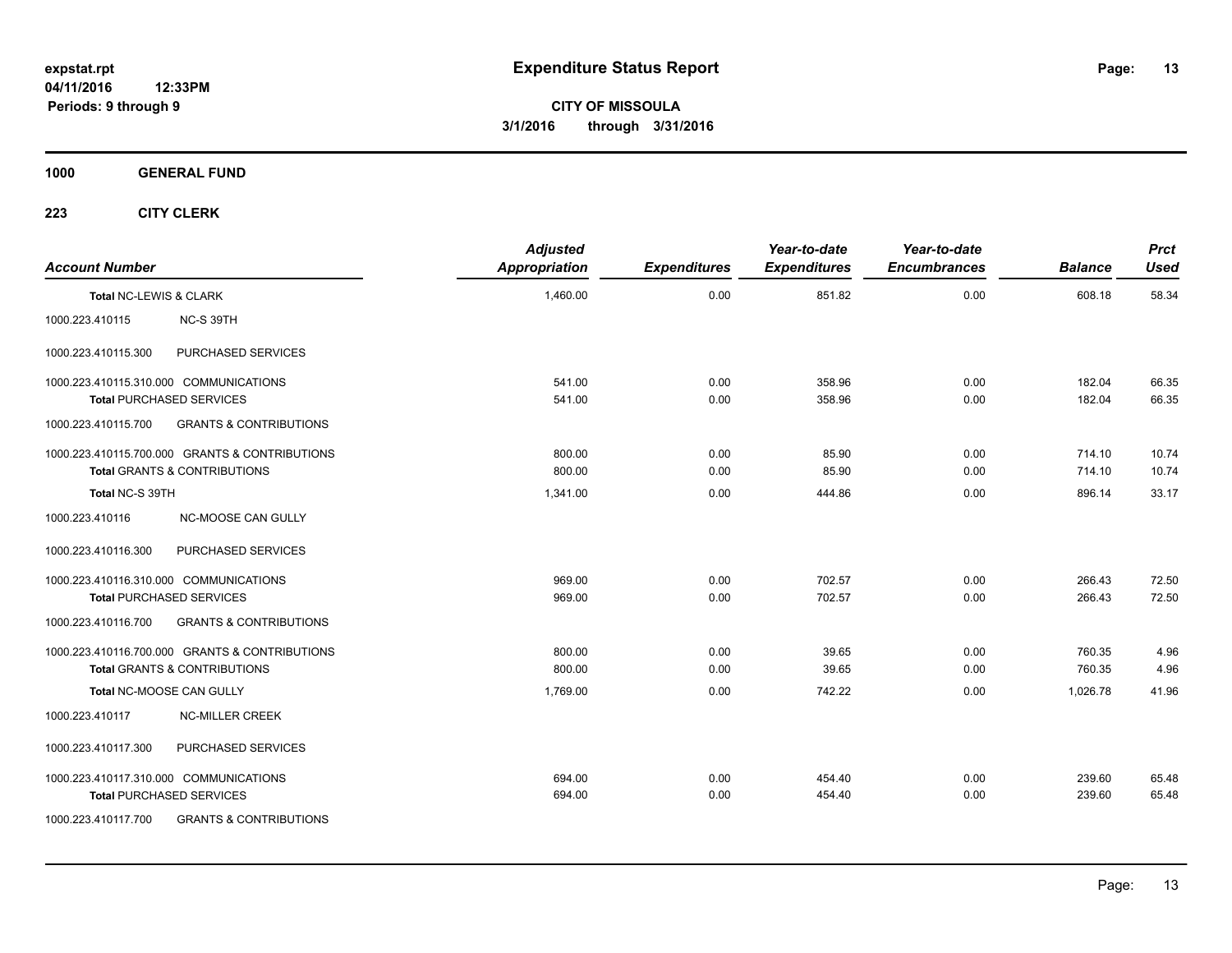**Expenditure Status Report**

**CITY OF MISSOULA**
**3/1/2016 through 3/31/2016**

expstat.rpt
04/11/2016 12:33PM
Periods: 9 through 9

**1000 GENERAL FUND**

**223 CITY CLERK**

| Account Number | | Adjusted Appropriation | Expenditures | Year-to-date Expenditures | Year-to-date Encumbrances | Balance | Prct Used |
|---|---|---|---|---|---|---|---|
| **Total NC-LEWIS & CLARK** | | 1,460.00 | 0.00 | 851.82 | 0.00 | 608.18 | 58.34 |
| 1000.223.410115 | NC-S 39TH | | | | | | |
| 1000.223.410115.300 | PURCHASED SERVICES | | | | | | |
| 1000.223.410115.310.000 | COMMUNICATIONS | 541.00 | 0.00 | 358.96 | 0.00 | 182.04 | 66.35 |
| **Total PURCHASED SERVICES** | | 541.00 | 0.00 | 358.96 | 0.00 | 182.04 | 66.35 |
| 1000.223.410115.700 | GRANTS & CONTRIBUTIONS | | | | | | |
| 1000.223.410115.700.000 | GRANTS & CONTRIBUTIONS | 800.00 | 0.00 | 85.90 | 0.00 | 714.10 | 10.74 |
| **Total GRANTS & CONTRIBUTIONS** | | 800.00 | 0.00 | 85.90 | 0.00 | 714.10 | 10.74 |
| **Total NC-S 39TH** | | 1,341.00 | 0.00 | 444.86 | 0.00 | 896.14 | 33.17 |
| 1000.223.410116 | NC-MOOSE CAN GULLY | | | | | | |
| 1000.223.410116.300 | PURCHASED SERVICES | | | | | | |
| 1000.223.410116.310.000 | COMMUNICATIONS | 969.00 | 0.00 | 702.57 | 0.00 | 266.43 | 72.50 |
| **Total PURCHASED SERVICES** | | 969.00 | 0.00 | 702.57 | 0.00 | 266.43 | 72.50 |
| 1000.223.410116.700 | GRANTS & CONTRIBUTIONS | | | | | | |
| 1000.223.410116.700.000 | GRANTS & CONTRIBUTIONS | 800.00 | 0.00 | 39.65 | 0.00 | 760.35 | 4.96 |
| **Total GRANTS & CONTRIBUTIONS** | | 800.00 | 0.00 | 39.65 | 0.00 | 760.35 | 4.96 |
| **Total NC-MOOSE CAN GULLY** | | 1,769.00 | 0.00 | 742.22 | 0.00 | 1,026.78 | 41.96 |
| 1000.223.410117 | NC-MILLER CREEK | | | | | | |
| 1000.223.410117.300 | PURCHASED SERVICES | | | | | | |
| 1000.223.410117.310.000 | COMMUNICATIONS | 694.00 | 0.00 | 454.40 | 0.00 | 239.60 | 65.48 |
| **Total PURCHASED SERVICES** | | 694.00 | 0.00 | 454.40 | 0.00 | 239.60 | 65.48 |
| 1000.223.410117.700 | GRANTS & CONTRIBUTIONS | | | | | | |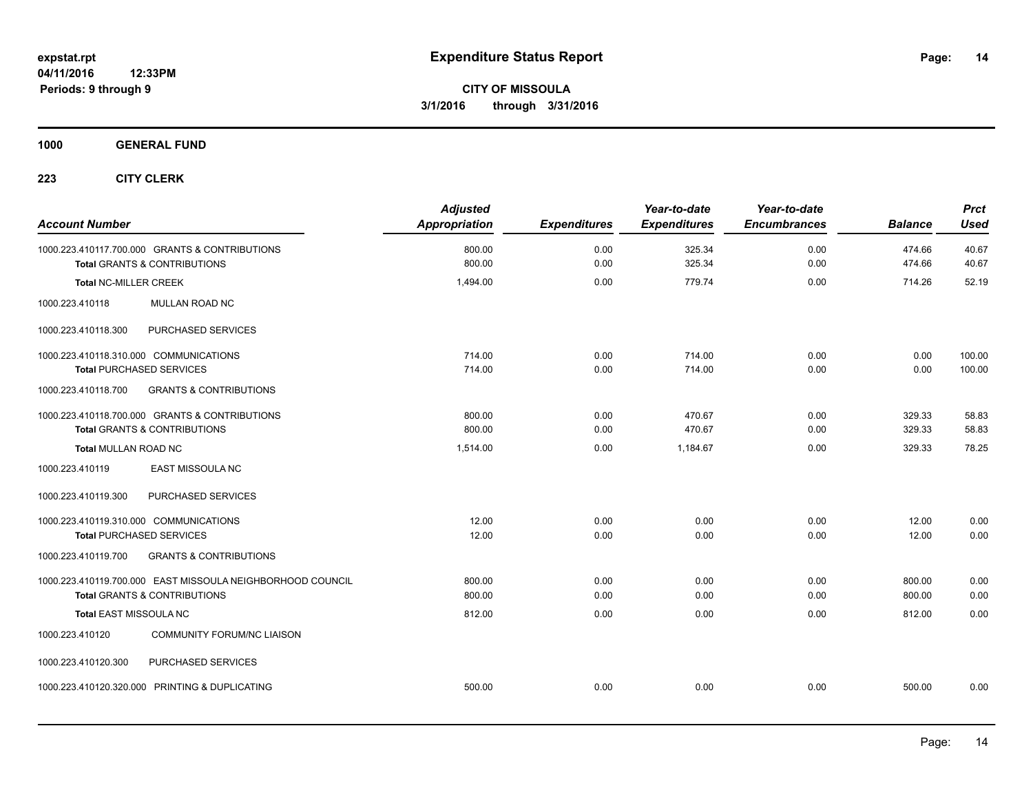**expstat.rpt**
**04/11/2016 12:33PM**
**Periods: 9 through 9**

# Expenditure Status Report

**CITY OF MISSOULA**
**3/1/2016 through 3/31/2016**

## 1000 GENERAL FUND

### 223 CITY CLERK

| Account Number | Adjusted Appropriation | Expenditures | Year-to-date Expenditures | Year-to-date Encumbrances | Balance | Prct Used |
|---|---|---|---|---|---|---|
| 1000.223.410117.700.000 GRANTS & CONTRIBUTIONS | 800.00 | 0.00 | 325.34 | 0.00 | 474.66 | 40.67 |
| **Total** GRANTS & CONTRIBUTIONS | 800.00 | 0.00 | 325.34 | 0.00 | 474.66 | 40.67 |
| **Total** NC-MILLER CREEK | 1,494.00 | 0.00 | 779.74 | 0.00 | 714.26 | 52.19 |
| 1000.223.410118 MULLAN ROAD NC | | | | | | |
| 1000.223.410118.300 PURCHASED SERVICES | | | | | | |
| 1000.223.410118.310.000 COMMUNICATIONS | 714.00 | 0.00 | 714.00 | 0.00 | 0.00 | 100.00 |
| **Total** PURCHASED SERVICES | 714.00 | 0.00 | 714.00 | 0.00 | 0.00 | 100.00 |
| 1000.223.410118.700 GRANTS & CONTRIBUTIONS | | | | | | |
| 1000.223.410118.700.000 GRANTS & CONTRIBUTIONS | 800.00 | 0.00 | 470.67 | 0.00 | 329.33 | 58.83 |
| **Total** GRANTS & CONTRIBUTIONS | 800.00 | 0.00 | 470.67 | 0.00 | 329.33 | 58.83 |
| **Total** MULLAN ROAD NC | 1,514.00 | 0.00 | 1,184.67 | 0.00 | 329.33 | 78.25 |
| 1000.223.410119 EAST MISSOULA NC | | | | | | |
| 1000.223.410119.300 PURCHASED SERVICES | | | | | | |
| 1000.223.410119.310.000 COMMUNICATIONS | 12.00 | 0.00 | 0.00 | 0.00 | 12.00 | 0.00 |
| **Total** PURCHASED SERVICES | 12.00 | 0.00 | 0.00 | 0.00 | 12.00 | 0.00 |
| 1000.223.410119.700 GRANTS & CONTRIBUTIONS | | | | | | |
| 1000.223.410119.700.000 EAST MISSOULA NEIGHBORHOOD COUNCIL | 800.00 | 0.00 | 0.00 | 0.00 | 800.00 | 0.00 |
| **Total** GRANTS & CONTRIBUTIONS | 800.00 | 0.00 | 0.00 | 0.00 | 800.00 | 0.00 |
| **Total** EAST MISSOULA NC | 812.00 | 0.00 | 0.00 | 0.00 | 812.00 | 0.00 |
| 1000.223.410120 COMMUNITY FORUM/NC LIAISON | | | | | | |
| 1000.223.410120.300 PURCHASED SERVICES | | | | | | |
| 1000.223.410120.320.000 PRINTING & DUPLICATING | 500.00 | 0.00 | 0.00 | 0.00 | 500.00 | 0.00 |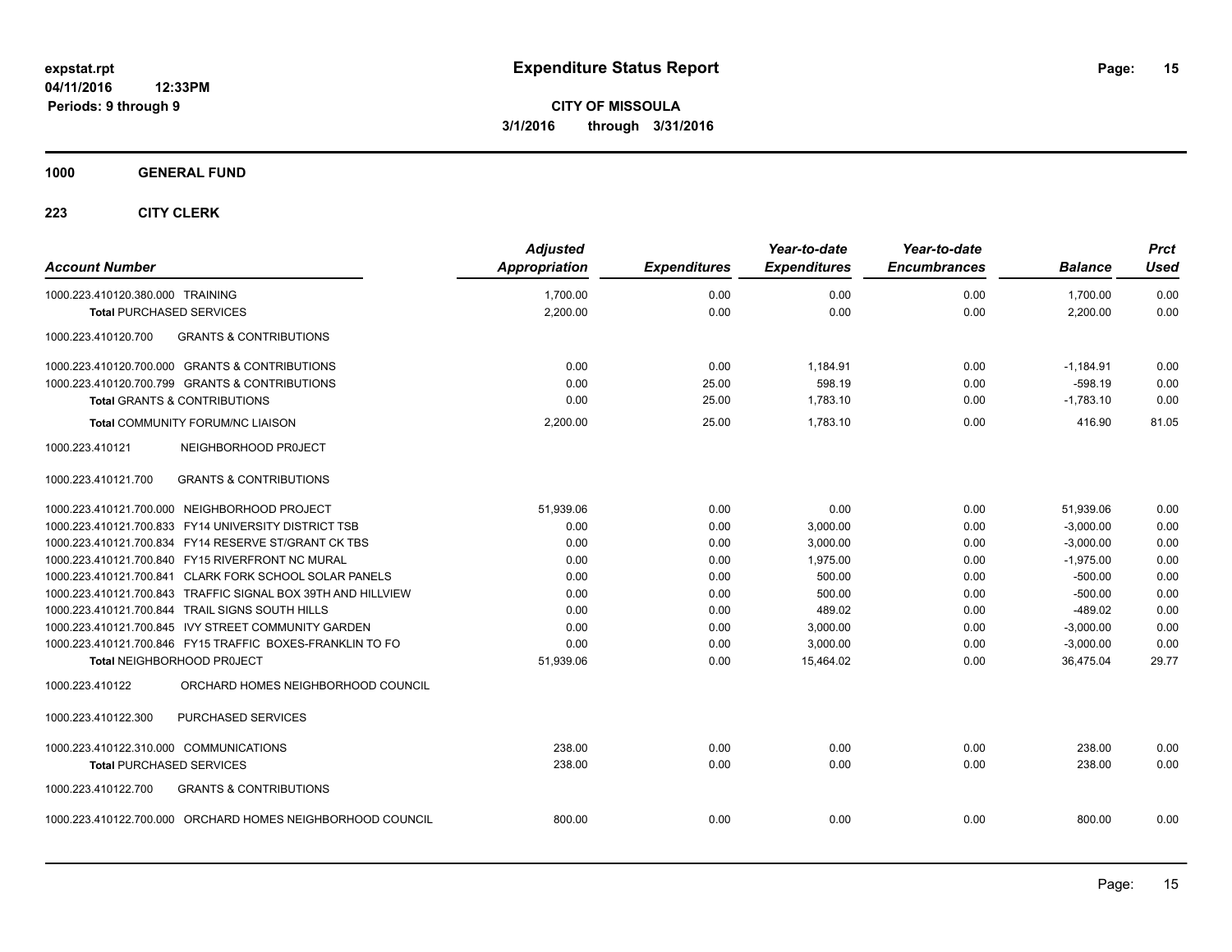**expstat.rpt**
**04/11/2016 12:33PM**
**Periods: 9 through 9**

# Expenditure Status Report

**CITY OF MISSOULA**
**3/1/2016 through 3/31/2016**

## 1000 GENERAL FUND

### 223 CITY CLERK

| Account Number | Adjusted Appropriation | Expenditures | Year-to-date Expenditures | Year-to-date Encumbrances | Balance | Prct Used |
|---|---|---|---|---|---|---|
| 1000.223.410120.380.000 TRAINING | 1,700.00 | 0.00 | 0.00 | 0.00 | 1,700.00 | 0.00 |
| **Total** PURCHASED SERVICES | 2,200.00 | 0.00 | 0.00 | 0.00 | 2,200.00 | 0.00 |
| 1000.223.410120.700 GRANTS & CONTRIBUTIONS | | | | | | |
| 1000.223.410120.700.000 GRANTS & CONTRIBUTIONS | 0.00 | 0.00 | 1,184.91 | 0.00 | -1,184.91 | 0.00 |
| 1000.223.410120.700.799 GRANTS & CONTRIBUTIONS | 0.00 | 25.00 | 598.19 | 0.00 | -598.19 | 0.00 |
| **Total** GRANTS & CONTRIBUTIONS | 0.00 | 25.00 | 1,783.10 | 0.00 | -1,783.10 | 0.00 |
| **Total** COMMUNITY FORUM/NC LIAISON | 2,200.00 | 25.00 | 1,783.10 | 0.00 | 416.90 | 81.05 |
| 1000.223.410121 NEIGHBORHOOD PR0JECT | | | | | | |
| 1000.223.410121.700 GRANTS & CONTRIBUTIONS | | | | | | |
| 1000.223.410121.700.000 NEIGHBORHOOD PROJECT | 51,939.06 | 0.00 | 0.00 | 0.00 | 51,939.06 | 0.00 |
| 1000.223.410121.700.833 FY14 UNIVERSITY DISTRICT TSB | 0.00 | 0.00 | 3,000.00 | 0.00 | -3,000.00 | 0.00 |
| 1000.223.410121.700.834 FY14 RESERVE ST/GRANT CK TBS | 0.00 | 0.00 | 3,000.00 | 0.00 | -3,000.00 | 0.00 |
| 1000.223.410121.700.840 FY15 RIVERFRONT NC MURAL | 0.00 | 0.00 | 1,975.00 | 0.00 | -1,975.00 | 0.00 |
| 1000.223.410121.700.841 CLARK FORK SCHOOL SOLAR PANELS | 0.00 | 0.00 | 500.00 | 0.00 | -500.00 | 0.00 |
| 1000.223.410121.700.843 TRAFFIC SIGNAL BOX 39TH AND HILLVIEW | 0.00 | 0.00 | 500.00 | 0.00 | -500.00 | 0.00 |
| 1000.223.410121.700.844 TRAIL SIGNS SOUTH HILLS | 0.00 | 0.00 | 489.02 | 0.00 | -489.02 | 0.00 |
| 1000.223.410121.700.845 IVY STREET COMMUNITY GARDEN | 0.00 | 0.00 | 3,000.00 | 0.00 | -3,000.00 | 0.00 |
| 1000.223.410121.700.846 FY15 TRAFFIC BOXES-FRANKLIN TO FO | 0.00 | 0.00 | 3,000.00 | 0.00 | -3,000.00 | 0.00 |
| **Total** NEIGHBORHOOD PR0JECT | 51,939.06 | 0.00 | 15,464.02 | 0.00 | 36,475.04 | 29.77 |
| 1000.223.410122 ORCHARD HOMES NEIGHBORHOOD COUNCIL | | | | | | |
| 1000.223.410122.300 PURCHASED SERVICES | | | | | | |
| 1000.223.410122.310.000 COMMUNICATIONS | 238.00 | 0.00 | 0.00 | 0.00 | 238.00 | 0.00 |
| **Total** PURCHASED SERVICES | 238.00 | 0.00 | 0.00 | 0.00 | 238.00 | 0.00 |
| 1000.223.410122.700 GRANTS & CONTRIBUTIONS | | | | | | |
| 1000.223.410122.700.000 ORCHARD HOMES NEIGHBORHOOD COUNCIL | 800.00 | 0.00 | 0.00 | 0.00 | 800.00 | 0.00 |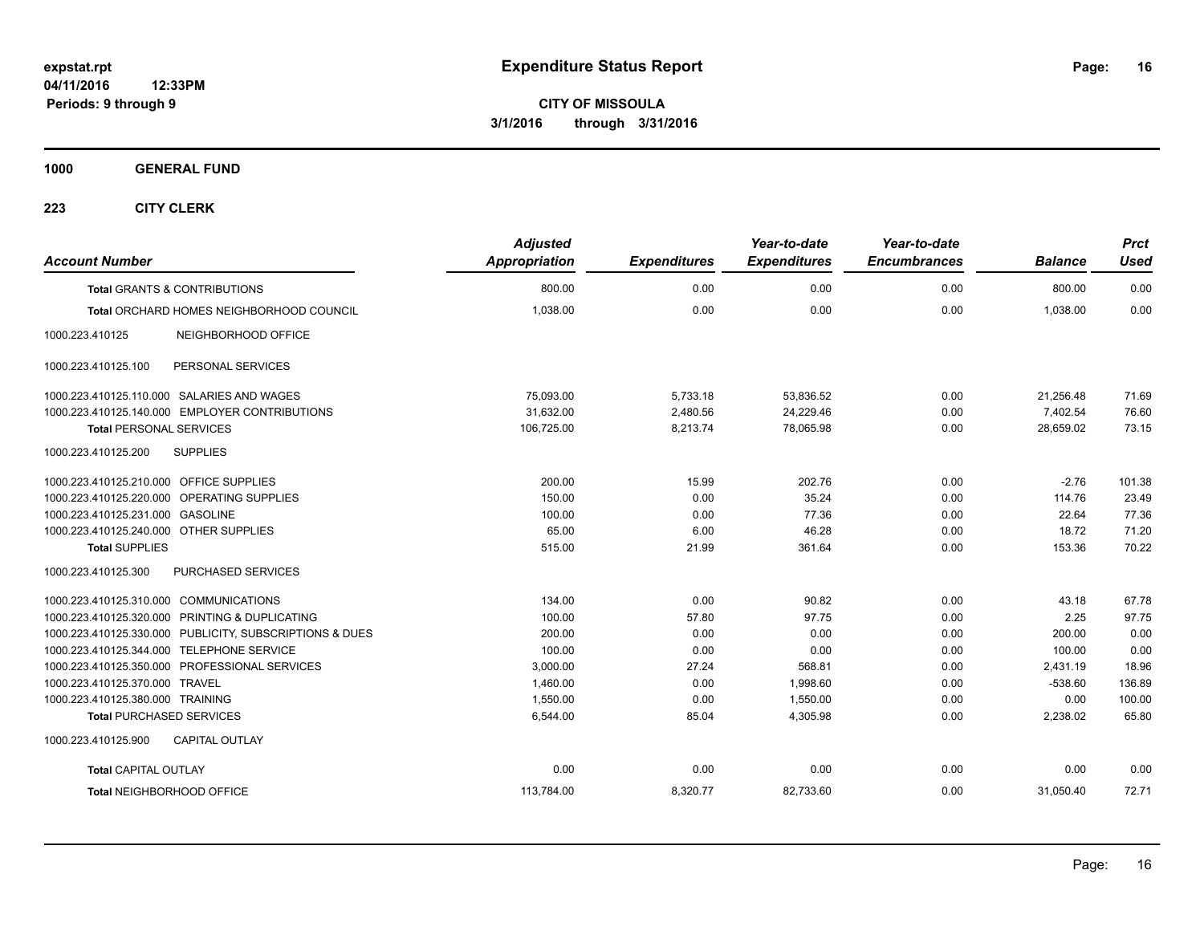# Expenditure Status Report

expstat.rpt
04/11/2016 12:33PM
Periods: 9 through 9

**CITY OF MISSOULA**
**3/1/2016 through 3/31/2016**

## 1000 GENERAL FUND

## 223 CITY CLERK

| Account Number | | Adjusted Appropriation | Expenditures | Year-to-date Expenditures | Year-to-date Encumbrances | Balance | Prct Used |
|---|---|---|---|---|---|---|---|
| **Total** GRANTS & CONTRIBUTIONS | | 800.00 | 0.00 | 0.00 | 0.00 | 800.00 | 0.00 |
| **Total** ORCHARD HOMES NEIGHBORHOOD COUNCIL | | 1,038.00 | 0.00 | 0.00 | 0.00 | 1,038.00 | 0.00 |
| 1000.223.410125 | NEIGHBORHOOD OFFICE | | | | | | |
| 1000.223.410125.100 | PERSONAL SERVICES | | | | | | |
| 1000.223.410125.110.000 | SALARIES AND WAGES | 75,093.00 | 5,733.18 | 53,836.52 | 0.00 | 21,256.48 | 71.69 |
| 1000.223.410125.140.000 | EMPLOYER CONTRIBUTIONS | 31,632.00 | 2,480.56 | 24,229.46 | 0.00 | 7,402.54 | 76.60 |
| **Total** PERSONAL SERVICES | | 106,725.00 | 8,213.74 | 78,065.98 | 0.00 | 28,659.02 | 73.15 |
| 1000.223.410125.200 | SUPPLIES | | | | | | |
| 1000.223.410125.210.000 | OFFICE SUPPLIES | 200.00 | 15.99 | 202.76 | 0.00 | -2.76 | 101.38 |
| 1000.223.410125.220.000 | OPERATING SUPPLIES | 150.00 | 0.00 | 35.24 | 0.00 | 114.76 | 23.49 |
| 1000.223.410125.231.000 | GASOLINE | 100.00 | 0.00 | 77.36 | 0.00 | 22.64 | 77.36 |
| 1000.223.410125.240.000 | OTHER SUPPLIES | 65.00 | 6.00 | 46.28 | 0.00 | 18.72 | 71.20 |
| **Total** SUPPLIES | | 515.00 | 21.99 | 361.64 | 0.00 | 153.36 | 70.22 |
| 1000.223.410125.300 | PURCHASED SERVICES | | | | | | |
| 1000.223.410125.310.000 | COMMUNICATIONS | 134.00 | 0.00 | 90.82 | 0.00 | 43.18 | 67.78 |
| 1000.223.410125.320.000 | PRINTING & DUPLICATING | 100.00 | 57.80 | 97.75 | 0.00 | 2.25 | 97.75 |
| 1000.223.410125.330.000 | PUBLICITY, SUBSCRIPTIONS & DUES | 200.00 | 0.00 | 0.00 | 0.00 | 200.00 | 0.00 |
| 1000.223.410125.344.000 | TELEPHONE SERVICE | 100.00 | 0.00 | 0.00 | 0.00 | 100.00 | 0.00 |
| 1000.223.410125.350.000 | PROFESSIONAL SERVICES | 3,000.00 | 27.24 | 568.81 | 0.00 | 2,431.19 | 18.96 |
| 1000.223.410125.370.000 | TRAVEL | 1,460.00 | 0.00 | 1,998.60 | 0.00 | -538.60 | 136.89 |
| 1000.223.410125.380.000 | TRAINING | 1,550.00 | 0.00 | 1,550.00 | 0.00 | 0.00 | 100.00 |
| **Total** PURCHASED SERVICES | | 6,544.00 | 85.04 | 4,305.98 | 0.00 | 2,238.02 | 65.80 |
| 1000.223.410125.900 | CAPITAL OUTLAY | | | | | | |
| **Total** CAPITAL OUTLAY | | 0.00 | 0.00 | 0.00 | 0.00 | 0.00 | 0.00 |
| **Total** NEIGHBORHOOD OFFICE | | 113,784.00 | 8,320.77 | 82,733.60 | 0.00 | 31,050.40 | 72.71 |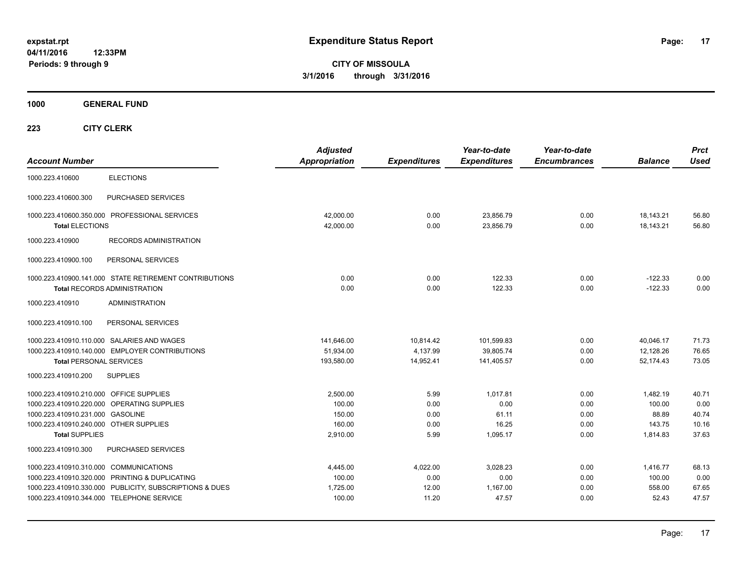**expstat.rpt**
**04/11/2016 12:33PM**
**Periods: 9 through 9**

# Expenditure Status Report

**CITY OF MISSOULA**
**3/1/2016 through 3/31/2016**

## 1000 GENERAL FUND

### 223 CITY CLERK

| Account Number | | Adjusted Appropriation | Expenditures | Year-to-date Expenditures | Year-to-date Encumbrances | Balance | Prct Used |
|---|---|---|---|---|---|---|---|
| 1000.223.410600 | ELECTIONS | | | | | | |
| 1000.223.410600.300 | PURCHASED SERVICES | | | | | | |
| 1000.223.410600.350.000 | PROFESSIONAL SERVICES | 42,000.00 | 0.00 | 23,856.79 | 0.00 | 18,143.21 | 56.80 |
| **Total** ELECTIONS | | 42,000.00 | 0.00 | 23,856.79 | 0.00 | 18,143.21 | 56.80 |
| 1000.223.410900 | RECORDS ADMINISTRATION | | | | | | |
| 1000.223.410900.100 | PERSONAL SERVICES | | | | | | |
| 1000.223.410900.141.000 | STATE RETIREMENT CONTRIBUTIONS | 0.00 | 0.00 | 122.33 | 0.00 | -122.33 | 0.00 |
| **Total** RECORDS ADMINISTRATION | | 0.00 | 0.00 | 122.33 | 0.00 | -122.33 | 0.00 |
| 1000.223.410910 | ADMINISTRATION | | | | | | |
| 1000.223.410910.100 | PERSONAL SERVICES | | | | | | |
| 1000.223.410910.110.000 | SALARIES AND WAGES | 141,646.00 | 10,814.42 | 101,599.83 | 0.00 | 40,046.17 | 71.73 |
| 1000.223.410910.140.000 | EMPLOYER CONTRIBUTIONS | 51,934.00 | 4,137.99 | 39,805.74 | 0.00 | 12,128.26 | 76.65 |
| **Total** PERSONAL SERVICES | | 193,580.00 | 14,952.41 | 141,405.57 | 0.00 | 52,174.43 | 73.05 |
| 1000.223.410910.200 | SUPPLIES | | | | | | |
| 1000.223.410910.210.000 | OFFICE SUPPLIES | 2,500.00 | 5.99 | 1,017.81 | 0.00 | 1,482.19 | 40.71 |
| 1000.223.410910.220.000 | OPERATING SUPPLIES | 100.00 | 0.00 | 0.00 | 0.00 | 100.00 | 0.00 |
| 1000.223.410910.231.000 | GASOLINE | 150.00 | 0.00 | 61.11 | 0.00 | 88.89 | 40.74 |
| 1000.223.410910.240.000 | OTHER SUPPLIES | 160.00 | 0.00 | 16.25 | 0.00 | 143.75 | 10.16 |
| **Total** SUPPLIES | | 2,910.00 | 5.99 | 1,095.17 | 0.00 | 1,814.83 | 37.63 |
| 1000.223.410910.300 | PURCHASED SERVICES | | | | | | |
| 1000.223.410910.310.000 | COMMUNICATIONS | 4,445.00 | 4,022.00 | 3,028.23 | 0.00 | 1,416.77 | 68.13 |
| 1000.223.410910.320.000 | PRINTING & DUPLICATING | 100.00 | 0.00 | 0.00 | 0.00 | 100.00 | 0.00 |
| 1000.223.410910.330.000 | PUBLICITY, SUBSCRIPTIONS & DUES | 1,725.00 | 12.00 | 1,167.00 | 0.00 | 558.00 | 67.65 |
| 1000.223.410910.344.000 | TELEPHONE SERVICE | 100.00 | 11.20 | 47.57 | 0.00 | 52.43 | 47.57 |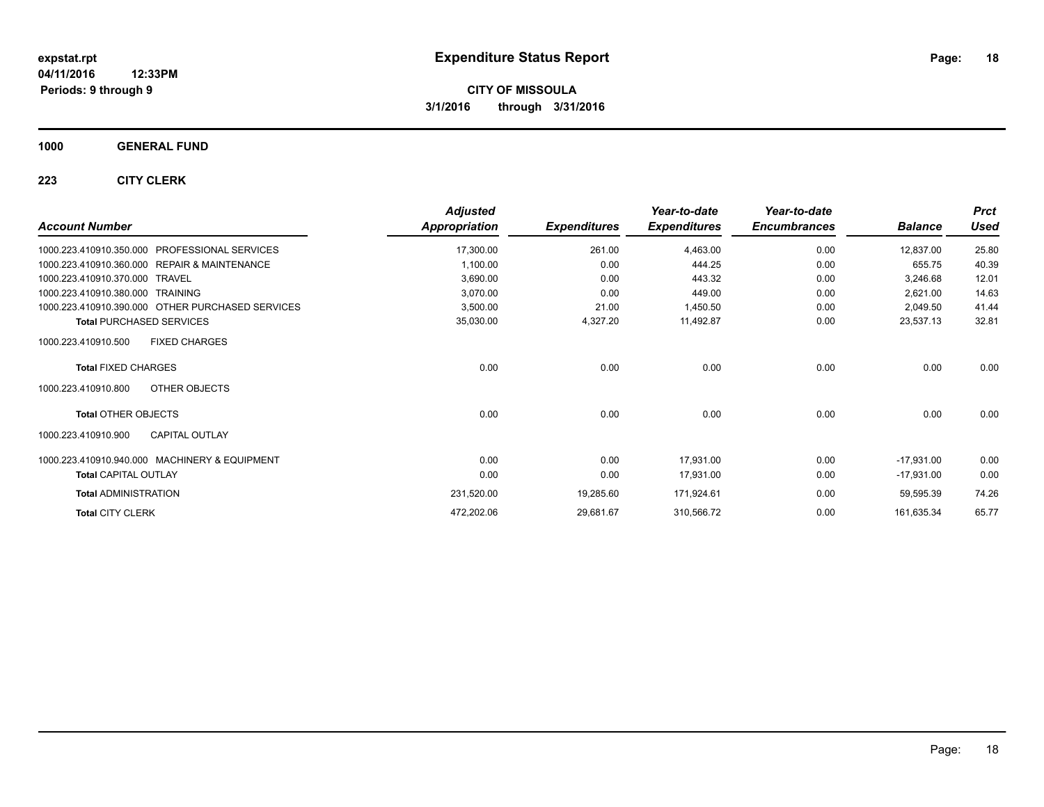# Expenditure Status Report

**CITY OF MISSOULA**
**3/1/2016 through 3/31/2016**

expstat.rpt
04/11/2016 12:33PM
Periods: 9 through 9

**1000 GENERAL FUND**

**223 CITY CLERK**

| Account Number | Adjusted Appropriation | Expenditures | Year-to-date Expenditures | Year-to-date Encumbrances | Balance | Prct Used |
|---|---|---|---|---|---|---|
| 1000.223.410910.350.000 PROFESSIONAL SERVICES | 17,300.00 | 261.00 | 4,463.00 | 0.00 | 12,837.00 | 25.80 |
| 1000.223.410910.360.000 REPAIR & MAINTENANCE | 1,100.00 | 0.00 | 444.25 | 0.00 | 655.75 | 40.39 |
| 1000.223.410910.370.000 TRAVEL | 3,690.00 | 0.00 | 443.32 | 0.00 | 3,246.68 | 12.01 |
| 1000.223.410910.380.000 TRAINING | 3,070.00 | 0.00 | 449.00 | 0.00 | 2,621.00 | 14.63 |
| 1000.223.410910.390.000 OTHER PURCHASED SERVICES | 3,500.00 | 21.00 | 1,450.50 | 0.00 | 2,049.50 | 41.44 |
| **Total** PURCHASED SERVICES | 35,030.00 | 4,327.20 | 11,492.87 | 0.00 | 23,537.13 | 32.81 |
| 1000.223.410910.500 FIXED CHARGES | | | | | | |
| **Total** FIXED CHARGES | 0.00 | 0.00 | 0.00 | 0.00 | 0.00 | 0.00 |
| 1000.223.410910.800 OTHER OBJECTS | | | | | | |
| **Total** OTHER OBJECTS | 0.00 | 0.00 | 0.00 | 0.00 | 0.00 | 0.00 |
| 1000.223.410910.900 CAPITAL OUTLAY | | | | | | |
| 1000.223.410910.940.000 MACHINERY & EQUIPMENT | 0.00 | 0.00 | 17,931.00 | 0.00 | -17,931.00 | 0.00 |
| **Total** CAPITAL OUTLAY | 0.00 | 0.00 | 17,931.00 | 0.00 | -17,931.00 | 0.00 |
| **Total** ADMINISTRATION | 231,520.00 | 19,285.60 | 171,924.61 | 0.00 | 59,595.39 | 74.26 |
| **Total** CITY CLERK | 472,202.06 | 29,681.67 | 310,566.72 | 0.00 | 161,635.34 | 65.77 |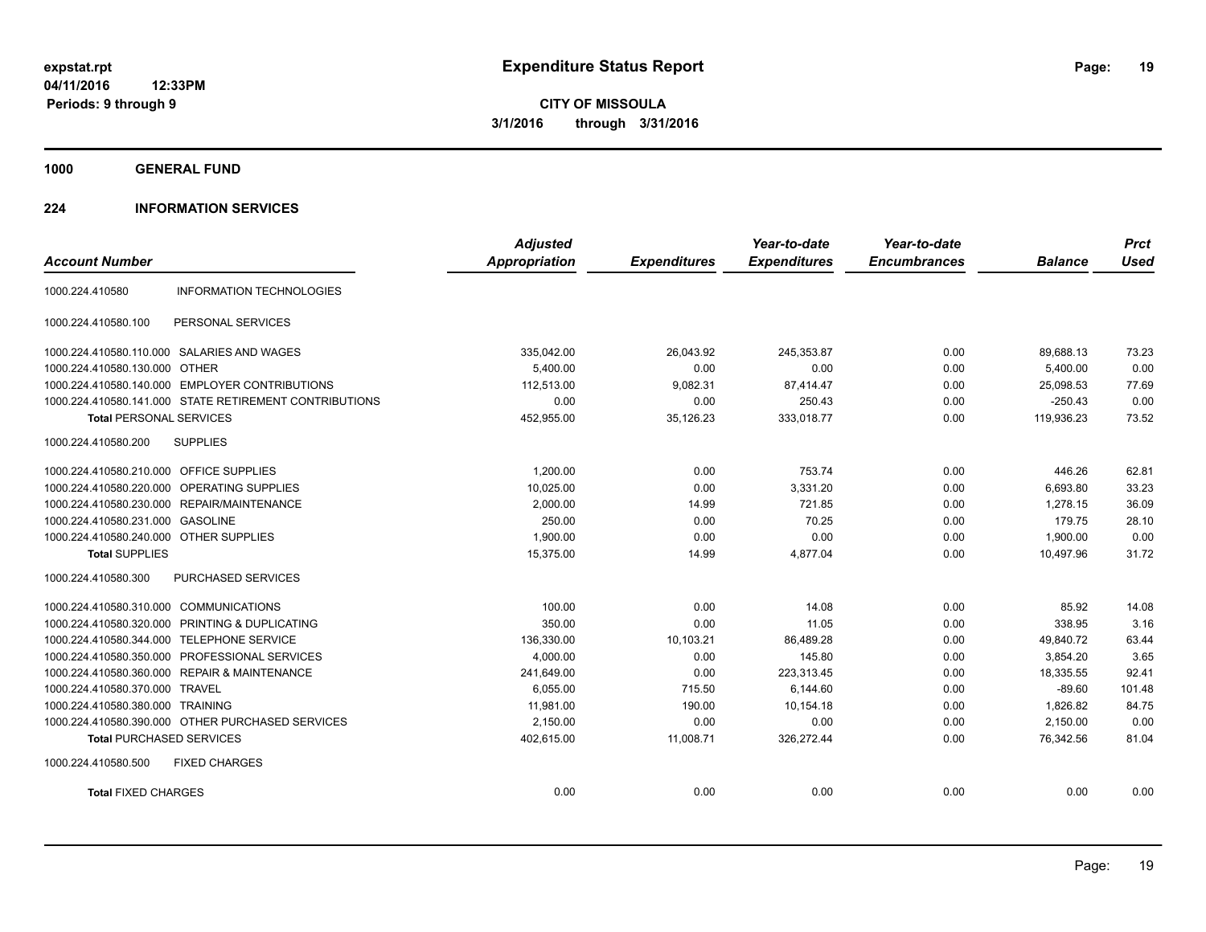# Expenditure Status Report

expstat.rpt
04/11/2016 12:33PM
Periods: 9 through 9

**CITY OF MISSOULA**
**3/1/2016 through 3/31/2016**

## 1000 GENERAL FUND

### 224 INFORMATION SERVICES

| Account Number | | Adjusted Appropriation | Expenditures | Year-to-date Expenditures | Year-to-date Encumbrances | Balance | Prct Used |
|---|---|---|---|---|---|---|---|
| 1000.224.410580 | INFORMATION TECHNOLOGIES | | | | | | |
| 1000.224.410580.100 | PERSONAL SERVICES | | | | | | |
| 1000.224.410580.110.000 | SALARIES AND WAGES | 335,042.00 | 26,043.92 | 245,353.87 | 0.00 | 89,688.13 | 73.23 |
| 1000.224.410580.130.000 | OTHER | 5,400.00 | 0.00 | 0.00 | 0.00 | 5,400.00 | 0.00 |
| 1000.224.410580.140.000 | EMPLOYER CONTRIBUTIONS | 112,513.00 | 9,082.31 | 87,414.47 | 0.00 | 25,098.53 | 77.69 |
| 1000.224.410580.141.000 | STATE RETIREMENT CONTRIBUTIONS | 0.00 | 0.00 | 250.43 | 0.00 | -250.43 | 0.00 |
| **Total** PERSONAL SERVICES | | 452,955.00 | 35,126.23 | 333,018.77 | 0.00 | 119,936.23 | 73.52 |
| 1000.224.410580.200 | SUPPLIES | | | | | | |
| 1000.224.410580.210.000 | OFFICE SUPPLIES | 1,200.00 | 0.00 | 753.74 | 0.00 | 446.26 | 62.81 |
| 1000.224.410580.220.000 | OPERATING SUPPLIES | 10,025.00 | 0.00 | 3,331.20 | 0.00 | 6,693.80 | 33.23 |
| 1000.224.410580.230.000 | REPAIR/MAINTENANCE | 2,000.00 | 14.99 | 721.85 | 0.00 | 1,278.15 | 36.09 |
| 1000.224.410580.231.000 | GASOLINE | 250.00 | 0.00 | 70.25 | 0.00 | 179.75 | 28.10 |
| 1000.224.410580.240.000 | OTHER SUPPLIES | 1,900.00 | 0.00 | 0.00 | 0.00 | 1,900.00 | 0.00 |
| **Total** SUPPLIES | | 15,375.00 | 14.99 | 4,877.04 | 0.00 | 10,497.96 | 31.72 |
| 1000.224.410580.300 | PURCHASED SERVICES | | | | | | |
| 1000.224.410580.310.000 | COMMUNICATIONS | 100.00 | 0.00 | 14.08 | 0.00 | 85.92 | 14.08 |
| 1000.224.410580.320.000 | PRINTING & DUPLICATING | 350.00 | 0.00 | 11.05 | 0.00 | 338.95 | 3.16 |
| 1000.224.410580.344.000 | TELEPHONE SERVICE | 136,330.00 | 10,103.21 | 86,489.28 | 0.00 | 49,840.72 | 63.44 |
| 1000.224.410580.350.000 | PROFESSIONAL SERVICES | 4,000.00 | 0.00 | 145.80 | 0.00 | 3,854.20 | 3.65 |
| 1000.224.410580.360.000 | REPAIR & MAINTENANCE | 241,649.00 | 0.00 | 223,313.45 | 0.00 | 18,335.55 | 92.41 |
| 1000.224.410580.370.000 | TRAVEL | 6,055.00 | 715.50 | 6,144.60 | 0.00 | -89.60 | 101.48 |
| 1000.224.410580.380.000 | TRAINING | 11,981.00 | 190.00 | 10,154.18 | 0.00 | 1,826.82 | 84.75 |
| 1000.224.410580.390.000 | OTHER PURCHASED SERVICES | 2,150.00 | 0.00 | 0.00 | 0.00 | 2,150.00 | 0.00 |
| **Total** PURCHASED SERVICES | | 402,615.00 | 11,008.71 | 326,272.44 | 0.00 | 76,342.56 | 81.04 |
| 1000.224.410580.500 | FIXED CHARGES | | | | | | |
| **Total** FIXED CHARGES | | 0.00 | 0.00 | 0.00 | 0.00 | 0.00 | 0.00 |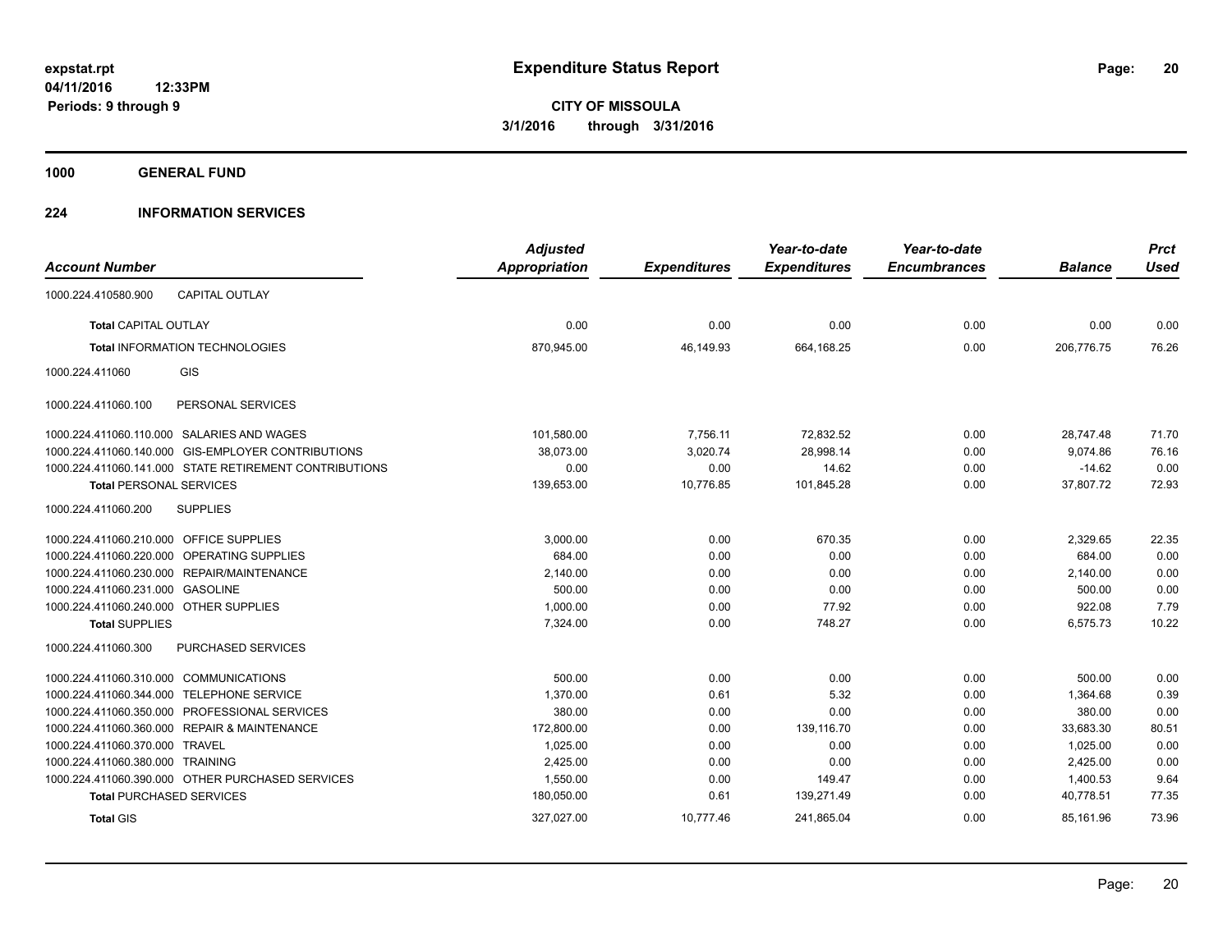**expstat.rpt**
**04/11/2016 12:33PM**
**Periods: 9 through 9**

# Expenditure Status Report

**CITY OF MISSOULA**
**3/1/2016 through 3/31/2016**

## 1000 GENERAL FUND

## 224 INFORMATION SERVICES

| Account Number | Adjusted Appropriation | Expenditures | Year-to-date Expenditures | Year-to-date Encumbrances | Balance | Prct Used |
|---|---|---|---|---|---|---|
| 1000.224.410580.900 CAPITAL OUTLAY | | | | | | |
| **Total** CAPITAL OUTLAY | 0.00 | 0.00 | 0.00 | 0.00 | 0.00 | 0.00 |
| **Total** INFORMATION TECHNOLOGIES | 870,945.00 | 46,149.93 | 664,168.25 | 0.00 | 206,776.75 | 76.26 |
| 1000.224.411060 GIS | | | | | | |
| 1000.224.411060.100 PERSONAL SERVICES | | | | | | |
| 1000.224.411060.110.000 SALARIES AND WAGES | 101,580.00 | 7,756.11 | 72,832.52 | 0.00 | 28,747.48 | 71.70 |
| 1000.224.411060.140.000 GIS-EMPLOYER CONTRIBUTIONS | 38,073.00 | 3,020.74 | 28,998.14 | 0.00 | 9,074.86 | 76.16 |
| 1000.224.411060.141.000 STATE RETIREMENT CONTRIBUTIONS | 0.00 | 0.00 | 14.62 | 0.00 | -14.62 | 0.00 |
| **Total** PERSONAL SERVICES | 139,653.00 | 10,776.85 | 101,845.28 | 0.00 | 37,807.72 | 72.93 |
| 1000.224.411060.200 SUPPLIES | | | | | | |
| 1000.224.411060.210.000 OFFICE SUPPLIES | 3,000.00 | 0.00 | 670.35 | 0.00 | 2,329.65 | 22.35 |
| 1000.224.411060.220.000 OPERATING SUPPLIES | 684.00 | 0.00 | 0.00 | 0.00 | 684.00 | 0.00 |
| 1000.224.411060.230.000 REPAIR/MAINTENANCE | 2,140.00 | 0.00 | 0.00 | 0.00 | 2,140.00 | 0.00 |
| 1000.224.411060.231.000 GASOLINE | 500.00 | 0.00 | 0.00 | 0.00 | 500.00 | 0.00 |
| 1000.224.411060.240.000 OTHER SUPPLIES | 1,000.00 | 0.00 | 77.92 | 0.00 | 922.08 | 7.79 |
| **Total** SUPPLIES | 7,324.00 | 0.00 | 748.27 | 0.00 | 6,575.73 | 10.22 |
| 1000.224.411060.300 PURCHASED SERVICES | | | | | | |
| 1000.224.411060.310.000 COMMUNICATIONS | 500.00 | 0.00 | 0.00 | 0.00 | 500.00 | 0.00 |
| 1000.224.411060.344.000 TELEPHONE SERVICE | 1,370.00 | 0.61 | 5.32 | 0.00 | 1,364.68 | 0.39 |
| 1000.224.411060.350.000 PROFESSIONAL SERVICES | 380.00 | 0.00 | 0.00 | 0.00 | 380.00 | 0.00 |
| 1000.224.411060.360.000 REPAIR & MAINTENANCE | 172,800.00 | 0.00 | 139,116.70 | 0.00 | 33,683.30 | 80.51 |
| 1000.224.411060.370.000 TRAVEL | 1,025.00 | 0.00 | 0.00 | 0.00 | 1,025.00 | 0.00 |
| 1000.224.411060.380.000 TRAINING | 2,425.00 | 0.00 | 0.00 | 0.00 | 2,425.00 | 0.00 |
| 1000.224.411060.390.000 OTHER PURCHASED SERVICES | 1,550.00 | 0.00 | 149.47 | 0.00 | 1,400.53 | 9.64 |
| **Total** PURCHASED SERVICES | 180,050.00 | 0.61 | 139,271.49 | 0.00 | 40,778.51 | 77.35 |
| **Total** GIS | 327,027.00 | 10,777.46 | 241,865.04 | 0.00 | 85,161.96 | 73.96 |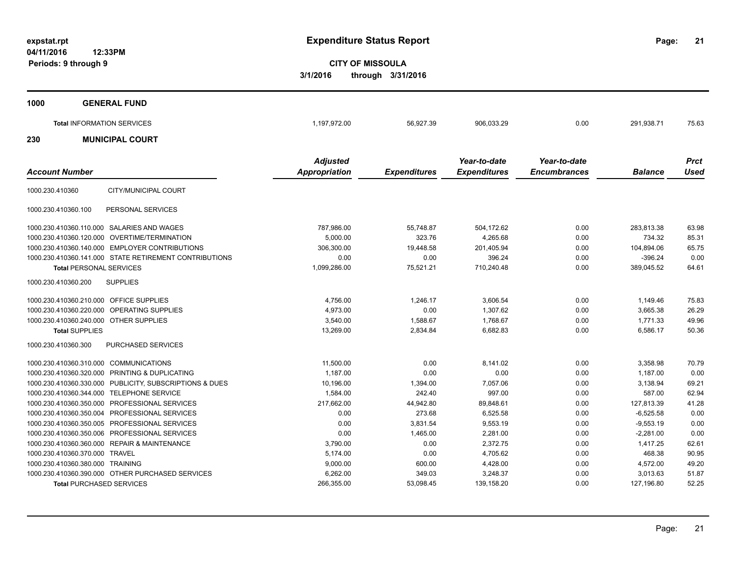**expstat.rpt**
**04/11/2016 12:33PM**
**Periods: 9 through 9**

# Expenditure Status Report

**CITY OF MISSOULA**
**3/1/2016 through 3/31/2016**

## 1000 GENERAL FUND

| | | | | | | |
|---|---|---|---|---|---|---|
| **Total** INFORMATION SERVICES | 1,197,972.00 | 56,927.39 | 906,033.29 | 0.00 | 291,938.71 | 75.63 |

## 230 MUNICIPAL COURT

| Account Number | Adjusted Appropriation | Expenditures | Year-to-date Expenditures | Year-to-date Encumbrances | Balance | Prct Used |
|---|---|---|---|---|---|---|
| 1000.230.410360 CITY/MUNICIPAL COURT | | | | | | |
| 1000.230.410360.100 PERSONAL SERVICES | | | | | | |
| 1000.230.410360.110.000 SALARIES AND WAGES | 787,986.00 | 55,748.87 | 504,172.62 | 0.00 | 283,813.38 | 63.98 |
| 1000.230.410360.120.000 OVERTIME/TERMINATION | 5,000.00 | 323.76 | 4,265.68 | 0.00 | 734.32 | 85.31 |
| 1000.230.410360.140.000 EMPLOYER CONTRIBUTIONS | 306,300.00 | 19,448.58 | 201,405.94 | 0.00 | 104,894.06 | 65.75 |
| 1000.230.410360.141.000 STATE RETIREMENT CONTRIBUTIONS | 0.00 | 0.00 | 396.24 | 0.00 | -396.24 | 0.00 |
| **Total** PERSONAL SERVICES | 1,099,286.00 | 75,521.21 | 710,240.48 | 0.00 | 389,045.52 | 64.61 |
| 1000.230.410360.200 SUPPLIES | | | | | | |
| 1000.230.410360.210.000 OFFICE SUPPLIES | 4,756.00 | 1,246.17 | 3,606.54 | 0.00 | 1,149.46 | 75.83 |
| 1000.230.410360.220.000 OPERATING SUPPLIES | 4,973.00 | 0.00 | 1,307.62 | 0.00 | 3,665.38 | 26.29 |
| 1000.230.410360.240.000 OTHER SUPPLIES | 3,540.00 | 1,588.67 | 1,768.67 | 0.00 | 1,771.33 | 49.96 |
| **Total** SUPPLIES | 13,269.00 | 2,834.84 | 6,682.83 | 0.00 | 6,586.17 | 50.36 |
| 1000.230.410360.300 PURCHASED SERVICES | | | | | | |
| 1000.230.410360.310.000 COMMUNICATIONS | 11,500.00 | 0.00 | 8,141.02 | 0.00 | 3,358.98 | 70.79 |
| 1000.230.410360.320.000 PRINTING & DUPLICATING | 1,187.00 | 0.00 | 0.00 | 0.00 | 1,187.00 | 0.00 |
| 1000.230.410360.330.000 PUBLICITY, SUBSCRIPTIONS & DUES | 10,196.00 | 1,394.00 | 7,057.06 | 0.00 | 3,138.94 | 69.21 |
| 1000.230.410360.344.000 TELEPHONE SERVICE | 1,584.00 | 242.40 | 997.00 | 0.00 | 587.00 | 62.94 |
| 1000.230.410360.350.000 PROFESSIONAL SERVICES | 217,662.00 | 44,942.80 | 89,848.61 | 0.00 | 127,813.39 | 41.28 |
| 1000.230.410360.350.004 PROFESSIONAL SERVICES | 0.00 | 273.68 | 6,525.58 | 0.00 | -6,525.58 | 0.00 |
| 1000.230.410360.350.005 PROFESSIONAL SERVICES | 0.00 | 3,831.54 | 9,553.19 | 0.00 | -9,553.19 | 0.00 |
| 1000.230.410360.350.006 PROFESSIONAL SERVICES | 0.00 | 1,465.00 | 2,281.00 | 0.00 | -2,281.00 | 0.00 |
| 1000.230.410360.360.000 REPAIR & MAINTENANCE | 3,790.00 | 0.00 | 2,372.75 | 0.00 | 1,417.25 | 62.61 |
| 1000.230.410360.370.000 TRAVEL | 5,174.00 | 0.00 | 4,705.62 | 0.00 | 468.38 | 90.95 |
| 1000.230.410360.380.000 TRAINING | 9,000.00 | 600.00 | 4,428.00 | 0.00 | 4,572.00 | 49.20 |
| 1000.230.410360.390.000 OTHER PURCHASED SERVICES | 6,262.00 | 349.03 | 3,248.37 | 0.00 | 3,013.63 | 51.87 |
| **Total** PURCHASED SERVICES | 266,355.00 | 53,098.45 | 139,158.20 | 0.00 | 127,196.80 | 52.25 |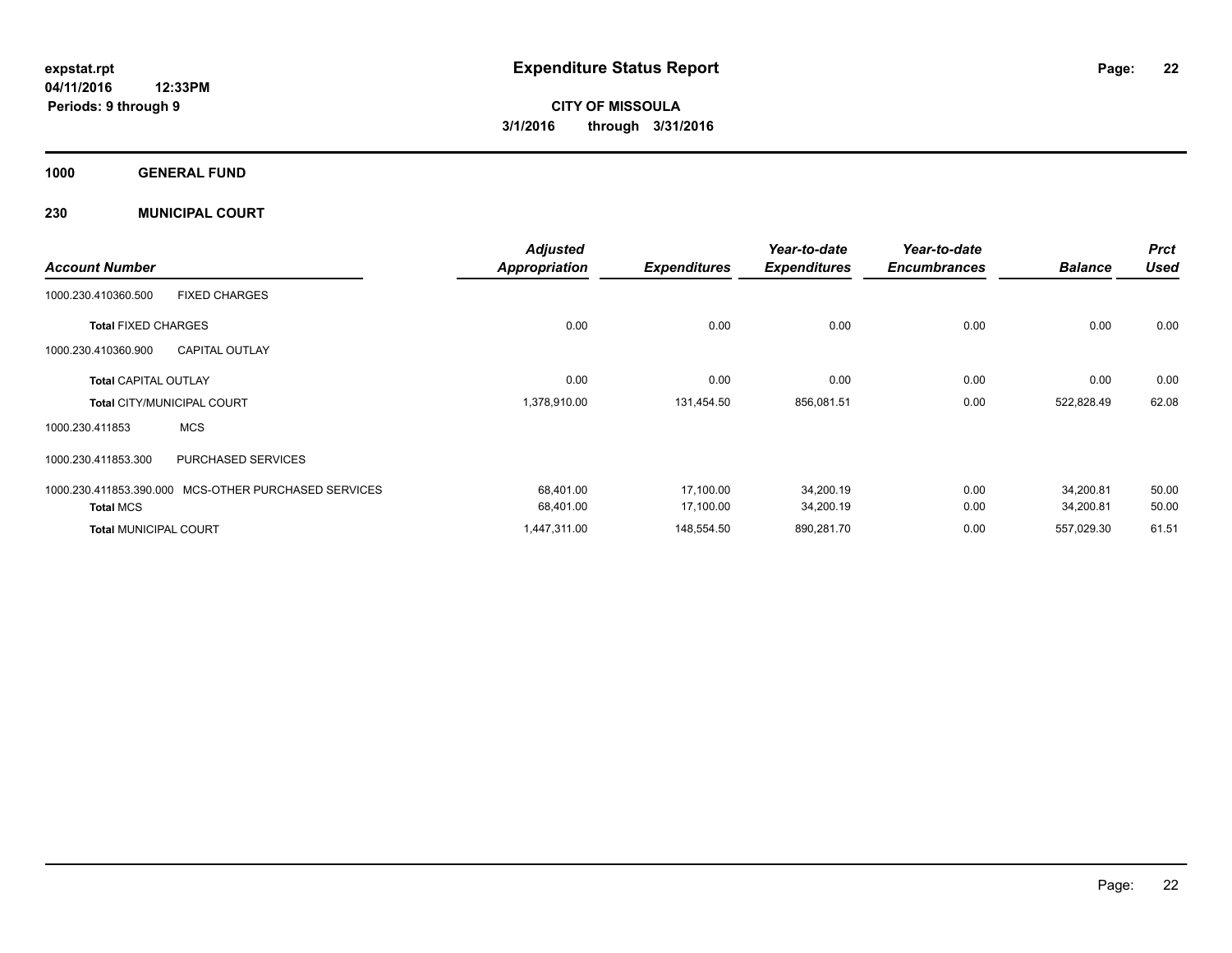**expstat.rpt**
**04/11/2016 12:33PM**
**Periods: 9 through 9**

# Expenditure Status Report

**CITY OF MISSOULA**
**3/1/2016 through 3/31/2016**

## 1000 GENERAL FUND

## 230 MUNICIPAL COURT

| Account Number | | *Adjusted Appropriation* | *Expenditures* | *Year-to-date Expenditures* | *Year-to-date Encumbrances* | *Balance* | *Prct Used* |
|---|---|---|---|---|---|---|---|
| 1000.230.410360.500 | FIXED CHARGES | | | | | | |
| **Total** FIXED CHARGES | | 0.00 | 0.00 | 0.00 | 0.00 | 0.00 | 0.00 |
| 1000.230.410360.900 | CAPITAL OUTLAY | | | | | | |
| **Total** CAPITAL OUTLAY | | 0.00 | 0.00 | 0.00 | 0.00 | 0.00 | 0.00 |
| **Total** CITY/MUNICIPAL COURT | | 1,378,910.00 | 131,454.50 | 856,081.51 | 0.00 | 522,828.49 | 62.08 |
| 1000.230.411853 | MCS | | | | | | |
| 1000.230.411853.300 | PURCHASED SERVICES | | | | | | |
| 1000.230.411853.390.000 | MCS-OTHER PURCHASED SERVICES | 68,401.00 | 17,100.00 | 34,200.19 | 0.00 | 34,200.81 | 50.00 |
| **Total** MCS | | 68,401.00 | 17,100.00 | 34,200.19 | 0.00 | 34,200.81 | 50.00 |
| **Total** MUNICIPAL COURT | | 1,447,311.00 | 148,554.50 | 890,281.70 | 0.00 | 557,029.30 | 61.51 |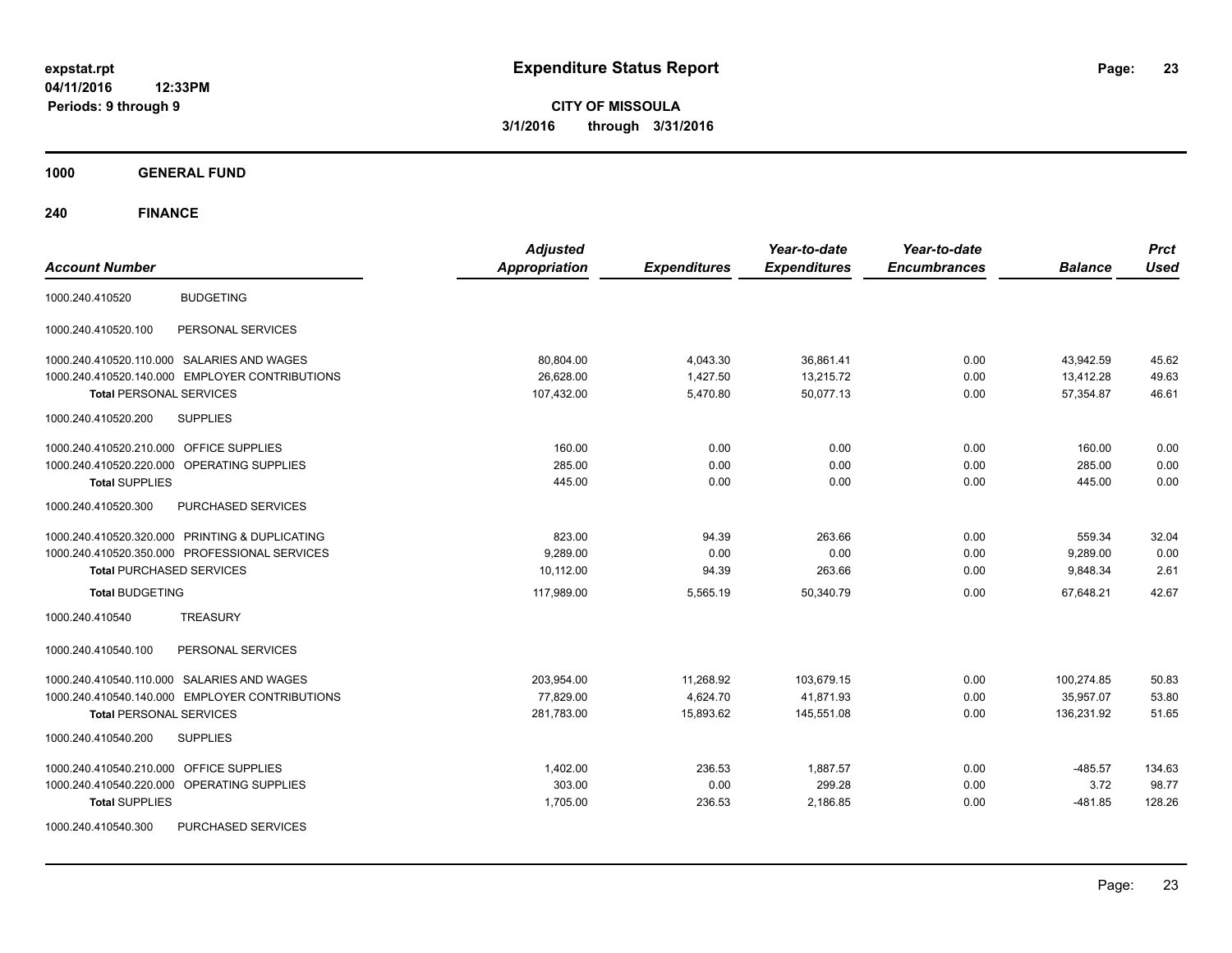**expstat.rpt**
**04/11/2016 12:33PM**
**Periods: 9 through 9**

# Expenditure Status Report

**CITY OF MISSOULA**
**3/1/2016 through 3/31/2016**

## 1000 GENERAL FUND

### 240 FINANCE

| Account Number | | Adjusted Appropriation | Expenditures | Year-to-date Expenditures | Year-to-date Encumbrances | Balance | Prct Used |
|---|---|---|---|---|---|---|---|
| 1000.240.410520 | BUDGETING | | | | | | |
| 1000.240.410520.100 | PERSONAL SERVICES | | | | | | |
| 1000.240.410520.110.000 | SALARIES AND WAGES | 80,804.00 | 4,043.30 | 36,861.41 | 0.00 | 43,942.59 | 45.62 |
| 1000.240.410520.140.000 | EMPLOYER CONTRIBUTIONS | 26,628.00 | 1,427.50 | 13,215.72 | 0.00 | 13,412.28 | 49.63 |
| **Total** PERSONAL SERVICES | | 107,432.00 | 5,470.80 | 50,077.13 | 0.00 | 57,354.87 | 46.61 |
| 1000.240.410520.200 | SUPPLIES | | | | | | |
| 1000.240.410520.210.000 | OFFICE SUPPLIES | 160.00 | 0.00 | 0.00 | 0.00 | 160.00 | 0.00 |
| 1000.240.410520.220.000 | OPERATING SUPPLIES | 285.00 | 0.00 | 0.00 | 0.00 | 285.00 | 0.00 |
| **Total** SUPPLIES | | 445.00 | 0.00 | 0.00 | 0.00 | 445.00 | 0.00 |
| 1000.240.410520.300 | PURCHASED SERVICES | | | | | | |
| 1000.240.410520.320.000 | PRINTING & DUPLICATING | 823.00 | 94.39 | 263.66 | 0.00 | 559.34 | 32.04 |
| 1000.240.410520.350.000 | PROFESSIONAL SERVICES | 9,289.00 | 0.00 | 0.00 | 0.00 | 9,289.00 | 0.00 |
| **Total** PURCHASED SERVICES | | 10,112.00 | 94.39 | 263.66 | 0.00 | 9,848.34 | 2.61 |
| **Total** BUDGETING | | 117,989.00 | 5,565.19 | 50,340.79 | 0.00 | 67,648.21 | 42.67 |
| 1000.240.410540 | TREASURY | | | | | | |
| 1000.240.410540.100 | PERSONAL SERVICES | | | | | | |
| 1000.240.410540.110.000 | SALARIES AND WAGES | 203,954.00 | 11,268.92 | 103,679.15 | 0.00 | 100,274.85 | 50.83 |
| 1000.240.410540.140.000 | EMPLOYER CONTRIBUTIONS | 77,829.00 | 4,624.70 | 41,871.93 | 0.00 | 35,957.07 | 53.80 |
| **Total** PERSONAL SERVICES | | 281,783.00 | 15,893.62 | 145,551.08 | 0.00 | 136,231.92 | 51.65 |
| 1000.240.410540.200 | SUPPLIES | | | | | | |
| 1000.240.410540.210.000 | OFFICE SUPPLIES | 1,402.00 | 236.53 | 1,887.57 | 0.00 | -485.57 | 134.63 |
| 1000.240.410540.220.000 | OPERATING SUPPLIES | 303.00 | 0.00 | 299.28 | 0.00 | 3.72 | 98.77 |
| **Total** SUPPLIES | | 1,705.00 | 236.53 | 2,186.85 | 0.00 | -481.85 | 128.26 |
| 1000.240.410540.300 | PURCHASED SERVICES | | | | | | |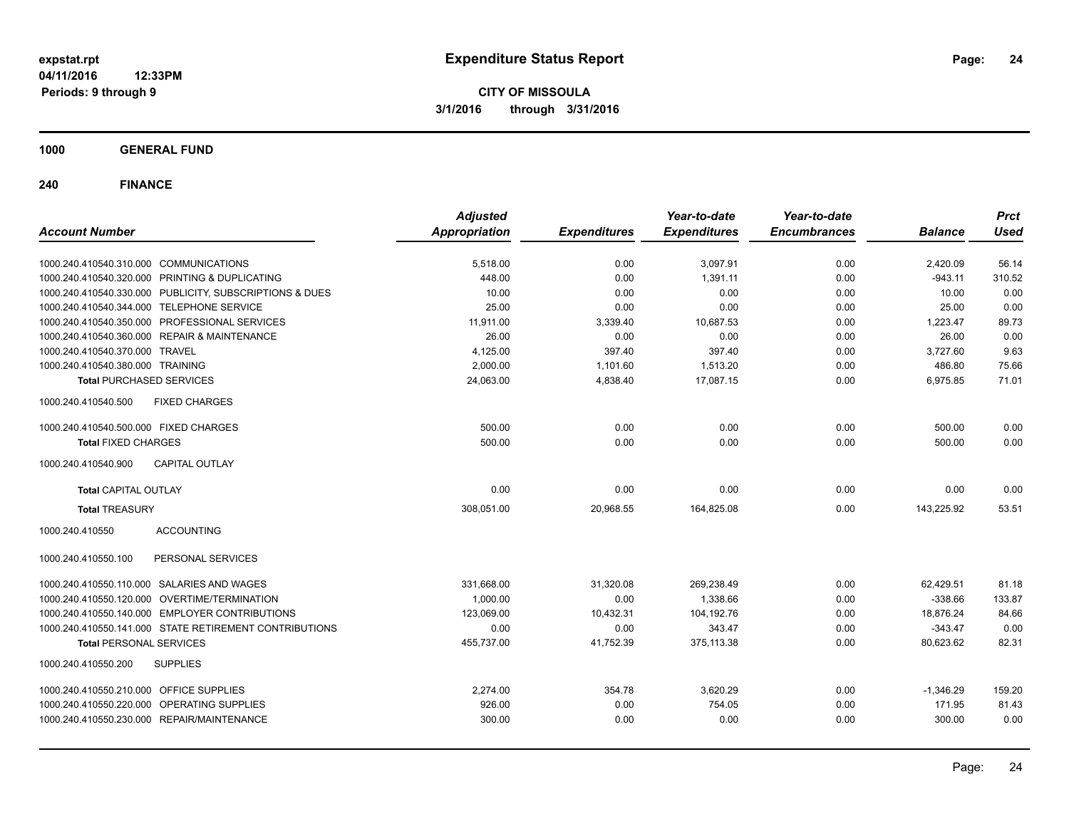# Expenditure Status Report

**CITY OF MISSOULA**

**3/1/2016 through 3/31/2016**

expstat.rpt
04/11/2016 12:33PM
Periods: 9 through 9

## 1000 GENERAL FUND

## 240 FINANCE

| Account Number | | Adjusted Appropriation | Expenditures | Year-to-date Expenditures | Year-to-date Encumbrances | Balance | Prct Used |
|---|---|---|---|---|---|---|---|
| 1000.240.410540.310.000 | COMMUNICATIONS | 5,518.00 | 0.00 | 3,097.91 | 0.00 | 2,420.09 | 56.14 |
| 1000.240.410540.320.000 | PRINTING & DUPLICATING | 448.00 | 0.00 | 1,391.11 | 0.00 | -943.11 | 310.52 |
| 1000.240.410540.330.000 | PUBLICITY, SUBSCRIPTIONS & DUES | 10.00 | 0.00 | 0.00 | 0.00 | 10.00 | 0.00 |
| 1000.240.410540.344.000 | TELEPHONE SERVICE | 25.00 | 0.00 | 0.00 | 0.00 | 25.00 | 0.00 |
| 1000.240.410540.350.000 | PROFESSIONAL SERVICES | 11,911.00 | 3,339.40 | 10,687.53 | 0.00 | 1,223.47 | 89.73 |
| 1000.240.410540.360.000 | REPAIR & MAINTENANCE | 26.00 | 0.00 | 0.00 | 0.00 | 26.00 | 0.00 |
| 1000.240.410540.370.000 | TRAVEL | 4,125.00 | 397.40 | 397.40 | 0.00 | 3,727.60 | 9.63 |
| 1000.240.410540.380.000 | TRAINING | 2,000.00 | 1,101.60 | 1,513.20 | 0.00 | 486.80 | 75.66 |
| **Total** PURCHASED SERVICES | | 24,063.00 | 4,838.40 | 17,087.15 | 0.00 | 6,975.85 | 71.01 |
| 1000.240.410540.500 | FIXED CHARGES | | | | | | |
| 1000.240.410540.500.000 | FIXED CHARGES | 500.00 | 0.00 | 0.00 | 0.00 | 500.00 | 0.00 |
| **Total** FIXED CHARGES | | 500.00 | 0.00 | 0.00 | 0.00 | 500.00 | 0.00 |
| 1000.240.410540.900 | CAPITAL OUTLAY | | | | | | |
| **Total** CAPITAL OUTLAY | | 0.00 | 0.00 | 0.00 | 0.00 | 0.00 | 0.00 |
| **Total** TREASURY | | 308,051.00 | 20,968.55 | 164,825.08 | 0.00 | 143,225.92 | 53.51 |
| 1000.240.410550 | ACCOUNTING | | | | | | |
| 1000.240.410550.100 | PERSONAL SERVICES | | | | | | |
| 1000.240.410550.110.000 | SALARIES AND WAGES | 331,668.00 | 31,320.08 | 269,238.49 | 0.00 | 62,429.51 | 81.18 |
| 1000.240.410550.120.000 | OVERTIME/TERMINATION | 1,000.00 | 0.00 | 1,338.66 | 0.00 | -338.66 | 133.87 |
| 1000.240.410550.140.000 | EMPLOYER CONTRIBUTIONS | 123,069.00 | 10,432.31 | 104,192.76 | 0.00 | 18,876.24 | 84.66 |
| 1000.240.410550.141.000 | STATE RETIREMENT CONTRIBUTIONS | 0.00 | 0.00 | 343.47 | 0.00 | -343.47 | 0.00 |
| **Total** PERSONAL SERVICES | | 455,737.00 | 41,752.39 | 375,113.38 | 0.00 | 80,623.62 | 82.31 |
| 1000.240.410550.200 | SUPPLIES | | | | | | |
| 1000.240.410550.210.000 | OFFICE SUPPLIES | 2,274.00 | 354.78 | 3,620.29 | 0.00 | -1,346.29 | 159.20 |
| 1000.240.410550.220.000 | OPERATING SUPPLIES | 926.00 | 0.00 | 754.05 | 0.00 | 171.95 | 81.43 |
| 1000.240.410550.230.000 | REPAIR/MAINTENANCE | 300.00 | 0.00 | 0.00 | 0.00 | 300.00 | 0.00 |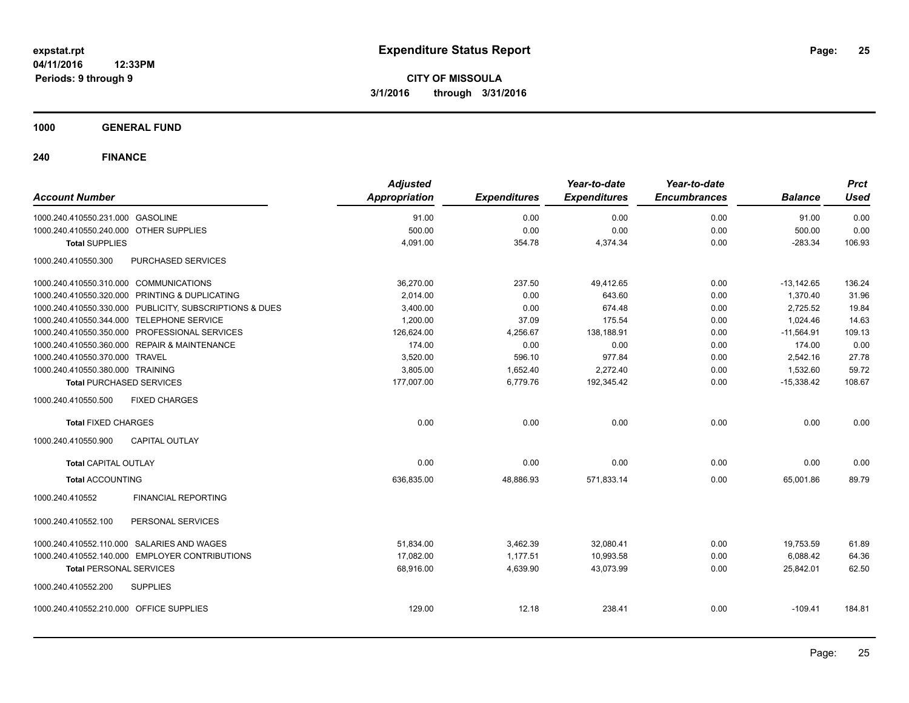**expstat.rpt**
**04/11/2016 12:33PM**
**Periods: 9 through 9**

# Expenditure Status Report

**CITY OF MISSOULA**
**3/1/2016 through 3/31/2016**

## 1000 GENERAL FUND

## 240 FINANCE

| Account Number | | Adjusted Appropriation | Expenditures | Year-to-date Expenditures | Year-to-date Encumbrances | Balance | Prct Used |
|---|---|---|---|---|---|---|---|
| 1000.240.410550.231.000 | GASOLINE | 91.00 | 0.00 | 0.00 | 0.00 | 91.00 | 0.00 |
| 1000.240.410550.240.000 | OTHER SUPPLIES | 500.00 | 0.00 | 0.00 | 0.00 | 500.00 | 0.00 |
| **Total** SUPPLIES | | 4,091.00 | 354.78 | 4,374.34 | 0.00 | -283.34 | 106.93 |
| 1000.240.410550.300 | PURCHASED SERVICES | | | | | | |
| 1000.240.410550.310.000 | COMMUNICATIONS | 36,270.00 | 237.50 | 49,412.65 | 0.00 | -13,142.65 | 136.24 |
| 1000.240.410550.320.000 | PRINTING & DUPLICATING | 2,014.00 | 0.00 | 643.60 | 0.00 | 1,370.40 | 31.96 |
| 1000.240.410550.330.000 | PUBLICITY, SUBSCRIPTIONS & DUES | 3,400.00 | 0.00 | 674.48 | 0.00 | 2,725.52 | 19.84 |
| 1000.240.410550.344.000 | TELEPHONE SERVICE | 1,200.00 | 37.09 | 175.54 | 0.00 | 1,024.46 | 14.63 |
| 1000.240.410550.350.000 | PROFESSIONAL SERVICES | 126,624.00 | 4,256.67 | 138,188.91 | 0.00 | -11,564.91 | 109.13 |
| 1000.240.410550.360.000 | REPAIR & MAINTENANCE | 174.00 | 0.00 | 0.00 | 0.00 | 174.00 | 0.00 |
| 1000.240.410550.370.000 | TRAVEL | 3,520.00 | 596.10 | 977.84 | 0.00 | 2,542.16 | 27.78 |
| 1000.240.410550.380.000 | TRAINING | 3,805.00 | 1,652.40 | 2,272.40 | 0.00 | 1,532.60 | 59.72 |
| **Total** PURCHASED SERVICES | | 177,007.00 | 6,779.76 | 192,345.42 | 0.00 | -15,338.42 | 108.67 |
| 1000.240.410550.500 | FIXED CHARGES | | | | | | |
| **Total** FIXED CHARGES | | 0.00 | 0.00 | 0.00 | 0.00 | 0.00 | 0.00 |
| 1000.240.410550.900 | CAPITAL OUTLAY | | | | | | |
| **Total** CAPITAL OUTLAY | | 0.00 | 0.00 | 0.00 | 0.00 | 0.00 | 0.00 |
| **Total** ACCOUNTING | | 636,835.00 | 48,886.93 | 571,833.14 | 0.00 | 65,001.86 | 89.79 |
| 1000.240.410552 | FINANCIAL REPORTING | | | | | | |
| 1000.240.410552.100 | PERSONAL SERVICES | | | | | | |
| 1000.240.410552.110.000 | SALARIES AND WAGES | 51,834.00 | 3,462.39 | 32,080.41 | 0.00 | 19,753.59 | 61.89 |
| 1000.240.410552.140.000 | EMPLOYER CONTRIBUTIONS | 17,082.00 | 1,177.51 | 10,993.58 | 0.00 | 6,088.42 | 64.36 |
| **Total** PERSONAL SERVICES | | 68,916.00 | 4,639.90 | 43,073.99 | 0.00 | 25,842.01 | 62.50 |
| 1000.240.410552.200 | SUPPLIES | | | | | | |
| 1000.240.410552.210.000 | OFFICE SUPPLIES | 129.00 | 12.18 | 238.41 | 0.00 | -109.41 | 184.81 |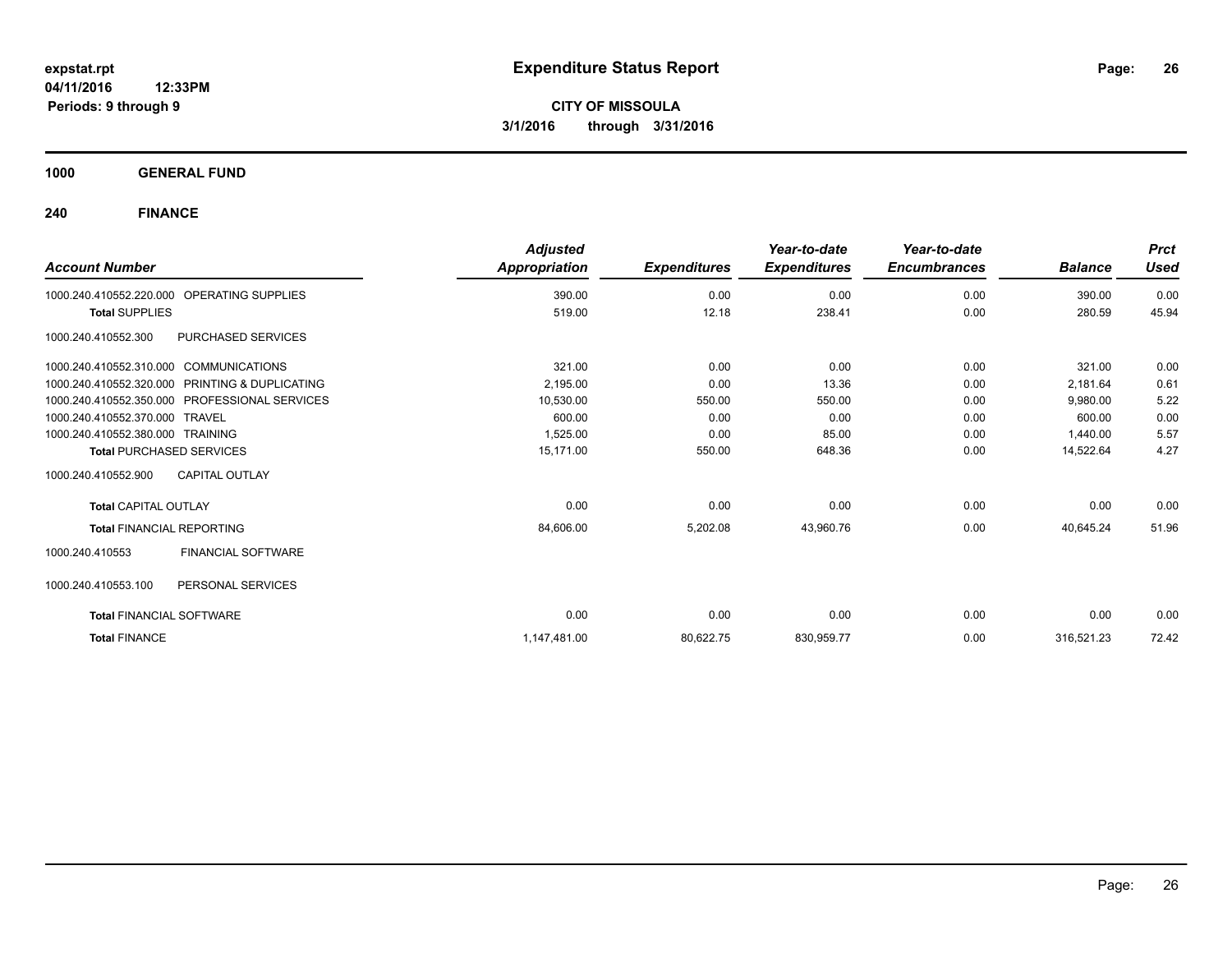**expstat.rpt**
**04/11/2016 12:33PM**
**Periods: 9 through 9**

# Expenditure Status Report

**CITY OF MISSOULA**
**3/1/2016 through 3/31/2016**

## 1000 GENERAL FUND

## 240 FINANCE

| Account Number | | Adjusted Appropriation | Expenditures | Year-to-date Expenditures | Year-to-date Encumbrances | Balance | Prct Used |
|---|---|---|---|---|---|---|---|
| 1000.240.410552.220.000 | OPERATING SUPPLIES | 390.00 | 0.00 | 0.00 | 0.00 | 390.00 | 0.00 |
| **Total** SUPPLIES | | 519.00 | 12.18 | 238.41 | 0.00 | 280.59 | 45.94 |
| 1000.240.410552.300 | PURCHASED SERVICES | | | | | | |
| 1000.240.410552.310.000 | COMMUNICATIONS | 321.00 | 0.00 | 0.00 | 0.00 | 321.00 | 0.00 |
| 1000.240.410552.320.000 | PRINTING & DUPLICATING | 2,195.00 | 0.00 | 13.36 | 0.00 | 2,181.64 | 0.61 |
| 1000.240.410552.350.000 | PROFESSIONAL SERVICES | 10,530.00 | 550.00 | 550.00 | 0.00 | 9,980.00 | 5.22 |
| 1000.240.410552.370.000 | TRAVEL | 600.00 | 0.00 | 0.00 | 0.00 | 600.00 | 0.00 |
| 1000.240.410552.380.000 | TRAINING | 1,525.00 | 0.00 | 85.00 | 0.00 | 1,440.00 | 5.57 |
| **Total** PURCHASED SERVICES | | 15,171.00 | 550.00 | 648.36 | 0.00 | 14,522.64 | 4.27 |
| 1000.240.410552.900 | CAPITAL OUTLAY | | | | | | |
| **Total** CAPITAL OUTLAY | | 0.00 | 0.00 | 0.00 | 0.00 | 0.00 | 0.00 |
| **Total** FINANCIAL REPORTING | | 84,606.00 | 5,202.08 | 43,960.76 | 0.00 | 40,645.24 | 51.96 |
| 1000.240.410553 | FINANCIAL SOFTWARE | | | | | | |
| 1000.240.410553.100 | PERSONAL SERVICES | | | | | | |
| **Total** FINANCIAL SOFTWARE | | 0.00 | 0.00 | 0.00 | 0.00 | 0.00 | 0.00 |
| **Total** FINANCE | | 1,147,481.00 | 80,622.75 | 830,959.77 | 0.00 | 316,521.23 | 72.42 |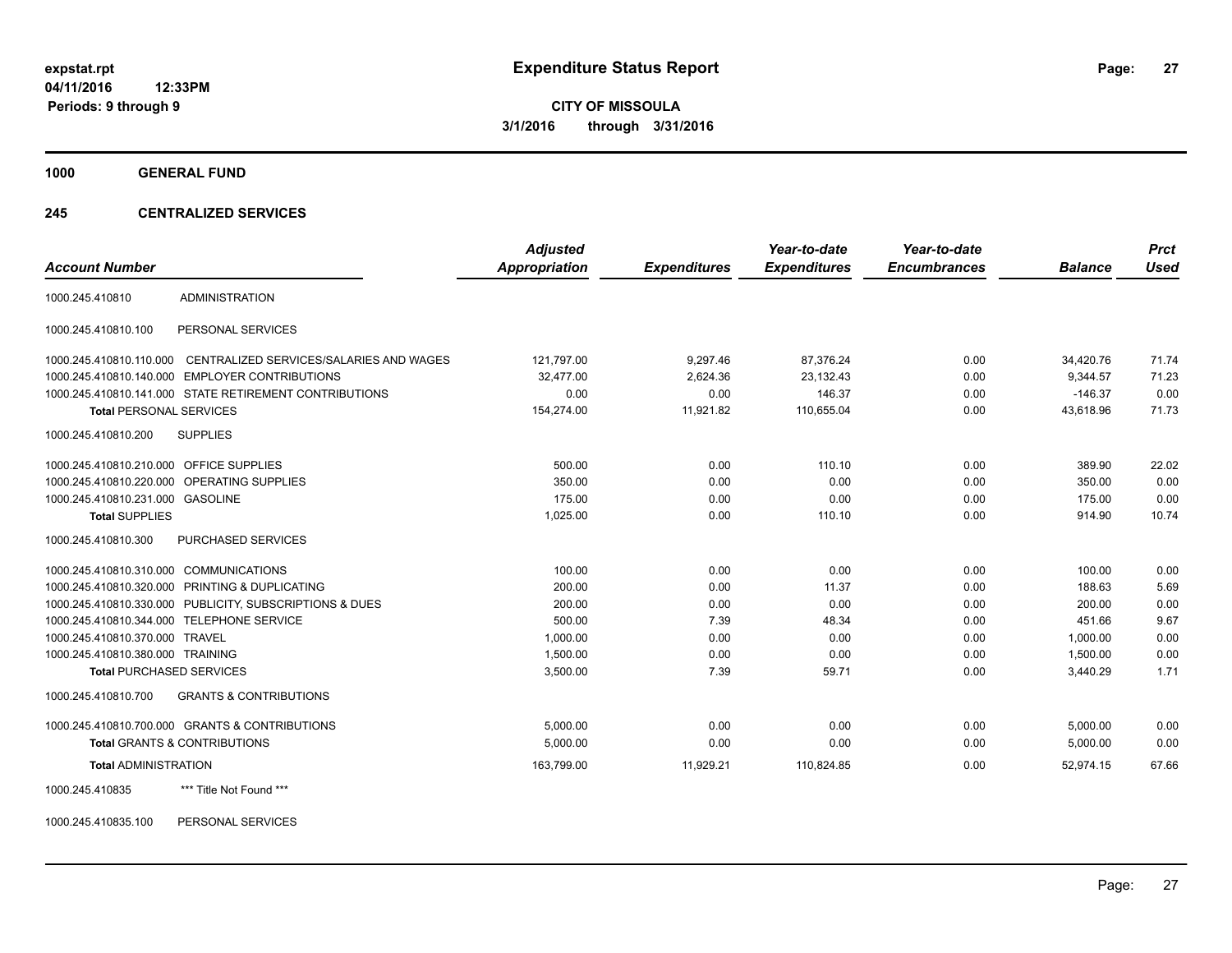# Expenditure Status Report

expstat.rpt
04/11/2016 12:33PM
Periods: 9 through 9

**CITY OF MISSOULA**
**3/1/2016 through 3/31/2016**

## 1000 GENERAL FUND

## 245 CENTRALIZED SERVICES

| Account Number | | Adjusted Appropriation | Expenditures | Year-to-date Expenditures | Year-to-date Encumbrances | Balance | Prct Used |
|---|---|---|---|---|---|---|---|
| 1000.245.410810 | ADMINISTRATION | | | | | | |
| 1000.245.410810.100 | PERSONAL SERVICES | | | | | | |
| 1000.245.410810.110.000 | CENTRALIZED SERVICES/SALARIES AND WAGES | 121,797.00 | 9,297.46 | 87,376.24 | 0.00 | 34,420.76 | 71.74 |
| 1000.245.410810.140.000 | EMPLOYER CONTRIBUTIONS | 32,477.00 | 2,624.36 | 23,132.43 | 0.00 | 9,344.57 | 71.23 |
| 1000.245.410810.141.000 | STATE RETIREMENT CONTRIBUTIONS | 0.00 | 0.00 | 146.37 | 0.00 | -146.37 | 0.00 |
| **Total** PERSONAL SERVICES | | 154,274.00 | 11,921.82 | 110,655.04 | 0.00 | 43,618.96 | 71.73 |
| 1000.245.410810.200 | SUPPLIES | | | | | | |
| 1000.245.410810.210.000 | OFFICE SUPPLIES | 500.00 | 0.00 | 110.10 | 0.00 | 389.90 | 22.02 |
| 1000.245.410810.220.000 | OPERATING SUPPLIES | 350.00 | 0.00 | 0.00 | 0.00 | 350.00 | 0.00 |
| 1000.245.410810.231.000 | GASOLINE | 175.00 | 0.00 | 0.00 | 0.00 | 175.00 | 0.00 |
| **Total** SUPPLIES | | 1,025.00 | 0.00 | 110.10 | 0.00 | 914.90 | 10.74 |
| 1000.245.410810.300 | PURCHASED SERVICES | | | | | | |
| 1000.245.410810.310.000 | COMMUNICATIONS | 100.00 | 0.00 | 0.00 | 0.00 | 100.00 | 0.00 |
| 1000.245.410810.320.000 | PRINTING & DUPLICATING | 200.00 | 0.00 | 11.37 | 0.00 | 188.63 | 5.69 |
| 1000.245.410810.330.000 | PUBLICITY, SUBSCRIPTIONS & DUES | 200.00 | 0.00 | 0.00 | 0.00 | 200.00 | 0.00 |
| 1000.245.410810.344.000 | TELEPHONE SERVICE | 500.00 | 7.39 | 48.34 | 0.00 | 451.66 | 9.67 |
| 1000.245.410810.370.000 | TRAVEL | 1,000.00 | 0.00 | 0.00 | 0.00 | 1,000.00 | 0.00 |
| 1000.245.410810.380.000 | TRAINING | 1,500.00 | 0.00 | 0.00 | 0.00 | 1,500.00 | 0.00 |
| **Total** PURCHASED SERVICES | | 3,500.00 | 7.39 | 59.71 | 0.00 | 3,440.29 | 1.71 |
| 1000.245.410810.700 | GRANTS & CONTRIBUTIONS | | | | | | |
| 1000.245.410810.700.000 | GRANTS & CONTRIBUTIONS | 5,000.00 | 0.00 | 0.00 | 0.00 | 5,000.00 | 0.00 |
| **Total** GRANTS & CONTRIBUTIONS | | 5,000.00 | 0.00 | 0.00 | 0.00 | 5,000.00 | 0.00 |
| **Total** ADMINISTRATION | | 163,799.00 | 11,929.21 | 110,824.85 | 0.00 | 52,974.15 | 67.66 |
| 1000.245.410835 | *** Title Not Found *** | | | | | | |
| 1000.245.410835.100 | PERSONAL SERVICES | | | | | | |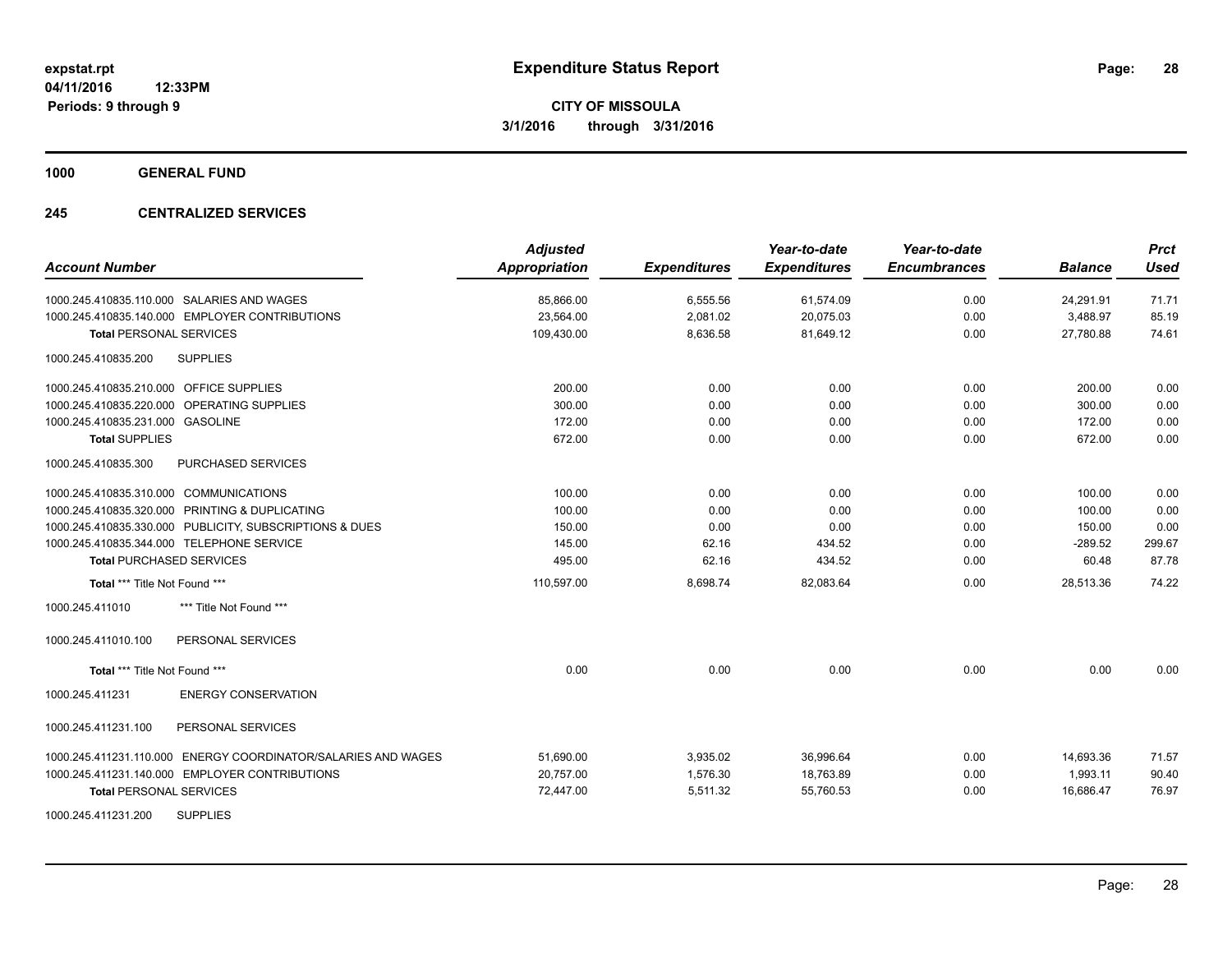**expstat.rpt**
**04/11/2016 12:33PM**
**Periods: 9 through 9**

# Expenditure Status Report

**CITY OF MISSOULA**
**3/1/2016 through 3/31/2016**

## 1000 GENERAL FUND

## 245 CENTRALIZED SERVICES

| Account Number | Adjusted Appropriation | Expenditures | Year-to-date Expenditures | Year-to-date Encumbrances | Balance | Prct Used |
|---|---|---|---|---|---|---|
| 1000.245.410835.110.000 SALARIES AND WAGES | 85,866.00 | 6,555.56 | 61,574.09 | 0.00 | 24,291.91 | 71.71 |
| 1000.245.410835.140.000 EMPLOYER CONTRIBUTIONS | 23,564.00 | 2,081.02 | 20,075.03 | 0.00 | 3,488.97 | 85.19 |
| **Total** PERSONAL SERVICES | 109,430.00 | 8,636.58 | 81,649.12 | 0.00 | 27,780.88 | 74.61 |
| 1000.245.410835.200 SUPPLIES | | | | | | |
| 1000.245.410835.210.000 OFFICE SUPPLIES | 200.00 | 0.00 | 0.00 | 0.00 | 200.00 | 0.00 |
| 1000.245.410835.220.000 OPERATING SUPPLIES | 300.00 | 0.00 | 0.00 | 0.00 | 300.00 | 0.00 |
| 1000.245.410835.231.000 GASOLINE | 172.00 | 0.00 | 0.00 | 0.00 | 172.00 | 0.00 |
| **Total** SUPPLIES | 672.00 | 0.00 | 0.00 | 0.00 | 672.00 | 0.00 |
| 1000.245.410835.300 PURCHASED SERVICES | | | | | | |
| 1000.245.410835.310.000 COMMUNICATIONS | 100.00 | 0.00 | 0.00 | 0.00 | 100.00 | 0.00 |
| 1000.245.410835.320.000 PRINTING & DUPLICATING | 100.00 | 0.00 | 0.00 | 0.00 | 100.00 | 0.00 |
| 1000.245.410835.330.000 PUBLICITY, SUBSCRIPTIONS & DUES | 150.00 | 0.00 | 0.00 | 0.00 | 150.00 | 0.00 |
| 1000.245.410835.344.000 TELEPHONE SERVICE | 145.00 | 62.16 | 434.52 | 0.00 | -289.52 | 299.67 |
| **Total** PURCHASED SERVICES | 495.00 | 62.16 | 434.52 | 0.00 | 60.48 | 87.78 |
| **Total** *** Title Not Found *** | 110,597.00 | 8,698.74 | 82,083.64 | 0.00 | 28,513.36 | 74.22 |
| 1000.245.411010 *** Title Not Found *** | | | | | | |
| 1000.245.411010.100 PERSONAL SERVICES | | | | | | |
| **Total** *** Title Not Found *** | 0.00 | 0.00 | 0.00 | 0.00 | 0.00 | 0.00 |
| 1000.245.411231 ENERGY CONSERVATION | | | | | | |
| 1000.245.411231.100 PERSONAL SERVICES | | | | | | |
| 1000.245.411231.110.000 ENERGY COORDINATOR/SALARIES AND WAGES | 51,690.00 | 3,935.02 | 36,996.64 | 0.00 | 14,693.36 | 71.57 |
| 1000.245.411231.140.000 EMPLOYER CONTRIBUTIONS | 20,757.00 | 1,576.30 | 18,763.89 | 0.00 | 1,993.11 | 90.40 |
| **Total** PERSONAL SERVICES | 72,447.00 | 5,511.32 | 55,760.53 | 0.00 | 16,686.47 | 76.97 |
| 1000.245.411231.200 SUPPLIES | | | | | | |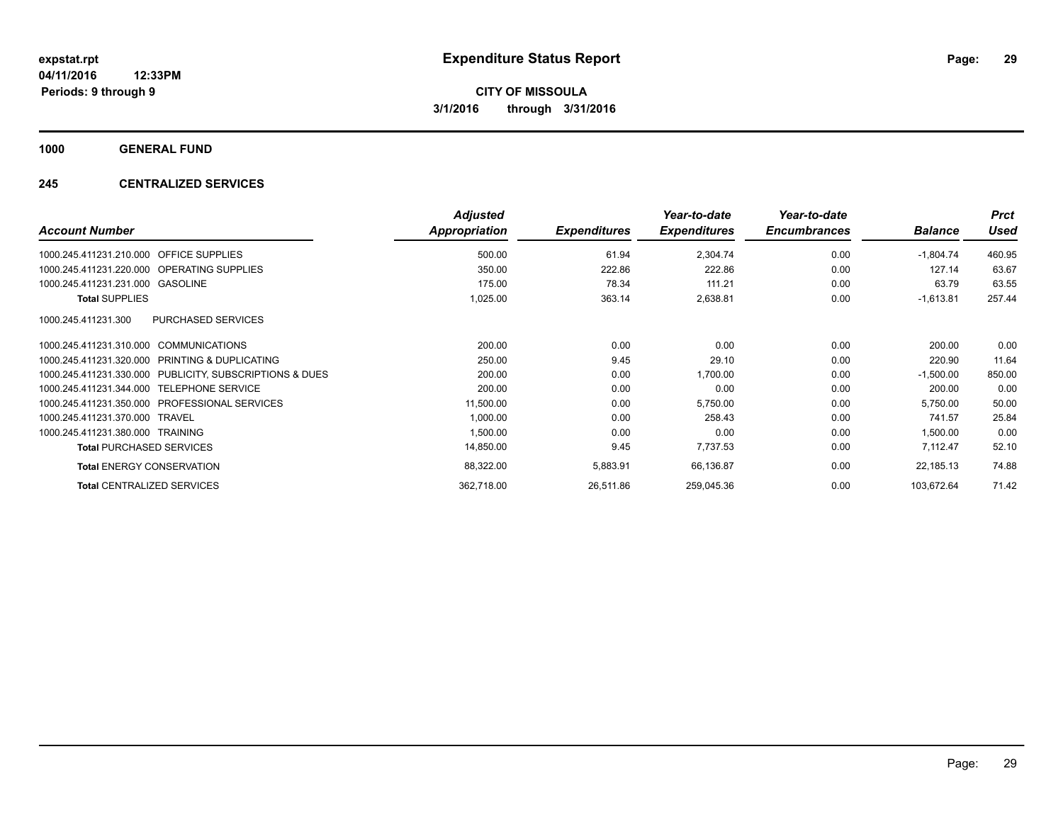# Expenditure Status Report

**CITY OF MISSOULA**

**3/1/2016 through 3/31/2016**

expstat.rpt
04/11/2016 12:33PM
Periods: 9 through 9

**1000 GENERAL FUND**

**245 CENTRALIZED SERVICES**

| Account Number | | Adjusted Appropriation | Expenditures | Year-to-date Expenditures | Year-to-date Encumbrances | Balance | Prct Used |
|---|---|---|---|---|---|---|---|
| 1000.245.411231.210.000 | OFFICE SUPPLIES | 500.00 | 61.94 | 2,304.74 | 0.00 | -1,804.74 | 460.95 |
| 1000.245.411231.220.000 | OPERATING SUPPLIES | 350.00 | 222.86 | 222.86 | 0.00 | 127.14 | 63.67 |
| 1000.245.411231.231.000 | GASOLINE | 175.00 | 78.34 | 111.21 | 0.00 | 63.79 | 63.55 |
| **Total SUPPLIES** | | 1,025.00 | 363.14 | 2,638.81 | 0.00 | -1,613.81 | 257.44 |
| 1000.245.411231.300 | PURCHASED SERVICES | | | | | | |
| 1000.245.411231.310.000 | COMMUNICATIONS | 200.00 | 0.00 | 0.00 | 0.00 | 200.00 | 0.00 |
| 1000.245.411231.320.000 | PRINTING & DUPLICATING | 250.00 | 9.45 | 29.10 | 0.00 | 220.90 | 11.64 |
| 1000.245.411231.330.000 | PUBLICITY, SUBSCRIPTIONS & DUES | 200.00 | 0.00 | 1,700.00 | 0.00 | -1,500.00 | 850.00 |
| 1000.245.411231.344.000 | TELEPHONE SERVICE | 200.00 | 0.00 | 0.00 | 0.00 | 200.00 | 0.00 |
| 1000.245.411231.350.000 | PROFESSIONAL SERVICES | 11,500.00 | 0.00 | 5,750.00 | 0.00 | 5,750.00 | 50.00 |
| 1000.245.411231.370.000 | TRAVEL | 1,000.00 | 0.00 | 258.43 | 0.00 | 741.57 | 25.84 |
| 1000.245.411231.380.000 | TRAINING | 1,500.00 | 0.00 | 0.00 | 0.00 | 1,500.00 | 0.00 |
| **Total PURCHASED SERVICES** | | 14,850.00 | 9.45 | 7,737.53 | 0.00 | 7,112.47 | 52.10 |
| **Total ENERGY CONSERVATION** | | 88,322.00 | 5,883.91 | 66,136.87 | 0.00 | 22,185.13 | 74.88 |
| **Total CENTRALIZED SERVICES** | | 362,718.00 | 26,511.86 | 259,045.36 | 0.00 | 103,672.64 | 71.42 |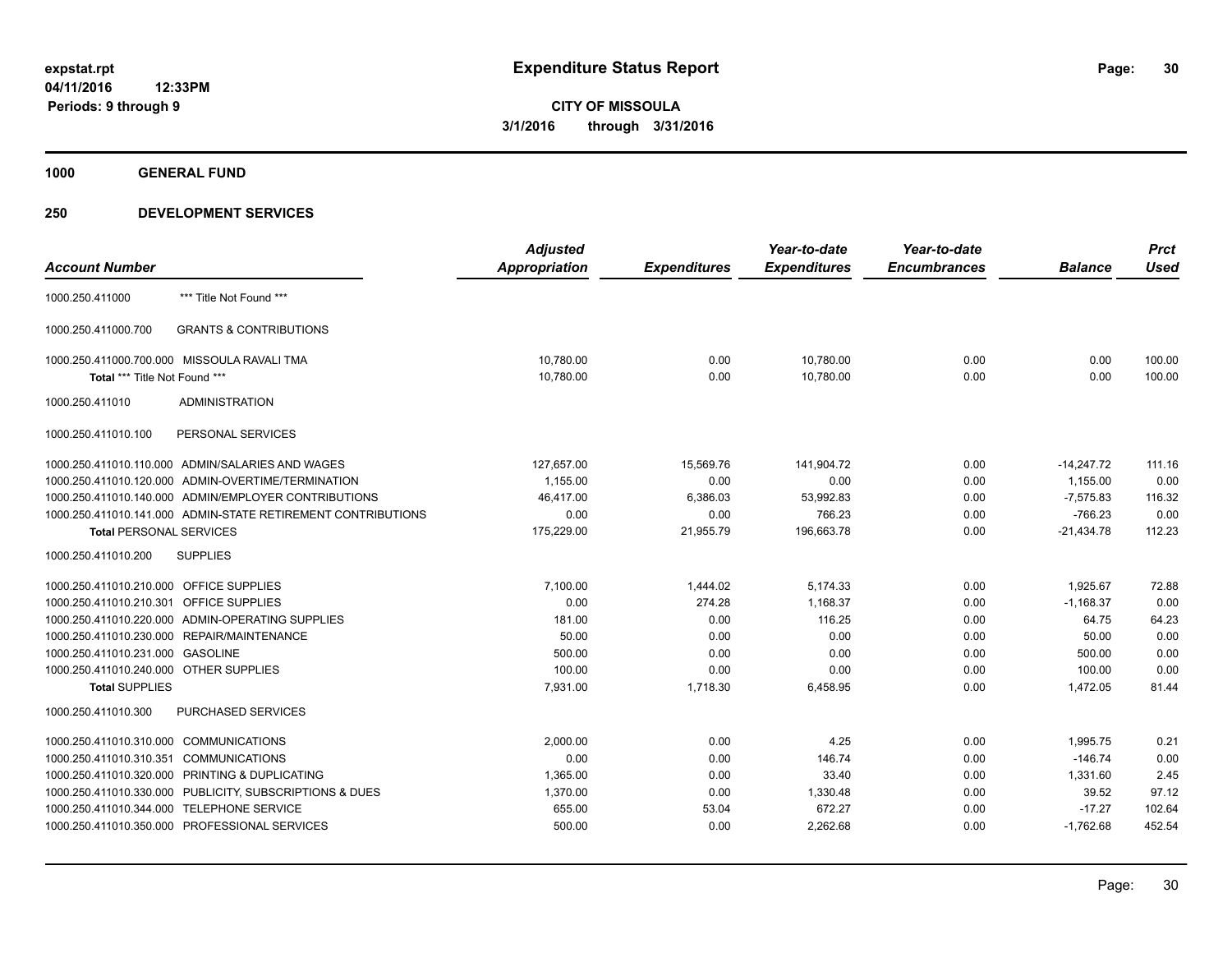**expstat.rpt**
**04/11/2016 12:33PM**
**Periods: 9 through 9**

# Expenditure Status Report

**CITY OF MISSOULA**
**3/1/2016 through 3/31/2016**

**1000 GENERAL FUND**

**250 DEVELOPMENT SERVICES**

| Account Number | | Adjusted Appropriation | Expenditures | Year-to-date Expenditures | Year-to-date Encumbrances | Balance | Prct Used |
|---|---|---|---|---|---|---|---|
| 1000.250.411000 | *** Title Not Found *** | | | | | | |
| 1000.250.411000.700 | GRANTS & CONTRIBUTIONS | | | | | | |
| 1000.250.411000.700.000 | MISSOULA RAVALI TMA | 10,780.00 | 0.00 | 10,780.00 | 0.00 | 0.00 | 100.00 |
| **Total** *** Title Not Found *** | | 10,780.00 | 0.00 | 10,780.00 | 0.00 | 0.00 | 100.00 |
| 1000.250.411010 | ADMINISTRATION | | | | | | |
| 1000.250.411010.100 | PERSONAL SERVICES | | | | | | |
| 1000.250.411010.110.000 | ADMIN/SALARIES AND WAGES | 127,657.00 | 15,569.76 | 141,904.72 | 0.00 | -14,247.72 | 111.16 |
| 1000.250.411010.120.000 | ADMIN-OVERTIME/TERMINATION | 1,155.00 | 0.00 | 0.00 | 0.00 | 1,155.00 | 0.00 |
| 1000.250.411010.140.000 | ADMIN/EMPLOYER CONTRIBUTIONS | 46,417.00 | 6,386.03 | 53,992.83 | 0.00 | -7,575.83 | 116.32 |
| 1000.250.411010.141.000 | ADMIN-STATE RETIREMENT CONTRIBUTIONS | 0.00 | 0.00 | 766.23 | 0.00 | -766.23 | 0.00 |
| **Total** PERSONAL SERVICES | | 175,229.00 | 21,955.79 | 196,663.78 | 0.00 | -21,434.78 | 112.23 |
| 1000.250.411010.200 | SUPPLIES | | | | | | |
| 1000.250.411010.210.000 | OFFICE SUPPLIES | 7,100.00 | 1,444.02 | 5,174.33 | 0.00 | 1,925.67 | 72.88 |
| 1000.250.411010.210.301 | OFFICE SUPPLIES | 0.00 | 274.28 | 1,168.37 | 0.00 | -1,168.37 | 0.00 |
| 1000.250.411010.220.000 | ADMIN-OPERATING SUPPLIES | 181.00 | 0.00 | 116.25 | 0.00 | 64.75 | 64.23 |
| 1000.250.411010.230.000 | REPAIR/MAINTENANCE | 50.00 | 0.00 | 0.00 | 0.00 | 50.00 | 0.00 |
| 1000.250.411010.231.000 | GASOLINE | 500.00 | 0.00 | 0.00 | 0.00 | 500.00 | 0.00 |
| 1000.250.411010.240.000 | OTHER SUPPLIES | 100.00 | 0.00 | 0.00 | 0.00 | 100.00 | 0.00 |
| **Total** SUPPLIES | | 7,931.00 | 1,718.30 | 6,458.95 | 0.00 | 1,472.05 | 81.44 |
| 1000.250.411010.300 | PURCHASED SERVICES | | | | | | |
| 1000.250.411010.310.000 | COMMUNICATIONS | 2,000.00 | 0.00 | 4.25 | 0.00 | 1,995.75 | 0.21 |
| 1000.250.411010.310.351 | COMMUNICATIONS | 0.00 | 0.00 | 146.74 | 0.00 | -146.74 | 0.00 |
| 1000.250.411010.320.000 | PRINTING & DUPLICATING | 1,365.00 | 0.00 | 33.40 | 0.00 | 1,331.60 | 2.45 |
| 1000.250.411010.330.000 | PUBLICITY, SUBSCRIPTIONS & DUES | 1,370.00 | 0.00 | 1,330.48 | 0.00 | 39.52 | 97.12 |
| 1000.250.411010.344.000 | TELEPHONE SERVICE | 655.00 | 53.04 | 672.27 | 0.00 | -17.27 | 102.64 |
| 1000.250.411010.350.000 | PROFESSIONAL SERVICES | 500.00 | 0.00 | 2,262.68 | 0.00 | -1,762.68 | 452.54 |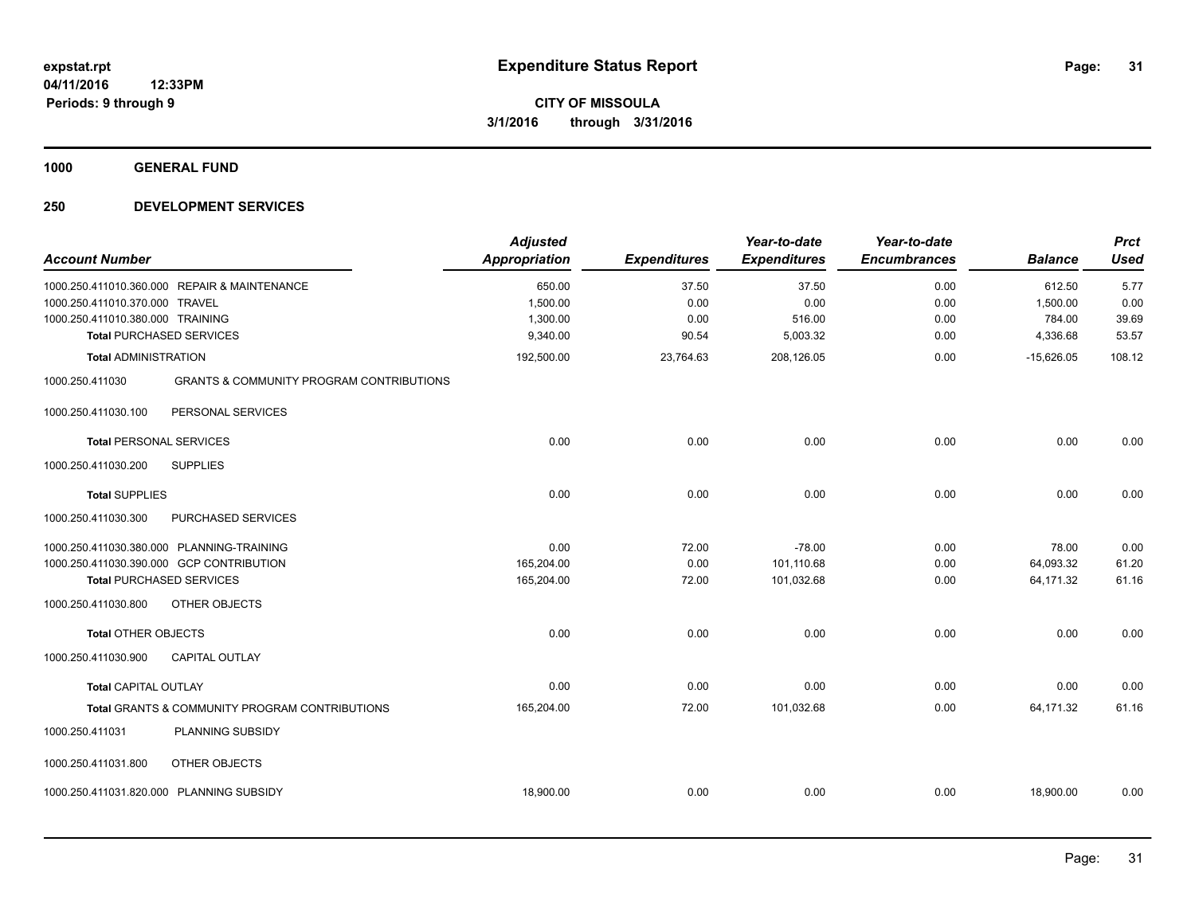**expstat.rpt**
**04/11/2016 12:33PM**
**Periods: 9 through 9**

# Expenditure Status Report

**CITY OF MISSOULA**
**3/1/2016 through 3/31/2016**

## 1000 GENERAL FUND

## 250 DEVELOPMENT SERVICES

| Account Number | | Adjusted Appropriation | Expenditures | Year-to-date Expenditures | Year-to-date Encumbrances | Balance | Prct Used |
|---|---|---|---|---|---|---|---|
| 1000.250.411010.360.000 | REPAIR & MAINTENANCE | 650.00 | 37.50 | 37.50 | 0.00 | 612.50 | 5.77 |
| 1000.250.411010.370.000 | TRAVEL | 1,500.00 | 0.00 | 0.00 | 0.00 | 1,500.00 | 0.00 |
| 1000.250.411010.380.000 | TRAINING | 1,300.00 | 0.00 | 516.00 | 0.00 | 784.00 | 39.69 |
| **Total** PURCHASED SERVICES | | 9,340.00 | 90.54 | 5,003.32 | 0.00 | 4,336.68 | 53.57 |
| **Total** ADMINISTRATION | | 192,500.00 | 23,764.63 | 208,126.05 | 0.00 | -15,626.05 | 108.12 |
| 1000.250.411030 | GRANTS & COMMUNITY PROGRAM CONTRIBUTIONS | | | | | | |
| 1000.250.411030.100 | PERSONAL SERVICES | | | | | | |
| **Total** PERSONAL SERVICES | | 0.00 | 0.00 | 0.00 | 0.00 | 0.00 | 0.00 |
| 1000.250.411030.200 | SUPPLIES | | | | | | |
| **Total** SUPPLIES | | 0.00 | 0.00 | 0.00 | 0.00 | 0.00 | 0.00 |
| 1000.250.411030.300 | PURCHASED SERVICES | | | | | | |
| 1000.250.411030.380.000 | PLANNING-TRAINING | 0.00 | 72.00 | -78.00 | 0.00 | 78.00 | 0.00 |
| 1000.250.411030.390.000 | GCP CONTRIBUTION | 165,204.00 | 0.00 | 101,110.68 | 0.00 | 64,093.32 | 61.20 |
| **Total** PURCHASED SERVICES | | 165,204.00 | 72.00 | 101,032.68 | 0.00 | 64,171.32 | 61.16 |
| 1000.250.411030.800 | OTHER OBJECTS | | | | | | |
| **Total** OTHER OBJECTS | | 0.00 | 0.00 | 0.00 | 0.00 | 0.00 | 0.00 |
| 1000.250.411030.900 | CAPITAL OUTLAY | | | | | | |
| **Total** CAPITAL OUTLAY | | 0.00 | 0.00 | 0.00 | 0.00 | 0.00 | 0.00 |
| **Total** GRANTS & COMMUNITY PROGRAM CONTRIBUTIONS | | 165,204.00 | 72.00 | 101,032.68 | 0.00 | 64,171.32 | 61.16 |
| 1000.250.411031 | PLANNING SUBSIDY | | | | | | |
| 1000.250.411031.800 | OTHER OBJECTS | | | | | | |
| 1000.250.411031.820.000 | PLANNING SUBSIDY | 18,900.00 | 0.00 | 0.00 | 0.00 | 18,900.00 | 0.00 |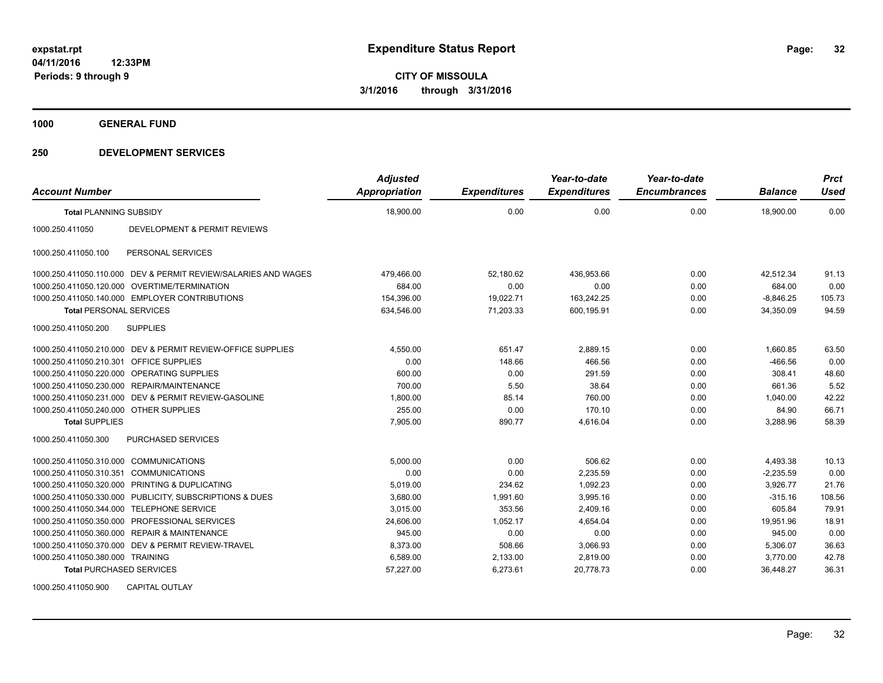**Expenditure Status Report**

**CITY OF MISSOULA**
**3/1/2016 through 3/31/2016**

expstat.rpt
04/11/2016 12:33PM
Periods: 9 through 9

**1000 GENERAL FUND**

**250 DEVELOPMENT SERVICES**

| Account Number | | Adjusted Appropriation | Expenditures | Year-to-date Expenditures | Year-to-date Encumbrances | Balance | Prct Used |
|---|---|---|---|---|---|---|---|
| **Total** PLANNING SUBSIDY | | 18,900.00 | 0.00 | 0.00 | 0.00 | 18,900.00 | 0.00 |
| 1000.250.411050 | DEVELOPMENT & PERMIT REVIEWS | | | | | | |
| 1000.250.411050.100 | PERSONAL SERVICES | | | | | | |
| 1000.250.411050.110.000 | DEV & PERMIT REVIEW/SALARIES AND WAGES | 479,466.00 | 52,180.62 | 436,953.66 | 0.00 | 42,512.34 | 91.13 |
| 1000.250.411050.120.000 | OVERTIME/TERMINATION | 684.00 | 0.00 | 0.00 | 0.00 | 684.00 | 0.00 |
| 1000.250.411050.140.000 | EMPLOYER CONTRIBUTIONS | 154,396.00 | 19,022.71 | 163,242.25 | 0.00 | -8,846.25 | 105.73 |
| **Total** PERSONAL SERVICES | | 634,546.00 | 71,203.33 | 600,195.91 | 0.00 | 34,350.09 | 94.59 |
| 1000.250.411050.200 | SUPPLIES | | | | | | |
| 1000.250.411050.210.000 | DEV & PERMIT REVIEW-OFFICE SUPPLIES | 4,550.00 | 651.47 | 2,889.15 | 0.00 | 1,660.85 | 63.50 |
| 1000.250.411050.210.301 | OFFICE SUPPLIES | 0.00 | 148.66 | 466.56 | 0.00 | -466.56 | 0.00 |
| 1000.250.411050.220.000 | OPERATING SUPPLIES | 600.00 | 0.00 | 291.59 | 0.00 | 308.41 | 48.60 |
| 1000.250.411050.230.000 | REPAIR/MAINTENANCE | 700.00 | 5.50 | 38.64 | 0.00 | 661.36 | 5.52 |
| 1000.250.411050.231.000 | DEV & PERMIT REVIEW-GASOLINE | 1,800.00 | 85.14 | 760.00 | 0.00 | 1,040.00 | 42.22 |
| 1000.250.411050.240.000 | OTHER SUPPLIES | 255.00 | 0.00 | 170.10 | 0.00 | 84.90 | 66.71 |
| **Total** SUPPLIES | | 7,905.00 | 890.77 | 4,616.04 | 0.00 | 3,288.96 | 58.39 |
| 1000.250.411050.300 | PURCHASED SERVICES | | | | | | |
| 1000.250.411050.310.000 | COMMUNICATIONS | 5,000.00 | 0.00 | 506.62 | 0.00 | 4,493.38 | 10.13 |
| 1000.250.411050.310.351 | COMMUNICATIONS | 0.00 | 0.00 | 2,235.59 | 0.00 | -2,235.59 | 0.00 |
| 1000.250.411050.320.000 | PRINTING & DUPLICATING | 5,019.00 | 234.62 | 1,092.23 | 0.00 | 3,926.77 | 21.76 |
| 1000.250.411050.330.000 | PUBLICITY, SUBSCRIPTIONS & DUES | 3,680.00 | 1,991.60 | 3,995.16 | 0.00 | -315.16 | 108.56 |
| 1000.250.411050.344.000 | TELEPHONE SERVICE | 3,015.00 | 353.56 | 2,409.16 | 0.00 | 605.84 | 79.91 |
| 1000.250.411050.350.000 | PROFESSIONAL SERVICES | 24,606.00 | 1,052.17 | 4,654.04 | 0.00 | 19,951.96 | 18.91 |
| 1000.250.411050.360.000 | REPAIR & MAINTENANCE | 945.00 | 0.00 | 0.00 | 0.00 | 945.00 | 0.00 |
| 1000.250.411050.370.000 | DEV & PERMIT REVIEW-TRAVEL | 8,373.00 | 508.66 | 3,066.93 | 0.00 | 5,306.07 | 36.63 |
| 1000.250.411050.380.000 | TRAINING | 6,589.00 | 2,133.00 | 2,819.00 | 0.00 | 3,770.00 | 42.78 |
| **Total** PURCHASED SERVICES | | 57,227.00 | 6,273.61 | 20,778.73 | 0.00 | 36,448.27 | 36.31 |
| 1000.250.411050.900 | CAPITAL OUTLAY | | | | | | |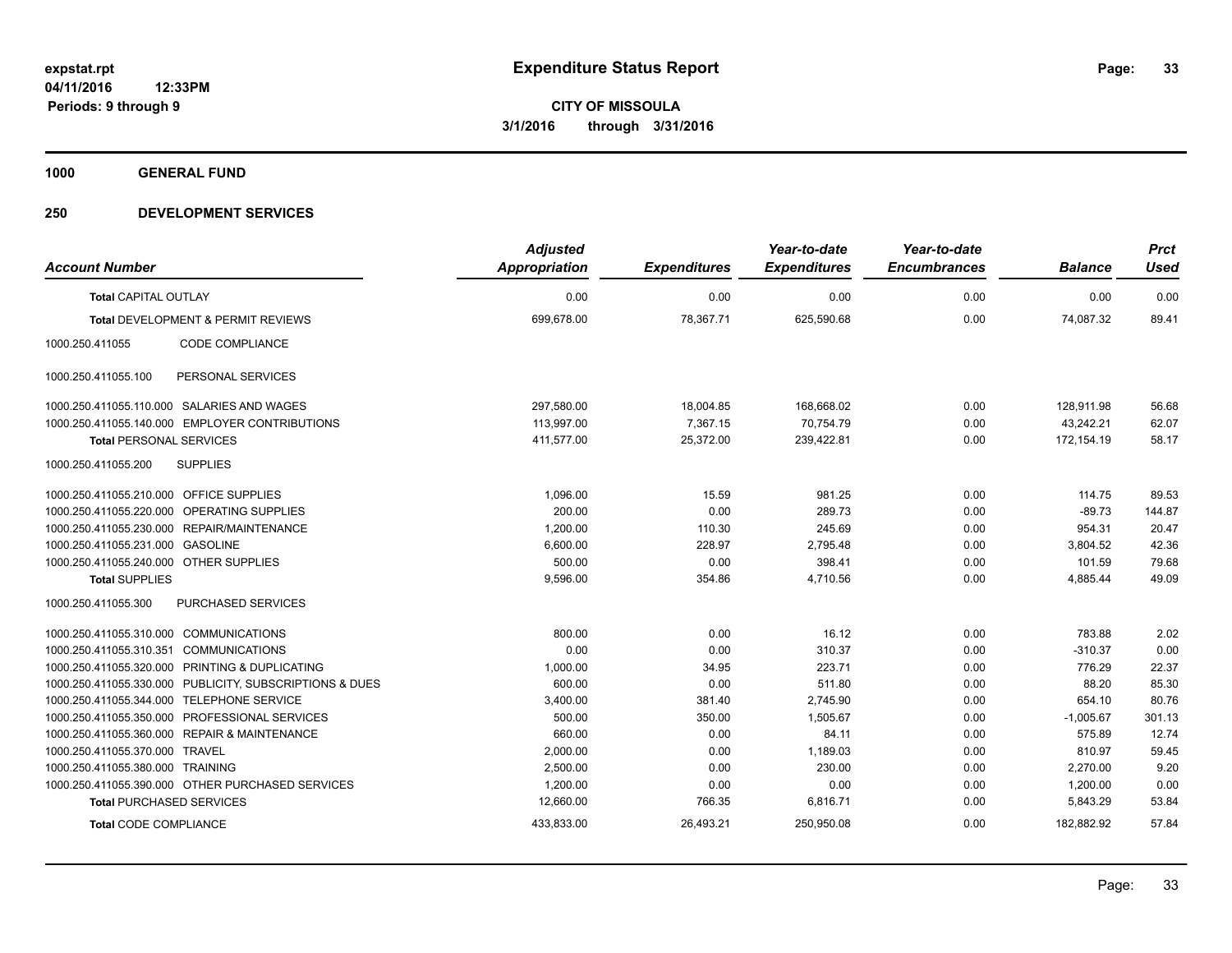**expstat.rpt**
**04/11/2016 12:33PM**
**Periods: 9 through 9**

# Expenditure Status Report

**CITY OF MISSOULA**
**3/1/2016 through 3/31/2016**

## 1000 GENERAL FUND

### 250 DEVELOPMENT SERVICES

| Account Number | | Adjusted Appropriation | Expenditures | Year-to-date Expenditures | Year-to-date Encumbrances | Balance | Prct Used |
|---|---|---|---|---|---|---|---|
| **Total** CAPITAL OUTLAY | | 0.00 | 0.00 | 0.00 | 0.00 | 0.00 | 0.00 |
| **Total** DEVELOPMENT & PERMIT REVIEWS | | 699,678.00 | 78,367.71 | 625,590.68 | 0.00 | 74,087.32 | 89.41 |
| 1000.250.411055 | CODE COMPLIANCE | | | | | | |
| 1000.250.411055.100 | PERSONAL SERVICES | | | | | | |
| 1000.250.411055.110.000 | SALARIES AND WAGES | 297,580.00 | 18,004.85 | 168,668.02 | 0.00 | 128,911.98 | 56.68 |
| 1000.250.411055.140.000 | EMPLOYER CONTRIBUTIONS | 113,997.00 | 7,367.15 | 70,754.79 | 0.00 | 43,242.21 | 62.07 |
| **Total** PERSONAL SERVICES | | 411,577.00 | 25,372.00 | 239,422.81 | 0.00 | 172,154.19 | 58.17 |
| 1000.250.411055.200 | SUPPLIES | | | | | | |
| 1000.250.411055.210.000 | OFFICE SUPPLIES | 1,096.00 | 15.59 | 981.25 | 0.00 | 114.75 | 89.53 |
| 1000.250.411055.220.000 | OPERATING SUPPLIES | 200.00 | 0.00 | 289.73 | 0.00 | -89.73 | 144.87 |
| 1000.250.411055.230.000 | REPAIR/MAINTENANCE | 1,200.00 | 110.30 | 245.69 | 0.00 | 954.31 | 20.47 |
| 1000.250.411055.231.000 | GASOLINE | 6,600.00 | 228.97 | 2,795.48 | 0.00 | 3,804.52 | 42.36 |
| 1000.250.411055.240.000 | OTHER SUPPLIES | 500.00 | 0.00 | 398.41 | 0.00 | 101.59 | 79.68 |
| **Total** SUPPLIES | | 9,596.00 | 354.86 | 4,710.56 | 0.00 | 4,885.44 | 49.09 |
| 1000.250.411055.300 | PURCHASED SERVICES | | | | | | |
| 1000.250.411055.310.000 | COMMUNICATIONS | 800.00 | 0.00 | 16.12 | 0.00 | 783.88 | 2.02 |
| 1000.250.411055.310.351 | COMMUNICATIONS | 0.00 | 0.00 | 310.37 | 0.00 | -310.37 | 0.00 |
| 1000.250.411055.320.000 | PRINTING & DUPLICATING | 1,000.00 | 34.95 | 223.71 | 0.00 | 776.29 | 22.37 |
| 1000.250.411055.330.000 | PUBLICITY, SUBSCRIPTIONS & DUES | 600.00 | 0.00 | 511.80 | 0.00 | 88.20 | 85.30 |
| 1000.250.411055.344.000 | TELEPHONE SERVICE | 3,400.00 | 381.40 | 2,745.90 | 0.00 | 654.10 | 80.76 |
| 1000.250.411055.350.000 | PROFESSIONAL SERVICES | 500.00 | 350.00 | 1,505.67 | 0.00 | -1,005.67 | 301.13 |
| 1000.250.411055.360.000 | REPAIR & MAINTENANCE | 660.00 | 0.00 | 84.11 | 0.00 | 575.89 | 12.74 |
| 1000.250.411055.370.000 | TRAVEL | 2,000.00 | 0.00 | 1,189.03 | 0.00 | 810.97 | 59.45 |
| 1000.250.411055.380.000 | TRAINING | 2,500.00 | 0.00 | 230.00 | 0.00 | 2,270.00 | 9.20 |
| 1000.250.411055.390.000 | OTHER PURCHASED SERVICES | 1,200.00 | 0.00 | 0.00 | 0.00 | 1,200.00 | 0.00 |
| **Total** PURCHASED SERVICES | | 12,660.00 | 766.35 | 6,816.71 | 0.00 | 5,843.29 | 53.84 |
| **Total** CODE COMPLIANCE | | 433,833.00 | 26,493.21 | 250,950.08 | 0.00 | 182,882.92 | 57.84 |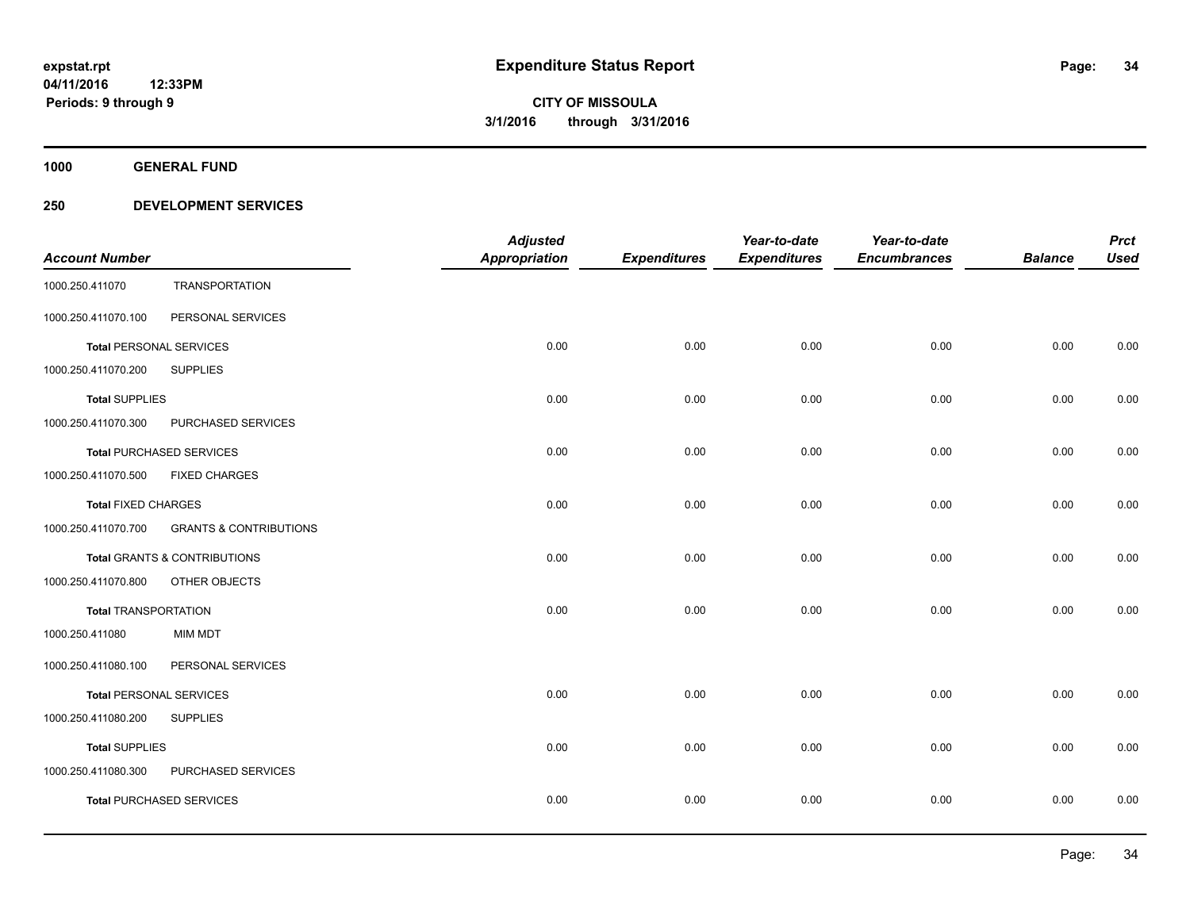**expstat.rpt**
**04/11/2016 12:33PM**
**Periods: 9 through 9**

# Expenditure Status Report

**CITY OF MISSOULA**
**3/1/2016 through 3/31/2016**

## 1000 GENERAL FUND

## 250 DEVELOPMENT SERVICES

| Account Number | | Adjusted Appropriation | Expenditures | Year-to-date Expenditures | Year-to-date Encumbrances | Balance | Prct Used |
|---|---|---|---|---|---|---|---|
| 1000.250.411070 | TRANSPORTATION | | | | | | |
| 1000.250.411070.100 | PERSONAL SERVICES | | | | | | |
| **Total** PERSONAL SERVICES | | 0.00 | 0.00 | 0.00 | 0.00 | 0.00 | 0.00 |
| 1000.250.411070.200 | SUPPLIES | | | | | | |
| **Total** SUPPLIES | | 0.00 | 0.00 | 0.00 | 0.00 | 0.00 | 0.00 |
| 1000.250.411070.300 | PURCHASED SERVICES | | | | | | |
| **Total** PURCHASED SERVICES | | 0.00 | 0.00 | 0.00 | 0.00 | 0.00 | 0.00 |
| 1000.250.411070.500 | FIXED CHARGES | | | | | | |
| **Total** FIXED CHARGES | | 0.00 | 0.00 | 0.00 | 0.00 | 0.00 | 0.00 |
| 1000.250.411070.700 | GRANTS & CONTRIBUTIONS | | | | | | |
| **Total** GRANTS & CONTRIBUTIONS | | 0.00 | 0.00 | 0.00 | 0.00 | 0.00 | 0.00 |
| 1000.250.411070.800 | OTHER OBJECTS | | | | | | |
| **Total** TRANSPORTATION | | 0.00 | 0.00 | 0.00 | 0.00 | 0.00 | 0.00 |
| 1000.250.411080 | MIM MDT | | | | | | |
| 1000.250.411080.100 | PERSONAL SERVICES | | | | | | |
| **Total** PERSONAL SERVICES | | 0.00 | 0.00 | 0.00 | 0.00 | 0.00 | 0.00 |
| 1000.250.411080.200 | SUPPLIES | | | | | | |
| **Total** SUPPLIES | | 0.00 | 0.00 | 0.00 | 0.00 | 0.00 | 0.00 |
| 1000.250.411080.300 | PURCHASED SERVICES | | | | | | |
| **Total** PURCHASED SERVICES | | 0.00 | 0.00 | 0.00 | 0.00 | 0.00 | 0.00 |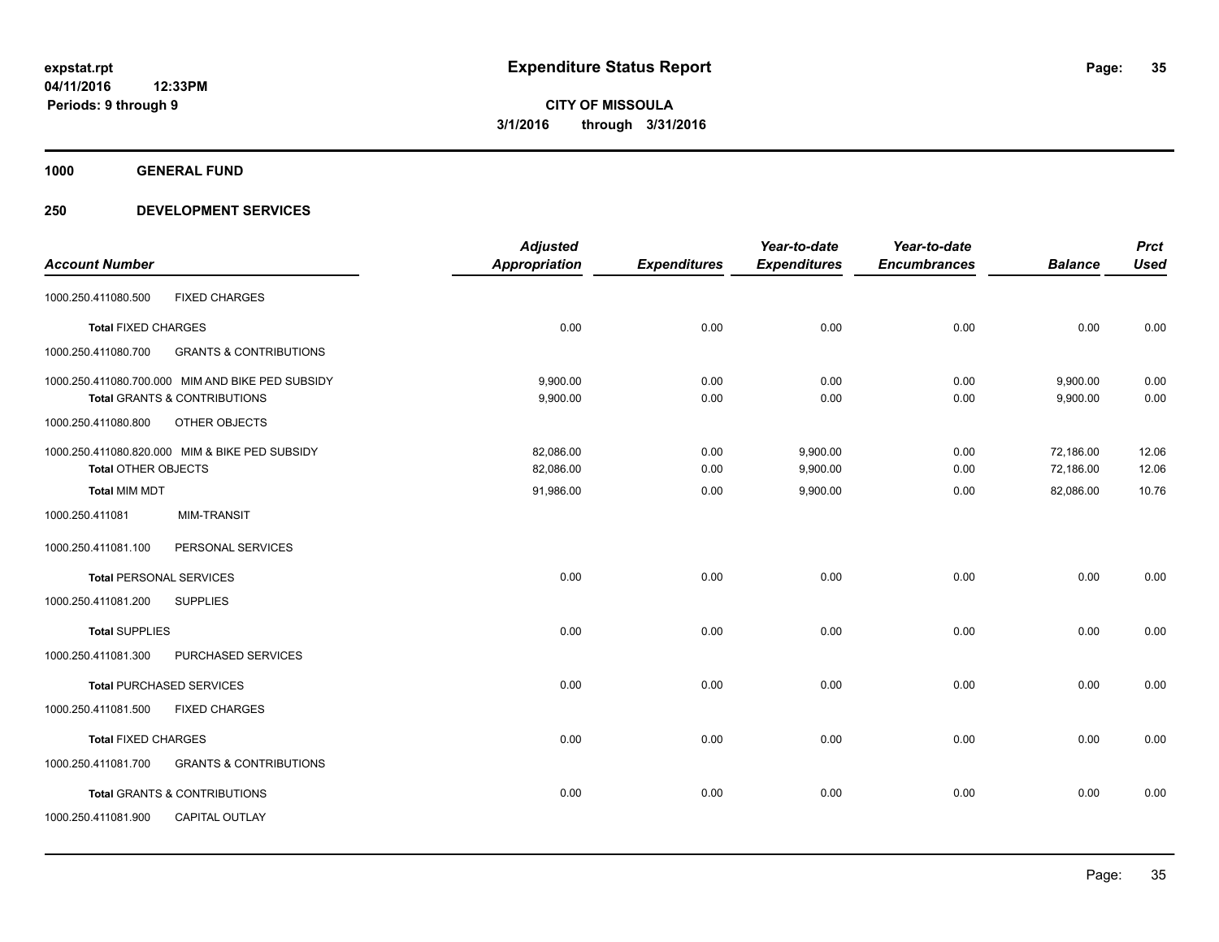**expstat.rpt**
**04/11/2016 12:33PM**
**Periods: 9 through 9**

# Expenditure Status Report

**CITY OF MISSOULA**
**3/1/2016 through 3/31/2016**

## 1000 GENERAL FUND

## 250 DEVELOPMENT SERVICES

| Account Number | | Adjusted Appropriation | Expenditures | Year-to-date Expenditures | Year-to-date Encumbrances | Balance | Prct Used |
|---|---|---|---|---|---|---|---|
| 1000.250.411080.500 | FIXED CHARGES | | | | | | |
| **Total** FIXED CHARGES | | 0.00 | 0.00 | 0.00 | 0.00 | 0.00 | 0.00 |
| 1000.250.411080.700 | GRANTS & CONTRIBUTIONS | | | | | | |
| 1000.250.411080.700.000 | MIM AND BIKE PED SUBSIDY | 9,900.00 | 0.00 | 0.00 | 0.00 | 9,900.00 | 0.00 |
| **Total** GRANTS & CONTRIBUTIONS | | 9,900.00 | 0.00 | 0.00 | 0.00 | 9,900.00 | 0.00 |
| 1000.250.411080.800 | OTHER OBJECTS | | | | | | |
| 1000.250.411080.820.000 | MIM & BIKE PED SUBSIDY | 82,086.00 | 0.00 | 9,900.00 | 0.00 | 72,186.00 | 12.06 |
| **Total** OTHER OBJECTS | | 82,086.00 | 0.00 | 9,900.00 | 0.00 | 72,186.00 | 12.06 |
| **Total** MIM MDT | | 91,986.00 | 0.00 | 9,900.00 | 0.00 | 82,086.00 | 10.76 |
| 1000.250.411081 | MIM-TRANSIT | | | | | | |
| 1000.250.411081.100 | PERSONAL SERVICES | | | | | | |
| **Total** PERSONAL SERVICES | | 0.00 | 0.00 | 0.00 | 0.00 | 0.00 | 0.00 |
| 1000.250.411081.200 | SUPPLIES | | | | | | |
| **Total** SUPPLIES | | 0.00 | 0.00 | 0.00 | 0.00 | 0.00 | 0.00 |
| 1000.250.411081.300 | PURCHASED SERVICES | | | | | | |
| **Total** PURCHASED SERVICES | | 0.00 | 0.00 | 0.00 | 0.00 | 0.00 | 0.00 |
| 1000.250.411081.500 | FIXED CHARGES | | | | | | |
| **Total** FIXED CHARGES | | 0.00 | 0.00 | 0.00 | 0.00 | 0.00 | 0.00 |
| 1000.250.411081.700 | GRANTS & CONTRIBUTIONS | | | | | | |
| **Total** GRANTS & CONTRIBUTIONS | | 0.00 | 0.00 | 0.00 | 0.00 | 0.00 | 0.00 |
| 1000.250.411081.900 | CAPITAL OUTLAY | | | | | | |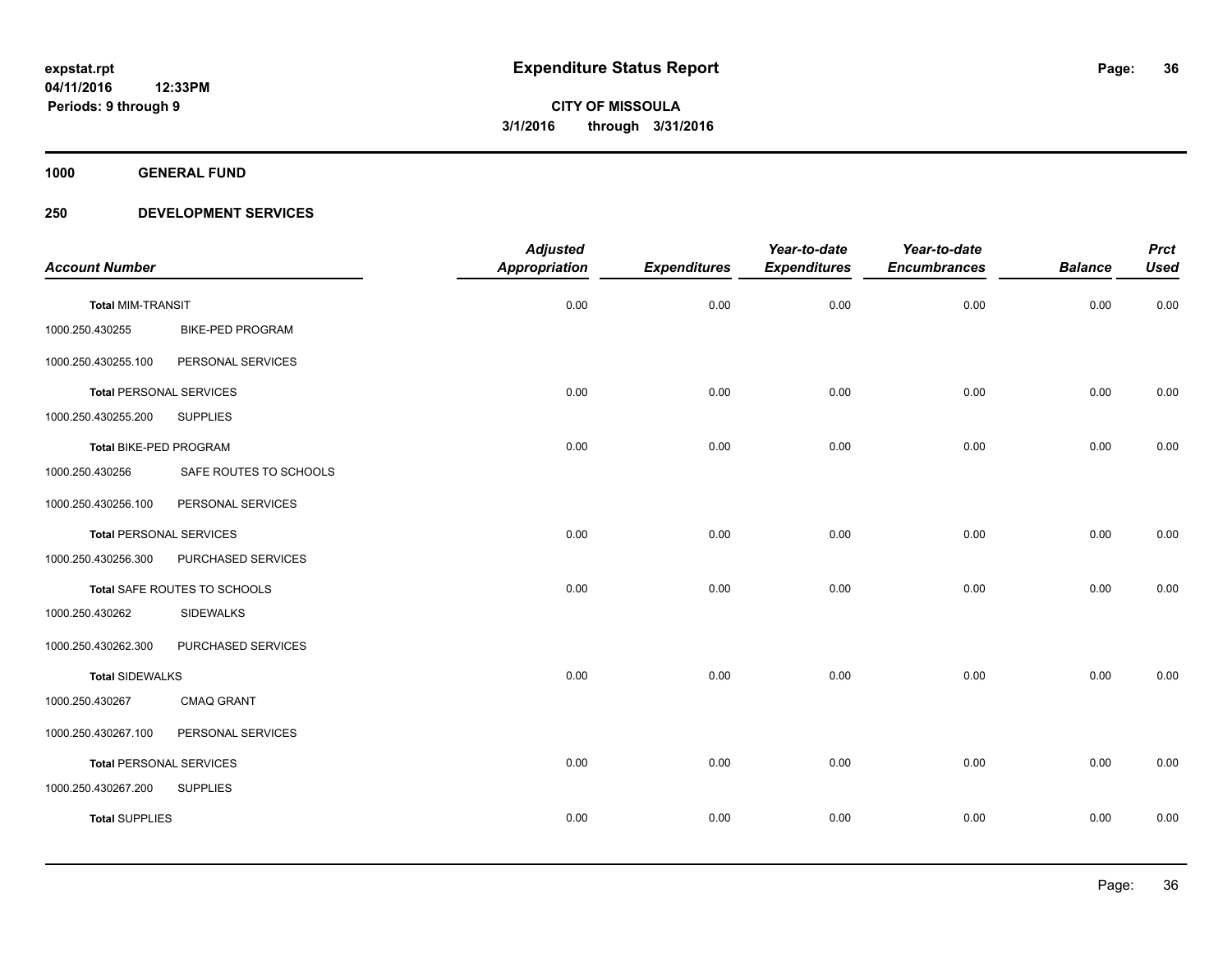**expstat.rpt**
**04/11/2016 12:33PM**
**Periods: 9 through 9**

# Expenditure Status Report

**CITY OF MISSOULA**
**3/1/2016 through 3/31/2016**

**1000 GENERAL FUND**

**250 DEVELOPMENT SERVICES**

| Account Number | | Adjusted Appropriation | Expenditures | Year-to-date Expenditures | Year-to-date Encumbrances | Balance | Prct Used |
|---|---|---|---|---|---|---|---|
| **Total MIM-TRANSIT** | | 0.00 | 0.00 | 0.00 | 0.00 | 0.00 | 0.00 |
| 1000.250.430255 | BIKE-PED PROGRAM | | | | | | |
| 1000.250.430255.100 | PERSONAL SERVICES | | | | | | |
| **Total PERSONAL SERVICES** | | 0.00 | 0.00 | 0.00 | 0.00 | 0.00 | 0.00 |
| 1000.250.430255.200 | SUPPLIES | | | | | | |
| **Total BIKE-PED PROGRAM** | | 0.00 | 0.00 | 0.00 | 0.00 | 0.00 | 0.00 |
| 1000.250.430256 | SAFE ROUTES TO SCHOOLS | | | | | | |
| 1000.250.430256.100 | PERSONAL SERVICES | | | | | | |
| **Total PERSONAL SERVICES** | | 0.00 | 0.00 | 0.00 | 0.00 | 0.00 | 0.00 |
| 1000.250.430256.300 | PURCHASED SERVICES | | | | | | |
| **Total SAFE ROUTES TO SCHOOLS** | | 0.00 | 0.00 | 0.00 | 0.00 | 0.00 | 0.00 |
| 1000.250.430262 | SIDEWALKS | | | | | | |
| 1000.250.430262.300 | PURCHASED SERVICES | | | | | | |
| **Total SIDEWALKS** | | 0.00 | 0.00 | 0.00 | 0.00 | 0.00 | 0.00 |
| 1000.250.430267 | CMAQ GRANT | | | | | | |
| 1000.250.430267.100 | PERSONAL SERVICES | | | | | | |
| **Total PERSONAL SERVICES** | | 0.00 | 0.00 | 0.00 | 0.00 | 0.00 | 0.00 |
| 1000.250.430267.200 | SUPPLIES | | | | | | |
| **Total SUPPLIES** | | 0.00 | 0.00 | 0.00 | 0.00 | 0.00 | 0.00 |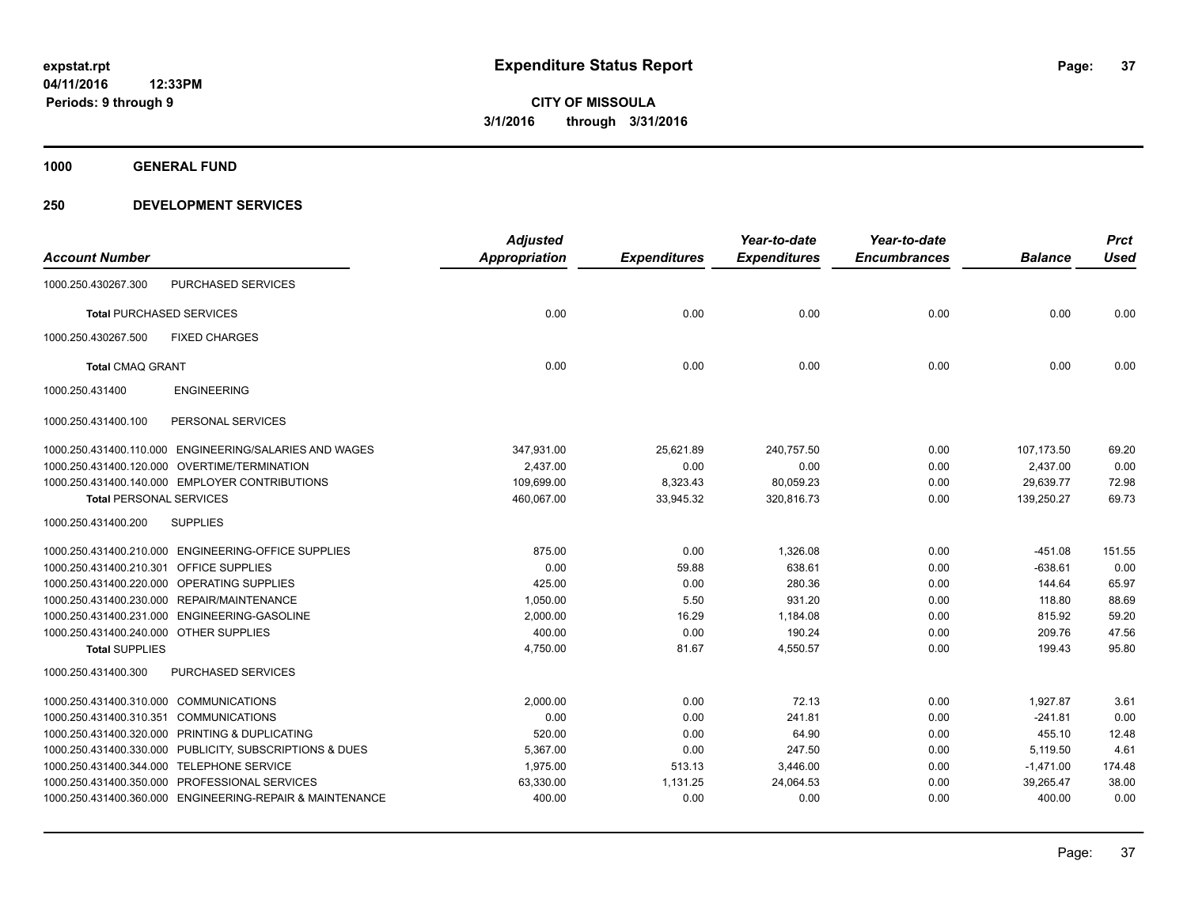# Expenditure Status Report

expstat.rpt
04/11/2016 12:33PM
Periods: 9 through 9

**CITY OF MISSOULA**
**3/1/2016 through 3/31/2016**

## 1000 GENERAL FUND

## 250 DEVELOPMENT SERVICES

| Account Number | | Adjusted Appropriation | Expenditures | Year-to-date Expenditures | Year-to-date Encumbrances | Balance | Prct Used |
|---|---|---|---|---|---|---|---|
| 1000.250.430267.300 | PURCHASED SERVICES | | | | | | |
| **Total** PURCHASED SERVICES | | 0.00 | 0.00 | 0.00 | 0.00 | 0.00 | 0.00 |
| 1000.250.430267.500 | FIXED CHARGES | | | | | | |
| **Total** CMAQ GRANT | | 0.00 | 0.00 | 0.00 | 0.00 | 0.00 | 0.00 |
| 1000.250.431400 | ENGINEERING | | | | | | |
| 1000.250.431400.100 | PERSONAL SERVICES | | | | | | |
| 1000.250.431400.110.000 | ENGINEERING/SALARIES AND WAGES | 347,931.00 | 25,621.89 | 240,757.50 | 0.00 | 107,173.50 | 69.20 |
| 1000.250.431400.120.000 | OVERTIME/TERMINATION | 2,437.00 | 0.00 | 0.00 | 0.00 | 2,437.00 | 0.00 |
| 1000.250.431400.140.000 | EMPLOYER CONTRIBUTIONS | 109,699.00 | 8,323.43 | 80,059.23 | 0.00 | 29,639.77 | 72.98 |
| **Total** PERSONAL SERVICES | | 460,067.00 | 33,945.32 | 320,816.73 | 0.00 | 139,250.27 | 69.73 |
| 1000.250.431400.200 | SUPPLIES | | | | | | |
| 1000.250.431400.210.000 | ENGINEERING-OFFICE SUPPLIES | 875.00 | 0.00 | 1,326.08 | 0.00 | -451.08 | 151.55 |
| 1000.250.431400.210.301 | OFFICE SUPPLIES | 0.00 | 59.88 | 638.61 | 0.00 | -638.61 | 0.00 |
| 1000.250.431400.220.000 | OPERATING SUPPLIES | 425.00 | 0.00 | 280.36 | 0.00 | 144.64 | 65.97 |
| 1000.250.431400.230.000 | REPAIR/MAINTENANCE | 1,050.00 | 5.50 | 931.20 | 0.00 | 118.80 | 88.69 |
| 1000.250.431400.231.000 | ENGINEERING-GASOLINE | 2,000.00 | 16.29 | 1,184.08 | 0.00 | 815.92 | 59.20 |
| 1000.250.431400.240.000 | OTHER SUPPLIES | 400.00 | 0.00 | 190.24 | 0.00 | 209.76 | 47.56 |
| **Total** SUPPLIES | | 4,750.00 | 81.67 | 4,550.57 | 0.00 | 199.43 | 95.80 |
| 1000.250.431400.300 | PURCHASED SERVICES | | | | | | |
| 1000.250.431400.310.000 | COMMUNICATIONS | 2,000.00 | 0.00 | 72.13 | 0.00 | 1,927.87 | 3.61 |
| 1000.250.431400.310.351 | COMMUNICATIONS | 0.00 | 0.00 | 241.81 | 0.00 | -241.81 | 0.00 |
| 1000.250.431400.320.000 | PRINTING & DUPLICATING | 520.00 | 0.00 | 64.90 | 0.00 | 455.10 | 12.48 |
| 1000.250.431400.330.000 | PUBLICITY, SUBSCRIPTIONS & DUES | 5,367.00 | 0.00 | 247.50 | 0.00 | 5,119.50 | 4.61 |
| 1000.250.431400.344.000 | TELEPHONE SERVICE | 1,975.00 | 513.13 | 3,446.00 | 0.00 | -1,471.00 | 174.48 |
| 1000.250.431400.350.000 | PROFESSIONAL SERVICES | 63,330.00 | 1,131.25 | 24,064.53 | 0.00 | 39,265.47 | 38.00 |
| 1000.250.431400.360.000 | ENGINEERING-REPAIR & MAINTENANCE | 400.00 | 0.00 | 0.00 | 0.00 | 400.00 | 0.00 |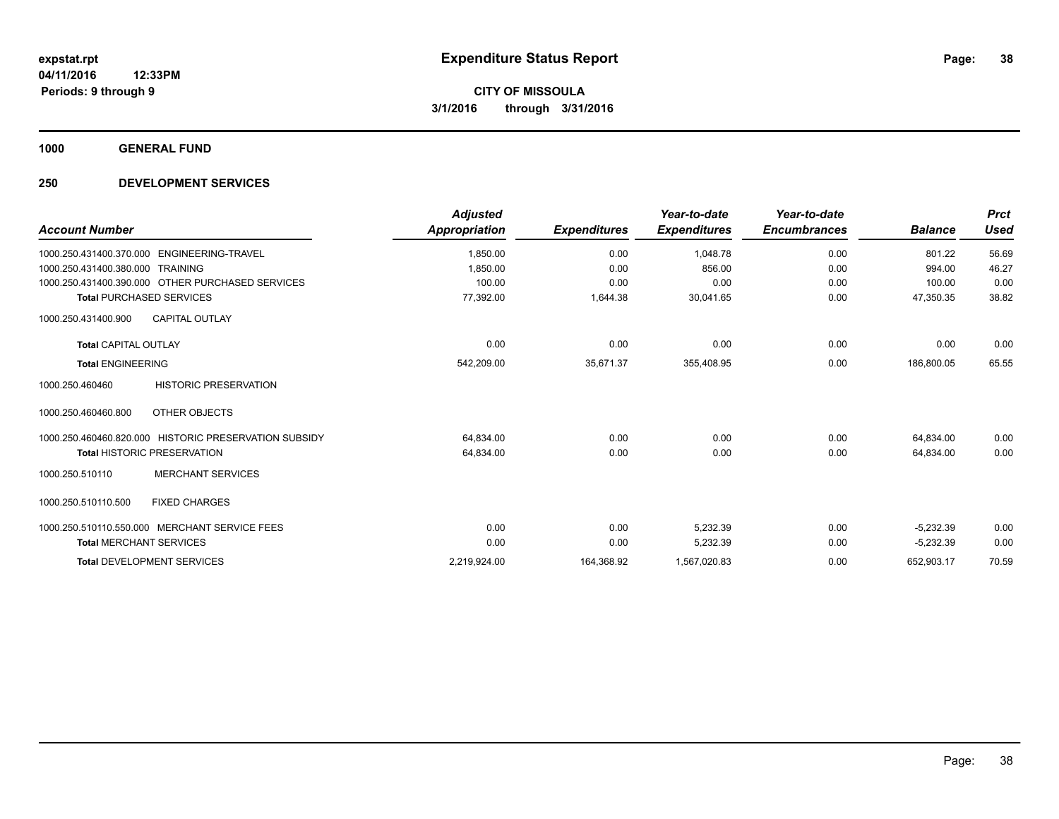**Expenditure Status Report**

**CITY OF MISSOULA**

**3/1/2016 through 3/31/2016**

**Periods: 9 through 9**

**1000 GENERAL FUND**

**250 DEVELOPMENT SERVICES**

| Account Number | Adjusted Appropriation | Expenditures | Year-to-date Expenditures | Year-to-date Encumbrances | Balance | Prct Used |
|---|---|---|---|---|---|---|
| 1000.250.431400.370.000 ENGINEERING-TRAVEL | 1,850.00 | 0.00 | 1,048.78 | 0.00 | 801.22 | 56.69 |
| 1000.250.431400.380.000 TRAINING | 1,850.00 | 0.00 | 856.00 | 0.00 | 994.00 | 46.27 |
| 1000.250.431400.390.000 OTHER PURCHASED SERVICES | 100.00 | 0.00 | 0.00 | 0.00 | 100.00 | 0.00 |
| **Total** PURCHASED SERVICES | 77,392.00 | 1,644.38 | 30,041.65 | 0.00 | 47,350.35 | 38.82 |
| 1000.250.431400.900 CAPITAL OUTLAY | | | | | | |
| **Total** CAPITAL OUTLAY | 0.00 | 0.00 | 0.00 | 0.00 | 0.00 | 0.00 |
| **Total** ENGINEERING | 542,209.00 | 35,671.37 | 355,408.95 | 0.00 | 186,800.05 | 65.55 |
| 1000.250.460460 HISTORIC PRESERVATION | | | | | | |
| 1000.250.460460.800 OTHER OBJECTS | | | | | | |
| 1000.250.460460.820.000 HISTORIC PRESERVATION SUBSIDY | 64,834.00 | 0.00 | 0.00 | 0.00 | 64,834.00 | 0.00 |
| **Total** HISTORIC PRESERVATION | 64,834.00 | 0.00 | 0.00 | 0.00 | 64,834.00 | 0.00 |
| 1000.250.510110 MERCHANT SERVICES | | | | | | |
| 1000.250.510110.500 FIXED CHARGES | | | | | | |
| 1000.250.510110.550.000 MERCHANT SERVICE FEES | 0.00 | 0.00 | 5,232.39 | 0.00 | -5,232.39 | 0.00 |
| **Total** MERCHANT SERVICES | 0.00 | 0.00 | 5,232.39 | 0.00 | -5,232.39 | 0.00 |
| **Total** DEVELOPMENT SERVICES | 2,219,924.00 | 164,368.92 | 1,567,020.83 | 0.00 | 652,903.17 | 70.59 |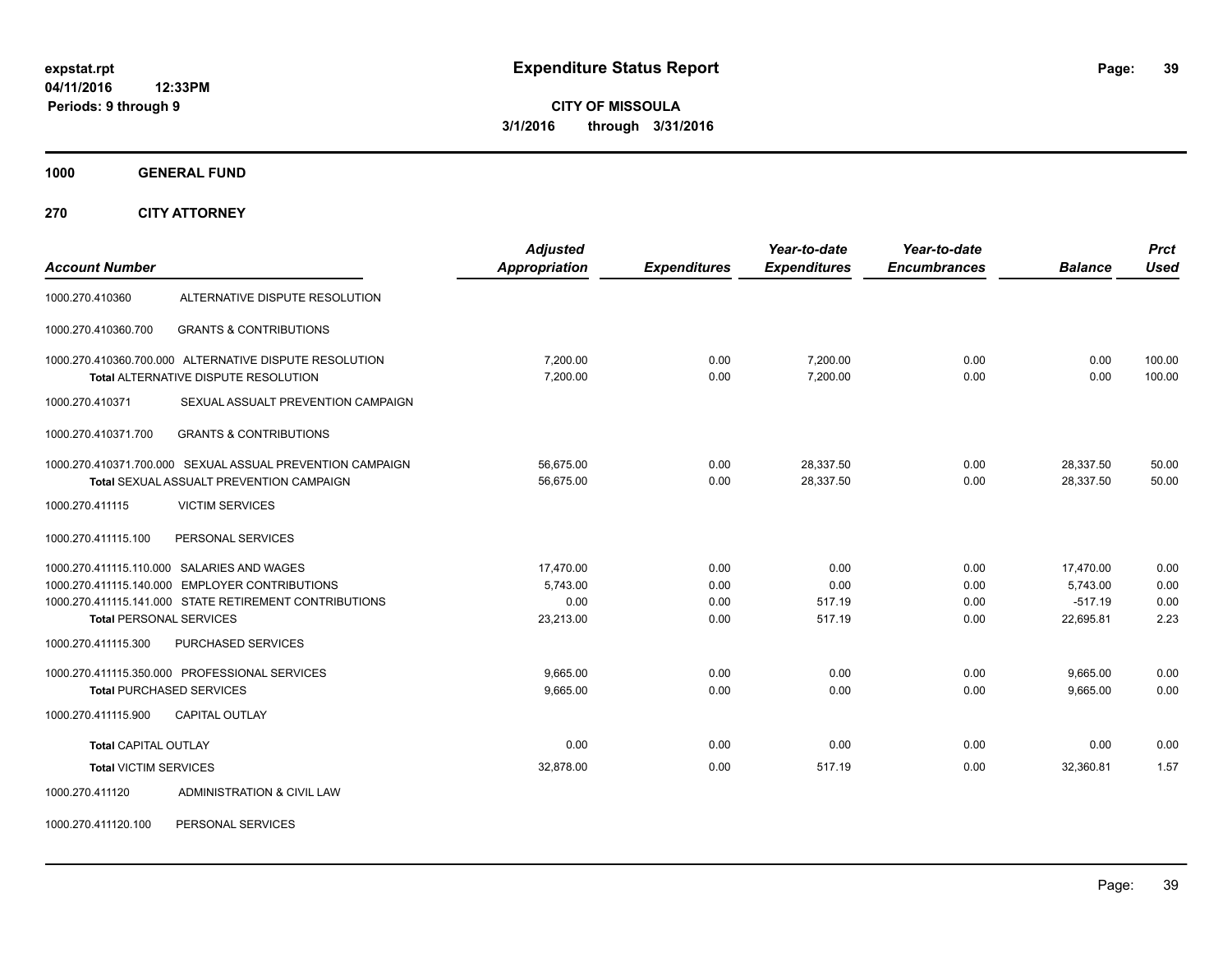# Expenditure Status Report

**CITY OF MISSOULA**

**3/1/2016 through 3/31/2016**

expstat.rpt
04/11/2016 12:33PM
Periods: 9 through 9

**1000 GENERAL FUND**

**270 CITY ATTORNEY**

| Account Number | | Adjusted Appropriation | Expenditures | Year-to-date Expenditures | Year-to-date Encumbrances | Balance | Prct Used |
|---|---|---|---|---|---|---|---|
| 1000.270.410360 | ALTERNATIVE DISPUTE RESOLUTION | | | | | | |
| 1000.270.410360.700 | GRANTS & CONTRIBUTIONS | | | | | | |
| 1000.270.410360.700.000 | ALTERNATIVE DISPUTE RESOLUTION | 7,200.00 | 0.00 | 7,200.00 | 0.00 | 0.00 | 100.00 |
| | Total ALTERNATIVE DISPUTE RESOLUTION | 7,200.00 | 0.00 | 7,200.00 | 0.00 | 0.00 | 100.00 |
| 1000.270.410371 | SEXUAL ASSAULT PREVENTION CAMPAIGN | | | | | | |
| 1000.270.410371.700 | GRANTS & CONTRIBUTIONS | | | | | | |
| 1000.270.410371.700.000 | SEXUAL ASSUAL PREVENTION CAMPAIGN | 56,675.00 | 0.00 | 28,337.50 | 0.00 | 28,337.50 | 50.00 |
| | Total SEXUAL ASSUALT PREVENTION CAMPAIGN | 56,675.00 | 0.00 | 28,337.50 | 0.00 | 28,337.50 | 50.00 |
| 1000.270.411115 | VICTIM SERVICES | | | | | | |
| 1000.270.411115.100 | PERSONAL SERVICES | | | | | | |
| 1000.270.411115.110.000 | SALARIES AND WAGES | 17,470.00 | 0.00 | 0.00 | 0.00 | 17,470.00 | 0.00 |
| 1000.270.411115.140.000 | EMPLOYER CONTRIBUTIONS | 5,743.00 | 0.00 | 0.00 | 0.00 | 5,743.00 | 0.00 |
| 1000.270.411115.141.000 | STATE RETIREMENT CONTRIBUTIONS | 0.00 | 0.00 | 517.19 | 0.00 | -517.19 | 0.00 |
| | Total PERSONAL SERVICES | 23,213.00 | 0.00 | 517.19 | 0.00 | 22,695.81 | 2.23 |
| 1000.270.411115.300 | PURCHASED SERVICES | | | | | | |
| 1000.270.411115.350.000 | PROFESSIONAL SERVICES | 9,665.00 | 0.00 | 0.00 | 0.00 | 9,665.00 | 0.00 |
| | Total PURCHASED SERVICES | 9,665.00 | 0.00 | 0.00 | 0.00 | 9,665.00 | 0.00 |
| 1000.270.411115.900 | CAPITAL OUTLAY | | | | | | |
| | Total CAPITAL OUTLAY | 0.00 | 0.00 | 0.00 | 0.00 | 0.00 | 0.00 |
| | Total VICTIM SERVICES | 32,878.00 | 0.00 | 517.19 | 0.00 | 32,360.81 | 1.57 |
| 1000.270.411120 | ADMINISTRATION & CIVIL LAW | | | | | | |
| 1000.270.411120.100 | PERSONAL SERVICES | | | | | | |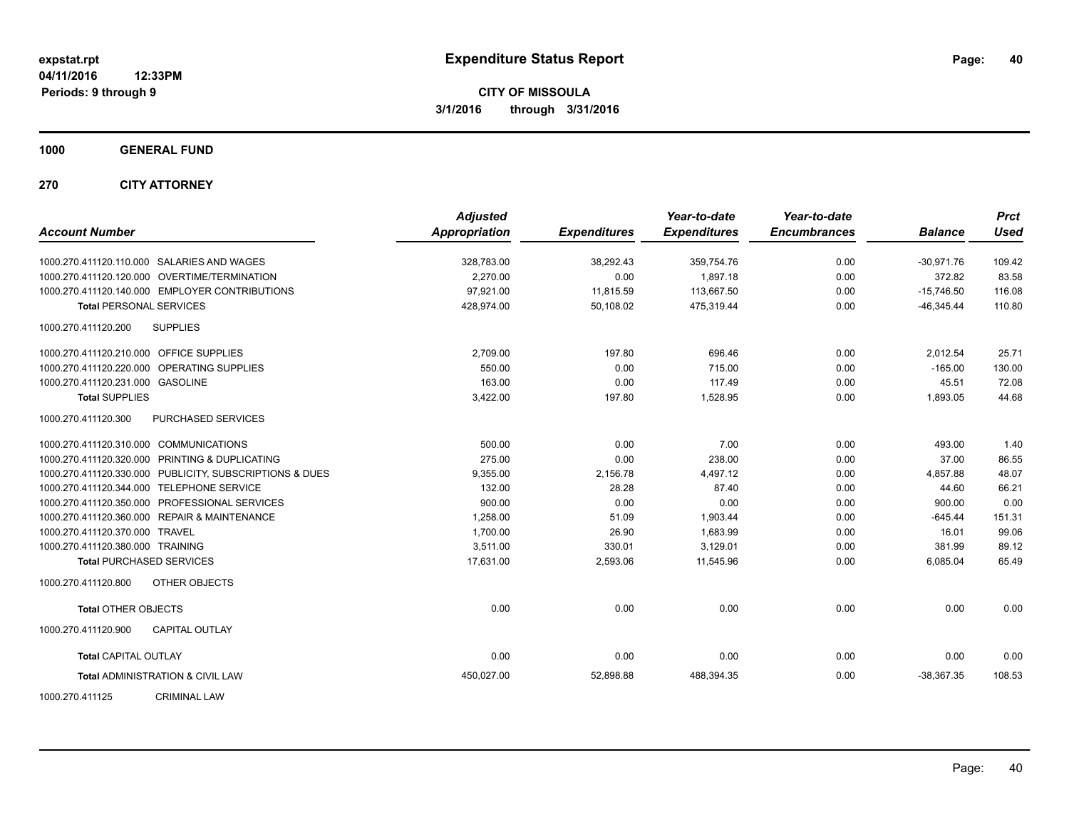# Expenditure Status Report

expstat.rpt
04/11/2016 12:33PM
Periods: 9 through 9

**CITY OF MISSOULA**
**3/1/2016 through 3/31/2016**

**1000 GENERAL FUND**

**270 CITY ATTORNEY**

| Account Number | Adjusted Appropriation | Expenditures | Year-to-date Expenditures | Year-to-date Encumbrances | Balance | Prct Used |
|---|---|---|---|---|---|---|
| 1000.270.411120.110.000 SALARIES AND WAGES | 328,783.00 | 38,292.43 | 359,754.76 | 0.00 | -30,971.76 | 109.42 |
| 1000.270.411120.120.000 OVERTIME/TERMINATION | 2,270.00 | 0.00 | 1,897.18 | 0.00 | 372.82 | 83.58 |
| 1000.270.411120.140.000 EMPLOYER CONTRIBUTIONS | 97,921.00 | 11,815.59 | 113,667.50 | 0.00 | -15,746.50 | 116.08 |
| **Total** PERSONAL SERVICES | 428,974.00 | 50,108.02 | 475,319.44 | 0.00 | -46,345.44 | 110.80 |
| 1000.270.411120.200 SUPPLIES | | | | | | |
| 1000.270.411120.210.000 OFFICE SUPPLIES | 2,709.00 | 197.80 | 696.46 | 0.00 | 2,012.54 | 25.71 |
| 1000.270.411120.220.000 OPERATING SUPPLIES | 550.00 | 0.00 | 715.00 | 0.00 | -165.00 | 130.00 |
| 1000.270.411120.231.000 GASOLINE | 163.00 | 0.00 | 117.49 | 0.00 | 45.51 | 72.08 |
| **Total** SUPPLIES | 3,422.00 | 197.80 | 1,528.95 | 0.00 | 1,893.05 | 44.68 |
| 1000.270.411120.300 PURCHASED SERVICES | | | | | | |
| 1000.270.411120.310.000 COMMUNICATIONS | 500.00 | 0.00 | 7.00 | 0.00 | 493.00 | 1.40 |
| 1000.270.411120.320.000 PRINTING & DUPLICATING | 275.00 | 0.00 | 238.00 | 0.00 | 37.00 | 86.55 |
| 1000.270.411120.330.000 PUBLICITY, SUBSCRIPTIONS & DUES | 9,355.00 | 2,156.78 | 4,497.12 | 0.00 | 4,857.88 | 48.07 |
| 1000.270.411120.344.000 TELEPHONE SERVICE | 132.00 | 28.28 | 87.40 | 0.00 | 44.60 | 66.21 |
| 1000.270.411120.350.000 PROFESSIONAL SERVICES | 900.00 | 0.00 | 0.00 | 0.00 | 900.00 | 0.00 |
| 1000.270.411120.360.000 REPAIR & MAINTENANCE | 1,258.00 | 51.09 | 1,903.44 | 0.00 | -645.44 | 151.31 |
| 1000.270.411120.370.000 TRAVEL | 1,700.00 | 26.90 | 1,683.99 | 0.00 | 16.01 | 99.06 |
| 1000.270.411120.380.000 TRAINING | 3,511.00 | 330.01 | 3,129.01 | 0.00 | 381.99 | 89.12 |
| **Total** PURCHASED SERVICES | 17,631.00 | 2,593.06 | 11,545.96 | 0.00 | 6,085.04 | 65.49 |
| 1000.270.411120.800 OTHER OBJECTS | | | | | | |
| **Total** OTHER OBJECTS | 0.00 | 0.00 | 0.00 | 0.00 | 0.00 | 0.00 |
| 1000.270.411120.900 CAPITAL OUTLAY | | | | | | |
| **Total** CAPITAL OUTLAY | 0.00 | 0.00 | 0.00 | 0.00 | 0.00 | 0.00 |
| **Total** ADMINISTRATION & CIVIL LAW | 450,027.00 | 52,898.88 | 488,394.35 | 0.00 | -38,367.35 | 108.53 |

1000.270.411125 CRIMINAL LAW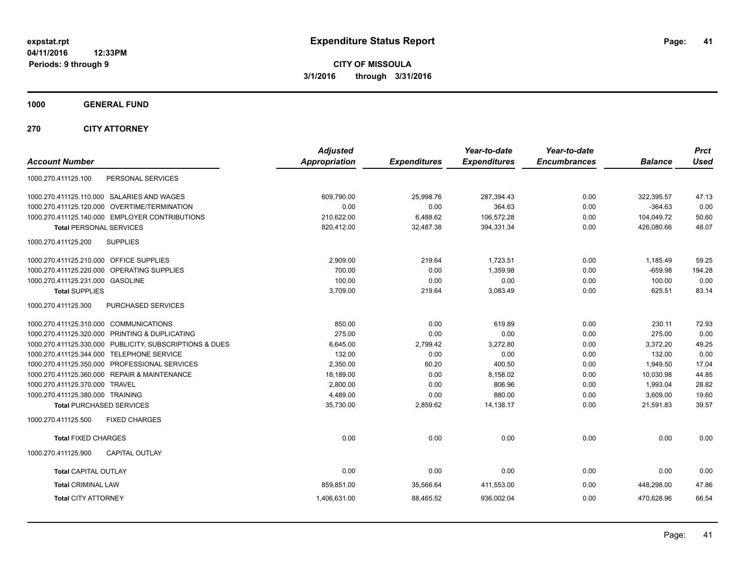expstat.rpt
04/11/2016 12:33PM
Periods: 9 through 9

# Expenditure Status Report

**CITY OF MISSOULA**
**3/1/2016 through 3/31/2016**

**1000 GENERAL FUND**

**270 CITY ATTORNEY**

| Account Number | | Adjusted Appropriation | Expenditures | Year-to-date Expenditures | Year-to-date Encumbrances | Balance | Prct Used |
|---|---|---|---|---|---|---|---|
| 1000.270.411125.100 | PERSONAL SERVICES | | | | | | |
| 1000.270.411125.110.000 | SALARIES AND WAGES | 609,790.00 | 25,998.76 | 287,394.43 | 0.00 | 322,395.57 | 47.13 |
| 1000.270.411125.120.000 | OVERTIME/TERMINATION | 0.00 | 0.00 | 364.63 | 0.00 | -364.63 | 0.00 |
| 1000.270.411125.140.000 | EMPLOYER CONTRIBUTIONS | 210,622.00 | 6,488.62 | 106,572.28 | 0.00 | 104,049.72 | 50.60 |
| **Total** PERSONAL SERVICES | | 820,412.00 | 32,487.38 | 394,331.34 | 0.00 | 426,080.66 | 48.07 |
| 1000.270.411125.200 | SUPPLIES | | | | | | |
| 1000.270.411125.210.000 | OFFICE SUPPLIES | 2,909.00 | 219.64 | 1,723.51 | 0.00 | 1,185.49 | 59.25 |
| 1000.270.411125.220.000 | OPERATING SUPPLIES | 700.00 | 0.00 | 1,359.98 | 0.00 | -659.98 | 194.28 |
| 1000.270.411125.231.000 | GASOLINE | 100.00 | 0.00 | 0.00 | 0.00 | 100.00 | 0.00 |
| **Total** SUPPLIES | | 3,709.00 | 219.64 | 3,083.49 | 0.00 | 625.51 | 83.14 |
| 1000.270.411125.300 | PURCHASED SERVICES | | | | | | |
| 1000.270.411125.310.000 | COMMUNICATIONS | 850.00 | 0.00 | 619.89 | 0.00 | 230.11 | 72.93 |
| 1000.270.411125.320.000 | PRINTING & DUPLICATING | 275.00 | 0.00 | 0.00 | 0.00 | 275.00 | 0.00 |
| 1000.270.411125.330.000 | PUBLICITY, SUBSCRIPTIONS & DUES | 6,645.00 | 2,799.42 | 3,272.80 | 0.00 | 3,372.20 | 49.25 |
| 1000.270.411125.344.000 | TELEPHONE SERVICE | 132.00 | 0.00 | 0.00 | 0.00 | 132.00 | 0.00 |
| 1000.270.411125.350.000 | PROFESSIONAL SERVICES | 2,350.00 | 60.20 | 400.50 | 0.00 | 1,949.50 | 17.04 |
| 1000.270.411125.360.000 | REPAIR & MAINTENANCE | 18,189.00 | 0.00 | 8,158.02 | 0.00 | 10,030.98 | 44.85 |
| 1000.270.411125.370.000 | TRAVEL | 2,800.00 | 0.00 | 806.96 | 0.00 | 1,993.04 | 28.82 |
| 1000.270.411125.380.000 | TRAINING | 4,489.00 | 0.00 | 880.00 | 0.00 | 3,609.00 | 19.60 |
| **Total** PURCHASED SERVICES | | 35,730.00 | 2,859.62 | 14,138.17 | 0.00 | 21,591.83 | 39.57 |
| 1000.270.411125.500 | FIXED CHARGES | | | | | | |
| **Total** FIXED CHARGES | | 0.00 | 0.00 | 0.00 | 0.00 | 0.00 | 0.00 |
| 1000.270.411125.900 | CAPITAL OUTLAY | | | | | | |
| **Total** CAPITAL OUTLAY | | 0.00 | 0.00 | 0.00 | 0.00 | 0.00 | 0.00 |
| **Total** CRIMINAL LAW | | 859,851.00 | 35,566.64 | 411,553.00 | 0.00 | 448,298.00 | 47.86 |
| **Total** CITY ATTORNEY | | 1,406,631.00 | 88,465.52 | 936,002.04 | 0.00 | 470,628.96 | 66.54 |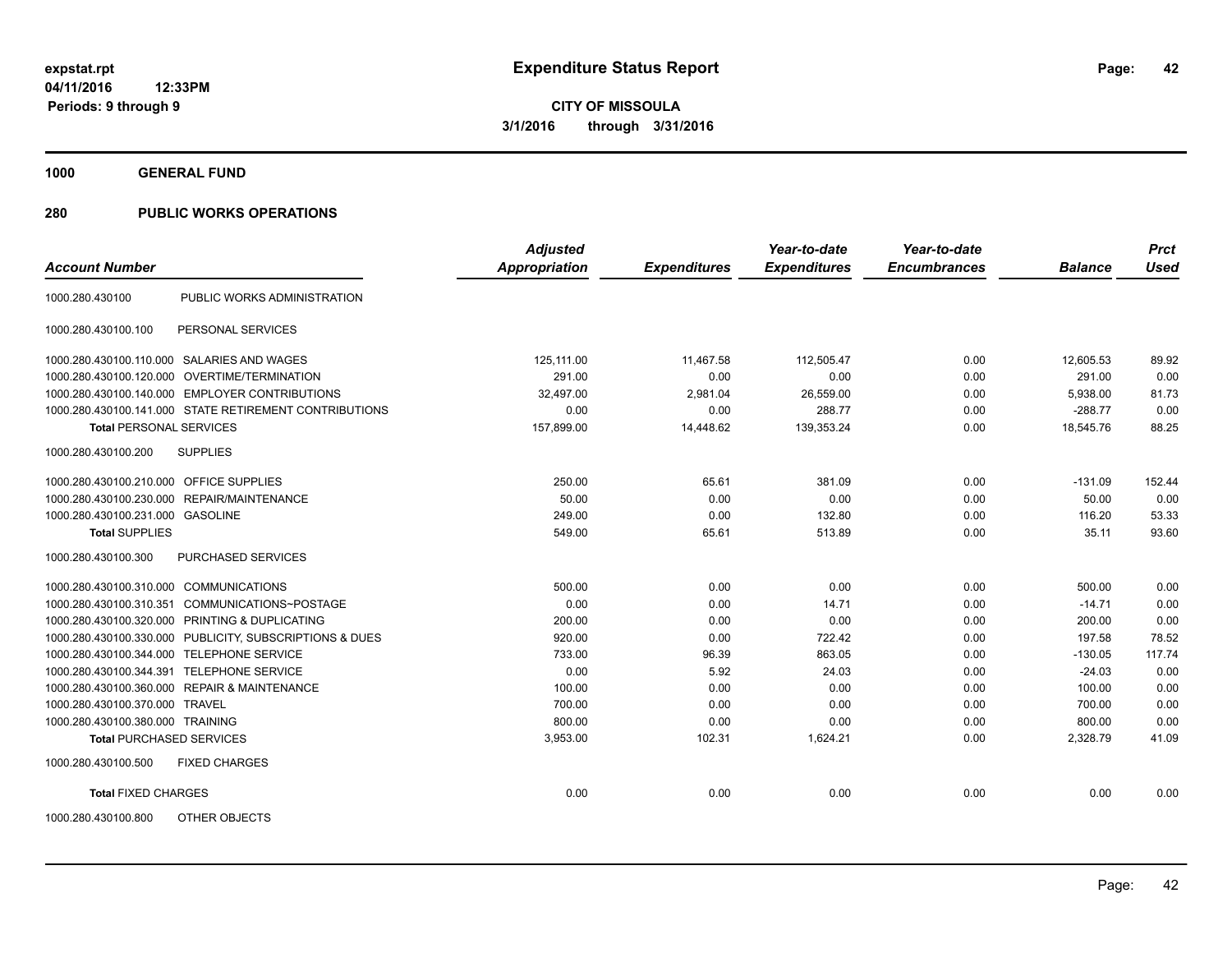# Expenditure Status Report

**CITY OF MISSOULA**

**3/1/2016 through 3/31/2016**

expstat.rpt
04/11/2016 12:33PM
Periods: 9 through 9

**1000 GENERAL FUND**

**280 PUBLIC WORKS OPERATIONS**

| Account Number | | Adjusted Appropriation | Expenditures | Year-to-date Expenditures | Year-to-date Encumbrances | Balance | Prct Used |
|---|---|---|---|---|---|---|---|
| 1000.280.430100 | PUBLIC WORKS ADMINISTRATION | | | | | | |
| 1000.280.430100.100 | PERSONAL SERVICES | | | | | | |
| 1000.280.430100.110.000 | SALARIES AND WAGES | 125,111.00 | 11,467.58 | 112,505.47 | 0.00 | 12,605.53 | 89.92 |
| 1000.280.430100.120.000 | OVERTIME/TERMINATION | 291.00 | 0.00 | 0.00 | 0.00 | 291.00 | 0.00 |
| 1000.280.430100.140.000 | EMPLOYER CONTRIBUTIONS | 32,497.00 | 2,981.04 | 26,559.00 | 0.00 | 5,938.00 | 81.73 |
| 1000.280.430100.141.000 | STATE RETIREMENT CONTRIBUTIONS | 0.00 | 0.00 | 288.77 | 0.00 | -288.77 | 0.00 |
| **Total** PERSONAL SERVICES | | 157,899.00 | 14,448.62 | 139,353.24 | 0.00 | 18,545.76 | 88.25 |
| 1000.280.430100.200 | SUPPLIES | | | | | | |
| 1000.280.430100.210.000 | OFFICE SUPPLIES | 250.00 | 65.61 | 381.09 | 0.00 | -131.09 | 152.44 |
| 1000.280.430100.230.000 | REPAIR/MAINTENANCE | 50.00 | 0.00 | 0.00 | 0.00 | 50.00 | 0.00 |
| 1000.280.430100.231.000 | GASOLINE | 249.00 | 0.00 | 132.80 | 0.00 | 116.20 | 53.33 |
| **Total** SUPPLIES | | 549.00 | 65.61 | 513.89 | 0.00 | 35.11 | 93.60 |
| 1000.280.430100.300 | PURCHASED SERVICES | | | | | | |
| 1000.280.430100.310.000 | COMMUNICATIONS | 500.00 | 0.00 | 0.00 | 0.00 | 500.00 | 0.00 |
| 1000.280.430100.310.351 | COMMUNICATIONS~POSTAGE | 0.00 | 0.00 | 14.71 | 0.00 | -14.71 | 0.00 |
| 1000.280.430100.320.000 | PRINTING & DUPLICATING | 200.00 | 0.00 | 0.00 | 0.00 | 200.00 | 0.00 |
| 1000.280.430100.330.000 | PUBLICITY, SUBSCRIPTIONS & DUES | 920.00 | 0.00 | 722.42 | 0.00 | 197.58 | 78.52 |
| 1000.280.430100.344.000 | TELEPHONE SERVICE | 733.00 | 96.39 | 863.05 | 0.00 | -130.05 | 117.74 |
| 1000.280.430100.344.391 | TELEPHONE SERVICE | 0.00 | 5.92 | 24.03 | 0.00 | -24.03 | 0.00 |
| 1000.280.430100.360.000 | REPAIR & MAINTENANCE | 100.00 | 0.00 | 0.00 | 0.00 | 100.00 | 0.00 |
| 1000.280.430100.370.000 | TRAVEL | 700.00 | 0.00 | 0.00 | 0.00 | 700.00 | 0.00 |
| 1000.280.430100.380.000 | TRAINING | 800.00 | 0.00 | 0.00 | 0.00 | 800.00 | 0.00 |
| **Total** PURCHASED SERVICES | | 3,953.00 | 102.31 | 1,624.21 | 0.00 | 2,328.79 | 41.09 |
| 1000.280.430100.500 | FIXED CHARGES | | | | | | |
| **Total** FIXED CHARGES | | 0.00 | 0.00 | 0.00 | 0.00 | 0.00 | 0.00 |
| 1000.280.430100.800 | OTHER OBJECTS | | | | | | |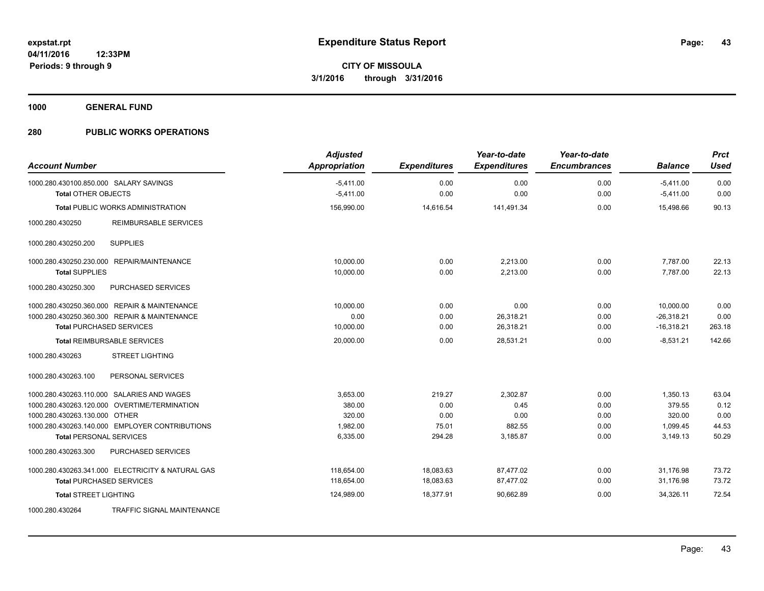# Expenditure Status Report

**CITY OF MISSOULA**

**3/1/2016 through 3/31/2016**

expstat.rpt
04/11/2016 12:33PM
Periods: 9 through 9

**1000 GENERAL FUND**

**280 PUBLIC WORKS OPERATIONS**

| Account Number | Adjusted Appropriation | Expenditures | Year-to-date Expenditures | Year-to-date Encumbrances | Balance | Prct Used |
|---|---|---|---|---|---|---|
| 1000.280.430100.850.000 SALARY SAVINGS | -5,411.00 | 0.00 | 0.00 | 0.00 | -5,411.00 | 0.00 |
| Total OTHER OBJECTS | -5,411.00 | 0.00 | 0.00 | 0.00 | -5,411.00 | 0.00 |
| Total PUBLIC WORKS ADMINISTRATION | 156,990.00 | 14,616.54 | 141,491.34 | 0.00 | 15,498.66 | 90.13 |
| 1000.280.430250 REIMBURSABLE SERVICES | | | | | | |
| 1000.280.430250.200 SUPPLIES | | | | | | |
| 1000.280.430250.230.000 REPAIR/MAINTENANCE | 10,000.00 | 0.00 | 2,213.00 | 0.00 | 7,787.00 | 22.13 |
| Total SUPPLIES | 10,000.00 | 0.00 | 2,213.00 | 0.00 | 7,787.00 | 22.13 |
| 1000.280.430250.300 PURCHASED SERVICES | | | | | | |
| 1000.280.430250.360.000 REPAIR & MAINTENANCE | 10,000.00 | 0.00 | 0.00 | 0.00 | 10,000.00 | 0.00 |
| 1000.280.430250.360.300 REPAIR & MAINTENANCE | 0.00 | 0.00 | 26,318.21 | 0.00 | -26,318.21 | 0.00 |
| Total PURCHASED SERVICES | 10,000.00 | 0.00 | 26,318.21 | 0.00 | -16,318.21 | 263.18 |
| Total REIMBURSABLE SERVICES | 20,000.00 | 0.00 | 28,531.21 | 0.00 | -8,531.21 | 142.66 |
| 1000.280.430263 STREET LIGHTING | | | | | | |
| 1000.280.430263.100 PERSONAL SERVICES | | | | | | |
| 1000.280.430263.110.000 SALARIES AND WAGES | 3,653.00 | 219.27 | 2,302.87 | 0.00 | 1,350.13 | 63.04 |
| 1000.280.430263.120.000 OVERTIME/TERMINATION | 380.00 | 0.00 | 0.45 | 0.00 | 379.55 | 0.12 |
| 1000.280.430263.130.000 OTHER | 320.00 | 0.00 | 0.00 | 0.00 | 320.00 | 0.00 |
| 1000.280.430263.140.000 EMPLOYER CONTRIBUTIONS | 1,982.00 | 75.01 | 882.55 | 0.00 | 1,099.45 | 44.53 |
| Total PERSONAL SERVICES | 6,335.00 | 294.28 | 3,185.87 | 0.00 | 3,149.13 | 50.29 |
| 1000.280.430263.300 PURCHASED SERVICES | | | | | | |
| 1000.280.430263.341.000 ELECTRICITY & NATURAL GAS | 118,654.00 | 18,083.63 | 87,477.02 | 0.00 | 31,176.98 | 73.72 |
| Total PURCHASED SERVICES | 118,654.00 | 18,083.63 | 87,477.02 | 0.00 | 31,176.98 | 73.72 |
| Total STREET LIGHTING | 124,989.00 | 18,377.91 | 90,662.89 | 0.00 | 34,326.11 | 72.54 |
| 1000.280.430264 TRAFFIC SIGNAL MAINTENANCE | | | | | | |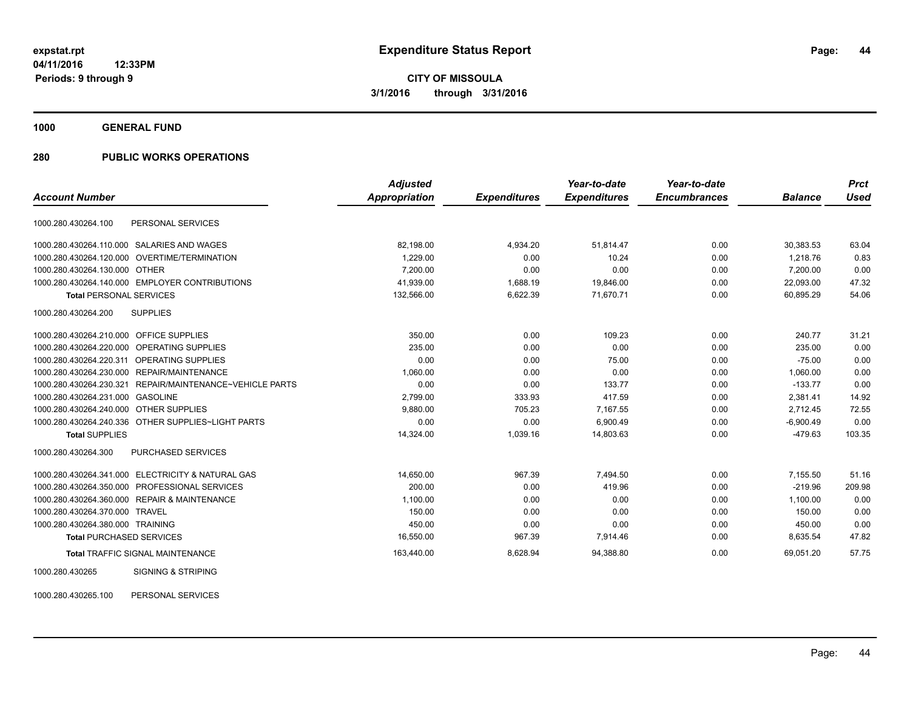# Expenditure Status Report

**CITY OF MISSOULA**

**3/1/2016 through 3/31/2016**

expstat.rpt
04/11/2016 12:33PM
Periods: 9 through 9

## 1000 GENERAL FUND

## 280 PUBLIC WORKS OPERATIONS

| Account Number | | Adjusted Appropriation | Expenditures | Year-to-date Expenditures | Year-to-date Encumbrances | Balance | Prct Used |
|---|---|---|---|---|---|---|---|
| 1000.280.430264.100 | PERSONAL SERVICES | | | | | | |
| 1000.280.430264.110.000 | SALARIES AND WAGES | 82,198.00 | 4,934.20 | 51,814.47 | 0.00 | 30,383.53 | 63.04 |
| 1000.280.430264.120.000 | OVERTIME/TERMINATION | 1,229.00 | 0.00 | 10.24 | 0.00 | 1,218.76 | 0.83 |
| 1000.280.430264.130.000 | OTHER | 7,200.00 | 0.00 | 0.00 | 0.00 | 7,200.00 | 0.00 |
| 1000.280.430264.140.000 | EMPLOYER CONTRIBUTIONS | 41,939.00 | 1,688.19 | 19,846.00 | 0.00 | 22,093.00 | 47.32 |
| **Total** PERSONAL SERVICES | | 132,566.00 | 6,622.39 | 71,670.71 | 0.00 | 60,895.29 | 54.06 |
| 1000.280.430264.200 | SUPPLIES | | | | | | |
| 1000.280.430264.210.000 | OFFICE SUPPLIES | 350.00 | 0.00 | 109.23 | 0.00 | 240.77 | 31.21 |
| 1000.280.430264.220.000 | OPERATING SUPPLIES | 235.00 | 0.00 | 0.00 | 0.00 | 235.00 | 0.00 |
| 1000.280.430264.220.311 | OPERATING SUPPLIES | 0.00 | 0.00 | 75.00 | 0.00 | -75.00 | 0.00 |
| 1000.280.430264.230.000 | REPAIR/MAINTENANCE | 1,060.00 | 0.00 | 0.00 | 0.00 | 1,060.00 | 0.00 |
| 1000.280.430264.230.321 | REPAIR/MAINTENANCE~VEHICLE PARTS | 0.00 | 0.00 | 133.77 | 0.00 | -133.77 | 0.00 |
| 1000.280.430264.231.000 | GASOLINE | 2,799.00 | 333.93 | 417.59 | 0.00 | 2,381.41 | 14.92 |
| 1000.280.430264.240.000 | OTHER SUPPLIES | 9,880.00 | 705.23 | 7,167.55 | 0.00 | 2,712.45 | 72.55 |
| 1000.280.430264.240.336 | OTHER SUPPLIES~LIGHT PARTS | 0.00 | 0.00 | 6,900.49 | 0.00 | -6,900.49 | 0.00 |
| **Total** SUPPLIES | | 14,324.00 | 1,039.16 | 14,803.63 | 0.00 | -479.63 | 103.35 |
| 1000.280.430264.300 | PURCHASED SERVICES | | | | | | |
| 1000.280.430264.341.000 | ELECTRICITY & NATURAL GAS | 14,650.00 | 967.39 | 7,494.50 | 0.00 | 7,155.50 | 51.16 |
| 1000.280.430264.350.000 | PROFESSIONAL SERVICES | 200.00 | 0.00 | 419.96 | 0.00 | -219.96 | 209.98 |
| 1000.280.430264.360.000 | REPAIR & MAINTENANCE | 1,100.00 | 0.00 | 0.00 | 0.00 | 1,100.00 | 0.00 |
| 1000.280.430264.370.000 | TRAVEL | 150.00 | 0.00 | 0.00 | 0.00 | 150.00 | 0.00 |
| 1000.280.430264.380.000 | TRAINING | 450.00 | 0.00 | 0.00 | 0.00 | 450.00 | 0.00 |
| **Total** PURCHASED SERVICES | | 16,550.00 | 967.39 | 7,914.46 | 0.00 | 8,635.54 | 47.82 |
| **Total** TRAFFIC SIGNAL MAINTENANCE | | 163,440.00 | 8,628.94 | 94,388.80 | 0.00 | 69,051.20 | 57.75 |
| 1000.280.430265 | SIGNING & STRIPING | | | | | | |
| 1000.280.430265.100 | PERSONAL SERVICES | | | | | | |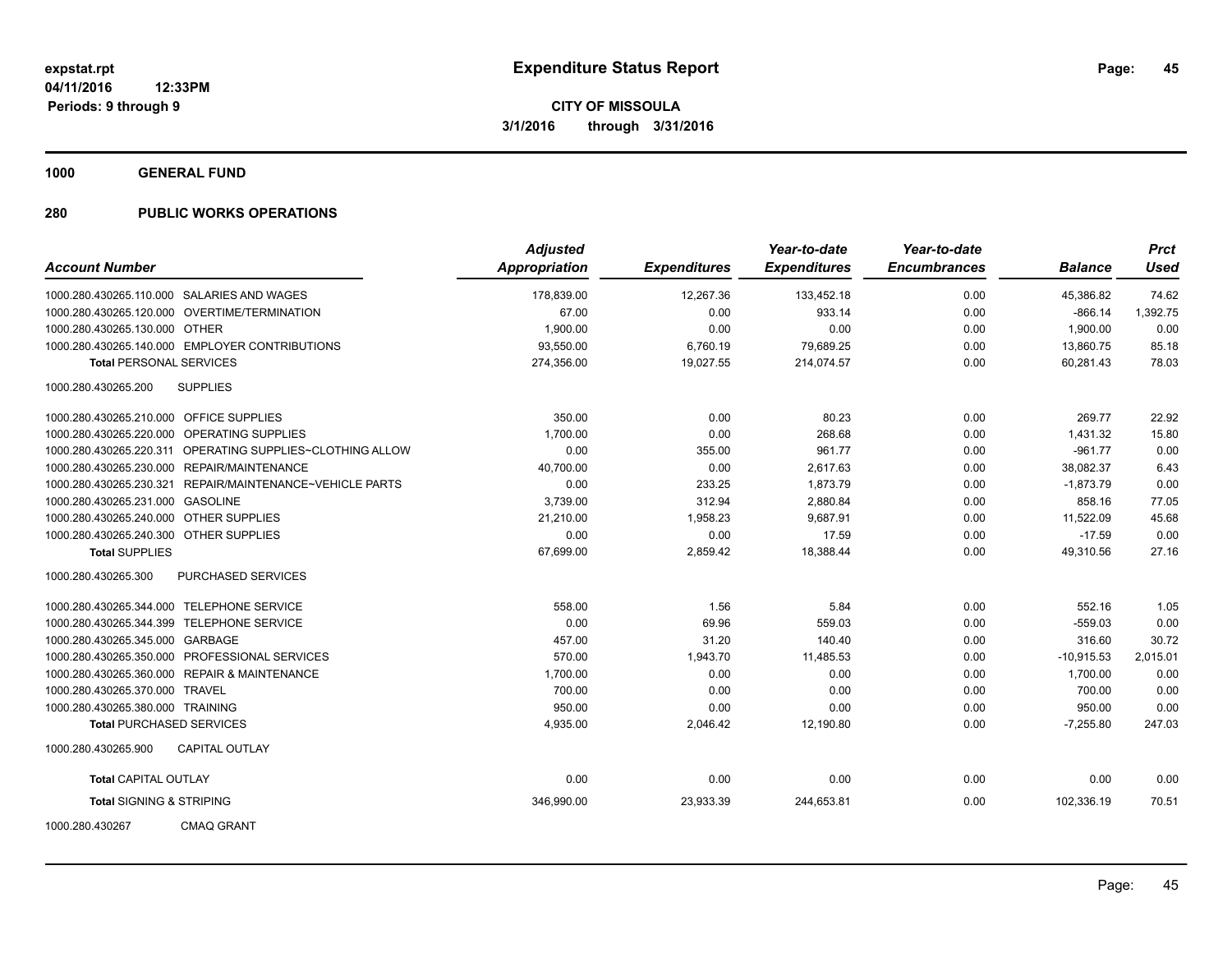**expstat.rpt**
**04/11/2016 12:33PM**
**Periods: 9 through 9**

# Expenditure Status Report

**CITY OF MISSOULA**
**3/1/2016 through 3/31/2016**

## 1000 GENERAL FUND

## 280 PUBLIC WORKS OPERATIONS

| Account Number | Adjusted Appropriation | Expenditures | Year-to-date Expenditures | Year-to-date Encumbrances | Balance | Prct Used |
|---|---|---|---|---|---|---|
| 1000.280.430265.110.000 SALARIES AND WAGES | 178,839.00 | 12,267.36 | 133,452.18 | 0.00 | 45,386.82 | 74.62 |
| 1000.280.430265.120.000 OVERTIME/TERMINATION | 67.00 | 0.00 | 933.14 | 0.00 | -866.14 | 1,392.75 |
| 1000.280.430265.130.000 OTHER | 1,900.00 | 0.00 | 0.00 | 0.00 | 1,900.00 | 0.00 |
| 1000.280.430265.140.000 EMPLOYER CONTRIBUTIONS | 93,550.00 | 6,760.19 | 79,689.25 | 0.00 | 13,860.75 | 85.18 |
| **Total** PERSONAL SERVICES | 274,356.00 | 19,027.55 | 214,074.57 | 0.00 | 60,281.43 | 78.03 |
| 1000.280.430265.200 SUPPLIES | | | | | | |
| 1000.280.430265.210.000 OFFICE SUPPLIES | 350.00 | 0.00 | 80.23 | 0.00 | 269.77 | 22.92 |
| 1000.280.430265.220.000 OPERATING SUPPLIES | 1,700.00 | 0.00 | 268.68 | 0.00 | 1,431.32 | 15.80 |
| 1000.280.430265.220.311 OPERATING SUPPLIES~CLOTHING ALLOW | 0.00 | 355.00 | 961.77 | 0.00 | -961.77 | 0.00 |
| 1000.280.430265.230.000 REPAIR/MAINTENANCE | 40,700.00 | 0.00 | 2,617.63 | 0.00 | 38,082.37 | 6.43 |
| 1000.280.430265.230.321 REPAIR/MAINTENANCE~VEHICLE PARTS | 0.00 | 233.25 | 1,873.79 | 0.00 | -1,873.79 | 0.00 |
| 1000.280.430265.231.000 GASOLINE | 3,739.00 | 312.94 | 2,880.84 | 0.00 | 858.16 | 77.05 |
| 1000.280.430265.240.000 OTHER SUPPLIES | 21,210.00 | 1,958.23 | 9,687.91 | 0.00 | 11,522.09 | 45.68 |
| 1000.280.430265.240.300 OTHER SUPPLIES | 0.00 | 0.00 | 17.59 | 0.00 | -17.59 | 0.00 |
| **Total** SUPPLIES | 67,699.00 | 2,859.42 | 18,388.44 | 0.00 | 49,310.56 | 27.16 |
| 1000.280.430265.300 PURCHASED SERVICES | | | | | | |
| 1000.280.430265.344.000 TELEPHONE SERVICE | 558.00 | 1.56 | 5.84 | 0.00 | 552.16 | 1.05 |
| 1000.280.430265.344.399 TELEPHONE SERVICE | 0.00 | 69.96 | 559.03 | 0.00 | -559.03 | 0.00 |
| 1000.280.430265.345.000 GARBAGE | 457.00 | 31.20 | 140.40 | 0.00 | 316.60 | 30.72 |
| 1000.280.430265.350.000 PROFESSIONAL SERVICES | 570.00 | 1,943.70 | 11,485.53 | 0.00 | -10,915.53 | 2,015.01 |
| 1000.280.430265.360.000 REPAIR & MAINTENANCE | 1,700.00 | 0.00 | 0.00 | 0.00 | 1,700.00 | 0.00 |
| 1000.280.430265.370.000 TRAVEL | 700.00 | 0.00 | 0.00 | 0.00 | 700.00 | 0.00 |
| 1000.280.430265.380.000 TRAINING | 950.00 | 0.00 | 0.00 | 0.00 | 950.00 | 0.00 |
| **Total** PURCHASED SERVICES | 4,935.00 | 2,046.42 | 12,190.80 | 0.00 | -7,255.80 | 247.03 |
| 1000.280.430265.900 CAPITAL OUTLAY | | | | | | |
| **Total** CAPITAL OUTLAY | 0.00 | 0.00 | 0.00 | 0.00 | 0.00 | 0.00 |
| **Total** SIGNING & STRIPING | 346,990.00 | 23,933.39 | 244,653.81 | 0.00 | 102,336.19 | 70.51 |

1000.280.430267 CMAQ GRANT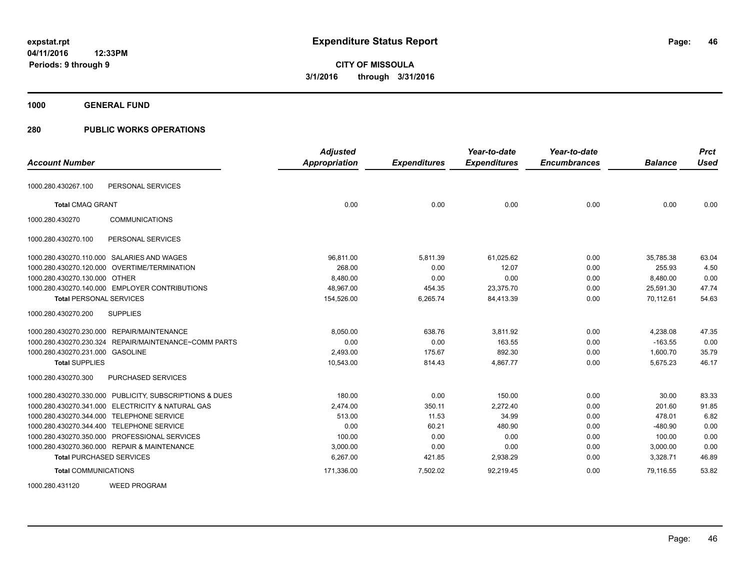**Expenditure Status Report**

**CITY OF MISSOULA**
**3/1/2016 through 3/31/2016**

expstat.rpt
04/11/2016 12:33PM
Periods: 9 through 9

## 1000 GENERAL FUND

## 280 PUBLIC WORKS OPERATIONS

| Account Number | | Adjusted Appropriation | Expenditures | Year-to-date Expenditures | Year-to-date Encumbrances | Balance | Prct Used |
|---|---|---|---|---|---|---|---|
| 1000.280.430267.100 | PERSONAL SERVICES | | | | | | |
| **Total** CMAQ GRANT | | 0.00 | 0.00 | 0.00 | 0.00 | 0.00 | 0.00 |
| 1000.280.430270 | COMMUNICATIONS | | | | | | |
| 1000.280.430270.100 | PERSONAL SERVICES | | | | | | |
| 1000.280.430270.110.000 | SALARIES AND WAGES | 96,811.00 | 5,811.39 | 61,025.62 | 0.00 | 35,785.38 | 63.04 |
| 1000.280.430270.120.000 | OVERTIME/TERMINATION | 268.00 | 0.00 | 12.07 | 0.00 | 255.93 | 4.50 |
| 1000.280.430270.130.000 | OTHER | 8,480.00 | 0.00 | 0.00 | 0.00 | 8,480.00 | 0.00 |
| 1000.280.430270.140.000 | EMPLOYER CONTRIBUTIONS | 48,967.00 | 454.35 | 23,375.70 | 0.00 | 25,591.30 | 47.74 |
| **Total** PERSONAL SERVICES | | 154,526.00 | 6,265.74 | 84,413.39 | 0.00 | 70,112.61 | 54.63 |
| 1000.280.430270.200 | SUPPLIES | | | | | | |
| 1000.280.430270.230.000 | REPAIR/MAINTENANCE | 8,050.00 | 638.76 | 3,811.92 | 0.00 | 4,238.08 | 47.35 |
| 1000.280.430270.230.324 | REPAIR/MAINTENANCE~COMM PARTS | 0.00 | 0.00 | 163.55 | 0.00 | -163.55 | 0.00 |
| 1000.280.430270.231.000 | GASOLINE | 2,493.00 | 175.67 | 892.30 | 0.00 | 1,600.70 | 35.79 |
| **Total** SUPPLIES | | 10,543.00 | 814.43 | 4,867.77 | 0.00 | 5,675.23 | 46.17 |
| 1000.280.430270.300 | PURCHASED SERVICES | | | | | | |
| 1000.280.430270.330.000 | PUBLICITY, SUBSCRIPTIONS & DUES | 180.00 | 0.00 | 150.00 | 0.00 | 30.00 | 83.33 |
| 1000.280.430270.341.000 | ELECTRICITY & NATURAL GAS | 2,474.00 | 350.11 | 2,272.40 | 0.00 | 201.60 | 91.85 |
| 1000.280.430270.344.000 | TELEPHONE SERVICE | 513.00 | 11.53 | 34.99 | 0.00 | 478.01 | 6.82 |
| 1000.280.430270.344.400 | TELEPHONE SERVICE | 0.00 | 60.21 | 480.90 | 0.00 | -480.90 | 0.00 |
| 1000.280.430270.350.000 | PROFESSIONAL SERVICES | 100.00 | 0.00 | 0.00 | 0.00 | 100.00 | 0.00 |
| 1000.280.430270.360.000 | REPAIR & MAINTENANCE | 3,000.00 | 0.00 | 0.00 | 0.00 | 3,000.00 | 0.00 |
| **Total** PURCHASED SERVICES | | 6,267.00 | 421.85 | 2,938.29 | 0.00 | 3,328.71 | 46.89 |
| **Total** COMMUNICATIONS | | 171,336.00 | 7,502.02 | 92,219.45 | 0.00 | 79,116.55 | 53.82 |
| 1000.280.431120 | WEED PROGRAM | | | | | | |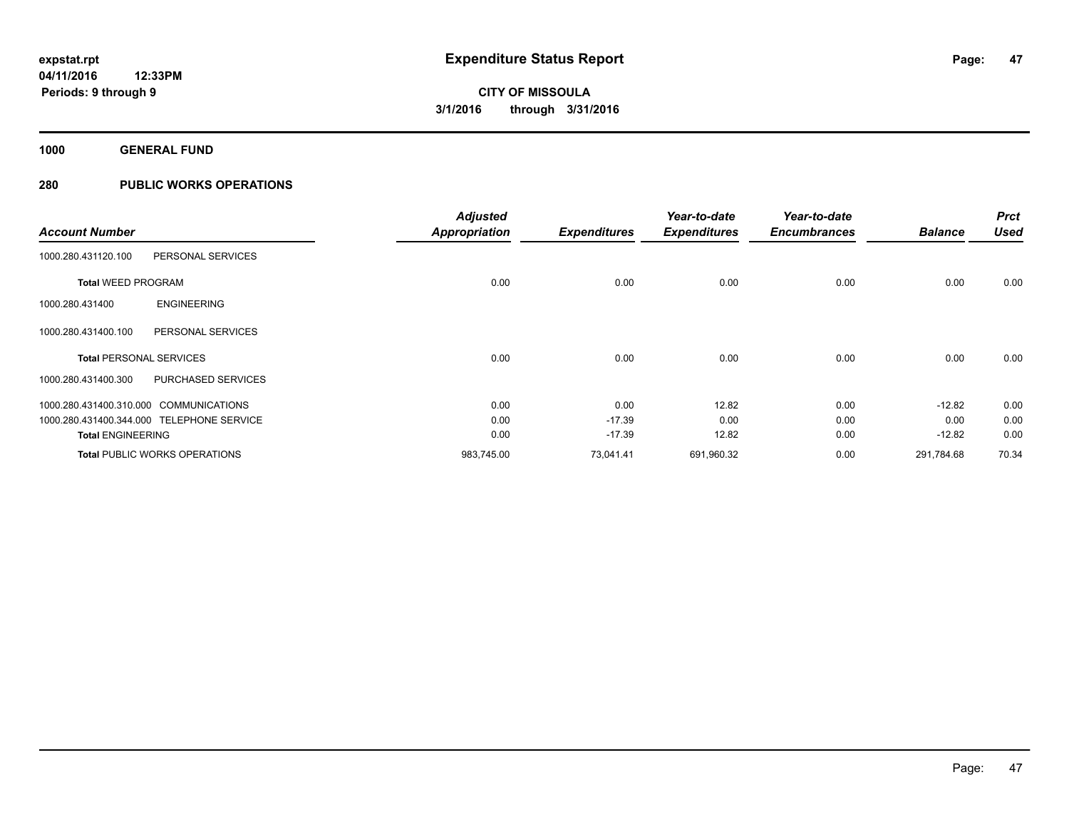# Expenditure Status Report

expstat.rpt
04/11/2016 12:33PM
Periods: 9 through 9

**CITY OF MISSOULA**
**3/1/2016 through 3/31/2016**

## 1000 GENERAL FUND

## 280 PUBLIC WORKS OPERATIONS

| Account Number | | Adjusted Appropriation | Expenditures | Year-to-date Expenditures | Year-to-date Encumbrances | Balance | Prct Used |
|---|---|---|---|---|---|---|---|
| 1000.280.431120.100 | PERSONAL SERVICES | | | | | | |
| **Total** WEED PROGRAM | | 0.00 | 0.00 | 0.00 | 0.00 | 0.00 | 0.00 |
| 1000.280.431400 | ENGINEERING | | | | | | |
| 1000.280.431400.100 | PERSONAL SERVICES | | | | | | |
| **Total** PERSONAL SERVICES | | 0.00 | 0.00 | 0.00 | 0.00 | 0.00 | 0.00 |
| 1000.280.431400.300 | PURCHASED SERVICES | | | | | | |
| 1000.280.431400.310.000 | COMMUNICATIONS | 0.00 | 0.00 | 12.82 | 0.00 | -12.82 | 0.00 |
| 1000.280.431400.344.000 | TELEPHONE SERVICE | 0.00 | -17.39 | 0.00 | 0.00 | 0.00 | 0.00 |
| **Total** ENGINEERING | | 0.00 | -17.39 | 12.82 | 0.00 | -12.82 | 0.00 |
| **Total** PUBLIC WORKS OPERATIONS | | 983,745.00 | 73,041.41 | 691,960.32 | 0.00 | 291,784.68 | 70.34 |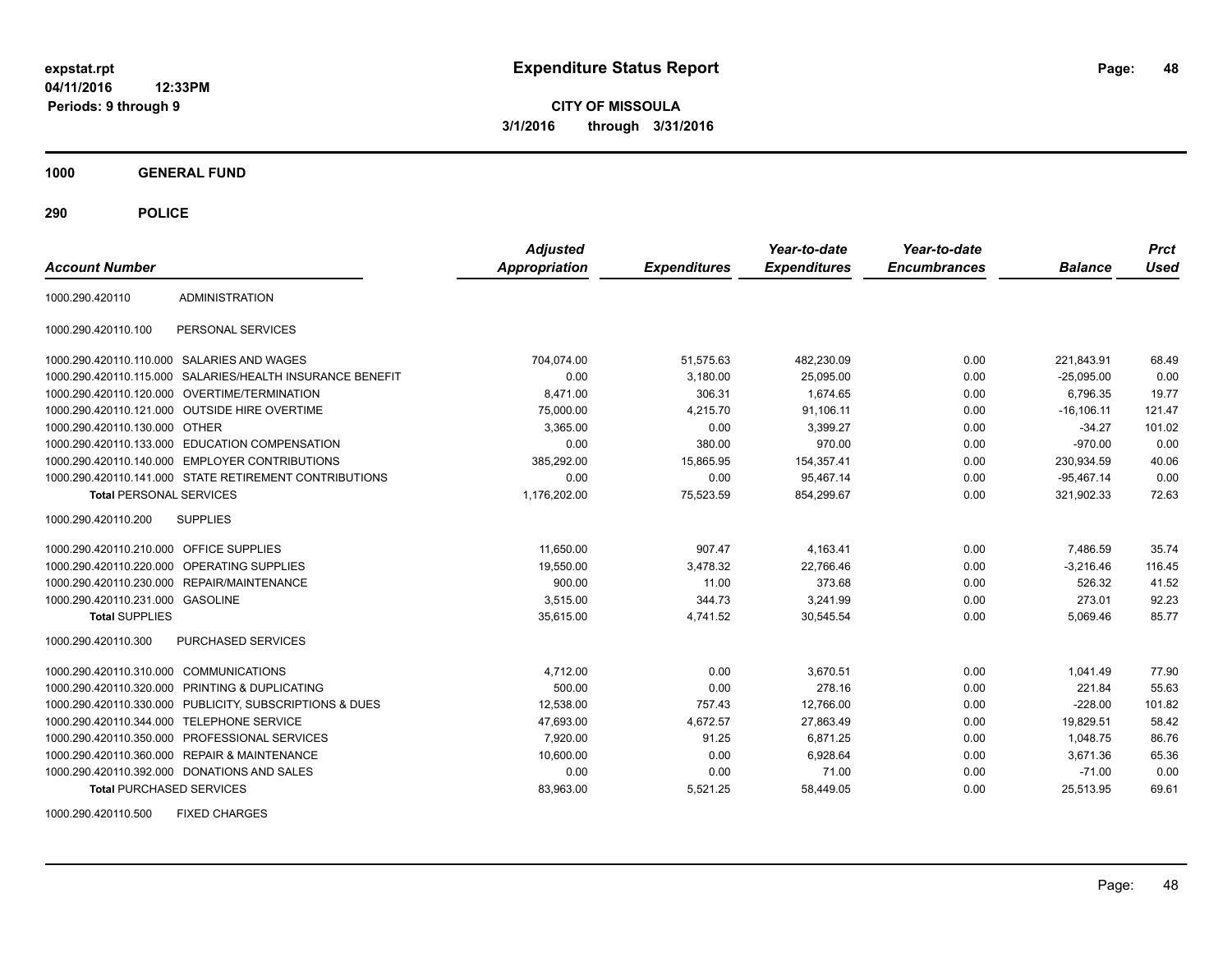# Expenditure Status Report

**CITY OF MISSOULA**

**3/1/2016 through 3/31/2016**

expstat.rpt
04/11/2016 12:33PM
Periods: 9 through 9

**1000 GENERAL FUND**

**290 POLICE**

| Account Number | | Adjusted Appropriation | Expenditures | Year-to-date Expenditures | Year-to-date Encumbrances | Balance | Prct Used |
|---|---|---|---|---|---|---|---|
| 1000.290.420110 | ADMINISTRATION | | | | | | |
| 1000.290.420110.100 | PERSONAL SERVICES | | | | | | |
| 1000.290.420110.110.000 | SALARIES AND WAGES | 704,074.00 | 51,575.63 | 482,230.09 | 0.00 | 221,843.91 | 68.49 |
| 1000.290.420110.115.000 | SALARIES/HEALTH INSURANCE BENEFIT | 0.00 | 3,180.00 | 25,095.00 | 0.00 | -25,095.00 | 0.00 |
| 1000.290.420110.120.000 | OVERTIME/TERMINATION | 8,471.00 | 306.31 | 1,674.65 | 0.00 | 6,796.35 | 19.77 |
| 1000.290.420110.121.000 | OUTSIDE HIRE OVERTIME | 75,000.00 | 4,215.70 | 91,106.11 | 0.00 | -16,106.11 | 121.47 |
| 1000.290.420110.130.000 | OTHER | 3,365.00 | 0.00 | 3,399.27 | 0.00 | -34.27 | 101.02 |
| 1000.290.420110.133.000 | EDUCATION COMPENSATION | 0.00 | 380.00 | 970.00 | 0.00 | -970.00 | 0.00 |
| 1000.290.420110.140.000 | EMPLOYER CONTRIBUTIONS | 385,292.00 | 15,865.95 | 154,357.41 | 0.00 | 230,934.59 | 40.06 |
| 1000.290.420110.141.000 | STATE RETIREMENT CONTRIBUTIONS | 0.00 | 0.00 | 95,467.14 | 0.00 | -95,467.14 | 0.00 |
| **Total** PERSONAL SERVICES | | 1,176,202.00 | 75,523.59 | 854,299.67 | 0.00 | 321,902.33 | 72.63 |
| 1000.290.420110.200 | SUPPLIES | | | | | | |
| 1000.290.420110.210.000 | OFFICE SUPPLIES | 11,650.00 | 907.47 | 4,163.41 | 0.00 | 7,486.59 | 35.74 |
| 1000.290.420110.220.000 | OPERATING SUPPLIES | 19,550.00 | 3,478.32 | 22,766.46 | 0.00 | -3,216.46 | 116.45 |
| 1000.290.420110.230.000 | REPAIR/MAINTENANCE | 900.00 | 11.00 | 373.68 | 0.00 | 526.32 | 41.52 |
| 1000.290.420110.231.000 | GASOLINE | 3,515.00 | 344.73 | 3,241.99 | 0.00 | 273.01 | 92.23 |
| **Total** SUPPLIES | | 35,615.00 | 4,741.52 | 30,545.54 | 0.00 | 5,069.46 | 85.77 |
| 1000.290.420110.300 | PURCHASED SERVICES | | | | | | |
| 1000.290.420110.310.000 | COMMUNICATIONS | 4,712.00 | 0.00 | 3,670.51 | 0.00 | 1,041.49 | 77.90 |
| 1000.290.420110.320.000 | PRINTING & DUPLICATING | 500.00 | 0.00 | 278.16 | 0.00 | 221.84 | 55.63 |
| 1000.290.420110.330.000 | PUBLICITY, SUBSCRIPTIONS & DUES | 12,538.00 | 757.43 | 12,766.00 | 0.00 | -228.00 | 101.82 |
| 1000.290.420110.344.000 | TELEPHONE SERVICE | 47,693.00 | 4,672.57 | 27,863.49 | 0.00 | 19,829.51 | 58.42 |
| 1000.290.420110.350.000 | PROFESSIONAL SERVICES | 7,920.00 | 91.25 | 6,871.25 | 0.00 | 1,048.75 | 86.76 |
| 1000.290.420110.360.000 | REPAIR & MAINTENANCE | 10,600.00 | 0.00 | 6,928.64 | 0.00 | 3,671.36 | 65.36 |
| 1000.290.420110.392.000 | DONATIONS AND SALES | 0.00 | 0.00 | 71.00 | 0.00 | -71.00 | 0.00 |
| **Total** PURCHASED SERVICES | | 83,963.00 | 5,521.25 | 58,449.05 | 0.00 | 25,513.95 | 69.61 |
| 1000.290.420110.500 | FIXED CHARGES | | | | | | |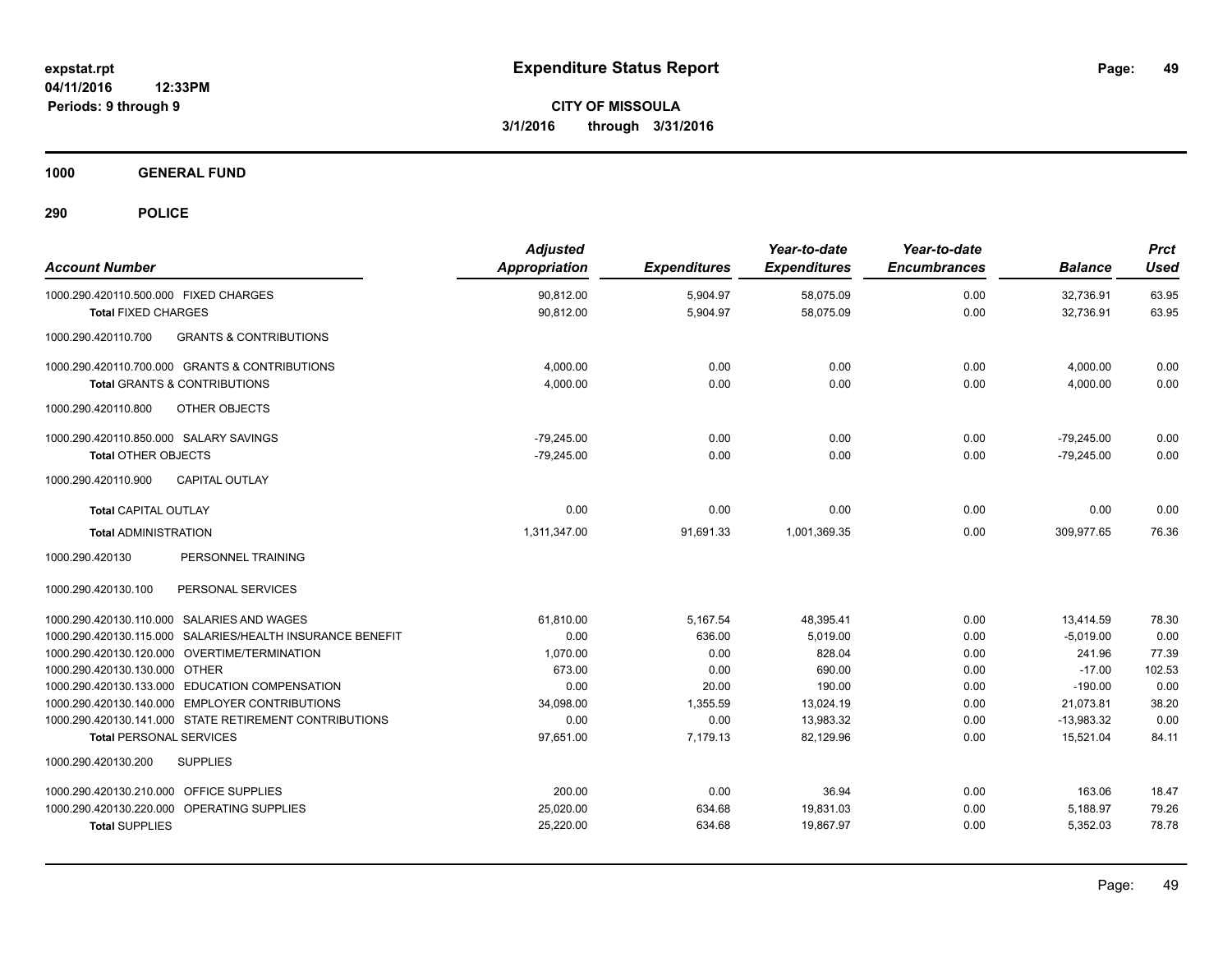**expstat.rpt**
**04/11/2016 12:33PM**
**Periods: 9 through 9**

# Expenditure Status Report

**CITY OF MISSOULA**
**3/1/2016 through 3/31/2016**

## 1000 GENERAL FUND

### 290 POLICE

| Account Number | Adjusted Appropriation | Expenditures | Year-to-date Expenditures | Year-to-date Encumbrances | Balance | Prct Used |
|---|---|---|---|---|---|---|
| 1000.290.420110.500.000 FIXED CHARGES | 90,812.00 | 5,904.97 | 58,075.09 | 0.00 | 32,736.91 | 63.95 |
| **Total** FIXED CHARGES | 90,812.00 | 5,904.97 | 58,075.09 | 0.00 | 32,736.91 | 63.95 |
| 1000.290.420110.700 GRANTS & CONTRIBUTIONS | | | | | | |
| 1000.290.420110.700.000 GRANTS & CONTRIBUTIONS | 4,000.00 | 0.00 | 0.00 | 0.00 | 4,000.00 | 0.00 |
| **Total** GRANTS & CONTRIBUTIONS | 4,000.00 | 0.00 | 0.00 | 0.00 | 4,000.00 | 0.00 |
| 1000.290.420110.800 OTHER OBJECTS | | | | | | |
| 1000.290.420110.850.000 SALARY SAVINGS | -79,245.00 | 0.00 | 0.00 | 0.00 | -79,245.00 | 0.00 |
| **Total** OTHER OBJECTS | -79,245.00 | 0.00 | 0.00 | 0.00 | -79,245.00 | 0.00 |
| 1000.290.420110.900 CAPITAL OUTLAY | | | | | | |
| **Total** CAPITAL OUTLAY | 0.00 | 0.00 | 0.00 | 0.00 | 0.00 | 0.00 |
| **Total** ADMINISTRATION | 1,311,347.00 | 91,691.33 | 1,001,369.35 | 0.00 | 309,977.65 | 76.36 |
| 1000.290.420130 PERSONNEL TRAINING | | | | | | |
| 1000.290.420130.100 PERSONAL SERVICES | | | | | | |
| 1000.290.420130.110.000 SALARIES AND WAGES | 61,810.00 | 5,167.54 | 48,395.41 | 0.00 | 13,414.59 | 78.30 |
| 1000.290.420130.115.000 SALARIES/HEALTH INSURANCE BENEFIT | 0.00 | 636.00 | 5,019.00 | 0.00 | -5,019.00 | 0.00 |
| 1000.290.420130.120.000 OVERTIME/TERMINATION | 1,070.00 | 0.00 | 828.04 | 0.00 | 241.96 | 77.39 |
| 1000.290.420130.130.000 OTHER | 673.00 | 0.00 | 690.00 | 0.00 | -17.00 | 102.53 |
| 1000.290.420130.133.000 EDUCATION COMPENSATION | 0.00 | 20.00 | 190.00 | 0.00 | -190.00 | 0.00 |
| 1000.290.420130.140.000 EMPLOYER CONTRIBUTIONS | 34,098.00 | 1,355.59 | 13,024.19 | 0.00 | 21,073.81 | 38.20 |
| 1000.290.420130.141.000 STATE RETIREMENT CONTRIBUTIONS | 0.00 | 0.00 | 13,983.32 | 0.00 | -13,983.32 | 0.00 |
| **Total** PERSONAL SERVICES | 97,651.00 | 7,179.13 | 82,129.96 | 0.00 | 15,521.04 | 84.11 |
| 1000.290.420130.200 SUPPLIES | | | | | | |
| 1000.290.420130.210.000 OFFICE SUPPLIES | 200.00 | 0.00 | 36.94 | 0.00 | 163.06 | 18.47 |
| 1000.290.420130.220.000 OPERATING SUPPLIES | 25,020.00 | 634.68 | 19,831.03 | 0.00 | 5,188.97 | 79.26 |
| **Total** SUPPLIES | 25,220.00 | 634.68 | 19,867.97 | 0.00 | 5,352.03 | 78.78 |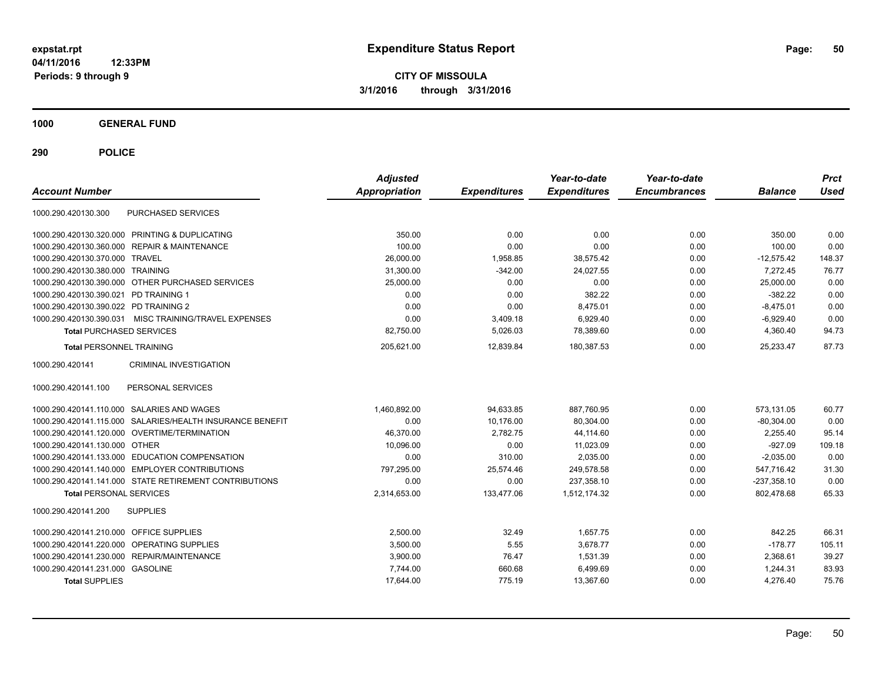# Expenditure Status Report

**CITY OF MISSOULA**

**3/1/2016 through 3/31/2016**

expstat.rpt
04/11/2016 12:33PM
Periods: 9 through 9

## 1000 GENERAL FUND

## 290 POLICE

| Account Number | | Adjusted Appropriation | Expenditures | Year-to-date Expenditures | Year-to-date Encumbrances | Balance | Prct Used |
|---|---|---|---|---|---|---|---|
| 1000.290.420130.300 | PURCHASED SERVICES | | | | | | |
| 1000.290.420130.320.000 | PRINTING & DUPLICATING | 350.00 | 0.00 | 0.00 | 0.00 | 350.00 | 0.00 |
| 1000.290.420130.360.000 | REPAIR & MAINTENANCE | 100.00 | 0.00 | 0.00 | 0.00 | 100.00 | 0.00 |
| 1000.290.420130.370.000 | TRAVEL | 26,000.00 | 1,958.85 | 38,575.42 | 0.00 | -12,575.42 | 148.37 |
| 1000.290.420130.380.000 | TRAINING | 31,300.00 | -342.00 | 24,027.55 | 0.00 | 7,272.45 | 76.77 |
| 1000.290.420130.390.000 | OTHER PURCHASED SERVICES | 25,000.00 | 0.00 | 0.00 | 0.00 | 25,000.00 | 0.00 |
| 1000.290.420130.390.021 | PD TRAINING 1 | 0.00 | 0.00 | 382.22 | 0.00 | -382.22 | 0.00 |
| 1000.290.420130.390.022 | PD TRAINING 2 | 0.00 | 0.00 | 8,475.01 | 0.00 | -8,475.01 | 0.00 |
| 1000.290.420130.390.031 | MISC TRAINING/TRAVEL EXPENSES | 0.00 | 3,409.18 | 6,929.40 | 0.00 | -6,929.40 | 0.00 |
| **Total** PURCHASED SERVICES | | 82,750.00 | 5,026.03 | 78,389.60 | 0.00 | 4,360.40 | 94.73 |
| **Total** PERSONNEL TRAINING | | 205,621.00 | 12,839.84 | 180,387.53 | 0.00 | 25,233.47 | 87.73 |
| 1000.290.420141 | CRIMINAL INVESTIGATION | | | | | | |
| 1000.290.420141.100 | PERSONAL SERVICES | | | | | | |
| 1000.290.420141.110.000 | SALARIES AND WAGES | 1,460,892.00 | 94,633.85 | 887,760.95 | 0.00 | 573,131.05 | 60.77 |
| 1000.290.420141.115.000 | SALARIES/HEALTH INSURANCE BENEFIT | 0.00 | 10,176.00 | 80,304.00 | 0.00 | -80,304.00 | 0.00 |
| 1000.290.420141.120.000 | OVERTIME/TERMINATION | 46,370.00 | 2,782.75 | 44,114.60 | 0.00 | 2,255.40 | 95.14 |
| 1000.290.420141.130.000 | OTHER | 10,096.00 | 0.00 | 11,023.09 | 0.00 | -927.09 | 109.18 |
| 1000.290.420141.133.000 | EDUCATION COMPENSATION | 0.00 | 310.00 | 2,035.00 | 0.00 | -2,035.00 | 0.00 |
| 1000.290.420141.140.000 | EMPLOYER CONTRIBUTIONS | 797,295.00 | 25,574.46 | 249,578.58 | 0.00 | 547,716.42 | 31.30 |
| 1000.290.420141.141.000 | STATE RETIREMENT CONTRIBUTIONS | 0.00 | 0.00 | 237,358.10 | 0.00 | -237,358.10 | 0.00 |
| **Total** PERSONAL SERVICES | | 2,314,653.00 | 133,477.06 | 1,512,174.32 | 0.00 | 802,478.68 | 65.33 |
| 1000.290.420141.200 | SUPPLIES | | | | | | |
| 1000.290.420141.210.000 | OFFICE SUPPLIES | 2,500.00 | 32.49 | 1,657.75 | 0.00 | 842.25 | 66.31 |
| 1000.290.420141.220.000 | OPERATING SUPPLIES | 3,500.00 | 5.55 | 3,678.77 | 0.00 | -178.77 | 105.11 |
| 1000.290.420141.230.000 | REPAIR/MAINTENANCE | 3,900.00 | 76.47 | 1,531.39 | 0.00 | 2,368.61 | 39.27 |
| 1000.290.420141.231.000 | GASOLINE | 7,744.00 | 660.68 | 6,499.69 | 0.00 | 1,244.31 | 83.93 |
| **Total** SUPPLIES | | 17,644.00 | 775.19 | 13,367.60 | 0.00 | 4,276.40 | 75.76 |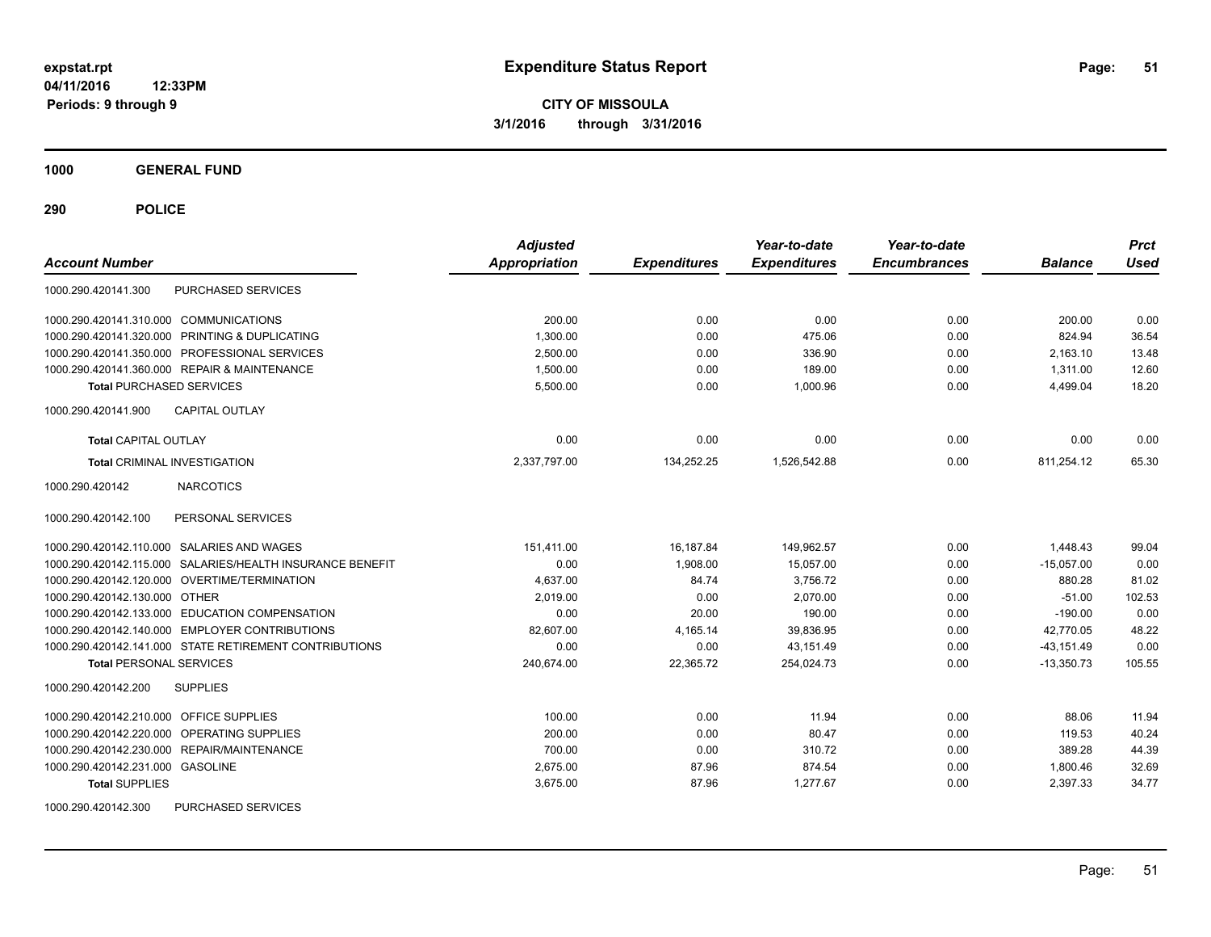**expstat.rpt**
**04/11/2016 12:33PM**
**Periods: 9 through 9**

# Expenditure Status Report

**CITY OF MISSOULA**
**3/1/2016 through 3/31/2016**

## 1000 GENERAL FUND

## 290 POLICE

| Account Number | | Adjusted Appropriation | Expenditures | Year-to-date Expenditures | Year-to-date Encumbrances | Balance | Prct Used |
|---|---|---|---|---|---|---|---|
| 1000.290.420141.300 | PURCHASED SERVICES | | | | | | |
| 1000.290.420141.310.000 | COMMUNICATIONS | 200.00 | 0.00 | 0.00 | 0.00 | 200.00 | 0.00 |
| 1000.290.420141.320.000 | PRINTING & DUPLICATING | 1,300.00 | 0.00 | 475.06 | 0.00 | 824.94 | 36.54 |
| 1000.290.420141.350.000 | PROFESSIONAL SERVICES | 2,500.00 | 0.00 | 336.90 | 0.00 | 2,163.10 | 13.48 |
| 1000.290.420141.360.000 | REPAIR & MAINTENANCE | 1,500.00 | 0.00 | 189.00 | 0.00 | 1,311.00 | 12.60 |
| **Total** PURCHASED SERVICES | | 5,500.00 | 0.00 | 1,000.96 | 0.00 | 4,499.04 | 18.20 |
| 1000.290.420141.900 | CAPITAL OUTLAY | | | | | | |
| **Total** CAPITAL OUTLAY | | 0.00 | 0.00 | 0.00 | 0.00 | 0.00 | 0.00 |
| **Total** CRIMINAL INVESTIGATION | | 2,337,797.00 | 134,252.25 | 1,526,542.88 | 0.00 | 811,254.12 | 65.30 |
| 1000.290.420142 | NARCOTICS | | | | | | |
| 1000.290.420142.100 | PERSONAL SERVICES | | | | | | |
| 1000.290.420142.110.000 | SALARIES AND WAGES | 151,411.00 | 16,187.84 | 149,962.57 | 0.00 | 1,448.43 | 99.04 |
| 1000.290.420142.115.000 | SALARIES/HEALTH INSURANCE BENEFIT | 0.00 | 1,908.00 | 15,057.00 | 0.00 | -15,057.00 | 0.00 |
| 1000.290.420142.120.000 | OVERTIME/TERMINATION | 4,637.00 | 84.74 | 3,756.72 | 0.00 | 880.28 | 81.02 |
| 1000.290.420142.130.000 | OTHER | 2,019.00 | 0.00 | 2,070.00 | 0.00 | -51.00 | 102.53 |
| 1000.290.420142.133.000 | EDUCATION COMPENSATION | 0.00 | 20.00 | 190.00 | 0.00 | -190.00 | 0.00 |
| 1000.290.420142.140.000 | EMPLOYER CONTRIBUTIONS | 82,607.00 | 4,165.14 | 39,836.95 | 0.00 | 42,770.05 | 48.22 |
| 1000.290.420142.141.000 | STATE RETIREMENT CONTRIBUTIONS | 0.00 | 0.00 | 43,151.49 | 0.00 | -43,151.49 | 0.00 |
| **Total** PERSONAL SERVICES | | 240,674.00 | 22,365.72 | 254,024.73 | 0.00 | -13,350.73 | 105.55 |
| 1000.290.420142.200 | SUPPLIES | | | | | | |
| 1000.290.420142.210.000 | OFFICE SUPPLIES | 100.00 | 0.00 | 11.94 | 0.00 | 88.06 | 11.94 |
| 1000.290.420142.220.000 | OPERATING SUPPLIES | 200.00 | 0.00 | 80.47 | 0.00 | 119.53 | 40.24 |
| 1000.290.420142.230.000 | REPAIR/MAINTENANCE | 700.00 | 0.00 | 310.72 | 0.00 | 389.28 | 44.39 |
| 1000.290.420142.231.000 | GASOLINE | 2,675.00 | 87.96 | 874.54 | 0.00 | 1,800.46 | 32.69 |
| **Total** SUPPLIES | | 3,675.00 | 87.96 | 1,277.67 | 0.00 | 2,397.33 | 34.77 |
| 1000.290.420142.300 | PURCHASED SERVICES | | | | | | |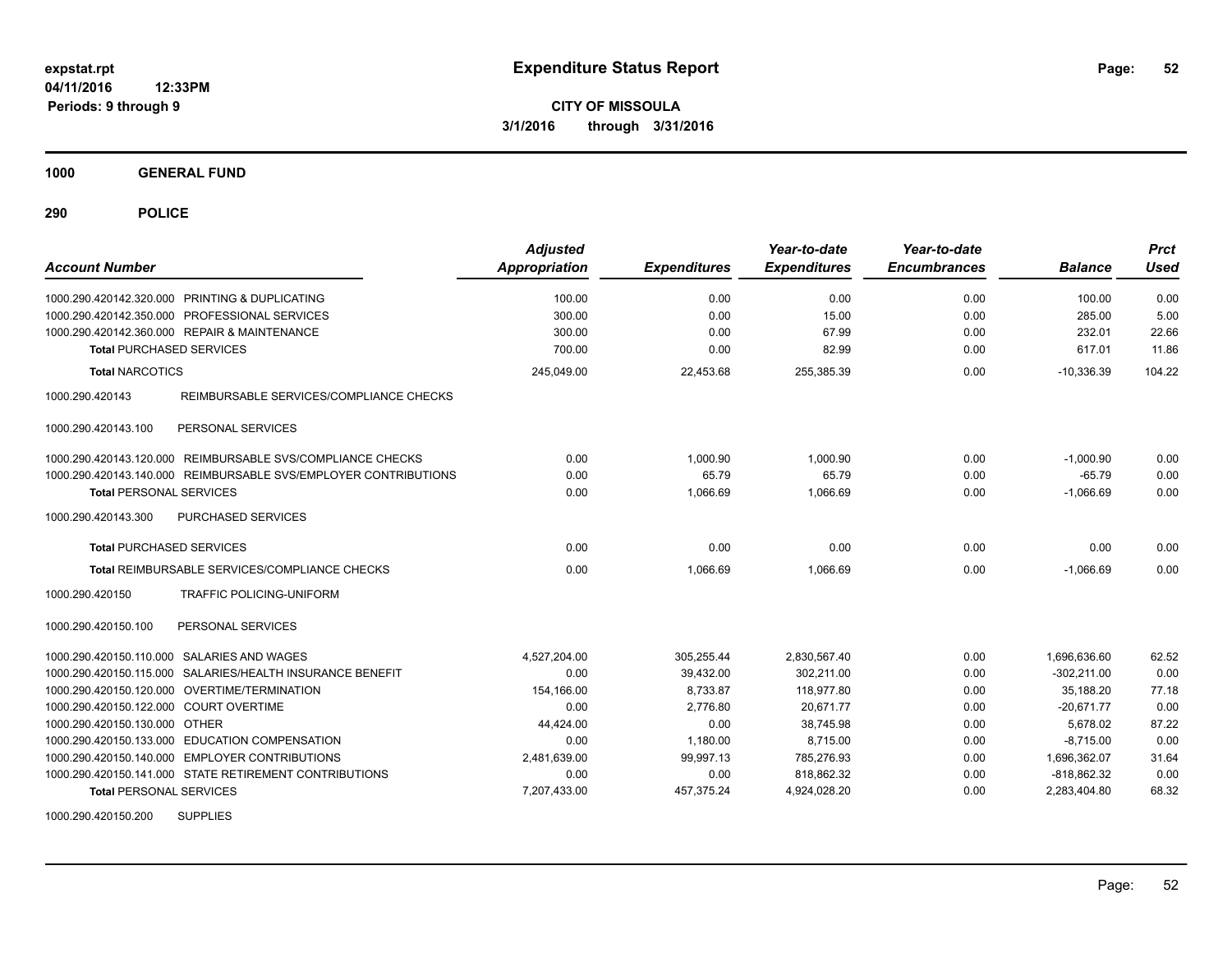# Expenditure Status Report

expstat.rpt
04/11/2016 12:33PM
Periods: 9 through 9

**CITY OF MISSOULA**
**3/1/2016 through 3/31/2016**

## 1000 GENERAL FUND

## 290 POLICE

| Account Number | Adjusted Appropriation | Expenditures | Year-to-date Expenditures | Year-to-date Encumbrances | Balance | Prct Used |
|---|---|---|---|---|---|---|
| 1000.290.420142.320.000 PRINTING & DUPLICATING | 100.00 | 0.00 | 0.00 | 0.00 | 100.00 | 0.00 |
| 1000.290.420142.350.000 PROFESSIONAL SERVICES | 300.00 | 0.00 | 15.00 | 0.00 | 285.00 | 5.00 |
| 1000.290.420142.360.000 REPAIR & MAINTENANCE | 300.00 | 0.00 | 67.99 | 0.00 | 232.01 | 22.66 |
| **Total** PURCHASED SERVICES | 700.00 | 0.00 | 82.99 | 0.00 | 617.01 | 11.86 |
| **Total** NARCOTICS | 245,049.00 | 22,453.68 | 255,385.39 | 0.00 | -10,336.39 | 104.22 |
| 1000.290.420143 REIMBURSABLE SERVICES/COMPLIANCE CHECKS | | | | | | |
| 1000.290.420143.100 PERSONAL SERVICES | | | | | | |
| 1000.290.420143.120.000 REIMBURSABLE SVS/COMPLIANCE CHECKS | 0.00 | 1,000.90 | 1,000.90 | 0.00 | -1,000.90 | 0.00 |
| 1000.290.420143.140.000 REIMBURSABLE SVS/EMPLOYER CONTRIBUTIONS | 0.00 | 65.79 | 65.79 | 0.00 | -65.79 | 0.00 |
| **Total** PERSONAL SERVICES | 0.00 | 1,066.69 | 1,066.69 | 0.00 | -1,066.69 | 0.00 |
| 1000.290.420143.300 PURCHASED SERVICES | | | | | | |
| **Total** PURCHASED SERVICES | 0.00 | 0.00 | 0.00 | 0.00 | 0.00 | 0.00 |
| **Total** REIMBURSABLE SERVICES/COMPLIANCE CHECKS | 0.00 | 1,066.69 | 1,066.69 | 0.00 | -1,066.69 | 0.00 |
| 1000.290.420150 TRAFFIC POLICING-UNIFORM | | | | | | |
| 1000.290.420150.100 PERSONAL SERVICES | | | | | | |
| 1000.290.420150.110.000 SALARIES AND WAGES | 4,527,204.00 | 305,255.44 | 2,830,567.40 | 0.00 | 1,696,636.60 | 62.52 |
| 1000.290.420150.115.000 SALARIES/HEALTH INSURANCE BENEFIT | 0.00 | 39,432.00 | 302,211.00 | 0.00 | -302,211.00 | 0.00 |
| 1000.290.420150.120.000 OVERTIME/TERMINATION | 154,166.00 | 8,733.87 | 118,977.80 | 0.00 | 35,188.20 | 77.18 |
| 1000.290.420150.122.000 COURT OVERTIME | 0.00 | 2,776.80 | 20,671.77 | 0.00 | -20,671.77 | 0.00 |
| 1000.290.420150.130.000 OTHER | 44,424.00 | 0.00 | 38,745.98 | 0.00 | 5,678.02 | 87.22 |
| 1000.290.420150.133.000 EDUCATION COMPENSATION | 0.00 | 1,180.00 | 8,715.00 | 0.00 | -8,715.00 | 0.00 |
| 1000.290.420150.140.000 EMPLOYER CONTRIBUTIONS | 2,481,639.00 | 99,997.13 | 785,276.93 | 0.00 | 1,696,362.07 | 31.64 |
| 1000.290.420150.141.000 STATE RETIREMENT CONTRIBUTIONS | 0.00 | 0.00 | 818,862.32 | 0.00 | -818,862.32 | 0.00 |
| **Total** PERSONAL SERVICES | 7,207,433.00 | 457,375.24 | 4,924,028.20 | 0.00 | 2,283,404.80 | 68.32 |
| 1000.290.420150.200 SUPPLIES | | | | | | |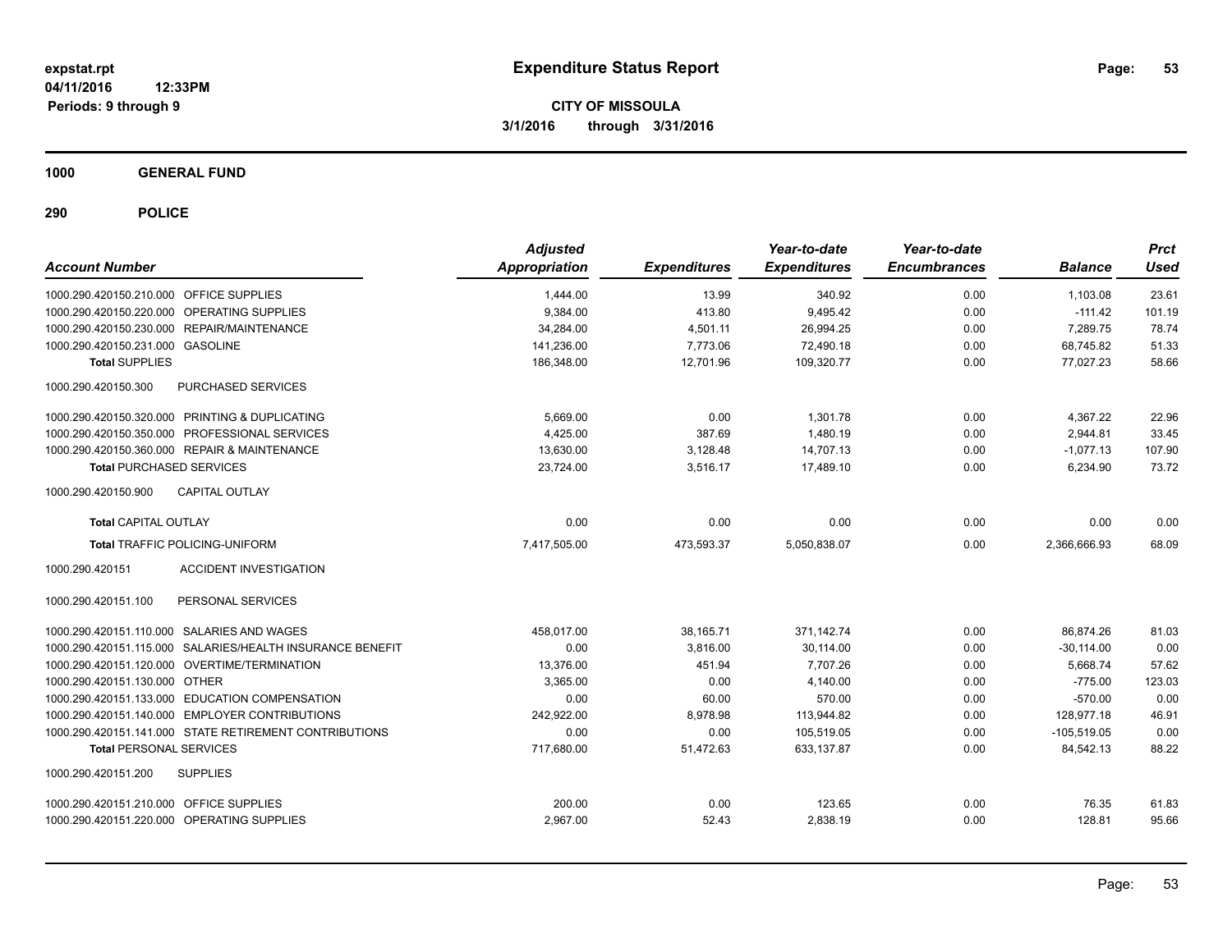# Expenditure Status Report

expstat.rpt
04/11/2016 12:33PM
Periods: 9 through 9

**CITY OF MISSOULA**
**3/1/2016 through 3/31/2016**

**1000 GENERAL FUND**

**290 POLICE**

| Account Number | Adjusted Appropriation | Expenditures | Year-to-date Expenditures | Year-to-date Encumbrances | Balance | Prct Used |
|---|---|---|---|---|---|---|
| 1000.290.420150.210.000 OFFICE SUPPLIES | 1,444.00 | 13.99 | 340.92 | 0.00 | 1,103.08 | 23.61 |
| 1000.290.420150.220.000 OPERATING SUPPLIES | 9,384.00 | 413.80 | 9,495.42 | 0.00 | -111.42 | 101.19 |
| 1000.290.420150.230.000 REPAIR/MAINTENANCE | 34,284.00 | 4,501.11 | 26,994.25 | 0.00 | 7,289.75 | 78.74 |
| 1000.290.420150.231.000 GASOLINE | 141,236.00 | 7,773.06 | 72,490.18 | 0.00 | 68,745.82 | 51.33 |
| **Total SUPPLIES** | 186,348.00 | 12,701.96 | 109,320.77 | 0.00 | 77,027.23 | 58.66 |
| 1000.290.420150.300 PURCHASED SERVICES | | | | | | |
| 1000.290.420150.320.000 PRINTING & DUPLICATING | 5,669.00 | 0.00 | 1,301.78 | 0.00 | 4,367.22 | 22.96 |
| 1000.290.420150.350.000 PROFESSIONAL SERVICES | 4,425.00 | 387.69 | 1,480.19 | 0.00 | 2,944.81 | 33.45 |
| 1000.290.420150.360.000 REPAIR & MAINTENANCE | 13,630.00 | 3,128.48 | 14,707.13 | 0.00 | -1,077.13 | 107.90 |
| **Total PURCHASED SERVICES** | 23,724.00 | 3,516.17 | 17,489.10 | 0.00 | 6,234.90 | 73.72 |
| 1000.290.420150.900 CAPITAL OUTLAY | | | | | | |
| **Total CAPITAL OUTLAY** | 0.00 | 0.00 | 0.00 | 0.00 | 0.00 | 0.00 |
| **Total TRAFFIC POLICING-UNIFORM** | 7,417,505.00 | 473,593.37 | 5,050,838.07 | 0.00 | 2,366,666.93 | 68.09 |
| 1000.290.420151 ACCIDENT INVESTIGATION | | | | | | |
| 1000.290.420151.100 PERSONAL SERVICES | | | | | | |
| 1000.290.420151.110.000 SALARIES AND WAGES | 458,017.00 | 38,165.71 | 371,142.74 | 0.00 | 86,874.26 | 81.03 |
| 1000.290.420151.115.000 SALARIES/HEALTH INSURANCE BENEFIT | 0.00 | 3,816.00 | 30,114.00 | 0.00 | -30,114.00 | 0.00 |
| 1000.290.420151.120.000 OVERTIME/TERMINATION | 13,376.00 | 451.94 | 7,707.26 | 0.00 | 5,668.74 | 57.62 |
| 1000.290.420151.130.000 OTHER | 3,365.00 | 0.00 | 4,140.00 | 0.00 | -775.00 | 123.03 |
| 1000.290.420151.133.000 EDUCATION COMPENSATION | 0.00 | 60.00 | 570.00 | 0.00 | -570.00 | 0.00 |
| 1000.290.420151.140.000 EMPLOYER CONTRIBUTIONS | 242,922.00 | 8,978.98 | 113,944.82 | 0.00 | 128,977.18 | 46.91 |
| 1000.290.420151.141.000 STATE RETIREMENT CONTRIBUTIONS | 0.00 | 0.00 | 105,519.05 | 0.00 | -105,519.05 | 0.00 |
| **Total PERSONAL SERVICES** | 717,680.00 | 51,472.63 | 633,137.87 | 0.00 | 84,542.13 | 88.22 |
| 1000.290.420151.200 SUPPLIES | | | | | | |
| 1000.290.420151.210.000 OFFICE SUPPLIES | 200.00 | 0.00 | 123.65 | 0.00 | 76.35 | 61.83 |
| 1000.290.420151.220.000 OPERATING SUPPLIES | 2,967.00 | 52.43 | 2,838.19 | 0.00 | 128.81 | 95.66 |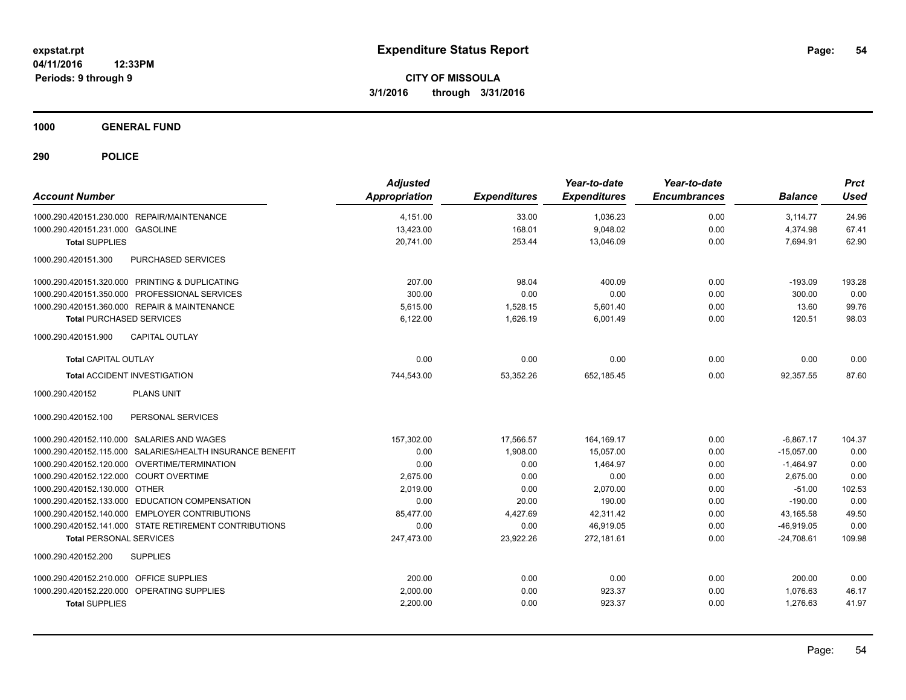# Expenditure Status Report

expstat.rpt
04/11/2016 12:33PM
Periods: 9 through 9

**CITY OF MISSOULA**
**3/1/2016 through 3/31/2016**

**1000 GENERAL FUND**

**290 POLICE**

| Account Number | Adjusted Appropriation | Expenditures | Year-to-date Expenditures | Year-to-date Encumbrances | Balance | Prct Used |
|---|---|---|---|---|---|---|
| 1000.290.420151.230.000 REPAIR/MAINTENANCE | 4,151.00 | 33.00 | 1,036.23 | 0.00 | 3,114.77 | 24.96 |
| 1000.290.420151.231.000 GASOLINE | 13,423.00 | 168.01 | 9,048.02 | 0.00 | 4,374.98 | 67.41 |
| **Total SUPPLIES** | 20,741.00 | 253.44 | 13,046.09 | 0.00 | 7,694.91 | 62.90 |
| 1000.290.420151.300 PURCHASED SERVICES | | | | | | |
| 1000.290.420151.320.000 PRINTING & DUPLICATING | 207.00 | 98.04 | 400.09 | 0.00 | -193.09 | 193.28 |
| 1000.290.420151.350.000 PROFESSIONAL SERVICES | 300.00 | 0.00 | 0.00 | 0.00 | 300.00 | 0.00 |
| 1000.290.420151.360.000 REPAIR & MAINTENANCE | 5,615.00 | 1,528.15 | 5,601.40 | 0.00 | 13.60 | 99.76 |
| **Total PURCHASED SERVICES** | 6,122.00 | 1,626.19 | 6,001.49 | 0.00 | 120.51 | 98.03 |
| 1000.290.420151.900 CAPITAL OUTLAY | | | | | | |
| **Total CAPITAL OUTLAY** | 0.00 | 0.00 | 0.00 | 0.00 | 0.00 | 0.00 |
| **Total ACCIDENT INVESTIGATION** | 744,543.00 | 53,352.26 | 652,185.45 | 0.00 | 92,357.55 | 87.60 |
| 1000.290.420152 PLANS UNIT | | | | | | |
| 1000.290.420152.100 PERSONAL SERVICES | | | | | | |
| 1000.290.420152.110.000 SALARIES AND WAGES | 157,302.00 | 17,566.57 | 164,169.17 | 0.00 | -6,867.17 | 104.37 |
| 1000.290.420152.115.000 SALARIES/HEALTH INSURANCE BENEFIT | 0.00 | 1,908.00 | 15,057.00 | 0.00 | -15,057.00 | 0.00 |
| 1000.290.420152.120.000 OVERTIME/TERMINATION | 0.00 | 0.00 | 1,464.97 | 0.00 | -1,464.97 | 0.00 |
| 1000.290.420152.122.000 COURT OVERTIME | 2,675.00 | 0.00 | 0.00 | 0.00 | 2,675.00 | 0.00 |
| 1000.290.420152.130.000 OTHER | 2,019.00 | 0.00 | 2,070.00 | 0.00 | -51.00 | 102.53 |
| 1000.290.420152.133.000 EDUCATION COMPENSATION | 0.00 | 20.00 | 190.00 | 0.00 | -190.00 | 0.00 |
| 1000.290.420152.140.000 EMPLOYER CONTRIBUTIONS | 85,477.00 | 4,427.69 | 42,311.42 | 0.00 | 43,165.58 | 49.50 |
| 1000.290.420152.141.000 STATE RETIREMENT CONTRIBUTIONS | 0.00 | 0.00 | 46,919.05 | 0.00 | -46,919.05 | 0.00 |
| **Total PERSONAL SERVICES** | 247,473.00 | 23,922.26 | 272,181.61 | 0.00 | -24,708.61 | 109.98 |
| 1000.290.420152.200 SUPPLIES | | | | | | |
| 1000.290.420152.210.000 OFFICE SUPPLIES | 200.00 | 0.00 | 0.00 | 0.00 | 200.00 | 0.00 |
| 1000.290.420152.220.000 OPERATING SUPPLIES | 2,000.00 | 0.00 | 923.37 | 0.00 | 1,076.63 | 46.17 |
| **Total SUPPLIES** | 2,200.00 | 0.00 | 923.37 | 0.00 | 1,276.63 | 41.97 |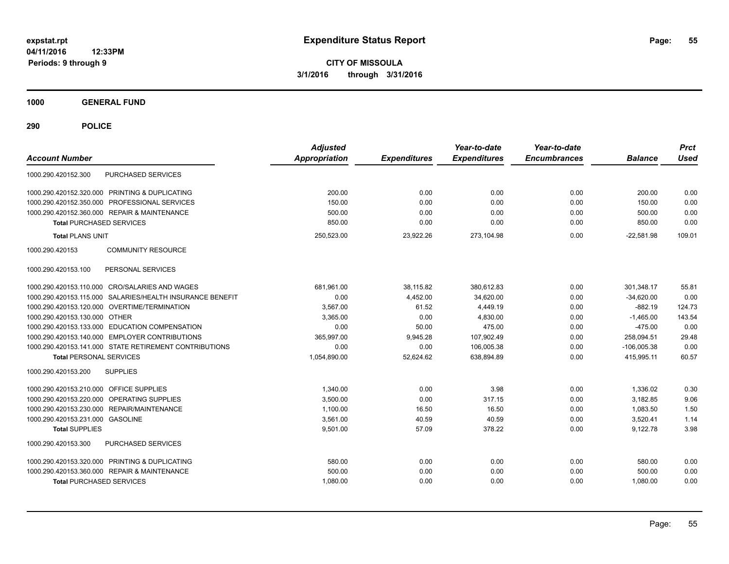**expstat.rpt**
**04/11/2016 12:33PM**
**Periods: 9 through 9**

# Expenditure Status Report

**CITY OF MISSOULA**
**3/1/2016 through 3/31/2016**

## 1000 GENERAL FUND

## 290 POLICE

| Account Number | Adjusted Appropriation | Expenditures | Year-to-date Expenditures | Year-to-date Encumbrances | Balance | Prct Used |
|---|---|---|---|---|---|---|
| 1000.290.420152.300 PURCHASED SERVICES | | | | | | |
| 1000.290.420152.320.000 PRINTING & DUPLICATING | 200.00 | 0.00 | 0.00 | 0.00 | 200.00 | 0.00 |
| 1000.290.420152.350.000 PROFESSIONAL SERVICES | 150.00 | 0.00 | 0.00 | 0.00 | 150.00 | 0.00 |
| 1000.290.420152.360.000 REPAIR & MAINTENANCE | 500.00 | 0.00 | 0.00 | 0.00 | 500.00 | 0.00 |
| **Total** PURCHASED SERVICES | 850.00 | 0.00 | 0.00 | 0.00 | 850.00 | 0.00 |
| **Total** PLANS UNIT | 250,523.00 | 23,922.26 | 273,104.98 | 0.00 | -22,581.98 | 109.01 |
| 1000.290.420153 COMMUNITY RESOURCE | | | | | | |
| 1000.290.420153.100 PERSONAL SERVICES | | | | | | |
| 1000.290.420153.110.000 CRO/SALARIES AND WAGES | 681,961.00 | 38,115.82 | 380,612.83 | 0.00 | 301,348.17 | 55.81 |
| 1000.290.420153.115.000 SALARIES/HEALTH INSURANCE BENEFIT | 0.00 | 4,452.00 | 34,620.00 | 0.00 | -34,620.00 | 0.00 |
| 1000.290.420153.120.000 OVERTIME/TERMINATION | 3,567.00 | 61.52 | 4,449.19 | 0.00 | -882.19 | 124.73 |
| 1000.290.420153.130.000 OTHER | 3,365.00 | 0.00 | 4,830.00 | 0.00 | -1,465.00 | 143.54 |
| 1000.290.420153.133.000 EDUCATION COMPENSATION | 0.00 | 50.00 | 475.00 | 0.00 | -475.00 | 0.00 |
| 1000.290.420153.140.000 EMPLOYER CONTRIBUTIONS | 365,997.00 | 9,945.28 | 107,902.49 | 0.00 | 258,094.51 | 29.48 |
| 1000.290.420153.141.000 STATE RETIREMENT CONTRIBUTIONS | 0.00 | 0.00 | 106,005.38 | 0.00 | -106,005.38 | 0.00 |
| **Total** PERSONAL SERVICES | 1,054,890.00 | 52,624.62 | 638,894.89 | 0.00 | 415,995.11 | 60.57 |
| 1000.290.420153.200 SUPPLIES | | | | | | |
| 1000.290.420153.210.000 OFFICE SUPPLIES | 1,340.00 | 0.00 | 3.98 | 0.00 | 1,336.02 | 0.30 |
| 1000.290.420153.220.000 OPERATING SUPPLIES | 3,500.00 | 0.00 | 317.15 | 0.00 | 3,182.85 | 9.06 |
| 1000.290.420153.230.000 REPAIR/MAINTENANCE | 1,100.00 | 16.50 | 16.50 | 0.00 | 1,083.50 | 1.50 |
| 1000.290.420153.231.000 GASOLINE | 3,561.00 | 40.59 | 40.59 | 0.00 | 3,520.41 | 1.14 |
| **Total** SUPPLIES | 9,501.00 | 57.09 | 378.22 | 0.00 | 9,122.78 | 3.98 |
| 1000.290.420153.300 PURCHASED SERVICES | | | | | | |
| 1000.290.420153.320.000 PRINTING & DUPLICATING | 580.00 | 0.00 | 0.00 | 0.00 | 580.00 | 0.00 |
| 1000.290.420153.360.000 REPAIR & MAINTENANCE | 500.00 | 0.00 | 0.00 | 0.00 | 500.00 | 0.00 |
| **Total** PURCHASED SERVICES | 1,080.00 | 0.00 | 0.00 | 0.00 | 1,080.00 | 0.00 |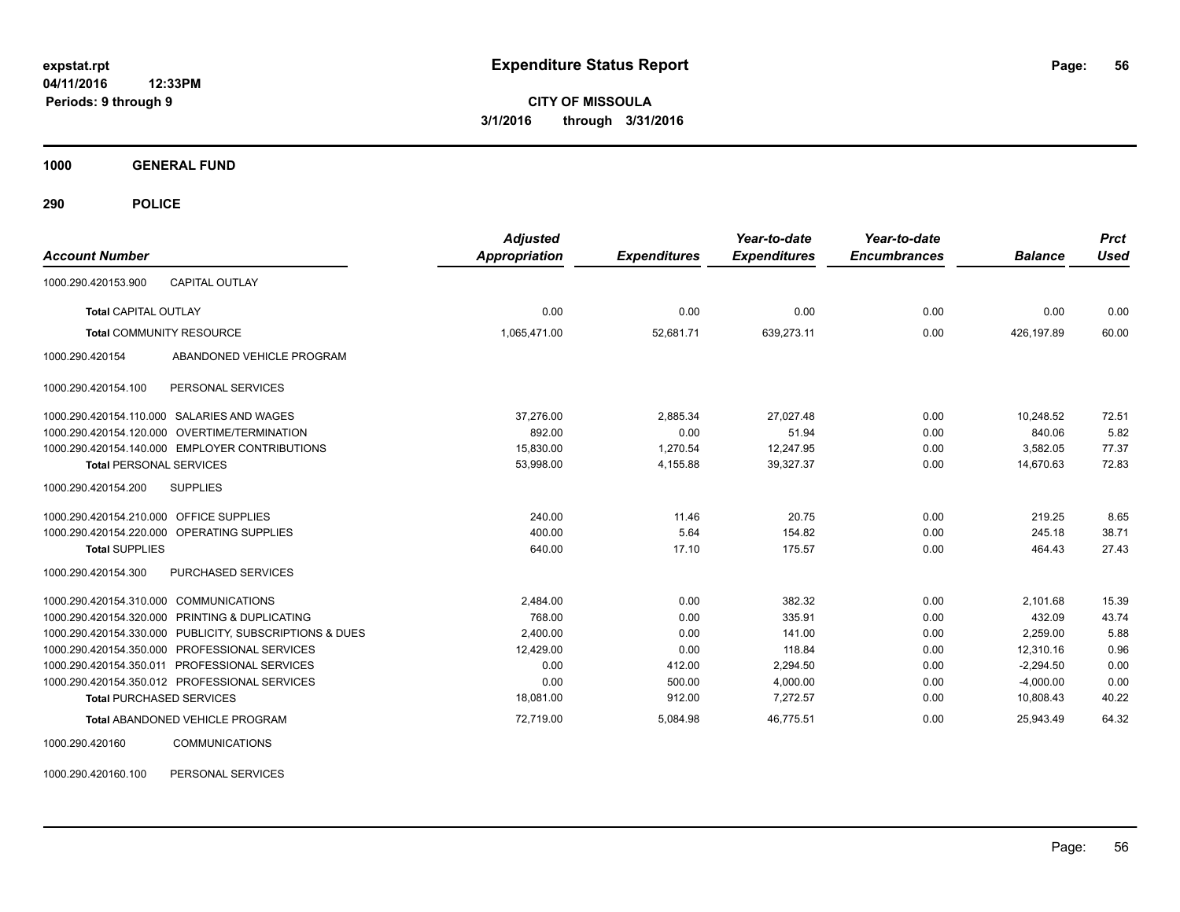**expstat.rpt**
**04/11/2016 12:33PM**
**Periods: 9 through 9**

# Expenditure Status Report

**CITY OF MISSOULA**
**3/1/2016 through 3/31/2016**

## 1000 GENERAL FUND

## 290 POLICE

| Account Number | | Adjusted Appropriation | Expenditures | Year-to-date Expenditures | Year-to-date Encumbrances | Balance | Prct Used |
|---|---|---|---|---|---|---|---|
| 1000.290.420153.900 | CAPITAL OUTLAY | | | | | | |
| **Total** CAPITAL OUTLAY | | 0.00 | 0.00 | 0.00 | 0.00 | 0.00 | 0.00 |
| **Total** COMMUNITY RESOURCE | | 1,065,471.00 | 52,681.71 | 639,273.11 | 0.00 | 426,197.89 | 60.00 |
| 1000.290.420154 | ABANDONED VEHICLE PROGRAM | | | | | | |
| 1000.290.420154.100 | PERSONAL SERVICES | | | | | | |
| 1000.290.420154.110.000 | SALARIES AND WAGES | 37,276.00 | 2,885.34 | 27,027.48 | 0.00 | 10,248.52 | 72.51 |
| 1000.290.420154.120.000 | OVERTIME/TERMINATION | 892.00 | 0.00 | 51.94 | 0.00 | 840.06 | 5.82 |
| 1000.290.420154.140.000 | EMPLOYER CONTRIBUTIONS | 15,830.00 | 1,270.54 | 12,247.95 | 0.00 | 3,582.05 | 77.37 |
| **Total** PERSONAL SERVICES | | 53,998.00 | 4,155.88 | 39,327.37 | 0.00 | 14,670.63 | 72.83 |
| 1000.290.420154.200 | SUPPLIES | | | | | | |
| 1000.290.420154.210.000 | OFFICE SUPPLIES | 240.00 | 11.46 | 20.75 | 0.00 | 219.25 | 8.65 |
| 1000.290.420154.220.000 | OPERATING SUPPLIES | 400.00 | 5.64 | 154.82 | 0.00 | 245.18 | 38.71 |
| **Total** SUPPLIES | | 640.00 | 17.10 | 175.57 | 0.00 | 464.43 | 27.43 |
| 1000.290.420154.300 | PURCHASED SERVICES | | | | | | |
| 1000.290.420154.310.000 | COMMUNICATIONS | 2,484.00 | 0.00 | 382.32 | 0.00 | 2,101.68 | 15.39 |
| 1000.290.420154.320.000 | PRINTING & DUPLICATING | 768.00 | 0.00 | 335.91 | 0.00 | 432.09 | 43.74 |
| 1000.290.420154.330.000 | PUBLICITY, SUBSCRIPTIONS & DUES | 2,400.00 | 0.00 | 141.00 | 0.00 | 2,259.00 | 5.88 |
| 1000.290.420154.350.000 | PROFESSIONAL SERVICES | 12,429.00 | 0.00 | 118.84 | 0.00 | 12,310.16 | 0.96 |
| 1000.290.420154.350.011 | PROFESSIONAL SERVICES | 0.00 | 412.00 | 2,294.50 | 0.00 | -2,294.50 | 0.00 |
| 1000.290.420154.350.012 | PROFESSIONAL SERVICES | 0.00 | 500.00 | 4,000.00 | 0.00 | -4,000.00 | 0.00 |
| **Total** PURCHASED SERVICES | | 18,081.00 | 912.00 | 7,272.57 | 0.00 | 10,808.43 | 40.22 |
| **Total** ABANDONED VEHICLE PROGRAM | | 72,719.00 | 5,084.98 | 46,775.51 | 0.00 | 25,943.49 | 64.32 |
| 1000.290.420160 | COMMUNICATIONS | | | | | | |
| 1000.290.420160.100 | PERSONAL SERVICES | | | | | | |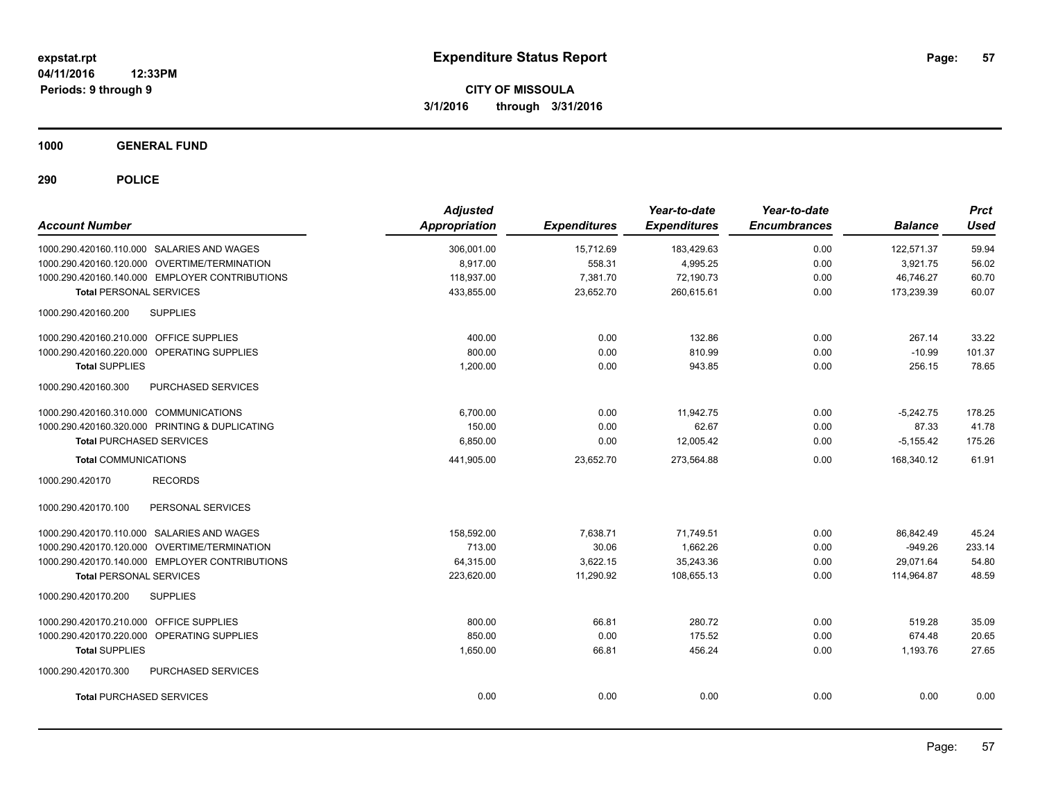**expstat.rpt**
**04/11/2016 12:33PM**
**Periods: 9 through 9**

# Expenditure Status Report

**CITY OF MISSOULA**
**3/1/2016 through 3/31/2016**

## 1000 GENERAL FUND

## 290 POLICE

| Account Number | Adjusted Appropriation | Expenditures | Year-to-date Expenditures | Year-to-date Encumbrances | Balance | Prct Used |
|---|---|---|---|---|---|---|
| 1000.290.420160.110.000 SALARIES AND WAGES | 306,001.00 | 15,712.69 | 183,429.63 | 0.00 | 122,571.37 | 59.94 |
| 1000.290.420160.120.000 OVERTIME/TERMINATION | 8,917.00 | 558.31 | 4,995.25 | 0.00 | 3,921.75 | 56.02 |
| 1000.290.420160.140.000 EMPLOYER CONTRIBUTIONS | 118,937.00 | 7,381.70 | 72,190.73 | 0.00 | 46,746.27 | 60.70 |
| **Total** PERSONAL SERVICES | 433,855.00 | 23,652.70 | 260,615.61 | 0.00 | 173,239.39 | 60.07 |
| 1000.290.420160.200 SUPPLIES | | | | | | |
| 1000.290.420160.210.000 OFFICE SUPPLIES | 400.00 | 0.00 | 132.86 | 0.00 | 267.14 | 33.22 |
| 1000.290.420160.220.000 OPERATING SUPPLIES | 800.00 | 0.00 | 810.99 | 0.00 | -10.99 | 101.37 |
| **Total** SUPPLIES | 1,200.00 | 0.00 | 943.85 | 0.00 | 256.15 | 78.65 |
| 1000.290.420160.300 PURCHASED SERVICES | | | | | | |
| 1000.290.420160.310.000 COMMUNICATIONS | 6,700.00 | 0.00 | 11,942.75 | 0.00 | -5,242.75 | 178.25 |
| 1000.290.420160.320.000 PRINTING & DUPLICATING | 150.00 | 0.00 | 62.67 | 0.00 | 87.33 | 41.78 |
| **Total** PURCHASED SERVICES | 6,850.00 | 0.00 | 12,005.42 | 0.00 | -5,155.42 | 175.26 |
| **Total** COMMUNICATIONS | 441,905.00 | 23,652.70 | 273,564.88 | 0.00 | 168,340.12 | 61.91 |
| 1000.290.420170 RECORDS | | | | | | |
| 1000.290.420170.100 PERSONAL SERVICES | | | | | | |
| 1000.290.420170.110.000 SALARIES AND WAGES | 158,592.00 | 7,638.71 | 71,749.51 | 0.00 | 86,842.49 | 45.24 |
| 1000.290.420170.120.000 OVERTIME/TERMINATION | 713.00 | 30.06 | 1,662.26 | 0.00 | -949.26 | 233.14 |
| 1000.290.420170.140.000 EMPLOYER CONTRIBUTIONS | 64,315.00 | 3,622.15 | 35,243.36 | 0.00 | 29,071.64 | 54.80 |
| **Total** PERSONAL SERVICES | 223,620.00 | 11,290.92 | 108,655.13 | 0.00 | 114,964.87 | 48.59 |
| 1000.290.420170.200 SUPPLIES | | | | | | |
| 1000.290.420170.210.000 OFFICE SUPPLIES | 800.00 | 66.81 | 280.72 | 0.00 | 519.28 | 35.09 |
| 1000.290.420170.220.000 OPERATING SUPPLIES | 850.00 | 0.00 | 175.52 | 0.00 | 674.48 | 20.65 |
| **Total** SUPPLIES | 1,650.00 | 66.81 | 456.24 | 0.00 | 1,193.76 | 27.65 |
| 1000.290.420170.300 PURCHASED SERVICES | | | | | | |
| **Total** PURCHASED SERVICES | 0.00 | 0.00 | 0.00 | 0.00 | 0.00 | 0.00 |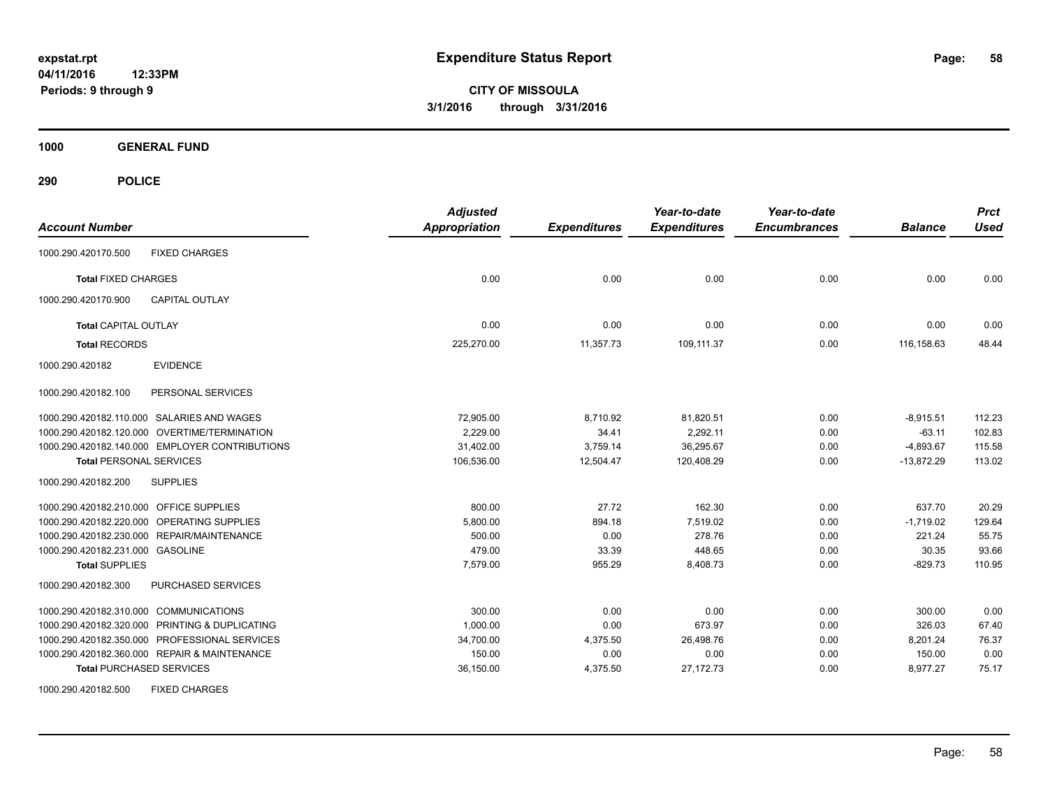**expstat.rpt**
**04/11/2016 12:33PM**
**Periods: 9 through 9**

# Expenditure Status Report

**CITY OF MISSOULA**
**3/1/2016 through 3/31/2016**

**1000 GENERAL FUND**

**290 POLICE**

| Account Number | Adjusted Appropriation | Expenditures | Year-to-date Expenditures | Year-to-date Encumbrances | Balance | Prct Used |
|---|---|---|---|---|---|---|
| 1000.290.420170.500 FIXED CHARGES | | | | | | |
| **Total** FIXED CHARGES | 0.00 | 0.00 | 0.00 | 0.00 | 0.00 | 0.00 |
| 1000.290.420170.900 CAPITAL OUTLAY | | | | | | |
| **Total** CAPITAL OUTLAY | 0.00 | 0.00 | 0.00 | 0.00 | 0.00 | 0.00 |
| **Total** RECORDS | 225,270.00 | 11,357.73 | 109,111.37 | 0.00 | 116,158.63 | 48.44 |
| 1000.290.420182 EVIDENCE | | | | | | |
| 1000.290.420182.100 PERSONAL SERVICES | | | | | | |
| 1000.290.420182.110.000 SALARIES AND WAGES | 72,905.00 | 8,710.92 | 81,820.51 | 0.00 | -8,915.51 | 112.23 |
| 1000.290.420182.120.000 OVERTIME/TERMINATION | 2,229.00 | 34.41 | 2,292.11 | 0.00 | -63.11 | 102.83 |
| 1000.290.420182.140.000 EMPLOYER CONTRIBUTIONS | 31,402.00 | 3,759.14 | 36,295.67 | 0.00 | -4,893.67 | 115.58 |
| **Total** PERSONAL SERVICES | 106,536.00 | 12,504.47 | 120,408.29 | 0.00 | -13,872.29 | 113.02 |
| 1000.290.420182.200 SUPPLIES | | | | | | |
| 1000.290.420182.210.000 OFFICE SUPPLIES | 800.00 | 27.72 | 162.30 | 0.00 | 637.70 | 20.29 |
| 1000.290.420182.220.000 OPERATING SUPPLIES | 5,800.00 | 894.18 | 7,519.02 | 0.00 | -1,719.02 | 129.64 |
| 1000.290.420182.230.000 REPAIR/MAINTENANCE | 500.00 | 0.00 | 278.76 | 0.00 | 221.24 | 55.75 |
| 1000.290.420182.231.000 GASOLINE | 479.00 | 33.39 | 448.65 | 0.00 | 30.35 | 93.66 |
| **Total** SUPPLIES | 7,579.00 | 955.29 | 8,408.73 | 0.00 | -829.73 | 110.95 |
| 1000.290.420182.300 PURCHASED SERVICES | | | | | | |
| 1000.290.420182.310.000 COMMUNICATIONS | 300.00 | 0.00 | 0.00 | 0.00 | 300.00 | 0.00 |
| 1000.290.420182.320.000 PRINTING & DUPLICATING | 1,000.00 | 0.00 | 673.97 | 0.00 | 326.03 | 67.40 |
| 1000.290.420182.350.000 PROFESSIONAL SERVICES | 34,700.00 | 4,375.50 | 26,498.76 | 0.00 | 8,201.24 | 76.37 |
| 1000.290.420182.360.000 REPAIR & MAINTENANCE | 150.00 | 0.00 | 0.00 | 0.00 | 150.00 | 0.00 |
| **Total** PURCHASED SERVICES | 36,150.00 | 4,375.50 | 27,172.73 | 0.00 | 8,977.27 | 75.17 |
| 1000.290.420182.500 FIXED CHARGES | | | | | | |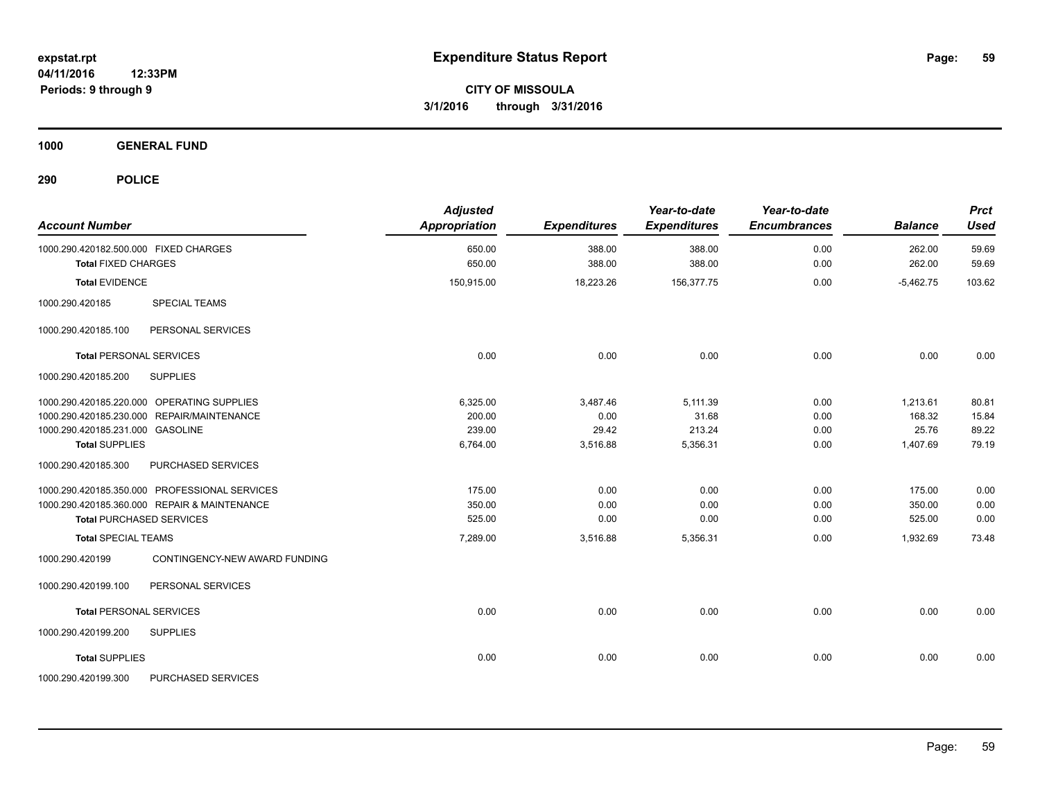# Expenditure Status Report

expstat.rpt
04/11/2016 12:33PM
Periods: 9 through 9

**CITY OF MISSOULA**
**3/1/2016 through 3/31/2016**

**1000 GENERAL FUND**

**290 POLICE**

| Account Number | | Adjusted Appropriation | Expenditures | Year-to-date Expenditures | Year-to-date Encumbrances | Balance | Prct Used |
|---|---|---|---|---|---|---|---|
| 1000.290.420182.500.000 FIXED CHARGES | | 650.00 | 388.00 | 388.00 | 0.00 | 262.00 | 59.69 |
| **Total** FIXED CHARGES | | 650.00 | 388.00 | 388.00 | 0.00 | 262.00 | 59.69 |
| **Total** EVIDENCE | | 150,915.00 | 18,223.26 | 156,377.75 | 0.00 | -5,462.75 | 103.62 |
| 1000.290.420185 | SPECIAL TEAMS | | | | | | |
| 1000.290.420185.100 | PERSONAL SERVICES | | | | | | |
| **Total** PERSONAL SERVICES | | 0.00 | 0.00 | 0.00 | 0.00 | 0.00 | 0.00 |
| 1000.290.420185.200 | SUPPLIES | | | | | | |
| 1000.290.420185.220.000 OPERATING SUPPLIES | | 6,325.00 | 3,487.46 | 5,111.39 | 0.00 | 1,213.61 | 80.81 |
| 1000.290.420185.230.000 REPAIR/MAINTENANCE | | 200.00 | 0.00 | 31.68 | 0.00 | 168.32 | 15.84 |
| 1000.290.420185.231.000 GASOLINE | | 239.00 | 29.42 | 213.24 | 0.00 | 25.76 | 89.22 |
| **Total** SUPPLIES | | 6,764.00 | 3,516.88 | 5,356.31 | 0.00 | 1,407.69 | 79.19 |
| 1000.290.420185.300 | PURCHASED SERVICES | | | | | | |
| 1000.290.420185.350.000 PROFESSIONAL SERVICES | | 175.00 | 0.00 | 0.00 | 0.00 | 175.00 | 0.00 |
| 1000.290.420185.360.000 REPAIR & MAINTENANCE | | 350.00 | 0.00 | 0.00 | 0.00 | 350.00 | 0.00 |
| **Total** PURCHASED SERVICES | | 525.00 | 0.00 | 0.00 | 0.00 | 525.00 | 0.00 |
| **Total** SPECIAL TEAMS | | 7,289.00 | 3,516.88 | 5,356.31 | 0.00 | 1,932.69 | 73.48 |
| 1000.290.420199 | CONTINGENCY-NEW AWARD FUNDING | | | | | | |
| 1000.290.420199.100 | PERSONAL SERVICES | | | | | | |
| **Total** PERSONAL SERVICES | | 0.00 | 0.00 | 0.00 | 0.00 | 0.00 | 0.00 |
| 1000.290.420199.200 | SUPPLIES | | | | | | |
| **Total** SUPPLIES | | 0.00 | 0.00 | 0.00 | 0.00 | 0.00 | 0.00 |
| 1000.290.420199.300 | PURCHASED SERVICES | | | | | | |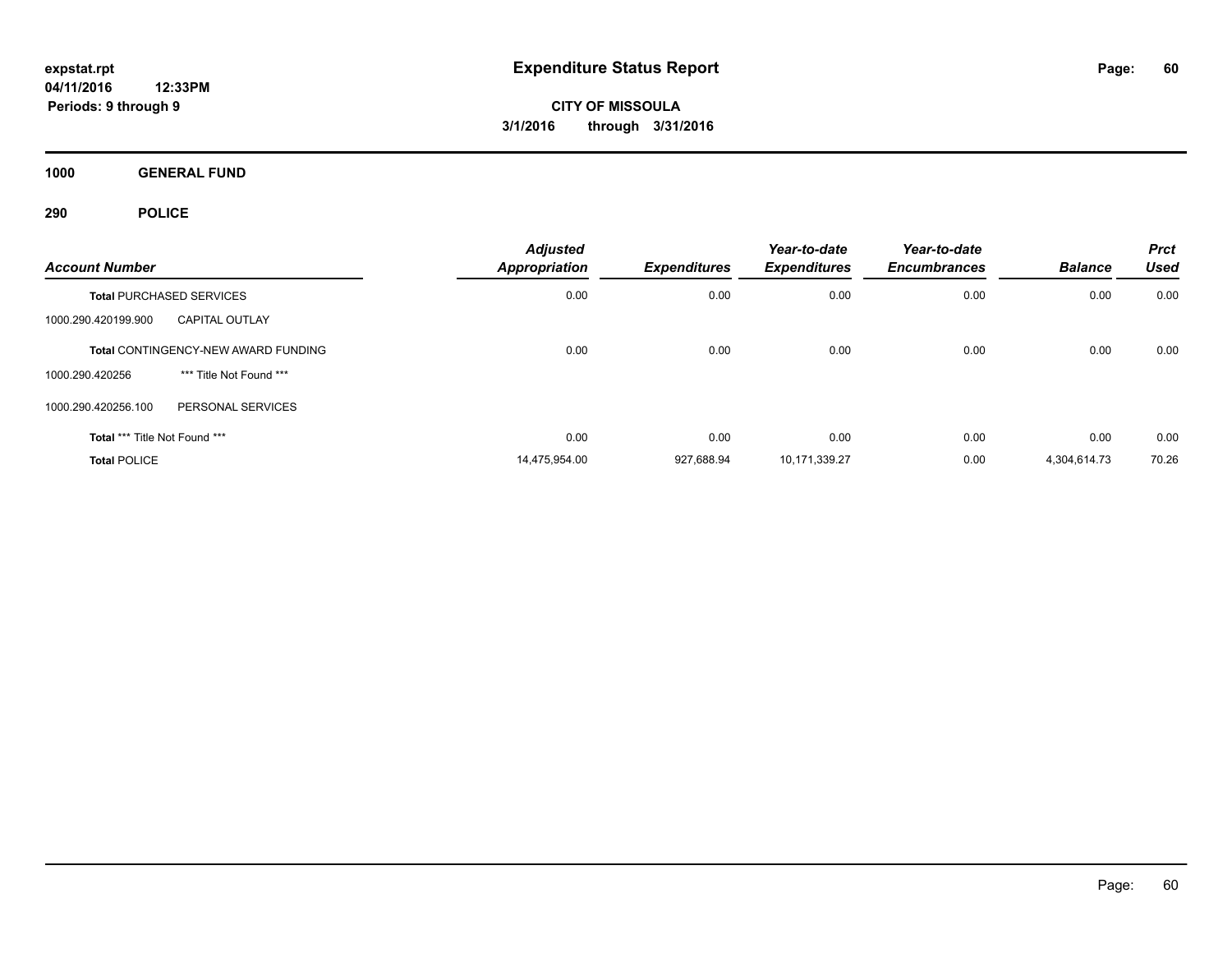**expstat.rpt**
**04/11/2016 12:33PM**
**Periods: 9 through 9**

# Expenditure Status Report

**CITY OF MISSOULA**
**3/1/2016 through 3/31/2016**

## 1000 GENERAL FUND

## 290 POLICE

| Account Number | | Adjusted Appropriation | Expenditures | Year-to-date Expenditures | Year-to-date Encumbrances | Balance | Prct Used |
|---|---|---|---|---|---|---|---|
| **Total** PURCHASED SERVICES | | 0.00 | 0.00 | 0.00 | 0.00 | 0.00 | 0.00 |
| 1000.290.420199.900 | CAPITAL OUTLAY | | | | | | |
| **Total** CONTINGENCY-NEW AWARD FUNDING | | 0.00 | 0.00 | 0.00 | 0.00 | 0.00 | 0.00 |
| 1000.290.420256 | *** Title Not Found *** | | | | | | |
| 1000.290.420256.100 | PERSONAL SERVICES | | | | | | |
| **Total** *** Title Not Found *** | | 0.00 | 0.00 | 0.00 | 0.00 | 0.00 | 0.00 |
| **Total** POLICE | | 14,475,954.00 | 927,688.94 | 10,171,339.27 | 0.00 | 4,304,614.73 | 70.26 |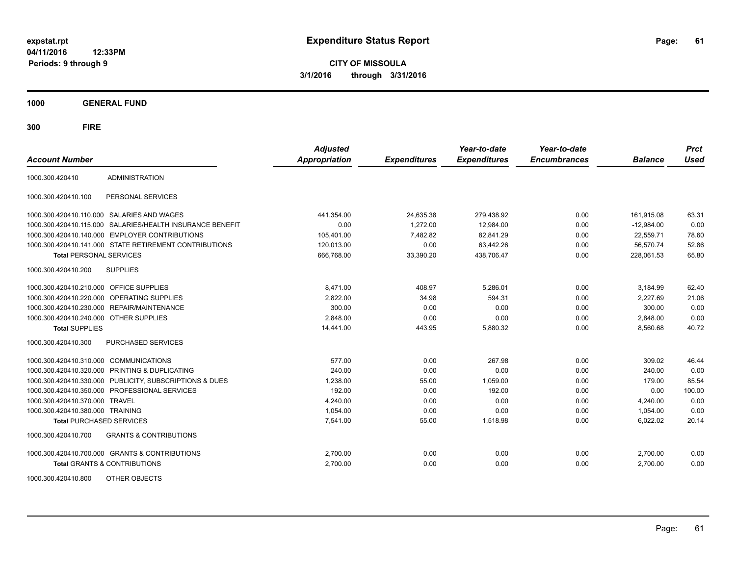**expstat.rpt**
**04/11/2016 12:33PM**
**Periods: 9 through 9**

# Expenditure Status Report

**CITY OF MISSOULA**
**3/1/2016 through 3/31/2016**

## 1000 GENERAL FUND

## 300 FIRE

| Account Number | | Adjusted Appropriation | Expenditures | Year-to-date Expenditures | Year-to-date Encumbrances | Balance | Prct Used |
|---|---|---|---|---|---|---|---|
| 1000.300.420410 | ADMINISTRATION | | | | | | |
| 1000.300.420410.100 | PERSONAL SERVICES | | | | | | |
| 1000.300.420410.110.000 | SALARIES AND WAGES | 441,354.00 | 24,635.38 | 279,438.92 | 0.00 | 161,915.08 | 63.31 |
| 1000.300.420410.115.000 | SALARIES/HEALTH INSURANCE BENEFIT | 0.00 | 1,272.00 | 12,984.00 | 0.00 | -12,984.00 | 0.00 |
| 1000.300.420410.140.000 | EMPLOYER CONTRIBUTIONS | 105,401.00 | 7,482.82 | 82,841.29 | 0.00 | 22,559.71 | 78.60 |
| 1000.300.420410.141.000 | STATE RETIREMENT CONTRIBUTIONS | 120,013.00 | 0.00 | 63,442.26 | 0.00 | 56,570.74 | 52.86 |
| **Total** PERSONAL SERVICES | | 666,768.00 | 33,390.20 | 438,706.47 | 0.00 | 228,061.53 | 65.80 |
| 1000.300.420410.200 | SUPPLIES | | | | | | |
| 1000.300.420410.210.000 | OFFICE SUPPLIES | 8,471.00 | 408.97 | 5,286.01 | 0.00 | 3,184.99 | 62.40 |
| 1000.300.420410.220.000 | OPERATING SUPPLIES | 2,822.00 | 34.98 | 594.31 | 0.00 | 2,227.69 | 21.06 |
| 1000.300.420410.230.000 | REPAIR/MAINTENANCE | 300.00 | 0.00 | 0.00 | 0.00 | 300.00 | 0.00 |
| 1000.300.420410.240.000 | OTHER SUPPLIES | 2,848.00 | 0.00 | 0.00 | 0.00 | 2,848.00 | 0.00 |
| **Total** SUPPLIES | | 14,441.00 | 443.95 | 5,880.32 | 0.00 | 8,560.68 | 40.72 |
| 1000.300.420410.300 | PURCHASED SERVICES | | | | | | |
| 1000.300.420410.310.000 | COMMUNICATIONS | 577.00 | 0.00 | 267.98 | 0.00 | 309.02 | 46.44 |
| 1000.300.420410.320.000 | PRINTING & DUPLICATING | 240.00 | 0.00 | 0.00 | 0.00 | 240.00 | 0.00 |
| 1000.300.420410.330.000 | PUBLICITY, SUBSCRIPTIONS & DUES | 1,238.00 | 55.00 | 1,059.00 | 0.00 | 179.00 | 85.54 |
| 1000.300.420410.350.000 | PROFESSIONAL SERVICES | 192.00 | 0.00 | 192.00 | 0.00 | 0.00 | 100.00 |
| 1000.300.420410.370.000 | TRAVEL | 4,240.00 | 0.00 | 0.00 | 0.00 | 4,240.00 | 0.00 |
| 1000.300.420410.380.000 | TRAINING | 1,054.00 | 0.00 | 0.00 | 0.00 | 1,054.00 | 0.00 |
| **Total** PURCHASED SERVICES | | 7,541.00 | 55.00 | 1,518.98 | 0.00 | 6,022.02 | 20.14 |
| 1000.300.420410.700 | GRANTS & CONTRIBUTIONS | | | | | | |
| 1000.300.420410.700.000 | GRANTS & CONTRIBUTIONS | 2,700.00 | 0.00 | 0.00 | 0.00 | 2,700.00 | 0.00 |
| **Total** GRANTS & CONTRIBUTIONS | | 2,700.00 | 0.00 | 0.00 | 0.00 | 2,700.00 | 0.00 |
| 1000.300.420410.800 | OTHER OBJECTS | | | | | | |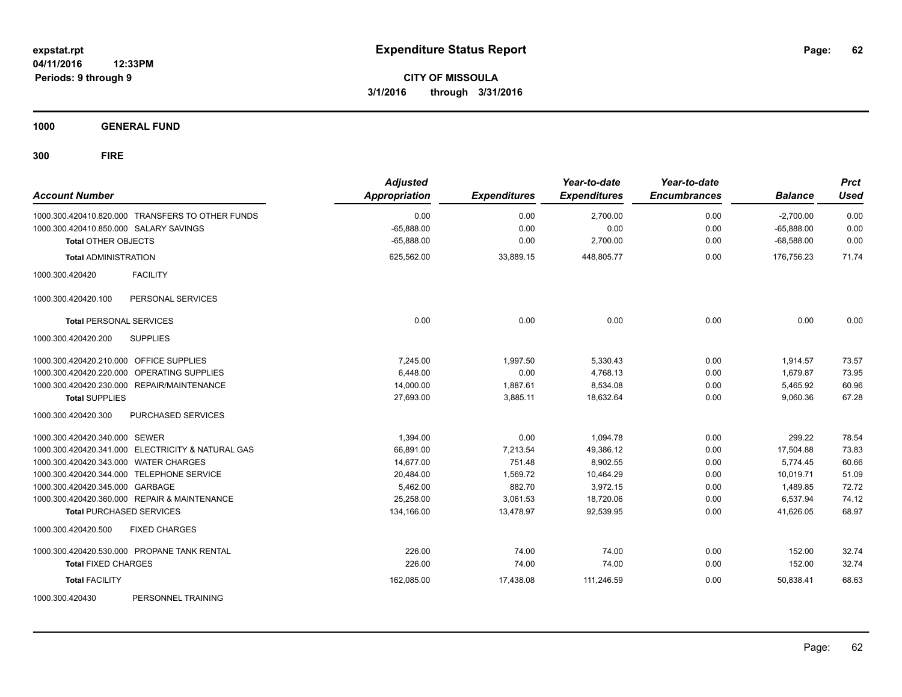# Expenditure Status Report

**CITY OF MISSOULA**

**3/1/2016 through 3/31/2016**

expstat.rpt
04/11/2016 12:33PM
Periods: 9 through 9

## 1000 GENERAL FUND

### 300 FIRE

| Account Number | Adjusted Appropriation | Expenditures | Year-to-date Expenditures | Year-to-date Encumbrances | Balance | Prct Used |
|---|---|---|---|---|---|---|
| 1000.300.420410.820.000 TRANSFERS TO OTHER FUNDS | 0.00 | 0.00 | 2,700.00 | 0.00 | -2,700.00 | 0.00 |
| 1000.300.420410.850.000 SALARY SAVINGS | -65,888.00 | 0.00 | 0.00 | 0.00 | -65,888.00 | 0.00 |
| **Total** OTHER OBJECTS | -65,888.00 | 0.00 | 2,700.00 | 0.00 | -68,588.00 | 0.00 |
| **Total** ADMINISTRATION | 625,562.00 | 33,889.15 | 448,805.77 | 0.00 | 176,756.23 | 71.74 |
| 1000.300.420420 FACILITY | | | | | | |
| 1000.300.420420.100 PERSONAL SERVICES | | | | | | |
| **Total** PERSONAL SERVICES | 0.00 | 0.00 | 0.00 | 0.00 | 0.00 | 0.00 |
| 1000.300.420420.200 SUPPLIES | | | | | | |
| 1000.300.420420.210.000 OFFICE SUPPLIES | 7,245.00 | 1,997.50 | 5,330.43 | 0.00 | 1,914.57 | 73.57 |
| 1000.300.420420.220.000 OPERATING SUPPLIES | 6,448.00 | 0.00 | 4,768.13 | 0.00 | 1,679.87 | 73.95 |
| 1000.300.420420.230.000 REPAIR/MAINTENANCE | 14,000.00 | 1,887.61 | 8,534.08 | 0.00 | 5,465.92 | 60.96 |
| **Total** SUPPLIES | 27,693.00 | 3,885.11 | 18,632.64 | 0.00 | 9,060.36 | 67.28 |
| 1000.300.420420.300 PURCHASED SERVICES | | | | | | |
| 1000.300.420420.340.000 SEWER | 1,394.00 | 0.00 | 1,094.78 | 0.00 | 299.22 | 78.54 |
| 1000.300.420420.341.000 ELECTRICITY & NATURAL GAS | 66,891.00 | 7,213.54 | 49,386.12 | 0.00 | 17,504.88 | 73.83 |
| 1000.300.420420.343.000 WATER CHARGES | 14,677.00 | 751.48 | 8,902.55 | 0.00 | 5,774.45 | 60.66 |
| 1000.300.420420.344.000 TELEPHONE SERVICE | 20,484.00 | 1,569.72 | 10,464.29 | 0.00 | 10,019.71 | 51.09 |
| 1000.300.420420.345.000 GARBAGE | 5,462.00 | 882.70 | 3,972.15 | 0.00 | 1,489.85 | 72.72 |
| 1000.300.420420.360.000 REPAIR & MAINTENANCE | 25,258.00 | 3,061.53 | 18,720.06 | 0.00 | 6,537.94 | 74.12 |
| **Total** PURCHASED SERVICES | 134,166.00 | 13,478.97 | 92,539.95 | 0.00 | 41,626.05 | 68.97 |
| 1000.300.420420.500 FIXED CHARGES | | | | | | |
| 1000.300.420420.530.000 PROPANE TANK RENTAL | 226.00 | 74.00 | 74.00 | 0.00 | 152.00 | 32.74 |
| **Total** FIXED CHARGES | 226.00 | 74.00 | 74.00 | 0.00 | 152.00 | 32.74 |
| **Total** FACILITY | 162,085.00 | 17,438.08 | 111,246.59 | 0.00 | 50,838.41 | 68.63 |
| 1000.300.420430 PERSONNEL TRAINING | | | | | | |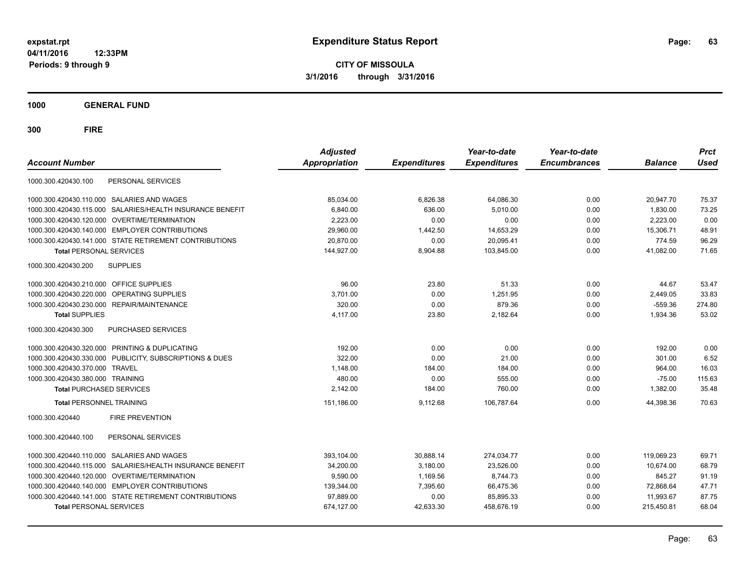# Expenditure Status Report

expstat.rpt
04/11/2016 12:33PM
Periods: 9 through 9

**CITY OF MISSOULA**
**3/1/2016 through 3/31/2016**

**1000 GENERAL FUND**

**300 FIRE**

| Account Number | | Adjusted Appropriation | Expenditures | Year-to-date Expenditures | Year-to-date Encumbrances | Balance | Prct Used |
|---|---|---|---|---|---|---|---|
| 1000.300.420430.100 | PERSONAL SERVICES | | | | | | |
| 1000.300.420430.110.000 | SALARIES AND WAGES | 85,034.00 | 6,826.38 | 64,086.30 | 0.00 | 20,947.70 | 75.37 |
| 1000.300.420430.115.000 | SALARIES/HEALTH INSURANCE BENEFIT | 6,840.00 | 636.00 | 5,010.00 | 0.00 | 1,830.00 | 73.25 |
| 1000.300.420430.120.000 | OVERTIME/TERMINATION | 2,223.00 | 0.00 | 0.00 | 0.00 | 2,223.00 | 0.00 |
| 1000.300.420430.140.000 | EMPLOYER CONTRIBUTIONS | 29,960.00 | 1,442.50 | 14,653.29 | 0.00 | 15,306.71 | 48.91 |
| 1000.300.420430.141.000 | STATE RETIREMENT CONTRIBUTIONS | 20,870.00 | 0.00 | 20,095.41 | 0.00 | 774.59 | 96.29 |
| **Total** PERSONAL SERVICES | | 144,927.00 | 8,904.88 | 103,845.00 | 0.00 | 41,082.00 | 71.65 |
| 1000.300.420430.200 | SUPPLIES | | | | | | |
| 1000.300.420430.210.000 | OFFICE SUPPLIES | 96.00 | 23.80 | 51.33 | 0.00 | 44.67 | 53.47 |
| 1000.300.420430.220.000 | OPERATING SUPPLIES | 3,701.00 | 0.00 | 1,251.95 | 0.00 | 2,449.05 | 33.83 |
| 1000.300.420430.230.000 | REPAIR/MAINTENANCE | 320.00 | 0.00 | 879.36 | 0.00 | -559.36 | 274.80 |
| **Total** SUPPLIES | | 4,117.00 | 23.80 | 2,182.64 | 0.00 | 1,934.36 | 53.02 |
| 1000.300.420430.300 | PURCHASED SERVICES | | | | | | |
| 1000.300.420430.320.000 | PRINTING & DUPLICATING | 192.00 | 0.00 | 0.00 | 0.00 | 192.00 | 0.00 |
| 1000.300.420430.330.000 | PUBLICITY, SUBSCRIPTIONS & DUES | 322.00 | 0.00 | 21.00 | 0.00 | 301.00 | 6.52 |
| 1000.300.420430.370.000 | TRAVEL | 1,148.00 | 184.00 | 184.00 | 0.00 | 964.00 | 16.03 |
| 1000.300.420430.380.000 | TRAINING | 480.00 | 0.00 | 555.00 | 0.00 | -75.00 | 115.63 |
| **Total** PURCHASED SERVICES | | 2,142.00 | 184.00 | 760.00 | 0.00 | 1,382.00 | 35.48 |
| **Total** PERSONNEL TRAINING | | 151,186.00 | 9,112.68 | 106,787.64 | 0.00 | 44,398.36 | 70.63 |
| 1000.300.420440 | FIRE PREVENTION | | | | | | |
| 1000.300.420440.100 | PERSONAL SERVICES | | | | | | |
| 1000.300.420440.110.000 | SALARIES AND WAGES | 393,104.00 | 30,888.14 | 274,034.77 | 0.00 | 119,069.23 | 69.71 |
| 1000.300.420440.115.000 | SALARIES/HEALTH INSURANCE BENEFIT | 34,200.00 | 3,180.00 | 23,526.00 | 0.00 | 10,674.00 | 68.79 |
| 1000.300.420440.120.000 | OVERTIME/TERMINATION | 9,590.00 | 1,169.56 | 8,744.73 | 0.00 | 845.27 | 91.19 |
| 1000.300.420440.140.000 | EMPLOYER CONTRIBUTIONS | 139,344.00 | 7,395.60 | 66,475.36 | 0.00 | 72,868.64 | 47.71 |
| 1000.300.420440.141.000 | STATE RETIREMENT CONTRIBUTIONS | 97,889.00 | 0.00 | 85,895.33 | 0.00 | 11,993.67 | 87.75 |
| **Total** PERSONAL SERVICES | | 674,127.00 | 42,633.30 | 458,676.19 | 0.00 | 215,450.81 | 68.04 |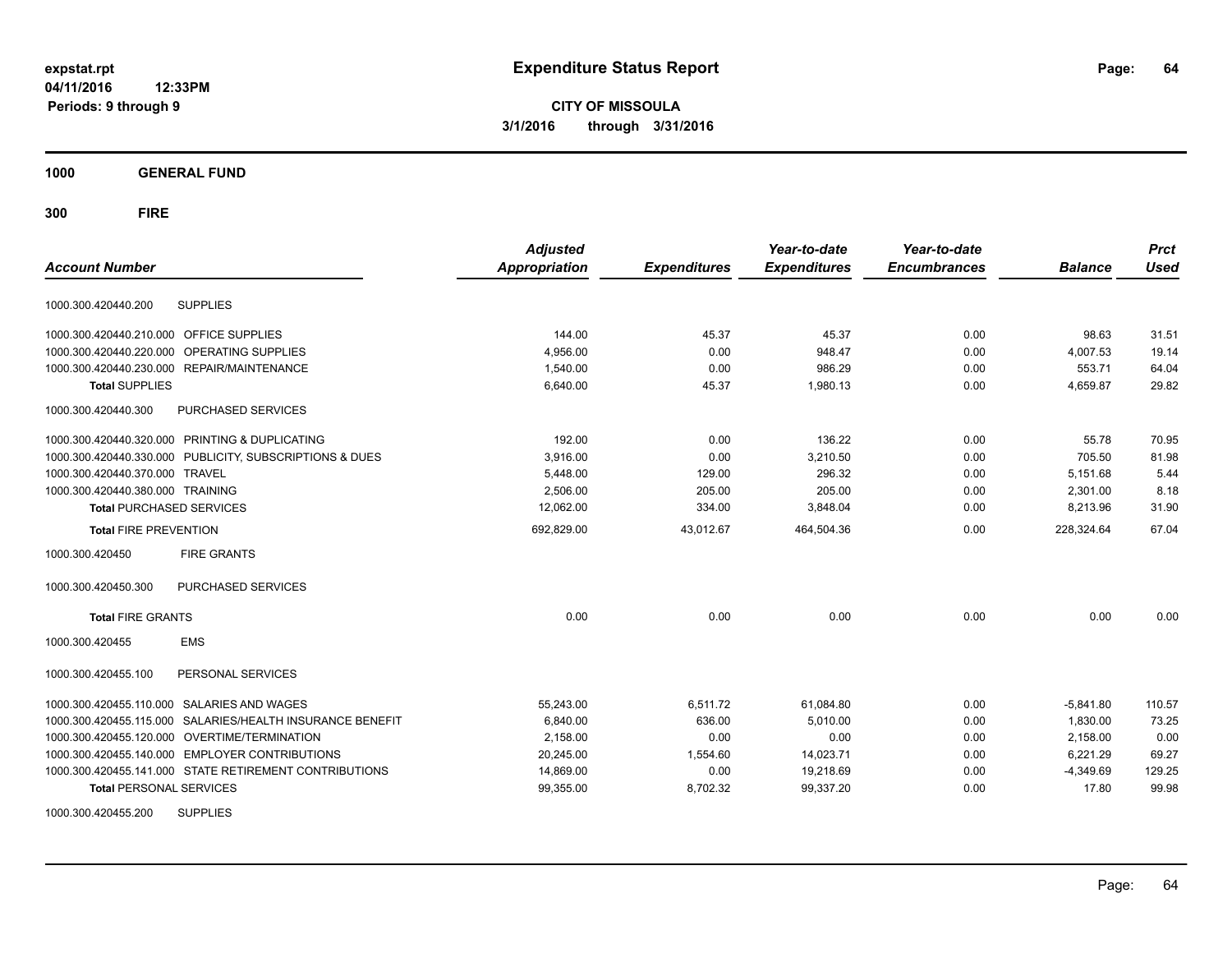**expstat.rpt**
**04/11/2016 12:33PM**
**Periods: 9 through 9**

# Expenditure Status Report

**CITY OF MISSOULA**
**3/1/2016 through 3/31/2016**

## 1000 GENERAL FUND

## 300 FIRE

| Account Number | Adjusted Appropriation | Expenditures | Year-to-date Expenditures | Year-to-date Encumbrances | Balance | Prct Used |
|---|---|---|---|---|---|---|
| 1000.300.420440.200 SUPPLIES | | | | | | |
| 1000.300.420440.210.000 OFFICE SUPPLIES | 144.00 | 45.37 | 45.37 | 0.00 | 98.63 | 31.51 |
| 1000.300.420440.220.000 OPERATING SUPPLIES | 4,956.00 | 0.00 | 948.47 | 0.00 | 4,007.53 | 19.14 |
| 1000.300.420440.230.000 REPAIR/MAINTENANCE | 1,540.00 | 0.00 | 986.29 | 0.00 | 553.71 | 64.04 |
| **Total** SUPPLIES | 6,640.00 | 45.37 | 1,980.13 | 0.00 | 4,659.87 | 29.82 |
| 1000.300.420440.300 PURCHASED SERVICES | | | | | | |
| 1000.300.420440.320.000 PRINTING & DUPLICATING | 192.00 | 0.00 | 136.22 | 0.00 | 55.78 | 70.95 |
| 1000.300.420440.330.000 PUBLICITY, SUBSCRIPTIONS & DUES | 3,916.00 | 0.00 | 3,210.50 | 0.00 | 705.50 | 81.98 |
| 1000.300.420440.370.000 TRAVEL | 5,448.00 | 129.00 | 296.32 | 0.00 | 5,151.68 | 5.44 |
| 1000.300.420440.380.000 TRAINING | 2,506.00 | 205.00 | 205.00 | 0.00 | 2,301.00 | 8.18 |
| **Total** PURCHASED SERVICES | 12,062.00 | 334.00 | 3,848.04 | 0.00 | 8,213.96 | 31.90 |
| **Total** FIRE PREVENTION | 692,829.00 | 43,012.67 | 464,504.36 | 0.00 | 228,324.64 | 67.04 |
| 1000.300.420450 FIRE GRANTS | | | | | | |
| 1000.300.420450.300 PURCHASED SERVICES | | | | | | |
| **Total** FIRE GRANTS | 0.00 | 0.00 | 0.00 | 0.00 | 0.00 | 0.00 |
| 1000.300.420455 EMS | | | | | | |
| 1000.300.420455.100 PERSONAL SERVICES | | | | | | |
| 1000.300.420455.110.000 SALARIES AND WAGES | 55,243.00 | 6,511.72 | 61,084.80 | 0.00 | -5,841.80 | 110.57 |
| 1000.300.420455.115.000 SALARIES/HEALTH INSURANCE BENEFIT | 6,840.00 | 636.00 | 5,010.00 | 0.00 | 1,830.00 | 73.25 |
| 1000.300.420455.120.000 OVERTIME/TERMINATION | 2,158.00 | 0.00 | 0.00 | 0.00 | 2,158.00 | 0.00 |
| 1000.300.420455.140.000 EMPLOYER CONTRIBUTIONS | 20,245.00 | 1,554.60 | 14,023.71 | 0.00 | 6,221.29 | 69.27 |
| 1000.300.420455.141.000 STATE RETIREMENT CONTRIBUTIONS | 14,869.00 | 0.00 | 19,218.69 | 0.00 | -4,349.69 | 129.25 |
| **Total** PERSONAL SERVICES | 99,355.00 | 8,702.32 | 99,337.20 | 0.00 | 17.80 | 99.98 |
| 1000.300.420455.200 SUPPLIES | | | | | | |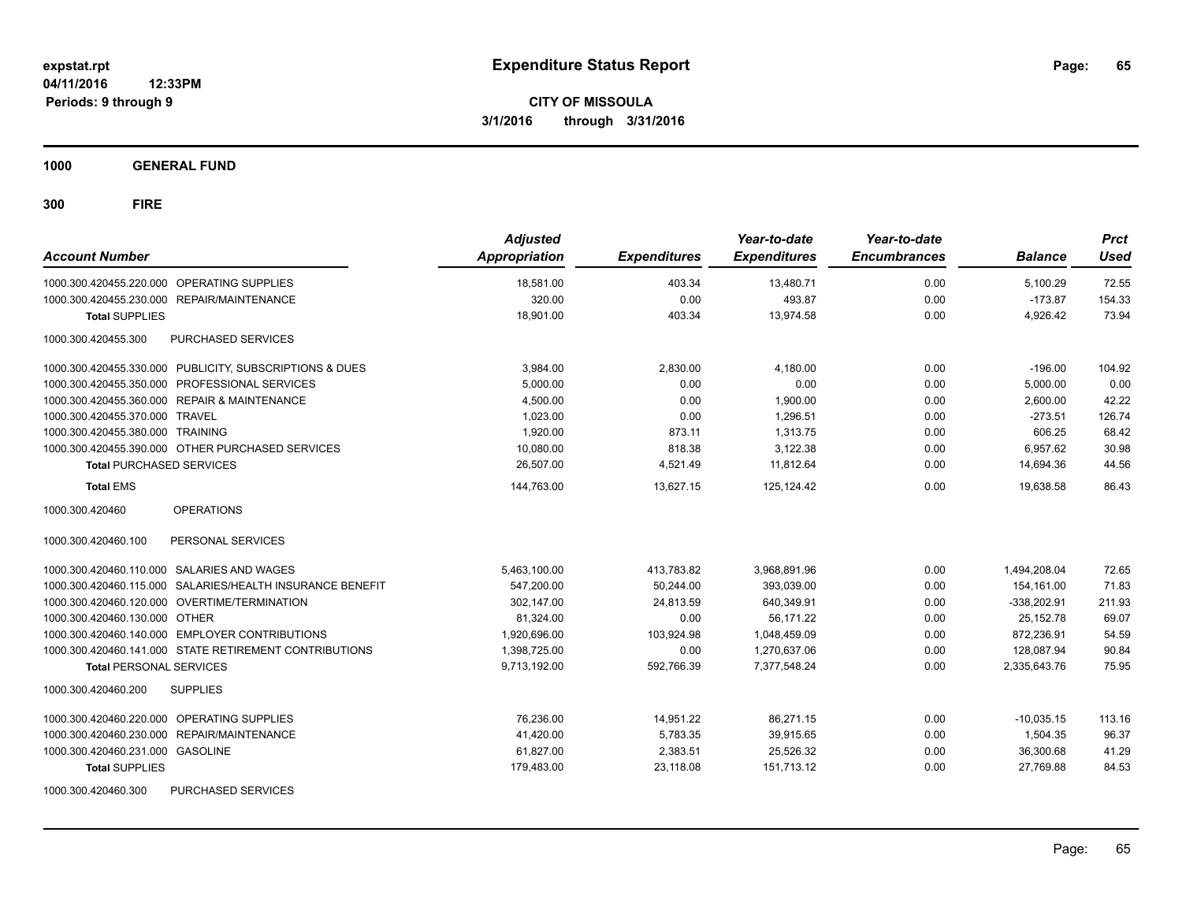**expstat.rpt**
**04/11/2016 12:33PM**
**Periods: 9 through 9**

# Expenditure Status Report

**CITY OF MISSOULA**
**3/1/2016 through 3/31/2016**

## 1000 GENERAL FUND

### 300 FIRE

| Account Number | Adjusted Appropriation | Expenditures | Year-to-date Expenditures | Year-to-date Encumbrances | Balance | Prct Used |
|---|---|---|---|---|---|---|
| 1000.300.420455.220.000 OPERATING SUPPLIES | 18,581.00 | 403.34 | 13,480.71 | 0.00 | 5,100.29 | 72.55 |
| 1000.300.420455.230.000 REPAIR/MAINTENANCE | 320.00 | 0.00 | 493.87 | 0.00 | -173.87 | 154.33 |
| **Total** SUPPLIES | 18,901.00 | 403.34 | 13,974.58 | 0.00 | 4,926.42 | 73.94 |
| 1000.300.420455.300 PURCHASED SERVICES | | | | | | |
| 1000.300.420455.330.000 PUBLICITY, SUBSCRIPTIONS & DUES | 3,984.00 | 2,830.00 | 4,180.00 | 0.00 | -196.00 | 104.92 |
| 1000.300.420455.350.000 PROFESSIONAL SERVICES | 5,000.00 | 0.00 | 0.00 | 0.00 | 5,000.00 | 0.00 |
| 1000.300.420455.360.000 REPAIR & MAINTENANCE | 4,500.00 | 0.00 | 1,900.00 | 0.00 | 2,600.00 | 42.22 |
| 1000.300.420455.370.000 TRAVEL | 1,023.00 | 0.00 | 1,296.51 | 0.00 | -273.51 | 126.74 |
| 1000.300.420455.380.000 TRAINING | 1,920.00 | 873.11 | 1,313.75 | 0.00 | 606.25 | 68.42 |
| 1000.300.420455.390.000 OTHER PURCHASED SERVICES | 10,080.00 | 818.38 | 3,122.38 | 0.00 | 6,957.62 | 30.98 |
| **Total** PURCHASED SERVICES | 26,507.00 | 4,521.49 | 11,812.64 | 0.00 | 14,694.36 | 44.56 |
| **Total** EMS | 144,763.00 | 13,627.15 | 125,124.42 | 0.00 | 19,638.58 | 86.43 |
| 1000.300.420460 OPERATIONS | | | | | | |
| 1000.300.420460.100 PERSONAL SERVICES | | | | | | |
| 1000.300.420460.110.000 SALARIES AND WAGES | 5,463,100.00 | 413,783.82 | 3,968,891.96 | 0.00 | 1,494,208.04 | 72.65 |
| 1000.300.420460.115.000 SALARIES/HEALTH INSURANCE BENEFIT | 547,200.00 | 50,244.00 | 393,039.00 | 0.00 | 154,161.00 | 71.83 |
| 1000.300.420460.120.000 OVERTIME/TERMINATION | 302,147.00 | 24,813.59 | 640,349.91 | 0.00 | -338,202.91 | 211.93 |
| 1000.300.420460.130.000 OTHER | 81,324.00 | 0.00 | 56,171.22 | 0.00 | 25,152.78 | 69.07 |
| 1000.300.420460.140.000 EMPLOYER CONTRIBUTIONS | 1,920,696.00 | 103,924.98 | 1,048,459.09 | 0.00 | 872,236.91 | 54.59 |
| 1000.300.420460.141.000 STATE RETIREMENT CONTRIBUTIONS | 1,398,725.00 | 0.00 | 1,270,637.06 | 0.00 | 128,087.94 | 90.84 |
| **Total** PERSONAL SERVICES | 9,713,192.00 | 592,766.39 | 7,377,548.24 | 0.00 | 2,335,643.76 | 75.95 |
| 1000.300.420460.200 SUPPLIES | | | | | | |
| 1000.300.420460.220.000 OPERATING SUPPLIES | 76,236.00 | 14,951.22 | 86,271.15 | 0.00 | -10,035.15 | 113.16 |
| 1000.300.420460.230.000 REPAIR/MAINTENANCE | 41,420.00 | 5,783.35 | 39,915.65 | 0.00 | 1,504.35 | 96.37 |
| 1000.300.420460.231.000 GASOLINE | 61,827.00 | 2,383.51 | 25,526.32 | 0.00 | 36,300.68 | 41.29 |
| **Total** SUPPLIES | 179,483.00 | 23,118.08 | 151,713.12 | 0.00 | 27,769.88 | 84.53 |
| 1000.300.420460.300 PURCHASED SERVICES | | | | | | |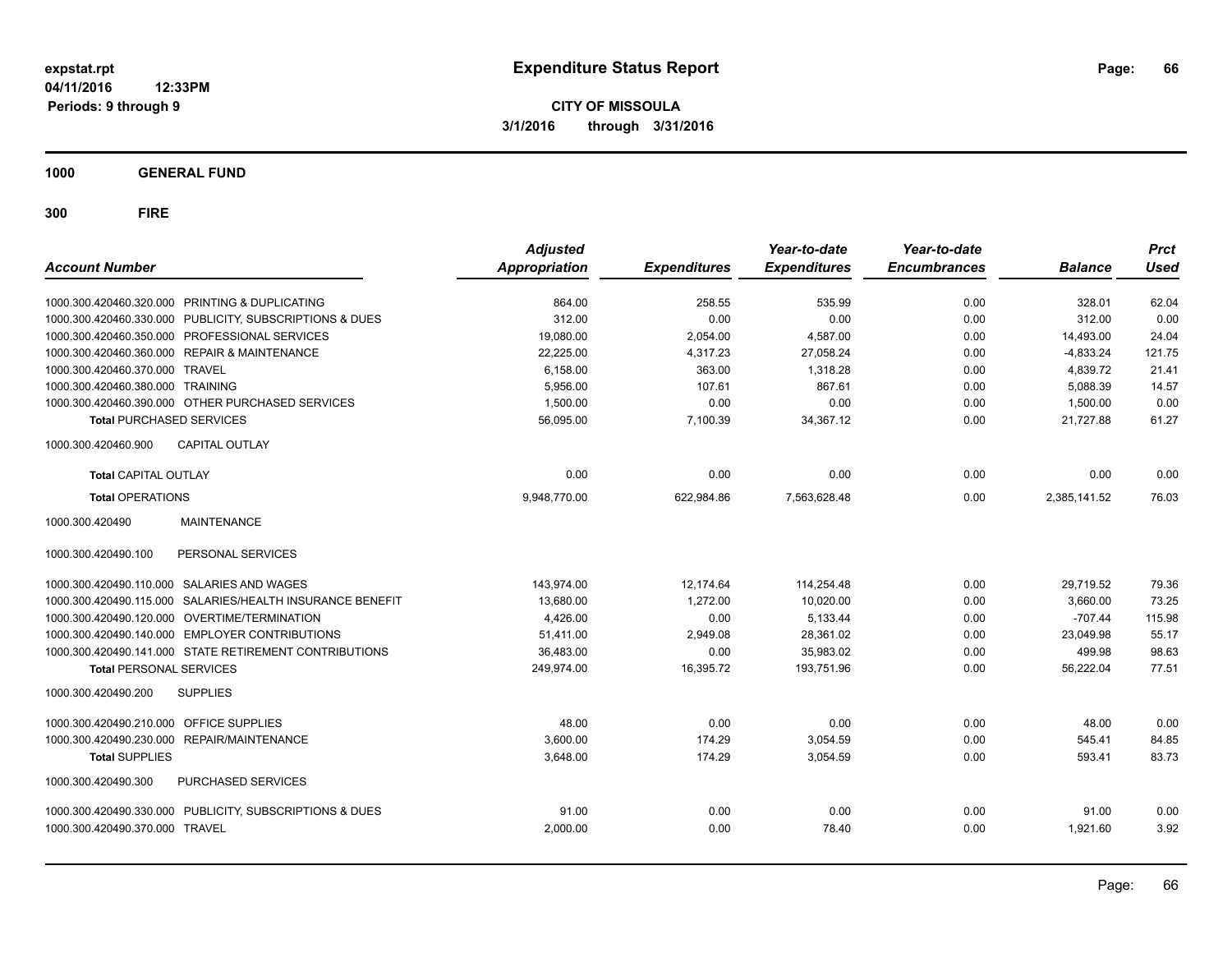**expstat.rpt**
**04/11/2016 12:33PM**
**Periods: 9 through 9**

# Expenditure Status Report

**CITY OF MISSOULA**
**3/1/2016 through 3/31/2016**

## 1000 GENERAL FUND

## 300 FIRE

| Account Number | | Adjusted Appropriation | Expenditures | Year-to-date Expenditures | Year-to-date Encumbrances | Balance | Prct Used |
|---|---|---|---|---|---|---|---|
| 1000.300.420460.320.000 | PRINTING & DUPLICATING | 864.00 | 258.55 | 535.99 | 0.00 | 328.01 | 62.04 |
| 1000.300.420460.330.000 | PUBLICITY, SUBSCRIPTIONS & DUES | 312.00 | 0.00 | 0.00 | 0.00 | 312.00 | 0.00 |
| 1000.300.420460.350.000 | PROFESSIONAL SERVICES | 19,080.00 | 2,054.00 | 4,587.00 | 0.00 | 14,493.00 | 24.04 |
| 1000.300.420460.360.000 | REPAIR & MAINTENANCE | 22,225.00 | 4,317.23 | 27,058.24 | 0.00 | -4,833.24 | 121.75 |
| 1000.300.420460.370.000 | TRAVEL | 6,158.00 | 363.00 | 1,318.28 | 0.00 | 4,839.72 | 21.41 |
| 1000.300.420460.380.000 | TRAINING | 5,956.00 | 107.61 | 867.61 | 0.00 | 5,088.39 | 14.57 |
| 1000.300.420460.390.000 | OTHER PURCHASED SERVICES | 1,500.00 | 0.00 | 0.00 | 0.00 | 1,500.00 | 0.00 |
| **Total** PURCHASED SERVICES | | 56,095.00 | 7,100.39 | 34,367.12 | 0.00 | 21,727.88 | 61.27 |
| 1000.300.420460.900 | CAPITAL OUTLAY | | | | | | |
| **Total** CAPITAL OUTLAY | | 0.00 | 0.00 | 0.00 | 0.00 | 0.00 | 0.00 |
| **Total** OPERATIONS | | 9,948,770.00 | 622,984.86 | 7,563,628.48 | 0.00 | 2,385,141.52 | 76.03 |
| 1000.300.420490 | MAINTENANCE | | | | | | |
| 1000.300.420490.100 | PERSONAL SERVICES | | | | | | |
| 1000.300.420490.110.000 | SALARIES AND WAGES | 143,974.00 | 12,174.64 | 114,254.48 | 0.00 | 29,719.52 | 79.36 |
| 1000.300.420490.115.000 | SALARIES/HEALTH INSURANCE BENEFIT | 13,680.00 | 1,272.00 | 10,020.00 | 0.00 | 3,660.00 | 73.25 |
| 1000.300.420490.120.000 | OVERTIME/TERMINATION | 4,426.00 | 0.00 | 5,133.44 | 0.00 | -707.44 | 115.98 |
| 1000.300.420490.140.000 | EMPLOYER CONTRIBUTIONS | 51,411.00 | 2,949.08 | 28,361.02 | 0.00 | 23,049.98 | 55.17 |
| 1000.300.420490.141.000 | STATE RETIREMENT CONTRIBUTIONS | 36,483.00 | 0.00 | 35,983.02 | 0.00 | 499.98 | 98.63 |
| **Total** PERSONAL SERVICES | | 249,974.00 | 16,395.72 | 193,751.96 | 0.00 | 56,222.04 | 77.51 |
| 1000.300.420490.200 | SUPPLIES | | | | | | |
| 1000.300.420490.210.000 | OFFICE SUPPLIES | 48.00 | 0.00 | 0.00 | 0.00 | 48.00 | 0.00 |
| 1000.300.420490.230.000 | REPAIR/MAINTENANCE | 3,600.00 | 174.29 | 3,054.59 | 0.00 | 545.41 | 84.85 |
| **Total** SUPPLIES | | 3,648.00 | 174.29 | 3,054.59 | 0.00 | 593.41 | 83.73 |
| 1000.300.420490.300 | PURCHASED SERVICES | | | | | | |
| 1000.300.420490.330.000 | PUBLICITY, SUBSCRIPTIONS & DUES | 91.00 | 0.00 | 0.00 | 0.00 | 91.00 | 0.00 |
| 1000.300.420490.370.000 | TRAVEL | 2,000.00 | 0.00 | 78.40 | 0.00 | 1,921.60 | 3.92 |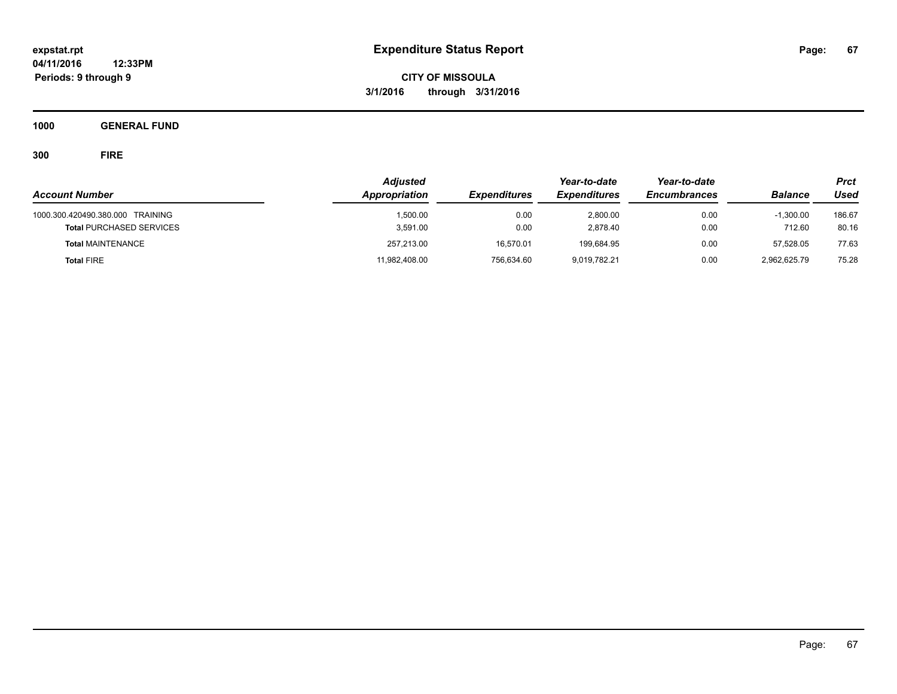**expstat.rpt**
**04/11/2016 12:33PM**
**Periods: 9 through 9**

# Expenditure Status Report

**CITY OF MISSOULA**
**3/1/2016 through 3/31/2016**

**1000 GENERAL FUND**

**300 FIRE**

| Account Number | Adjusted Appropriation | Expenditures | Year-to-date Expenditures | Year-to-date Encumbrances | Balance | Prct Used |
|---|---|---|---|---|---|---|
| 1000.300.420490.380.000 TRAINING | 1,500.00 | 0.00 | 2,800.00 | 0.00 | -1,300.00 | 186.67 |
| **Total** PURCHASED SERVICES | 3,591.00 | 0.00 | 2,878.40 | 0.00 | 712.60 | 80.16 |
| **Total** MAINTENANCE | 257,213.00 | 16,570.01 | 199,684.95 | 0.00 | 57,528.05 | 77.63 |
| **Total** FIRE | 11,982,408.00 | 756,634.60 | 9,019,782.21 | 0.00 | 2,962,625.79 | 75.28 |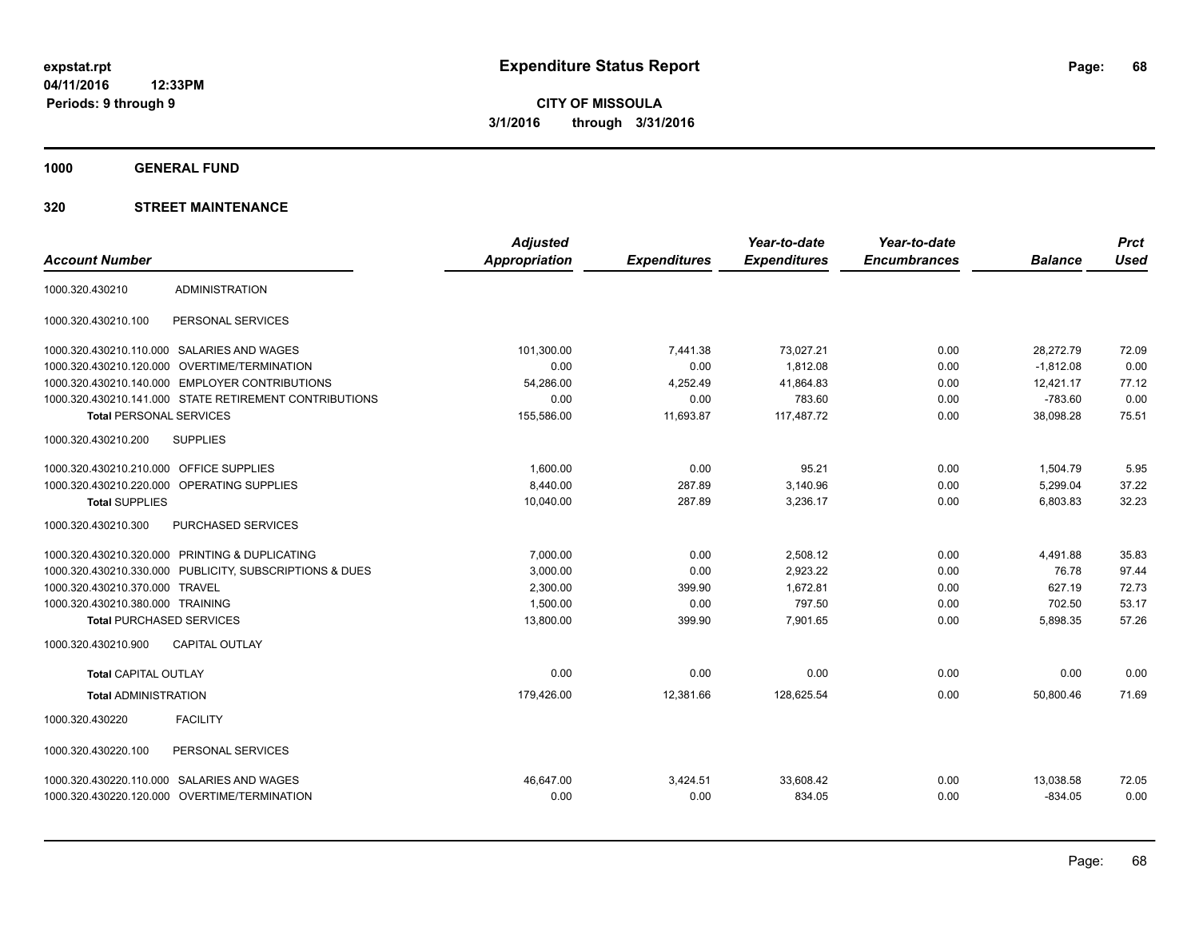# Expenditure Status Report

expstat.rpt
04/11/2016 12:33PM
Periods: 9 through 9

**CITY OF MISSOULA**
**3/1/2016 through 3/31/2016**

**1000 GENERAL FUND**

**320 STREET MAINTENANCE**

| Account Number | | Adjusted Appropriation | Expenditures | Year-to-date Expenditures | Year-to-date Encumbrances | Balance | Prct Used |
|---|---|---|---|---|---|---|---|
| 1000.320.430210 | ADMINISTRATION | | | | | | |
| 1000.320.430210.100 | PERSONAL SERVICES | | | | | | |
| 1000.320.430210.110.000 | SALARIES AND WAGES | 101,300.00 | 7,441.38 | 73,027.21 | 0.00 | 28,272.79 | 72.09 |
| 1000.320.430210.120.000 | OVERTIME/TERMINATION | 0.00 | 0.00 | 1,812.08 | 0.00 | -1,812.08 | 0.00 |
| 1000.320.430210.140.000 | EMPLOYER CONTRIBUTIONS | 54,286.00 | 4,252.49 | 41,864.83 | 0.00 | 12,421.17 | 77.12 |
| 1000.320.430210.141.000 | STATE RETIREMENT CONTRIBUTIONS | 0.00 | 0.00 | 783.60 | 0.00 | -783.60 | 0.00 |
| **Total** PERSONAL SERVICES | | 155,586.00 | 11,693.87 | 117,487.72 | 0.00 | 38,098.28 | 75.51 |
| 1000.320.430210.200 | SUPPLIES | | | | | | |
| 1000.320.430210.210.000 | OFFICE SUPPLIES | 1,600.00 | 0.00 | 95.21 | 0.00 | 1,504.79 | 5.95 |
| 1000.320.430210.220.000 | OPERATING SUPPLIES | 8,440.00 | 287.89 | 3,140.96 | 0.00 | 5,299.04 | 37.22 |
| **Total** SUPPLIES | | 10,040.00 | 287.89 | 3,236.17 | 0.00 | 6,803.83 | 32.23 |
| 1000.320.430210.300 | PURCHASED SERVICES | | | | | | |
| 1000.320.430210.320.000 | PRINTING & DUPLICATING | 7,000.00 | 0.00 | 2,508.12 | 0.00 | 4,491.88 | 35.83 |
| 1000.320.430210.330.000 | PUBLICITY, SUBSCRIPTIONS & DUES | 3,000.00 | 0.00 | 2,923.22 | 0.00 | 76.78 | 97.44 |
| 1000.320.430210.370.000 | TRAVEL | 2,300.00 | 399.90 | 1,672.81 | 0.00 | 627.19 | 72.73 |
| 1000.320.430210.380.000 | TRAINING | 1,500.00 | 0.00 | 797.50 | 0.00 | 702.50 | 53.17 |
| **Total** PURCHASED SERVICES | | 13,800.00 | 399.90 | 7,901.65 | 0.00 | 5,898.35 | 57.26 |
| 1000.320.430210.900 | CAPITAL OUTLAY | | | | | | |
| **Total** CAPITAL OUTLAY | | 0.00 | 0.00 | 0.00 | 0.00 | 0.00 | 0.00 |
| **Total** ADMINISTRATION | | 179,426.00 | 12,381.66 | 128,625.54 | 0.00 | 50,800.46 | 71.69 |
| 1000.320.430220 | FACILITY | | | | | | |
| 1000.320.430220.100 | PERSONAL SERVICES | | | | | | |
| 1000.320.430220.110.000 | SALARIES AND WAGES | 46,647.00 | 3,424.51 | 33,608.42 | 0.00 | 13,038.58 | 72.05 |
| 1000.320.430220.120.000 | OVERTIME/TERMINATION | 0.00 | 0.00 | 834.05 | 0.00 | -834.05 | 0.00 |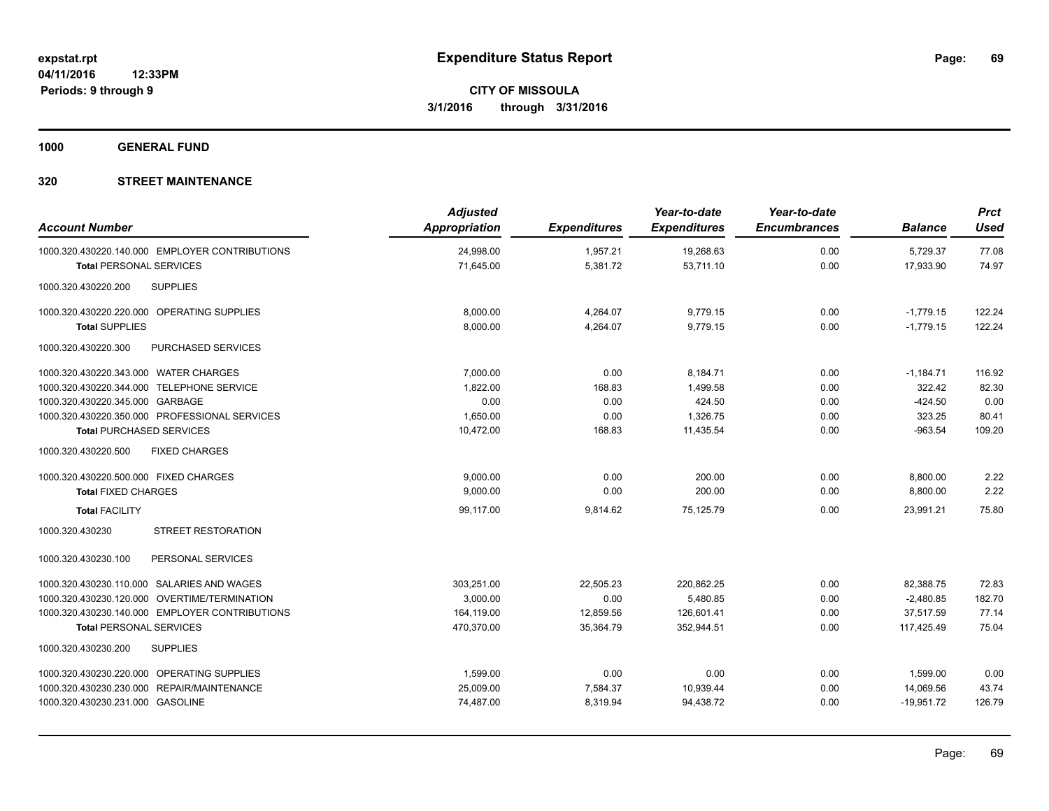**expstat.rpt**
**04/11/2016 12:33PM**
**Periods: 9 through 9**

# Expenditure Status Report

**CITY OF MISSOULA**
**3/1/2016 through 3/31/2016**

## 1000 GENERAL FUND

### 320 STREET MAINTENANCE

| Account Number | Adjusted Appropriation | Expenditures | Year-to-date Expenditures | Year-to-date Encumbrances | Balance | Prct Used |
|---|---|---|---|---|---|---|
| 1000.320.430220.140.000 EMPLOYER CONTRIBUTIONS | 24,998.00 | 1,957.21 | 19,268.63 | 0.00 | 5,729.37 | 77.08 |
| **Total** PERSONAL SERVICES | 71,645.00 | 5,381.72 | 53,711.10 | 0.00 | 17,933.90 | 74.97 |
| 1000.320.430220.200 SUPPLIES | | | | | | |
| 1000.320.430220.220.000 OPERATING SUPPLIES | 8,000.00 | 4,264.07 | 9,779.15 | 0.00 | -1,779.15 | 122.24 |
| **Total** SUPPLIES | 8,000.00 | 4,264.07 | 9,779.15 | 0.00 | -1,779.15 | 122.24 |
| 1000.320.430220.300 PURCHASED SERVICES | | | | | | |
| 1000.320.430220.343.000 WATER CHARGES | 7,000.00 | 0.00 | 8,184.71 | 0.00 | -1,184.71 | 116.92 |
| 1000.320.430220.344.000 TELEPHONE SERVICE | 1,822.00 | 168.83 | 1,499.58 | 0.00 | 322.42 | 82.30 |
| 1000.320.430220.345.000 GARBAGE | 0.00 | 0.00 | 424.50 | 0.00 | -424.50 | 0.00 |
| 1000.320.430220.350.000 PROFESSIONAL SERVICES | 1,650.00 | 0.00 | 1,326.75 | 0.00 | 323.25 | 80.41 |
| **Total** PURCHASED SERVICES | 10,472.00 | 168.83 | 11,435.54 | 0.00 | -963.54 | 109.20 |
| 1000.320.430220.500 FIXED CHARGES | | | | | | |
| 1000.320.430220.500.000 FIXED CHARGES | 9,000.00 | 0.00 | 200.00 | 0.00 | 8,800.00 | 2.22 |
| **Total** FIXED CHARGES | 9,000.00 | 0.00 | 200.00 | 0.00 | 8,800.00 | 2.22 |
| **Total** FACILITY | 99,117.00 | 9,814.62 | 75,125.79 | 0.00 | 23,991.21 | 75.80 |
| 1000.320.430230 STREET RESTORATION | | | | | | |
| 1000.320.430230.100 PERSONAL SERVICES | | | | | | |
| 1000.320.430230.110.000 SALARIES AND WAGES | 303,251.00 | 22,505.23 | 220,862.25 | 0.00 | 82,388.75 | 72.83 |
| 1000.320.430230.120.000 OVERTIME/TERMINATION | 3,000.00 | 0.00 | 5,480.85 | 0.00 | -2,480.85 | 182.70 |
| 1000.320.430230.140.000 EMPLOYER CONTRIBUTIONS | 164,119.00 | 12,859.56 | 126,601.41 | 0.00 | 37,517.59 | 77.14 |
| **Total** PERSONAL SERVICES | 470,370.00 | 35,364.79 | 352,944.51 | 0.00 | 117,425.49 | 75.04 |
| 1000.320.430230.200 SUPPLIES | | | | | | |
| 1000.320.430230.220.000 OPERATING SUPPLIES | 1,599.00 | 0.00 | 0.00 | 0.00 | 1,599.00 | 0.00 |
| 1000.320.430230.230.000 REPAIR/MAINTENANCE | 25,009.00 | 7,584.37 | 10,939.44 | 0.00 | 14,069.56 | 43.74 |
| 1000.320.430230.231.000 GASOLINE | 74,487.00 | 8,319.94 | 94,438.72 | 0.00 | -19,951.72 | 126.79 |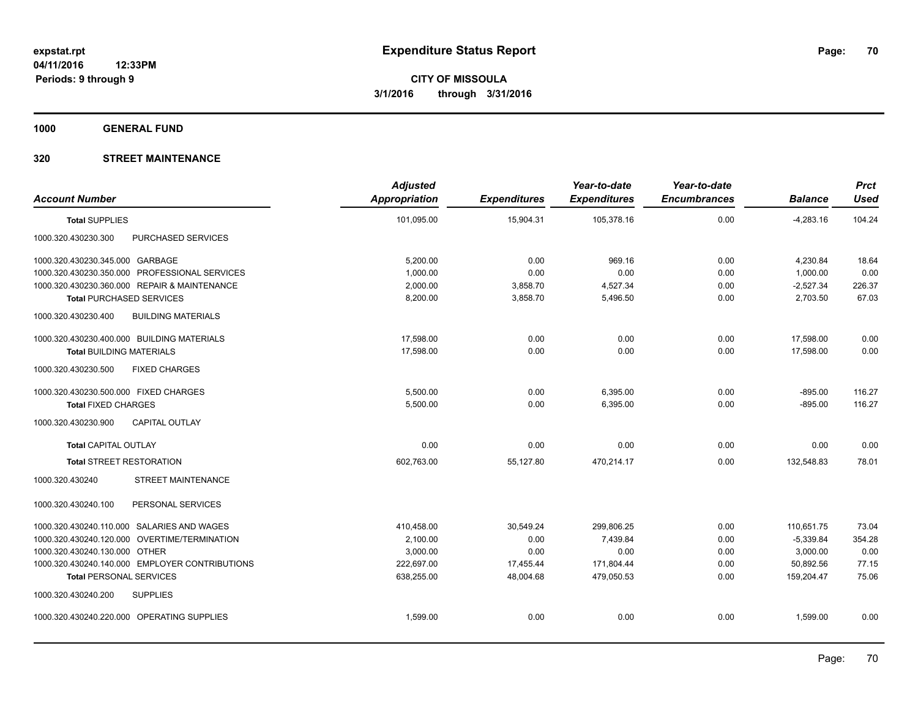# Expenditure Status Report

**CITY OF MISSOULA**

**3/1/2016 through 3/31/2016**

expstat.rpt
04/11/2016 12:33PM
Periods: 9 through 9

**1000 GENERAL FUND**

**320 STREET MAINTENANCE**

| Account Number | | Adjusted Appropriation | Expenditures | Year-to-date Expenditures | Year-to-date Encumbrances | Balance | Prct Used |
|---|---|---|---|---|---|---|---|
| **Total** SUPPLIES | | 101,095.00 | 15,904.31 | 105,378.16 | 0.00 | -4,283.16 | 104.24 |
| 1000.320.430230.300 | PURCHASED SERVICES | | | | | | |
| 1000.320.430230.345.000 | GARBAGE | 5,200.00 | 0.00 | 969.16 | 0.00 | 4,230.84 | 18.64 |
| 1000.320.430230.350.000 | PROFESSIONAL SERVICES | 1,000.00 | 0.00 | 0.00 | 0.00 | 1,000.00 | 0.00 |
| 1000.320.430230.360.000 | REPAIR & MAINTENANCE | 2,000.00 | 3,858.70 | 4,527.34 | 0.00 | -2,527.34 | 226.37 |
| **Total** PURCHASED SERVICES | | 8,200.00 | 3,858.70 | 5,496.50 | 0.00 | 2,703.50 | 67.03 |
| 1000.320.430230.400 | BUILDING MATERIALS | | | | | | |
| 1000.320.430230.400.000 | BUILDING MATERIALS | 17,598.00 | 0.00 | 0.00 | 0.00 | 17,598.00 | 0.00 |
| **Total** BUILDING MATERIALS | | 17,598.00 | 0.00 | 0.00 | 0.00 | 17,598.00 | 0.00 |
| 1000.320.430230.500 | FIXED CHARGES | | | | | | |
| 1000.320.430230.500.000 | FIXED CHARGES | 5,500.00 | 0.00 | 6,395.00 | 0.00 | -895.00 | 116.27 |
| **Total** FIXED CHARGES | | 5,500.00 | 0.00 | 6,395.00 | 0.00 | -895.00 | 116.27 |
| 1000.320.430230.900 | CAPITAL OUTLAY | | | | | | |
| **Total** CAPITAL OUTLAY | | 0.00 | 0.00 | 0.00 | 0.00 | 0.00 | 0.00 |
| **Total** STREET RESTORATION | | 602,763.00 | 55,127.80 | 470,214.17 | 0.00 | 132,548.83 | 78.01 |
| 1000.320.430240 | STREET MAINTENANCE | | | | | | |
| 1000.320.430240.100 | PERSONAL SERVICES | | | | | | |
| 1000.320.430240.110.000 | SALARIES AND WAGES | 410,458.00 | 30,549.24 | 299,806.25 | 0.00 | 110,651.75 | 73.04 |
| 1000.320.430240.120.000 | OVERTIME/TERMINATION | 2,100.00 | 0.00 | 7,439.84 | 0.00 | -5,339.84 | 354.28 |
| 1000.320.430240.130.000 | OTHER | 3,000.00 | 0.00 | 0.00 | 0.00 | 3,000.00 | 0.00 |
| 1000.320.430240.140.000 | EMPLOYER CONTRIBUTIONS | 222,697.00 | 17,455.44 | 171,804.44 | 0.00 | 50,892.56 | 77.15 |
| **Total** PERSONAL SERVICES | | 638,255.00 | 48,004.68 | 479,050.53 | 0.00 | 159,204.47 | 75.06 |
| 1000.320.430240.200 | SUPPLIES | | | | | | |
| 1000.320.430240.220.000 | OPERATING SUPPLIES | 1,599.00 | 0.00 | 0.00 | 0.00 | 1,599.00 | 0.00 |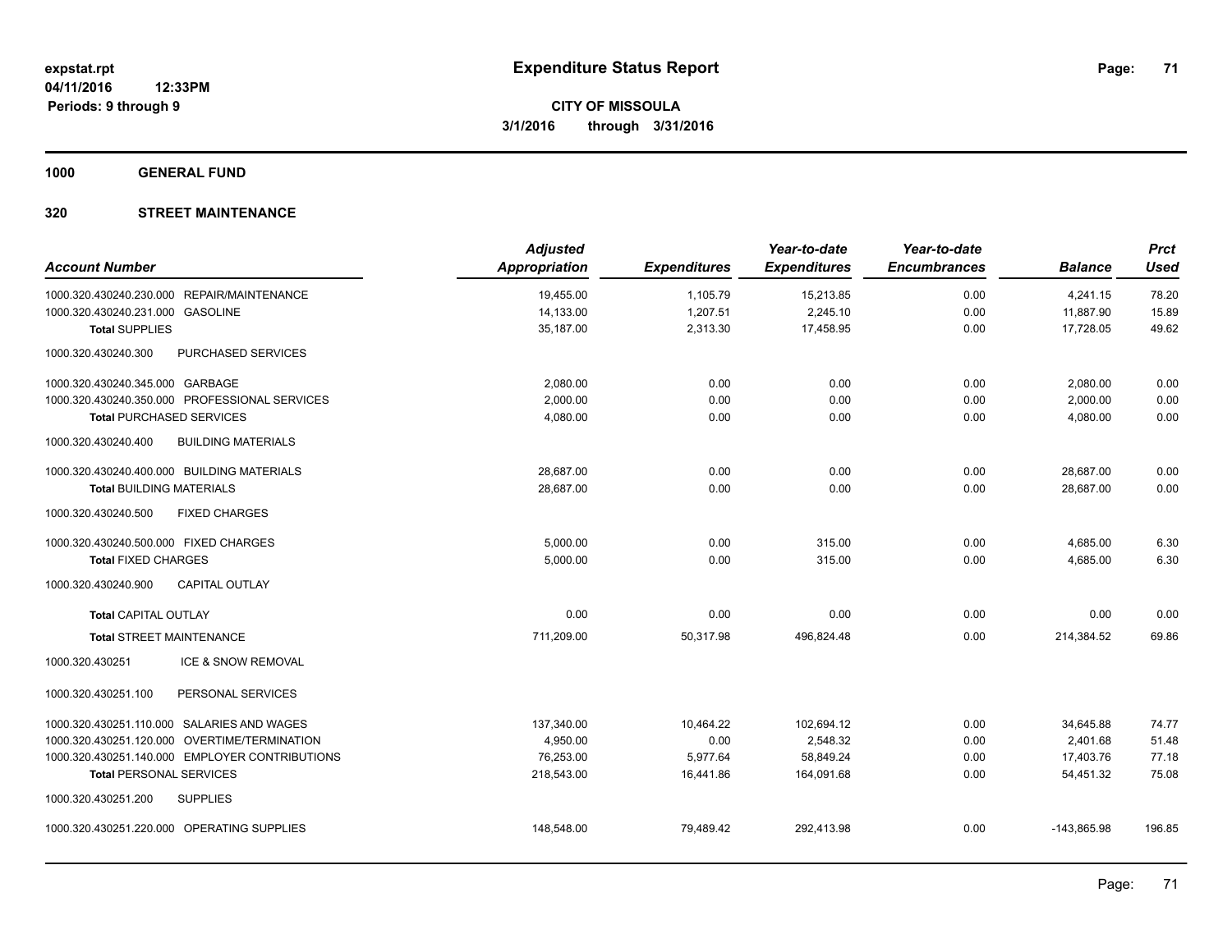**expstat.rpt**
**04/11/2016 12:33PM**
**Periods: 9 through 9**

# Expenditure Status Report

**CITY OF MISSOULA**
**3/1/2016 through 3/31/2016**

## 1000 GENERAL FUND

## 320 STREET MAINTENANCE

| Account Number | Adjusted Appropriation | Expenditures | Year-to-date Expenditures | Year-to-date Encumbrances | Balance | Prct Used |
|---|---|---|---|---|---|---|
| 1000.320.430240.230.000 REPAIR/MAINTENANCE | 19,455.00 | 1,105.79 | 15,213.85 | 0.00 | 4,241.15 | 78.20 |
| 1000.320.430240.231.000 GASOLINE | 14,133.00 | 1,207.51 | 2,245.10 | 0.00 | 11,887.90 | 15.89 |
| **Total SUPPLIES** | 35,187.00 | 2,313.30 | 17,458.95 | 0.00 | 17,728.05 | 49.62 |
| 1000.320.430240.300 PURCHASED SERVICES | | | | | | |
| 1000.320.430240.345.000 GARBAGE | 2,080.00 | 0.00 | 0.00 | 0.00 | 2,080.00 | 0.00 |
| 1000.320.430240.350.000 PROFESSIONAL SERVICES | 2,000.00 | 0.00 | 0.00 | 0.00 | 2,000.00 | 0.00 |
| **Total PURCHASED SERVICES** | 4,080.00 | 0.00 | 0.00 | 0.00 | 4,080.00 | 0.00 |
| 1000.320.430240.400 BUILDING MATERIALS | | | | | | |
| 1000.320.430240.400.000 BUILDING MATERIALS | 28,687.00 | 0.00 | 0.00 | 0.00 | 28,687.00 | 0.00 |
| **Total BUILDING MATERIALS** | 28,687.00 | 0.00 | 0.00 | 0.00 | 28,687.00 | 0.00 |
| 1000.320.430240.500 FIXED CHARGES | | | | | | |
| 1000.320.430240.500.000 FIXED CHARGES | 5,000.00 | 0.00 | 315.00 | 0.00 | 4,685.00 | 6.30 |
| **Total FIXED CHARGES** | 5,000.00 | 0.00 | 315.00 | 0.00 | 4,685.00 | 6.30 |
| 1000.320.430240.900 CAPITAL OUTLAY | | | | | | |
| **Total CAPITAL OUTLAY** | 0.00 | 0.00 | 0.00 | 0.00 | 0.00 | 0.00 |
| **Total STREET MAINTENANCE** | 711,209.00 | 50,317.98 | 496,824.48 | 0.00 | 214,384.52 | 69.86 |
| 1000.320.430251 ICE & SNOW REMOVAL | | | | | | |
| 1000.320.430251.100 PERSONAL SERVICES | | | | | | |
| 1000.320.430251.110.000 SALARIES AND WAGES | 137,340.00 | 10,464.22 | 102,694.12 | 0.00 | 34,645.88 | 74.77 |
| 1000.320.430251.120.000 OVERTIME/TERMINATION | 4,950.00 | 0.00 | 2,548.32 | 0.00 | 2,401.68 | 51.48 |
| 1000.320.430251.140.000 EMPLOYER CONTRIBUTIONS | 76,253.00 | 5,977.64 | 58,849.24 | 0.00 | 17,403.76 | 77.18 |
| **Total PERSONAL SERVICES** | 218,543.00 | 16,441.86 | 164,091.68 | 0.00 | 54,451.32 | 75.08 |
| 1000.320.430251.200 SUPPLIES | | | | | | |
| 1000.320.430251.220.000 OPERATING SUPPLIES | 148,548.00 | 79,489.42 | 292,413.98 | 0.00 | -143,865.98 | 196.85 |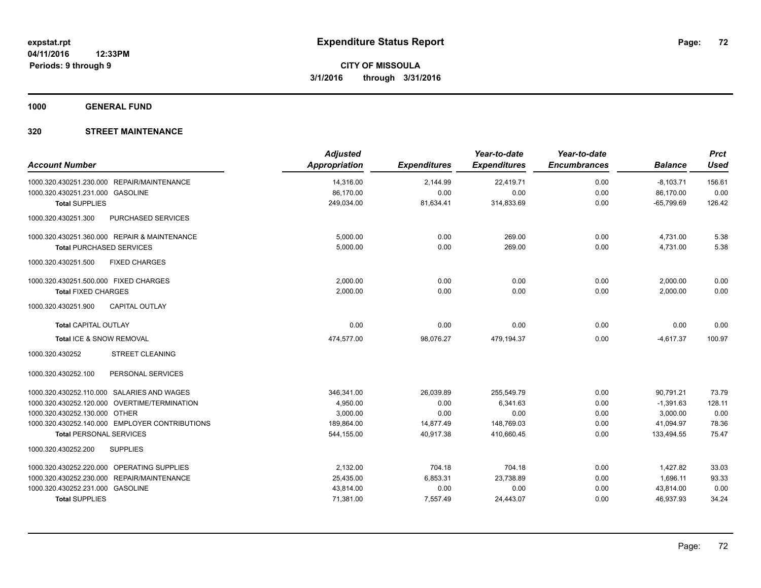**Expenditure Status Report**

**CITY OF MISSOULA**
**3/1/2016 through 3/31/2016**

expstat.rpt
04/11/2016 12:33PM
Periods: 9 through 9

**1000 GENERAL FUND**

**320 STREET MAINTENANCE**

| Account Number | Adjusted Appropriation | Expenditures | Year-to-date Expenditures | Year-to-date Encumbrances | Balance | Prct Used |
|---|---|---|---|---|---|---|
| 1000.320.430251.230.000 REPAIR/MAINTENANCE | 14,316.00 | 2,144.99 | 22,419.71 | 0.00 | -8,103.71 | 156.61 |
| 1000.320.430251.231.000 GASOLINE | 86,170.00 | 0.00 | 0.00 | 0.00 | 86,170.00 | 0.00 |
| **Total** SUPPLIES | 249,034.00 | 81,634.41 | 314,833.69 | 0.00 | -65,799.69 | 126.42 |
| 1000.320.430251.300 PURCHASED SERVICES | | | | | | |
| 1000.320.430251.360.000 REPAIR & MAINTENANCE | 5,000.00 | 0.00 | 269.00 | 0.00 | 4,731.00 | 5.38 |
| **Total** PURCHASED SERVICES | 5,000.00 | 0.00 | 269.00 | 0.00 | 4,731.00 | 5.38 |
| 1000.320.430251.500 FIXED CHARGES | | | | | | |
| 1000.320.430251.500.000 FIXED CHARGES | 2,000.00 | 0.00 | 0.00 | 0.00 | 2,000.00 | 0.00 |
| **Total** FIXED CHARGES | 2,000.00 | 0.00 | 0.00 | 0.00 | 2,000.00 | 0.00 |
| 1000.320.430251.900 CAPITAL OUTLAY | | | | | | |
| **Total** CAPITAL OUTLAY | 0.00 | 0.00 | 0.00 | 0.00 | 0.00 | 0.00 |
| **Total** ICE & SNOW REMOVAL | 474,577.00 | 98,076.27 | 479,194.37 | 0.00 | -4,617.37 | 100.97 |
| 1000.320.430252 STREET CLEANING | | | | | | |
| 1000.320.430252.100 PERSONAL SERVICES | | | | | | |
| 1000.320.430252.110.000 SALARIES AND WAGES | 346,341.00 | 26,039.89 | 255,549.79 | 0.00 | 90,791.21 | 73.79 |
| 1000.320.430252.120.000 OVERTIME/TERMINATION | 4,950.00 | 0.00 | 6,341.63 | 0.00 | -1,391.63 | 128.11 |
| 1000.320.430252.130.000 OTHER | 3,000.00 | 0.00 | 0.00 | 0.00 | 3,000.00 | 0.00 |
| 1000.320.430252.140.000 EMPLOYER CONTRIBUTIONS | 189,864.00 | 14,877.49 | 148,769.03 | 0.00 | 41,094.97 | 78.36 |
| **Total** PERSONAL SERVICES | 544,155.00 | 40,917.38 | 410,660.45 | 0.00 | 133,494.55 | 75.47 |
| 1000.320.430252.200 SUPPLIES | | | | | | |
| 1000.320.430252.220.000 OPERATING SUPPLIES | 2,132.00 | 704.18 | 704.18 | 0.00 | 1,427.82 | 33.03 |
| 1000.320.430252.230.000 REPAIR/MAINTENANCE | 25,435.00 | 6,853.31 | 23,738.89 | 0.00 | 1,696.11 | 93.33 |
| 1000.320.430252.231.000 GASOLINE | 43,814.00 | 0.00 | 0.00 | 0.00 | 43,814.00 | 0.00 |
| **Total** SUPPLIES | 71,381.00 | 7,557.49 | 24,443.07 | 0.00 | 46,937.93 | 34.24 |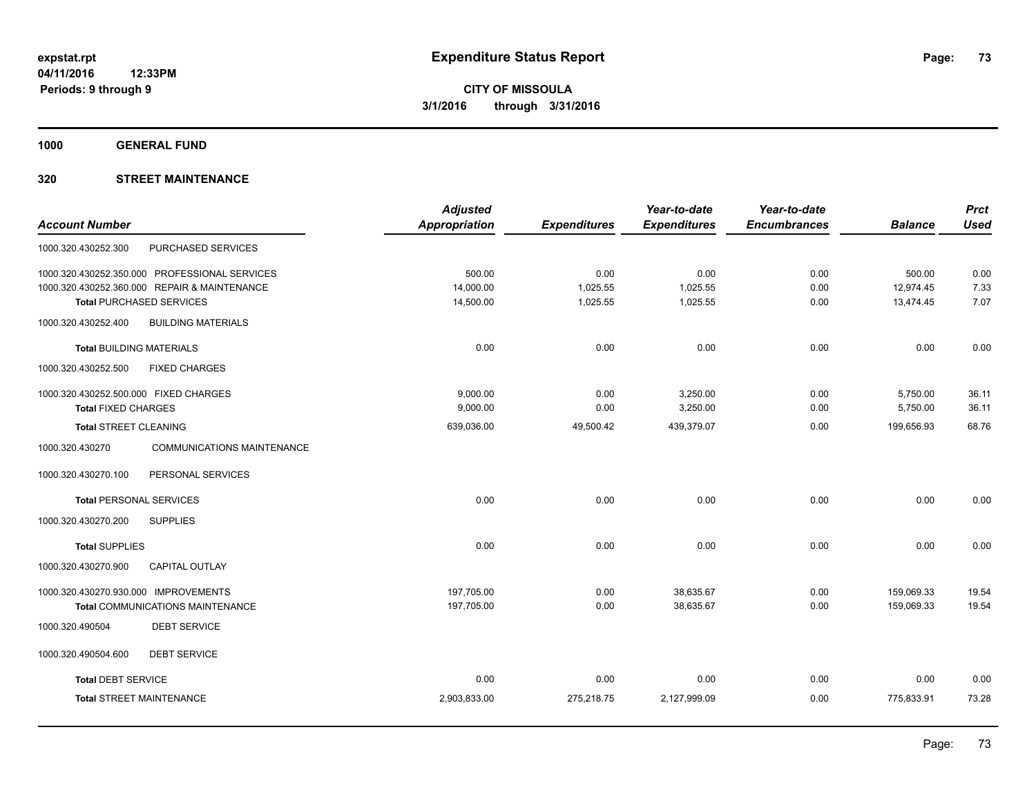expstat.rpt
04/11/2016 12:33PM
Periods: 9 through 9

# Expenditure Status Report

**CITY OF MISSOULA**
**3/1/2016 through 3/31/2016**

**1000 GENERAL FUND**

**320 STREET MAINTENANCE**

| Account Number | | Adjusted Appropriation | Expenditures | Year-to-date Expenditures | Year-to-date Encumbrances | Balance | Prct Used |
|---|---|---|---|---|---|---|---|
| 1000.320.430252.300 | PURCHASED SERVICES | | | | | | |
| 1000.320.430252.350.000 | PROFESSIONAL SERVICES | 500.00 | 0.00 | 0.00 | 0.00 | 500.00 | 0.00 |
| 1000.320.430252.360.000 | REPAIR & MAINTENANCE | 14,000.00 | 1,025.55 | 1,025.55 | 0.00 | 12,974.45 | 7.33 |
| **Total** PURCHASED SERVICES | | 14,500.00 | 1,025.55 | 1,025.55 | 0.00 | 13,474.45 | 7.07 |
| 1000.320.430252.400 | BUILDING MATERIALS | | | | | | |
| **Total** BUILDING MATERIALS | | 0.00 | 0.00 | 0.00 | 0.00 | 0.00 | 0.00 |
| 1000.320.430252.500 | FIXED CHARGES | | | | | | |
| 1000.320.430252.500.000 | FIXED CHARGES | 9,000.00 | 0.00 | 3,250.00 | 0.00 | 5,750.00 | 36.11 |
| **Total** FIXED CHARGES | | 9,000.00 | 0.00 | 3,250.00 | 0.00 | 5,750.00 | 36.11 |
| **Total** STREET CLEANING | | 639,036.00 | 49,500.42 | 439,379.07 | 0.00 | 199,656.93 | 68.76 |
| 1000.320.430270 | COMMUNICATIONS MAINTENANCE | | | | | | |
| 1000.320.430270.100 | PERSONAL SERVICES | | | | | | |
| **Total** PERSONAL SERVICES | | 0.00 | 0.00 | 0.00 | 0.00 | 0.00 | 0.00 |
| 1000.320.430270.200 | SUPPLIES | | | | | | |
| **Total** SUPPLIES | | 0.00 | 0.00 | 0.00 | 0.00 | 0.00 | 0.00 |
| 1000.320.430270.900 | CAPITAL OUTLAY | | | | | | |
| 1000.320.430270.930.000 | IMPROVEMENTS | 197,705.00 | 0.00 | 38,635.67 | 0.00 | 159,069.33 | 19.54 |
| **Total** COMMUNICATIONS MAINTENANCE | | 197,705.00 | 0.00 | 38,635.67 | 0.00 | 159,069.33 | 19.54 |
| 1000.320.490504 | DEBT SERVICE | | | | | | |
| 1000.320.490504.600 | DEBT SERVICE | | | | | | |
| **Total** DEBT SERVICE | | 0.00 | 0.00 | 0.00 | 0.00 | 0.00 | 0.00 |
| **Total** STREET MAINTENANCE | | 2,903,833.00 | 275,218.75 | 2,127,999.09 | 0.00 | 775,833.91 | 73.28 |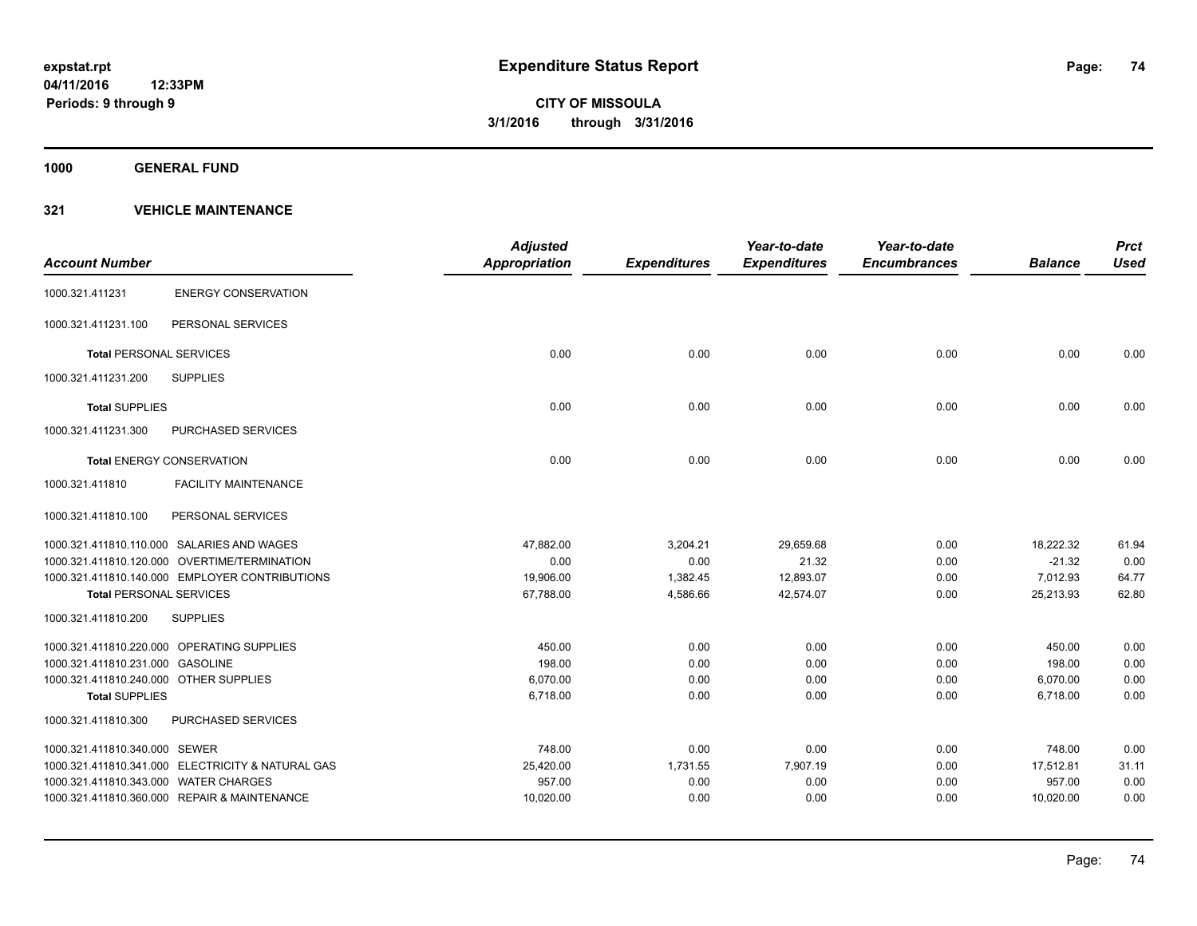**expstat.rpt**
**04/11/2016 12:33PM**
**Periods: 9 through 9**

# Expenditure Status Report

**CITY OF MISSOULA**
**3/1/2016 through 3/31/2016**

## 1000 GENERAL FUND

### 321 VEHICLE MAINTENANCE

| Account Number | | Adjusted Appropriation | Expenditures | Year-to-date Expenditures | Year-to-date Encumbrances | Balance | Prct Used |
|---|---|---|---|---|---|---|---|
| 1000.321.411231 | ENERGY CONSERVATION | | | | | | |
| 1000.321.411231.100 | PERSONAL SERVICES | | | | | | |
| **Total** PERSONAL SERVICES | | 0.00 | 0.00 | 0.00 | 0.00 | 0.00 | 0.00 |
| 1000.321.411231.200 | SUPPLIES | | | | | | |
| **Total** SUPPLIES | | 0.00 | 0.00 | 0.00 | 0.00 | 0.00 | 0.00 |
| 1000.321.411231.300 | PURCHASED SERVICES | | | | | | |
| **Total** ENERGY CONSERVATION | | 0.00 | 0.00 | 0.00 | 0.00 | 0.00 | 0.00 |
| 1000.321.411810 | FACILITY MAINTENANCE | | | | | | |
| 1000.321.411810.100 | PERSONAL SERVICES | | | | | | |
| 1000.321.411810.110.000 | SALARIES AND WAGES | 47,882.00 | 3,204.21 | 29,659.68 | 0.00 | 18,222.32 | 61.94 |
| 1000.321.411810.120.000 | OVERTIME/TERMINATION | 0.00 | 0.00 | 21.32 | 0.00 | -21.32 | 0.00 |
| 1000.321.411810.140.000 | EMPLOYER CONTRIBUTIONS | 19,906.00 | 1,382.45 | 12,893.07 | 0.00 | 7,012.93 | 64.77 |
| **Total** PERSONAL SERVICES | | 67,788.00 | 4,586.66 | 42,574.07 | 0.00 | 25,213.93 | 62.80 |
| 1000.321.411810.200 | SUPPLIES | | | | | | |
| 1000.321.411810.220.000 | OPERATING SUPPLIES | 450.00 | 0.00 | 0.00 | 0.00 | 450.00 | 0.00 |
| 1000.321.411810.231.000 | GASOLINE | 198.00 | 0.00 | 0.00 | 0.00 | 198.00 | 0.00 |
| 1000.321.411810.240.000 | OTHER SUPPLIES | 6,070.00 | 0.00 | 0.00 | 0.00 | 6,070.00 | 0.00 |
| **Total** SUPPLIES | | 6,718.00 | 0.00 | 0.00 | 0.00 | 6,718.00 | 0.00 |
| 1000.321.411810.300 | PURCHASED SERVICES | | | | | | |
| 1000.321.411810.340.000 | SEWER | 748.00 | 0.00 | 0.00 | 0.00 | 748.00 | 0.00 |
| 1000.321.411810.341.000 | ELECTRICITY & NATURAL GAS | 25,420.00 | 1,731.55 | 7,907.19 | 0.00 | 17,512.81 | 31.11 |
| 1000.321.411810.343.000 | WATER CHARGES | 957.00 | 0.00 | 0.00 | 0.00 | 957.00 | 0.00 |
| 1000.321.411810.360.000 | REPAIR & MAINTENANCE | 10,020.00 | 0.00 | 0.00 | 0.00 | 10,020.00 | 0.00 |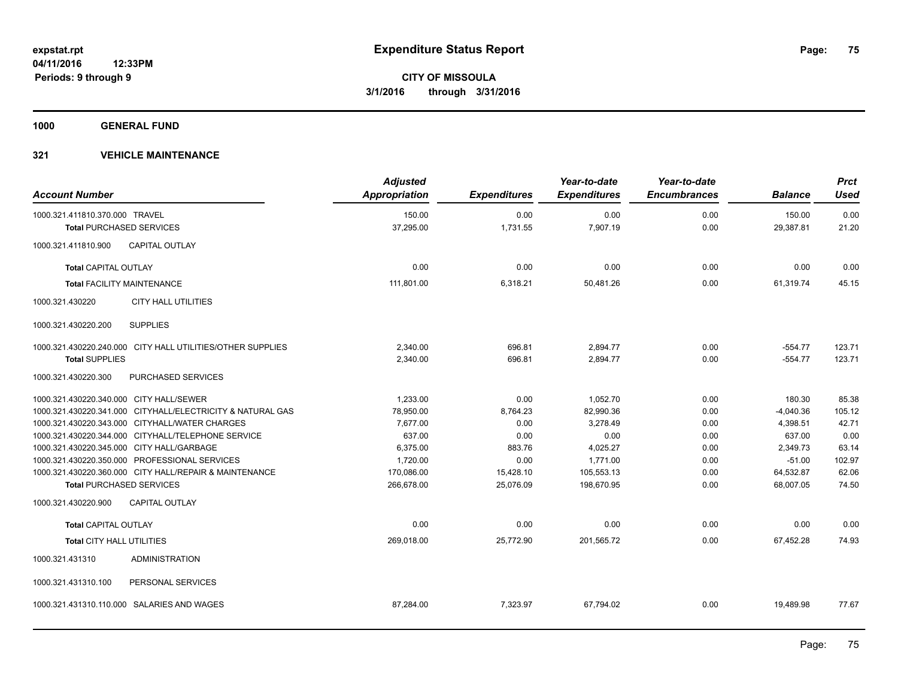expstat.rpt
04/11/2016 12:33PM
Periods: 9 through 9

# Expenditure Status Report

**CITY OF MISSOULA**
**3/1/2016 through 3/31/2016**

## 1000 GENERAL FUND

### 321 VEHICLE MAINTENANCE

| Account Number | | Adjusted Appropriation | Expenditures | Year-to-date Expenditures | Year-to-date Encumbrances | Balance | Prct Used |
|---|---|---|---|---|---|---|---|
| 1000.321.411810.370.000 | TRAVEL | 150.00 | 0.00 | 0.00 | 0.00 | 150.00 | 0.00 |
| **Total** PURCHASED SERVICES | | 37,295.00 | 1,731.55 | 7,907.19 | 0.00 | 29,387.81 | 21.20 |
| 1000.321.411810.900 | CAPITAL OUTLAY | | | | | | |
| **Total** CAPITAL OUTLAY | | 0.00 | 0.00 | 0.00 | 0.00 | 0.00 | 0.00 |
| **Total** FACILITY MAINTENANCE | | 111,801.00 | 6,318.21 | 50,481.26 | 0.00 | 61,319.74 | 45.15 |
| 1000.321.430220 | CITY HALL UTILITIES | | | | | | |
| 1000.321.430220.200 | SUPPLIES | | | | | | |
| 1000.321.430220.240.000 | CITY HALL UTILITIES/OTHER SUPPLIES | 2,340.00 | 696.81 | 2,894.77 | 0.00 | -554.77 | 123.71 |
| **Total** SUPPLIES | | 2,340.00 | 696.81 | 2,894.77 | 0.00 | -554.77 | 123.71 |
| 1000.321.430220.300 | PURCHASED SERVICES | | | | | | |
| 1000.321.430220.340.000 | CITY HALL/SEWER | 1,233.00 | 0.00 | 1,052.70 | 0.00 | 180.30 | 85.38 |
| 1000.321.430220.341.000 | CITYHALL/ELECTRICITY & NATURAL GAS | 78,950.00 | 8,764.23 | 82,990.36 | 0.00 | -4,040.36 | 105.12 |
| 1000.321.430220.343.000 | CITYHALL/WATER CHARGES | 7,677.00 | 0.00 | 3,278.49 | 0.00 | 4,398.51 | 42.71 |
| 1000.321.430220.344.000 | CITYHALL/TELEPHONE SERVICE | 637.00 | 0.00 | 0.00 | 0.00 | 637.00 | 0.00 |
| 1000.321.430220.345.000 | CITY HALL/GARBAGE | 6,375.00 | 883.76 | 4,025.27 | 0.00 | 2,349.73 | 63.14 |
| 1000.321.430220.350.000 | PROFESSIONAL SERVICES | 1,720.00 | 0.00 | 1,771.00 | 0.00 | -51.00 | 102.97 |
| 1000.321.430220.360.000 | CITY HALL/REPAIR & MAINTENANCE | 170,086.00 | 15,428.10 | 105,553.13 | 0.00 | 64,532.87 | 62.06 |
| **Total** PURCHASED SERVICES | | 266,678.00 | 25,076.09 | 198,670.95 | 0.00 | 68,007.05 | 74.50 |
| 1000.321.430220.900 | CAPITAL OUTLAY | | | | | | |
| **Total** CAPITAL OUTLAY | | 0.00 | 0.00 | 0.00 | 0.00 | 0.00 | 0.00 |
| **Total** CITY HALL UTILITIES | | 269,018.00 | 25,772.90 | 201,565.72 | 0.00 | 67,452.28 | 74.93 |
| 1000.321.431310 | ADMINISTRATION | | | | | | |
| 1000.321.431310.100 | PERSONAL SERVICES | | | | | | |
| 1000.321.431310.110.000 | SALARIES AND WAGES | 87,284.00 | 7,323.97 | 67,794.02 | 0.00 | 19,489.98 | 77.67 |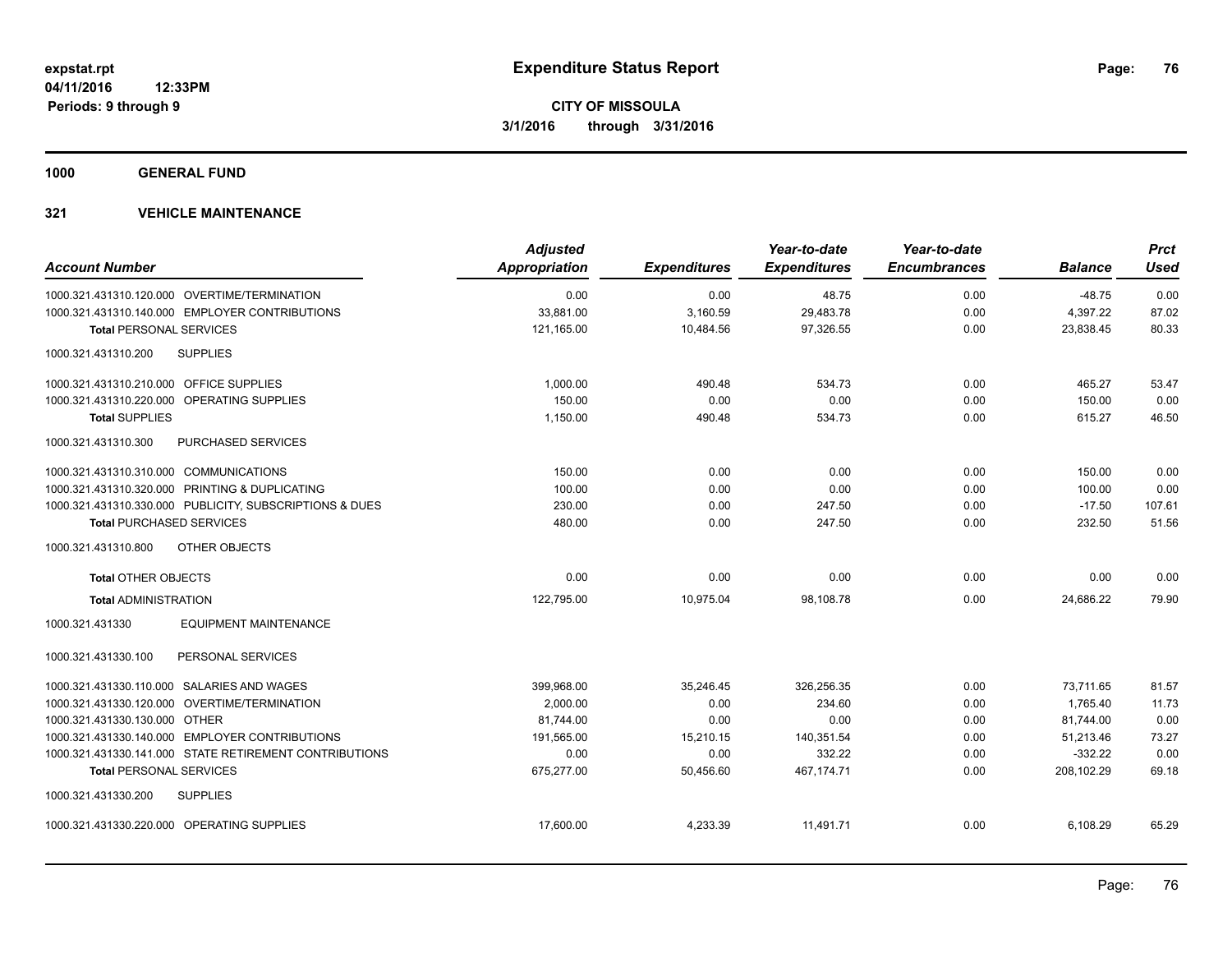# Expenditure Status Report

expstat.rpt
04/11/2016 12:33PM
Periods: 9 through 9

**CITY OF MISSOULA**
**3/1/2016 through 3/31/2016**

**1000 GENERAL FUND**

**321 VEHICLE MAINTENANCE**

| Account Number | Adjusted Appropriation | Expenditures | Year-to-date Expenditures | Year-to-date Encumbrances | Balance | Prct Used |
|---|---|---|---|---|---|---|
| 1000.321.431310.120.000 OVERTIME/TERMINATION | 0.00 | 0.00 | 48.75 | 0.00 | -48.75 | 0.00 |
| 1000.321.431310.140.000 EMPLOYER CONTRIBUTIONS | 33,881.00 | 3,160.59 | 29,483.78 | 0.00 | 4,397.22 | 87.02 |
| **Total** PERSONAL SERVICES | 121,165.00 | 10,484.56 | 97,326.55 | 0.00 | 23,838.45 | 80.33 |
| 1000.321.431310.200 SUPPLIES | | | | | | |
| 1000.321.431310.210.000 OFFICE SUPPLIES | 1,000.00 | 490.48 | 534.73 | 0.00 | 465.27 | 53.47 |
| 1000.321.431310.220.000 OPERATING SUPPLIES | 150.00 | 0.00 | 0.00 | 0.00 | 150.00 | 0.00 |
| **Total SUPPLIES** | 1,150.00 | 490.48 | 534.73 | 0.00 | 615.27 | 46.50 |
| 1000.321.431310.300 PURCHASED SERVICES | | | | | | |
| 1000.321.431310.310.000 COMMUNICATIONS | 150.00 | 0.00 | 0.00 | 0.00 | 150.00 | 0.00 |
| 1000.321.431310.320.000 PRINTING & DUPLICATING | 100.00 | 0.00 | 0.00 | 0.00 | 100.00 | 0.00 |
| 1000.321.431310.330.000 PUBLICITY, SUBSCRIPTIONS & DUES | 230.00 | 0.00 | 247.50 | 0.00 | -17.50 | 107.61 |
| **Total** PURCHASED SERVICES | 480.00 | 0.00 | 247.50 | 0.00 | 232.50 | 51.56 |
| 1000.321.431310.800 OTHER OBJECTS | | | | | | |
| **Total** OTHER OBJECTS | 0.00 | 0.00 | 0.00 | 0.00 | 0.00 | 0.00 |
| **Total** ADMINISTRATION | 122,795.00 | 10,975.04 | 98,108.78 | 0.00 | 24,686.22 | 79.90 |
| 1000.321.431330 EQUIPMENT MAINTENANCE | | | | | | |
| 1000.321.431330.100 PERSONAL SERVICES | | | | | | |
| 1000.321.431330.110.000 SALARIES AND WAGES | 399,968.00 | 35,246.45 | 326,256.35 | 0.00 | 73,711.65 | 81.57 |
| 1000.321.431330.120.000 OVERTIME/TERMINATION | 2,000.00 | 0.00 | 234.60 | 0.00 | 1,765.40 | 11.73 |
| 1000.321.431330.130.000 OTHER | 81,744.00 | 0.00 | 0.00 | 0.00 | 81,744.00 | 0.00 |
| 1000.321.431330.140.000 EMPLOYER CONTRIBUTIONS | 191,565.00 | 15,210.15 | 140,351.54 | 0.00 | 51,213.46 | 73.27 |
| 1000.321.431330.141.000 STATE RETIREMENT CONTRIBUTIONS | 0.00 | 0.00 | 332.22 | 0.00 | -332.22 | 0.00 |
| **Total** PERSONAL SERVICES | 675,277.00 | 50,456.60 | 467,174.71 | 0.00 | 208,102.29 | 69.18 |
| 1000.321.431330.200 SUPPLIES | | | | | | |
| 1000.321.431330.220.000 OPERATING SUPPLIES | 17,600.00 | 4,233.39 | 11,491.71 | 0.00 | 6,108.29 | 65.29 |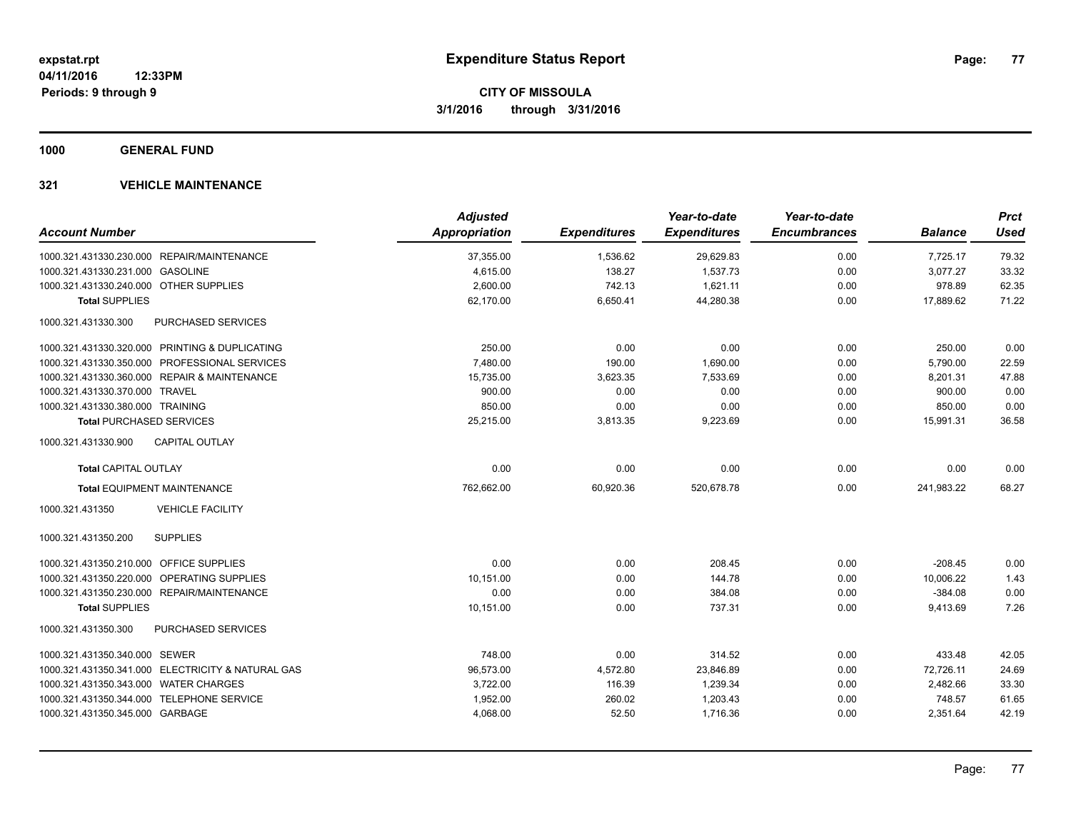**expstat.rpt**
**04/11/2016 12:33PM**
**Periods: 9 through 9**

# Expenditure Status Report

**CITY OF MISSOULA**
**3/1/2016 through 3/31/2016**

## 1000 GENERAL FUND

### 321 VEHICLE MAINTENANCE

| Account Number | Adjusted Appropriation | Expenditures | Year-to-date Expenditures | Year-to-date Encumbrances | Balance | Prct Used |
|---|---|---|---|---|---|---|
| 1000.321.431330.230.000 REPAIR/MAINTENANCE | 37,355.00 | 1,536.62 | 29,629.83 | 0.00 | 7,725.17 | 79.32 |
| 1000.321.431330.231.000 GASOLINE | 4,615.00 | 138.27 | 1,537.73 | 0.00 | 3,077.27 | 33.32 |
| 1000.321.431330.240.000 OTHER SUPPLIES | 2,600.00 | 742.13 | 1,621.11 | 0.00 | 978.89 | 62.35 |
| **Total SUPPLIES** | 62,170.00 | 6,650.41 | 44,280.38 | 0.00 | 17,889.62 | 71.22 |
| 1000.321.431330.300 PURCHASED SERVICES | | | | | | |
| 1000.321.431330.320.000 PRINTING & DUPLICATING | 250.00 | 0.00 | 0.00 | 0.00 | 250.00 | 0.00 |
| 1000.321.431330.350.000 PROFESSIONAL SERVICES | 7,480.00 | 190.00 | 1,690.00 | 0.00 | 5,790.00 | 22.59 |
| 1000.321.431330.360.000 REPAIR & MAINTENANCE | 15,735.00 | 3,623.35 | 7,533.69 | 0.00 | 8,201.31 | 47.88 |
| 1000.321.431330.370.000 TRAVEL | 900.00 | 0.00 | 0.00 | 0.00 | 900.00 | 0.00 |
| 1000.321.431330.380.000 TRAINING | 850.00 | 0.00 | 0.00 | 0.00 | 850.00 | 0.00 |
| **Total PURCHASED SERVICES** | 25,215.00 | 3,813.35 | 9,223.69 | 0.00 | 15,991.31 | 36.58 |
| 1000.321.431330.900 CAPITAL OUTLAY | | | | | | |
| **Total CAPITAL OUTLAY** | 0.00 | 0.00 | 0.00 | 0.00 | 0.00 | 0.00 |
| **Total EQUIPMENT MAINTENANCE** | 762,662.00 | 60,920.36 | 520,678.78 | 0.00 | 241,983.22 | 68.27 |
| 1000.321.431350 VEHICLE FACILITY | | | | | | |
| 1000.321.431350.200 SUPPLIES | | | | | | |
| 1000.321.431350.210.000 OFFICE SUPPLIES | 0.00 | 0.00 | 208.45 | 0.00 | -208.45 | 0.00 |
| 1000.321.431350.220.000 OPERATING SUPPLIES | 10,151.00 | 0.00 | 144.78 | 0.00 | 10,006.22 | 1.43 |
| 1000.321.431350.230.000 REPAIR/MAINTENANCE | 0.00 | 0.00 | 384.08 | 0.00 | -384.08 | 0.00 |
| **Total SUPPLIES** | 10,151.00 | 0.00 | 737.31 | 0.00 | 9,413.69 | 7.26 |
| 1000.321.431350.300 PURCHASED SERVICES | | | | | | |
| 1000.321.431350.340.000 SEWER | 748.00 | 0.00 | 314.52 | 0.00 | 433.48 | 42.05 |
| 1000.321.431350.341.000 ELECTRICITY & NATURAL GAS | 96,573.00 | 4,572.80 | 23,846.89 | 0.00 | 72,726.11 | 24.69 |
| 1000.321.431350.343.000 WATER CHARGES | 3,722.00 | 116.39 | 1,239.34 | 0.00 | 2,482.66 | 33.30 |
| 1000.321.431350.344.000 TELEPHONE SERVICE | 1,952.00 | 260.02 | 1,203.43 | 0.00 | 748.57 | 61.65 |
| 1000.321.431350.345.000 GARBAGE | 4,068.00 | 52.50 | 1,716.36 | 0.00 | 2,351.64 | 42.19 |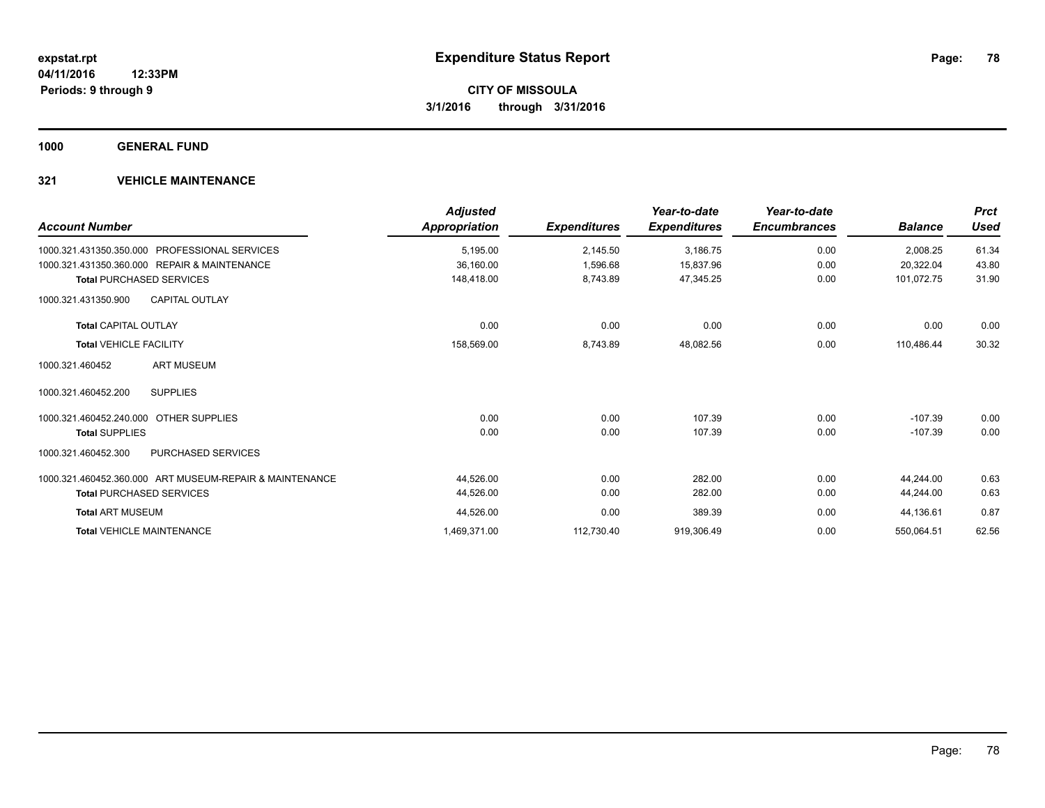# Expenditure Status Report

expstat.rpt
04/11/2016 12:33PM
Periods: 9 through 9

**CITY OF MISSOULA**
**3/1/2016 through 3/31/2016**

## 1000 GENERAL FUND

## 321 VEHICLE MAINTENANCE

| Account Number | Adjusted Appropriation | Expenditures | Year-to-date Expenditures | Year-to-date Encumbrances | Balance | Prct Used |
|---|---|---|---|---|---|---|
| 1000.321.431350.350.000 PROFESSIONAL SERVICES | 5,195.00 | 2,145.50 | 3,186.75 | 0.00 | 2,008.25 | 61.34 |
| 1000.321.431350.360.000 REPAIR & MAINTENANCE | 36,160.00 | 1,596.68 | 15,837.96 | 0.00 | 20,322.04 | 43.80 |
| **Total** PURCHASED SERVICES | 148,418.00 | 8,743.89 | 47,345.25 | 0.00 | 101,072.75 | 31.90 |
| 1000.321.431350.900 CAPITAL OUTLAY | | | | | | |
| **Total** CAPITAL OUTLAY | 0.00 | 0.00 | 0.00 | 0.00 | 0.00 | 0.00 |
| **Total** VEHICLE FACILITY | 158,569.00 | 8,743.89 | 48,082.56 | 0.00 | 110,486.44 | 30.32 |
| 1000.321.460452 ART MUSEUM | | | | | | |
| 1000.321.460452.200 SUPPLIES | | | | | | |
| 1000.321.460452.240.000 OTHER SUPPLIES | 0.00 | 0.00 | 107.39 | 0.00 | -107.39 | 0.00 |
| **Total** SUPPLIES | 0.00 | 0.00 | 107.39 | 0.00 | -107.39 | 0.00 |
| 1000.321.460452.300 PURCHASED SERVICES | | | | | | |
| 1000.321.460452.360.000 ART MUSEUM-REPAIR & MAINTENANCE | 44,526.00 | 0.00 | 282.00 | 0.00 | 44,244.00 | 0.63 |
| **Total** PURCHASED SERVICES | 44,526.00 | 0.00 | 282.00 | 0.00 | 44,244.00 | 0.63 |
| **Total** ART MUSEUM | 44,526.00 | 0.00 | 389.39 | 0.00 | 44,136.61 | 0.87 |
| **Total** VEHICLE MAINTENANCE | 1,469,371.00 | 112,730.40 | 919,306.49 | 0.00 | 550,064.51 | 62.56 |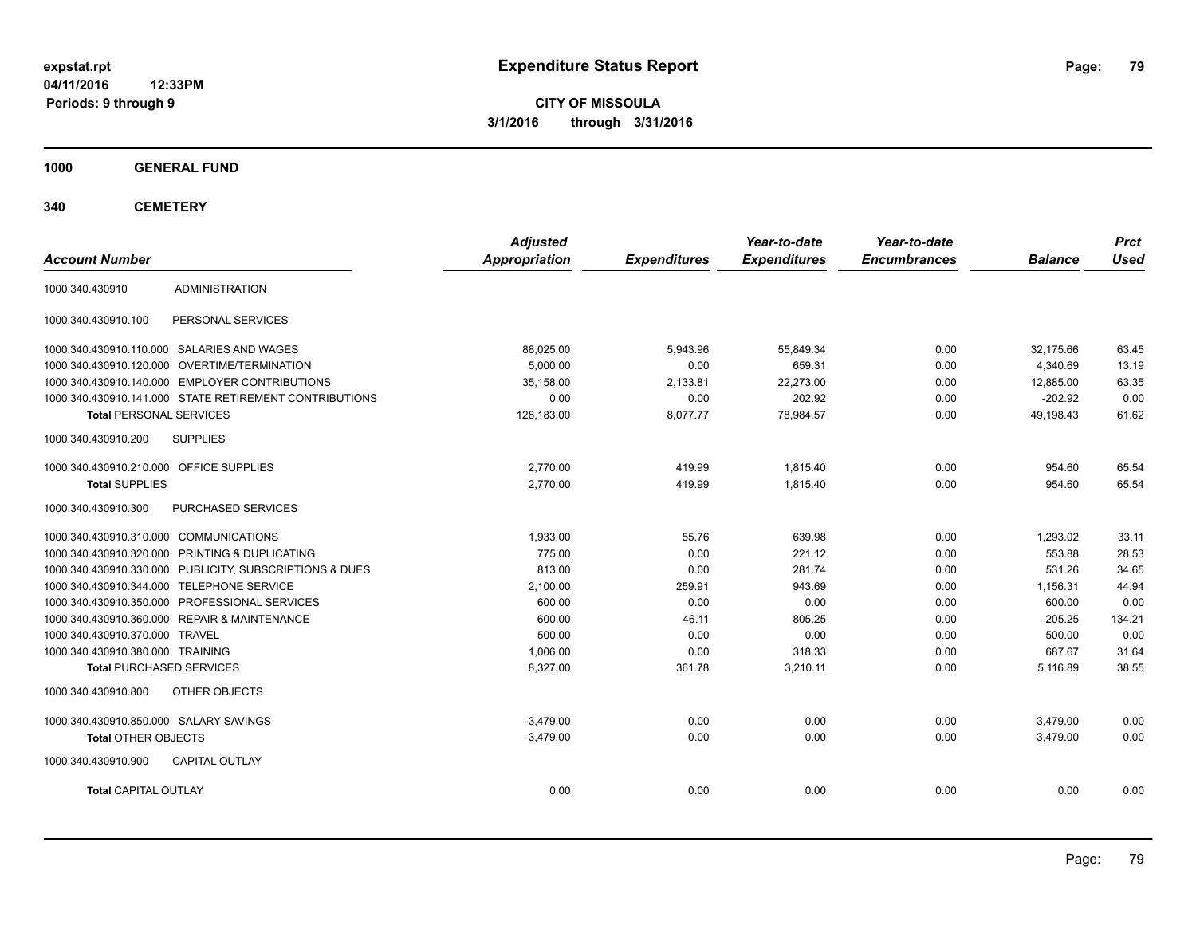expstat.rpt
04/11/2016 12:33PM
Periods: 9 through 9

# Expenditure Status Report

**CITY OF MISSOULA**
**3/1/2016 through 3/31/2016**

## 1000 GENERAL FUND

## 340 CEMETERY

| Account Number | | Adjusted Appropriation | Expenditures | Year-to-date Expenditures | Year-to-date Encumbrances | Balance | Prct Used |
|---|---|---|---|---|---|---|---|
| 1000.340.430910 | ADMINISTRATION | | | | | | |
| 1000.340.430910.100 | PERSONAL SERVICES | | | | | | |
| 1000.340.430910.110.000 | SALARIES AND WAGES | 88,025.00 | 5,943.96 | 55,849.34 | 0.00 | 32,175.66 | 63.45 |
| 1000.340.430910.120.000 | OVERTIME/TERMINATION | 5,000.00 | 0.00 | 659.31 | 0.00 | 4,340.69 | 13.19 |
| 1000.340.430910.140.000 | EMPLOYER CONTRIBUTIONS | 35,158.00 | 2,133.81 | 22,273.00 | 0.00 | 12,885.00 | 63.35 |
| 1000.340.430910.141.000 | STATE RETIREMENT CONTRIBUTIONS | 0.00 | 0.00 | 202.92 | 0.00 | -202.92 | 0.00 |
| **Total** PERSONAL SERVICES | | 128,183.00 | 8,077.77 | 78,984.57 | 0.00 | 49,198.43 | 61.62 |
| 1000.340.430910.200 | SUPPLIES | | | | | | |
| 1000.340.430910.210.000 | OFFICE SUPPLIES | 2,770.00 | 419.99 | 1,815.40 | 0.00 | 954.60 | 65.54 |
| **Total** SUPPLIES | | 2,770.00 | 419.99 | 1,815.40 | 0.00 | 954.60 | 65.54 |
| 1000.340.430910.300 | PURCHASED SERVICES | | | | | | |
| 1000.340.430910.310.000 | COMMUNICATIONS | 1,933.00 | 55.76 | 639.98 | 0.00 | 1,293.02 | 33.11 |
| 1000.340.430910.320.000 | PRINTING & DUPLICATING | 775.00 | 0.00 | 221.12 | 0.00 | 553.88 | 28.53 |
| 1000.340.430910.330.000 | PUBLICITY, SUBSCRIPTIONS & DUES | 813.00 | 0.00 | 281.74 | 0.00 | 531.26 | 34.65 |
| 1000.340.430910.344.000 | TELEPHONE SERVICE | 2,100.00 | 259.91 | 943.69 | 0.00 | 1,156.31 | 44.94 |
| 1000.340.430910.350.000 | PROFESSIONAL SERVICES | 600.00 | 0.00 | 0.00 | 0.00 | 600.00 | 0.00 |
| 1000.340.430910.360.000 | REPAIR & MAINTENANCE | 600.00 | 46.11 | 805.25 | 0.00 | -205.25 | 134.21 |
| 1000.340.430910.370.000 | TRAVEL | 500.00 | 0.00 | 0.00 | 0.00 | 500.00 | 0.00 |
| 1000.340.430910.380.000 | TRAINING | 1,006.00 | 0.00 | 318.33 | 0.00 | 687.67 | 31.64 |
| **Total** PURCHASED SERVICES | | 8,327.00 | 361.78 | 3,210.11 | 0.00 | 5,116.89 | 38.55 |
| 1000.340.430910.800 | OTHER OBJECTS | | | | | | |
| 1000.340.430910.850.000 | SALARY SAVINGS | -3,479.00 | 0.00 | 0.00 | 0.00 | -3,479.00 | 0.00 |
| **Total** OTHER OBJECTS | | -3,479.00 | 0.00 | 0.00 | 0.00 | -3,479.00 | 0.00 |
| 1000.340.430910.900 | CAPITAL OUTLAY | | | | | | |
| **Total** CAPITAL OUTLAY | | 0.00 | 0.00 | 0.00 | 0.00 | 0.00 | 0.00 |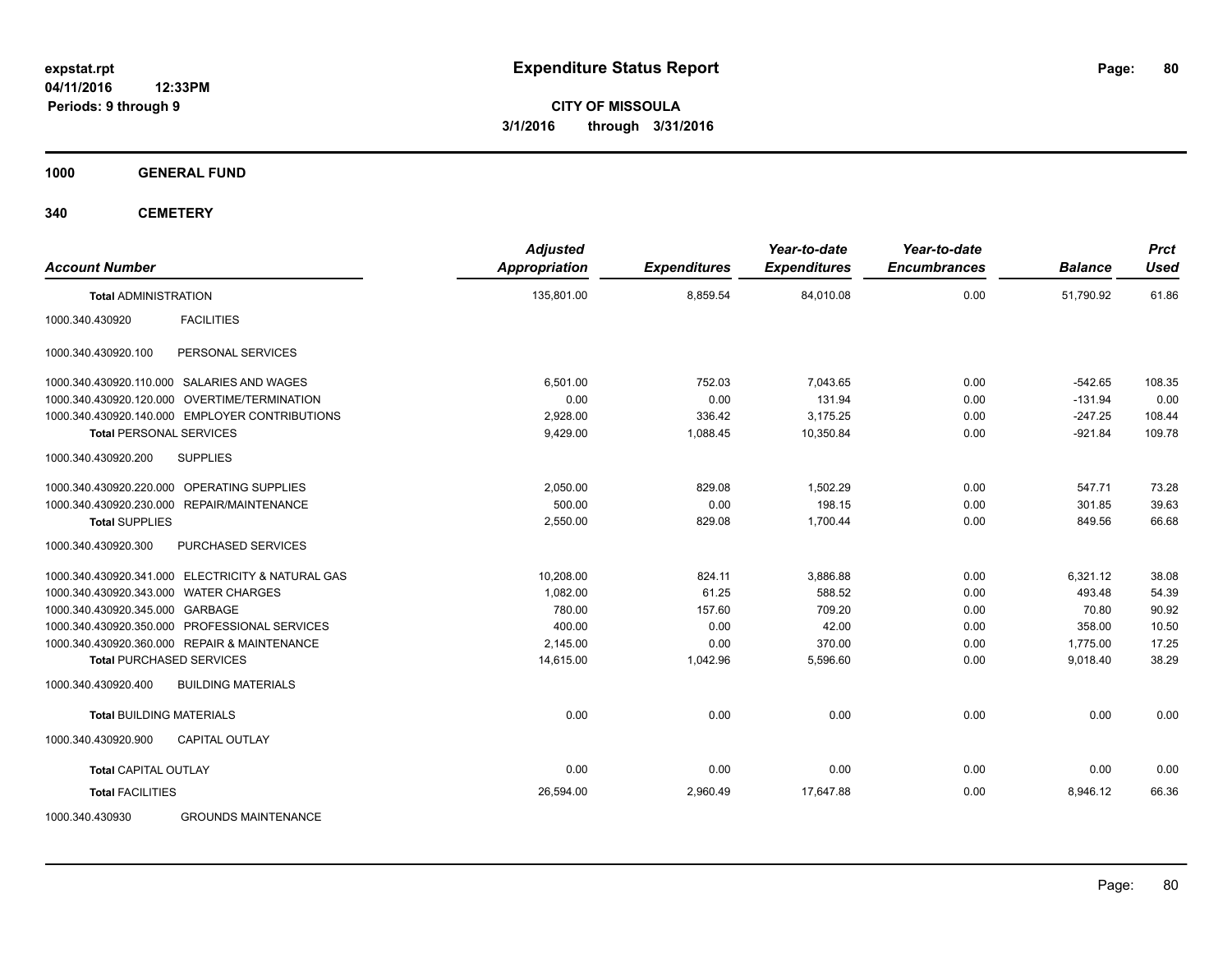**expstat.rpt**
**04/11/2016 12:33PM**
**Periods: 9 through 9**

# Expenditure Status Report

**CITY OF MISSOULA**
**3/1/2016 through 3/31/2016**

## 1000 GENERAL FUND

## 340 CEMETERY

| Account Number | | Adjusted Appropriation | Expenditures | Year-to-date Expenditures | Year-to-date Encumbrances | Balance | Prct Used |
|---|---|---|---|---|---|---|---|
| **Total** ADMINISTRATION | | 135,801.00 | 8,859.54 | 84,010.08 | 0.00 | 51,790.92 | 61.86 |
| 1000.340.430920 | FACILITIES | | | | | | |
| 1000.340.430920.100 | PERSONAL SERVICES | | | | | | |
| 1000.340.430920.110.000 | SALARIES AND WAGES | 6,501.00 | 752.03 | 7,043.65 | 0.00 | -542.65 | 108.35 |
| 1000.340.430920.120.000 | OVERTIME/TERMINATION | 0.00 | 0.00 | 131.94 | 0.00 | -131.94 | 0.00 |
| 1000.340.430920.140.000 | EMPLOYER CONTRIBUTIONS | 2,928.00 | 336.42 | 3,175.25 | 0.00 | -247.25 | 108.44 |
| **Total** PERSONAL SERVICES | | 9,429.00 | 1,088.45 | 10,350.84 | 0.00 | -921.84 | 109.78 |
| 1000.340.430920.200 | SUPPLIES | | | | | | |
| 1000.340.430920.220.000 | OPERATING SUPPLIES | 2,050.00 | 829.08 | 1,502.29 | 0.00 | 547.71 | 73.28 |
| 1000.340.430920.230.000 | REPAIR/MAINTENANCE | 500.00 | 0.00 | 198.15 | 0.00 | 301.85 | 39.63 |
| **Total** SUPPLIES | | 2,550.00 | 829.08 | 1,700.44 | 0.00 | 849.56 | 66.68 |
| 1000.340.430920.300 | PURCHASED SERVICES | | | | | | |
| 1000.340.430920.341.000 | ELECTRICITY & NATURAL GAS | 10,208.00 | 824.11 | 3,886.88 | 0.00 | 6,321.12 | 38.08 |
| 1000.340.430920.343.000 | WATER CHARGES | 1,082.00 | 61.25 | 588.52 | 0.00 | 493.48 | 54.39 |
| 1000.340.430920.345.000 | GARBAGE | 780.00 | 157.60 | 709.20 | 0.00 | 70.80 | 90.92 |
| 1000.340.430920.350.000 | PROFESSIONAL SERVICES | 400.00 | 0.00 | 42.00 | 0.00 | 358.00 | 10.50 |
| 1000.340.430920.360.000 | REPAIR & MAINTENANCE | 2,145.00 | 0.00 | 370.00 | 0.00 | 1,775.00 | 17.25 |
| **Total** PURCHASED SERVICES | | 14,615.00 | 1,042.96 | 5,596.60 | 0.00 | 9,018.40 | 38.29 |
| 1000.340.430920.400 | BUILDING MATERIALS | | | | | | |
| **Total** BUILDING MATERIALS | | 0.00 | 0.00 | 0.00 | 0.00 | 0.00 | 0.00 |
| 1000.340.430920.900 | CAPITAL OUTLAY | | | | | | |
| **Total** CAPITAL OUTLAY | | 0.00 | 0.00 | 0.00 | 0.00 | 0.00 | 0.00 |
| **Total** FACILITIES | | 26,594.00 | 2,960.49 | 17,647.88 | 0.00 | 8,946.12 | 66.36 |
| 1000.340.430930 | GROUNDS MAINTENANCE | | | | | | |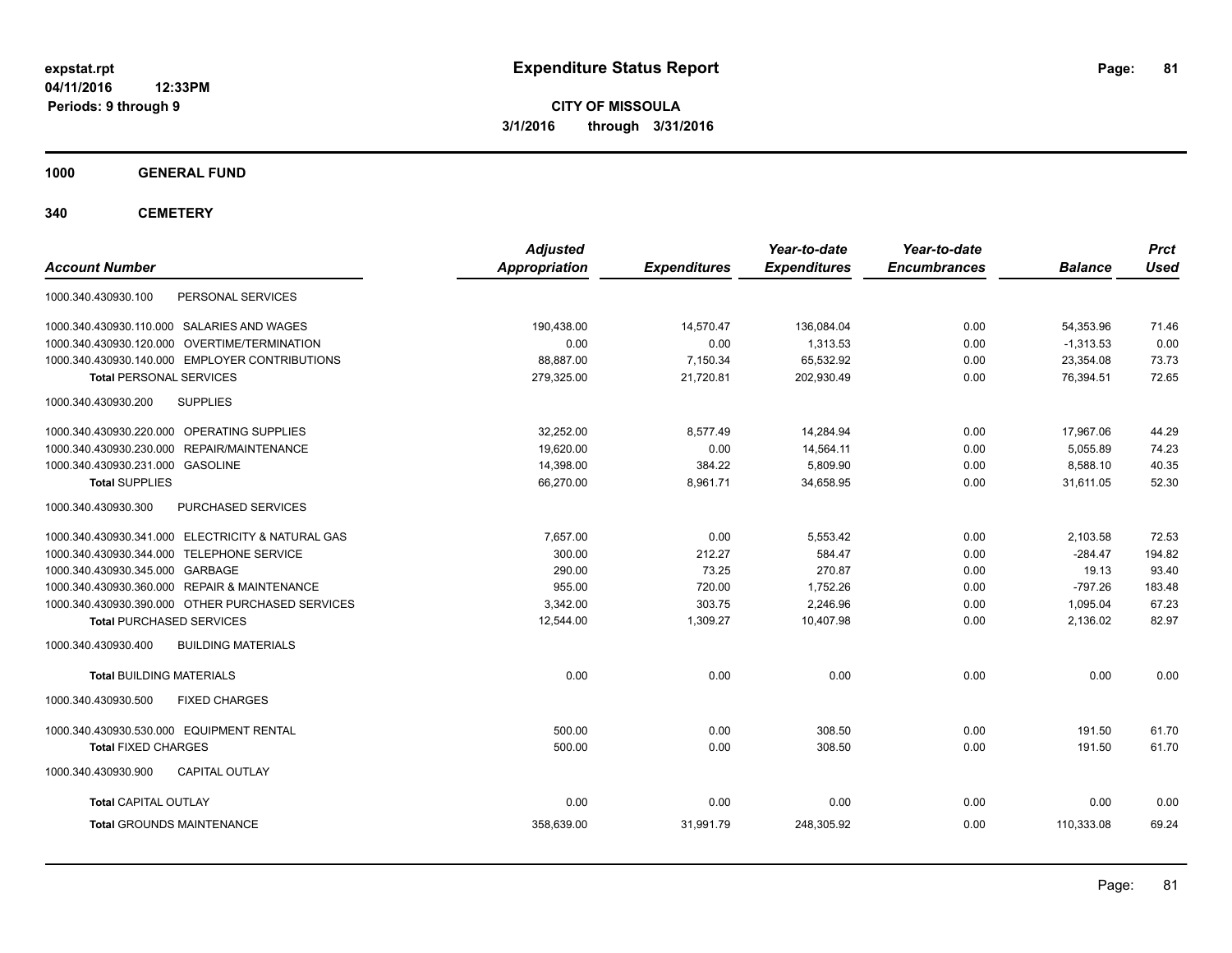**expstat.rpt**
**04/11/2016 12:33PM**
**Periods: 9 through 9**

# Expenditure Status Report

**CITY OF MISSOULA**
**3/1/2016 through 3/31/2016**

## 1000 GENERAL FUND

## 340 CEMETERY

| Account Number | | Adjusted Appropriation | Expenditures | Year-to-date Expenditures | Year-to-date Encumbrances | Balance | Prct Used |
|---|---|---|---|---|---|---|---|
| 1000.340.430930.100 | PERSONAL SERVICES | | | | | | |
| 1000.340.430930.110.000 | SALARIES AND WAGES | 190,438.00 | 14,570.47 | 136,084.04 | 0.00 | 54,353.96 | 71.46 |
| 1000.340.430930.120.000 | OVERTIME/TERMINATION | 0.00 | 0.00 | 1,313.53 | 0.00 | -1,313.53 | 0.00 |
| 1000.340.430930.140.000 | EMPLOYER CONTRIBUTIONS | 88,887.00 | 7,150.34 | 65,532.92 | 0.00 | 23,354.08 | 73.73 |
| **Total** PERSONAL SERVICES | | 279,325.00 | 21,720.81 | 202,930.49 | 0.00 | 76,394.51 | 72.65 |
| 1000.340.430930.200 | SUPPLIES | | | | | | |
| 1000.340.430930.220.000 | OPERATING SUPPLIES | 32,252.00 | 8,577.49 | 14,284.94 | 0.00 | 17,967.06 | 44.29 |
| 1000.340.430930.230.000 | REPAIR/MAINTENANCE | 19,620.00 | 0.00 | 14,564.11 | 0.00 | 5,055.89 | 74.23 |
| 1000.340.430930.231.000 | GASOLINE | 14,398.00 | 384.22 | 5,809.90 | 0.00 | 8,588.10 | 40.35 |
| **Total** SUPPLIES | | 66,270.00 | 8,961.71 | 34,658.95 | 0.00 | 31,611.05 | 52.30 |
| 1000.340.430930.300 | PURCHASED SERVICES | | | | | | |
| 1000.340.430930.341.000 | ELECTRICITY & NATURAL GAS | 7,657.00 | 0.00 | 5,553.42 | 0.00 | 2,103.58 | 72.53 |
| 1000.340.430930.344.000 | TELEPHONE SERVICE | 300.00 | 212.27 | 584.47 | 0.00 | -284.47 | 194.82 |
| 1000.340.430930.345.000 | GARBAGE | 290.00 | 73.25 | 270.87 | 0.00 | 19.13 | 93.40 |
| 1000.340.430930.360.000 | REPAIR & MAINTENANCE | 955.00 | 720.00 | 1,752.26 | 0.00 | -797.26 | 183.48 |
| 1000.340.430930.390.000 | OTHER PURCHASED SERVICES | 3,342.00 | 303.75 | 2,246.96 | 0.00 | 1,095.04 | 67.23 |
| **Total** PURCHASED SERVICES | | 12,544.00 | 1,309.27 | 10,407.98 | 0.00 | 2,136.02 | 82.97 |
| 1000.340.430930.400 | BUILDING MATERIALS | | | | | | |
| **Total** BUILDING MATERIALS | | 0.00 | 0.00 | 0.00 | 0.00 | 0.00 | 0.00 |
| 1000.340.430930.500 | FIXED CHARGES | | | | | | |
| 1000.340.430930.530.000 | EQUIPMENT RENTAL | 500.00 | 0.00 | 308.50 | 0.00 | 191.50 | 61.70 |
| **Total** FIXED CHARGES | | 500.00 | 0.00 | 308.50 | 0.00 | 191.50 | 61.70 |
| 1000.340.430930.900 | CAPITAL OUTLAY | | | | | | |
| **Total** CAPITAL OUTLAY | | 0.00 | 0.00 | 0.00 | 0.00 | 0.00 | 0.00 |
| **Total** GROUNDS MAINTENANCE | | 358,639.00 | 31,991.79 | 248,305.92 | 0.00 | 110,333.08 | 69.24 |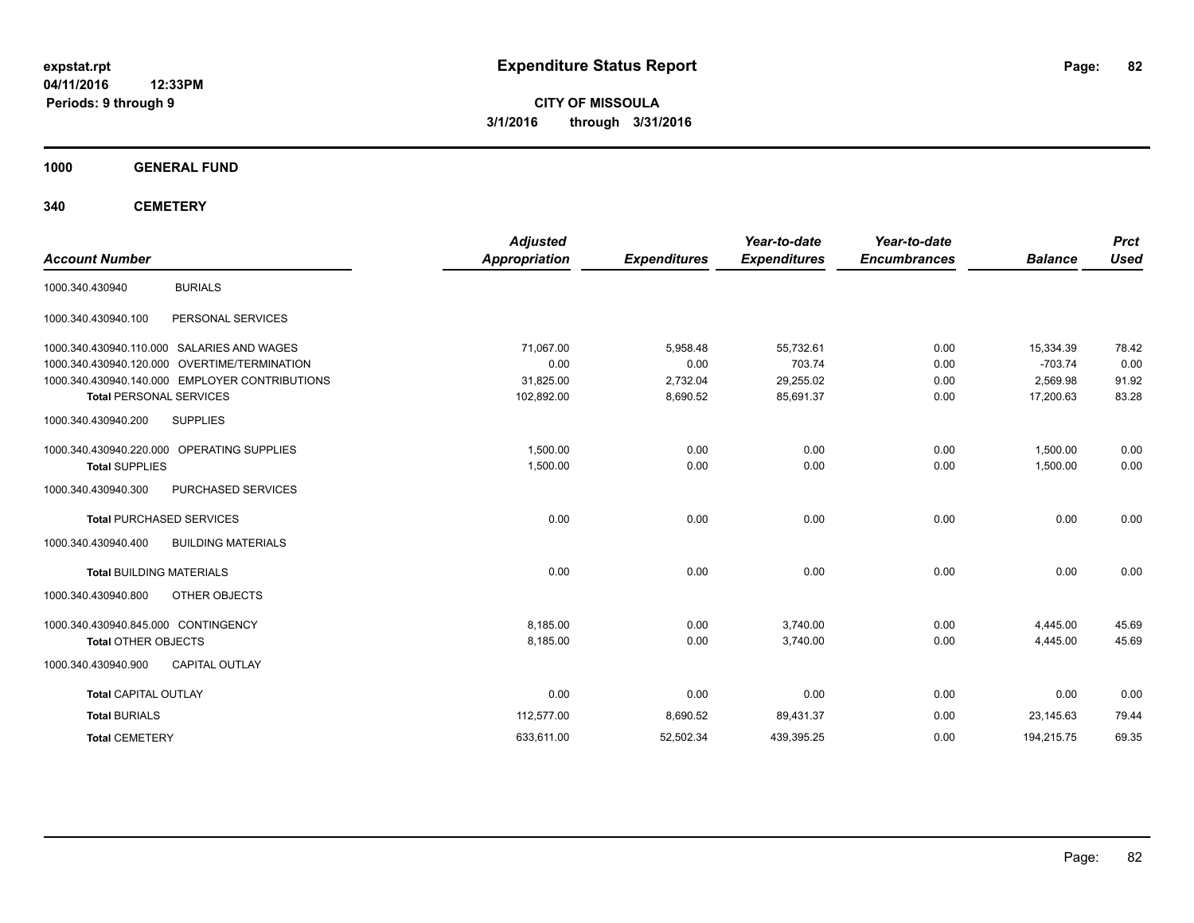**expstat.rpt**
**04/11/2016 12:33PM**
**Periods: 9 through 9**

# Expenditure Status Report

**CITY OF MISSOULA**
**3/1/2016 through 3/31/2016**

## 1000 GENERAL FUND

## 340 CEMETERY

| Account Number | | Adjusted Appropriation | Expenditures | Year-to-date Expenditures | Year-to-date Encumbrances | Balance | Prct Used |
|---|---|---|---|---|---|---|---|
| 1000.340.430940 | BURIALS | | | | | | |
| 1000.340.430940.100 | PERSONAL SERVICES | | | | | | |
| 1000.340.430940.110.000 | SALARIES AND WAGES | 71,067.00 | 5,958.48 | 55,732.61 | 0.00 | 15,334.39 | 78.42 |
| 1000.340.430940.120.000 | OVERTIME/TERMINATION | 0.00 | 0.00 | 703.74 | 0.00 | -703.74 | 0.00 |
| 1000.340.430940.140.000 | EMPLOYER CONTRIBUTIONS | 31,825.00 | 2,732.04 | 29,255.02 | 0.00 | 2,569.98 | 91.92 |
| **Total** PERSONAL SERVICES | | 102,892.00 | 8,690.52 | 85,691.37 | 0.00 | 17,200.63 | 83.28 |
| 1000.340.430940.200 | SUPPLIES | | | | | | |
| 1000.340.430940.220.000 | OPERATING SUPPLIES | 1,500.00 | 0.00 | 0.00 | 0.00 | 1,500.00 | 0.00 |
| **Total** SUPPLIES | | 1,500.00 | 0.00 | 0.00 | 0.00 | 1,500.00 | 0.00 |
| 1000.340.430940.300 | PURCHASED SERVICES | | | | | | |
| **Total** PURCHASED SERVICES | | 0.00 | 0.00 | 0.00 | 0.00 | 0.00 | 0.00 |
| 1000.340.430940.400 | BUILDING MATERIALS | | | | | | |
| **Total** BUILDING MATERIALS | | 0.00 | 0.00 | 0.00 | 0.00 | 0.00 | 0.00 |
| 1000.340.430940.800 | OTHER OBJECTS | | | | | | |
| 1000.340.430940.845.000 | CONTINGENCY | 8,185.00 | 0.00 | 3,740.00 | 0.00 | 4,445.00 | 45.69 |
| **Total** OTHER OBJECTS | | 8,185.00 | 0.00 | 3,740.00 | 0.00 | 4,445.00 | 45.69 |
| 1000.340.430940.900 | CAPITAL OUTLAY | | | | | | |
| **Total** CAPITAL OUTLAY | | 0.00 | 0.00 | 0.00 | 0.00 | 0.00 | 0.00 |
| **Total** BURIALS | | 112,577.00 | 8,690.52 | 89,431.37 | 0.00 | 23,145.63 | 79.44 |
| **Total** CEMETERY | | 633,611.00 | 52,502.34 | 439,395.25 | 0.00 | 194,215.75 | 69.35 |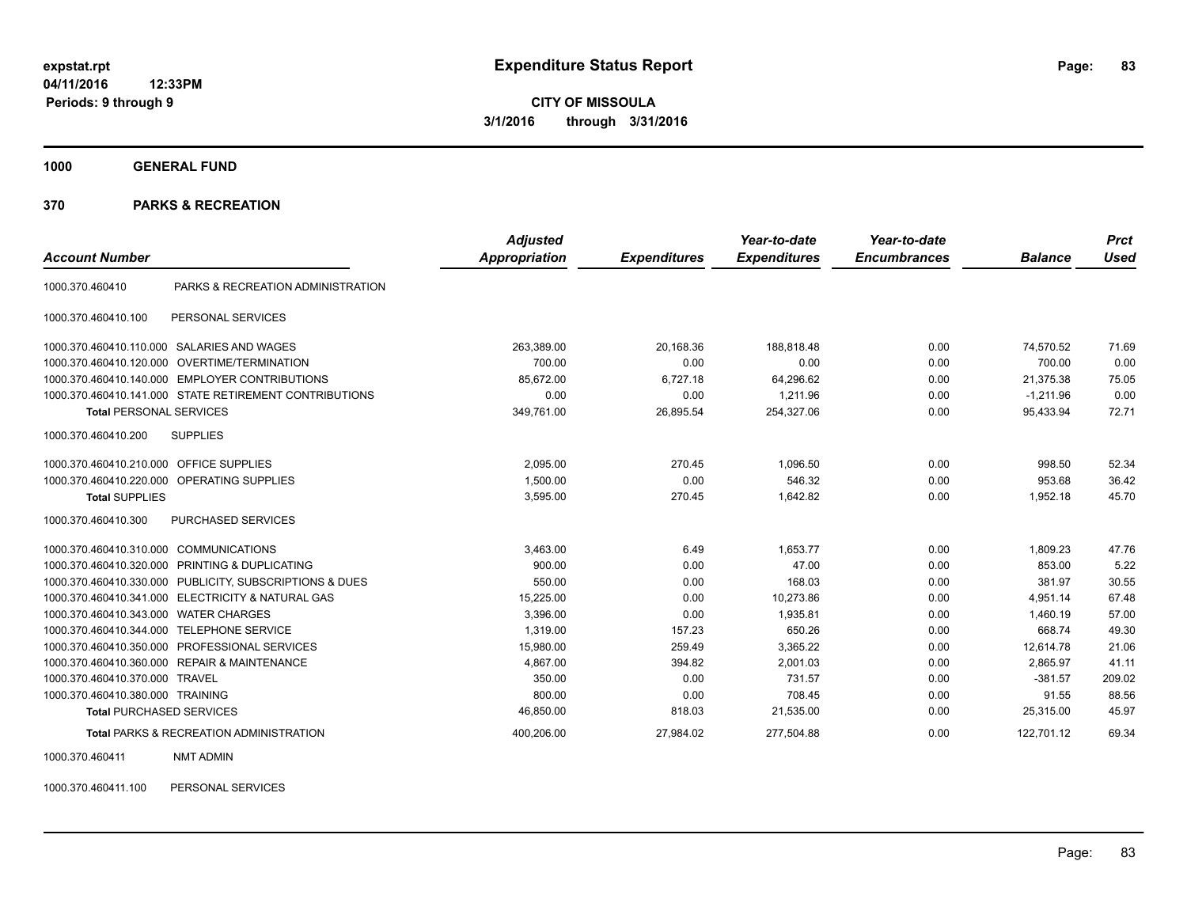expstat.rpt
04/11/2016 12:33PM
Periods: 9 through 9

# Expenditure Status Report

**CITY OF MISSOULA**
**3/1/2016 through 3/31/2016**

**1000 GENERAL FUND**

**370 PARKS & RECREATION**

| Account Number | | Adjusted Appropriation | Expenditures | Year-to-date Expenditures | Year-to-date Encumbrances | Balance | Prct Used |
|---|---|---|---|---|---|---|---|
| 1000.370.460410 | PARKS & RECREATION ADMINISTRATION | | | | | | |
| 1000.370.460410.100 | PERSONAL SERVICES | | | | | | |
| 1000.370.460410.110.000 | SALARIES AND WAGES | 263,389.00 | 20,168.36 | 188,818.48 | 0.00 | 74,570.52 | 71.69 |
| 1000.370.460410.120.000 | OVERTIME/TERMINATION | 700.00 | 0.00 | 0.00 | 0.00 | 700.00 | 0.00 |
| 1000.370.460410.140.000 | EMPLOYER CONTRIBUTIONS | 85,672.00 | 6,727.18 | 64,296.62 | 0.00 | 21,375.38 | 75.05 |
| 1000.370.460410.141.000 | STATE RETIREMENT CONTRIBUTIONS | 0.00 | 0.00 | 1,211.96 | 0.00 | -1,211.96 | 0.00 |
| **Total** PERSONAL SERVICES | | 349,761.00 | 26,895.54 | 254,327.06 | 0.00 | 95,433.94 | 72.71 |
| 1000.370.460410.200 | SUPPLIES | | | | | | |
| 1000.370.460410.210.000 | OFFICE SUPPLIES | 2,095.00 | 270.45 | 1,096.50 | 0.00 | 998.50 | 52.34 |
| 1000.370.460410.220.000 | OPERATING SUPPLIES | 1,500.00 | 0.00 | 546.32 | 0.00 | 953.68 | 36.42 |
| **Total** SUPPLIES | | 3,595.00 | 270.45 | 1,642.82 | 0.00 | 1,952.18 | 45.70 |
| 1000.370.460410.300 | PURCHASED SERVICES | | | | | | |
| 1000.370.460410.310.000 | COMMUNICATIONS | 3,463.00 | 6.49 | 1,653.77 | 0.00 | 1,809.23 | 47.76 |
| 1000.370.460410.320.000 | PRINTING & DUPLICATING | 900.00 | 0.00 | 47.00 | 0.00 | 853.00 | 5.22 |
| 1000.370.460410.330.000 | PUBLICITY, SUBSCRIPTIONS & DUES | 550.00 | 0.00 | 168.03 | 0.00 | 381.97 | 30.55 |
| 1000.370.460410.341.000 | ELECTRICITY & NATURAL GAS | 15,225.00 | 0.00 | 10,273.86 | 0.00 | 4,951.14 | 67.48 |
| 1000.370.460410.343.000 | WATER CHARGES | 3,396.00 | 0.00 | 1,935.81 | 0.00 | 1,460.19 | 57.00 |
| 1000.370.460410.344.000 | TELEPHONE SERVICE | 1,319.00 | 157.23 | 650.26 | 0.00 | 668.74 | 49.30 |
| 1000.370.460410.350.000 | PROFESSIONAL SERVICES | 15,980.00 | 259.49 | 3,365.22 | 0.00 | 12,614.78 | 21.06 |
| 1000.370.460410.360.000 | REPAIR & MAINTENANCE | 4,867.00 | 394.82 | 2,001.03 | 0.00 | 2,865.97 | 41.11 |
| 1000.370.460410.370.000 | TRAVEL | 350.00 | 0.00 | 731.57 | 0.00 | -381.57 | 209.02 |
| 1000.370.460410.380.000 | TRAINING | 800.00 | 0.00 | 708.45 | 0.00 | 91.55 | 88.56 |
| **Total** PURCHASED SERVICES | | 46,850.00 | 818.03 | 21,535.00 | 0.00 | 25,315.00 | 45.97 |
| **Total** PARKS & RECREATION ADMINISTRATION | | 400,206.00 | 27,984.02 | 277,504.88 | 0.00 | 122,701.12 | 69.34 |
| 1000.370.460411 | NMT ADMIN | | | | | | |
| 1000.370.460411.100 | PERSONAL SERVICES | | | | | | |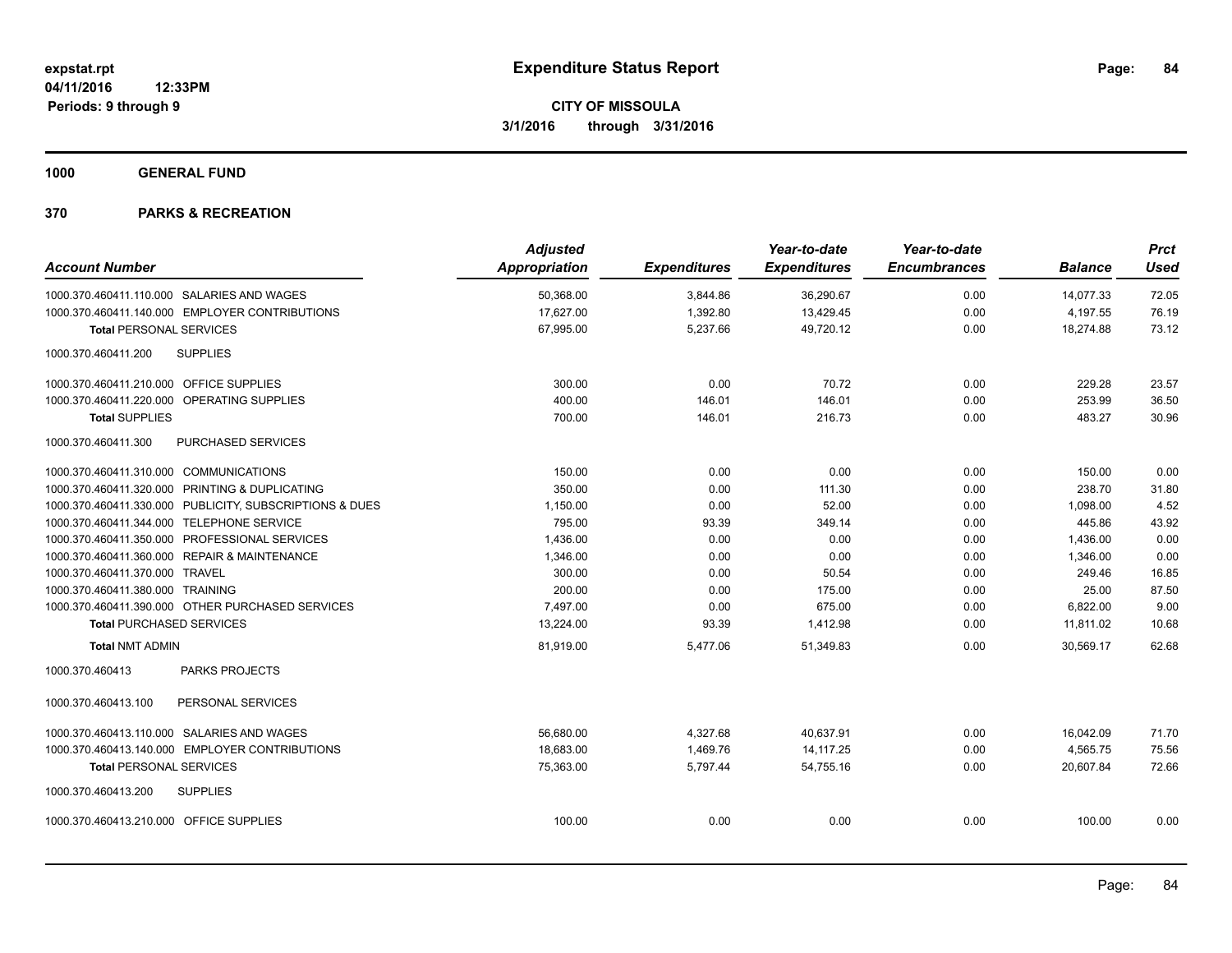# Expenditure Status Report

**CITY OF MISSOULA**

**3/1/2016 through 3/31/2016**

expstat.rpt
04/11/2016 12:33PM
Periods: 9 through 9

**1000 GENERAL FUND**

**370 PARKS & RECREATION**

| Account Number | Adjusted Appropriation | Expenditures | Year-to-date Expenditures | Year-to-date Encumbrances | Balance | Prct Used |
|---|---|---|---|---|---|---|
| 1000.370.460411.110.000 SALARIES AND WAGES | 50,368.00 | 3,844.86 | 36,290.67 | 0.00 | 14,077.33 | 72.05 |
| 1000.370.460411.140.000 EMPLOYER CONTRIBUTIONS | 17,627.00 | 1,392.80 | 13,429.45 | 0.00 | 4,197.55 | 76.19 |
| **Total** PERSONAL SERVICES | 67,995.00 | 5,237.66 | 49,720.12 | 0.00 | 18,274.88 | 73.12 |
| 1000.370.460411.200 SUPPLIES | | | | | | |
| 1000.370.460411.210.000 OFFICE SUPPLIES | 300.00 | 0.00 | 70.72 | 0.00 | 229.28 | 23.57 |
| 1000.370.460411.220.000 OPERATING SUPPLIES | 400.00 | 146.01 | 146.01 | 0.00 | 253.99 | 36.50 |
| **Total SUPPLIES** | 700.00 | 146.01 | 216.73 | 0.00 | 483.27 | 30.96 |
| 1000.370.460411.300 PURCHASED SERVICES | | | | | | |
| 1000.370.460411.310.000 COMMUNICATIONS | 150.00 | 0.00 | 0.00 | 0.00 | 150.00 | 0.00 |
| 1000.370.460411.320.000 PRINTING & DUPLICATING | 350.00 | 0.00 | 111.30 | 0.00 | 238.70 | 31.80 |
| 1000.370.460411.330.000 PUBLICITY, SUBSCRIPTIONS & DUES | 1,150.00 | 0.00 | 52.00 | 0.00 | 1,098.00 | 4.52 |
| 1000.370.460411.344.000 TELEPHONE SERVICE | 795.00 | 93.39 | 349.14 | 0.00 | 445.86 | 43.92 |
| 1000.370.460411.350.000 PROFESSIONAL SERVICES | 1,436.00 | 0.00 | 0.00 | 0.00 | 1,436.00 | 0.00 |
| 1000.370.460411.360.000 REPAIR & MAINTENANCE | 1,346.00 | 0.00 | 0.00 | 0.00 | 1,346.00 | 0.00 |
| 1000.370.460411.370.000 TRAVEL | 300.00 | 0.00 | 50.54 | 0.00 | 249.46 | 16.85 |
| 1000.370.460411.380.000 TRAINING | 200.00 | 0.00 | 175.00 | 0.00 | 25.00 | 87.50 |
| 1000.370.460411.390.000 OTHER PURCHASED SERVICES | 7,497.00 | 0.00 | 675.00 | 0.00 | 6,822.00 | 9.00 |
| **Total** PURCHASED SERVICES | 13,224.00 | 93.39 | 1,412.98 | 0.00 | 11,811.02 | 10.68 |
| **Total** NMT ADMIN | 81,919.00 | 5,477.06 | 51,349.83 | 0.00 | 30,569.17 | 62.68 |
| 1000.370.460413 PARKS PROJECTS | | | | | | |
| 1000.370.460413.100 PERSONAL SERVICES | | | | | | |
| 1000.370.460413.110.000 SALARIES AND WAGES | 56,680.00 | 4,327.68 | 40,637.91 | 0.00 | 16,042.09 | 71.70 |
| 1000.370.460413.140.000 EMPLOYER CONTRIBUTIONS | 18,683.00 | 1,469.76 | 14,117.25 | 0.00 | 4,565.75 | 75.56 |
| **Total** PERSONAL SERVICES | 75,363.00 | 5,797.44 | 54,755.16 | 0.00 | 20,607.84 | 72.66 |
| 1000.370.460413.200 SUPPLIES | | | | | | |
| 1000.370.460413.210.000 OFFICE SUPPLIES | 100.00 | 0.00 | 0.00 | 0.00 | 100.00 | 0.00 |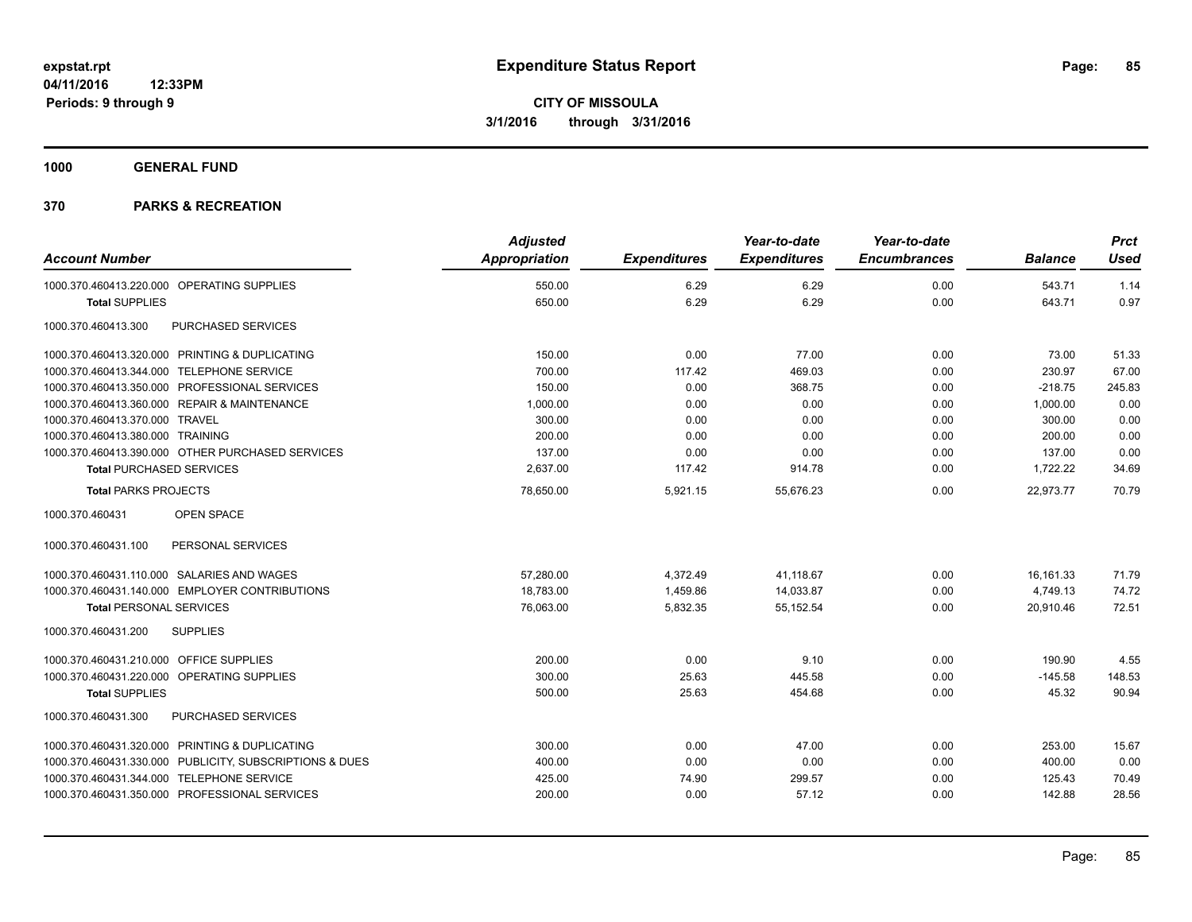**expstat.rpt**
**04/11/2016 12:33PM**
**Periods: 9 through 9**

# Expenditure Status Report

**CITY OF MISSOULA**
**3/1/2016 through 3/31/2016**

## 1000 GENERAL FUND

## 370 PARKS & RECREATION

| Account Number | Adjusted Appropriation | Expenditures | Year-to-date Expenditures | Year-to-date Encumbrances | Balance | Prct Used |
|---|---|---|---|---|---|---|
| 1000.370.460413.220.000 OPERATING SUPPLIES | 550.00 | 6.29 | 6.29 | 0.00 | 543.71 | 1.14 |
| **Total** SUPPLIES | 650.00 | 6.29 | 6.29 | 0.00 | 643.71 | 0.97 |
| 1000.370.460413.300 PURCHASED SERVICES | | | | | | |
| 1000.370.460413.320.000 PRINTING & DUPLICATING | 150.00 | 0.00 | 77.00 | 0.00 | 73.00 | 51.33 |
| 1000.370.460413.344.000 TELEPHONE SERVICE | 700.00 | 117.42 | 469.03 | 0.00 | 230.97 | 67.00 |
| 1000.370.460413.350.000 PROFESSIONAL SERVICES | 150.00 | 0.00 | 368.75 | 0.00 | -218.75 | 245.83 |
| 1000.370.460413.360.000 REPAIR & MAINTENANCE | 1,000.00 | 0.00 | 0.00 | 0.00 | 1,000.00 | 0.00 |
| 1000.370.460413.370.000 TRAVEL | 300.00 | 0.00 | 0.00 | 0.00 | 300.00 | 0.00 |
| 1000.370.460413.380.000 TRAINING | 200.00 | 0.00 | 0.00 | 0.00 | 200.00 | 0.00 |
| 1000.370.460413.390.000 OTHER PURCHASED SERVICES | 137.00 | 0.00 | 0.00 | 0.00 | 137.00 | 0.00 |
| **Total** PURCHASED SERVICES | 2,637.00 | 117.42 | 914.78 | 0.00 | 1,722.22 | 34.69 |
| **Total** PARKS PROJECTS | 78,650.00 | 5,921.15 | 55,676.23 | 0.00 | 22,973.77 | 70.79 |
| 1000.370.460431 OPEN SPACE | | | | | | |
| 1000.370.460431.100 PERSONAL SERVICES | | | | | | |
| 1000.370.460431.110.000 SALARIES AND WAGES | 57,280.00 | 4,372.49 | 41,118.67 | 0.00 | 16,161.33 | 71.79 |
| 1000.370.460431.140.000 EMPLOYER CONTRIBUTIONS | 18,783.00 | 1,459.86 | 14,033.87 | 0.00 | 4,749.13 | 74.72 |
| **Total** PERSONAL SERVICES | 76,063.00 | 5,832.35 | 55,152.54 | 0.00 | 20,910.46 | 72.51 |
| 1000.370.460431.200 SUPPLIES | | | | | | |
| 1000.370.460431.210.000 OFFICE SUPPLIES | 200.00 | 0.00 | 9.10 | 0.00 | 190.90 | 4.55 |
| 1000.370.460431.220.000 OPERATING SUPPLIES | 300.00 | 25.63 | 445.58 | 0.00 | -145.58 | 148.53 |
| **Total** SUPPLIES | 500.00 | 25.63 | 454.68 | 0.00 | 45.32 | 90.94 |
| 1000.370.460431.300 PURCHASED SERVICES | | | | | | |
| 1000.370.460431.320.000 PRINTING & DUPLICATING | 300.00 | 0.00 | 47.00 | 0.00 | 253.00 | 15.67 |
| 1000.370.460431.330.000 PUBLICITY, SUBSCRIPTIONS & DUES | 400.00 | 0.00 | 0.00 | 0.00 | 400.00 | 0.00 |
| 1000.370.460431.344.000 TELEPHONE SERVICE | 425.00 | 74.90 | 299.57 | 0.00 | 125.43 | 70.49 |
| 1000.370.460431.350.000 PROFESSIONAL SERVICES | 200.00 | 0.00 | 57.12 | 0.00 | 142.88 | 28.56 |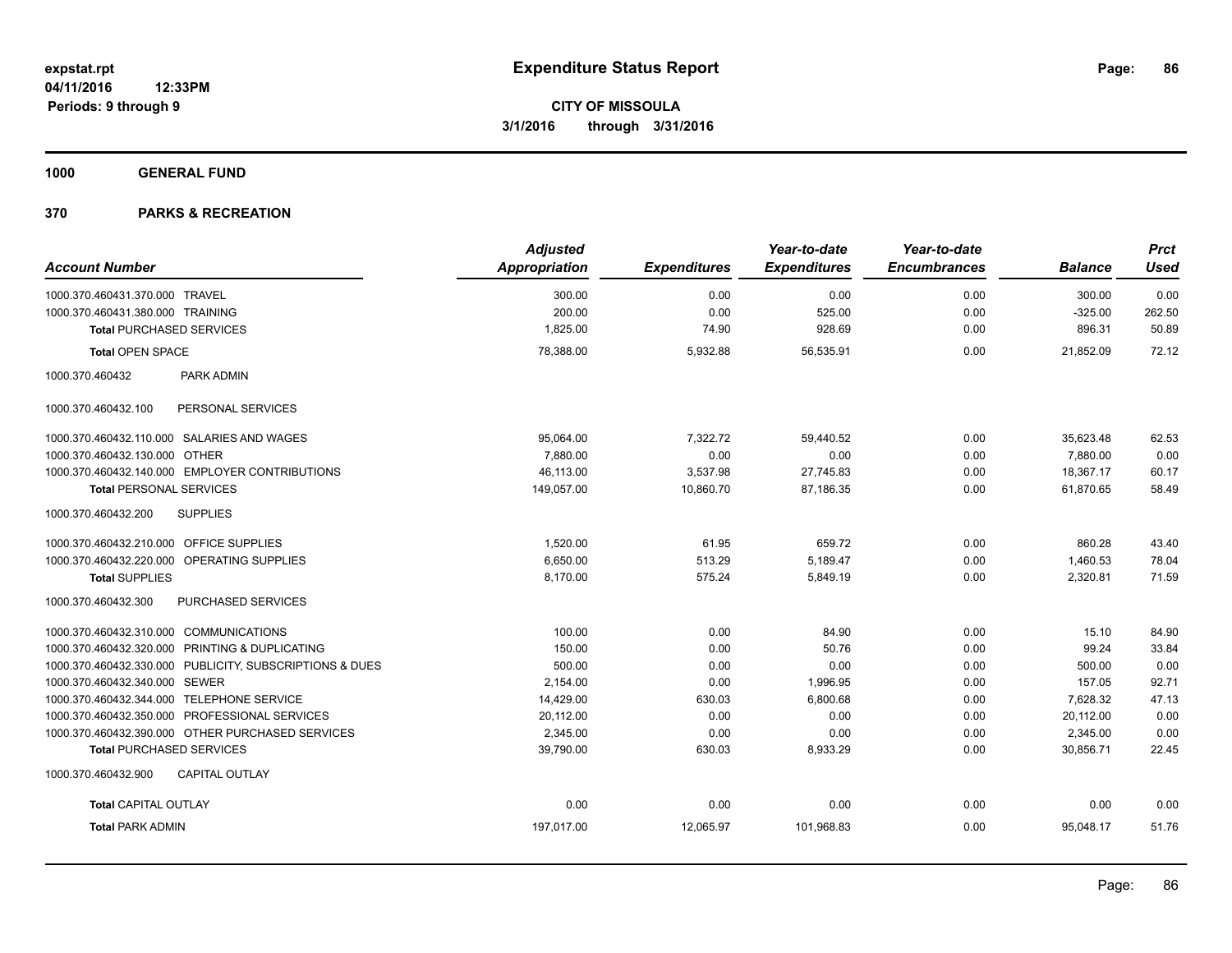**expstat.rpt**
**04/11/2016 12:33PM**
**Periods: 9 through 9**

# Expenditure Status Report

**CITY OF MISSOULA**
**3/1/2016 through 3/31/2016**

## 1000 GENERAL FUND

## 370 PARKS & RECREATION

| Account Number | Adjusted Appropriation | Expenditures | Year-to-date Expenditures | Year-to-date Encumbrances | Balance | Prct Used |
|---|---|---|---|---|---|---|
| 1000.370.460431.370.000 TRAVEL | 300.00 | 0.00 | 0.00 | 0.00 | 300.00 | 0.00 |
| 1000.370.460431.380.000 TRAINING | 200.00 | 0.00 | 525.00 | 0.00 | -325.00 | 262.50 |
| **Total** PURCHASED SERVICES | 1,825.00 | 74.90 | 928.69 | 0.00 | 896.31 | 50.89 |
| **Total** OPEN SPACE | 78,388.00 | 5,932.88 | 56,535.91 | 0.00 | 21,852.09 | 72.12 |
| 1000.370.460432 PARK ADMIN | | | | | | |
| 1000.370.460432.100 PERSONAL SERVICES | | | | | | |
| 1000.370.460432.110.000 SALARIES AND WAGES | 95,064.00 | 7,322.72 | 59,440.52 | 0.00 | 35,623.48 | 62.53 |
| 1000.370.460432.130.000 OTHER | 7,880.00 | 0.00 | 0.00 | 0.00 | 7,880.00 | 0.00 |
| 1000.370.460432.140.000 EMPLOYER CONTRIBUTIONS | 46,113.00 | 3,537.98 | 27,745.83 | 0.00 | 18,367.17 | 60.17 |
| **Total** PERSONAL SERVICES | 149,057.00 | 10,860.70 | 87,186.35 | 0.00 | 61,870.65 | 58.49 |
| 1000.370.460432.200 SUPPLIES | | | | | | |
| 1000.370.460432.210.000 OFFICE SUPPLIES | 1,520.00 | 61.95 | 659.72 | 0.00 | 860.28 | 43.40 |
| 1000.370.460432.220.000 OPERATING SUPPLIES | 6,650.00 | 513.29 | 5,189.47 | 0.00 | 1,460.53 | 78.04 |
| **Total** SUPPLIES | 8,170.00 | 575.24 | 5,849.19 | 0.00 | 2,320.81 | 71.59 |
| 1000.370.460432.300 PURCHASED SERVICES | | | | | | |
| 1000.370.460432.310.000 COMMUNICATIONS | 100.00 | 0.00 | 84.90 | 0.00 | 15.10 | 84.90 |
| 1000.370.460432.320.000 PRINTING & DUPLICATING | 150.00 | 0.00 | 50.76 | 0.00 | 99.24 | 33.84 |
| 1000.370.460432.330.000 PUBLICITY, SUBSCRIPTIONS & DUES | 500.00 | 0.00 | 0.00 | 0.00 | 500.00 | 0.00 |
| 1000.370.460432.340.000 SEWER | 2,154.00 | 0.00 | 1,996.95 | 0.00 | 157.05 | 92.71 |
| 1000.370.460432.344.000 TELEPHONE SERVICE | 14,429.00 | 630.03 | 6,800.68 | 0.00 | 7,628.32 | 47.13 |
| 1000.370.460432.350.000 PROFESSIONAL SERVICES | 20,112.00 | 0.00 | 0.00 | 0.00 | 20,112.00 | 0.00 |
| 1000.370.460432.390.000 OTHER PURCHASED SERVICES | 2,345.00 | 0.00 | 0.00 | 0.00 | 2,345.00 | 0.00 |
| **Total** PURCHASED SERVICES | 39,790.00 | 630.03 | 8,933.29 | 0.00 | 30,856.71 | 22.45 |
| 1000.370.460432.900 CAPITAL OUTLAY | | | | | | |
| **Total** CAPITAL OUTLAY | 0.00 | 0.00 | 0.00 | 0.00 | 0.00 | 0.00 |
| **Total** PARK ADMIN | 197,017.00 | 12,065.97 | 101,968.83 | 0.00 | 95,048.17 | 51.76 |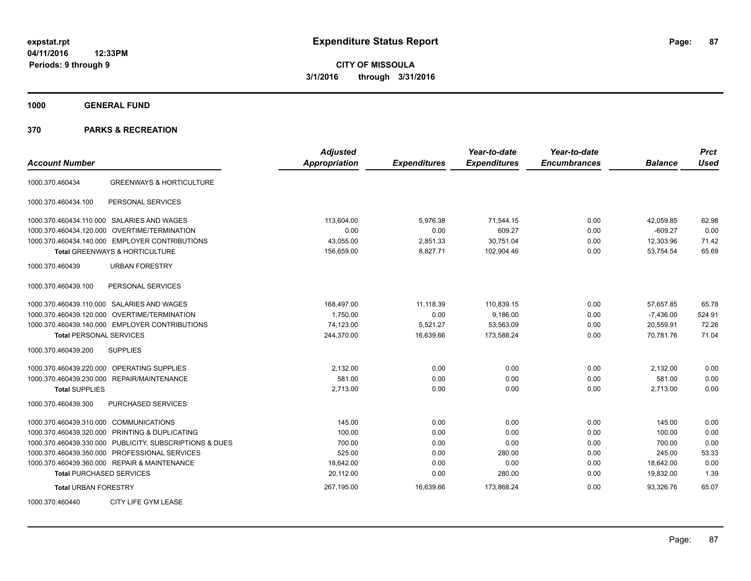**Expenditure Status Report**

**CITY OF MISSOULA**

**3/1/2016 through 3/31/2016**

expstat.rpt
04/11/2016 12:33PM
Periods: 9 through 9

## 1000 GENERAL FUND

## 370 PARKS & RECREATION

| Account Number | | Adjusted Appropriation | Expenditures | Year-to-date Expenditures | Year-to-date Encumbrances | Balance | Prct Used |
|---|---|---|---|---|---|---|---|
| 1000.370.460434 | GREENWAYS & HORTICULTURE | | | | | | |
| 1000.370.460434.100 | PERSONAL SERVICES | | | | | | |
| 1000.370.460434.110.000 | SALARIES AND WAGES | 113,604.00 | 5,976.38 | 71,544.15 | 0.00 | 42,059.85 | 62.98 |
| 1000.370.460434.120.000 | OVERTIME/TERMINATION | 0.00 | 0.00 | 609.27 | 0.00 | -609.27 | 0.00 |
| 1000.370.460434.140.000 | EMPLOYER CONTRIBUTIONS | 43,055.00 | 2,851.33 | 30,751.04 | 0.00 | 12,303.96 | 71.42 |
| **Total** GREENWAYS & HORTICULTURE | | 156,659.00 | 8,827.71 | 102,904.46 | 0.00 | 53,754.54 | 65.69 |
| 1000.370.460439 | URBAN FORESTRY | | | | | | |
| 1000.370.460439.100 | PERSONAL SERVICES | | | | | | |
| 1000.370.460439.110.000 | SALARIES AND WAGES | 168,497.00 | 11,118.39 | 110,839.15 | 0.00 | 57,657.85 | 65.78 |
| 1000.370.460439.120.000 | OVERTIME/TERMINATION | 1,750.00 | 0.00 | 9,186.00 | 0.00 | -7,436.00 | 524.91 |
| 1000.370.460439.140.000 | EMPLOYER CONTRIBUTIONS | 74,123.00 | 5,521.27 | 53,563.09 | 0.00 | 20,559.91 | 72.26 |
| **Total** PERSONAL SERVICES | | 244,370.00 | 16,639.66 | 173,588.24 | 0.00 | 70,781.76 | 71.04 |
| 1000.370.460439.200 | SUPPLIES | | | | | | |
| 1000.370.460439.220.000 | OPERATING SUPPLIES | 2,132.00 | 0.00 | 0.00 | 0.00 | 2,132.00 | 0.00 |
| 1000.370.460439.230.000 | REPAIR/MAINTENANCE | 581.00 | 0.00 | 0.00 | 0.00 | 581.00 | 0.00 |
| **Total** SUPPLIES | | 2,713.00 | 0.00 | 0.00 | 0.00 | 2,713.00 | 0.00 |
| 1000.370.460439.300 | PURCHASED SERVICES | | | | | | |
| 1000.370.460439.310.000 | COMMUNICATIONS | 145.00 | 0.00 | 0.00 | 0.00 | 145.00 | 0.00 |
| 1000.370.460439.320.000 | PRINTING & DUPLICATING | 100.00 | 0.00 | 0.00 | 0.00 | 100.00 | 0.00 |
| 1000.370.460439.330.000 | PUBLICITY, SUBSCRIPTIONS & DUES | 700.00 | 0.00 | 0.00 | 0.00 | 700.00 | 0.00 |
| 1000.370.460439.350.000 | PROFESSIONAL SERVICES | 525.00 | 0.00 | 280.00 | 0.00 | 245.00 | 53.33 |
| 1000.370.460439.360.000 | REPAIR & MAINTENANCE | 18,642.00 | 0.00 | 0.00 | 0.00 | 18,642.00 | 0.00 |
| **Total** PURCHASED SERVICES | | 20,112.00 | 0.00 | 280.00 | 0.00 | 19,832.00 | 1.39 |
| **Total** URBAN FORESTRY | | 267,195.00 | 16,639.66 | 173,868.24 | 0.00 | 93,326.76 | 65.07 |
| 1000.370.460440 | CITY LIFE GYM LEASE | | | | | | |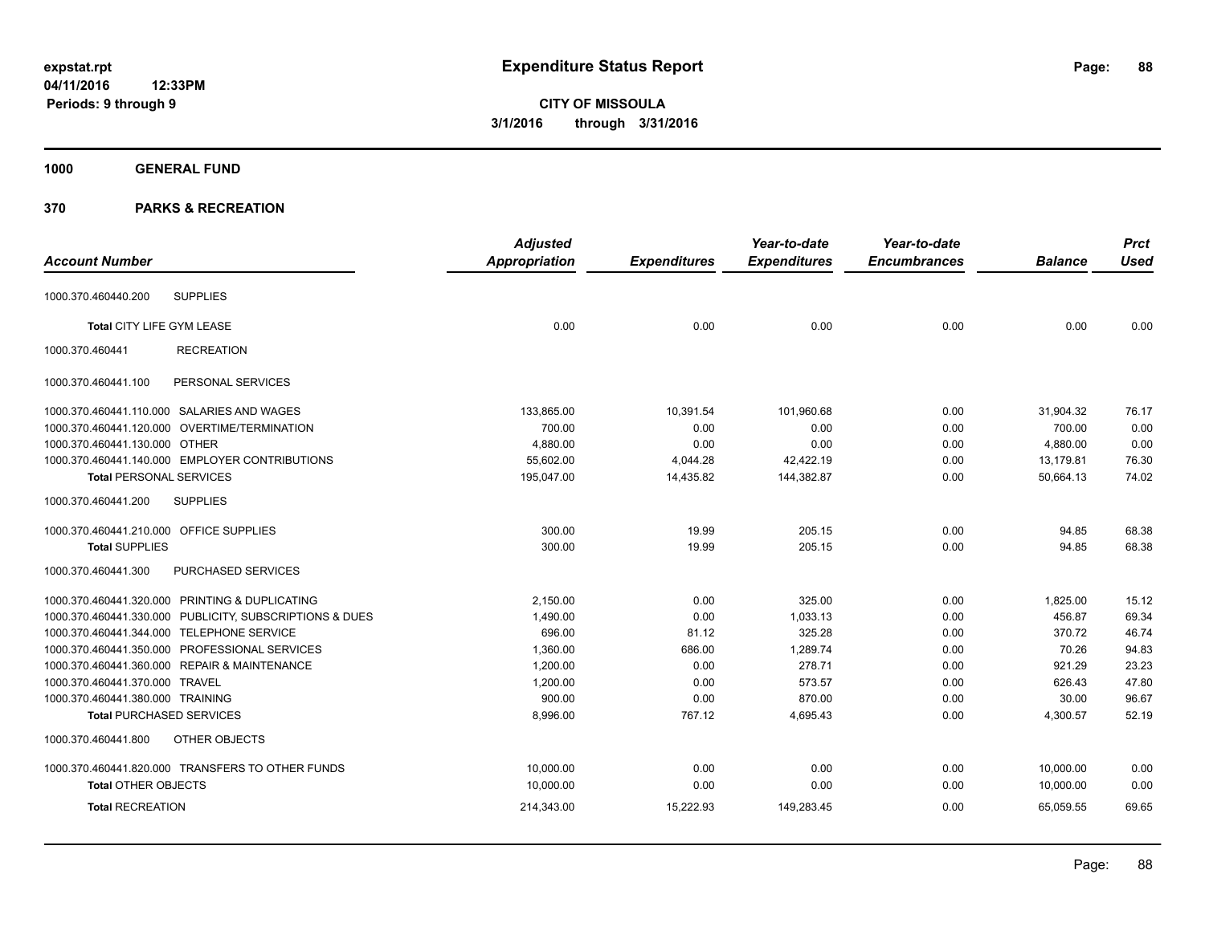**expstat.rpt**
**04/11/2016 12:33PM**
**Periods: 9 through 9**

# Expenditure Status Report

**CITY OF MISSOULA**
**3/1/2016 through 3/31/2016**

## 1000 GENERAL FUND

## 370 PARKS & RECREATION

| Account Number | Adjusted Appropriation | Expenditures | Year-to-date Expenditures | Year-to-date Encumbrances | Balance | Prct Used |
|---|---|---|---|---|---|---|
| 1000.370.460440.200 SUPPLIES | | | | | | |
| **Total** CITY LIFE GYM LEASE | 0.00 | 0.00 | 0.00 | 0.00 | 0.00 | 0.00 |
| 1000.370.460441 RECREATION | | | | | | |
| 1000.370.460441.100 PERSONAL SERVICES | | | | | | |
| 1000.370.460441.110.000 SALARIES AND WAGES | 133,865.00 | 10,391.54 | 101,960.68 | 0.00 | 31,904.32 | 76.17 |
| 1000.370.460441.120.000 OVERTIME/TERMINATION | 700.00 | 0.00 | 0.00 | 0.00 | 700.00 | 0.00 |
| 1000.370.460441.130.000 OTHER | 4,880.00 | 0.00 | 0.00 | 0.00 | 4,880.00 | 0.00 |
| 1000.370.460441.140.000 EMPLOYER CONTRIBUTIONS | 55,602.00 | 4,044.28 | 42,422.19 | 0.00 | 13,179.81 | 76.30 |
| **Total** PERSONAL SERVICES | 195,047.00 | 14,435.82 | 144,382.87 | 0.00 | 50,664.13 | 74.02 |
| 1000.370.460441.200 SUPPLIES | | | | | | |
| 1000.370.460441.210.000 OFFICE SUPPLIES | 300.00 | 19.99 | 205.15 | 0.00 | 94.85 | 68.38 |
| **Total** SUPPLIES | 300.00 | 19.99 | 205.15 | 0.00 | 94.85 | 68.38 |
| 1000.370.460441.300 PURCHASED SERVICES | | | | | | |
| 1000.370.460441.320.000 PRINTING & DUPLICATING | 2,150.00 | 0.00 | 325.00 | 0.00 | 1,825.00 | 15.12 |
| 1000.370.460441.330.000 PUBLICITY, SUBSCRIPTIONS & DUES | 1,490.00 | 0.00 | 1,033.13 | 0.00 | 456.87 | 69.34 |
| 1000.370.460441.344.000 TELEPHONE SERVICE | 696.00 | 81.12 | 325.28 | 0.00 | 370.72 | 46.74 |
| 1000.370.460441.350.000 PROFESSIONAL SERVICES | 1,360.00 | 686.00 | 1,289.74 | 0.00 | 70.26 | 94.83 |
| 1000.370.460441.360.000 REPAIR & MAINTENANCE | 1,200.00 | 0.00 | 278.71 | 0.00 | 921.29 | 23.23 |
| 1000.370.460441.370.000 TRAVEL | 1,200.00 | 0.00 | 573.57 | 0.00 | 626.43 | 47.80 |
| 1000.370.460441.380.000 TRAINING | 900.00 | 0.00 | 870.00 | 0.00 | 30.00 | 96.67 |
| **Total** PURCHASED SERVICES | 8,996.00 | 767.12 | 4,695.43 | 0.00 | 4,300.57 | 52.19 |
| 1000.370.460441.800 OTHER OBJECTS | | | | | | |
| 1000.370.460441.820.000 TRANSFERS TO OTHER FUNDS | 10,000.00 | 0.00 | 0.00 | 0.00 | 10,000.00 | 0.00 |
| **Total** OTHER OBJECTS | 10,000.00 | 0.00 | 0.00 | 0.00 | 10,000.00 | 0.00 |
| **Total** RECREATION | 214,343.00 | 15,222.93 | 149,283.45 | 0.00 | 65,059.55 | 69.65 |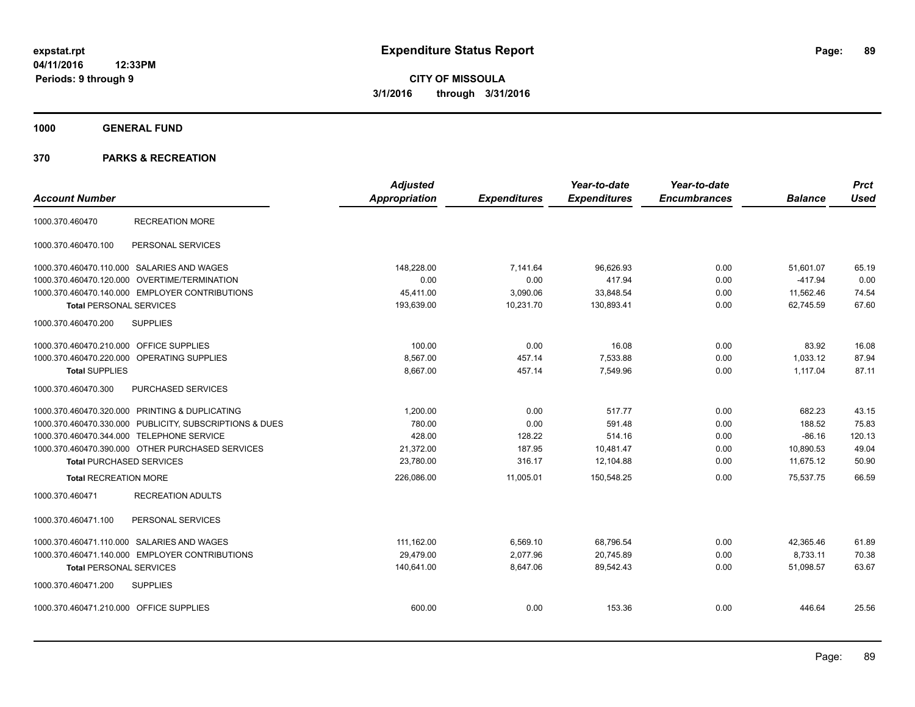# Expenditure Status Report

expstat.rpt
04/11/2016 12:33PM
Periods: 9 through 9

**CITY OF MISSOULA**
**3/1/2016 through 3/31/2016**

## 1000 GENERAL FUND

## 370 PARKS & RECREATION

| Account Number | | Adjusted Appropriation | Expenditures | Year-to-date Expenditures | Year-to-date Encumbrances | Balance | Prct Used |
|---|---|---|---|---|---|---|---|
| 1000.370.460470 | RECREATION MORE | | | | | | |
| 1000.370.460470.100 | PERSONAL SERVICES | | | | | | |
| 1000.370.460470.110.000 | SALARIES AND WAGES | 148,228.00 | 7,141.64 | 96,626.93 | 0.00 | 51,601.07 | 65.19 |
| 1000.370.460470.120.000 | OVERTIME/TERMINATION | 0.00 | 0.00 | 417.94 | 0.00 | -417.94 | 0.00 |
| 1000.370.460470.140.000 | EMPLOYER CONTRIBUTIONS | 45,411.00 | 3,090.06 | 33,848.54 | 0.00 | 11,562.46 | 74.54 |
| **Total** PERSONAL SERVICES | | 193,639.00 | 10,231.70 | 130,893.41 | 0.00 | 62,745.59 | 67.60 |
| 1000.370.460470.200 | SUPPLIES | | | | | | |
| 1000.370.460470.210.000 | OFFICE SUPPLIES | 100.00 | 0.00 | 16.08 | 0.00 | 83.92 | 16.08 |
| 1000.370.460470.220.000 | OPERATING SUPPLIES | 8,567.00 | 457.14 | 7,533.88 | 0.00 | 1,033.12 | 87.94 |
| **Total** SUPPLIES | | 8,667.00 | 457.14 | 7,549.96 | 0.00 | 1,117.04 | 87.11 |
| 1000.370.460470.300 | PURCHASED SERVICES | | | | | | |
| 1000.370.460470.320.000 | PRINTING & DUPLICATING | 1,200.00 | 0.00 | 517.77 | 0.00 | 682.23 | 43.15 |
| 1000.370.460470.330.000 | PUBLICITY, SUBSCRIPTIONS & DUES | 780.00 | 0.00 | 591.48 | 0.00 | 188.52 | 75.83 |
| 1000.370.460470.344.000 | TELEPHONE SERVICE | 428.00 | 128.22 | 514.16 | 0.00 | -86.16 | 120.13 |
| 1000.370.460470.390.000 | OTHER PURCHASED SERVICES | 21,372.00 | 187.95 | 10,481.47 | 0.00 | 10,890.53 | 49.04 |
| **Total** PURCHASED SERVICES | | 23,780.00 | 316.17 | 12,104.88 | 0.00 | 11,675.12 | 50.90 |
| **Total** RECREATION MORE | | 226,086.00 | 11,005.01 | 150,548.25 | 0.00 | 75,537.75 | 66.59 |
| 1000.370.460471 | RECREATION ADULTS | | | | | | |
| 1000.370.460471.100 | PERSONAL SERVICES | | | | | | |
| 1000.370.460471.110.000 | SALARIES AND WAGES | 111,162.00 | 6,569.10 | 68,796.54 | 0.00 | 42,365.46 | 61.89 |
| 1000.370.460471.140.000 | EMPLOYER CONTRIBUTIONS | 29,479.00 | 2,077.96 | 20,745.89 | 0.00 | 8,733.11 | 70.38 |
| **Total** PERSONAL SERVICES | | 140,641.00 | 8,647.06 | 89,542.43 | 0.00 | 51,098.57 | 63.67 |
| 1000.370.460471.200 | SUPPLIES | | | | | | |
| 1000.370.460471.210.000 | OFFICE SUPPLIES | 600.00 | 0.00 | 153.36 | 0.00 | 446.64 | 25.56 |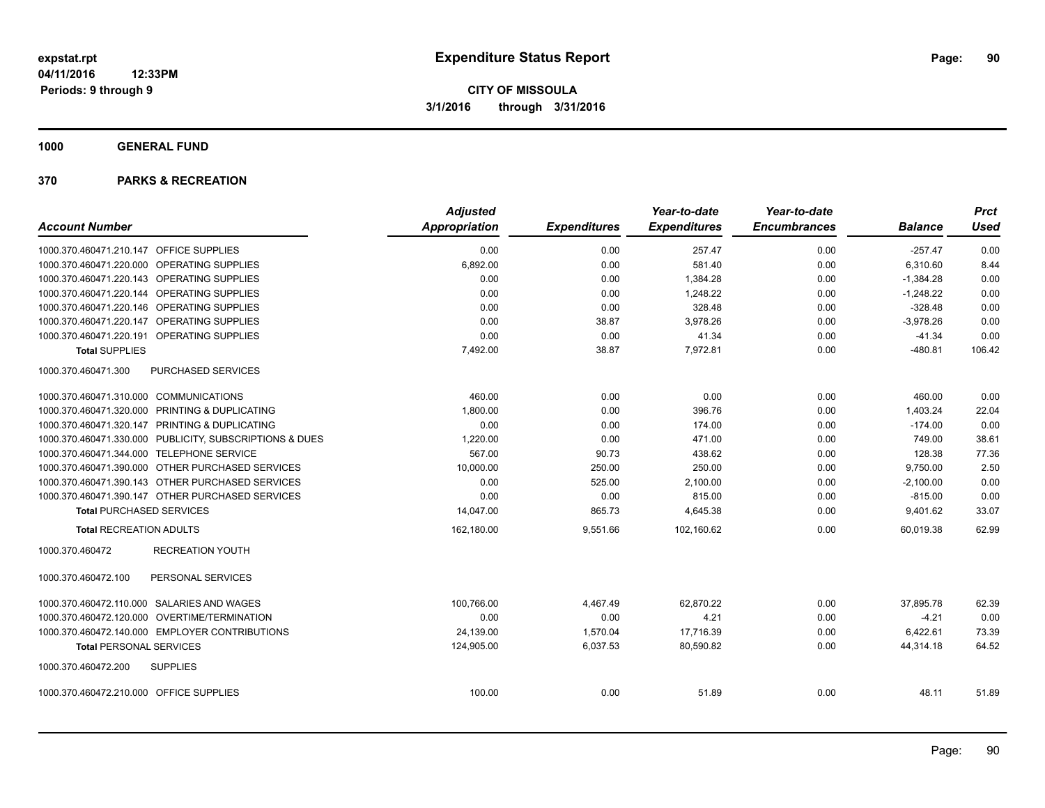**expstat.rpt**
**04/11/2016 12:33PM**
**Periods: 9 through 9**

# Expenditure Status Report

**CITY OF MISSOULA**
**3/1/2016 through 3/31/2016**

## 1000 GENERAL FUND

## 370 PARKS & RECREATION

| Account Number | | Adjusted Appropriation | Expenditures | Year-to-date Expenditures | Year-to-date Encumbrances | Balance | Prct Used |
|---|---|---|---|---|---|---|---|
| 1000.370.460471.210.147 | OFFICE SUPPLIES | 0.00 | 0.00 | 257.47 | 0.00 | -257.47 | 0.00 |
| 1000.370.460471.220.000 | OPERATING SUPPLIES | 6,892.00 | 0.00 | 581.40 | 0.00 | 6,310.60 | 8.44 |
| 1000.370.460471.220.143 | OPERATING SUPPLIES | 0.00 | 0.00 | 1,384.28 | 0.00 | -1,384.28 | 0.00 |
| 1000.370.460471.220.144 | OPERATING SUPPLIES | 0.00 | 0.00 | 1,248.22 | 0.00 | -1,248.22 | 0.00 |
| 1000.370.460471.220.146 | OPERATING SUPPLIES | 0.00 | 0.00 | 328.48 | 0.00 | -328.48 | 0.00 |
| 1000.370.460471.220.147 | OPERATING SUPPLIES | 0.00 | 38.87 | 3,978.26 | 0.00 | -3,978.26 | 0.00 |
| 1000.370.460471.220.191 | OPERATING SUPPLIES | 0.00 | 0.00 | 41.34 | 0.00 | -41.34 | 0.00 |
| **Total** SUPPLIES | | 7,492.00 | 38.87 | 7,972.81 | 0.00 | -480.81 | 106.42 |
| 1000.370.460471.300 | PURCHASED SERVICES | | | | | | |
| 1000.370.460471.310.000 | COMMUNICATIONS | 460.00 | 0.00 | 0.00 | 0.00 | 460.00 | 0.00 |
| 1000.370.460471.320.000 | PRINTING & DUPLICATING | 1,800.00 | 0.00 | 396.76 | 0.00 | 1,403.24 | 22.04 |
| 1000.370.460471.320.147 | PRINTING & DUPLICATING | 0.00 | 0.00 | 174.00 | 0.00 | -174.00 | 0.00 |
| 1000.370.460471.330.000 | PUBLICITY, SUBSCRIPTIONS & DUES | 1,220.00 | 0.00 | 471.00 | 0.00 | 749.00 | 38.61 |
| 1000.370.460471.344.000 | TELEPHONE SERVICE | 567.00 | 90.73 | 438.62 | 0.00 | 128.38 | 77.36 |
| 1000.370.460471.390.000 | OTHER PURCHASED SERVICES | 10,000.00 | 250.00 | 250.00 | 0.00 | 9,750.00 | 2.50 |
| 1000.370.460471.390.143 | OTHER PURCHASED SERVICES | 0.00 | 525.00 | 2,100.00 | 0.00 | -2,100.00 | 0.00 |
| 1000.370.460471.390.147 | OTHER PURCHASED SERVICES | 0.00 | 0.00 | 815.00 | 0.00 | -815.00 | 0.00 |
| **Total** PURCHASED SERVICES | | 14,047.00 | 865.73 | 4,645.38 | 0.00 | 9,401.62 | 33.07 |
| **Total** RECREATION ADULTS | | 162,180.00 | 9,551.66 | 102,160.62 | 0.00 | 60,019.38 | 62.99 |
| 1000.370.460472 | RECREATION YOUTH | | | | | | |
| 1000.370.460472.100 | PERSONAL SERVICES | | | | | | |
| 1000.370.460472.110.000 | SALARIES AND WAGES | 100,766.00 | 4,467.49 | 62,870.22 | 0.00 | 37,895.78 | 62.39 |
| 1000.370.460472.120.000 | OVERTIME/TERMINATION | 0.00 | 0.00 | 4.21 | 0.00 | -4.21 | 0.00 |
| 1000.370.460472.140.000 | EMPLOYER CONTRIBUTIONS | 24,139.00 | 1,570.04 | 17,716.39 | 0.00 | 6,422.61 | 73.39 |
| **Total** PERSONAL SERVICES | | 124,905.00 | 6,037.53 | 80,590.82 | 0.00 | 44,314.18 | 64.52 |
| 1000.370.460472.200 | SUPPLIES | | | | | | |
| 1000.370.460472.210.000 | OFFICE SUPPLIES | 100.00 | 0.00 | 51.89 | 0.00 | 48.11 | 51.89 |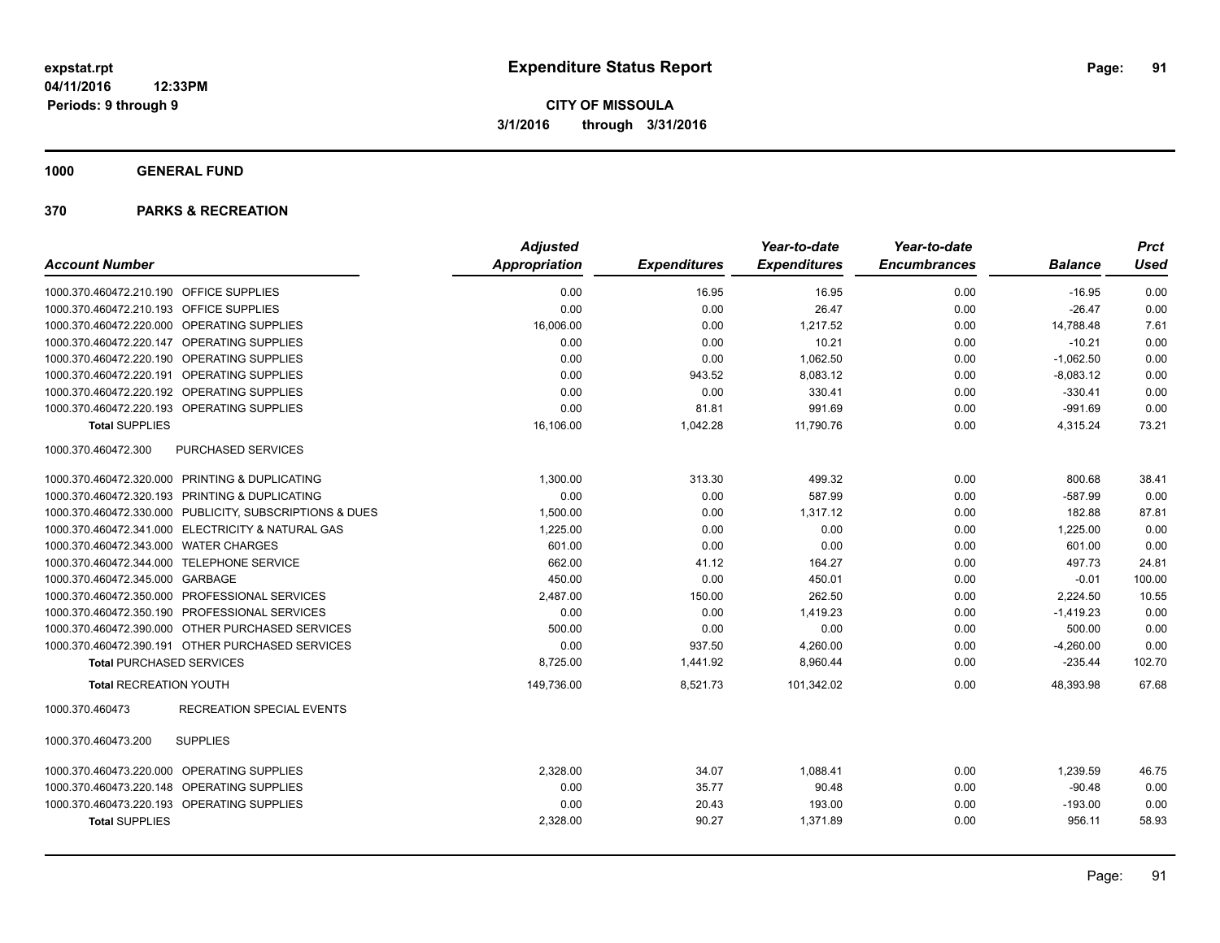**expstat.rpt**
**04/11/2016 12:33PM**
**Periods: 9 through 9**

# Expenditure Status Report

**CITY OF MISSOULA**
**3/1/2016 through 3/31/2016**

## 1000 GENERAL FUND

## 370 PARKS & RECREATION

| Account Number | | Adjusted Appropriation | Expenditures | Year-to-date Expenditures | Year-to-date Encumbrances | Balance | Prct Used |
|---|---|---|---|---|---|---|---|
| 1000.370.460472.210.190 | OFFICE SUPPLIES | 0.00 | 16.95 | 16.95 | 0.00 | -16.95 | 0.00 |
| 1000.370.460472.210.193 | OFFICE SUPPLIES | 0.00 | 0.00 | 26.47 | 0.00 | -26.47 | 0.00 |
| 1000.370.460472.220.000 | OPERATING SUPPLIES | 16,006.00 | 0.00 | 1,217.52 | 0.00 | 14,788.48 | 7.61 |
| 1000.370.460472.220.147 | OPERATING SUPPLIES | 0.00 | 0.00 | 10.21 | 0.00 | -10.21 | 0.00 |
| 1000.370.460472.220.190 | OPERATING SUPPLIES | 0.00 | 0.00 | 1,062.50 | 0.00 | -1,062.50 | 0.00 |
| 1000.370.460472.220.191 | OPERATING SUPPLIES | 0.00 | 943.52 | 8,083.12 | 0.00 | -8,083.12 | 0.00 |
| 1000.370.460472.220.192 | OPERATING SUPPLIES | 0.00 | 0.00 | 330.41 | 0.00 | -330.41 | 0.00 |
| 1000.370.460472.220.193 | OPERATING SUPPLIES | 0.00 | 81.81 | 991.69 | 0.00 | -991.69 | 0.00 |
| **Total** SUPPLIES | | 16,106.00 | 1,042.28 | 11,790.76 | 0.00 | 4,315.24 | 73.21 |
| 1000.370.460472.300 | PURCHASED SERVICES | | | | | | |
| 1000.370.460472.320.000 | PRINTING & DUPLICATING | 1,300.00 | 313.30 | 499.32 | 0.00 | 800.68 | 38.41 |
| 1000.370.460472.320.193 | PRINTING & DUPLICATING | 0.00 | 0.00 | 587.99 | 0.00 | -587.99 | 0.00 |
| 1000.370.460472.330.000 | PUBLICITY, SUBSCRIPTIONS & DUES | 1,500.00 | 0.00 | 1,317.12 | 0.00 | 182.88 | 87.81 |
| 1000.370.460472.341.000 | ELECTRICITY & NATURAL GAS | 1,225.00 | 0.00 | 0.00 | 0.00 | 1,225.00 | 0.00 |
| 1000.370.460472.343.000 | WATER CHARGES | 601.00 | 0.00 | 0.00 | 0.00 | 601.00 | 0.00 |
| 1000.370.460472.344.000 | TELEPHONE SERVICE | 662.00 | 41.12 | 164.27 | 0.00 | 497.73 | 24.81 |
| 1000.370.460472.345.000 | GARBAGE | 450.00 | 0.00 | 450.01 | 0.00 | -0.01 | 100.00 |
| 1000.370.460472.350.000 | PROFESSIONAL SERVICES | 2,487.00 | 150.00 | 262.50 | 0.00 | 2,224.50 | 10.55 |
| 1000.370.460472.350.190 | PROFESSIONAL SERVICES | 0.00 | 0.00 | 1,419.23 | 0.00 | -1,419.23 | 0.00 |
| 1000.370.460472.390.000 | OTHER PURCHASED SERVICES | 500.00 | 0.00 | 0.00 | 0.00 | 500.00 | 0.00 |
| 1000.370.460472.390.191 | OTHER PURCHASED SERVICES | 0.00 | 937.50 | 4,260.00 | 0.00 | -4,260.00 | 0.00 |
| **Total** PURCHASED SERVICES | | 8,725.00 | 1,441.92 | 8,960.44 | 0.00 | -235.44 | 102.70 |
| **Total** RECREATION YOUTH | | 149,736.00 | 8,521.73 | 101,342.02 | 0.00 | 48,393.98 | 67.68 |
| 1000.370.460473 | RECREATION SPECIAL EVENTS | | | | | | |
| 1000.370.460473.200 | SUPPLIES | | | | | | |
| 1000.370.460473.220.000 | OPERATING SUPPLIES | 2,328.00 | 34.07 | 1,088.41 | 0.00 | 1,239.59 | 46.75 |
| 1000.370.460473.220.148 | OPERATING SUPPLIES | 0.00 | 35.77 | 90.48 | 0.00 | -90.48 | 0.00 |
| 1000.370.460473.220.193 | OPERATING SUPPLIES | 0.00 | 20.43 | 193.00 | 0.00 | -193.00 | 0.00 |
| **Total** SUPPLIES | | 2,328.00 | 90.27 | 1,371.89 | 0.00 | 956.11 | 58.93 |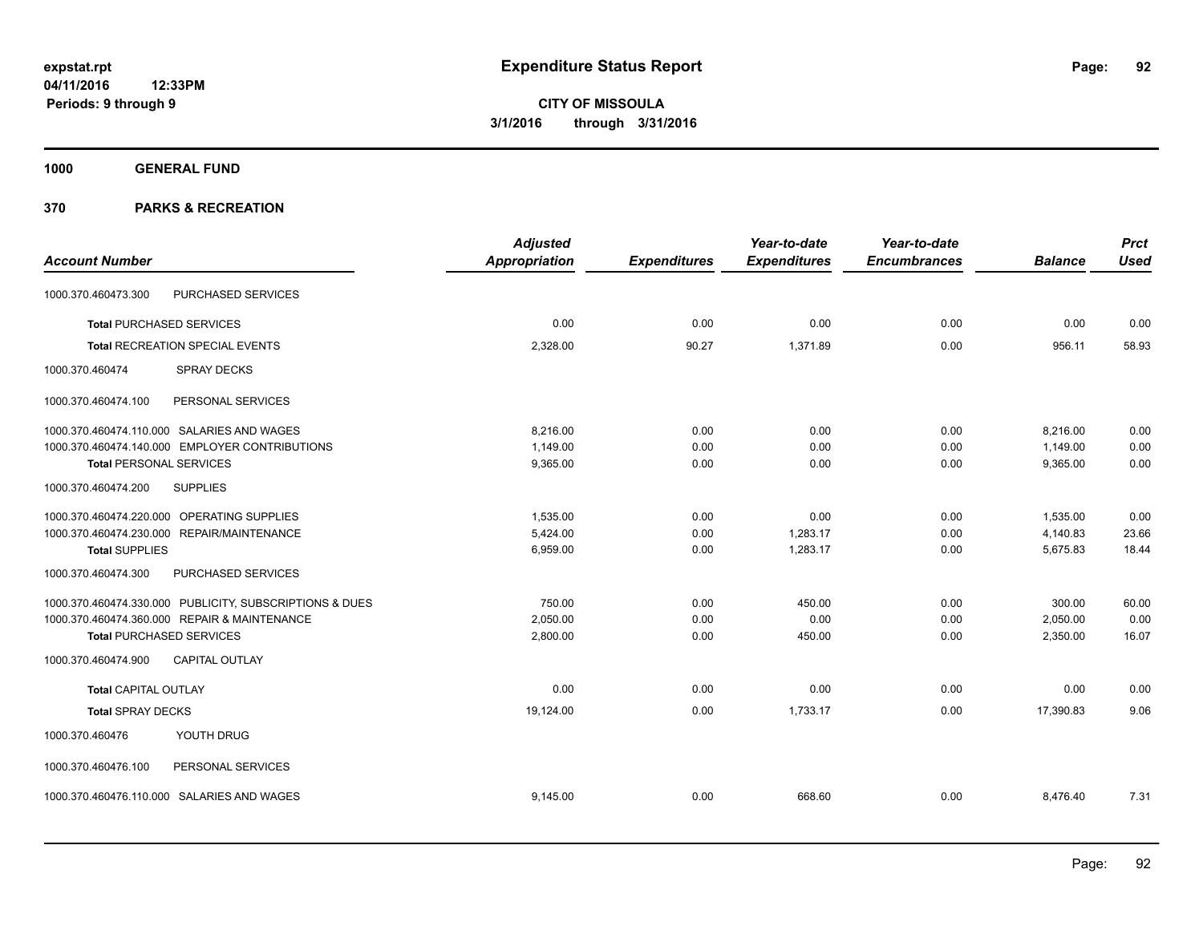**expstat.rpt**
**04/11/2016 12:33PM**
**Periods: 9 through 9**

# Expenditure Status Report

**CITY OF MISSOULA**
**3/1/2016 through 3/31/2016**

## 1000 GENERAL FUND

### 370 PARKS & RECREATION

| Account Number | | Adjusted Appropriation | Expenditures | Year-to-date Expenditures | Year-to-date Encumbrances | Balance | Prct Used |
|---|---|---|---|---|---|---|---|
| 1000.370.460473.300 | PURCHASED SERVICES | | | | | | |
| **Total** PURCHASED SERVICES | | 0.00 | 0.00 | 0.00 | 0.00 | 0.00 | 0.00 |
| **Total** RECREATION SPECIAL EVENTS | | 2,328.00 | 90.27 | 1,371.89 | 0.00 | 956.11 | 58.93 |
| 1000.370.460474 | SPRAY DECKS | | | | | | |
| 1000.370.460474.100 | PERSONAL SERVICES | | | | | | |
| 1000.370.460474.110.000 | SALARIES AND WAGES | 8,216.00 | 0.00 | 0.00 | 0.00 | 8,216.00 | 0.00 |
| 1000.370.460474.140.000 | EMPLOYER CONTRIBUTIONS | 1,149.00 | 0.00 | 0.00 | 0.00 | 1,149.00 | 0.00 |
| **Total** PERSONAL SERVICES | | 9,365.00 | 0.00 | 0.00 | 0.00 | 9,365.00 | 0.00 |
| 1000.370.460474.200 | SUPPLIES | | | | | | |
| 1000.370.460474.220.000 | OPERATING SUPPLIES | 1,535.00 | 0.00 | 0.00 | 0.00 | 1,535.00 | 0.00 |
| 1000.370.460474.230.000 | REPAIR/MAINTENANCE | 5,424.00 | 0.00 | 1,283.17 | 0.00 | 4,140.83 | 23.66 |
| **Total** SUPPLIES | | 6,959.00 | 0.00 | 1,283.17 | 0.00 | 5,675.83 | 18.44 |
| 1000.370.460474.300 | PURCHASED SERVICES | | | | | | |
| 1000.370.460474.330.000 | PUBLICITY, SUBSCRIPTIONS & DUES | 750.00 | 0.00 | 450.00 | 0.00 | 300.00 | 60.00 |
| 1000.370.460474.360.000 | REPAIR & MAINTENANCE | 2,050.00 | 0.00 | 0.00 | 0.00 | 2,050.00 | 0.00 |
| **Total** PURCHASED SERVICES | | 2,800.00 | 0.00 | 450.00 | 0.00 | 2,350.00 | 16.07 |
| 1000.370.460474.900 | CAPITAL OUTLAY | | | | | | |
| **Total** CAPITAL OUTLAY | | 0.00 | 0.00 | 0.00 | 0.00 | 0.00 | 0.00 |
| **Total** SPRAY DECKS | | 19,124.00 | 0.00 | 1,733.17 | 0.00 | 17,390.83 | 9.06 |
| 1000.370.460476 | YOUTH DRUG | | | | | | |
| 1000.370.460476.100 | PERSONAL SERVICES | | | | | | |
| 1000.370.460476.110.000 | SALARIES AND WAGES | 9,145.00 | 0.00 | 668.60 | 0.00 | 8,476.40 | 7.31 |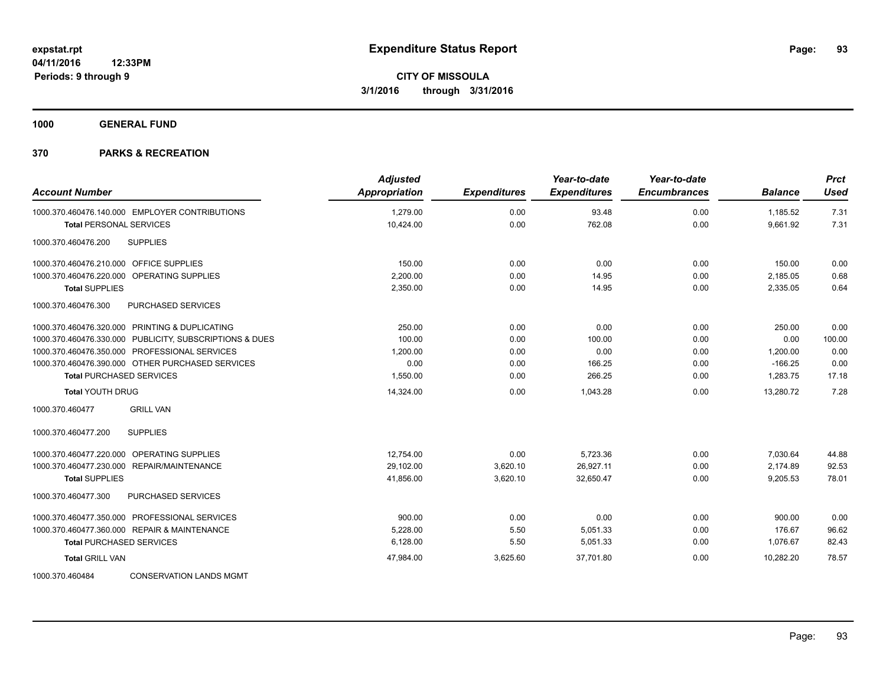**expstat.rpt**
**04/11/2016 12:33PM**
**Periods: 9 through 9**

# Expenditure Status Report

**CITY OF MISSOULA**
**3/1/2016 through 3/31/2016**

## 1000 GENERAL FUND

## 370 PARKS & RECREATION

| Account Number | Adjusted Appropriation | Expenditures | Year-to-date Expenditures | Year-to-date Encumbrances | Balance | Prct Used |
|---|---|---|---|---|---|---|
| 1000.370.460476.140.000 EMPLOYER CONTRIBUTIONS | 1,279.00 | 0.00 | 93.48 | 0.00 | 1,185.52 | 7.31 |
| **Total** PERSONAL SERVICES | 10,424.00 | 0.00 | 762.08 | 0.00 | 9,661.92 | 7.31 |
| 1000.370.460476.200 SUPPLIES | | | | | | |
| 1000.370.460476.210.000 OFFICE SUPPLIES | 150.00 | 0.00 | 0.00 | 0.00 | 150.00 | 0.00 |
| 1000.370.460476.220.000 OPERATING SUPPLIES | 2,200.00 | 0.00 | 14.95 | 0.00 | 2,185.05 | 0.68 |
| **Total** SUPPLIES | 2,350.00 | 0.00 | 14.95 | 0.00 | 2,335.05 | 0.64 |
| 1000.370.460476.300 PURCHASED SERVICES | | | | | | |
| 1000.370.460476.320.000 PRINTING & DUPLICATING | 250.00 | 0.00 | 0.00 | 0.00 | 250.00 | 0.00 |
| 1000.370.460476.330.000 PUBLICITY, SUBSCRIPTIONS & DUES | 100.00 | 0.00 | 100.00 | 0.00 | 0.00 | 100.00 |
| 1000.370.460476.350.000 PROFESSIONAL SERVICES | 1,200.00 | 0.00 | 0.00 | 0.00 | 1,200.00 | 0.00 |
| 1000.370.460476.390.000 OTHER PURCHASED SERVICES | 0.00 | 0.00 | 166.25 | 0.00 | -166.25 | 0.00 |
| **Total** PURCHASED SERVICES | 1,550.00 | 0.00 | 266.25 | 0.00 | 1,283.75 | 17.18 |
| **Total** YOUTH DRUG | 14,324.00 | 0.00 | 1,043.28 | 0.00 | 13,280.72 | 7.28 |
| 1000.370.460477 GRILL VAN | | | | | | |
| 1000.370.460477.200 SUPPLIES | | | | | | |
| 1000.370.460477.220.000 OPERATING SUPPLIES | 12,754.00 | 0.00 | 5,723.36 | 0.00 | 7,030.64 | 44.88 |
| 1000.370.460477.230.000 REPAIR/MAINTENANCE | 29,102.00 | 3,620.10 | 26,927.11 | 0.00 | 2,174.89 | 92.53 |
| **Total** SUPPLIES | 41,856.00 | 3,620.10 | 32,650.47 | 0.00 | 9,205.53 | 78.01 |
| 1000.370.460477.300 PURCHASED SERVICES | | | | | | |
| 1000.370.460477.350.000 PROFESSIONAL SERVICES | 900.00 | 0.00 | 0.00 | 0.00 | 900.00 | 0.00 |
| 1000.370.460477.360.000 REPAIR & MAINTENANCE | 5,228.00 | 5.50 | 5,051.33 | 0.00 | 176.67 | 96.62 |
| **Total** PURCHASED SERVICES | 6,128.00 | 5.50 | 5,051.33 | 0.00 | 1,076.67 | 82.43 |
| **Total** GRILL VAN | 47,984.00 | 3,625.60 | 37,701.80 | 0.00 | 10,282.20 | 78.57 |
| 1000.370.460484 CONSERVATION LANDS MGMT | | | | | | |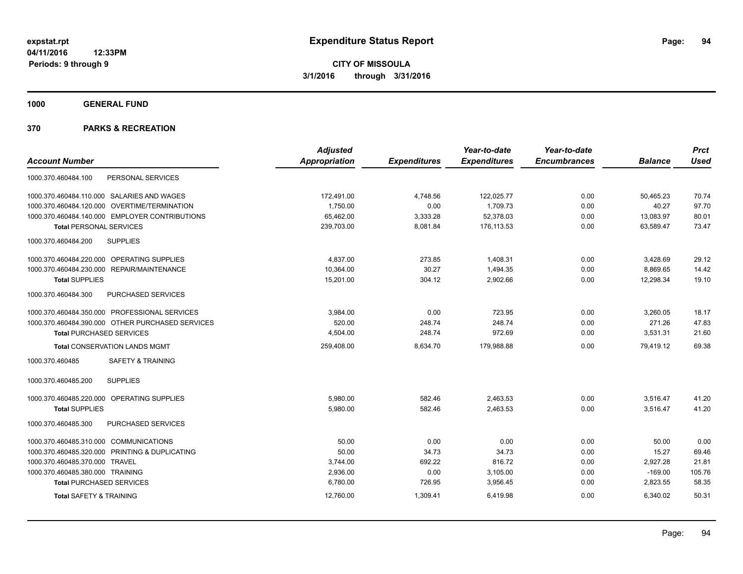**expstat.rpt**
**04/11/2016 12:33PM**
**Periods: 9 through 9**

# Expenditure Status Report

**CITY OF MISSOULA**
**3/1/2016 through 3/31/2016**

## 1000 GENERAL FUND

## 370 PARKS & RECREATION

| Account Number | Adjusted Appropriation | Expenditures | Year-to-date Expenditures | Year-to-date Encumbrances | Balance | Prct Used |
|---|---|---|---|---|---|---|
| 1000.370.460484.100 PERSONAL SERVICES | | | | | | |
| 1000.370.460484.110.000 SALARIES AND WAGES | 172,491.00 | 4,748.56 | 122,025.77 | 0.00 | 50,465.23 | 70.74 |
| 1000.370.460484.120.000 OVERTIME/TERMINATION | 1,750.00 | 0.00 | 1,709.73 | 0.00 | 40.27 | 97.70 |
| 1000.370.460484.140.000 EMPLOYER CONTRIBUTIONS | 65,462.00 | 3,333.28 | 52,378.03 | 0.00 | 13,083.97 | 80.01 |
| **Total** PERSONAL SERVICES | 239,703.00 | 8,081.84 | 176,113.53 | 0.00 | 63,589.47 | 73.47 |
| 1000.370.460484.200 SUPPLIES | | | | | | |
| 1000.370.460484.220.000 OPERATING SUPPLIES | 4,837.00 | 273.85 | 1,408.31 | 0.00 | 3,428.69 | 29.12 |
| 1000.370.460484.230.000 REPAIR/MAINTENANCE | 10,364.00 | 30.27 | 1,494.35 | 0.00 | 8,869.65 | 14.42 |
| **Total** SUPPLIES | 15,201.00 | 304.12 | 2,902.66 | 0.00 | 12,298.34 | 19.10 |
| 1000.370.460484.300 PURCHASED SERVICES | | | | | | |
| 1000.370.460484.350.000 PROFESSIONAL SERVICES | 3,984.00 | 0.00 | 723.95 | 0.00 | 3,260.05 | 18.17 |
| 1000.370.460484.390.000 OTHER PURCHASED SERVICES | 520.00 | 248.74 | 248.74 | 0.00 | 271.26 | 47.83 |
| **Total** PURCHASED SERVICES | 4,504.00 | 248.74 | 972.69 | 0.00 | 3,531.31 | 21.60 |
| **Total** CONSERVATION LANDS MGMT | 259,408.00 | 8,634.70 | 179,988.88 | 0.00 | 79,419.12 | 69.38 |
| 1000.370.460485 SAFETY & TRAINING | | | | | | |
| 1000.370.460485.200 SUPPLIES | | | | | | |
| 1000.370.460485.220.000 OPERATING SUPPLIES | 5,980.00 | 582.46 | 2,463.53 | 0.00 | 3,516.47 | 41.20 |
| **Total** SUPPLIES | 5,980.00 | 582.46 | 2,463.53 | 0.00 | 3,516.47 | 41.20 |
| 1000.370.460485.300 PURCHASED SERVICES | | | | | | |
| 1000.370.460485.310.000 COMMUNICATIONS | 50.00 | 0.00 | 0.00 | 0.00 | 50.00 | 0.00 |
| 1000.370.460485.320.000 PRINTING & DUPLICATING | 50.00 | 34.73 | 34.73 | 0.00 | 15.27 | 69.46 |
| 1000.370.460485.370.000 TRAVEL | 3,744.00 | 692.22 | 816.72 | 0.00 | 2,927.28 | 21.81 |
| 1000.370.460485.380.000 TRAINING | 2,936.00 | 0.00 | 3,105.00 | 0.00 | -169.00 | 105.76 |
| **Total** PURCHASED SERVICES | 6,780.00 | 726.95 | 3,956.45 | 0.00 | 2,823.55 | 58.35 |
| **Total** SAFETY & TRAINING | 12,760.00 | 1,309.41 | 6,419.98 | 0.00 | 6,340.02 | 50.31 |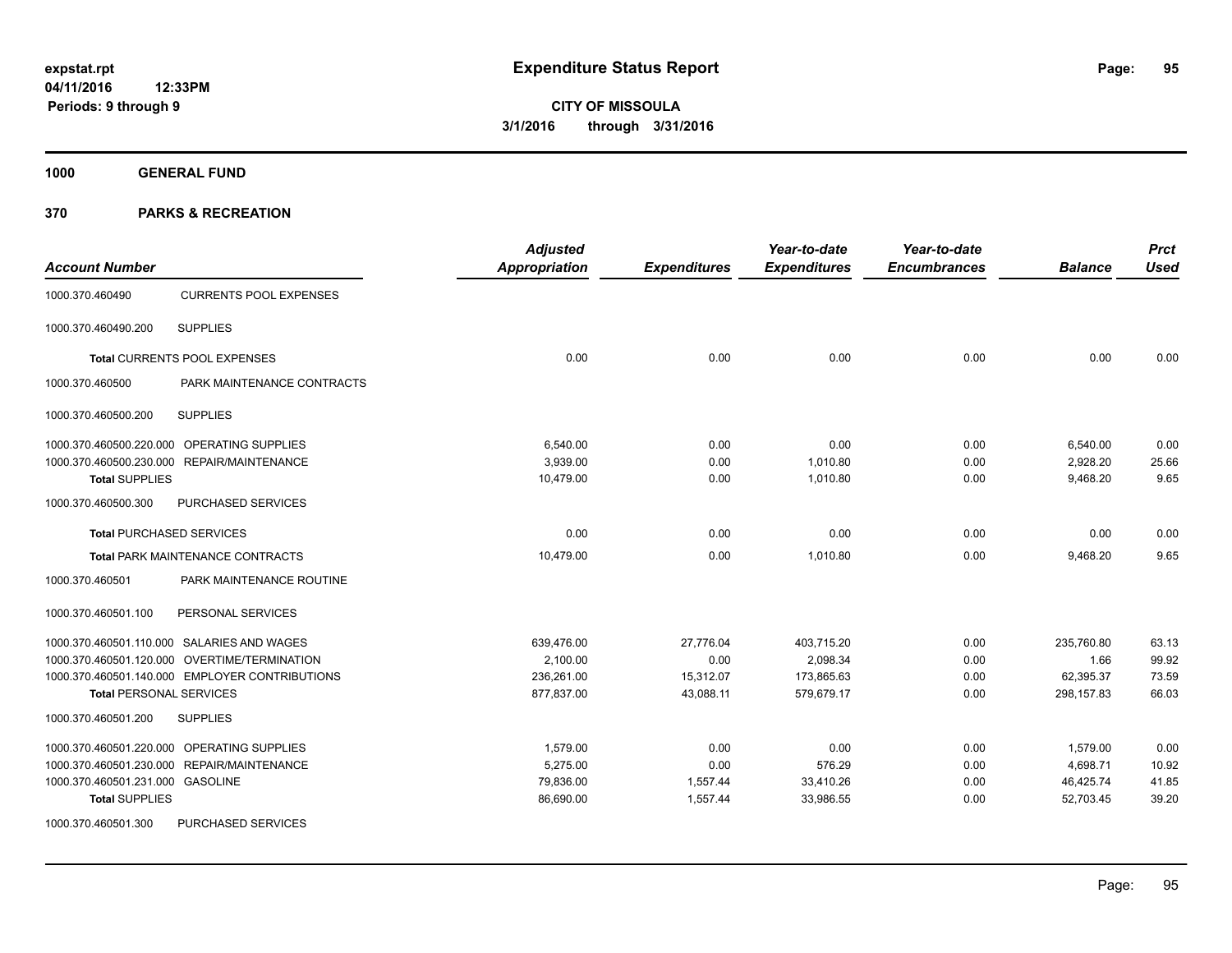**expstat.rpt**
**04/11/2016 12:33PM**
**Periods: 9 through 9**

# Expenditure Status Report

**CITY OF MISSOULA**
**3/1/2016 through 3/31/2016**

## 1000 GENERAL FUND

## 370 PARKS & RECREATION

| Account Number | | Adjusted Appropriation | Expenditures | Year-to-date Expenditures | Year-to-date Encumbrances | Balance | Prct Used |
|---|---|---|---|---|---|---|---|
| 1000.370.460490 | CURRENTS POOL EXPENSES | | | | | | |
| 1000.370.460490.200 | SUPPLIES | | | | | | |
| **Total** CURRENTS POOL EXPENSES | | 0.00 | 0.00 | 0.00 | 0.00 | 0.00 | 0.00 |
| 1000.370.460500 | PARK MAINTENANCE CONTRACTS | | | | | | |
| 1000.370.460500.200 | SUPPLIES | | | | | | |
| 1000.370.460500.220.000 | OPERATING SUPPLIES | 6,540.00 | 0.00 | 0.00 | 0.00 | 6,540.00 | 0.00 |
| 1000.370.460500.230.000 | REPAIR/MAINTENANCE | 3,939.00 | 0.00 | 1,010.80 | 0.00 | 2,928.20 | 25.66 |
| **Total** SUPPLIES | | 10,479.00 | 0.00 | 1,010.80 | 0.00 | 9,468.20 | 9.65 |
| 1000.370.460500.300 | PURCHASED SERVICES | | | | | | |
| **Total** PURCHASED SERVICES | | 0.00 | 0.00 | 0.00 | 0.00 | 0.00 | 0.00 |
| **Total** PARK MAINTENANCE CONTRACTS | | 10,479.00 | 0.00 | 1,010.80 | 0.00 | 9,468.20 | 9.65 |
| 1000.370.460501 | PARK MAINTENANCE ROUTINE | | | | | | |
| 1000.370.460501.100 | PERSONAL SERVICES | | | | | | |
| 1000.370.460501.110.000 | SALARIES AND WAGES | 639,476.00 | 27,776.04 | 403,715.20 | 0.00 | 235,760.80 | 63.13 |
| 1000.370.460501.120.000 | OVERTIME/TERMINATION | 2,100.00 | 0.00 | 2,098.34 | 0.00 | 1.66 | 99.92 |
| 1000.370.460501.140.000 | EMPLOYER CONTRIBUTIONS | 236,261.00 | 15,312.07 | 173,865.63 | 0.00 | 62,395.37 | 73.59 |
| **Total** PERSONAL SERVICES | | 877,837.00 | 43,088.11 | 579,679.17 | 0.00 | 298,157.83 | 66.03 |
| 1000.370.460501.200 | SUPPLIES | | | | | | |
| 1000.370.460501.220.000 | OPERATING SUPPLIES | 1,579.00 | 0.00 | 0.00 | 0.00 | 1,579.00 | 0.00 |
| 1000.370.460501.230.000 | REPAIR/MAINTENANCE | 5,275.00 | 0.00 | 576.29 | 0.00 | 4,698.71 | 10.92 |
| 1000.370.460501.231.000 | GASOLINE | 79,836.00 | 1,557.44 | 33,410.26 | 0.00 | 46,425.74 | 41.85 |
| **Total** SUPPLIES | | 86,690.00 | 1,557.44 | 33,986.55 | 0.00 | 52,703.45 | 39.20 |
| 1000.370.460501.300 | PURCHASED SERVICES | | | | | | |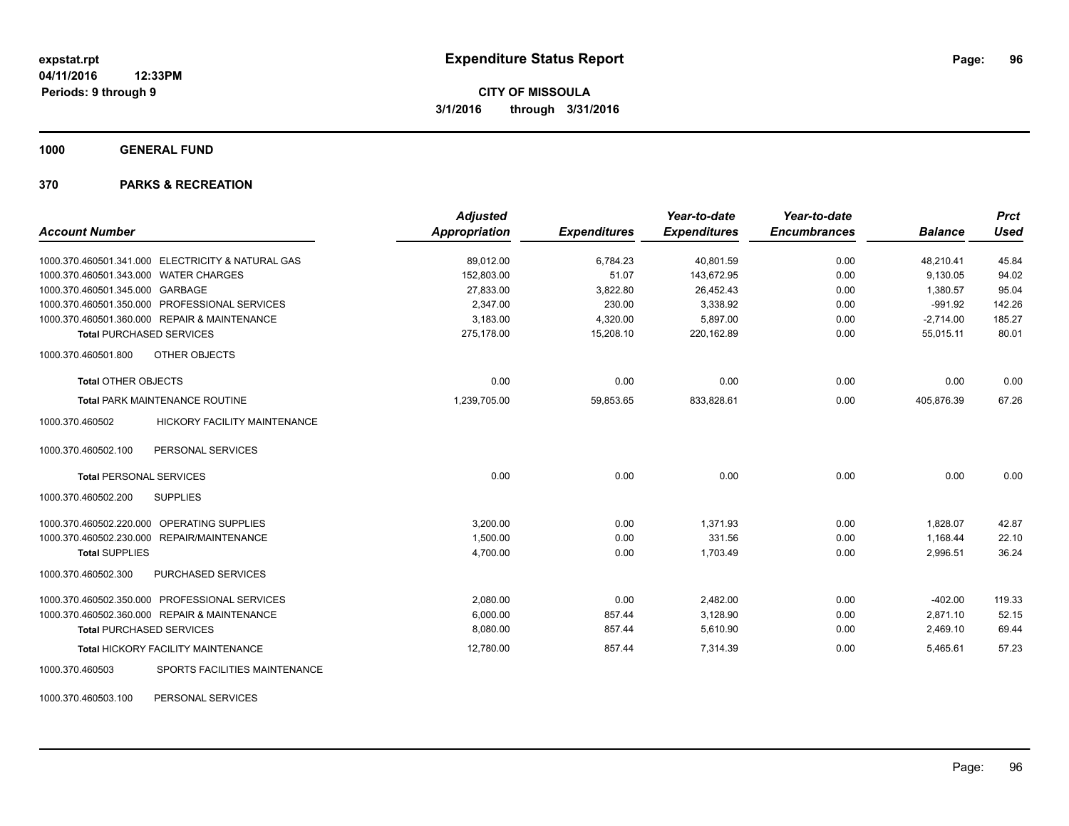**expstat.rpt**
**04/11/2016 12:33PM**
**Periods: 9 through 9**

# Expenditure Status Report

**CITY OF MISSOULA**
**3/1/2016 through 3/31/2016**

**1000 GENERAL FUND**

**370 PARKS & RECREATION**

| Account Number | Adjusted Appropriation | Expenditures | Year-to-date Expenditures | Year-to-date Encumbrances | Balance | Prct Used |
|---|---|---|---|---|---|---|
| 1000.370.460501.341.000 ELECTRICITY & NATURAL GAS | 89,012.00 | 6,784.23 | 40,801.59 | 0.00 | 48,210.41 | 45.84 |
| 1000.370.460501.343.000 WATER CHARGES | 152,803.00 | 51.07 | 143,672.95 | 0.00 | 9,130.05 | 94.02 |
| 1000.370.460501.345.000 GARBAGE | 27,833.00 | 3,822.80 | 26,452.43 | 0.00 | 1,380.57 | 95.04 |
| 1000.370.460501.350.000 PROFESSIONAL SERVICES | 2,347.00 | 230.00 | 3,338.92 | 0.00 | -991.92 | 142.26 |
| 1000.370.460501.360.000 REPAIR & MAINTENANCE | 3,183.00 | 4,320.00 | 5,897.00 | 0.00 | -2,714.00 | 185.27 |
| **Total** PURCHASED SERVICES | 275,178.00 | 15,208.10 | 220,162.89 | 0.00 | 55,015.11 | 80.01 |
| 1000.370.460501.800 OTHER OBJECTS | | | | | | |
| **Total** OTHER OBJECTS | 0.00 | 0.00 | 0.00 | 0.00 | 0.00 | 0.00 |
| **Total** PARK MAINTENANCE ROUTINE | 1,239,705.00 | 59,853.65 | 833,828.61 | 0.00 | 405,876.39 | 67.26 |
| 1000.370.460502 HICKORY FACILITY MAINTENANCE | | | | | | |
| 1000.370.460502.100 PERSONAL SERVICES | | | | | | |
| **Total** PERSONAL SERVICES | 0.00 | 0.00 | 0.00 | 0.00 | 0.00 | 0.00 |
| 1000.370.460502.200 SUPPLIES | | | | | | |
| 1000.370.460502.220.000 OPERATING SUPPLIES | 3,200.00 | 0.00 | 1,371.93 | 0.00 | 1,828.07 | 42.87 |
| 1000.370.460502.230.000 REPAIR/MAINTENANCE | 1,500.00 | 0.00 | 331.56 | 0.00 | 1,168.44 | 22.10 |
| **Total** SUPPLIES | 4,700.00 | 0.00 | 1,703.49 | 0.00 | 2,996.51 | 36.24 |
| 1000.370.460502.300 PURCHASED SERVICES | | | | | | |
| 1000.370.460502.350.000 PROFESSIONAL SERVICES | 2,080.00 | 0.00 | 2,482.00 | 0.00 | -402.00 | 119.33 |
| 1000.370.460502.360.000 REPAIR & MAINTENANCE | 6,000.00 | 857.44 | 3,128.90 | 0.00 | 2,871.10 | 52.15 |
| **Total** PURCHASED SERVICES | 8,080.00 | 857.44 | 5,610.90 | 0.00 | 2,469.10 | 69.44 |
| **Total** HICKORY FACILITY MAINTENANCE | 12,780.00 | 857.44 | 7,314.39 | 0.00 | 5,465.61 | 57.23 |
| 1000.370.460503 SPORTS FACILITIES MAINTENANCE | | | | | | |
| 1000.370.460503.100 PERSONAL SERVICES | | | | | | |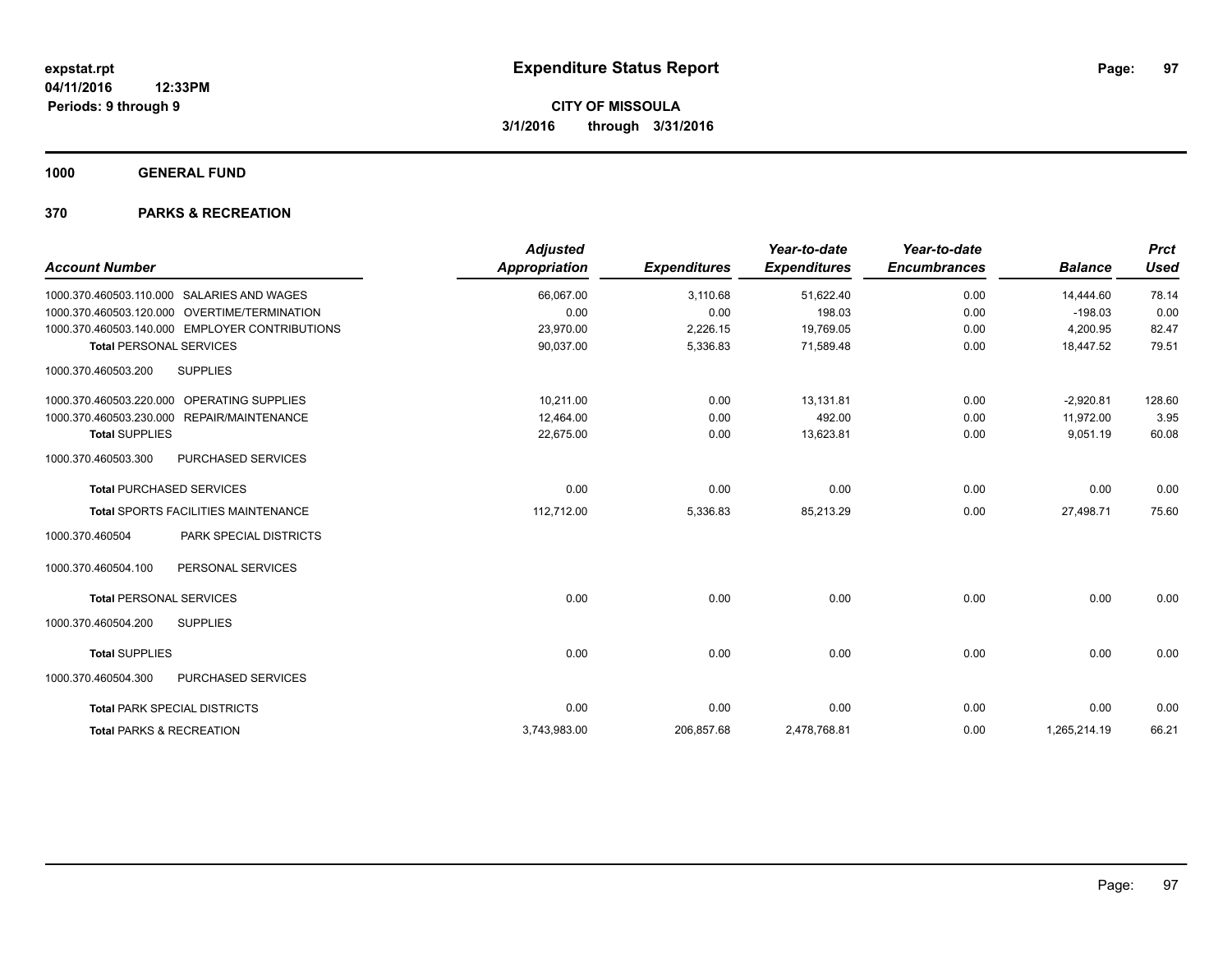**expstat.rpt**
**04/11/2016 12:33PM**
**Periods: 9 through 9**

# Expenditure Status Report

**CITY OF MISSOULA**
**3/1/2016 through 3/31/2016**

## 1000 GENERAL FUND

## 370 PARKS & RECREATION

| Account Number | Adjusted Appropriation | Expenditures | Year-to-date Expenditures | Year-to-date Encumbrances | Balance | Prct Used |
|---|---|---|---|---|---|---|
| 1000.370.460503.110.000 SALARIES AND WAGES | 66,067.00 | 3,110.68 | 51,622.40 | 0.00 | 14,444.60 | 78.14 |
| 1000.370.460503.120.000 OVERTIME/TERMINATION | 0.00 | 0.00 | 198.03 | 0.00 | -198.03 | 0.00 |
| 1000.370.460503.140.000 EMPLOYER CONTRIBUTIONS | 23,970.00 | 2,226.15 | 19,769.05 | 0.00 | 4,200.95 | 82.47 |
| **Total** PERSONAL SERVICES | 90,037.00 | 5,336.83 | 71,589.48 | 0.00 | 18,447.52 | 79.51 |
| 1000.370.460503.200 SUPPLIES | | | | | | |
| 1000.370.460503.220.000 OPERATING SUPPLIES | 10,211.00 | 0.00 | 13,131.81 | 0.00 | -2,920.81 | 128.60 |
| 1000.370.460503.230.000 REPAIR/MAINTENANCE | 12,464.00 | 0.00 | 492.00 | 0.00 | 11,972.00 | 3.95 |
| **Total** SUPPLIES | 22,675.00 | 0.00 | 13,623.81 | 0.00 | 9,051.19 | 60.08 |
| 1000.370.460503.300 PURCHASED SERVICES | | | | | | |
| **Total** PURCHASED SERVICES | 0.00 | 0.00 | 0.00 | 0.00 | 0.00 | 0.00 |
| **Total** SPORTS FACILITIES MAINTENANCE | 112,712.00 | 5,336.83 | 85,213.29 | 0.00 | 27,498.71 | 75.60 |
| 1000.370.460504 PARK SPECIAL DISTRICTS | | | | | | |
| 1000.370.460504.100 PERSONAL SERVICES | | | | | | |
| **Total** PERSONAL SERVICES | 0.00 | 0.00 | 0.00 | 0.00 | 0.00 | 0.00 |
| 1000.370.460504.200 SUPPLIES | | | | | | |
| **Total** SUPPLIES | 0.00 | 0.00 | 0.00 | 0.00 | 0.00 | 0.00 |
| 1000.370.460504.300 PURCHASED SERVICES | | | | | | |
| **Total** PARK SPECIAL DISTRICTS | 0.00 | 0.00 | 0.00 | 0.00 | 0.00 | 0.00 |
| **Total** PARKS & RECREATION | 3,743,983.00 | 206,857.68 | 2,478,768.81 | 0.00 | 1,265,214.19 | 66.21 |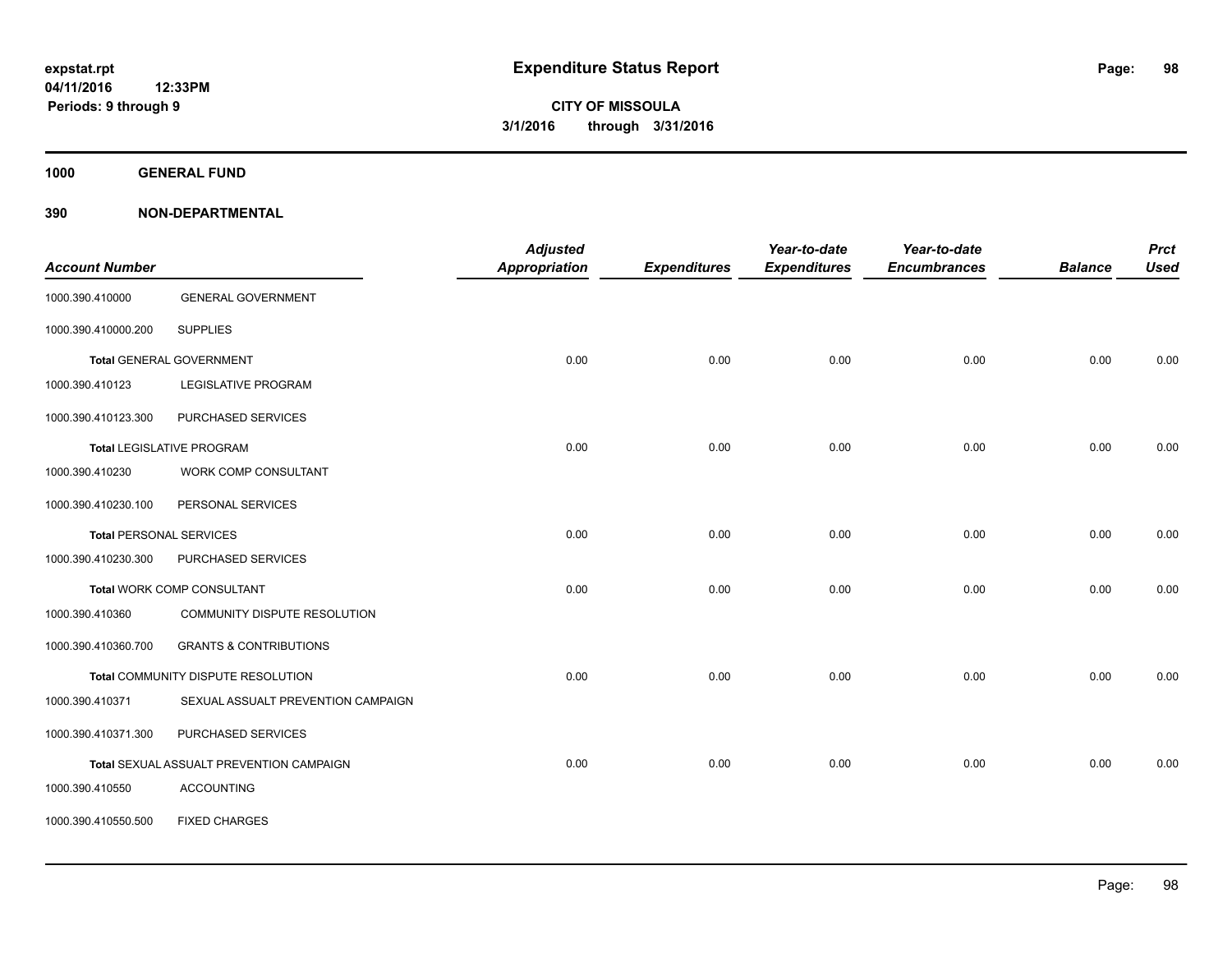expstat.rpt
04/11/2016 12:33PM
Periods: 9 through 9

# Expenditure Status Report

**CITY OF MISSOULA**
**3/1/2016 through 3/31/2016**

**1000 GENERAL FUND**

**390 NON-DEPARTMENTAL**

| Account Number | | Adjusted Appropriation | Expenditures | Year-to-date Expenditures | Year-to-date Encumbrances | Balance | Prct Used |
|---|---|---|---|---|---|---|---|
| 1000.390.410000 | GENERAL GOVERNMENT | | | | | | |
| 1000.390.410000.200 | SUPPLIES | | | | | | |
| Total GENERAL GOVERNMENT | | 0.00 | 0.00 | 0.00 | 0.00 | 0.00 | 0.00 |
| 1000.390.410123 | LEGISLATIVE PROGRAM | | | | | | |
| 1000.390.410123.300 | PURCHASED SERVICES | | | | | | |
| Total LEGISLATIVE PROGRAM | | 0.00 | 0.00 | 0.00 | 0.00 | 0.00 | 0.00 |
| 1000.390.410230 | WORK COMP CONSULTANT | | | | | | |
| 1000.390.410230.100 | PERSONAL SERVICES | | | | | | |
| Total PERSONAL SERVICES | | 0.00 | 0.00 | 0.00 | 0.00 | 0.00 | 0.00 |
| 1000.390.410230.300 | PURCHASED SERVICES | | | | | | |
| Total WORK COMP CONSULTANT | | 0.00 | 0.00 | 0.00 | 0.00 | 0.00 | 0.00 |
| 1000.390.410360 | COMMUNITY DISPUTE RESOLUTION | | | | | | |
| 1000.390.410360.700 | GRANTS & CONTRIBUTIONS | | | | | | |
| Total COMMUNITY DISPUTE RESOLUTION | | 0.00 | 0.00 | 0.00 | 0.00 | 0.00 | 0.00 |
| 1000.390.410371 | SEXUAL ASSUALT PREVENTION CAMPAIGN | | | | | | |
| 1000.390.410371.300 | PURCHASED SERVICES | | | | | | |
| Total SEXUAL ASSUALT PREVENTION CAMPAIGN | | 0.00 | 0.00 | 0.00 | 0.00 | 0.00 | 0.00 |
| 1000.390.410550 | ACCOUNTING | | | | | | |
| 1000.390.410550.500 | FIXED CHARGES | | | | | | |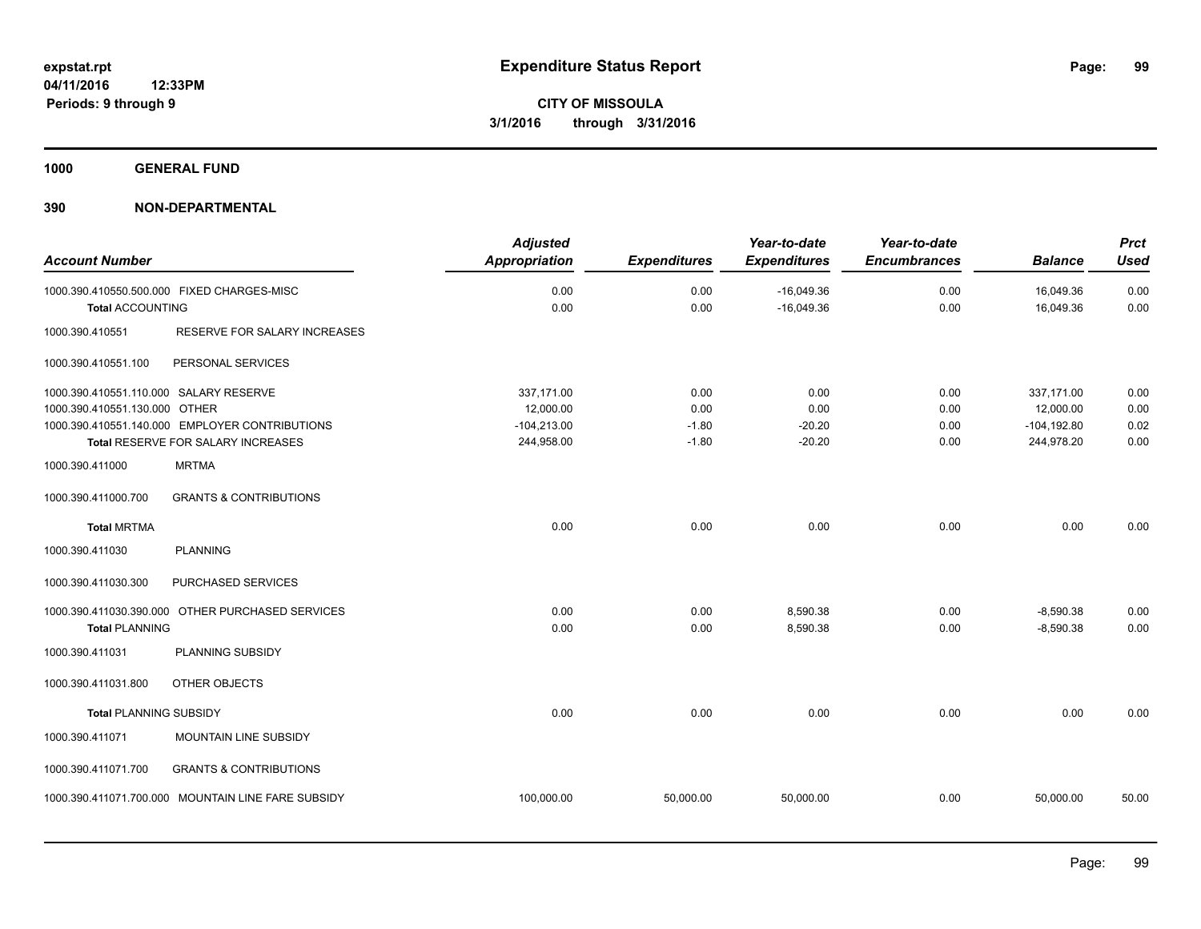**expstat.rpt**
**04/11/2016 12:33PM**
**Periods: 9 through 9**

# Expenditure Status Report

**CITY OF MISSOULA**
**3/1/2016 through 3/31/2016**

## 1000 GENERAL FUND

## 390 NON-DEPARTMENTAL

| Account Number | | Adjusted Appropriation | Expenditures | Year-to-date Expenditures | Year-to-date Encumbrances | Balance | Prct Used |
|---|---|---|---|---|---|---|---|
| 1000.390.410550.500.000 | FIXED CHARGES-MISC | 0.00 | 0.00 | -16,049.36 | 0.00 | 16,049.36 | 0.00 |
| **Total** ACCOUNTING | | 0.00 | 0.00 | -16,049.36 | 0.00 | 16,049.36 | 0.00 |
| 1000.390.410551 | RESERVE FOR SALARY INCREASES | | | | | | |
| 1000.390.410551.100 | PERSONAL SERVICES | | | | | | |
| 1000.390.410551.110.000 | SALARY RESERVE | 337,171.00 | 0.00 | 0.00 | 0.00 | 337,171.00 | 0.00 |
| 1000.390.410551.130.000 | OTHER | 12,000.00 | 0.00 | 0.00 | 0.00 | 12,000.00 | 0.00 |
| 1000.390.410551.140.000 | EMPLOYER CONTRIBUTIONS | -104,213.00 | -1.80 | -20.20 | 0.00 | -104,192.80 | 0.02 |
| **Total** RESERVE FOR SALARY INCREASES | | 244,958.00 | -1.80 | -20.20 | 0.00 | 244,978.20 | 0.00 |
| 1000.390.411000 | MRTMA | | | | | | |
| 1000.390.411000.700 | GRANTS & CONTRIBUTIONS | | | | | | |
| **Total** MRTMA | | 0.00 | 0.00 | 0.00 | 0.00 | 0.00 | 0.00 |
| 1000.390.411030 | PLANNING | | | | | | |
| 1000.390.411030.300 | PURCHASED SERVICES | | | | | | |
| 1000.390.411030.390.000 | OTHER PURCHASED SERVICES | 0.00 | 0.00 | 8,590.38 | 0.00 | -8,590.38 | 0.00 |
| **Total** PLANNING | | 0.00 | 0.00 | 8,590.38 | 0.00 | -8,590.38 | 0.00 |
| 1000.390.411031 | PLANNING SUBSIDY | | | | | | |
| 1000.390.411031.800 | OTHER OBJECTS | | | | | | |
| **Total** PLANNING SUBSIDY | | 0.00 | 0.00 | 0.00 | 0.00 | 0.00 | 0.00 |
| 1000.390.411071 | MOUNTAIN LINE SUBSIDY | | | | | | |
| 1000.390.411071.700 | GRANTS & CONTRIBUTIONS | | | | | | |
| 1000.390.411071.700.000 | MOUNTAIN LINE FARE SUBSIDY | 100,000.00 | 50,000.00 | 50,000.00 | 0.00 | 50,000.00 | 50.00 |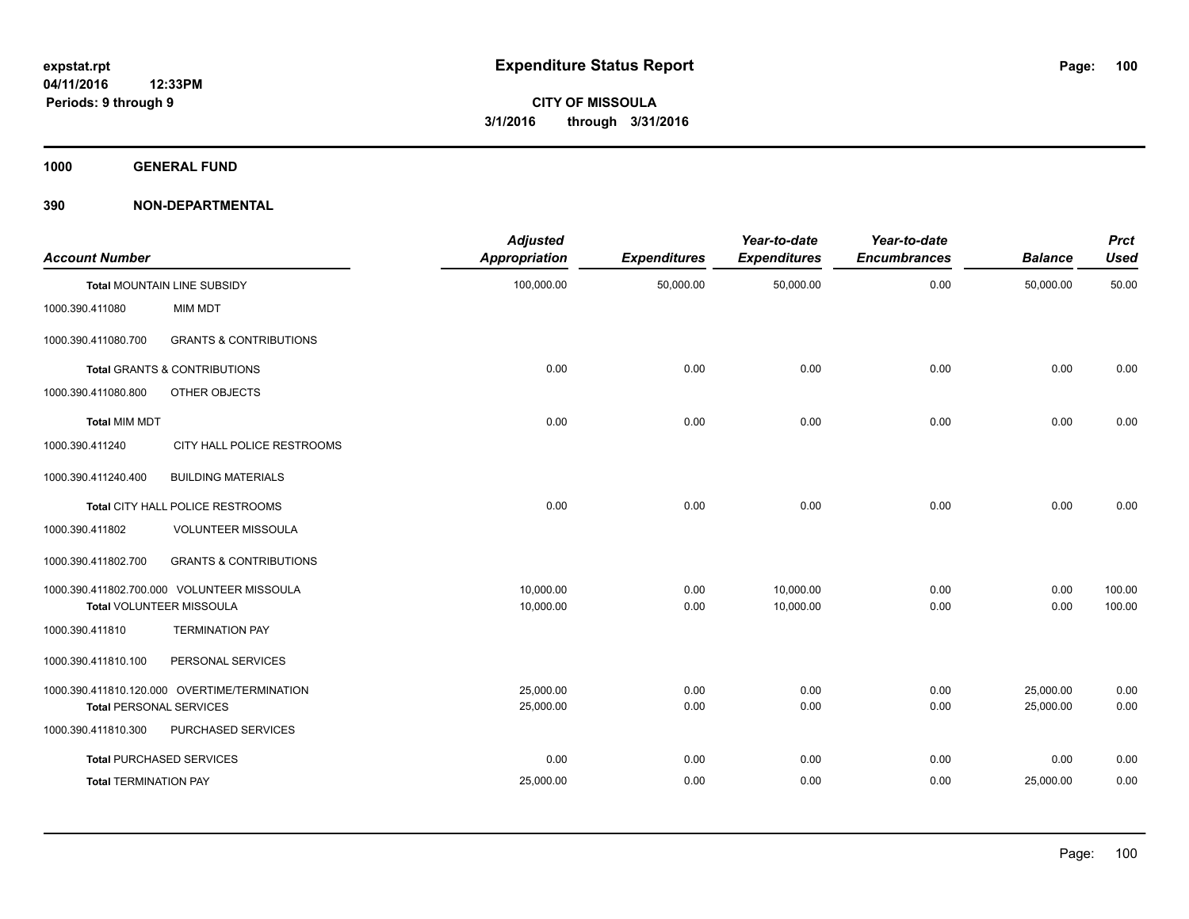# Expenditure Status Report

expstat.rpt
04/11/2016 12:33PM
Periods: 9 through 9

**CITY OF MISSOULA**
**3/1/2016 through 3/31/2016**

**1000 GENERAL FUND**

**390 NON-DEPARTMENTAL**

| Account Number | | Adjusted Appropriation | Expenditures | Year-to-date Expenditures | Year-to-date Encumbrances | Balance | Prct Used |
|---|---|---|---|---|---|---|---|
| **Total** MOUNTAIN LINE SUBSIDY | | 100,000.00 | 50,000.00 | 50,000.00 | 0.00 | 50,000.00 | 50.00 |
| 1000.390.411080 | MIM MDT | | | | | | |
| 1000.390.411080.700 | GRANTS & CONTRIBUTIONS | | | | | | |
| **Total** GRANTS & CONTRIBUTIONS | | 0.00 | 0.00 | 0.00 | 0.00 | 0.00 | 0.00 |
| 1000.390.411080.800 | OTHER OBJECTS | | | | | | |
| **Total** MIM MDT | | 0.00 | 0.00 | 0.00 | 0.00 | 0.00 | 0.00 |
| 1000.390.411240 | CITY HALL POLICE RESTROOMS | | | | | | |
| 1000.390.411240.400 | BUILDING MATERIALS | | | | | | |
| **Total** CITY HALL POLICE RESTROOMS | | 0.00 | 0.00 | 0.00 | 0.00 | 0.00 | 0.00 |
| 1000.390.411802 | VOLUNTEER MISSOULA | | | | | | |
| 1000.390.411802.700 | GRANTS & CONTRIBUTIONS | | | | | | |
| 1000.390.411802.700.000 | VOLUNTEER MISSOULA | 10,000.00 | 0.00 | 10,000.00 | 0.00 | 0.00 | 100.00 |
| **Total** VOLUNTEER MISSOULA | | 10,000.00 | 0.00 | 10,000.00 | 0.00 | 0.00 | 100.00 |
| 1000.390.411810 | TERMINATION PAY | | | | | | |
| 1000.390.411810.100 | PERSONAL SERVICES | | | | | | |
| 1000.390.411810.120.000 | OVERTIME/TERMINATION | 25,000.00 | 0.00 | 0.00 | 0.00 | 25,000.00 | 0.00 |
| **Total** PERSONAL SERVICES | | 25,000.00 | 0.00 | 0.00 | 0.00 | 25,000.00 | 0.00 |
| 1000.390.411810.300 | PURCHASED SERVICES | | | | | | |
| **Total** PURCHASED SERVICES | | 0.00 | 0.00 | 0.00 | 0.00 | 0.00 | 0.00 |
| **Total** TERMINATION PAY | | 25,000.00 | 0.00 | 0.00 | 0.00 | 25,000.00 | 0.00 |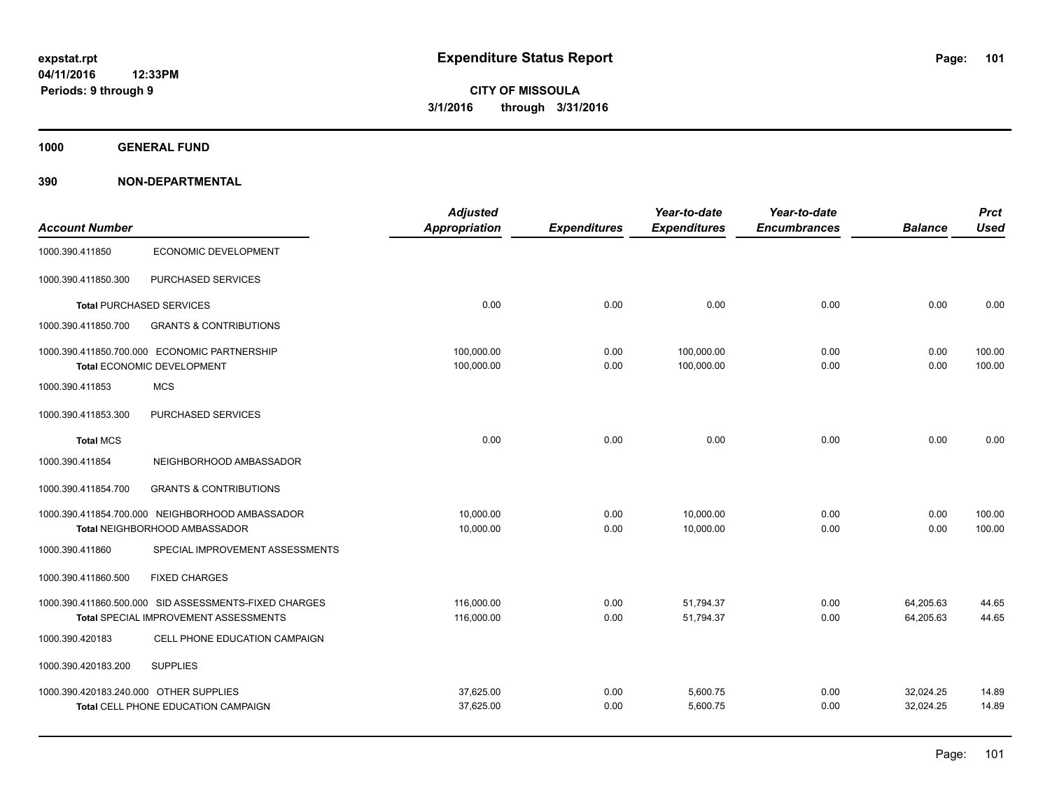**expstat.rpt**
**04/11/2016 12:33PM**
**Periods: 9 through 9**

# Expenditure Status Report

**CITY OF MISSOULA**
**3/1/2016 through 3/31/2016**

## 1000 GENERAL FUND

## 390 NON-DEPARTMENTAL

| Account Number | | Adjusted Appropriation | Expenditures | Year-to-date Expenditures | Year-to-date Encumbrances | Balance | Prct Used |
|---|---|---|---|---|---|---|---|
| 1000.390.411850 | ECONOMIC DEVELOPMENT | | | | | | |
| 1000.390.411850.300 | PURCHASED SERVICES | | | | | | |
| **Total** PURCHASED SERVICES | | 0.00 | 0.00 | 0.00 | 0.00 | 0.00 | 0.00 |
| 1000.390.411850.700 | GRANTS & CONTRIBUTIONS | | | | | | |
| 1000.390.411850.700.000 | ECONOMIC PARTNERSHIP | 100,000.00 | 0.00 | 100,000.00 | 0.00 | 0.00 | 100.00 |
| **Total** ECONOMIC DEVELOPMENT | | 100,000.00 | 0.00 | 100,000.00 | 0.00 | 0.00 | 100.00 |
| 1000.390.411853 | MCS | | | | | | |
| 1000.390.411853.300 | PURCHASED SERVICES | | | | | | |
| **Total** MCS | | 0.00 | 0.00 | 0.00 | 0.00 | 0.00 | 0.00 |
| 1000.390.411854 | NEIGHBORHOOD AMBASSADOR | | | | | | |
| 1000.390.411854.700 | GRANTS & CONTRIBUTIONS | | | | | | |
| 1000.390.411854.700.000 | NEIGHBORHOOD AMBASSADOR | 10,000.00 | 0.00 | 10,000.00 | 0.00 | 0.00 | 100.00 |
| **Total** NEIGHBORHOOD AMBASSADOR | | 10,000.00 | 0.00 | 10,000.00 | 0.00 | 0.00 | 100.00 |
| 1000.390.411860 | SPECIAL IMPROVEMENT ASSESSMENTS | | | | | | |
| 1000.390.411860.500 | FIXED CHARGES | | | | | | |
| 1000.390.411860.500.000 | SID ASSESSMENTS-FIXED CHARGES | 116,000.00 | 0.00 | 51,794.37 | 0.00 | 64,205.63 | 44.65 |
| **Total** SPECIAL IMPROVEMENT ASSESSMENTS | | 116,000.00 | 0.00 | 51,794.37 | 0.00 | 64,205.63 | 44.65 |
| 1000.390.420183 | CELL PHONE EDUCATION CAMPAIGN | | | | | | |
| 1000.390.420183.200 | SUPPLIES | | | | | | |
| 1000.390.420183.240.000 | OTHER SUPPLIES | 37,625.00 | 0.00 | 5,600.75 | 0.00 | 32,024.25 | 14.89 |
| **Total** CELL PHONE EDUCATION CAMPAIGN | | 37,625.00 | 0.00 | 5,600.75 | 0.00 | 32,024.25 | 14.89 |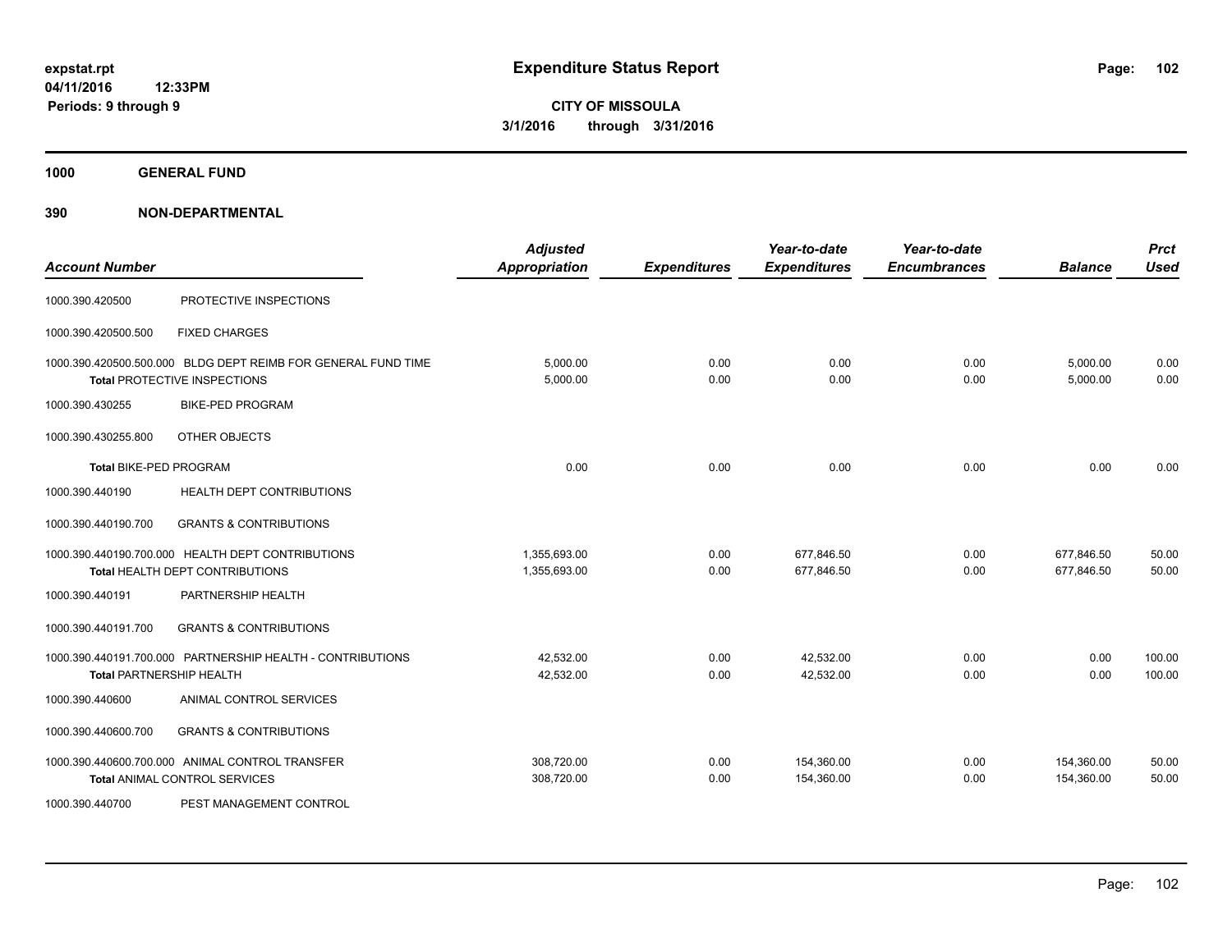**expstat.rpt**
**04/11/2016 12:33PM**
**Periods: 9 through 9**

# Expenditure Status Report

**CITY OF MISSOULA**
**3/1/2016 through 3/31/2016**

## 1000 GENERAL FUND

## 390 NON-DEPARTMENTAL

| Account Number | | Adjusted Appropriation | Expenditures | Year-to-date Expenditures | Year-to-date Encumbrances | Balance | Prct Used |
|---|---|---|---|---|---|---|---|
| 1000.390.420500 | PROTECTIVE INSPECTIONS | | | | | | |
| 1000.390.420500.500 | FIXED CHARGES | | | | | | |
| 1000.390.420500.500.000 | BLDG DEPT REIMB FOR GENERAL FUND TIME | 5,000.00 | 0.00 | 0.00 | 0.00 | 5,000.00 | 0.00 |
| **Total** PROTECTIVE INSPECTIONS | | 5,000.00 | 0.00 | 0.00 | 0.00 | 5,000.00 | 0.00 |
| 1000.390.430255 | BIKE-PED PROGRAM | | | | | | |
| 1000.390.430255.800 | OTHER OBJECTS | | | | | | |
| **Total** BIKE-PED PROGRAM | | 0.00 | 0.00 | 0.00 | 0.00 | 0.00 | 0.00 |
| 1000.390.440190 | HEALTH DEPT CONTRIBUTIONS | | | | | | |
| 1000.390.440190.700 | GRANTS & CONTRIBUTIONS | | | | | | |
| 1000.390.440190.700.000 | HEALTH DEPT CONTRIBUTIONS | 1,355,693.00 | 0.00 | 677,846.50 | 0.00 | 677,846.50 | 50.00 |
| **Total** HEALTH DEPT CONTRIBUTIONS | | 1,355,693.00 | 0.00 | 677,846.50 | 0.00 | 677,846.50 | 50.00 |
| 1000.390.440191 | PARTNERSHIP HEALTH | | | | | | |
| 1000.390.440191.700 | GRANTS & CONTRIBUTIONS | | | | | | |
| 1000.390.440191.700.000 | PARTNERSHIP HEALTH - CONTRIBUTIONS | 42,532.00 | 0.00 | 42,532.00 | 0.00 | 0.00 | 100.00 |
| **Total** PARTNERSHIP HEALTH | | 42,532.00 | 0.00 | 42,532.00 | 0.00 | 0.00 | 100.00 |
| 1000.390.440600 | ANIMAL CONTROL SERVICES | | | | | | |
| 1000.390.440600.700 | GRANTS & CONTRIBUTIONS | | | | | | |
| 1000.390.440600.700.000 | ANIMAL CONTROL TRANSFER | 308,720.00 | 0.00 | 154,360.00 | 0.00 | 154,360.00 | 50.00 |
| **Total** ANIMAL CONTROL SERVICES | | 308,720.00 | 0.00 | 154,360.00 | 0.00 | 154,360.00 | 50.00 |
| 1000.390.440700 | PEST MANAGEMENT CONTROL | | | | | | |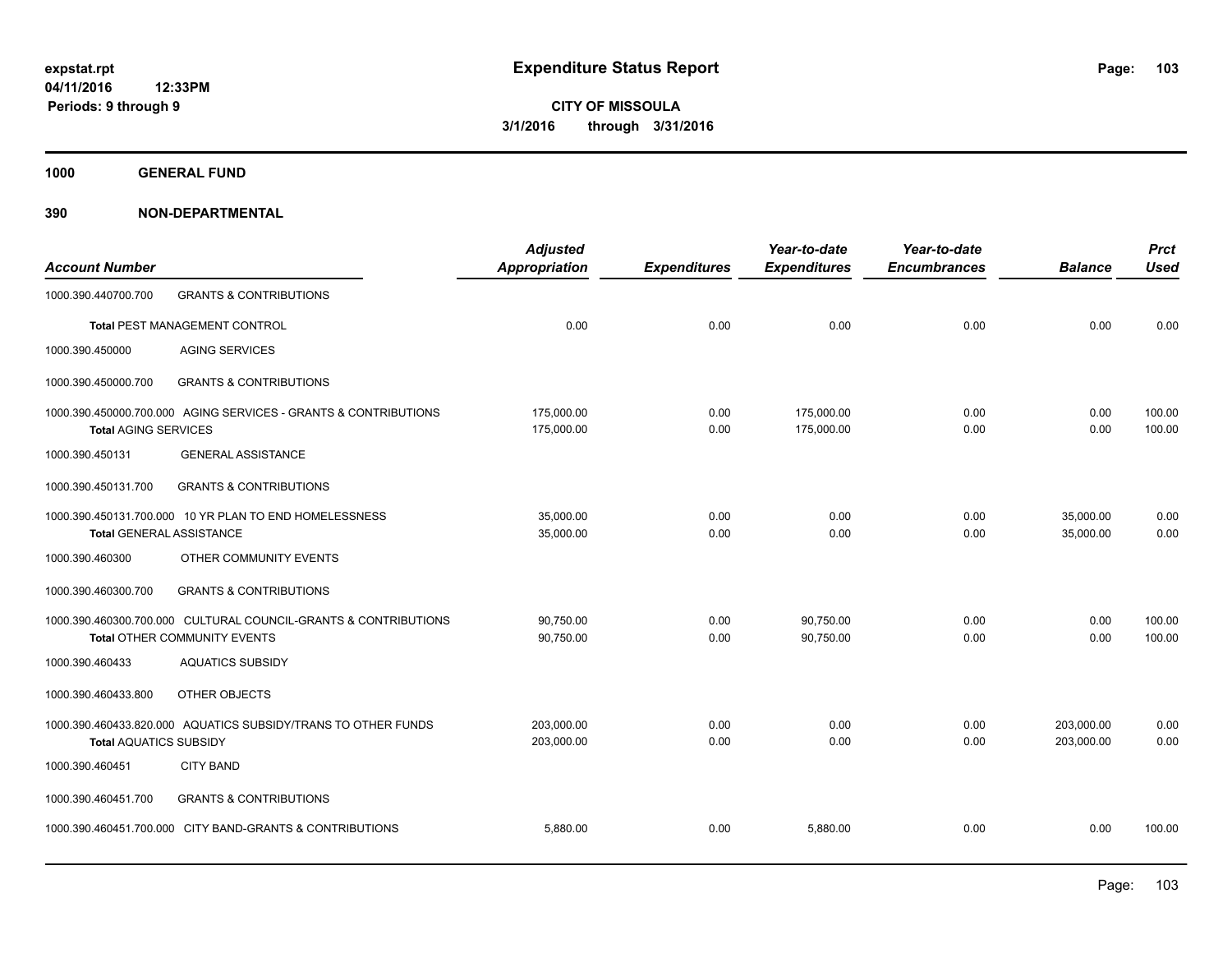**expstat.rpt**
**04/11/2016 12:33PM**
**Periods: 9 through 9**

# Expenditure Status Report

**CITY OF MISSOULA**
**3/1/2016 through 3/31/2016**

## 1000 GENERAL FUND

## 390 NON-DEPARTMENTAL

| Account Number | | Adjusted Appropriation | Expenditures | Year-to-date Expenditures | Year-to-date Encumbrances | Balance | Prct Used |
|---|---|---|---|---|---|---|---|
| 1000.390.440700.700 | GRANTS & CONTRIBUTIONS | | | | | | |
| **Total** PEST MANAGEMENT CONTROL | | 0.00 | 0.00 | 0.00 | 0.00 | 0.00 | 0.00 |
| 1000.390.450000 | AGING SERVICES | | | | | | |
| 1000.390.450000.700 | GRANTS & CONTRIBUTIONS | | | | | | |
| 1000.390.450000.700.000 | AGING SERVICES - GRANTS & CONTRIBUTIONS | 175,000.00 | 0.00 | 175,000.00 | 0.00 | 0.00 | 100.00 |
| **Total** AGING SERVICES | | 175,000.00 | 0.00 | 175,000.00 | 0.00 | 0.00 | 100.00 |
| 1000.390.450131 | GENERAL ASSISTANCE | | | | | | |
| 1000.390.450131.700 | GRANTS & CONTRIBUTIONS | | | | | | |
| 1000.390.450131.700.000 | 10 YR PLAN TO END HOMELESSNESS | 35,000.00 | 0.00 | 0.00 | 0.00 | 35,000.00 | 0.00 |
| **Total** GENERAL ASSISTANCE | | 35,000.00 | 0.00 | 0.00 | 0.00 | 35,000.00 | 0.00 |
| 1000.390.460300 | OTHER COMMUNITY EVENTS | | | | | | |
| 1000.390.460300.700 | GRANTS & CONTRIBUTIONS | | | | | | |
| 1000.390.460300.700.000 | CULTURAL COUNCIL-GRANTS & CONTRIBUTIONS | 90,750.00 | 0.00 | 90,750.00 | 0.00 | 0.00 | 100.00 |
| **Total** OTHER COMMUNITY EVENTS | | 90,750.00 | 0.00 | 90,750.00 | 0.00 | 0.00 | 100.00 |
| 1000.390.460433 | AQUATICS SUBSIDY | | | | | | |
| 1000.390.460433.800 | OTHER OBJECTS | | | | | | |
| 1000.390.460433.820.000 | AQUATICS SUBSIDY/TRANS TO OTHER FUNDS | 203,000.00 | 0.00 | 0.00 | 0.00 | 203,000.00 | 0.00 |
| **Total** AQUATICS SUBSIDY | | 203,000.00 | 0.00 | 0.00 | 0.00 | 203,000.00 | 0.00 |
| 1000.390.460451 | CITY BAND | | | | | | |
| 1000.390.460451.700 | GRANTS & CONTRIBUTIONS | | | | | | |
| 1000.390.460451.700.000 | CITY BAND-GRANTS & CONTRIBUTIONS | 5,880.00 | 0.00 | 5,880.00 | 0.00 | 0.00 | 100.00 |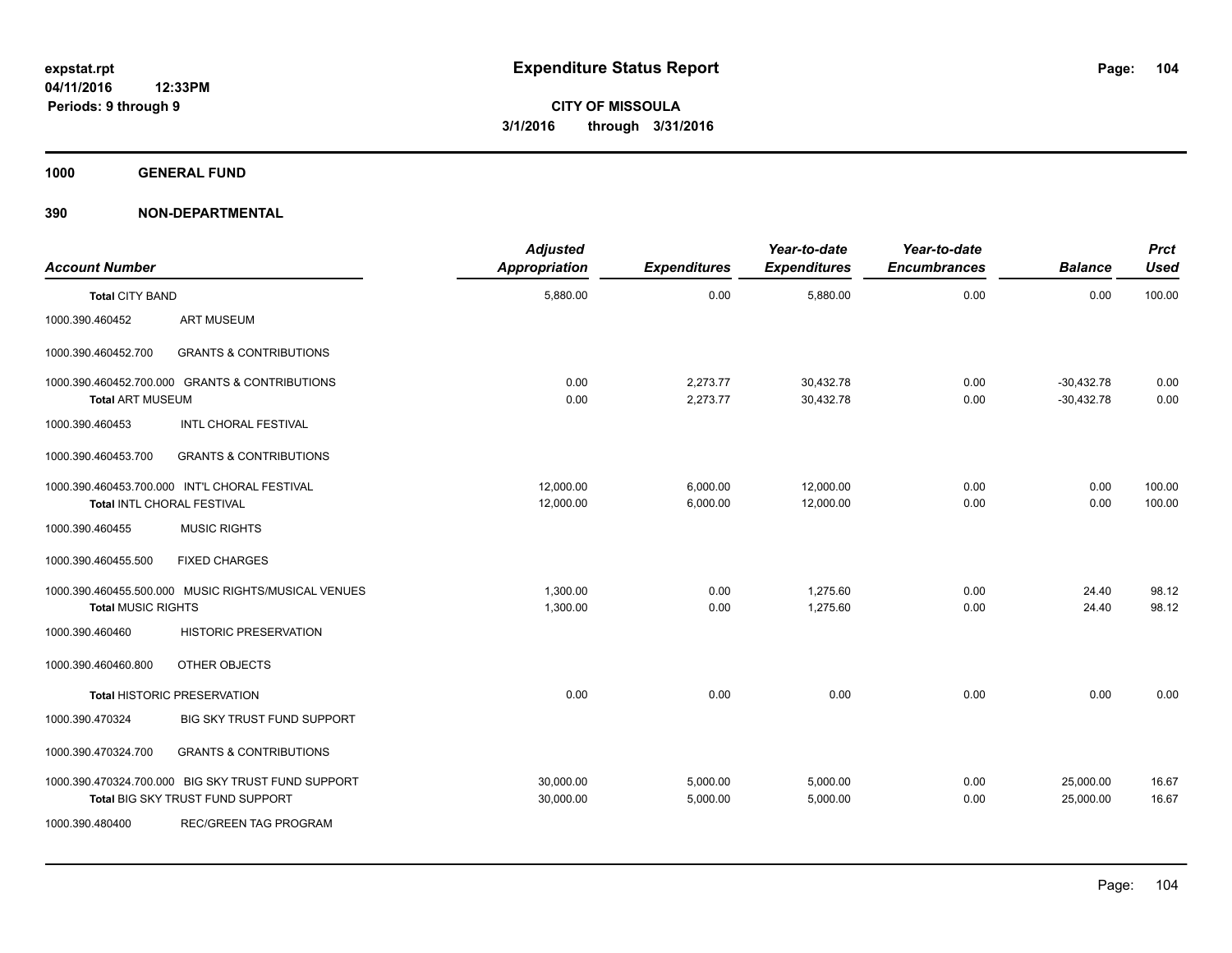**expstat.rpt**
**04/11/2016 12:33PM**
**Periods: 9 through 9**

# Expenditure Status Report

**CITY OF MISSOULA**
**3/1/2016 through 3/31/2016**

## 1000 GENERAL FUND

### 390 NON-DEPARTMENTAL

| Account Number | | Adjusted Appropriation | Expenditures | Year-to-date Expenditures | Year-to-date Encumbrances | Balance | Prct Used |
|---|---|---|---|---|---|---|---|
| **Total CITY BAND** | | 5,880.00 | 0.00 | 5,880.00 | 0.00 | 0.00 | 100.00 |
| 1000.390.460452 | ART MUSEUM | | | | | | |
| 1000.390.460452.700 | GRANTS & CONTRIBUTIONS | | | | | | |
| 1000.390.460452.700.000 GRANTS & CONTRIBUTIONS | | 0.00 | 2,273.77 | 30,432.78 | 0.00 | -30,432.78 | 0.00 |
| **Total ART MUSEUM** | | 0.00 | 2,273.77 | 30,432.78 | 0.00 | -30,432.78 | 0.00 |
| 1000.390.460453 | INTL CHORAL FESTIVAL | | | | | | |
| 1000.390.460453.700 | GRANTS & CONTRIBUTIONS | | | | | | |
| 1000.390.460453.700.000 INT'L CHORAL FESTIVAL | | 12,000.00 | 6,000.00 | 12,000.00 | 0.00 | 0.00 | 100.00 |
| **Total INTL CHORAL FESTIVAL** | | 12,000.00 | 6,000.00 | 12,000.00 | 0.00 | 0.00 | 100.00 |
| 1000.390.460455 | MUSIC RIGHTS | | | | | | |
| 1000.390.460455.500 | FIXED CHARGES | | | | | | |
| 1000.390.460455.500.000 MUSIC RIGHTS/MUSICAL VENUES | | 1,300.00 | 0.00 | 1,275.60 | 0.00 | 24.40 | 98.12 |
| **Total MUSIC RIGHTS** | | 1,300.00 | 0.00 | 1,275.60 | 0.00 | 24.40 | 98.12 |
| 1000.390.460460 | HISTORIC PRESERVATION | | | | | | |
| 1000.390.460460.800 | OTHER OBJECTS | | | | | | |
| **Total HISTORIC PRESERVATION** | | 0.00 | 0.00 | 0.00 | 0.00 | 0.00 | 0.00 |
| 1000.390.470324 | BIG SKY TRUST FUND SUPPORT | | | | | | |
| 1000.390.470324.700 | GRANTS & CONTRIBUTIONS | | | | | | |
| 1000.390.470324.700.000 BIG SKY TRUST FUND SUPPORT | | 30,000.00 | 5,000.00 | 5,000.00 | 0.00 | 25,000.00 | 16.67 |
| **Total BIG SKY TRUST FUND SUPPORT** | | 30,000.00 | 5,000.00 | 5,000.00 | 0.00 | 25,000.00 | 16.67 |
| 1000.390.480400 | REC/GREEN TAG PROGRAM | | | | | | |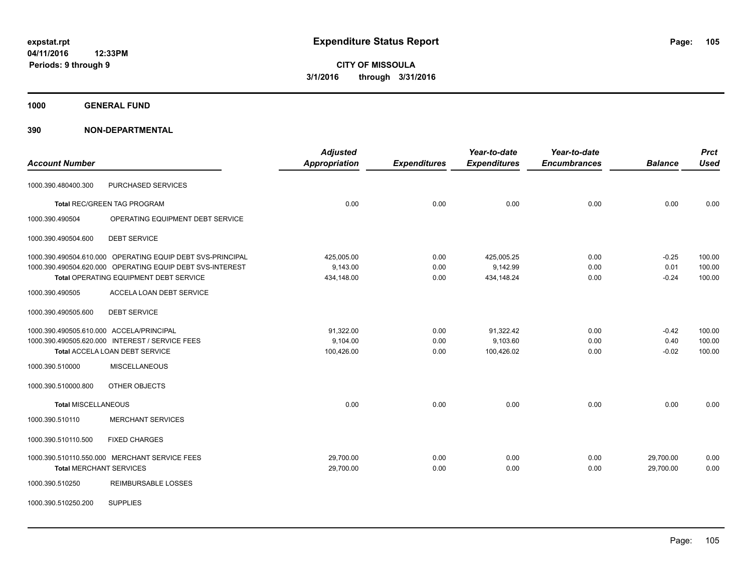# Expenditure Status Report

expstat.rpt
04/11/2016 12:33PM
Periods: 9 through 9

**CITY OF MISSOULA**
**3/1/2016 through 3/31/2016**

**1000 GENERAL FUND**

**390 NON-DEPARTMENTAL**

| Account Number | | Adjusted Appropriation | Expenditures | Year-to-date Expenditures | Year-to-date Encumbrances | Balance | Prct Used |
|---|---|---|---|---|---|---|---|
| 1000.390.480400.300 | PURCHASED SERVICES | | | | | | |
| **Total** REC/GREEN TAG PROGRAM | | 0.00 | 0.00 | 0.00 | 0.00 | 0.00 | 0.00 |
| 1000.390.490504 | OPERATING EQUIPMENT DEBT SERVICE | | | | | | |
| 1000.390.490504.600 | DEBT SERVICE | | | | | | |
| 1000.390.490504.610.000 | OPERATING EQUIP DEBT SVS-PRINCIPAL | 425,005.00 | 0.00 | 425,005.25 | 0.00 | -0.25 | 100.00 |
| 1000.390.490504.620.000 | OPERATING EQUIP DEBT SVS-INTEREST | 9,143.00 | 0.00 | 9,142.99 | 0.00 | 0.01 | 100.00 |
| **Total** OPERATING EQUIPMENT DEBT SERVICE | | 434,148.00 | 0.00 | 434,148.24 | 0.00 | -0.24 | 100.00 |
| 1000.390.490505 | ACCELA LOAN DEBT SERVICE | | | | | | |
| 1000.390.490505.600 | DEBT SERVICE | | | | | | |
| 1000.390.490505.610.000 | ACCELA/PRINCIPAL | 91,322.00 | 0.00 | 91,322.42 | 0.00 | -0.42 | 100.00 |
| 1000.390.490505.620.000 | INTEREST / SERVICE FEES | 9,104.00 | 0.00 | 9,103.60 | 0.00 | 0.40 | 100.00 |
| **Total** ACCELA LOAN DEBT SERVICE | | 100,426.00 | 0.00 | 100,426.02 | 0.00 | -0.02 | 100.00 |
| 1000.390.510000 | MISCELLANEOUS | | | | | | |
| 1000.390.510000.800 | OTHER OBJECTS | | | | | | |
| **Total** MISCELLANEOUS | | 0.00 | 0.00 | 0.00 | 0.00 | 0.00 | 0.00 |
| 1000.390.510110 | MERCHANT SERVICES | | | | | | |
| 1000.390.510110.500 | FIXED CHARGES | | | | | | |
| 1000.390.510110.550.000 | MERCHANT SERVICE FEES | 29,700.00 | 0.00 | 0.00 | 0.00 | 29,700.00 | 0.00 |
| **Total** MERCHANT SERVICES | | 29,700.00 | 0.00 | 0.00 | 0.00 | 29,700.00 | 0.00 |
| 1000.390.510250 | REIMBURSABLE LOSSES | | | | | | |
| 1000.390.510250.200 | SUPPLIES | | | | | | |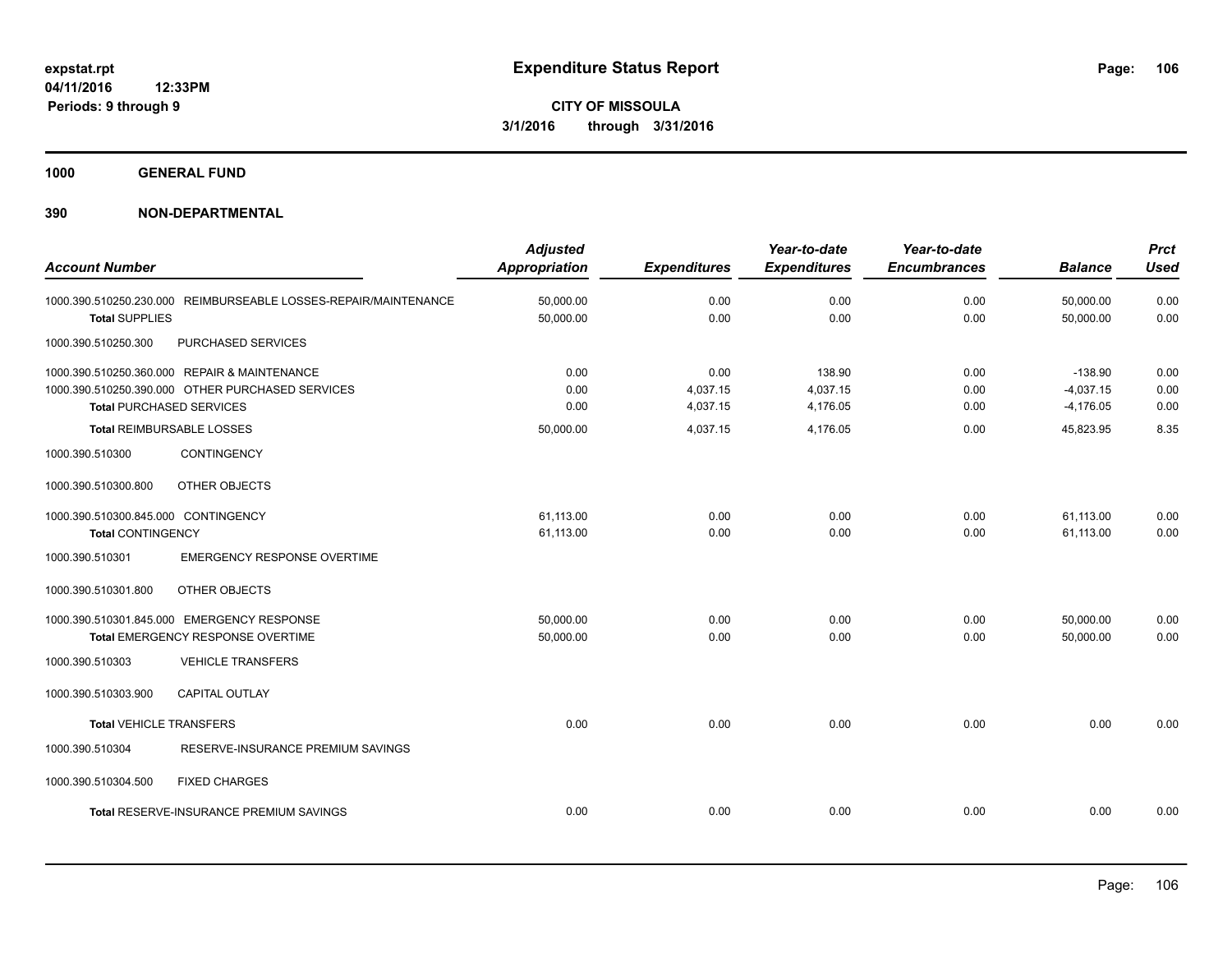# Expenditure Status Report

**CITY OF MISSOULA**
**3/1/2016 through 3/31/2016**

expstat.rpt
04/11/2016 12:33PM
Periods: 9 through 9

**1000 GENERAL FUND**

**390 NON-DEPARTMENTAL**

| Account Number | Adjusted Appropriation | Expenditures | Year-to-date Expenditures | Year-to-date Encumbrances | Balance | Prct Used |
|---|---|---|---|---|---|---|
| 1000.390.510250.230.000 REIMBURSEABLE LOSSES-REPAIR/MAINTENANCE | 50,000.00 | 0.00 | 0.00 | 0.00 | 50,000.00 | 0.00 |
| **Total** SUPPLIES | 50,000.00 | 0.00 | 0.00 | 0.00 | 50,000.00 | 0.00 |
| 1000.390.510250.300 PURCHASED SERVICES | | | | | | |
| 1000.390.510250.360.000 REPAIR & MAINTENANCE | 0.00 | 0.00 | 138.90 | 0.00 | -138.90 | 0.00 |
| 1000.390.510250.390.000 OTHER PURCHASED SERVICES | 0.00 | 4,037.15 | 4,037.15 | 0.00 | -4,037.15 | 0.00 |
| **Total** PURCHASED SERVICES | 0.00 | 4,037.15 | 4,176.05 | 0.00 | -4,176.05 | 0.00 |
| **Total** REIMBURSABLE LOSSES | 50,000.00 | 4,037.15 | 4,176.05 | 0.00 | 45,823.95 | 8.35 |
| 1000.390.510300 CONTINGENCY | | | | | | |
| 1000.390.510300.800 OTHER OBJECTS | | | | | | |
| 1000.390.510300.845.000 CONTINGENCY | 61,113.00 | 0.00 | 0.00 | 0.00 | 61,113.00 | 0.00 |
| **Total** CONTINGENCY | 61,113.00 | 0.00 | 0.00 | 0.00 | 61,113.00 | 0.00 |
| 1000.390.510301 EMERGENCY RESPONSE OVERTIME | | | | | | |
| 1000.390.510301.800 OTHER OBJECTS | | | | | | |
| 1000.390.510301.845.000 EMERGENCY RESPONSE | 50,000.00 | 0.00 | 0.00 | 0.00 | 50,000.00 | 0.00 |
| **Total** EMERGENCY RESPONSE OVERTIME | 50,000.00 | 0.00 | 0.00 | 0.00 | 50,000.00 | 0.00 |
| 1000.390.510303 VEHICLE TRANSFERS | | | | | | |
| 1000.390.510303.900 CAPITAL OUTLAY | | | | | | |
| **Total** VEHICLE TRANSFERS | 0.00 | 0.00 | 0.00 | 0.00 | 0.00 | 0.00 |
| 1000.390.510304 RESERVE-INSURANCE PREMIUM SAVINGS | | | | | | |
| 1000.390.510304.500 FIXED CHARGES | | | | | | |
| **Total** RESERVE-INSURANCE PREMIUM SAVINGS | 0.00 | 0.00 | 0.00 | 0.00 | 0.00 | 0.00 |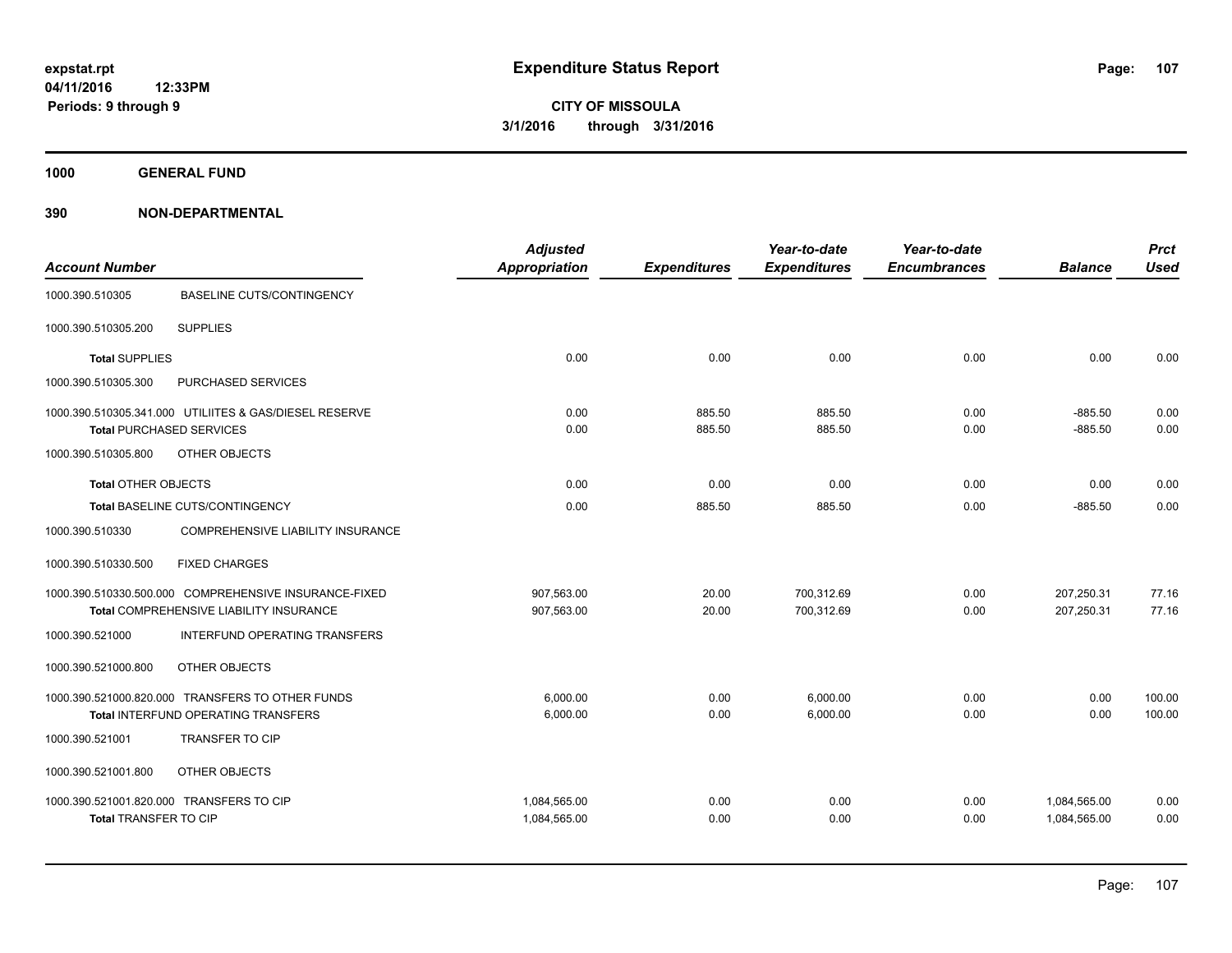**expstat.rpt**
**04/11/2016 12:33PM**
**Periods: 9 through 9**

# Expenditure Status Report

**CITY OF MISSOULA**
**3/1/2016 through 3/31/2016**

## 1000 GENERAL FUND

## 390 NON-DEPARTMENTAL

| Account Number | | Adjusted Appropriation | Expenditures | Year-to-date Expenditures | Year-to-date Encumbrances | Balance | Prct Used |
|---|---|---|---|---|---|---|---|
| 1000.390.510305 | BASELINE CUTS/CONTINGENCY | | | | | | |
| 1000.390.510305.200 | SUPPLIES | | | | | | |
| **Total** SUPPLIES | | 0.00 | 0.00 | 0.00 | 0.00 | 0.00 | 0.00 |
| 1000.390.510305.300 | PURCHASED SERVICES | | | | | | |
| 1000.390.510305.341.000 | UTILIITES & GAS/DIESEL RESERVE | 0.00 | 885.50 | 885.50 | 0.00 | -885.50 | 0.00 |
| **Total** PURCHASED SERVICES | | 0.00 | 885.50 | 885.50 | 0.00 | -885.50 | 0.00 |
| 1000.390.510305.800 | OTHER OBJECTS | | | | | | |
| **Total** OTHER OBJECTS | | 0.00 | 0.00 | 0.00 | 0.00 | 0.00 | 0.00 |
| **Total** BASELINE CUTS/CONTINGENCY | | 0.00 | 885.50 | 885.50 | 0.00 | -885.50 | 0.00 |
| 1000.390.510330 | COMPREHENSIVE LIABILITY INSURANCE | | | | | | |
| 1000.390.510330.500 | FIXED CHARGES | | | | | | |
| 1000.390.510330.500.000 | COMPREHENSIVE INSURANCE-FIXED | 907,563.00 | 20.00 | 700,312.69 | 0.00 | 207,250.31 | 77.16 |
| **Total** COMPREHENSIVE LIABILITY INSURANCE | | 907,563.00 | 20.00 | 700,312.69 | 0.00 | 207,250.31 | 77.16 |
| 1000.390.521000 | INTERFUND OPERATING TRANSFERS | | | | | | |
| 1000.390.521000.800 | OTHER OBJECTS | | | | | | |
| 1000.390.521000.820.000 | TRANSFERS TO OTHER FUNDS | 6,000.00 | 0.00 | 6,000.00 | 0.00 | 0.00 | 100.00 |
| **Total** INTERFUND OPERATING TRANSFERS | | 6,000.00 | 0.00 | 6,000.00 | 0.00 | 0.00 | 100.00 |
| 1000.390.521001 | TRANSFER TO CIP | | | | | | |
| 1000.390.521001.800 | OTHER OBJECTS | | | | | | |
| 1000.390.521001.820.000 | TRANSFERS TO CIP | 1,084,565.00 | 0.00 | 0.00 | 0.00 | 1,084,565.00 | 0.00 |
| **Total** TRANSFER TO CIP | | 1,084,565.00 | 0.00 | 0.00 | 0.00 | 1,084,565.00 | 0.00 |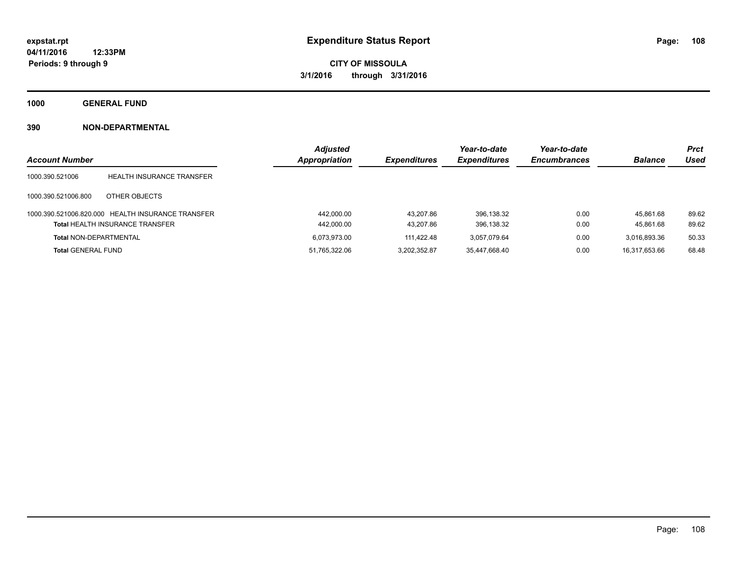# Expenditure Status Report

expstat.rpt
04/11/2016 12:33PM
Periods: 9 through 9

**CITY OF MISSOULA**
**3/1/2016 through 3/31/2016**

## 1000 GENERAL FUND

### 390 NON-DEPARTMENTAL

| Account Number | | Adjusted Appropriation | Expenditures | Year-to-date Expenditures | Year-to-date Encumbrances | Balance | Prct Used |
|---|---|---|---|---|---|---|---|
| 1000.390.521006 | HEALTH INSURANCE TRANSFER | | | | | | |
| 1000.390.521006.800 | OTHER OBJECTS | | | | | | |
| 1000.390.521006.820.000 | HEALTH INSURANCE TRANSFER | 442,000.00 | 43,207.86 | 396,138.32 | 0.00 | 45,861.68 | 89.62 |
| **Total** HEALTH INSURANCE TRANSFER | | 442,000.00 | 43,207.86 | 396,138.32 | 0.00 | 45,861.68 | 89.62 |
| **Total** NON-DEPARTMENTAL | | 6,073,973.00 | 111,422.48 | 3,057,079.64 | 0.00 | 3,016,893.36 | 50.33 |
| **Total** GENERAL FUND | | 51,765,322.06 | 3,202,352.87 | 35,447,668.40 | 0.00 | 16,317,653.66 | 68.48 |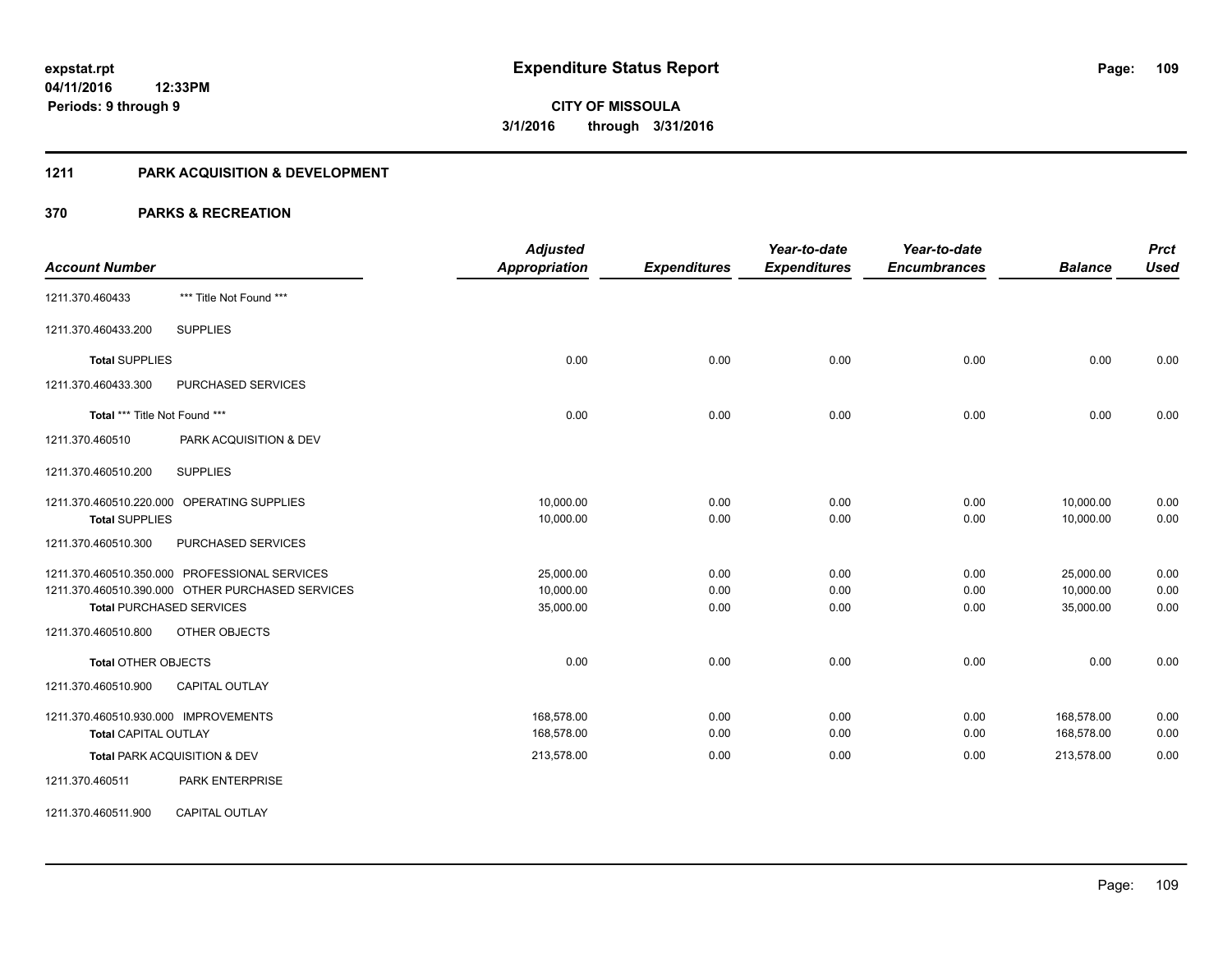# Expenditure Status Report

expstat.rpt
04/11/2016 12:33PM
Periods: 9 through 9

**CITY OF MISSOULA**
**3/1/2016 through 3/31/2016**

## 1211 PARK ACQUISITION & DEVELOPMENT

## 370 PARKS & RECREATION

| Account Number | | Adjusted Appropriation | Expenditures | Year-to-date Expenditures | Year-to-date Encumbrances | Balance | Prct Used |
|---|---|---|---|---|---|---|---|
| 1211.370.460433 | *** Title Not Found *** | | | | | | |
| 1211.370.460433.200 | SUPPLIES | | | | | | |
| **Total** SUPPLIES | | 0.00 | 0.00 | 0.00 | 0.00 | 0.00 | 0.00 |
| 1211.370.460433.300 | PURCHASED SERVICES | | | | | | |
| **Total** *** Title Not Found *** | | 0.00 | 0.00 | 0.00 | 0.00 | 0.00 | 0.00 |
| 1211.370.460510 | PARK ACQUISITION & DEV | | | | | | |
| 1211.370.460510.200 | SUPPLIES | | | | | | |
| 1211.370.460510.220.000 | OPERATING SUPPLIES | 10,000.00 | 0.00 | 0.00 | 0.00 | 10,000.00 | 0.00 |
| **Total** SUPPLIES | | 10,000.00 | 0.00 | 0.00 | 0.00 | 10,000.00 | 0.00 |
| 1211.370.460510.300 | PURCHASED SERVICES | | | | | | |
| 1211.370.460510.350.000 | PROFESSIONAL SERVICES | 25,000.00 | 0.00 | 0.00 | 0.00 | 25,000.00 | 0.00 |
| 1211.370.460510.390.000 | OTHER PURCHASED SERVICES | 10,000.00 | 0.00 | 0.00 | 0.00 | 10,000.00 | 0.00 |
| **Total** PURCHASED SERVICES | | 35,000.00 | 0.00 | 0.00 | 0.00 | 35,000.00 | 0.00 |
| 1211.370.460510.800 | OTHER OBJECTS | | | | | | |
| **Total** OTHER OBJECTS | | 0.00 | 0.00 | 0.00 | 0.00 | 0.00 | 0.00 |
| 1211.370.460510.900 | CAPITAL OUTLAY | | | | | | |
| 1211.370.460510.930.000 | IMPROVEMENTS | 168,578.00 | 0.00 | 0.00 | 0.00 | 168,578.00 | 0.00 |
| **Total** CAPITAL OUTLAY | | 168,578.00 | 0.00 | 0.00 | 0.00 | 168,578.00 | 0.00 |
| **Total** PARK ACQUISITION & DEV | | 213,578.00 | 0.00 | 0.00 | 0.00 | 213,578.00 | 0.00 |
| 1211.370.460511 | PARK ENTERPRISE | | | | | | |
| 1211.370.460511.900 | CAPITAL OUTLAY | | | | | | |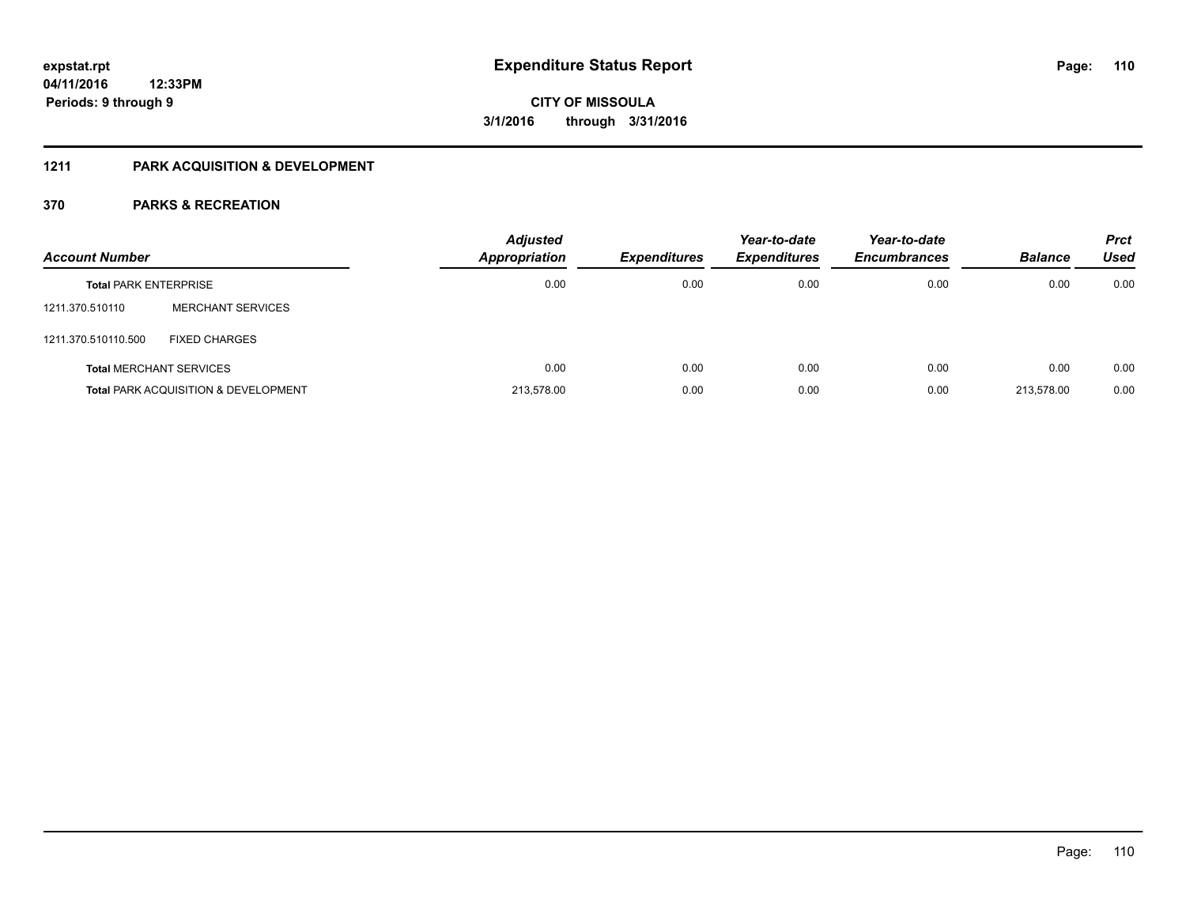# Expenditure Status Report

**CITY OF MISSOULA**
**3/1/2016 through 3/31/2016**

expstat.rpt
04/11/2016 12:33PM
Periods: 9 through 9

## 1211 PARK ACQUISITION & DEVELOPMENT

### 370 PARKS & RECREATION

| Account Number | | Adjusted Appropriation | Expenditures | Year-to-date Expenditures | Year-to-date Encumbrances | Balance | Prct Used |
|---|---|---|---|---|---|---|---|
| **Total** PARK ENTERPRISE | | 0.00 | 0.00 | 0.00 | 0.00 | 0.00 | 0.00 |
| 1211.370.510110 | MERCHANT SERVICES | | | | | | |
| 1211.370.510110.500 | FIXED CHARGES | | | | | | |
| **Total** MERCHANT SERVICES | | 0.00 | 0.00 | 0.00 | 0.00 | 0.00 | 0.00 |
| **Total** PARK ACQUISITION & DEVELOPMENT | | 213,578.00 | 0.00 | 0.00 | 0.00 | 213,578.00 | 0.00 |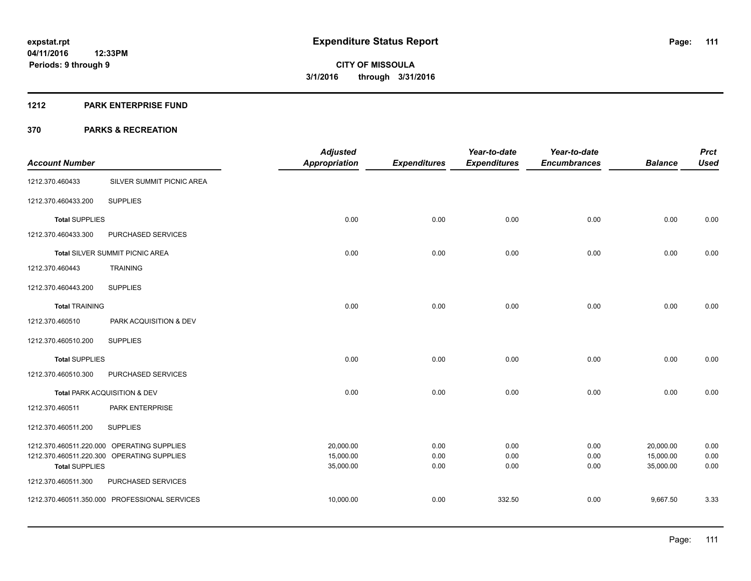**expstat.rpt**
**04/11/2016 12:33PM**
**Periods: 9 through 9**

# Expenditure Status Report

**CITY OF MISSOULA**
**3/1/2016 through 3/31/2016**

## 1212 PARK ENTERPRISE FUND

## 370 PARKS & RECREATION

| Account Number | | Adjusted Appropriation | Expenditures | Year-to-date Expenditures | Year-to-date Encumbrances | Balance | Prct Used |
|---|---|---|---|---|---|---|---|
| 1212.370.460433 | SILVER SUMMIT PICNIC AREA | | | | | | |
| 1212.370.460433.200 | SUPPLIES | | | | | | |
| **Total** SUPPLIES | | 0.00 | 0.00 | 0.00 | 0.00 | 0.00 | 0.00 |
| 1212.370.460433.300 | PURCHASED SERVICES | | | | | | |
| **Total** SILVER SUMMIT PICNIC AREA | | 0.00 | 0.00 | 0.00 | 0.00 | 0.00 | 0.00 |
| 1212.370.460443 | TRAINING | | | | | | |
| 1212.370.460443.200 | SUPPLIES | | | | | | |
| **Total** TRAINING | | 0.00 | 0.00 | 0.00 | 0.00 | 0.00 | 0.00 |
| 1212.370.460510 | PARK ACQUISITION & DEV | | | | | | |
| 1212.370.460510.200 | SUPPLIES | | | | | | |
| **Total** SUPPLIES | | 0.00 | 0.00 | 0.00 | 0.00 | 0.00 | 0.00 |
| 1212.370.460510.300 | PURCHASED SERVICES | | | | | | |
| **Total** PARK ACQUISITION & DEV | | 0.00 | 0.00 | 0.00 | 0.00 | 0.00 | 0.00 |
| 1212.370.460511 | PARK ENTERPRISE | | | | | | |
| 1212.370.460511.200 | SUPPLIES | | | | | | |
| 1212.370.460511.220.000 | OPERATING SUPPLIES | 20,000.00 | 0.00 | 0.00 | 0.00 | 20,000.00 | 0.00 |
| 1212.370.460511.220.300 | OPERATING SUPPLIES | 15,000.00 | 0.00 | 0.00 | 0.00 | 15,000.00 | 0.00 |
| **Total** SUPPLIES | | 35,000.00 | 0.00 | 0.00 | 0.00 | 35,000.00 | 0.00 |
| 1212.370.460511.300 | PURCHASED SERVICES | | | | | | |
| 1212.370.460511.350.000 | PROFESSIONAL SERVICES | 10,000.00 | 0.00 | 332.50 | 0.00 | 9,667.50 | 3.33 |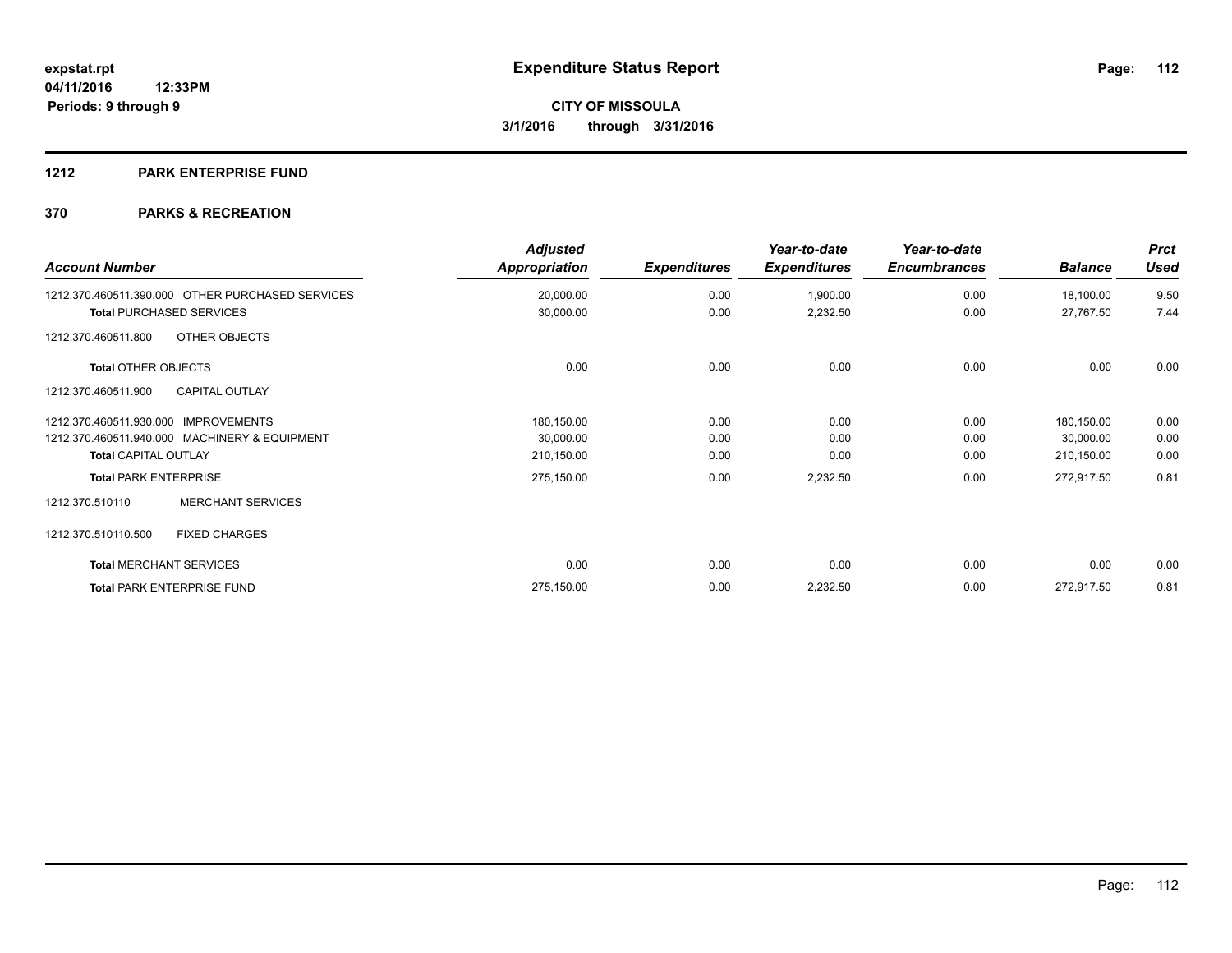# Expenditure Status Report

expstat.rpt
04/11/2016 12:33PM
Periods: 9 through 9

**CITY OF MISSOULA**
**3/1/2016 through 3/31/2016**

## 1212 PARK ENTERPRISE FUND

## 370 PARKS & RECREATION

| Account Number | Adjusted Appropriation | Expenditures | Year-to-date Expenditures | Year-to-date Encumbrances | Balance | Prct Used |
|---|---|---|---|---|---|---|
| 1212.370.460511.390.000 OTHER PURCHASED SERVICES | 20,000.00 | 0.00 | 1,900.00 | 0.00 | 18,100.00 | 9.50 |
| **Total** PURCHASED SERVICES | 30,000.00 | 0.00 | 2,232.50 | 0.00 | 27,767.50 | 7.44 |
| 1212.370.460511.800 OTHER OBJECTS | | | | | | |
| **Total** OTHER OBJECTS | 0.00 | 0.00 | 0.00 | 0.00 | 0.00 | 0.00 |
| 1212.370.460511.900 CAPITAL OUTLAY | | | | | | |
| 1212.370.460511.930.000 IMPROVEMENTS | 180,150.00 | 0.00 | 0.00 | 0.00 | 180,150.00 | 0.00 |
| 1212.370.460511.940.000 MACHINERY & EQUIPMENT | 30,000.00 | 0.00 | 0.00 | 0.00 | 30,000.00 | 0.00 |
| **Total** CAPITAL OUTLAY | 210,150.00 | 0.00 | 0.00 | 0.00 | 210,150.00 | 0.00 |
| **Total** PARK ENTERPRISE | 275,150.00 | 0.00 | 2,232.50 | 0.00 | 272,917.50 | 0.81 |
| 1212.370.510110 MERCHANT SERVICES | | | | | | |
| 1212.370.510110.500 FIXED CHARGES | | | | | | |
| **Total** MERCHANT SERVICES | 0.00 | 0.00 | 0.00 | 0.00 | 0.00 | 0.00 |
| **Total** PARK ENTERPRISE FUND | 275,150.00 | 0.00 | 2,232.50 | 0.00 | 272,917.50 | 0.81 |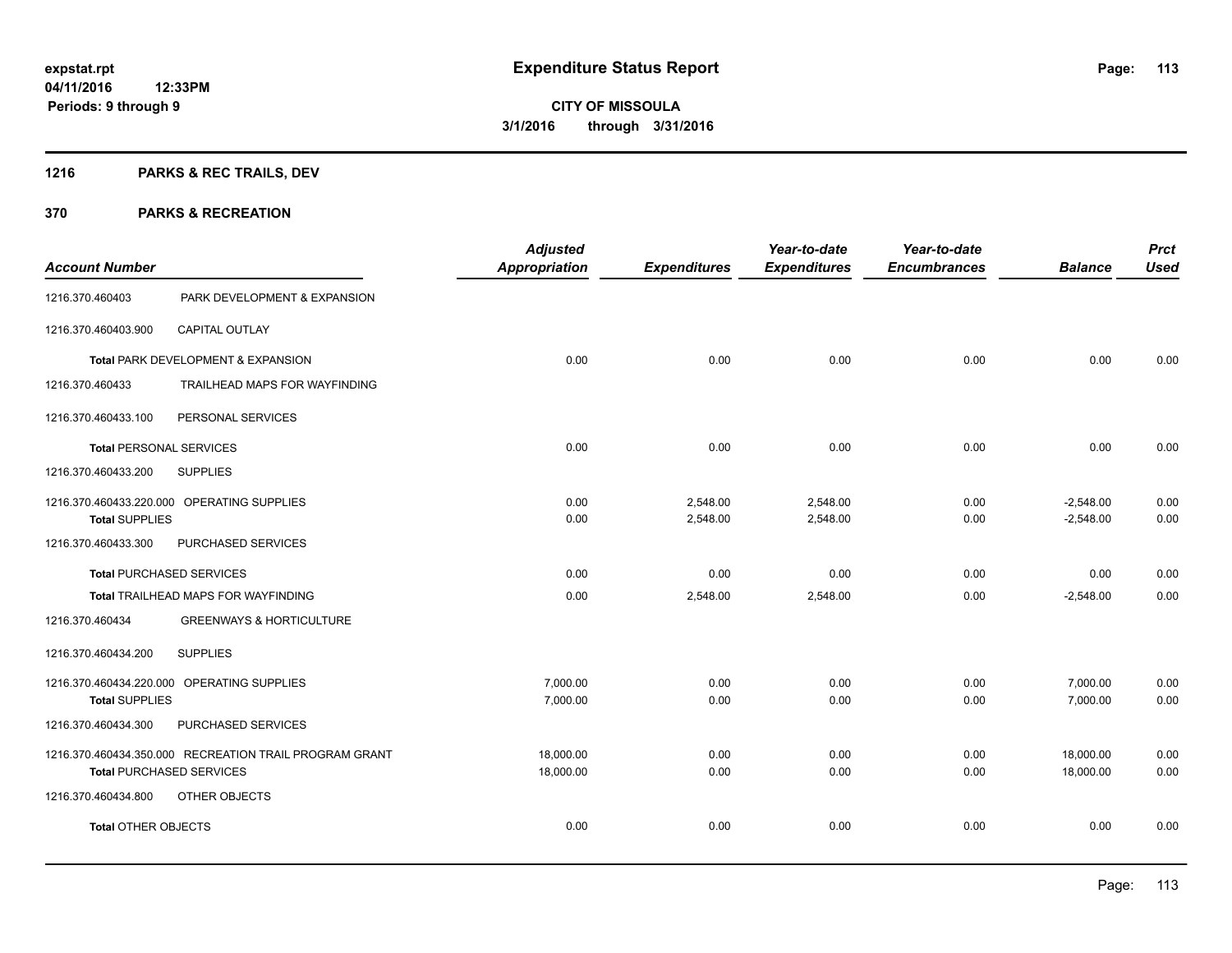**expstat.rpt**
**04/11/2016 12:33PM**
**Periods: 9 through 9**

# Expenditure Status Report

**CITY OF MISSOULA**
**3/1/2016 through 3/31/2016**

## 1216 PARKS & REC TRAILS, DEV

## 370 PARKS & RECREATION

| Account Number | | Adjusted Appropriation | Expenditures | Year-to-date Expenditures | Year-to-date Encumbrances | Balance | Prct Used |
|---|---|---|---|---|---|---|---|
| 1216.370.460403 | PARK DEVELOPMENT & EXPANSION | | | | | | |
| 1216.370.460403.900 | CAPITAL OUTLAY | | | | | | |
| **Total** PARK DEVELOPMENT & EXPANSION | | 0.00 | 0.00 | 0.00 | 0.00 | 0.00 | 0.00 |
| 1216.370.460433 | TRAILHEAD MAPS FOR WAYFINDING | | | | | | |
| 1216.370.460433.100 | PERSONAL SERVICES | | | | | | |
| **Total** PERSONAL SERVICES | | 0.00 | 0.00 | 0.00 | 0.00 | 0.00 | 0.00 |
| 1216.370.460433.200 | SUPPLIES | | | | | | |
| 1216.370.460433.220.000 | OPERATING SUPPLIES | 0.00 | 2,548.00 | 2,548.00 | 0.00 | -2,548.00 | 0.00 |
| **Total** SUPPLIES | | 0.00 | 2,548.00 | 2,548.00 | 0.00 | -2,548.00 | 0.00 |
| 1216.370.460433.300 | PURCHASED SERVICES | | | | | | |
| **Total** PURCHASED SERVICES | | 0.00 | 0.00 | 0.00 | 0.00 | 0.00 | 0.00 |
| **Total** TRAILHEAD MAPS FOR WAYFINDING | | 0.00 | 2,548.00 | 2,548.00 | 0.00 | -2,548.00 | 0.00 |
| 1216.370.460434 | GREENWAYS & HORTICULTURE | | | | | | |
| 1216.370.460434.200 | SUPPLIES | | | | | | |
| 1216.370.460434.220.000 | OPERATING SUPPLIES | 7,000.00 | 0.00 | 0.00 | 0.00 | 7,000.00 | 0.00 |
| **Total** SUPPLIES | | 7,000.00 | 0.00 | 0.00 | 0.00 | 7,000.00 | 0.00 |
| 1216.370.460434.300 | PURCHASED SERVICES | | | | | | |
| 1216.370.460434.350.000 | RECREATION TRAIL PROGRAM GRANT | 18,000.00 | 0.00 | 0.00 | 0.00 | 18,000.00 | 0.00 |
| **Total** PURCHASED SERVICES | | 18,000.00 | 0.00 | 0.00 | 0.00 | 18,000.00 | 0.00 |
| 1216.370.460434.800 | OTHER OBJECTS | | | | | | |
| **Total** OTHER OBJECTS | | 0.00 | 0.00 | 0.00 | 0.00 | 0.00 | 0.00 |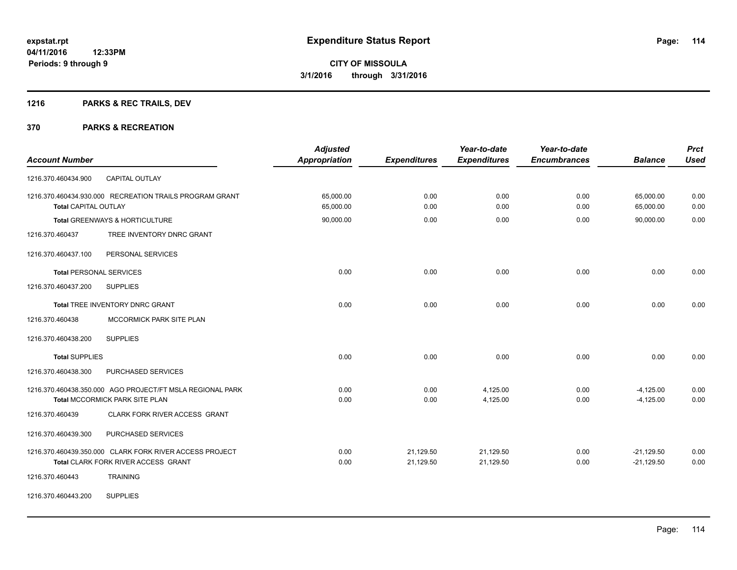**Expenditure Status Report**

**CITY OF MISSOULA**

**3/1/2016 through 3/31/2016**

expstat.rpt
04/11/2016 12:33PM
Periods: 9 through 9

## 1216 PARKS & REC TRAILS, DEV

## 370 PARKS & RECREATION

| Account Number | | Adjusted Appropriation | Expenditures | Year-to-date Expenditures | Year-to-date Encumbrances | Balance | Prct Used |
|---|---|---|---|---|---|---|---|
| 1216.370.460434.900 | CAPITAL OUTLAY | | | | | | |
| 1216.370.460434.930.000 | RECREATION TRAILS PROGRAM GRANT | 65,000.00 | 0.00 | 0.00 | 0.00 | 65,000.00 | 0.00 |
| **Total** CAPITAL OUTLAY | | 65,000.00 | 0.00 | 0.00 | 0.00 | 65,000.00 | 0.00 |
| **Total** GREENWAYS & HORTICULTURE | | 90,000.00 | 0.00 | 0.00 | 0.00 | 90,000.00 | 0.00 |
| 1216.370.460437 | TREE INVENTORY DNRC GRANT | | | | | | |
| 1216.370.460437.100 | PERSONAL SERVICES | | | | | | |
| **Total** PERSONAL SERVICES | | 0.00 | 0.00 | 0.00 | 0.00 | 0.00 | 0.00 |
| 1216.370.460437.200 | SUPPLIES | | | | | | |
| **Total** TREE INVENTORY DNRC GRANT | | 0.00 | 0.00 | 0.00 | 0.00 | 0.00 | 0.00 |
| 1216.370.460438 | MCCORMICK PARK SITE PLAN | | | | | | |
| 1216.370.460438.200 | SUPPLIES | | | | | | |
| **Total** SUPPLIES | | 0.00 | 0.00 | 0.00 | 0.00 | 0.00 | 0.00 |
| 1216.370.460438.300 | PURCHASED SERVICES | | | | | | |
| 1216.370.460438.350.000 | AGO PROJECT/FT MSLA REGIONAL PARK | 0.00 | 0.00 | 4,125.00 | 0.00 | -4,125.00 | 0.00 |
| **Total** MCCORMICK PARK SITE PLAN | | 0.00 | 0.00 | 4,125.00 | 0.00 | -4,125.00 | 0.00 |
| 1216.370.460439 | CLARK FORK RIVER ACCESS GRANT | | | | | | |
| 1216.370.460439.300 | PURCHASED SERVICES | | | | | | |
| 1216.370.460439.350.000 | CLARK FORK RIVER ACCESS PROJECT | 0.00 | 21,129.50 | 21,129.50 | 0.00 | -21,129.50 | 0.00 |
| **Total** CLARK FORK RIVER ACCESS GRANT | | 0.00 | 21,129.50 | 21,129.50 | 0.00 | -21,129.50 | 0.00 |
| 1216.370.460443 | TRAINING | | | | | | |
| 1216.370.460443.200 | SUPPLIES | | | | | | |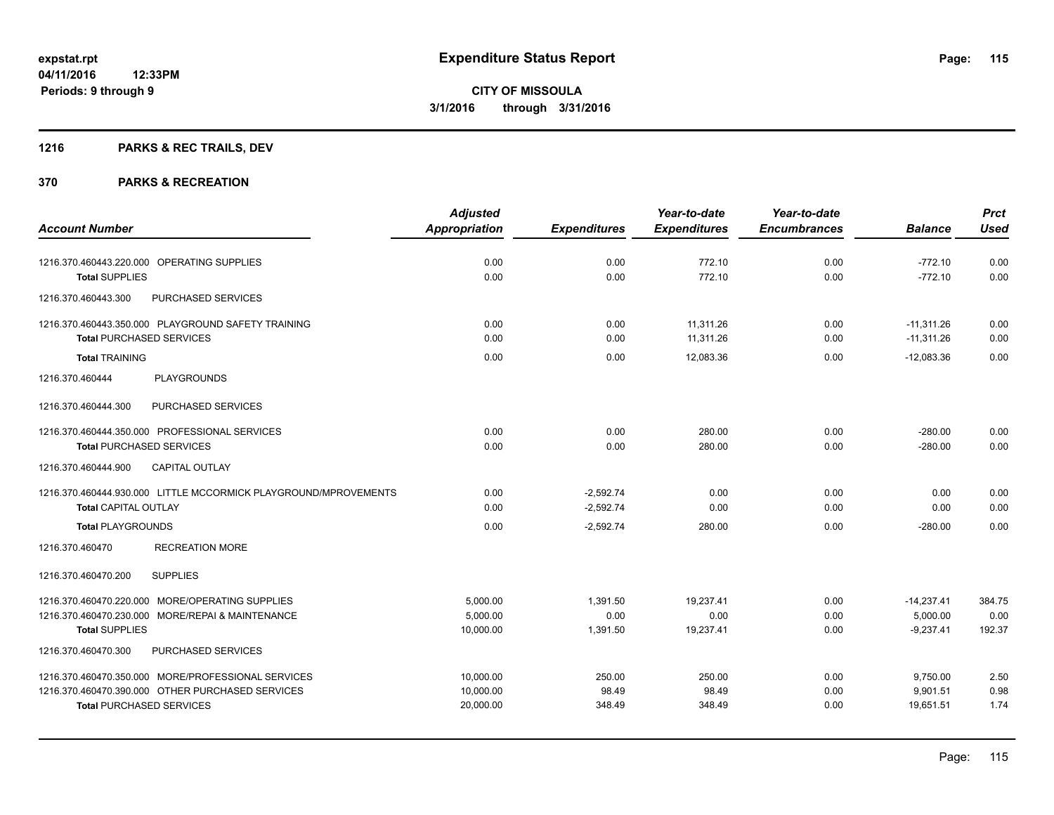**expstat.rpt**
**04/11/2016 12:33PM**
**Periods: 9 through 9**

# Expenditure Status Report

**CITY OF MISSOULA**
**3/1/2016 through 3/31/2016**

## 1216 PARKS & REC TRAILS, DEV

## 370 PARKS & RECREATION

| Account Number | Adjusted Appropriation | Expenditures | Year-to-date Expenditures | Year-to-date Encumbrances | Balance | Prct Used |
|---|---|---|---|---|---|---|
| 1216.370.460443.220.000 OPERATING SUPPLIES | 0.00 | 0.00 | 772.10 | 0.00 | -772.10 | 0.00 |
| **Total** SUPPLIES | 0.00 | 0.00 | 772.10 | 0.00 | -772.10 | 0.00 |
| 1216.370.460443.300 PURCHASED SERVICES | | | | | | |
| 1216.370.460443.350.000 PLAYGROUND SAFETY TRAINING | 0.00 | 0.00 | 11,311.26 | 0.00 | -11,311.26 | 0.00 |
| **Total** PURCHASED SERVICES | 0.00 | 0.00 | 11,311.26 | 0.00 | -11,311.26 | 0.00 |
| **Total** TRAINING | 0.00 | 0.00 | 12,083.36 | 0.00 | -12,083.36 | 0.00 |
| 1216.370.460444 PLAYGROUNDS | | | | | | |
| 1216.370.460444.300 PURCHASED SERVICES | | | | | | |
| 1216.370.460444.350.000 PROFESSIONAL SERVICES | 0.00 | 0.00 | 280.00 | 0.00 | -280.00 | 0.00 |
| **Total** PURCHASED SERVICES | 0.00 | 0.00 | 280.00 | 0.00 | -280.00 | 0.00 |
| 1216.370.460444.900 CAPITAL OUTLAY | | | | | | |
| 1216.370.460444.930.000 LITTLE MCCORMICK PLAYGROUND/MPROVEMENTS | 0.00 | -2,592.74 | 0.00 | 0.00 | 0.00 | 0.00 |
| **Total** CAPITAL OUTLAY | 0.00 | -2,592.74 | 0.00 | 0.00 | 0.00 | 0.00 |
| **Total** PLAYGROUNDS | 0.00 | -2,592.74 | 280.00 | 0.00 | -280.00 | 0.00 |
| 1216.370.460470 RECREATION MORE | | | | | | |
| 1216.370.460470.200 SUPPLIES | | | | | | |
| 1216.370.460470.220.000 MORE/OPERATING SUPPLIES | 5,000.00 | 1,391.50 | 19,237.41 | 0.00 | -14,237.41 | 384.75 |
| 1216.370.460470.230.000 MORE/REPAI & MAINTENANCE | 5,000.00 | 0.00 | 0.00 | 0.00 | 5,000.00 | 0.00 |
| **Total** SUPPLIES | 10,000.00 | 1,391.50 | 19,237.41 | 0.00 | -9,237.41 | 192.37 |
| 1216.370.460470.300 PURCHASED SERVICES | | | | | | |
| 1216.370.460470.350.000 MORE/PROFESSIONAL SERVICES | 10,000.00 | 250.00 | 250.00 | 0.00 | 9,750.00 | 2.50 |
| 1216.370.460470.390.000 OTHER PURCHASED SERVICES | 10,000.00 | 98.49 | 98.49 | 0.00 | 9,901.51 | 0.98 |
| **Total** PURCHASED SERVICES | 20,000.00 | 348.49 | 348.49 | 0.00 | 19,651.51 | 1.74 |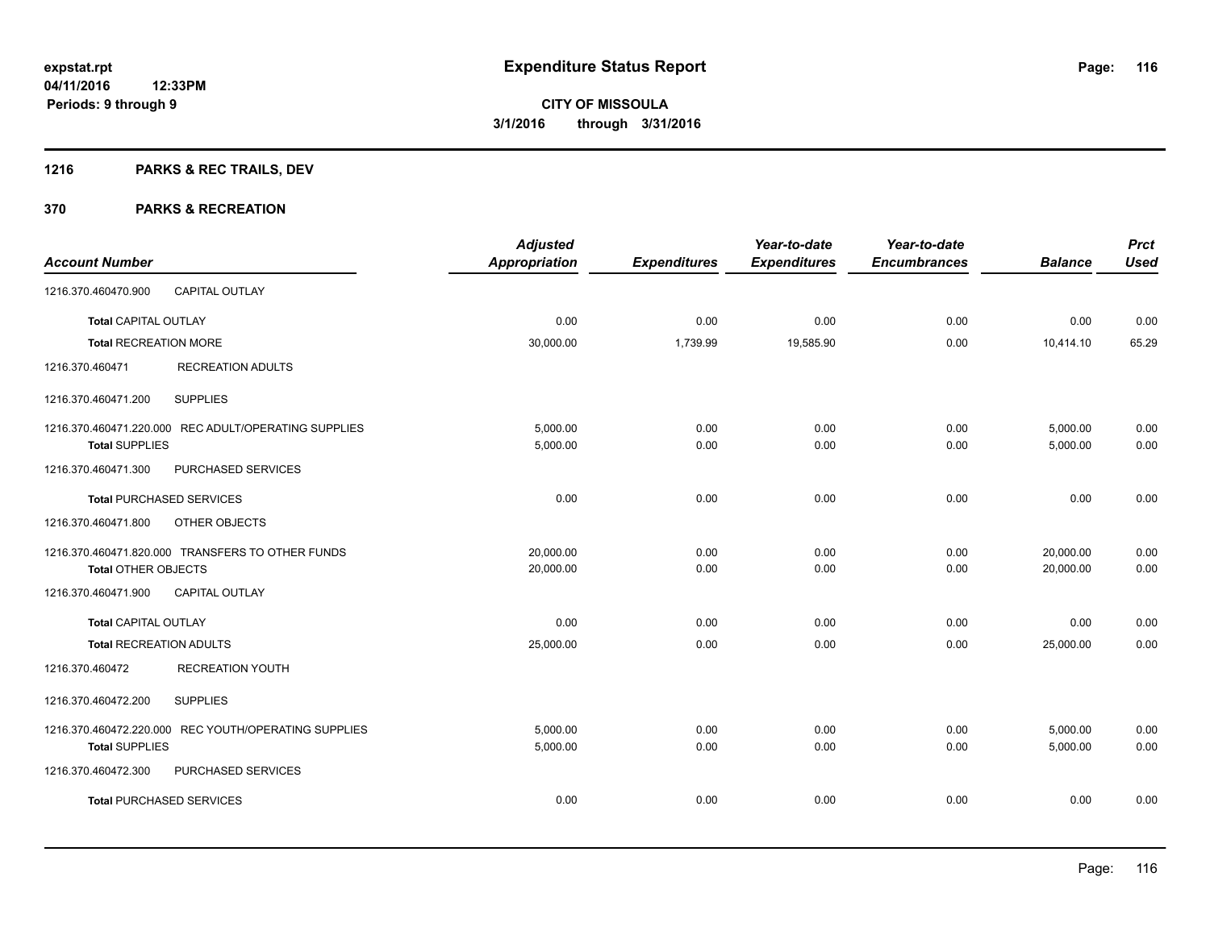**expstat.rpt**
**04/11/2016 12:33PM**
**Periods: 9 through 9**

# Expenditure Status Report

**CITY OF MISSOULA**
**3/1/2016 through 3/31/2016**

## 1216 PARKS & REC TRAILS, DEV

## 370 PARKS & RECREATION

| Account Number | | Adjusted Appropriation | Expenditures | Year-to-date Expenditures | Year-to-date Encumbrances | Balance | Prct Used |
|---|---|---|---|---|---|---|---|
| 1216.370.460470.900 | CAPITAL OUTLAY | | | | | | |
| **Total** CAPITAL OUTLAY | | 0.00 | 0.00 | 0.00 | 0.00 | 0.00 | 0.00 |
| **Total** RECREATION MORE | | 30,000.00 | 1,739.99 | 19,585.90 | 0.00 | 10,414.10 | 65.29 |
| 1216.370.460471 | RECREATION ADULTS | | | | | | |
| 1216.370.460471.200 | SUPPLIES | | | | | | |
| 1216.370.460471.220.000 | REC ADULT/OPERATING SUPPLIES | 5,000.00 | 0.00 | 0.00 | 0.00 | 5,000.00 | 0.00 |
| **Total** SUPPLIES | | 5,000.00 | 0.00 | 0.00 | 0.00 | 5,000.00 | 0.00 |
| 1216.370.460471.300 | PURCHASED SERVICES | | | | | | |
| **Total** PURCHASED SERVICES | | 0.00 | 0.00 | 0.00 | 0.00 | 0.00 | 0.00 |
| 1216.370.460471.800 | OTHER OBJECTS | | | | | | |
| 1216.370.460471.820.000 | TRANSFERS TO OTHER FUNDS | 20,000.00 | 0.00 | 0.00 | 0.00 | 20,000.00 | 0.00 |
| **Total** OTHER OBJECTS | | 20,000.00 | 0.00 | 0.00 | 0.00 | 20,000.00 | 0.00 |
| 1216.370.460471.900 | CAPITAL OUTLAY | | | | | | |
| **Total** CAPITAL OUTLAY | | 0.00 | 0.00 | 0.00 | 0.00 | 0.00 | 0.00 |
| **Total** RECREATION ADULTS | | 25,000.00 | 0.00 | 0.00 | 0.00 | 25,000.00 | 0.00 |
| 1216.370.460472 | RECREATION YOUTH | | | | | | |
| 1216.370.460472.200 | SUPPLIES | | | | | | |
| 1216.370.460472.220.000 | REC YOUTH/OPERATING SUPPLIES | 5,000.00 | 0.00 | 0.00 | 0.00 | 5,000.00 | 0.00 |
| **Total** SUPPLIES | | 5,000.00 | 0.00 | 0.00 | 0.00 | 5,000.00 | 0.00 |
| 1216.370.460472.300 | PURCHASED SERVICES | | | | | | |
| **Total** PURCHASED SERVICES | | 0.00 | 0.00 | 0.00 | 0.00 | 0.00 | 0.00 |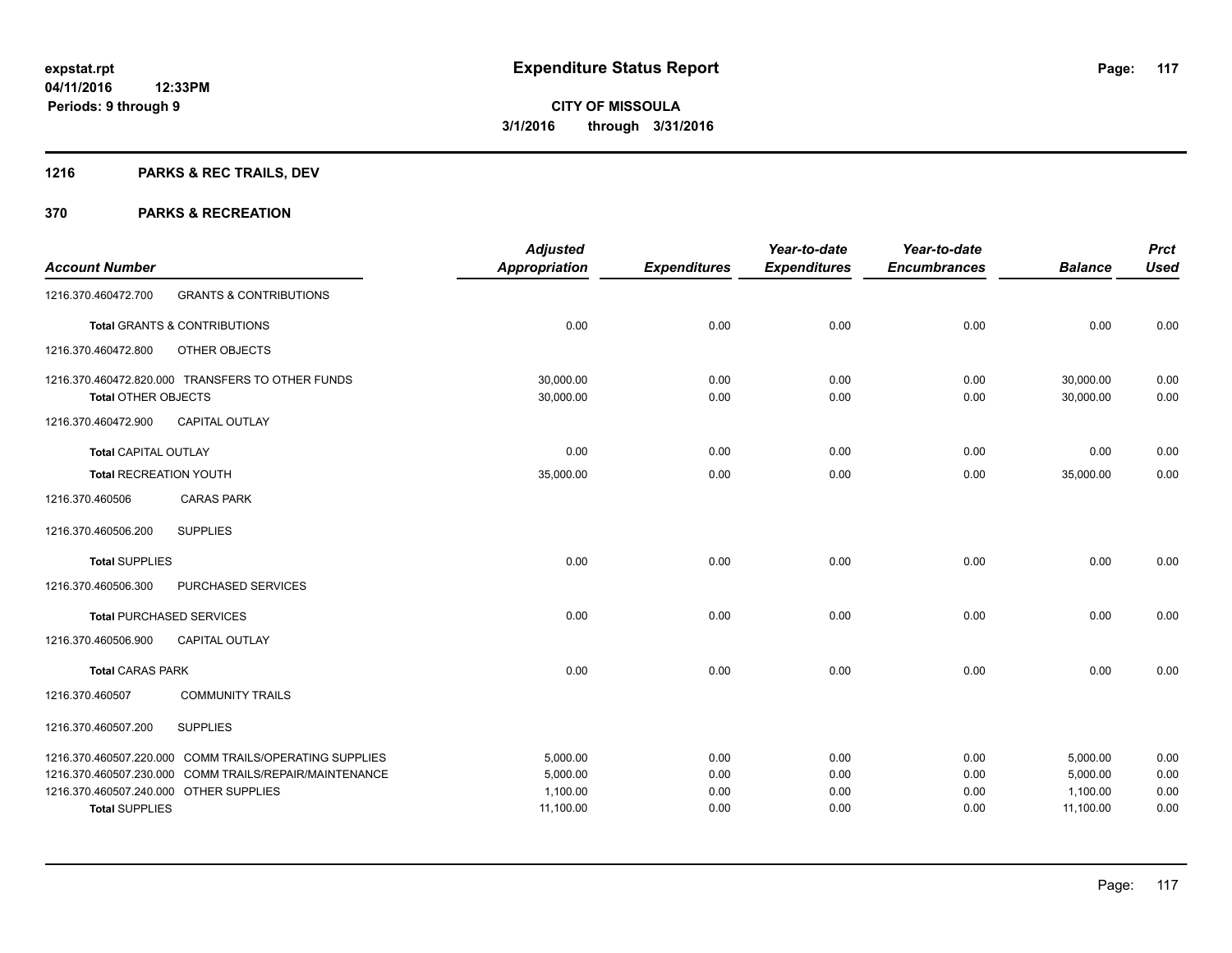# Expenditure Status Report

expstat.rpt
04/11/2016 12:33PM
Periods: 9 through 9

**CITY OF MISSOULA**
**3/1/2016 through 3/31/2016**

## 1216 PARKS & REC TRAILS, DEV

## 370 PARKS & RECREATION

| Account Number | | Adjusted Appropriation | Expenditures | Year-to-date Expenditures | Year-to-date Encumbrances | Balance | Prct Used |
|---|---|---|---|---|---|---|---|
| 1216.370.460472.700 | GRANTS & CONTRIBUTIONS | | | | | | |
| **Total** GRANTS & CONTRIBUTIONS | | 0.00 | 0.00 | 0.00 | 0.00 | 0.00 | 0.00 |
| 1216.370.460472.800 | OTHER OBJECTS | | | | | | |
| 1216.370.460472.820.000 | TRANSFERS TO OTHER FUNDS | 30,000.00 | 0.00 | 0.00 | 0.00 | 30,000.00 | 0.00 |
| **Total** OTHER OBJECTS | | 30,000.00 | 0.00 | 0.00 | 0.00 | 30,000.00 | 0.00 |
| 1216.370.460472.900 | CAPITAL OUTLAY | | | | | | |
| **Total** CAPITAL OUTLAY | | 0.00 | 0.00 | 0.00 | 0.00 | 0.00 | 0.00 |
| **Total** RECREATION YOUTH | | 35,000.00 | 0.00 | 0.00 | 0.00 | 35,000.00 | 0.00 |
| 1216.370.460506 | CARAS PARK | | | | | | |
| 1216.370.460506.200 | SUPPLIES | | | | | | |
| **Total** SUPPLIES | | 0.00 | 0.00 | 0.00 | 0.00 | 0.00 | 0.00 |
| 1216.370.460506.300 | PURCHASED SERVICES | | | | | | |
| **Total** PURCHASED SERVICES | | 0.00 | 0.00 | 0.00 | 0.00 | 0.00 | 0.00 |
| 1216.370.460506.900 | CAPITAL OUTLAY | | | | | | |
| **Total** CARAS PARK | | 0.00 | 0.00 | 0.00 | 0.00 | 0.00 | 0.00 |
| 1216.370.460507 | COMMUNITY TRAILS | | | | | | |
| 1216.370.460507.200 | SUPPLIES | | | | | | |
| 1216.370.460507.220.000 | COMM TRAILS/OPERATING SUPPLIES | 5,000.00 | 0.00 | 0.00 | 0.00 | 5,000.00 | 0.00 |
| 1216.370.460507.230.000 | COMM TRAILS/REPAIR/MAINTENANCE | 5,000.00 | 0.00 | 0.00 | 0.00 | 5,000.00 | 0.00 |
| 1216.370.460507.240.000 | OTHER SUPPLIES | 1,100.00 | 0.00 | 0.00 | 0.00 | 1,100.00 | 0.00 |
| **Total** SUPPLIES | | 11,100.00 | 0.00 | 0.00 | 0.00 | 11,100.00 | 0.00 |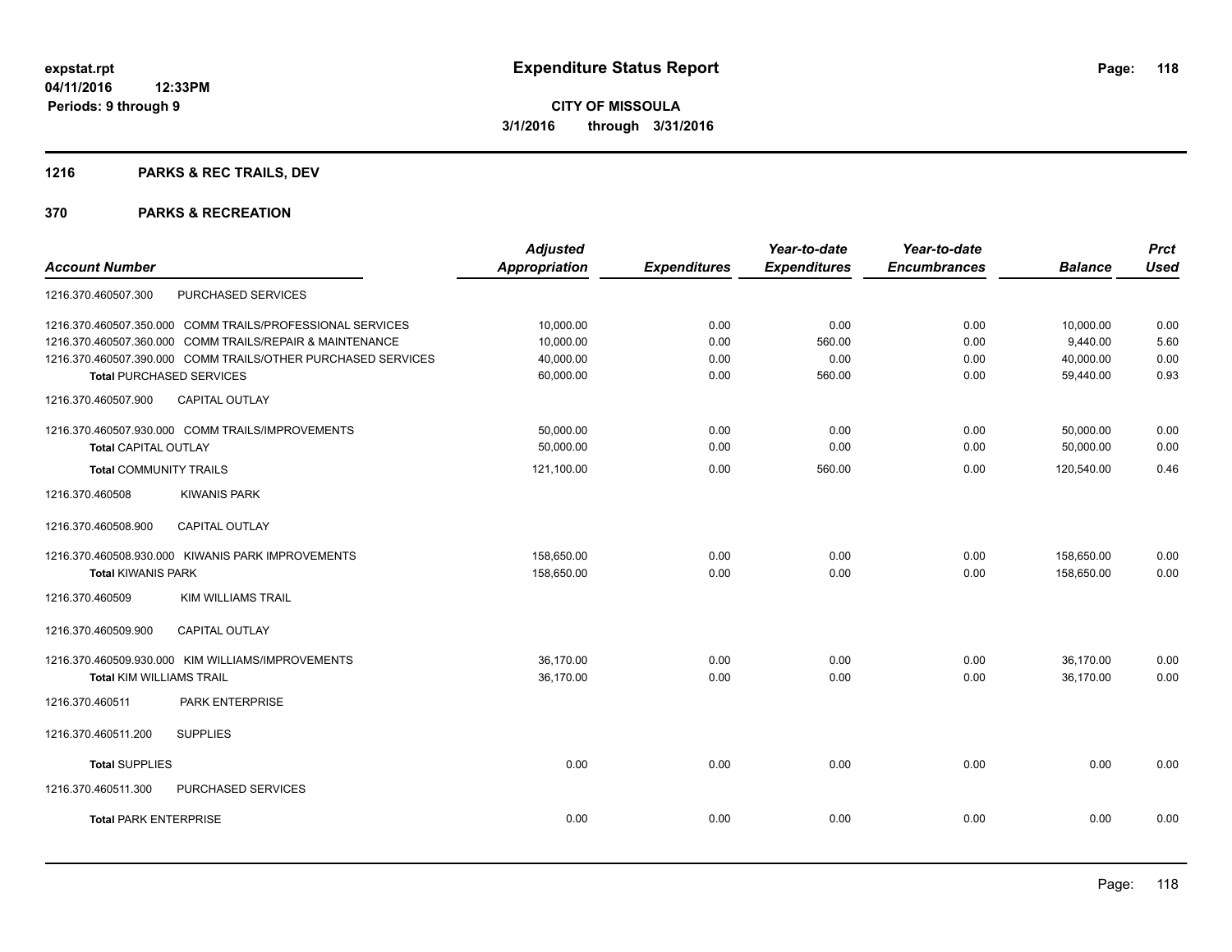**expstat.rpt**
**04/11/2016 12:33PM**
**Periods: 9 through 9**

# Expenditure Status Report

**CITY OF MISSOULA**
**3/1/2016 through 3/31/2016**

## 1216 PARKS & REC TRAILS, DEV

## 370 PARKS & RECREATION

| Account Number | | Adjusted Appropriation | Expenditures | Year-to-date Expenditures | Year-to-date Encumbrances | Balance | Prct Used |
|---|---|---|---|---|---|---|---|
| 1216.370.460507.300 | PURCHASED SERVICES | | | | | | |
| 1216.370.460507.350.000 | COMM TRAILS/PROFESSIONAL SERVICES | 10,000.00 | 0.00 | 0.00 | 0.00 | 10,000.00 | 0.00 |
| 1216.370.460507.360.000 | COMM TRAILS/REPAIR & MAINTENANCE | 10,000.00 | 0.00 | 560.00 | 0.00 | 9,440.00 | 5.60 |
| 1216.370.460507.390.000 | COMM TRAILS/OTHER PURCHASED SERVICES | 40,000.00 | 0.00 | 0.00 | 0.00 | 40,000.00 | 0.00 |
| **Total** PURCHASED SERVICES | | 60,000.00 | 0.00 | 560.00 | 0.00 | 59,440.00 | 0.93 |
| 1216.370.460507.900 | CAPITAL OUTLAY | | | | | | |
| 1216.370.460507.930.000 | COMM TRAILS/IMPROVEMENTS | 50,000.00 | 0.00 | 0.00 | 0.00 | 50,000.00 | 0.00 |
| **Total** CAPITAL OUTLAY | | 50,000.00 | 0.00 | 0.00 | 0.00 | 50,000.00 | 0.00 |
| **Total** COMMUNITY TRAILS | | 121,100.00 | 0.00 | 560.00 | 0.00 | 120,540.00 | 0.46 |
| 1216.370.460508 | KIWANIS PARK | | | | | | |
| 1216.370.460508.900 | CAPITAL OUTLAY | | | | | | |
| 1216.370.460508.930.000 | KIWANIS PARK IMPROVEMENTS | 158,650.00 | 0.00 | 0.00 | 0.00 | 158,650.00 | 0.00 |
| **Total** KIWANIS PARK | | 158,650.00 | 0.00 | 0.00 | 0.00 | 158,650.00 | 0.00 |
| 1216.370.460509 | KIM WILLIAMS TRAIL | | | | | | |
| 1216.370.460509.900 | CAPITAL OUTLAY | | | | | | |
| 1216.370.460509.930.000 | KIM WILLIAMS/IMPROVEMENTS | 36,170.00 | 0.00 | 0.00 | 0.00 | 36,170.00 | 0.00 |
| **Total** KIM WILLIAMS TRAIL | | 36,170.00 | 0.00 | 0.00 | 0.00 | 36,170.00 | 0.00 |
| 1216.370.460511 | PARK ENTERPRISE | | | | | | |
| 1216.370.460511.200 | SUPPLIES | | | | | | |
| **Total** SUPPLIES | | 0.00 | 0.00 | 0.00 | 0.00 | 0.00 | 0.00 |
| 1216.370.460511.300 | PURCHASED SERVICES | | | | | | |
| **Total** PARK ENTERPRISE | | 0.00 | 0.00 | 0.00 | 0.00 | 0.00 | 0.00 |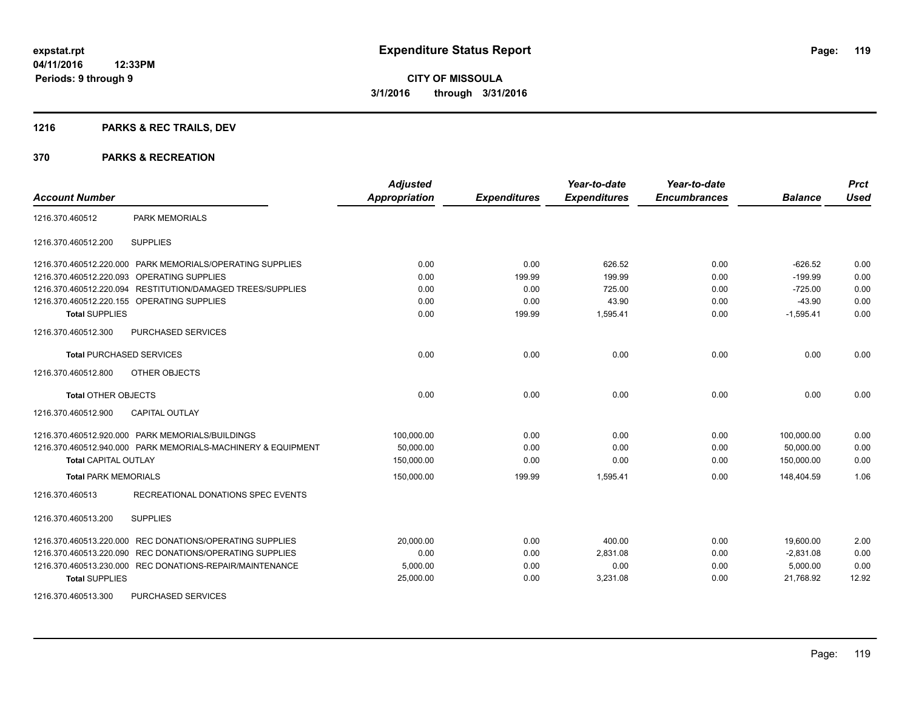expstat.rpt
04/11/2016 12:33PM
Periods: 9 through 9

# Expenditure Status Report

CITY OF MISSOULA
3/1/2016 through 3/31/2016

## 1216 PARKS & REC TRAILS, DEV

## 370 PARKS & RECREATION

| Account Number | | Adjusted Appropriation | Expenditures | Year-to-date Expenditures | Year-to-date Encumbrances | Balance | Prct Used |
|---|---|---|---|---|---|---|---|
| 1216.370.460512 | PARK MEMORIALS | | | | | | |
| 1216.370.460512.200 | SUPPLIES | | | | | | |
| 1216.370.460512.220.000 | PARK MEMORIALS/OPERATING SUPPLIES | 0.00 | 0.00 | 626.52 | 0.00 | -626.52 | 0.00 |
| 1216.370.460512.220.093 | OPERATING SUPPLIES | 0.00 | 199.99 | 199.99 | 0.00 | -199.99 | 0.00 |
| 1216.370.460512.220.094 | RESTITUTION/DAMAGED TREES/SUPPLIES | 0.00 | 0.00 | 725.00 | 0.00 | -725.00 | 0.00 |
| 1216.370.460512.220.155 | OPERATING SUPPLIES | 0.00 | 0.00 | 43.90 | 0.00 | -43.90 | 0.00 |
| **Total** SUPPLIES | | 0.00 | 199.99 | 1,595.41 | 0.00 | -1,595.41 | 0.00 |
| 1216.370.460512.300 | PURCHASED SERVICES | | | | | | |
| **Total** PURCHASED SERVICES | | 0.00 | 0.00 | 0.00 | 0.00 | 0.00 | 0.00 |
| 1216.370.460512.800 | OTHER OBJECTS | | | | | | |
| **Total** OTHER OBJECTS | | 0.00 | 0.00 | 0.00 | 0.00 | 0.00 | 0.00 |
| 1216.370.460512.900 | CAPITAL OUTLAY | | | | | | |
| 1216.370.460512.920.000 | PARK MEMORIALS/BUILDINGS | 100,000.00 | 0.00 | 0.00 | 0.00 | 100,000.00 | 0.00 |
| 1216.370.460512.940.000 | PARK MEMORIALS-MACHINERY & EQUIPMENT | 50,000.00 | 0.00 | 0.00 | 0.00 | 50,000.00 | 0.00 |
| **Total** CAPITAL OUTLAY | | 150,000.00 | 0.00 | 0.00 | 0.00 | 150,000.00 | 0.00 |
| **Total** PARK MEMORIALS | | 150,000.00 | 199.99 | 1,595.41 | 0.00 | 148,404.59 | 1.06 |
| 1216.370.460513 | RECREATIONAL DONATIONS SPEC EVENTS | | | | | | |
| 1216.370.460513.200 | SUPPLIES | | | | | | |
| 1216.370.460513.220.000 | REC DONATIONS/OPERATING SUPPLIES | 20,000.00 | 0.00 | 400.00 | 0.00 | 19,600.00 | 2.00 |
| 1216.370.460513.220.090 | REC DONATIONS/OPERATING SUPPLIES | 0.00 | 0.00 | 2,831.08 | 0.00 | -2,831.08 | 0.00 |
| 1216.370.460513.230.000 | REC DONATIONS-REPAIR/MAINTENANCE | 5,000.00 | 0.00 | 0.00 | 0.00 | 5,000.00 | 0.00 |
| **Total** SUPPLIES | | 25,000.00 | 0.00 | 3,231.08 | 0.00 | 21,768.92 | 12.92 |
| 1216.370.460513.300 | PURCHASED SERVICES | | | | | | |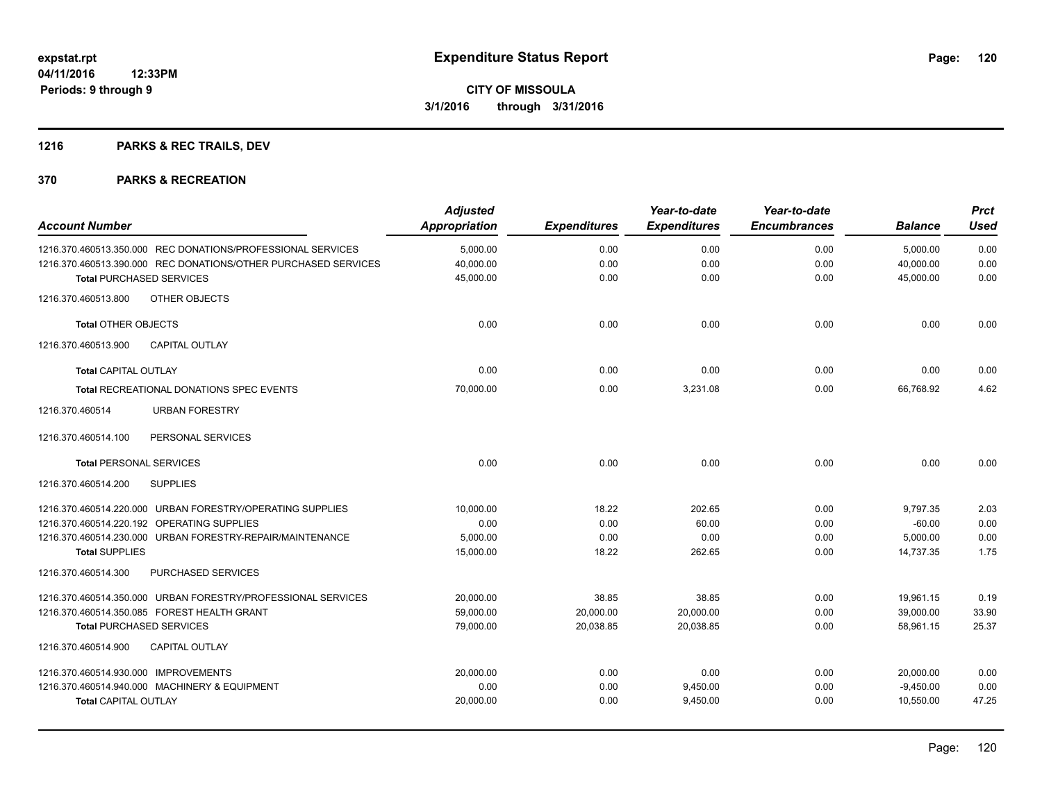**expstat.rpt**
**04/11/2016 12:33PM**
**Periods: 9 through 9**

# Expenditure Status Report

**CITY OF MISSOULA**
**3/1/2016 through 3/31/2016**

## 1216 PARKS & REC TRAILS, DEV

## 370 PARKS & RECREATION

| Account Number | Adjusted Appropriation | Expenditures | Year-to-date Expenditures | Year-to-date Encumbrances | Balance | Prct Used |
|---|---|---|---|---|---|---|
| 1216.370.460513.350.000 REC DONATIONS/PROFESSIONAL SERVICES | 5,000.00 | 0.00 | 0.00 | 0.00 | 5,000.00 | 0.00 |
| 1216.370.460513.390.000 REC DONATIONS/OTHER PURCHASED SERVICES | 40,000.00 | 0.00 | 0.00 | 0.00 | 40,000.00 | 0.00 |
| **Total** PURCHASED SERVICES | 45,000.00 | 0.00 | 0.00 | 0.00 | 45,000.00 | 0.00 |
| 1216.370.460513.800 OTHER OBJECTS | | | | | | |
| **Total** OTHER OBJECTS | 0.00 | 0.00 | 0.00 | 0.00 | 0.00 | 0.00 |
| 1216.370.460513.900 CAPITAL OUTLAY | | | | | | |
| **Total** CAPITAL OUTLAY | 0.00 | 0.00 | 0.00 | 0.00 | 0.00 | 0.00 |
| **Total** RECREATIONAL DONATIONS SPEC EVENTS | 70,000.00 | 0.00 | 3,231.08 | 0.00 | 66,768.92 | 4.62 |
| 1216.370.460514 URBAN FORESTRY | | | | | | |
| 1216.370.460514.100 PERSONAL SERVICES | | | | | | |
| **Total** PERSONAL SERVICES | 0.00 | 0.00 | 0.00 | 0.00 | 0.00 | 0.00 |
| 1216.370.460514.200 SUPPLIES | | | | | | |
| 1216.370.460514.220.000 URBAN FORESTRY/OPERATING SUPPLIES | 10,000.00 | 18.22 | 202.65 | 0.00 | 9,797.35 | 2.03 |
| 1216.370.460514.220.192 OPERATING SUPPLIES | 0.00 | 0.00 | 60.00 | 0.00 | -60.00 | 0.00 |
| 1216.370.460514.230.000 URBAN FORESTRY-REPAIR/MAINTENANCE | 5,000.00 | 0.00 | 0.00 | 0.00 | 5,000.00 | 0.00 |
| **Total** SUPPLIES | 15,000.00 | 18.22 | 262.65 | 0.00 | 14,737.35 | 1.75 |
| 1216.370.460514.300 PURCHASED SERVICES | | | | | | |
| 1216.370.460514.350.000 URBAN FORESTRY/PROFESSIONAL SERVICES | 20,000.00 | 38.85 | 38.85 | 0.00 | 19,961.15 | 0.19 |
| 1216.370.460514.350.085 FOREST HEALTH GRANT | 59,000.00 | 20,000.00 | 20,000.00 | 0.00 | 39,000.00 | 33.90 |
| **Total** PURCHASED SERVICES | 79,000.00 | 20,038.85 | 20,038.85 | 0.00 | 58,961.15 | 25.37 |
| 1216.370.460514.900 CAPITAL OUTLAY | | | | | | |
| 1216.370.460514.930.000 IMPROVEMENTS | 20,000.00 | 0.00 | 0.00 | 0.00 | 20,000.00 | 0.00 |
| 1216.370.460514.940.000 MACHINERY & EQUIPMENT | 0.00 | 0.00 | 9,450.00 | 0.00 | -9,450.00 | 0.00 |
| **Total** CAPITAL OUTLAY | 20,000.00 | 0.00 | 9,450.00 | 0.00 | 10,550.00 | 47.25 |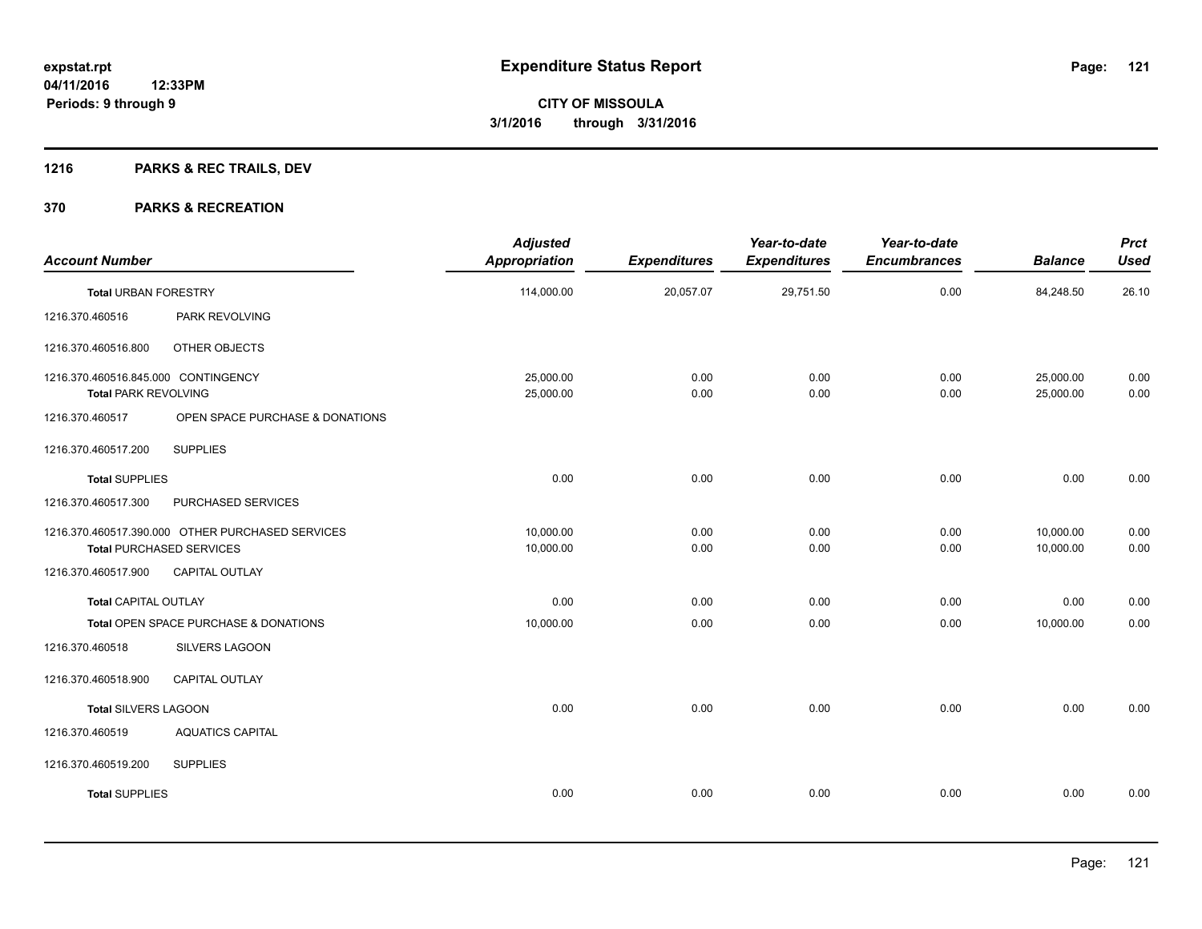# Expenditure Status Report

expstat.rpt
04/11/2016 12:33PM
Periods: 9 through 9

**CITY OF MISSOULA**
**3/1/2016 through 3/31/2016**

## 1216 PARKS & REC TRAILS, DEV

## 370 PARKS & RECREATION

| Account Number | | Adjusted Appropriation | Expenditures | Year-to-date Expenditures | Year-to-date Encumbrances | Balance | Prct Used |
|---|---|---|---|---|---|---|---|
| **Total** URBAN FORESTRY | | 114,000.00 | 20,057.07 | 29,751.50 | 0.00 | 84,248.50 | 26.10 |
| 1216.370.460516 | PARK REVOLVING | | | | | | |
| 1216.370.460516.800 | OTHER OBJECTS | | | | | | |
| 1216.370.460516.845.000 | CONTINGENCY | 25,000.00 | 0.00 | 0.00 | 0.00 | 25,000.00 | 0.00 |
| **Total** PARK REVOLVING | | 25,000.00 | 0.00 | 0.00 | 0.00 | 25,000.00 | 0.00 |
| 1216.370.460517 | OPEN SPACE PURCHASE & DONATIONS | | | | | | |
| 1216.370.460517.200 | SUPPLIES | | | | | | |
| **Total** SUPPLIES | | 0.00 | 0.00 | 0.00 | 0.00 | 0.00 | 0.00 |
| 1216.370.460517.300 | PURCHASED SERVICES | | | | | | |
| 1216.370.460517.390.000 | OTHER PURCHASED SERVICES | 10,000.00 | 0.00 | 0.00 | 0.00 | 10,000.00 | 0.00 |
| **Total** PURCHASED SERVICES | | 10,000.00 | 0.00 | 0.00 | 0.00 | 10,000.00 | 0.00 |
| 1216.370.460517.900 | CAPITAL OUTLAY | | | | | | |
| **Total** CAPITAL OUTLAY | | 0.00 | 0.00 | 0.00 | 0.00 | 0.00 | 0.00 |
| **Total** OPEN SPACE PURCHASE & DONATIONS | | 10,000.00 | 0.00 | 0.00 | 0.00 | 10,000.00 | 0.00 |
| 1216.370.460518 | SILVERS LAGOON | | | | | | |
| 1216.370.460518.900 | CAPITAL OUTLAY | | | | | | |
| **Total** SILVERS LAGOON | | 0.00 | 0.00 | 0.00 | 0.00 | 0.00 | 0.00 |
| 1216.370.460519 | AQUATICS CAPITAL | | | | | | |
| 1216.370.460519.200 | SUPPLIES | | | | | | |
| **Total** SUPPLIES | | 0.00 | 0.00 | 0.00 | 0.00 | 0.00 | 0.00 |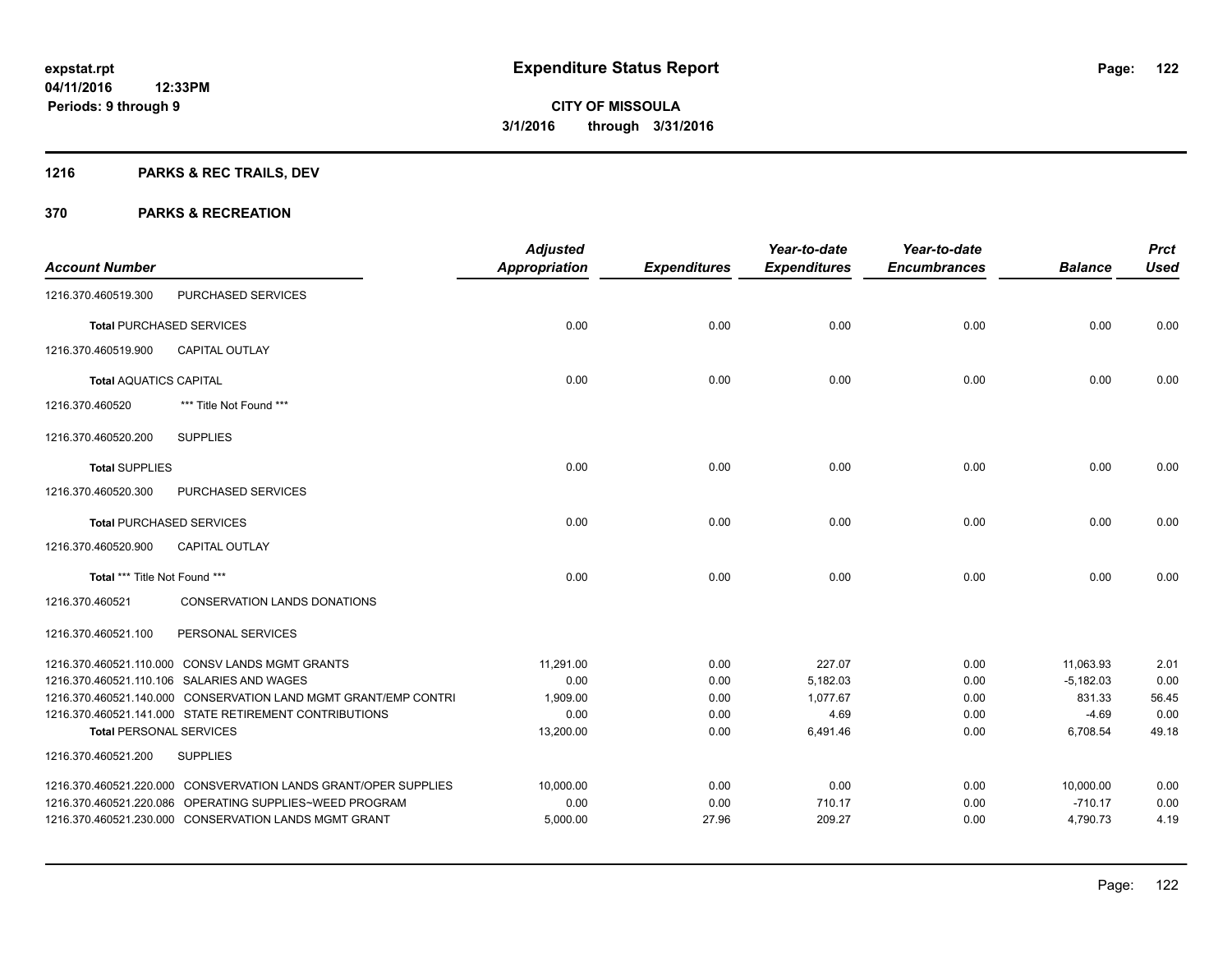**expstat.rpt**
**04/11/2016 12:33PM**
**Periods: 9 through 9**

# Expenditure Status Report

**CITY OF MISSOULA**
**3/1/2016 through 3/31/2016**

## 1216 PARKS & REC TRAILS, DEV

## 370 PARKS & RECREATION

| Account Number | | Adjusted Appropriation | Expenditures | Year-to-date Expenditures | Year-to-date Encumbrances | Balance | Prct Used |
|---|---|---|---|---|---|---|---|
| 1216.370.460519.300 | PURCHASED SERVICES | | | | | | |
| **Total** PURCHASED SERVICES | | 0.00 | 0.00 | 0.00 | 0.00 | 0.00 | 0.00 |
| 1216.370.460519.900 | CAPITAL OUTLAY | | | | | | |
| **Total** AQUATICS CAPITAL | | 0.00 | 0.00 | 0.00 | 0.00 | 0.00 | 0.00 |
| 1216.370.460520 | *** Title Not Found *** | | | | | | |
| 1216.370.460520.200 | SUPPLIES | | | | | | |
| **Total** SUPPLIES | | 0.00 | 0.00 | 0.00 | 0.00 | 0.00 | 0.00 |
| 1216.370.460520.300 | PURCHASED SERVICES | | | | | | |
| **Total** PURCHASED SERVICES | | 0.00 | 0.00 | 0.00 | 0.00 | 0.00 | 0.00 |
| 1216.370.460520.900 | CAPITAL OUTLAY | | | | | | |
| **Total** *** Title Not Found *** | | 0.00 | 0.00 | 0.00 | 0.00 | 0.00 | 0.00 |
| 1216.370.460521 | CONSERVATION LANDS DONATIONS | | | | | | |
| 1216.370.460521.100 | PERSONAL SERVICES | | | | | | |
| 1216.370.460521.110.000 | CONSV LANDS MGMT GRANTS | 11,291.00 | 0.00 | 227.07 | 0.00 | 11,063.93 | 2.01 |
| 1216.370.460521.110.106 | SALARIES AND WAGES | 0.00 | 0.00 | 5,182.03 | 0.00 | -5,182.03 | 0.00 |
| 1216.370.460521.140.000 | CONSERVATION LAND MGMT GRANT/EMP CONTRI | 1,909.00 | 0.00 | 1,077.67 | 0.00 | 831.33 | 56.45 |
| 1216.370.460521.141.000 | STATE RETIREMENT CONTRIBUTIONS | 0.00 | 0.00 | 4.69 | 0.00 | -4.69 | 0.00 |
| **Total** PERSONAL SERVICES | | 13,200.00 | 0.00 | 6,491.46 | 0.00 | 6,708.54 | 49.18 |
| 1216.370.460521.200 | SUPPLIES | | | | | | |
| 1216.370.460521.220.000 | CONSVERVATION LANDS GRANT/OPER SUPPLIES | 10,000.00 | 0.00 | 0.00 | 0.00 | 10,000.00 | 0.00 |
| 1216.370.460521.220.086 | OPERATING SUPPLIES~WEED PROGRAM | 0.00 | 0.00 | 710.17 | 0.00 | -710.17 | 0.00 |
| 1216.370.460521.230.000 | CONSERVATION LANDS MGMT GRANT | 5,000.00 | 27.96 | 209.27 | 0.00 | 4,790.73 | 4.19 |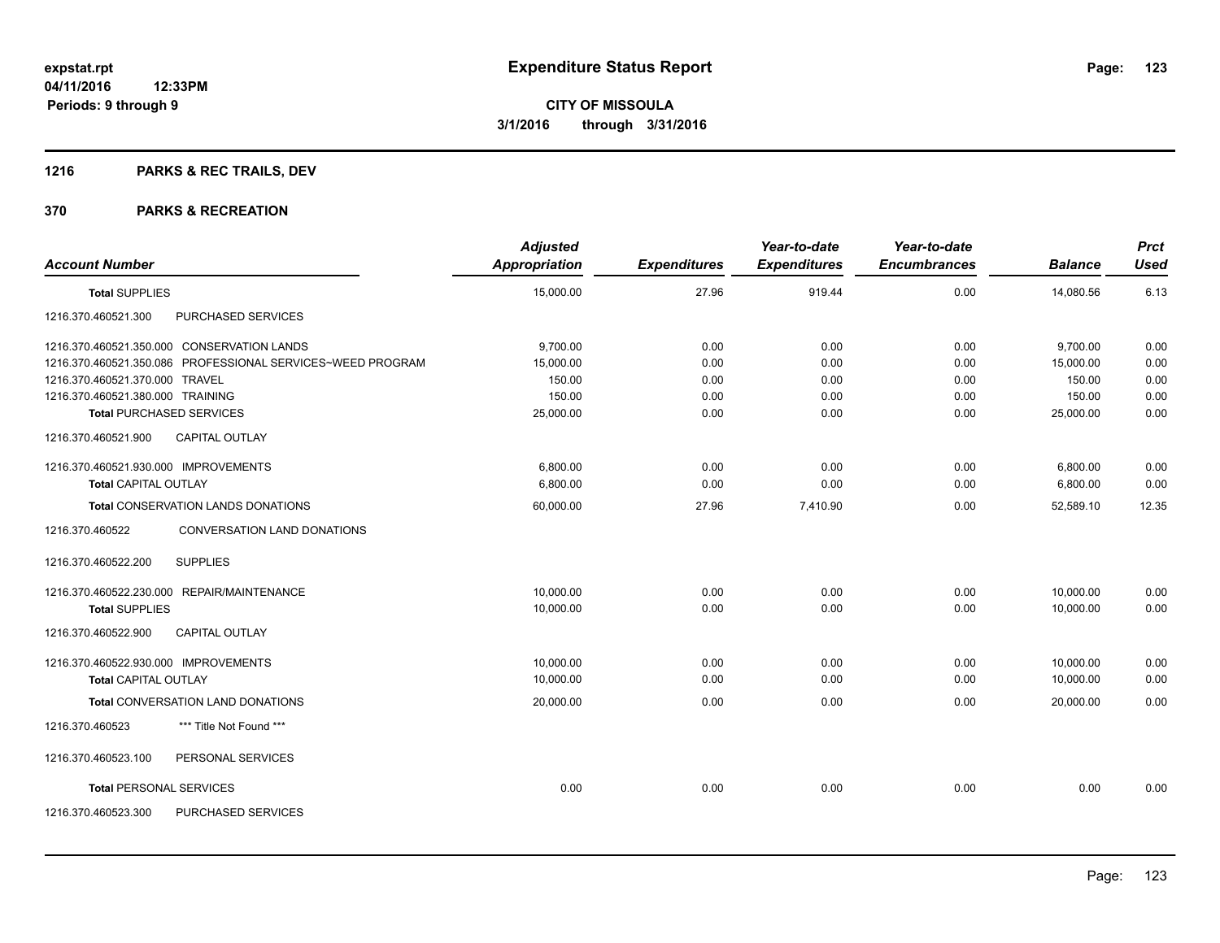**expstat.rpt**
**04/11/2016 12:33PM**
**Periods: 9 through 9**

# Expenditure Status Report

**CITY OF MISSOULA**
**3/1/2016 through 3/31/2016**

## 1216 PARKS & REC TRAILS, DEV

## 370 PARKS & RECREATION

| Account Number | Adjusted Appropriation | Expenditures | Year-to-date Expenditures | Year-to-date Encumbrances | Balance | Prct Used |
|---|---|---|---|---|---|---|
| **Total SUPPLIES** | 15,000.00 | 27.96 | 919.44 | 0.00 | 14,080.56 | 6.13 |
| 1216.370.460521.300 PURCHASED SERVICES | | | | | | |
| 1216.370.460521.350.000 CONSERVATION LANDS | 9,700.00 | 0.00 | 0.00 | 0.00 | 9,700.00 | 0.00 |
| 1216.370.460521.350.086 PROFESSIONAL SERVICES~WEED PROGRAM | 15,000.00 | 0.00 | 0.00 | 0.00 | 15,000.00 | 0.00 |
| 1216.370.460521.370.000 TRAVEL | 150.00 | 0.00 | 0.00 | 0.00 | 150.00 | 0.00 |
| 1216.370.460521.380.000 TRAINING | 150.00 | 0.00 | 0.00 | 0.00 | 150.00 | 0.00 |
| **Total PURCHASED SERVICES** | 25,000.00 | 0.00 | 0.00 | 0.00 | 25,000.00 | 0.00 |
| 1216.370.460521.900 CAPITAL OUTLAY | | | | | | |
| 1216.370.460521.930.000 IMPROVEMENTS | 6,800.00 | 0.00 | 0.00 | 0.00 | 6,800.00 | 0.00 |
| **Total CAPITAL OUTLAY** | 6,800.00 | 0.00 | 0.00 | 0.00 | 6,800.00 | 0.00 |
| **Total CONSERVATION LANDS DONATIONS** | 60,000.00 | 27.96 | 7,410.90 | 0.00 | 52,589.10 | 12.35 |
| 1216.370.460522 CONVERSATION LAND DONATIONS | | | | | | |
| 1216.370.460522.200 SUPPLIES | | | | | | |
| 1216.370.460522.230.000 REPAIR/MAINTENANCE | 10,000.00 | 0.00 | 0.00 | 0.00 | 10,000.00 | 0.00 |
| **Total SUPPLIES** | 10,000.00 | 0.00 | 0.00 | 0.00 | 10,000.00 | 0.00 |
| 1216.370.460522.900 CAPITAL OUTLAY | | | | | | |
| 1216.370.460522.930.000 IMPROVEMENTS | 10,000.00 | 0.00 | 0.00 | 0.00 | 10,000.00 | 0.00 |
| **Total CAPITAL OUTLAY** | 10,000.00 | 0.00 | 0.00 | 0.00 | 10,000.00 | 0.00 |
| **Total CONVERSATION LAND DONATIONS** | 20,000.00 | 0.00 | 0.00 | 0.00 | 20,000.00 | 0.00 |
| 1216.370.460523 *** Title Not Found *** | | | | | | |
| 1216.370.460523.100 PERSONAL SERVICES | | | | | | |
| **Total PERSONAL SERVICES** | 0.00 | 0.00 | 0.00 | 0.00 | 0.00 | 0.00 |
| 1216.370.460523.300 PURCHASED SERVICES | | | | | | |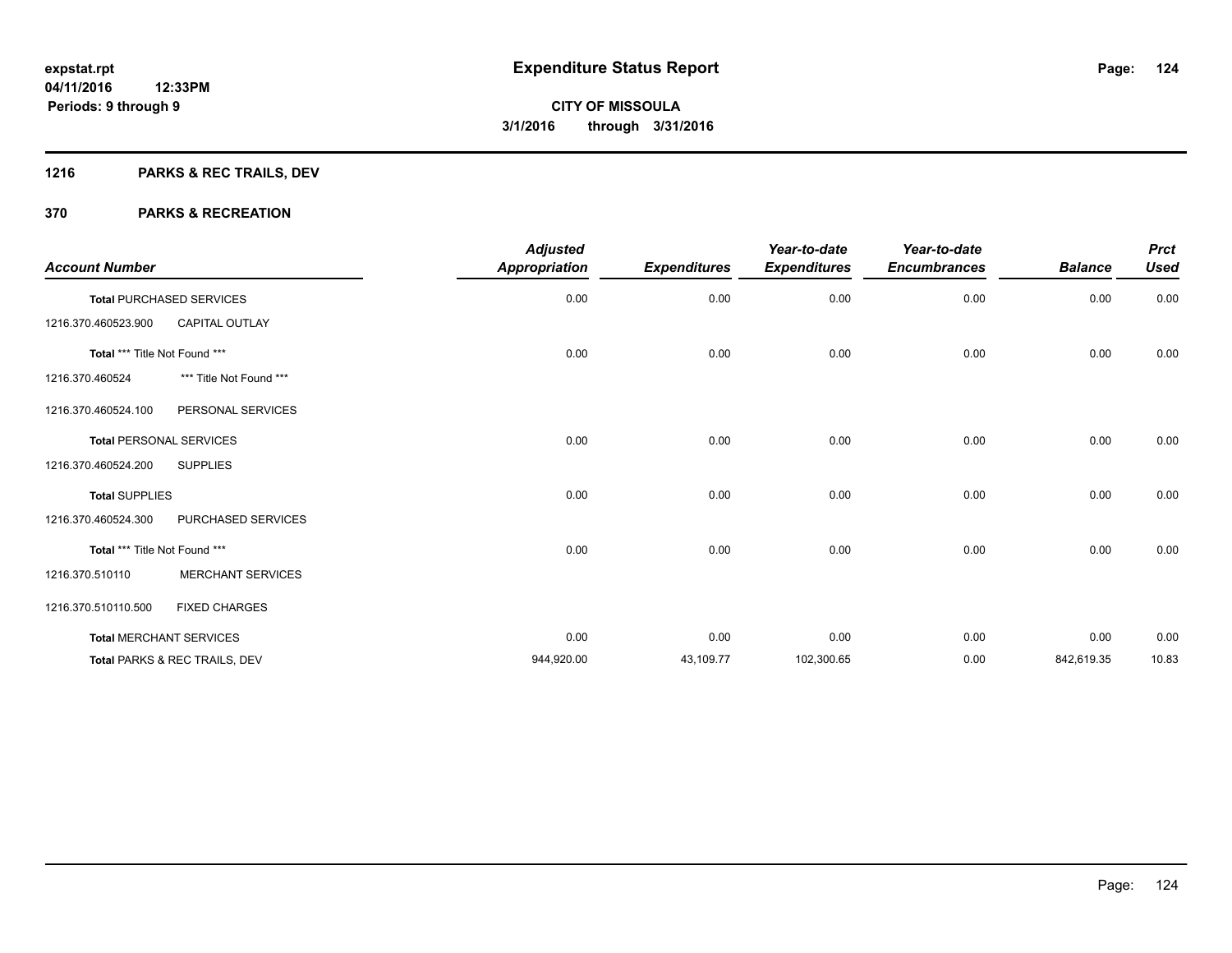# Expenditure Status Report

**expstat.rpt**
**04/11/2016 12:33PM**
**Periods: 9 through 9**

**CITY OF MISSOULA**
**3/1/2016 through 3/31/2016**

## 1216 PARKS & REC TRAILS, DEV

## 370 PARKS & RECREATION

| Account Number | | Adjusted Appropriation | Expenditures | Year-to-date Expenditures | Year-to-date Encumbrances | Balance | Prct Used |
|---|---|---|---|---|---|---|---|
| **Total** PURCHASED SERVICES | | 0.00 | 0.00 | 0.00 | 0.00 | 0.00 | 0.00 |
| 1216.370.460523.900 | CAPITAL OUTLAY | | | | | | |
| **Total** *** Title Not Found *** | | 0.00 | 0.00 | 0.00 | 0.00 | 0.00 | 0.00 |
| 1216.370.460524 | *** Title Not Found *** | | | | | | |
| 1216.370.460524.100 | PERSONAL SERVICES | | | | | | |
| **Total** PERSONAL SERVICES | | 0.00 | 0.00 | 0.00 | 0.00 | 0.00 | 0.00 |
| 1216.370.460524.200 | SUPPLIES | | | | | | |
| **Total** SUPPLIES | | 0.00 | 0.00 | 0.00 | 0.00 | 0.00 | 0.00 |
| 1216.370.460524.300 | PURCHASED SERVICES | | | | | | |
| **Total** *** Title Not Found *** | | 0.00 | 0.00 | 0.00 | 0.00 | 0.00 | 0.00 |
| 1216.370.510110 | MERCHANT SERVICES | | | | | | |
| 1216.370.510110.500 | FIXED CHARGES | | | | | | |
| **Total** MERCHANT SERVICES | | 0.00 | 0.00 | 0.00 | 0.00 | 0.00 | 0.00 |
| **Total** PARKS & REC TRAILS, DEV | | 944,920.00 | 43,109.77 | 102,300.65 | 0.00 | 842,619.35 | 10.83 |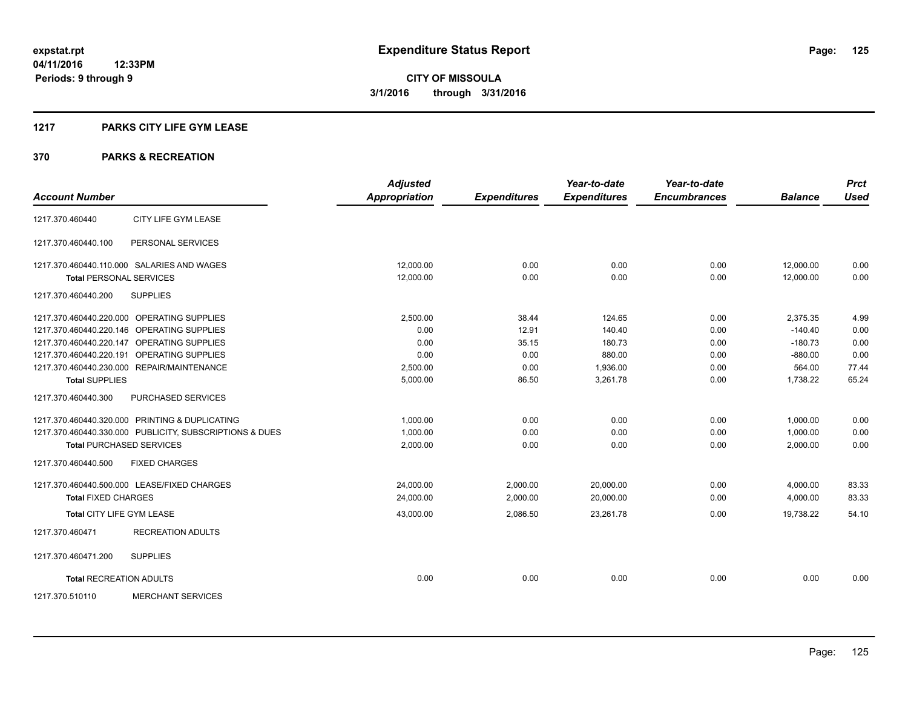**expstat.rpt**
**04/11/2016 12:33PM**
**Periods: 9 through 9**

# Expenditure Status Report

**CITY OF MISSOULA**
**3/1/2016 through 3/31/2016**

## 1217 PARKS CITY LIFE GYM LEASE

## 370 PARKS & RECREATION

| Account Number | | Adjusted Appropriation | Expenditures | Year-to-date Expenditures | Year-to-date Encumbrances | Balance | Prct Used |
|---|---|---|---|---|---|---|---|
| 1217.370.460440 | CITY LIFE GYM LEASE | | | | | | |
| 1217.370.460440.100 | PERSONAL SERVICES | | | | | | |
| 1217.370.460440.110.000 | SALARIES AND WAGES | 12,000.00 | 0.00 | 0.00 | 0.00 | 12,000.00 | 0.00 |
| **Total** PERSONAL SERVICES | | 12,000.00 | 0.00 | 0.00 | 0.00 | 12,000.00 | 0.00 |
| 1217.370.460440.200 | SUPPLIES | | | | | | |
| 1217.370.460440.220.000 | OPERATING SUPPLIES | 2,500.00 | 38.44 | 124.65 | 0.00 | 2,375.35 | 4.99 |
| 1217.370.460440.220.146 | OPERATING SUPPLIES | 0.00 | 12.91 | 140.40 | 0.00 | -140.40 | 0.00 |
| 1217.370.460440.220.147 | OPERATING SUPPLIES | 0.00 | 35.15 | 180.73 | 0.00 | -180.73 | 0.00 |
| 1217.370.460440.220.191 | OPERATING SUPPLIES | 0.00 | 0.00 | 880.00 | 0.00 | -880.00 | 0.00 |
| 1217.370.460440.230.000 | REPAIR/MAINTENANCE | 2,500.00 | 0.00 | 1,936.00 | 0.00 | 564.00 | 77.44 |
| **Total** SUPPLIES | | 5,000.00 | 86.50 | 3,261.78 | 0.00 | 1,738.22 | 65.24 |
| 1217.370.460440.300 | PURCHASED SERVICES | | | | | | |
| 1217.370.460440.320.000 | PRINTING & DUPLICATING | 1,000.00 | 0.00 | 0.00 | 0.00 | 1,000.00 | 0.00 |
| 1217.370.460440.330.000 | PUBLICITY, SUBSCRIPTIONS & DUES | 1,000.00 | 0.00 | 0.00 | 0.00 | 1,000.00 | 0.00 |
| **Total** PURCHASED SERVICES | | 2,000.00 | 0.00 | 0.00 | 0.00 | 2,000.00 | 0.00 |
| 1217.370.460440.500 | FIXED CHARGES | | | | | | |
| 1217.370.460440.500.000 | LEASE/FIXED CHARGES | 24,000.00 | 2,000.00 | 20,000.00 | 0.00 | 4,000.00 | 83.33 |
| **Total** FIXED CHARGES | | 24,000.00 | 2,000.00 | 20,000.00 | 0.00 | 4,000.00 | 83.33 |
| **Total** CITY LIFE GYM LEASE | | 43,000.00 | 2,086.50 | 23,261.78 | 0.00 | 19,738.22 | 54.10 |
| 1217.370.460471 | RECREATION ADULTS | | | | | | |
| 1217.370.460471.200 | SUPPLIES | | | | | | |
| **Total** RECREATION ADULTS | | 0.00 | 0.00 | 0.00 | 0.00 | 0.00 | 0.00 |
| 1217.370.510110 | MERCHANT SERVICES | | | | | | |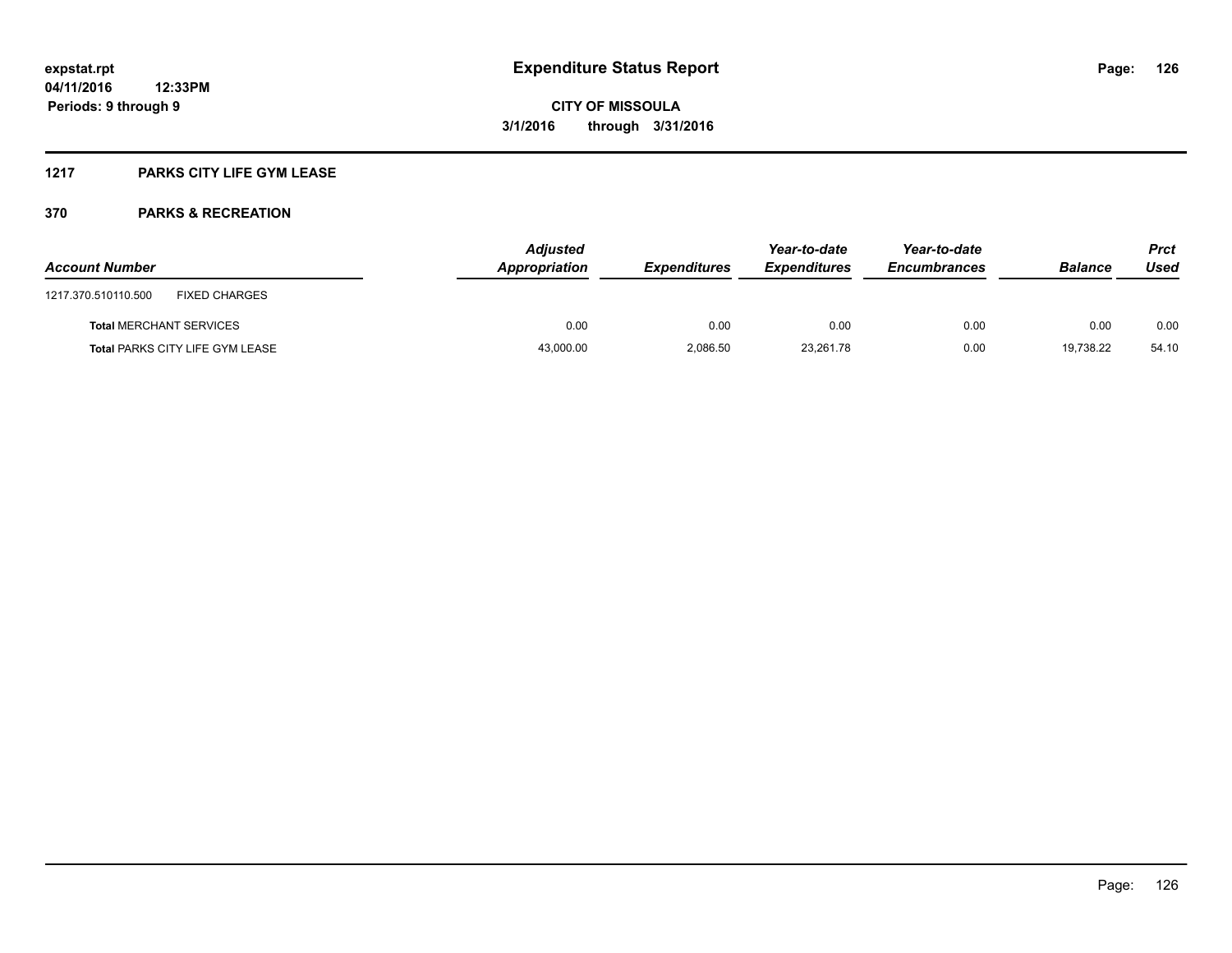**expstat.rpt**
**04/11/2016 12:33PM**
**Periods: 9 through 9**

# Expenditure Status Report

**CITY OF MISSOULA**
**3/1/2016 through 3/31/2016**

## 1217 PARKS CITY LIFE GYM LEASE

### 370 PARKS & RECREATION

| Account Number | | Adjusted Appropriation | Expenditures | Year-to-date Expenditures | Year-to-date Encumbrances | Balance | Prct Used |
|---|---|---|---|---|---|---|---|
| 1217.370.510110.500 | FIXED CHARGES | | | | | | |
| **Total** MERCHANT SERVICES | | 0.00 | 0.00 | 0.00 | 0.00 | 0.00 | 0.00 |
| **Total** PARKS CITY LIFE GYM LEASE | | 43,000.00 | 2,086.50 | 23,261.78 | 0.00 | 19,738.22 | 54.10 |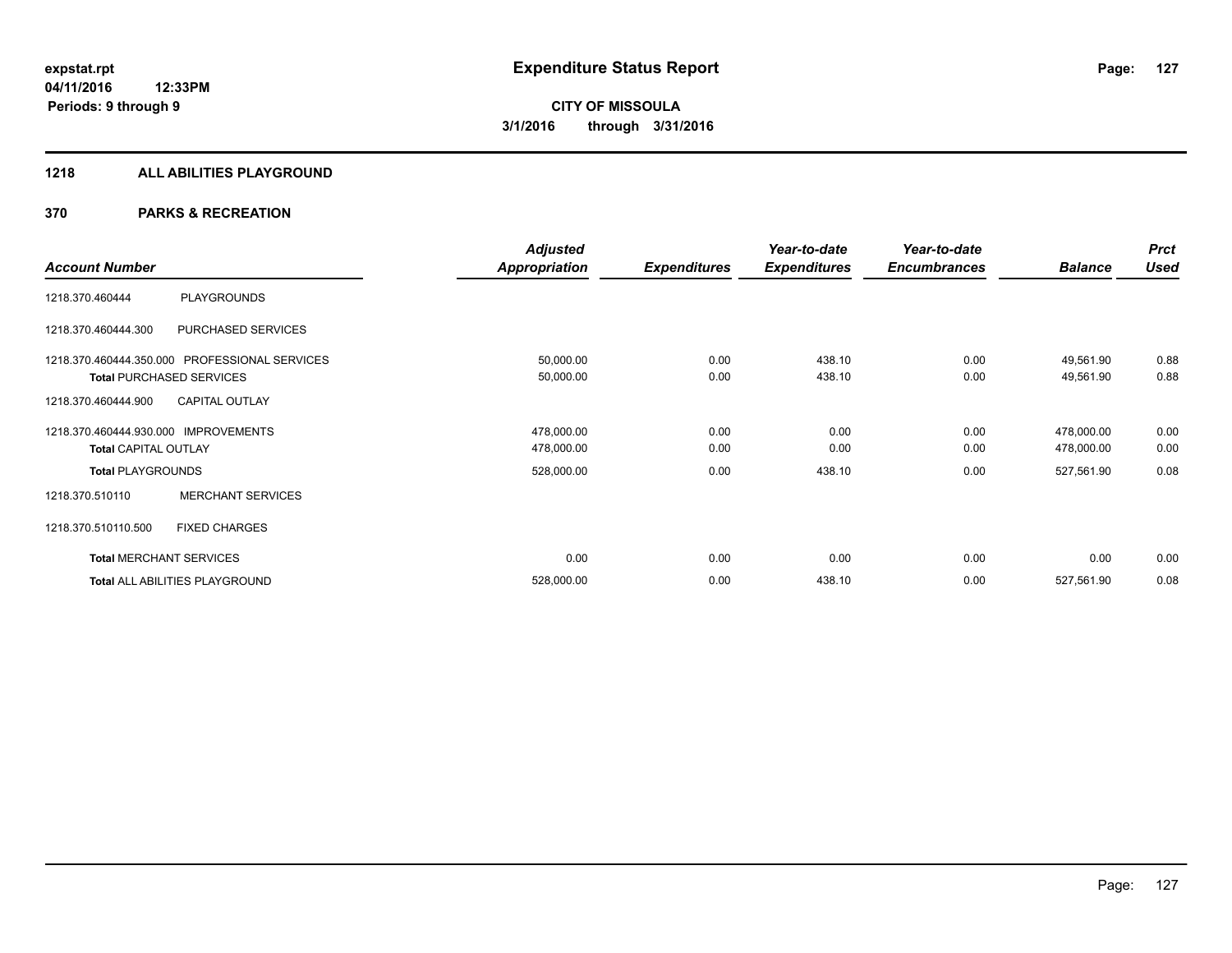# Expenditure Status Report

**expstat.rpt**
**04/11/2016 12:33PM**
**Periods: 9 through 9**

**CITY OF MISSOULA**
**3/1/2016 through 3/31/2016**

## 1218 ALL ABILITIES PLAYGROUND

## 370 PARKS & RECREATION

| Account Number | | Adjusted Appropriation | Expenditures | Year-to-date Expenditures | Year-to-date Encumbrances | Balance | Prct Used |
|---|---|---|---|---|---|---|---|
| 1218.370.460444 | PLAYGROUNDS | | | | | | |
| 1218.370.460444.300 | PURCHASED SERVICES | | | | | | |
| 1218.370.460444.350.000 | PROFESSIONAL SERVICES | 50,000.00 | 0.00 | 438.10 | 0.00 | 49,561.90 | 0.88 |
| **Total** PURCHASED SERVICES | | 50,000.00 | 0.00 | 438.10 | 0.00 | 49,561.90 | 0.88 |
| 1218.370.460444.900 | CAPITAL OUTLAY | | | | | | |
| 1218.370.460444.930.000 | IMPROVEMENTS | 478,000.00 | 0.00 | 0.00 | 0.00 | 478,000.00 | 0.00 |
| **Total** CAPITAL OUTLAY | | 478,000.00 | 0.00 | 0.00 | 0.00 | 478,000.00 | 0.00 |
| **Total** PLAYGROUNDS | | 528,000.00 | 0.00 | 438.10 | 0.00 | 527,561.90 | 0.08 |
| 1218.370.510110 | MERCHANT SERVICES | | | | | | |
| 1218.370.510110.500 | FIXED CHARGES | | | | | | |
| **Total** MERCHANT SERVICES | | 0.00 | 0.00 | 0.00 | 0.00 | 0.00 | 0.00 |
| **Total** ALL ABILITIES PLAYGROUND | | 528,000.00 | 0.00 | 438.10 | 0.00 | 527,561.90 | 0.08 |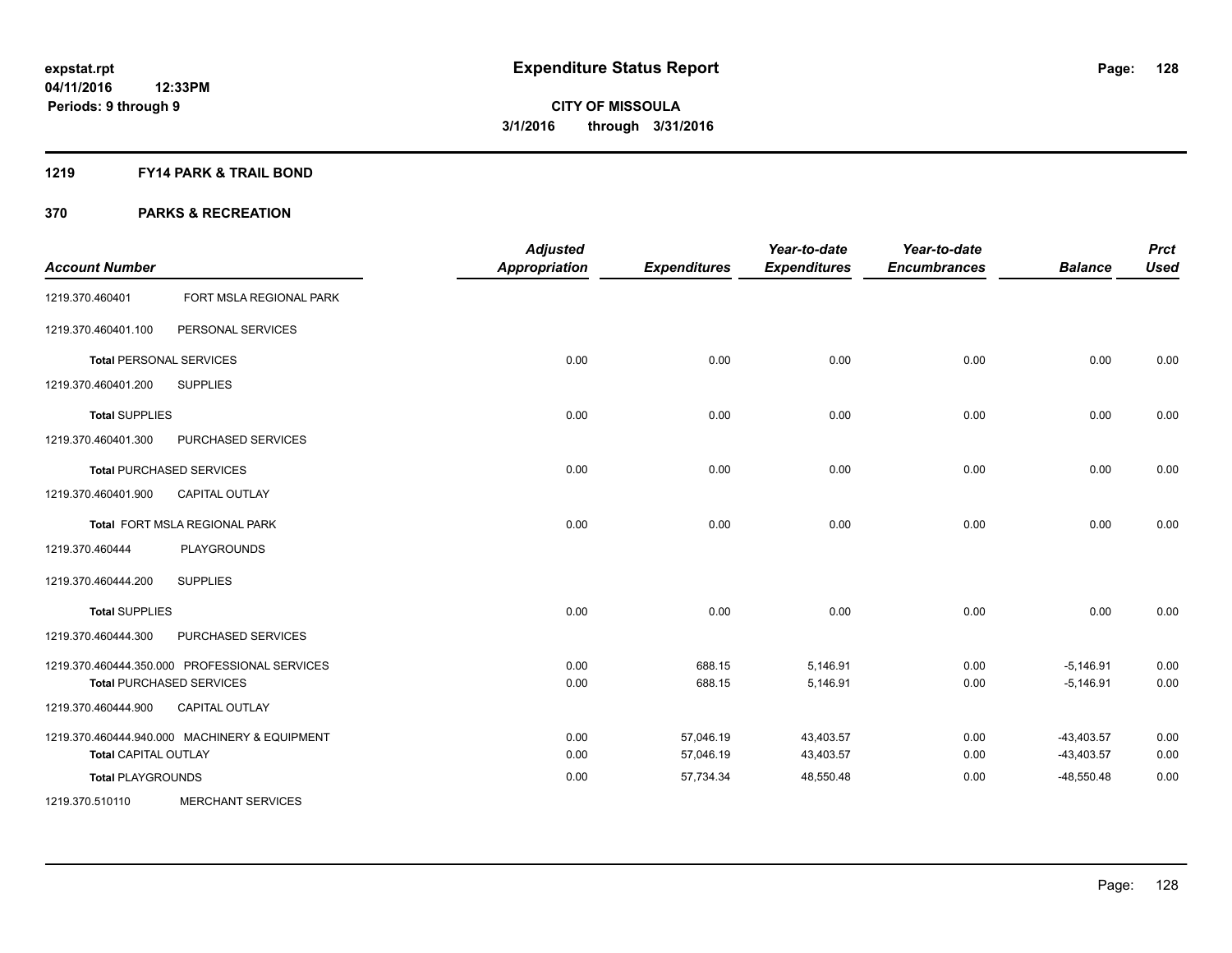**expstat.rpt**
**04/11/2016 12:33PM**
**Periods: 9 through 9**

# Expenditure Status Report

**CITY OF MISSOULA**
**3/1/2016 through 3/31/2016**

## 1219 FY14 PARK & TRAIL BOND

## 370 PARKS & RECREATION

| Account Number | | Adjusted Appropriation | Expenditures | Year-to-date Expenditures | Year-to-date Encumbrances | Balance | Prct Used |
|---|---|---|---|---|---|---|---|
| 1219.370.460401 | FORT MSLA REGIONAL PARK | | | | | | |
| 1219.370.460401.100 | PERSONAL SERVICES | | | | | | |
| **Total** PERSONAL SERVICES | | 0.00 | 0.00 | 0.00 | 0.00 | 0.00 | 0.00 |
| 1219.370.460401.200 | SUPPLIES | | | | | | |
| **Total** SUPPLIES | | 0.00 | 0.00 | 0.00 | 0.00 | 0.00 | 0.00 |
| 1219.370.460401.300 | PURCHASED SERVICES | | | | | | |
| **Total** PURCHASED SERVICES | | 0.00 | 0.00 | 0.00 | 0.00 | 0.00 | 0.00 |
| 1219.370.460401.900 | CAPITAL OUTLAY | | | | | | |
| **Total** FORT MSLA REGIONAL PARK | | 0.00 | 0.00 | 0.00 | 0.00 | 0.00 | 0.00 |
| 1219.370.460444 | PLAYGROUNDS | | | | | | |
| 1219.370.460444.200 | SUPPLIES | | | | | | |
| **Total** SUPPLIES | | 0.00 | 0.00 | 0.00 | 0.00 | 0.00 | 0.00 |
| 1219.370.460444.300 | PURCHASED SERVICES | | | | | | |
| 1219.370.460444.350.000 | PROFESSIONAL SERVICES | 0.00 | 688.15 | 5,146.91 | 0.00 | -5,146.91 | 0.00 |
| **Total** PURCHASED SERVICES | | 0.00 | 688.15 | 5,146.91 | 0.00 | -5,146.91 | 0.00 |
| 1219.370.460444.900 | CAPITAL OUTLAY | | | | | | |
| 1219.370.460444.940.000 | MACHINERY & EQUIPMENT | 0.00 | 57,046.19 | 43,403.57 | 0.00 | -43,403.57 | 0.00 |
| **Total** CAPITAL OUTLAY | | 0.00 | 57,046.19 | 43,403.57 | 0.00 | -43,403.57 | 0.00 |
| **Total** PLAYGROUNDS | | 0.00 | 57,734.34 | 48,550.48 | 0.00 | -48,550.48 | 0.00 |
| 1219.370.510110 | MERCHANT SERVICES | | | | | | |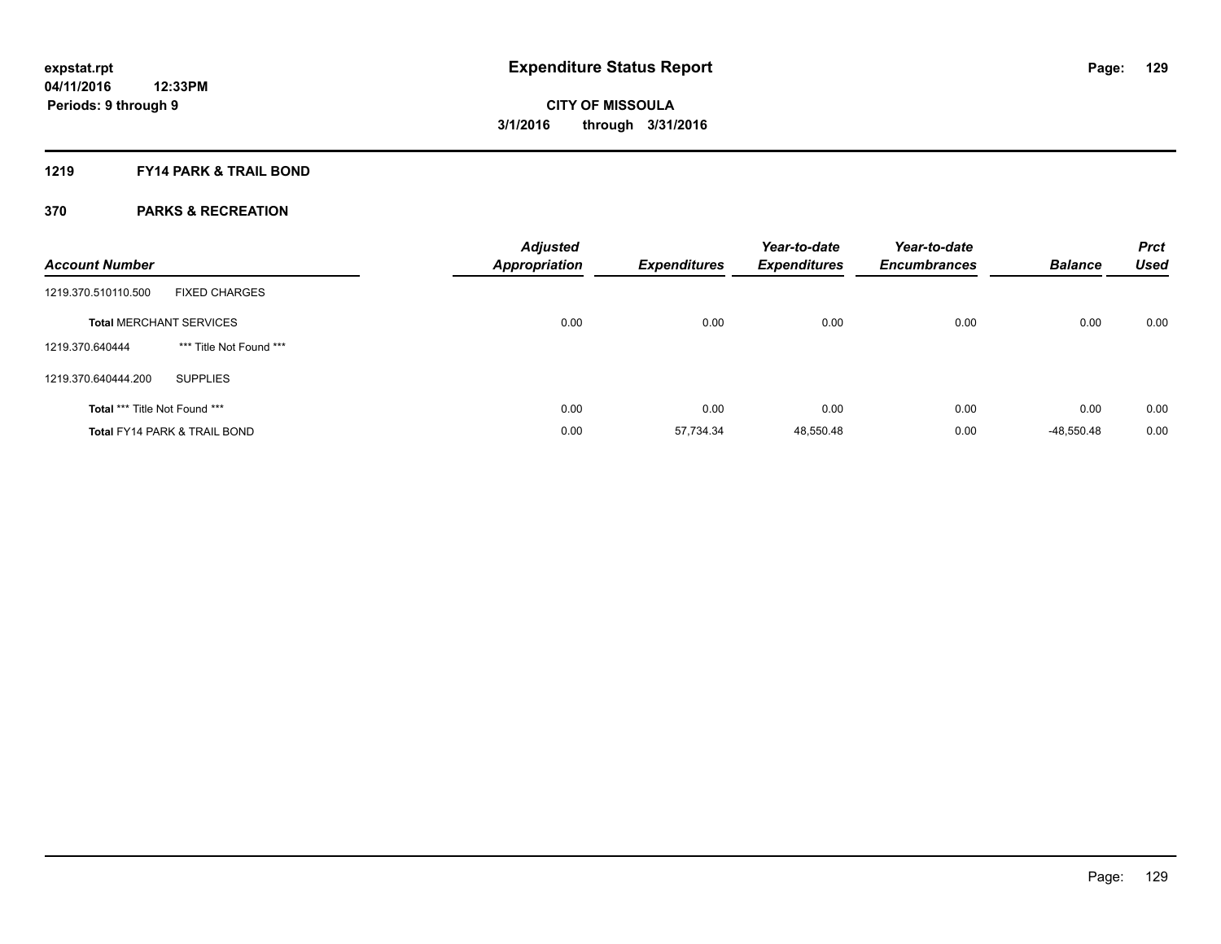**Expenditure Status Report**

**CITY OF MISSOULA**

**3/1/2016 through 3/31/2016**

expstat.rpt
04/11/2016 12:33PM
Periods: 9 through 9

## 1219 FY14 PARK & TRAIL BOND

## 370 PARKS & RECREATION

| Account Number | | Adjusted Appropriation | Expenditures | Year-to-date Expenditures | Year-to-date Encumbrances | Balance | Prct Used |
|---|---|---|---|---|---|---|---|
| 1219.370.510110.500 | FIXED CHARGES | | | | | | |
| **Total** MERCHANT SERVICES | | 0.00 | 0.00 | 0.00 | 0.00 | 0.00 | 0.00 |
| 1219.370.640444 | *** Title Not Found *** | | | | | | |
| 1219.370.640444.200 | SUPPLIES | | | | | | |
| **Total** *** Title Not Found *** | | 0.00 | 0.00 | 0.00 | 0.00 | 0.00 | 0.00 |
| **Total** FY14 PARK & TRAIL BOND | | 0.00 | 57,734.34 | 48,550.48 | 0.00 | -48,550.48 | 0.00 |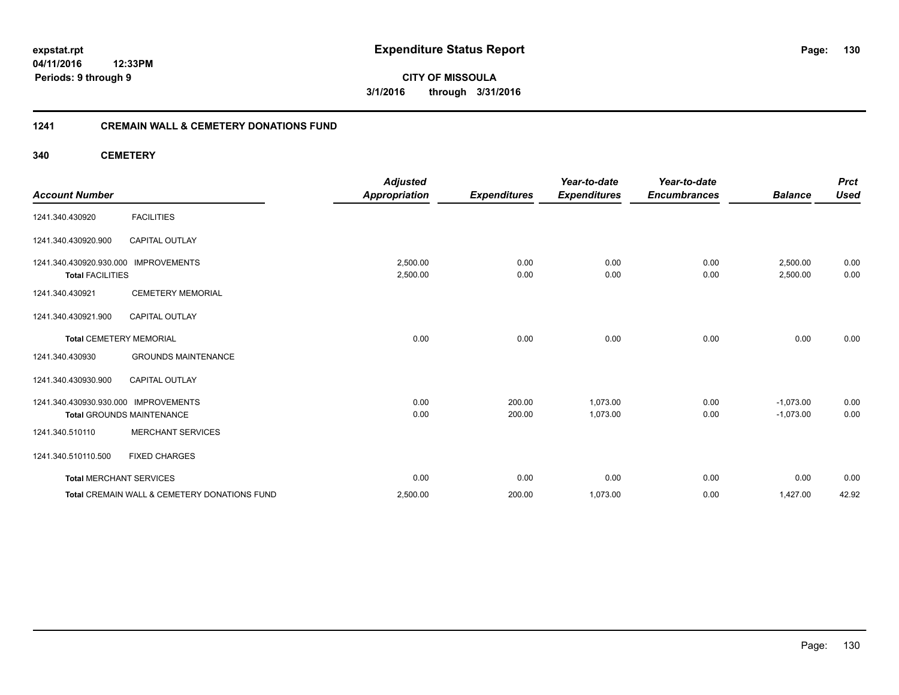expstat.rpt
04/11/2016 12:33PM
Periods: 9 through 9

# Expenditure Status Report

**CITY OF MISSOULA**
**3/1/2016 through 3/31/2016**

## 1241 CREMAIN WALL & CEMETERY DONATIONS FUND

### 340 CEMETERY

| Account Number | | Adjusted Appropriation | Expenditures | Year-to-date Expenditures | Year-to-date Encumbrances | Balance | Prct Used |
|---|---|---|---|---|---|---|---|
| 1241.340.430920 | FACILITIES | | | | | | |
| 1241.340.430920.900 | CAPITAL OUTLAY | | | | | | |
| 1241.340.430920.930.000 | IMPROVEMENTS | 2,500.00 | 0.00 | 0.00 | 0.00 | 2,500.00 | 0.00 |
| **Total** FACILITIES | | 2,500.00 | 0.00 | 0.00 | 0.00 | 2,500.00 | 0.00 |
| 1241.340.430921 | CEMETERY MEMORIAL | | | | | | |
| 1241.340.430921.900 | CAPITAL OUTLAY | | | | | | |
| **Total** CEMETERY MEMORIAL | | 0.00 | 0.00 | 0.00 | 0.00 | 0.00 | 0.00 |
| 1241.340.430930 | GROUNDS MAINTENANCE | | | | | | |
| 1241.340.430930.900 | CAPITAL OUTLAY | | | | | | |
| 1241.340.430930.930.000 | IMPROVEMENTS | 0.00 | 200.00 | 1,073.00 | 0.00 | -1,073.00 | 0.00 |
| **Total** GROUNDS MAINTENANCE | | 0.00 | 200.00 | 1,073.00 | 0.00 | -1,073.00 | 0.00 |
| 1241.340.510110 | MERCHANT SERVICES | | | | | | |
| 1241.340.510110.500 | FIXED CHARGES | | | | | | |
| **Total** MERCHANT SERVICES | | 0.00 | 0.00 | 0.00 | 0.00 | 0.00 | 0.00 |
| **Total** CREMAIN WALL & CEMETERY DONATIONS FUND | | 2,500.00 | 200.00 | 1,073.00 | 0.00 | 1,427.00 | 42.92 |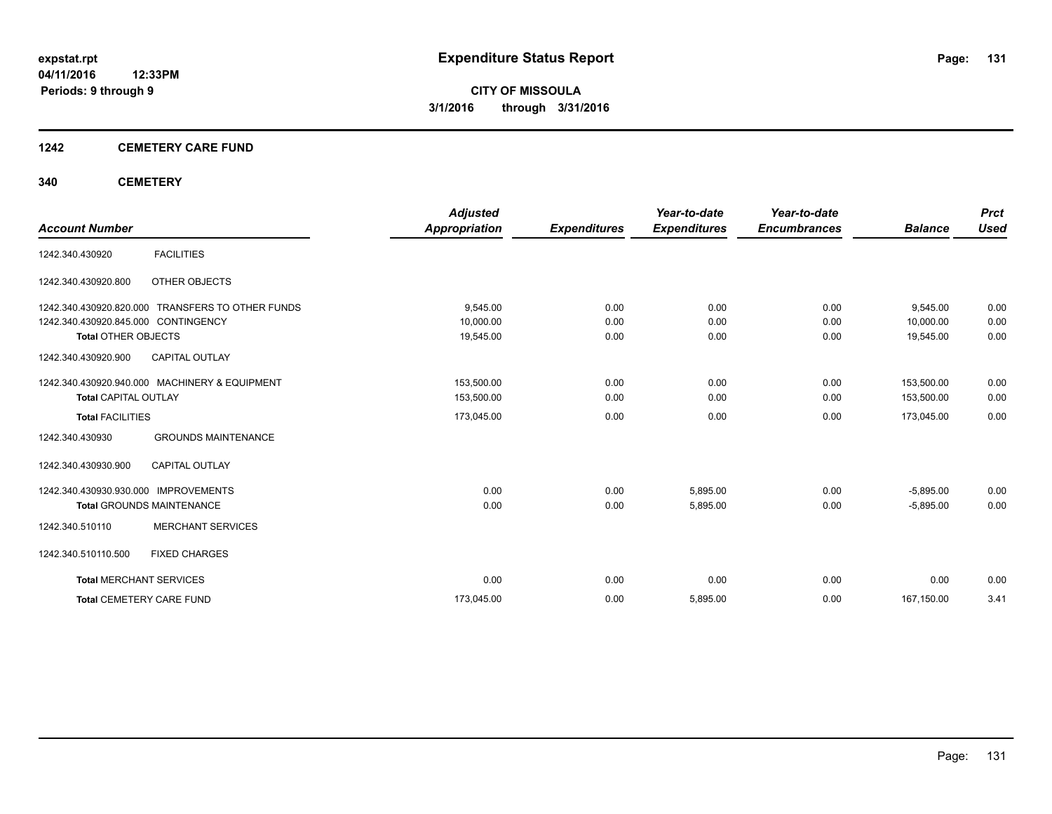# Expenditure Status Report

**CITY OF MISSOULA**
**3/1/2016 through 3/31/2016**

expstat.rpt
04/11/2016 12:33PM
Periods: 9 through 9

## 1242 CEMETERY CARE FUND

### 340 CEMETERY

| Account Number | | Adjusted Appropriation | Expenditures | Year-to-date Expenditures | Year-to-date Encumbrances | Balance | Prct Used |
|---|---|---|---|---|---|---|---|
| 1242.340.430920 | FACILITIES | | | | | | |
| 1242.340.430920.800 | OTHER OBJECTS | | | | | | |
| 1242.340.430920.820.000 | TRANSFERS TO OTHER FUNDS | 9,545.00 | 0.00 | 0.00 | 0.00 | 9,545.00 | 0.00 |
| 1242.340.430920.845.000 | CONTINGENCY | 10,000.00 | 0.00 | 0.00 | 0.00 | 10,000.00 | 0.00 |
| **Total** OTHER OBJECTS | | 19,545.00 | 0.00 | 0.00 | 0.00 | 19,545.00 | 0.00 |
| 1242.340.430920.900 | CAPITAL OUTLAY | | | | | | |
| 1242.340.430920.940.000 | MACHINERY & EQUIPMENT | 153,500.00 | 0.00 | 0.00 | 0.00 | 153,500.00 | 0.00 |
| **Total** CAPITAL OUTLAY | | 153,500.00 | 0.00 | 0.00 | 0.00 | 153,500.00 | 0.00 |
| **Total** FACILITIES | | 173,045.00 | 0.00 | 0.00 | 0.00 | 173,045.00 | 0.00 |
| 1242.340.430930 | GROUNDS MAINTENANCE | | | | | | |
| 1242.340.430930.900 | CAPITAL OUTLAY | | | | | | |
| 1242.340.430930.930.000 | IMPROVEMENTS | 0.00 | 0.00 | 5,895.00 | 0.00 | -5,895.00 | 0.00 |
| **Total** GROUNDS MAINTENANCE | | 0.00 | 0.00 | 5,895.00 | 0.00 | -5,895.00 | 0.00 |
| 1242.340.510110 | MERCHANT SERVICES | | | | | | |
| 1242.340.510110.500 | FIXED CHARGES | | | | | | |
| **Total** MERCHANT SERVICES | | 0.00 | 0.00 | 0.00 | 0.00 | 0.00 | 0.00 |
| **Total** CEMETERY CARE FUND | | 173,045.00 | 0.00 | 5,895.00 | 0.00 | 167,150.00 | 3.41 |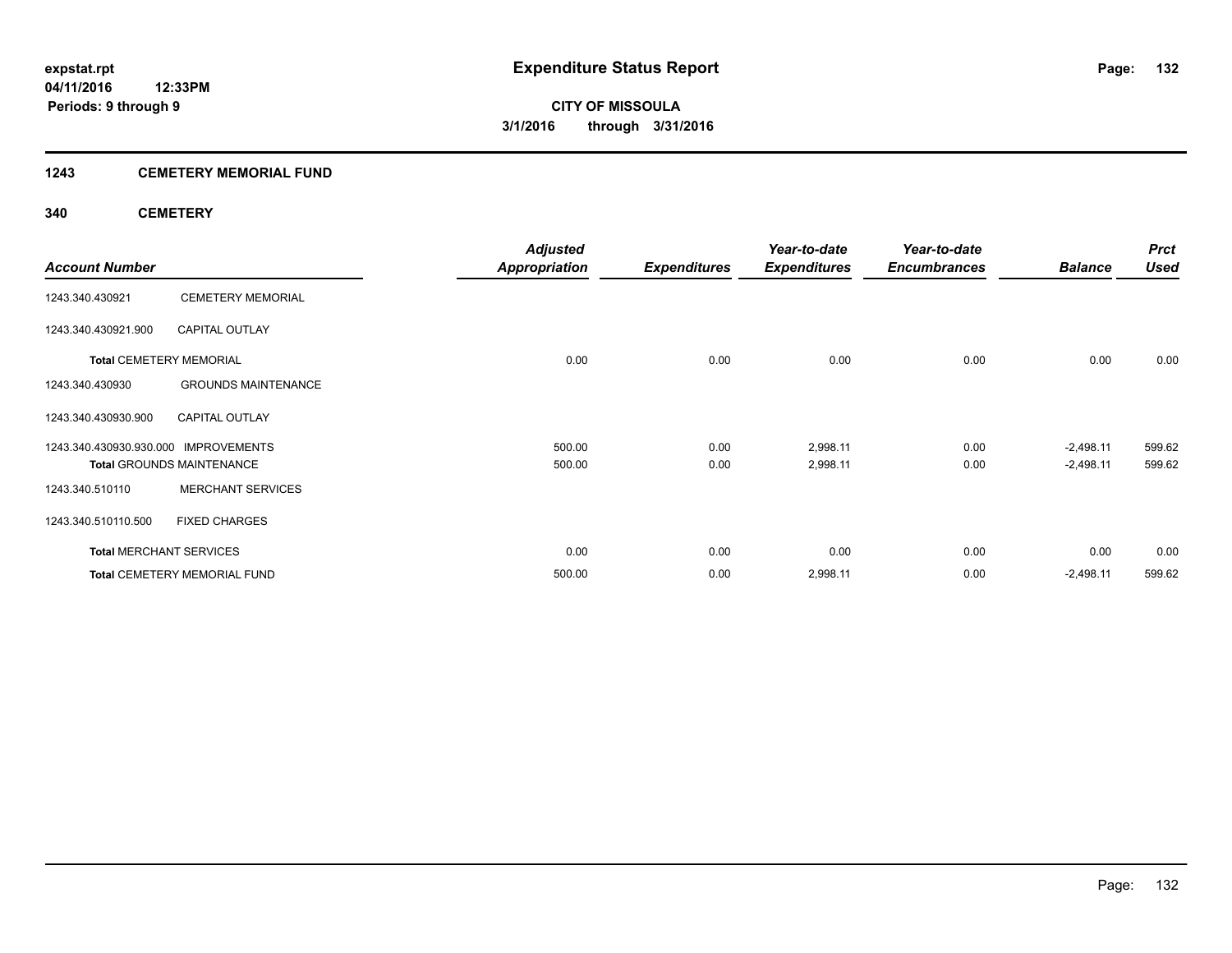# Expenditure Status Report

**expstat.rpt**
**04/11/2016 12:33PM**
**Periods: 9 through 9**

**CITY OF MISSOULA**
**3/1/2016 through 3/31/2016**

## 1243 CEMETERY MEMORIAL FUND

### 340 CEMETERY

| Account Number | | Adjusted Appropriation | Expenditures | Year-to-date Expenditures | Year-to-date Encumbrances | Balance | Prct Used |
|---|---|---|---|---|---|---|---|
| 1243.340.430921 | CEMETERY MEMORIAL | | | | | | |
| 1243.340.430921.900 | CAPITAL OUTLAY | | | | | | |
| **Total** CEMETERY MEMORIAL | | 0.00 | 0.00 | 0.00 | 0.00 | 0.00 | 0.00 |
| 1243.340.430930 | GROUNDS MAINTENANCE | | | | | | |
| 1243.340.430930.900 | CAPITAL OUTLAY | | | | | | |
| 1243.340.430930.930.000 | IMPROVEMENTS | 500.00 | 0.00 | 2,998.11 | 0.00 | -2,498.11 | 599.62 |
| **Total** GROUNDS MAINTENANCE | | 500.00 | 0.00 | 2,998.11 | 0.00 | -2,498.11 | 599.62 |
| 1243.340.510110 | MERCHANT SERVICES | | | | | | |
| 1243.340.510110.500 | FIXED CHARGES | | | | | | |
| **Total** MERCHANT SERVICES | | 0.00 | 0.00 | 0.00 | 0.00 | 0.00 | 0.00 |
| **Total** CEMETERY MEMORIAL FUND | | 500.00 | 0.00 | 2,998.11 | 0.00 | -2,498.11 | 599.62 |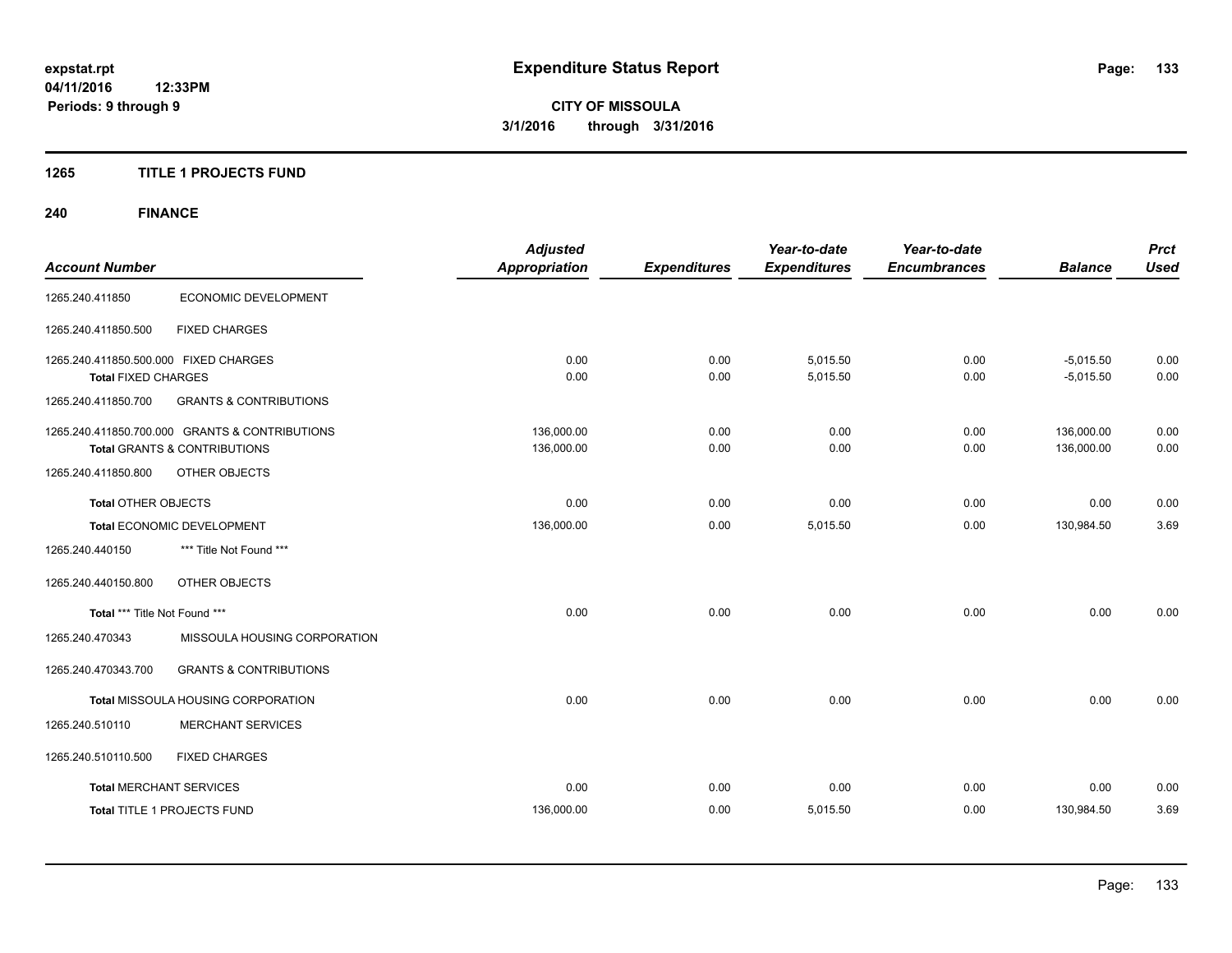# Expenditure Status Report

**expstat.rpt**
**04/11/2016 12:33PM**
**Periods: 9 through 9**

**CITY OF MISSOULA**
**3/1/2016 through 3/31/2016**

## 1265 TITLE 1 PROJECTS FUND

## 240 FINANCE

| Account Number | | Adjusted Appropriation | Expenditures | Year-to-date Expenditures | Year-to-date Encumbrances | Balance | Prct Used |
|---|---|---|---|---|---|---|---|
| 1265.240.411850 | ECONOMIC DEVELOPMENT | | | | | | |
| 1265.240.411850.500 | FIXED CHARGES | | | | | | |
| 1265.240.411850.500.000 FIXED CHARGES | | 0.00 | 0.00 | 5,015.50 | 0.00 | -5,015.50 | 0.00 |
| **Total** FIXED CHARGES | | 0.00 | 0.00 | 5,015.50 | 0.00 | -5,015.50 | 0.00 |
| 1265.240.411850.700 | GRANTS & CONTRIBUTIONS | | | | | | |
| 1265.240.411850.700.000 GRANTS & CONTRIBUTIONS | | 136,000.00 | 0.00 | 0.00 | 0.00 | 136,000.00 | 0.00 |
| **Total** GRANTS & CONTRIBUTIONS | | 136,000.00 | 0.00 | 0.00 | 0.00 | 136,000.00 | 0.00 |
| 1265.240.411850.800 | OTHER OBJECTS | | | | | | |
| **Total** OTHER OBJECTS | | 0.00 | 0.00 | 0.00 | 0.00 | 0.00 | 0.00 |
| **Total** ECONOMIC DEVELOPMENT | | 136,000.00 | 0.00 | 5,015.50 | 0.00 | 130,984.50 | 3.69 |
| 1265.240.440150 | *** Title Not Found *** | | | | | | |
| 1265.240.440150.800 | OTHER OBJECTS | | | | | | |
| **Total** *** Title Not Found *** | | 0.00 | 0.00 | 0.00 | 0.00 | 0.00 | 0.00 |
| 1265.240.470343 | MISSOULA HOUSING CORPORATION | | | | | | |
| 1265.240.470343.700 | GRANTS & CONTRIBUTIONS | | | | | | |
| **Total** MISSOULA HOUSING CORPORATION | | 0.00 | 0.00 | 0.00 | 0.00 | 0.00 | 0.00 |
| 1265.240.510110 | MERCHANT SERVICES | | | | | | |
| 1265.240.510110.500 | FIXED CHARGES | | | | | | |
| **Total** MERCHANT SERVICES | | 0.00 | 0.00 | 0.00 | 0.00 | 0.00 | 0.00 |
| **Total** TITLE 1 PROJECTS FUND | | 136,000.00 | 0.00 | 5,015.50 | 0.00 | 130,984.50 | 3.69 |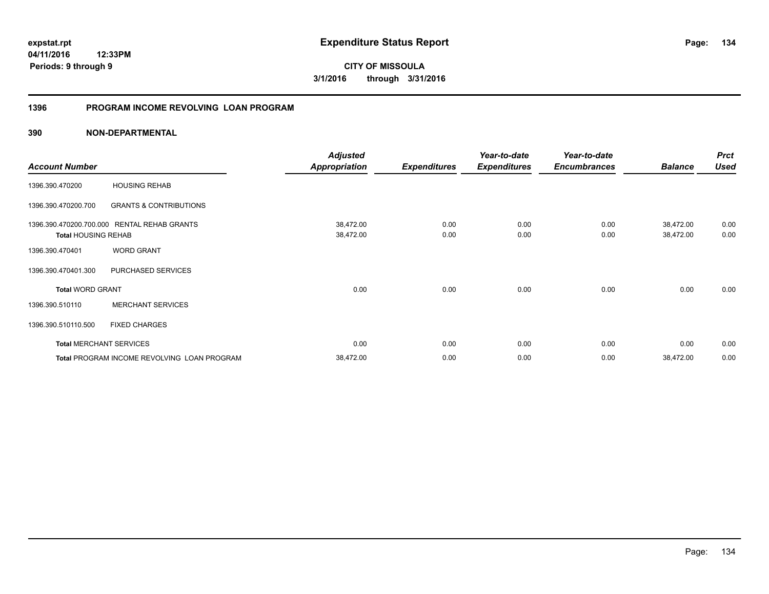**expstat.rpt**
**04/11/2016 12:33PM**
**Periods: 9 through 9**

# Expenditure Status Report

**CITY OF MISSOULA**
**3/1/2016 through 3/31/2016**

## 1396 PROGRAM INCOME REVOLVING LOAN PROGRAM

### 390 NON-DEPARTMENTAL

| Account Number | | Adjusted Appropriation | Expenditures | Year-to-date Expenditures | Year-to-date Encumbrances | Balance | Prct Used |
|---|---|---|---|---|---|---|---|
| 1396.390.470200 | HOUSING REHAB | | | | | | |
| 1396.390.470200.700 | GRANTS & CONTRIBUTIONS | | | | | | |
| 1396.390.470200.700.000 | RENTAL REHAB GRANTS | 38,472.00 | 0.00 | 0.00 | 0.00 | 38,472.00 | 0.00 |
| **Total** HOUSING REHAB | | 38,472.00 | 0.00 | 0.00 | 0.00 | 38,472.00 | 0.00 |
| 1396.390.470401 | WORD GRANT | | | | | | |
| 1396.390.470401.300 | PURCHASED SERVICES | | | | | | |
| **Total** WORD GRANT | | 0.00 | 0.00 | 0.00 | 0.00 | 0.00 | 0.00 |
| 1396.390.510110 | MERCHANT SERVICES | | | | | | |
| 1396.390.510110.500 | FIXED CHARGES | | | | | | |
| **Total** MERCHANT SERVICES | | 0.00 | 0.00 | 0.00 | 0.00 | 0.00 | 0.00 |
| **Total** PROGRAM INCOME REVOLVING LOAN PROGRAM | | 38,472.00 | 0.00 | 0.00 | 0.00 | 38,472.00 | 0.00 |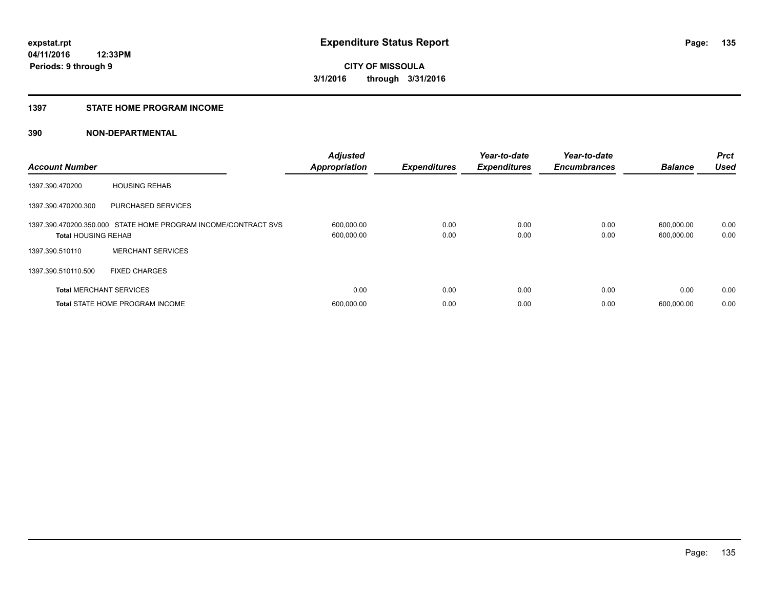expstat.rpt
04/11/2016 12:33PM
Periods: 9 through 9

# Expenditure Status Report

CITY OF MISSOULA
3/1/2016 through 3/31/2016

## 1397 STATE HOME PROGRAM INCOME

## 390 NON-DEPARTMENTAL

| Account Number | | *Adjusted Appropriation* | *Expenditures* | *Year-to-date Expenditures* | *Year-to-date Encumbrances* | *Balance* | *Prct Used* |
|---|---|---|---|---|---|---|---|
| 1397.390.470200 | HOUSING REHAB | | | | | | |
| 1397.390.470200.300 | PURCHASED SERVICES | | | | | | |
| 1397.390.470200.350.000 | STATE HOME PROGRAM INCOME/CONTRACT SVS | 600,000.00 | 0.00 | 0.00 | 0.00 | 600,000.00 | 0.00 |
| **Total** HOUSING REHAB | | 600,000.00 | 0.00 | 0.00 | 0.00 | 600,000.00 | 0.00 |
| 1397.390.510110 | MERCHANT SERVICES | | | | | | |
| 1397.390.510110.500 | FIXED CHARGES | | | | | | |
| **Total** MERCHANT SERVICES | | 0.00 | 0.00 | 0.00 | 0.00 | 0.00 | 0.00 |
| **Total** STATE HOME PROGRAM INCOME | | 600,000.00 | 0.00 | 0.00 | 0.00 | 600,000.00 | 0.00 |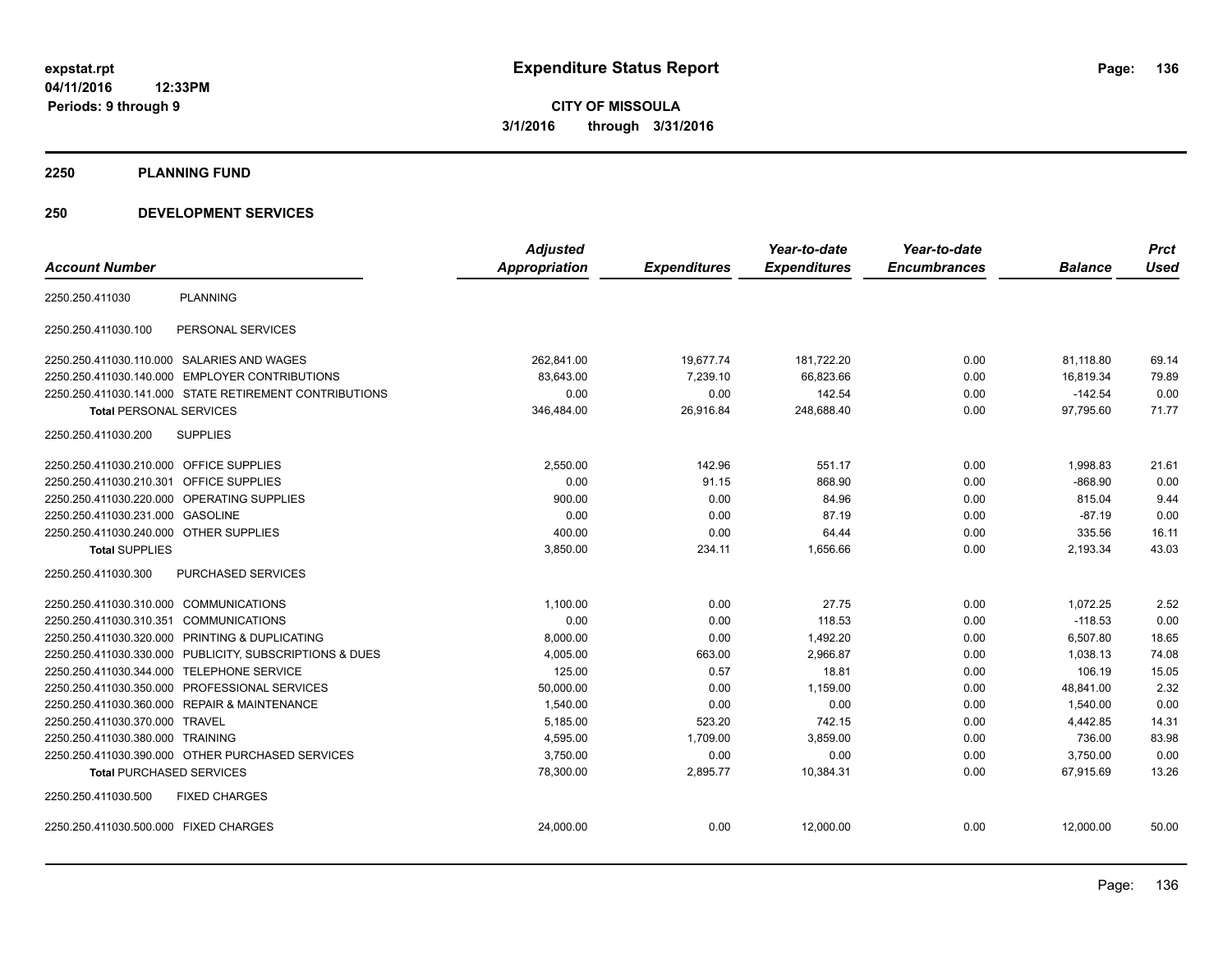**expstat.rpt**
**04/11/2016 12:33PM**
**Periods: 9 through 9**

# Expenditure Status Report

**CITY OF MISSOULA**
**3/1/2016 through 3/31/2016**

## 2250 PLANNING FUND

## 250 DEVELOPMENT SERVICES

| Account Number | | Adjusted Appropriation | Expenditures | Year-to-date Expenditures | Year-to-date Encumbrances | Balance | Prct Used |
|---|---|---|---|---|---|---|---|
| 2250.250.411030 | PLANNING | | | | | | |
| 2250.250.411030.100 | PERSONAL SERVICES | | | | | | |
| 2250.250.411030.110.000 | SALARIES AND WAGES | 262,841.00 | 19,677.74 | 181,722.20 | 0.00 | 81,118.80 | 69.14 |
| 2250.250.411030.140.000 | EMPLOYER CONTRIBUTIONS | 83,643.00 | 7,239.10 | 66,823.66 | 0.00 | 16,819.34 | 79.89 |
| 2250.250.411030.141.000 | STATE RETIREMENT CONTRIBUTIONS | 0.00 | 0.00 | 142.54 | 0.00 | -142.54 | 0.00 |
| **Total** PERSONAL SERVICES | | 346,484.00 | 26,916.84 | 248,688.40 | 0.00 | 97,795.60 | 71.77 |
| 2250.250.411030.200 | SUPPLIES | | | | | | |
| 2250.250.411030.210.000 | OFFICE SUPPLIES | 2,550.00 | 142.96 | 551.17 | 0.00 | 1,998.83 | 21.61 |
| 2250.250.411030.210.301 | OFFICE SUPPLIES | 0.00 | 91.15 | 868.90 | 0.00 | -868.90 | 0.00 |
| 2250.250.411030.220.000 | OPERATING SUPPLIES | 900.00 | 0.00 | 84.96 | 0.00 | 815.04 | 9.44 |
| 2250.250.411030.231.000 | GASOLINE | 0.00 | 0.00 | 87.19 | 0.00 | -87.19 | 0.00 |
| 2250.250.411030.240.000 | OTHER SUPPLIES | 400.00 | 0.00 | 64.44 | 0.00 | 335.56 | 16.11 |
| **Total** SUPPLIES | | 3,850.00 | 234.11 | 1,656.66 | 0.00 | 2,193.34 | 43.03 |
| 2250.250.411030.300 | PURCHASED SERVICES | | | | | | |
| 2250.250.411030.310.000 | COMMUNICATIONS | 1,100.00 | 0.00 | 27.75 | 0.00 | 1,072.25 | 2.52 |
| 2250.250.411030.310.351 | COMMUNICATIONS | 0.00 | 0.00 | 118.53 | 0.00 | -118.53 | 0.00 |
| 2250.250.411030.320.000 | PRINTING & DUPLICATING | 8,000.00 | 0.00 | 1,492.20 | 0.00 | 6,507.80 | 18.65 |
| 2250.250.411030.330.000 | PUBLICITY, SUBSCRIPTIONS & DUES | 4,005.00 | 663.00 | 2,966.87 | 0.00 | 1,038.13 | 74.08 |
| 2250.250.411030.344.000 | TELEPHONE SERVICE | 125.00 | 0.57 | 18.81 | 0.00 | 106.19 | 15.05 |
| 2250.250.411030.350.000 | PROFESSIONAL SERVICES | 50,000.00 | 0.00 | 1,159.00 | 0.00 | 48,841.00 | 2.32 |
| 2250.250.411030.360.000 | REPAIR & MAINTENANCE | 1,540.00 | 0.00 | 0.00 | 0.00 | 1,540.00 | 0.00 |
| 2250.250.411030.370.000 | TRAVEL | 5,185.00 | 523.20 | 742.15 | 0.00 | 4,442.85 | 14.31 |
| 2250.250.411030.380.000 | TRAINING | 4,595.00 | 1,709.00 | 3,859.00 | 0.00 | 736.00 | 83.98 |
| 2250.250.411030.390.000 | OTHER PURCHASED SERVICES | 3,750.00 | 0.00 | 0.00 | 0.00 | 3,750.00 | 0.00 |
| **Total** PURCHASED SERVICES | | 78,300.00 | 2,895.77 | 10,384.31 | 0.00 | 67,915.69 | 13.26 |
| 2250.250.411030.500 | FIXED CHARGES | | | | | | |
| 2250.250.411030.500.000 | FIXED CHARGES | 24,000.00 | 0.00 | 12,000.00 | 0.00 | 12,000.00 | 50.00 |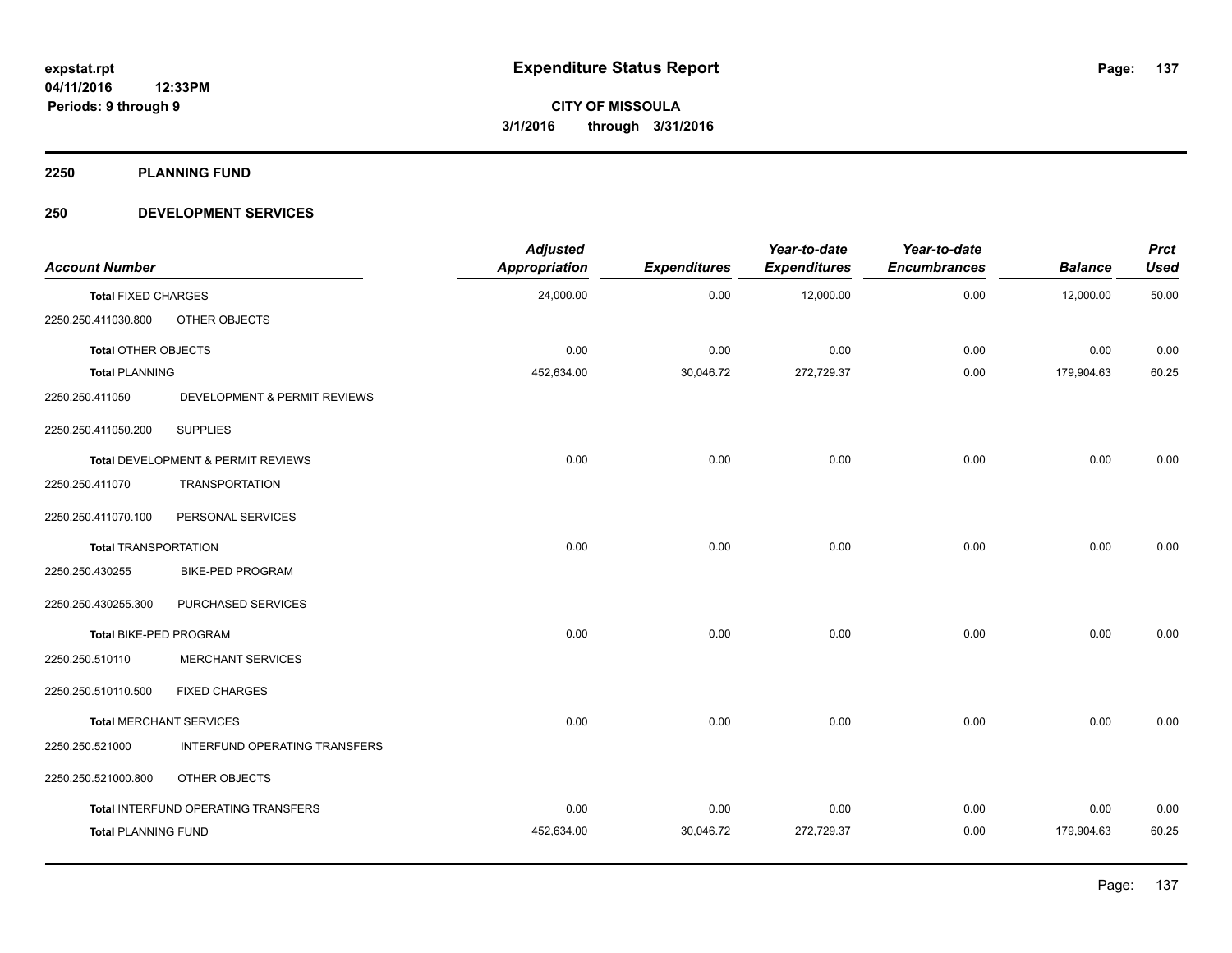expstat.rpt
04/11/2016 12:33PM
Periods: 9 through 9

# Expenditure Status Report

CITY OF MISSOULA
3/1/2016 through 3/31/2016

## 2250 PLANNING FUND

## 250 DEVELOPMENT SERVICES

| Account Number | | Adjusted Appropriation | Expenditures | Year-to-date Expenditures | Year-to-date Encumbrances | Balance | Prct Used |
|---|---|---|---|---|---|---|---|
| **Total** FIXED CHARGES | | 24,000.00 | 0.00 | 12,000.00 | 0.00 | 12,000.00 | 50.00 |
| 2250.250.411030.800 | OTHER OBJECTS | | | | | | |
| **Total** OTHER OBJECTS | | 0.00 | 0.00 | 0.00 | 0.00 | 0.00 | 0.00 |
| **Total** PLANNING | | 452,634.00 | 30,046.72 | 272,729.37 | 0.00 | 179,904.63 | 60.25 |
| 2250.250.411050 | DEVELOPMENT & PERMIT REVIEWS | | | | | | |
| 2250.250.411050.200 | SUPPLIES | | | | | | |
| **Total** DEVELOPMENT & PERMIT REVIEWS | | 0.00 | 0.00 | 0.00 | 0.00 | 0.00 | 0.00 |
| 2250.250.411070 | TRANSPORTATION | | | | | | |
| 2250.250.411070.100 | PERSONAL SERVICES | | | | | | |
| **Total** TRANSPORTATION | | 0.00 | 0.00 | 0.00 | 0.00 | 0.00 | 0.00 |
| 2250.250.430255 | BIKE-PED PROGRAM | | | | | | |
| 2250.250.430255.300 | PURCHASED SERVICES | | | | | | |
| **Total** BIKE-PED PROGRAM | | 0.00 | 0.00 | 0.00 | 0.00 | 0.00 | 0.00 |
| 2250.250.510110 | MERCHANT SERVICES | | | | | | |
| 2250.250.510110.500 | FIXED CHARGES | | | | | | |
| **Total** MERCHANT SERVICES | | 0.00 | 0.00 | 0.00 | 0.00 | 0.00 | 0.00 |
| 2250.250.521000 | INTERFUND OPERATING TRANSFERS | | | | | | |
| 2250.250.521000.800 | OTHER OBJECTS | | | | | | |
| **Total** INTERFUND OPERATING TRANSFERS | | 0.00 | 0.00 | 0.00 | 0.00 | 0.00 | 0.00 |
| **Total** PLANNING FUND | | 452,634.00 | 30,046.72 | 272,729.37 | 0.00 | 179,904.63 | 60.25 |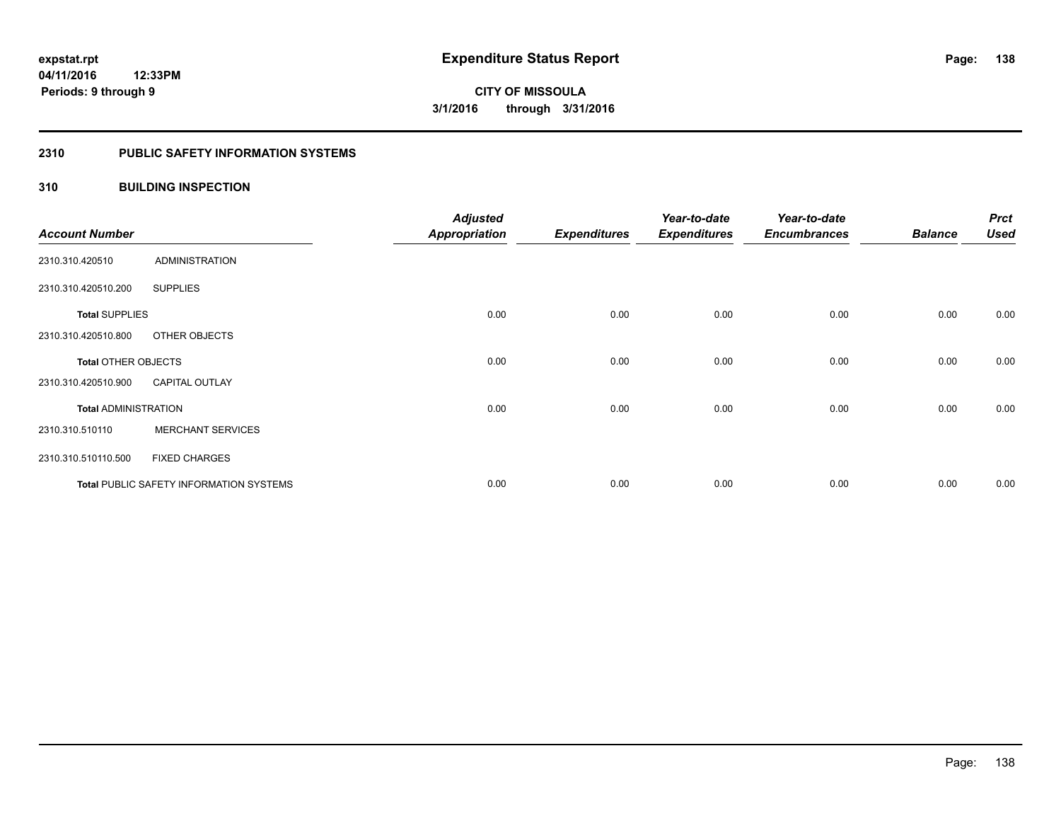**expstat.rpt**
**04/11/2016 12:33PM**
**Periods: 9 through 9**

# Expenditure Status Report

**CITY OF MISSOULA**
**3/1/2016 through 3/31/2016**

## 2310 PUBLIC SAFETY INFORMATION SYSTEMS

## 310 BUILDING INSPECTION

| Account Number | | Adjusted Appropriation | Expenditures | Year-to-date Expenditures | Year-to-date Encumbrances | Balance | Prct Used |
|---|---|---|---|---|---|---|---|
| 2310.310.420510 | ADMINISTRATION | | | | | | |
| 2310.310.420510.200 | SUPPLIES | | | | | | |
| **Total SUPPLIES** | | 0.00 | 0.00 | 0.00 | 0.00 | 0.00 | 0.00 |
| 2310.310.420510.800 | OTHER OBJECTS | | | | | | |
| **Total OTHER OBJECTS** | | 0.00 | 0.00 | 0.00 | 0.00 | 0.00 | 0.00 |
| 2310.310.420510.900 | CAPITAL OUTLAY | | | | | | |
| **Total ADMINISTRATION** | | 0.00 | 0.00 | 0.00 | 0.00 | 0.00 | 0.00 |
| 2310.310.510110 | MERCHANT SERVICES | | | | | | |
| 2310.310.510110.500 | FIXED CHARGES | | | | | | |
| **Total PUBLIC SAFETY INFORMATION SYSTEMS** | | 0.00 | 0.00 | 0.00 | 0.00 | 0.00 | 0.00 |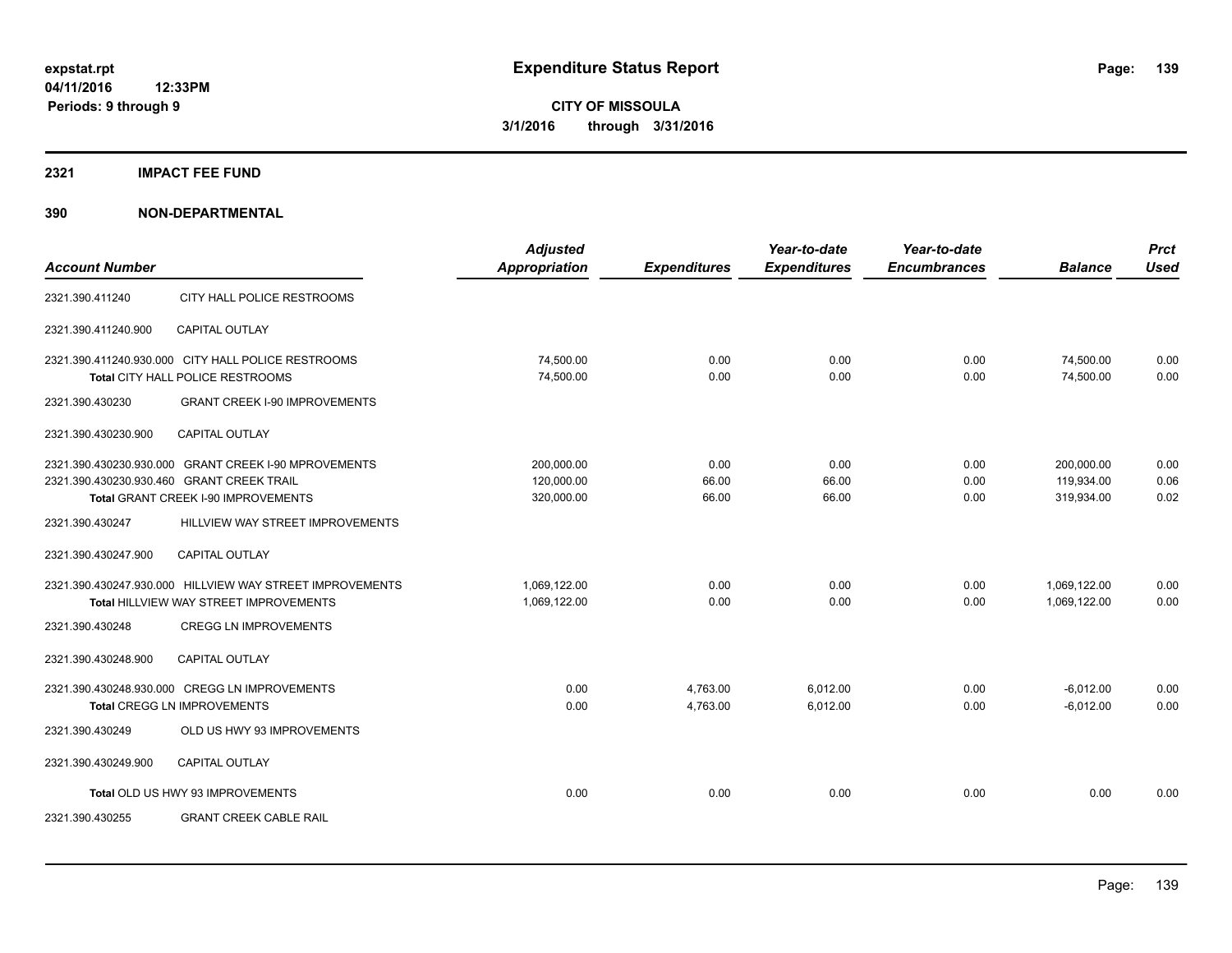# Expenditure Status Report

expstat.rpt
04/11/2016 12:33PM
Periods: 9 through 9

**CITY OF MISSOULA**
**3/1/2016 through 3/31/2016**

## 2321 IMPACT FEE FUND

## 390 NON-DEPARTMENTAL

| Account Number | | Adjusted Appropriation | Expenditures | Year-to-date Expenditures | Year-to-date Encumbrances | Balance | Prct Used |
|---|---|---|---|---|---|---|---|
| 2321.390.411240 | CITY HALL POLICE RESTROOMS | | | | | | |
| 2321.390.411240.900 | CAPITAL OUTLAY | | | | | | |
| 2321.390.411240.930.000 | CITY HALL POLICE RESTROOMS | 74,500.00 | 0.00 | 0.00 | 0.00 | 74,500.00 | 0.00 |
| | **Total** CITY HALL POLICE RESTROOMS | 74,500.00 | 0.00 | 0.00 | 0.00 | 74,500.00 | 0.00 |
| 2321.390.430230 | GRANT CREEK I-90 IMPROVEMENTS | | | | | | |
| 2321.390.430230.900 | CAPITAL OUTLAY | | | | | | |
| 2321.390.430230.930.000 | GRANT CREEK I-90 MPROVEMENTS | 200,000.00 | 0.00 | 0.00 | 0.00 | 200,000.00 | 0.00 |
| 2321.390.430230.930.460 | GRANT CREEK TRAIL | 120,000.00 | 66.00 | 66.00 | 0.00 | 119,934.00 | 0.06 |
| | **Total** GRANT CREEK I-90 IMPROVEMENTS | 320,000.00 | 66.00 | 66.00 | 0.00 | 319,934.00 | 0.02 |
| 2321.390.430247 | HILLVIEW WAY STREET IMPROVEMENTS | | | | | | |
| 2321.390.430247.900 | CAPITAL OUTLAY | | | | | | |
| 2321.390.430247.930.000 | HILLVIEW WAY STREET IMPROVEMENTS | 1,069,122.00 | 0.00 | 0.00 | 0.00 | 1,069,122.00 | 0.00 |
| | **Total** HILLVIEW WAY STREET IMPROVEMENTS | 1,069,122.00 | 0.00 | 0.00 | 0.00 | 1,069,122.00 | 0.00 |
| 2321.390.430248 | CREGG LN IMPROVEMENTS | | | | | | |
| 2321.390.430248.900 | CAPITAL OUTLAY | | | | | | |
| 2321.390.430248.930.000 | CREGG LN IMPROVEMENTS | 0.00 | 4,763.00 | 6,012.00 | 0.00 | -6,012.00 | 0.00 |
| | **Total** CREGG LN IMPROVEMENTS | 0.00 | 4,763.00 | 6,012.00 | 0.00 | -6,012.00 | 0.00 |
| 2321.390.430249 | OLD US HWY 93 IMPROVEMENTS | | | | | | |
| 2321.390.430249.900 | CAPITAL OUTLAY | | | | | | |
| | **Total** OLD US HWY 93 IMPROVEMENTS | 0.00 | 0.00 | 0.00 | 0.00 | 0.00 | 0.00 |
| 2321.390.430255 | GRANT CREEK CABLE RAIL | | | | | | |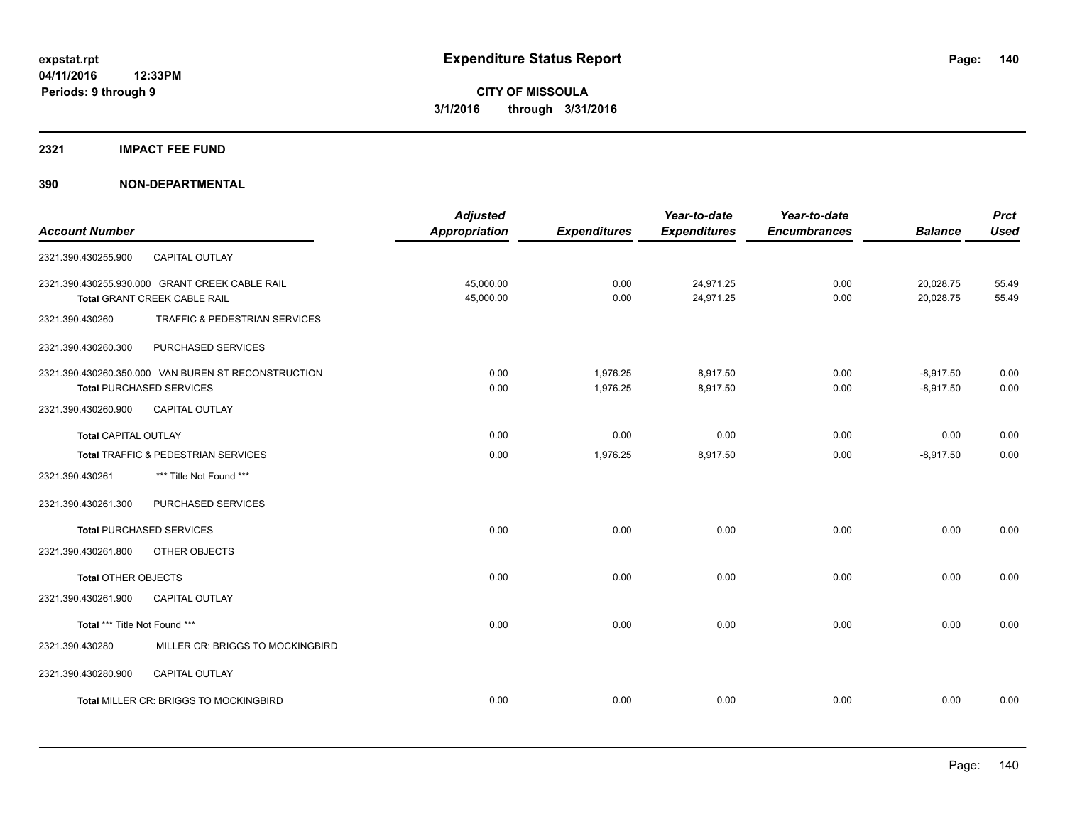# Expenditure Status Report

**expstat.rpt**
**04/11/2016 12:33PM**
**Periods: 9 through 9**

**CITY OF MISSOULA**
**3/1/2016 through 3/31/2016**

## 2321 IMPACT FEE FUND

## 390 NON-DEPARTMENTAL

| Account Number | | Adjusted Appropriation | Expenditures | Year-to-date Expenditures | Year-to-date Encumbrances | Balance | Prct Used |
|---|---|---|---|---|---|---|---|
| 2321.390.430255.900 | CAPITAL OUTLAY | | | | | | |
| 2321.390.430255.930.000 | GRANT CREEK CABLE RAIL | 45,000.00 | 0.00 | 24,971.25 | 0.00 | 20,028.75 | 55.49 |
| **Total** GRANT CREEK CABLE RAIL | | 45,000.00 | 0.00 | 24,971.25 | 0.00 | 20,028.75 | 55.49 |
| 2321.390.430260 | TRAFFIC & PEDESTRIAN SERVICES | | | | | | |
| 2321.390.430260.300 | PURCHASED SERVICES | | | | | | |
| 2321.390.430260.350.000 | VAN BUREN ST RECONSTRUCTION | 0.00 | 1,976.25 | 8,917.50 | 0.00 | -8,917.50 | 0.00 |
| **Total** PURCHASED SERVICES | | 0.00 | 1,976.25 | 8,917.50 | 0.00 | -8,917.50 | 0.00 |
| 2321.390.430260.900 | CAPITAL OUTLAY | | | | | | |
| **Total** CAPITAL OUTLAY | | 0.00 | 0.00 | 0.00 | 0.00 | 0.00 | 0.00 |
| **Total** TRAFFIC & PEDESTRIAN SERVICES | | 0.00 | 1,976.25 | 8,917.50 | 0.00 | -8,917.50 | 0.00 |
| 2321.390.430261 | *** Title Not Found *** | | | | | | |
| 2321.390.430261.300 | PURCHASED SERVICES | | | | | | |
| **Total** PURCHASED SERVICES | | 0.00 | 0.00 | 0.00 | 0.00 | 0.00 | 0.00 |
| 2321.390.430261.800 | OTHER OBJECTS | | | | | | |
| **Total** OTHER OBJECTS | | 0.00 | 0.00 | 0.00 | 0.00 | 0.00 | 0.00 |
| 2321.390.430261.900 | CAPITAL OUTLAY | | | | | | |
| **Total** *** Title Not Found *** | | 0.00 | 0.00 | 0.00 | 0.00 | 0.00 | 0.00 |
| 2321.390.430280 | MILLER CR: BRIGGS TO MOCKINGBIRD | | | | | | |
| 2321.390.430280.900 | CAPITAL OUTLAY | | | | | | |
| **Total** MILLER CR: BRIGGS TO MOCKINGBIRD | | 0.00 | 0.00 | 0.00 | 0.00 | 0.00 | 0.00 |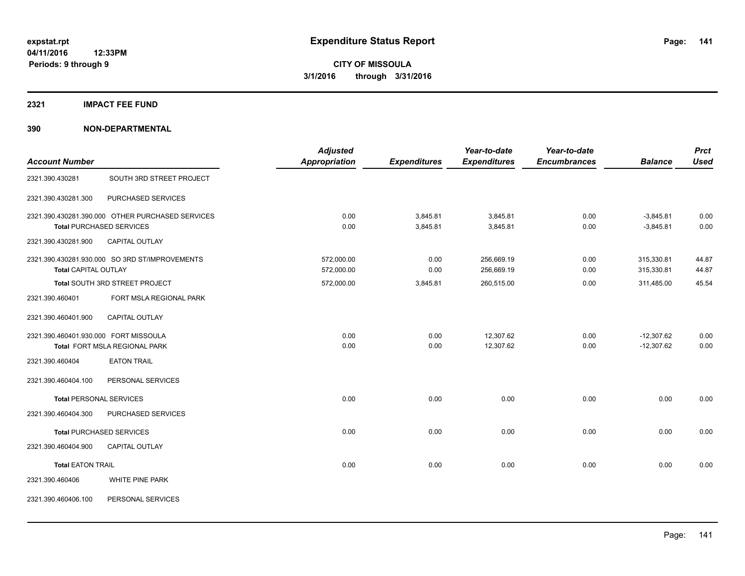# Expenditure Status Report

**CITY OF MISSOULA**
**3/1/2016 through 3/31/2016**

expstat.rpt
04/11/2016 12:33PM
Periods: 9 through 9

## 2321 IMPACT FEE FUND

## 390 NON-DEPARTMENTAL

| Account Number | | Adjusted Appropriation | Expenditures | Year-to-date Expenditures | Year-to-date Encumbrances | Balance | Prct Used |
|---|---|---|---|---|---|---|---|
| 2321.390.430281 | SOUTH 3RD STREET PROJECT | | | | | | |
| 2321.390.430281.300 | PURCHASED SERVICES | | | | | | |
| 2321.390.430281.390.000 | OTHER PURCHASED SERVICES | 0.00 | 3,845.81 | 3,845.81 | 0.00 | -3,845.81 | 0.00 |
| **Total** PURCHASED SERVICES | | 0.00 | 3,845.81 | 3,845.81 | 0.00 | -3,845.81 | 0.00 |
| 2321.390.430281.900 | CAPITAL OUTLAY | | | | | | |
| 2321.390.430281.930.000 | SO 3RD ST/IMPROVEMENTS | 572,000.00 | 0.00 | 256,669.19 | 0.00 | 315,330.81 | 44.87 |
| **Total** CAPITAL OUTLAY | | 572,000.00 | 0.00 | 256,669.19 | 0.00 | 315,330.81 | 44.87 |
| Total SOUTH 3RD STREET PROJECT | | 572,000.00 | 3,845.81 | 260,515.00 | 0.00 | 311,485.00 | 45.54 |
| 2321.390.460401 | FORT MSLA REGIONAL PARK | | | | | | |
| 2321.390.460401.900 | CAPITAL OUTLAY | | | | | | |
| 2321.390.460401.930.000 | FORT MISSOULA | 0.00 | 0.00 | 12,307.62 | 0.00 | -12,307.62 | 0.00 |
| Total FORT MSLA REGIONAL PARK | | 0.00 | 0.00 | 12,307.62 | 0.00 | -12,307.62 | 0.00 |
| 2321.390.460404 | EATON TRAIL | | | | | | |
| 2321.390.460404.100 | PERSONAL SERVICES | | | | | | |
| **Total** PERSONAL SERVICES | | 0.00 | 0.00 | 0.00 | 0.00 | 0.00 | 0.00 |
| 2321.390.460404.300 | PURCHASED SERVICES | | | | | | |
| **Total** PURCHASED SERVICES | | 0.00 | 0.00 | 0.00 | 0.00 | 0.00 | 0.00 |
| 2321.390.460404.900 | CAPITAL OUTLAY | | | | | | |
| **Total** EATON TRAIL | | 0.00 | 0.00 | 0.00 | 0.00 | 0.00 | 0.00 |
| 2321.390.460406 | WHITE PINE PARK | | | | | | |
| 2321.390.460406.100 | PERSONAL SERVICES | | | | | | |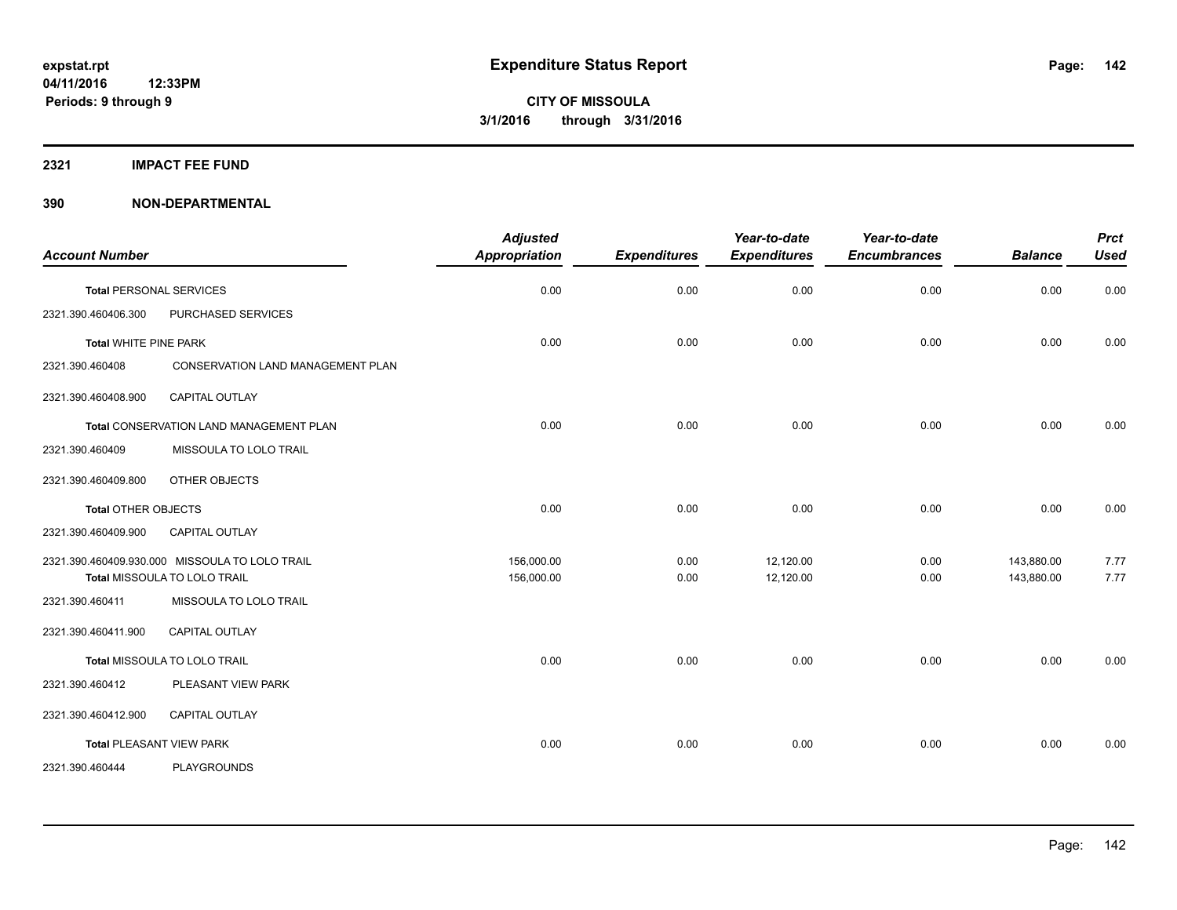# Expenditure Status Report

**CITY OF MISSOULA**
**3/1/2016 through 3/31/2016**

expstat.rpt
04/11/2016 12:33PM
Periods: 9 through 9

## 2321 IMPACT FEE FUND

## 390 NON-DEPARTMENTAL

| Account Number | | Adjusted Appropriation | Expenditures | Year-to-date Expenditures | Year-to-date Encumbrances | Balance | Prct Used |
|---|---|---|---|---|---|---|---|
| **Total** PERSONAL SERVICES | | 0.00 | 0.00 | 0.00 | 0.00 | 0.00 | 0.00 |
| 2321.390.460406.300 | PURCHASED SERVICES | | | | | | |
| **Total** WHITE PINE PARK | | 0.00 | 0.00 | 0.00 | 0.00 | 0.00 | 0.00 |
| 2321.390.460408 | CONSERVATION LAND MANAGEMENT PLAN | | | | | | |
| 2321.390.460408.900 | CAPITAL OUTLAY | | | | | | |
| **Total** CONSERVATION LAND MANAGEMENT PLAN | | 0.00 | 0.00 | 0.00 | 0.00 | 0.00 | 0.00 |
| 2321.390.460409 | MISSOULA TO LOLO TRAIL | | | | | | |
| 2321.390.460409.800 | OTHER OBJECTS | | | | | | |
| **Total** OTHER OBJECTS | | 0.00 | 0.00 | 0.00 | 0.00 | 0.00 | 0.00 |
| 2321.390.460409.900 | CAPITAL OUTLAY | | | | | | |
| 2321.390.460409.930.000 | MISSOULA TO LOLO TRAIL | 156,000.00 | 0.00 | 12,120.00 | 0.00 | 143,880.00 | 7.77 |
| **Total** MISSOULA TO LOLO TRAIL | | 156,000.00 | 0.00 | 12,120.00 | 0.00 | 143,880.00 | 7.77 |
| 2321.390.460411 | MISSOULA TO LOLO TRAIL | | | | | | |
| 2321.390.460411.900 | CAPITAL OUTLAY | | | | | | |
| **Total** MISSOULA TO LOLO TRAIL | | 0.00 | 0.00 | 0.00 | 0.00 | 0.00 | 0.00 |
| 2321.390.460412 | PLEASANT VIEW PARK | | | | | | |
| 2321.390.460412.900 | CAPITAL OUTLAY | | | | | | |
| **Total** PLEASANT VIEW PARK | | 0.00 | 0.00 | 0.00 | 0.00 | 0.00 | 0.00 |
| 2321.390.460444 | PLAYGROUNDS | | | | | | |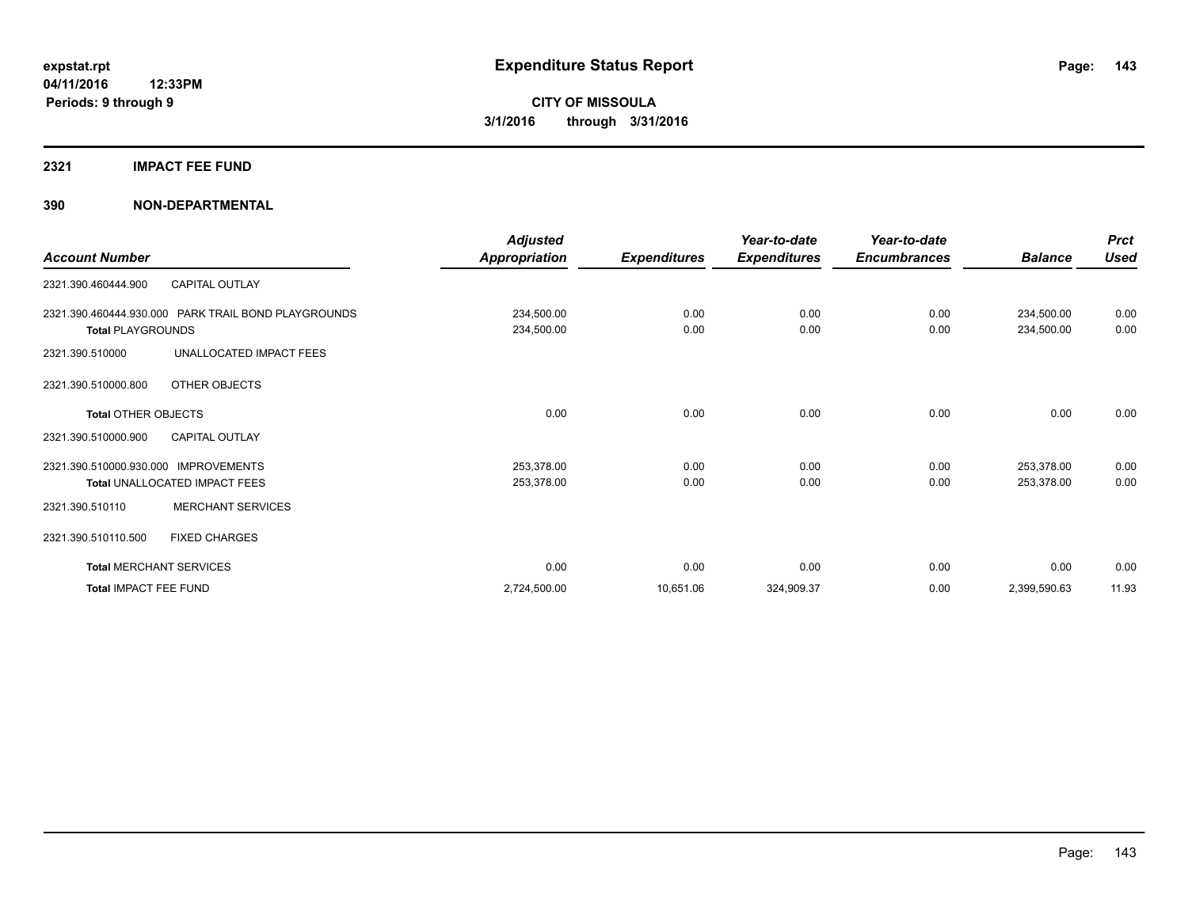**expstat.rpt**
**04/11/2016 12:33PM**
**Periods: 9 through 9**

# Expenditure Status Report

**CITY OF MISSOULA**
**3/1/2016 through 3/31/2016**

## 2321 IMPACT FEE FUND

### 390 NON-DEPARTMENTAL

| Account Number | | Adjusted Appropriation | Expenditures | Year-to-date Expenditures | Year-to-date Encumbrances | Balance | Prct Used |
|---|---|---|---|---|---|---|---|
| 2321.390.460444.900 | CAPITAL OUTLAY | | | | | | |
| 2321.390.460444.930.000 | PARK TRAIL BOND PLAYGROUNDS | 234,500.00 | 0.00 | 0.00 | 0.00 | 234,500.00 | 0.00 |
| **Total** PLAYGROUNDS | | 234,500.00 | 0.00 | 0.00 | 0.00 | 234,500.00 | 0.00 |
| 2321.390.510000 | UNALLOCATED IMPACT FEES | | | | | | |
| 2321.390.510000.800 | OTHER OBJECTS | | | | | | |
| **Total** OTHER OBJECTS | | 0.00 | 0.00 | 0.00 | 0.00 | 0.00 | 0.00 |
| 2321.390.510000.900 | CAPITAL OUTLAY | | | | | | |
| 2321.390.510000.930.000 | IMPROVEMENTS | 253,378.00 | 0.00 | 0.00 | 0.00 | 253,378.00 | 0.00 |
| **Total** UNALLOCATED IMPACT FEES | | 253,378.00 | 0.00 | 0.00 | 0.00 | 253,378.00 | 0.00 |
| 2321.390.510110 | MERCHANT SERVICES | | | | | | |
| 2321.390.510110.500 | FIXED CHARGES | | | | | | |
| **Total** MERCHANT SERVICES | | 0.00 | 0.00 | 0.00 | 0.00 | 0.00 | 0.00 |
| **Total** IMPACT FEE FUND | | 2,724,500.00 | 10,651.06 | 324,909.37 | 0.00 | 2,399,590.63 | 11.93 |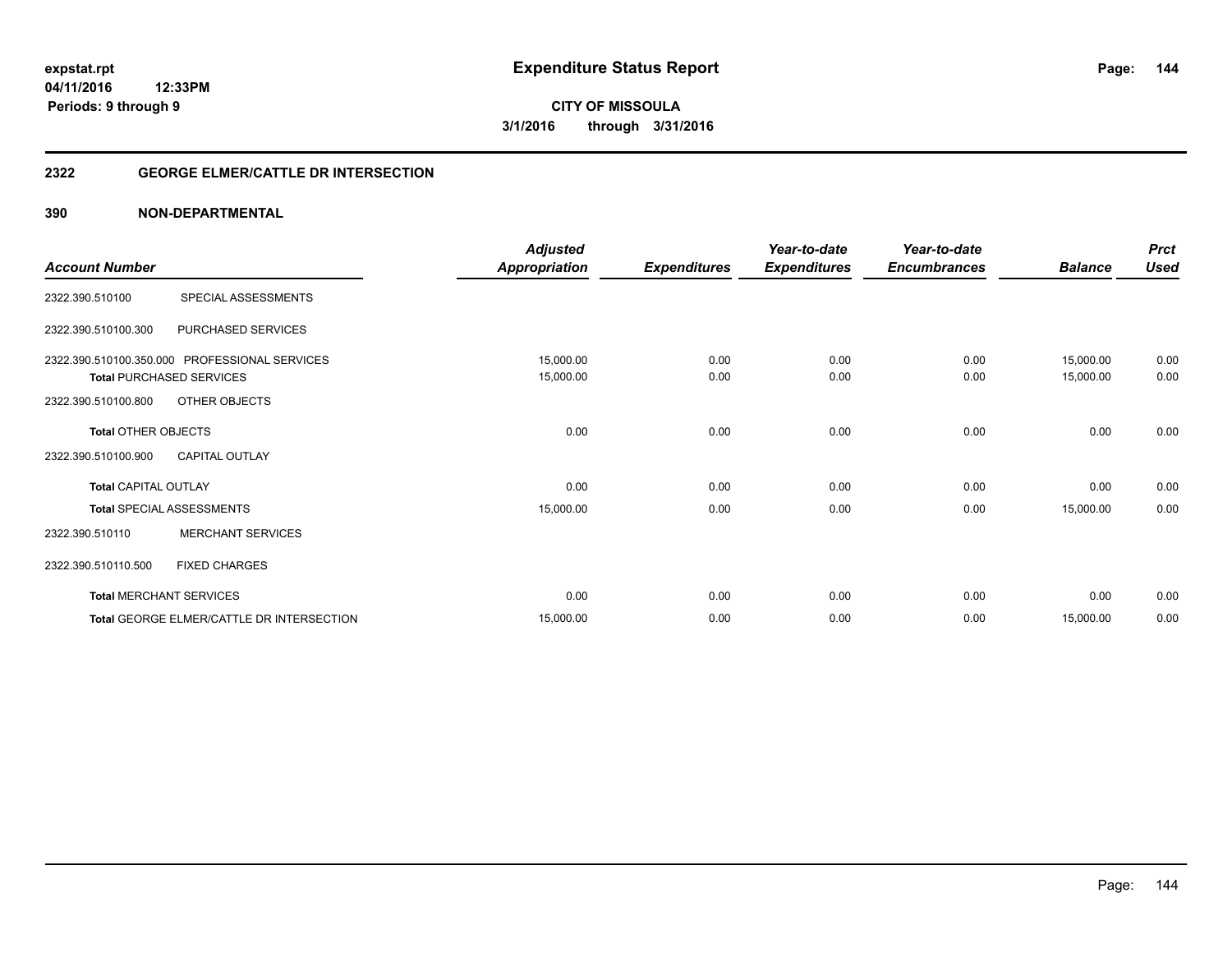**expstat.rpt**
**04/11/2016 12:33PM**
**Periods: 9 through 9**

# Expenditure Status Report

**CITY OF MISSOULA**
**3/1/2016 through 3/31/2016**

## 2322 GEORGE ELMER/CATTLE DR INTERSECTION

### 390 NON-DEPARTMENTAL

| Account Number | | Adjusted Appropriation | Expenditures | Year-to-date Expenditures | Year-to-date Encumbrances | Balance | Prct Used |
|---|---|---|---|---|---|---|---|
| 2322.390.510100 | SPECIAL ASSESSMENTS | | | | | | |
| 2322.390.510100.300 | PURCHASED SERVICES | | | | | | |
| 2322.390.510100.350.000 | PROFESSIONAL SERVICES | 15,000.00 | 0.00 | 0.00 | 0.00 | 15,000.00 | 0.00 |
| **Total** PURCHASED SERVICES | | 15,000.00 | 0.00 | 0.00 | 0.00 | 15,000.00 | 0.00 |
| 2322.390.510100.800 | OTHER OBJECTS | | | | | | |
| **Total** OTHER OBJECTS | | 0.00 | 0.00 | 0.00 | 0.00 | 0.00 | 0.00 |
| 2322.390.510100.900 | CAPITAL OUTLAY | | | | | | |
| **Total** CAPITAL OUTLAY | | 0.00 | 0.00 | 0.00 | 0.00 | 0.00 | 0.00 |
| **Total** SPECIAL ASSESSMENTS | | 15,000.00 | 0.00 | 0.00 | 0.00 | 15,000.00 | 0.00 |
| 2322.390.510110 | MERCHANT SERVICES | | | | | | |
| 2322.390.510110.500 | FIXED CHARGES | | | | | | |
| **Total** MERCHANT SERVICES | | 0.00 | 0.00 | 0.00 | 0.00 | 0.00 | 0.00 |
| **Total** GEORGE ELMER/CATTLE DR INTERSECTION | | 15,000.00 | 0.00 | 0.00 | 0.00 | 15,000.00 | 0.00 |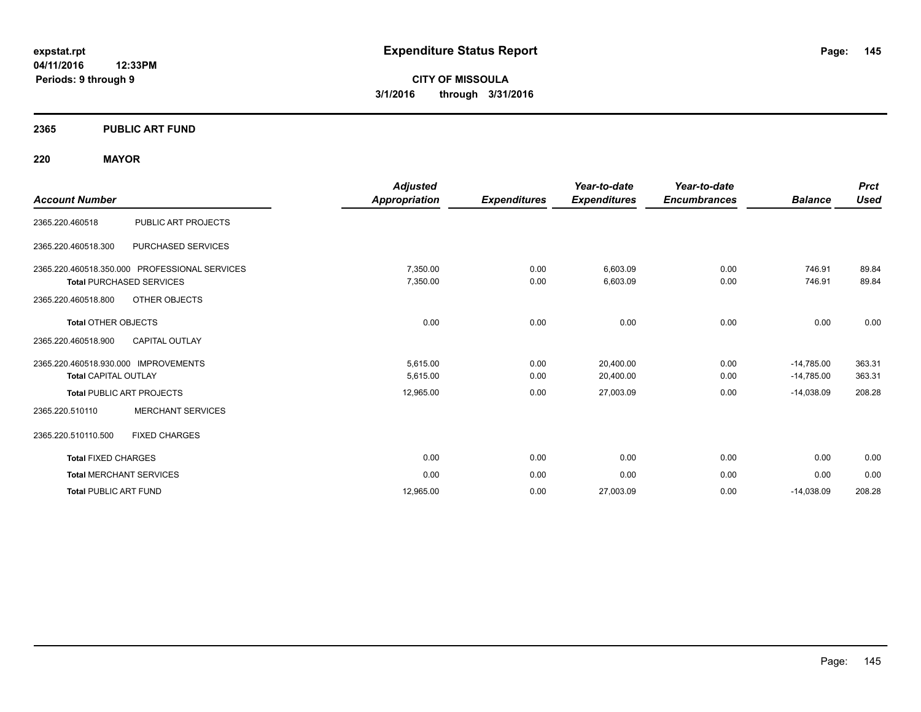**expstat.rpt**
**04/11/2016 12:33PM**
**Periods: 9 through 9**

# Expenditure Status Report

**CITY OF MISSOULA**
**3/1/2016 through 3/31/2016**

## 2365 PUBLIC ART FUND

### 220 MAYOR

| Account Number | | Adjusted Appropriation | Expenditures | Year-to-date Expenditures | Year-to-date Encumbrances | Balance | Prct Used |
|---|---|---|---|---|---|---|---|
| 2365.220.460518 | PUBLIC ART PROJECTS | | | | | | |
| 2365.220.460518.300 | PURCHASED SERVICES | | | | | | |
| 2365.220.460518.350.000 | PROFESSIONAL SERVICES | 7,350.00 | 0.00 | 6,603.09 | 0.00 | 746.91 | 89.84 |
| **Total** PURCHASED SERVICES | | 7,350.00 | 0.00 | 6,603.09 | 0.00 | 746.91 | 89.84 |
| 2365.220.460518.800 | OTHER OBJECTS | | | | | | |
| **Total** OTHER OBJECTS | | 0.00 | 0.00 | 0.00 | 0.00 | 0.00 | 0.00 |
| 2365.220.460518.900 | CAPITAL OUTLAY | | | | | | |
| 2365.220.460518.930.000 | IMPROVEMENTS | 5,615.00 | 0.00 | 20,400.00 | 0.00 | -14,785.00 | 363.31 |
| **Total** CAPITAL OUTLAY | | 5,615.00 | 0.00 | 20,400.00 | 0.00 | -14,785.00 | 363.31 |
| **Total** PUBLIC ART PROJECTS | | 12,965.00 | 0.00 | 27,003.09 | 0.00 | -14,038.09 | 208.28 |
| 2365.220.510110 | MERCHANT SERVICES | | | | | | |
| 2365.220.510110.500 | FIXED CHARGES | | | | | | |
| **Total** FIXED CHARGES | | 0.00 | 0.00 | 0.00 | 0.00 | 0.00 | 0.00 |
| **Total** MERCHANT SERVICES | | 0.00 | 0.00 | 0.00 | 0.00 | 0.00 | 0.00 |
| **Total** PUBLIC ART FUND | | 12,965.00 | 0.00 | 27,003.09 | 0.00 | -14,038.09 | 208.28 |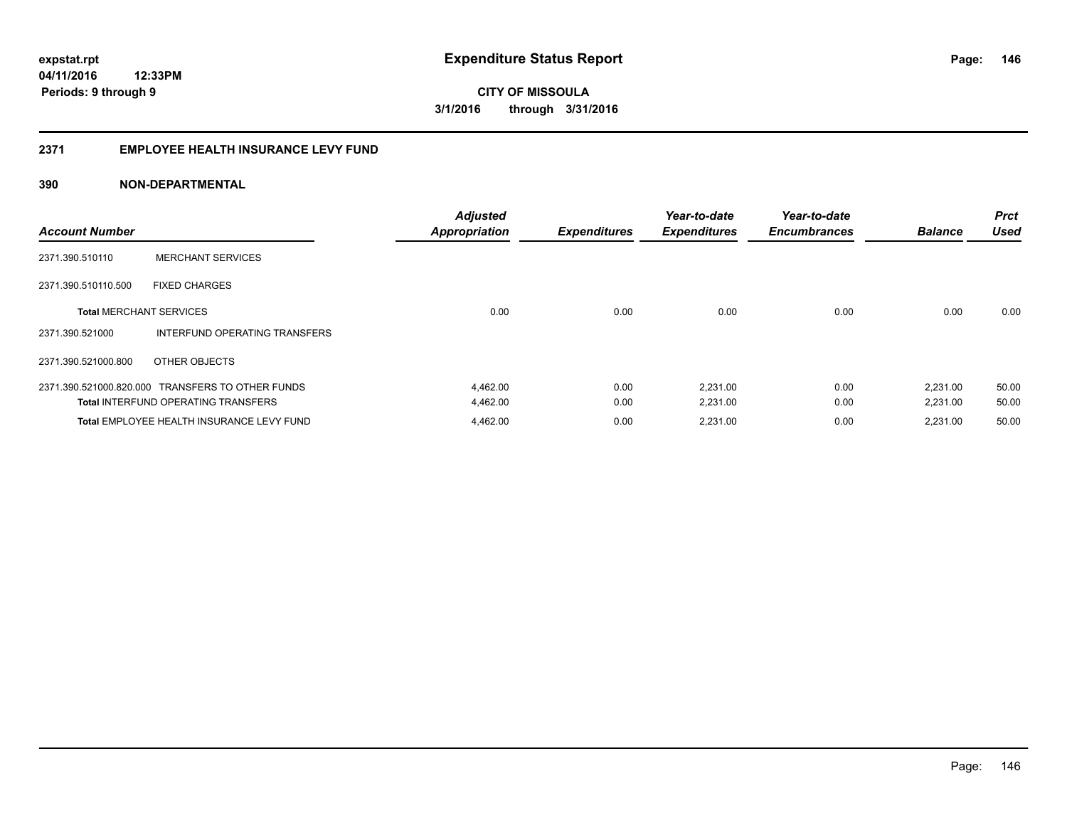**expstat.rpt**
**04/11/2016 12:33PM**
**Periods: 9 through 9**

# Expenditure Status Report

**CITY OF MISSOULA**
**3/1/2016 through 3/31/2016**

## 2371 EMPLOYEE HEALTH INSURANCE LEVY FUND

## 390 NON-DEPARTMENTAL

| Account Number | | Adjusted Appropriation | Expenditures | Year-to-date Expenditures | Year-to-date Encumbrances | Balance | Prct Used |
|---|---|---|---|---|---|---|---|
| 2371.390.510110 | MERCHANT SERVICES | | | | | | |
| 2371.390.510110.500 | FIXED CHARGES | | | | | | |
| **Total** MERCHANT SERVICES | | 0.00 | 0.00 | 0.00 | 0.00 | 0.00 | 0.00 |
| 2371.390.521000 | INTERFUND OPERATING TRANSFERS | | | | | | |
| 2371.390.521000.800 | OTHER OBJECTS | | | | | | |
| 2371.390.521000.820.000 | TRANSFERS TO OTHER FUNDS | 4,462.00 | 0.00 | 2,231.00 | 0.00 | 2,231.00 | 50.00 |
| **Total** INTERFUND OPERATING TRANSFERS | | 4,462.00 | 0.00 | 2,231.00 | 0.00 | 2,231.00 | 50.00 |
| **Total** EMPLOYEE HEALTH INSURANCE LEVY FUND | | 4,462.00 | 0.00 | 2,231.00 | 0.00 | 2,231.00 | 50.00 |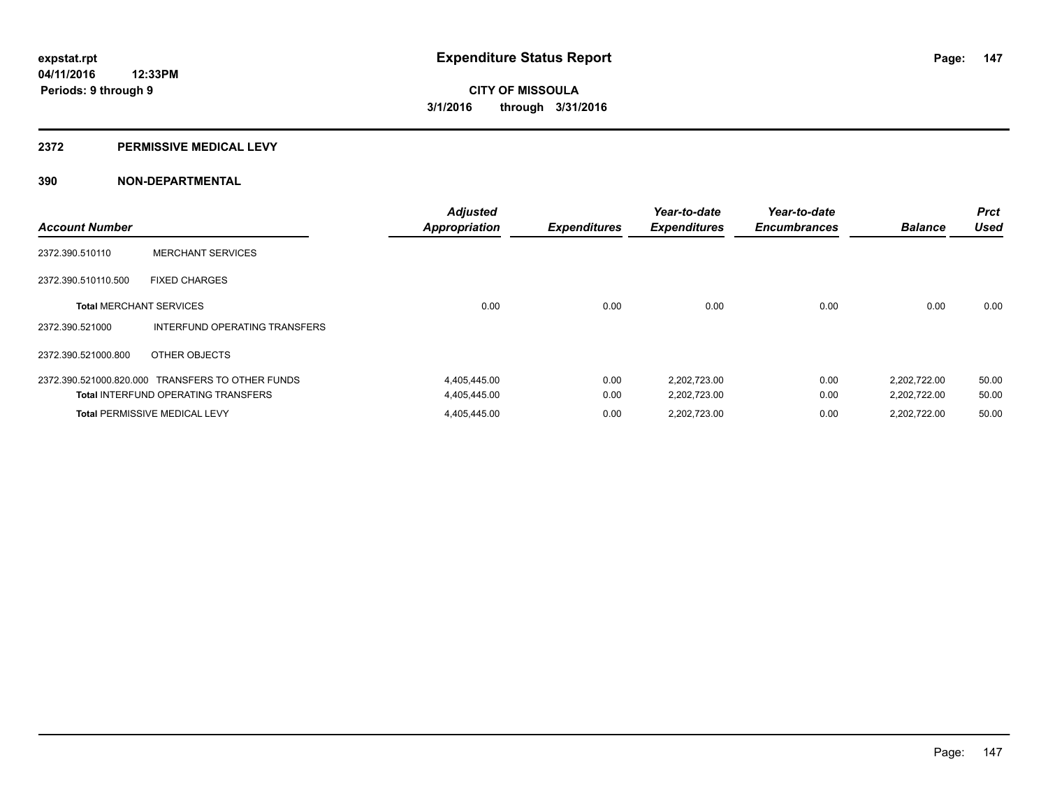# Expenditure Status Report

**CITY OF MISSOULA**

**3/1/2016 through 3/31/2016**

expstat.rpt
04/11/2016 12:33PM
Periods: 9 through 9

## 2372 PERMISSIVE MEDICAL LEVY

### 390 NON-DEPARTMENTAL

| Account Number | | Adjusted Appropriation | Expenditures | Year-to-date Expenditures | Year-to-date Encumbrances | Balance | Prct Used |
|---|---|---|---|---|---|---|---|
| 2372.390.510110 | MERCHANT SERVICES | | | | | | |
| 2372.390.510110.500 | FIXED CHARGES | | | | | | |
| **Total** MERCHANT SERVICES | | 0.00 | 0.00 | 0.00 | 0.00 | 0.00 | 0.00 |
| 2372.390.521000 | INTERFUND OPERATING TRANSFERS | | | | | | |
| 2372.390.521000.800 | OTHER OBJECTS | | | | | | |
| 2372.390.521000.820.000 | TRANSFERS TO OTHER FUNDS | 4,405,445.00 | 0.00 | 2,202,723.00 | 0.00 | 2,202,722.00 | 50.00 |
| **Total** INTERFUND OPERATING TRANSFERS | | 4,405,445.00 | 0.00 | 2,202,723.00 | 0.00 | 2,202,722.00 | 50.00 |
| **Total** PERMISSIVE MEDICAL LEVY | | 4,405,445.00 | 0.00 | 2,202,723.00 | 0.00 | 2,202,722.00 | 50.00 |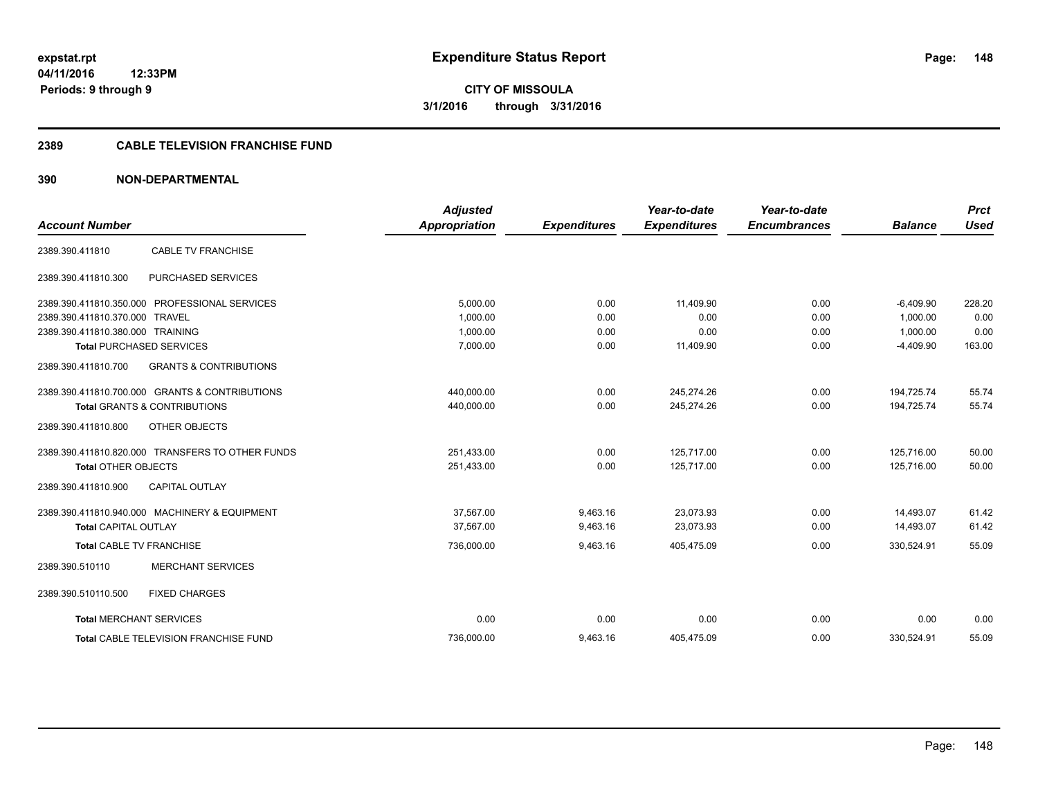**expstat.rpt**
**04/11/2016 12:33PM**
**Periods: 9 through 9**

# Expenditure Status Report

**CITY OF MISSOULA**
**3/1/2016 through 3/31/2016**

## 2389 CABLE TELEVISION FRANCHISE FUND

## 390 NON-DEPARTMENTAL

| Account Number | | Adjusted Appropriation | Expenditures | Year-to-date Expenditures | Year-to-date Encumbrances | Balance | Prct Used |
|---|---|---|---|---|---|---|---|
| 2389.390.411810 | CABLE TV FRANCHISE | | | | | | |
| 2389.390.411810.300 | PURCHASED SERVICES | | | | | | |
| 2389.390.411810.350.000 | PROFESSIONAL SERVICES | 5,000.00 | 0.00 | 11,409.90 | 0.00 | -6,409.90 | 228.20 |
| 2389.390.411810.370.000 | TRAVEL | 1,000.00 | 0.00 | 0.00 | 0.00 | 1,000.00 | 0.00 |
| 2389.390.411810.380.000 | TRAINING | 1,000.00 | 0.00 | 0.00 | 0.00 | 1,000.00 | 0.00 |
| **Total** PURCHASED SERVICES | | 7,000.00 | 0.00 | 11,409.90 | 0.00 | -4,409.90 | 163.00 |
| 2389.390.411810.700 | GRANTS & CONTRIBUTIONS | | | | | | |
| 2389.390.411810.700.000 | GRANTS & CONTRIBUTIONS | 440,000.00 | 0.00 | 245,274.26 | 0.00 | 194,725.74 | 55.74 |
| **Total** GRANTS & CONTRIBUTIONS | | 440,000.00 | 0.00 | 245,274.26 | 0.00 | 194,725.74 | 55.74 |
| 2389.390.411810.800 | OTHER OBJECTS | | | | | | |
| 2389.390.411810.820.000 | TRANSFERS TO OTHER FUNDS | 251,433.00 | 0.00 | 125,717.00 | 0.00 | 125,716.00 | 50.00 |
| **Total** OTHER OBJECTS | | 251,433.00 | 0.00 | 125,717.00 | 0.00 | 125,716.00 | 50.00 |
| 2389.390.411810.900 | CAPITAL OUTLAY | | | | | | |
| 2389.390.411810.940.000 | MACHINERY & EQUIPMENT | 37,567.00 | 9,463.16 | 23,073.93 | 0.00 | 14,493.07 | 61.42 |
| **Total** CAPITAL OUTLAY | | 37,567.00 | 9,463.16 | 23,073.93 | 0.00 | 14,493.07 | 61.42 |
| **Total** CABLE TV FRANCHISE | | 736,000.00 | 9,463.16 | 405,475.09 | 0.00 | 330,524.91 | 55.09 |
| 2389.390.510110 | MERCHANT SERVICES | | | | | | |
| 2389.390.510110.500 | FIXED CHARGES | | | | | | |
| **Total** MERCHANT SERVICES | | 0.00 | 0.00 | 0.00 | 0.00 | 0.00 | 0.00 |
| **Total** CABLE TELEVISION FRANCHISE FUND | | 736,000.00 | 9,463.16 | 405,475.09 | 0.00 | 330,524.91 | 55.09 |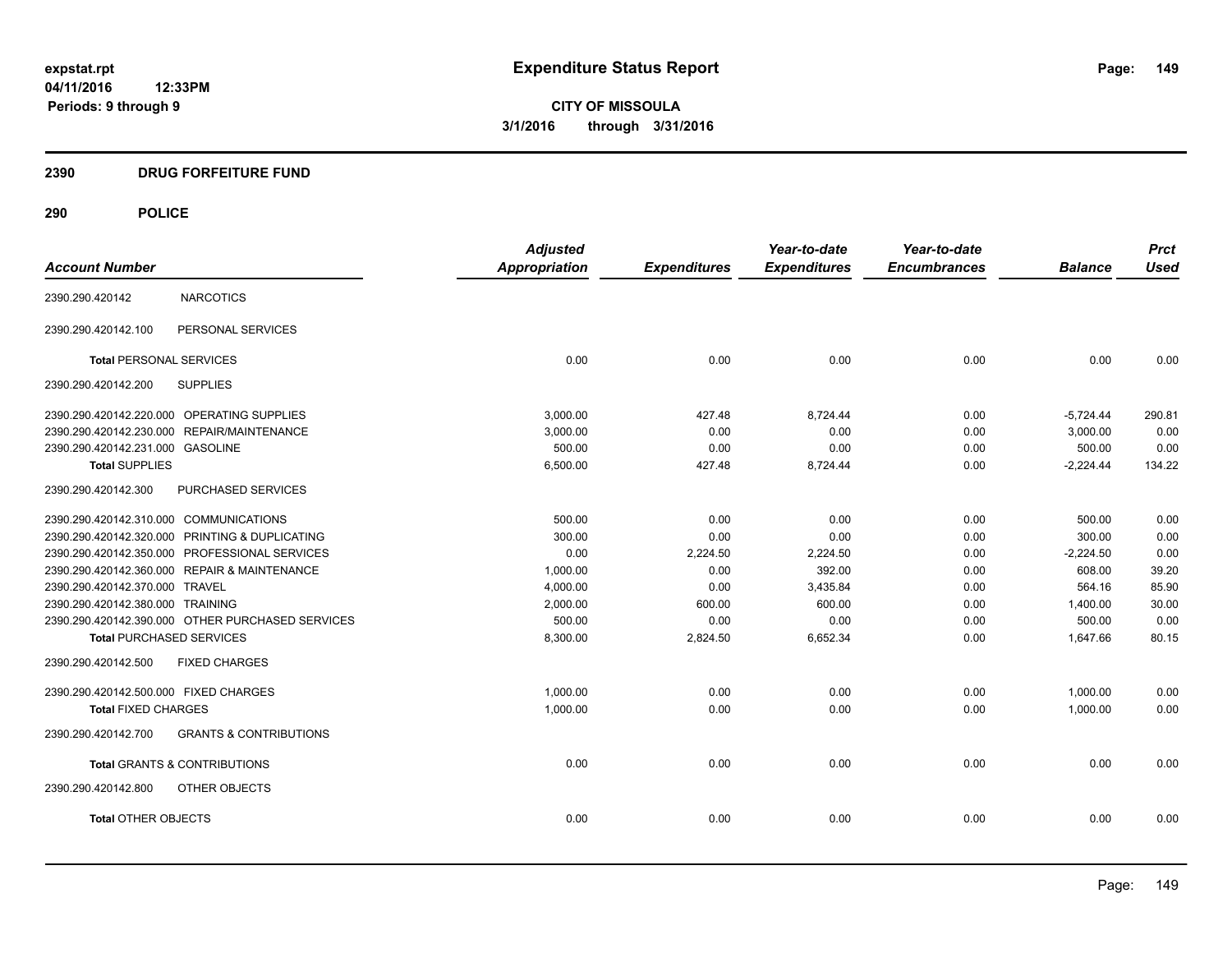expstat.rpt
04/11/2016 12:33PM
Periods: 9 through 9

# Expenditure Status Report

**CITY OF MISSOULA**
**3/1/2016 through 3/31/2016**

## 2390 DRUG FORFEITURE FUND

## 290 POLICE

| Account Number | | Adjusted Appropriation | Expenditures | Year-to-date Expenditures | Year-to-date Encumbrances | Balance | Prct Used |
|---|---|---|---|---|---|---|---|
| 2390.290.420142 | NARCOTICS | | | | | | |
| 2390.290.420142.100 | PERSONAL SERVICES | | | | | | |
| **Total** PERSONAL SERVICES | | 0.00 | 0.00 | 0.00 | 0.00 | 0.00 | 0.00 |
| 2390.290.420142.200 | SUPPLIES | | | | | | |
| 2390.290.420142.220.000 | OPERATING SUPPLIES | 3,000.00 | 427.48 | 8,724.44 | 0.00 | -5,724.44 | 290.81 |
| 2390.290.420142.230.000 | REPAIR/MAINTENANCE | 3,000.00 | 0.00 | 0.00 | 0.00 | 3,000.00 | 0.00 |
| 2390.290.420142.231.000 | GASOLINE | 500.00 | 0.00 | 0.00 | 0.00 | 500.00 | 0.00 |
| **Total** SUPPLIES | | 6,500.00 | 427.48 | 8,724.44 | 0.00 | -2,224.44 | 134.22 |
| 2390.290.420142.300 | PURCHASED SERVICES | | | | | | |
| 2390.290.420142.310.000 | COMMUNICATIONS | 500.00 | 0.00 | 0.00 | 0.00 | 500.00 | 0.00 |
| 2390.290.420142.320.000 | PRINTING & DUPLICATING | 300.00 | 0.00 | 0.00 | 0.00 | 300.00 | 0.00 |
| 2390.290.420142.350.000 | PROFESSIONAL SERVICES | 0.00 | 2,224.50 | 2,224.50 | 0.00 | -2,224.50 | 0.00 |
| 2390.290.420142.360.000 | REPAIR & MAINTENANCE | 1,000.00 | 0.00 | 392.00 | 0.00 | 608.00 | 39.20 |
| 2390.290.420142.370.000 | TRAVEL | 4,000.00 | 0.00 | 3,435.84 | 0.00 | 564.16 | 85.90 |
| 2390.290.420142.380.000 | TRAINING | 2,000.00 | 600.00 | 600.00 | 0.00 | 1,400.00 | 30.00 |
| 2390.290.420142.390.000 | OTHER PURCHASED SERVICES | 500.00 | 0.00 | 0.00 | 0.00 | 500.00 | 0.00 |
| **Total** PURCHASED SERVICES | | 8,300.00 | 2,824.50 | 6,652.34 | 0.00 | 1,647.66 | 80.15 |
| 2390.290.420142.500 | FIXED CHARGES | | | | | | |
| 2390.290.420142.500.000 | FIXED CHARGES | 1,000.00 | 0.00 | 0.00 | 0.00 | 1,000.00 | 0.00 |
| **Total** FIXED CHARGES | | 1,000.00 | 0.00 | 0.00 | 0.00 | 1,000.00 | 0.00 |
| 2390.290.420142.700 | GRANTS & CONTRIBUTIONS | | | | | | |
| **Total** GRANTS & CONTRIBUTIONS | | 0.00 | 0.00 | 0.00 | 0.00 | 0.00 | 0.00 |
| 2390.290.420142.800 | OTHER OBJECTS | | | | | | |
| **Total** OTHER OBJECTS | | 0.00 | 0.00 | 0.00 | 0.00 | 0.00 | 0.00 |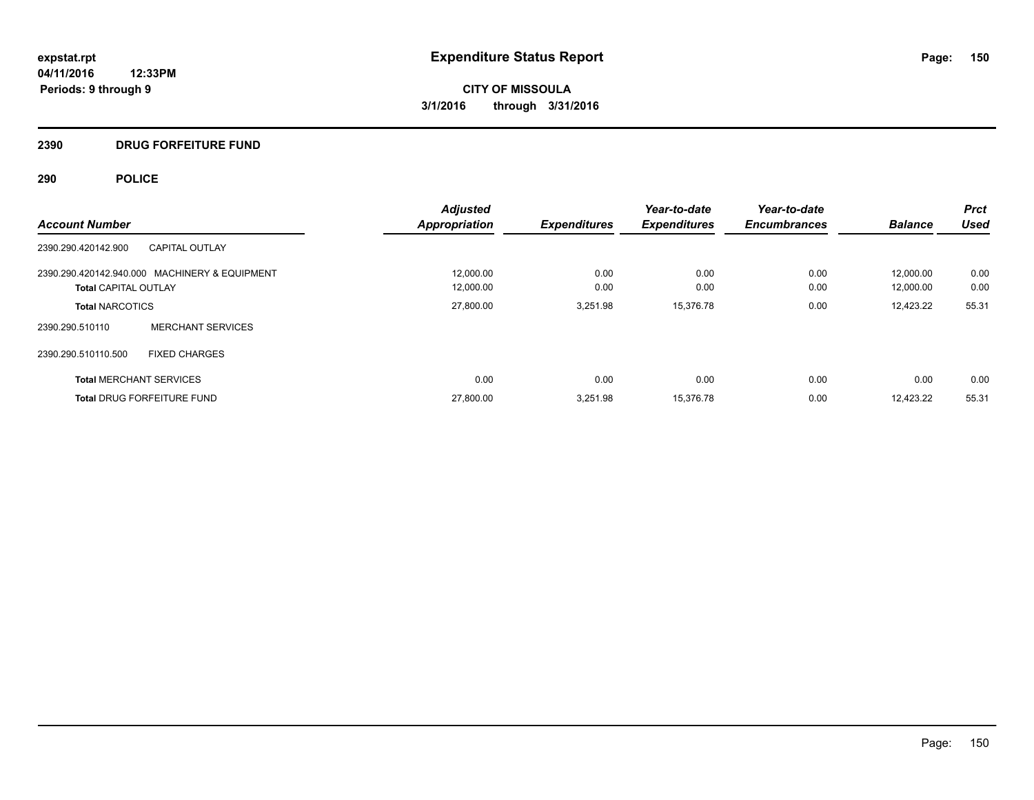**expstat.rpt**
**04/11/2016 12:33PM**
**Periods: 9 through 9**

# Expenditure Status Report

**CITY OF MISSOULA**
**3/1/2016 through 3/31/2016**

## 2390 DRUG FORFEITURE FUND

## 290 POLICE

| Account Number | | Adjusted Appropriation | Expenditures | Year-to-date Expenditures | Year-to-date Encumbrances | Balance | Prct Used |
|---|---|---|---|---|---|---|---|
| 2390.290.420142.900 | CAPITAL OUTLAY | | | | | | |
| 2390.290.420142.940.000 | MACHINERY & EQUIPMENT | 12,000.00 | 0.00 | 0.00 | 0.00 | 12,000.00 | 0.00 |
| **Total CAPITAL OUTLAY** | | 12,000.00 | 0.00 | 0.00 | 0.00 | 12,000.00 | 0.00 |
| **Total NARCOTICS** | | 27,800.00 | 3,251.98 | 15,376.78 | 0.00 | 12,423.22 | 55.31 |
| 2390.290.510110 | MERCHANT SERVICES | | | | | | |
| 2390.290.510110.500 | FIXED CHARGES | | | | | | |
| **Total MERCHANT SERVICES** | | 0.00 | 0.00 | 0.00 | 0.00 | 0.00 | 0.00 |
| **Total DRUG FORFEITURE FUND** | | 27,800.00 | 3,251.98 | 15,376.78 | 0.00 | 12,423.22 | 55.31 |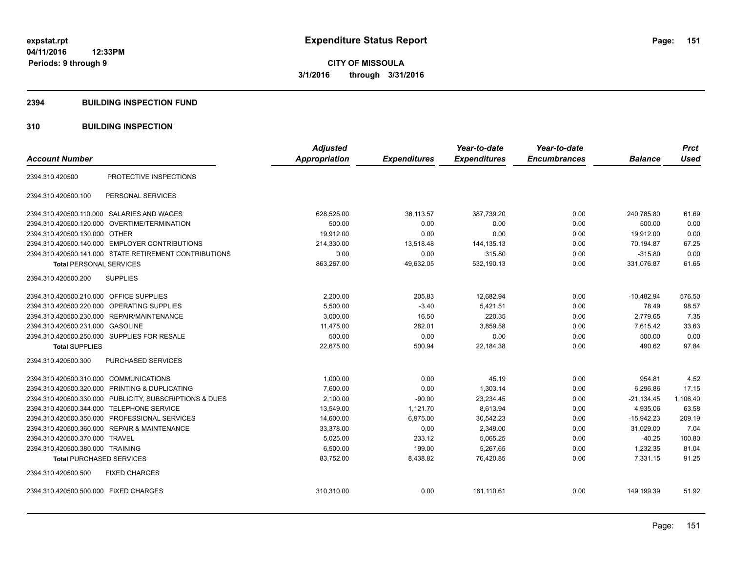# Expenditure Status Report

**CITY OF MISSOULA**

**3/1/2016 through 3/31/2016**

expstat.rpt
04/11/2016 12:33PM
Periods: 9 through 9

## 2394 BUILDING INSPECTION FUND

## 310 BUILDING INSPECTION

| Account Number | | Adjusted Appropriation | Expenditures | Year-to-date Expenditures | Year-to-date Encumbrances | Balance | Prct Used |
|---|---|---|---|---|---|---|---|
| 2394.310.420500 | PROTECTIVE INSPECTIONS | | | | | | |
| 2394.310.420500.100 | PERSONAL SERVICES | | | | | | |
| 2394.310.420500.110.000 | SALARIES AND WAGES | 628,525.00 | 36,113.57 | 387,739.20 | 0.00 | 240,785.80 | 61.69 |
| 2394.310.420500.120.000 | OVERTIME/TERMINATION | 500.00 | 0.00 | 0.00 | 0.00 | 500.00 | 0.00 |
| 2394.310.420500.130.000 | OTHER | 19,912.00 | 0.00 | 0.00 | 0.00 | 19,912.00 | 0.00 |
| 2394.310.420500.140.000 | EMPLOYER CONTRIBUTIONS | 214,330.00 | 13,518.48 | 144,135.13 | 0.00 | 70,194.87 | 67.25 |
| 2394.310.420500.141.000 | STATE RETIREMENT CONTRIBUTIONS | 0.00 | 0.00 | 315.80 | 0.00 | -315.80 | 0.00 |
| **Total** PERSONAL SERVICES | | 863,267.00 | 49,632.05 | 532,190.13 | 0.00 | 331,076.87 | 61.65 |
| 2394.310.420500.200 | SUPPLIES | | | | | | |
| 2394.310.420500.210.000 | OFFICE SUPPLIES | 2,200.00 | 205.83 | 12,682.94 | 0.00 | -10,482.94 | 576.50 |
| 2394.310.420500.220.000 | OPERATING SUPPLIES | 5,500.00 | -3.40 | 5,421.51 | 0.00 | 78.49 | 98.57 |
| 2394.310.420500.230.000 | REPAIR/MAINTENANCE | 3,000.00 | 16.50 | 220.35 | 0.00 | 2,779.65 | 7.35 |
| 2394.310.420500.231.000 | GASOLINE | 11,475.00 | 282.01 | 3,859.58 | 0.00 | 7,615.42 | 33.63 |
| 2394.310.420500.250.000 | SUPPLIES FOR RESALE | 500.00 | 0.00 | 0.00 | 0.00 | 500.00 | 0.00 |
| **Total** SUPPLIES | | 22,675.00 | 500.94 | 22,184.38 | 0.00 | 490.62 | 97.84 |
| 2394.310.420500.300 | PURCHASED SERVICES | | | | | | |
| 2394.310.420500.310.000 | COMMUNICATIONS | 1,000.00 | 0.00 | 45.19 | 0.00 | 954.81 | 4.52 |
| 2394.310.420500.320.000 | PRINTING & DUPLICATING | 7,600.00 | 0.00 | 1,303.14 | 0.00 | 6,296.86 | 17.15 |
| 2394.310.420500.330.000 | PUBLICITY, SUBSCRIPTIONS & DUES | 2,100.00 | -90.00 | 23,234.45 | 0.00 | -21,134.45 | 1,106.40 |
| 2394.310.420500.344.000 | TELEPHONE SERVICE | 13,549.00 | 1,121.70 | 8,613.94 | 0.00 | 4,935.06 | 63.58 |
| 2394.310.420500.350.000 | PROFESSIONAL SERVICES | 14,600.00 | 6,975.00 | 30,542.23 | 0.00 | -15,942.23 | 209.19 |
| 2394.310.420500.360.000 | REPAIR & MAINTENANCE | 33,378.00 | 0.00 | 2,349.00 | 0.00 | 31,029.00 | 7.04 |
| 2394.310.420500.370.000 | TRAVEL | 5,025.00 | 233.12 | 5,065.25 | 0.00 | -40.25 | 100.80 |
| 2394.310.420500.380.000 | TRAINING | 6,500.00 | 199.00 | 5,267.65 | 0.00 | 1,232.35 | 81.04 |
| **Total** PURCHASED SERVICES | | 83,752.00 | 8,438.82 | 76,420.85 | 0.00 | 7,331.15 | 91.25 |
| 2394.310.420500.500 | FIXED CHARGES | | | | | | |
| 2394.310.420500.500.000 | FIXED CHARGES | 310,310.00 | 0.00 | 161,110.61 | 0.00 | 149,199.39 | 51.92 |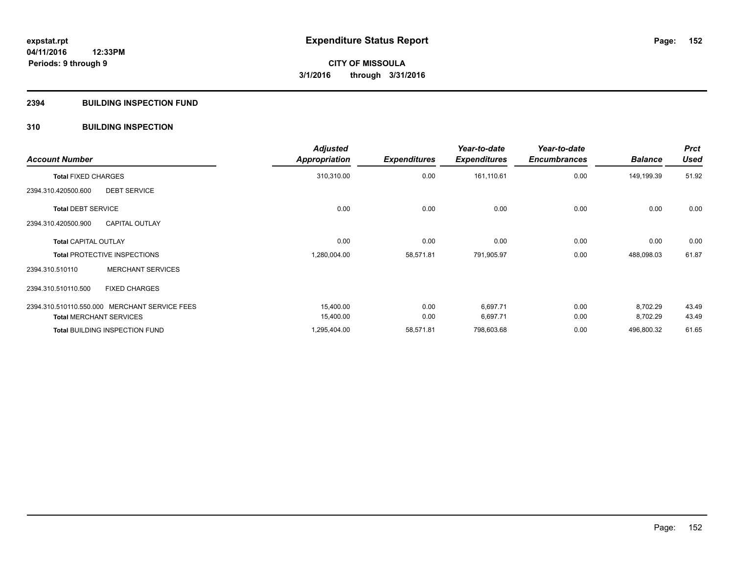# Expenditure Status Report

expstat.rpt
04/11/2016 12:33PM
Periods: 9 through 9

**CITY OF MISSOULA**
**3/1/2016 through 3/31/2016**

## 2394 BUILDING INSPECTION FUND

## 310 BUILDING INSPECTION

| Account Number | | Adjusted Appropriation | Expenditures | Year-to-date Expenditures | Year-to-date Encumbrances | Balance | Prct Used |
|---|---|---|---|---|---|---|---|
| **Total** FIXED CHARGES | | 310,310.00 | 0.00 | 161,110.61 | 0.00 | 149,199.39 | 51.92 |
| 2394.310.420500.600 | DEBT SERVICE | | | | | | |
| **Total** DEBT SERVICE | | 0.00 | 0.00 | 0.00 | 0.00 | 0.00 | 0.00 |
| 2394.310.420500.900 | CAPITAL OUTLAY | | | | | | |
| **Total** CAPITAL OUTLAY | | 0.00 | 0.00 | 0.00 | 0.00 | 0.00 | 0.00 |
| **Total** PROTECTIVE INSPECTIONS | | 1,280,004.00 | 58,571.81 | 791,905.97 | 0.00 | 488,098.03 | 61.87 |
| 2394.310.510110 | MERCHANT SERVICES | | | | | | |
| 2394.310.510110.500 | FIXED CHARGES | | | | | | |
| 2394.310.510110.550.000 | MERCHANT SERVICE FEES | 15,400.00 | 0.00 | 6,697.71 | 0.00 | 8,702.29 | 43.49 |
| **Total** MERCHANT SERVICES | | 15,400.00 | 0.00 | 6,697.71 | 0.00 | 8,702.29 | 43.49 |
| **Total** BUILDING INSPECTION FUND | | 1,295,404.00 | 58,571.81 | 798,603.68 | 0.00 | 496,800.32 | 61.65 |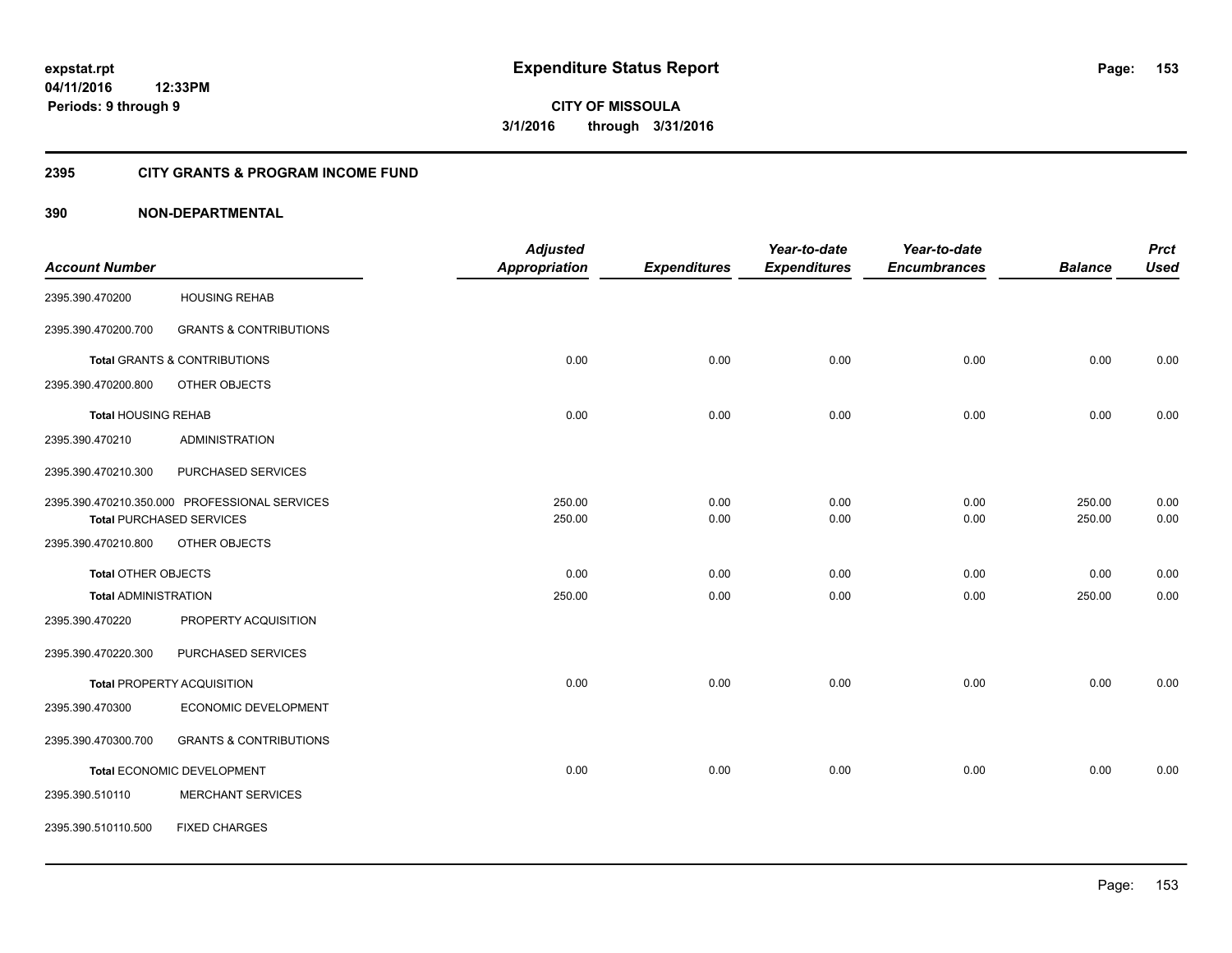# Expenditure Status Report

**CITY OF MISSOULA**

**3/1/2016 through 3/31/2016**

expstat.rpt
04/11/2016 12:33PM
Periods: 9 through 9

## 2395 CITY GRANTS & PROGRAM INCOME FUND

## 390 NON-DEPARTMENTAL

| Account Number | | Adjusted Appropriation | Expenditures | Year-to-date Expenditures | Year-to-date Encumbrances | Balance | Prct Used |
|---|---|---|---|---|---|---|---|
| 2395.390.470200 | HOUSING REHAB | | | | | | |
| 2395.390.470200.700 | GRANTS & CONTRIBUTIONS | | | | | | |
| **Total** GRANTS & CONTRIBUTIONS | | 0.00 | 0.00 | 0.00 | 0.00 | 0.00 | 0.00 |
| 2395.390.470200.800 | OTHER OBJECTS | | | | | | |
| **Total** HOUSING REHAB | | 0.00 | 0.00 | 0.00 | 0.00 | 0.00 | 0.00 |
| 2395.390.470210 | ADMINISTRATION | | | | | | |
| 2395.390.470210.300 | PURCHASED SERVICES | | | | | | |
| 2395.390.470210.350.000 | PROFESSIONAL SERVICES | 250.00 | 0.00 | 0.00 | 0.00 | 250.00 | 0.00 |
| **Total** PURCHASED SERVICES | | 250.00 | 0.00 | 0.00 | 0.00 | 250.00 | 0.00 |
| 2395.390.470210.800 | OTHER OBJECTS | | | | | | |
| **Total** OTHER OBJECTS | | 0.00 | 0.00 | 0.00 | 0.00 | 0.00 | 0.00 |
| **Total** ADMINISTRATION | | 250.00 | 0.00 | 0.00 | 0.00 | 250.00 | 0.00 |
| 2395.390.470220 | PROPERTY ACQUISITION | | | | | | |
| 2395.390.470220.300 | PURCHASED SERVICES | | | | | | |
| **Total** PROPERTY ACQUISITION | | 0.00 | 0.00 | 0.00 | 0.00 | 0.00 | 0.00 |
| 2395.390.470300 | ECONOMIC DEVELOPMENT | | | | | | |
| 2395.390.470300.700 | GRANTS & CONTRIBUTIONS | | | | | | |
| **Total** ECONOMIC DEVELOPMENT | | 0.00 | 0.00 | 0.00 | 0.00 | 0.00 | 0.00 |
| 2395.390.510110 | MERCHANT SERVICES | | | | | | |
| 2395.390.510110.500 | FIXED CHARGES | | | | | | |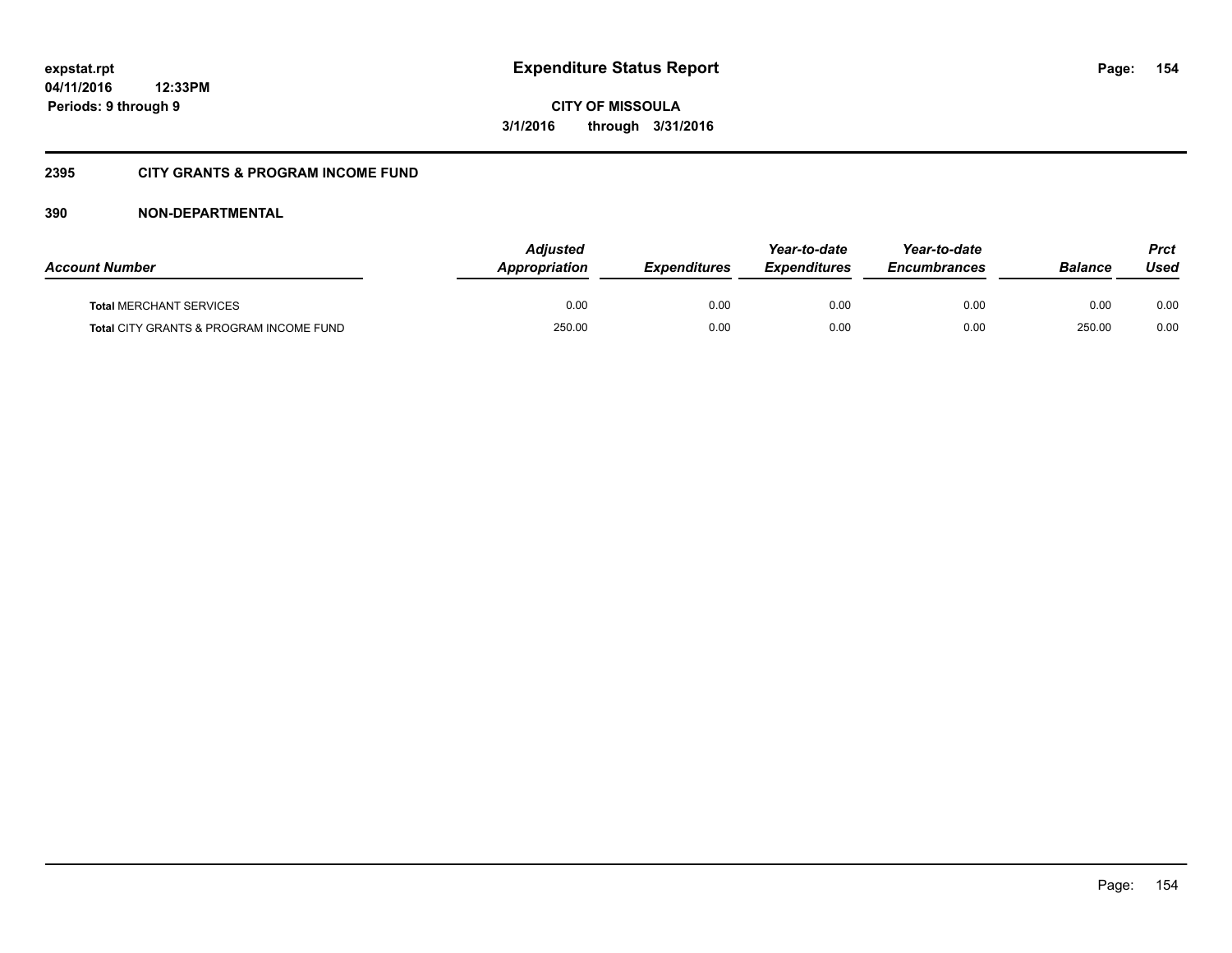**expstat.rpt**
**04/11/2016 12:33PM**
**Periods: 9 through 9**

# Expenditure Status Report

**CITY OF MISSOULA**
**3/1/2016 through 3/31/2016**

## 2395 CITY GRANTS & PROGRAM INCOME FUND

### 390 NON-DEPARTMENTAL

| Account Number | Adjusted Appropriation | Expenditures | Year-to-date Expenditures | Year-to-date Encumbrances | Balance | Prct Used |
|---|---|---|---|---|---|---|
| **Total** MERCHANT SERVICES | 0.00 | 0.00 | 0.00 | 0.00 | 0.00 | 0.00 |
| **Total** CITY GRANTS & PROGRAM INCOME FUND | 250.00 | 0.00 | 0.00 | 0.00 | 250.00 | 0.00 |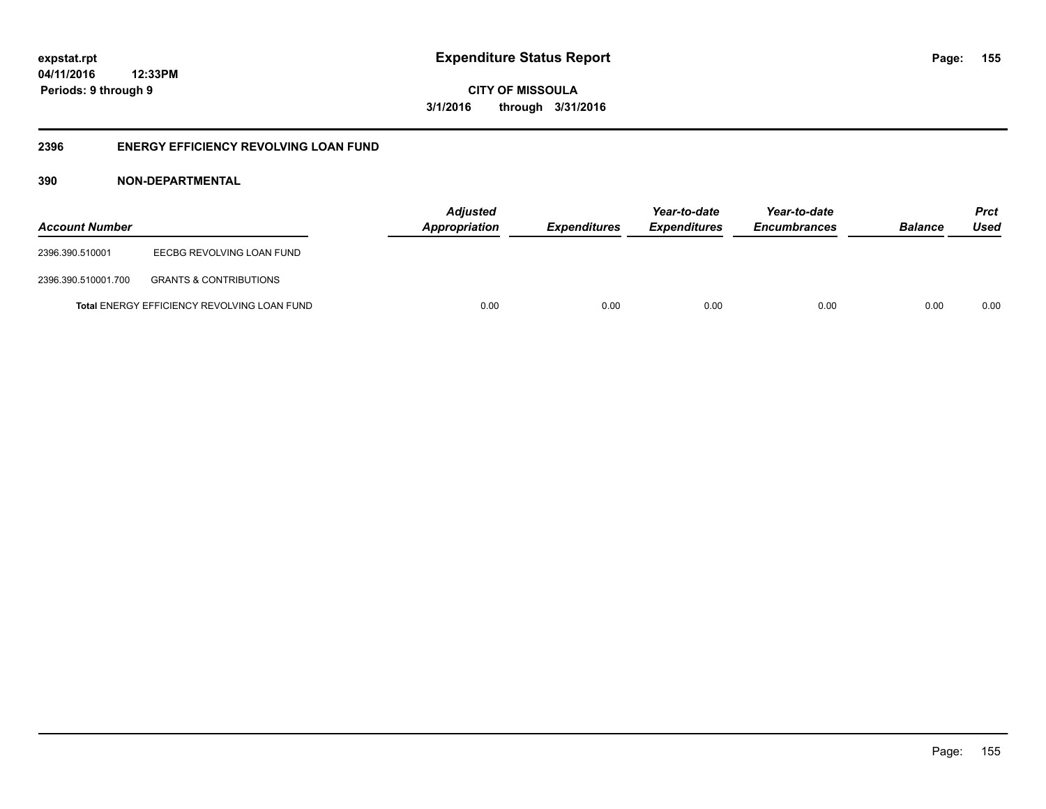**expstat.rpt**
**04/11/2016 12:33PM**
**Periods: 9 through 9**

# Expenditure Status Report

**CITY OF MISSOULA**
**3/1/2016 through 3/31/2016**

## 2396 ENERGY EFFICIENCY REVOLVING LOAN FUND

### 390 NON-DEPARTMENTAL

| Account Number | | Adjusted Appropriation | Expenditures | Year-to-date Expenditures | Year-to-date Encumbrances | Balance | Prct Used |
|---|---|---|---|---|---|---|---|
| 2396.390.510001 | EECBG REVOLVING LOAN FUND | | | | | | |
| 2396.390.510001.700 | GRANTS & CONTRIBUTIONS | | | | | | |
| **Total** ENERGY EFFICIENCY REVOLVING LOAN FUND | | 0.00 | 0.00 | 0.00 | 0.00 | 0.00 | 0.00 |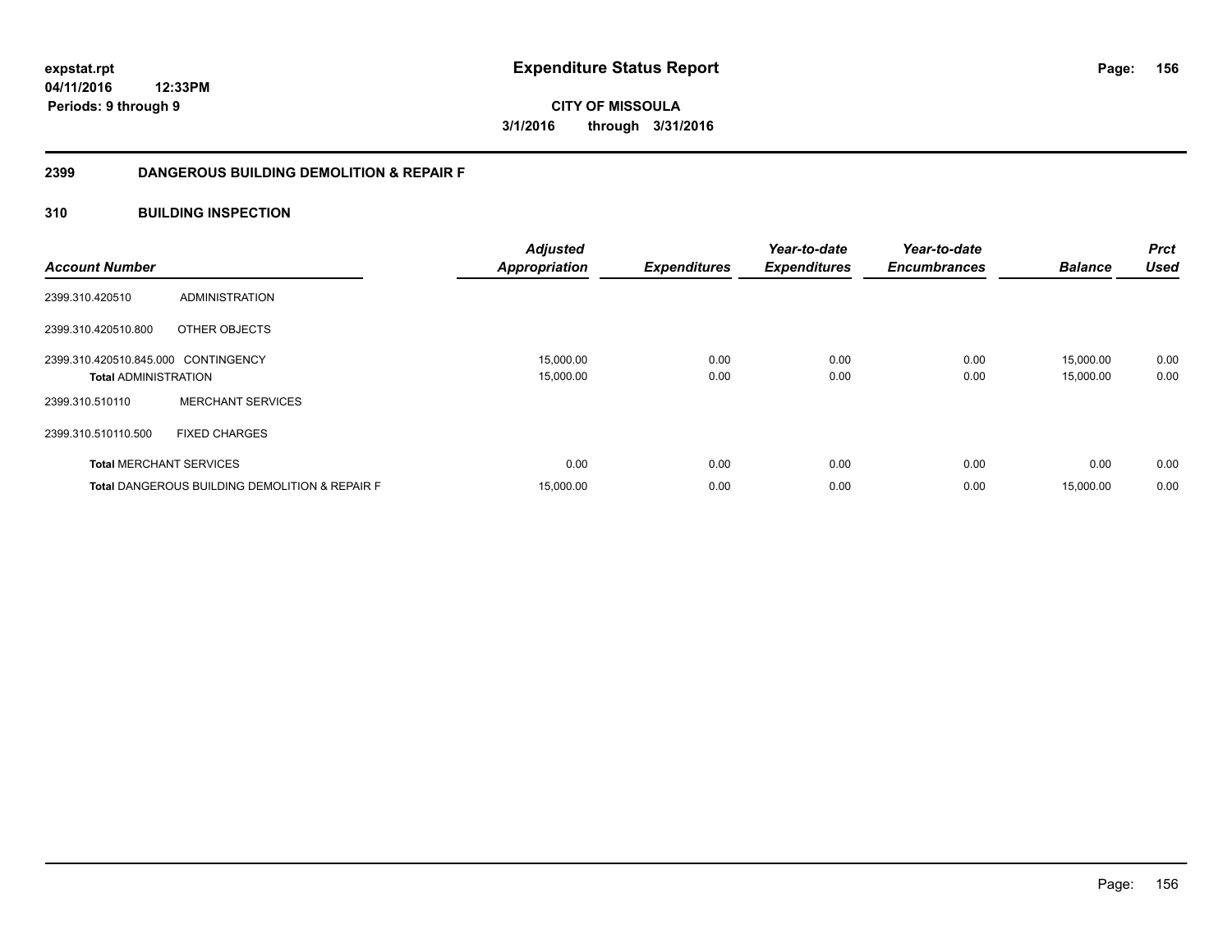**expstat.rpt**
**04/11/2016 12:33PM**
**Periods: 9 through 9**

# Expenditure Status Report

**CITY OF MISSOULA**
**3/1/2016 through 3/31/2016**

## 2399 DANGEROUS BUILDING DEMOLITION & REPAIR F

## 310 BUILDING INSPECTION

| Account Number | | Adjusted Appropriation | Expenditures | Year-to-date Expenditures | Year-to-date Encumbrances | Balance | Prct Used |
|---|---|---|---|---|---|---|---|
| 2399.310.420510 | ADMINISTRATION | | | | | | |
| 2399.310.420510.800 | OTHER OBJECTS | | | | | | |
| 2399.310.420510.845.000 | CONTINGENCY | 15,000.00 | 0.00 | 0.00 | 0.00 | 15,000.00 | 0.00 |
| **Total** ADMINISTRATION | | 15,000.00 | 0.00 | 0.00 | 0.00 | 15,000.00 | 0.00 |
| 2399.310.510110 | MERCHANT SERVICES | | | | | | |
| 2399.310.510110.500 | FIXED CHARGES | | | | | | |
| **Total** MERCHANT SERVICES | | 0.00 | 0.00 | 0.00 | 0.00 | 0.00 | 0.00 |
| **Total** DANGEROUS BUILDING DEMOLITION & REPAIR F | | 15,000.00 | 0.00 | 0.00 | 0.00 | 15,000.00 | 0.00 |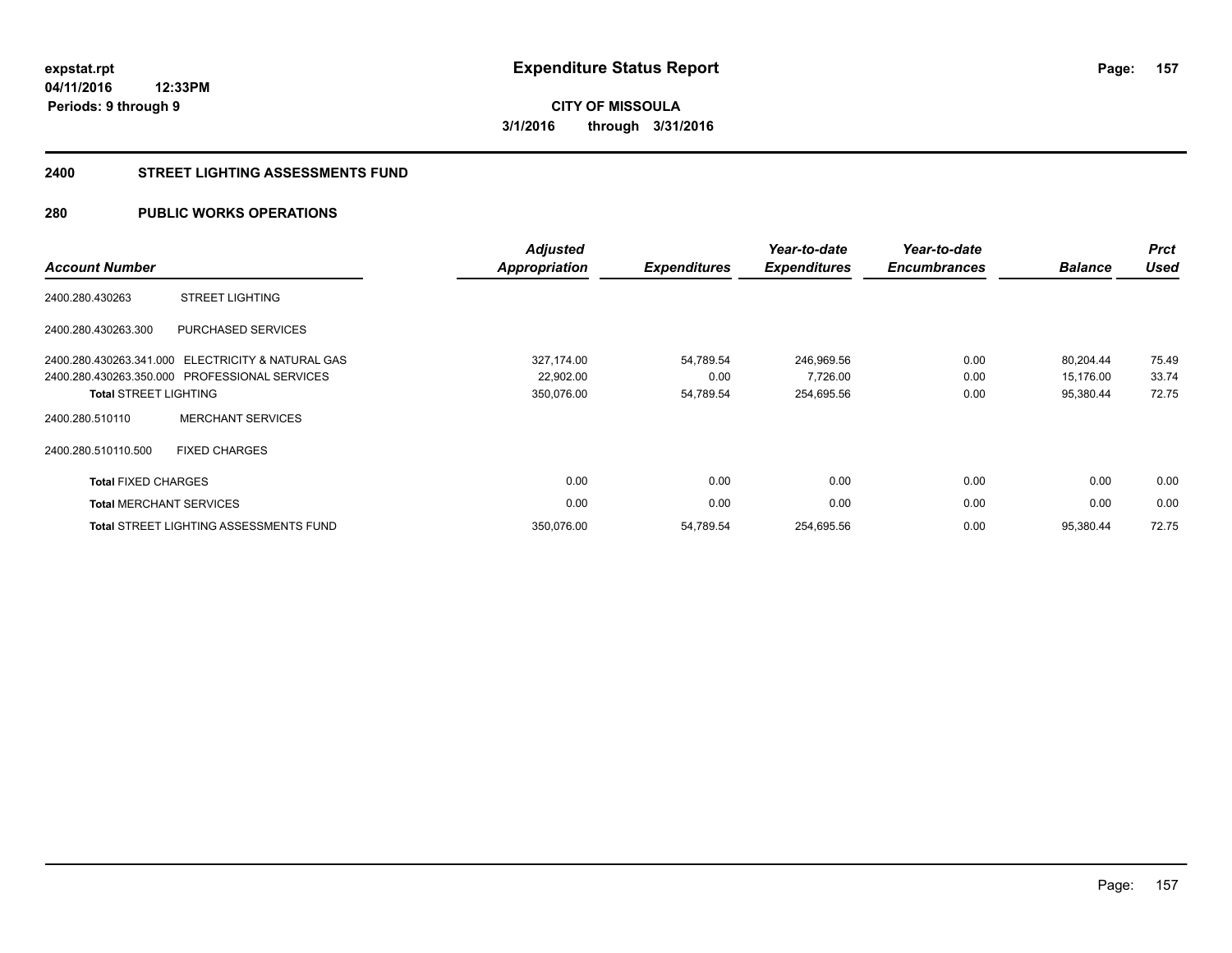# Expenditure Status Report

expstat.rpt
04/11/2016 12:33PM
Periods: 9 through 9

**CITY OF MISSOULA**
**3/1/2016 through 3/31/2016**

## 2400 STREET LIGHTING ASSESSMENTS FUND

## 280 PUBLIC WORKS OPERATIONS

| Account Number | | Adjusted Appropriation | Expenditures | Year-to-date Expenditures | Year-to-date Encumbrances | Balance | Prct Used |
|---|---|---|---|---|---|---|---|
| 2400.280.430263 | STREET LIGHTING | | | | | | |
| 2400.280.430263.300 | PURCHASED SERVICES | | | | | | |
| 2400.280.430263.341.000 | ELECTRICITY & NATURAL GAS | 327,174.00 | 54,789.54 | 246,969.56 | 0.00 | 80,204.44 | 75.49 |
| 2400.280.430263.350.000 | PROFESSIONAL SERVICES | 22,902.00 | 0.00 | 7,726.00 | 0.00 | 15,176.00 | 33.74 |
| **Total** STREET LIGHTING | | 350,076.00 | 54,789.54 | 254,695.56 | 0.00 | 95,380.44 | 72.75 |
| 2400.280.510110 | MERCHANT SERVICES | | | | | | |
| 2400.280.510110.500 | FIXED CHARGES | | | | | | |
| **Total** FIXED CHARGES | | 0.00 | 0.00 | 0.00 | 0.00 | 0.00 | 0.00 |
| **Total** MERCHANT SERVICES | | 0.00 | 0.00 | 0.00 | 0.00 | 0.00 | 0.00 |
| **Total** STREET LIGHTING ASSESSMENTS FUND | | 350,076.00 | 54,789.54 | 254,695.56 | 0.00 | 95,380.44 | 72.75 |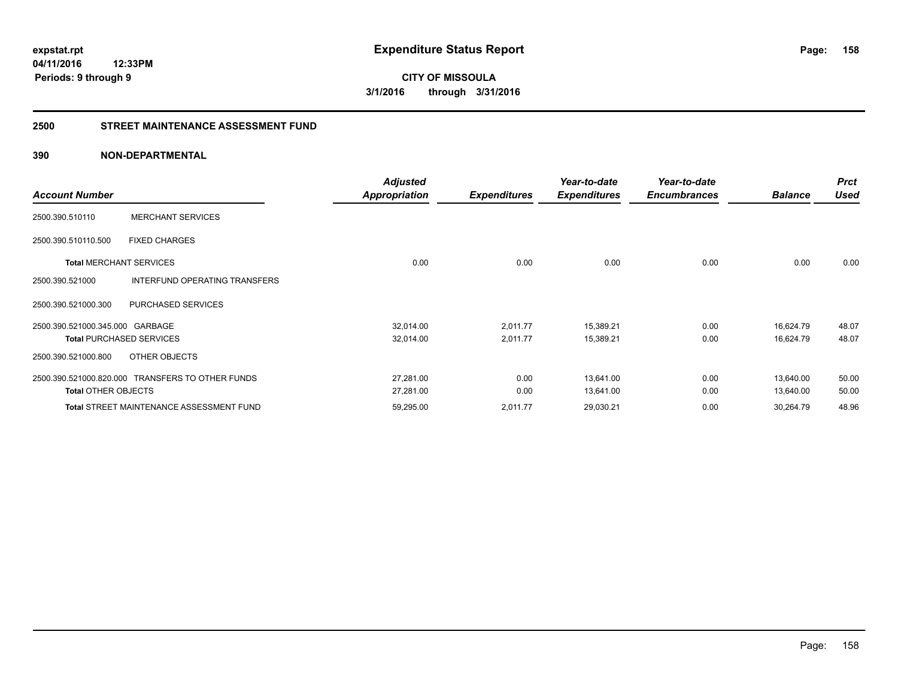**expstat.rpt**
**04/11/2016 12:33PM**
**Periods: 9 through 9**

# Expenditure Status Report

**CITY OF MISSOULA**
**3/1/2016 through 3/31/2016**

## 2500 STREET MAINTENANCE ASSESSMENT FUND

### 390 NON-DEPARTMENTAL

| Account Number | | Adjusted Appropriation | Expenditures | Year-to-date Expenditures | Year-to-date Encumbrances | Balance | Prct Used |
|---|---|---|---|---|---|---|---|
| 2500.390.510110 | MERCHANT SERVICES | | | | | | |
| 2500.390.510110.500 | FIXED CHARGES | | | | | | |
| **Total** MERCHANT SERVICES | | 0.00 | 0.00 | 0.00 | 0.00 | 0.00 | 0.00 |
| 2500.390.521000 | INTERFUND OPERATING TRANSFERS | | | | | | |
| 2500.390.521000.300 | PURCHASED SERVICES | | | | | | |
| 2500.390.521000.345.000 | GARBAGE | 32,014.00 | 2,011.77 | 15,389.21 | 0.00 | 16,624.79 | 48.07 |
| **Total** PURCHASED SERVICES | | 32,014.00 | 2,011.77 | 15,389.21 | 0.00 | 16,624.79 | 48.07 |
| 2500.390.521000.800 | OTHER OBJECTS | | | | | | |
| 2500.390.521000.820.000 | TRANSFERS TO OTHER FUNDS | 27,281.00 | 0.00 | 13,641.00 | 0.00 | 13,640.00 | 50.00 |
| **Total** OTHER OBJECTS | | 27,281.00 | 0.00 | 13,641.00 | 0.00 | 13,640.00 | 50.00 |
| **Total** STREET MAINTENANCE ASSESSMENT FUND | | 59,295.00 | 2,011.77 | 29,030.21 | 0.00 | 30,264.79 | 48.96 |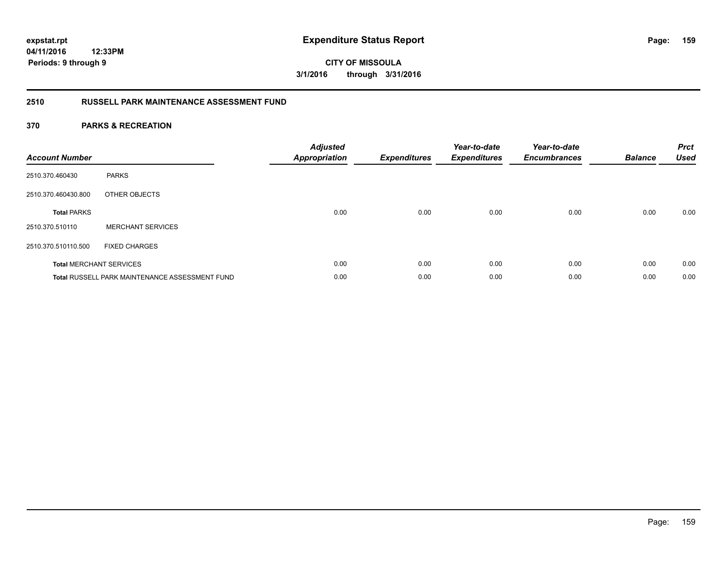**expstat.rpt**
**04/11/2016 12:33PM**
**Periods: 9 through 9**

# Expenditure Status Report

**CITY OF MISSOULA**
**3/1/2016 through 3/31/2016**

## 2510 RUSSELL PARK MAINTENANCE ASSESSMENT FUND

## 370 PARKS & RECREATION

| Account Number | | Adjusted Appropriation | Expenditures | Year-to-date Expenditures | Year-to-date Encumbrances | Balance | Prct Used |
|---|---|---|---|---|---|---|---|
| 2510.370.460430 | PARKS | | | | | | |
| 2510.370.460430.800 | OTHER OBJECTS | | | | | | |
| **Total** PARKS | | 0.00 | 0.00 | 0.00 | 0.00 | 0.00 | 0.00 |
| 2510.370.510110 | MERCHANT SERVICES | | | | | | |
| 2510.370.510110.500 | FIXED CHARGES | | | | | | |
| **Total** MERCHANT SERVICES | | 0.00 | 0.00 | 0.00 | 0.00 | 0.00 | 0.00 |
| **Total** RUSSELL PARK MAINTENANCE ASSESSMENT FUND | | 0.00 | 0.00 | 0.00 | 0.00 | 0.00 | 0.00 |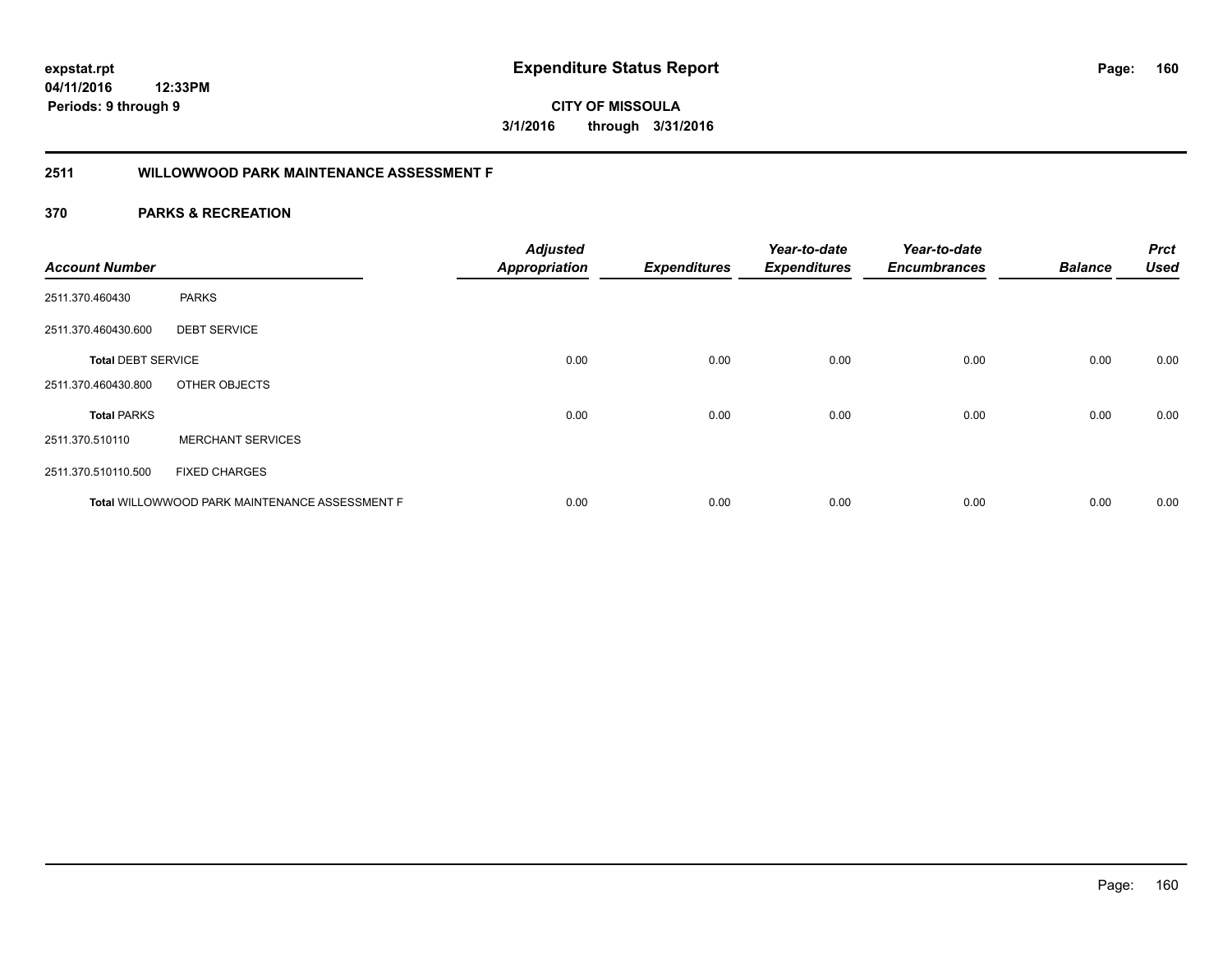**expstat.rpt**
**04/11/2016 12:33PM**
**Periods: 9 through 9**

# Expenditure Status Report

**CITY OF MISSOULA**
**3/1/2016 through 3/31/2016**

## 2511 WILLOWWOOD PARK MAINTENANCE ASSESSMENT F

### 370 PARKS & RECREATION

| Account Number | | Adjusted Appropriation | Expenditures | Year-to-date Expenditures | Year-to-date Encumbrances | Balance | Prct Used |
|---|---|---|---|---|---|---|---|
| 2511.370.460430 | PARKS | | | | | | |
| 2511.370.460430.600 | DEBT SERVICE | | | | | | |
| **Total** DEBT SERVICE | | 0.00 | 0.00 | 0.00 | 0.00 | 0.00 | 0.00 |
| 2511.370.460430.800 | OTHER OBJECTS | | | | | | |
| **Total** PARKS | | 0.00 | 0.00 | 0.00 | 0.00 | 0.00 | 0.00 |
| 2511.370.510110 | MERCHANT SERVICES | | | | | | |
| 2511.370.510110.500 | FIXED CHARGES | | | | | | |
| **Total** WILLOWWOOD PARK MAINTENANCE ASSESSMENT F | | 0.00 | 0.00 | 0.00 | 0.00 | 0.00 | 0.00 |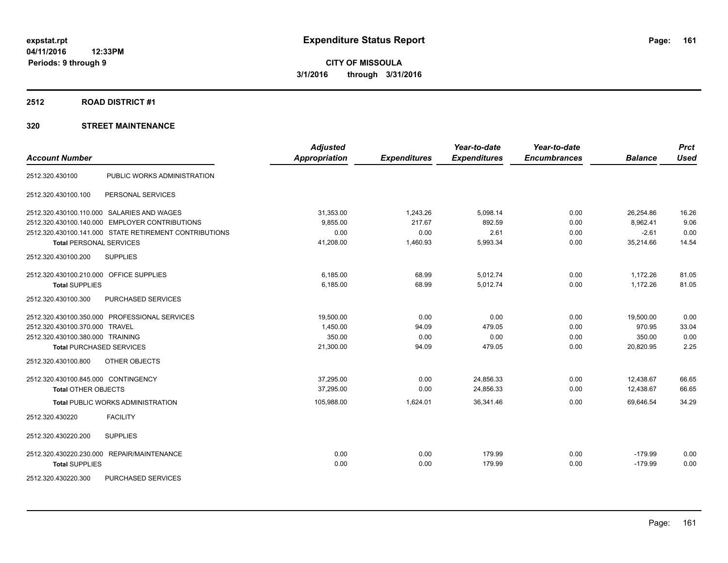# Expenditure Status Report

**CITY OF MISSOULA**

**3/1/2016 through 3/31/2016**

expstat.rpt
04/11/2016 12:33PM
Periods: 9 through 9

## 2512 ROAD DISTRICT #1

### 320 STREET MAINTENANCE

| Account Number | | Adjusted Appropriation | Expenditures | Year-to-date Expenditures | Year-to-date Encumbrances | Balance | Prct Used |
|---|---|---|---|---|---|---|---|
| 2512.320.430100 | PUBLIC WORKS ADMINISTRATION | | | | | | |
| 2512.320.430100.100 | PERSONAL SERVICES | | | | | | |
| 2512.320.430100.110.000 | SALARIES AND WAGES | 31,353.00 | 1,243.26 | 5,098.14 | 0.00 | 26,254.86 | 16.26 |
| 2512.320.430100.140.000 | EMPLOYER CONTRIBUTIONS | 9,855.00 | 217.67 | 892.59 | 0.00 | 8,962.41 | 9.06 |
| 2512.320.430100.141.000 | STATE RETIREMENT CONTRIBUTIONS | 0.00 | 0.00 | 2.61 | 0.00 | -2.61 | 0.00 |
| **Total** PERSONAL SERVICES | | 41,208.00 | 1,460.93 | 5,993.34 | 0.00 | 35,214.66 | 14.54 |
| 2512.320.430100.200 | SUPPLIES | | | | | | |
| 2512.320.430100.210.000 | OFFICE SUPPLIES | 6,185.00 | 68.99 | 5,012.74 | 0.00 | 1,172.26 | 81.05 |
| **Total** SUPPLIES | | 6,185.00 | 68.99 | 5,012.74 | 0.00 | 1,172.26 | 81.05 |
| 2512.320.430100.300 | PURCHASED SERVICES | | | | | | |
| 2512.320.430100.350.000 | PROFESSIONAL SERVICES | 19,500.00 | 0.00 | 0.00 | 0.00 | 19,500.00 | 0.00 |
| 2512.320.430100.370.000 | TRAVEL | 1,450.00 | 94.09 | 479.05 | 0.00 | 970.95 | 33.04 |
| 2512.320.430100.380.000 | TRAINING | 350.00 | 0.00 | 0.00 | 0.00 | 350.00 | 0.00 |
| **Total** PURCHASED SERVICES | | 21,300.00 | 94.09 | 479.05 | 0.00 | 20,820.95 | 2.25 |
| 2512.320.430100.800 | OTHER OBJECTS | | | | | | |
| 2512.320.430100.845.000 | CONTINGENCY | 37,295.00 | 0.00 | 24,856.33 | 0.00 | 12,438.67 | 66.65 |
| **Total** OTHER OBJECTS | | 37,295.00 | 0.00 | 24,856.33 | 0.00 | 12,438.67 | 66.65 |
| **Total** PUBLIC WORKS ADMINISTRATION | | 105,988.00 | 1,624.01 | 36,341.46 | 0.00 | 69,646.54 | 34.29 |
| 2512.320.430220 | FACILITY | | | | | | |
| 2512.320.430220.200 | SUPPLIES | | | | | | |
| 2512.320.430220.230.000 | REPAIR/MAINTENANCE | 0.00 | 0.00 | 179.99 | 0.00 | -179.99 | 0.00 |
| **Total** SUPPLIES | | 0.00 | 0.00 | 179.99 | 0.00 | -179.99 | 0.00 |
| 2512.320.430220.300 | PURCHASED SERVICES | | | | | | |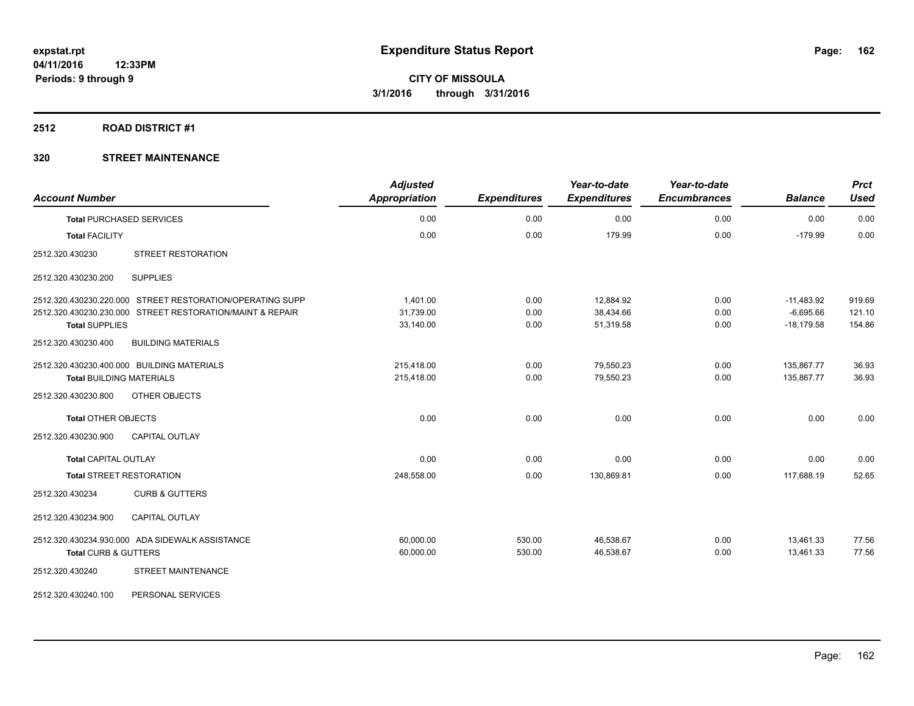# Expenditure Status Report

**CITY OF MISSOULA**

**3/1/2016 through 3/31/2016**

expstat.rpt
04/11/2016 12:33PM
Periods: 9 through 9

## 2512 ROAD DISTRICT #1

## 320 STREET MAINTENANCE

| Account Number | | Adjusted Appropriation | Expenditures | Year-to-date Expenditures | Year-to-date Encumbrances | Balance | Prct Used |
|---|---|---|---|---|---|---|---|
| **Total** PURCHASED SERVICES | | 0.00 | 0.00 | 0.00 | 0.00 | 0.00 | 0.00 |
| **Total** FACILITY | | 0.00 | 0.00 | 179.99 | 0.00 | -179.99 | 0.00 |
| 2512.320.430230 | STREET RESTORATION | | | | | | |
| 2512.320.430230.200 | SUPPLIES | | | | | | |
| 2512.320.430230.220.000 | STREET RESTORATION/OPERATING SUPP | 1,401.00 | 0.00 | 12,884.92 | 0.00 | -11,483.92 | 919.69 |
| 2512.320.430230.230.000 | STREET RESTORATION/MAINT & REPAIR | 31,739.00 | 0.00 | 38,434.66 | 0.00 | -6,695.66 | 121.10 |
| **Total** SUPPLIES | | 33,140.00 | 0.00 | 51,319.58 | 0.00 | -18,179.58 | 154.86 |
| 2512.320.430230.400 | BUILDING MATERIALS | | | | | | |
| 2512.320.430230.400.000 | BUILDING MATERIALS | 215,418.00 | 0.00 | 79,550.23 | 0.00 | 135,867.77 | 36.93 |
| **Total** BUILDING MATERIALS | | 215,418.00 | 0.00 | 79,550.23 | 0.00 | 135,867.77 | 36.93 |
| 2512.320.430230.800 | OTHER OBJECTS | | | | | | |
| **Total** OTHER OBJECTS | | 0.00 | 0.00 | 0.00 | 0.00 | 0.00 | 0.00 |
| 2512.320.430230.900 | CAPITAL OUTLAY | | | | | | |
| **Total** CAPITAL OUTLAY | | 0.00 | 0.00 | 0.00 | 0.00 | 0.00 | 0.00 |
| **Total** STREET RESTORATION | | 248,558.00 | 0.00 | 130,869.81 | 0.00 | 117,688.19 | 52.65 |
| 2512.320.430234 | CURB & GUTTERS | | | | | | |
| 2512.320.430234.900 | CAPITAL OUTLAY | | | | | | |
| 2512.320.430234.930.000 | ADA SIDEWALK ASSISTANCE | 60,000.00 | 530.00 | 46,538.67 | 0.00 | 13,461.33 | 77.56 |
| **Total** CURB & GUTTERS | | 60,000.00 | 530.00 | 46,538.67 | 0.00 | 13,461.33 | 77.56 |
| 2512.320.430240 | STREET MAINTENANCE | | | | | | |
| 2512.320.430240.100 | PERSONAL SERVICES | | | | | | |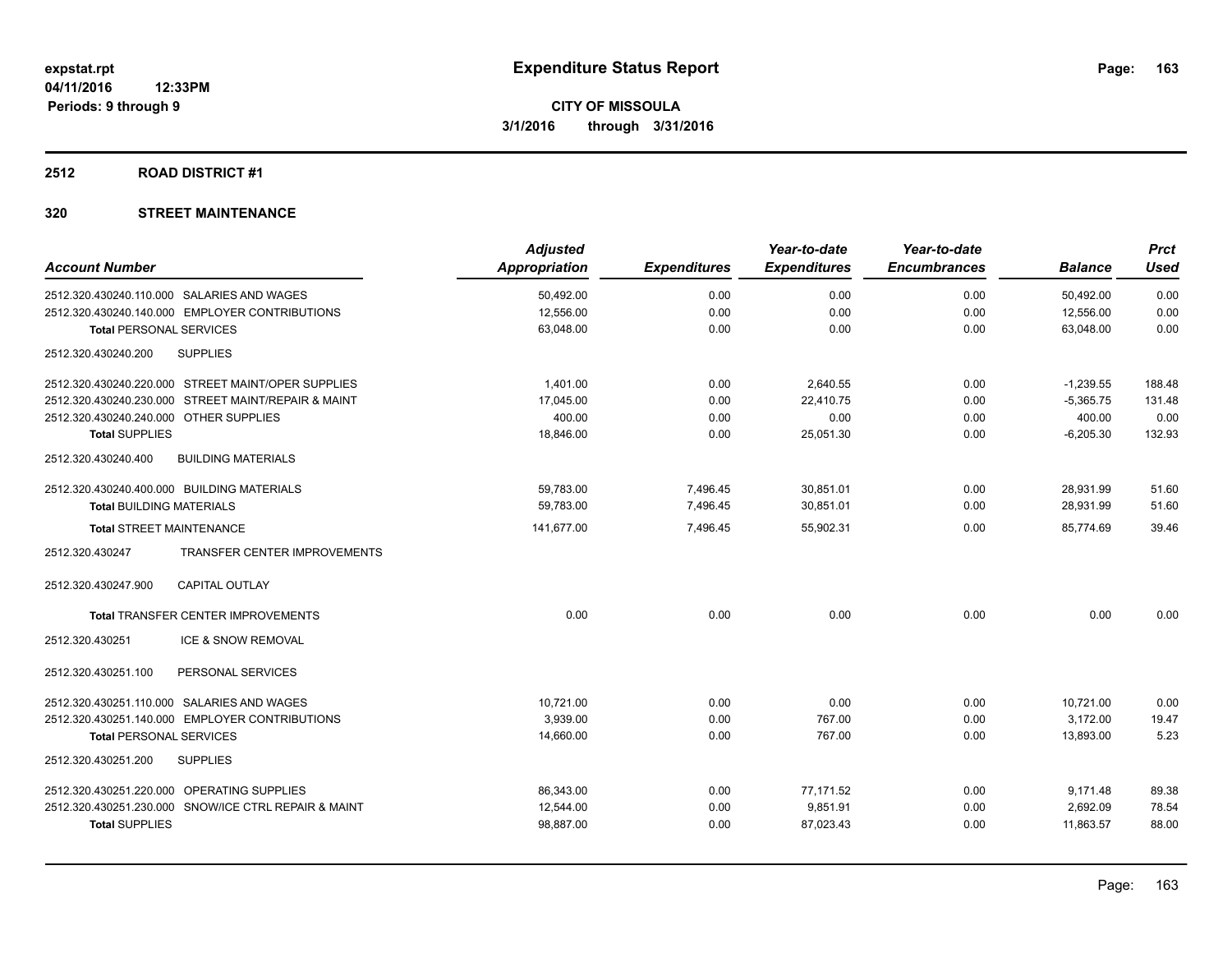**Expenditure Status Report**

**CITY OF MISSOULA**

**3/1/2016 through 3/31/2016**

expstat.rpt
04/11/2016 12:33PM
Periods: 9 through 9

## 2512 ROAD DISTRICT #1

## 320 STREET MAINTENANCE

| Account Number | | Adjusted Appropriation | Expenditures | Year-to-date Expenditures | Year-to-date Encumbrances | Balance | Prct Used |
|---|---|---|---|---|---|---|---|
| 2512.320.430240.110.000 | SALARIES AND WAGES | 50,492.00 | 0.00 | 0.00 | 0.00 | 50,492.00 | 0.00 |
| 2512.320.430240.140.000 | EMPLOYER CONTRIBUTIONS | 12,556.00 | 0.00 | 0.00 | 0.00 | 12,556.00 | 0.00 |
| **Total** PERSONAL SERVICES | | 63,048.00 | 0.00 | 0.00 | 0.00 | 63,048.00 | 0.00 |
| 2512.320.430240.200 | SUPPLIES | | | | | | |
| 2512.320.430240.220.000 | STREET MAINT/OPER SUPPLIES | 1,401.00 | 0.00 | 2,640.55 | 0.00 | -1,239.55 | 188.48 |
| 2512.320.430240.230.000 | STREET MAINT/REPAIR & MAINT | 17,045.00 | 0.00 | 22,410.75 | 0.00 | -5,365.75 | 131.48 |
| 2512.320.430240.240.000 | OTHER SUPPLIES | 400.00 | 0.00 | 0.00 | 0.00 | 400.00 | 0.00 |
| **Total** SUPPLIES | | 18,846.00 | 0.00 | 25,051.30 | 0.00 | -6,205.30 | 132.93 |
| 2512.320.430240.400 | BUILDING MATERIALS | | | | | | |
| 2512.320.430240.400.000 | BUILDING MATERIALS | 59,783.00 | 7,496.45 | 30,851.01 | 0.00 | 28,931.99 | 51.60 |
| **Total** BUILDING MATERIALS | | 59,783.00 | 7,496.45 | 30,851.01 | 0.00 | 28,931.99 | 51.60 |
| **Total** STREET MAINTENANCE | | 141,677.00 | 7,496.45 | 55,902.31 | 0.00 | 85,774.69 | 39.46 |
| 2512.320.430247 | TRANSFER CENTER IMPROVEMENTS | | | | | | |
| 2512.320.430247.900 | CAPITAL OUTLAY | | | | | | |
| **Total** TRANSFER CENTER IMPROVEMENTS | | 0.00 | 0.00 | 0.00 | 0.00 | 0.00 | 0.00 |
| 2512.320.430251 | ICE & SNOW REMOVAL | | | | | | |
| 2512.320.430251.100 | PERSONAL SERVICES | | | | | | |
| 2512.320.430251.110.000 | SALARIES AND WAGES | 10,721.00 | 0.00 | 0.00 | 0.00 | 10,721.00 | 0.00 |
| 2512.320.430251.140.000 | EMPLOYER CONTRIBUTIONS | 3,939.00 | 0.00 | 767.00 | 0.00 | 3,172.00 | 19.47 |
| **Total** PERSONAL SERVICES | | 14,660.00 | 0.00 | 767.00 | 0.00 | 13,893.00 | 5.23 |
| 2512.320.430251.200 | SUPPLIES | | | | | | |
| 2512.320.430251.220.000 | OPERATING SUPPLIES | 86,343.00 | 0.00 | 77,171.52 | 0.00 | 9,171.48 | 89.38 |
| 2512.320.430251.230.000 | SNOW/ICE CTRL REPAIR & MAINT | 12,544.00 | 0.00 | 9,851.91 | 0.00 | 2,692.09 | 78.54 |
| **Total** SUPPLIES | | 98,887.00 | 0.00 | 87,023.43 | 0.00 | 11,863.57 | 88.00 |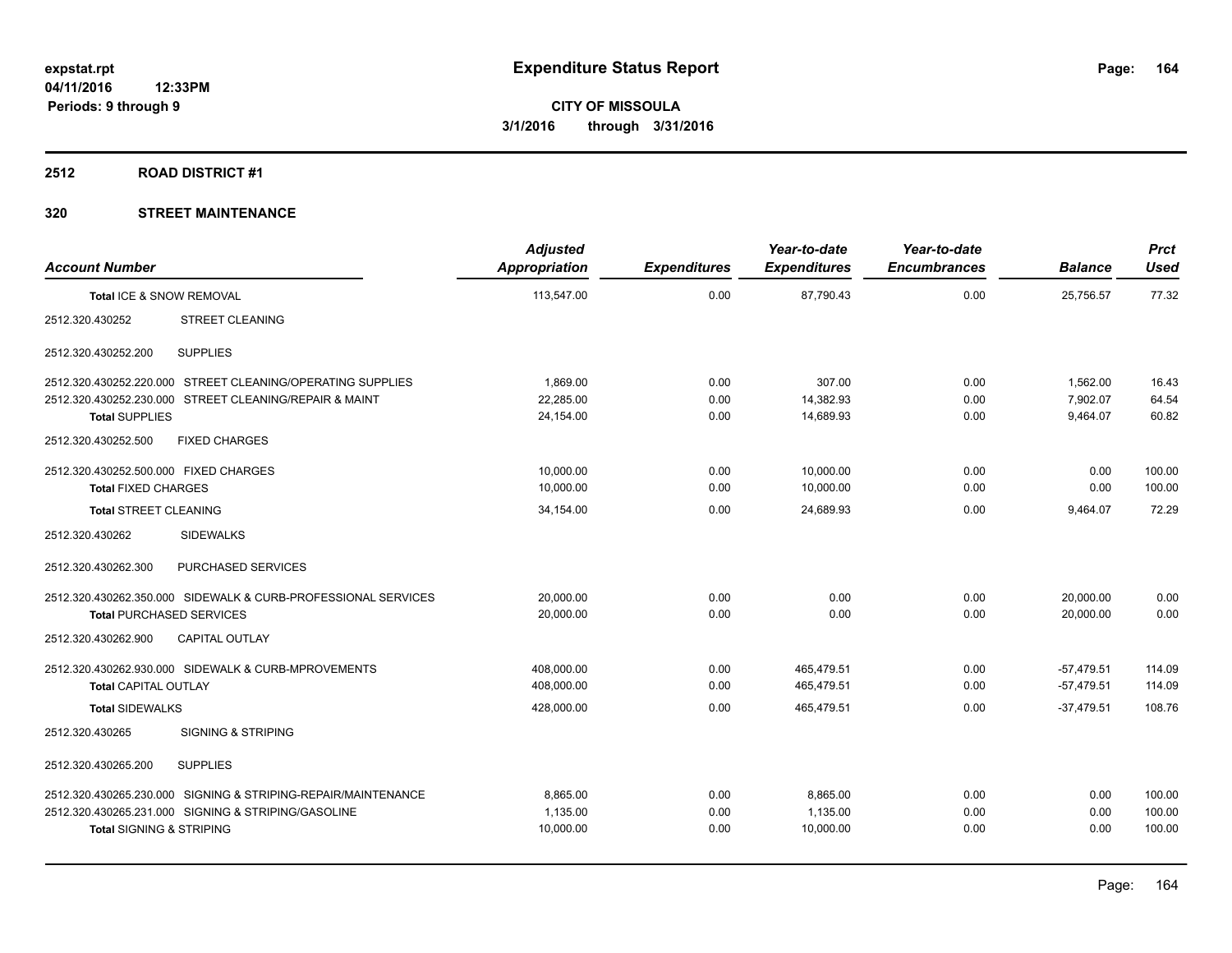**expstat.rpt**
**04/11/2016 12:33PM**
**Periods: 9 through 9**

# Expenditure Status Report

**CITY OF MISSOULA**
**3/1/2016 through 3/31/2016**

## 2512 ROAD DISTRICT #1

## 320 STREET MAINTENANCE

| Account Number | Adjusted Appropriation | Expenditures | Year-to-date Expenditures | Year-to-date Encumbrances | Balance | Prct Used |
|---|---|---|---|---|---|---|
| Total ICE & SNOW REMOVAL | 113,547.00 | 0.00 | 87,790.43 | 0.00 | 25,756.57 | 77.32 |
| 2512.320.430252 STREET CLEANING | | | | | | |
| 2512.320.430252.200 SUPPLIES | | | | | | |
| 2512.320.430252.220.000 STREET CLEANING/OPERATING SUPPLIES | 1,869.00 | 0.00 | 307.00 | 0.00 | 1,562.00 | 16.43 |
| 2512.320.430252.230.000 STREET CLEANING/REPAIR & MAINT | 22,285.00 | 0.00 | 14,382.93 | 0.00 | 7,902.07 | 64.54 |
| Total SUPPLIES | 24,154.00 | 0.00 | 14,689.93 | 0.00 | 9,464.07 | 60.82 |
| 2512.320.430252.500 FIXED CHARGES | | | | | | |
| 2512.320.430252.500.000 FIXED CHARGES | 10,000.00 | 0.00 | 10,000.00 | 0.00 | 0.00 | 100.00 |
| Total FIXED CHARGES | 10,000.00 | 0.00 | 10,000.00 | 0.00 | 0.00 | 100.00 |
| Total STREET CLEANING | 34,154.00 | 0.00 | 24,689.93 | 0.00 | 9,464.07 | 72.29 |
| 2512.320.430262 SIDEWALKS | | | | | | |
| 2512.320.430262.300 PURCHASED SERVICES | | | | | | |
| 2512.320.430262.350.000 SIDEWALK & CURB-PROFESSIONAL SERVICES | 20,000.00 | 0.00 | 0.00 | 0.00 | 20,000.00 | 0.00 |
| Total PURCHASED SERVICES | 20,000.00 | 0.00 | 0.00 | 0.00 | 20,000.00 | 0.00 |
| 2512.320.430262.900 CAPITAL OUTLAY | | | | | | |
| 2512.320.430262.930.000 SIDEWALK & CURB-MPROVEMENTS | 408,000.00 | 0.00 | 465,479.51 | 0.00 | -57,479.51 | 114.09 |
| Total CAPITAL OUTLAY | 408,000.00 | 0.00 | 465,479.51 | 0.00 | -57,479.51 | 114.09 |
| Total SIDEWALKS | 428,000.00 | 0.00 | 465,479.51 | 0.00 | -37,479.51 | 108.76 |
| 2512.320.430265 SIGNING & STRIPING | | | | | | |
| 2512.320.430265.200 SUPPLIES | | | | | | |
| 2512.320.430265.230.000 SIGNING & STRIPING-REPAIR/MAINTENANCE | 8,865.00 | 0.00 | 8,865.00 | 0.00 | 0.00 | 100.00 |
| 2512.320.430265.231.000 SIGNING & STRIPING/GASOLINE | 1,135.00 | 0.00 | 1,135.00 | 0.00 | 0.00 | 100.00 |
| Total SIGNING & STRIPING | 10,000.00 | 0.00 | 10,000.00 | 0.00 | 0.00 | 100.00 |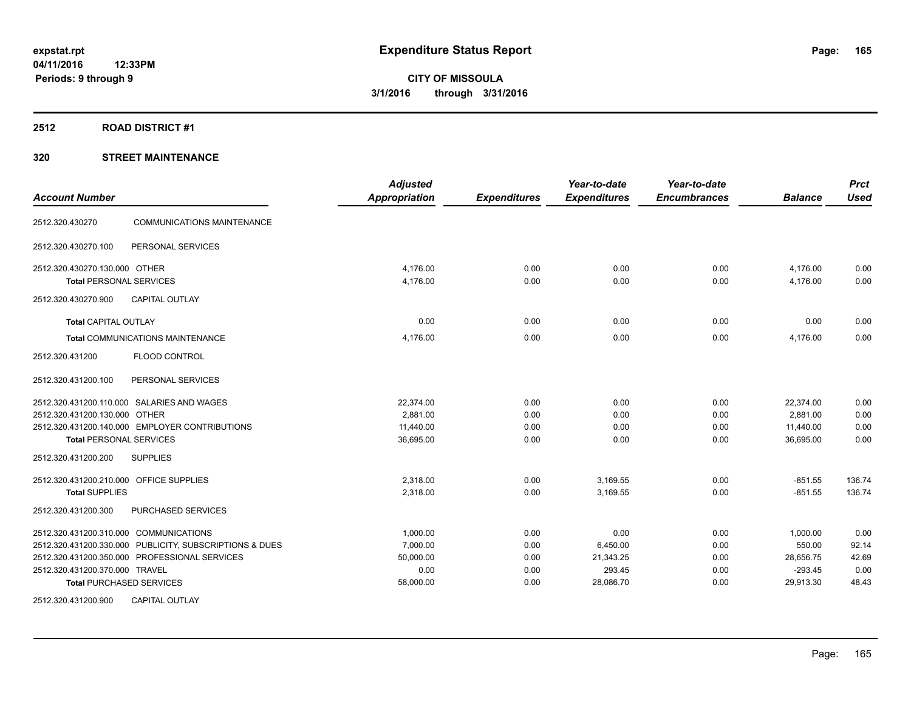expstat.rpt
04/11/2016 12:33PM
Periods: 9 through 9

# Expenditure Status Report

**CITY OF MISSOULA**
**3/1/2016 through 3/31/2016**

## 2512 ROAD DISTRICT #1

## 320 STREET MAINTENANCE

| Account Number | | Adjusted Appropriation | Expenditures | Year-to-date Expenditures | Year-to-date Encumbrances | Balance | Prct Used |
|---|---|---|---|---|---|---|---|
| 2512.320.430270 | COMMUNICATIONS MAINTENANCE | | | | | | |
| 2512.320.430270.100 | PERSONAL SERVICES | | | | | | |
| 2512.320.430270.130.000 OTHER | | 4,176.00 | 0.00 | 0.00 | 0.00 | 4,176.00 | 0.00 |
| **Total** PERSONAL SERVICES | | 4,176.00 | 0.00 | 0.00 | 0.00 | 4,176.00 | 0.00 |
| 2512.320.430270.900 | CAPITAL OUTLAY | | | | | | |
| **Total** CAPITAL OUTLAY | | 0.00 | 0.00 | 0.00 | 0.00 | 0.00 | 0.00 |
| **Total** COMMUNICATIONS MAINTENANCE | | 4,176.00 | 0.00 | 0.00 | 0.00 | 4,176.00 | 0.00 |
| 2512.320.431200 | FLOOD CONTROL | | | | | | |
| 2512.320.431200.100 | PERSONAL SERVICES | | | | | | |
| 2512.320.431200.110.000 SALARIES AND WAGES | | 22,374.00 | 0.00 | 0.00 | 0.00 | 22,374.00 | 0.00 |
| 2512.320.431200.130.000 OTHER | | 2,881.00 | 0.00 | 0.00 | 0.00 | 2,881.00 | 0.00 |
| 2512.320.431200.140.000 EMPLOYER CONTRIBUTIONS | | 11,440.00 | 0.00 | 0.00 | 0.00 | 11,440.00 | 0.00 |
| **Total** PERSONAL SERVICES | | 36,695.00 | 0.00 | 0.00 | 0.00 | 36,695.00 | 0.00 |
| 2512.320.431200.200 | SUPPLIES | | | | | | |
| 2512.320.431200.210.000 OFFICE SUPPLIES | | 2,318.00 | 0.00 | 3,169.55 | 0.00 | -851.55 | 136.74 |
| **Total** SUPPLIES | | 2,318.00 | 0.00 | 3,169.55 | 0.00 | -851.55 | 136.74 |
| 2512.320.431200.300 | PURCHASED SERVICES | | | | | | |
| 2512.320.431200.310.000 COMMUNICATIONS | | 1,000.00 | 0.00 | 0.00 | 0.00 | 1,000.00 | 0.00 |
| 2512.320.431200.330.000 PUBLICITY, SUBSCRIPTIONS & DUES | | 7,000.00 | 0.00 | 6,450.00 | 0.00 | 550.00 | 92.14 |
| 2512.320.431200.350.000 PROFESSIONAL SERVICES | | 50,000.00 | 0.00 | 21,343.25 | 0.00 | 28,656.75 | 42.69 |
| 2512.320.431200.370.000 TRAVEL | | 0.00 | 0.00 | 293.45 | 0.00 | -293.45 | 0.00 |
| **Total** PURCHASED SERVICES | | 58,000.00 | 0.00 | 28,086.70 | 0.00 | 29,913.30 | 48.43 |
| 2512.320.431200.900 | CAPITAL OUTLAY | | | | | | |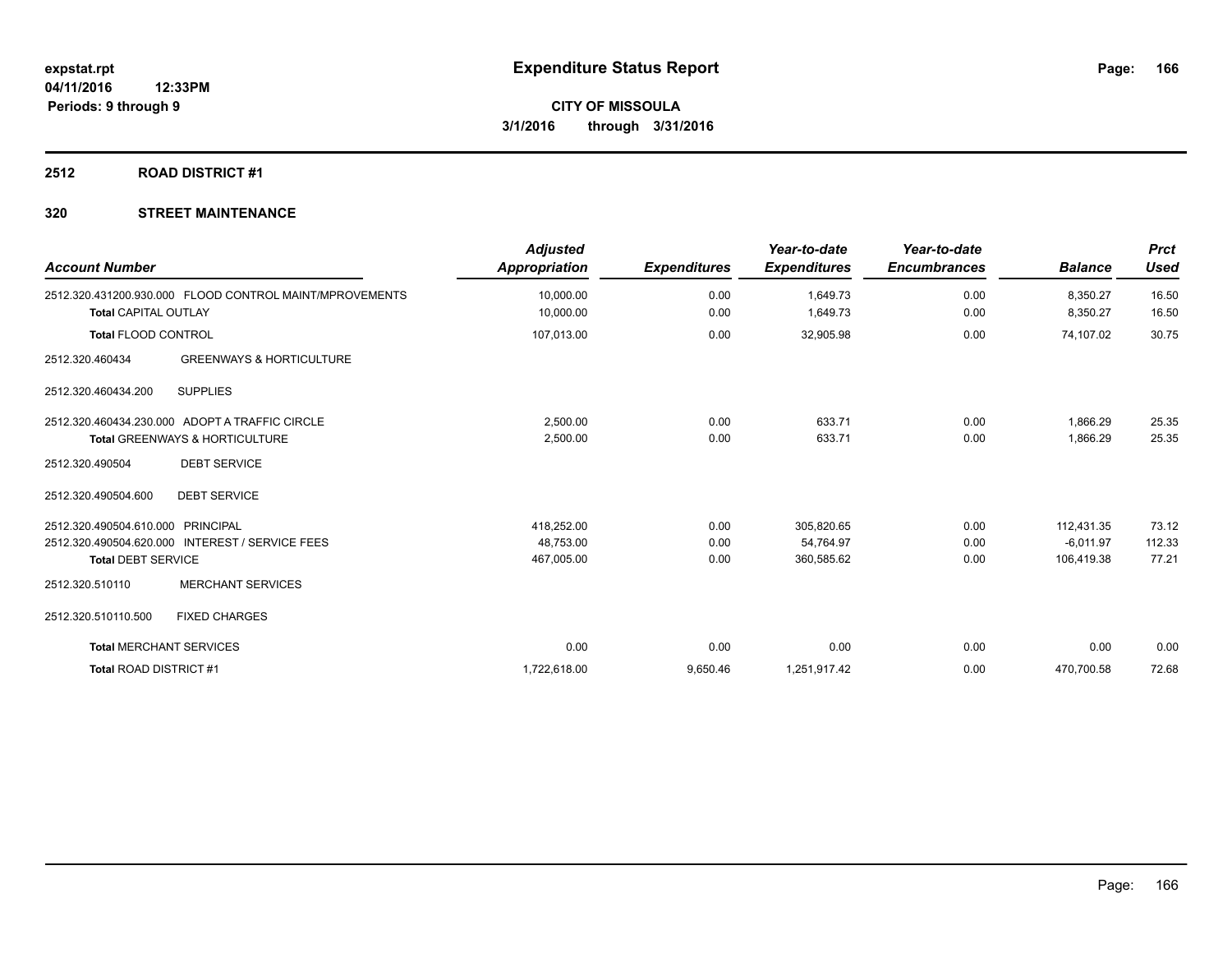# Expenditure Status Report

**CITY OF MISSOULA**

**3/1/2016 through 3/31/2016**

expstat.rpt
04/11/2016 12:33PM
Periods: 9 through 9

## 2512 ROAD DISTRICT #1

### 320 STREET MAINTENANCE

| Account Number | Adjusted Appropriation | Expenditures | Year-to-date Expenditures | Year-to-date Encumbrances | Balance | Prct Used |
|---|---|---|---|---|---|---|
| 2512.320.431200.930.000 FLOOD CONTROL MAINT/MPROVEMENTS | 10,000.00 | 0.00 | 1,649.73 | 0.00 | 8,350.27 | 16.50 |
| **Total** CAPITAL OUTLAY | 10,000.00 | 0.00 | 1,649.73 | 0.00 | 8,350.27 | 16.50 |
| **Total** FLOOD CONTROL | 107,013.00 | 0.00 | 32,905.98 | 0.00 | 74,107.02 | 30.75 |
| 2512.320.460434 GREENWAYS & HORTICULTURE | | | | | | |
| 2512.320.460434.200 SUPPLIES | | | | | | |
| 2512.320.460434.230.000 ADOPT A TRAFFIC CIRCLE | 2,500.00 | 0.00 | 633.71 | 0.00 | 1,866.29 | 25.35 |
| **Total** GREENWAYS & HORTICULTURE | 2,500.00 | 0.00 | 633.71 | 0.00 | 1,866.29 | 25.35 |
| 2512.320.490504 DEBT SERVICE | | | | | | |
| 2512.320.490504.600 DEBT SERVICE | | | | | | |
| 2512.320.490504.610.000 PRINCIPAL | 418,252.00 | 0.00 | 305,820.65 | 0.00 | 112,431.35 | 73.12 |
| 2512.320.490504.620.000 INTEREST / SERVICE FEES | 48,753.00 | 0.00 | 54,764.97 | 0.00 | -6,011.97 | 112.33 |
| **Total** DEBT SERVICE | 467,005.00 | 0.00 | 360,585.62 | 0.00 | 106,419.38 | 77.21 |
| 2512.320.510110 MERCHANT SERVICES | | | | | | |
| 2512.320.510110.500 FIXED CHARGES | | | | | | |
| **Total** MERCHANT SERVICES | 0.00 | 0.00 | 0.00 | 0.00 | 0.00 | 0.00 |
| **Total** ROAD DISTRICT #1 | 1,722,618.00 | 9,650.46 | 1,251,917.42 | 0.00 | 470,700.58 | 72.68 |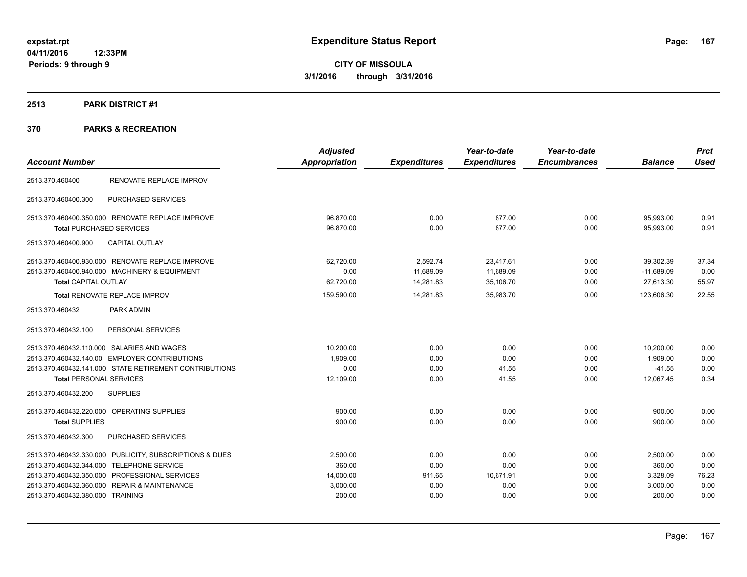# Expenditure Status Report

expstat.rpt
04/11/2016 12:33PM
Periods: 9 through 9

**CITY OF MISSOULA**
**3/1/2016 through 3/31/2016**

## 2513 PARK DISTRICT #1

## 370 PARKS & RECREATION

| Account Number | | Adjusted Appropriation | Expenditures | Year-to-date Expenditures | Year-to-date Encumbrances | Balance | Prct Used |
|---|---|---|---|---|---|---|---|
| 2513.370.460400 | RENOVATE REPLACE IMPROV | | | | | | |
| 2513.370.460400.300 | PURCHASED SERVICES | | | | | | |
| 2513.370.460400.350.000 | RENOVATE REPLACE IMPROVE | 96,870.00 | 0.00 | 877.00 | 0.00 | 95,993.00 | 0.91 |
| **Total** PURCHASED SERVICES | | 96,870.00 | 0.00 | 877.00 | 0.00 | 95,993.00 | 0.91 |
| 2513.370.460400.900 | CAPITAL OUTLAY | | | | | | |
| 2513.370.460400.930.000 | RENOVATE REPLACE IMPROVE | 62,720.00 | 2,592.74 | 23,417.61 | 0.00 | 39,302.39 | 37.34 |
| 2513.370.460400.940.000 | MACHINERY & EQUIPMENT | 0.00 | 11,689.09 | 11,689.09 | 0.00 | -11,689.09 | 0.00 |
| **Total** CAPITAL OUTLAY | | 62,720.00 | 14,281.83 | 35,106.70 | 0.00 | 27,613.30 | 55.97 |
| **Total** RENOVATE REPLACE IMPROV | | 159,590.00 | 14,281.83 | 35,983.70 | 0.00 | 123,606.30 | 22.55 |
| 2513.370.460432 | PARK ADMIN | | | | | | |
| 2513.370.460432.100 | PERSONAL SERVICES | | | | | | |
| 2513.370.460432.110.000 | SALARIES AND WAGES | 10,200.00 | 0.00 | 0.00 | 0.00 | 10,200.00 | 0.00 |
| 2513.370.460432.140.00 | EMPLOYER CONTRIBUTIONS | 1,909.00 | 0.00 | 0.00 | 0.00 | 1,909.00 | 0.00 |
| 2513.370.460432.141.000 | STATE RETIREMENT CONTRIBUTIONS | 0.00 | 0.00 | 41.55 | 0.00 | -41.55 | 0.00 |
| **Total** PERSONAL SERVICES | | 12,109.00 | 0.00 | 41.55 | 0.00 | 12,067.45 | 0.34 |
| 2513.370.460432.200 | SUPPLIES | | | | | | |
| 2513.370.460432.220.000 | OPERATING SUPPLIES | 900.00 | 0.00 | 0.00 | 0.00 | 900.00 | 0.00 |
| **Total** SUPPLIES | | 900.00 | 0.00 | 0.00 | 0.00 | 900.00 | 0.00 |
| 2513.370.460432.300 | PURCHASED SERVICES | | | | | | |
| 2513.370.460432.330.000 | PUBLICITY, SUBSCRIPTIONS & DUES | 2,500.00 | 0.00 | 0.00 | 0.00 | 2,500.00 | 0.00 |
| 2513.370.460432.344.000 | TELEPHONE SERVICE | 360.00 | 0.00 | 0.00 | 0.00 | 360.00 | 0.00 |
| 2513.370.460432.350.000 | PROFESSIONAL SERVICES | 14,000.00 | 911.65 | 10,671.91 | 0.00 | 3,328.09 | 76.23 |
| 2513.370.460432.360.000 | REPAIR & MAINTENANCE | 3,000.00 | 0.00 | 0.00 | 0.00 | 3,000.00 | 0.00 |
| 2513.370.460432.380.000 | TRAINING | 200.00 | 0.00 | 0.00 | 0.00 | 200.00 | 0.00 |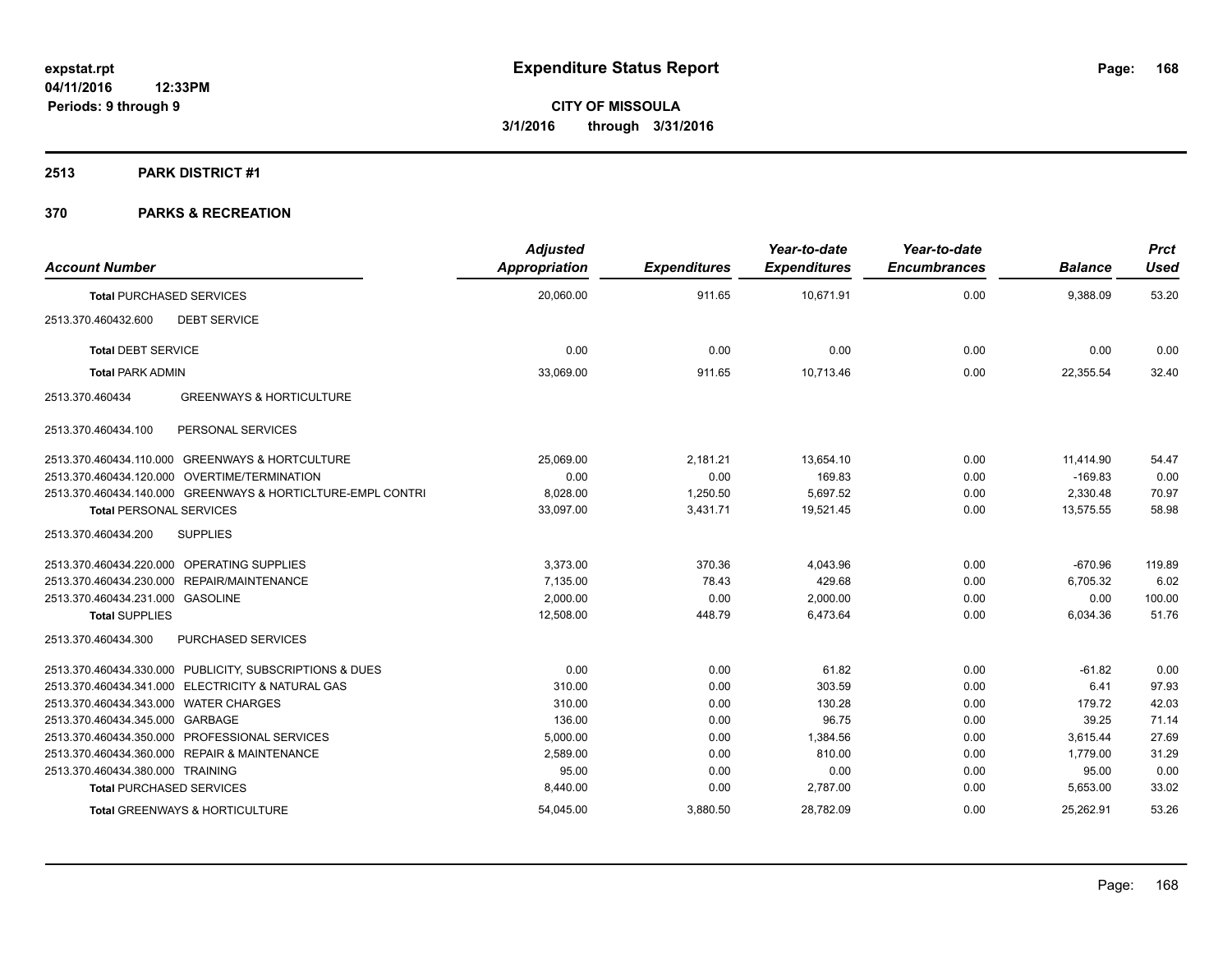# Expenditure Status Report

expstat.rpt
04/11/2016 12:33PM
Periods: 9 through 9

**CITY OF MISSOULA**
**3/1/2016 through 3/31/2016**

## 2513 PARK DISTRICT #1

## 370 PARKS & RECREATION

| Account Number | | Adjusted Appropriation | Expenditures | Year-to-date Expenditures | Year-to-date Encumbrances | Balance | Prct Used |
|---|---|---|---|---|---|---|---|
| **Total** PURCHASED SERVICES | | 20,060.00 | 911.65 | 10,671.91 | 0.00 | 9,388.09 | 53.20 |
| 2513.370.460432.600 | DEBT SERVICE | | | | | | |
| **Total** DEBT SERVICE | | 0.00 | 0.00 | 0.00 | 0.00 | 0.00 | 0.00 |
| **Total** PARK ADMIN | | 33,069.00 | 911.65 | 10,713.46 | 0.00 | 22,355.54 | 32.40 |
| 2513.370.460434 | GREENWAYS & HORTICULTURE | | | | | | |
| 2513.370.460434.100 | PERSONAL SERVICES | | | | | | |
| 2513.370.460434.110.000 | GREENWAYS & HORTCULTURE | 25,069.00 | 2,181.21 | 13,654.10 | 0.00 | 11,414.90 | 54.47 |
| 2513.370.460434.120.000 | OVERTIME/TERMINATION | 0.00 | 0.00 | 169.83 | 0.00 | -169.83 | 0.00 |
| 2513.370.460434.140.000 | GREENWAYS & HORTICLTURE-EMPL CONTRI | 8,028.00 | 1,250.50 | 5,697.52 | 0.00 | 2,330.48 | 70.97 |
| **Total** PERSONAL SERVICES | | 33,097.00 | 3,431.71 | 19,521.45 | 0.00 | 13,575.55 | 58.98 |
| 2513.370.460434.200 | SUPPLIES | | | | | | |
| 2513.370.460434.220.000 | OPERATING SUPPLIES | 3,373.00 | 370.36 | 4,043.96 | 0.00 | -670.96 | 119.89 |
| 2513.370.460434.230.000 | REPAIR/MAINTENANCE | 7,135.00 | 78.43 | 429.68 | 0.00 | 6,705.32 | 6.02 |
| 2513.370.460434.231.000 | GASOLINE | 2,000.00 | 0.00 | 2,000.00 | 0.00 | 0.00 | 100.00 |
| **Total** SUPPLIES | | 12,508.00 | 448.79 | 6,473.64 | 0.00 | 6,034.36 | 51.76 |
| 2513.370.460434.300 | PURCHASED SERVICES | | | | | | |
| 2513.370.460434.330.000 | PUBLICITY, SUBSCRIPTIONS & DUES | 0.00 | 0.00 | 61.82 | 0.00 | -61.82 | 0.00 |
| 2513.370.460434.341.000 | ELECTRICITY & NATURAL GAS | 310.00 | 0.00 | 303.59 | 0.00 | 6.41 | 97.93 |
| 2513.370.460434.343.000 | WATER CHARGES | 310.00 | 0.00 | 130.28 | 0.00 | 179.72 | 42.03 |
| 2513.370.460434.345.000 | GARBAGE | 136.00 | 0.00 | 96.75 | 0.00 | 39.25 | 71.14 |
| 2513.370.460434.350.000 | PROFESSIONAL SERVICES | 5,000.00 | 0.00 | 1,384.56 | 0.00 | 3,615.44 | 27.69 |
| 2513.370.460434.360.000 | REPAIR & MAINTENANCE | 2,589.00 | 0.00 | 810.00 | 0.00 | 1,779.00 | 31.29 |
| 2513.370.460434.380.000 | TRAINING | 95.00 | 0.00 | 0.00 | 0.00 | 95.00 | 0.00 |
| **Total** PURCHASED SERVICES | | 8,440.00 | 0.00 | 2,787.00 | 0.00 | 5,653.00 | 33.02 |
| **Total** GREENWAYS & HORTICULTURE | | 54,045.00 | 3,880.50 | 28,782.09 | 0.00 | 25,262.91 | 53.26 |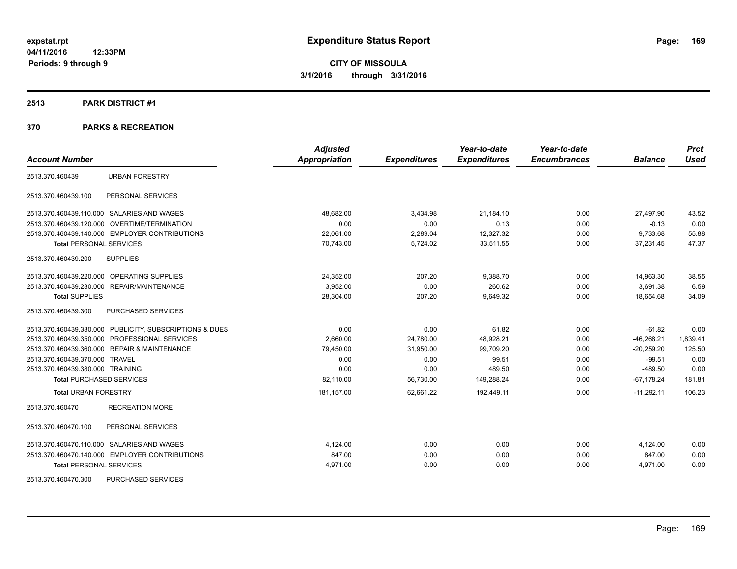**expstat.rpt**
**04/11/2016 12:33PM**
**Periods: 9 through 9**

# Expenditure Status Report

**CITY OF MISSOULA**
**3/1/2016 through 3/31/2016**

## 2513 PARK DISTRICT #1

## 370 PARKS & RECREATION

| Account Number | | Adjusted Appropriation | Expenditures | Year-to-date Expenditures | Year-to-date Encumbrances | Balance | Prct Used |
|---|---|---|---|---|---|---|---|
| 2513.370.460439 | URBAN FORESTRY | | | | | | |
| 2513.370.460439.100 | PERSONAL SERVICES | | | | | | |
| 2513.370.460439.110.000 | SALARIES AND WAGES | 48,682.00 | 3,434.98 | 21,184.10 | 0.00 | 27,497.90 | 43.52 |
| 2513.370.460439.120.000 | OVERTIME/TERMINATION | 0.00 | 0.00 | 0.13 | 0.00 | -0.13 | 0.00 |
| 2513.370.460439.140.000 | EMPLOYER CONTRIBUTIONS | 22,061.00 | 2,289.04 | 12,327.32 | 0.00 | 9,733.68 | 55.88 |
| **Total** PERSONAL SERVICES | | 70,743.00 | 5,724.02 | 33,511.55 | 0.00 | 37,231.45 | 47.37 |
| 2513.370.460439.200 | SUPPLIES | | | | | | |
| 2513.370.460439.220.000 | OPERATING SUPPLIES | 24,352.00 | 207.20 | 9,388.70 | 0.00 | 14,963.30 | 38.55 |
| 2513.370.460439.230.000 | REPAIR/MAINTENANCE | 3,952.00 | 0.00 | 260.62 | 0.00 | 3,691.38 | 6.59 |
| **Total** SUPPLIES | | 28,304.00 | 207.20 | 9,649.32 | 0.00 | 18,654.68 | 34.09 |
| 2513.370.460439.300 | PURCHASED SERVICES | | | | | | |
| 2513.370.460439.330.000 | PUBLICITY, SUBSCRIPTIONS & DUES | 0.00 | 0.00 | 61.82 | 0.00 | -61.82 | 0.00 |
| 2513.370.460439.350.000 | PROFESSIONAL SERVICES | 2,660.00 | 24,780.00 | 48,928.21 | 0.00 | -46,268.21 | 1,839.41 |
| 2513.370.460439.360.000 | REPAIR & MAINTENANCE | 79,450.00 | 31,950.00 | 99,709.20 | 0.00 | -20,259.20 | 125.50 |
| 2513.370.460439.370.000 | TRAVEL | 0.00 | 0.00 | 99.51 | 0.00 | -99.51 | 0.00 |
| 2513.370.460439.380.000 | TRAINING | 0.00 | 0.00 | 489.50 | 0.00 | -489.50 | 0.00 |
| **Total** PURCHASED SERVICES | | 82,110.00 | 56,730.00 | 149,288.24 | 0.00 | -67,178.24 | 181.81 |
| **Total** URBAN FORESTRY | | 181,157.00 | 62,661.22 | 192,449.11 | 0.00 | -11,292.11 | 106.23 |
| 2513.370.460470 | RECREATION MORE | | | | | | |
| 2513.370.460470.100 | PERSONAL SERVICES | | | | | | |
| 2513.370.460470.110.000 | SALARIES AND WAGES | 4,124.00 | 0.00 | 0.00 | 0.00 | 4,124.00 | 0.00 |
| 2513.370.460470.140.000 | EMPLOYER CONTRIBUTIONS | 847.00 | 0.00 | 0.00 | 0.00 | 847.00 | 0.00 |
| **Total** PERSONAL SERVICES | | 4,971.00 | 0.00 | 0.00 | 0.00 | 4,971.00 | 0.00 |
| 2513.370.460470.300 | PURCHASED SERVICES | | | | | | |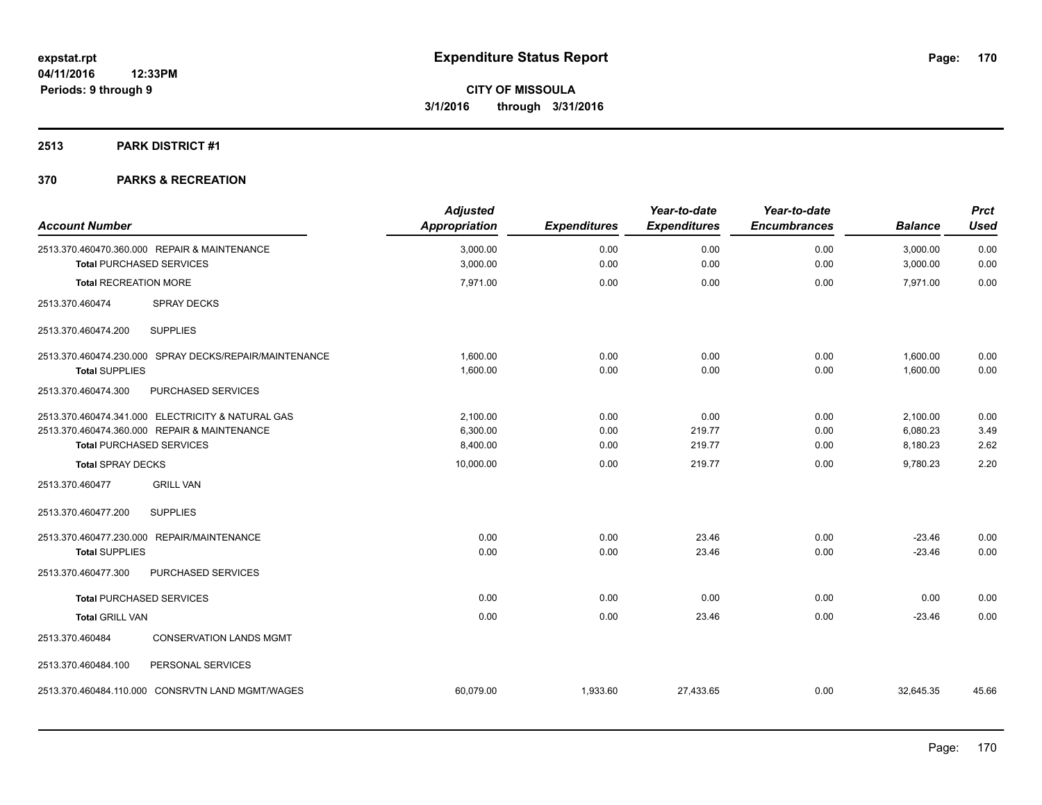**expstat.rpt**
**04/11/2016 12:33PM**
**Periods: 9 through 9**

# Expenditure Status Report

**CITY OF MISSOULA**
**3/1/2016 through 3/31/2016**

## 2513 PARK DISTRICT #1

## 370 PARKS & RECREATION

| Account Number | Adjusted Appropriation | Expenditures | Year-to-date Expenditures | Year-to-date Encumbrances | Balance | Prct Used |
|---|---|---|---|---|---|---|
| 2513.370.460470.360.000 REPAIR & MAINTENANCE | 3,000.00 | 0.00 | 0.00 | 0.00 | 3,000.00 | 0.00 |
| **Total** PURCHASED SERVICES | 3,000.00 | 0.00 | 0.00 | 0.00 | 3,000.00 | 0.00 |
| **Total** RECREATION MORE | 7,971.00 | 0.00 | 0.00 | 0.00 | 7,971.00 | 0.00 |
| 2513.370.460474 SPRAY DECKS | | | | | | |
| 2513.370.460474.200 SUPPLIES | | | | | | |
| 2513.370.460474.230.000 SPRAY DECKS/REPAIR/MAINTENANCE | 1,600.00 | 0.00 | 0.00 | 0.00 | 1,600.00 | 0.00 |
| **Total** SUPPLIES | 1,600.00 | 0.00 | 0.00 | 0.00 | 1,600.00 | 0.00 |
| 2513.370.460474.300 PURCHASED SERVICES | | | | | | |
| 2513.370.460474.341.000 ELECTRICITY & NATURAL GAS | 2,100.00 | 0.00 | 0.00 | 0.00 | 2,100.00 | 0.00 |
| 2513.370.460474.360.000 REPAIR & MAINTENANCE | 6,300.00 | 0.00 | 219.77 | 0.00 | 6,080.23 | 3.49 |
| **Total** PURCHASED SERVICES | 8,400.00 | 0.00 | 219.77 | 0.00 | 8,180.23 | 2.62 |
| **Total** SPRAY DECKS | 10,000.00 | 0.00 | 219.77 | 0.00 | 9,780.23 | 2.20 |
| 2513.370.460477 GRILL VAN | | | | | | |
| 2513.370.460477.200 SUPPLIES | | | | | | |
| 2513.370.460477.230.000 REPAIR/MAINTENANCE | 0.00 | 0.00 | 23.46 | 0.00 | -23.46 | 0.00 |
| **Total** SUPPLIES | 0.00 | 0.00 | 23.46 | 0.00 | -23.46 | 0.00 |
| 2513.370.460477.300 PURCHASED SERVICES | | | | | | |
| **Total** PURCHASED SERVICES | 0.00 | 0.00 | 0.00 | 0.00 | 0.00 | 0.00 |
| **Total** GRILL VAN | 0.00 | 0.00 | 23.46 | 0.00 | -23.46 | 0.00 |
| 2513.370.460484 CONSERVATION LANDS MGMT | | | | | | |
| 2513.370.460484.100 PERSONAL SERVICES | | | | | | |
| 2513.370.460484.110.000 CONSRVTN LAND MGMT/WAGES | 60,079.00 | 1,933.60 | 27,433.65 | 0.00 | 32,645.35 | 45.66 |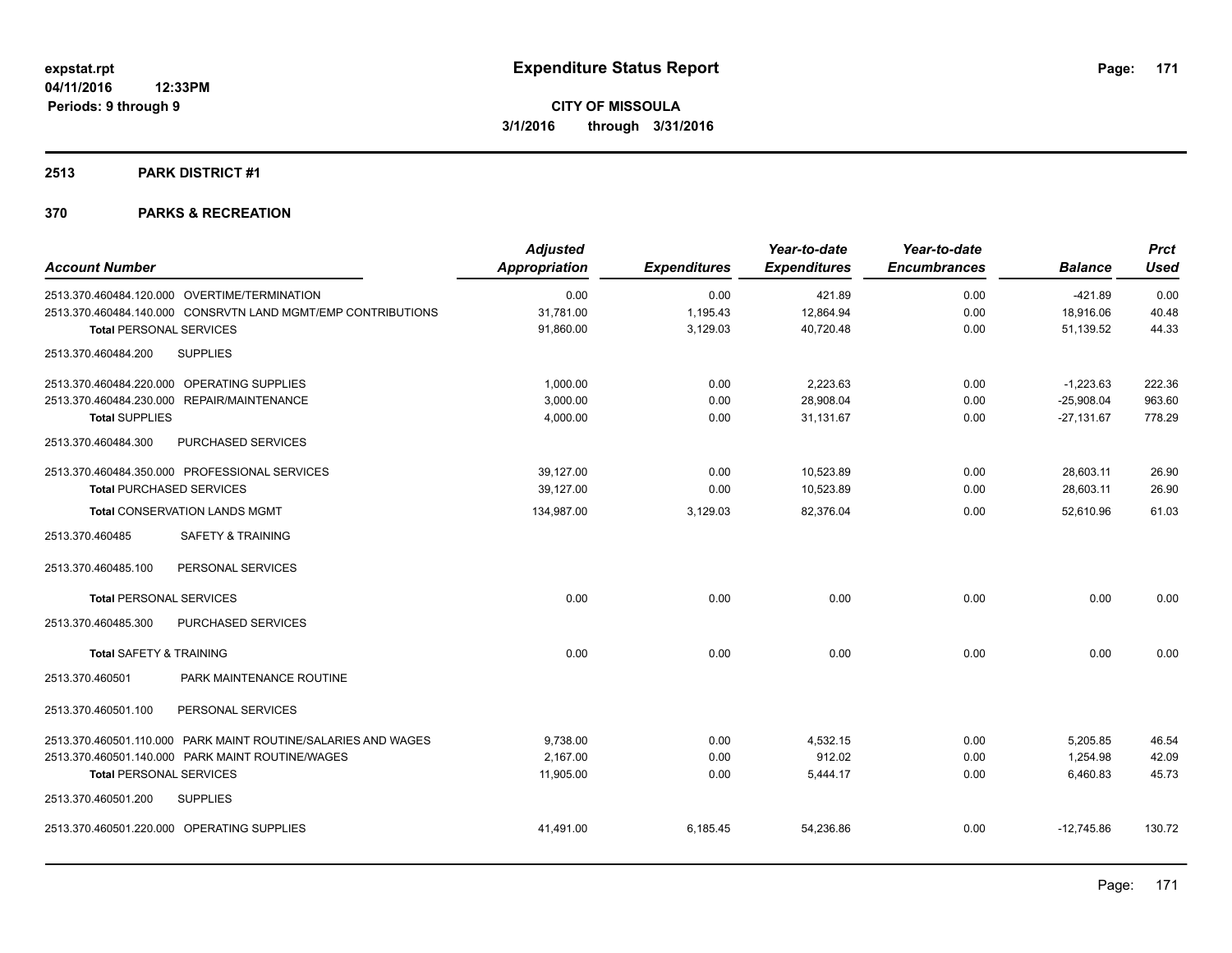# Expenditure Status Report

expstat.rpt
04/11/2016 12:33PM
Periods: 9 through 9

**CITY OF MISSOULA**
**3/1/2016 through 3/31/2016**

## 2513 PARK DISTRICT #1

## 370 PARKS & RECREATION

| Account Number | Adjusted Appropriation | Expenditures | Year-to-date Expenditures | Year-to-date Encumbrances | Balance | Prct Used |
|---|---|---|---|---|---|---|
| 2513.370.460484.120.000 OVERTIME/TERMINATION | 0.00 | 0.00 | 421.89 | 0.00 | -421.89 | 0.00 |
| 2513.370.460484.140.000 CONSRVTN LAND MGMT/EMP CONTRIBUTIONS | 31,781.00 | 1,195.43 | 12,864.94 | 0.00 | 18,916.06 | 40.48 |
| **Total** PERSONAL SERVICES | 91,860.00 | 3,129.03 | 40,720.48 | 0.00 | 51,139.52 | 44.33 |
| 2513.370.460484.200 SUPPLIES | | | | | | |
| 2513.370.460484.220.000 OPERATING SUPPLIES | 1,000.00 | 0.00 | 2,223.63 | 0.00 | -1,223.63 | 222.36 |
| 2513.370.460484.230.000 REPAIR/MAINTENANCE | 3,000.00 | 0.00 | 28,908.04 | 0.00 | -25,908.04 | 963.60 |
| **Total** SUPPLIES | 4,000.00 | 0.00 | 31,131.67 | 0.00 | -27,131.67 | 778.29 |
| 2513.370.460484.300 PURCHASED SERVICES | | | | | | |
| 2513.370.460484.350.000 PROFESSIONAL SERVICES | 39,127.00 | 0.00 | 10,523.89 | 0.00 | 28,603.11 | 26.90 |
| **Total** PURCHASED SERVICES | 39,127.00 | 0.00 | 10,523.89 | 0.00 | 28,603.11 | 26.90 |
| **Total** CONSERVATION LANDS MGMT | 134,987.00 | 3,129.03 | 82,376.04 | 0.00 | 52,610.96 | 61.03 |
| 2513.370.460485 SAFETY & TRAINING | | | | | | |
| 2513.370.460485.100 PERSONAL SERVICES | | | | | | |
| **Total** PERSONAL SERVICES | 0.00 | 0.00 | 0.00 | 0.00 | 0.00 | 0.00 |
| 2513.370.460485.300 PURCHASED SERVICES | | | | | | |
| **Total** SAFETY & TRAINING | 0.00 | 0.00 | 0.00 | 0.00 | 0.00 | 0.00 |
| 2513.370.460501 PARK MAINTENANCE ROUTINE | | | | | | |
| 2513.370.460501.100 PERSONAL SERVICES | | | | | | |
| 2513.370.460501.110.000 PARK MAINT ROUTINE/SALARIES AND WAGES | 9,738.00 | 0.00 | 4,532.15 | 0.00 | 5,205.85 | 46.54 |
| 2513.370.460501.140.000 PARK MAINT ROUTINE/WAGES | 2,167.00 | 0.00 | 912.02 | 0.00 | 1,254.98 | 42.09 |
| **Total** PERSONAL SERVICES | 11,905.00 | 0.00 | 5,444.17 | 0.00 | 6,460.83 | 45.73 |
| 2513.370.460501.200 SUPPLIES | | | | | | |
| 2513.370.460501.220.000 OPERATING SUPPLIES | 41,491.00 | 6,185.45 | 54,236.86 | 0.00 | -12,745.86 | 130.72 |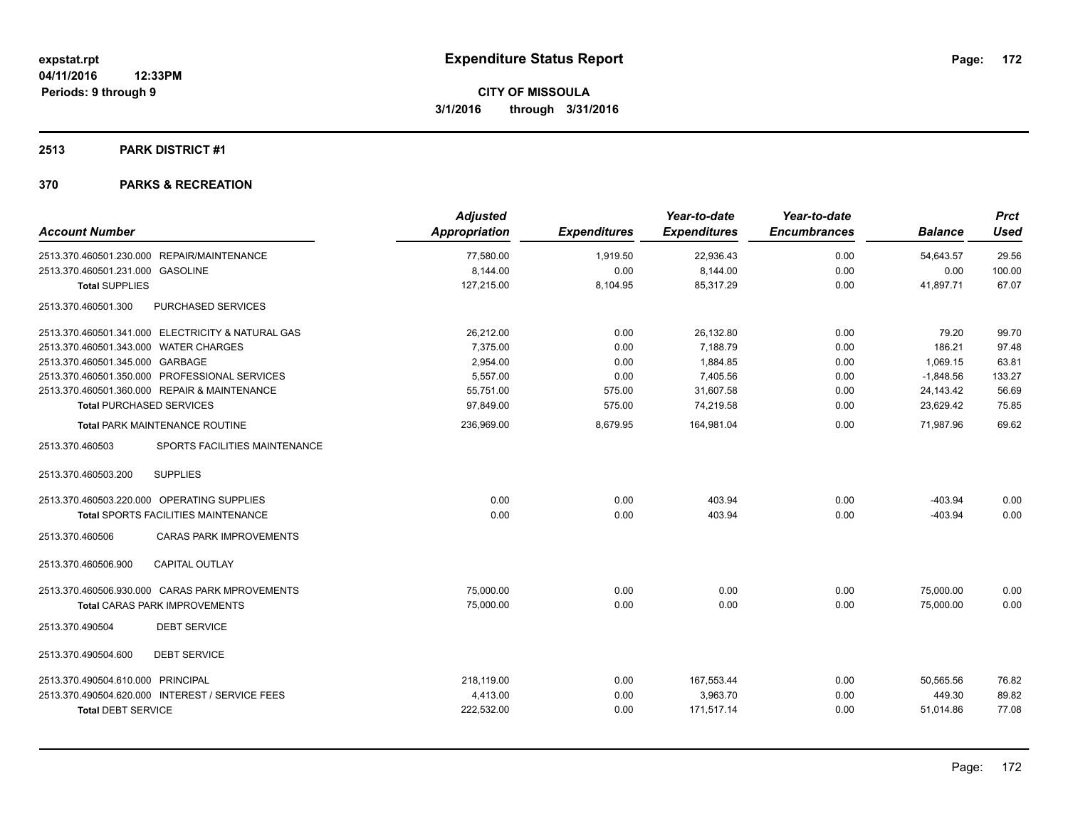# Expenditure Status Report

expstat.rpt
04/11/2016 12:33PM
Periods: 9 through 9

**CITY OF MISSOULA**
**3/1/2016 through 3/31/2016**

## 2513 PARK DISTRICT #1

### 370 PARKS & RECREATION

| Account Number | Adjusted Appropriation | Expenditures | Year-to-date Expenditures | Year-to-date Encumbrances | Balance | Prct Used |
|---|---|---|---|---|---|---|
| 2513.370.460501.230.000 REPAIR/MAINTENANCE | 77,580.00 | 1,919.50 | 22,936.43 | 0.00 | 54,643.57 | 29.56 |
| 2513.370.460501.231.000 GASOLINE | 8,144.00 | 0.00 | 8,144.00 | 0.00 | 0.00 | 100.00 |
| **Total SUPPLIES** | 127,215.00 | 8,104.95 | 85,317.29 | 0.00 | 41,897.71 | 67.07 |
| 2513.370.460501.300 PURCHASED SERVICES | | | | | | |
| 2513.370.460501.341.000 ELECTRICITY & NATURAL GAS | 26,212.00 | 0.00 | 26,132.80 | 0.00 | 79.20 | 99.70 |
| 2513.370.460501.343.000 WATER CHARGES | 7,375.00 | 0.00 | 7,188.79 | 0.00 | 186.21 | 97.48 |
| 2513.370.460501.345.000 GARBAGE | 2,954.00 | 0.00 | 1,884.85 | 0.00 | 1,069.15 | 63.81 |
| 2513.370.460501.350.000 PROFESSIONAL SERVICES | 5,557.00 | 0.00 | 7,405.56 | 0.00 | -1,848.56 | 133.27 |
| 2513.370.460501.360.000 REPAIR & MAINTENANCE | 55,751.00 | 575.00 | 31,607.58 | 0.00 | 24,143.42 | 56.69 |
| **Total PURCHASED SERVICES** | 97,849.00 | 575.00 | 74,219.58 | 0.00 | 23,629.42 | 75.85 |
| **Total PARK MAINTENANCE ROUTINE** | 236,969.00 | 8,679.95 | 164,981.04 | 0.00 | 71,987.96 | 69.62 |
| 2513.370.460503 SPORTS FACILITIES MAINTENANCE | | | | | | |
| 2513.370.460503.200 SUPPLIES | | | | | | |
| 2513.370.460503.220.000 OPERATING SUPPLIES | 0.00 | 0.00 | 403.94 | 0.00 | -403.94 | 0.00 |
| **Total SPORTS FACILITIES MAINTENANCE** | 0.00 | 0.00 | 403.94 | 0.00 | -403.94 | 0.00 |
| 2513.370.460506 CARAS PARK IMPROVEMENTS | | | | | | |
| 2513.370.460506.900 CAPITAL OUTLAY | | | | | | |
| 2513.370.460506.930.000 CARAS PARK MPROVEMENTS | 75,000.00 | 0.00 | 0.00 | 0.00 | 75,000.00 | 0.00 |
| **Total CARAS PARK IMPROVEMENTS** | 75,000.00 | 0.00 | 0.00 | 0.00 | 75,000.00 | 0.00 |
| 2513.370.490504 DEBT SERVICE | | | | | | |
| 2513.370.490504.600 DEBT SERVICE | | | | | | |
| 2513.370.490504.610.000 PRINCIPAL | 218,119.00 | 0.00 | 167,553.44 | 0.00 | 50,565.56 | 76.82 |
| 2513.370.490504.620.000 INTEREST / SERVICE FEES | 4,413.00 | 0.00 | 3,963.70 | 0.00 | 449.30 | 89.82 |
| **Total DEBT SERVICE** | 222,532.00 | 0.00 | 171,517.14 | 0.00 | 51,014.86 | 77.08 |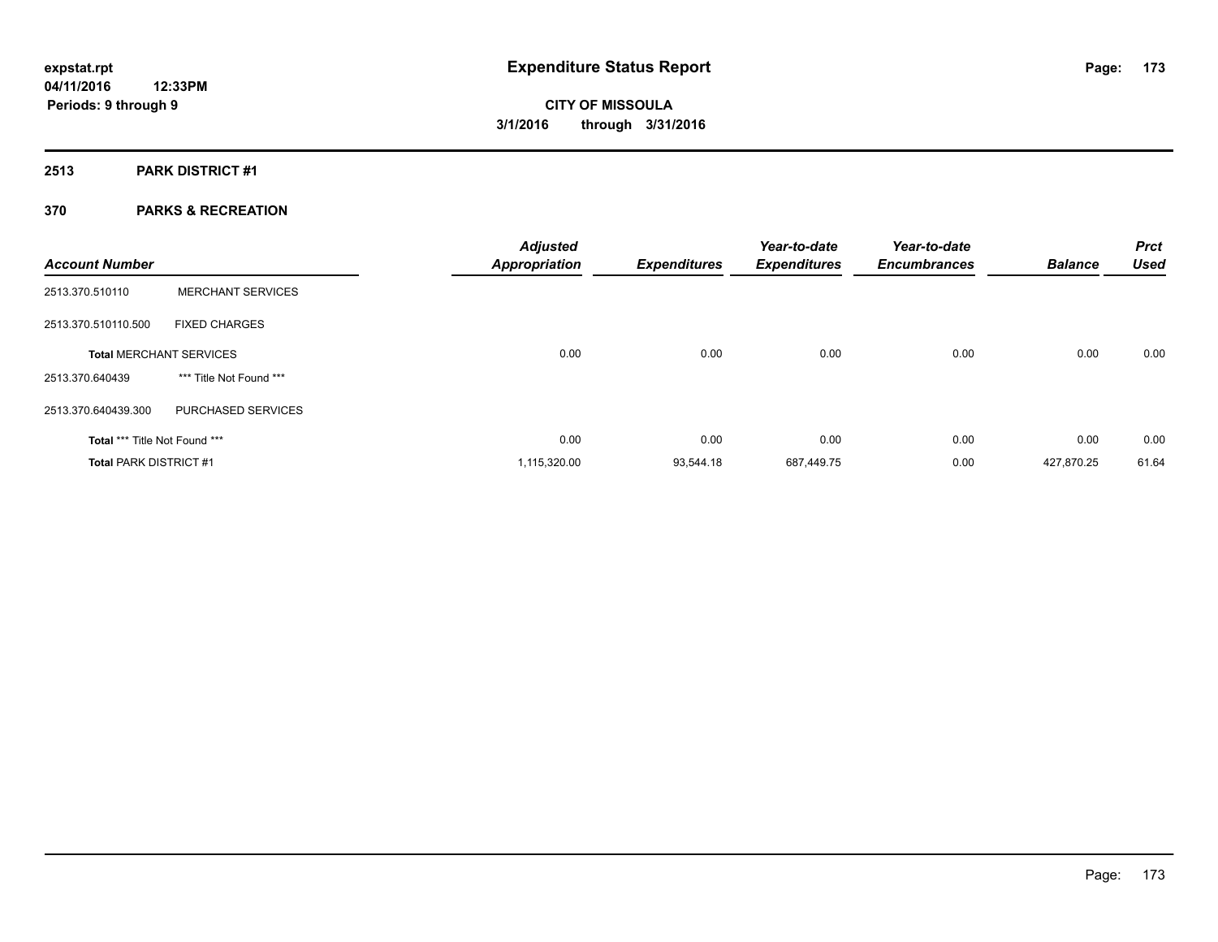**expstat.rpt**
**04/11/2016 12:33PM**
**Periods: 9 through 9**

# Expenditure Status Report

**CITY OF MISSOULA**
**3/1/2016 through 3/31/2016**

## 2513 PARK DISTRICT #1

## 370 PARKS & RECREATION

| Account Number | | Adjusted Appropriation | Expenditures | Year-to-date Expenditures | Year-to-date Encumbrances | Balance | Prct Used |
|---|---|---|---|---|---|---|---|
| 2513.370.510110 | MERCHANT SERVICES | | | | | | |
| 2513.370.510110.500 | FIXED CHARGES | | | | | | |
| **Total** MERCHANT SERVICES | | 0.00 | 0.00 | 0.00 | 0.00 | 0.00 | 0.00 |
| 2513.370.640439 | *** Title Not Found *** | | | | | | |
| 2513.370.640439.300 | PURCHASED SERVICES | | | | | | |
| **Total** *** Title Not Found *** | | 0.00 | 0.00 | 0.00 | 0.00 | 0.00 | 0.00 |
| **Total** PARK DISTRICT #1 | | 1,115,320.00 | 93,544.18 | 687,449.75 | 0.00 | 427,870.25 | 61.64 |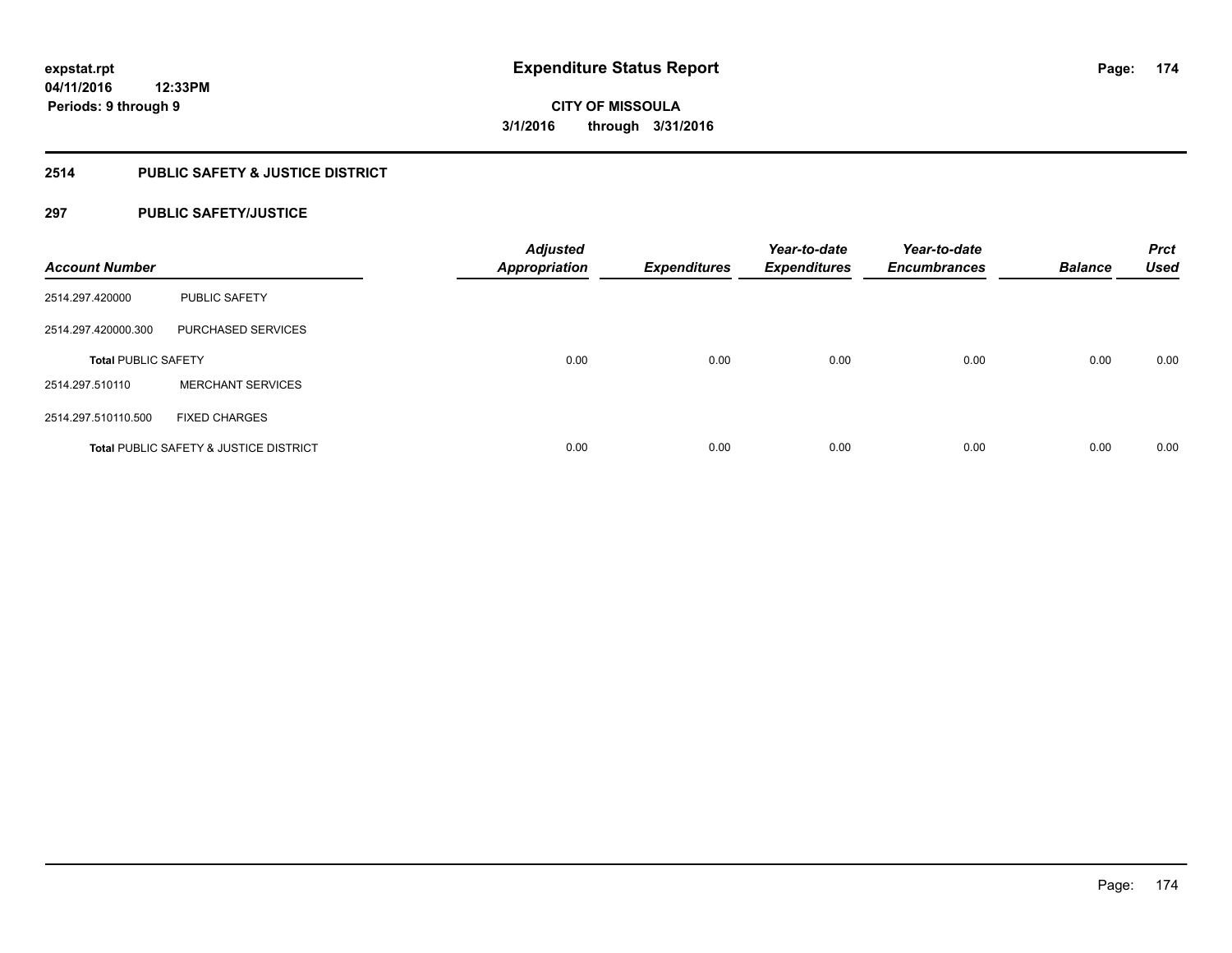**expstat.rpt**
**04/11/2016 12:33PM**
**Periods: 9 through 9**

# Expenditure Status Report

**CITY OF MISSOULA**
**3/1/2016 through 3/31/2016**

## 2514 PUBLIC SAFETY & JUSTICE DISTRICT

### 297 PUBLIC SAFETY/JUSTICE

| Account Number | | Adjusted Appropriation | Expenditures | Year-to-date Expenditures | Year-to-date Encumbrances | Balance | Prct Used |
|---|---|---|---|---|---|---|---|
| 2514.297.420000 | PUBLIC SAFETY | | | | | | |
| 2514.297.420000.300 | PURCHASED SERVICES | | | | | | |
| **Total** PUBLIC SAFETY | | 0.00 | 0.00 | 0.00 | 0.00 | 0.00 | 0.00 |
| 2514.297.510110 | MERCHANT SERVICES | | | | | | |
| 2514.297.510110.500 | FIXED CHARGES | | | | | | |
| **Total** PUBLIC SAFETY & JUSTICE DISTRICT | | 0.00 | 0.00 | 0.00 | 0.00 | 0.00 | 0.00 |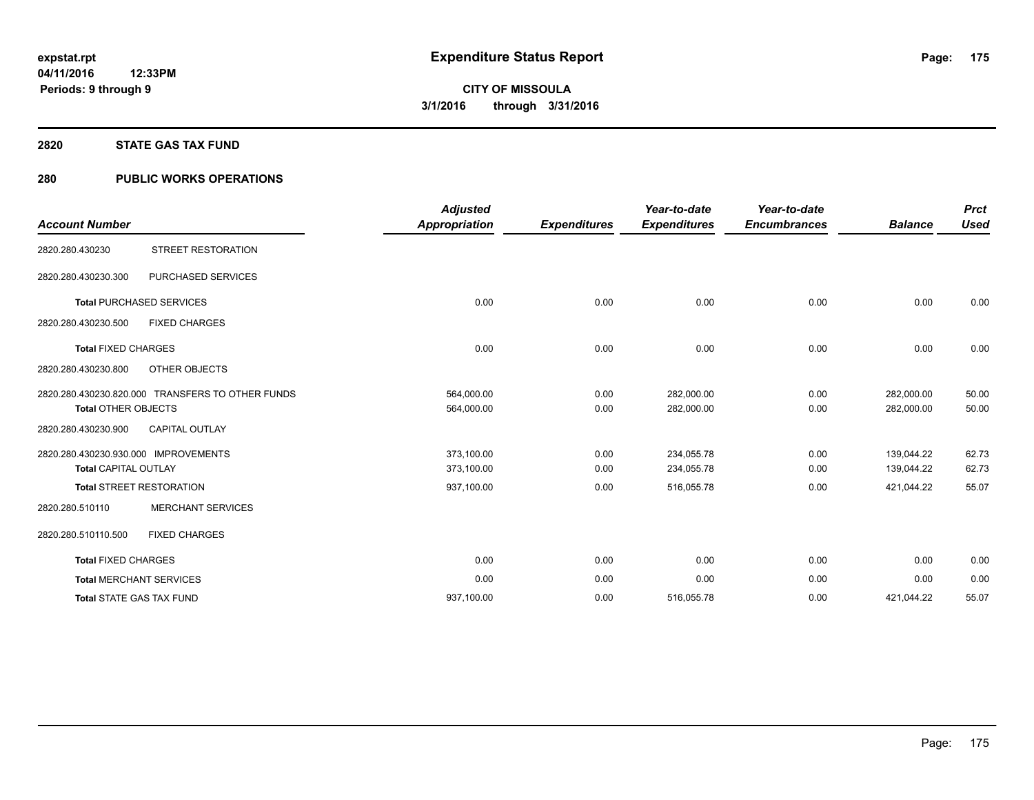**expstat.rpt**
**04/11/2016 12:33PM**
**Periods: 9 through 9**

# Expenditure Status Report

**CITY OF MISSOULA**
**3/1/2016 through 3/31/2016**

## 2820 STATE GAS TAX FUND

## 280 PUBLIC WORKS OPERATIONS

| Account Number | | Adjusted Appropriation | Expenditures | Year-to-date Expenditures | Year-to-date Encumbrances | Balance | Prct Used |
|---|---|---|---|---|---|---|---|
| 2820.280.430230 | STREET RESTORATION | | | | | | |
| 2820.280.430230.300 | PURCHASED SERVICES | | | | | | |
| **Total** PURCHASED SERVICES | | 0.00 | 0.00 | 0.00 | 0.00 | 0.00 | 0.00 |
| 2820.280.430230.500 | FIXED CHARGES | | | | | | |
| **Total** FIXED CHARGES | | 0.00 | 0.00 | 0.00 | 0.00 | 0.00 | 0.00 |
| 2820.280.430230.800 | OTHER OBJECTS | | | | | | |
| 2820.280.430230.820.000 | TRANSFERS TO OTHER FUNDS | 564,000.00 | 0.00 | 282,000.00 | 0.00 | 282,000.00 | 50.00 |
| **Total** OTHER OBJECTS | | 564,000.00 | 0.00 | 282,000.00 | 0.00 | 282,000.00 | 50.00 |
| 2820.280.430230.900 | CAPITAL OUTLAY | | | | | | |
| 2820.280.430230.930.000 | IMPROVEMENTS | 373,100.00 | 0.00 | 234,055.78 | 0.00 | 139,044.22 | 62.73 |
| **Total** CAPITAL OUTLAY | | 373,100.00 | 0.00 | 234,055.78 | 0.00 | 139,044.22 | 62.73 |
| **Total** STREET RESTORATION | | 937,100.00 | 0.00 | 516,055.78 | 0.00 | 421,044.22 | 55.07 |
| 2820.280.510110 | MERCHANT SERVICES | | | | | | |
| 2820.280.510110.500 | FIXED CHARGES | | | | | | |
| **Total** FIXED CHARGES | | 0.00 | 0.00 | 0.00 | 0.00 | 0.00 | 0.00 |
| **Total** MERCHANT SERVICES | | 0.00 | 0.00 | 0.00 | 0.00 | 0.00 | 0.00 |
| **Total** STATE GAS TAX FUND | | 937,100.00 | 0.00 | 516,055.78 | 0.00 | 421,044.22 | 55.07 |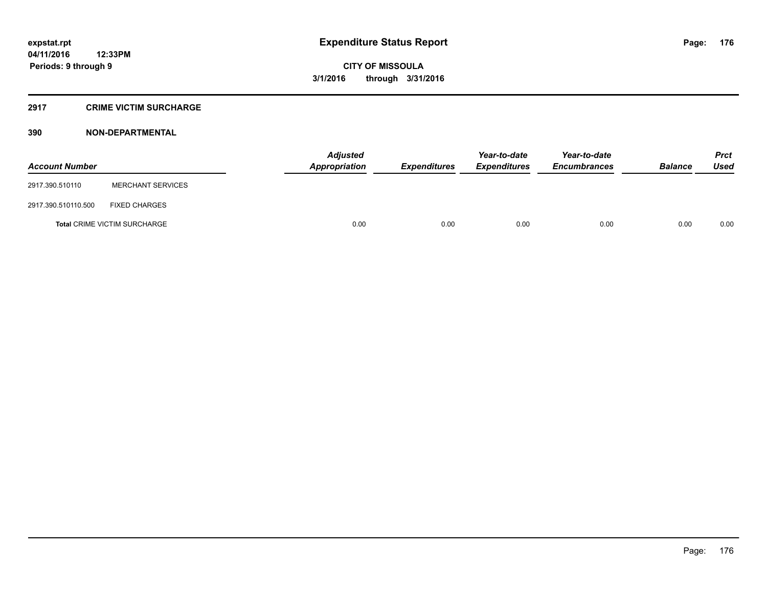**expstat.rpt**
**04/11/2016 12:33PM**
**Periods: 9 through 9**

# Expenditure Status Report

**CITY OF MISSOULA**
**3/1/2016 through 3/31/2016**

## 2917 CRIME VICTIM SURCHARGE

### 390 NON-DEPARTMENTAL

| Account Number | | *Adjusted Appropriation* | *Expenditures* | *Year-to-date Expenditures* | *Year-to-date Encumbrances* | *Balance* | *Prct Used* |
|---|---|---|---|---|---|---|---|
| 2917.390.510110 | MERCHANT SERVICES | | | | | | |
| 2917.390.510110.500 | FIXED CHARGES | | | | | | |
| **Total** CRIME VICTIM SURCHARGE | | 0.00 | 0.00 | 0.00 | 0.00 | 0.00 | 0.00 |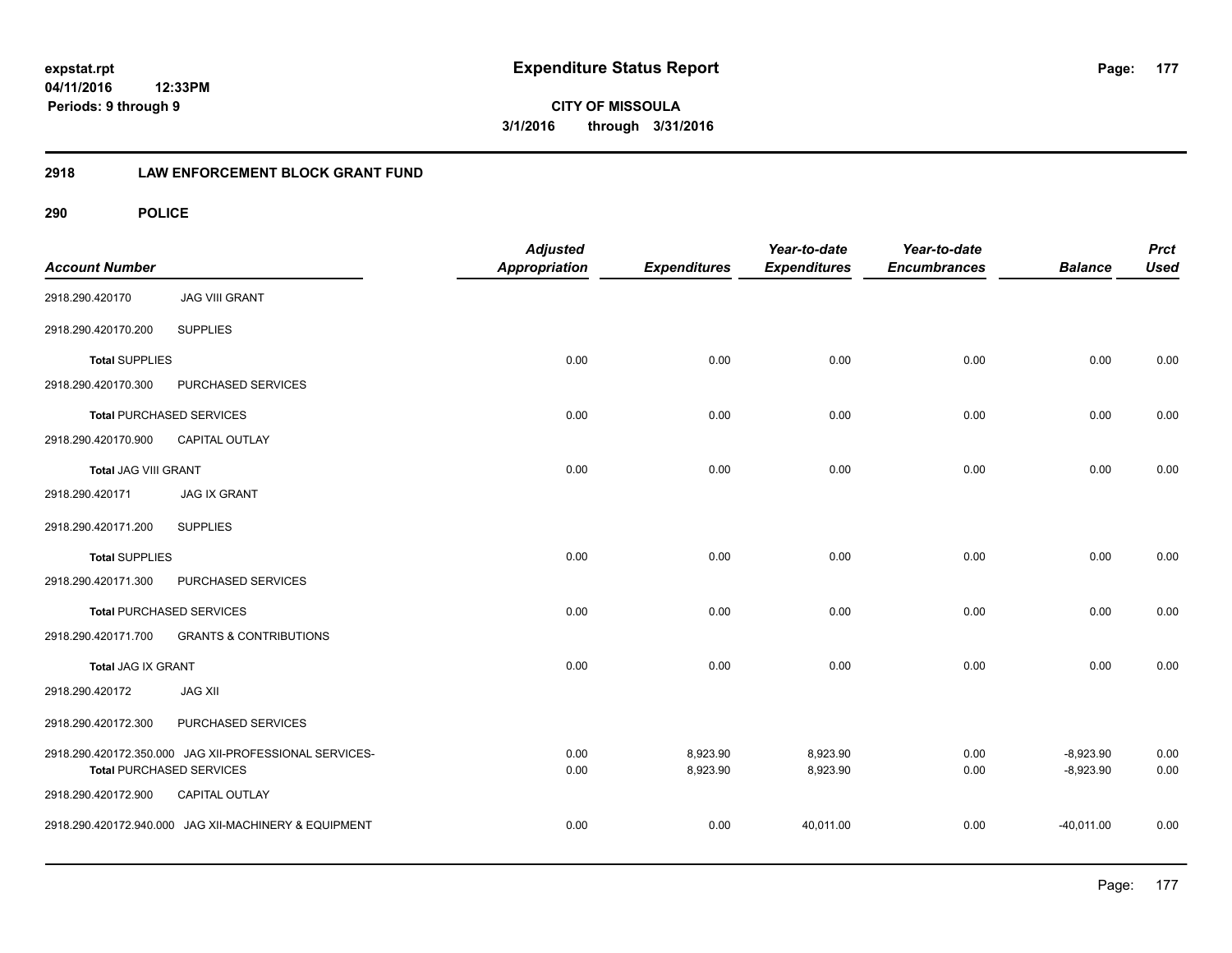# Expenditure Status Report

**CITY OF MISSOULA**
**3/1/2016 through 3/31/2016**

expstat.rpt
04/11/2016 12:33PM
Periods: 9 through 9

## 2918 LAW ENFORCEMENT BLOCK GRANT FUND

### 290 POLICE

| Account Number | | Adjusted Appropriation | Expenditures | Year-to-date Expenditures | Year-to-date Encumbrances | Balance | Prct Used |
|---|---|---|---|---|---|---|---|
| 2918.290.420170 | JAG VIII GRANT | | | | | | |
| 2918.290.420170.200 | SUPPLIES | | | | | | |
| Total SUPPLIES | | 0.00 | 0.00 | 0.00 | 0.00 | 0.00 | 0.00 |
| 2918.290.420170.300 | PURCHASED SERVICES | | | | | | |
| Total PURCHASED SERVICES | | 0.00 | 0.00 | 0.00 | 0.00 | 0.00 | 0.00 |
| 2918.290.420170.900 | CAPITAL OUTLAY | | | | | | |
| Total JAG VIII GRANT | | 0.00 | 0.00 | 0.00 | 0.00 | 0.00 | 0.00 |
| 2918.290.420171 | JAG IX GRANT | | | | | | |
| 2918.290.420171.200 | SUPPLIES | | | | | | |
| Total SUPPLIES | | 0.00 | 0.00 | 0.00 | 0.00 | 0.00 | 0.00 |
| 2918.290.420171.300 | PURCHASED SERVICES | | | | | | |
| Total PURCHASED SERVICES | | 0.00 | 0.00 | 0.00 | 0.00 | 0.00 | 0.00 |
| 2918.290.420171.700 | GRANTS & CONTRIBUTIONS | | | | | | |
| Total JAG IX GRANT | | 0.00 | 0.00 | 0.00 | 0.00 | 0.00 | 0.00 |
| 2918.290.420172 | JAG XII | | | | | | |
| 2918.290.420172.300 | PURCHASED SERVICES | | | | | | |
| 2918.290.420172.350.000 | JAG XII-PROFESSIONAL SERVICES- | 0.00 | 8,923.90 | 8,923.90 | 0.00 | -8,923.90 | 0.00 |
| Total PURCHASED SERVICES | | 0.00 | 8,923.90 | 8,923.90 | 0.00 | -8,923.90 | 0.00 |
| 2918.290.420172.900 | CAPITAL OUTLAY | | | | | | |
| 2918.290.420172.940.000 | JAG XII-MACHINERY & EQUIPMENT | 0.00 | 0.00 | 40,011.00 | 0.00 | -40,011.00 | 0.00 |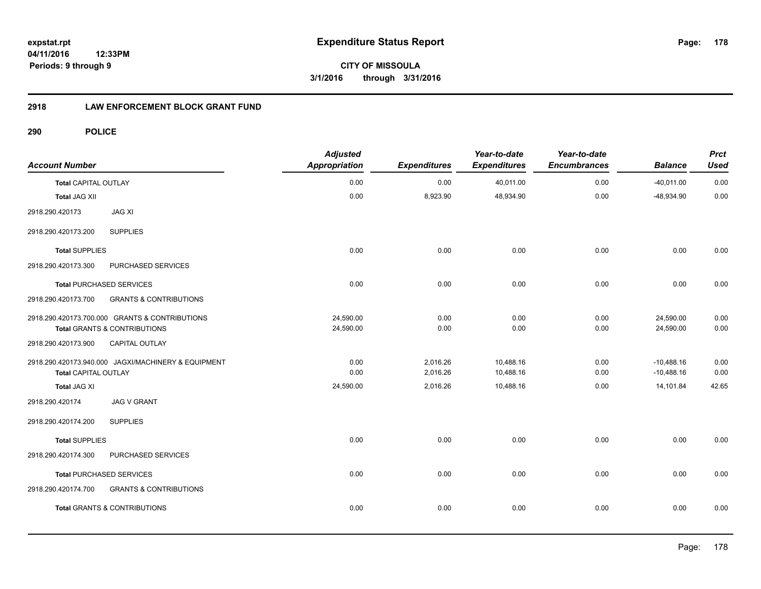**expstat.rpt**
**04/11/2016 12:33PM**
**Periods: 9 through 9**

# Expenditure Status Report

**CITY OF MISSOULA**
**3/1/2016 through 3/31/2016**

## 2918 LAW ENFORCEMENT BLOCK GRANT FUND

### 290 POLICE

| Account Number | | Adjusted Appropriation | Expenditures | Year-to-date Expenditures | Year-to-date Encumbrances | Balance | Prct Used |
|---|---|---|---|---|---|---|---|
| **Total** CAPITAL OUTLAY | | 0.00 | 0.00 | 40,011.00 | 0.00 | -40,011.00 | 0.00 |
| **Total** JAG XII | | 0.00 | 8,923.90 | 48,934.90 | 0.00 | -48,934.90 | 0.00 |
| 2918.290.420173 | JAG XI | | | | | | |
| 2918.290.420173.200 | SUPPLIES | | | | | | |
| **Total** SUPPLIES | | 0.00 | 0.00 | 0.00 | 0.00 | 0.00 | 0.00 |
| 2918.290.420173.300 | PURCHASED SERVICES | | | | | | |
| **Total** PURCHASED SERVICES | | 0.00 | 0.00 | 0.00 | 0.00 | 0.00 | 0.00 |
| 2918.290.420173.700 | GRANTS & CONTRIBUTIONS | | | | | | |
| 2918.290.420173.700.000 | GRANTS & CONTRIBUTIONS | 24,590.00 | 0.00 | 0.00 | 0.00 | 24,590.00 | 0.00 |
| **Total** GRANTS & CONTRIBUTIONS | | 24,590.00 | 0.00 | 0.00 | 0.00 | 24,590.00 | 0.00 |
| 2918.290.420173.900 | CAPITAL OUTLAY | | | | | | |
| 2918.290.420173.940.000 | JAGXI/MACHINERY & EQUIPMENT | 0.00 | 2,016.26 | 10,488.16 | 0.00 | -10,488.16 | 0.00 |
| **Total** CAPITAL OUTLAY | | 0.00 | 2,016.26 | 10,488.16 | 0.00 | -10,488.16 | 0.00 |
| **Total** JAG XI | | 24,590.00 | 2,016.26 | 10,488.16 | 0.00 | 14,101.84 | 42.65 |
| 2918.290.420174 | JAG V GRANT | | | | | | |
| 2918.290.420174.200 | SUPPLIES | | | | | | |
| **Total** SUPPLIES | | 0.00 | 0.00 | 0.00 | 0.00 | 0.00 | 0.00 |
| 2918.290.420174.300 | PURCHASED SERVICES | | | | | | |
| **Total** PURCHASED SERVICES | | 0.00 | 0.00 | 0.00 | 0.00 | 0.00 | 0.00 |
| 2918.290.420174.700 | GRANTS & CONTRIBUTIONS | | | | | | |
| **Total** GRANTS & CONTRIBUTIONS | | 0.00 | 0.00 | 0.00 | 0.00 | 0.00 | 0.00 |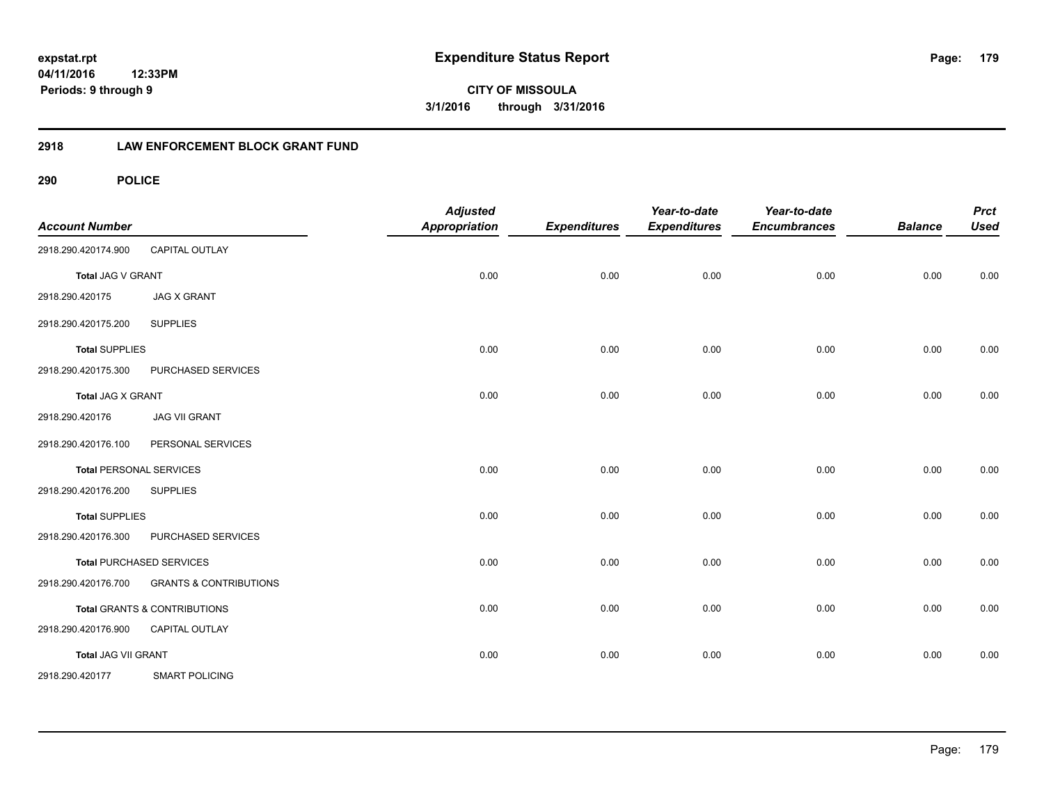**expstat.rpt**
**04/11/2016 12:33PM**
**Periods: 9 through 9**

# Expenditure Status Report

**CITY OF MISSOULA**
**3/1/2016 through 3/31/2016**

## 2918 LAW ENFORCEMENT BLOCK GRANT FUND

### 290 POLICE

| Account Number | | Adjusted Appropriation | Expenditures | Year-to-date Expenditures | Year-to-date Encumbrances | Balance | Prct Used |
|---|---|---|---|---|---|---|---|
| 2918.290.420174.900 | CAPITAL OUTLAY | | | | | | |
| **Total** JAG V GRANT | | 0.00 | 0.00 | 0.00 | 0.00 | 0.00 | 0.00 |
| 2918.290.420175 | JAG X GRANT | | | | | | |
| 2918.290.420175.200 | SUPPLIES | | | | | | |
| **Total** SUPPLIES | | 0.00 | 0.00 | 0.00 | 0.00 | 0.00 | 0.00 |
| 2918.290.420175.300 | PURCHASED SERVICES | | | | | | |
| **Total** JAG X GRANT | | 0.00 | 0.00 | 0.00 | 0.00 | 0.00 | 0.00 |
| 2918.290.420176 | JAG VII GRANT | | | | | | |
| 2918.290.420176.100 | PERSONAL SERVICES | | | | | | |
| **Total** PERSONAL SERVICES | | 0.00 | 0.00 | 0.00 | 0.00 | 0.00 | 0.00 |
| 2918.290.420176.200 | SUPPLIES | | | | | | |
| **Total** SUPPLIES | | 0.00 | 0.00 | 0.00 | 0.00 | 0.00 | 0.00 |
| 2918.290.420176.300 | PURCHASED SERVICES | | | | | | |
| **Total** PURCHASED SERVICES | | 0.00 | 0.00 | 0.00 | 0.00 | 0.00 | 0.00 |
| 2918.290.420176.700 | GRANTS & CONTRIBUTIONS | | | | | | |
| **Total** GRANTS & CONTRIBUTIONS | | 0.00 | 0.00 | 0.00 | 0.00 | 0.00 | 0.00 |
| 2918.290.420176.900 | CAPITAL OUTLAY | | | | | | |
| **Total** JAG VII GRANT | | 0.00 | 0.00 | 0.00 | 0.00 | 0.00 | 0.00 |
| 2918.290.420177 | SMART POLICING | | | | | | |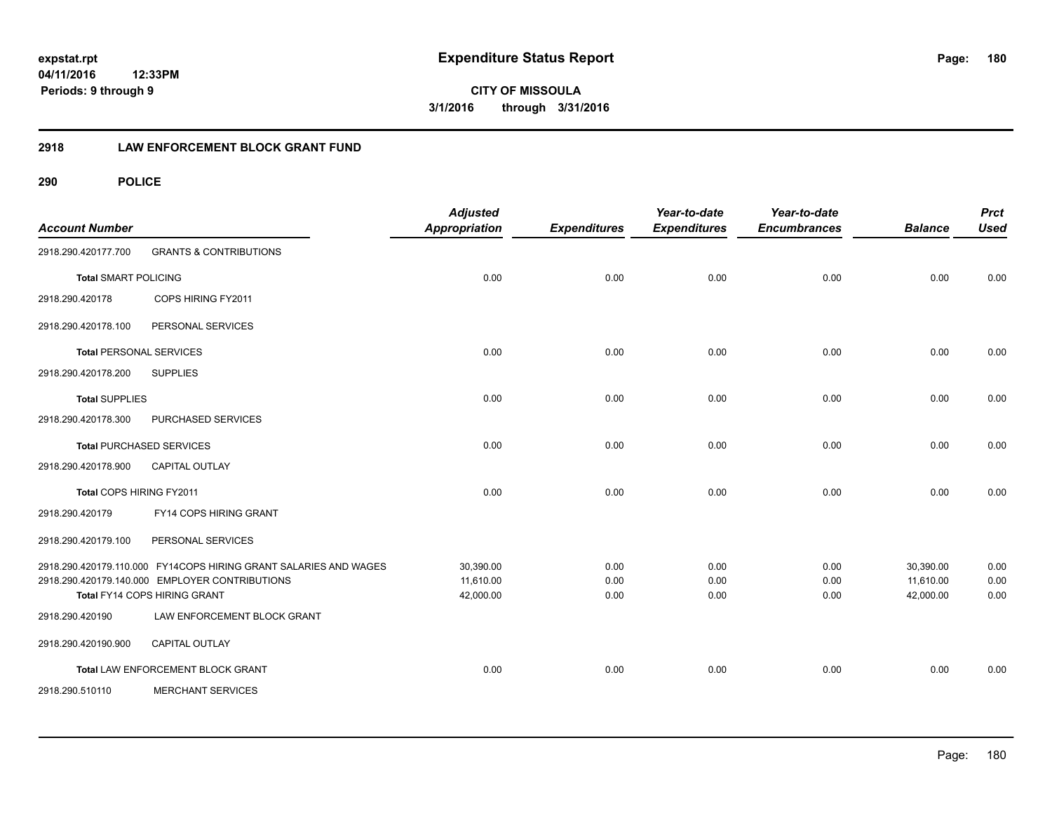**expstat.rpt**
**04/11/2016 12:33PM**
**Periods: 9 through 9**

# Expenditure Status Report

**CITY OF MISSOULA**
**3/1/2016 through 3/31/2016**

## 2918 LAW ENFORCEMENT BLOCK GRANT FUND

### 290 POLICE

| Account Number | | Adjusted Appropriation | Expenditures | Year-to-date Expenditures | Year-to-date Encumbrances | Balance | Prct Used |
|---|---|---|---|---|---|---|---|
| 2918.290.420177.700 | GRANTS & CONTRIBUTIONS | | | | | | |
| **Total** SMART POLICING | | 0.00 | 0.00 | 0.00 | 0.00 | 0.00 | 0.00 |
| 2918.290.420178 | COPS HIRING FY2011 | | | | | | |
| 2918.290.420178.100 | PERSONAL SERVICES | | | | | | |
| **Total** PERSONAL SERVICES | | 0.00 | 0.00 | 0.00 | 0.00 | 0.00 | 0.00 |
| 2918.290.420178.200 | SUPPLIES | | | | | | |
| **Total** SUPPLIES | | 0.00 | 0.00 | 0.00 | 0.00 | 0.00 | 0.00 |
| 2918.290.420178.300 | PURCHASED SERVICES | | | | | | |
| **Total** PURCHASED SERVICES | | 0.00 | 0.00 | 0.00 | 0.00 | 0.00 | 0.00 |
| 2918.290.420178.900 | CAPITAL OUTLAY | | | | | | |
| **Total** COPS HIRING FY2011 | | 0.00 | 0.00 | 0.00 | 0.00 | 0.00 | 0.00 |
| 2918.290.420179 | FY14 COPS HIRING GRANT | | | | | | |
| 2918.290.420179.100 | PERSONAL SERVICES | | | | | | |
| 2918.290.420179.110.000 | FY14COPS HIRING GRANT SALARIES AND WAGES | 30,390.00 | 0.00 | 0.00 | 0.00 | 30,390.00 | 0.00 |
| 2918.290.420179.140.000 | EMPLOYER CONTRIBUTIONS | 11,610.00 | 0.00 | 0.00 | 0.00 | 11,610.00 | 0.00 |
| **Total** FY14 COPS HIRING GRANT | | 42,000.00 | 0.00 | 0.00 | 0.00 | 42,000.00 | 0.00 |
| 2918.290.420190 | LAW ENFORCEMENT BLOCK GRANT | | | | | | |
| 2918.290.420190.900 | CAPITAL OUTLAY | | | | | | |
| **Total** LAW ENFORCEMENT BLOCK GRANT | | 0.00 | 0.00 | 0.00 | 0.00 | 0.00 | 0.00 |
| 2918.290.510110 | MERCHANT SERVICES | | | | | | |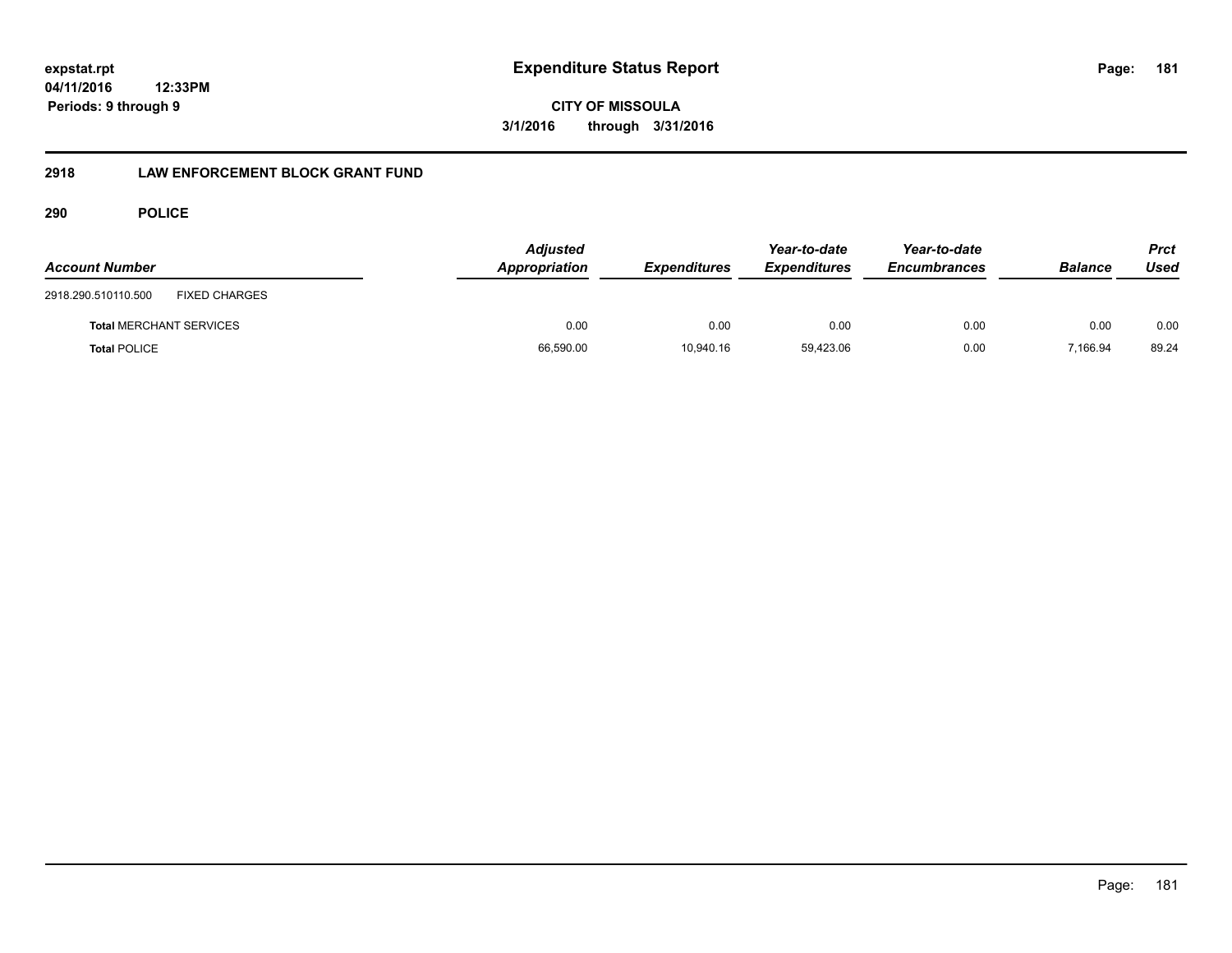**expstat.rpt**
**04/11/2016 12:33PM**
**Periods: 9 through 9**

# Expenditure Status Report

**CITY OF MISSOULA**
**3/1/2016 through 3/31/2016**

## 2918 LAW ENFORCEMENT BLOCK GRANT FUND

### 290 POLICE

| Account Number | | Adjusted Appropriation | Expenditures | Year-to-date Expenditures | Year-to-date Encumbrances | Balance | Prct Used |
|---|---|---|---|---|---|---|---|
| 2918.290.510110.500 | FIXED CHARGES | | | | | | |
| **Total** MERCHANT SERVICES | | 0.00 | 0.00 | 0.00 | 0.00 | 0.00 | 0.00 |
| **Total** POLICE | | 66,590.00 | 10,940.16 | 59,423.06 | 0.00 | 7,166.94 | 89.24 |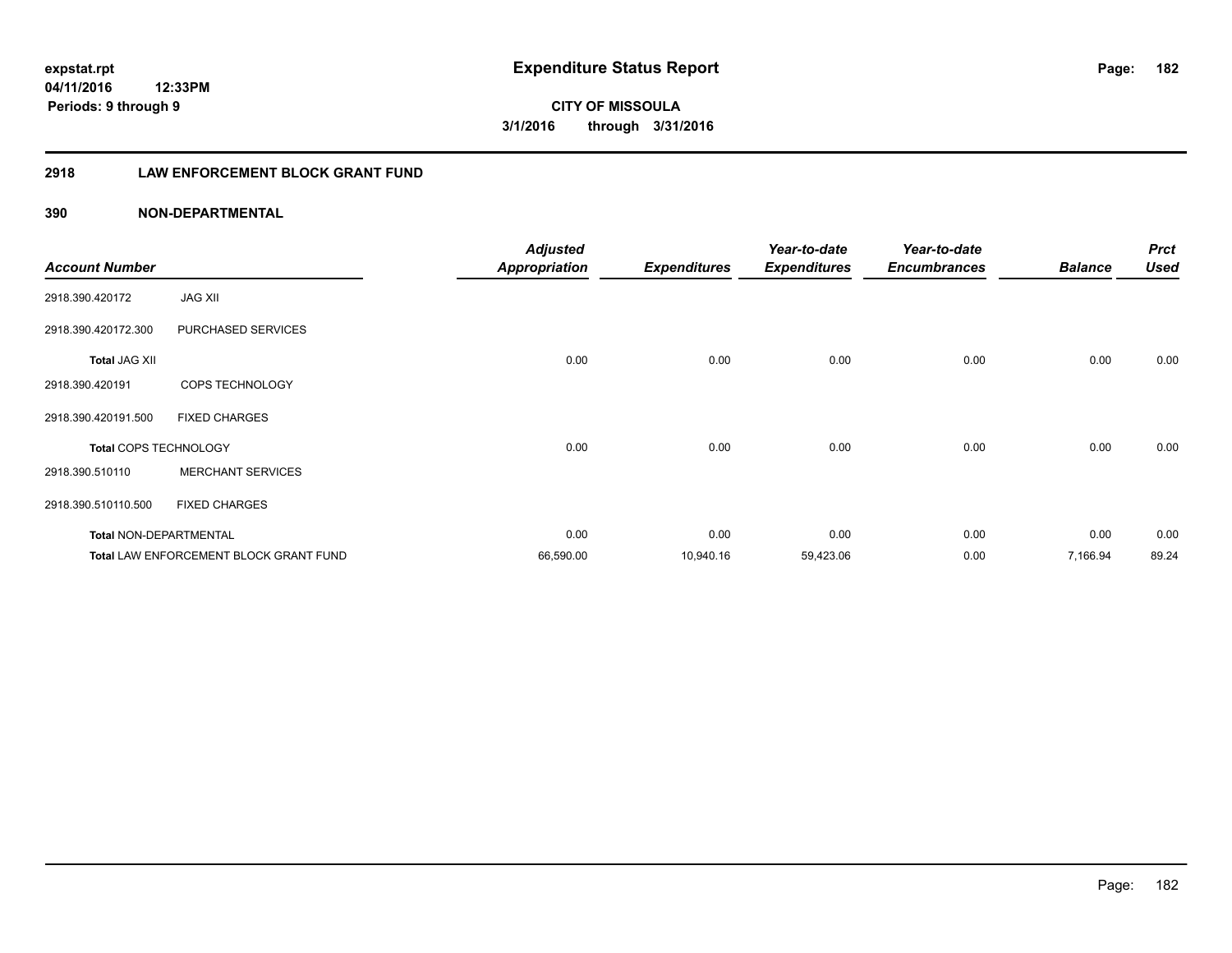**expstat.rpt**
**04/11/2016 12:33PM**
**Periods: 9 through 9**

# Expenditure Status Report

**CITY OF MISSOULA**
**3/1/2016 through 3/31/2016**

## 2918 LAW ENFORCEMENT BLOCK GRANT FUND

### 390 NON-DEPARTMENTAL

| Account Number | | Adjusted Appropriation | Expenditures | Year-to-date Expenditures | Year-to-date Encumbrances | Balance | Prct Used |
|---|---|---|---|---|---|---|---|
| 2918.390.420172 | JAG XII | | | | | | |
| 2918.390.420172.300 | PURCHASED SERVICES | | | | | | |
| **Total** JAG XII | | 0.00 | 0.00 | 0.00 | 0.00 | 0.00 | 0.00 |
| 2918.390.420191 | COPS TECHNOLOGY | | | | | | |
| 2918.390.420191.500 | FIXED CHARGES | | | | | | |
| **Total** COPS TECHNOLOGY | | 0.00 | 0.00 | 0.00 | 0.00 | 0.00 | 0.00 |
| 2918.390.510110 | MERCHANT SERVICES | | | | | | |
| 2918.390.510110.500 | FIXED CHARGES | | | | | | |
| **Total** NON-DEPARTMENTAL | | 0.00 | 0.00 | 0.00 | 0.00 | 0.00 | 0.00 |
| **Total** LAW ENFORCEMENT BLOCK GRANT FUND | | 66,590.00 | 10,940.16 | 59,423.06 | 0.00 | 7,166.94 | 89.24 |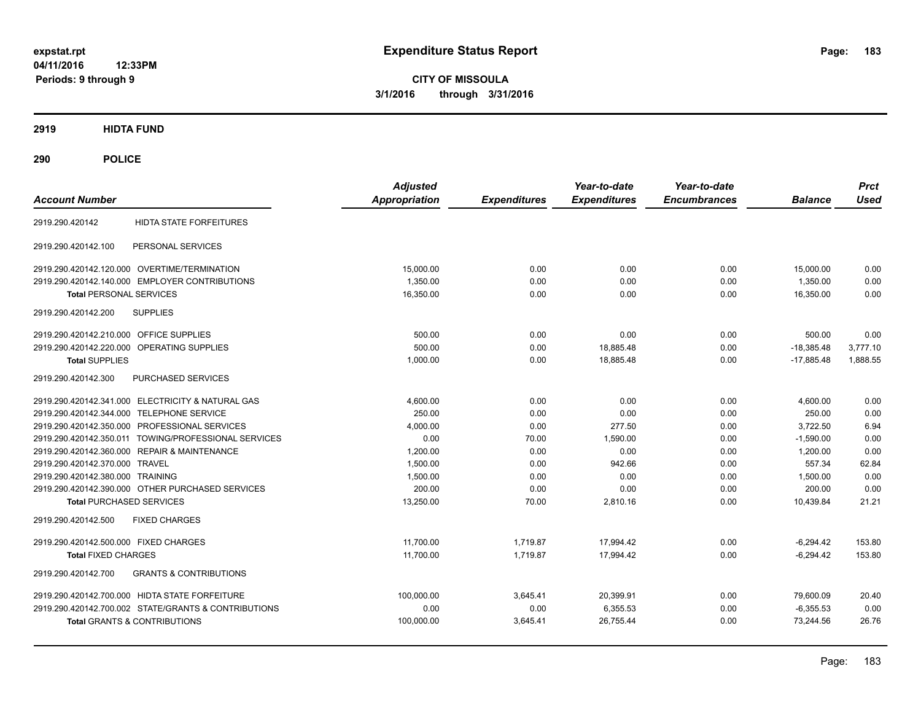# Expenditure Status Report

expstat.rpt
04/11/2016 12:33PM
Periods: 9 through 9

**CITY OF MISSOULA**
**3/1/2016 through 3/31/2016**

## 2919 HIDTA FUND

## 290 POLICE

| Account Number | | Adjusted Appropriation | Expenditures | Year-to-date Expenditures | Year-to-date Encumbrances | Balance | Prct Used |
|---|---|---|---|---|---|---|---|
| 2919.290.420142 | HIDTA STATE FORFEITURES | | | | | | |
| 2919.290.420142.100 | PERSONAL SERVICES | | | | | | |
| 2919.290.420142.120.000 | OVERTIME/TERMINATION | 15,000.00 | 0.00 | 0.00 | 0.00 | 15,000.00 | 0.00 |
| 2919.290.420142.140.000 | EMPLOYER CONTRIBUTIONS | 1,350.00 | 0.00 | 0.00 | 0.00 | 1,350.00 | 0.00 |
| **Total** PERSONAL SERVICES | | 16,350.00 | 0.00 | 0.00 | 0.00 | 16,350.00 | 0.00 |
| 2919.290.420142.200 | SUPPLIES | | | | | | |
| 2919.290.420142.210.000 | OFFICE SUPPLIES | 500.00 | 0.00 | 0.00 | 0.00 | 500.00 | 0.00 |
| 2919.290.420142.220.000 | OPERATING SUPPLIES | 500.00 | 0.00 | 18,885.48 | 0.00 | -18,385.48 | 3,777.10 |
| **Total** SUPPLIES | | 1,000.00 | 0.00 | 18,885.48 | 0.00 | -17,885.48 | 1,888.55 |
| 2919.290.420142.300 | PURCHASED SERVICES | | | | | | |
| 2919.290.420142.341.000 | ELECTRICITY & NATURAL GAS | 4,600.00 | 0.00 | 0.00 | 0.00 | 4,600.00 | 0.00 |
| 2919.290.420142.344.000 | TELEPHONE SERVICE | 250.00 | 0.00 | 0.00 | 0.00 | 250.00 | 0.00 |
| 2919.290.420142.350.000 | PROFESSIONAL SERVICES | 4,000.00 | 0.00 | 277.50 | 0.00 | 3,722.50 | 6.94 |
| 2919.290.420142.350.011 | TOWING/PROFESSIONAL SERVICES | 0.00 | 70.00 | 1,590.00 | 0.00 | -1,590.00 | 0.00 |
| 2919.290.420142.360.000 | REPAIR & MAINTENANCE | 1,200.00 | 0.00 | 0.00 | 0.00 | 1,200.00 | 0.00 |
| 2919.290.420142.370.000 | TRAVEL | 1,500.00 | 0.00 | 942.66 | 0.00 | 557.34 | 62.84 |
| 2919.290.420142.380.000 | TRAINING | 1,500.00 | 0.00 | 0.00 | 0.00 | 1,500.00 | 0.00 |
| 2919.290.420142.390.000 | OTHER PURCHASED SERVICES | 200.00 | 0.00 | 0.00 | 0.00 | 200.00 | 0.00 |
| **Total** PURCHASED SERVICES | | 13,250.00 | 70.00 | 2,810.16 | 0.00 | 10,439.84 | 21.21 |
| 2919.290.420142.500 | FIXED CHARGES | | | | | | |
| 2919.290.420142.500.000 | FIXED CHARGES | 11,700.00 | 1,719.87 | 17,994.42 | 0.00 | -6,294.42 | 153.80 |
| **Total** FIXED CHARGES | | 11,700.00 | 1,719.87 | 17,994.42 | 0.00 | -6,294.42 | 153.80 |
| 2919.290.420142.700 | GRANTS & CONTRIBUTIONS | | | | | | |
| 2919.290.420142.700.000 | HIDTA STATE FORFEITURE | 100,000.00 | 3,645.41 | 20,399.91 | 0.00 | 79,600.09 | 20.40 |
| 2919.290.420142.700.002 | STATE/GRANTS & CONTRIBUTIONS | 0.00 | 0.00 | 6,355.53 | 0.00 | -6,355.53 | 0.00 |
| **Total** GRANTS & CONTRIBUTIONS | | 100,000.00 | 3,645.41 | 26,755.44 | 0.00 | 73,244.56 | 26.76 |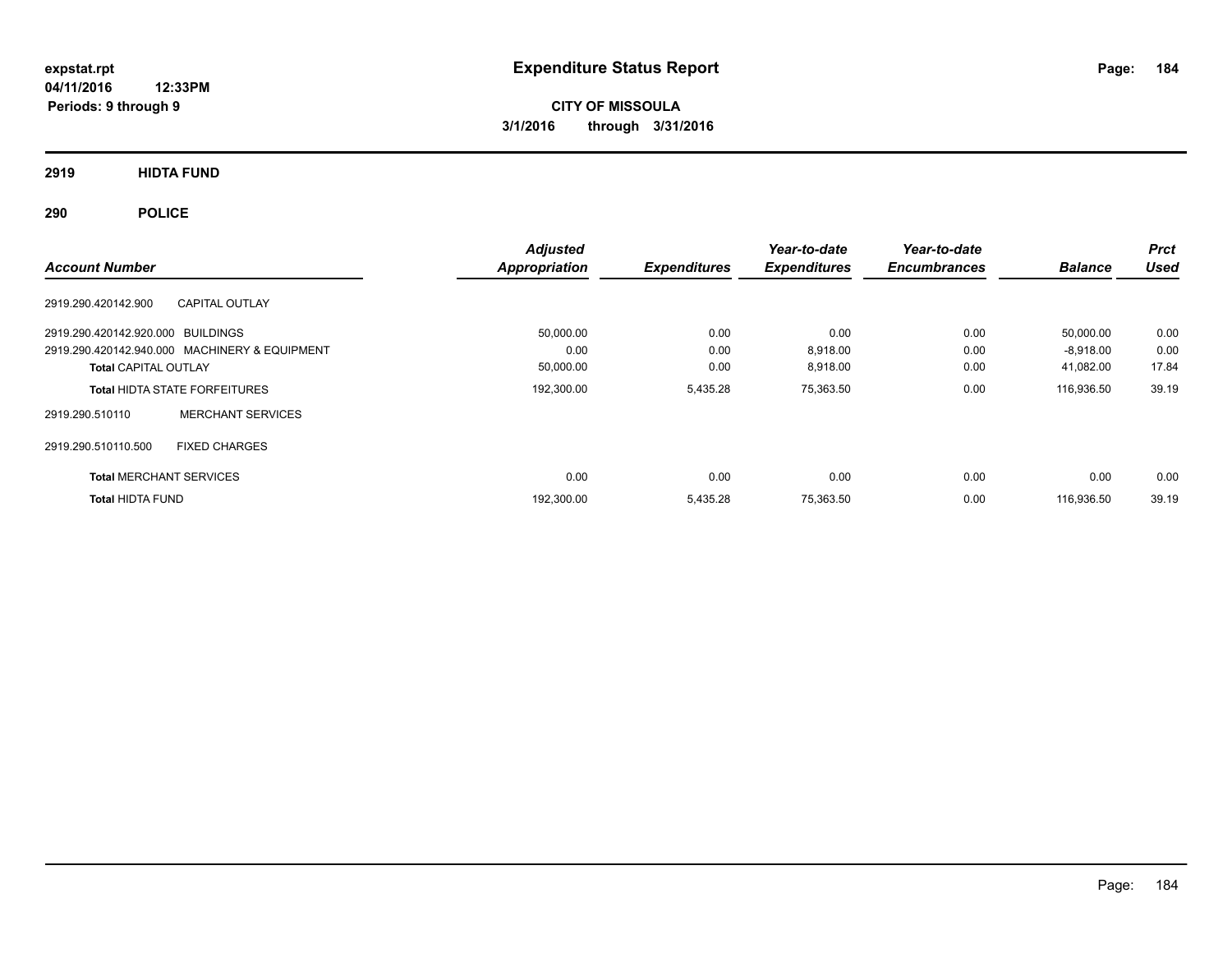# Expenditure Status Report

expstat.rpt
04/11/2016 12:33PM
Periods: 9 through 9

**CITY OF MISSOULA**
**3/1/2016 through 3/31/2016**

## 2919 HIDTA FUND

## 290 POLICE

| Account Number | | Adjusted Appropriation | Expenditures | Year-to-date Expenditures | Year-to-date Encumbrances | Balance | Prct Used |
|---|---|---|---|---|---|---|---|
| 2919.290.420142.900 | CAPITAL OUTLAY | | | | | | |
| 2919.290.420142.920.000 | BUILDINGS | 50,000.00 | 0.00 | 0.00 | 0.00 | 50,000.00 | 0.00 |
| 2919.290.420142.940.000 | MACHINERY & EQUIPMENT | 0.00 | 0.00 | 8,918.00 | 0.00 | -8,918.00 | 0.00 |
| **Total** CAPITAL OUTLAY | | 50,000.00 | 0.00 | 8,918.00 | 0.00 | 41,082.00 | 17.84 |
| **Total** HIDTA STATE FORFEITURES | | 192,300.00 | 5,435.28 | 75,363.50 | 0.00 | 116,936.50 | 39.19 |
| 2919.290.510110 | MERCHANT SERVICES | | | | | | |
| 2919.290.510110.500 | FIXED CHARGES | | | | | | |
| **Total** MERCHANT SERVICES | | 0.00 | 0.00 | 0.00 | 0.00 | 0.00 | 0.00 |
| **Total** HIDTA FUND | | 192,300.00 | 5,435.28 | 75,363.50 | 0.00 | 116,936.50 | 39.19 |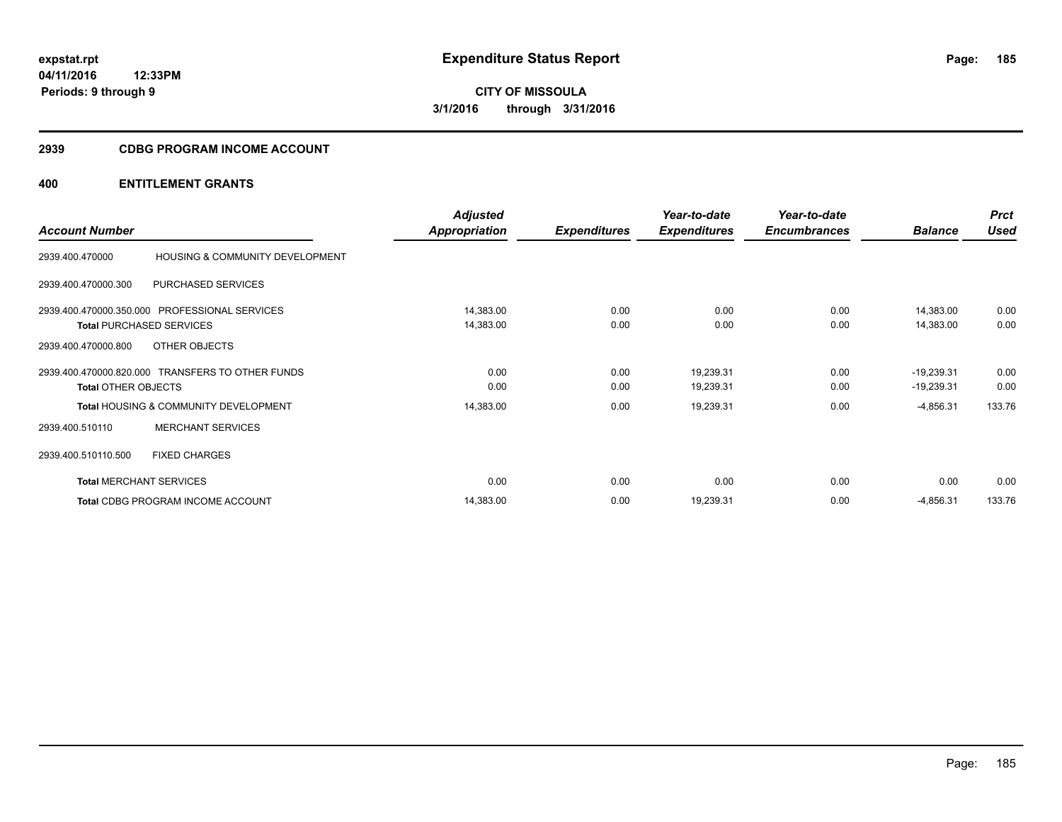expstat.rpt
04/11/2016 12:33PM
Periods: 9 through 9

# Expenditure Status Report

**CITY OF MISSOULA**
**3/1/2016 through 3/31/2016**

## 2939 CDBG PROGRAM INCOME ACCOUNT

### 400 ENTITLEMENT GRANTS

| Account Number | | Adjusted Appropriation | Expenditures | Year-to-date Expenditures | Year-to-date Encumbrances | Balance | Prct Used |
|---|---|---|---|---|---|---|---|
| 2939.400.470000 | HOUSING & COMMUNITY DEVELOPMENT | | | | | | |
| 2939.400.470000.300 | PURCHASED SERVICES | | | | | | |
| 2939.400.470000.350.000 | PROFESSIONAL SERVICES | 14,383.00 | 0.00 | 0.00 | 0.00 | 14,383.00 | 0.00 |
| **Total** PURCHASED SERVICES | | 14,383.00 | 0.00 | 0.00 | 0.00 | 14,383.00 | 0.00 |
| 2939.400.470000.800 | OTHER OBJECTS | | | | | | |
| 2939.400.470000.820.000 | TRANSFERS TO OTHER FUNDS | 0.00 | 0.00 | 19,239.31 | 0.00 | -19,239.31 | 0.00 |
| **Total** OTHER OBJECTS | | 0.00 | 0.00 | 19,239.31 | 0.00 | -19,239.31 | 0.00 |
| **Total** HOUSING & COMMUNITY DEVELOPMENT | | 14,383.00 | 0.00 | 19,239.31 | 0.00 | -4,856.31 | 133.76 |
| 2939.400.510110 | MERCHANT SERVICES | | | | | | |
| 2939.400.510110.500 | FIXED CHARGES | | | | | | |
| **Total** MERCHANT SERVICES | | 0.00 | 0.00 | 0.00 | 0.00 | 0.00 | 0.00 |
| **Total** CDBG PROGRAM INCOME ACCOUNT | | 14,383.00 | 0.00 | 19,239.31 | 0.00 | -4,856.31 | 133.76 |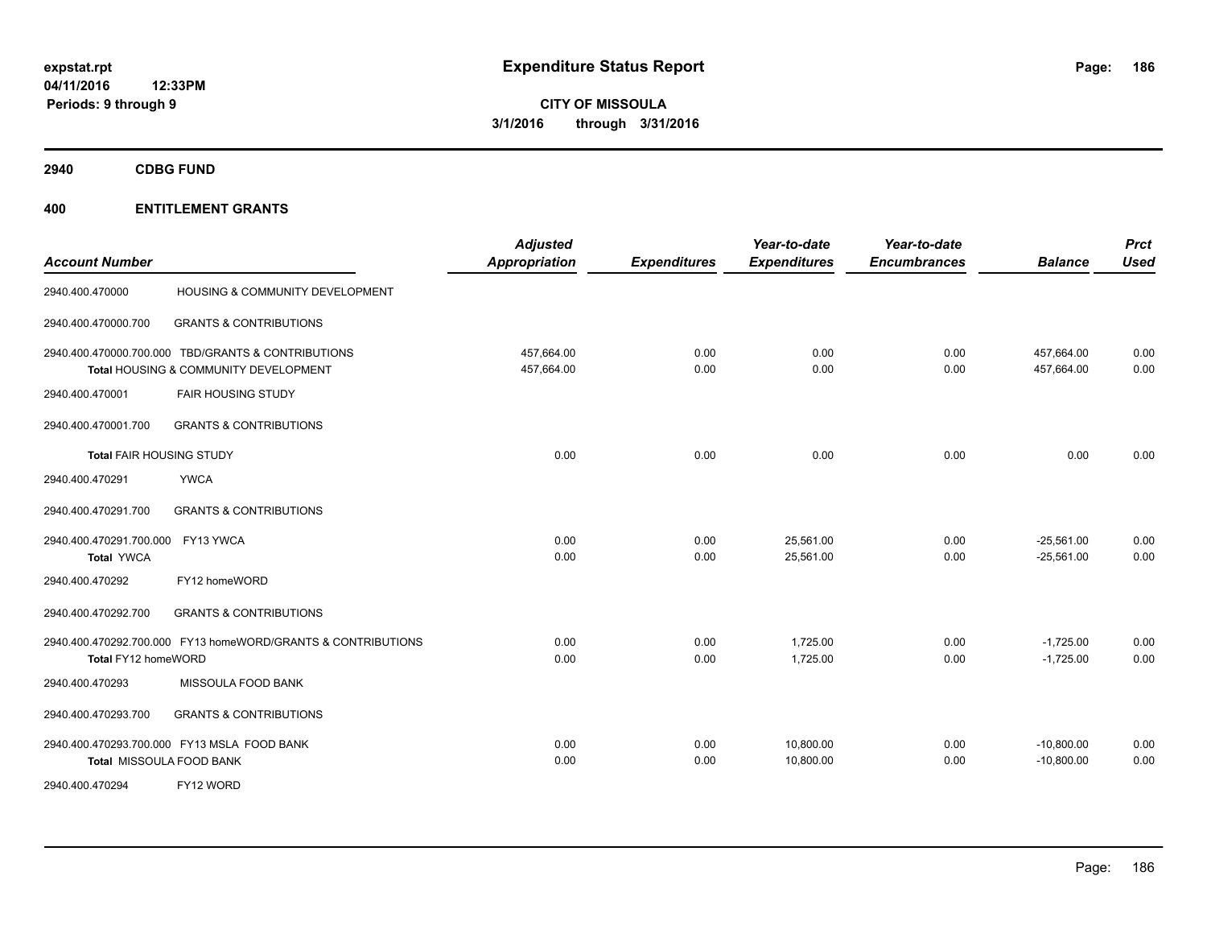expstat.rpt
04/11/2016 12:33PM
Periods: 9 through 9

# Expenditure Status Report

**CITY OF MISSOULA**
**3/1/2016 through 3/31/2016**

## 2940 CDBG FUND

## 400 ENTITLEMENT GRANTS

| Account Number | | Adjusted Appropriation | Expenditures | Year-to-date Expenditures | Year-to-date Encumbrances | Balance | Prct Used |
|---|---|---|---|---|---|---|---|
| 2940.400.470000 | HOUSING & COMMUNITY DEVELOPMENT | | | | | | |
| 2940.400.470000.700 | GRANTS & CONTRIBUTIONS | | | | | | |
| 2940.400.470000.700.000 | TBD/GRANTS & CONTRIBUTIONS | 457,664.00 | 0.00 | 0.00 | 0.00 | 457,664.00 | 0.00 |
| **Total** HOUSING & COMMUNITY DEVELOPMENT | | 457,664.00 | 0.00 | 0.00 | 0.00 | 457,664.00 | 0.00 |
| 2940.400.470001 | FAIR HOUSING STUDY | | | | | | |
| 2940.400.470001.700 | GRANTS & CONTRIBUTIONS | | | | | | |
| **Total** FAIR HOUSING STUDY | | 0.00 | 0.00 | 0.00 | 0.00 | 0.00 | 0.00 |
| 2940.400.470291 | YWCA | | | | | | |
| 2940.400.470291.700 | GRANTS & CONTRIBUTIONS | | | | | | |
| 2940.400.470291.700.000 | FY13 YWCA | 0.00 | 0.00 | 25,561.00 | 0.00 | -25,561.00 | 0.00 |
| **Total** YWCA | | 0.00 | 0.00 | 25,561.00 | 0.00 | -25,561.00 | 0.00 |
| 2940.400.470292 | FY12 homeWORD | | | | | | |
| 2940.400.470292.700 | GRANTS & CONTRIBUTIONS | | | | | | |
| 2940.400.470292.700.000 | FY13 homeWORD/GRANTS & CONTRIBUTIONS | 0.00 | 0.00 | 1,725.00 | 0.00 | -1,725.00 | 0.00 |
| **Total** FY12 homeWORD | | 0.00 | 0.00 | 1,725.00 | 0.00 | -1,725.00 | 0.00 |
| 2940.400.470293 | MISSOULA FOOD BANK | | | | | | |
| 2940.400.470293.700 | GRANTS & CONTRIBUTIONS | | | | | | |
| 2940.400.470293.700.000 | FY13 MSLA FOOD BANK | 0.00 | 0.00 | 10,800.00 | 0.00 | -10,800.00 | 0.00 |
| **Total** MISSOULA FOOD BANK | | 0.00 | 0.00 | 10,800.00 | 0.00 | -10,800.00 | 0.00 |
| 2940.400.470294 | FY12 WORD | | | | | | |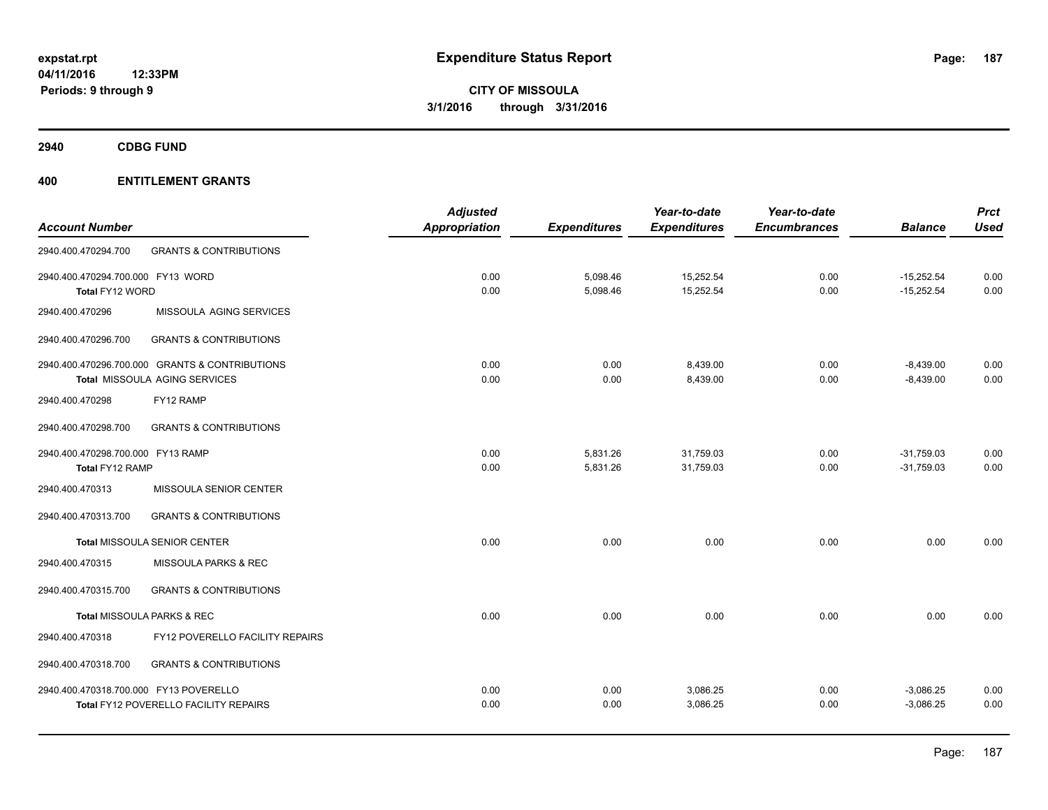**expstat.rpt**
**04/11/2016 12:33PM**
**Periods: 9 through 9**

# Expenditure Status Report

**CITY OF MISSOULA**
**3/1/2016 through 3/31/2016**

**2940 CDBG FUND**

**400 ENTITLEMENT GRANTS**

| Account Number | | Adjusted Appropriation | Expenditures | Year-to-date Expenditures | Year-to-date Encumbrances | Balance | Prct Used |
|---|---|---|---|---|---|---|---|
| 2940.400.470294.700 | GRANTS & CONTRIBUTIONS | | | | | | |
| 2940.400.470294.700.000 FY13 WORD | | 0.00 | 5,098.46 | 15,252.54 | 0.00 | -15,252.54 | 0.00 |
| Total FY12 WORD | | 0.00 | 5,098.46 | 15,252.54 | 0.00 | -15,252.54 | 0.00 |
| 2940.400.470296 | MISSOULA AGING SERVICES | | | | | | |
| 2940.400.470296.700 | GRANTS & CONTRIBUTIONS | | | | | | |
| 2940.400.470296.700.000 GRANTS & CONTRIBUTIONS | | 0.00 | 0.00 | 8,439.00 | 0.00 | -8,439.00 | 0.00 |
| Total MISSOULA AGING SERVICES | | 0.00 | 0.00 | 8,439.00 | 0.00 | -8,439.00 | 0.00 |
| 2940.400.470298 | FY12 RAMP | | | | | | |
| 2940.400.470298.700 | GRANTS & CONTRIBUTIONS | | | | | | |
| 2940.400.470298.700.000 FY13 RAMP | | 0.00 | 5,831.26 | 31,759.03 | 0.00 | -31,759.03 | 0.00 |
| Total FY12 RAMP | | 0.00 | 5,831.26 | 31,759.03 | 0.00 | -31,759.03 | 0.00 |
| 2940.400.470313 | MISSOULA SENIOR CENTER | | | | | | |
| 2940.400.470313.700 | GRANTS & CONTRIBUTIONS | | | | | | |
| Total MISSOULA SENIOR CENTER | | 0.00 | 0.00 | 0.00 | 0.00 | 0.00 | 0.00 |
| 2940.400.470315 | MISSOULA PARKS & REC | | | | | | |
| 2940.400.470315.700 | GRANTS & CONTRIBUTIONS | | | | | | |
| Total MISSOULA PARKS & REC | | 0.00 | 0.00 | 0.00 | 0.00 | 0.00 | 0.00 |
| 2940.400.470318 | FY12 POVERELLO FACILITY REPAIRS | | | | | | |
| 2940.400.470318.700 | GRANTS & CONTRIBUTIONS | | | | | | |
| 2940.400.470318.700.000 FY13 POVERELLO | | 0.00 | 0.00 | 3,086.25 | 0.00 | -3,086.25 | 0.00 |
| Total FY12 POVERELLO FACILITY REPAIRS | | 0.00 | 0.00 | 3,086.25 | 0.00 | -3,086.25 | 0.00 |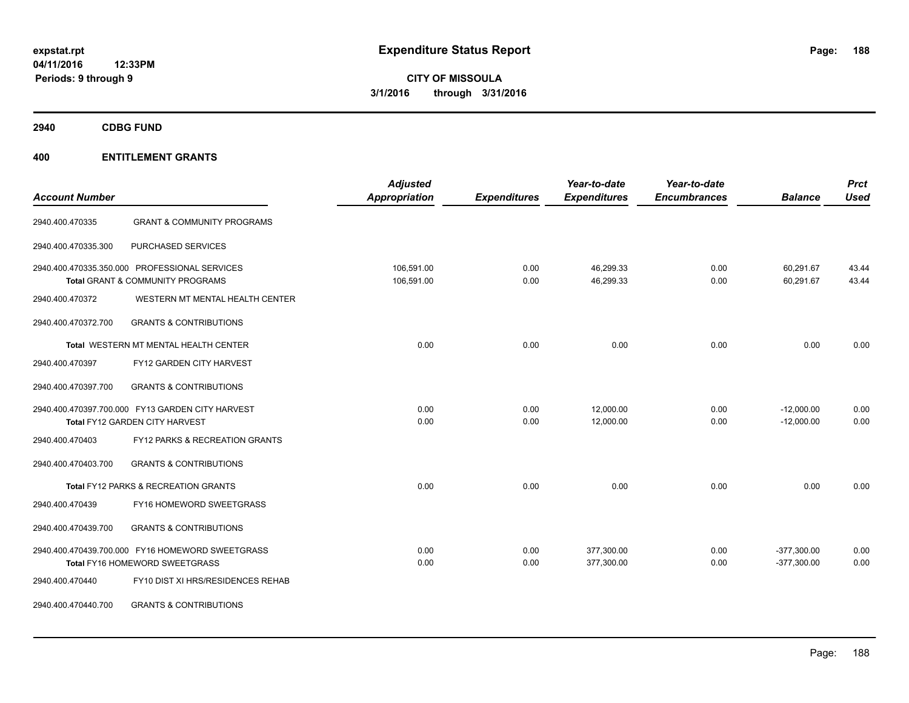# Expenditure Status Report

**CITY OF MISSOULA**

**3/1/2016 through 3/31/2016**

expstat.rpt
04/11/2016 12:33PM
Periods: 9 through 9

## 2940 CDBG FUND

### 400 ENTITLEMENT GRANTS

| Account Number | | Adjusted Appropriation | Expenditures | Year-to-date Expenditures | Year-to-date Encumbrances | Balance | Prct Used |
|---|---|---|---|---|---|---|---|
| 2940.400.470335 | GRANT & COMMUNITY PROGRAMS | | | | | | |
| 2940.400.470335.300 | PURCHASED SERVICES | | | | | | |
| 2940.400.470335.350.000 | PROFESSIONAL SERVICES | 106,591.00 | 0.00 | 46,299.33 | 0.00 | 60,291.67 | 43.44 |
| | Total GRANT & COMMUNITY PROGRAMS | 106,591.00 | 0.00 | 46,299.33 | 0.00 | 60,291.67 | 43.44 |
| 2940.400.470372 | WESTERN MT MENTAL HEALTH CENTER | | | | | | |
| 2940.400.470372.700 | GRANTS & CONTRIBUTIONS | | | | | | |
| | Total WESTERN MT MENTAL HEALTH CENTER | 0.00 | 0.00 | 0.00 | 0.00 | 0.00 | 0.00 |
| 2940.400.470397 | FY12 GARDEN CITY HARVEST | | | | | | |
| 2940.400.470397.700 | GRANTS & CONTRIBUTIONS | | | | | | |
| 2940.400.470397.700.000 | FY13 GARDEN CITY HARVEST | 0.00 | 0.00 | 12,000.00 | 0.00 | -12,000.00 | 0.00 |
| | Total FY12 GARDEN CITY HARVEST | 0.00 | 0.00 | 12,000.00 | 0.00 | -12,000.00 | 0.00 |
| 2940.400.470403 | FY12 PARKS & RECREATION GRANTS | | | | | | |
| 2940.400.470403.700 | GRANTS & CONTRIBUTIONS | | | | | | |
| | Total FY12 PARKS & RECREATION GRANTS | 0.00 | 0.00 | 0.00 | 0.00 | 0.00 | 0.00 |
| 2940.400.470439 | FY16 HOMEWORD SWEETGRASS | | | | | | |
| 2940.400.470439.700 | GRANTS & CONTRIBUTIONS | | | | | | |
| 2940.400.470439.700.000 | FY16 HOMEWORD SWEETGRASS | 0.00 | 0.00 | 377,300.00 | 0.00 | -377,300.00 | 0.00 |
| | Total FY16 HOMEWORD SWEETGRASS | 0.00 | 0.00 | 377,300.00 | 0.00 | -377,300.00 | 0.00 |
| 2940.400.470440 | FY10 DIST XI HRS/RESIDENCES REHAB | | | | | | |
| 2940.400.470440.700 | GRANTS & CONTRIBUTIONS | | | | | | |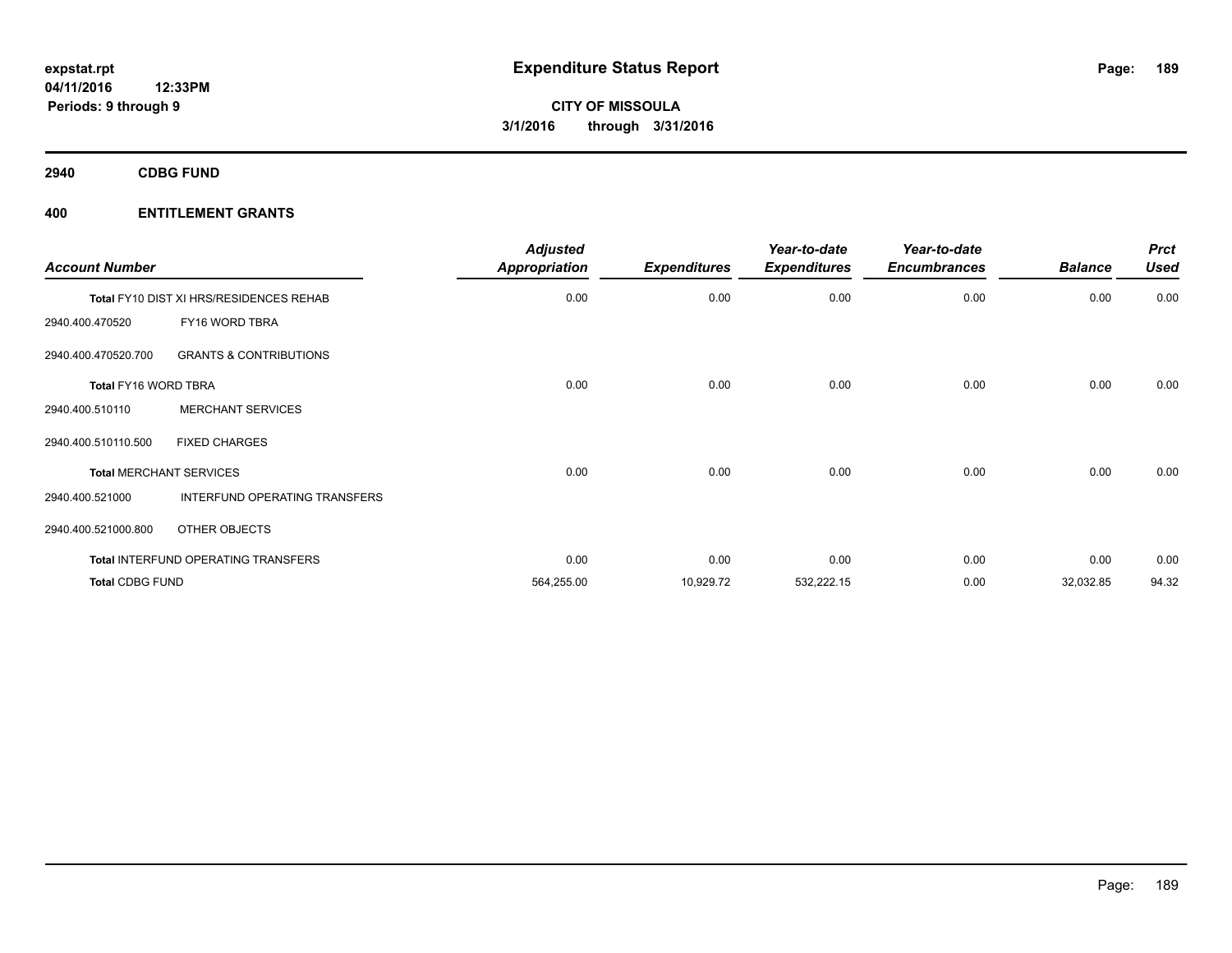# Expenditure Status Report

**expstat.rpt**
**04/11/2016 12:33PM**
**Periods: 9 through 9**

**CITY OF MISSOULA**
**3/1/2016 through 3/31/2016**

## 2940 CDBG FUND

### 400 ENTITLEMENT GRANTS

| Account Number | | Adjusted Appropriation | Expenditures | Year-to-date Expenditures | Year-to-date Encumbrances | Balance | Prct Used |
|---|---|---|---|---|---|---|---|
| Total FY10 DIST XI HRS/RESIDENCES REHAB | | 0.00 | 0.00 | 0.00 | 0.00 | 0.00 | 0.00 |
| 2940.400.470520 | FY16 WORD TBRA | | | | | | |
| 2940.400.470520.700 | GRANTS & CONTRIBUTIONS | | | | | | |
| Total FY16 WORD TBRA | | 0.00 | 0.00 | 0.00 | 0.00 | 0.00 | 0.00 |
| 2940.400.510110 | MERCHANT SERVICES | | | | | | |
| 2940.400.510110.500 | FIXED CHARGES | | | | | | |
| Total MERCHANT SERVICES | | 0.00 | 0.00 | 0.00 | 0.00 | 0.00 | 0.00 |
| 2940.400.521000 | INTERFUND OPERATING TRANSFERS | | | | | | |
| 2940.400.521000.800 | OTHER OBJECTS | | | | | | |
| Total INTERFUND OPERATING TRANSFERS | | 0.00 | 0.00 | 0.00 | 0.00 | 0.00 | 0.00 |
| **Total CDBG FUND** | | 564,255.00 | 10,929.72 | 532,222.15 | 0.00 | 32,032.85 | 94.32 |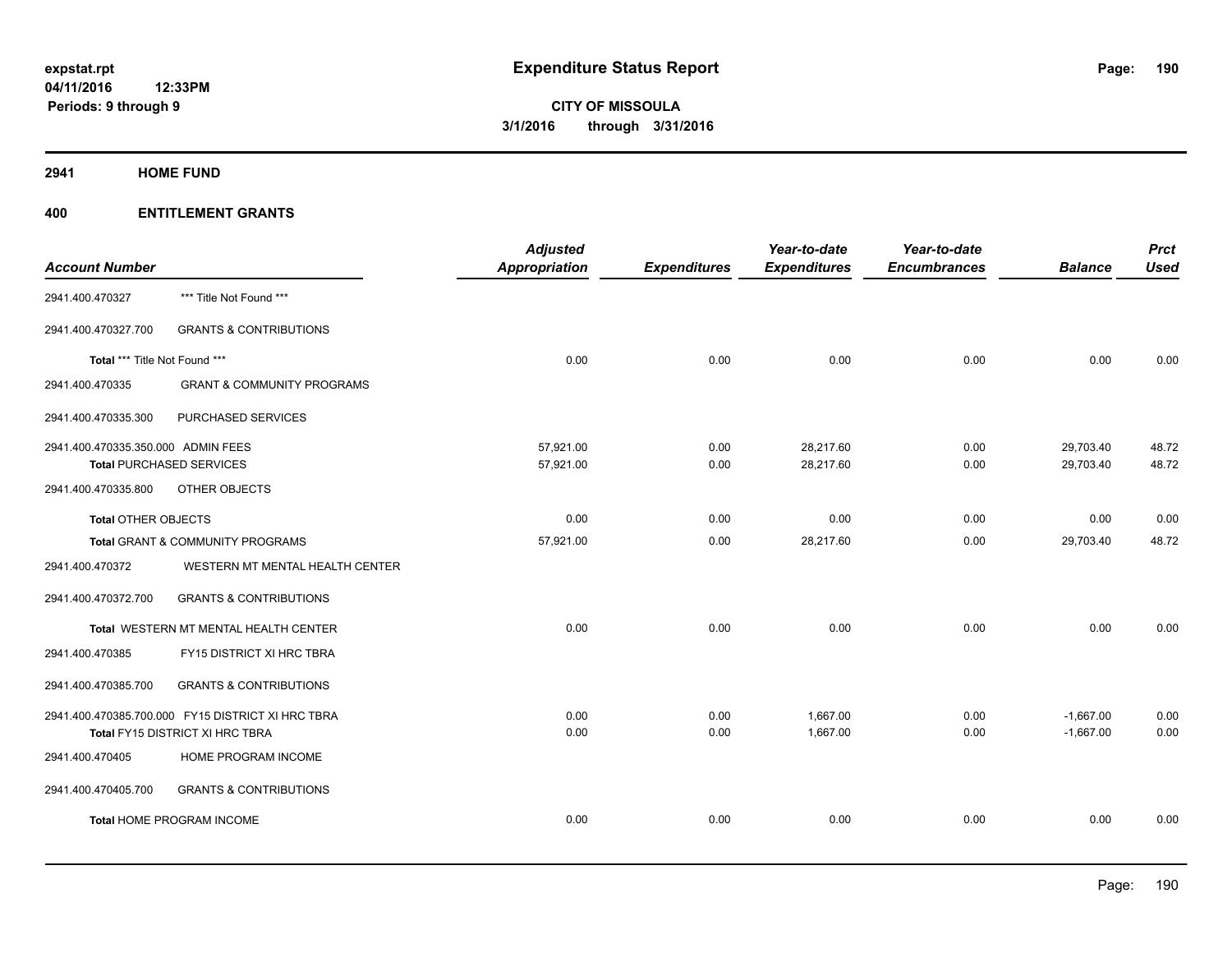**Expenditure Status Report**

**CITY OF MISSOULA**
**3/1/2016 through 3/31/2016**

expstat.rpt
04/11/2016 12:33PM
Periods: 9 through 9

## 2941 HOME FUND

## 400 ENTITLEMENT GRANTS

| Account Number | | Adjusted Appropriation | Expenditures | Year-to-date Expenditures | Year-to-date Encumbrances | Balance | Prct Used |
|---|---|---|---|---|---|---|---|
| 2941.400.470327 | *** Title Not Found *** | | | | | | |
| 2941.400.470327.700 | GRANTS & CONTRIBUTIONS | | | | | | |
| Total *** Title Not Found *** | | 0.00 | 0.00 | 0.00 | 0.00 | 0.00 | 0.00 |
| 2941.400.470335 | GRANT & COMMUNITY PROGRAMS | | | | | | |
| 2941.400.470335.300 | PURCHASED SERVICES | | | | | | |
| 2941.400.470335.350.000 | ADMIN FEES | 57,921.00 | 0.00 | 28,217.60 | 0.00 | 29,703.40 | 48.72 |
| Total PURCHASED SERVICES | | 57,921.00 | 0.00 | 28,217.60 | 0.00 | 29,703.40 | 48.72 |
| 2941.400.470335.800 | OTHER OBJECTS | | | | | | |
| Total OTHER OBJECTS | | 0.00 | 0.00 | 0.00 | 0.00 | 0.00 | 0.00 |
| Total GRANT & COMMUNITY PROGRAMS | | 57,921.00 | 0.00 | 28,217.60 | 0.00 | 29,703.40 | 48.72 |
| 2941.400.470372 | WESTERN MT MENTAL HEALTH CENTER | | | | | | |
| 2941.400.470372.700 | GRANTS & CONTRIBUTIONS | | | | | | |
| Total WESTERN MT MENTAL HEALTH CENTER | | 0.00 | 0.00 | 0.00 | 0.00 | 0.00 | 0.00 |
| 2941.400.470385 | FY15 DISTRICT XI HRC TBRA | | | | | | |
| 2941.400.470385.700 | GRANTS & CONTRIBUTIONS | | | | | | |
| 2941.400.470385.700.000 | FY15 DISTRICT XI HRC TBRA | 0.00 | 0.00 | 1,667.00 | 0.00 | -1,667.00 | 0.00 |
| Total FY15 DISTRICT XI HRC TBRA | | 0.00 | 0.00 | 1,667.00 | 0.00 | -1,667.00 | 0.00 |
| 2941.400.470405 | HOME PROGRAM INCOME | | | | | | |
| 2941.400.470405.700 | GRANTS & CONTRIBUTIONS | | | | | | |
| Total HOME PROGRAM INCOME | | 0.00 | 0.00 | 0.00 | 0.00 | 0.00 | 0.00 |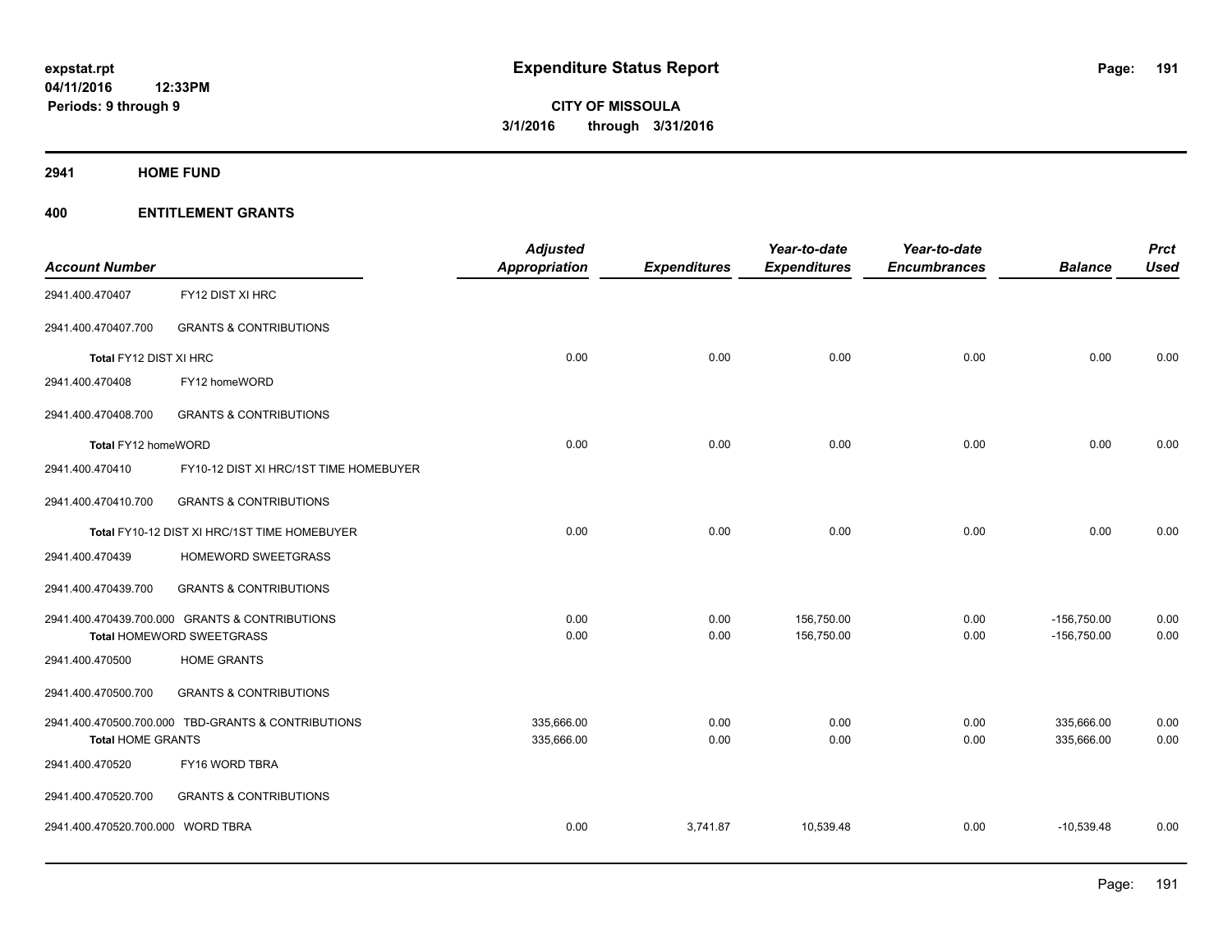expstat.rpt
04/11/2016 12:33PM
Periods: 9 through 9

# Expenditure Status Report

**CITY OF MISSOULA**
**3/1/2016 through 3/31/2016**

## 2941 HOME FUND

### 400 ENTITLEMENT GRANTS

| Account Number | | Adjusted Appropriation | Expenditures | Year-to-date Expenditures | Year-to-date Encumbrances | Balance | Prct Used |
|---|---|---|---|---|---|---|---|
| 2941.400.470407 | FY12 DIST XI HRC | | | | | | |
| 2941.400.470407.700 | GRANTS & CONTRIBUTIONS | | | | | | |
| Total FY12 DIST XI HRC | | 0.00 | 0.00 | 0.00 | 0.00 | 0.00 | 0.00 |
| 2941.400.470408 | FY12 homeWORD | | | | | | |
| 2941.400.470408.700 | GRANTS & CONTRIBUTIONS | | | | | | |
| Total FY12 homeWORD | | 0.00 | 0.00 | 0.00 | 0.00 | 0.00 | 0.00 |
| 2941.400.470410 | FY10-12 DIST XI HRC/1ST TIME HOMEBUYER | | | | | | |
| 2941.400.470410.700 | GRANTS & CONTRIBUTIONS | | | | | | |
| Total FY10-12 DIST XI HRC/1ST TIME HOMEBUYER | | 0.00 | 0.00 | 0.00 | 0.00 | 0.00 | 0.00 |
| 2941.400.470439 | HOMEWORD SWEETGRASS | | | | | | |
| 2941.400.470439.700 | GRANTS & CONTRIBUTIONS | | | | | | |
| 2941.400.470439.700.000 | GRANTS & CONTRIBUTIONS | 0.00 | 0.00 | 156,750.00 | 0.00 | -156,750.00 | 0.00 |
| Total HOMEWORD SWEETGRASS | | 0.00 | 0.00 | 156,750.00 | 0.00 | -156,750.00 | 0.00 |
| 2941.400.470500 | HOME GRANTS | | | | | | |
| 2941.400.470500.700 | GRANTS & CONTRIBUTIONS | | | | | | |
| 2941.400.470500.700.000 | TBD-GRANTS & CONTRIBUTIONS | 335,666.00 | 0.00 | 0.00 | 0.00 | 335,666.00 | 0.00 |
| Total HOME GRANTS | | 335,666.00 | 0.00 | 0.00 | 0.00 | 335,666.00 | 0.00 |
| 2941.400.470520 | FY16 WORD TBRA | | | | | | |
| 2941.400.470520.700 | GRANTS & CONTRIBUTIONS | | | | | | |
| 2941.400.470520.700.000 | WORD TBRA | 0.00 | 3,741.87 | 10,539.48 | 0.00 | -10,539.48 | 0.00 |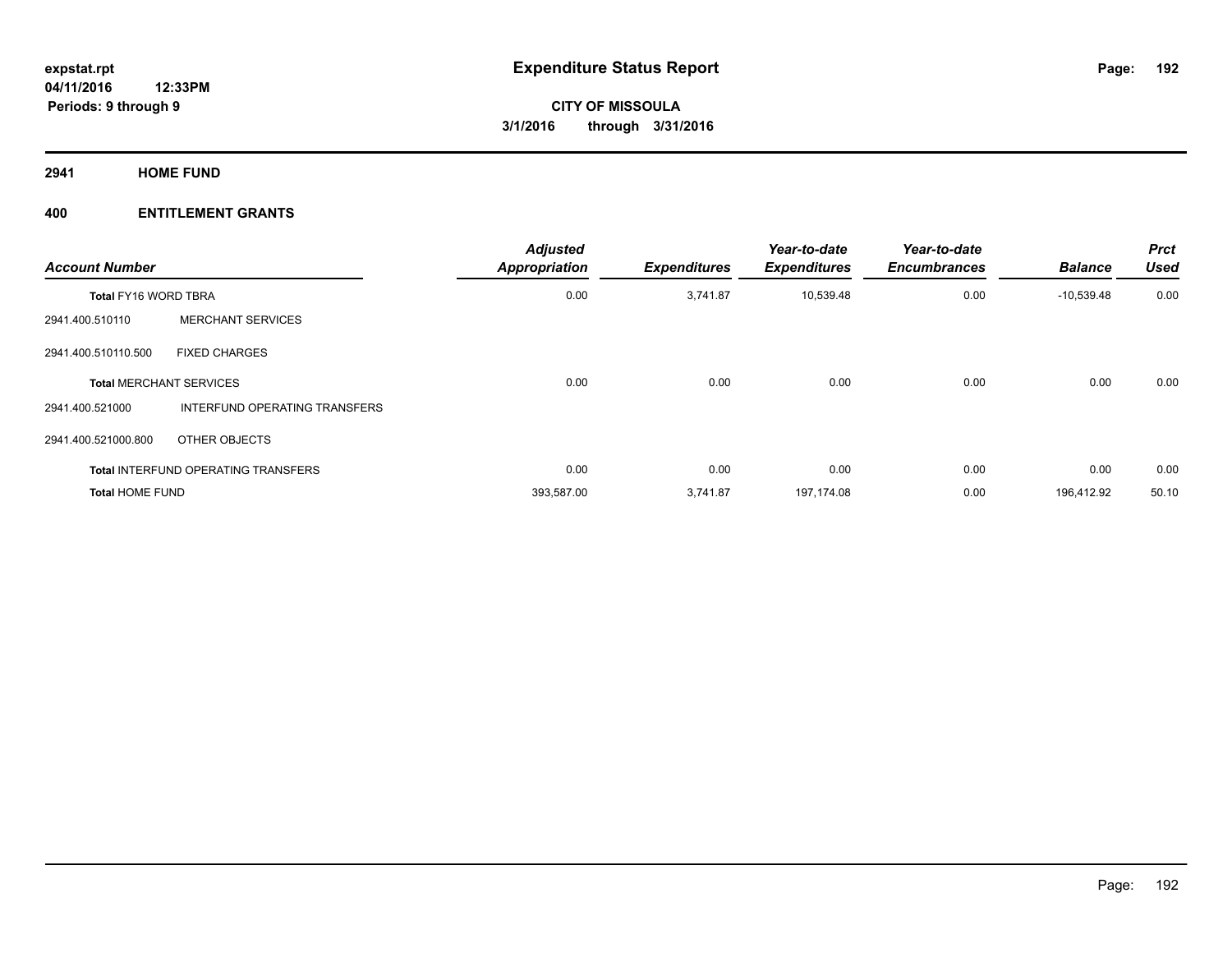# Expenditure Status Report

expstat.rpt
04/11/2016 12:33PM
Periods: 9 through 9

**CITY OF MISSOULA**
**3/1/2016 through 3/31/2016**

## 2941 HOME FUND

### 400 ENTITLEMENT GRANTS

| Account Number | | Adjusted Appropriation | Expenditures | Year-to-date Expenditures | Year-to-date Encumbrances | Balance | Prct Used |
|---|---|---|---|---|---|---|---|
| **Total** FY16 WORD TBRA | | 0.00 | 3,741.87 | 10,539.48 | 0.00 | -10,539.48 | 0.00 |
| 2941.400.510110 | MERCHANT SERVICES | | | | | | |
| 2941.400.510110.500 | FIXED CHARGES | | | | | | |
| **Total** MERCHANT SERVICES | | 0.00 | 0.00 | 0.00 | 0.00 | 0.00 | 0.00 |
| 2941.400.521000 | INTERFUND OPERATING TRANSFERS | | | | | | |
| 2941.400.521000.800 | OTHER OBJECTS | | | | | | |
| **Total** INTERFUND OPERATING TRANSFERS | | 0.00 | 0.00 | 0.00 | 0.00 | 0.00 | 0.00 |
| **Total** HOME FUND | | 393,587.00 | 3,741.87 | 197,174.08 | 0.00 | 196,412.92 | 50.10 |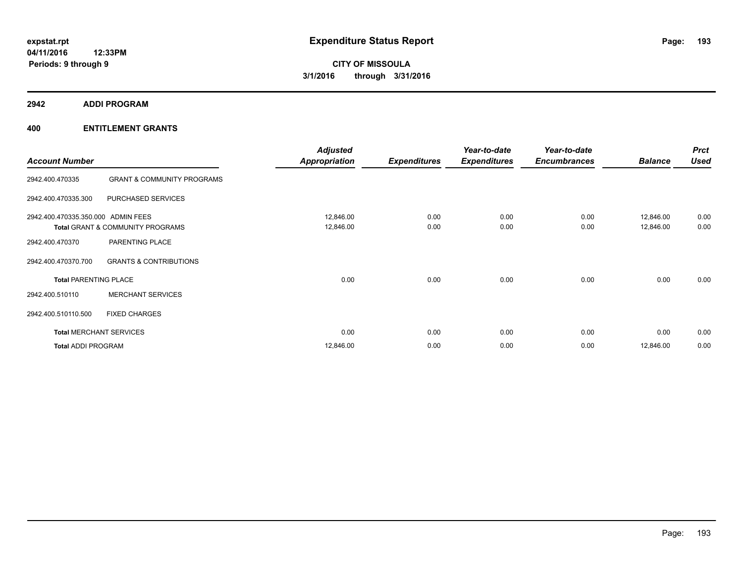**expstat.rpt**
**04/11/2016 12:33PM**
**Periods: 9 through 9**

# Expenditure Status Report

**CITY OF MISSOULA**
**3/1/2016 through 3/31/2016**

## 2942 ADDI PROGRAM

## 400 ENTITLEMENT GRANTS

| Account Number | | Adjusted Appropriation | Expenditures | Year-to-date Expenditures | Year-to-date Encumbrances | Balance | Prct Used |
|---|---|---|---|---|---|---|---|
| 2942.400.470335 | GRANT & COMMUNITY PROGRAMS | | | | | | |
| 2942.400.470335.300 | PURCHASED SERVICES | | | | | | |
| 2942.400.470335.350.000 | ADMIN FEES | 12,846.00 | 0.00 | 0.00 | 0.00 | 12,846.00 | 0.00 |
| **Total** GRANT & COMMUNITY PROGRAMS | | 12,846.00 | 0.00 | 0.00 | 0.00 | 12,846.00 | 0.00 |
| 2942.400.470370 | PARENTING PLACE | | | | | | |
| 2942.400.470370.700 | GRANTS & CONTRIBUTIONS | | | | | | |
| **Total** PARENTING PLACE | | 0.00 | 0.00 | 0.00 | 0.00 | 0.00 | 0.00 |
| 2942.400.510110 | MERCHANT SERVICES | | | | | | |
| 2942.400.510110.500 | FIXED CHARGES | | | | | | |
| **Total** MERCHANT SERVICES | | 0.00 | 0.00 | 0.00 | 0.00 | 0.00 | 0.00 |
| **Total** ADDI PROGRAM | | 12,846.00 | 0.00 | 0.00 | 0.00 | 12,846.00 | 0.00 |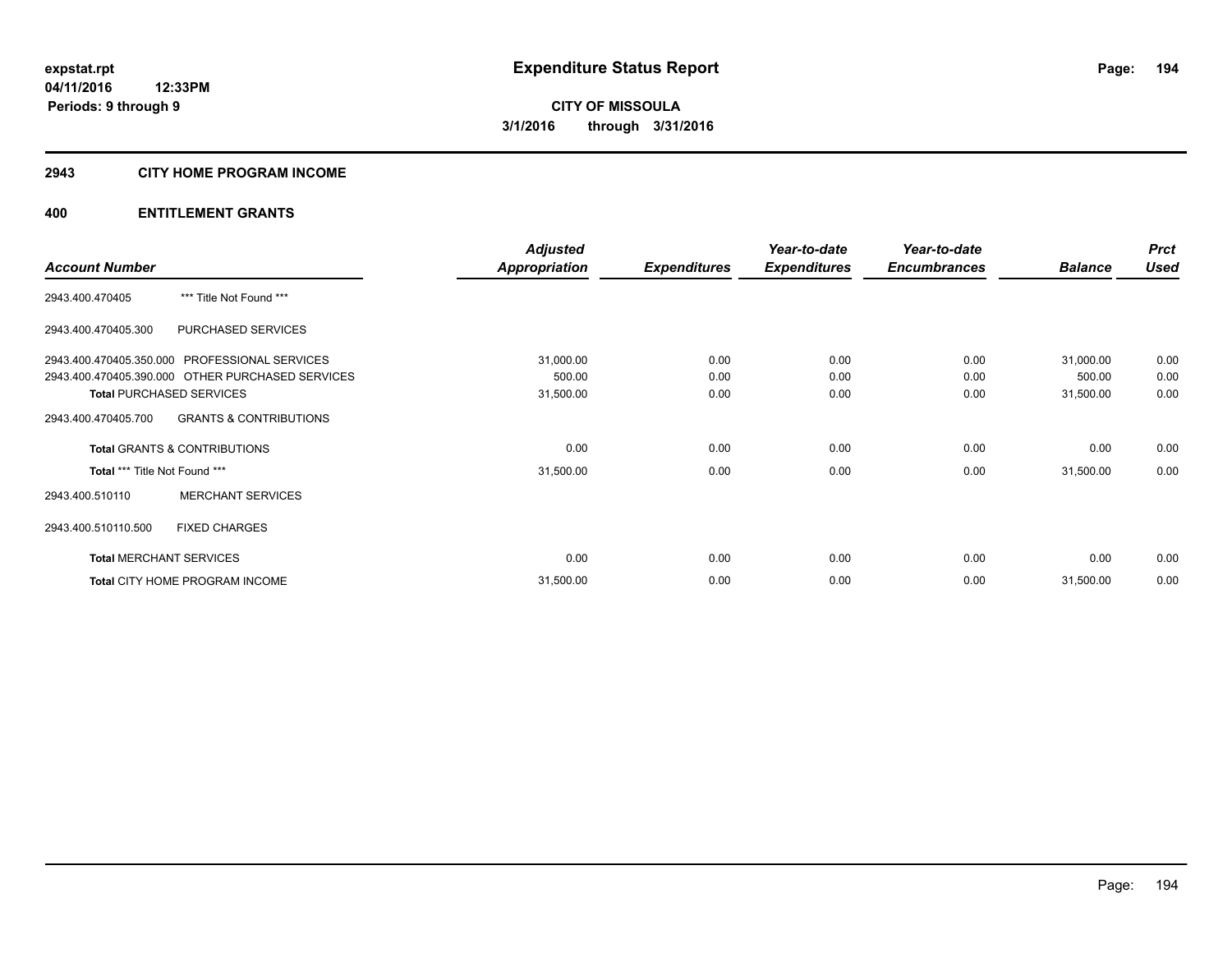expstat.rpt
04/11/2016 12:33PM
Periods: 9 through 9

# Expenditure Status Report

**CITY OF MISSOULA**
**3/1/2016 through 3/31/2016**

## 2943 CITY HOME PROGRAM INCOME

## 400 ENTITLEMENT GRANTS

| Account Number | | Adjusted Appropriation | Expenditures | Year-to-date Expenditures | Year-to-date Encumbrances | Balance | Prct Used |
|---|---|---|---|---|---|---|---|
| 2943.400.470405 | *** Title Not Found *** | | | | | | |
| 2943.400.470405.300 | PURCHASED SERVICES | | | | | | |
| 2943.400.470405.350.000 | PROFESSIONAL SERVICES | 31,000.00 | 0.00 | 0.00 | 0.00 | 31,000.00 | 0.00 |
| 2943.400.470405.390.000 | OTHER PURCHASED SERVICES | 500.00 | 0.00 | 0.00 | 0.00 | 500.00 | 0.00 |
| **Total** PURCHASED SERVICES | | 31,500.00 | 0.00 | 0.00 | 0.00 | 31,500.00 | 0.00 |
| 2943.400.470405.700 | GRANTS & CONTRIBUTIONS | | | | | | |
| **Total** GRANTS & CONTRIBUTIONS | | 0.00 | 0.00 | 0.00 | 0.00 | 0.00 | 0.00 |
| **Total** *** Title Not Found *** | | 31,500.00 | 0.00 | 0.00 | 0.00 | 31,500.00 | 0.00 |
| 2943.400.510110 | MERCHANT SERVICES | | | | | | |
| 2943.400.510110.500 | FIXED CHARGES | | | | | | |
| **Total** MERCHANT SERVICES | | 0.00 | 0.00 | 0.00 | 0.00 | 0.00 | 0.00 |
| **Total** CITY HOME PROGRAM INCOME | | 31,500.00 | 0.00 | 0.00 | 0.00 | 31,500.00 | 0.00 |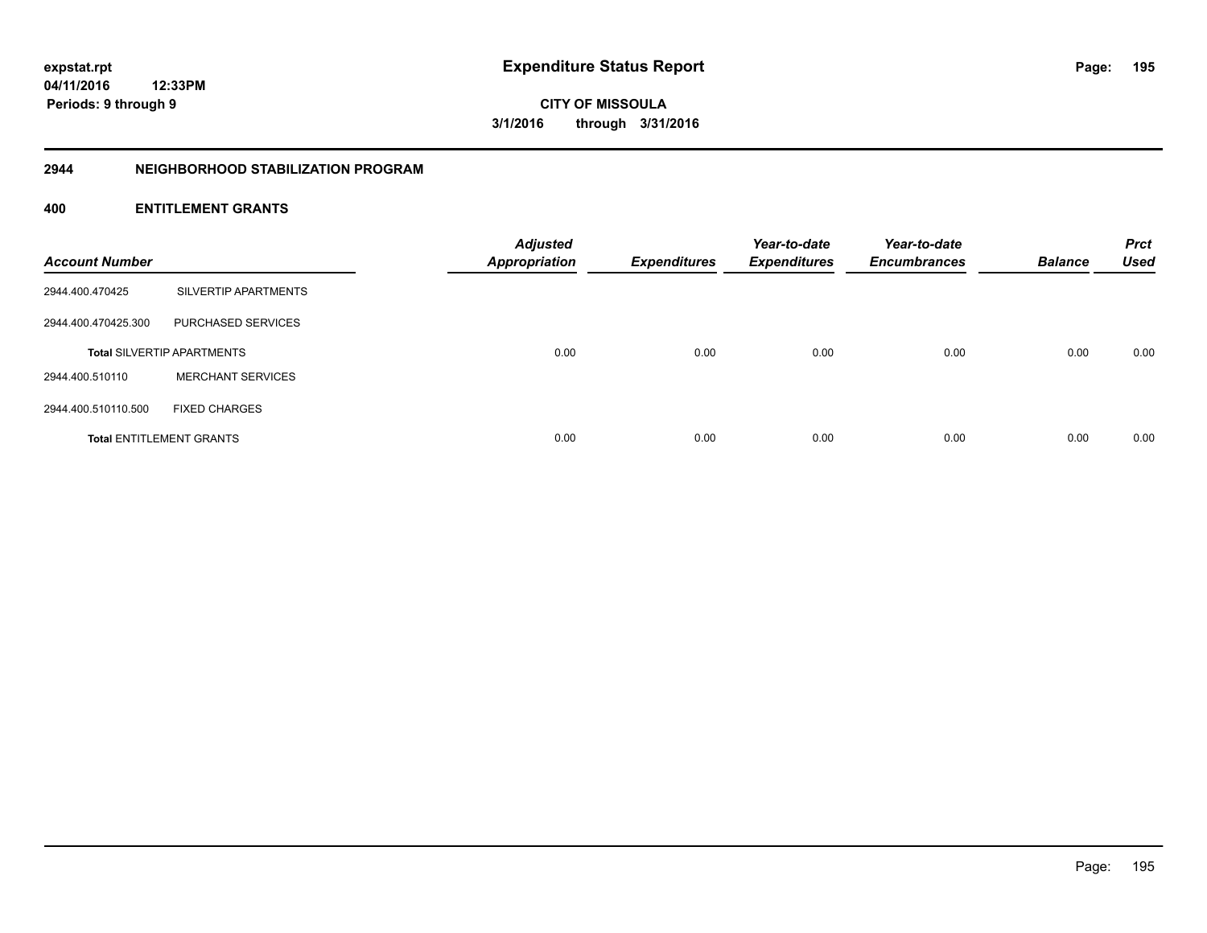# Expenditure Status Report

**CITY OF MISSOULA**
**3/1/2016 through 3/31/2016**

expstat.rpt
04/11/2016 12:33PM
Periods: 9 through 9

## 2944 NEIGHBORHOOD STABILIZATION PROGRAM

### 400 ENTITLEMENT GRANTS

| Account Number | | Adjusted Appropriation | Expenditures | Year-to-date Expenditures | Year-to-date Encumbrances | Balance | Prct Used |
|---|---|---|---|---|---|---|---|
| 2944.400.470425 | SILVERTIP APARTMENTS | | | | | | |
| 2944.400.470425.300 | PURCHASED SERVICES | | | | | | |
| **Total** SILVERTIP APARTMENTS | | 0.00 | 0.00 | 0.00 | 0.00 | 0.00 | 0.00 |
| 2944.400.510110 | MERCHANT SERVICES | | | | | | |
| 2944.400.510110.500 | FIXED CHARGES | | | | | | |
| **Total** ENTITLEMENT GRANTS | | 0.00 | 0.00 | 0.00 | 0.00 | 0.00 | 0.00 |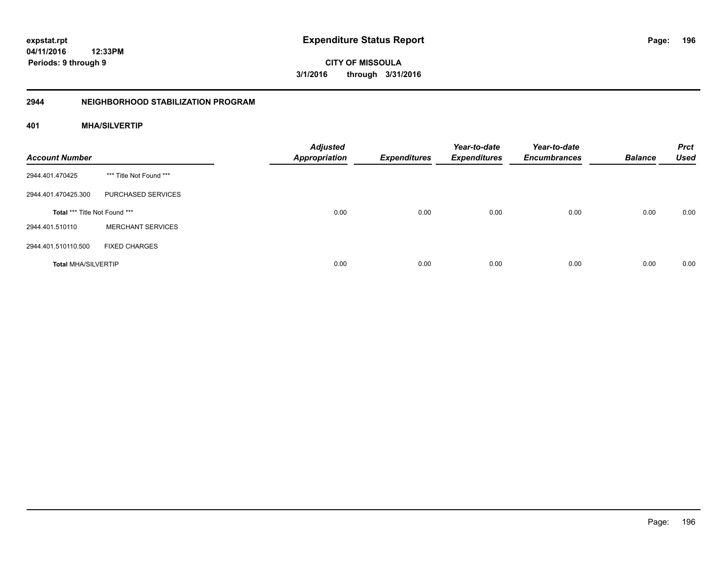expstat.rpt
04/11/2016 12:33PM
Periods: 9 through 9

# Expenditure Status Report

CITY OF MISSOULA
3/1/2016 through 3/31/2016

## 2944 NEIGHBORHOOD STABILIZATION PROGRAM

### 401 MHA/SILVERTIP

| Account Number | | Adjusted Appropriation | Expenditures | Year-to-date Expenditures | Year-to-date Encumbrances | Balance | Prct Used |
|---|---|---|---|---|---|---|---|
| 2944.401.470425 | *** Title Not Found *** | | | | | | |
| 2944.401.470425.300 | PURCHASED SERVICES | | | | | | |
| **Total** *** Title Not Found *** | | 0.00 | 0.00 | 0.00 | 0.00 | 0.00 | 0.00 |
| 2944.401.510110 | MERCHANT SERVICES | | | | | | |
| 2944.401.510110.500 | FIXED CHARGES | | | | | | |
| **Total MHA/SILVERTIP** | | 0.00 | 0.00 | 0.00 | 0.00 | 0.00 | 0.00 |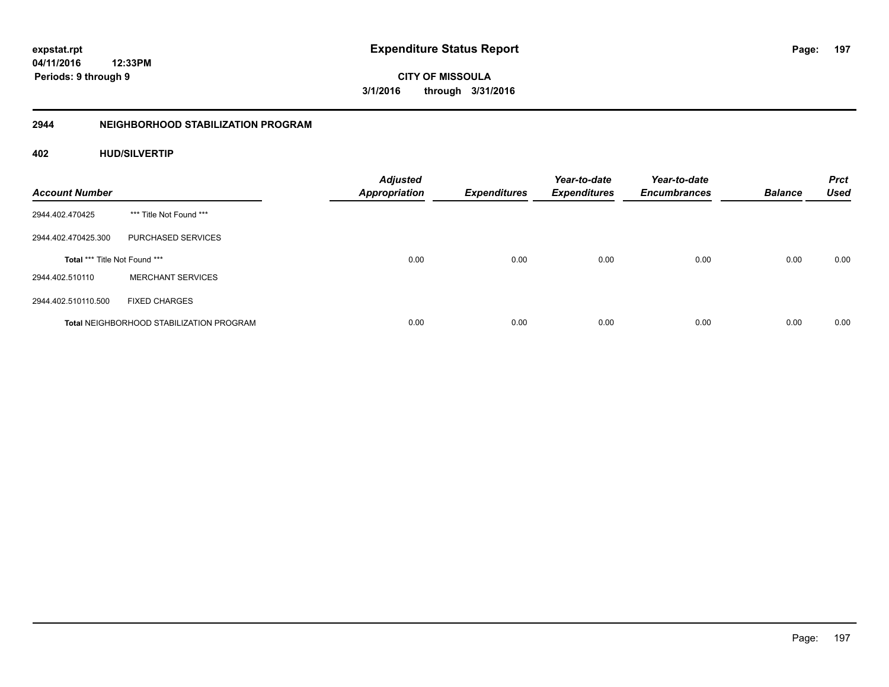**Expenditure Status Report**

expstat.rpt
04/11/2016 12:33PM
Periods: 9 through 9

**CITY OF MISSOULA**
**3/1/2016 through 3/31/2016**

## 2944 NEIGHBORHOOD STABILIZATION PROGRAM

### 402 HUD/SILVERTIP

| Account Number | | Adjusted Appropriation | Expenditures | Year-to-date Expenditures | Year-to-date Encumbrances | Balance | Prct Used |
|---|---|---|---|---|---|---|---|
| 2944.402.470425 | *** Title Not Found *** | | | | | | |
| 2944.402.470425.300 | PURCHASED SERVICES | | | | | | |
| **Total** *** Title Not Found *** | | 0.00 | 0.00 | 0.00 | 0.00 | 0.00 | 0.00 |
| 2944.402.510110 | MERCHANT SERVICES | | | | | | |
| 2944.402.510110.500 | FIXED CHARGES | | | | | | |
| **Total** NEIGHBORHOOD STABILIZATION PROGRAM | | 0.00 | 0.00 | 0.00 | 0.00 | 0.00 | 0.00 |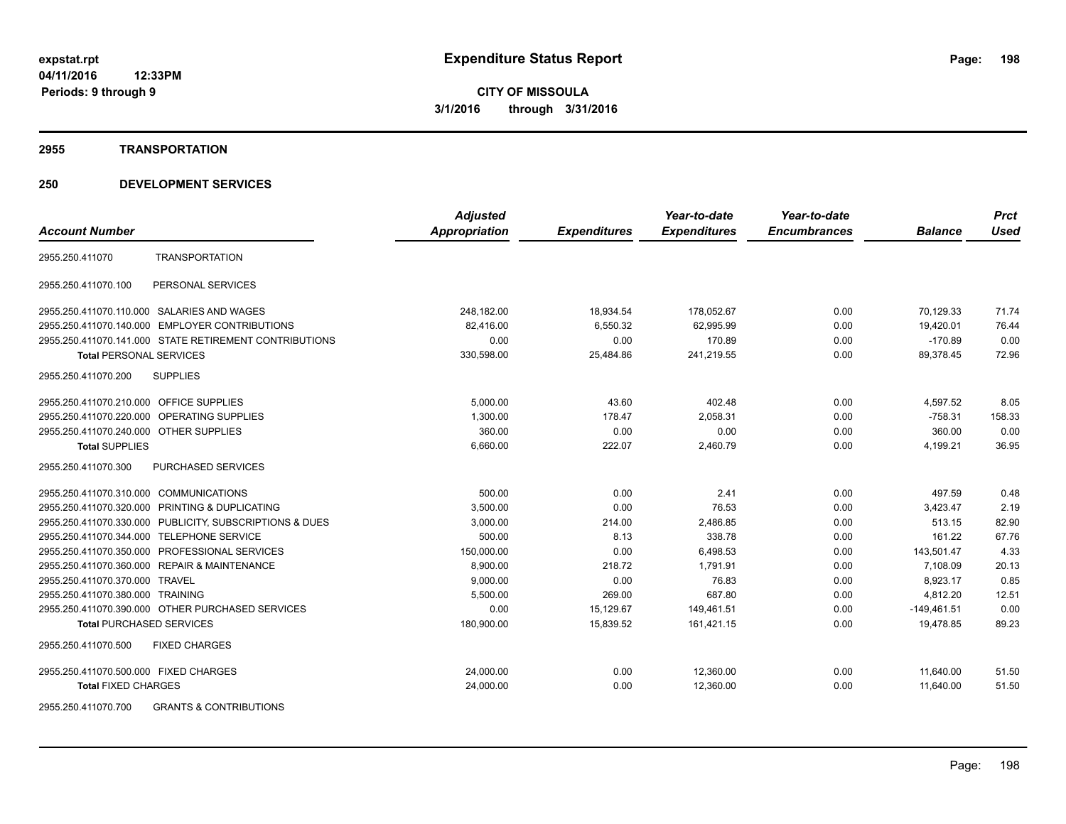expstat.rpt
04/11/2016 12:33PM
Periods: 9 through 9

# Expenditure Status Report

**CITY OF MISSOULA**
**3/1/2016 through 3/31/2016**

## 2955 TRANSPORTATION

## 250 DEVELOPMENT SERVICES

| Account Number | | Adjusted Appropriation | Expenditures | Year-to-date Expenditures | Year-to-date Encumbrances | Balance | Prct Used |
|---|---|---|---|---|---|---|---|
| 2955.250.411070 | TRANSPORTATION | | | | | | |
| 2955.250.411070.100 | PERSONAL SERVICES | | | | | | |
| 2955.250.411070.110.000 | SALARIES AND WAGES | 248,182.00 | 18,934.54 | 178,052.67 | 0.00 | 70,129.33 | 71.74 |
| 2955.250.411070.140.000 | EMPLOYER CONTRIBUTIONS | 82,416.00 | 6,550.32 | 62,995.99 | 0.00 | 19,420.01 | 76.44 |
| 2955.250.411070.141.000 | STATE RETIREMENT CONTRIBUTIONS | 0.00 | 0.00 | 170.89 | 0.00 | -170.89 | 0.00 |
| **Total** PERSONAL SERVICES | | 330,598.00 | 25,484.86 | 241,219.55 | 0.00 | 89,378.45 | 72.96 |
| 2955.250.411070.200 | SUPPLIES | | | | | | |
| 2955.250.411070.210.000 | OFFICE SUPPLIES | 5,000.00 | 43.60 | 402.48 | 0.00 | 4,597.52 | 8.05 |
| 2955.250.411070.220.000 | OPERATING SUPPLIES | 1,300.00 | 178.47 | 2,058.31 | 0.00 | -758.31 | 158.33 |
| 2955.250.411070.240.000 | OTHER SUPPLIES | 360.00 | 0.00 | 0.00 | 0.00 | 360.00 | 0.00 |
| **Total** SUPPLIES | | 6,660.00 | 222.07 | 2,460.79 | 0.00 | 4,199.21 | 36.95 |
| 2955.250.411070.300 | PURCHASED SERVICES | | | | | | |
| 2955.250.411070.310.000 | COMMUNICATIONS | 500.00 | 0.00 | 2.41 | 0.00 | 497.59 | 0.48 |
| 2955.250.411070.320.000 | PRINTING & DUPLICATING | 3,500.00 | 0.00 | 76.53 | 0.00 | 3,423.47 | 2.19 |
| 2955.250.411070.330.000 | PUBLICITY, SUBSCRIPTIONS & DUES | 3,000.00 | 214.00 | 2,486.85 | 0.00 | 513.15 | 82.90 |
| 2955.250.411070.344.000 | TELEPHONE SERVICE | 500.00 | 8.13 | 338.78 | 0.00 | 161.22 | 67.76 |
| 2955.250.411070.350.000 | PROFESSIONAL SERVICES | 150,000.00 | 0.00 | 6,498.53 | 0.00 | 143,501.47 | 4.33 |
| 2955.250.411070.360.000 | REPAIR & MAINTENANCE | 8,900.00 | 218.72 | 1,791.91 | 0.00 | 7,108.09 | 20.13 |
| 2955.250.411070.370.000 | TRAVEL | 9,000.00 | 0.00 | 76.83 | 0.00 | 8,923.17 | 0.85 |
| 2955.250.411070.380.000 | TRAINING | 5,500.00 | 269.00 | 687.80 | 0.00 | 4,812.20 | 12.51 |
| 2955.250.411070.390.000 | OTHER PURCHASED SERVICES | 0.00 | 15,129.67 | 149,461.51 | 0.00 | -149,461.51 | 0.00 |
| **Total** PURCHASED SERVICES | | 180,900.00 | 15,839.52 | 161,421.15 | 0.00 | 19,478.85 | 89.23 |
| 2955.250.411070.500 | FIXED CHARGES | | | | | | |
| 2955.250.411070.500.000 | FIXED CHARGES | 24,000.00 | 0.00 | 12,360.00 | 0.00 | 11,640.00 | 51.50 |
| **Total** FIXED CHARGES | | 24,000.00 | 0.00 | 12,360.00 | 0.00 | 11,640.00 | 51.50 |
| 2955.250.411070.700 | GRANTS & CONTRIBUTIONS | | | | | | |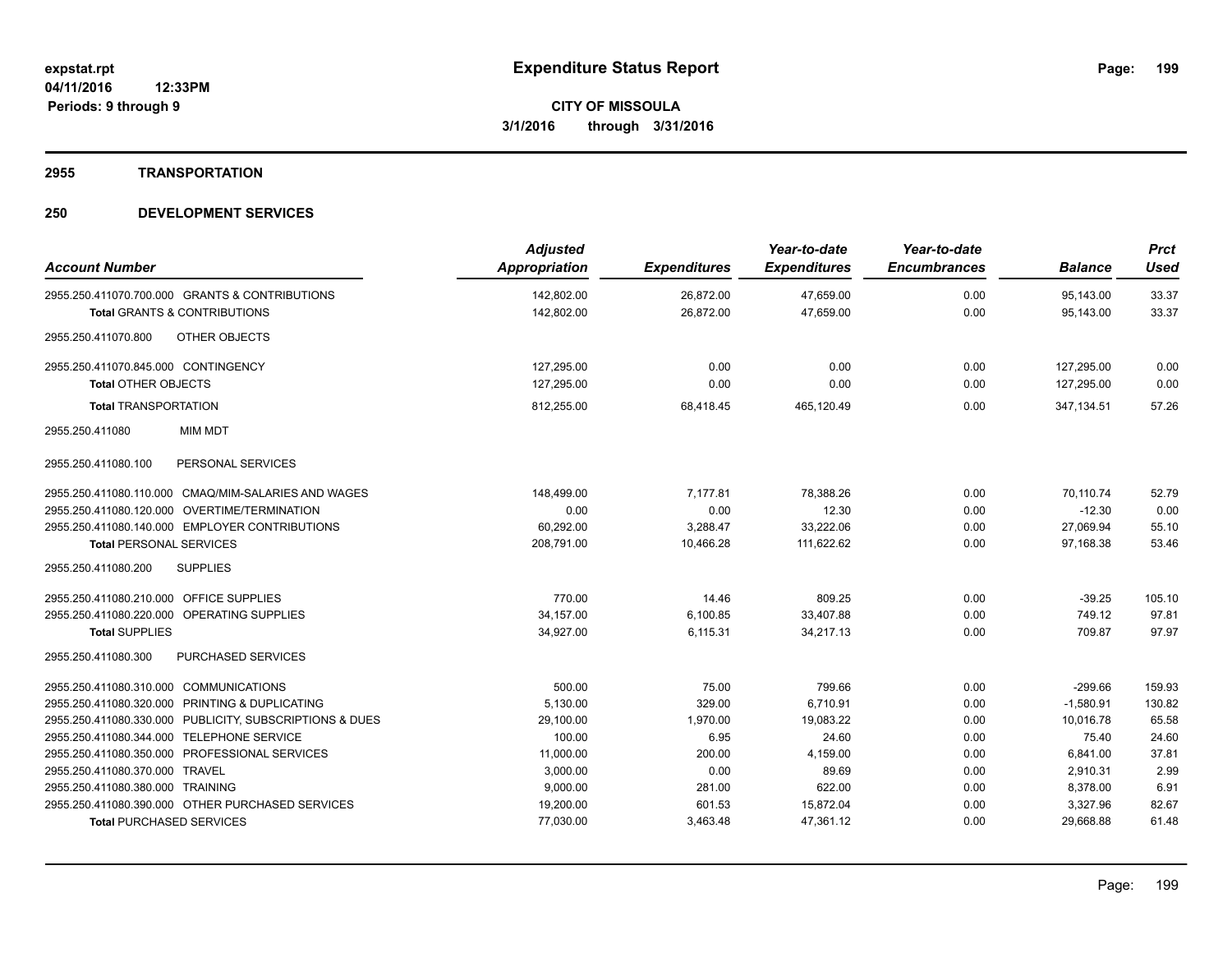# Expenditure Status Report

**CITY OF MISSOULA**

**3/1/2016 through 3/31/2016**

expstat.rpt
04/11/2016 12:33PM
Periods: 9 through 9

## 2955 TRANSPORTATION

## 250 DEVELOPMENT SERVICES

| Account Number | Adjusted Appropriation | Expenditures | Year-to-date Expenditures | Year-to-date Encumbrances | Balance | Prct Used |
|---|---|---|---|---|---|---|
| 2955.250.411070.700.000 GRANTS & CONTRIBUTIONS | 142,802.00 | 26,872.00 | 47,659.00 | 0.00 | 95,143.00 | 33.37 |
| **Total** GRANTS & CONTRIBUTIONS | 142,802.00 | 26,872.00 | 47,659.00 | 0.00 | 95,143.00 | 33.37 |
| 2955.250.411070.800 OTHER OBJECTS | | | | | | |
| 2955.250.411070.845.000 CONTINGENCY | 127,295.00 | 0.00 | 0.00 | 0.00 | 127,295.00 | 0.00 |
| **Total** OTHER OBJECTS | 127,295.00 | 0.00 | 0.00 | 0.00 | 127,295.00 | 0.00 |
| **Total** TRANSPORTATION | 812,255.00 | 68,418.45 | 465,120.49 | 0.00 | 347,134.51 | 57.26 |
| 2955.250.411080 MIM MDT | | | | | | |
| 2955.250.411080.100 PERSONAL SERVICES | | | | | | |
| 2955.250.411080.110.000 CMAQ/MIM-SALARIES AND WAGES | 148,499.00 | 7,177.81 | 78,388.26 | 0.00 | 70,110.74 | 52.79 |
| 2955.250.411080.120.000 OVERTIME/TERMINATION | 0.00 | 0.00 | 12.30 | 0.00 | -12.30 | 0.00 |
| 2955.250.411080.140.000 EMPLOYER CONTRIBUTIONS | 60,292.00 | 3,288.47 | 33,222.06 | 0.00 | 27,069.94 | 55.10 |
| **Total** PERSONAL SERVICES | 208,791.00 | 10,466.28 | 111,622.62 | 0.00 | 97,168.38 | 53.46 |
| 2955.250.411080.200 SUPPLIES | | | | | | |
| 2955.250.411080.210.000 OFFICE SUPPLIES | 770.00 | 14.46 | 809.25 | 0.00 | -39.25 | 105.10 |
| 2955.250.411080.220.000 OPERATING SUPPLIES | 34,157.00 | 6,100.85 | 33,407.88 | 0.00 | 749.12 | 97.81 |
| **Total** SUPPLIES | 34,927.00 | 6,115.31 | 34,217.13 | 0.00 | 709.87 | 97.97 |
| 2955.250.411080.300 PURCHASED SERVICES | | | | | | |
| 2955.250.411080.310.000 COMMUNICATIONS | 500.00 | 75.00 | 799.66 | 0.00 | -299.66 | 159.93 |
| 2955.250.411080.320.000 PRINTING & DUPLICATING | 5,130.00 | 329.00 | 6,710.91 | 0.00 | -1,580.91 | 130.82 |
| 2955.250.411080.330.000 PUBLICITY, SUBSCRIPTIONS & DUES | 29,100.00 | 1,970.00 | 19,083.22 | 0.00 | 10,016.78 | 65.58 |
| 2955.250.411080.344.000 TELEPHONE SERVICE | 100.00 | 6.95 | 24.60 | 0.00 | 75.40 | 24.60 |
| 2955.250.411080.350.000 PROFESSIONAL SERVICES | 11,000.00 | 200.00 | 4,159.00 | 0.00 | 6,841.00 | 37.81 |
| 2955.250.411080.370.000 TRAVEL | 3,000.00 | 0.00 | 89.69 | 0.00 | 2,910.31 | 2.99 |
| 2955.250.411080.380.000 TRAINING | 9,000.00 | 281.00 | 622.00 | 0.00 | 8,378.00 | 6.91 |
| 2955.250.411080.390.000 OTHER PURCHASED SERVICES | 19,200.00 | 601.53 | 15,872.04 | 0.00 | 3,327.96 | 82.67 |
| **Total** PURCHASED SERVICES | 77,030.00 | 3,463.48 | 47,361.12 | 0.00 | 29,668.88 | 61.48 |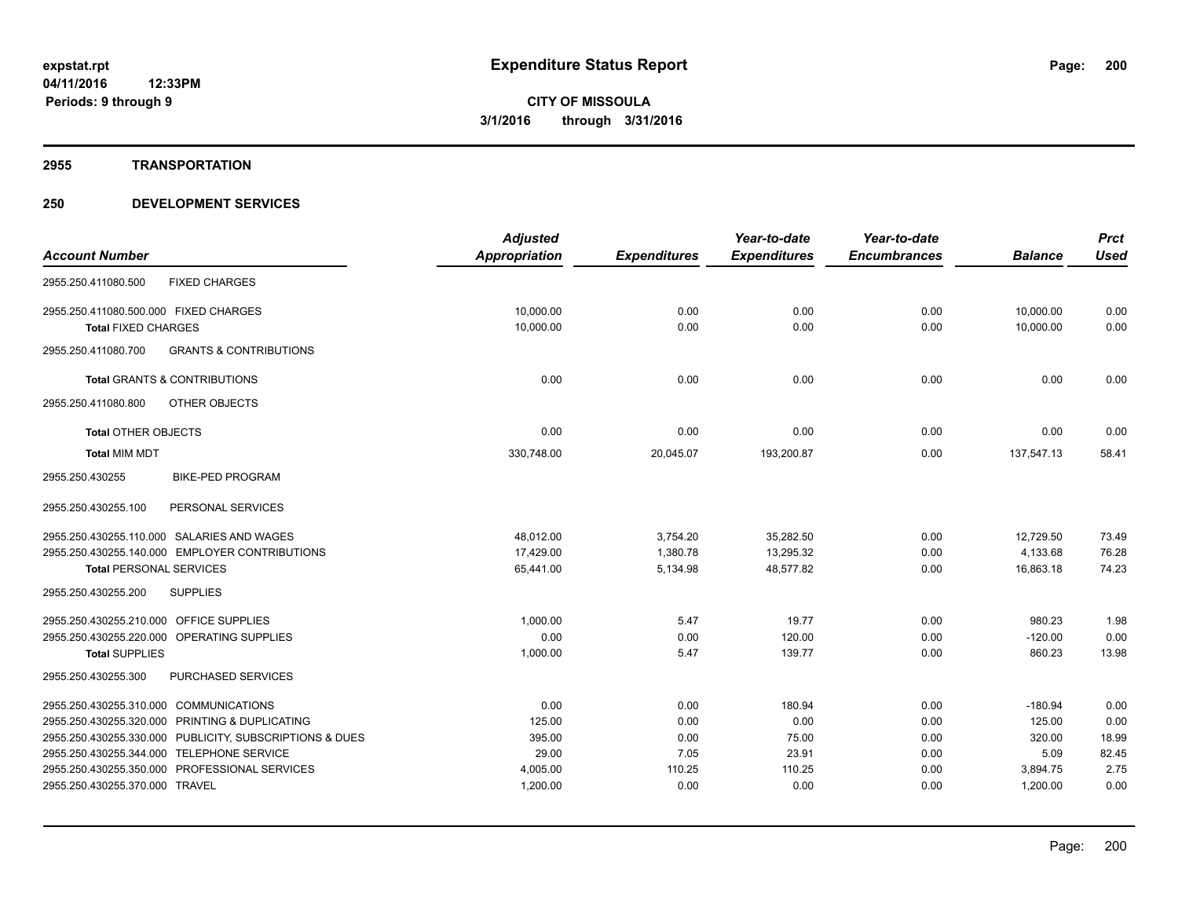# Expenditure Status Report

expstat.rpt
04/11/2016 12:33PM
Periods: 9 through 9

**CITY OF MISSOULA**
**3/1/2016 through 3/31/2016**

## 2955 TRANSPORTATION

## 250 DEVELOPMENT SERVICES

| Account Number | Adjusted Appropriation | Expenditures | Year-to-date Expenditures | Year-to-date Encumbrances | Balance | Prct Used |
|---|---|---|---|---|---|---|
| 2955.250.411080.500 FIXED CHARGES | | | | | | |
| 2955.250.411080.500.000 FIXED CHARGES | 10,000.00 | 0.00 | 0.00 | 0.00 | 10,000.00 | 0.00 |
| **Total** FIXED CHARGES | 10,000.00 | 0.00 | 0.00 | 0.00 | 10,000.00 | 0.00 |
| 2955.250.411080.700 GRANTS & CONTRIBUTIONS | | | | | | |
| **Total** GRANTS & CONTRIBUTIONS | 0.00 | 0.00 | 0.00 | 0.00 | 0.00 | 0.00 |
| 2955.250.411080.800 OTHER OBJECTS | | | | | | |
| **Total** OTHER OBJECTS | 0.00 | 0.00 | 0.00 | 0.00 | 0.00 | 0.00 |
| **Total** MIM MDT | 330,748.00 | 20,045.07 | 193,200.87 | 0.00 | 137,547.13 | 58.41 |
| 2955.250.430255 BIKE-PED PROGRAM | | | | | | |
| 2955.250.430255.100 PERSONAL SERVICES | | | | | | |
| 2955.250.430255.110.000 SALARIES AND WAGES | 48,012.00 | 3,754.20 | 35,282.50 | 0.00 | 12,729.50 | 73.49 |
| 2955.250.430255.140.000 EMPLOYER CONTRIBUTIONS | 17,429.00 | 1,380.78 | 13,295.32 | 0.00 | 4,133.68 | 76.28 |
| **Total** PERSONAL SERVICES | 65,441.00 | 5,134.98 | 48,577.82 | 0.00 | 16,863.18 | 74.23 |
| 2955.250.430255.200 SUPPLIES | | | | | | |
| 2955.250.430255.210.000 OFFICE SUPPLIES | 1,000.00 | 5.47 | 19.77 | 0.00 | 980.23 | 1.98 |
| 2955.250.430255.220.000 OPERATING SUPPLIES | 0.00 | 0.00 | 120.00 | 0.00 | -120.00 | 0.00 |
| **Total** SUPPLIES | 1,000.00 | 5.47 | 139.77 | 0.00 | 860.23 | 13.98 |
| 2955.250.430255.300 PURCHASED SERVICES | | | | | | |
| 2955.250.430255.310.000 COMMUNICATIONS | 0.00 | 0.00 | 180.94 | 0.00 | -180.94 | 0.00 |
| 2955.250.430255.320.000 PRINTING & DUPLICATING | 125.00 | 0.00 | 0.00 | 0.00 | 125.00 | 0.00 |
| 2955.250.430255.330.000 PUBLICITY, SUBSCRIPTIONS & DUES | 395.00 | 0.00 | 75.00 | 0.00 | 320.00 | 18.99 |
| 2955.250.430255.344.000 TELEPHONE SERVICE | 29.00 | 7.05 | 23.91 | 0.00 | 5.09 | 82.45 |
| 2955.250.430255.350.000 PROFESSIONAL SERVICES | 4,005.00 | 110.25 | 110.25 | 0.00 | 3,894.75 | 2.75 |
| 2955.250.430255.370.000 TRAVEL | 1,200.00 | 0.00 | 0.00 | 0.00 | 1,200.00 | 0.00 |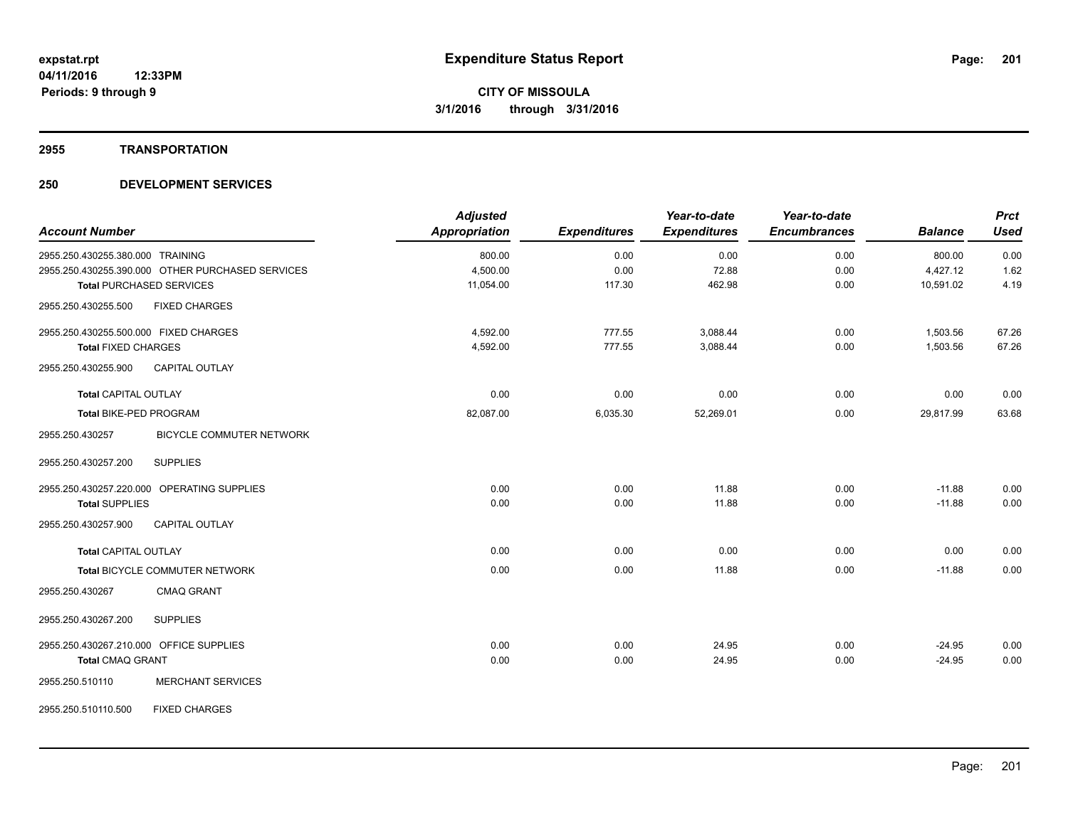**Expenditure Status Report**

**CITY OF MISSOULA**
**3/1/2016 through 3/31/2016**

expstat.rpt
04/11/2016 12:33PM
Periods: 9 through 9

## 2955 TRANSPORTATION

## 250 DEVELOPMENT SERVICES

| Account Number | Adjusted Appropriation | Expenditures | Year-to-date Expenditures | Year-to-date Encumbrances | Balance | Prct Used |
|---|---|---|---|---|---|---|
| 2955.250.430255.380.000 TRAINING | 800.00 | 0.00 | 0.00 | 0.00 | 800.00 | 0.00 |
| 2955.250.430255.390.000 OTHER PURCHASED SERVICES | 4,500.00 | 0.00 | 72.88 | 0.00 | 4,427.12 | 1.62 |
| **Total** PURCHASED SERVICES | 11,054.00 | 117.30 | 462.98 | 0.00 | 10,591.02 | 4.19 |
| 2955.250.430255.500 FIXED CHARGES | | | | | | |
| 2955.250.430255.500.000 FIXED CHARGES | 4,592.00 | 777.55 | 3,088.44 | 0.00 | 1,503.56 | 67.26 |
| **Total** FIXED CHARGES | 4,592.00 | 777.55 | 3,088.44 | 0.00 | 1,503.56 | 67.26 |
| 2955.250.430255.900 CAPITAL OUTLAY | | | | | | |
| **Total** CAPITAL OUTLAY | 0.00 | 0.00 | 0.00 | 0.00 | 0.00 | 0.00 |
| **Total** BIKE-PED PROGRAM | 82,087.00 | 6,035.30 | 52,269.01 | 0.00 | 29,817.99 | 63.68 |
| 2955.250.430257 BICYCLE COMMUTER NETWORK | | | | | | |
| 2955.250.430257.200 SUPPLIES | | | | | | |
| 2955.250.430257.220.000 OPERATING SUPPLIES | 0.00 | 0.00 | 11.88 | 0.00 | -11.88 | 0.00 |
| **Total** SUPPLIES | 0.00 | 0.00 | 11.88 | 0.00 | -11.88 | 0.00 |
| 2955.250.430257.900 CAPITAL OUTLAY | | | | | | |
| **Total** CAPITAL OUTLAY | 0.00 | 0.00 | 0.00 | 0.00 | 0.00 | 0.00 |
| **Total** BICYCLE COMMUTER NETWORK | 0.00 | 0.00 | 11.88 | 0.00 | -11.88 | 0.00 |
| 2955.250.430267 CMAQ GRANT | | | | | | |
| 2955.250.430267.200 SUPPLIES | | | | | | |
| 2955.250.430267.210.000 OFFICE SUPPLIES | 0.00 | 0.00 | 24.95 | 0.00 | -24.95 | 0.00 |
| **Total** CMAQ GRANT | 0.00 | 0.00 | 24.95 | 0.00 | -24.95 | 0.00 |
| 2955.250.510110 MERCHANT SERVICES | | | | | | |
| 2955.250.510110.500 FIXED CHARGES | | | | | | |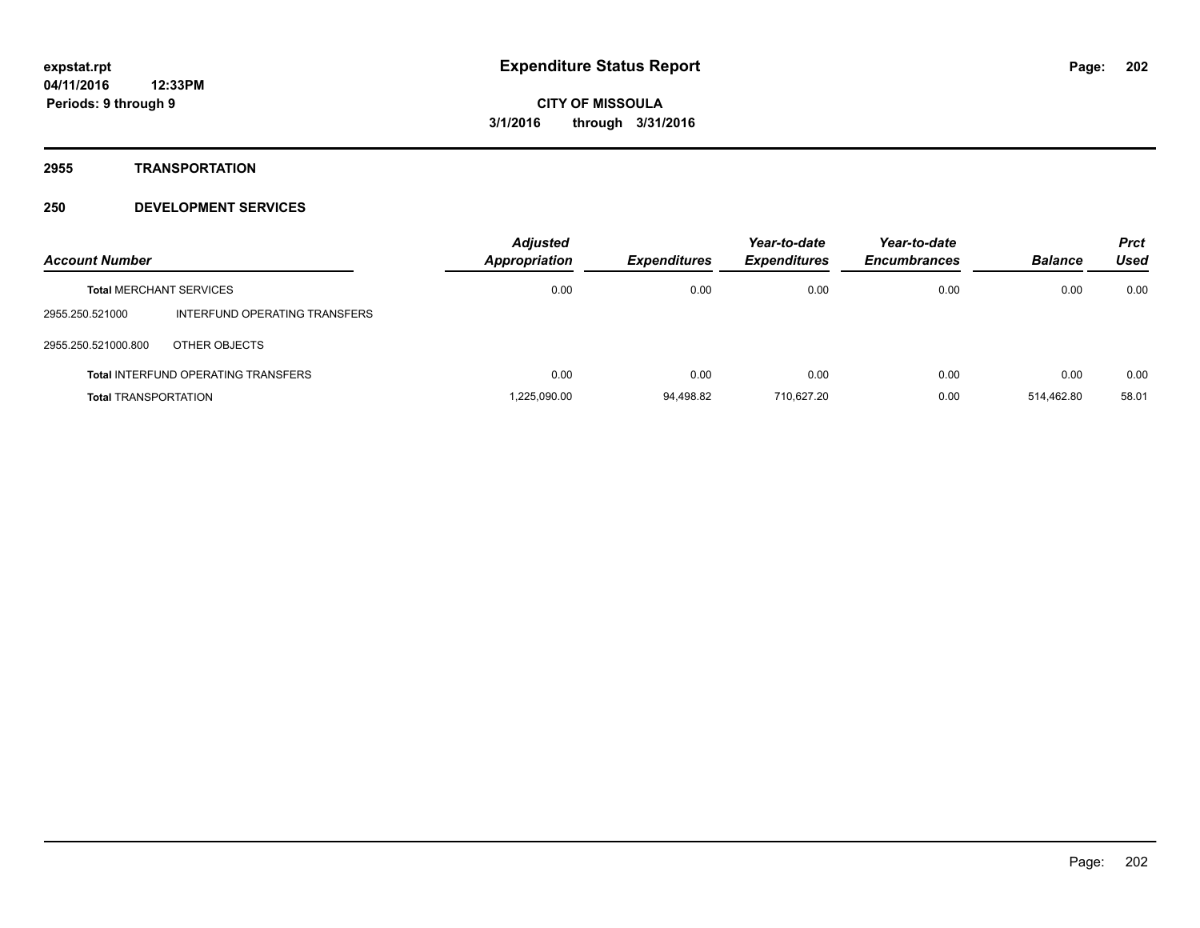**expstat.rpt**
**04/11/2016 12:33PM**
**Periods: 9 through 9**

# Expenditure Status Report

**CITY OF MISSOULA**
**3/1/2016 through 3/31/2016**

## 2955 TRANSPORTATION

## 250 DEVELOPMENT SERVICES

| Account Number | | Adjusted Appropriation | Expenditures | Year-to-date Expenditures | Year-to-date Encumbrances | Balance | Prct Used |
|---|---|---|---|---|---|---|---|
| **Total** MERCHANT SERVICES | | 0.00 | 0.00 | 0.00 | 0.00 | 0.00 | 0.00 |
| 2955.250.521000 | INTERFUND OPERATING TRANSFERS | | | | | | |
| 2955.250.521000.800 | OTHER OBJECTS | | | | | | |
| **Total** INTERFUND OPERATING TRANSFERS | | 0.00 | 0.00 | 0.00 | 0.00 | 0.00 | 0.00 |
| **Total** TRANSPORTATION | | 1,225,090.00 | 94,498.82 | 710,627.20 | 0.00 | 514,462.80 | 58.01 |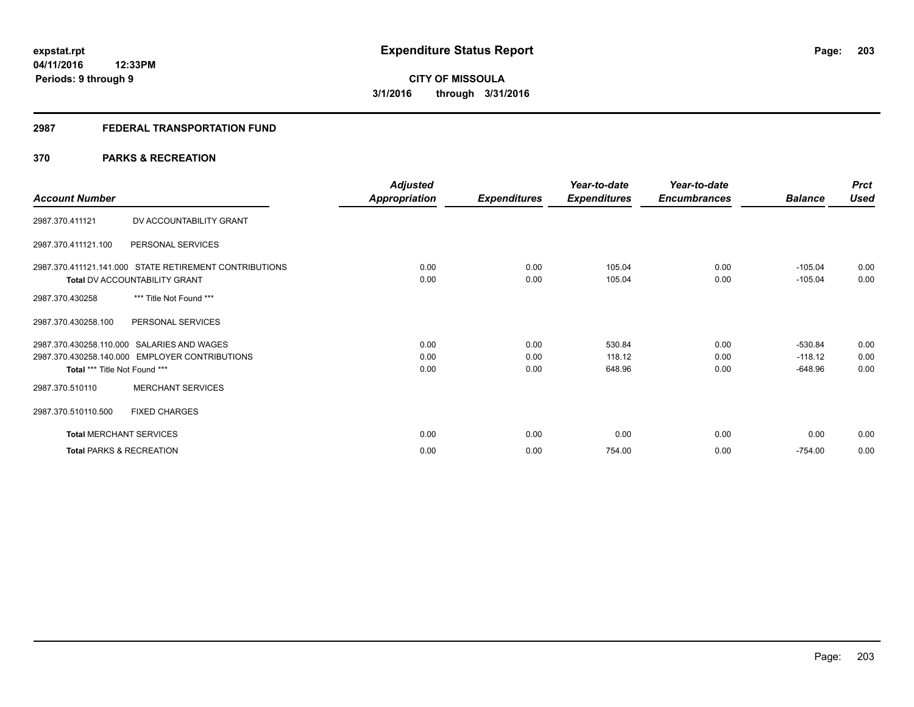**expstat.rpt**
**04/11/2016 12:33PM**
**Periods: 9 through 9**

# Expenditure Status Report

**CITY OF MISSOULA**
**3/1/2016 through 3/31/2016**

## 2987 FEDERAL TRANSPORTATION FUND

## 370 PARKS & RECREATION

| Account Number | | Adjusted Appropriation | Expenditures | Year-to-date Expenditures | Year-to-date Encumbrances | Balance | Prct Used |
|---|---|---|---|---|---|---|---|
| 2987.370.411121 | DV ACCOUNTABILITY GRANT | | | | | | |
| 2987.370.411121.100 | PERSONAL SERVICES | | | | | | |
| 2987.370.411121.141.000 | STATE RETIREMENT CONTRIBUTIONS | 0.00 | 0.00 | 105.04 | 0.00 | -105.04 | 0.00 |
| **Total** DV ACCOUNTABILITY GRANT | | 0.00 | 0.00 | 105.04 | 0.00 | -105.04 | 0.00 |
| 2987.370.430258 | *** Title Not Found *** | | | | | | |
| 2987.370.430258.100 | PERSONAL SERVICES | | | | | | |
| 2987.370.430258.110.000 | SALARIES AND WAGES | 0.00 | 0.00 | 530.84 | 0.00 | -530.84 | 0.00 |
| 2987.370.430258.140.000 | EMPLOYER CONTRIBUTIONS | 0.00 | 0.00 | 118.12 | 0.00 | -118.12 | 0.00 |
| **Total** *** Title Not Found *** | | 0.00 | 0.00 | 648.96 | 0.00 | -648.96 | 0.00 |
| 2987.370.510110 | MERCHANT SERVICES | | | | | | |
| 2987.370.510110.500 | FIXED CHARGES | | | | | | |
| **Total** MERCHANT SERVICES | | 0.00 | 0.00 | 0.00 | 0.00 | 0.00 | 0.00 |
| **Total** PARKS & RECREATION | | 0.00 | 0.00 | 754.00 | 0.00 | -754.00 | 0.00 |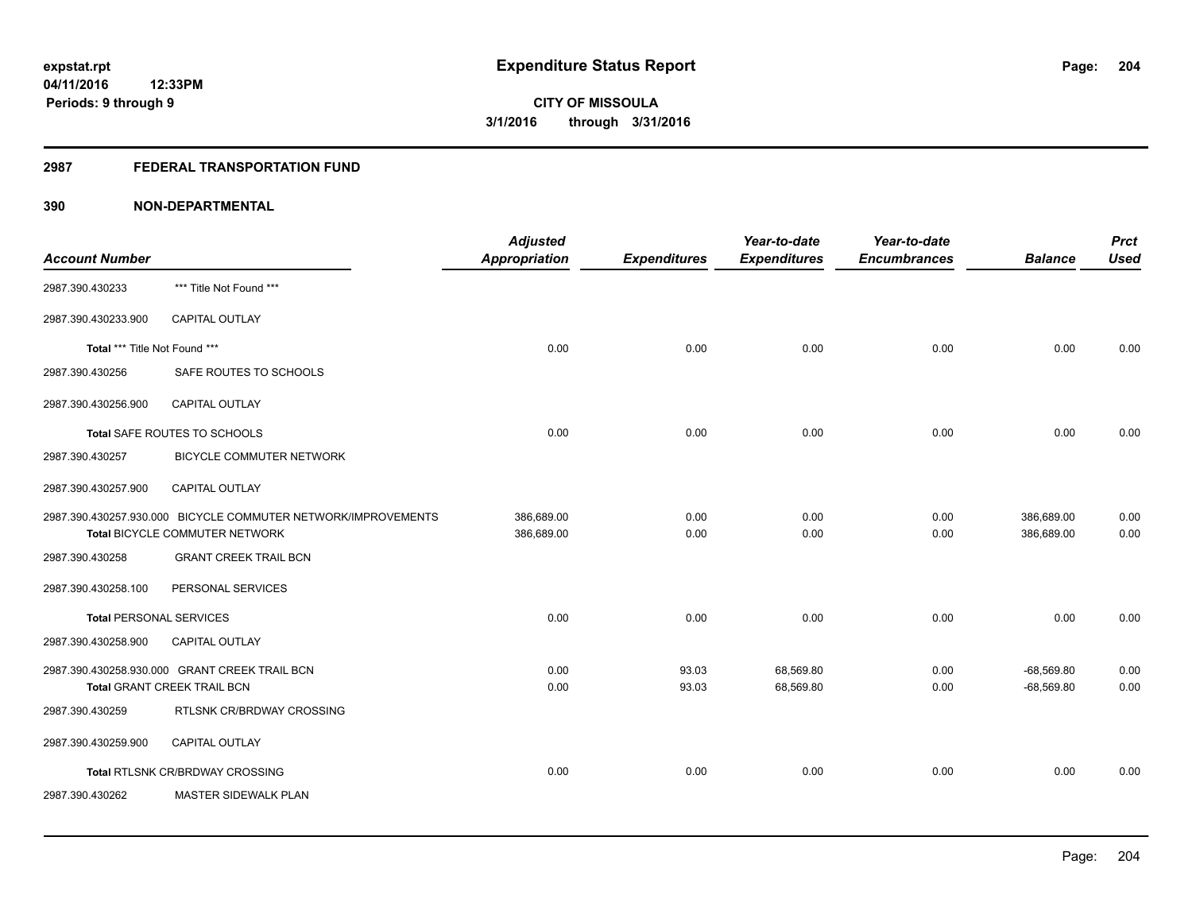expstat.rpt
04/11/2016 12:33PM
Periods: 9 through 9

# Expenditure Status Report

CITY OF MISSOULA
3/1/2016 through 3/31/2016

## 2987 FEDERAL TRANSPORTATION FUND

## 390 NON-DEPARTMENTAL

| Account Number | | Adjusted Appropriation | Expenditures | Year-to-date Expenditures | Year-to-date Encumbrances | Balance | Prct Used |
|---|---|---|---|---|---|---|---|
| 2987.390.430233 | *** Title Not Found *** | | | | | | |
| 2987.390.430233.900 | CAPITAL OUTLAY | | | | | | |
| Total *** Title Not Found *** | | 0.00 | 0.00 | 0.00 | 0.00 | 0.00 | 0.00 |
| 2987.390.430256 | SAFE ROUTES TO SCHOOLS | | | | | | |
| 2987.390.430256.900 | CAPITAL OUTLAY | | | | | | |
| Total SAFE ROUTES TO SCHOOLS | | 0.00 | 0.00 | 0.00 | 0.00 | 0.00 | 0.00 |
| 2987.390.430257 | BICYCLE COMMUTER NETWORK | | | | | | |
| 2987.390.430257.900 | CAPITAL OUTLAY | | | | | | |
| 2987.390.430257.930.000 | BICYCLE COMMUTER NETWORK/IMPROVEMENTS | 386,689.00 | 0.00 | 0.00 | 0.00 | 386,689.00 | 0.00 |
| Total BICYCLE COMMUTER NETWORK | | 386,689.00 | 0.00 | 0.00 | 0.00 | 386,689.00 | 0.00 |
| 2987.390.430258 | GRANT CREEK TRAIL BCN | | | | | | |
| 2987.390.430258.100 | PERSONAL SERVICES | | | | | | |
| Total PERSONAL SERVICES | | 0.00 | 0.00 | 0.00 | 0.00 | 0.00 | 0.00 |
| 2987.390.430258.900 | CAPITAL OUTLAY | | | | | | |
| 2987.390.430258.930.000 | GRANT CREEK TRAIL BCN | 0.00 | 93.03 | 68,569.80 | 0.00 | -68,569.80 | 0.00 |
| Total GRANT CREEK TRAIL BCN | | 0.00 | 93.03 | 68,569.80 | 0.00 | -68,569.80 | 0.00 |
| 2987.390.430259 | RTLSNK CR/BRDWAY CROSSING | | | | | | |
| 2987.390.430259.900 | CAPITAL OUTLAY | | | | | | |
| Total RTLSNK CR/BRDWAY CROSSING | | 0.00 | 0.00 | 0.00 | 0.00 | 0.00 | 0.00 |
| 2987.390.430262 | MASTER SIDEWALK PLAN | | | | | | |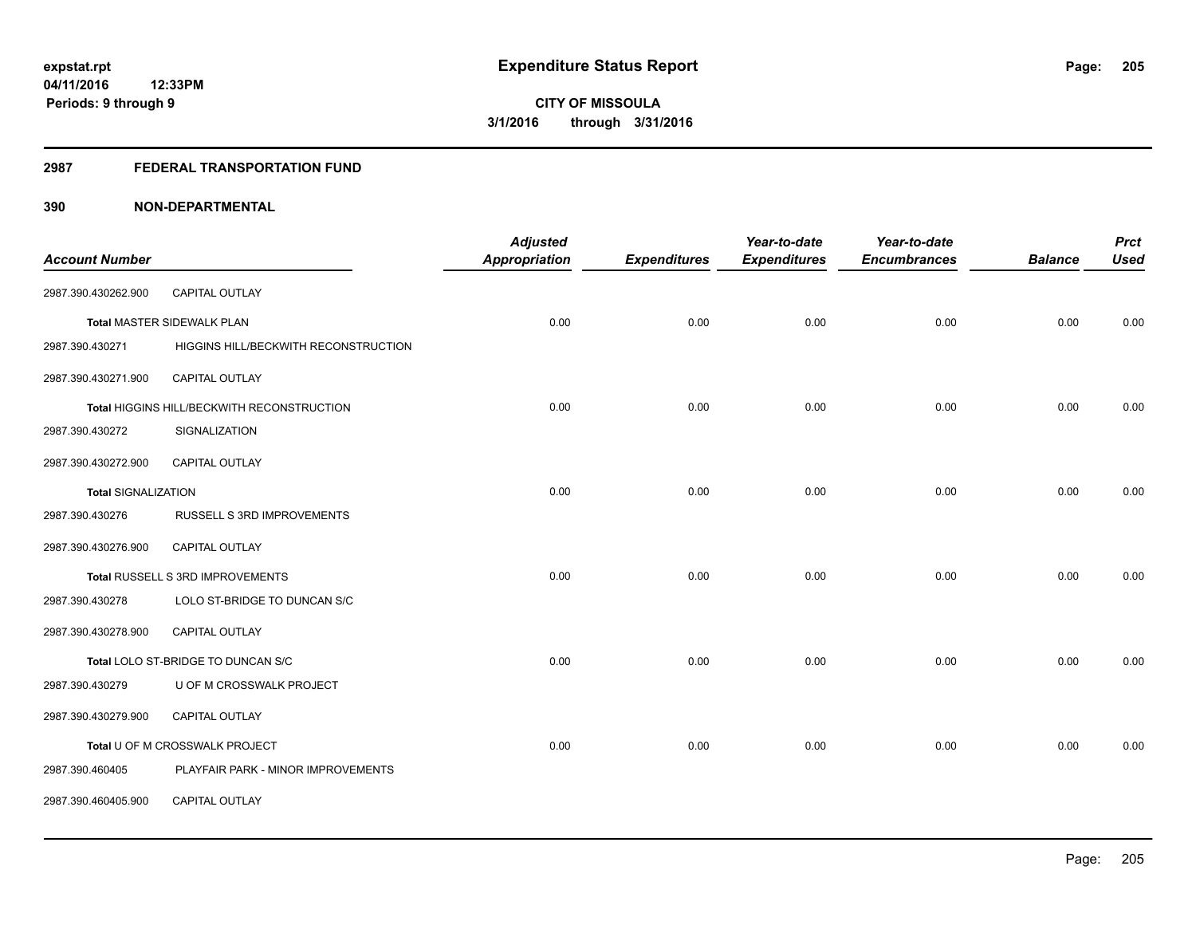**expstat.rpt**
**04/11/2016 12:33PM**
**Periods: 9 through 9**

# Expenditure Status Report

**CITY OF MISSOULA**
**3/1/2016 through 3/31/2016**

## 2987 FEDERAL TRANSPORTATION FUND

## 390 NON-DEPARTMENTAL

| Account Number | | Adjusted Appropriation | Expenditures | Year-to-date Expenditures | Year-to-date Encumbrances | Balance | Prct Used |
|---|---|---|---|---|---|---|---|
| 2987.390.430262.900 | CAPITAL OUTLAY | | | | | | |
| Total MASTER SIDEWALK PLAN | | 0.00 | 0.00 | 0.00 | 0.00 | 0.00 | 0.00 |
| 2987.390.430271 | HIGGINS HILL/BECKWITH RECONSTRUCTION | | | | | | |
| 2987.390.430271.900 | CAPITAL OUTLAY | | | | | | |
| Total HIGGINS HILL/BECKWITH RECONSTRUCTION | | 0.00 | 0.00 | 0.00 | 0.00 | 0.00 | 0.00 |
| 2987.390.430272 | SIGNALIZATION | | | | | | |
| 2987.390.430272.900 | CAPITAL OUTLAY | | | | | | |
| Total SIGNALIZATION | | 0.00 | 0.00 | 0.00 | 0.00 | 0.00 | 0.00 |
| 2987.390.430276 | RUSSELL S 3RD IMPROVEMENTS | | | | | | |
| 2987.390.430276.900 | CAPITAL OUTLAY | | | | | | |
| Total RUSSELL S 3RD IMPROVEMENTS | | 0.00 | 0.00 | 0.00 | 0.00 | 0.00 | 0.00 |
| 2987.390.430278 | LOLO ST-BRIDGE TO DUNCAN S/C | | | | | | |
| 2987.390.430278.900 | CAPITAL OUTLAY | | | | | | |
| Total LOLO ST-BRIDGE TO DUNCAN S/C | | 0.00 | 0.00 | 0.00 | 0.00 | 0.00 | 0.00 |
| 2987.390.430279 | U OF M CROSSWALK PROJECT | | | | | | |
| 2987.390.430279.900 | CAPITAL OUTLAY | | | | | | |
| Total U OF M CROSSWALK PROJECT | | 0.00 | 0.00 | 0.00 | 0.00 | 0.00 | 0.00 |
| 2987.390.460405 | PLAYFAIR PARK - MINOR IMPROVEMENTS | | | | | | |
| 2987.390.460405.900 | CAPITAL OUTLAY | | | | | | |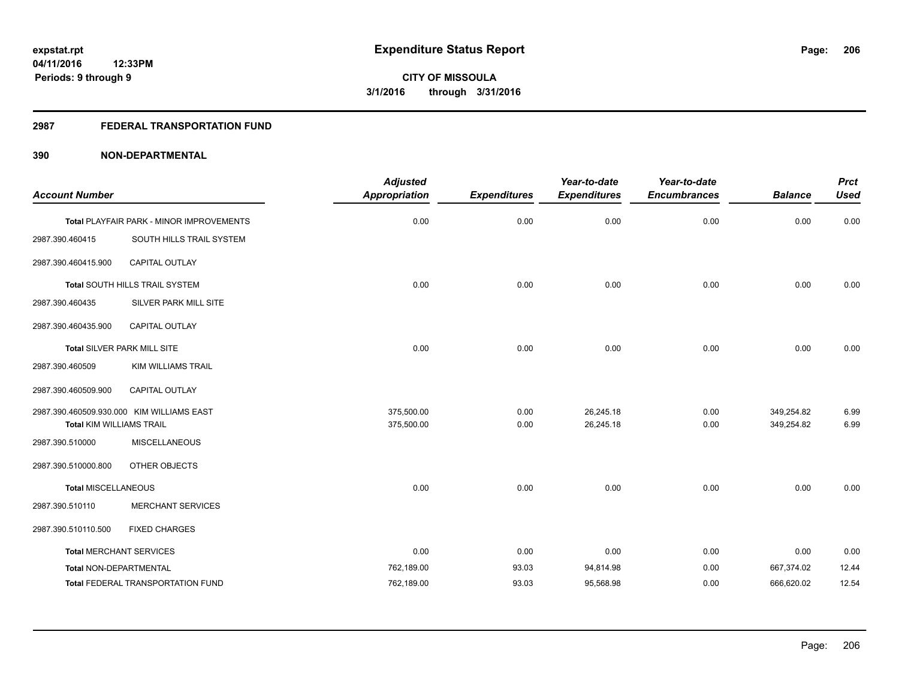**expstat.rpt**
**04/11/2016 12:33PM**
**Periods: 9 through 9**

# Expenditure Status Report

**CITY OF MISSOULA**
**3/1/2016 through 3/31/2016**

## 2987 FEDERAL TRANSPORTATION FUND

### 390 NON-DEPARTMENTAL

| Account Number | | Adjusted Appropriation | Expenditures | Year-to-date Expenditures | Year-to-date Encumbrances | Balance | Prct Used |
|---|---|---|---|---|---|---|---|
| Total PLAYFAIR PARK - MINOR IMPROVEMENTS | | 0.00 | 0.00 | 0.00 | 0.00 | 0.00 | 0.00 |
| 2987.390.460415 | SOUTH HILLS TRAIL SYSTEM | | | | | | |
| 2987.390.460415.900 | CAPITAL OUTLAY | | | | | | |
| Total SOUTH HILLS TRAIL SYSTEM | | 0.00 | 0.00 | 0.00 | 0.00 | 0.00 | 0.00 |
| 2987.390.460435 | SILVER PARK MILL SITE | | | | | | |
| 2987.390.460435.900 | CAPITAL OUTLAY | | | | | | |
| Total SILVER PARK MILL SITE | | 0.00 | 0.00 | 0.00 | 0.00 | 0.00 | 0.00 |
| 2987.390.460509 | KIM WILLIAMS TRAIL | | | | | | |
| 2987.390.460509.900 | CAPITAL OUTLAY | | | | | | |
| 2987.390.460509.930.000 | KIM WILLIAMS EAST | 375,500.00 | 0.00 | 26,245.18 | 0.00 | 349,254.82 | 6.99 |
| Total KIM WILLIAMS TRAIL | | 375,500.00 | 0.00 | 26,245.18 | 0.00 | 349,254.82 | 6.99 |
| 2987.390.510000 | MISCELLANEOUS | | | | | | |
| 2987.390.510000.800 | OTHER OBJECTS | | | | | | |
| Total MISCELLANEOUS | | 0.00 | 0.00 | 0.00 | 0.00 | 0.00 | 0.00 |
| 2987.390.510110 | MERCHANT SERVICES | | | | | | |
| 2987.390.510110.500 | FIXED CHARGES | | | | | | |
| Total MERCHANT SERVICES | | 0.00 | 0.00 | 0.00 | 0.00 | 0.00 | 0.00 |
| Total NON-DEPARTMENTAL | | 762,189.00 | 93.03 | 94,814.98 | 0.00 | 667,374.02 | 12.44 |
| Total FEDERAL TRANSPORTATION FUND | | 762,189.00 | 93.03 | 95,568.98 | 0.00 | 666,620.02 | 12.54 |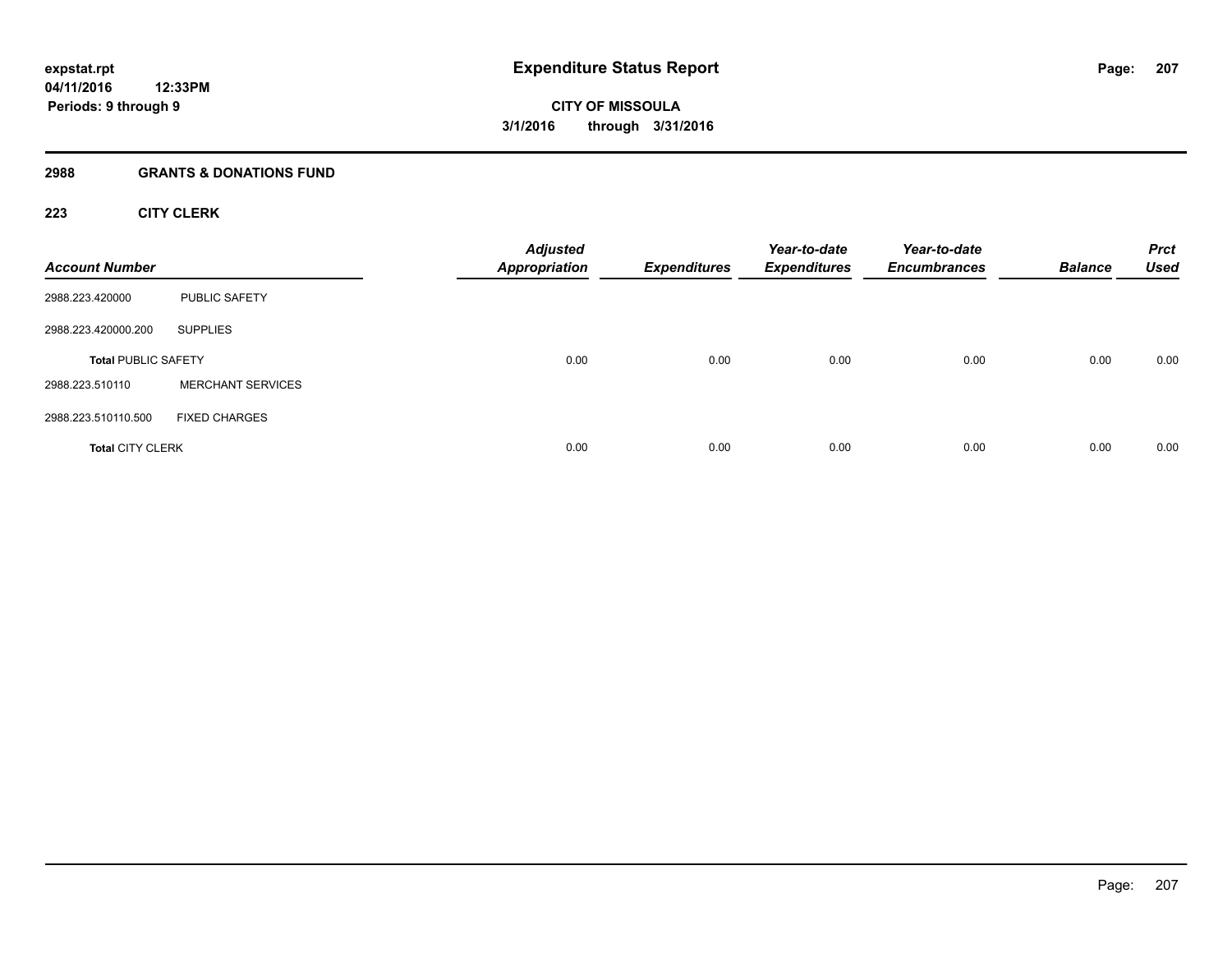**expstat.rpt**
**04/11/2016 12:33PM**
**Periods: 9 through 9**

# Expenditure Status Report

**CITY OF MISSOULA**
**3/1/2016 through 3/31/2016**

## 2988 GRANTS & DONATIONS FUND

### 223 CITY CLERK

| Account Number | | Adjusted Appropriation | Expenditures | Year-to-date Expenditures | Year-to-date Encumbrances | Balance | Prct Used |
|---|---|---|---|---|---|---|---|
| 2988.223.420000 | PUBLIC SAFETY | | | | | | |
| 2988.223.420000.200 | SUPPLIES | | | | | | |
| **Total** PUBLIC SAFETY | | 0.00 | 0.00 | 0.00 | 0.00 | 0.00 | 0.00 |
| 2988.223.510110 | MERCHANT SERVICES | | | | | | |
| 2988.223.510110.500 | FIXED CHARGES | | | | | | |
| **Total** CITY CLERK | | 0.00 | 0.00 | 0.00 | 0.00 | 0.00 | 0.00 |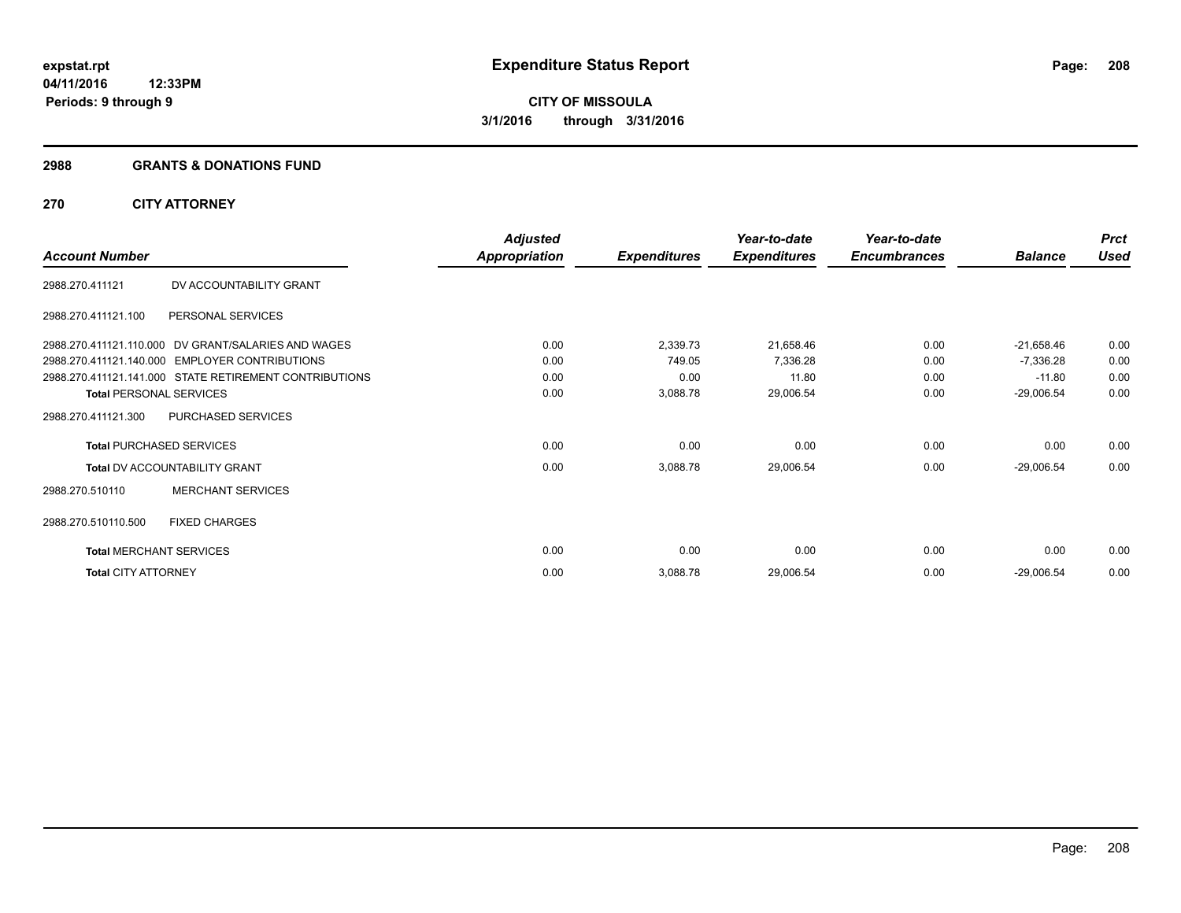**expstat.rpt**
**04/11/2016 12:33PM**
**Periods: 9 through 9**

# Expenditure Status Report

**CITY OF MISSOULA**
**3/1/2016 through 3/31/2016**

## 2988 GRANTS & DONATIONS FUND

## 270 CITY ATTORNEY

| Account Number | | Adjusted Appropriation | Expenditures | Year-to-date Expenditures | Year-to-date Encumbrances | Balance | Prct Used |
|---|---|---|---|---|---|---|---|
| 2988.270.411121 | DV ACCOUNTABILITY GRANT | | | | | | |
| 2988.270.411121.100 | PERSONAL SERVICES | | | | | | |
| 2988.270.411121.110.000 | DV GRANT/SALARIES AND WAGES | 0.00 | 2,339.73 | 21,658.46 | 0.00 | -21,658.46 | 0.00 |
| 2988.270.411121.140.000 | EMPLOYER CONTRIBUTIONS | 0.00 | 749.05 | 7,336.28 | 0.00 | -7,336.28 | 0.00 |
| 2988.270.411121.141.000 | STATE RETIREMENT CONTRIBUTIONS | 0.00 | 0.00 | 11.80 | 0.00 | -11.80 | 0.00 |
| **Total** PERSONAL SERVICES | | 0.00 | 3,088.78 | 29,006.54 | 0.00 | -29,006.54 | 0.00 |
| 2988.270.411121.300 | PURCHASED SERVICES | | | | | | |
| **Total** PURCHASED SERVICES | | 0.00 | 0.00 | 0.00 | 0.00 | 0.00 | 0.00 |
| **Total** DV ACCOUNTABILITY GRANT | | 0.00 | 3,088.78 | 29,006.54 | 0.00 | -29,006.54 | 0.00 |
| 2988.270.510110 | MERCHANT SERVICES | | | | | | |
| 2988.270.510110.500 | FIXED CHARGES | | | | | | |
| **Total** MERCHANT SERVICES | | 0.00 | 0.00 | 0.00 | 0.00 | 0.00 | 0.00 |
| **Total** CITY ATTORNEY | | 0.00 | 3,088.78 | 29,006.54 | 0.00 | -29,006.54 | 0.00 |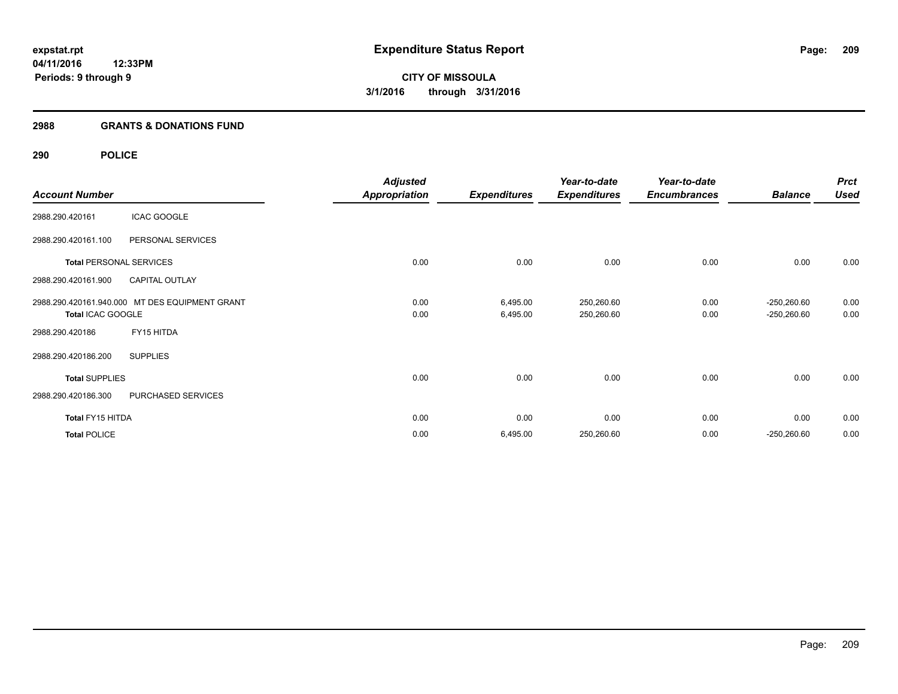**expstat.rpt**
**04/11/2016 12:33PM**
**Periods: 9 through 9**

# Expenditure Status Report

**CITY OF MISSOULA**
**3/1/2016 through 3/31/2016**

## 2988 GRANTS & DONATIONS FUND

## 290 POLICE

| Account Number | | Adjusted Appropriation | Expenditures | Year-to-date Expenditures | Year-to-date Encumbrances | Balance | Prct Used |
|---|---|---|---|---|---|---|---|
| 2988.290.420161 | ICAC GOOGLE | | | | | | |
| 2988.290.420161.100 | PERSONAL SERVICES | | | | | | |
| **Total** PERSONAL SERVICES | | 0.00 | 0.00 | 0.00 | 0.00 | 0.00 | 0.00 |
| 2988.290.420161.900 | CAPITAL OUTLAY | | | | | | |
| 2988.290.420161.940.000 | MT DES EQUIPMENT GRANT | 0.00 | 6,495.00 | 250,260.60 | 0.00 | -250,260.60 | 0.00 |
| **Total** ICAC GOOGLE | | 0.00 | 6,495.00 | 250,260.60 | 0.00 | -250,260.60 | 0.00 |
| 2988.290.420186 | FY15 HITDA | | | | | | |
| 2988.290.420186.200 | SUPPLIES | | | | | | |
| **Total** SUPPLIES | | 0.00 | 0.00 | 0.00 | 0.00 | 0.00 | 0.00 |
| 2988.290.420186.300 | PURCHASED SERVICES | | | | | | |
| **Total** FY15 HITDA | | 0.00 | 0.00 | 0.00 | 0.00 | 0.00 | 0.00 |
| **Total** POLICE | | 0.00 | 6,495.00 | 250,260.60 | 0.00 | -250,260.60 | 0.00 |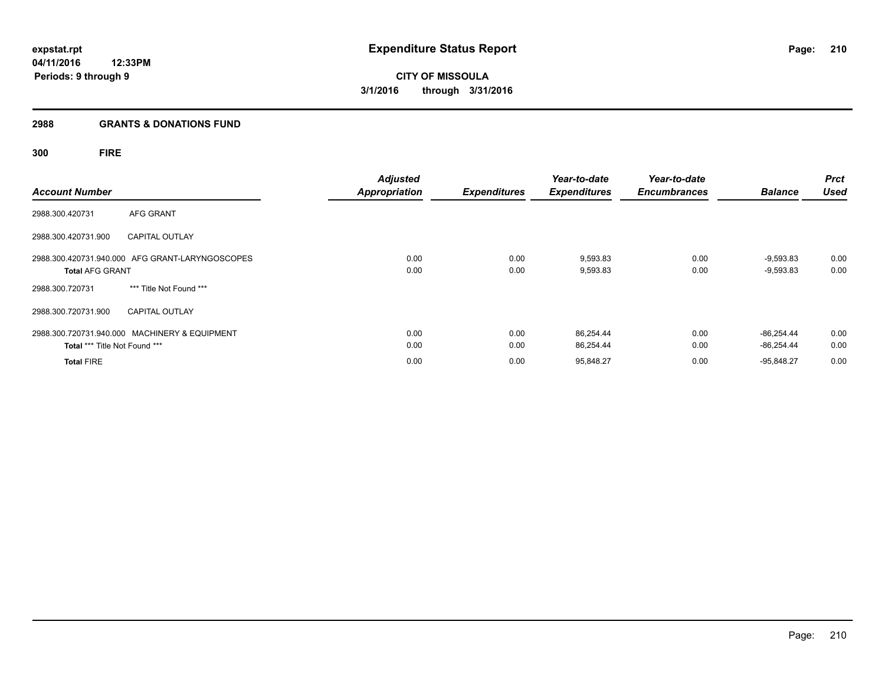# Expenditure Status Report

**CITY OF MISSOULA**
**3/1/2016 through 3/31/2016**

expstat.rpt
04/11/2016 12:33PM
Periods: 9 through 9

## 2988 GRANTS & DONATIONS FUND

### 300 FIRE

| Account Number | | Adjusted Appropriation | Expenditures | Year-to-date Expenditures | Year-to-date Encumbrances | Balance | Prct Used |
|---|---|---|---|---|---|---|---|
| 2988.300.420731 | AFG GRANT | | | | | | |
| 2988.300.420731.900 | CAPITAL OUTLAY | | | | | | |
| 2988.300.420731.940.000 | AFG GRANT-LARYNGOSCOPES | 0.00 | 0.00 | 9,593.83 | 0.00 | -9,593.83 | 0.00 |
| **Total** AFG GRANT | | 0.00 | 0.00 | 9,593.83 | 0.00 | -9,593.83 | 0.00 |
| 2988.300.720731 | *** Title Not Found *** | | | | | | |
| 2988.300.720731.900 | CAPITAL OUTLAY | | | | | | |
| 2988.300.720731.940.000 | MACHINERY & EQUIPMENT | 0.00 | 0.00 | 86,254.44 | 0.00 | -86,254.44 | 0.00 |
| **Total** *** Title Not Found *** | | 0.00 | 0.00 | 86,254.44 | 0.00 | -86,254.44 | 0.00 |
| **Total** FIRE | | 0.00 | 0.00 | 95,848.27 | 0.00 | -95,848.27 | 0.00 |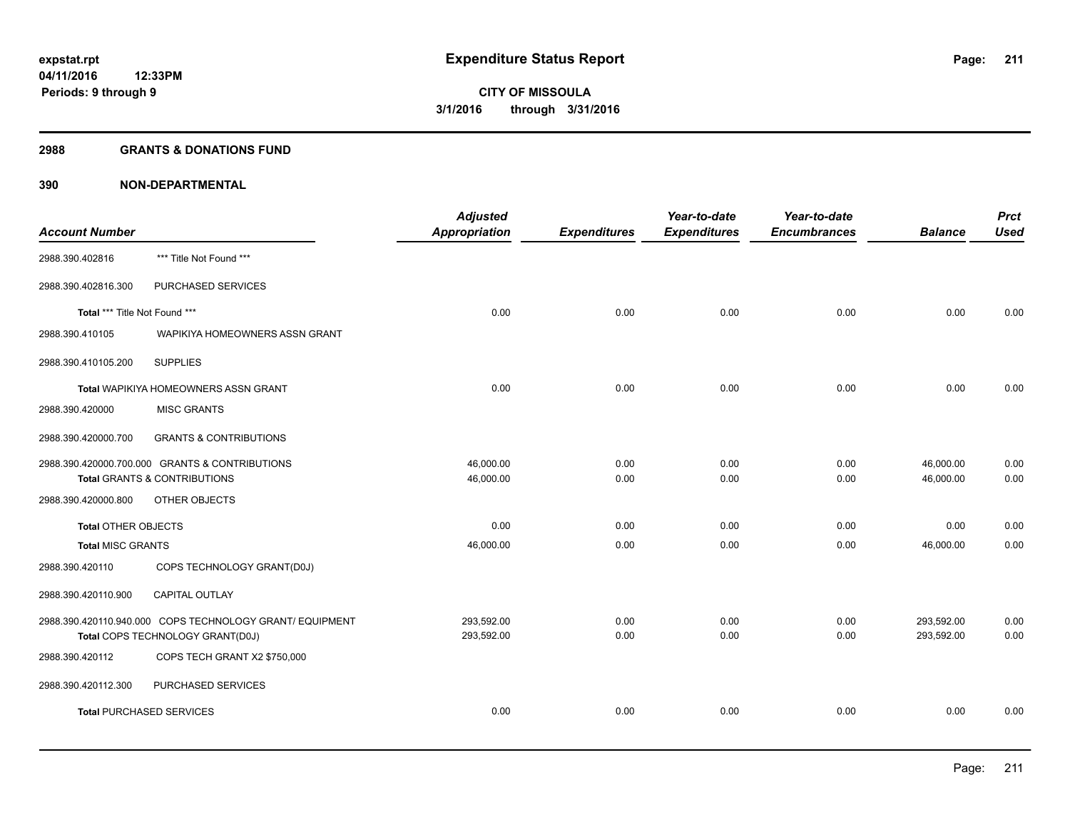**expstat.rpt**
**04/11/2016 12:33PM**
**Periods: 9 through 9**

# Expenditure Status Report

**CITY OF MISSOULA**
**3/1/2016 through 3/31/2016**

## 2988 GRANTS & DONATIONS FUND

## 390 NON-DEPARTMENTAL

| Account Number | | Adjusted Appropriation | Expenditures | Year-to-date Expenditures | Year-to-date Encumbrances | Balance | Prct Used |
|---|---|---|---|---|---|---|---|
| 2988.390.402816 | *** Title Not Found *** | | | | | | |
| 2988.390.402816.300 | PURCHASED SERVICES | | | | | | |
| **Total** *** Title Not Found *** | | 0.00 | 0.00 | 0.00 | 0.00 | 0.00 | 0.00 |
| 2988.390.410105 | WAPIKIYA HOMEOWNERS ASSN GRANT | | | | | | |
| 2988.390.410105.200 | SUPPLIES | | | | | | |
| **Total** WAPIKIYA HOMEOWNERS ASSN GRANT | | 0.00 | 0.00 | 0.00 | 0.00 | 0.00 | 0.00 |
| 2988.390.420000 | MISC GRANTS | | | | | | |
| 2988.390.420000.700 | GRANTS & CONTRIBUTIONS | | | | | | |
| 2988.390.420000.700.000 | GRANTS & CONTRIBUTIONS | 46,000.00 | 0.00 | 0.00 | 0.00 | 46,000.00 | 0.00 |
| **Total** GRANTS & CONTRIBUTIONS | | 46,000.00 | 0.00 | 0.00 | 0.00 | 46,000.00 | 0.00 |
| 2988.390.420000.800 | OTHER OBJECTS | | | | | | |
| **Total** OTHER OBJECTS | | 0.00 | 0.00 | 0.00 | 0.00 | 0.00 | 0.00 |
| **Total** MISC GRANTS | | 46,000.00 | 0.00 | 0.00 | 0.00 | 46,000.00 | 0.00 |
| 2988.390.420110 | COPS TECHNOLOGY GRANT(D0J) | | | | | | |
| 2988.390.420110.900 | CAPITAL OUTLAY | | | | | | |
| 2988.390.420110.940.000 | COPS TECHNOLOGY GRANT/ EQUIPMENT | 293,592.00 | 0.00 | 0.00 | 0.00 | 293,592.00 | 0.00 |
| **Total** COPS TECHNOLOGY GRANT(D0J) | | 293,592.00 | 0.00 | 0.00 | 0.00 | 293,592.00 | 0.00 |
| 2988.390.420112 | COPS TECH GRANT X2 $750,000 | | | | | | |
| 2988.390.420112.300 | PURCHASED SERVICES | | | | | | |
| **Total** PURCHASED SERVICES | | 0.00 | 0.00 | 0.00 | 0.00 | 0.00 | 0.00 |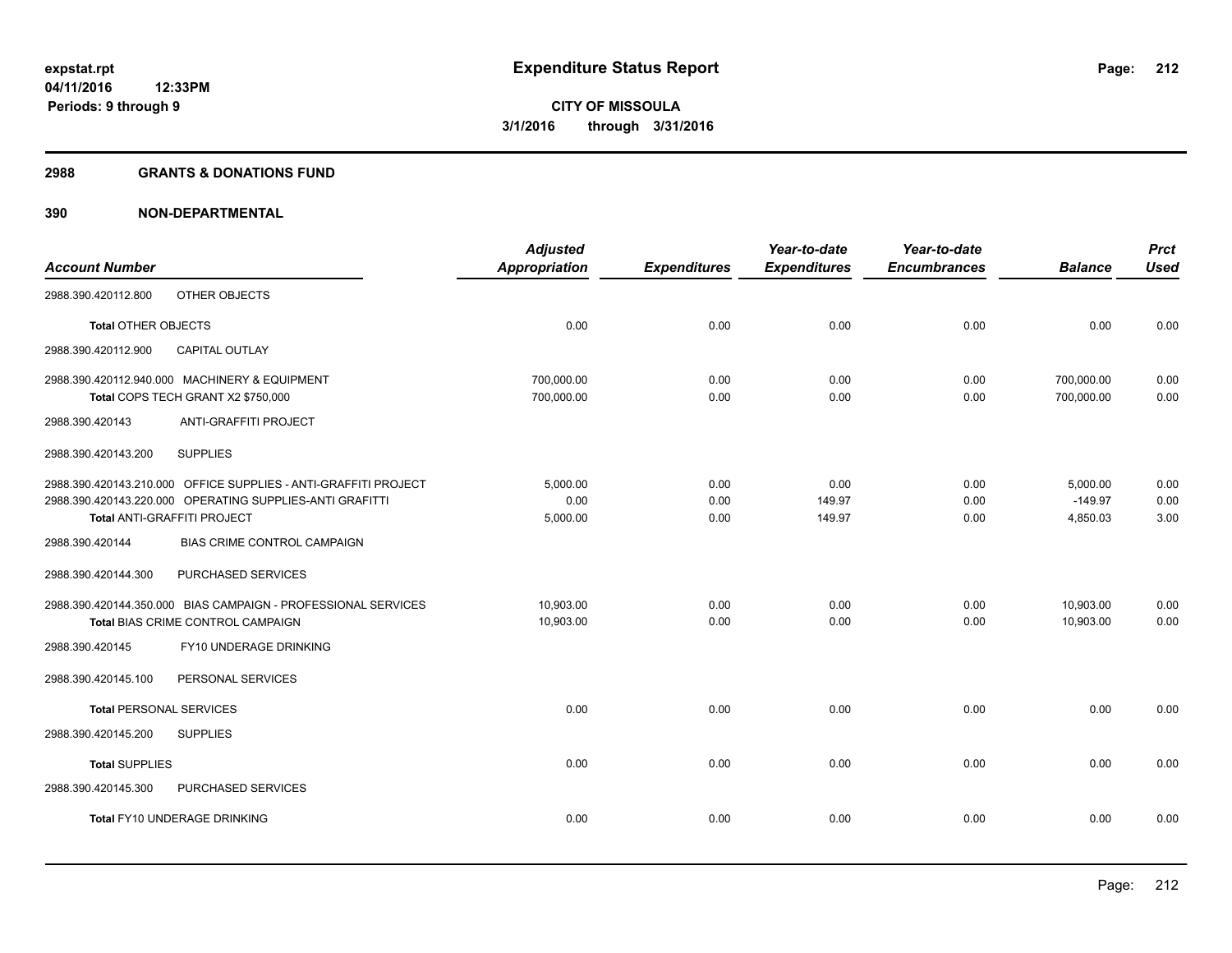# Expenditure Status Report

**CITY OF MISSOULA**
**3/1/2016 through 3/31/2016**

expstat.rpt
04/11/2016 12:33PM
Periods: 9 through 9

## 2988 GRANTS & DONATIONS FUND

## 390 NON-DEPARTMENTAL

| Account Number | Adjusted Appropriation | Expenditures | Year-to-date Expenditures | Year-to-date Encumbrances | Balance | Prct Used |
|---|---|---|---|---|---|---|
| 2988.390.420112.800 OTHER OBJECTS | | | | | | |
| **Total** OTHER OBJECTS | 0.00 | 0.00 | 0.00 | 0.00 | 0.00 | 0.00 |
| 2988.390.420112.900 CAPITAL OUTLAY | | | | | | |
| 2988.390.420112.940.000 MACHINERY & EQUIPMENT | 700,000.00 | 0.00 | 0.00 | 0.00 | 700,000.00 | 0.00 |
| **Total** COPS TECH GRANT X2 $750,000 | 700,000.00 | 0.00 | 0.00 | 0.00 | 700,000.00 | 0.00 |
| 2988.390.420143 ANTI-GRAFFITI PROJECT | | | | | | |
| 2988.390.420143.200 SUPPLIES | | | | | | |
| 2988.390.420143.210.000 OFFICE SUPPLIES - ANTI-GRAFFITI PROJECT | 5,000.00 | 0.00 | 0.00 | 0.00 | 5,000.00 | 0.00 |
| 2988.390.420143.220.000 OPERATING SUPPLIES-ANTI GRAFITTI | 0.00 | 0.00 | 149.97 | 0.00 | -149.97 | 0.00 |
| **Total** ANTI-GRAFFITI PROJECT | 5,000.00 | 0.00 | 149.97 | 0.00 | 4,850.03 | 3.00 |
| 2988.390.420144 BIAS CRIME CONTROL CAMPAIGN | | | | | | |
| 2988.390.420144.300 PURCHASED SERVICES | | | | | | |
| 2988.390.420144.350.000 BIAS CAMPAIGN - PROFESSIONAL SERVICES | 10,903.00 | 0.00 | 0.00 | 0.00 | 10,903.00 | 0.00 |
| **Total** BIAS CRIME CONTROL CAMPAIGN | 10,903.00 | 0.00 | 0.00 | 0.00 | 10,903.00 | 0.00 |
| 2988.390.420145 FY10 UNDERAGE DRINKING | | | | | | |
| 2988.390.420145.100 PERSONAL SERVICES | | | | | | |
| **Total** PERSONAL SERVICES | 0.00 | 0.00 | 0.00 | 0.00 | 0.00 | 0.00 |
| 2988.390.420145.200 SUPPLIES | | | | | | |
| **Total** SUPPLIES | 0.00 | 0.00 | 0.00 | 0.00 | 0.00 | 0.00 |
| 2988.390.420145.300 PURCHASED SERVICES | | | | | | |
| **Total** FY10 UNDERAGE DRINKING | 0.00 | 0.00 | 0.00 | 0.00 | 0.00 | 0.00 |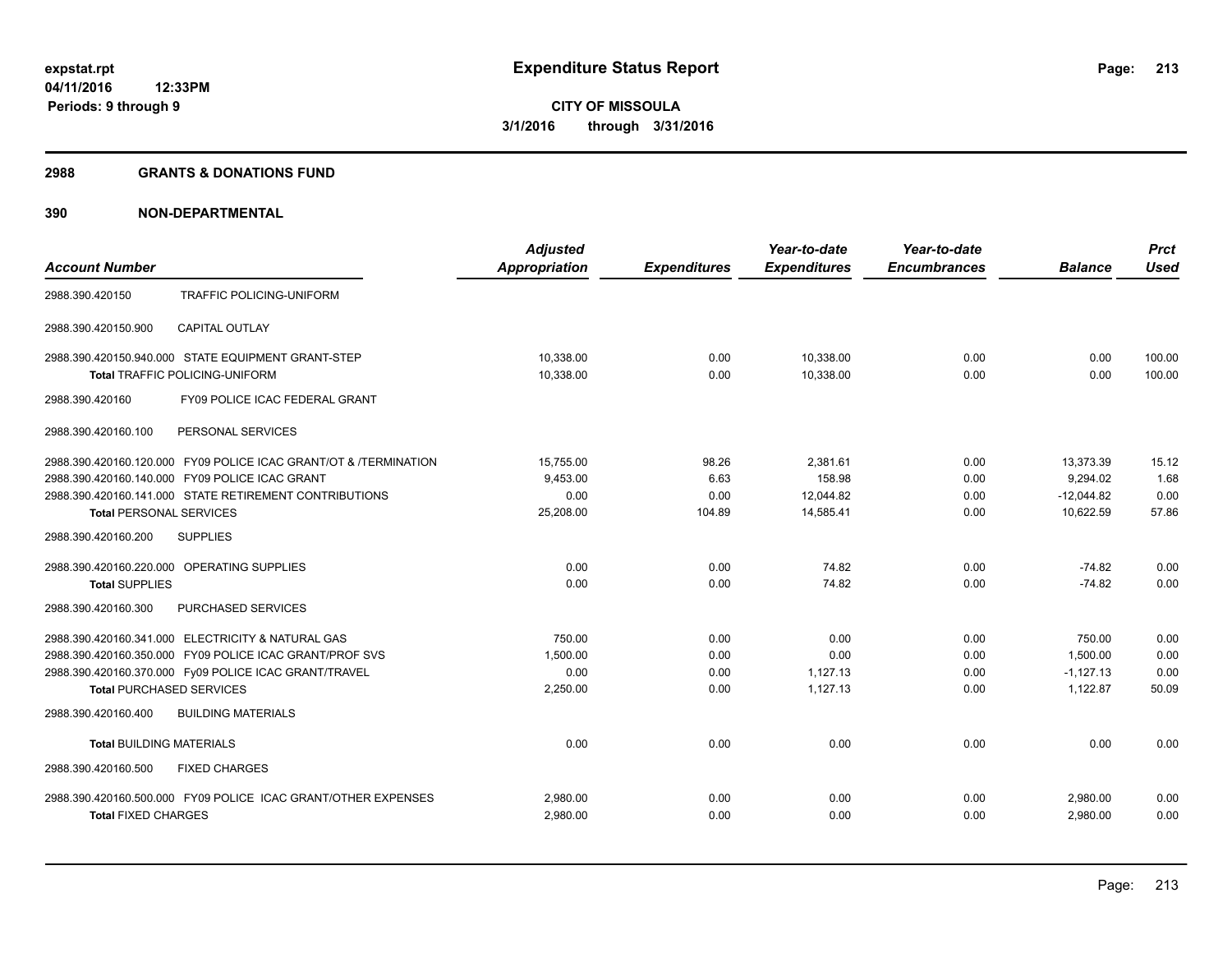# Expenditure Status Report

**CITY OF MISSOULA**

**3/1/2016 through 3/31/2016**

expstat.rpt
04/11/2016 12:33PM
Periods: 9 through 9

## 2988 GRANTS & DONATIONS FUND

## 390 NON-DEPARTMENTAL

| Account Number | | Adjusted Appropriation | Expenditures | Year-to-date Expenditures | Year-to-date Encumbrances | Balance | Prct Used |
|---|---|---|---|---|---|---|---|
| 2988.390.420150 | TRAFFIC POLICING-UNIFORM | | | | | | |
| 2988.390.420150.900 | CAPITAL OUTLAY | | | | | | |
| 2988.390.420150.940.000 | STATE EQUIPMENT GRANT-STEP | 10,338.00 | 0.00 | 10,338.00 | 0.00 | 0.00 | 100.00 |
| **Total** TRAFFIC POLICING-UNIFORM | | 10,338.00 | 0.00 | 10,338.00 | 0.00 | 0.00 | 100.00 |
| 2988.390.420160 | FY09 POLICE ICAC FEDERAL GRANT | | | | | | |
| 2988.390.420160.100 | PERSONAL SERVICES | | | | | | |
| 2988.390.420160.120.000 | FY09 POLICE ICAC GRANT/OT & /TERMINATION | 15,755.00 | 98.26 | 2,381.61 | 0.00 | 13,373.39 | 15.12 |
| 2988.390.420160.140.000 | FY09 POLICE ICAC GRANT | 9,453.00 | 6.63 | 158.98 | 0.00 | 9,294.02 | 1.68 |
| 2988.390.420160.141.000 | STATE RETIREMENT CONTRIBUTIONS | 0.00 | 0.00 | 12,044.82 | 0.00 | -12,044.82 | 0.00 |
| **Total** PERSONAL SERVICES | | 25,208.00 | 104.89 | 14,585.41 | 0.00 | 10,622.59 | 57.86 |
| 2988.390.420160.200 | SUPPLIES | | | | | | |
| 2988.390.420160.220.000 | OPERATING SUPPLIES | 0.00 | 0.00 | 74.82 | 0.00 | -74.82 | 0.00 |
| **Total** SUPPLIES | | 0.00 | 0.00 | 74.82 | 0.00 | -74.82 | 0.00 |
| 2988.390.420160.300 | PURCHASED SERVICES | | | | | | |
| 2988.390.420160.341.000 | ELECTRICITY & NATURAL GAS | 750.00 | 0.00 | 0.00 | 0.00 | 750.00 | 0.00 |
| 2988.390.420160.350.000 | FY09 POLICE ICAC GRANT/PROF SVS | 1,500.00 | 0.00 | 0.00 | 0.00 | 1,500.00 | 0.00 |
| 2988.390.420160.370.000 | Fy09 POLICE ICAC GRANT/TRAVEL | 0.00 | 0.00 | 1,127.13 | 0.00 | -1,127.13 | 0.00 |
| **Total** PURCHASED SERVICES | | 2,250.00 | 0.00 | 1,127.13 | 0.00 | 1,122.87 | 50.09 |
| 2988.390.420160.400 | BUILDING MATERIALS | | | | | | |
| **Total** BUILDING MATERIALS | | 0.00 | 0.00 | 0.00 | 0.00 | 0.00 | 0.00 |
| 2988.390.420160.500 | FIXED CHARGES | | | | | | |
| 2988.390.420160.500.000 | FY09 POLICE ICAC GRANT/OTHER EXPENSES | 2,980.00 | 0.00 | 0.00 | 0.00 | 2,980.00 | 0.00 |
| **Total** FIXED CHARGES | | 2,980.00 | 0.00 | 0.00 | 0.00 | 2,980.00 | 0.00 |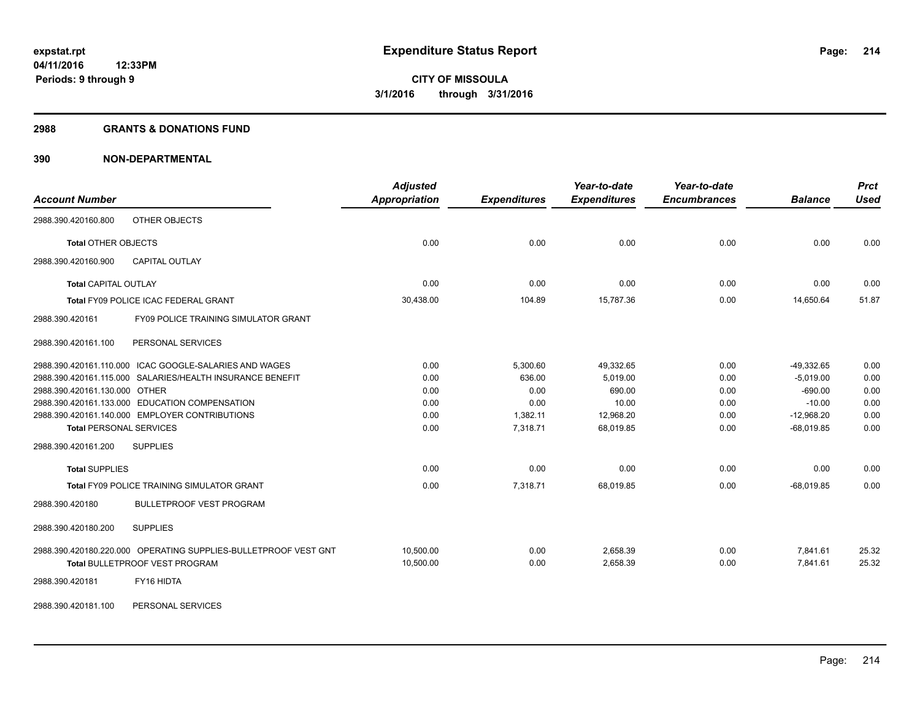**expstat.rpt**
**04/11/2016 12:33PM**
**Periods: 9 through 9**

# Expenditure Status Report

**CITY OF MISSOULA**
**3/1/2016 through 3/31/2016**

## 2988 GRANTS & DONATIONS FUND

## 390 NON-DEPARTMENTAL

| Account Number | | Adjusted Appropriation | Expenditures | Year-to-date Expenditures | Year-to-date Encumbrances | Balance | Prct Used |
|---|---|---|---|---|---|---|---|
| 2988.390.420160.800 | OTHER OBJECTS | | | | | | |
| Total OTHER OBJECTS | | 0.00 | 0.00 | 0.00 | 0.00 | 0.00 | 0.00 |
| 2988.390.420160.900 | CAPITAL OUTLAY | | | | | | |
| Total CAPITAL OUTLAY | | 0.00 | 0.00 | 0.00 | 0.00 | 0.00 | 0.00 |
| Total FY09 POLICE ICAC FEDERAL GRANT | | 30,438.00 | 104.89 | 15,787.36 | 0.00 | 14,650.64 | 51.87 |
| 2988.390.420161 | FY09 POLICE TRAINING SIMULATOR GRANT | | | | | | |
| 2988.390.420161.100 | PERSONAL SERVICES | | | | | | |
| 2988.390.420161.110.000 | ICAC GOOGLE-SALARIES AND WAGES | 0.00 | 5,300.60 | 49,332.65 | 0.00 | -49,332.65 | 0.00 |
| 2988.390.420161.115.000 | SALARIES/HEALTH INSURANCE BENEFIT | 0.00 | 636.00 | 5,019.00 | 0.00 | -5,019.00 | 0.00 |
| 2988.390.420161.130.000 | OTHER | 0.00 | 0.00 | 690.00 | 0.00 | -690.00 | 0.00 |
| 2988.390.420161.133.000 | EDUCATION COMPENSATION | 0.00 | 0.00 | 10.00 | 0.00 | -10.00 | 0.00 |
| 2988.390.420161.140.000 | EMPLOYER CONTRIBUTIONS | 0.00 | 1,382.11 | 12,968.20 | 0.00 | -12,968.20 | 0.00 |
| Total PERSONAL SERVICES | | 0.00 | 7,318.71 | 68,019.85 | 0.00 | -68,019.85 | 0.00 |
| 2988.390.420161.200 | SUPPLIES | | | | | | |
| Total SUPPLIES | | 0.00 | 0.00 | 0.00 | 0.00 | 0.00 | 0.00 |
| Total FY09 POLICE TRAINING SIMULATOR GRANT | | 0.00 | 7,318.71 | 68,019.85 | 0.00 | -68,019.85 | 0.00 |
| 2988.390.420180 | BULLETPROOF VEST PROGRAM | | | | | | |
| 2988.390.420180.200 | SUPPLIES | | | | | | |
| 2988.390.420180.220.000 | OPERATING SUPPLIES-BULLETPROOF VEST GNT | 10,500.00 | 0.00 | 2,658.39 | 0.00 | 7,841.61 | 25.32 |
| Total BULLETPROOF VEST PROGRAM | | 10,500.00 | 0.00 | 2,658.39 | 0.00 | 7,841.61 | 25.32 |
| 2988.390.420181 | FY16 HIDTA | | | | | | |
| 2988.390.420181.100 | PERSONAL SERVICES | | | | | | |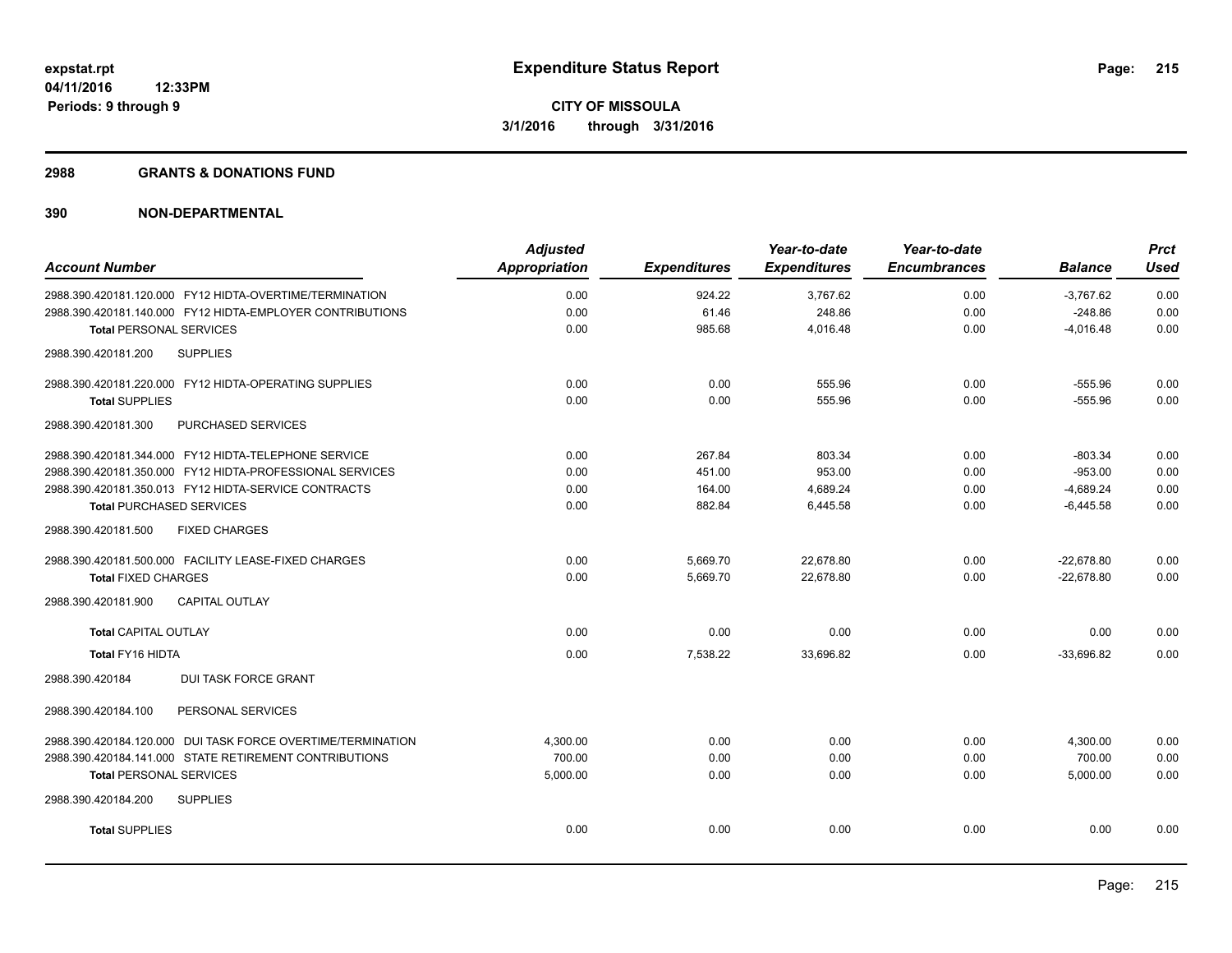# Expenditure Status Report

**CITY OF MISSOULA**
**3/1/2016 through 3/31/2016**

expstat.rpt
04/11/2016 12:33PM
Periods: 9 through 9

## 2988 GRANTS & DONATIONS FUND

### 390 NON-DEPARTMENTAL

| Account Number | Adjusted Appropriation | Expenditures | Year-to-date Expenditures | Year-to-date Encumbrances | Balance | Prct Used |
|---|---|---|---|---|---|---|
| 2988.390.420181.120.000 FY12 HIDTA-OVERTIME/TERMINATION | 0.00 | 924.22 | 3,767.62 | 0.00 | -3,767.62 | 0.00 |
| 2988.390.420181.140.000 FY12 HIDTA-EMPLOYER CONTRIBUTIONS | 0.00 | 61.46 | 248.86 | 0.00 | -248.86 | 0.00 |
| **Total** PERSONAL SERVICES | 0.00 | 985.68 | 4,016.48 | 0.00 | -4,016.48 | 0.00 |
| 2988.390.420181.200 SUPPLIES | | | | | | |
| 2988.390.420181.220.000 FY12 HIDTA-OPERATING SUPPLIES | 0.00 | 0.00 | 555.96 | 0.00 | -555.96 | 0.00 |
| **Total** SUPPLIES | 0.00 | 0.00 | 555.96 | 0.00 | -555.96 | 0.00 |
| 2988.390.420181.300 PURCHASED SERVICES | | | | | | |
| 2988.390.420181.344.000 FY12 HIDTA-TELEPHONE SERVICE | 0.00 | 267.84 | 803.34 | 0.00 | -803.34 | 0.00 |
| 2988.390.420181.350.000 FY12 HIDTA-PROFESSIONAL SERVICES | 0.00 | 451.00 | 953.00 | 0.00 | -953.00 | 0.00 |
| 2988.390.420181.350.013 FY12 HIDTA-SERVICE CONTRACTS | 0.00 | 164.00 | 4,689.24 | 0.00 | -4,689.24 | 0.00 |
| **Total** PURCHASED SERVICES | 0.00 | 882.84 | 6,445.58 | 0.00 | -6,445.58 | 0.00 |
| 2988.390.420181.500 FIXED CHARGES | | | | | | |
| 2988.390.420181.500.000 FACILITY LEASE-FIXED CHARGES | 0.00 | 5,669.70 | 22,678.80 | 0.00 | -22,678.80 | 0.00 |
| **Total** FIXED CHARGES | 0.00 | 5,669.70 | 22,678.80 | 0.00 | -22,678.80 | 0.00 |
| 2988.390.420181.900 CAPITAL OUTLAY | | | | | | |
| **Total** CAPITAL OUTLAY | 0.00 | 0.00 | 0.00 | 0.00 | 0.00 | 0.00 |
| **Total FY16 HIDTA** | 0.00 | 7,538.22 | 33,696.82 | 0.00 | -33,696.82 | 0.00 |
| 2988.390.420184 DUI TASK FORCE GRANT | | | | | | |
| 2988.390.420184.100 PERSONAL SERVICES | | | | | | |
| 2988.390.420184.120.000 DUI TASK FORCE OVERTIME/TERMINATION | 4,300.00 | 0.00 | 0.00 | 0.00 | 4,300.00 | 0.00 |
| 2988.390.420184.141.000 STATE RETIREMENT CONTRIBUTIONS | 700.00 | 0.00 | 0.00 | 0.00 | 700.00 | 0.00 |
| **Total** PERSONAL SERVICES | 5,000.00 | 0.00 | 0.00 | 0.00 | 5,000.00 | 0.00 |
| 2988.390.420184.200 SUPPLIES | | | | | | |
| **Total** SUPPLIES | 0.00 | 0.00 | 0.00 | 0.00 | 0.00 | 0.00 |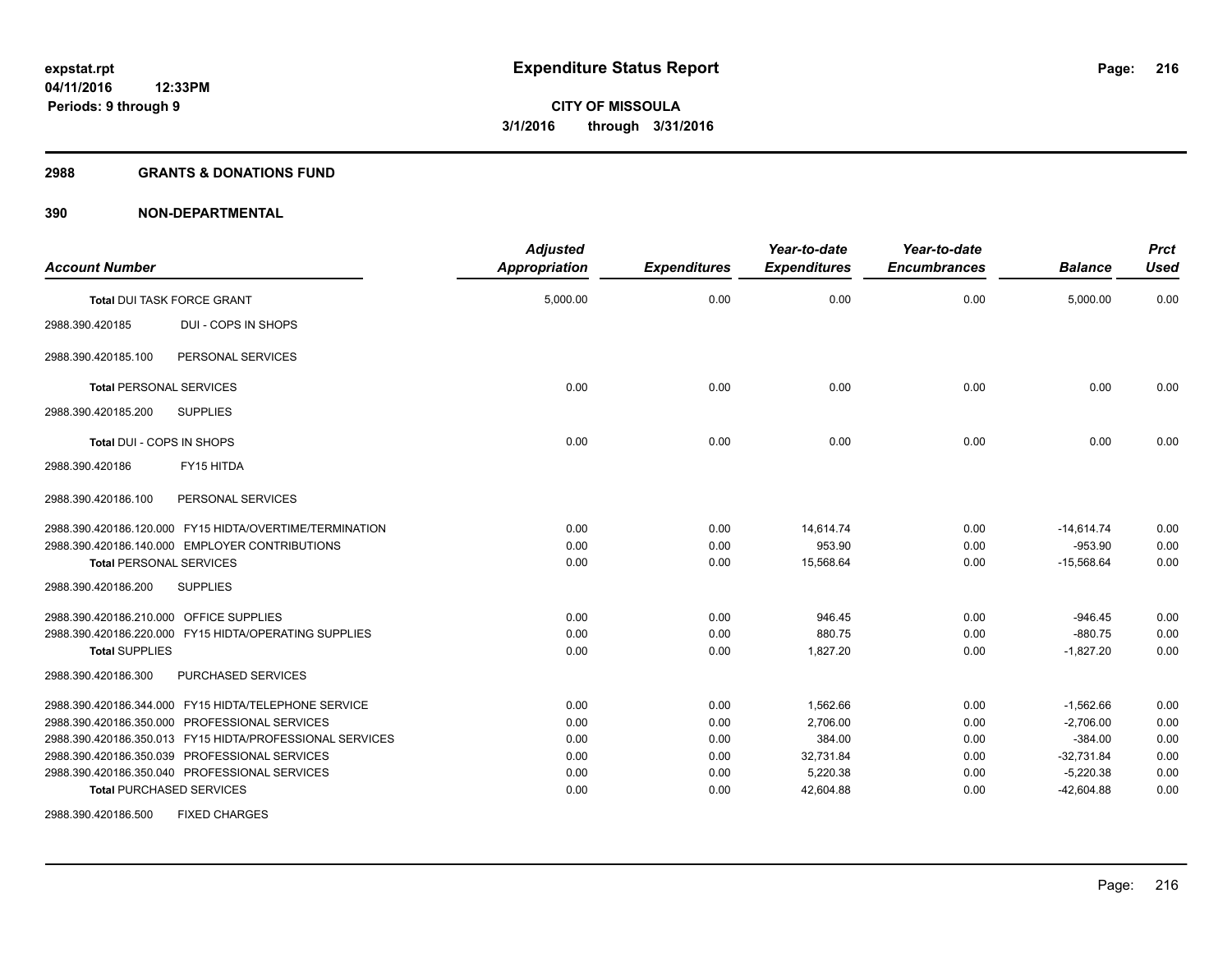# Expenditure Status Report

expstat.rpt
04/11/2016 12:33PM
Periods: 9 through 9

CITY OF MISSOULA
3/1/2016 through 3/31/2016

## 2988 GRANTS & DONATIONS FUND

## 390 NON-DEPARTMENTAL

| Account Number | | Adjusted Appropriation | Expenditures | Year-to-date Expenditures | Year-to-date Encumbrances | Balance | Prct Used |
|---|---|---|---|---|---|---|---|
| **Total** DUI TASK FORCE GRANT | | 5,000.00 | 0.00 | 0.00 | 0.00 | 5,000.00 | 0.00 |
| 2988.390.420185 | DUI - COPS IN SHOPS | | | | | | |
| 2988.390.420185.100 | PERSONAL SERVICES | | | | | | |
| **Total** PERSONAL SERVICES | | 0.00 | 0.00 | 0.00 | 0.00 | 0.00 | 0.00 |
| 2988.390.420185.200 | SUPPLIES | | | | | | |
| **Total** DUI - COPS IN SHOPS | | 0.00 | 0.00 | 0.00 | 0.00 | 0.00 | 0.00 |
| 2988.390.420186 | FY15 HITDA | | | | | | |
| 2988.390.420186.100 | PERSONAL SERVICES | | | | | | |
| 2988.390.420186.120.000 | FY15 HIDTA/OVERTIME/TERMINATION | 0.00 | 0.00 | 14,614.74 | 0.00 | -14,614.74 | 0.00 |
| 2988.390.420186.140.000 | EMPLOYER CONTRIBUTIONS | 0.00 | 0.00 | 953.90 | 0.00 | -953.90 | 0.00 |
| **Total** PERSONAL SERVICES | | 0.00 | 0.00 | 15,568.64 | 0.00 | -15,568.64 | 0.00 |
| 2988.390.420186.200 | SUPPLIES | | | | | | |
| 2988.390.420186.210.000 | OFFICE SUPPLIES | 0.00 | 0.00 | 946.45 | 0.00 | -946.45 | 0.00 |
| 2988.390.420186.220.000 | FY15 HIDTA/OPERATING SUPPLIES | 0.00 | 0.00 | 880.75 | 0.00 | -880.75 | 0.00 |
| **Total** SUPPLIES | | 0.00 | 0.00 | 1,827.20 | 0.00 | -1,827.20 | 0.00 |
| 2988.390.420186.300 | PURCHASED SERVICES | | | | | | |
| 2988.390.420186.344.000 | FY15 HIDTA/TELEPHONE SERVICE | 0.00 | 0.00 | 1,562.66 | 0.00 | -1,562.66 | 0.00 |
| 2988.390.420186.350.000 | PROFESSIONAL SERVICES | 0.00 | 0.00 | 2,706.00 | 0.00 | -2,706.00 | 0.00 |
| 2988.390.420186.350.013 | FY15 HIDTA/PROFESSIONAL SERVICES | 0.00 | 0.00 | 384.00 | 0.00 | -384.00 | 0.00 |
| 2988.390.420186.350.039 | PROFESSIONAL SERVICES | 0.00 | 0.00 | 32,731.84 | 0.00 | -32,731.84 | 0.00 |
| 2988.390.420186.350.040 | PROFESSIONAL SERVICES | 0.00 | 0.00 | 5,220.38 | 0.00 | -5,220.38 | 0.00 |
| **Total** PURCHASED SERVICES | | 0.00 | 0.00 | 42,604.88 | 0.00 | -42,604.88 | 0.00 |
| 2988.390.420186.500 | FIXED CHARGES | | | | | | |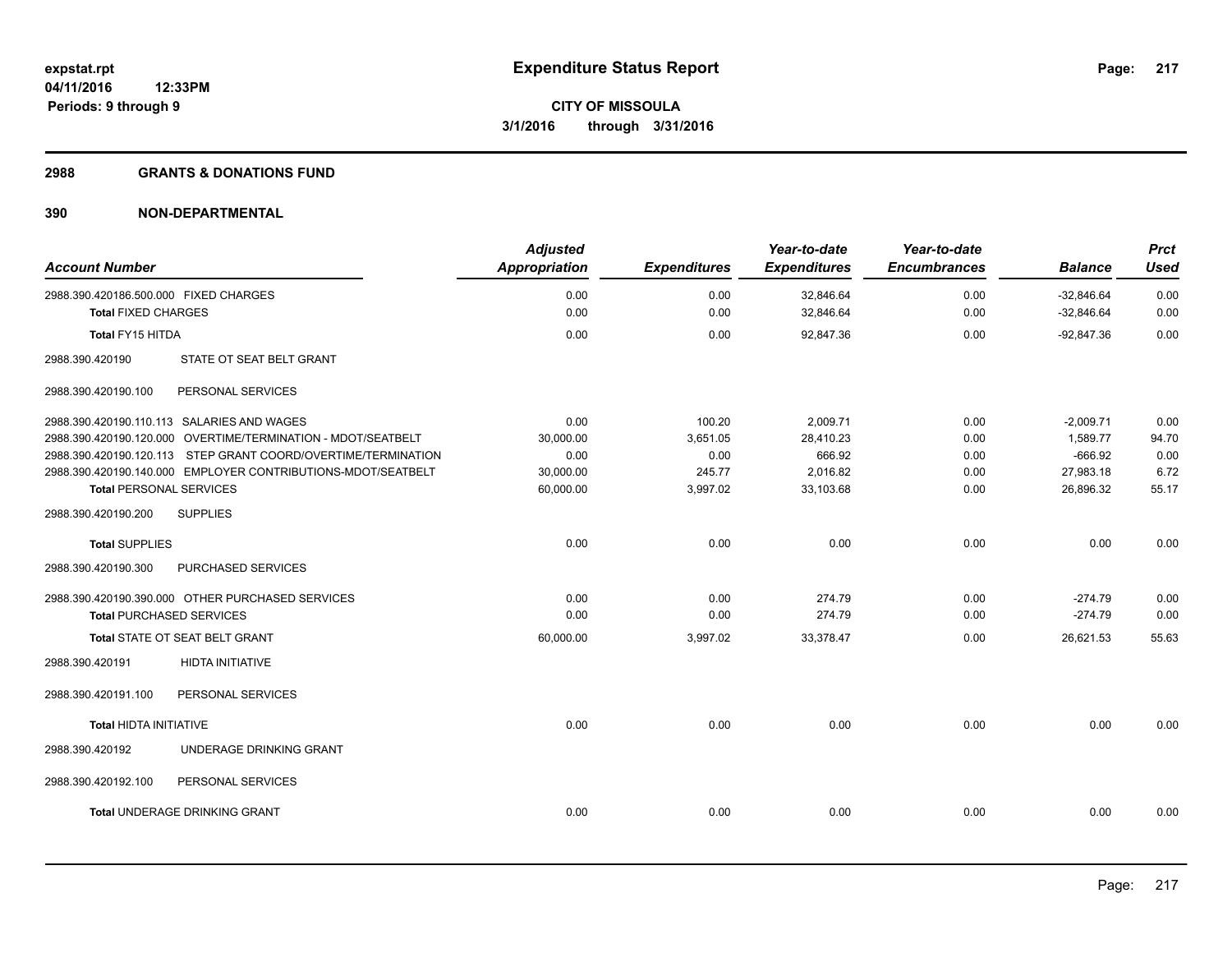**expstat.rpt**
**04/11/2016 12:33PM**
**Periods: 9 through 9**

# Expenditure Status Report

**CITY OF MISSOULA**
**3/1/2016 through 3/31/2016**

## 2988 GRANTS & DONATIONS FUND

## 390 NON-DEPARTMENTAL

| Account Number | Adjusted Appropriation | Expenditures | Year-to-date Expenditures | Year-to-date Encumbrances | Balance | Prct Used |
|---|---|---|---|---|---|---|
| 2988.390.420186.500.000 FIXED CHARGES | 0.00 | 0.00 | 32,846.64 | 0.00 | -32,846.64 | 0.00 |
| **Total** FIXED CHARGES | 0.00 | 0.00 | 32,846.64 | 0.00 | -32,846.64 | 0.00 |
| **Total** FY15 HITDA | 0.00 | 0.00 | 92,847.36 | 0.00 | -92,847.36 | 0.00 |
| 2988.390.420190 STATE OT SEAT BELT GRANT | | | | | | |
| 2988.390.420190.100 PERSONAL SERVICES | | | | | | |
| 2988.390.420190.110.113 SALARIES AND WAGES | 0.00 | 100.20 | 2,009.71 | 0.00 | -2,009.71 | 0.00 |
| 2988.390.420190.120.000 OVERTIME/TERMINATION - MDOT/SEATBELT | 30,000.00 | 3,651.05 | 28,410.23 | 0.00 | 1,589.77 | 94.70 |
| 2988.390.420190.120.113 STEP GRANT COORD/OVERTIME/TERMINATION | 0.00 | 0.00 | 666.92 | 0.00 | -666.92 | 0.00 |
| 2988.390.420190.140.000 EMPLOYER CONTRIBUTIONS-MDOT/SEATBELT | 30,000.00 | 245.77 | 2,016.82 | 0.00 | 27,983.18 | 6.72 |
| **Total** PERSONAL SERVICES | 60,000.00 | 3,997.02 | 33,103.68 | 0.00 | 26,896.32 | 55.17 |
| 2988.390.420190.200 SUPPLIES | | | | | | |
| **Total** SUPPLIES | 0.00 | 0.00 | 0.00 | 0.00 | 0.00 | 0.00 |
| 2988.390.420190.300 PURCHASED SERVICES | | | | | | |
| 2988.390.420190.390.000 OTHER PURCHASED SERVICES | 0.00 | 0.00 | 274.79 | 0.00 | -274.79 | 0.00 |
| **Total** PURCHASED SERVICES | 0.00 | 0.00 | 274.79 | 0.00 | -274.79 | 0.00 |
| **Total** STATE OT SEAT BELT GRANT | 60,000.00 | 3,997.02 | 33,378.47 | 0.00 | 26,621.53 | 55.63 |
| 2988.390.420191 HIDTA INITIATIVE | | | | | | |
| 2988.390.420191.100 PERSONAL SERVICES | | | | | | |
| **Total** HIDTA INITIATIVE | 0.00 | 0.00 | 0.00 | 0.00 | 0.00 | 0.00 |
| 2988.390.420192 UNDERAGE DRINKING GRANT | | | | | | |
| 2988.390.420192.100 PERSONAL SERVICES | | | | | | |
| **Total** UNDERAGE DRINKING GRANT | 0.00 | 0.00 | 0.00 | 0.00 | 0.00 | 0.00 |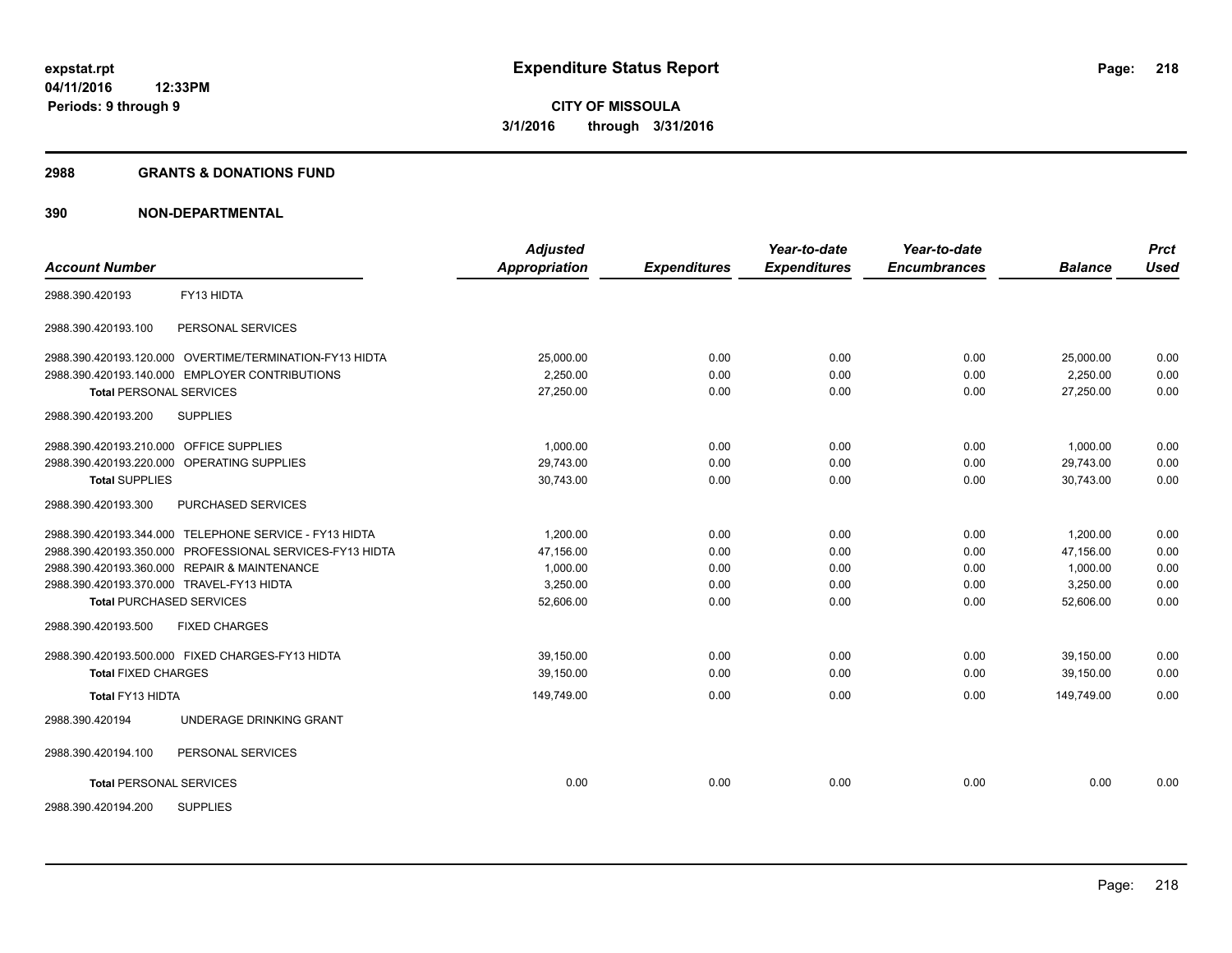**expstat.rpt**
**04/11/2016 12:33PM**
**Periods: 9 through 9**

# Expenditure Status Report

**CITY OF MISSOULA**
**3/1/2016 through 3/31/2016**

## 2988 GRANTS & DONATIONS FUND

## 390 NON-DEPARTMENTAL

| Account Number | | Adjusted Appropriation | Expenditures | Year-to-date Expenditures | Year-to-date Encumbrances | Balance | Prct Used |
|---|---|---|---|---|---|---|---|
| 2988.390.420193 | FY13 HIDTA | | | | | | |
| 2988.390.420193.100 | PERSONAL SERVICES | | | | | | |
| 2988.390.420193.120.000 | OVERTIME/TERMINATION-FY13 HIDTA | 25,000.00 | 0.00 | 0.00 | 0.00 | 25,000.00 | 0.00 |
| 2988.390.420193.140.000 | EMPLOYER CONTRIBUTIONS | 2,250.00 | 0.00 | 0.00 | 0.00 | 2,250.00 | 0.00 |
| **Total** PERSONAL SERVICES | | 27,250.00 | 0.00 | 0.00 | 0.00 | 27,250.00 | 0.00 |
| 2988.390.420193.200 | SUPPLIES | | | | | | |
| 2988.390.420193.210.000 | OFFICE SUPPLIES | 1,000.00 | 0.00 | 0.00 | 0.00 | 1,000.00 | 0.00 |
| 2988.390.420193.220.000 | OPERATING SUPPLIES | 29,743.00 | 0.00 | 0.00 | 0.00 | 29,743.00 | 0.00 |
| **Total** SUPPLIES | | 30,743.00 | 0.00 | 0.00 | 0.00 | 30,743.00 | 0.00 |
| 2988.390.420193.300 | PURCHASED SERVICES | | | | | | |
| 2988.390.420193.344.000 | TELEPHONE SERVICE - FY13 HIDTA | 1,200.00 | 0.00 | 0.00 | 0.00 | 1,200.00 | 0.00 |
| 2988.390.420193.350.000 | PROFESSIONAL SERVICES-FY13 HIDTA | 47,156.00 | 0.00 | 0.00 | 0.00 | 47,156.00 | 0.00 |
| 2988.390.420193.360.000 | REPAIR & MAINTENANCE | 1,000.00 | 0.00 | 0.00 | 0.00 | 1,000.00 | 0.00 |
| 2988.390.420193.370.000 | TRAVEL-FY13 HIDTA | 3,250.00 | 0.00 | 0.00 | 0.00 | 3,250.00 | 0.00 |
| **Total** PURCHASED SERVICES | | 52,606.00 | 0.00 | 0.00 | 0.00 | 52,606.00 | 0.00 |
| 2988.390.420193.500 | FIXED CHARGES | | | | | | |
| 2988.390.420193.500.000 | FIXED CHARGES-FY13 HIDTA | 39,150.00 | 0.00 | 0.00 | 0.00 | 39,150.00 | 0.00 |
| **Total** FIXED CHARGES | | 39,150.00 | 0.00 | 0.00 | 0.00 | 39,150.00 | 0.00 |
| **Total** FY13 HIDTA | | 149,749.00 | 0.00 | 0.00 | 0.00 | 149,749.00 | 0.00 |
| 2988.390.420194 | UNDERAGE DRINKING GRANT | | | | | | |
| 2988.390.420194.100 | PERSONAL SERVICES | | | | | | |
| **Total** PERSONAL SERVICES | | 0.00 | 0.00 | 0.00 | 0.00 | 0.00 | 0.00 |
| 2988.390.420194.200 | SUPPLIES | | | | | | |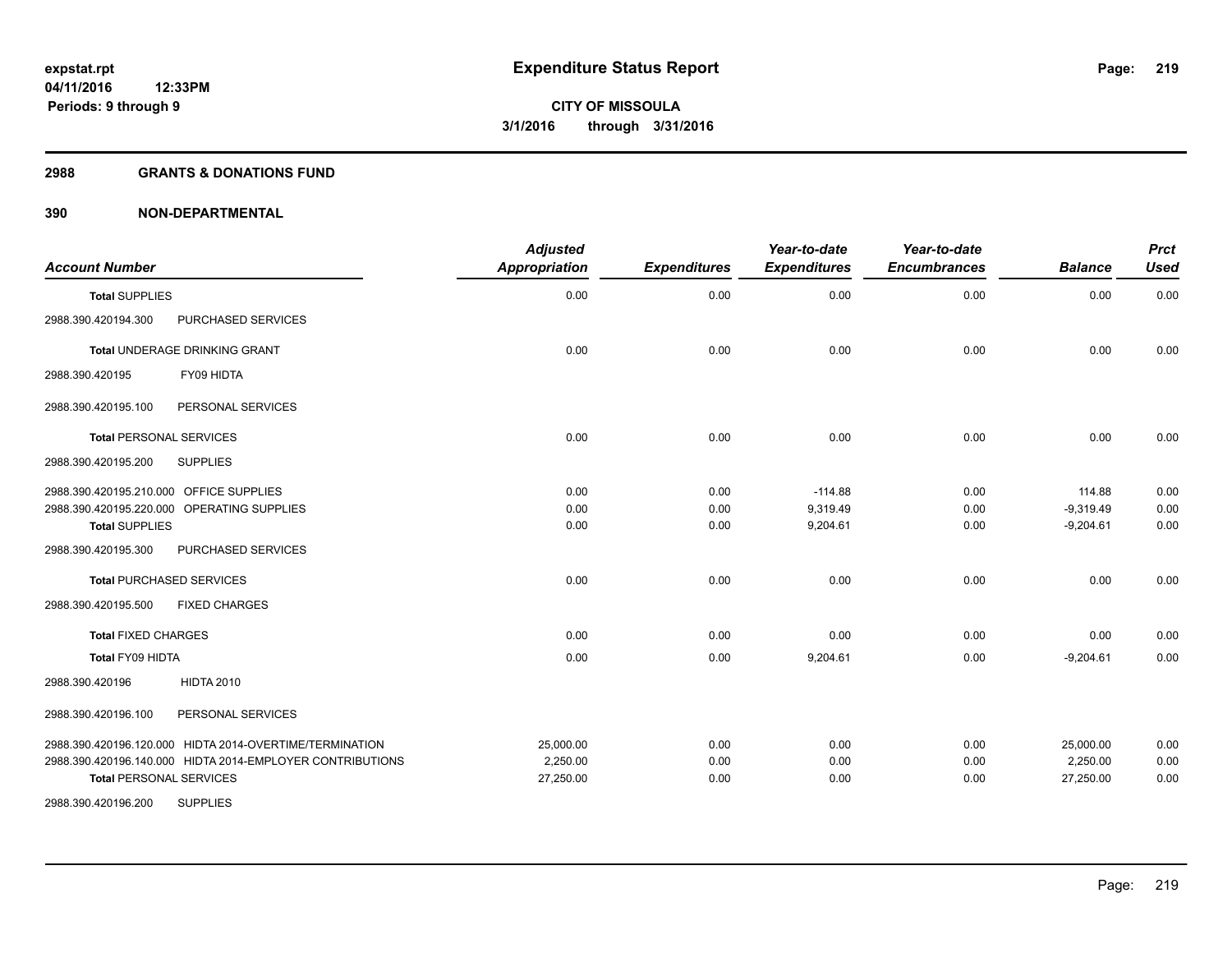# Expenditure Status Report

**CITY OF MISSOULA**
**3/1/2016 through 3/31/2016**

expstat.rpt
04/11/2016 12:33PM
Periods: 9 through 9

## 2988 GRANTS & DONATIONS FUND

## 390 NON-DEPARTMENTAL

| Account Number | | Adjusted Appropriation | Expenditures | Year-to-date Expenditures | Year-to-date Encumbrances | Balance | Prct Used |
|---|---|---|---|---|---|---|---|
| **Total SUPPLIES** | | 0.00 | 0.00 | 0.00 | 0.00 | 0.00 | 0.00 |
| 2988.390.420194.300 | PURCHASED SERVICES | | | | | | |
| **Total UNDERAGE DRINKING GRANT** | | 0.00 | 0.00 | 0.00 | 0.00 | 0.00 | 0.00 |
| 2988.390.420195 | FY09 HIDTA | | | | | | |
| 2988.390.420195.100 | PERSONAL SERVICES | | | | | | |
| **Total PERSONAL SERVICES** | | 0.00 | 0.00 | 0.00 | 0.00 | 0.00 | 0.00 |
| 2988.390.420195.200 | SUPPLIES | | | | | | |
| 2988.390.420195.210.000 | OFFICE SUPPLIES | 0.00 | 0.00 | -114.88 | 0.00 | 114.88 | 0.00 |
| 2988.390.420195.220.000 | OPERATING SUPPLIES | 0.00 | 0.00 | 9,319.49 | 0.00 | -9,319.49 | 0.00 |
| **Total SUPPLIES** | | 0.00 | 0.00 | 9,204.61 | 0.00 | -9,204.61 | 0.00 |
| 2988.390.420195.300 | PURCHASED SERVICES | | | | | | |
| **Total PURCHASED SERVICES** | | 0.00 | 0.00 | 0.00 | 0.00 | 0.00 | 0.00 |
| 2988.390.420195.500 | FIXED CHARGES | | | | | | |
| **Total FIXED CHARGES** | | 0.00 | 0.00 | 0.00 | 0.00 | 0.00 | 0.00 |
| **Total FY09 HIDTA** | | 0.00 | 0.00 | 9,204.61 | 0.00 | -9,204.61 | 0.00 |
| 2988.390.420196 | HIDTA 2010 | | | | | | |
| 2988.390.420196.100 | PERSONAL SERVICES | | | | | | |
| 2988.390.420196.120.000 | HIDTA 2014-OVERTIME/TERMINATION | 25,000.00 | 0.00 | 0.00 | 0.00 | 25,000.00 | 0.00 |
| 2988.390.420196.140.000 | HIDTA 2014-EMPLOYER CONTRIBUTIONS | 2,250.00 | 0.00 | 0.00 | 0.00 | 2,250.00 | 0.00 |
| **Total PERSONAL SERVICES** | | 27,250.00 | 0.00 | 0.00 | 0.00 | 27,250.00 | 0.00 |
| 2988.390.420196.200 | SUPPLIES | | | | | | |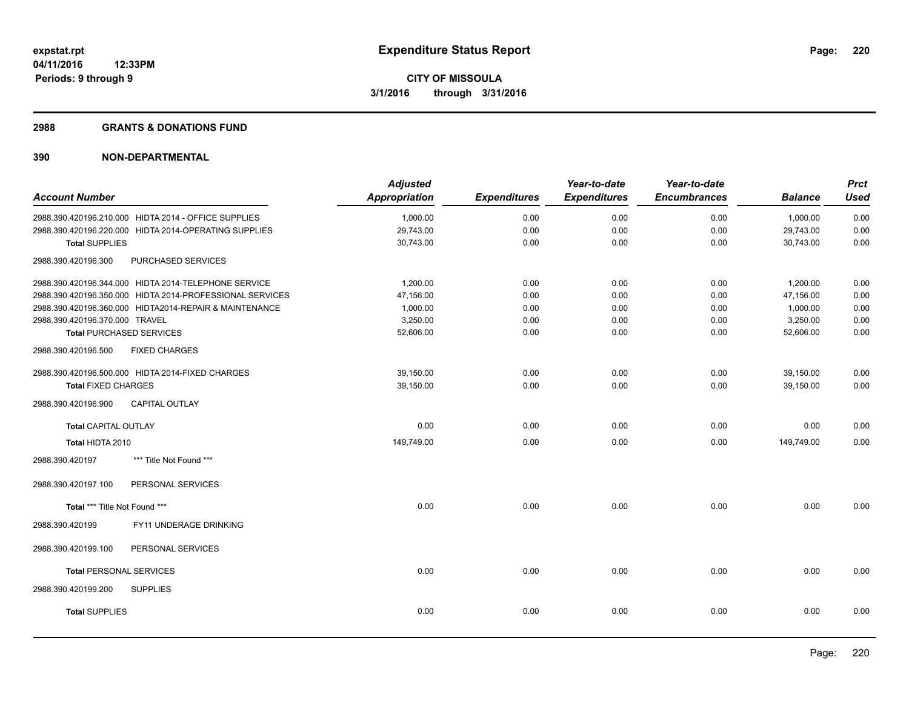# Expenditure Status Report

**CITY OF MISSOULA**

**3/1/2016 through 3/31/2016**

expstat.rpt
04/11/2016 12:33PM
Periods: 9 through 9

## 2988 GRANTS & DONATIONS FUND

## 390 NON-DEPARTMENTAL

| Account Number | Adjusted Appropriation | Expenditures | Year-to-date Expenditures | Year-to-date Encumbrances | Balance | Prct Used |
|---|---|---|---|---|---|---|
| 2988.390.420196.210.000 HIDTA 2014 - OFFICE SUPPLIES | 1,000.00 | 0.00 | 0.00 | 0.00 | 1,000.00 | 0.00 |
| 2988.390.420196.220.000 HIDTA 2014-OPERATING SUPPLIES | 29,743.00 | 0.00 | 0.00 | 0.00 | 29,743.00 | 0.00 |
| **Total SUPPLIES** | 30,743.00 | 0.00 | 0.00 | 0.00 | 30,743.00 | 0.00 |
| 2988.390.420196.300 PURCHASED SERVICES | | | | | | |
| 2988.390.420196.344.000 HIDTA 2014-TELEPHONE SERVICE | 1,200.00 | 0.00 | 0.00 | 0.00 | 1,200.00 | 0.00 |
| 2988.390.420196.350.000 HIDTA 2014-PROFESSIONAL SERVICES | 47,156.00 | 0.00 | 0.00 | 0.00 | 47,156.00 | 0.00 |
| 2988.390.420196.360.000 HIDTA2014-REPAIR & MAINTENANCE | 1,000.00 | 0.00 | 0.00 | 0.00 | 1,000.00 | 0.00 |
| 2988.390.420196.370.000 TRAVEL | 3,250.00 | 0.00 | 0.00 | 0.00 | 3,250.00 | 0.00 |
| **Total PURCHASED SERVICES** | 52,606.00 | 0.00 | 0.00 | 0.00 | 52,606.00 | 0.00 |
| 2988.390.420196.500 FIXED CHARGES | | | | | | |
| 2988.390.420196.500.000 HIDTA 2014-FIXED CHARGES | 39,150.00 | 0.00 | 0.00 | 0.00 | 39,150.00 | 0.00 |
| **Total FIXED CHARGES** | 39,150.00 | 0.00 | 0.00 | 0.00 | 39,150.00 | 0.00 |
| 2988.390.420196.900 CAPITAL OUTLAY | | | | | | |
| **Total CAPITAL OUTLAY** | 0.00 | 0.00 | 0.00 | 0.00 | 0.00 | 0.00 |
| **Total HIDTA 2010** | 149,749.00 | 0.00 | 0.00 | 0.00 | 149,749.00 | 0.00 |
| 2988.390.420197 *** Title Not Found *** | | | | | | |
| 2988.390.420197.100 PERSONAL SERVICES | | | | | | |
| **Total *** Title Not Found ***** | 0.00 | 0.00 | 0.00 | 0.00 | 0.00 | 0.00 |
| 2988.390.420199 FY11 UNDERAGE DRINKING | | | | | | |
| 2988.390.420199.100 PERSONAL SERVICES | | | | | | |
| **Total PERSONAL SERVICES** | 0.00 | 0.00 | 0.00 | 0.00 | 0.00 | 0.00 |
| 2988.390.420199.200 SUPPLIES | | | | | | |
| **Total SUPPLIES** | 0.00 | 0.00 | 0.00 | 0.00 | 0.00 | 0.00 |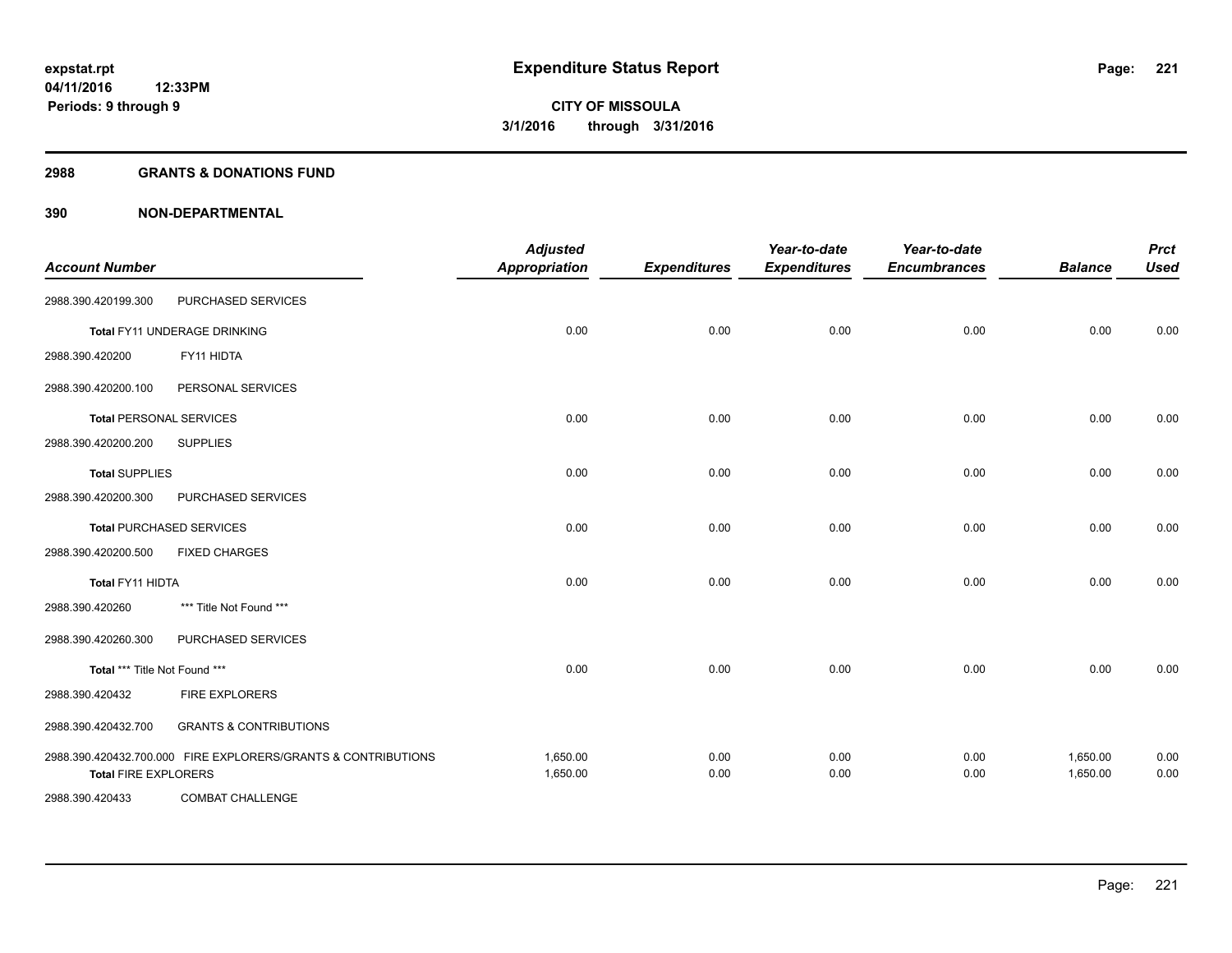**expstat.rpt**
**04/11/2016 12:33PM**
**Periods: 9 through 9**

# Expenditure Status Report

**CITY OF MISSOULA**
**3/1/2016 through 3/31/2016**

## 2988 GRANTS & DONATIONS FUND

## 390 NON-DEPARTMENTAL

| Account Number | | Adjusted Appropriation | Expenditures | Year-to-date Expenditures | Year-to-date Encumbrances | Balance | Prct Used |
|---|---|---|---|---|---|---|---|
| 2988.390.420199.300 | PURCHASED SERVICES | | | | | | |
| **Total** FY11 UNDERAGE DRINKING | | 0.00 | 0.00 | 0.00 | 0.00 | 0.00 | 0.00 |
| 2988.390.420200 | FY11 HIDTA | | | | | | |
| 2988.390.420200.100 | PERSONAL SERVICES | | | | | | |
| **Total** PERSONAL SERVICES | | 0.00 | 0.00 | 0.00 | 0.00 | 0.00 | 0.00 |
| 2988.390.420200.200 | SUPPLIES | | | | | | |
| **Total** SUPPLIES | | 0.00 | 0.00 | 0.00 | 0.00 | 0.00 | 0.00 |
| 2988.390.420200.300 | PURCHASED SERVICES | | | | | | |
| **Total** PURCHASED SERVICES | | 0.00 | 0.00 | 0.00 | 0.00 | 0.00 | 0.00 |
| 2988.390.420200.500 | FIXED CHARGES | | | | | | |
| **Total** FY11 HIDTA | | 0.00 | 0.00 | 0.00 | 0.00 | 0.00 | 0.00 |
| 2988.390.420260 | *** Title Not Found *** | | | | | | |
| 2988.390.420260.300 | PURCHASED SERVICES | | | | | | |
| **Total** *** Title Not Found *** | | 0.00 | 0.00 | 0.00 | 0.00 | 0.00 | 0.00 |
| 2988.390.420432 | FIRE EXPLORERS | | | | | | |
| 2988.390.420432.700 | GRANTS & CONTRIBUTIONS | | | | | | |
| 2988.390.420432.700.000 | FIRE EXPLORERS/GRANTS & CONTRIBUTIONS | 1,650.00 | 0.00 | 0.00 | 0.00 | 1,650.00 | 0.00 |
| **Total** FIRE EXPLORERS | | 1,650.00 | 0.00 | 0.00 | 0.00 | 1,650.00 | 0.00 |
| 2988.390.420433 | COMBAT CHALLENGE | | | | | | |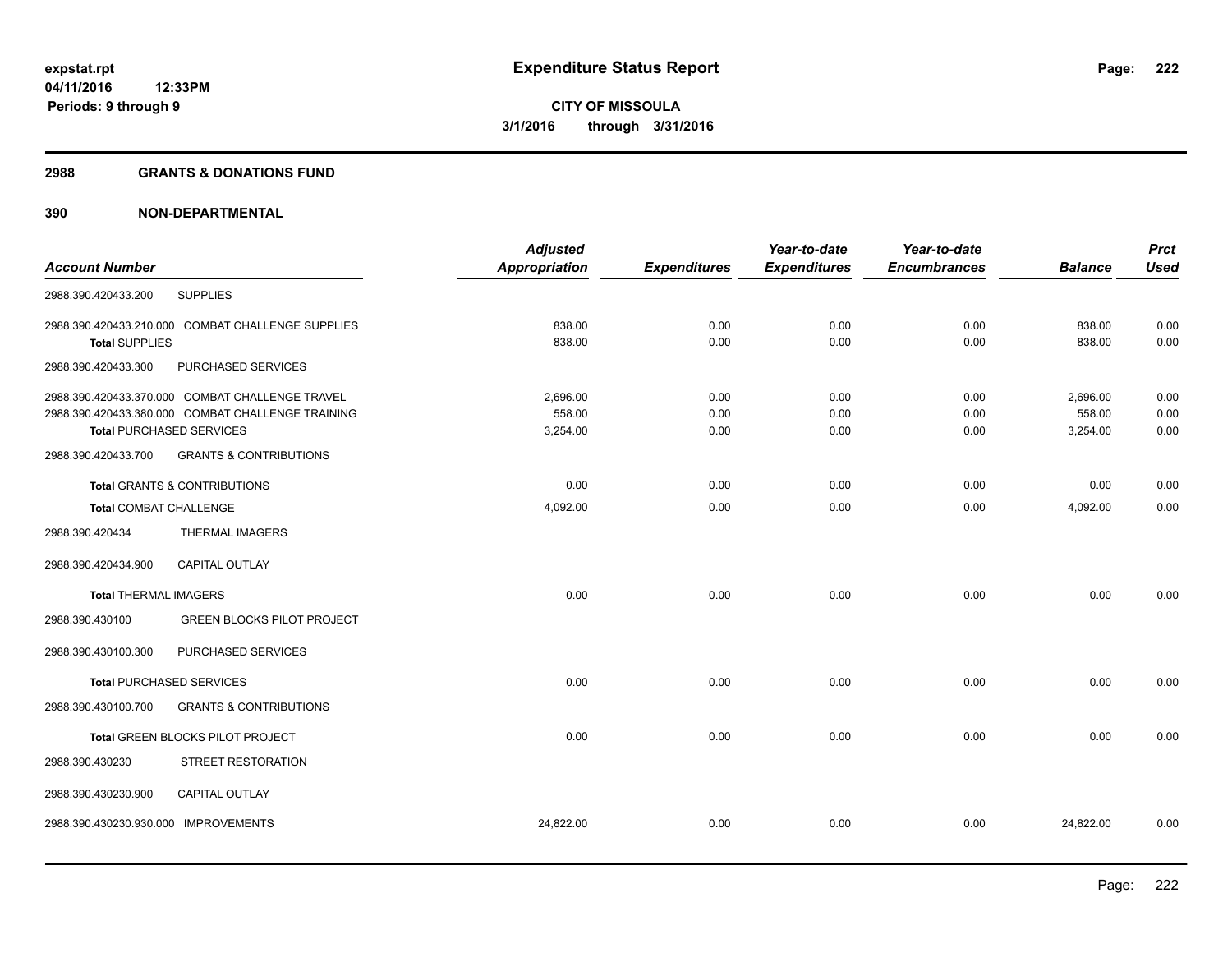**expstat.rpt**
**04/11/2016 12:33PM**
**Periods: 9 through 9**

# Expenditure Status Report

**CITY OF MISSOULA**
**3/1/2016 through 3/31/2016**

## 2988 GRANTS & DONATIONS FUND

## 390 NON-DEPARTMENTAL

| Account Number | | Adjusted Appropriation | Expenditures | Year-to-date Expenditures | Year-to-date Encumbrances | Balance | Prct Used |
|---|---|---|---|---|---|---|---|
| 2988.390.420433.200 | SUPPLIES | | | | | | |
| 2988.390.420433.210.000 | COMBAT CHALLENGE SUPPLIES | 838.00 | 0.00 | 0.00 | 0.00 | 838.00 | 0.00 |
| Total SUPPLIES | | 838.00 | 0.00 | 0.00 | 0.00 | 838.00 | 0.00 |
| 2988.390.420433.300 | PURCHASED SERVICES | | | | | | |
| 2988.390.420433.370.000 | COMBAT CHALLENGE TRAVEL | 2,696.00 | 0.00 | 0.00 | 0.00 | 2,696.00 | 0.00 |
| 2988.390.420433.380.000 | COMBAT CHALLENGE TRAINING | 558.00 | 0.00 | 0.00 | 0.00 | 558.00 | 0.00 |
| Total PURCHASED SERVICES | | 3,254.00 | 0.00 | 0.00 | 0.00 | 3,254.00 | 0.00 |
| 2988.390.420433.700 | GRANTS & CONTRIBUTIONS | | | | | | |
| Total GRANTS & CONTRIBUTIONS | | 0.00 | 0.00 | 0.00 | 0.00 | 0.00 | 0.00 |
| Total COMBAT CHALLENGE | | 4,092.00 | 0.00 | 0.00 | 0.00 | 4,092.00 | 0.00 |
| 2988.390.420434 | THERMAL IMAGERS | | | | | | |
| 2988.390.420434.900 | CAPITAL OUTLAY | | | | | | |
| Total THERMAL IMAGERS | | 0.00 | 0.00 | 0.00 | 0.00 | 0.00 | 0.00 |
| 2988.390.430100 | GREEN BLOCKS PILOT PROJECT | | | | | | |
| 2988.390.430100.300 | PURCHASED SERVICES | | | | | | |
| Total PURCHASED SERVICES | | 0.00 | 0.00 | 0.00 | 0.00 | 0.00 | 0.00 |
| 2988.390.430100.700 | GRANTS & CONTRIBUTIONS | | | | | | |
| Total GREEN BLOCKS PILOT PROJECT | | 0.00 | 0.00 | 0.00 | 0.00 | 0.00 | 0.00 |
| 2988.390.430230 | STREET RESTORATION | | | | | | |
| 2988.390.430230.900 | CAPITAL OUTLAY | | | | | | |
| 2988.390.430230.930.000 | IMPROVEMENTS | 24,822.00 | 0.00 | 0.00 | 0.00 | 24,822.00 | 0.00 |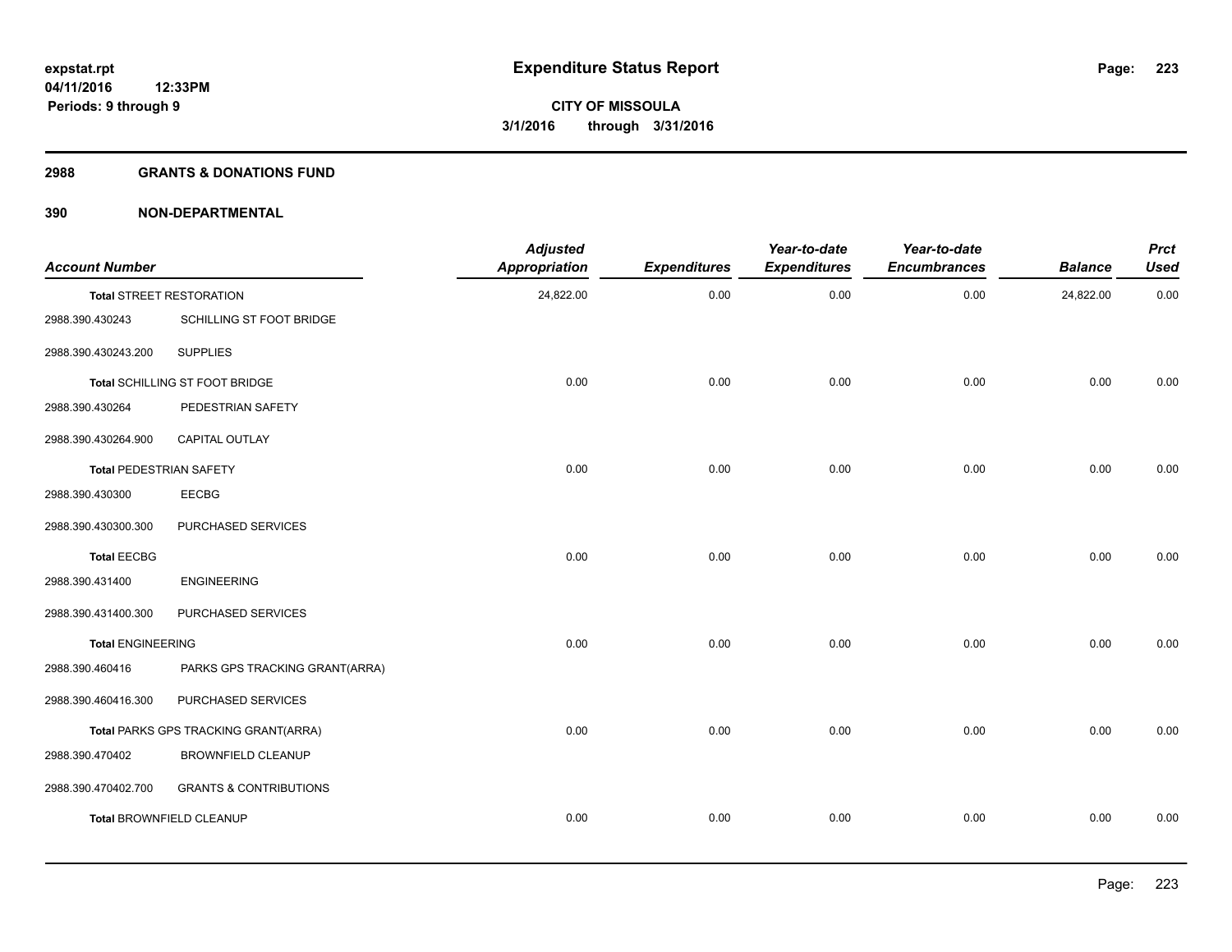**Expenditure Status Report**

**CITY OF MISSOULA**

**3/1/2016 through 3/31/2016**

expstat.rpt
04/11/2016 12:33PM
Periods: 9 through 9

## 2988 GRANTS & DONATIONS FUND

## 390 NON-DEPARTMENTAL

| Account Number | | Adjusted Appropriation | Expenditures | Year-to-date Expenditures | Year-to-date Encumbrances | Balance | Prct Used |
|---|---|---|---|---|---|---|---|
| **Total** STREET RESTORATION | | 24,822.00 | 0.00 | 0.00 | 0.00 | 24,822.00 | 0.00 |
| 2988.390.430243 | SCHILLING ST FOOT BRIDGE | | | | | | |
| 2988.390.430243.200 | SUPPLIES | | | | | | |
| **Total** SCHILLING ST FOOT BRIDGE | | 0.00 | 0.00 | 0.00 | 0.00 | 0.00 | 0.00 |
| 2988.390.430264 | PEDESTRIAN SAFETY | | | | | | |
| 2988.390.430264.900 | CAPITAL OUTLAY | | | | | | |
| **Total** PEDESTRIAN SAFETY | | 0.00 | 0.00 | 0.00 | 0.00 | 0.00 | 0.00 |
| 2988.390.430300 | EECBG | | | | | | |
| 2988.390.430300.300 | PURCHASED SERVICES | | | | | | |
| **Total** EECBG | | 0.00 | 0.00 | 0.00 | 0.00 | 0.00 | 0.00 |
| 2988.390.431400 | ENGINEERING | | | | | | |
| 2988.390.431400.300 | PURCHASED SERVICES | | | | | | |
| **Total** ENGINEERING | | 0.00 | 0.00 | 0.00 | 0.00 | 0.00 | 0.00 |
| 2988.390.460416 | PARKS GPS TRACKING GRANT(ARRA) | | | | | | |
| 2988.390.460416.300 | PURCHASED SERVICES | | | | | | |
| **Total** PARKS GPS TRACKING GRANT(ARRA) | | 0.00 | 0.00 | 0.00 | 0.00 | 0.00 | 0.00 |
| 2988.390.470402 | BROWNFIELD CLEANUP | | | | | | |
| 2988.390.470402.700 | GRANTS & CONTRIBUTIONS | | | | | | |
| **Total** BROWNFIELD CLEANUP | | 0.00 | 0.00 | 0.00 | 0.00 | 0.00 | 0.00 |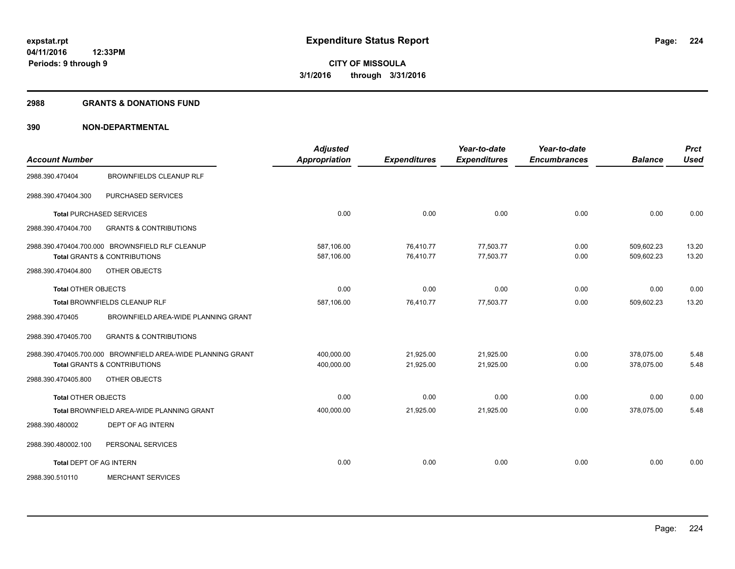**expstat.rpt**
**04/11/2016 12:33PM**
**Periods: 9 through 9**

# Expenditure Status Report

**CITY OF MISSOULA**
**3/1/2016 through 3/31/2016**

## 2988 GRANTS & DONATIONS FUND

## 390 NON-DEPARTMENTAL

| Account Number | | Adjusted Appropriation | Expenditures | Year-to-date Expenditures | Year-to-date Encumbrances | Balance | Prct Used |
|---|---|---|---|---|---|---|---|
| 2988.390.470404 | BROWNFIELDS CLEANUP RLF | | | | | | |
| 2988.390.470404.300 | PURCHASED SERVICES | | | | | | |
| **Total** PURCHASED SERVICES | | 0.00 | 0.00 | 0.00 | 0.00 | 0.00 | 0.00 |
| 2988.390.470404.700 | GRANTS & CONTRIBUTIONS | | | | | | |
| 2988.390.470404.700.000 | BROWNSFIELD RLF CLEANUP | 587,106.00 | 76,410.77 | 77,503.77 | 0.00 | 509,602.23 | 13.20 |
| **Total** GRANTS & CONTRIBUTIONS | | 587,106.00 | 76,410.77 | 77,503.77 | 0.00 | 509,602.23 | 13.20 |
| 2988.390.470404.800 | OTHER OBJECTS | | | | | | |
| **Total** OTHER OBJECTS | | 0.00 | 0.00 | 0.00 | 0.00 | 0.00 | 0.00 |
| **Total** BROWNFIELDS CLEANUP RLF | | 587,106.00 | 76,410.77 | 77,503.77 | 0.00 | 509,602.23 | 13.20 |
| 2988.390.470405 | BROWNFIELD AREA-WIDE PLANNING GRANT | | | | | | |
| 2988.390.470405.700 | GRANTS & CONTRIBUTIONS | | | | | | |
| 2988.390.470405.700.000 | BROWNFIELD AREA-WIDE PLANNING GRANT | 400,000.00 | 21,925.00 | 21,925.00 | 0.00 | 378,075.00 | 5.48 |
| **Total** GRANTS & CONTRIBUTIONS | | 400,000.00 | 21,925.00 | 21,925.00 | 0.00 | 378,075.00 | 5.48 |
| 2988.390.470405.800 | OTHER OBJECTS | | | | | | |
| **Total** OTHER OBJECTS | | 0.00 | 0.00 | 0.00 | 0.00 | 0.00 | 0.00 |
| **Total** BROWNFIELD AREA-WIDE PLANNING GRANT | | 400,000.00 | 21,925.00 | 21,925.00 | 0.00 | 378,075.00 | 5.48 |
| 2988.390.480002 | DEPT OF AG INTERN | | | | | | |
| 2988.390.480002.100 | PERSONAL SERVICES | | | | | | |
| **Total** DEPT OF AG INTERN | | 0.00 | 0.00 | 0.00 | 0.00 | 0.00 | 0.00 |
| 2988.390.510110 | MERCHANT SERVICES | | | | | | |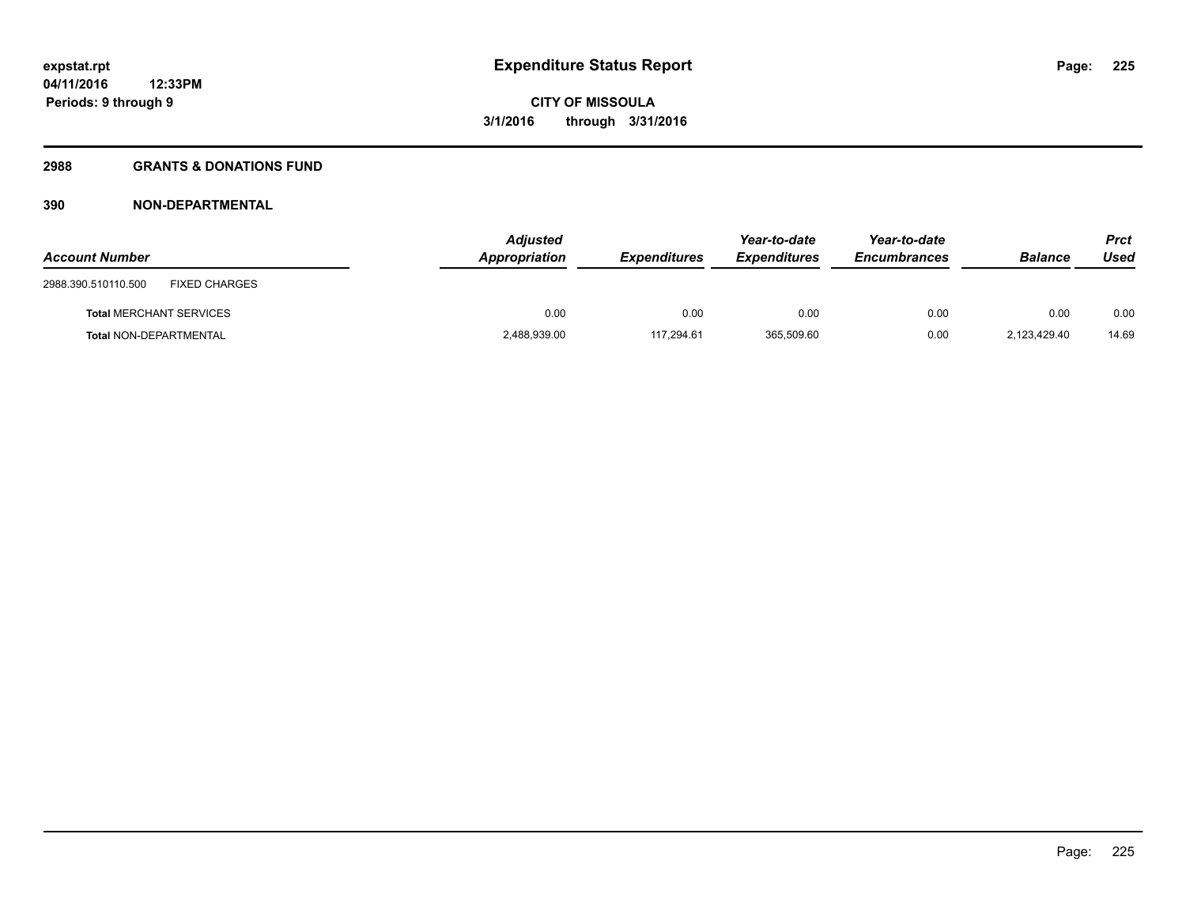**expstat.rpt**
**04/11/2016 12:33PM**
**Periods: 9 through 9**

# Expenditure Status Report

**CITY OF MISSOULA**
**3/1/2016 through 3/31/2016**

## 2988 GRANTS & DONATIONS FUND

## 390 NON-DEPARTMENTAL

| Account Number | Adjusted Appropriation | Expenditures | Year-to-date Expenditures | Year-to-date Encumbrances | Balance | Prct Used |
|---|---|---|---|---|---|---|
| 2988.390.510110.500 FIXED CHARGES | | | | | | |
| **Total** MERCHANT SERVICES | 0.00 | 0.00 | 0.00 | 0.00 | 0.00 | 0.00 |
| **Total** NON-DEPARTMENTAL | 2,488,939.00 | 117,294.61 | 365,509.60 | 0.00 | 2,123,429.40 | 14.69 |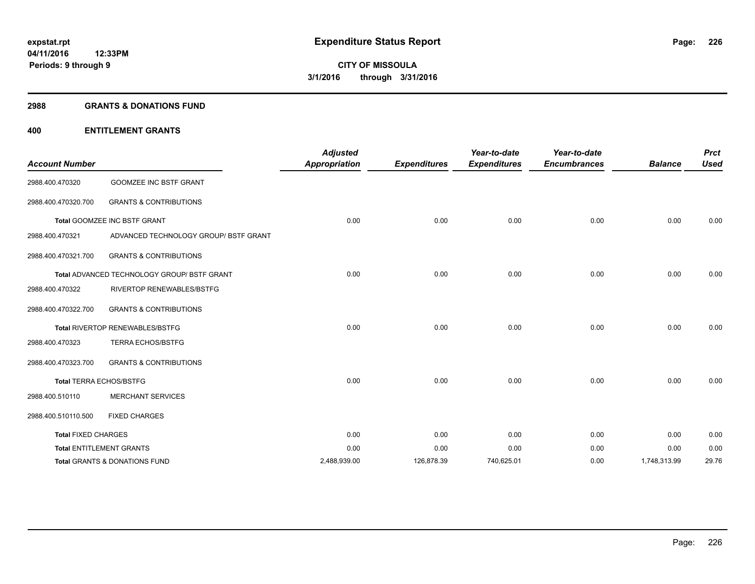# Expenditure Status Report

expstat.rpt
04/11/2016 12:33PM
Periods: 9 through 9

**CITY OF MISSOULA**
**3/1/2016 through 3/31/2016**

## 2988 GRANTS & DONATIONS FUND

### 400 ENTITLEMENT GRANTS

| Account Number | | Adjusted Appropriation | Expenditures | Year-to-date Expenditures | Year-to-date Encumbrances | Balance | Prct Used |
|---|---|---|---|---|---|---|---|
| 2988.400.470320 | GOOMZEE INC BSTF GRANT | | | | | | |
| 2988.400.470320.700 | GRANTS & CONTRIBUTIONS | | | | | | |
| **Total** GOOMZEE INC BSTF GRANT | | 0.00 | 0.00 | 0.00 | 0.00 | 0.00 | 0.00 |
| 2988.400.470321 | ADVANCED TECHNOLOGY GROUP/ BSTF GRANT | | | | | | |
| 2988.400.470321.700 | GRANTS & CONTRIBUTIONS | | | | | | |
| **Total** ADVANCED TECHNOLOGY GROUP/ BSTF GRANT | | 0.00 | 0.00 | 0.00 | 0.00 | 0.00 | 0.00 |
| 2988.400.470322 | RIVERTOP RENEWABLES/BSTFG | | | | | | |
| 2988.400.470322.700 | GRANTS & CONTRIBUTIONS | | | | | | |
| **Total** RIVERTOP RENEWABLES/BSTFG | | 0.00 | 0.00 | 0.00 | 0.00 | 0.00 | 0.00 |
| 2988.400.470323 | TERRA ECHOS/BSTFG | | | | | | |
| 2988.400.470323.700 | GRANTS & CONTRIBUTIONS | | | | | | |
| **Total** TERRA ECHOS/BSTFG | | 0.00 | 0.00 | 0.00 | 0.00 | 0.00 | 0.00 |
| 2988.400.510110 | MERCHANT SERVICES | | | | | | |
| 2988.400.510110.500 | FIXED CHARGES | | | | | | |
| **Total** FIXED CHARGES | | 0.00 | 0.00 | 0.00 | 0.00 | 0.00 | 0.00 |
| **Total** ENTITLEMENT GRANTS | | 0.00 | 0.00 | 0.00 | 0.00 | 0.00 | 0.00 |
| **Total** GRANTS & DONATIONS FUND | | 2,488,939.00 | 126,878.39 | 740,625.01 | 0.00 | 1,748,313.99 | 29.76 |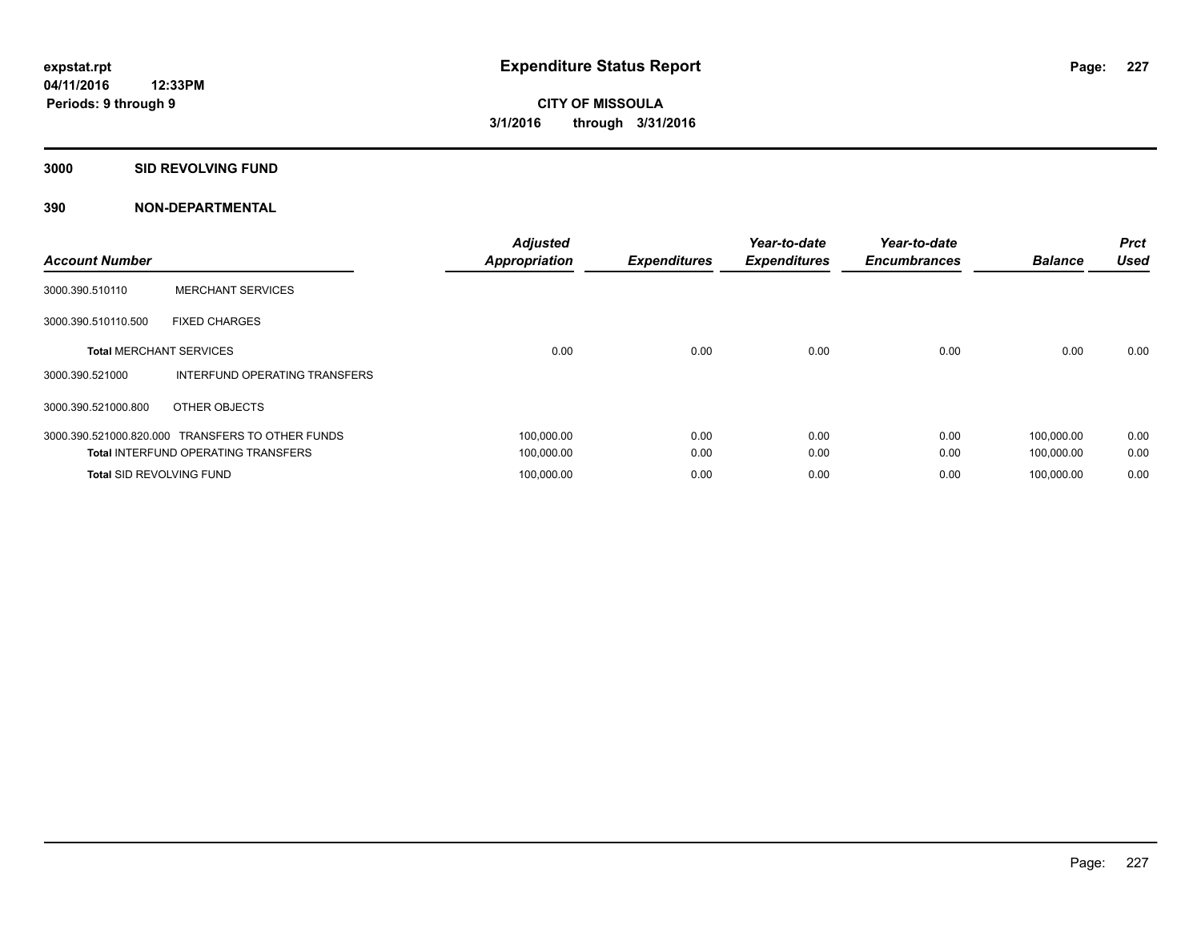**expstat.rpt**
**04/11/2016 12:33PM**
**Periods: 9 through 9**

# Expenditure Status Report

**CITY OF MISSOULA**
**3/1/2016 through 3/31/2016**

## 3000 SID REVOLVING FUND

### 390 NON-DEPARTMENTAL

| Account Number | | Adjusted Appropriation | Expenditures | Year-to-date Expenditures | Year-to-date Encumbrances | Balance | Prct Used |
|---|---|---|---|---|---|---|---|
| 3000.390.510110 | MERCHANT SERVICES | | | | | | |
| 3000.390.510110.500 | FIXED CHARGES | | | | | | |
| **Total** MERCHANT SERVICES | | 0.00 | 0.00 | 0.00 | 0.00 | 0.00 | 0.00 |
| 3000.390.521000 | INTERFUND OPERATING TRANSFERS | | | | | | |
| 3000.390.521000.800 | OTHER OBJECTS | | | | | | |
| 3000.390.521000.820.000 | TRANSFERS TO OTHER FUNDS | 100,000.00 | 0.00 | 0.00 | 0.00 | 100,000.00 | 0.00 |
| **Total** INTERFUND OPERATING TRANSFERS | | 100,000.00 | 0.00 | 0.00 | 0.00 | 100,000.00 | 0.00 |
| **Total** SID REVOLVING FUND | | 100,000.00 | 0.00 | 0.00 | 0.00 | 100,000.00 | 0.00 |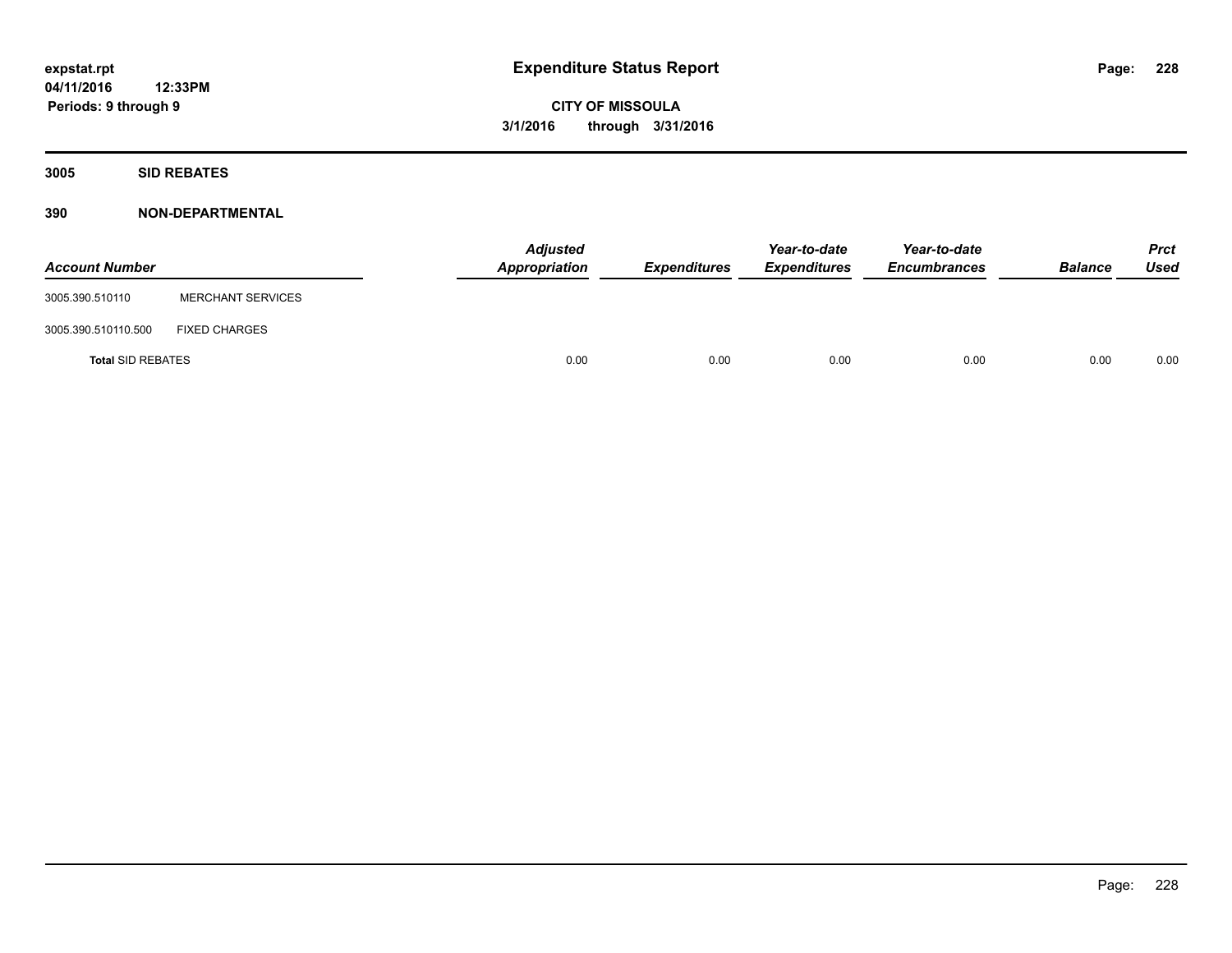**expstat.rpt**
**04/11/2016 12:33PM**
**Periods: 9 through 9**

# Expenditure Status Report

**CITY OF MISSOULA**
**3/1/2016 through 3/31/2016**

## 3005 SID REBATES

## 390 NON-DEPARTMENTAL

| Account Number | | Adjusted Appropriation | Expenditures | Year-to-date Expenditures | Year-to-date Encumbrances | Balance | Prct Used |
|---|---|---|---|---|---|---|---|
| 3005.390.510110 | MERCHANT SERVICES | | | | | | |
| 3005.390.510110.500 | FIXED CHARGES | | | | | | |
| **Total** SID REBATES | | 0.00 | 0.00 | 0.00 | 0.00 | 0.00 | 0.00 |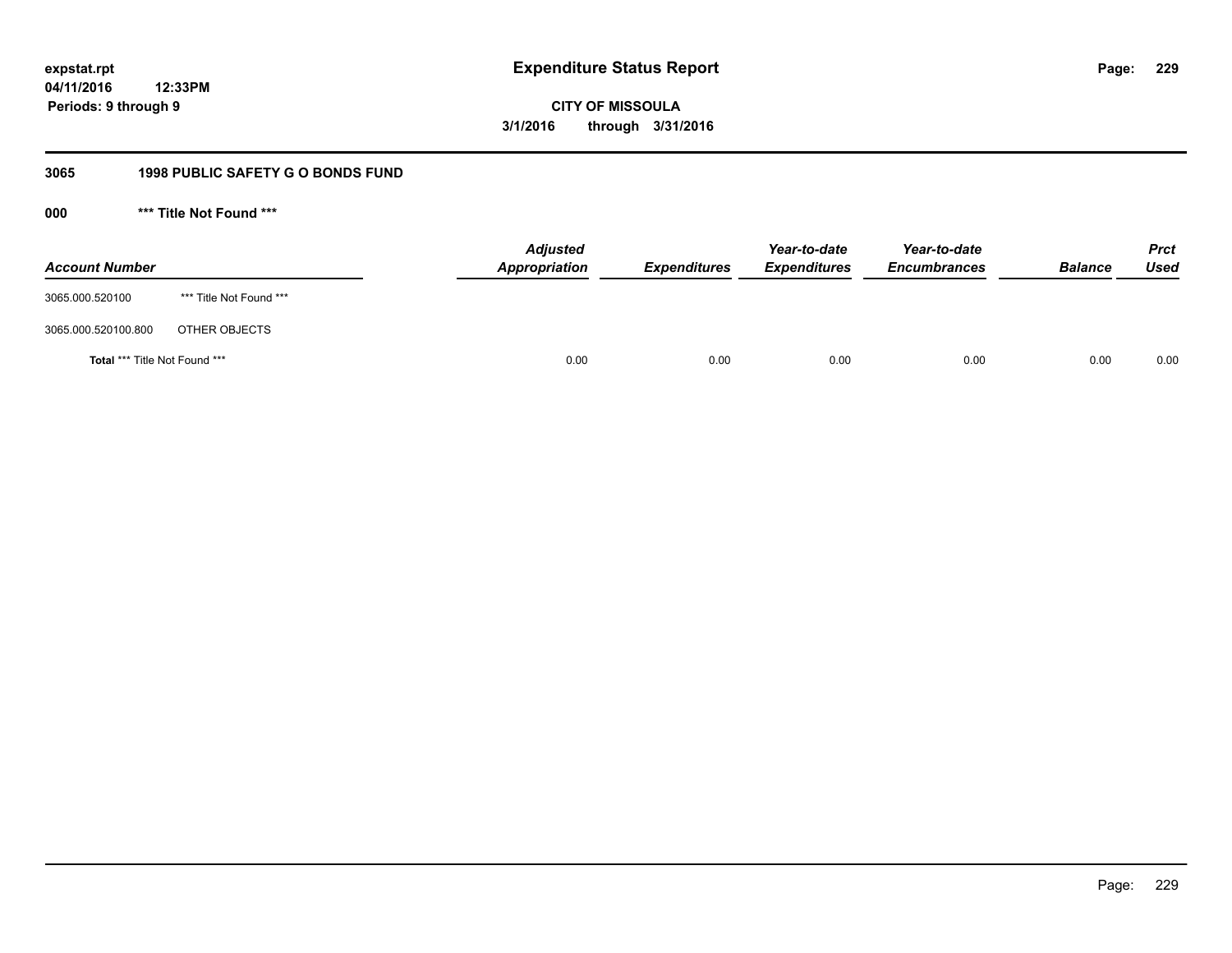**expstat.rpt**
**04/11/2016 12:33PM**
**Periods: 9 through 9**

# Expenditure Status Report

**CITY OF MISSOULA**
**3/1/2016 through 3/31/2016**

## 3065 1998 PUBLIC SAFETY G O BONDS FUND

### 000 *** Title Not Found ***

| Account Number | | Adjusted Appropriation | Expenditures | Year-to-date Expenditures | Year-to-date Encumbrances | Balance | Prct Used |
|---|---|---|---|---|---|---|---|
| 3065.000.520100 | *** Title Not Found *** | | | | | | |
| 3065.000.520100.800 | OTHER OBJECTS | | | | | | |
| **Total** *** Title Not Found *** | | 0.00 | 0.00 | 0.00 | 0.00 | 0.00 | 0.00 |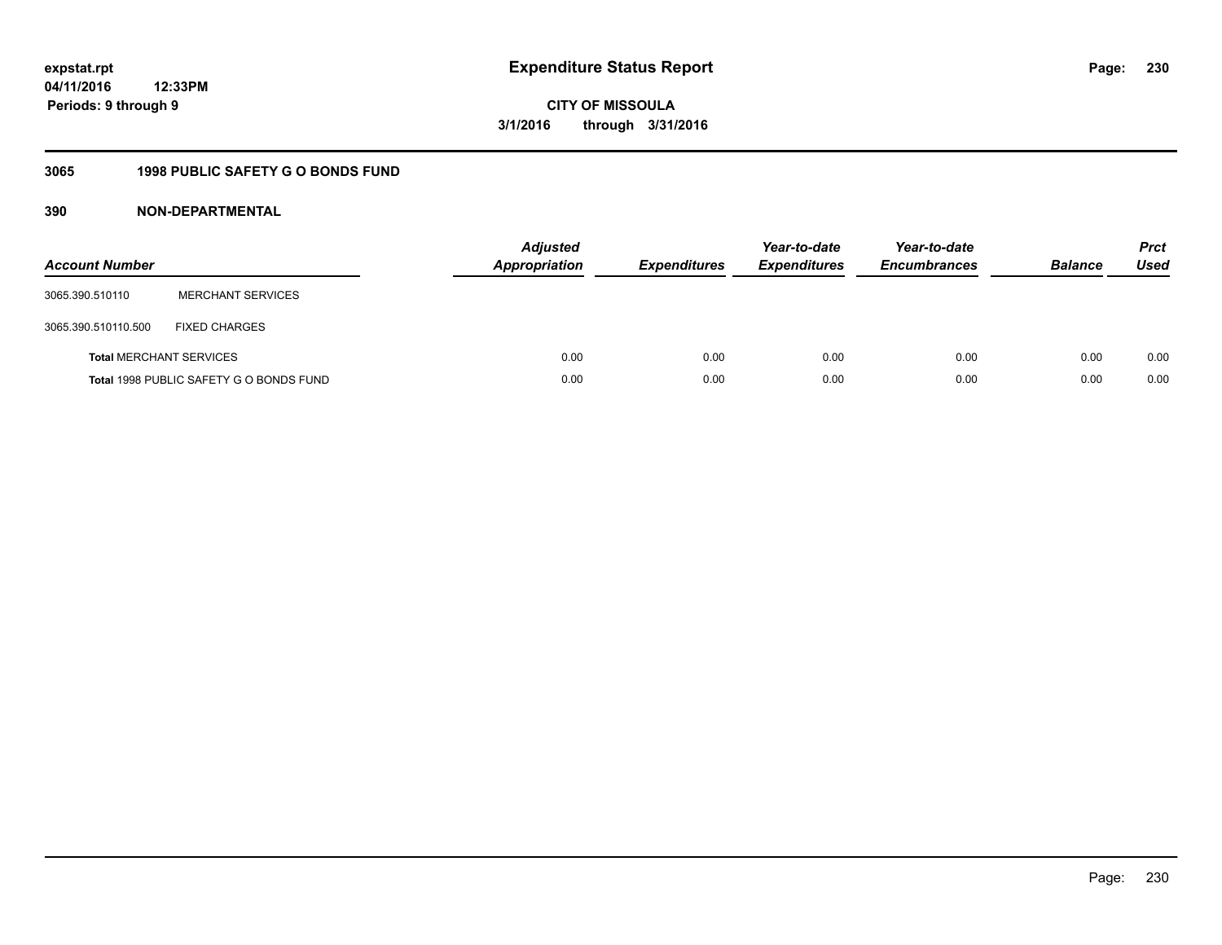**expstat.rpt**
**04/11/2016 12:33PM**
**Periods: 9 through 9**

# Expenditure Status Report

**CITY OF MISSOULA**
**3/1/2016 through 3/31/2016**

## 3065 1998 PUBLIC SAFETY G O BONDS FUND

### 390 NON-DEPARTMENTAL

| Account Number | | Adjusted Appropriation | Expenditures | Year-to-date Expenditures | Year-to-date Encumbrances | Balance | Prct Used |
|---|---|---|---|---|---|---|---|
| 3065.390.510110 | MERCHANT SERVICES | | | | | | |
| 3065.390.510110.500 | FIXED CHARGES | | | | | | |
| **Total** MERCHANT SERVICES | | 0.00 | 0.00 | 0.00 | 0.00 | 0.00 | 0.00 |
| **Total** 1998 PUBLIC SAFETY G O BONDS FUND | | 0.00 | 0.00 | 0.00 | 0.00 | 0.00 | 0.00 |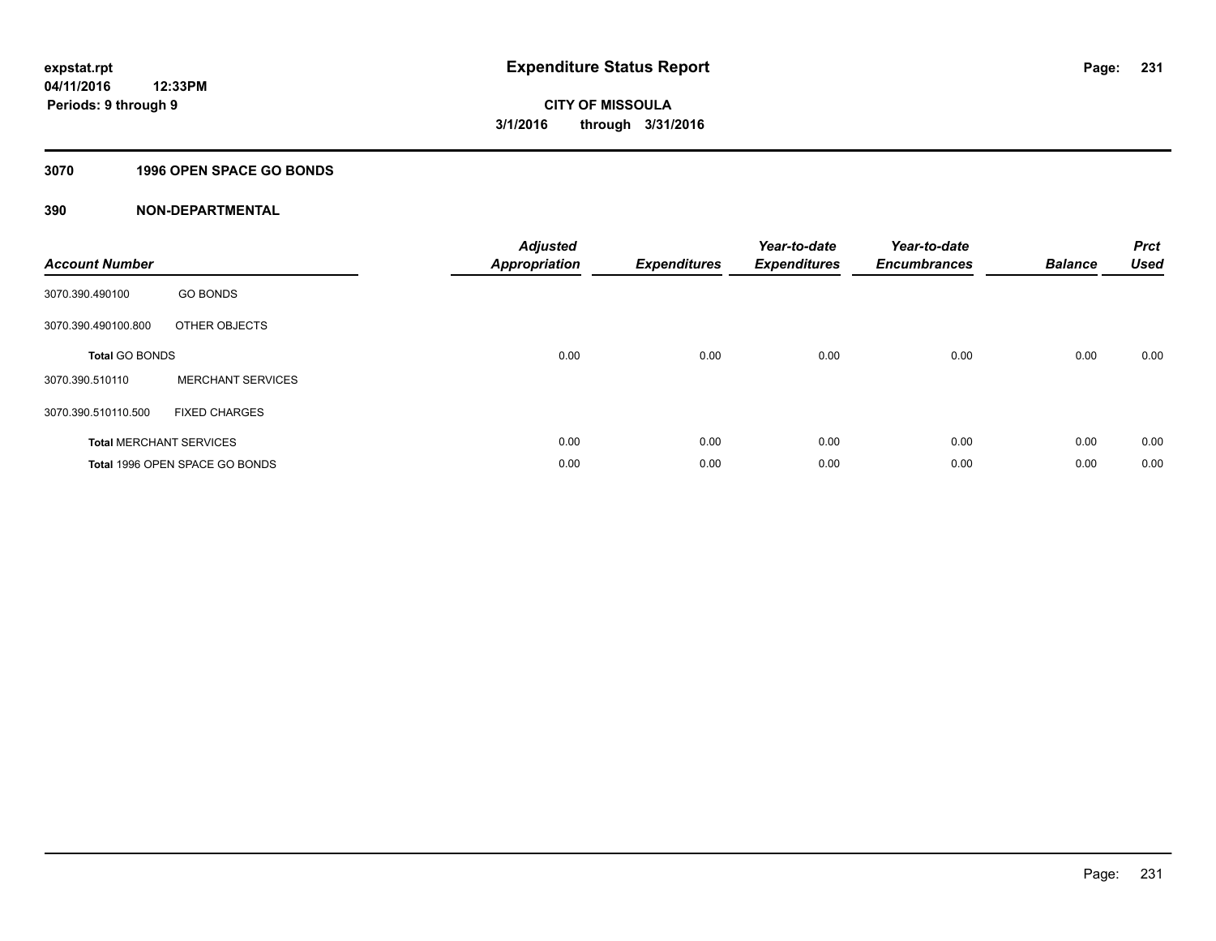**expstat.rpt**
**04/11/2016 12:33PM**
**Periods: 9 through 9**

# Expenditure Status Report

**CITY OF MISSOULA**
**3/1/2016 through 3/31/2016**

## 3070 1996 OPEN SPACE GO BONDS

## 390 NON-DEPARTMENTAL

| Account Number | | Adjusted Appropriation | Expenditures | Year-to-date Expenditures | Year-to-date Encumbrances | Balance | Prct Used |
|---|---|---|---|---|---|---|---|
| 3070.390.490100 | GO BONDS | | | | | | |
| 3070.390.490100.800 | OTHER OBJECTS | | | | | | |
| **Total** GO BONDS | | 0.00 | 0.00 | 0.00 | 0.00 | 0.00 | 0.00 |
| 3070.390.510110 | MERCHANT SERVICES | | | | | | |
| 3070.390.510110.500 | FIXED CHARGES | | | | | | |
| **Total** MERCHANT SERVICES | | 0.00 | 0.00 | 0.00 | 0.00 | 0.00 | 0.00 |
| **Total** 1996 OPEN SPACE GO BONDS | | 0.00 | 0.00 | 0.00 | 0.00 | 0.00 | 0.00 |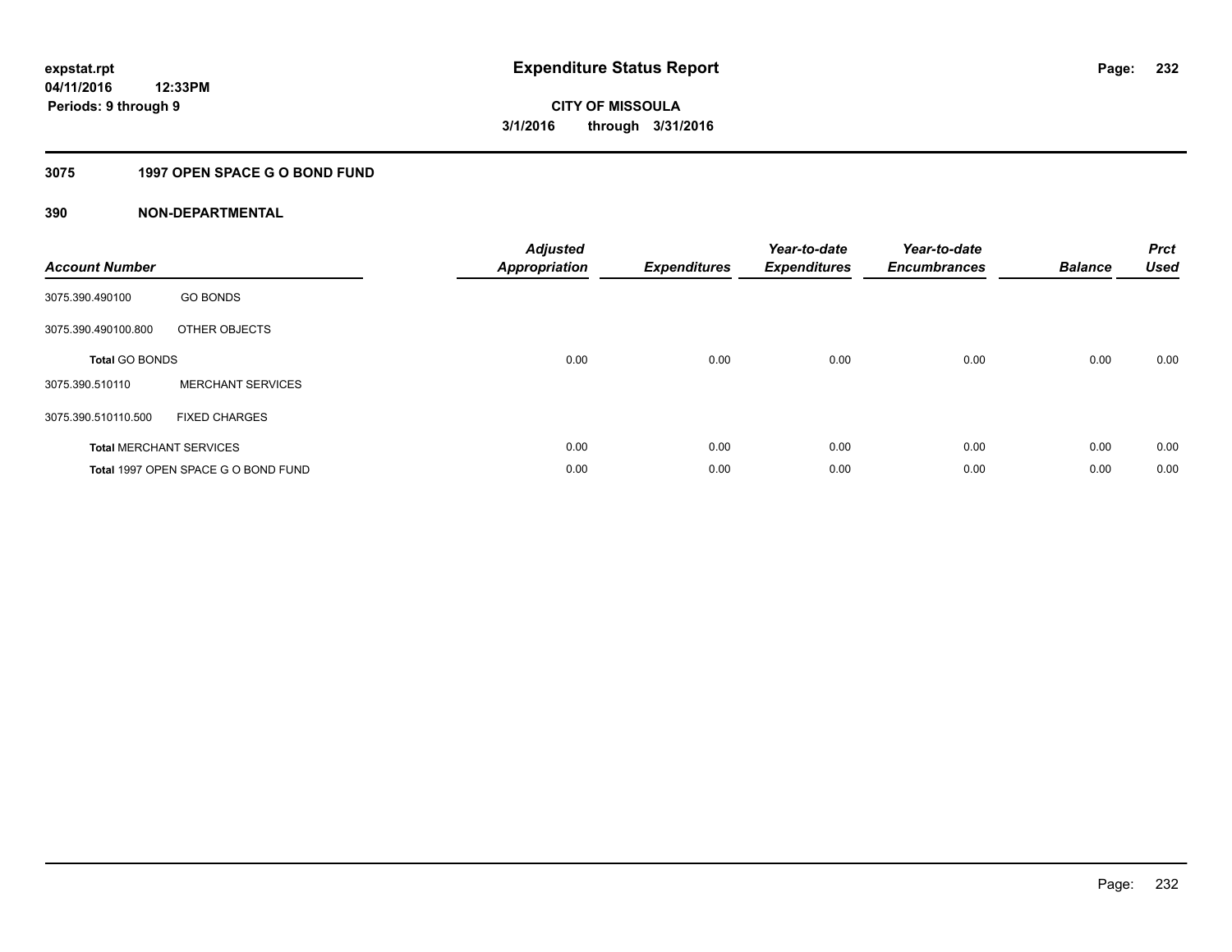# Expenditure Status Report

expstat.rpt
04/11/2016 12:33PM
Periods: 9 through 9

CITY OF MISSOULA
3/1/2016 through 3/31/2016

## 3075 1997 OPEN SPACE G O BOND FUND

### 390 NON-DEPARTMENTAL

| Account Number | | Adjusted Appropriation | Expenditures | Year-to-date Expenditures | Year-to-date Encumbrances | Balance | Prct Used |
|---|---|---|---|---|---|---|---|
| 3075.390.490100 | GO BONDS | | | | | | |
| 3075.390.490100.800 | OTHER OBJECTS | | | | | | |
| **Total** GO BONDS | | 0.00 | 0.00 | 0.00 | 0.00 | 0.00 | 0.00 |
| 3075.390.510110 | MERCHANT SERVICES | | | | | | |
| 3075.390.510110.500 | FIXED CHARGES | | | | | | |
| **Total** MERCHANT SERVICES | | 0.00 | 0.00 | 0.00 | 0.00 | 0.00 | 0.00 |
| **Total** 1997 OPEN SPACE G O BOND FUND | | 0.00 | 0.00 | 0.00 | 0.00 | 0.00 | 0.00 |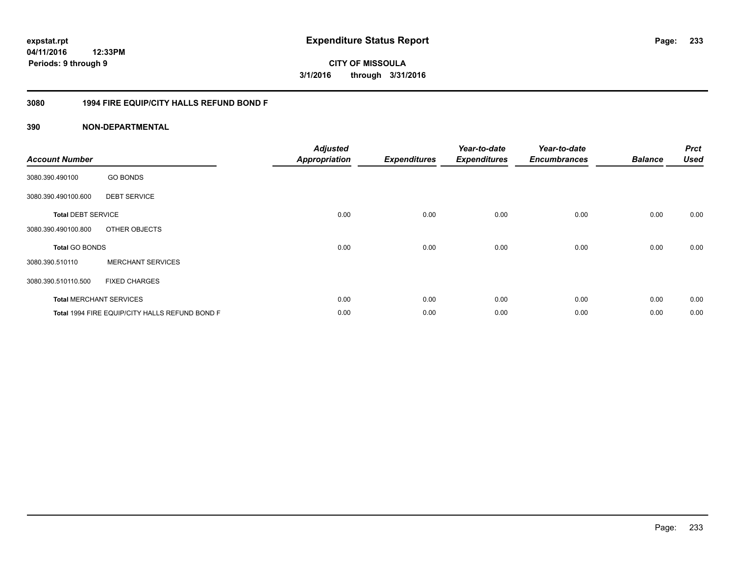**expstat.rpt**
**04/11/2016 12:33PM**
**Periods: 9 through 9**

# Expenditure Status Report

**CITY OF MISSOULA**
**3/1/2016 through 3/31/2016**

## 3080 1994 FIRE EQUIP/CITY HALLS REFUND BOND F

## 390 NON-DEPARTMENTAL

| Account Number | | Adjusted Appropriation | Expenditures | Year-to-date Expenditures | Year-to-date Encumbrances | Balance | Prct Used |
|---|---|---|---|---|---|---|---|
| 3080.390.490100 | GO BONDS | | | | | | |
| 3080.390.490100.600 | DEBT SERVICE | | | | | | |
| **Total** DEBT SERVICE | | 0.00 | 0.00 | 0.00 | 0.00 | 0.00 | 0.00 |
| 3080.390.490100.800 | OTHER OBJECTS | | | | | | |
| **Total** GO BONDS | | 0.00 | 0.00 | 0.00 | 0.00 | 0.00 | 0.00 |
| 3080.390.510110 | MERCHANT SERVICES | | | | | | |
| 3080.390.510110.500 | FIXED CHARGES | | | | | | |
| **Total** MERCHANT SERVICES | | 0.00 | 0.00 | 0.00 | 0.00 | 0.00 | 0.00 |
| **Total** 1994 FIRE EQUIP/CITY HALLS REFUND BOND F | | 0.00 | 0.00 | 0.00 | 0.00 | 0.00 | 0.00 |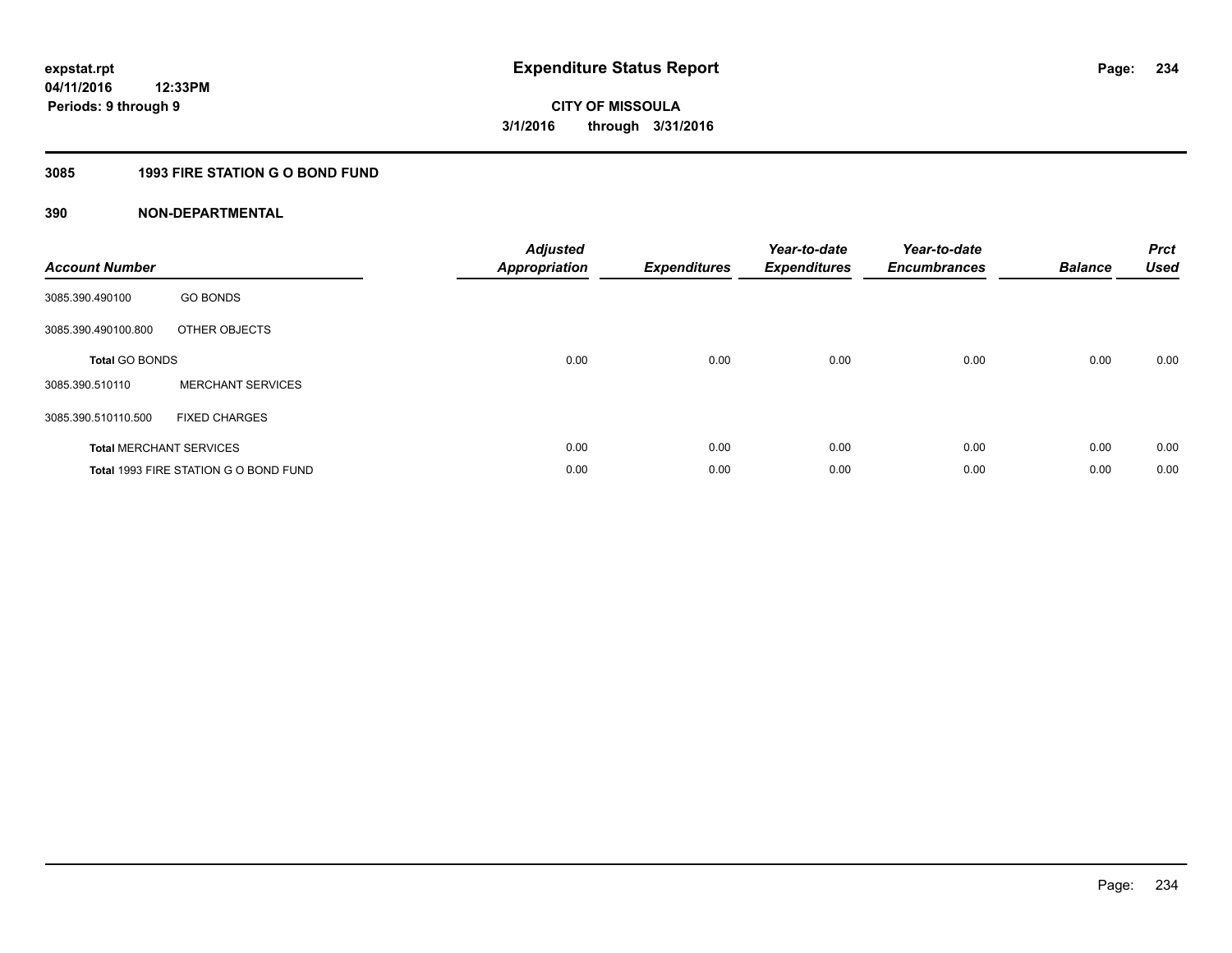**expstat.rpt**
**04/11/2016 12:33PM**
**Periods: 9 through 9**

# Expenditure Status Report

**CITY OF MISSOULA**
**3/1/2016 through 3/31/2016**

## 3085 1993 FIRE STATION G O BOND FUND

## 390 NON-DEPARTMENTAL

| Account Number | | Adjusted Appropriation | Expenditures | Year-to-date Expenditures | Year-to-date Encumbrances | Balance | Prct Used |
|---|---|---|---|---|---|---|---|
| 3085.390.490100 | GO BONDS | | | | | | |
| 3085.390.490100.800 | OTHER OBJECTS | | | | | | |
| **Total** GO BONDS | | 0.00 | 0.00 | 0.00 | 0.00 | 0.00 | 0.00 |
| 3085.390.510110 | MERCHANT SERVICES | | | | | | |
| 3085.390.510110.500 | FIXED CHARGES | | | | | | |
| **Total** MERCHANT SERVICES | | 0.00 | 0.00 | 0.00 | 0.00 | 0.00 | 0.00 |
| **Total** 1993 FIRE STATION G O BOND FUND | | 0.00 | 0.00 | 0.00 | 0.00 | 0.00 | 0.00 |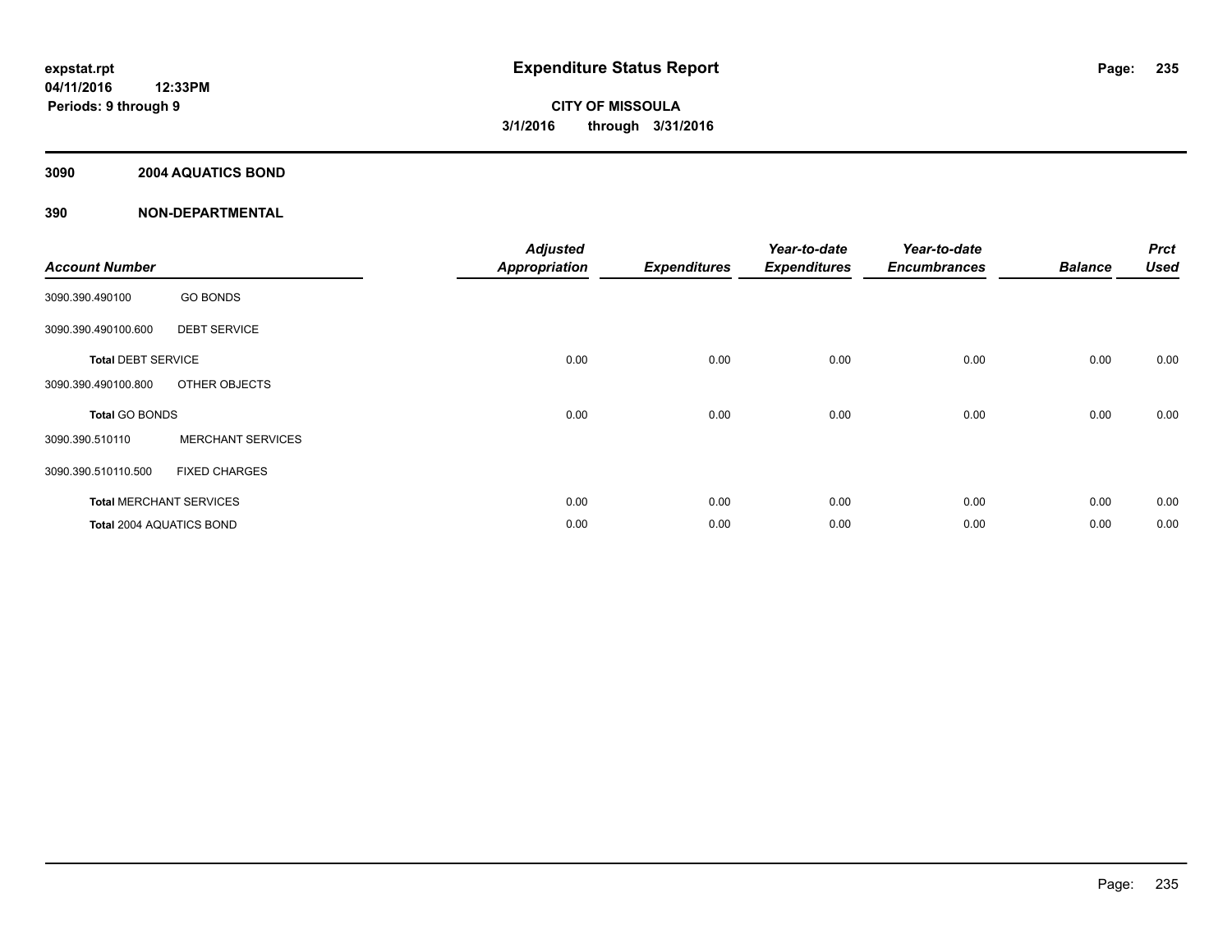# Expenditure Status Report

**CITY OF MISSOULA**
**3/1/2016 through 3/31/2016**

expstat.rpt
04/11/2016 12:33PM
Periods: 9 through 9

## 3090 2004 AQUATICS BOND

## 390 NON-DEPARTMENTAL

| Account Number | | Adjusted Appropriation | Expenditures | Year-to-date Expenditures | Year-to-date Encumbrances | Balance | Prct Used |
|---|---|---|---|---|---|---|---|
| 3090.390.490100 | GO BONDS | | | | | | |
| 3090.390.490100.600 | DEBT SERVICE | | | | | | |
| **Total** DEBT SERVICE | | 0.00 | 0.00 | 0.00 | 0.00 | 0.00 | 0.00 |
| 3090.390.490100.800 | OTHER OBJECTS | | | | | | |
| **Total** GO BONDS | | 0.00 | 0.00 | 0.00 | 0.00 | 0.00 | 0.00 |
| 3090.390.510110 | MERCHANT SERVICES | | | | | | |
| 3090.390.510110.500 | FIXED CHARGES | | | | | | |
| **Total** MERCHANT SERVICES | | 0.00 | 0.00 | 0.00 | 0.00 | 0.00 | 0.00 |
| **Total** 2004 AQUATICS BOND | | 0.00 | 0.00 | 0.00 | 0.00 | 0.00 | 0.00 |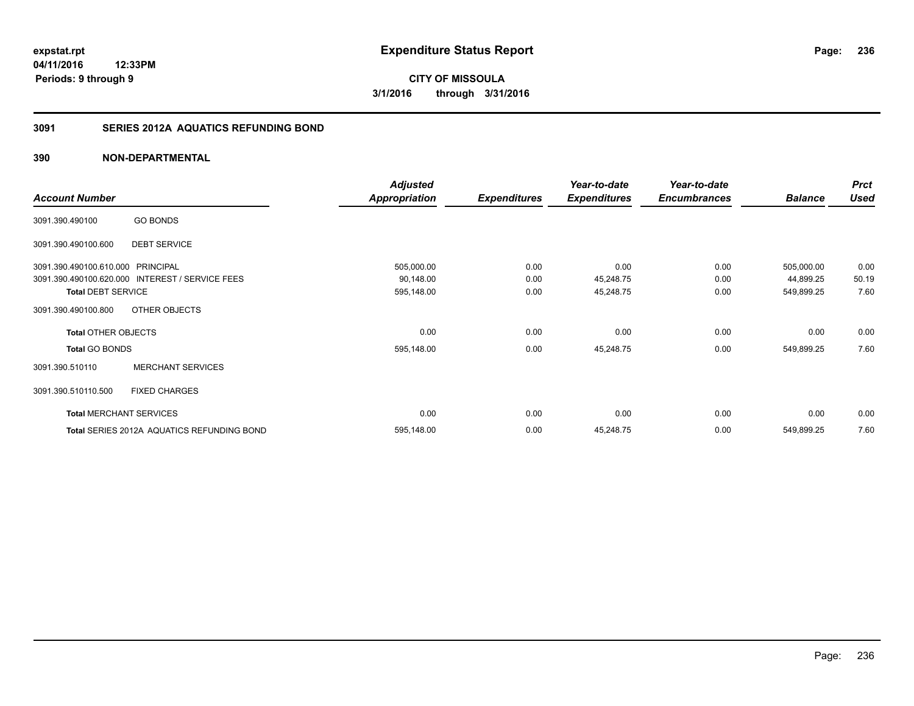# Expenditure Status Report

expstat.rpt
04/11/2016 12:33PM
Periods: 9 through 9

**CITY OF MISSOULA**
**3/1/2016 through 3/31/2016**

## 3091 SERIES 2012A AQUATICS REFUNDING BOND

### 390 NON-DEPARTMENTAL

| Account Number | | Adjusted Appropriation | Expenditures | Year-to-date Expenditures | Year-to-date Encumbrances | Balance | Prct Used |
|---|---|---|---|---|---|---|---|
| 3091.390.490100 | GO BONDS | | | | | | |
| 3091.390.490100.600 | DEBT SERVICE | | | | | | |
| 3091.390.490100.610.000 | PRINCIPAL | 505,000.00 | 0.00 | 0.00 | 0.00 | 505,000.00 | 0.00 |
| 3091.390.490100.620.000 | INTEREST / SERVICE FEES | 90,148.00 | 0.00 | 45,248.75 | 0.00 | 44,899.25 | 50.19 |
| **Total** DEBT SERVICE | | 595,148.00 | 0.00 | 45,248.75 | 0.00 | 549,899.25 | 7.60 |
| 3091.390.490100.800 | OTHER OBJECTS | | | | | | |
| **Total** OTHER OBJECTS | | 0.00 | 0.00 | 0.00 | 0.00 | 0.00 | 0.00 |
| **Total** GO BONDS | | 595,148.00 | 0.00 | 45,248.75 | 0.00 | 549,899.25 | 7.60 |
| 3091.390.510110 | MERCHANT SERVICES | | | | | | |
| 3091.390.510110.500 | FIXED CHARGES | | | | | | |
| **Total** MERCHANT SERVICES | | 0.00 | 0.00 | 0.00 | 0.00 | 0.00 | 0.00 |
| **Total** SERIES 2012A AQUATICS REFUNDING BOND | | 595,148.00 | 0.00 | 45,248.75 | 0.00 | 549,899.25 | 7.60 |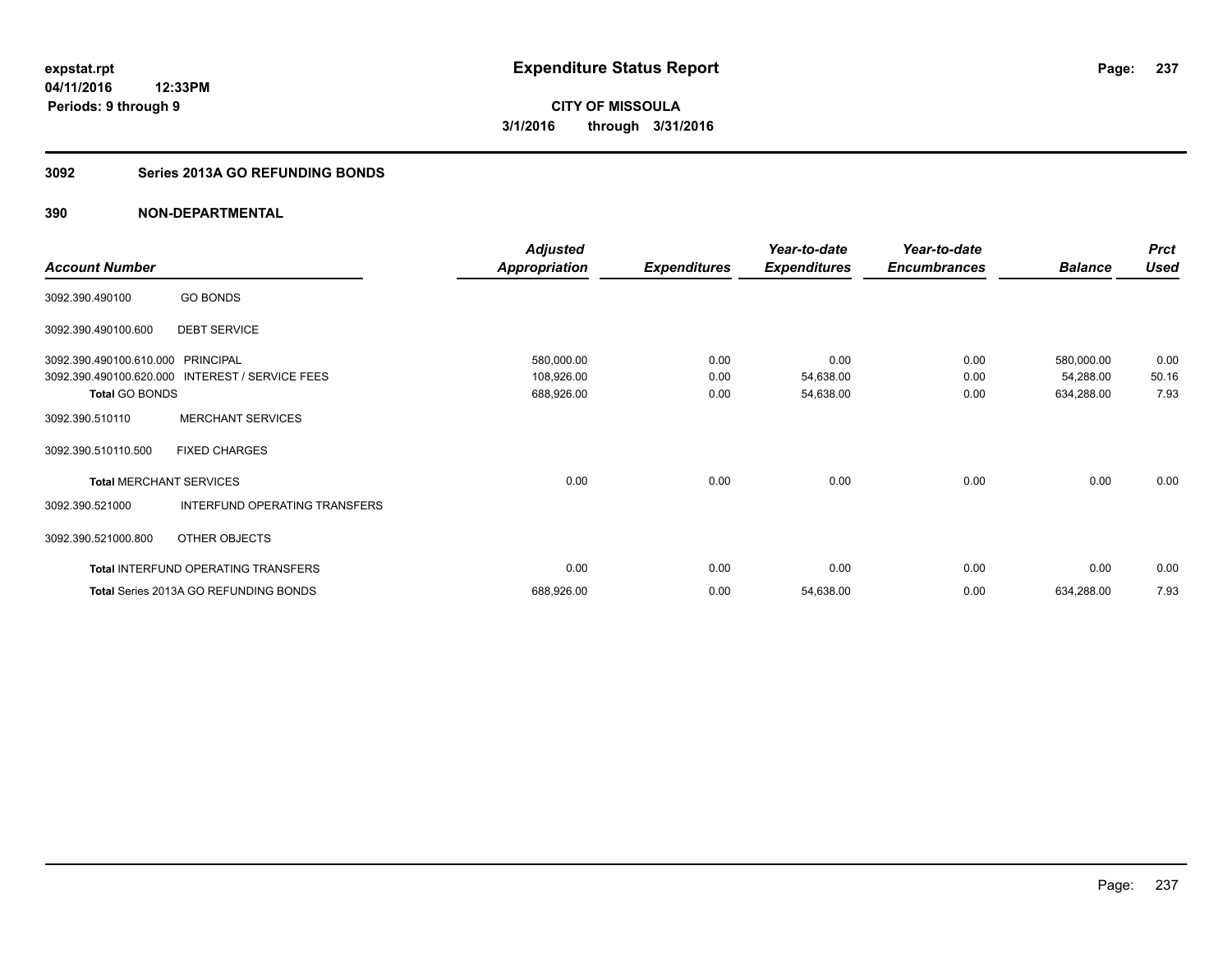**expstat.rpt**
**04/11/2016 12:33PM**
**Periods: 9 through 9**

# Expenditure Status Report

**CITY OF MISSOULA**
**3/1/2016 through 3/31/2016**

## 3092 Series 2013A GO REFUNDING BONDS

## 390 NON-DEPARTMENTAL

| Account Number | | Adjusted Appropriation | Expenditures | Year-to-date Expenditures | Year-to-date Encumbrances | Balance | Prct Used |
|---|---|---|---|---|---|---|---|
| 3092.390.490100 | GO BONDS | | | | | | |
| 3092.390.490100.600 | DEBT SERVICE | | | | | | |
| 3092.390.490100.610.000 | PRINCIPAL | 580,000.00 | 0.00 | 0.00 | 0.00 | 580,000.00 | 0.00 |
| 3092.390.490100.620.000 | INTEREST / SERVICE FEES | 108,926.00 | 0.00 | 54,638.00 | 0.00 | 54,288.00 | 50.16 |
| **Total** GO BONDS | | 688,926.00 | 0.00 | 54,638.00 | 0.00 | 634,288.00 | 7.93 |
| 3092.390.510110 | MERCHANT SERVICES | | | | | | |
| 3092.390.510110.500 | FIXED CHARGES | | | | | | |
| **Total** MERCHANT SERVICES | | 0.00 | 0.00 | 0.00 | 0.00 | 0.00 | 0.00 |
| 3092.390.521000 | INTERFUND OPERATING TRANSFERS | | | | | | |
| 3092.390.521000.800 | OTHER OBJECTS | | | | | | |
| **Total** INTERFUND OPERATING TRANSFERS | | 0.00 | 0.00 | 0.00 | 0.00 | 0.00 | 0.00 |
| **Total** Series 2013A GO REFUNDING BONDS | | 688,926.00 | 0.00 | 54,638.00 | 0.00 | 634,288.00 | 7.93 |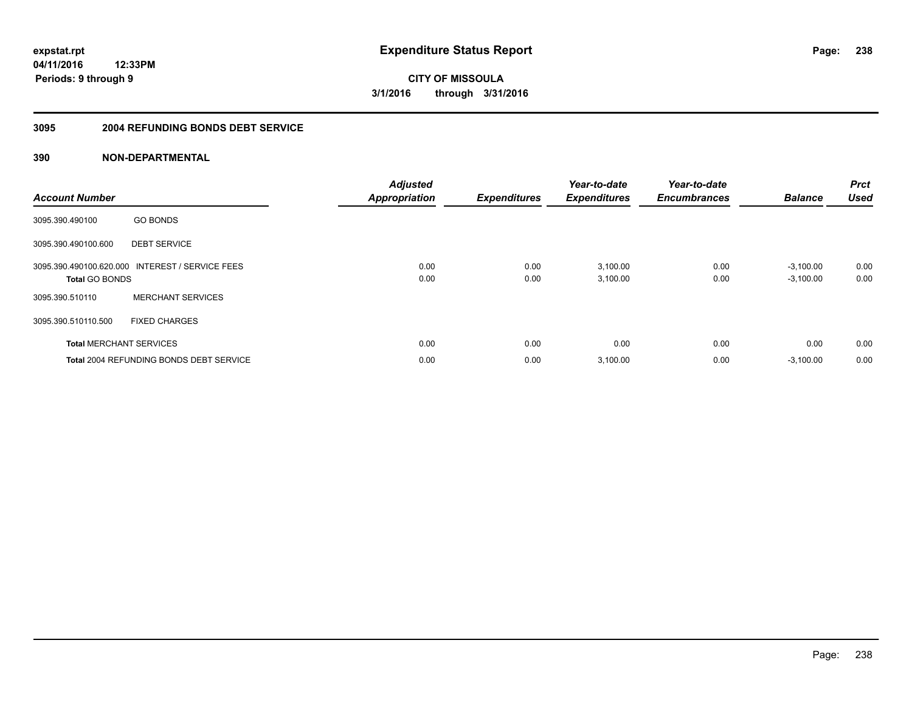# Expenditure Status Report

**CITY OF MISSOULA**

**3/1/2016 through 3/31/2016**

expstat.rpt
04/11/2016 12:33PM
Periods: 9 through 9

## 3095 2004 REFUNDING BONDS DEBT SERVICE

### 390 NON-DEPARTMENTAL

| Account Number | | Adjusted Appropriation | Expenditures | Year-to-date Expenditures | Year-to-date Encumbrances | Balance | Prct Used |
|---|---|---|---|---|---|---|---|
| 3095.390.490100 | GO BONDS | | | | | | |
| 3095.390.490100.600 | DEBT SERVICE | | | | | | |
| 3095.390.490100.620.000 | INTEREST / SERVICE FEES | 0.00 | 0.00 | 3,100.00 | 0.00 | -3,100.00 | 0.00 |
| **Total** GO BONDS | | 0.00 | 0.00 | 3,100.00 | 0.00 | -3,100.00 | 0.00 |
| 3095.390.510110 | MERCHANT SERVICES | | | | | | |
| 3095.390.510110.500 | FIXED CHARGES | | | | | | |
| **Total** MERCHANT SERVICES | | 0.00 | 0.00 | 0.00 | 0.00 | 0.00 | 0.00 |
| **Total** 2004 REFUNDING BONDS DEBT SERVICE | | 0.00 | 0.00 | 3,100.00 | 0.00 | -3,100.00 | 0.00 |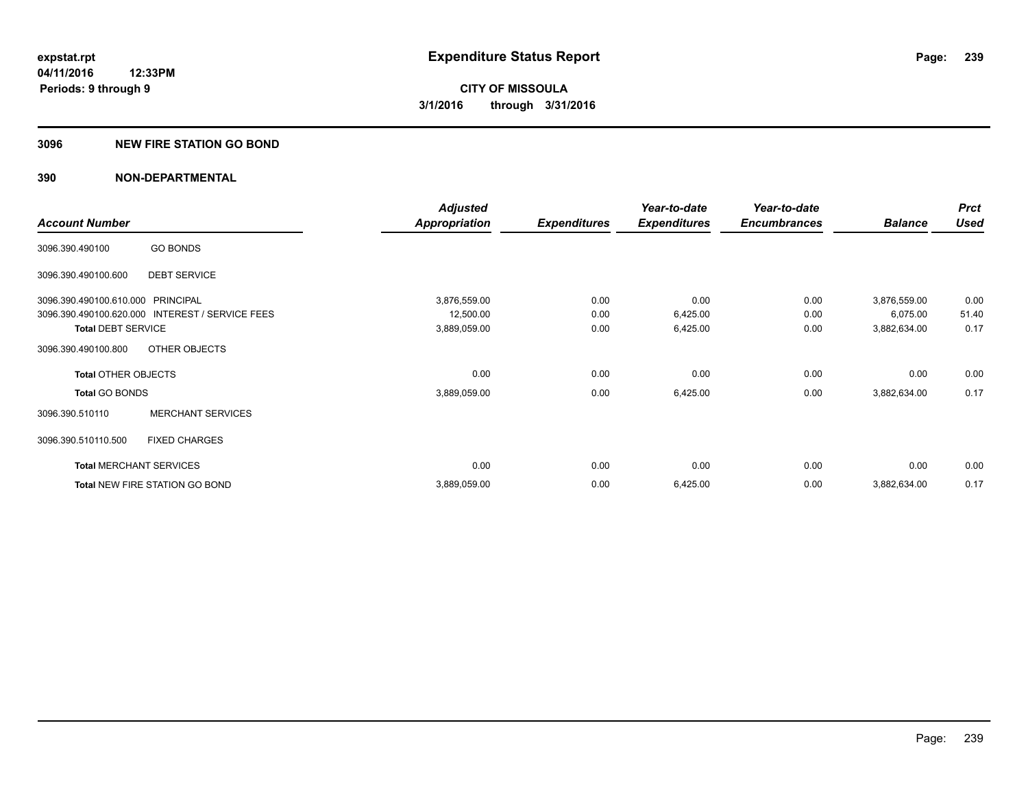# Expenditure Status Report

expstat.rpt
04/11/2016 12:33PM
Periods: 9 through 9

**CITY OF MISSOULA**
**3/1/2016 through 3/31/2016**

## 3096 NEW FIRE STATION GO BOND

### 390 NON-DEPARTMENTAL

| Account Number | | Adjusted Appropriation | Expenditures | Year-to-date Expenditures | Year-to-date Encumbrances | Balance | Prct Used |
|---|---|---|---|---|---|---|---|
| 3096.390.490100 | GO BONDS | | | | | | |
| 3096.390.490100.600 | DEBT SERVICE | | | | | | |
| 3096.390.490100.610.000 | PRINCIPAL | 3,876,559.00 | 0.00 | 0.00 | 0.00 | 3,876,559.00 | 0.00 |
| 3096.390.490100.620.000 | INTEREST / SERVICE FEES | 12,500.00 | 0.00 | 6,425.00 | 0.00 | 6,075.00 | 51.40 |
| **Total** DEBT SERVICE | | 3,889,059.00 | 0.00 | 6,425.00 | 0.00 | 3,882,634.00 | 0.17 |
| 3096.390.490100.800 | OTHER OBJECTS | | | | | | |
| **Total** OTHER OBJECTS | | 0.00 | 0.00 | 0.00 | 0.00 | 0.00 | 0.00 |
| **Total** GO BONDS | | 3,889,059.00 | 0.00 | 6,425.00 | 0.00 | 3,882,634.00 | 0.17 |
| 3096.390.510110 | MERCHANT SERVICES | | | | | | |
| 3096.390.510110.500 | FIXED CHARGES | | | | | | |
| **Total** MERCHANT SERVICES | | 0.00 | 0.00 | 0.00 | 0.00 | 0.00 | 0.00 |
| **Total** NEW FIRE STATION GO BOND | | 3,889,059.00 | 0.00 | 6,425.00 | 0.00 | 3,882,634.00 | 0.17 |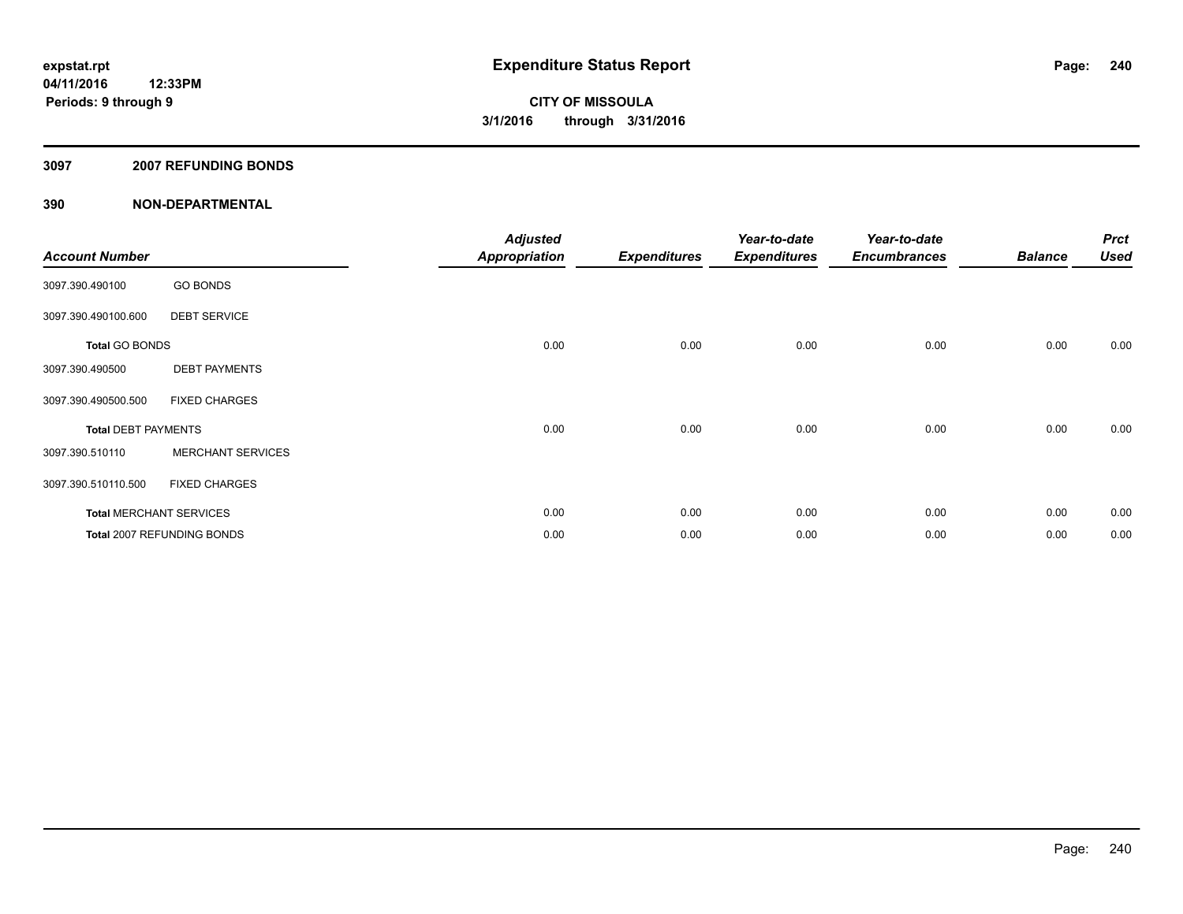# Expenditure Status Report

**CITY OF MISSOULA**

**3/1/2016 through 3/31/2016**

expstat.rpt
04/11/2016 12:33PM
Periods: 9 through 9

## 3097 2007 REFUNDING BONDS

### 390 NON-DEPARTMENTAL

| Account Number | | Adjusted Appropriation | Expenditures | Year-to-date Expenditures | Year-to-date Encumbrances | Balance | Prct Used |
|---|---|---|---|---|---|---|---|
| 3097.390.490100 | GO BONDS | | | | | | |
| 3097.390.490100.600 | DEBT SERVICE | | | | | | |
| **Total** GO BONDS | | 0.00 | 0.00 | 0.00 | 0.00 | 0.00 | 0.00 |
| 3097.390.490500 | DEBT PAYMENTS | | | | | | |
| 3097.390.490500.500 | FIXED CHARGES | | | | | | |
| **Total** DEBT PAYMENTS | | 0.00 | 0.00 | 0.00 | 0.00 | 0.00 | 0.00 |
| 3097.390.510110 | MERCHANT SERVICES | | | | | | |
| 3097.390.510110.500 | FIXED CHARGES | | | | | | |
| **Total** MERCHANT SERVICES | | 0.00 | 0.00 | 0.00 | 0.00 | 0.00 | 0.00 |
| **Total** 2007 REFUNDING BONDS | | 0.00 | 0.00 | 0.00 | 0.00 | 0.00 | 0.00 |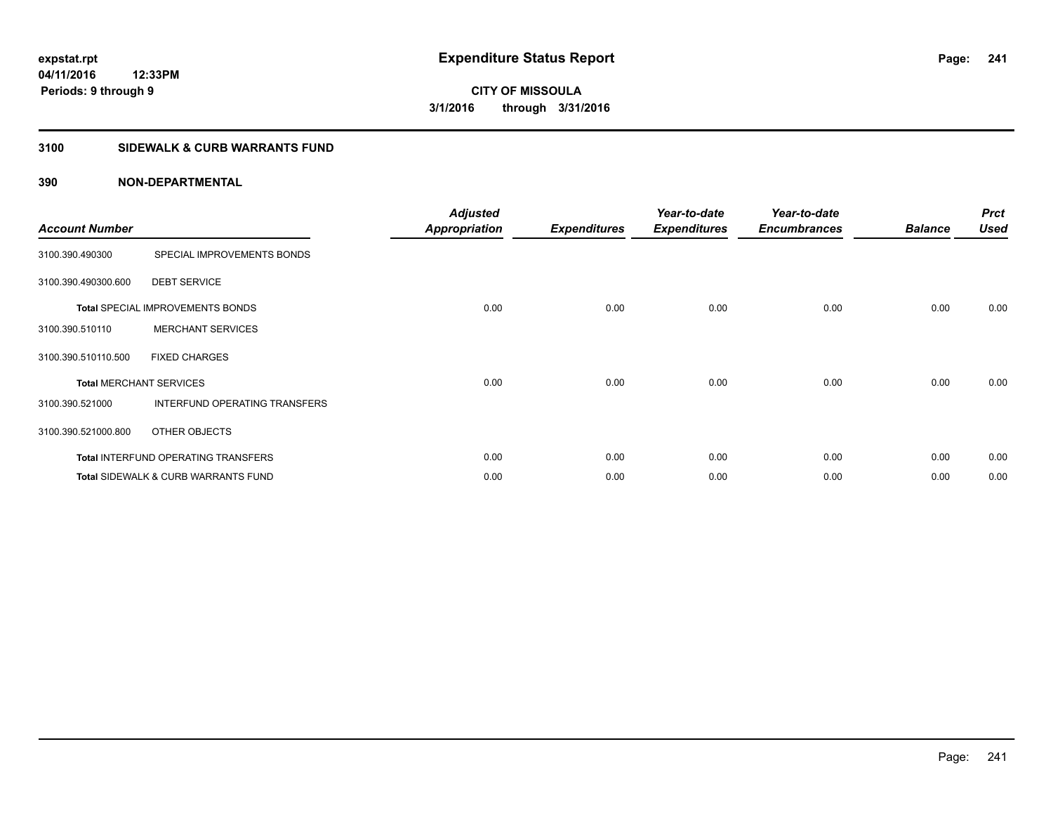# Expenditure Status Report

**CITY OF MISSOULA**
**3/1/2016 through 3/31/2016**

expstat.rpt
04/11/2016 12:33PM
Periods: 9 through 9

## 3100 SIDEWALK & CURB WARRANTS FUND

### 390 NON-DEPARTMENTAL

| Account Number | | Adjusted Appropriation | Expenditures | Year-to-date Expenditures | Year-to-date Encumbrances | Balance | Prct Used |
|---|---|---|---|---|---|---|---|
| 3100.390.490300 | SPECIAL IMPROVEMENTS BONDS | | | | | | |
| 3100.390.490300.600 | DEBT SERVICE | | | | | | |
| **Total** SPECIAL IMPROVEMENTS BONDS | | 0.00 | 0.00 | 0.00 | 0.00 | 0.00 | 0.00 |
| 3100.390.510110 | MERCHANT SERVICES | | | | | | |
| 3100.390.510110.500 | FIXED CHARGES | | | | | | |
| **Total** MERCHANT SERVICES | | 0.00 | 0.00 | 0.00 | 0.00 | 0.00 | 0.00 |
| 3100.390.521000 | INTERFUND OPERATING TRANSFERS | | | | | | |
| 3100.390.521000.800 | OTHER OBJECTS | | | | | | |
| **Total** INTERFUND OPERATING TRANSFERS | | 0.00 | 0.00 | 0.00 | 0.00 | 0.00 | 0.00 |
| **Total** SIDEWALK & CURB WARRANTS FUND | | 0.00 | 0.00 | 0.00 | 0.00 | 0.00 | 0.00 |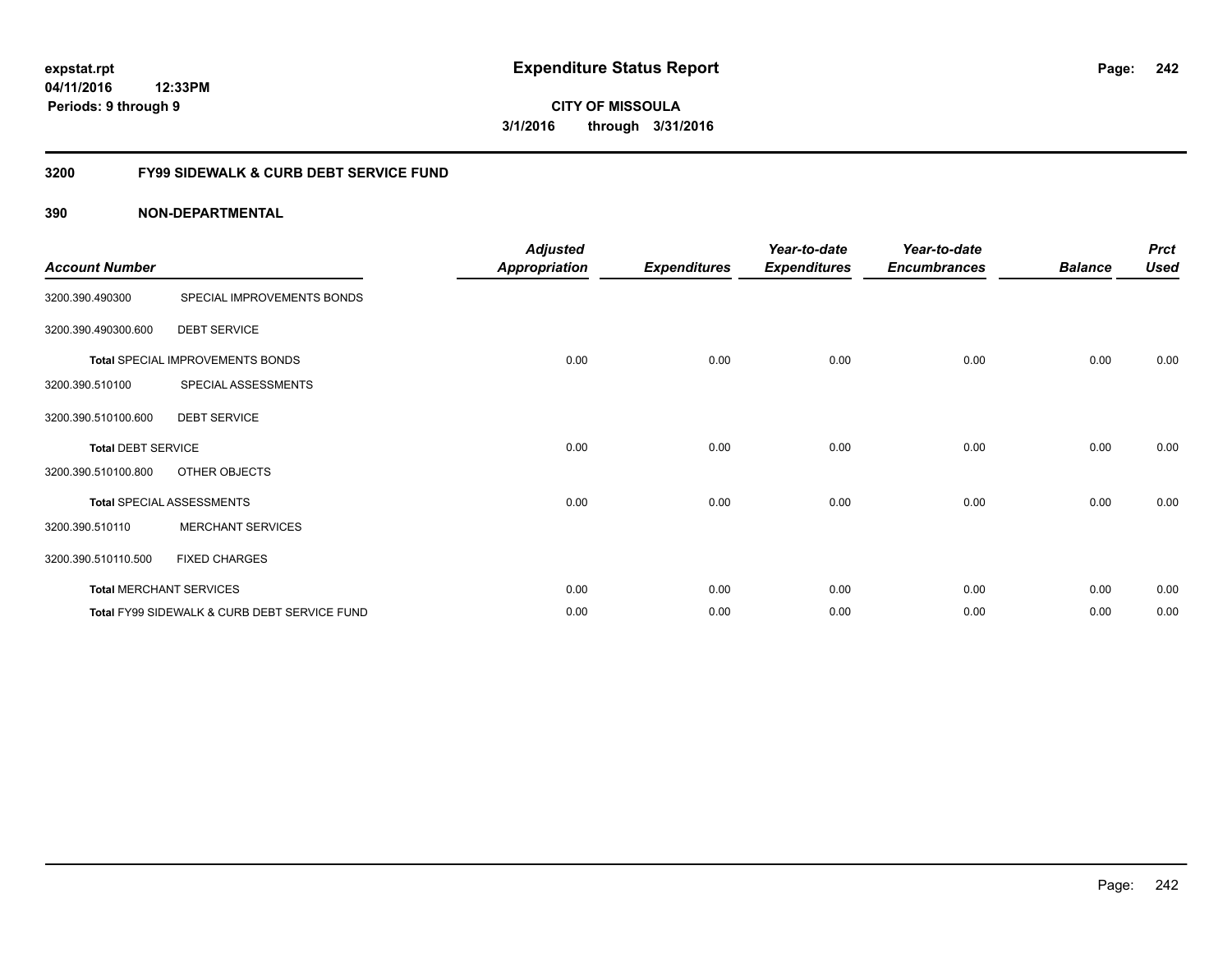**expstat.rpt**
**04/11/2016 12:33PM**
**Periods: 9 through 9**

# Expenditure Status Report

**CITY OF MISSOULA**
**3/1/2016 through 3/31/2016**

## 3200 FY99 SIDEWALK & CURB DEBT SERVICE FUND

### 390 NON-DEPARTMENTAL

| Account Number | | Adjusted Appropriation | Expenditures | Year-to-date Expenditures | Year-to-date Encumbrances | Balance | Prct Used |
|---|---|---|---|---|---|---|---|
| 3200.390.490300 | SPECIAL IMPROVEMENTS BONDS | | | | | | |
| 3200.390.490300.600 | DEBT SERVICE | | | | | | |
| **Total** SPECIAL IMPROVEMENTS BONDS | | 0.00 | 0.00 | 0.00 | 0.00 | 0.00 | 0.00 |
| 3200.390.510100 | SPECIAL ASSESSMENTS | | | | | | |
| 3200.390.510100.600 | DEBT SERVICE | | | | | | |
| **Total** DEBT SERVICE | | 0.00 | 0.00 | 0.00 | 0.00 | 0.00 | 0.00 |
| 3200.390.510100.800 | OTHER OBJECTS | | | | | | |
| **Total** SPECIAL ASSESSMENTS | | 0.00 | 0.00 | 0.00 | 0.00 | 0.00 | 0.00 |
| 3200.390.510110 | MERCHANT SERVICES | | | | | | |
| 3200.390.510110.500 | FIXED CHARGES | | | | | | |
| **Total** MERCHANT SERVICES | | 0.00 | 0.00 | 0.00 | 0.00 | 0.00 | 0.00 |
| **Total** FY99 SIDEWALK & CURB DEBT SERVICE FUND | | 0.00 | 0.00 | 0.00 | 0.00 | 0.00 | 0.00 |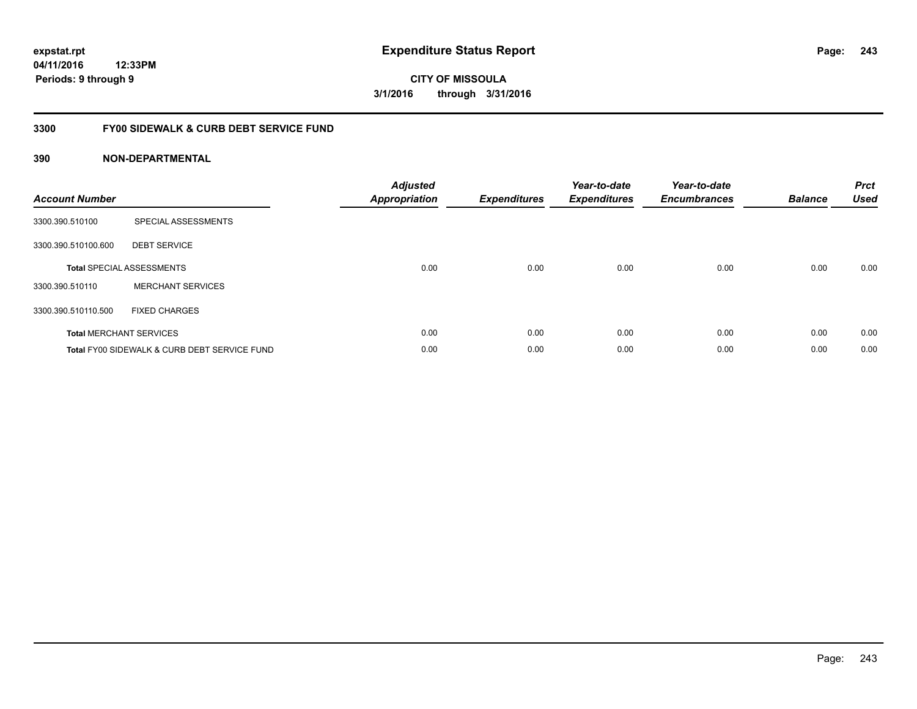**expstat.rpt**
**04/11/2016 12:33PM**
**Periods: 9 through 9**

# Expenditure Status Report

**CITY OF MISSOULA**
**3/1/2016 through 3/31/2016**

## 3300 FY00 SIDEWALK & CURB DEBT SERVICE FUND

### 390 NON-DEPARTMENTAL

| Account Number | | *Adjusted Appropriation* | *Expenditures* | *Year-to-date Expenditures* | *Year-to-date Encumbrances* | *Balance* | *Prct Used* |
|---|---|---|---|---|---|---|---|
| 3300.390.510100 | SPECIAL ASSESSMENTS | | | | | | |
| 3300.390.510100.600 | DEBT SERVICE | | | | | | |
| **Total** SPECIAL ASSESSMENTS | | 0.00 | 0.00 | 0.00 | 0.00 | 0.00 | 0.00 |
| 3300.390.510110 | MERCHANT SERVICES | | | | | | |
| 3300.390.510110.500 | FIXED CHARGES | | | | | | |
| **Total** MERCHANT SERVICES | | 0.00 | 0.00 | 0.00 | 0.00 | 0.00 | 0.00 |
| **Total** FY00 SIDEWALK & CURB DEBT SERVICE FUND | | 0.00 | 0.00 | 0.00 | 0.00 | 0.00 | 0.00 |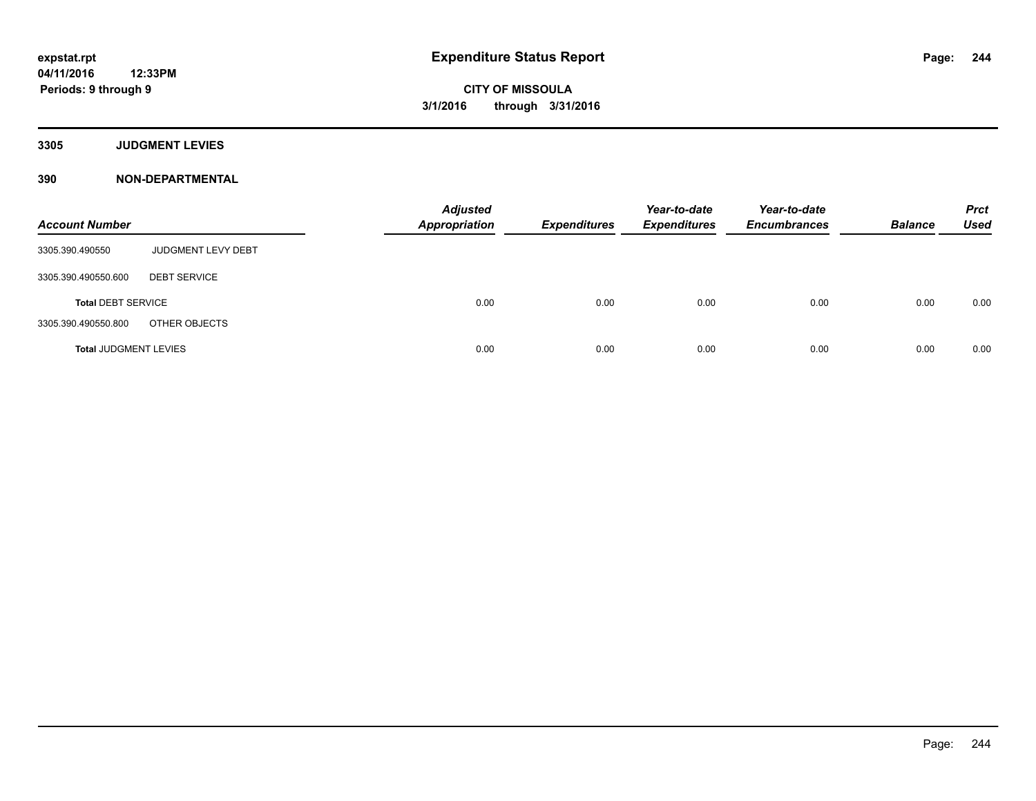**expstat.rpt**
**04/11/2016 12:33PM**
**Periods: 9 through 9**

# Expenditure Status Report

**CITY OF MISSOULA**
**3/1/2016 through 3/31/2016**

## 3305 JUDGMENT LEVIES

## 390 NON-DEPARTMENTAL

| Account Number | | Adjusted Appropriation | Expenditures | Year-to-date Expenditures | Year-to-date Encumbrances | Balance | Prct Used |
|---|---|---|---|---|---|---|---|
| 3305.390.490550 | JUDGMENT LEVY DEBT | | | | | | |
| 3305.390.490550.600 | DEBT SERVICE | | | | | | |
| **Total** DEBT SERVICE | | 0.00 | 0.00 | 0.00 | 0.00 | 0.00 | 0.00 |
| 3305.390.490550.800 | OTHER OBJECTS | | | | | | |
| **Total** JUDGMENT LEVIES | | 0.00 | 0.00 | 0.00 | 0.00 | 0.00 | 0.00 |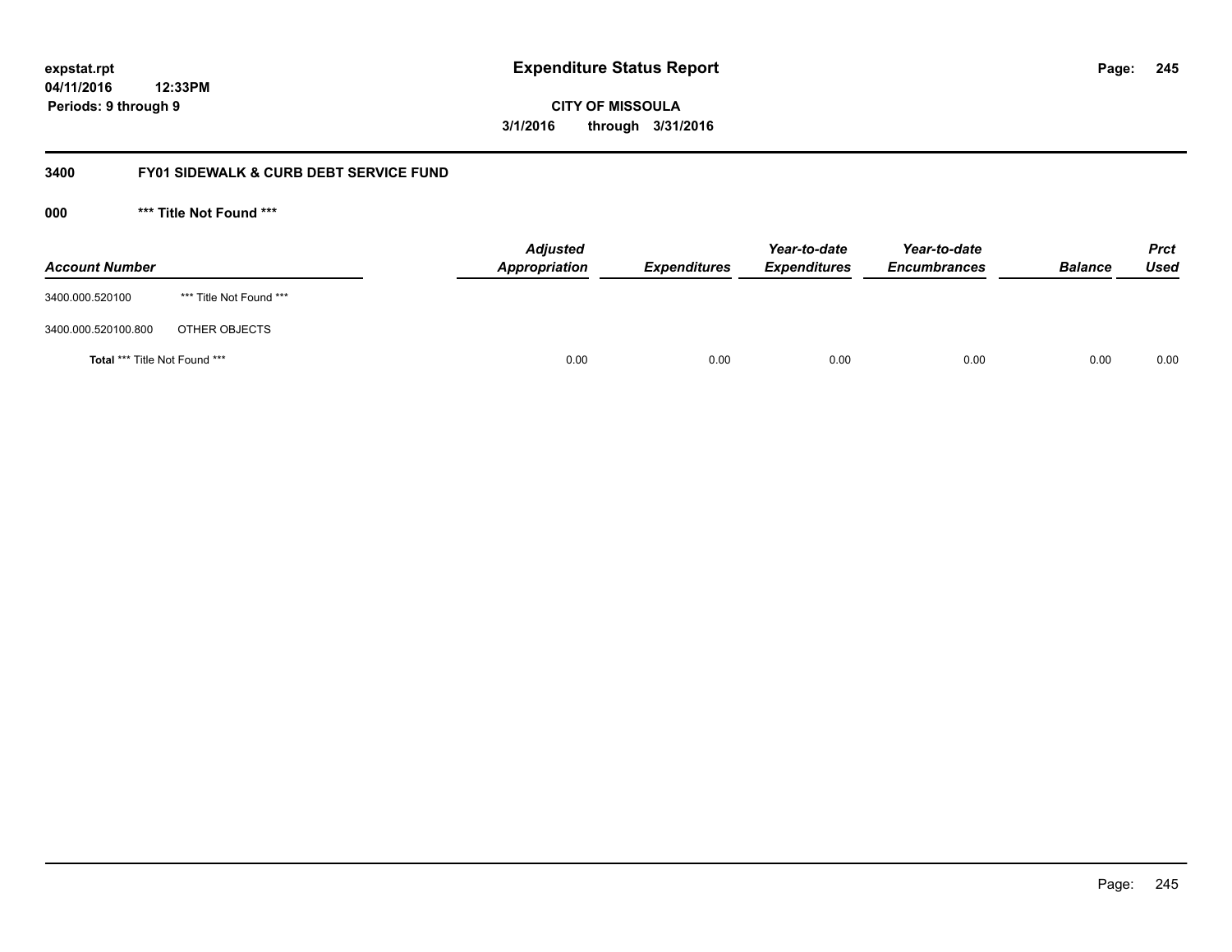# Expenditure Status Report

**CITY OF MISSOULA**

**3/1/2016 through 3/31/2016**

expstat.rpt
04/11/2016 12:33PM
Periods: 9 through 9

## 3400 FY01 SIDEWALK & CURB DEBT SERVICE FUND

### 000 *** Title Not Found ***

| Account Number | | Adjusted Appropriation | Expenditures | Year-to-date Expenditures | Year-to-date Encumbrances | Balance | Prct Used |
|---|---|---|---|---|---|---|---|
| 3400.000.520100 | *** Title Not Found *** | | | | | | |
| 3400.000.520100.800 | OTHER OBJECTS | | | | | | |
| **Total** *** Title Not Found *** | | 0.00 | 0.00 | 0.00 | 0.00 | 0.00 | 0.00 |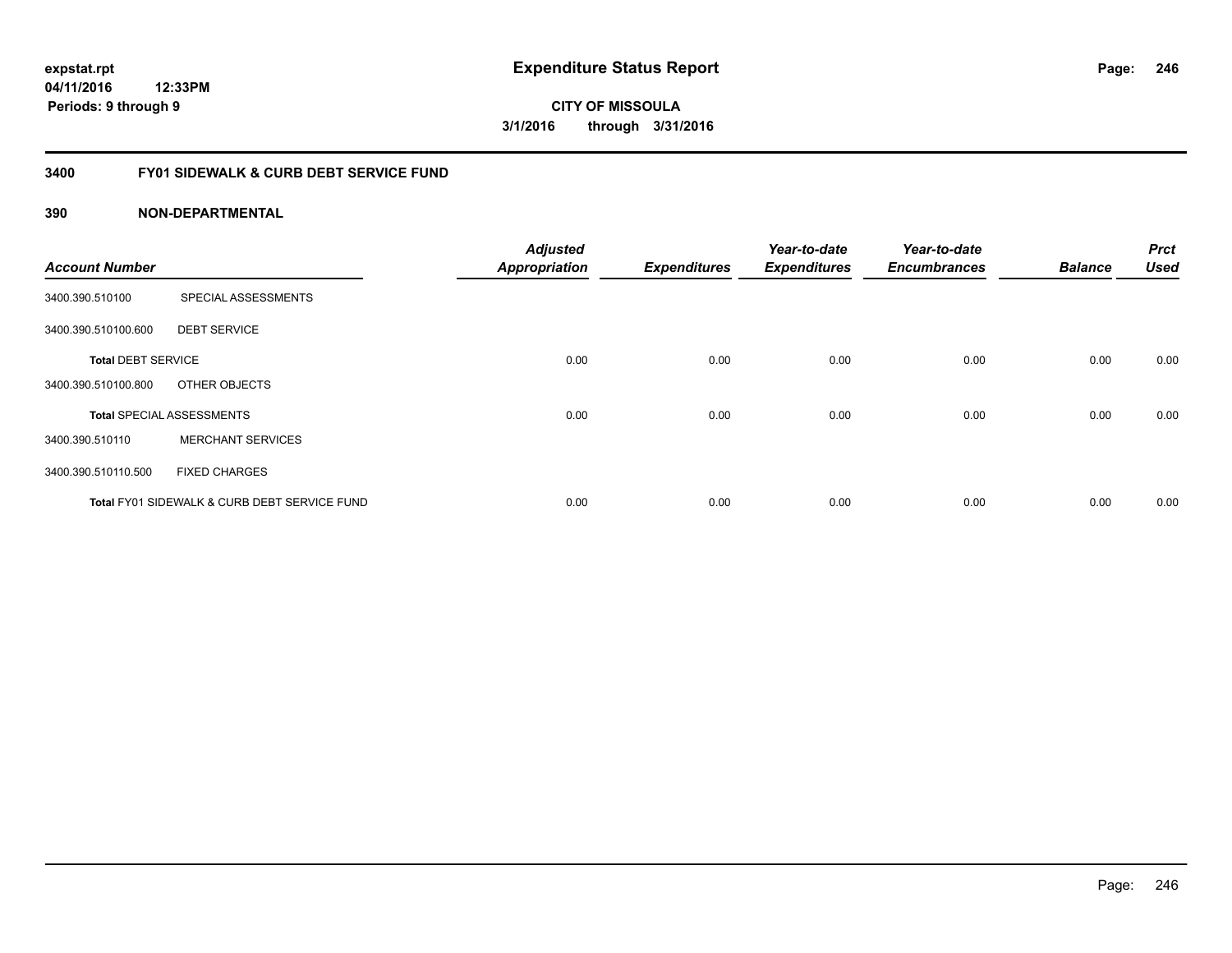# Expenditure Status Report

expstat.rpt
04/11/2016 12:33PM
Periods: 9 through 9

**CITY OF MISSOULA**
**3/1/2016 through 3/31/2016**

## 3400 FY01 SIDEWALK & CURB DEBT SERVICE FUND

### 390 NON-DEPARTMENTAL

| Account Number | | Adjusted Appropriation | Expenditures | Year-to-date Expenditures | Year-to-date Encumbrances | Balance | Prct Used |
|---|---|---|---|---|---|---|---|
| 3400.390.510100 | SPECIAL ASSESSMENTS | | | | | | |
| 3400.390.510100.600 | DEBT SERVICE | | | | | | |
| **Total** DEBT SERVICE | | 0.00 | 0.00 | 0.00 | 0.00 | 0.00 | 0.00 |
| 3400.390.510100.800 | OTHER OBJECTS | | | | | | |
| **Total** SPECIAL ASSESSMENTS | | 0.00 | 0.00 | 0.00 | 0.00 | 0.00 | 0.00 |
| 3400.390.510110 | MERCHANT SERVICES | | | | | | |
| 3400.390.510110.500 | FIXED CHARGES | | | | | | |
| **Total** FY01 SIDEWALK & CURB DEBT SERVICE FUND | | 0.00 | 0.00 | 0.00 | 0.00 | 0.00 | 0.00 |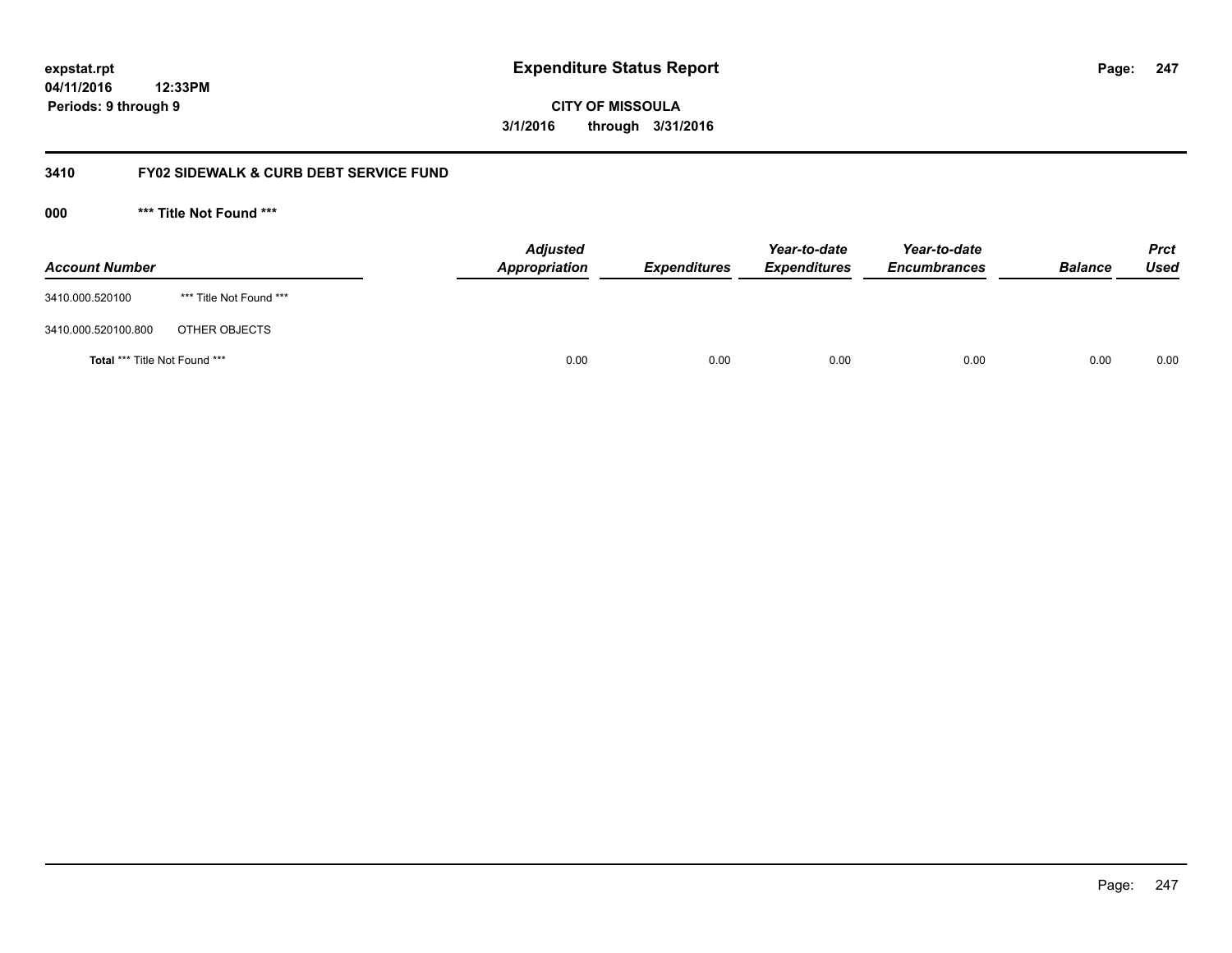# Expenditure Status Report

**CITY OF MISSOULA**

**3/1/2016 through 3/31/2016**

expstat.rpt
04/11/2016 12:33PM
Periods: 9 through 9

## 3410 FY02 SIDEWALK & CURB DEBT SERVICE FUND

### 000 *** Title Not Found ***

| Account Number | | Adjusted Appropriation | Expenditures | Year-to-date Expenditures | Year-to-date Encumbrances | Balance | Prct Used |
|---|---|---|---|---|---|---|---|
| 3410.000.520100 | *** Title Not Found *** | | | | | | |
| 3410.000.520100.800 | OTHER OBJECTS | | | | | | |
| **Total** *** Title Not Found *** | | 0.00 | 0.00 | 0.00 | 0.00 | 0.00 | 0.00 |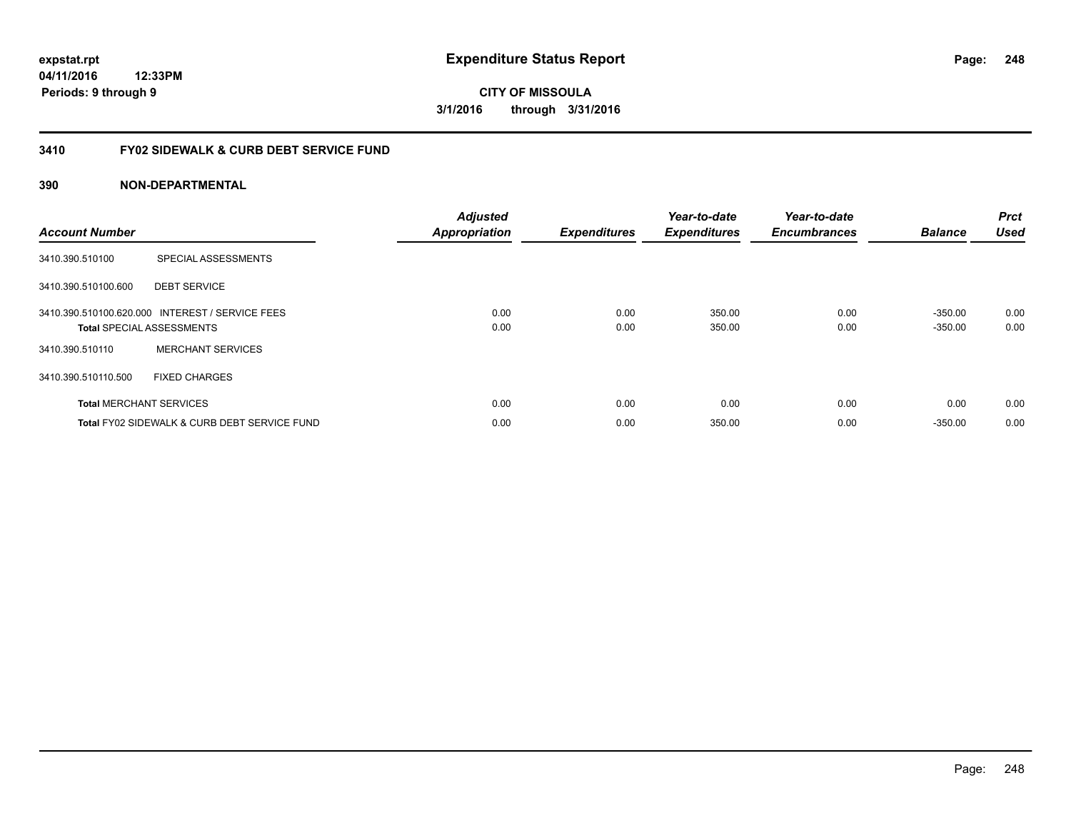expstat.rpt
04/11/2016 12:33PM
Periods: 9 through 9

# Expenditure Status Report

CITY OF MISSOULA
3/1/2016 through 3/31/2016

## 3410 FY02 SIDEWALK & CURB DEBT SERVICE FUND

### 390 NON-DEPARTMENTAL

| Account Number | | Adjusted Appropriation | Expenditures | Year-to-date Expenditures | Year-to-date Encumbrances | Balance | Prct Used |
|---|---|---|---|---|---|---|---|
| 3410.390.510100 | SPECIAL ASSESSMENTS | | | | | | |
| 3410.390.510100.600 | DEBT SERVICE | | | | | | |
| 3410.390.510100.620.000 | INTEREST / SERVICE FEES | 0.00 | 0.00 | 350.00 | 0.00 | -350.00 | 0.00 |
| **Total** SPECIAL ASSESSMENTS | | 0.00 | 0.00 | 350.00 | 0.00 | -350.00 | 0.00 |
| 3410.390.510110 | MERCHANT SERVICES | | | | | | |
| 3410.390.510110.500 | FIXED CHARGES | | | | | | |
| **Total** MERCHANT SERVICES | | 0.00 | 0.00 | 0.00 | 0.00 | 0.00 | 0.00 |
| **Total** FY02 SIDEWALK & CURB DEBT SERVICE FUND | | 0.00 | 0.00 | 350.00 | 0.00 | -350.00 | 0.00 |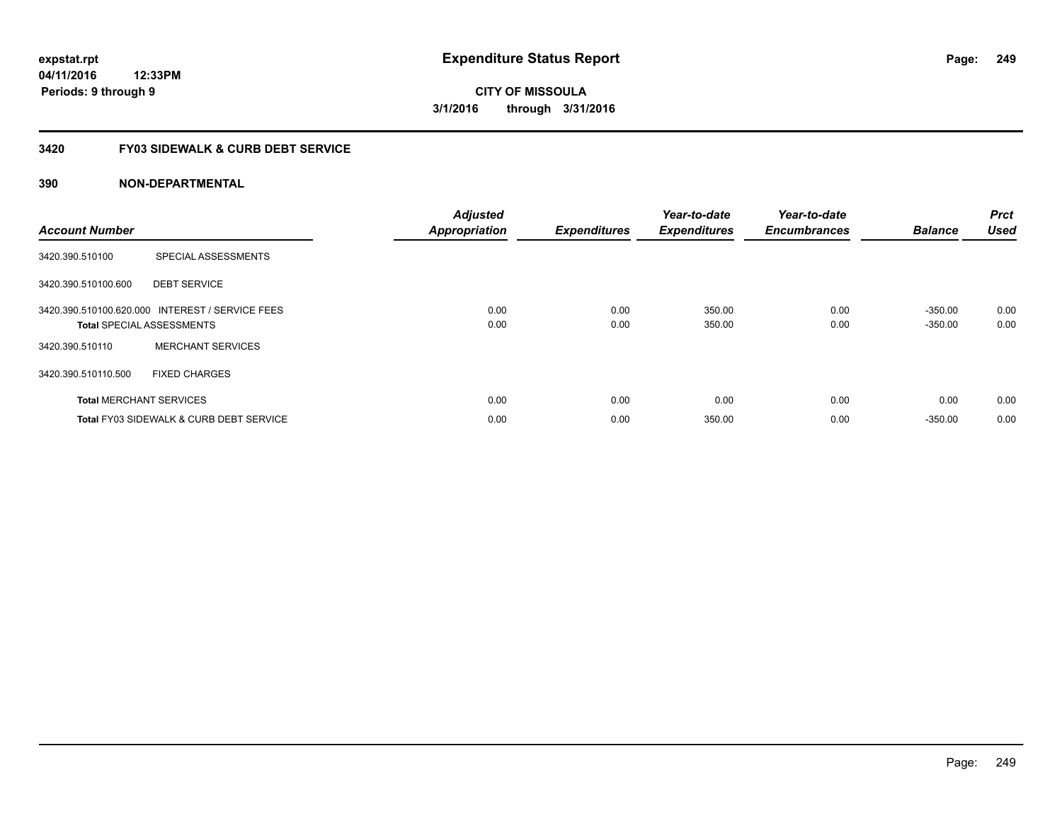**expstat.rpt**
**04/11/2016 12:33PM**
**Periods: 9 through 9**

# Expenditure Status Report

**CITY OF MISSOULA**
**3/1/2016 through 3/31/2016**

## 3420 FY03 SIDEWALK & CURB DEBT SERVICE

### 390 NON-DEPARTMENTAL

| Account Number | | Adjusted Appropriation | Expenditures | Year-to-date Expenditures | Year-to-date Encumbrances | Balance | Prct Used |
|---|---|---|---|---|---|---|---|
| 3420.390.510100 | SPECIAL ASSESSMENTS | | | | | | |
| 3420.390.510100.600 | DEBT SERVICE | | | | | | |
| 3420.390.510100.620.000 | INTEREST / SERVICE FEES | 0.00 | 0.00 | 350.00 | 0.00 | -350.00 | 0.00 |
| **Total** SPECIAL ASSESSMENTS | | 0.00 | 0.00 | 350.00 | 0.00 | -350.00 | 0.00 |
| 3420.390.510110 | MERCHANT SERVICES | | | | | | |
| 3420.390.510110.500 | FIXED CHARGES | | | | | | |
| **Total** MERCHANT SERVICES | | 0.00 | 0.00 | 0.00 | 0.00 | 0.00 | 0.00 |
| **Total** FY03 SIDEWALK & CURB DEBT SERVICE | | 0.00 | 0.00 | 350.00 | 0.00 | -350.00 | 0.00 |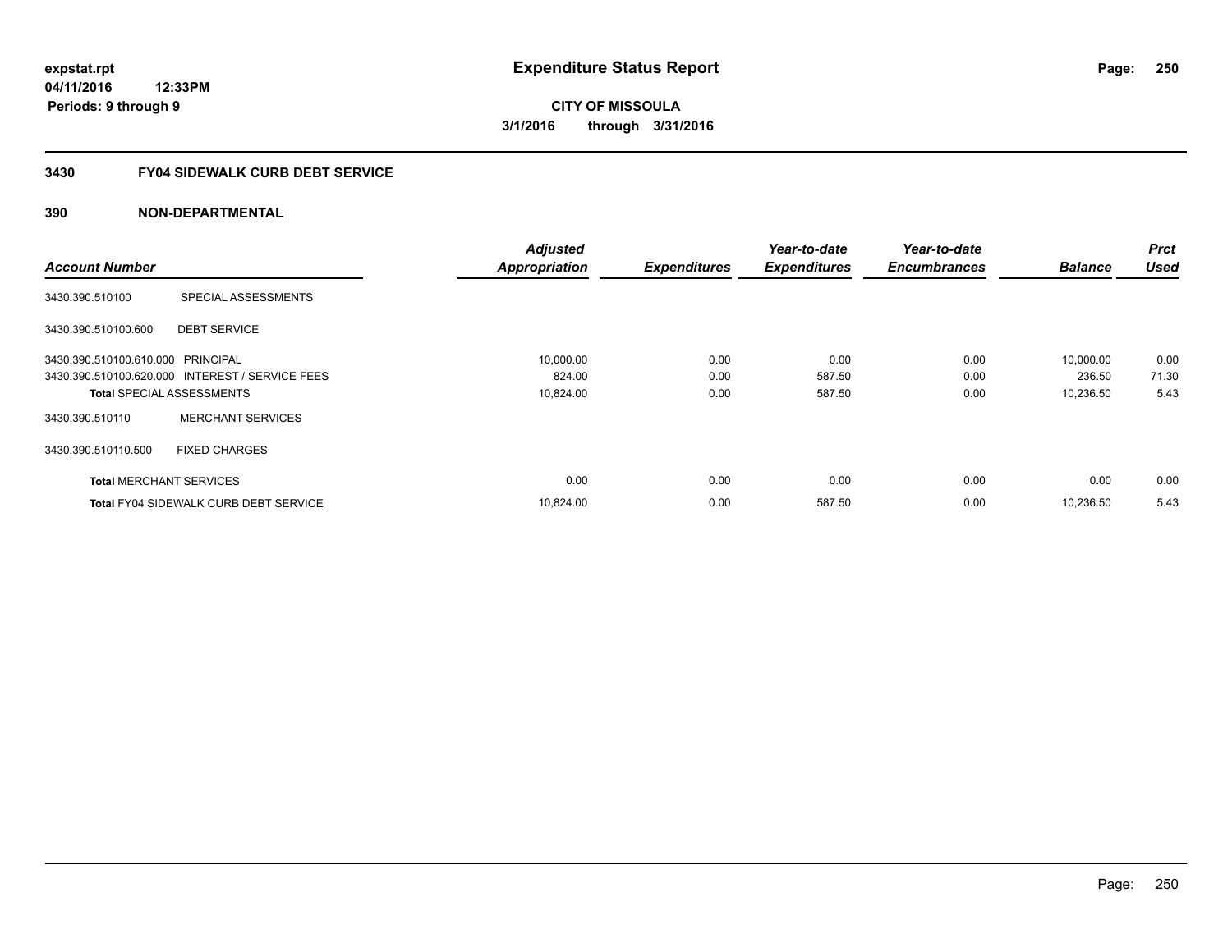expstat.rpt
04/11/2016 12:33PM
Periods: 9 through 9

# Expenditure Status Report

**CITY OF MISSOULA**
**3/1/2016 through 3/31/2016**

## 3430 FY04 SIDEWALK CURB DEBT SERVICE

## 390 NON-DEPARTMENTAL

| Account Number | | Adjusted Appropriation | Expenditures | Year-to-date Expenditures | Year-to-date Encumbrances | Balance | Prct Used |
|---|---|---|---|---|---|---|---|
| 3430.390.510100 | SPECIAL ASSESSMENTS | | | | | | |
| 3430.390.510100.600 | DEBT SERVICE | | | | | | |
| 3430.390.510100.610.000 | PRINCIPAL | 10,000.00 | 0.00 | 0.00 | 0.00 | 10,000.00 | 0.00 |
| 3430.390.510100.620.000 | INTEREST / SERVICE FEES | 824.00 | 0.00 | 587.50 | 0.00 | 236.50 | 71.30 |
| **Total** SPECIAL ASSESSMENTS | | 10,824.00 | 0.00 | 587.50 | 0.00 | 10,236.50 | 5.43 |
| 3430.390.510110 | MERCHANT SERVICES | | | | | | |
| 3430.390.510110.500 | FIXED CHARGES | | | | | | |
| **Total** MERCHANT SERVICES | | 0.00 | 0.00 | 0.00 | 0.00 | 0.00 | 0.00 |
| **Total** FY04 SIDEWALK CURB DEBT SERVICE | | 10,824.00 | 0.00 | 587.50 | 0.00 | 10,236.50 | 5.43 |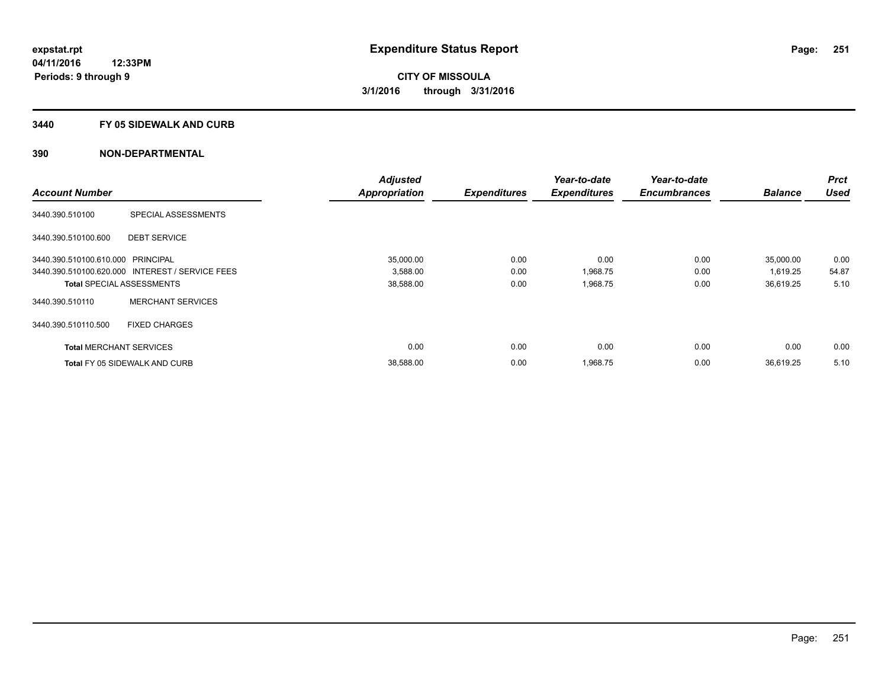**expstat.rpt**
**04/11/2016 12:33PM**
**Periods: 9 through 9**

# Expenditure Status Report

**CITY OF MISSOULA**
**3/1/2016 through 3/31/2016**

## 3440 FY 05 SIDEWALK AND CURB

## 390 NON-DEPARTMENTAL

| Account Number | | Adjusted Appropriation | Expenditures | Year-to-date Expenditures | Year-to-date Encumbrances | Balance | Prct Used |
|---|---|---|---|---|---|---|---|
| 3440.390.510100 | SPECIAL ASSESSMENTS | | | | | | |
| 3440.390.510100.600 | DEBT SERVICE | | | | | | |
| 3440.390.510100.610.000 | PRINCIPAL | 35,000.00 | 0.00 | 0.00 | 0.00 | 35,000.00 | 0.00 |
| 3440.390.510100.620.000 | INTEREST / SERVICE FEES | 3,588.00 | 0.00 | 1,968.75 | 0.00 | 1,619.25 | 54.87 |
| **Total** SPECIAL ASSESSMENTS | | 38,588.00 | 0.00 | 1,968.75 | 0.00 | 36,619.25 | 5.10 |
| 3440.390.510110 | MERCHANT SERVICES | | | | | | |
| 3440.390.510110.500 | FIXED CHARGES | | | | | | |
| **Total** MERCHANT SERVICES | | 0.00 | 0.00 | 0.00 | 0.00 | 0.00 | 0.00 |
| **Total** FY 05 SIDEWALK AND CURB | | 38,588.00 | 0.00 | 1,968.75 | 0.00 | 36,619.25 | 5.10 |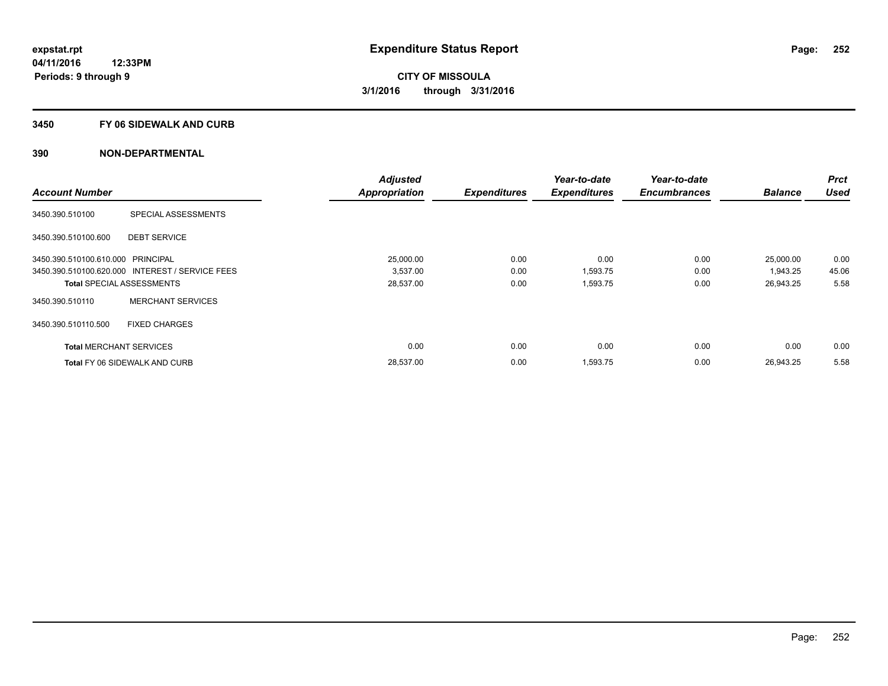expstat.rpt
04/11/2016 12:33PM
Periods: 9 through 9

# Expenditure Status Report

CITY OF MISSOULA
3/1/2016 through 3/31/2016

### 3450 FY 06 SIDEWALK AND CURB

### 390 NON-DEPARTMENTAL

| Account Number | | Adjusted Appropriation | Expenditures | Year-to-date Expenditures | Year-to-date Encumbrances | Balance | Prct Used |
|---|---|---|---|---|---|---|---|
| 3450.390.510100 | SPECIAL ASSESSMENTS | | | | | | |
| 3450.390.510100.600 | DEBT SERVICE | | | | | | |
| 3450.390.510100.610.000 | PRINCIPAL | 25,000.00 | 0.00 | 0.00 | 0.00 | 25,000.00 | 0.00 |
| 3450.390.510100.620.000 | INTEREST / SERVICE FEES | 3,537.00 | 0.00 | 1,593.75 | 0.00 | 1,943.25 | 45.06 |
| **Total** SPECIAL ASSESSMENTS | | 28,537.00 | 0.00 | 1,593.75 | 0.00 | 26,943.25 | 5.58 |
| 3450.390.510110 | MERCHANT SERVICES | | | | | | |
| 3450.390.510110.500 | FIXED CHARGES | | | | | | |
| **Total** MERCHANT SERVICES | | 0.00 | 0.00 | 0.00 | 0.00 | 0.00 | 0.00 |
| **Total** FY 06 SIDEWALK AND CURB | | 28,537.00 | 0.00 | 1,593.75 | 0.00 | 26,943.25 | 5.58 |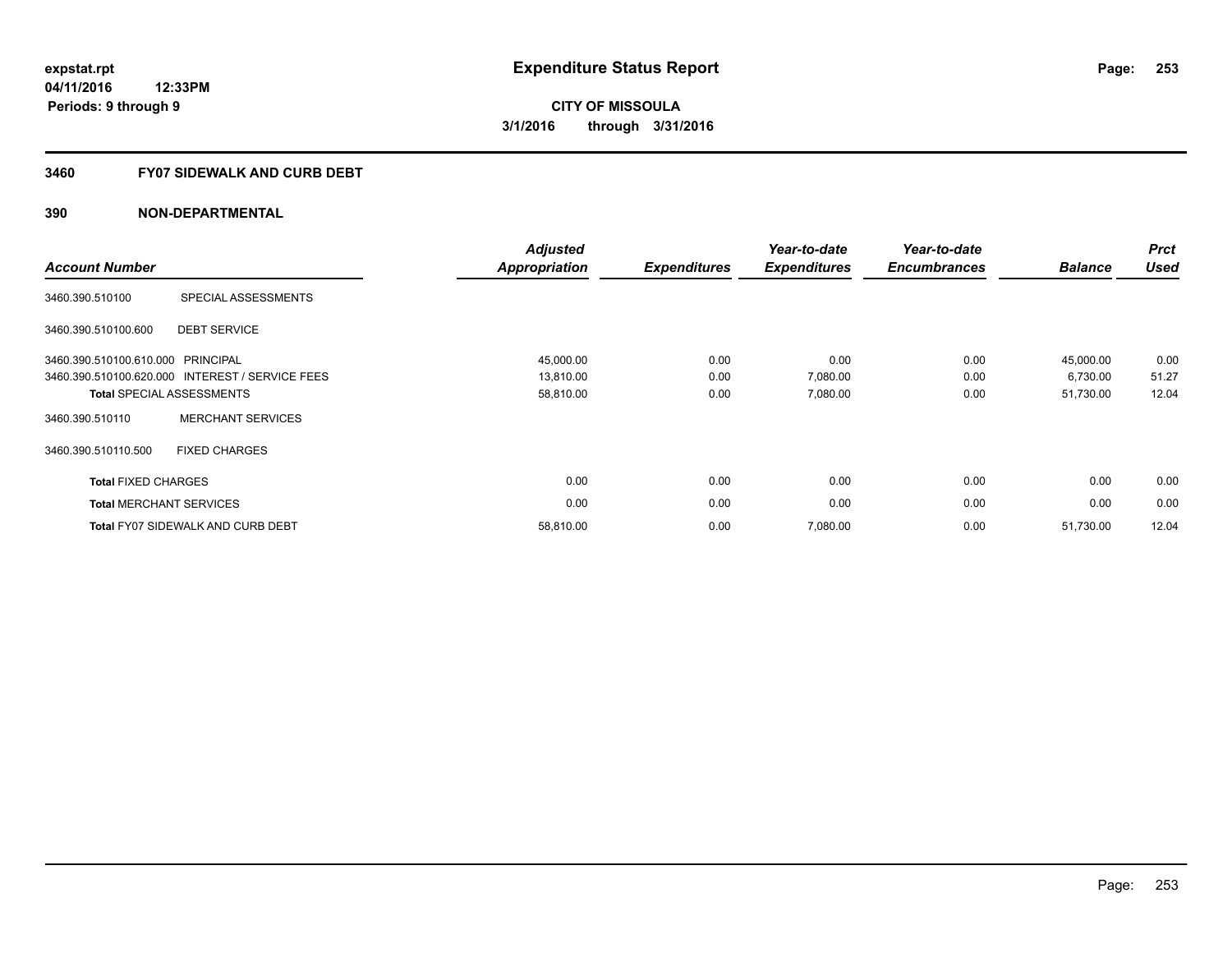expstat.rpt
04/11/2016 12:33PM
Periods: 9 through 9

# Expenditure Status Report

**CITY OF MISSOULA**
**3/1/2016 through 3/31/2016**

## 3460 FY07 SIDEWALK AND CURB DEBT

## 390 NON-DEPARTMENTAL

| Account Number | | Adjusted Appropriation | Expenditures | Year-to-date Expenditures | Year-to-date Encumbrances | Balance | Prct Used |
|---|---|---|---|---|---|---|---|
| 3460.390.510100 | SPECIAL ASSESSMENTS | | | | | | |
| 3460.390.510100.600 | DEBT SERVICE | | | | | | |
| 3460.390.510100.610.000 | PRINCIPAL | 45,000.00 | 0.00 | 0.00 | 0.00 | 45,000.00 | 0.00 |
| 3460.390.510100.620.000 | INTEREST / SERVICE FEES | 13,810.00 | 0.00 | 7,080.00 | 0.00 | 6,730.00 | 51.27 |
| **Total** SPECIAL ASSESSMENTS | | 58,810.00 | 0.00 | 7,080.00 | 0.00 | 51,730.00 | 12.04 |
| 3460.390.510110 | MERCHANT SERVICES | | | | | | |
| 3460.390.510110.500 | FIXED CHARGES | | | | | | |
| **Total** FIXED CHARGES | | 0.00 | 0.00 | 0.00 | 0.00 | 0.00 | 0.00 |
| **Total** MERCHANT SERVICES | | 0.00 | 0.00 | 0.00 | 0.00 | 0.00 | 0.00 |
| **Total** FY07 SIDEWALK AND CURB DEBT | | 58,810.00 | 0.00 | 7,080.00 | 0.00 | 51,730.00 | 12.04 |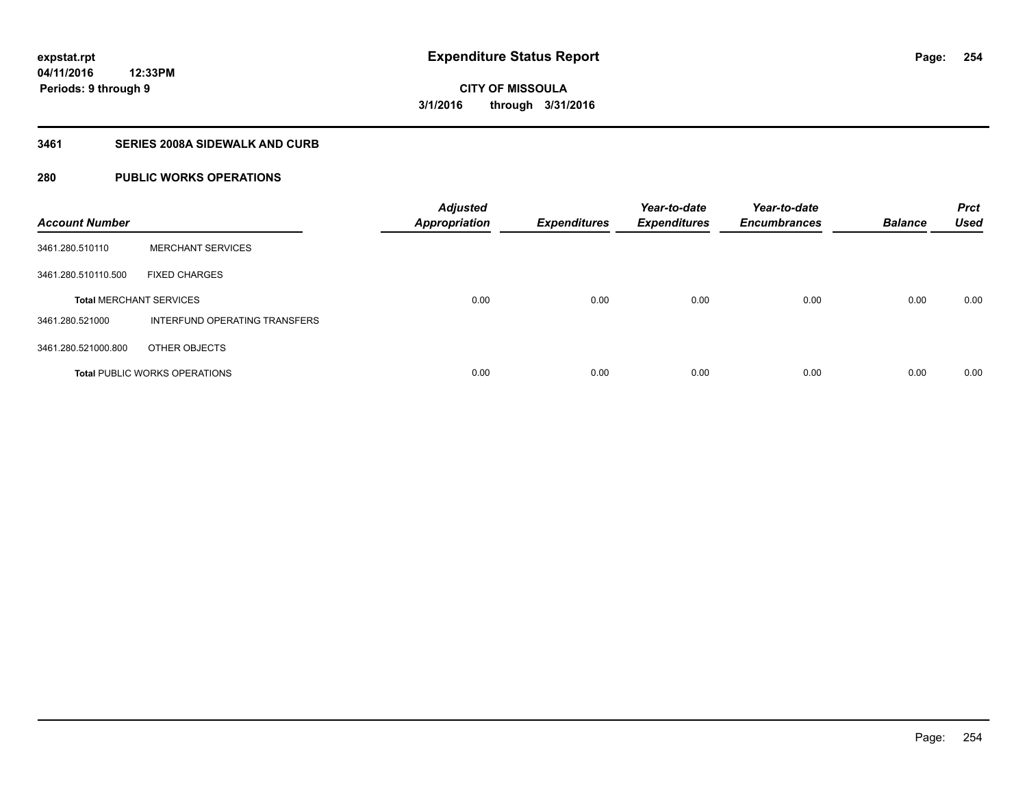# Expenditure Status Report

**expstat.rpt**
**04/11/2016 12:33PM**
**Periods: 9 through 9**

**CITY OF MISSOULA**
**3/1/2016 through 3/31/2016**

## 3461 SERIES 2008A SIDEWALK AND CURB

## 280 PUBLIC WORKS OPERATIONS

| Account Number | | Adjusted Appropriation | Expenditures | Year-to-date Expenditures | Year-to-date Encumbrances | Balance | Prct Used |
|---|---|---|---|---|---|---|---|
| 3461.280.510110 | MERCHANT SERVICES | | | | | | |
| 3461.280.510110.500 | FIXED CHARGES | | | | | | |
| **Total** MERCHANT SERVICES | | 0.00 | 0.00 | 0.00 | 0.00 | 0.00 | 0.00 |
| 3461.280.521000 | INTERFUND OPERATING TRANSFERS | | | | | | |
| 3461.280.521000.800 | OTHER OBJECTS | | | | | | |
| **Total** PUBLIC WORKS OPERATIONS | | 0.00 | 0.00 | 0.00 | 0.00 | 0.00 | 0.00 |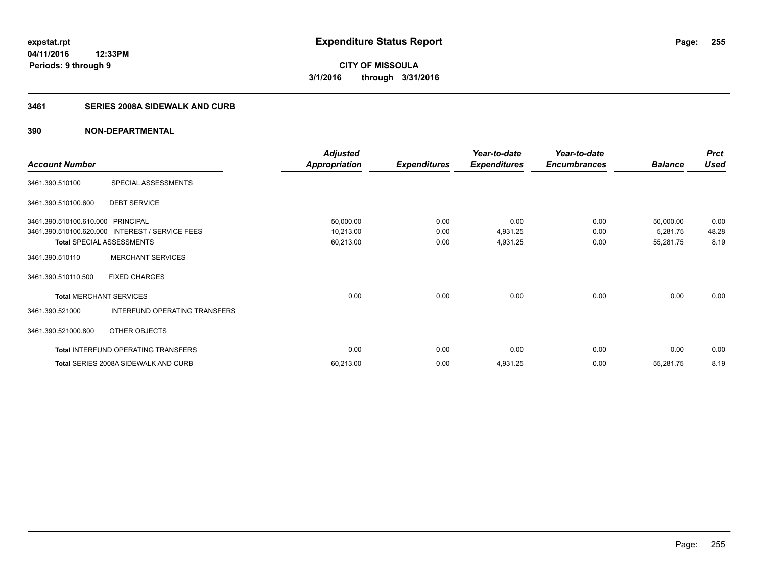# Expenditure Status Report

expstat.rpt
04/11/2016 12:33PM
Periods: 9 through 9

**CITY OF MISSOULA**
**3/1/2016 through 3/31/2016**

## 3461 SERIES 2008A SIDEWALK AND CURB

### 390 NON-DEPARTMENTAL

| Account Number | | Adjusted Appropriation | Expenditures | Year-to-date Expenditures | Year-to-date Encumbrances | Balance | Prct Used |
|---|---|---|---|---|---|---|---|
| 3461.390.510100 | SPECIAL ASSESSMENTS | | | | | | |
| 3461.390.510100.600 | DEBT SERVICE | | | | | | |
| 3461.390.510100.610.000 | PRINCIPAL | 50,000.00 | 0.00 | 0.00 | 0.00 | 50,000.00 | 0.00 |
| 3461.390.510100.620.000 | INTEREST / SERVICE FEES | 10,213.00 | 0.00 | 4,931.25 | 0.00 | 5,281.75 | 48.28 |
| **Total** SPECIAL ASSESSMENTS | | 60,213.00 | 0.00 | 4,931.25 | 0.00 | 55,281.75 | 8.19 |
| 3461.390.510110 | MERCHANT SERVICES | | | | | | |
| 3461.390.510110.500 | FIXED CHARGES | | | | | | |
| **Total** MERCHANT SERVICES | | 0.00 | 0.00 | 0.00 | 0.00 | 0.00 | 0.00 |
| 3461.390.521000 | INTERFUND OPERATING TRANSFERS | | | | | | |
| 3461.390.521000.800 | OTHER OBJECTS | | | | | | |
| **Total** INTERFUND OPERATING TRANSFERS | | 0.00 | 0.00 | 0.00 | 0.00 | 0.00 | 0.00 |
| **Total** SERIES 2008A SIDEWALK AND CURB | | 60,213.00 | 0.00 | 4,931.25 | 0.00 | 55,281.75 | 8.19 |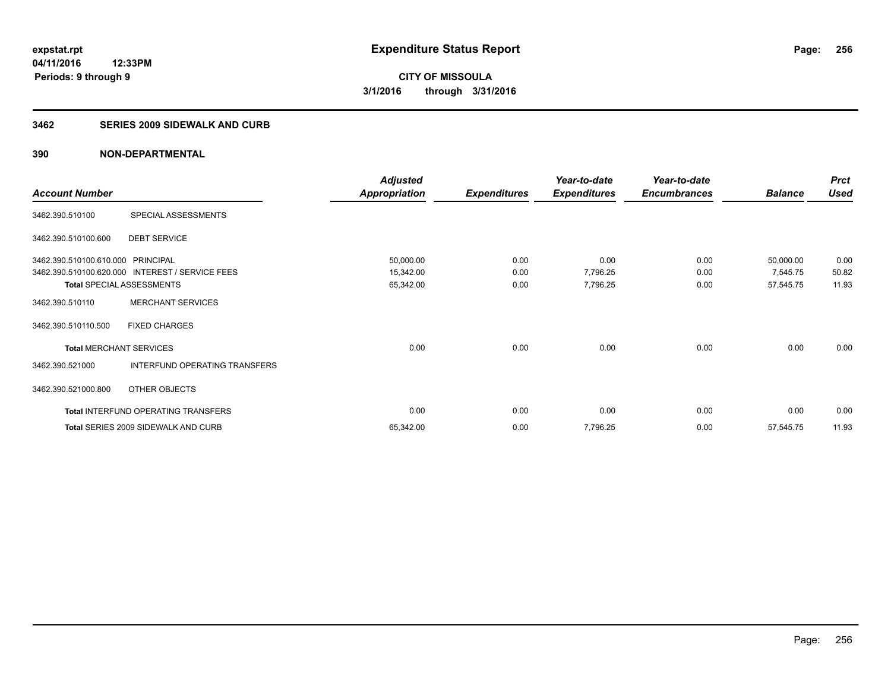**expstat.rpt**
**04/11/2016 12:33PM**
**Periods: 9 through 9**

# Expenditure Status Report

**CITY OF MISSOULA**
**3/1/2016 through 3/31/2016**

## 3462 SERIES 2009 SIDEWALK AND CURB

## 390 NON-DEPARTMENTAL

| Account Number | | Adjusted Appropriation | Expenditures | Year-to-date Expenditures | Year-to-date Encumbrances | Balance | Prct Used |
|---|---|---|---|---|---|---|---|
| 3462.390.510100 | SPECIAL ASSESSMENTS | | | | | | |
| 3462.390.510100.600 | DEBT SERVICE | | | | | | |
| 3462.390.510100.610.000 | PRINCIPAL | 50,000.00 | 0.00 | 0.00 | 0.00 | 50,000.00 | 0.00 |
| 3462.390.510100.620.000 | INTEREST / SERVICE FEES | 15,342.00 | 0.00 | 7,796.25 | 0.00 | 7,545.75 | 50.82 |
| **Total** SPECIAL ASSESSMENTS | | 65,342.00 | 0.00 | 7,796.25 | 0.00 | 57,545.75 | 11.93 |
| 3462.390.510110 | MERCHANT SERVICES | | | | | | |
| 3462.390.510110.500 | FIXED CHARGES | | | | | | |
| **Total** MERCHANT SERVICES | | 0.00 | 0.00 | 0.00 | 0.00 | 0.00 | 0.00 |
| 3462.390.521000 | INTERFUND OPERATING TRANSFERS | | | | | | |
| 3462.390.521000.800 | OTHER OBJECTS | | | | | | |
| **Total** INTERFUND OPERATING TRANSFERS | | 0.00 | 0.00 | 0.00 | 0.00 | 0.00 | 0.00 |
| **Total** SERIES 2009 SIDEWALK AND CURB | | 65,342.00 | 0.00 | 7,796.25 | 0.00 | 57,545.75 | 11.93 |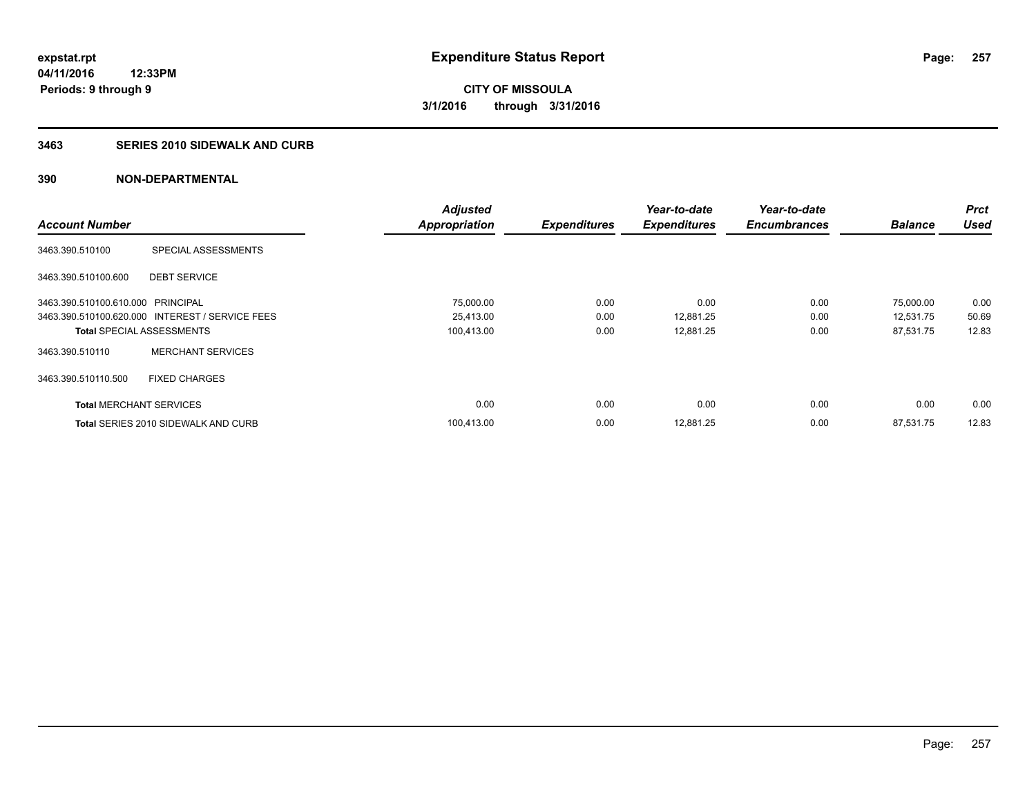expstat.rpt
04/11/2016 12:33PM
Periods: 9 through 9

# Expenditure Status Report

**CITY OF MISSOULA**
**3/1/2016 through 3/31/2016**

## 3463 SERIES 2010 SIDEWALK AND CURB

## 390 NON-DEPARTMENTAL

| Account Number | | Adjusted Appropriation | Expenditures | Year-to-date Expenditures | Year-to-date Encumbrances | Balance | Prct Used |
|---|---|---|---|---|---|---|---|
| 3463.390.510100 | SPECIAL ASSESSMENTS | | | | | | |
| 3463.390.510100.600 | DEBT SERVICE | | | | | | |
| 3463.390.510100.610.000 | PRINCIPAL | 75,000.00 | 0.00 | 0.00 | 0.00 | 75,000.00 | 0.00 |
| 3463.390.510100.620.000 | INTEREST / SERVICE FEES | 25,413.00 | 0.00 | 12,881.25 | 0.00 | 12,531.75 | 50.69 |
| **Total** SPECIAL ASSESSMENTS | | 100,413.00 | 0.00 | 12,881.25 | 0.00 | 87,531.75 | 12.83 |
| 3463.390.510110 | MERCHANT SERVICES | | | | | | |
| 3463.390.510110.500 | FIXED CHARGES | | | | | | |
| **Total** MERCHANT SERVICES | | 0.00 | 0.00 | 0.00 | 0.00 | 0.00 | 0.00 |
| **Total** SERIES 2010 SIDEWALK AND CURB | | 100,413.00 | 0.00 | 12,881.25 | 0.00 | 87,531.75 | 12.83 |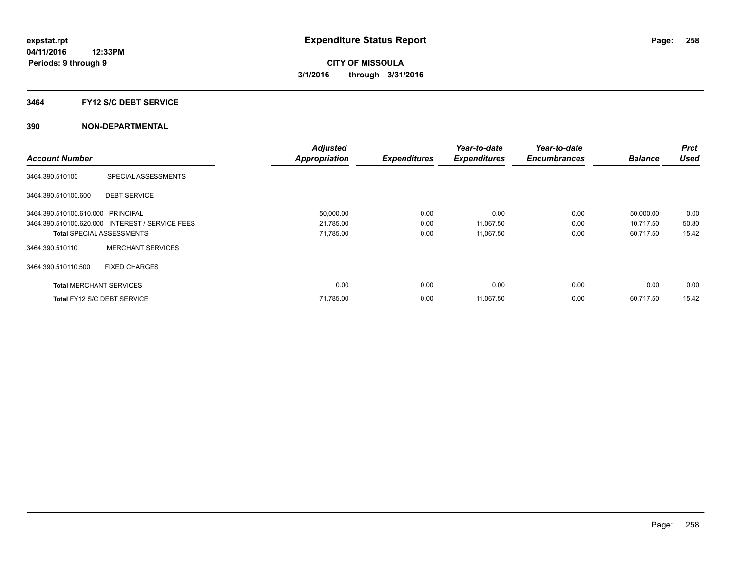expstat.rpt
04/11/2016 12:33PM
Periods: 9 through 9

# Expenditure Status Report

CITY OF MISSOULA
3/1/2016 through 3/31/2016

## 3464 FY12 S/C DEBT SERVICE

## 390 NON-DEPARTMENTAL

| Account Number | | Adjusted Appropriation | Expenditures | Year-to-date Expenditures | Year-to-date Encumbrances | Balance | Prct Used |
|---|---|---|---|---|---|---|---|
| 3464.390.510100 | SPECIAL ASSESSMENTS | | | | | | |
| 3464.390.510100.600 | DEBT SERVICE | | | | | | |
| 3464.390.510100.610.000 | PRINCIPAL | 50,000.00 | 0.00 | 0.00 | 0.00 | 50,000.00 | 0.00 |
| 3464.390.510100.620.000 | INTEREST / SERVICE FEES | 21,785.00 | 0.00 | 11,067.50 | 0.00 | 10,717.50 | 50.80 |
| **Total** SPECIAL ASSESSMENTS | | 71,785.00 | 0.00 | 11,067.50 | 0.00 | 60,717.50 | 15.42 |
| 3464.390.510110 | MERCHANT SERVICES | | | | | | |
| 3464.390.510110.500 | FIXED CHARGES | | | | | | |
| **Total** MERCHANT SERVICES | | 0.00 | 0.00 | 0.00 | 0.00 | 0.00 | 0.00 |
| **Total** FY12 S/C DEBT SERVICE | | 71,785.00 | 0.00 | 11,067.50 | 0.00 | 60,717.50 | 15.42 |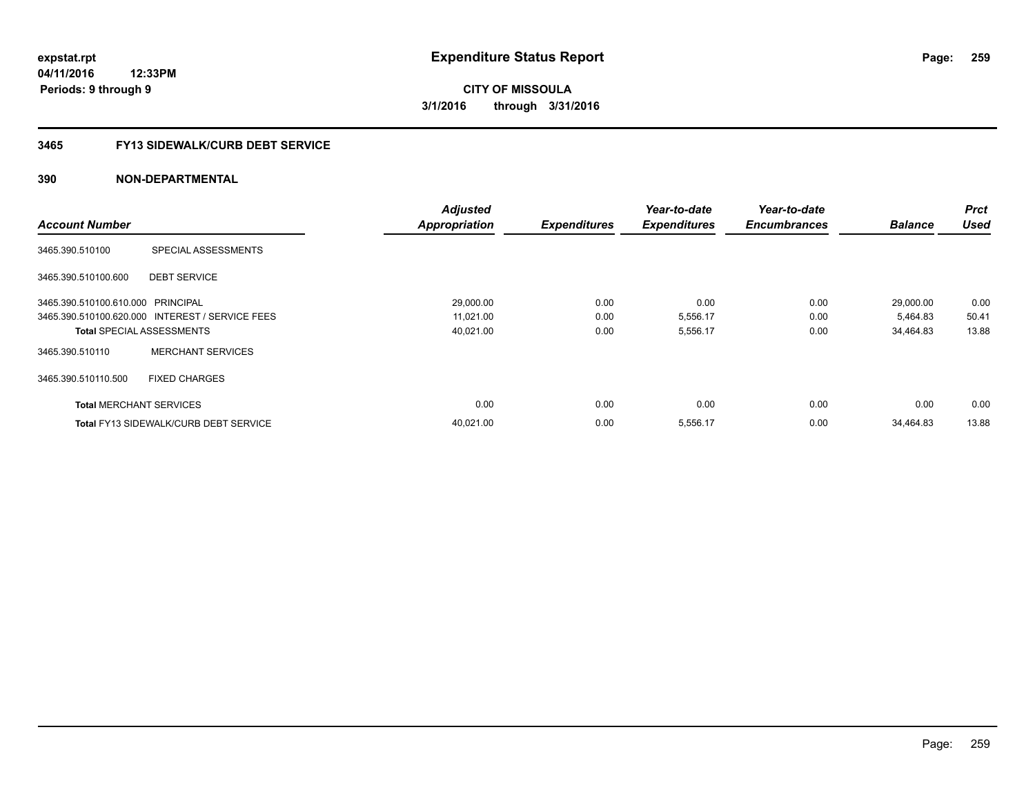**expstat.rpt**
**04/11/2016 12:33PM**
**Periods: 9 through 9**

# Expenditure Status Report

**CITY OF MISSOULA**
**3/1/2016 through 3/31/2016**

## 3465 FY13 SIDEWALK/CURB DEBT SERVICE

### 390 NON-DEPARTMENTAL

| Account Number | | Adjusted Appropriation | Expenditures | Year-to-date Expenditures | Year-to-date Encumbrances | Balance | Prct Used |
|---|---|---|---|---|---|---|---|
| 3465.390.510100 | SPECIAL ASSESSMENTS | | | | | | |
| 3465.390.510100.600 | DEBT SERVICE | | | | | | |
| 3465.390.510100.610.000 | PRINCIPAL | 29,000.00 | 0.00 | 0.00 | 0.00 | 29,000.00 | 0.00 |
| 3465.390.510100.620.000 | INTEREST / SERVICE FEES | 11,021.00 | 0.00 | 5,556.17 | 0.00 | 5,464.83 | 50.41 |
| **Total** SPECIAL ASSESSMENTS | | 40,021.00 | 0.00 | 5,556.17 | 0.00 | 34,464.83 | 13.88 |
| 3465.390.510110 | MERCHANT SERVICES | | | | | | |
| 3465.390.510110.500 | FIXED CHARGES | | | | | | |
| **Total** MERCHANT SERVICES | | 0.00 | 0.00 | 0.00 | 0.00 | 0.00 | 0.00 |
| **Total** FY13 SIDEWALK/CURB DEBT SERVICE | | 40,021.00 | 0.00 | 5,556.17 | 0.00 | 34,464.83 | 13.88 |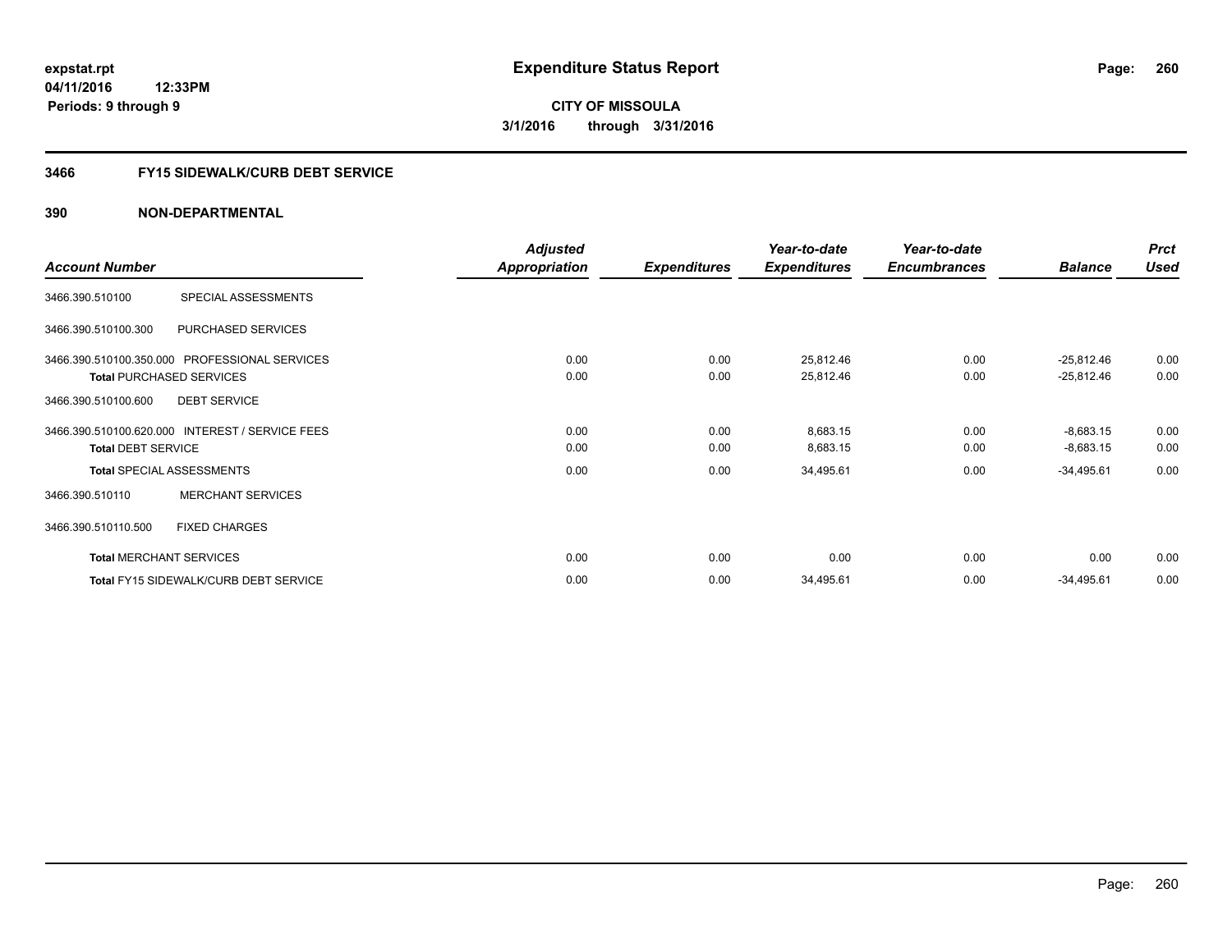**expstat.rpt**
**04/11/2016 12:33PM**
**Periods: 9 through 9**

# Expenditure Status Report

**CITY OF MISSOULA**
**3/1/2016 through 3/31/2016**

## 3466 FY15 SIDEWALK/CURB DEBT SERVICE

### 390 NON-DEPARTMENTAL

| Account Number | | Adjusted Appropriation | Expenditures | Year-to-date Expenditures | Year-to-date Encumbrances | Balance | Prct Used |
|---|---|---|---|---|---|---|---|
| 3466.390.510100 | SPECIAL ASSESSMENTS | | | | | | |
| 3466.390.510100.300 | PURCHASED SERVICES | | | | | | |
| 3466.390.510100.350.000 | PROFESSIONAL SERVICES | 0.00 | 0.00 | 25,812.46 | 0.00 | -25,812.46 | 0.00 |
| **Total** PURCHASED SERVICES | | 0.00 | 0.00 | 25,812.46 | 0.00 | -25,812.46 | 0.00 |
| 3466.390.510100.600 | DEBT SERVICE | | | | | | |
| 3466.390.510100.620.000 | INTEREST / SERVICE FEES | 0.00 | 0.00 | 8,683.15 | 0.00 | -8,683.15 | 0.00 |
| **Total** DEBT SERVICE | | 0.00 | 0.00 | 8,683.15 | 0.00 | -8,683.15 | 0.00 |
| **Total** SPECIAL ASSESSMENTS | | 0.00 | 0.00 | 34,495.61 | 0.00 | -34,495.61 | 0.00 |
| 3466.390.510110 | MERCHANT SERVICES | | | | | | |
| 3466.390.510110.500 | FIXED CHARGES | | | | | | |
| **Total** MERCHANT SERVICES | | 0.00 | 0.00 | 0.00 | 0.00 | 0.00 | 0.00 |
| **Total** FY15 SIDEWALK/CURB DEBT SERVICE | | 0.00 | 0.00 | 34,495.61 | 0.00 | -34,495.61 | 0.00 |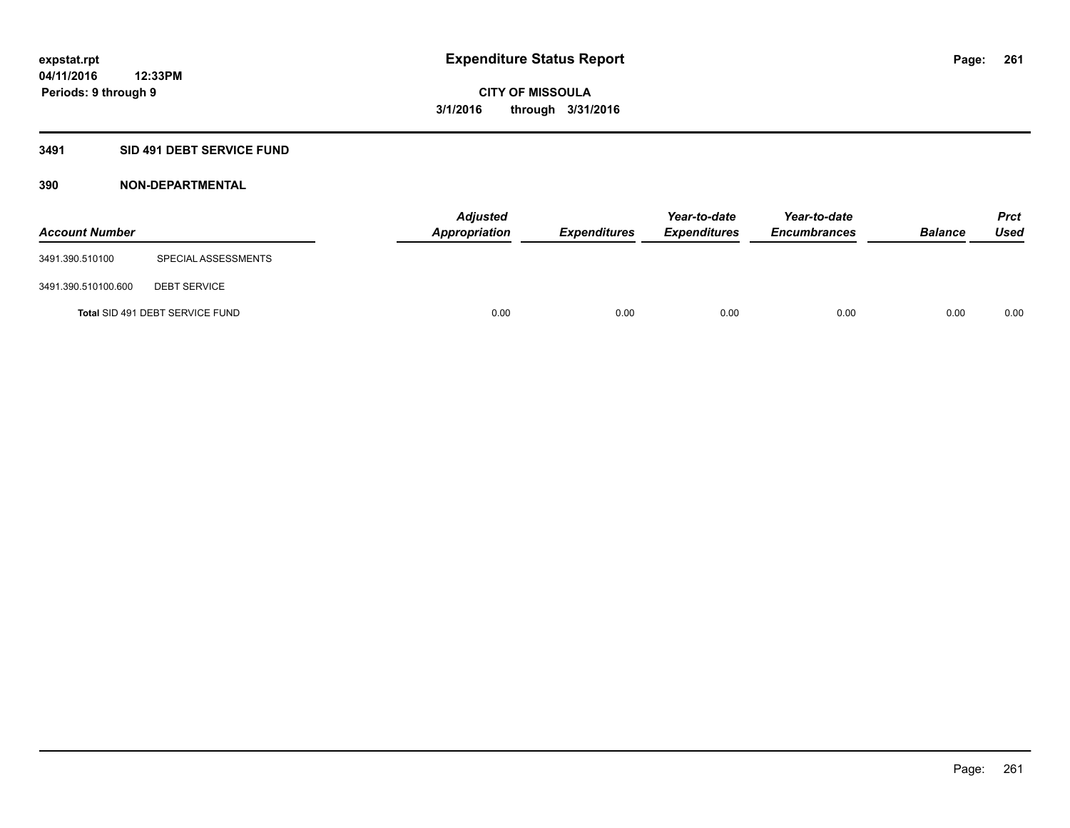# Expenditure Status Report

**CITY OF MISSOULA**

**3/1/2016 through 3/31/2016**

expstat.rpt
04/11/2016 12:33PM
Periods: 9 through 9

## 3491 SID 491 DEBT SERVICE FUND

### 390 NON-DEPARTMENTAL

| Account Number | | Adjusted Appropriation | Expenditures | Year-to-date Expenditures | Year-to-date Encumbrances | Balance | Prct Used |
|---|---|---|---|---|---|---|---|
| 3491.390.510100 | SPECIAL ASSESSMENTS | | | | | | |
| 3491.390.510100.600 | DEBT SERVICE | | | | | | |
| Total SID 491 DEBT SERVICE FUND | | 0.00 | 0.00 | 0.00 | 0.00 | 0.00 | 0.00 |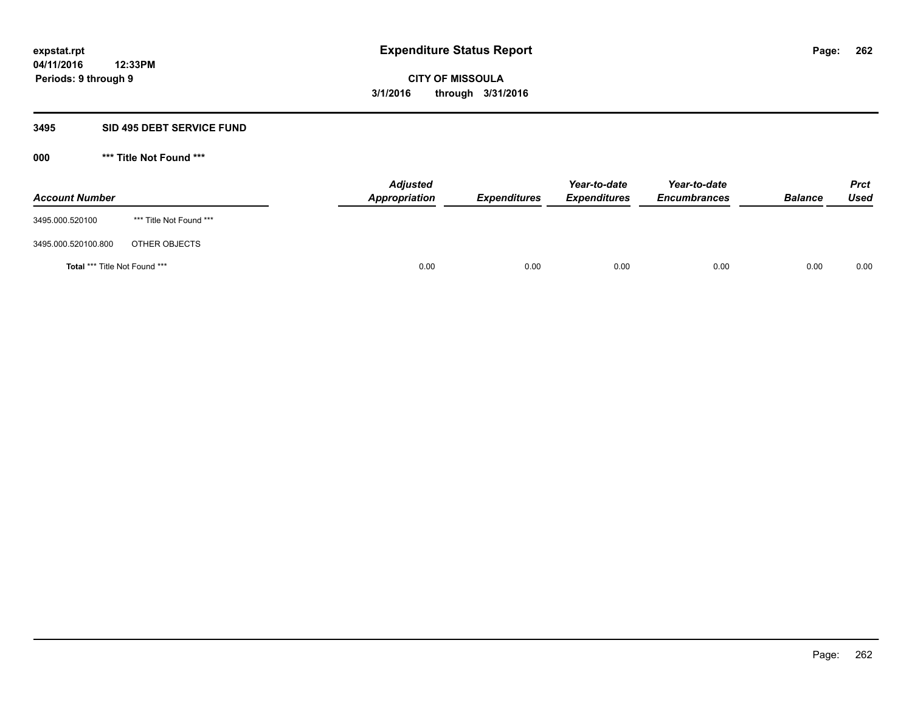**expstat.rpt**
**04/11/2016 12:33PM**
**Periods: 9 through 9**

# Expenditure Status Report

**CITY OF MISSOULA**
**3/1/2016 through 3/31/2016**

## 3495 SID 495 DEBT SERVICE FUND

### 000 *** Title Not Found ***

| Account Number | | Adjusted Appropriation | Expenditures | Year-to-date Expenditures | Year-to-date Encumbrances | Balance | Prct Used |
|---|---|---|---|---|---|---|---|
| 3495.000.520100 | *** Title Not Found *** | | | | | | |
| 3495.000.520100.800 | OTHER OBJECTS | | | | | | |
| **Total** *** Title Not Found *** | | 0.00 | 0.00 | 0.00 | 0.00 | 0.00 | 0.00 |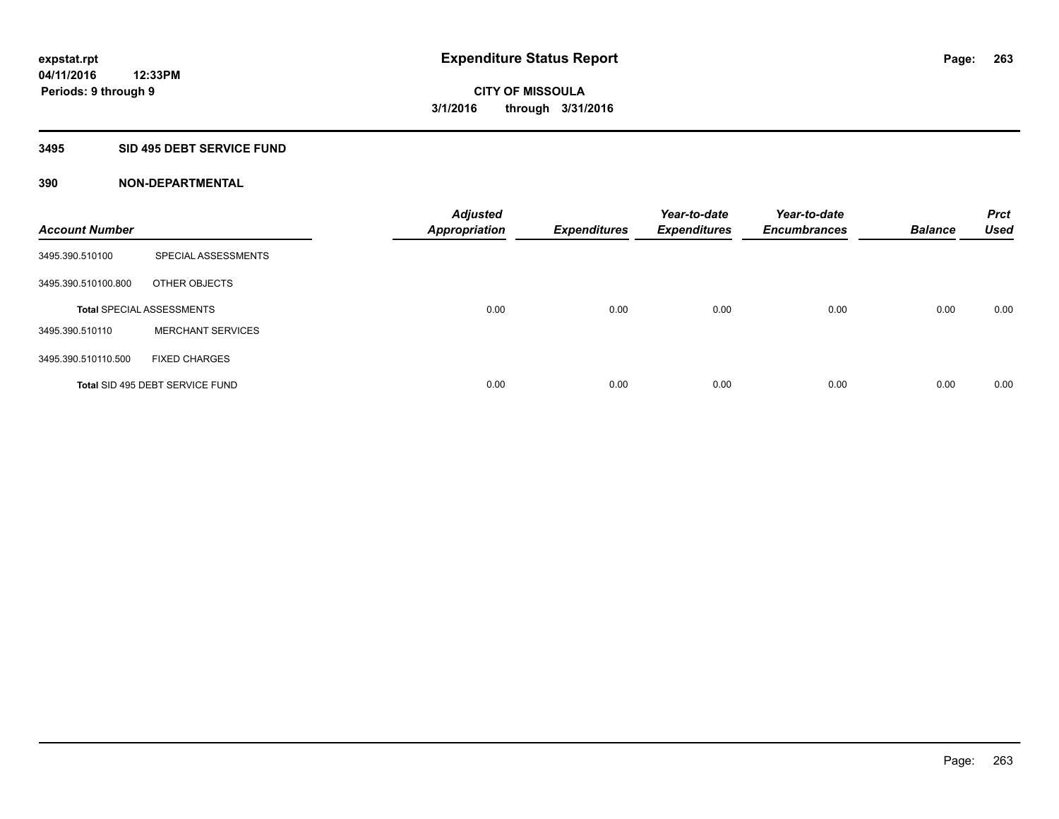**expstat.rpt**
**04/11/2016 12:33PM**
**Periods: 9 through 9**

# Expenditure Status Report

**CITY OF MISSOULA**
**3/1/2016 through 3/31/2016**

## 3495 SID 495 DEBT SERVICE FUND

## 390 NON-DEPARTMENTAL

| Account Number | | Adjusted Appropriation | Expenditures | Year-to-date Expenditures | Year-to-date Encumbrances | Balance | Prct Used |
|---|---|---|---|---|---|---|---|
| 3495.390.510100 | SPECIAL ASSESSMENTS | | | | | | |
| 3495.390.510100.800 | OTHER OBJECTS | | | | | | |
| Total SPECIAL ASSESSMENTS | | 0.00 | 0.00 | 0.00 | 0.00 | 0.00 | 0.00 |
| 3495.390.510110 | MERCHANT SERVICES | | | | | | |
| 3495.390.510110.500 | FIXED CHARGES | | | | | | |
| Total SID 495 DEBT SERVICE FUND | | 0.00 | 0.00 | 0.00 | 0.00 | 0.00 | 0.00 |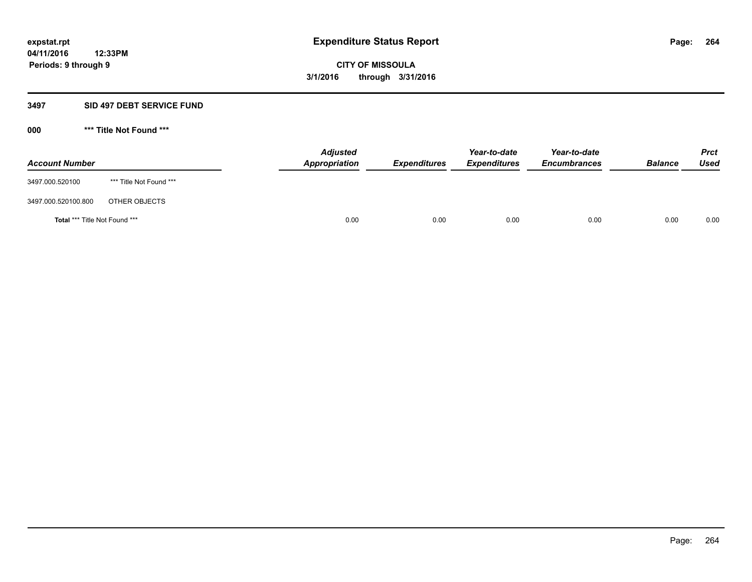**expstat.rpt**
**04/11/2016 12:33PM**
**Periods: 9 through 9**

# Expenditure Status Report

**CITY OF MISSOULA**
**3/1/2016 through 3/31/2016**

## 3497 SID 497 DEBT SERVICE FUND

### 000 *** Title Not Found ***

| Account Number | | Adjusted Appropriation | Expenditures | Year-to-date Expenditures | Year-to-date Encumbrances | Balance | Prct Used |
|---|---|---|---|---|---|---|---|
| 3497.000.520100 | *** Title Not Found *** | | | | | | |
| 3497.000.520100.800 | OTHER OBJECTS | | | | | | |
| **Total** *** Title Not Found *** | | 0.00 | 0.00 | 0.00 | 0.00 | 0.00 | 0.00 |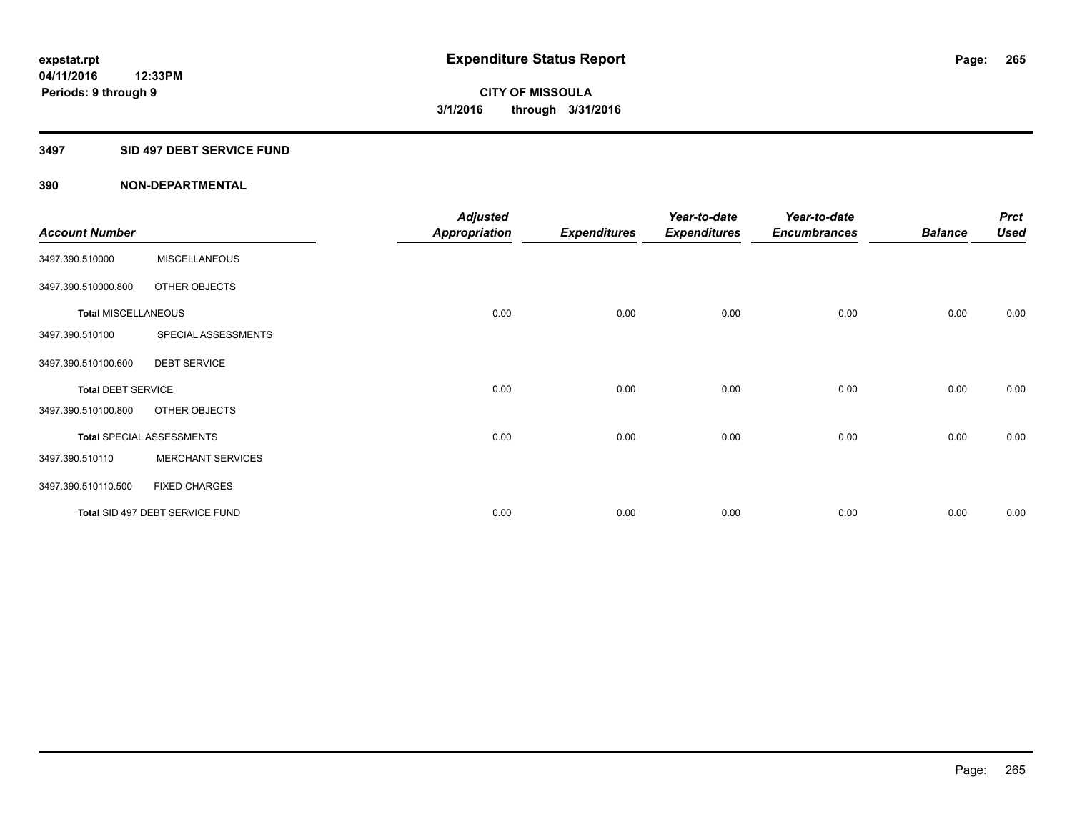expstat.rpt
04/11/2016 12:33PM
Periods: 9 through 9

# Expenditure Status Report

CITY OF MISSOULA
3/1/2016 through 3/31/2016

## 3497 SID 497 DEBT SERVICE FUND

### 390 NON-DEPARTMENTAL

| Account Number | | Adjusted Appropriation | Expenditures | Year-to-date Expenditures | Year-to-date Encumbrances | Balance | Prct Used |
|---|---|---|---|---|---|---|---|
| 3497.390.510000 | MISCELLANEOUS | | | | | | |
| 3497.390.510000.800 | OTHER OBJECTS | | | | | | |
| **Total** MISCELLANEOUS | | 0.00 | 0.00 | 0.00 | 0.00 | 0.00 | 0.00 |
| 3497.390.510100 | SPECIAL ASSESSMENTS | | | | | | |
| 3497.390.510100.600 | DEBT SERVICE | | | | | | |
| **Total** DEBT SERVICE | | 0.00 | 0.00 | 0.00 | 0.00 | 0.00 | 0.00 |
| 3497.390.510100.800 | OTHER OBJECTS | | | | | | |
| **Total** SPECIAL ASSESSMENTS | | 0.00 | 0.00 | 0.00 | 0.00 | 0.00 | 0.00 |
| 3497.390.510110 | MERCHANT SERVICES | | | | | | |
| 3497.390.510110.500 | FIXED CHARGES | | | | | | |
| **Total** SID 497 DEBT SERVICE FUND | | 0.00 | 0.00 | 0.00 | 0.00 | 0.00 | 0.00 |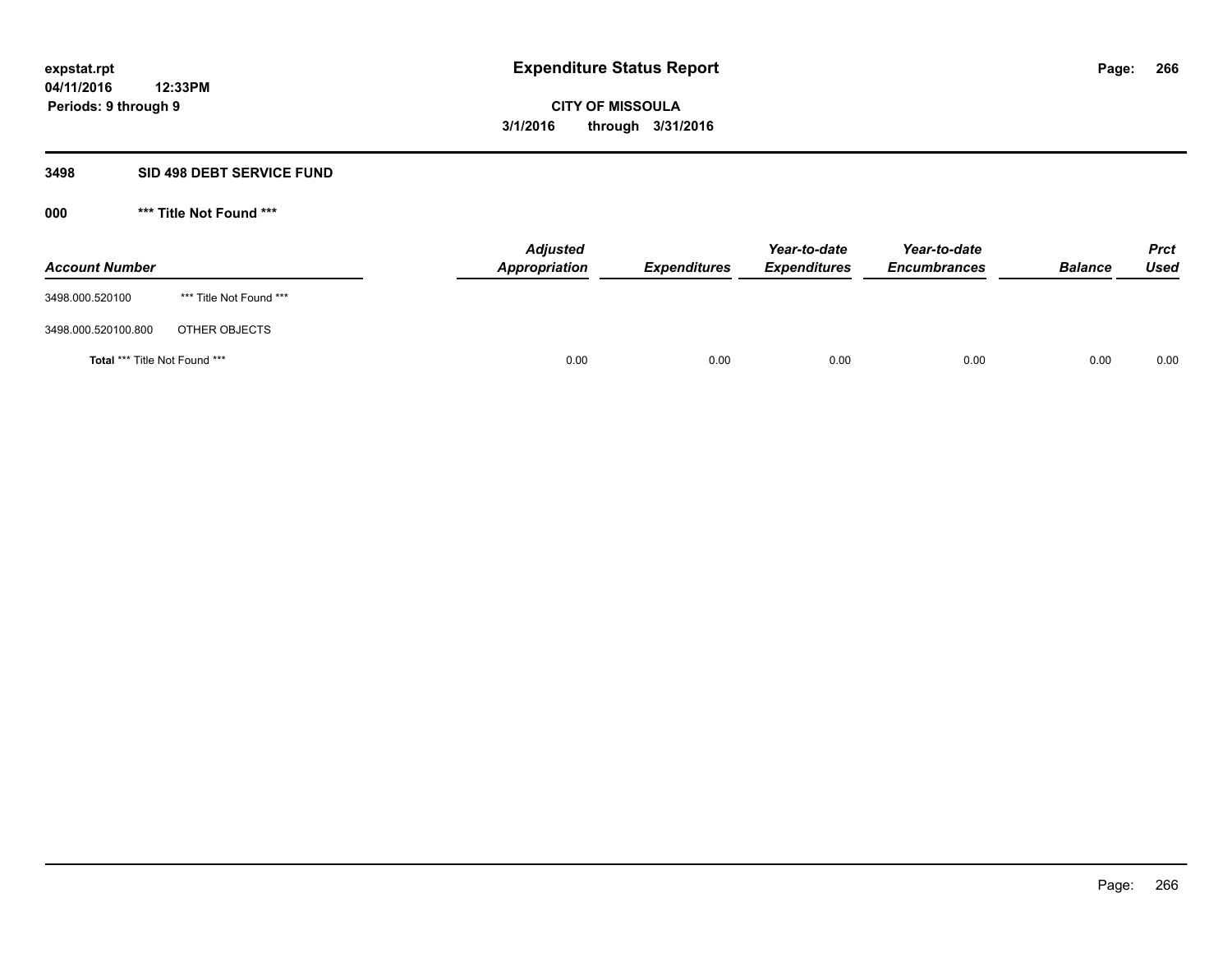expstat.rpt
04/11/2016 12:33PM
Periods: 9 through 9

# Expenditure Status Report

**CITY OF MISSOULA**
**3/1/2016 through 3/31/2016**

## 3498 SID 498 DEBT SERVICE FUND

### 000 *** Title Not Found ***

| Account Number | | Adjusted Appropriation | Expenditures | Year-to-date Expenditures | Year-to-date Encumbrances | Balance | Prct Used |
|---|---|---|---|---|---|---|---|
| 3498.000.520100 | *** Title Not Found *** | | | | | | |
| 3498.000.520100.800 | OTHER OBJECTS | | | | | | |
| **Total** *** Title Not Found *** | | 0.00 | 0.00 | 0.00 | 0.00 | 0.00 | 0.00 |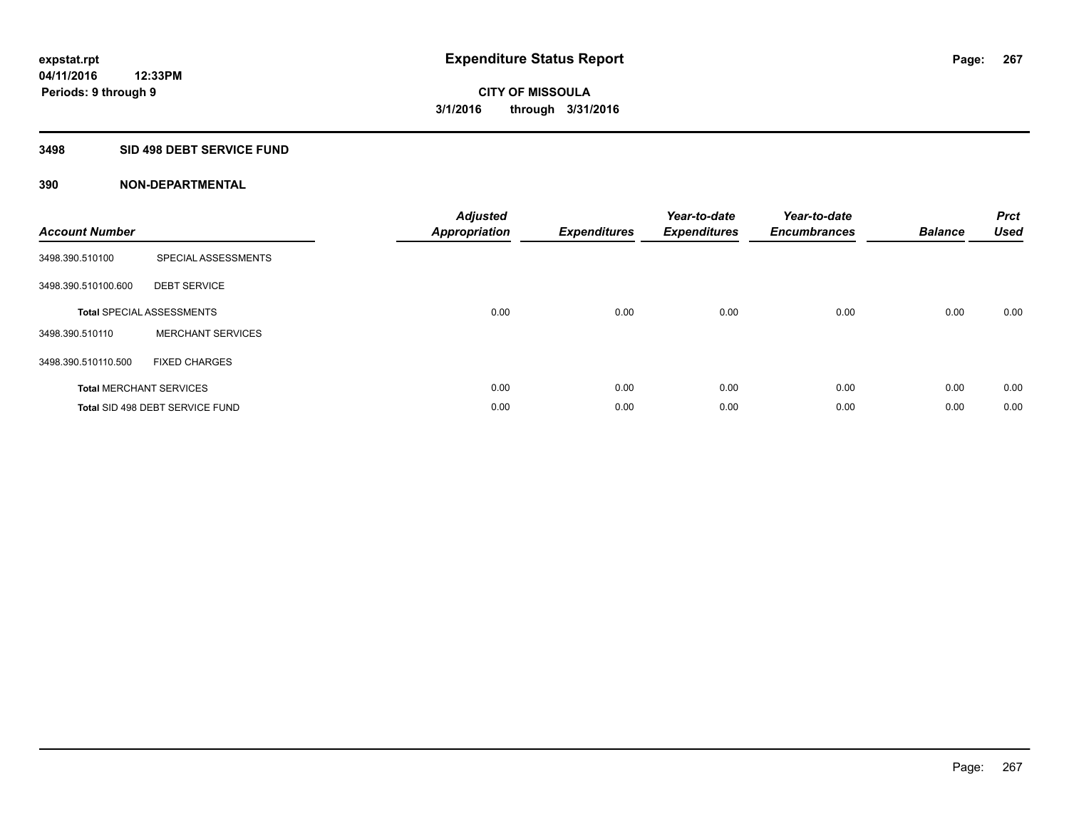expstat.rpt
04/11/2016 12:33PM
Periods: 9 through 9

# Expenditure Status Report

CITY OF MISSOULA
3/1/2016 through 3/31/2016

## 3498 SID 498 DEBT SERVICE FUND

## 390 NON-DEPARTMENTAL

| Account Number | | Adjusted Appropriation | Expenditures | Year-to-date Expenditures | Year-to-date Encumbrances | Balance | Prct Used |
|---|---|---|---|---|---|---|---|
| 3498.390.510100 | SPECIAL ASSESSMENTS | | | | | | |
| 3498.390.510100.600 | DEBT SERVICE | | | | | | |
| **Total** SPECIAL ASSESSMENTS | | 0.00 | 0.00 | 0.00 | 0.00 | 0.00 | 0.00 |
| 3498.390.510110 | MERCHANT SERVICES | | | | | | |
| 3498.390.510110.500 | FIXED CHARGES | | | | | | |
| **Total** MERCHANT SERVICES | | 0.00 | 0.00 | 0.00 | 0.00 | 0.00 | 0.00 |
| **Total** SID 498 DEBT SERVICE FUND | | 0.00 | 0.00 | 0.00 | 0.00 | 0.00 | 0.00 |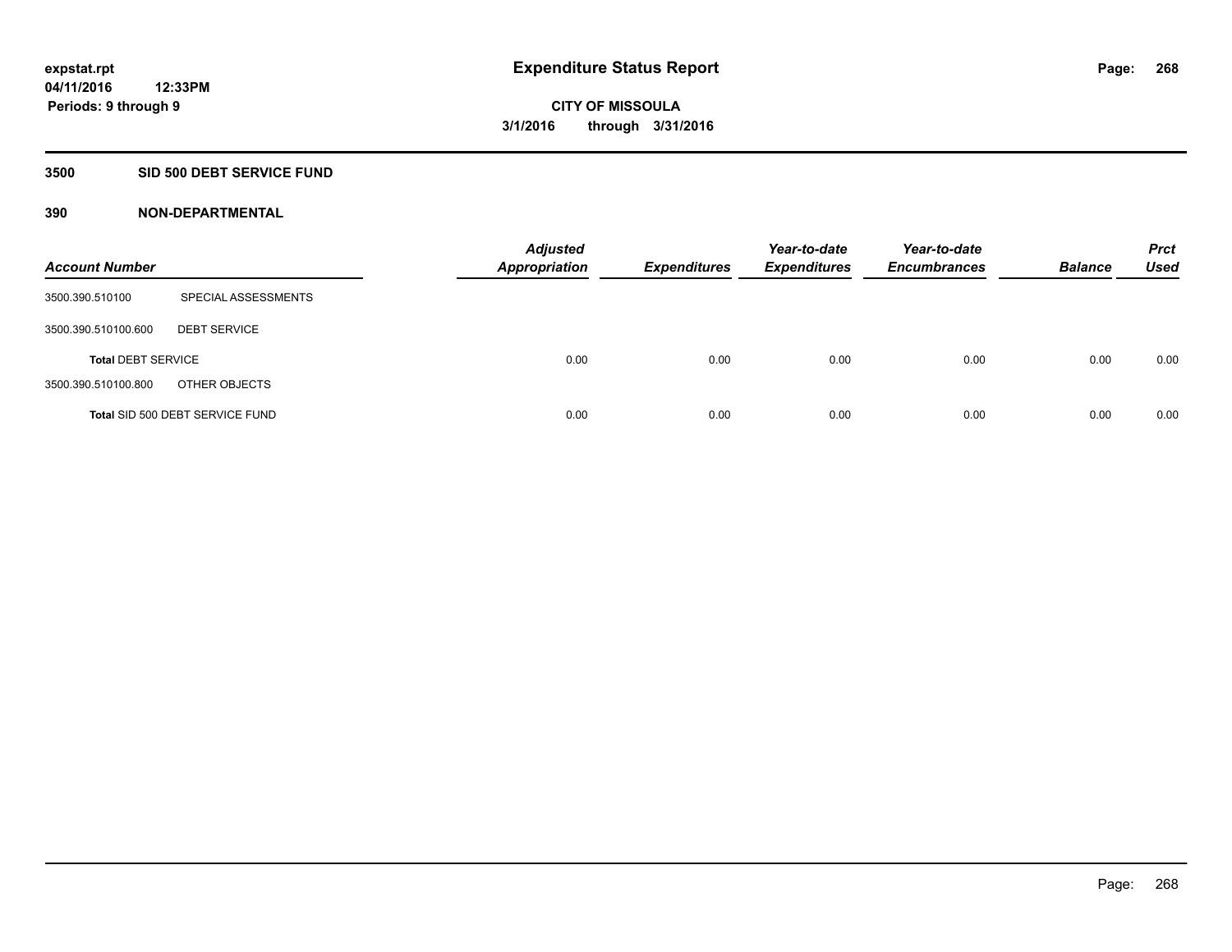**expstat.rpt**
**04/11/2016 12:33PM**
**Periods: 9 through 9**

# Expenditure Status Report

**CITY OF MISSOULA**
**3/1/2016 through 3/31/2016**

## 3500 SID 500 DEBT SERVICE FUND

### 390 NON-DEPARTMENTAL

| Account Number | | *Adjusted Appropriation* | *Expenditures* | *Year-to-date Expenditures* | *Year-to-date Encumbrances* | *Balance* | *Prct Used* |
|---|---|---|---|---|---|---|---|
| 3500.390.510100 | SPECIAL ASSESSMENTS | | | | | | |
| 3500.390.510100.600 | DEBT SERVICE | | | | | | |
| **Total** DEBT SERVICE | | 0.00 | 0.00 | 0.00 | 0.00 | 0.00 | 0.00 |
| 3500.390.510100.800 | OTHER OBJECTS | | | | | | |
| **Total** SID 500 DEBT SERVICE FUND | | 0.00 | 0.00 | 0.00 | 0.00 | 0.00 | 0.00 |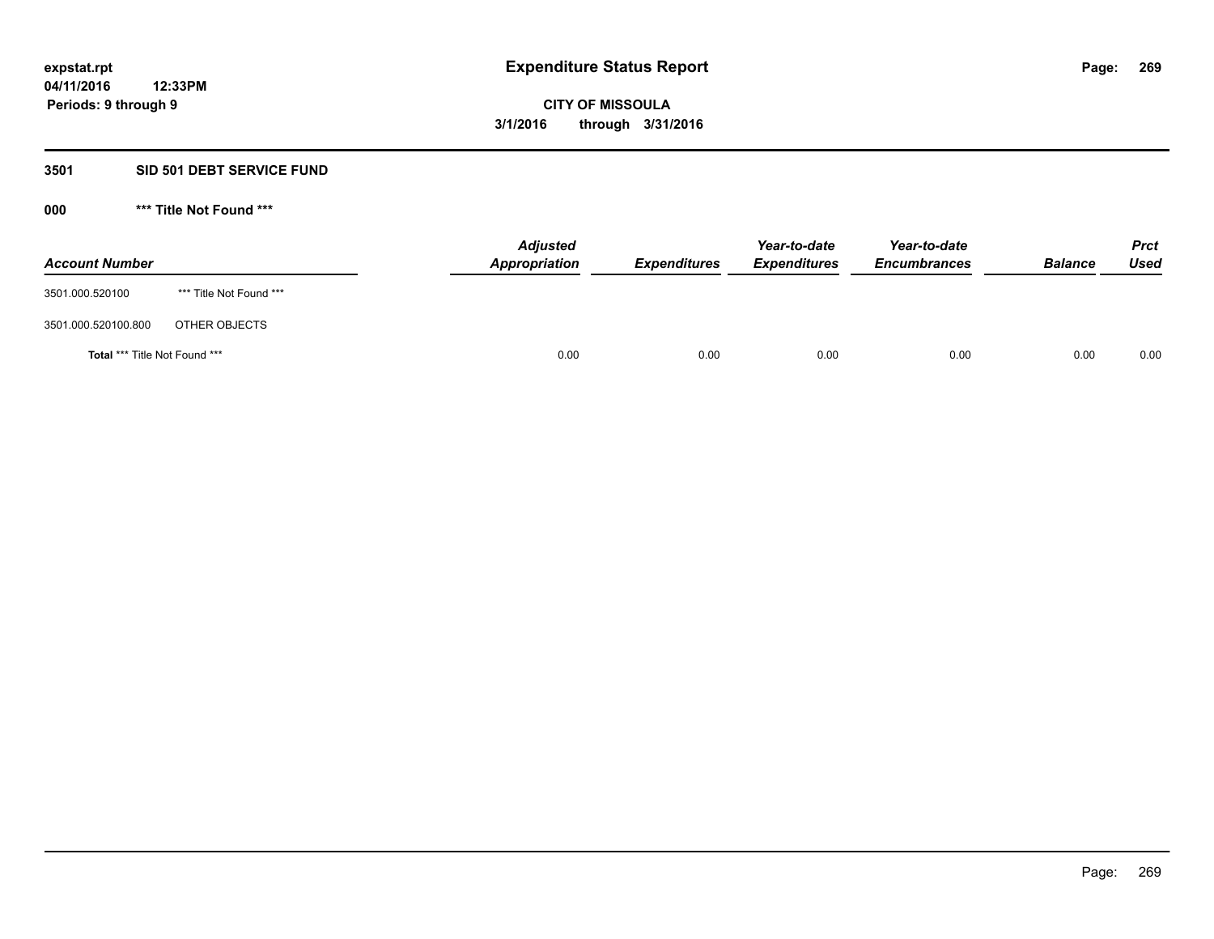**expstat.rpt**
**04/11/2016 12:33PM**
**Periods: 9 through 9**

# Expenditure Status Report

**CITY OF MISSOULA**
**3/1/2016 through 3/31/2016**

## 3501 SID 501 DEBT SERVICE FUND

### 000 *** Title Not Found ***

| Account Number | | Adjusted Appropriation | Expenditures | Year-to-date Expenditures | Year-to-date Encumbrances | Balance | Prct Used |
|---|---|---|---|---|---|---|---|
| 3501.000.520100 | *** Title Not Found *** | | | | | | |
| 3501.000.520100.800 | OTHER OBJECTS | | | | | | |
| **Total** *** Title Not Found *** | | 0.00 | 0.00 | 0.00 | 0.00 | 0.00 | 0.00 |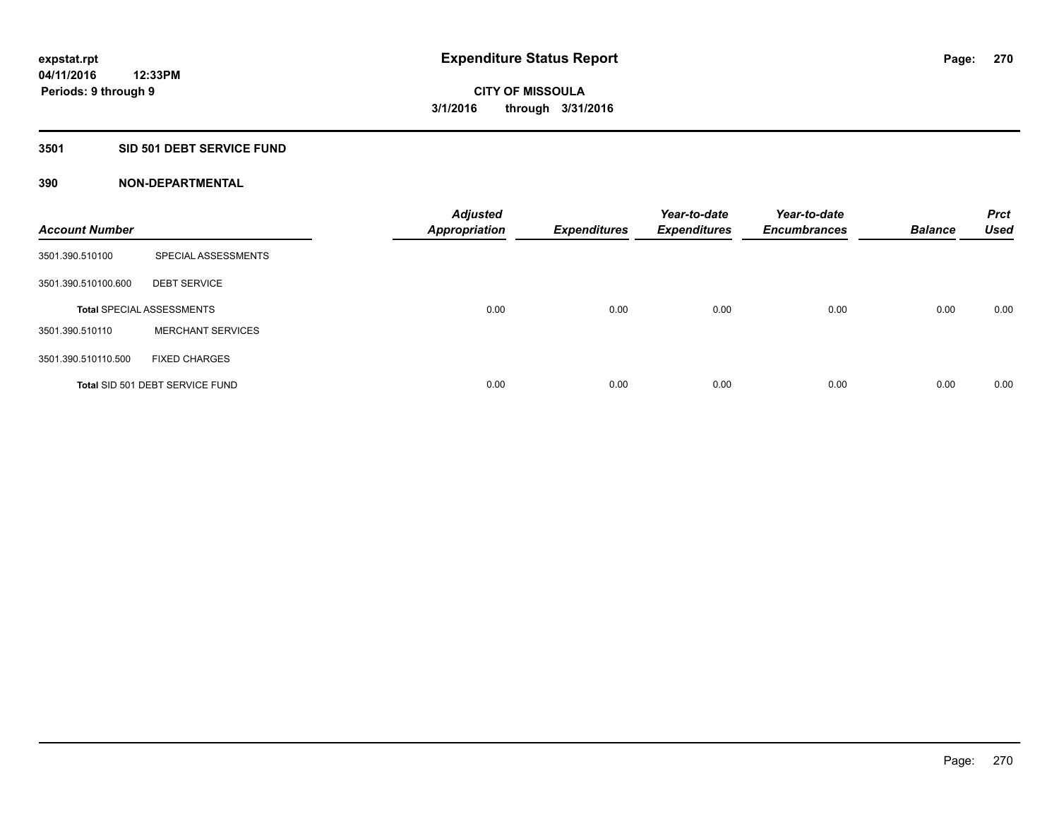**expstat.rpt**
**04/11/2016 12:33PM**
**Periods: 9 through 9**

# Expenditure Status Report

**CITY OF MISSOULA**
**3/1/2016 through 3/31/2016**

## 3501 SID 501 DEBT SERVICE FUND

### 390 NON-DEPARTMENTAL

| Account Number | | Adjusted Appropriation | Expenditures | Year-to-date Expenditures | Year-to-date Encumbrances | Balance | Prct Used |
|---|---|---|---|---|---|---|---|
| 3501.390.510100 | SPECIAL ASSESSMENTS | | | | | | |
| 3501.390.510100.600 | DEBT SERVICE | | | | | | |
| Total SPECIAL ASSESSMENTS | | 0.00 | 0.00 | 0.00 | 0.00 | 0.00 | 0.00 |
| 3501.390.510110 | MERCHANT SERVICES | | | | | | |
| 3501.390.510110.500 | FIXED CHARGES | | | | | | |
| Total SID 501 DEBT SERVICE FUND | | 0.00 | 0.00 | 0.00 | 0.00 | 0.00 | 0.00 |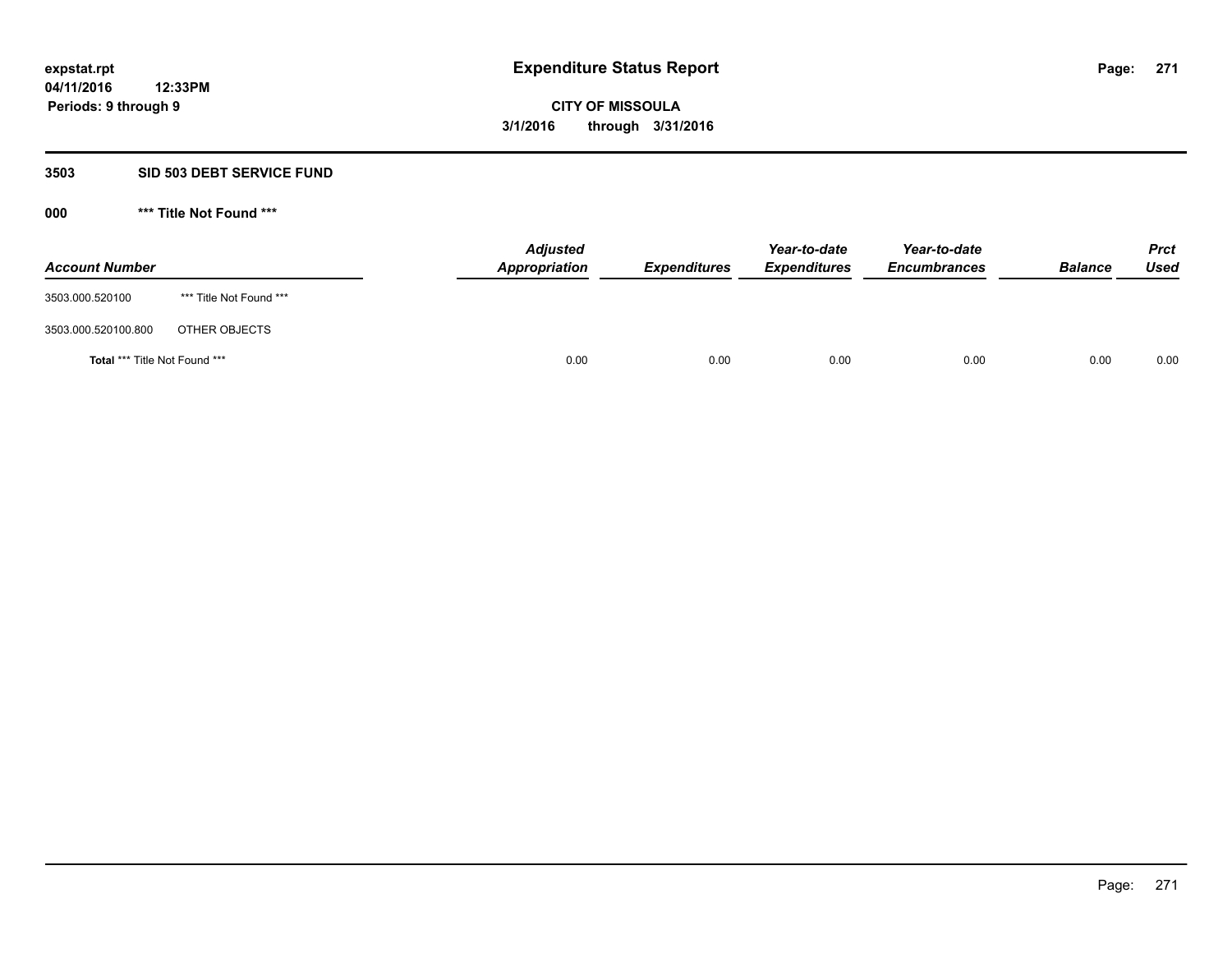# Expenditure Status Report

**expstat.rpt**
**04/11/2016 12:33PM**
**Periods: 9 through 9**

**CITY OF MISSOULA**
**3/1/2016 through 3/31/2016**

## 3503 SID 503 DEBT SERVICE FUND

### 000 *** Title Not Found ***

| Account Number | | Adjusted Appropriation | Expenditures | Year-to-date Expenditures | Year-to-date Encumbrances | Balance | Prct Used |
|---|---|---|---|---|---|---|---|
| 3503.000.520100 | *** Title Not Found *** | | | | | | |
| 3503.000.520100.800 | OTHER OBJECTS | | | | | | |
| **Total** *** Title Not Found *** | | 0.00 | 0.00 | 0.00 | 0.00 | 0.00 | 0.00 |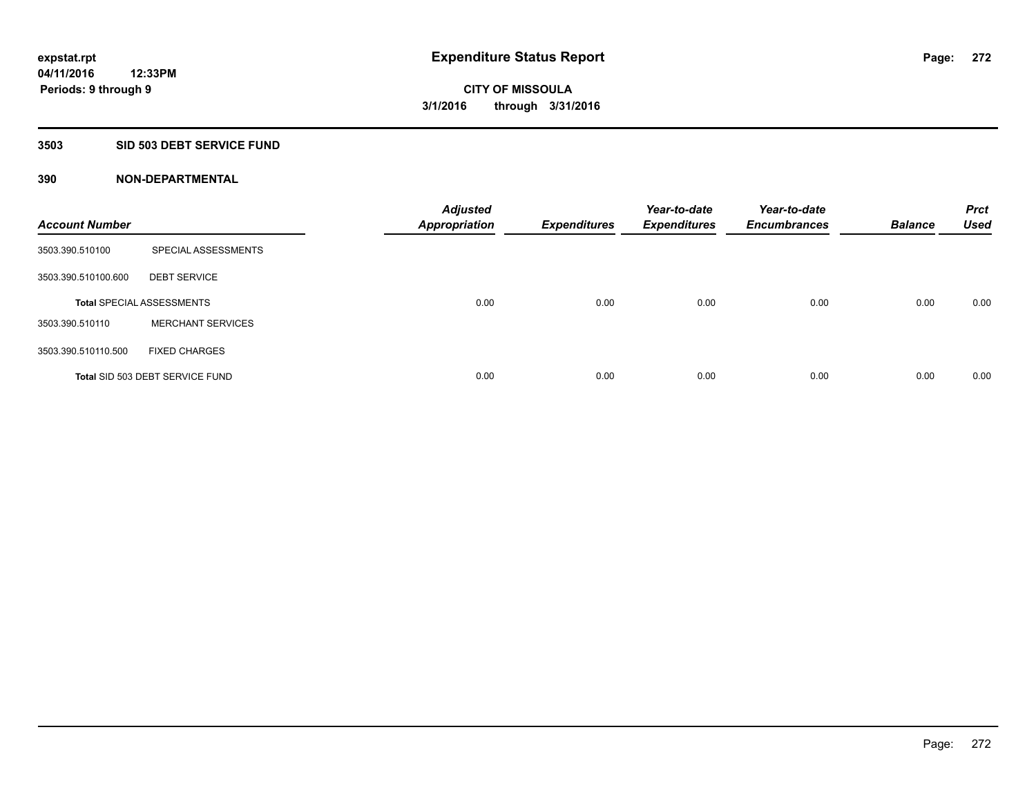# Expenditure Status Report

expstat.rpt
04/11/2016 12:33PM
Periods: 9 through 9

**CITY OF MISSOULA**
**3/1/2016 through 3/31/2016**

## 3503 SID 503 DEBT SERVICE FUND

### 390 NON-DEPARTMENTAL

| Account Number | | Adjusted Appropriation | Expenditures | Year-to-date Expenditures | Year-to-date Encumbrances | Balance | Prct Used |
|---|---|---|---|---|---|---|---|
| 3503.390.510100 | SPECIAL ASSESSMENTS | | | | | | |
| 3503.390.510100.600 | DEBT SERVICE | | | | | | |
| **Total** SPECIAL ASSESSMENTS | | 0.00 | 0.00 | 0.00 | 0.00 | 0.00 | 0.00 |
| 3503.390.510110 | MERCHANT SERVICES | | | | | | |
| 3503.390.510110.500 | FIXED CHARGES | | | | | | |
| **Total** SID 503 DEBT SERVICE FUND | | 0.00 | 0.00 | 0.00 | 0.00 | 0.00 | 0.00 |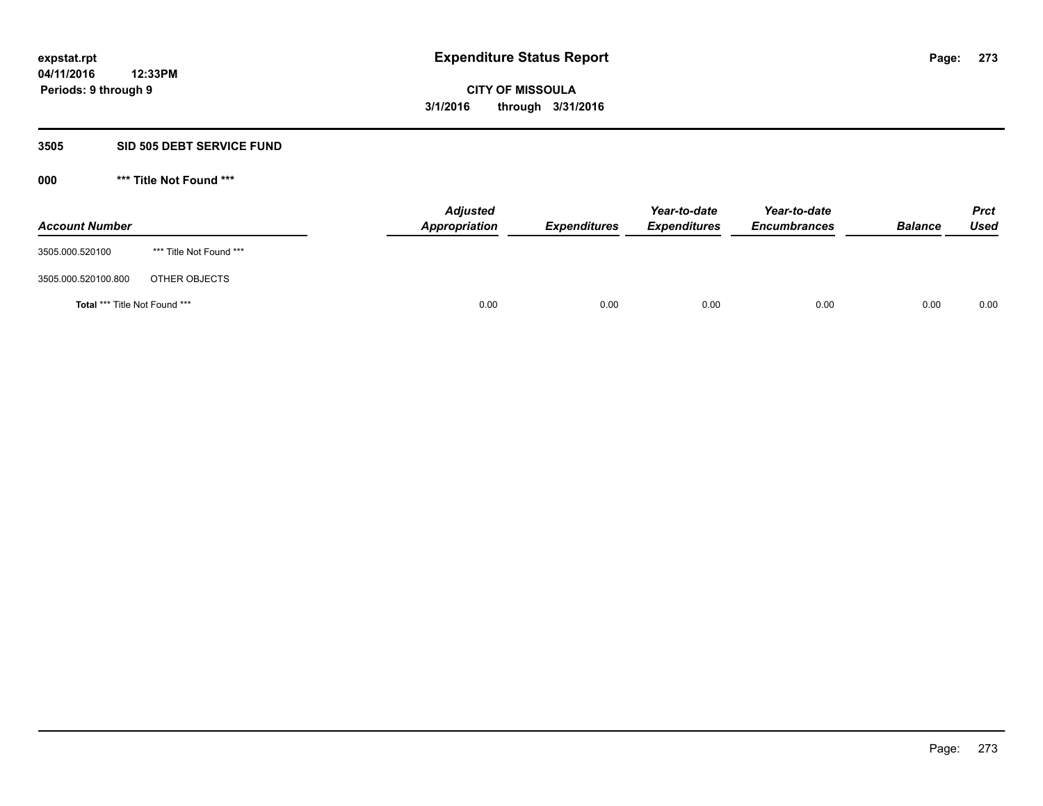**expstat.rpt**
**04/11/2016 12:33PM**
**Periods: 9 through 9**

# Expenditure Status Report

**CITY OF MISSOULA**
**3/1/2016 through 3/31/2016**

## 3505 SID 505 DEBT SERVICE FUND

### 000 *** Title Not Found ***

| Account Number | | Adjusted Appropriation | Expenditures | Year-to-date Expenditures | Year-to-date Encumbrances | Balance | Prct Used |
|---|---|---|---|---|---|---|---|
| 3505.000.520100 | *** Title Not Found *** | | | | | | |
| 3505.000.520100.800 | OTHER OBJECTS | | | | | | |
| **Total** *** Title Not Found *** | | 0.00 | 0.00 | 0.00 | 0.00 | 0.00 | 0.00 |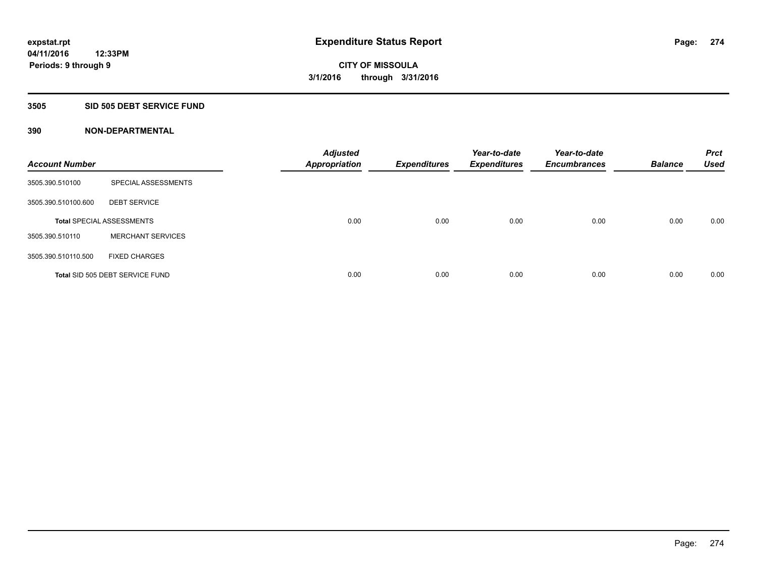**expstat.rpt**
**04/11/2016 12:33PM**
**Periods: 9 through 9**

# Expenditure Status Report

**CITY OF MISSOULA**
**3/1/2016 through 3/31/2016**

## 3505 SID 505 DEBT SERVICE FUND

### 390 NON-DEPARTMENTAL

| Account Number | | Adjusted Appropriation | Expenditures | Year-to-date Expenditures | Year-to-date Encumbrances | Balance | Prct Used |
|---|---|---|---|---|---|---|---|
| 3505.390.510100 | SPECIAL ASSESSMENTS | | | | | | |
| 3505.390.510100.600 | DEBT SERVICE | | | | | | |
| **Total** SPECIAL ASSESSMENTS | | 0.00 | 0.00 | 0.00 | 0.00 | 0.00 | 0.00 |
| 3505.390.510110 | MERCHANT SERVICES | | | | | | |
| 3505.390.510110.500 | FIXED CHARGES | | | | | | |
| **Total** SID 505 DEBT SERVICE FUND | | 0.00 | 0.00 | 0.00 | 0.00 | 0.00 | 0.00 |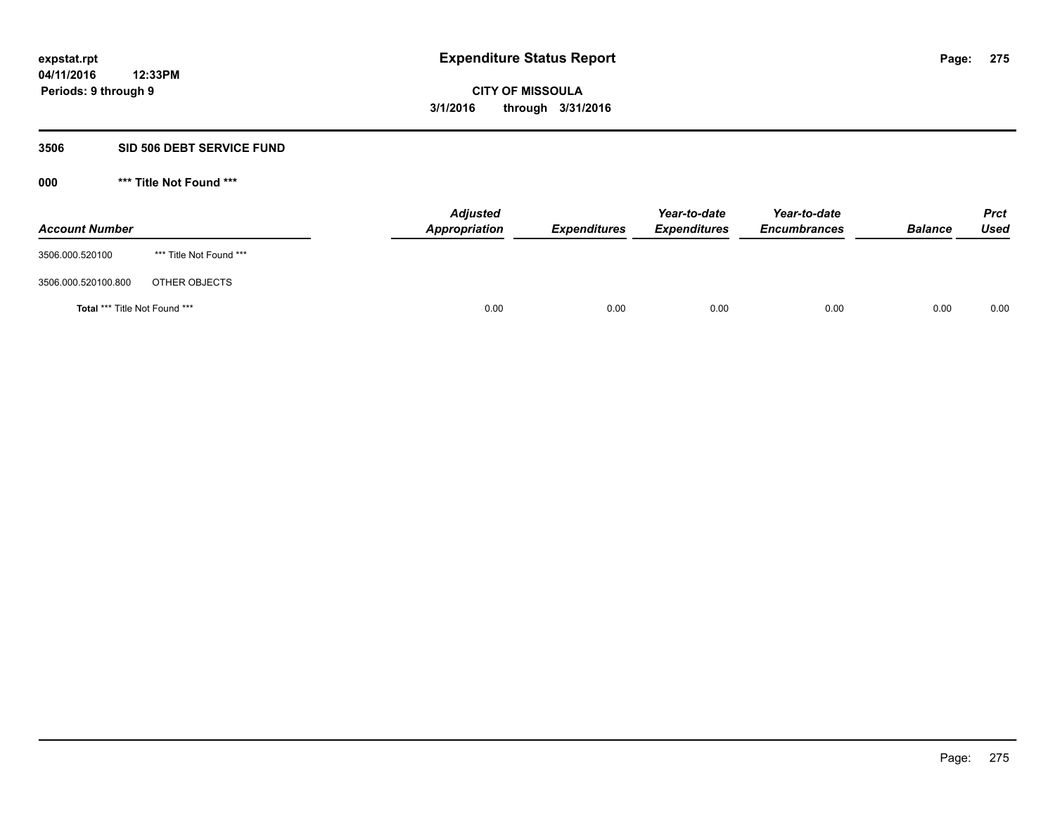expstat.rpt
04/11/2016 12:33PM
Periods: 9 through 9

# Expenditure Status Report

CITY OF MISSOULA
3/1/2016 through 3/31/2016

## 3506 SID 506 DEBT SERVICE FUND

### 000 *** Title Not Found ***

| Account Number | | Adjusted Appropriation | Expenditures | Year-to-date Expenditures | Year-to-date Encumbrances | Balance | Prct Used |
|---|---|---|---|---|---|---|---|
| 3506.000.520100 | *** Title Not Found *** | | | | | | |
| 3506.000.520100.800 | OTHER OBJECTS | | | | | | |
| **Total** *** Title Not Found *** | | 0.00 | 0.00 | 0.00 | 0.00 | 0.00 | 0.00 |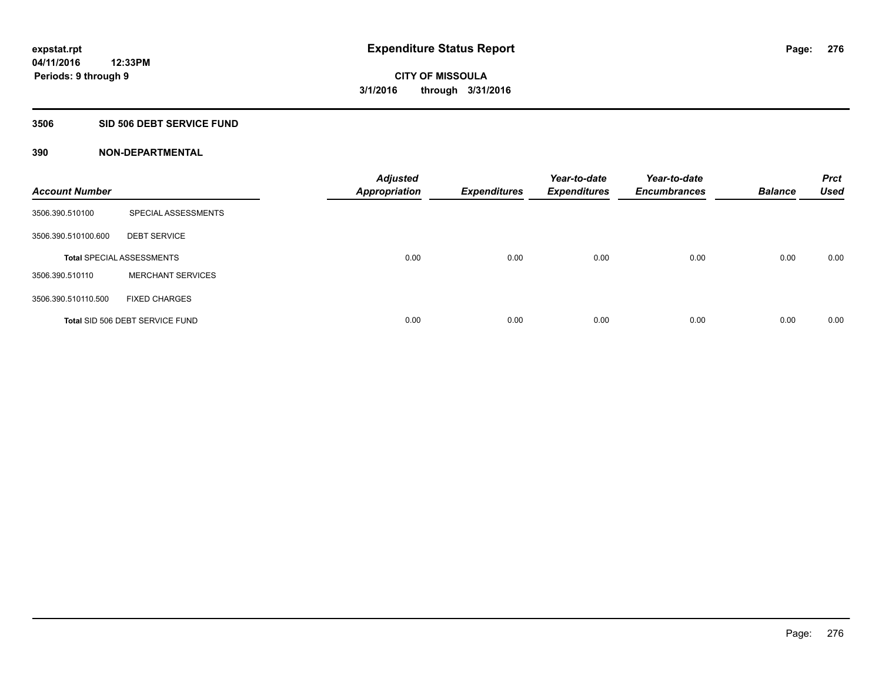# Expenditure Status Report

expstat.rpt
04/11/2016 12:33PM
Periods: 9 through 9

**CITY OF MISSOULA**
**3/1/2016 through 3/31/2016**

## 3506 SID 506 DEBT SERVICE FUND

### 390 NON-DEPARTMENTAL

| Account Number | | *Adjusted Appropriation* | *Expenditures* | *Year-to-date Expenditures* | *Year-to-date Encumbrances* | *Balance* | *Prct Used* |
|---|---|---|---|---|---|---|---|
| 3506.390.510100 | SPECIAL ASSESSMENTS | | | | | | |
| 3506.390.510100.600 | DEBT SERVICE | | | | | | |
| **Total** SPECIAL ASSESSMENTS | | 0.00 | 0.00 | 0.00 | 0.00 | 0.00 | 0.00 |
| 3506.390.510110 | MERCHANT SERVICES | | | | | | |
| 3506.390.510110.500 | FIXED CHARGES | | | | | | |
| **Total** SID 506 DEBT SERVICE FUND | | 0.00 | 0.00 | 0.00 | 0.00 | 0.00 | 0.00 |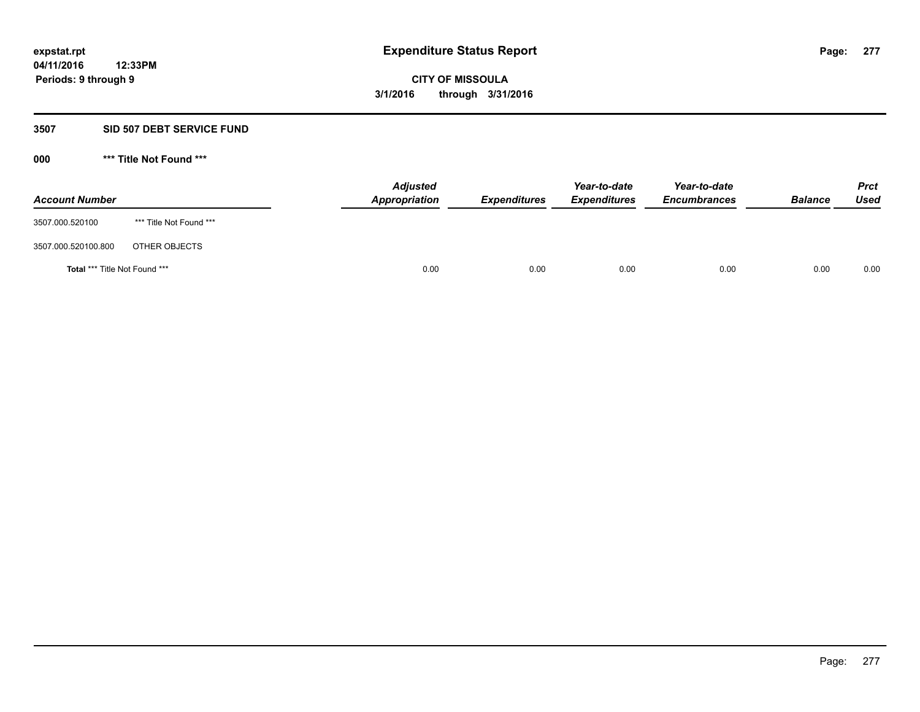expstat.rpt
04/11/2016 12:33PM
Periods: 9 through 9

# Expenditure Status Report

**CITY OF MISSOULA**
**3/1/2016 through 3/31/2016**

## 3507 SID 507 DEBT SERVICE FUND

### 000 *** Title Not Found ***

| Account Number | | Adjusted Appropriation | Expenditures | Year-to-date Expenditures | Year-to-date Encumbrances | Balance | Prct Used |
|---|---|---|---|---|---|---|---|
| 3507.000.520100 | *** Title Not Found *** | | | | | | |
| 3507.000.520100.800 | OTHER OBJECTS | | | | | | |
| **Total** *** Title Not Found *** | | 0.00 | 0.00 | 0.00 | 0.00 | 0.00 | 0.00 |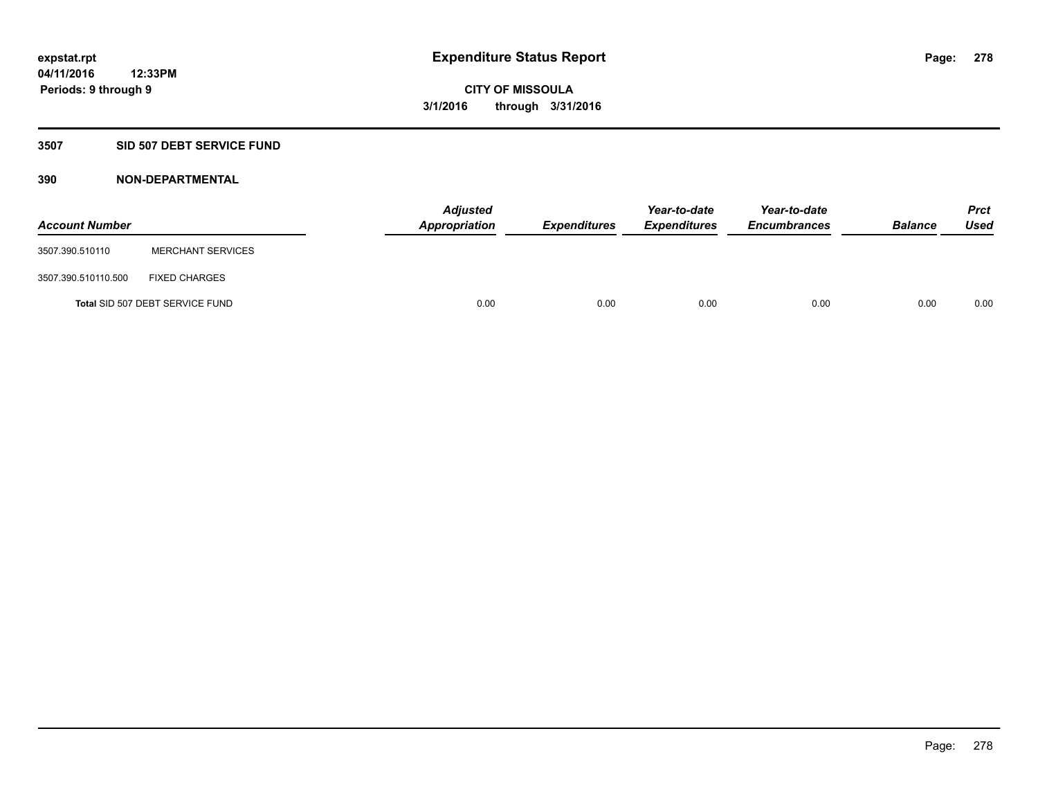# Expenditure Status Report

**CITY OF MISSOULA**

**3/1/2016 through 3/31/2016**

expstat.rpt
04/11/2016 12:33PM
Periods: 9 through 9

## 3507 SID 507 DEBT SERVICE FUND

### 390 NON-DEPARTMENTAL

| Account Number | | Adjusted Appropriation | Expenditures | Year-to-date Expenditures | Year-to-date Encumbrances | Balance | Prct Used |
|---|---|---|---|---|---|---|---|
| 3507.390.510110 | MERCHANT SERVICES | | | | | | |
| 3507.390.510110.500 | FIXED CHARGES | | | | | | |
| **Total** SID 507 DEBT SERVICE FUND | | 0.00 | 0.00 | 0.00 | 0.00 | 0.00 | 0.00 |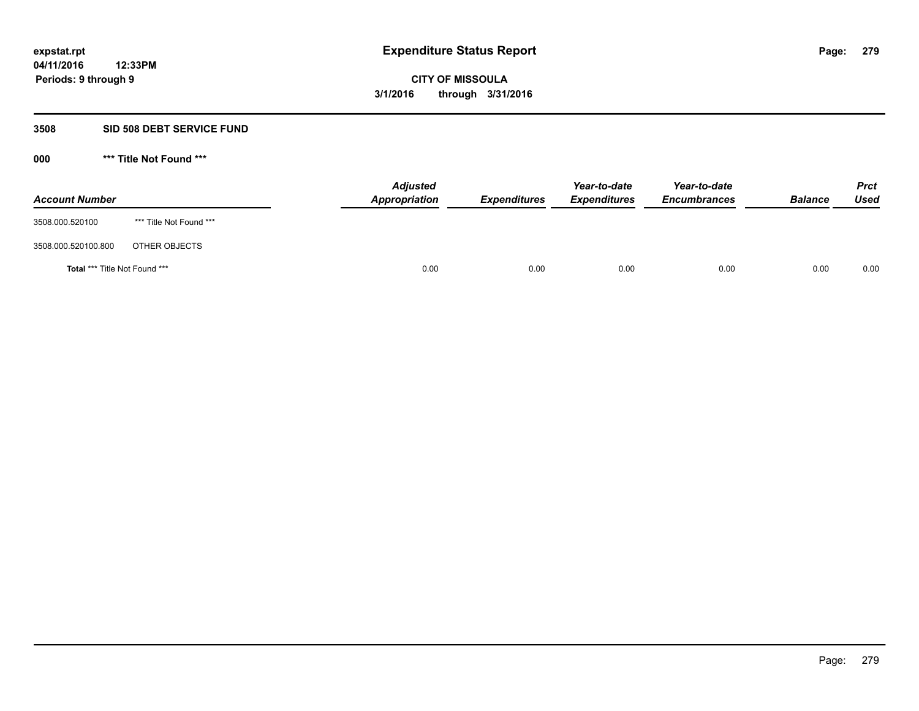**expstat.rpt**
**04/11/2016 12:33PM**
**Periods: 9 through 9**

# Expenditure Status Report

**CITY OF MISSOULA**
**3/1/2016 through 3/31/2016**

## 3508 SID 508 DEBT SERVICE FUND

### 000 *** Title Not Found ***

| Account Number | | Adjusted Appropriation | Expenditures | Year-to-date Expenditures | Year-to-date Encumbrances | Balance | Prct Used |
|---|---|---|---|---|---|---|---|
| 3508.000.520100 | *** Title Not Found *** | | | | | | |
| 3508.000.520100.800 | OTHER OBJECTS | | | | | | |
| **Total** *** Title Not Found *** | | 0.00 | 0.00 | 0.00 | 0.00 | 0.00 | 0.00 |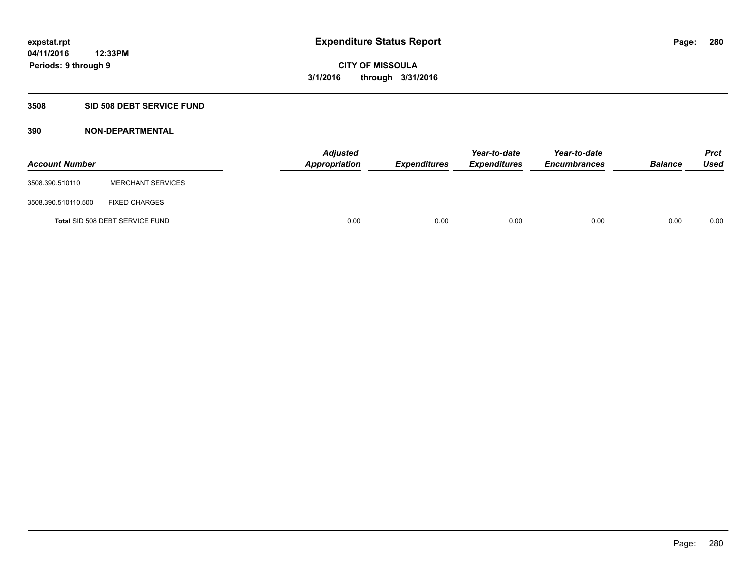expstat.rpt
04/11/2016 12:33PM
Periods: 9 through 9

# Expenditure Status Report

CITY OF MISSOULA
3/1/2016 through 3/31/2016

## 3508 SID 508 DEBT SERVICE FUND

### 390 NON-DEPARTMENTAL

| Account Number | | Adjusted Appropriation | Expenditures | Year-to-date Expenditures | Year-to-date Encumbrances | Balance | Prct Used |
|---|---|---|---|---|---|---|---|
| 3508.390.510110 | MERCHANT SERVICES | | | | | | |
| 3508.390.510110.500 | FIXED CHARGES | | | | | | |
| Total SID 508 DEBT SERVICE FUND | | 0.00 | 0.00 | 0.00 | 0.00 | 0.00 | 0.00 |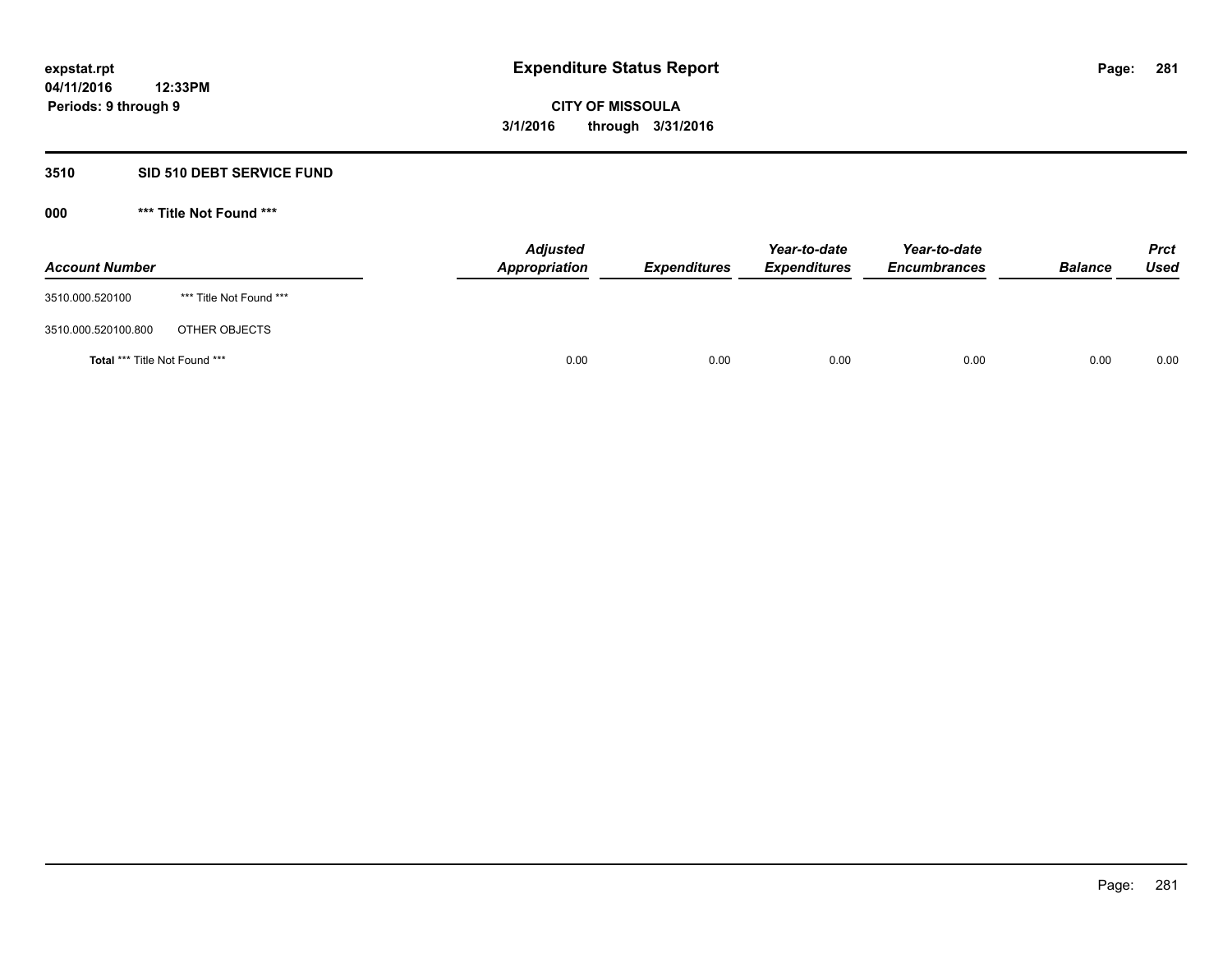**expstat.rpt**
**04/11/2016 12:33PM**
**Periods: 9 through 9**

# Expenditure Status Report

**CITY OF MISSOULA**
**3/1/2016 through 3/31/2016**

## 3510 SID 510 DEBT SERVICE FUND

### 000 *** Title Not Found ***

| Account Number | | Adjusted Appropriation | Expenditures | Year-to-date Expenditures | Year-to-date Encumbrances | Balance | Prct Used |
|---|---|---|---|---|---|---|---|
| 3510.000.520100 | *** Title Not Found *** | | | | | | |
| 3510.000.520100.800 | OTHER OBJECTS | | | | | | |
| **Total** *** Title Not Found *** | | 0.00 | 0.00 | 0.00 | 0.00 | 0.00 | 0.00 |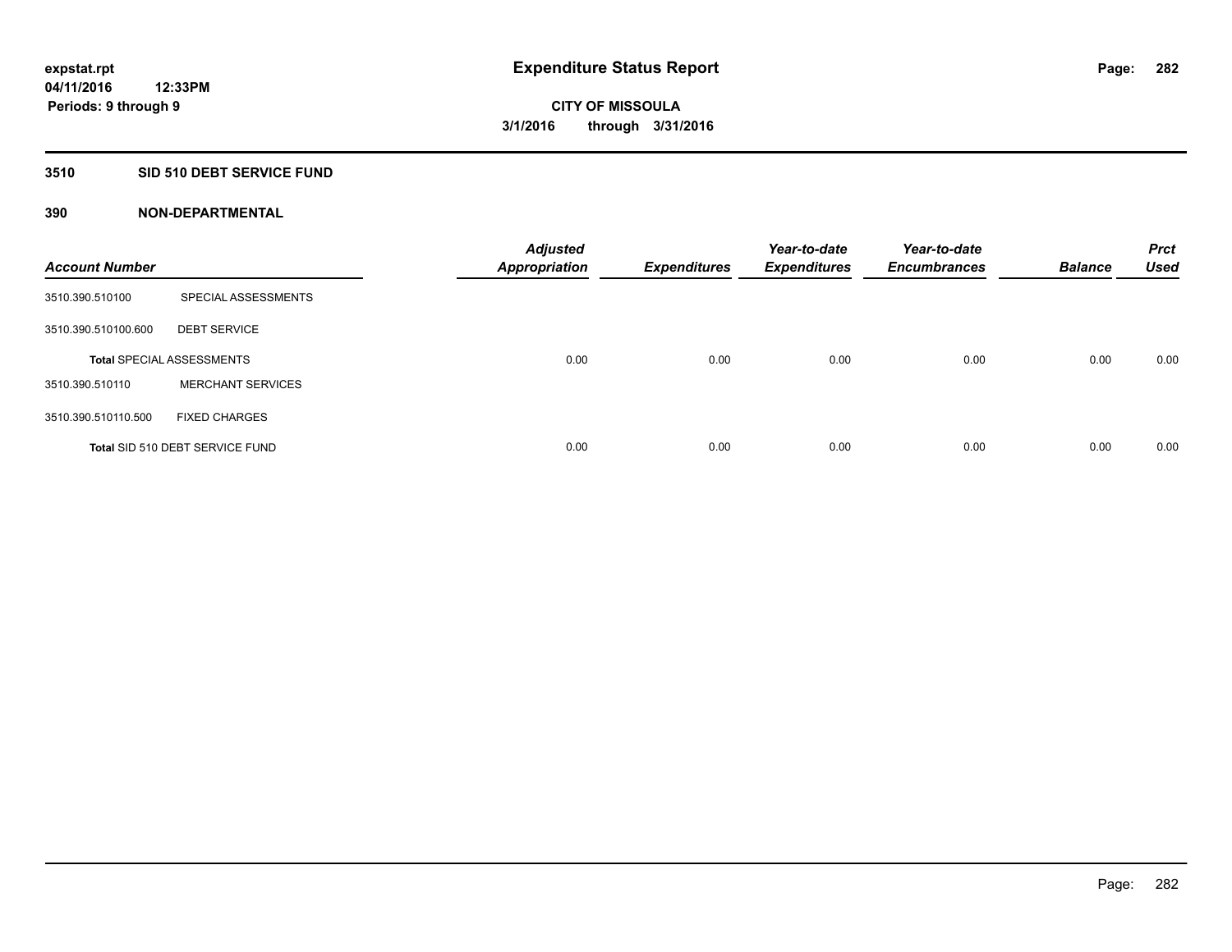**expstat.rpt**
**04/11/2016 12:33PM**
**Periods: 9 through 9**

# Expenditure Status Report

**CITY OF MISSOULA**
**3/1/2016 through 3/31/2016**

## 3510 SID 510 DEBT SERVICE FUND

### 390 NON-DEPARTMENTAL

| Account Number | | Adjusted Appropriation | Expenditures | Year-to-date Expenditures | Year-to-date Encumbrances | Balance | Prct Used |
|---|---|---|---|---|---|---|---|
| 3510.390.510100 | SPECIAL ASSESSMENTS | | | | | | |
| 3510.390.510100.600 | DEBT SERVICE | | | | | | |
| **Total** SPECIAL ASSESSMENTS | | 0.00 | 0.00 | 0.00 | 0.00 | 0.00 | 0.00 |
| 3510.390.510110 | MERCHANT SERVICES | | | | | | |
| 3510.390.510110.500 | FIXED CHARGES | | | | | | |
| **Total** SID 510 DEBT SERVICE FUND | | 0.00 | 0.00 | 0.00 | 0.00 | 0.00 | 0.00 |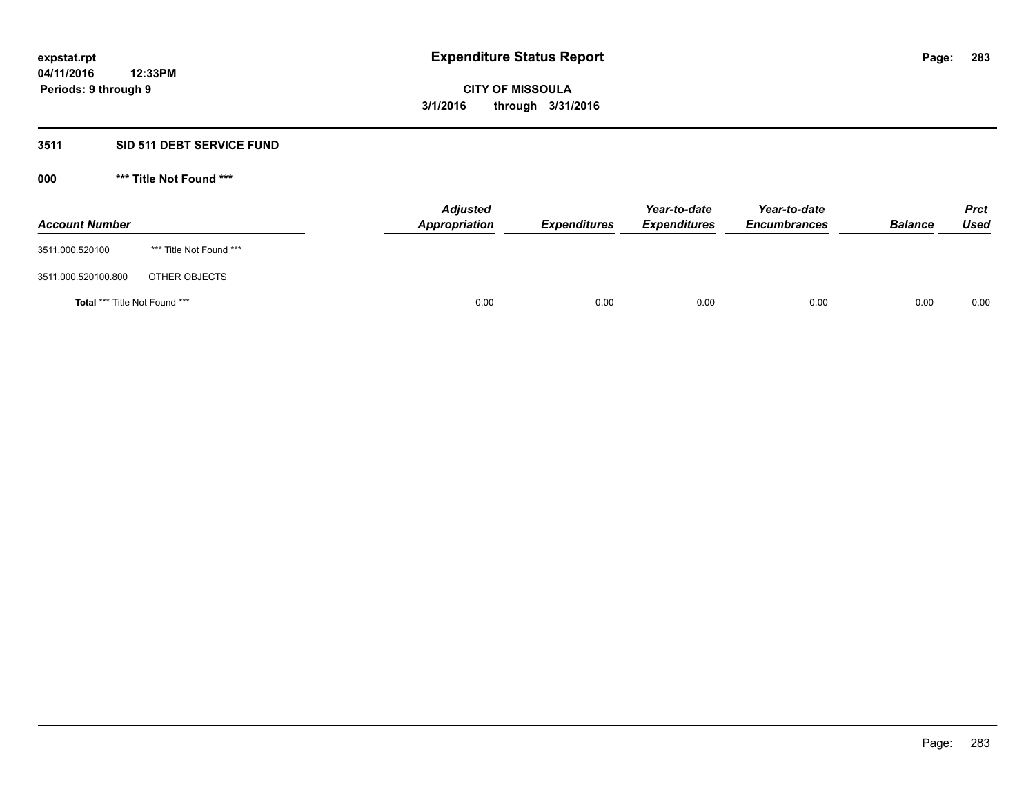**expstat.rpt**
**04/11/2016 12:33PM**
**Periods: 9 through 9**

# Expenditure Status Report

**CITY OF MISSOULA**
**3/1/2016 through 3/31/2016**

## 3511 SID 511 DEBT SERVICE FUND

### 000 *** Title Not Found ***

| Account Number | | Adjusted Appropriation | Expenditures | Year-to-date Expenditures | Year-to-date Encumbrances | Balance | Prct Used |
|---|---|---|---|---|---|---|---|
| 3511.000.520100 | *** Title Not Found *** | | | | | | |
| 3511.000.520100.800 | OTHER OBJECTS | | | | | | |
| **Total** *** Title Not Found *** | | 0.00 | 0.00 | 0.00 | 0.00 | 0.00 | 0.00 |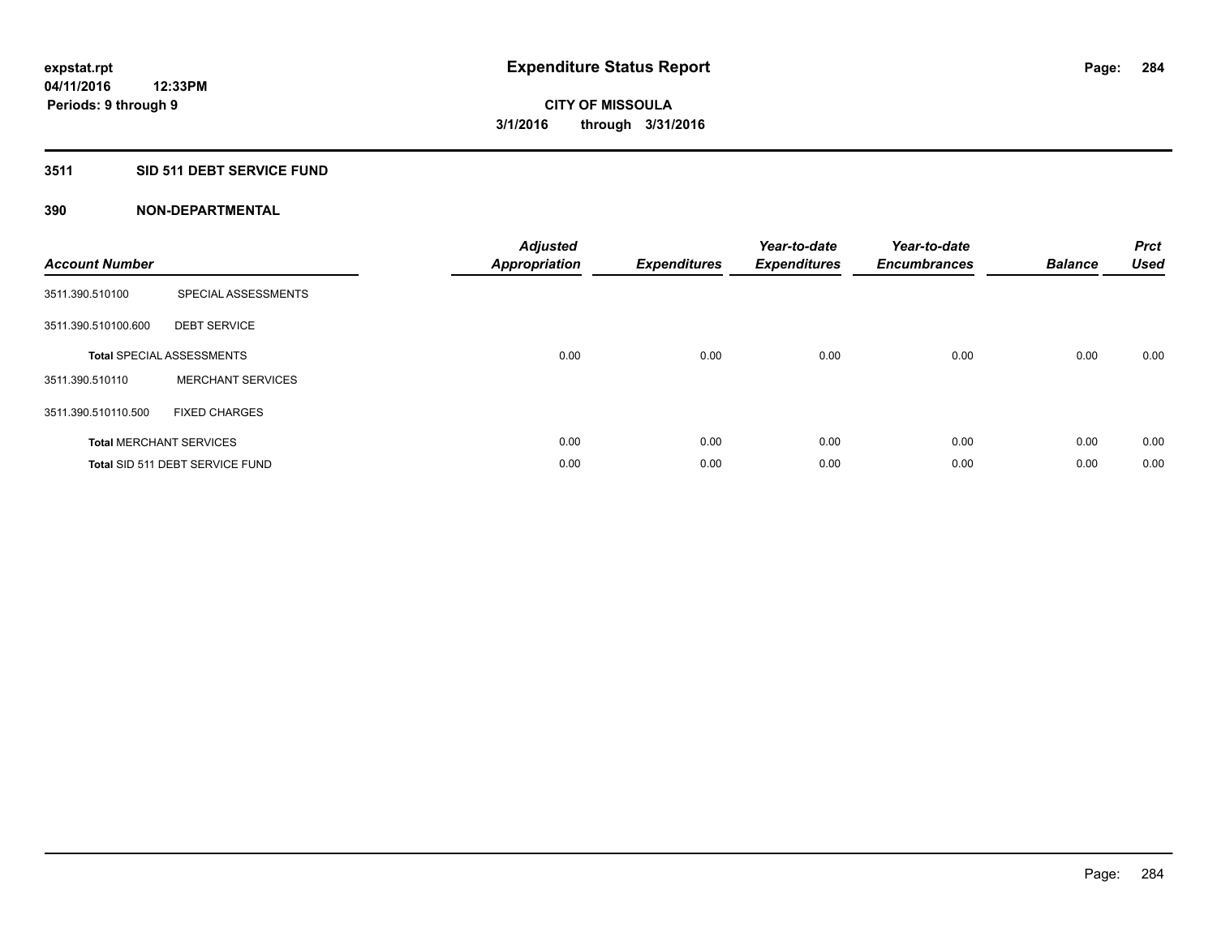**expstat.rpt**
**04/11/2016 12:33PM**
**Periods: 9 through 9**

# Expenditure Status Report

**CITY OF MISSOULA**
**3/1/2016 through 3/31/2016**

## 3511 SID 511 DEBT SERVICE FUND

### 390 NON-DEPARTMENTAL

| Account Number | | Adjusted Appropriation | Expenditures | Year-to-date Expenditures | Year-to-date Encumbrances | Balance | Prct Used |
|---|---|---|---|---|---|---|---|
| 3511.390.510100 | SPECIAL ASSESSMENTS | | | | | | |
| 3511.390.510100.600 | DEBT SERVICE | | | | | | |
| **Total** SPECIAL ASSESSMENTS | | 0.00 | 0.00 | 0.00 | 0.00 | 0.00 | 0.00 |
| 3511.390.510110 | MERCHANT SERVICES | | | | | | |
| 3511.390.510110.500 | FIXED CHARGES | | | | | | |
| **Total** MERCHANT SERVICES | | 0.00 | 0.00 | 0.00 | 0.00 | 0.00 | 0.00 |
| **Total** SID 511 DEBT SERVICE FUND | | 0.00 | 0.00 | 0.00 | 0.00 | 0.00 | 0.00 |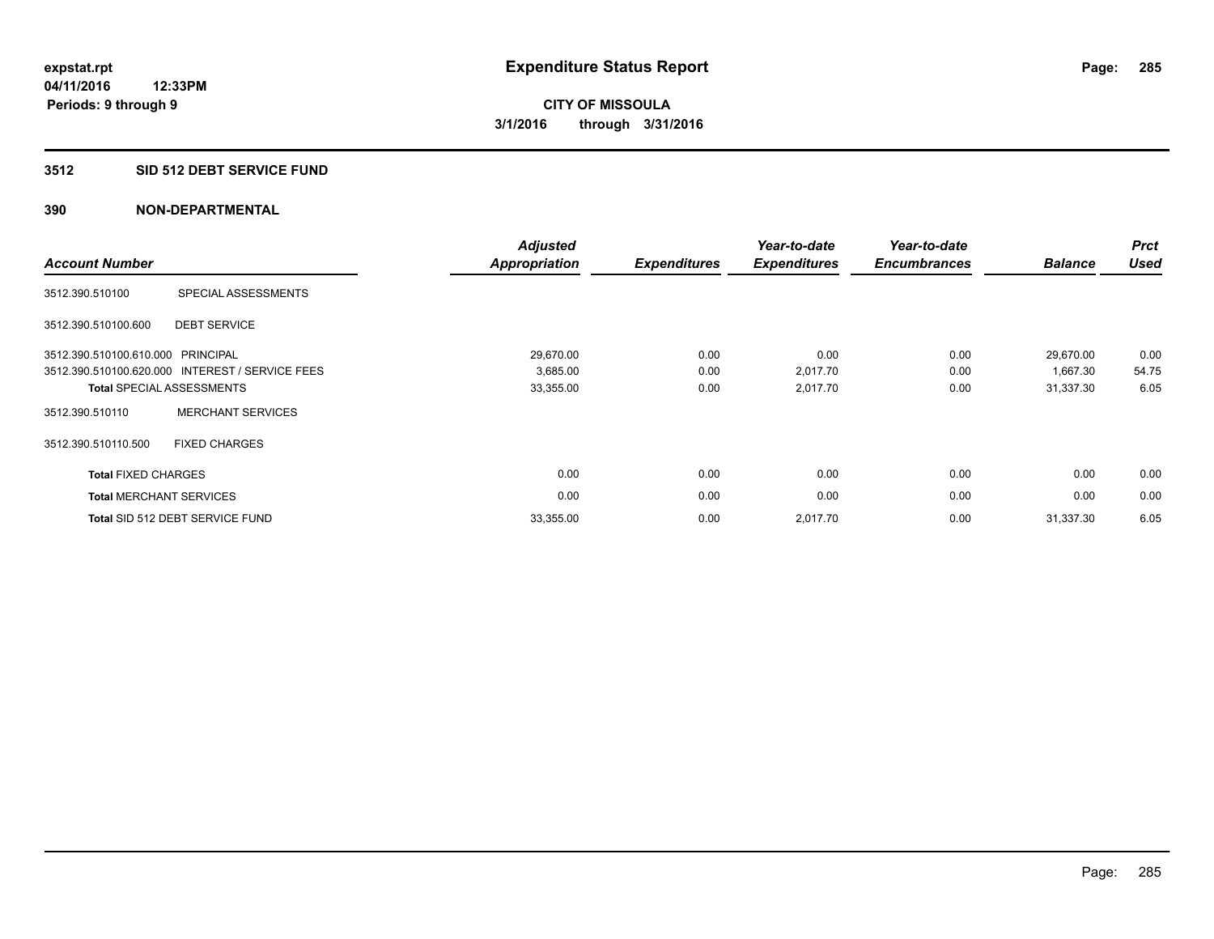expstat.rpt
04/11/2016 12:33PM
Periods: 9 through 9

# Expenditure Status Report

**CITY OF MISSOULA**
**3/1/2016 through 3/31/2016**

## 3512 SID 512 DEBT SERVICE FUND

### 390 NON-DEPARTMENTAL

| Account Number | | Adjusted Appropriation | Expenditures | Year-to-date Expenditures | Year-to-date Encumbrances | Balance | Prct Used |
|---|---|---|---|---|---|---|---|
| 3512.390.510100 | SPECIAL ASSESSMENTS | | | | | | |
| 3512.390.510100.600 | DEBT SERVICE | | | | | | |
| 3512.390.510100.610.000 | PRINCIPAL | 29,670.00 | 0.00 | 0.00 | 0.00 | 29,670.00 | 0.00 |
| 3512.390.510100.620.000 | INTEREST / SERVICE FEES | 3,685.00 | 0.00 | 2,017.70 | 0.00 | 1,667.30 | 54.75 |
| **Total** SPECIAL ASSESSMENTS | | 33,355.00 | 0.00 | 2,017.70 | 0.00 | 31,337.30 | 6.05 |
| 3512.390.510110 | MERCHANT SERVICES | | | | | | |
| 3512.390.510110.500 | FIXED CHARGES | | | | | | |
| **Total** FIXED CHARGES | | 0.00 | 0.00 | 0.00 | 0.00 | 0.00 | 0.00 |
| **Total** MERCHANT SERVICES | | 0.00 | 0.00 | 0.00 | 0.00 | 0.00 | 0.00 |
| **Total** SID 512 DEBT SERVICE FUND | | 33,355.00 | 0.00 | 2,017.70 | 0.00 | 31,337.30 | 6.05 |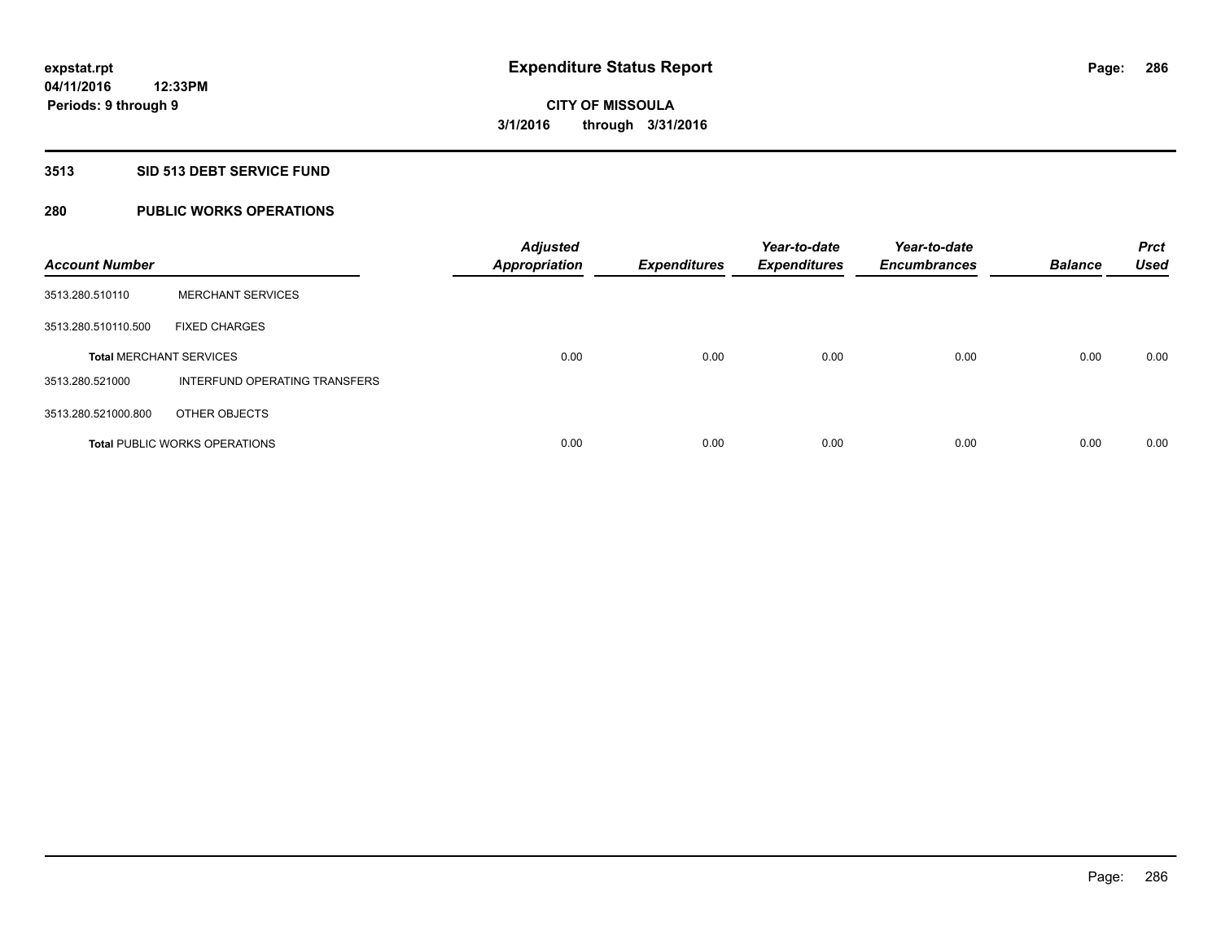**expstat.rpt**
**04/11/2016 12:33PM**
**Periods: 9 through 9**

# Expenditure Status Report

**CITY OF MISSOULA**
**3/1/2016 through 3/31/2016**

## 3513 SID 513 DEBT SERVICE FUND

## 280 PUBLIC WORKS OPERATIONS

| Account Number | | Adjusted Appropriation | Expenditures | Year-to-date Expenditures | Year-to-date Encumbrances | Balance | Prct Used |
|---|---|---|---|---|---|---|---|
| 3513.280.510110 | MERCHANT SERVICES | | | | | | |
| 3513.280.510110.500 | FIXED CHARGES | | | | | | |
| **Total** MERCHANT SERVICES | | 0.00 | 0.00 | 0.00 | 0.00 | 0.00 | 0.00 |
| 3513.280.521000 | INTERFUND OPERATING TRANSFERS | | | | | | |
| 3513.280.521000.800 | OTHER OBJECTS | | | | | | |
| **Total** PUBLIC WORKS OPERATIONS | | 0.00 | 0.00 | 0.00 | 0.00 | 0.00 | 0.00 |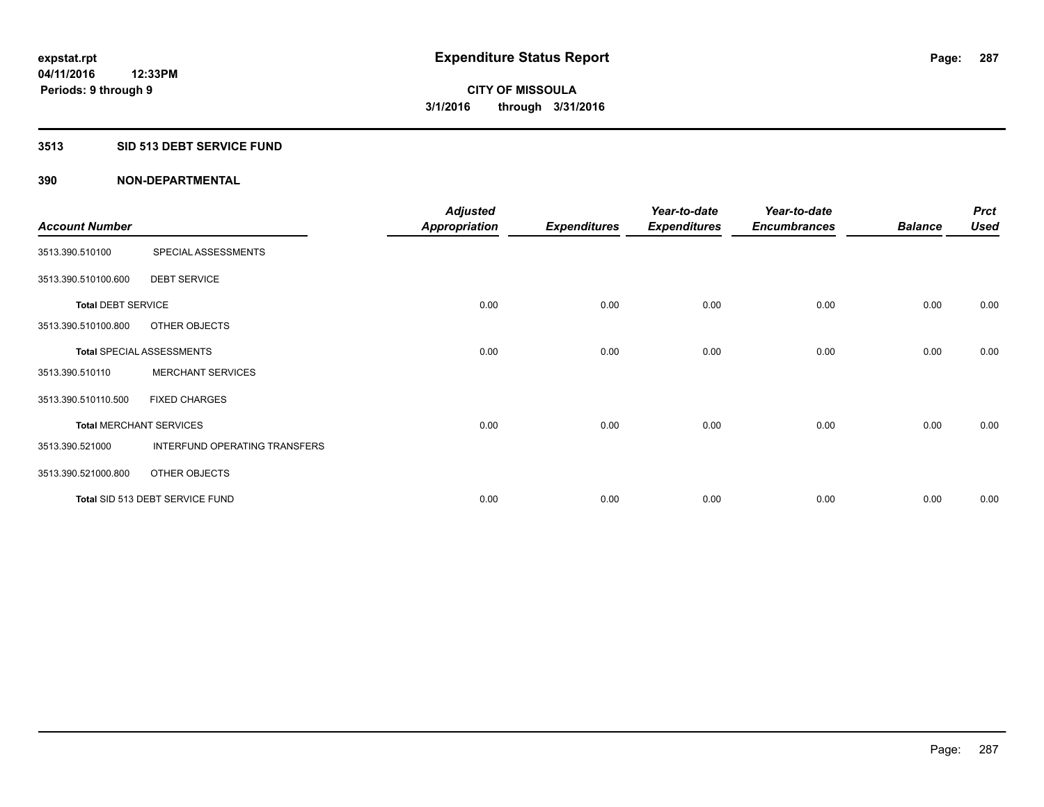**expstat.rpt**
**04/11/2016 12:33PM**
**Periods: 9 through 9**

# Expenditure Status Report

**CITY OF MISSOULA**
**3/1/2016 through 3/31/2016**

## 3513 SID 513 DEBT SERVICE FUND

## 390 NON-DEPARTMENTAL

| Account Number | | Adjusted Appropriation | Expenditures | Year-to-date Expenditures | Year-to-date Encumbrances | Balance | Prct Used |
|---|---|---|---|---|---|---|---|
| 3513.390.510100 | SPECIAL ASSESSMENTS | | | | | | |
| 3513.390.510100.600 | DEBT SERVICE | | | | | | |
| **Total** DEBT SERVICE | | 0.00 | 0.00 | 0.00 | 0.00 | 0.00 | 0.00 |
| 3513.390.510100.800 | OTHER OBJECTS | | | | | | |
| **Total** SPECIAL ASSESSMENTS | | 0.00 | 0.00 | 0.00 | 0.00 | 0.00 | 0.00 |
| 3513.390.510110 | MERCHANT SERVICES | | | | | | |
| 3513.390.510110.500 | FIXED CHARGES | | | | | | |
| **Total** MERCHANT SERVICES | | 0.00 | 0.00 | 0.00 | 0.00 | 0.00 | 0.00 |
| 3513.390.521000 | INTERFUND OPERATING TRANSFERS | | | | | | |
| 3513.390.521000.800 | OTHER OBJECTS | | | | | | |
| **Total** SID 513 DEBT SERVICE FUND | | 0.00 | 0.00 | 0.00 | 0.00 | 0.00 | 0.00 |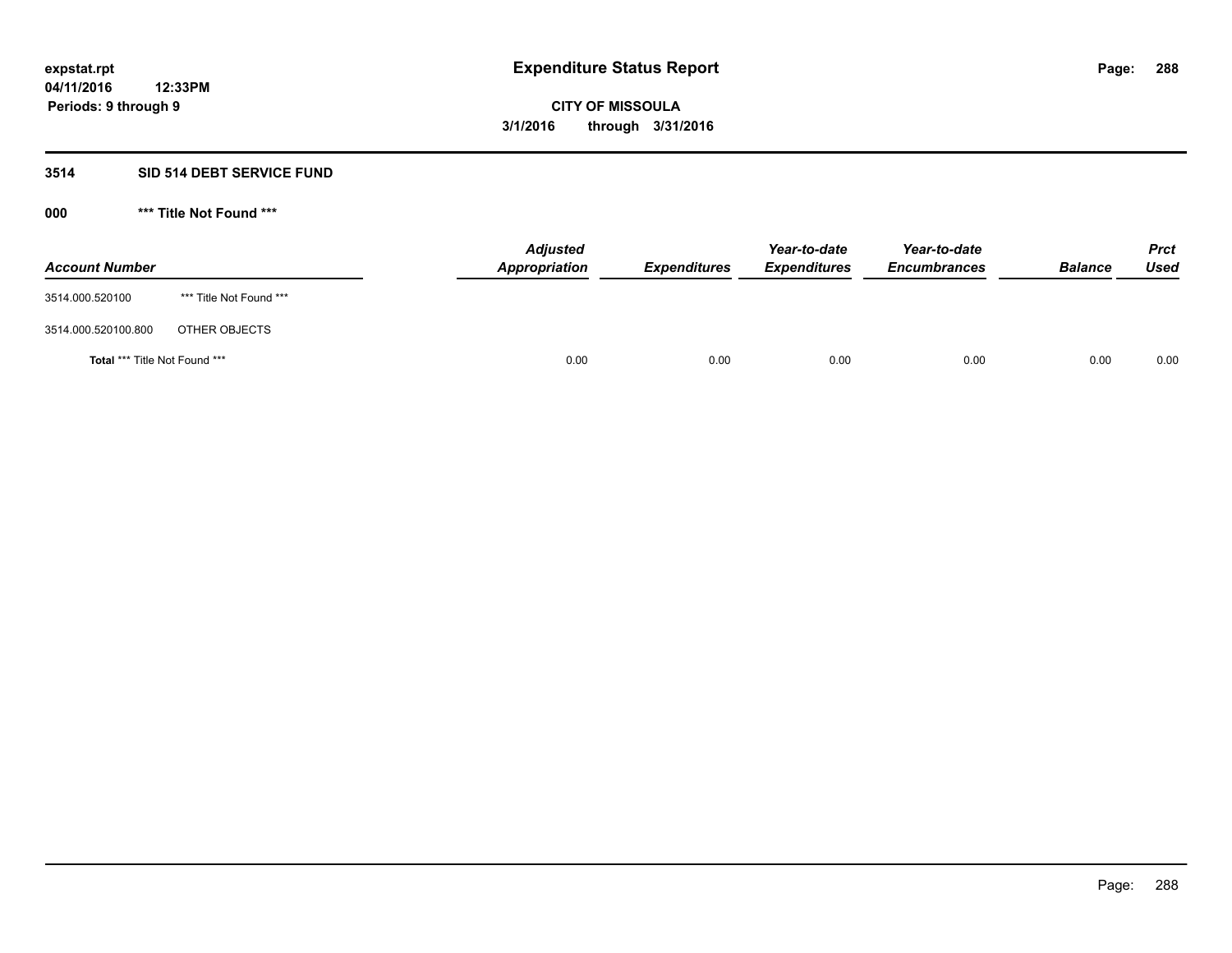**expstat.rpt**
**04/11/2016 12:33PM**
**Periods: 9 through 9**

# Expenditure Status Report

**CITY OF MISSOULA**
**3/1/2016 through 3/31/2016**

## 3514 SID 514 DEBT SERVICE FUND

### 000 *** Title Not Found ***

| Account Number | | Adjusted Appropriation | Expenditures | Year-to-date Expenditures | Year-to-date Encumbrances | Balance | Prct Used |
|---|---|---|---|---|---|---|---|
| 3514.000.520100 | *** Title Not Found *** | | | | | | |
| 3514.000.520100.800 | OTHER OBJECTS | | | | | | |
| **Total** *** Title Not Found *** | | 0.00 | 0.00 | 0.00 | 0.00 | 0.00 | 0.00 |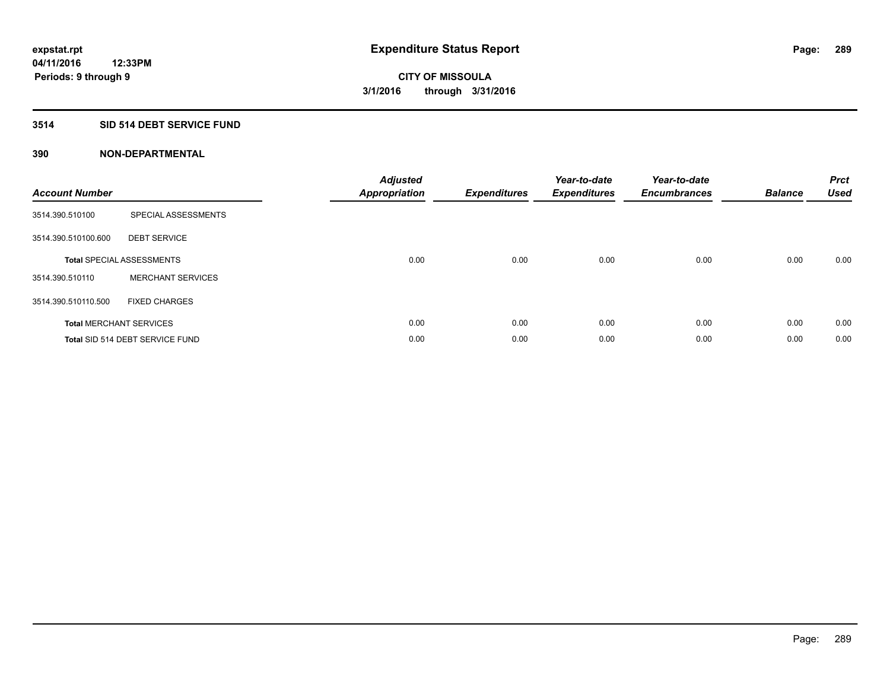# Expenditure Status Report

expstat.rpt
04/11/2016 12:33PM
Periods: 9 through 9

**CITY OF MISSOULA**
**3/1/2016 through 3/31/2016**

## 3514 SID 514 DEBT SERVICE FUND

### 390 NON-DEPARTMENTAL

| Account Number | | Adjusted Appropriation | Expenditures | Year-to-date Expenditures | Year-to-date Encumbrances | Balance | Prct Used |
|---|---|---|---|---|---|---|---|
| 3514.390.510100 | SPECIAL ASSESSMENTS | | | | | | |
| 3514.390.510100.600 | DEBT SERVICE | | | | | | |
| **Total** SPECIAL ASSESSMENTS | | 0.00 | 0.00 | 0.00 | 0.00 | 0.00 | 0.00 |
| 3514.390.510110 | MERCHANT SERVICES | | | | | | |
| 3514.390.510110.500 | FIXED CHARGES | | | | | | |
| **Total** MERCHANT SERVICES | | 0.00 | 0.00 | 0.00 | 0.00 | 0.00 | 0.00 |
| **Total** SID 514 DEBT SERVICE FUND | | 0.00 | 0.00 | 0.00 | 0.00 | 0.00 | 0.00 |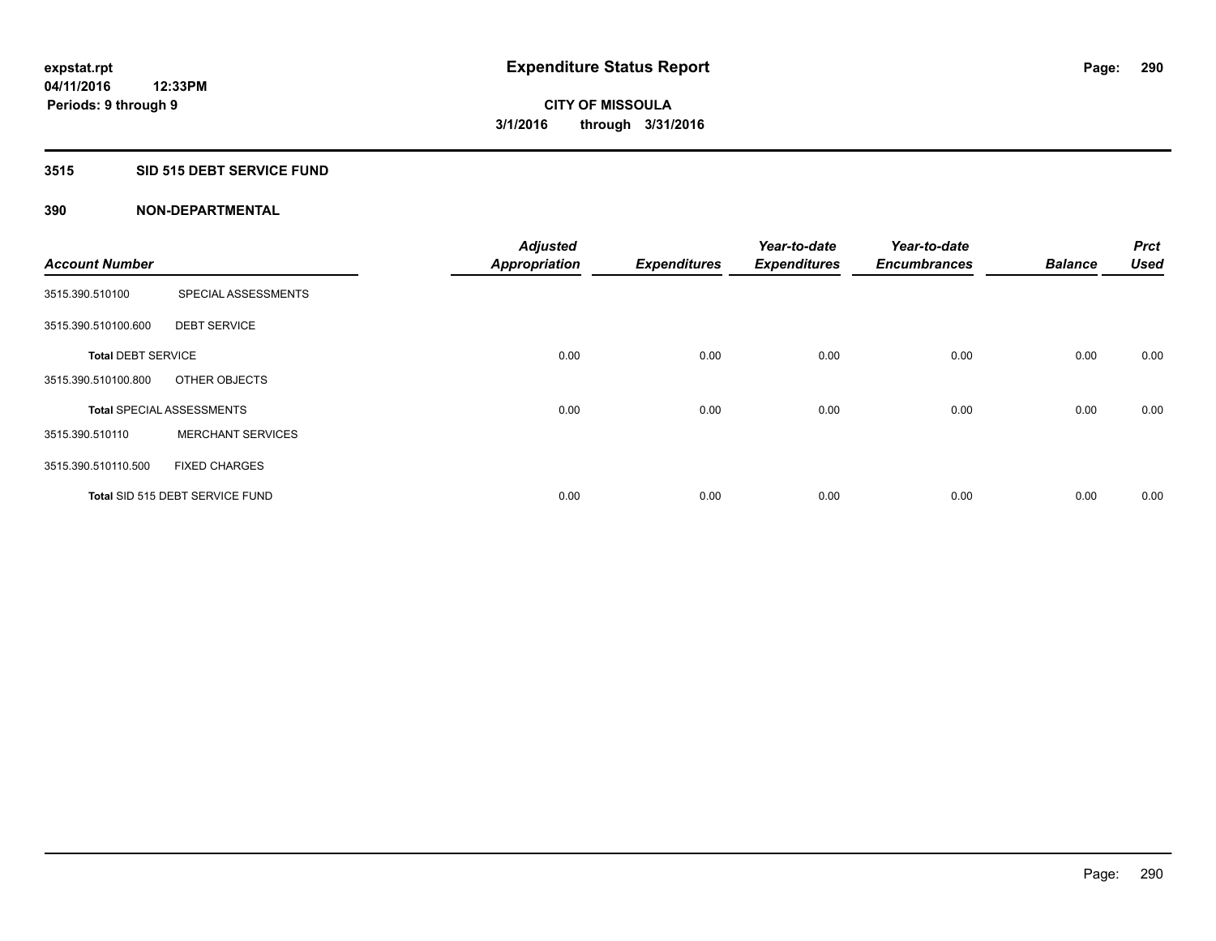**expstat.rpt**
**04/11/2016 12:33PM**
**Periods: 9 through 9**

# Expenditure Status Report

**CITY OF MISSOULA**
**3/1/2016 through 3/31/2016**

## 3515 SID 515 DEBT SERVICE FUND

### 390 NON-DEPARTMENTAL

| Account Number | | Adjusted Appropriation | Expenditures | Year-to-date Expenditures | Year-to-date Encumbrances | Balance | Prct Used |
|---|---|---|---|---|---|---|---|
| 3515.390.510100 | SPECIAL ASSESSMENTS | | | | | | |
| 3515.390.510100.600 | DEBT SERVICE | | | | | | |
| **Total** DEBT SERVICE | | 0.00 | 0.00 | 0.00 | 0.00 | 0.00 | 0.00 |
| 3515.390.510100.800 | OTHER OBJECTS | | | | | | |
| **Total** SPECIAL ASSESSMENTS | | 0.00 | 0.00 | 0.00 | 0.00 | 0.00 | 0.00 |
| 3515.390.510110 | MERCHANT SERVICES | | | | | | |
| 3515.390.510110.500 | FIXED CHARGES | | | | | | |
| **Total** SID 515 DEBT SERVICE FUND | | 0.00 | 0.00 | 0.00 | 0.00 | 0.00 | 0.00 |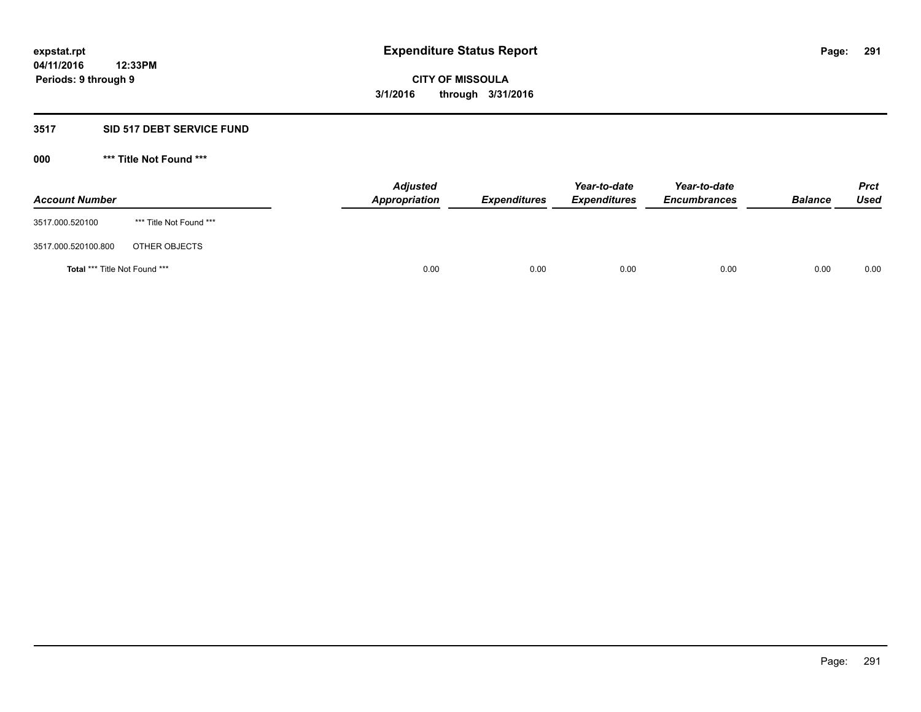# Expenditure Status Report

expstat.rpt
04/11/2016 12:33PM
Periods: 9 through 9

**CITY OF MISSOULA**
**3/1/2016 through 3/31/2016**

## 3517 SID 517 DEBT SERVICE FUND

### 000 *** Title Not Found ***

| Account Number | | Adjusted Appropriation | Expenditures | Year-to-date Expenditures | Year-to-date Encumbrances | Balance | Prct Used |
|---|---|---|---|---|---|---|---|
| 3517.000.520100 | *** Title Not Found *** | | | | | | |
| 3517.000.520100.800 | OTHER OBJECTS | | | | | | |
| **Total** *** Title Not Found *** | | 0.00 | 0.00 | 0.00 | 0.00 | 0.00 | 0.00 |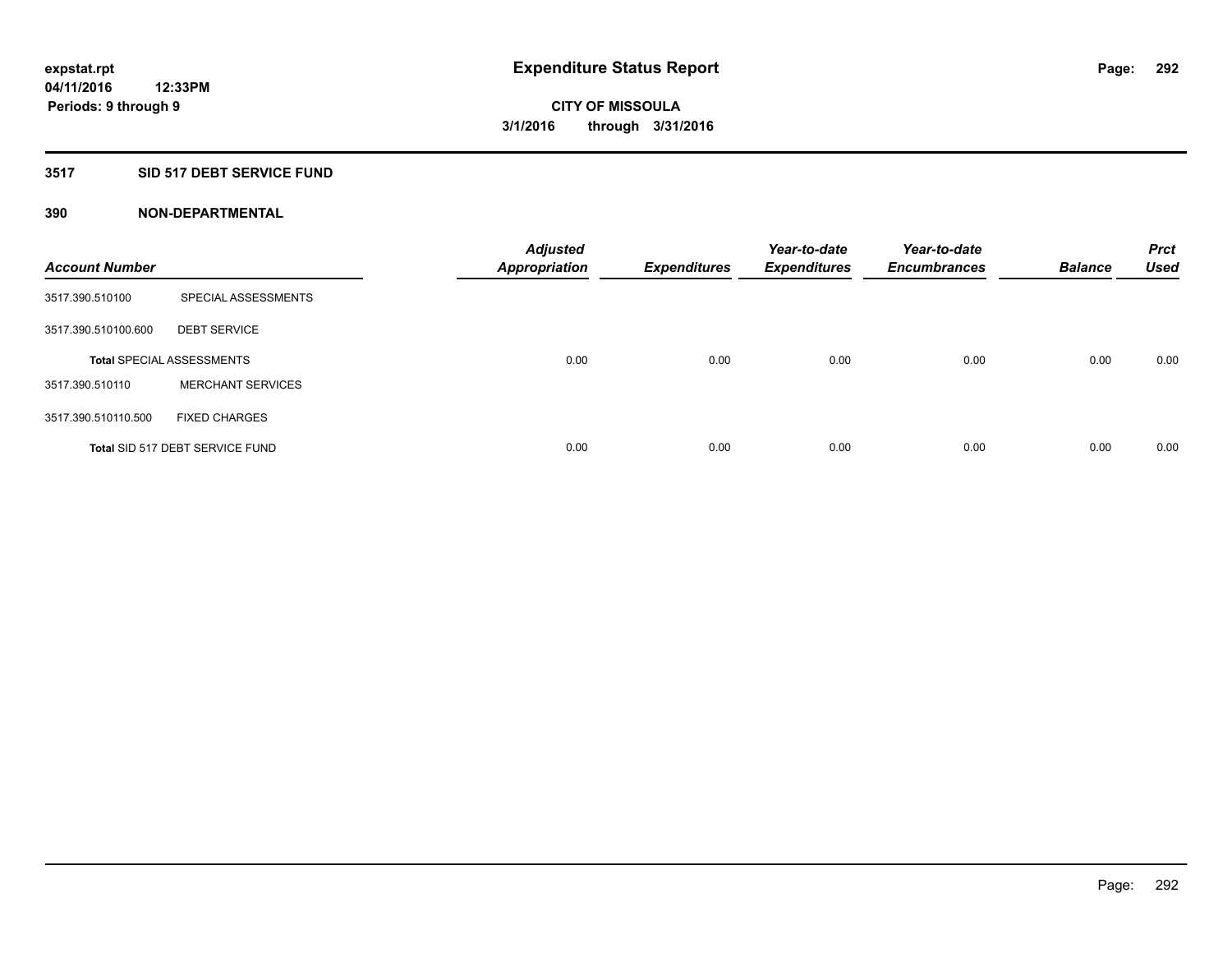# Expenditure Status Report

expstat.rpt
04/11/2016 12:33PM
Periods: 9 through 9

**CITY OF MISSOULA**
**3/1/2016 through 3/31/2016**

## 3517 SID 517 DEBT SERVICE FUND

## 390 NON-DEPARTMENTAL

| Account Number | | Adjusted Appropriation | Expenditures | Year-to-date Expenditures | Year-to-date Encumbrances | Balance | Prct Used |
|---|---|---|---|---|---|---|---|
| 3517.390.510100 | SPECIAL ASSESSMENTS | | | | | | |
| 3517.390.510100.600 | DEBT SERVICE | | | | | | |
| **Total** SPECIAL ASSESSMENTS | | 0.00 | 0.00 | 0.00 | 0.00 | 0.00 | 0.00 |
| 3517.390.510110 | MERCHANT SERVICES | | | | | | |
| 3517.390.510110.500 | FIXED CHARGES | | | | | | |
| **Total** SID 517 DEBT SERVICE FUND | | 0.00 | 0.00 | 0.00 | 0.00 | 0.00 | 0.00 |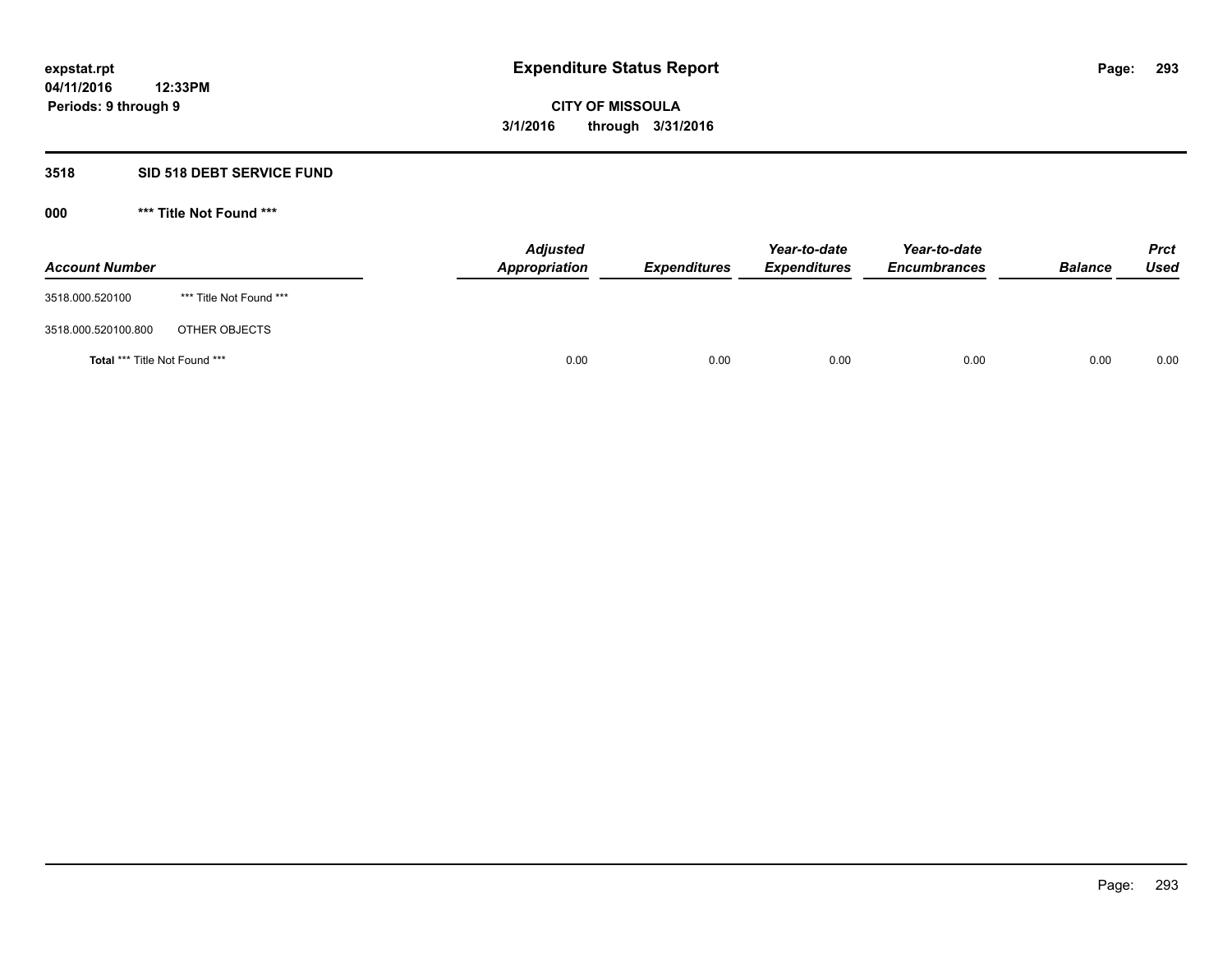# Expenditure Status Report

expstat.rpt
04/11/2016 12:33PM
Periods: 9 through 9

**CITY OF MISSOULA**
**3/1/2016 through 3/31/2016**

## 3518 SID 518 DEBT SERVICE FUND

### 000 *** Title Not Found ***

| Account Number | | Adjusted Appropriation | Expenditures | Year-to-date Expenditures | Year-to-date Encumbrances | Balance | Prct Used |
|---|---|---|---|---|---|---|---|
| 3518.000.520100 | *** Title Not Found *** | | | | | | |
| 3518.000.520100.800 | OTHER OBJECTS | | | | | | |
| **Total** *** Title Not Found *** | | 0.00 | 0.00 | 0.00 | 0.00 | 0.00 | 0.00 |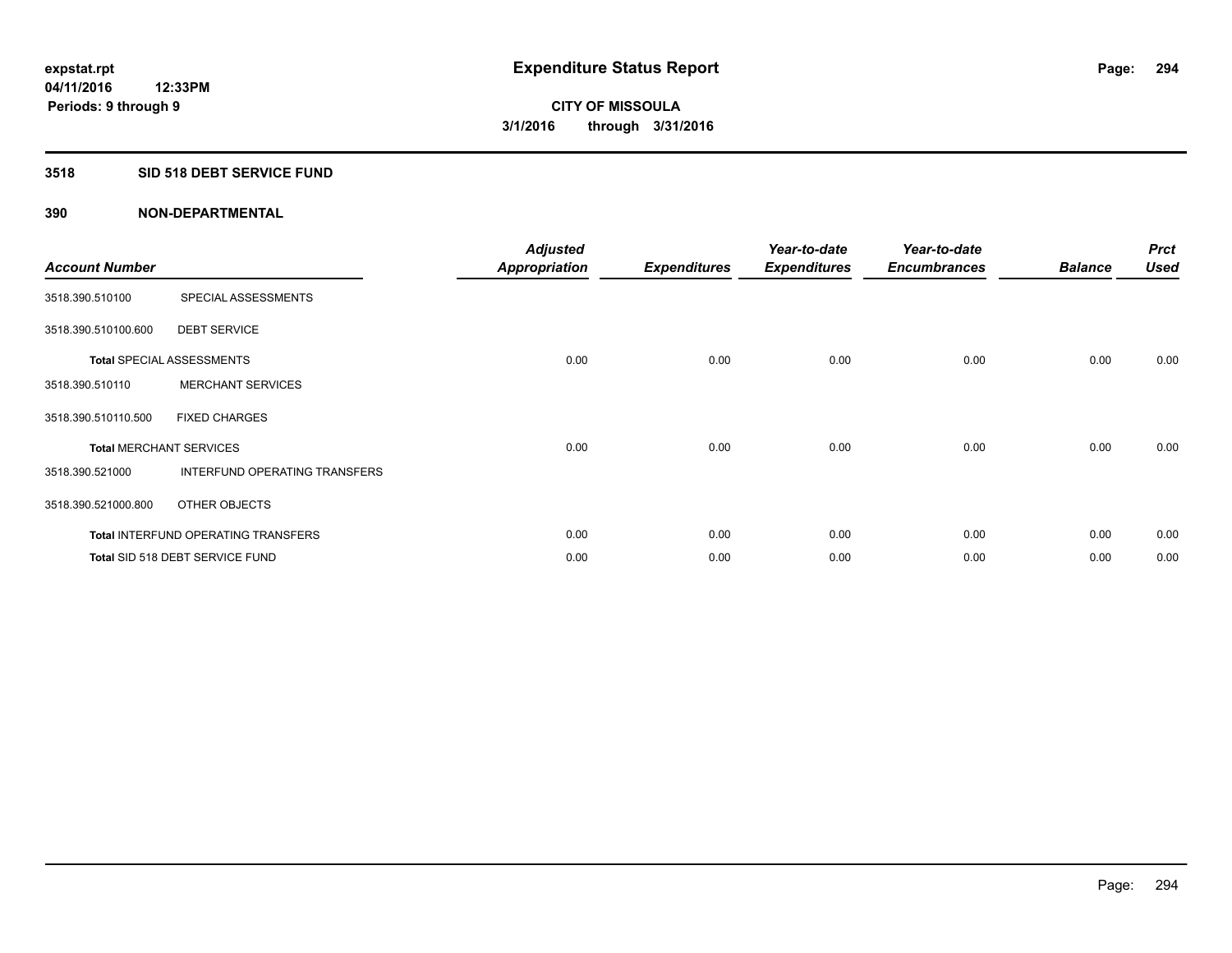# Expenditure Status Report

expstat.rpt
04/11/2016 12:33PM
Periods: 9 through 9

CITY OF MISSOULA
3/1/2016 through 3/31/2016

## 3518 SID 518 DEBT SERVICE FUND

### 390 NON-DEPARTMENTAL

| Account Number | | Adjusted Appropriation | Expenditures | Year-to-date Expenditures | Year-to-date Encumbrances | Balance | Prct Used |
|---|---|---|---|---|---|---|---|
| 3518.390.510100 | SPECIAL ASSESSMENTS | | | | | | |
| 3518.390.510100.600 | DEBT SERVICE | | | | | | |
| Total SPECIAL ASSESSMENTS | | 0.00 | 0.00 | 0.00 | 0.00 | 0.00 | 0.00 |
| 3518.390.510110 | MERCHANT SERVICES | | | | | | |
| 3518.390.510110.500 | FIXED CHARGES | | | | | | |
| Total MERCHANT SERVICES | | 0.00 | 0.00 | 0.00 | 0.00 | 0.00 | 0.00 |
| 3518.390.521000 | INTERFUND OPERATING TRANSFERS | | | | | | |
| 3518.390.521000.800 | OTHER OBJECTS | | | | | | |
| Total INTERFUND OPERATING TRANSFERS | | 0.00 | 0.00 | 0.00 | 0.00 | 0.00 | 0.00 |
| Total SID 518 DEBT SERVICE FUND | | 0.00 | 0.00 | 0.00 | 0.00 | 0.00 | 0.00 |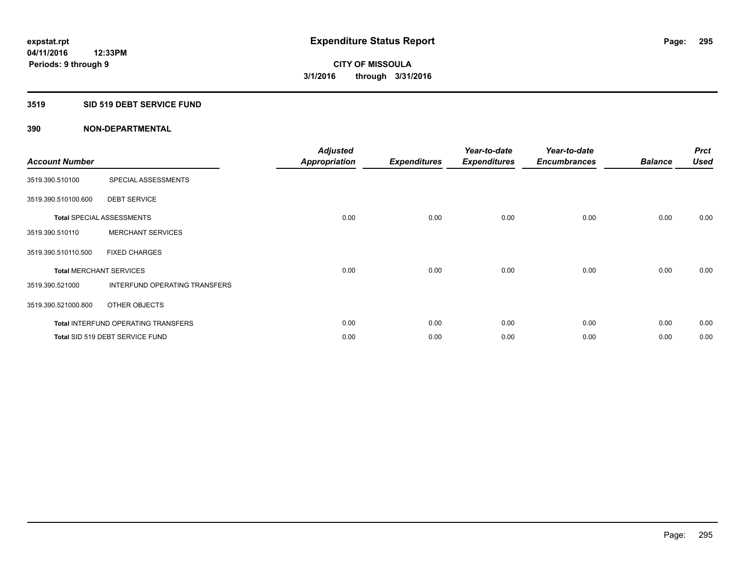# Expenditure Status Report

expstat.rpt
04/11/2016 12:33PM
Periods: 9 through 9

**CITY OF MISSOULA**
**3/1/2016 through 3/31/2016**

## 3519 SID 519 DEBT SERVICE FUND

### 390 NON-DEPARTMENTAL

| Account Number | | Adjusted Appropriation | Expenditures | Year-to-date Expenditures | Year-to-date Encumbrances | Balance | Prct Used |
|---|---|---|---|---|---|---|---|
| 3519.390.510100 | SPECIAL ASSESSMENTS | | | | | | |
| 3519.390.510100.600 | DEBT SERVICE | | | | | | |
| **Total** SPECIAL ASSESSMENTS | | 0.00 | 0.00 | 0.00 | 0.00 | 0.00 | 0.00 |
| 3519.390.510110 | MERCHANT SERVICES | | | | | | |
| 3519.390.510110.500 | FIXED CHARGES | | | | | | |
| **Total** MERCHANT SERVICES | | 0.00 | 0.00 | 0.00 | 0.00 | 0.00 | 0.00 |
| 3519.390.521000 | INTERFUND OPERATING TRANSFERS | | | | | | |
| 3519.390.521000.800 | OTHER OBJECTS | | | | | | |
| **Total** INTERFUND OPERATING TRANSFERS | | 0.00 | 0.00 | 0.00 | 0.00 | 0.00 | 0.00 |
| **Total** SID 519 DEBT SERVICE FUND | | 0.00 | 0.00 | 0.00 | 0.00 | 0.00 | 0.00 |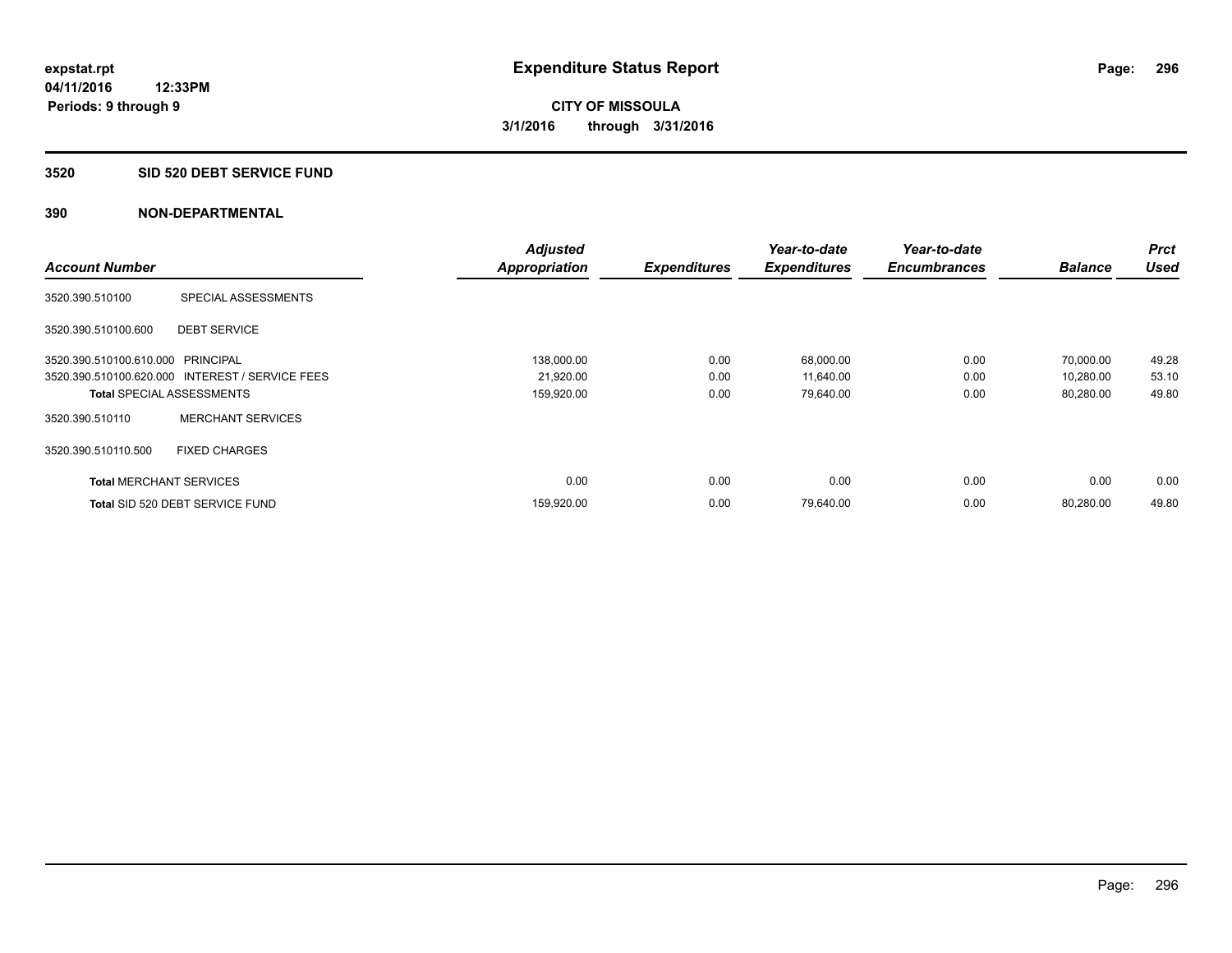# Expenditure Status Report

expstat.rpt
04/11/2016 12:33PM
Periods: 9 through 9

**CITY OF MISSOULA**
**3/1/2016 through 3/31/2016**

## 3520 SID 520 DEBT SERVICE FUND

### 390 NON-DEPARTMENTAL

| Account Number | | Adjusted Appropriation | Expenditures | Year-to-date Expenditures | Year-to-date Encumbrances | Balance | Prct Used |
|---|---|---|---|---|---|---|---|
| 3520.390.510100 | SPECIAL ASSESSMENTS | | | | | | |
| 3520.390.510100.600 | DEBT SERVICE | | | | | | |
| 3520.390.510100.610.000 | PRINCIPAL | 138,000.00 | 0.00 | 68,000.00 | 0.00 | 70,000.00 | 49.28 |
| 3520.390.510100.620.000 | INTEREST / SERVICE FEES | 21,920.00 | 0.00 | 11,640.00 | 0.00 | 10,280.00 | 53.10 |
| **Total** SPECIAL ASSESSMENTS | | 159,920.00 | 0.00 | 79,640.00 | 0.00 | 80,280.00 | 49.80 |
| 3520.390.510110 | MERCHANT SERVICES | | | | | | |
| 3520.390.510110.500 | FIXED CHARGES | | | | | | |
| **Total** MERCHANT SERVICES | | 0.00 | 0.00 | 0.00 | 0.00 | 0.00 | 0.00 |
| **Total** SID 520 DEBT SERVICE FUND | | 159,920.00 | 0.00 | 79,640.00 | 0.00 | 80,280.00 | 49.80 |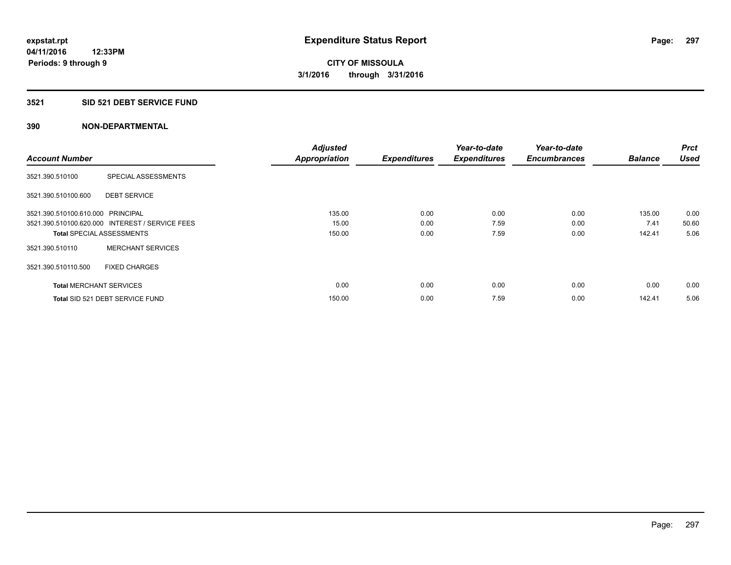**expstat.rpt**
**04/11/2016 12:33PM**
**Periods: 9 through 9**

# Expenditure Status Report

**CITY OF MISSOULA**
**3/1/2016 through 3/31/2016**

## 3521 SID 521 DEBT SERVICE FUND

### 390 NON-DEPARTMENTAL

| Account Number | | Adjusted Appropriation | Expenditures | Year-to-date Expenditures | Year-to-date Encumbrances | Balance | Prct Used |
|---|---|---|---|---|---|---|---|
| 3521.390.510100 | SPECIAL ASSESSMENTS | | | | | | |
| 3521.390.510100.600 | DEBT SERVICE | | | | | | |
| 3521.390.510100.610.000 | PRINCIPAL | 135.00 | 0.00 | 0.00 | 0.00 | 135.00 | 0.00 |
| 3521.390.510100.620.000 | INTEREST / SERVICE FEES | 15.00 | 0.00 | 7.59 | 0.00 | 7.41 | 50.60 |
| **Total** SPECIAL ASSESSMENTS | | 150.00 | 0.00 | 7.59 | 0.00 | 142.41 | 5.06 |
| 3521.390.510110 | MERCHANT SERVICES | | | | | | |
| 3521.390.510110.500 | FIXED CHARGES | | | | | | |
| **Total** MERCHANT SERVICES | | 0.00 | 0.00 | 0.00 | 0.00 | 0.00 | 0.00 |
| **Total** SID 521 DEBT SERVICE FUND | | 150.00 | 0.00 | 7.59 | 0.00 | 142.41 | 5.06 |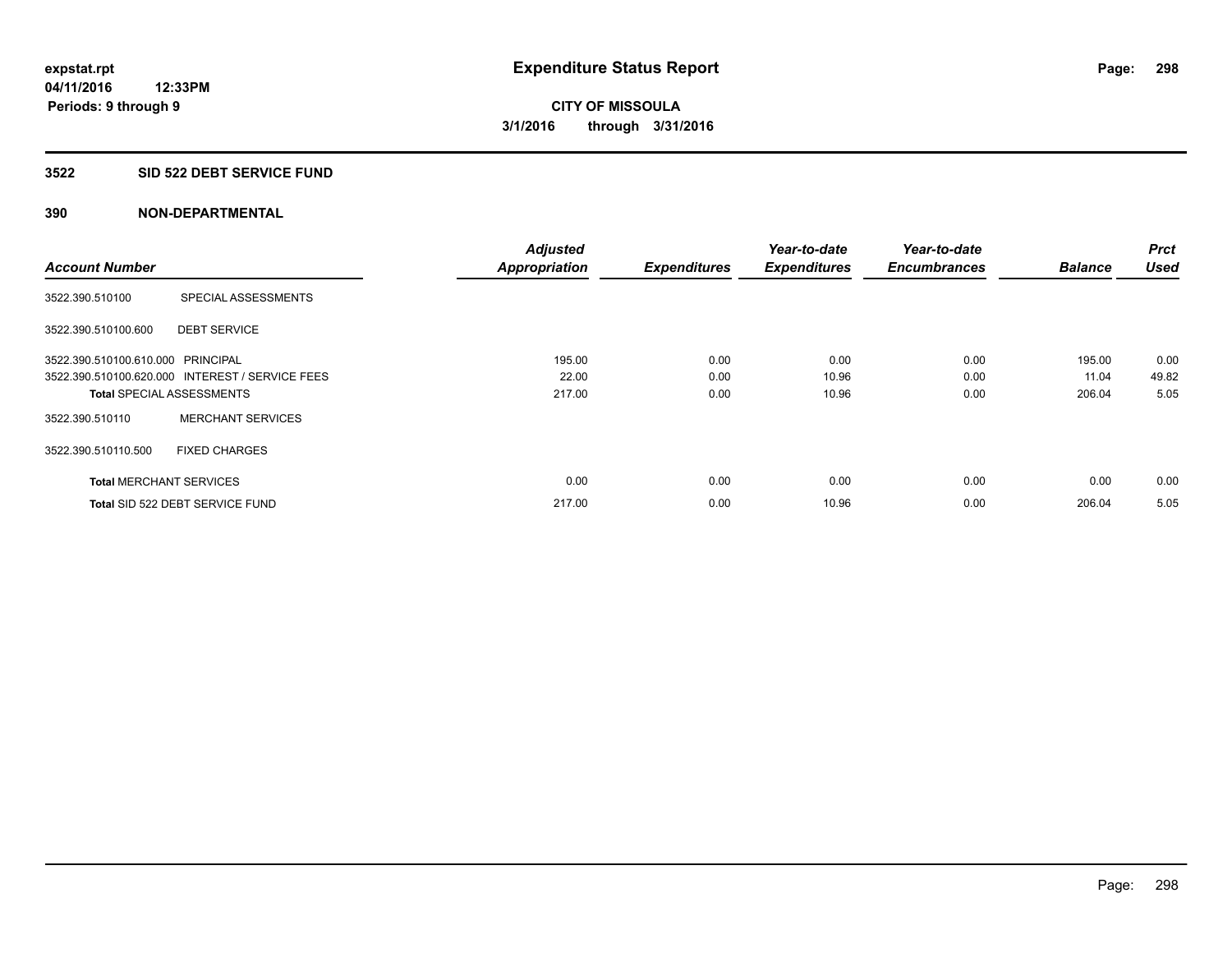# Expenditure Status Report

expstat.rpt
04/11/2016 12:33PM
Periods: 9 through 9

**CITY OF MISSOULA**
**3/1/2016 through 3/31/2016**

## 3522 SID 522 DEBT SERVICE FUND

### 390 NON-DEPARTMENTAL

| Account Number | | Adjusted Appropriation | Expenditures | Year-to-date Expenditures | Year-to-date Encumbrances | Balance | Prct Used |
|---|---|---|---|---|---|---|---|
| 3522.390.510100 | SPECIAL ASSESSMENTS | | | | | | |
| 3522.390.510100.600 | DEBT SERVICE | | | | | | |
| 3522.390.510100.610.000 | PRINCIPAL | 195.00 | 0.00 | 0.00 | 0.00 | 195.00 | 0.00 |
| 3522.390.510100.620.000 | INTEREST / SERVICE FEES | 22.00 | 0.00 | 10.96 | 0.00 | 11.04 | 49.82 |
| **Total** SPECIAL ASSESSMENTS | | 217.00 | 0.00 | 10.96 | 0.00 | 206.04 | 5.05 |
| 3522.390.510110 | MERCHANT SERVICES | | | | | | |
| 3522.390.510110.500 | FIXED CHARGES | | | | | | |
| **Total** MERCHANT SERVICES | | 0.00 | 0.00 | 0.00 | 0.00 | 0.00 | 0.00 |
| **Total** SID 522 DEBT SERVICE FUND | | 217.00 | 0.00 | 10.96 | 0.00 | 206.04 | 5.05 |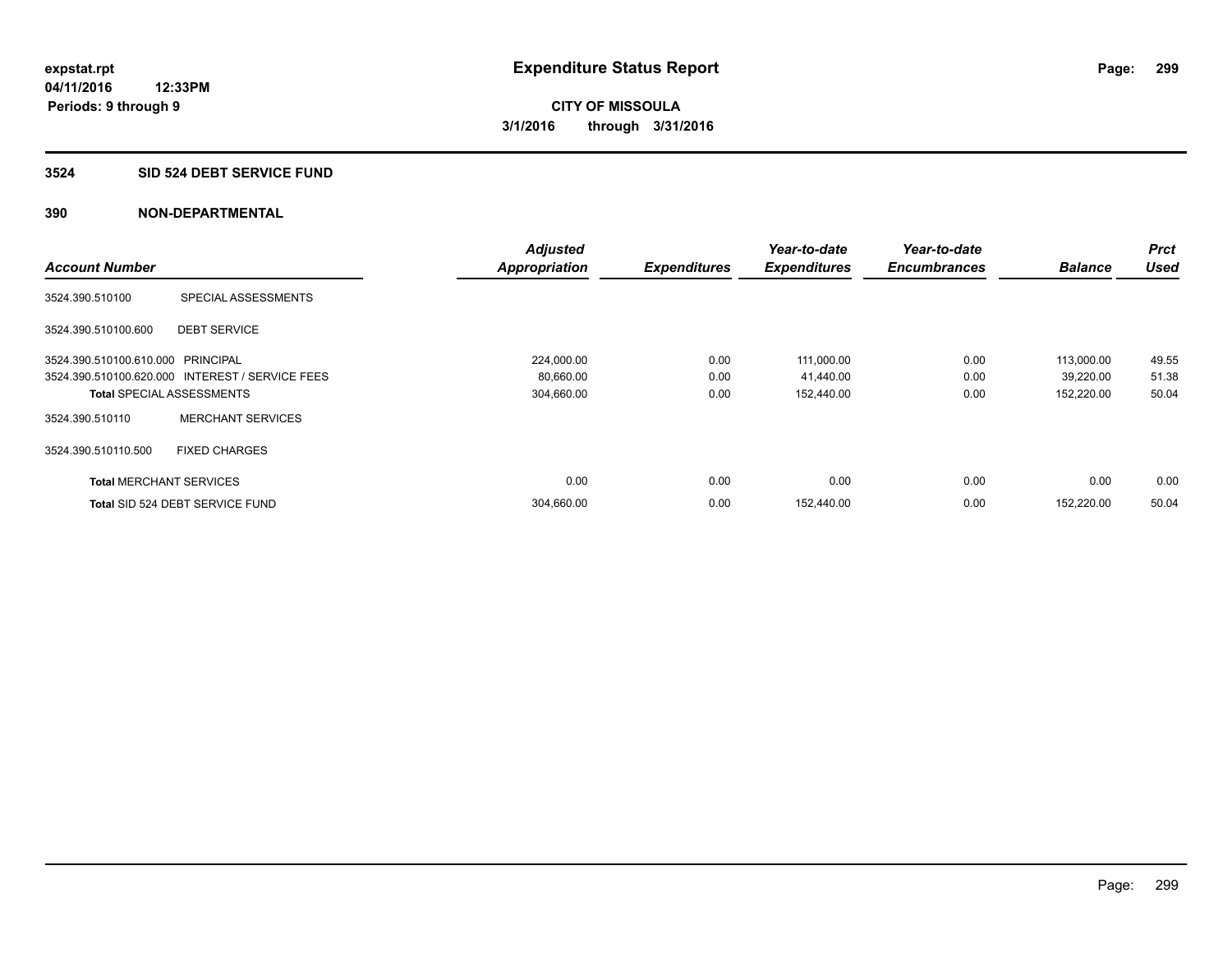# Expenditure Status Report

**CITY OF MISSOULA**

**3/1/2016 through 3/31/2016**

expstat.rpt
04/11/2016 12:33PM
Periods: 9 through 9

## 3524 SID 524 DEBT SERVICE FUND

### 390 NON-DEPARTMENTAL

| Account Number | | Adjusted Appropriation | Expenditures | Year-to-date Expenditures | Year-to-date Encumbrances | Balance | Prct Used |
|---|---|---|---|---|---|---|---|
| 3524.390.510100 | SPECIAL ASSESSMENTS | | | | | | |
| 3524.390.510100.600 | DEBT SERVICE | | | | | | |
| 3524.390.510100.610.000 | PRINCIPAL | 224,000.00 | 0.00 | 111,000.00 | 0.00 | 113,000.00 | 49.55 |
| 3524.390.510100.620.000 | INTEREST / SERVICE FEES | 80,660.00 | 0.00 | 41,440.00 | 0.00 | 39,220.00 | 51.38 |
| **Total** SPECIAL ASSESSMENTS | | 304,660.00 | 0.00 | 152,440.00 | 0.00 | 152,220.00 | 50.04 |
| 3524.390.510110 | MERCHANT SERVICES | | | | | | |
| 3524.390.510110.500 | FIXED CHARGES | | | | | | |
| **Total** MERCHANT SERVICES | | 0.00 | 0.00 | 0.00 | 0.00 | 0.00 | 0.00 |
| **Total** SID 524 DEBT SERVICE FUND | | 304,660.00 | 0.00 | 152,440.00 | 0.00 | 152,220.00 | 50.04 |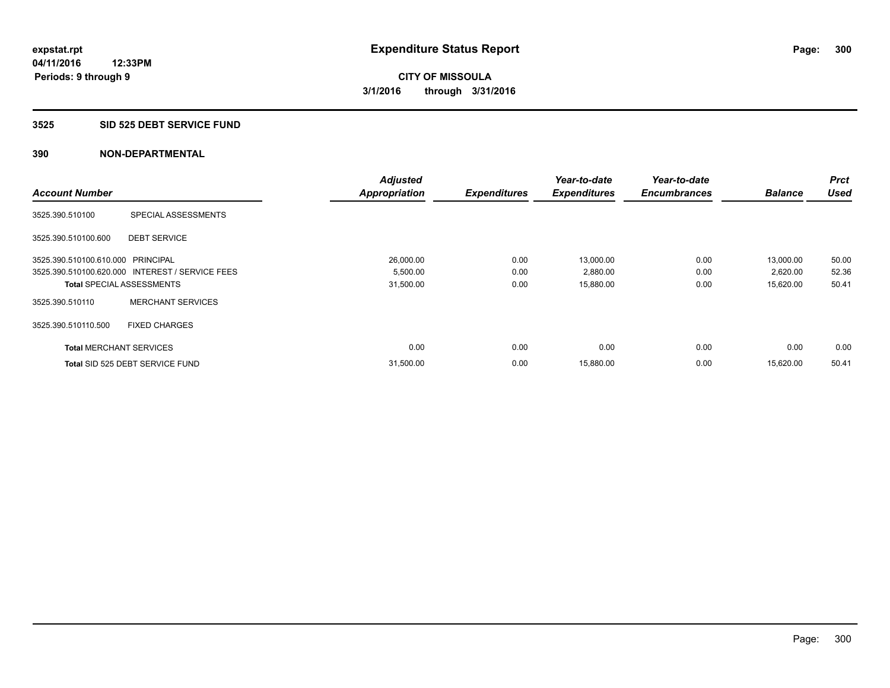**expstat.rpt**
**04/11/2016 12:33PM**
**Periods: 9 through 9**

# Expenditure Status Report

**CITY OF MISSOULA**
**3/1/2016 through 3/31/2016**

## 3525 SID 525 DEBT SERVICE FUND

## 390 NON-DEPARTMENTAL

| Account Number | | Adjusted Appropriation | Expenditures | Year-to-date Expenditures | Year-to-date Encumbrances | Balance | Prct Used |
|---|---|---|---|---|---|---|---|
| 3525.390.510100 | SPECIAL ASSESSMENTS | | | | | | |
| 3525.390.510100.600 | DEBT SERVICE | | | | | | |
| 3525.390.510100.610.000 | PRINCIPAL | 26,000.00 | 0.00 | 13,000.00 | 0.00 | 13,000.00 | 50.00 |
| 3525.390.510100.620.000 | INTEREST / SERVICE FEES | 5,500.00 | 0.00 | 2,880.00 | 0.00 | 2,620.00 | 52.36 |
| **Total** SPECIAL ASSESSMENTS | | 31,500.00 | 0.00 | 15,880.00 | 0.00 | 15,620.00 | 50.41 |
| 3525.390.510110 | MERCHANT SERVICES | | | | | | |
| 3525.390.510110.500 | FIXED CHARGES | | | | | | |
| **Total** MERCHANT SERVICES | | 0.00 | 0.00 | 0.00 | 0.00 | 0.00 | 0.00 |
| **Total** SID 525 DEBT SERVICE FUND | | 31,500.00 | 0.00 | 15,880.00 | 0.00 | 15,620.00 | 50.41 |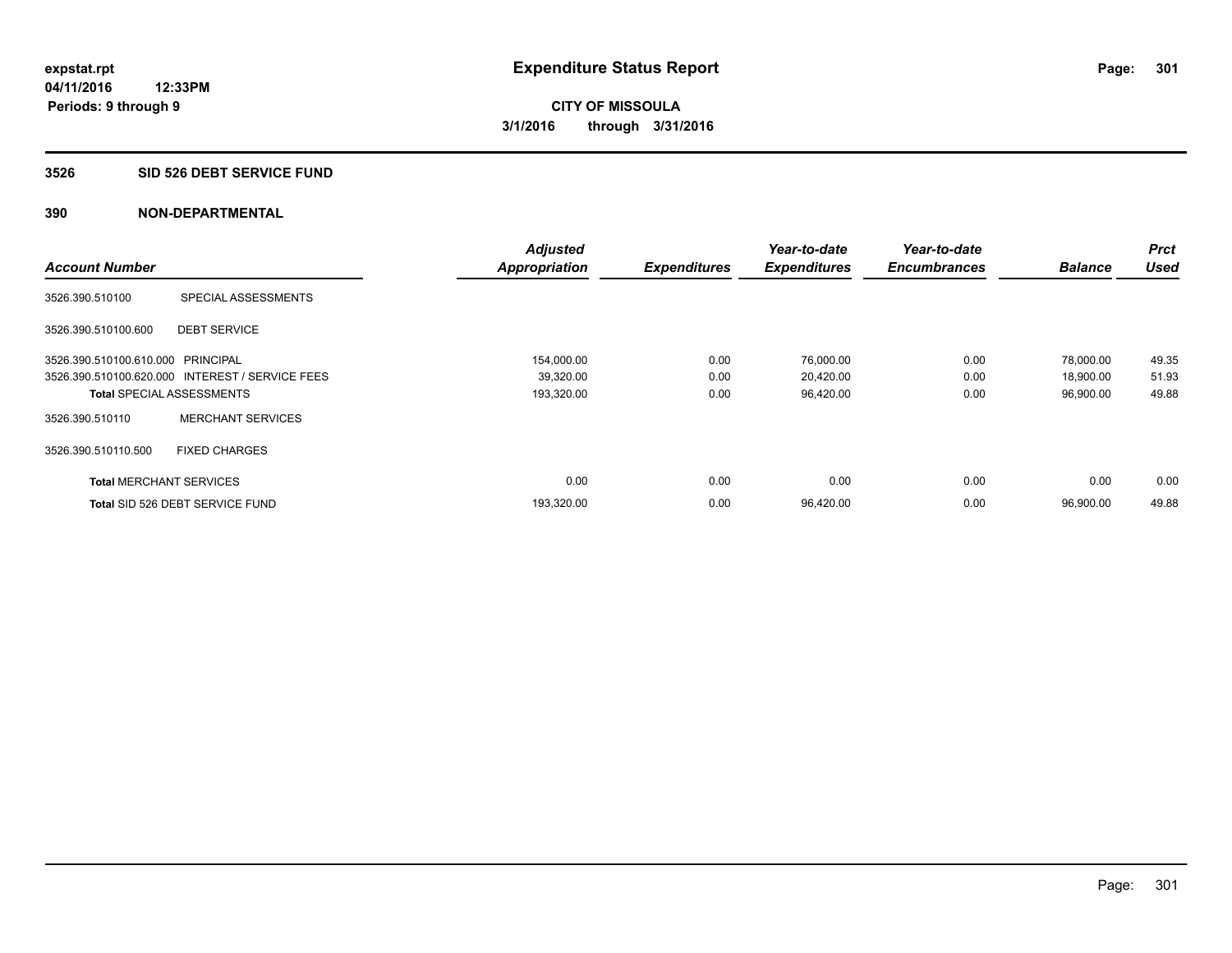# Expenditure Status Report

expstat.rpt
04/11/2016 12:33PM
Periods: 9 through 9

**CITY OF MISSOULA**
**3/1/2016 through 3/31/2016**

## 3526 SID 526 DEBT SERVICE FUND

### 390 NON-DEPARTMENTAL

| Account Number | | Adjusted Appropriation | Expenditures | Year-to-date Expenditures | Year-to-date Encumbrances | Balance | Prct Used |
|---|---|---|---|---|---|---|---|
| 3526.390.510100 | SPECIAL ASSESSMENTS | | | | | | |
| 3526.390.510100.600 | DEBT SERVICE | | | | | | |
| 3526.390.510100.610.000 | PRINCIPAL | 154,000.00 | 0.00 | 76,000.00 | 0.00 | 78,000.00 | 49.35 |
| 3526.390.510100.620.000 | INTEREST / SERVICE FEES | 39,320.00 | 0.00 | 20,420.00 | 0.00 | 18,900.00 | 51.93 |
| **Total** SPECIAL ASSESSMENTS | | 193,320.00 | 0.00 | 96,420.00 | 0.00 | 96,900.00 | 49.88 |
| 3526.390.510110 | MERCHANT SERVICES | | | | | | |
| 3526.390.510110.500 | FIXED CHARGES | | | | | | |
| **Total** MERCHANT SERVICES | | 0.00 | 0.00 | 0.00 | 0.00 | 0.00 | 0.00 |
| **Total** SID 526 DEBT SERVICE FUND | | 193,320.00 | 0.00 | 96,420.00 | 0.00 | 96,900.00 | 49.88 |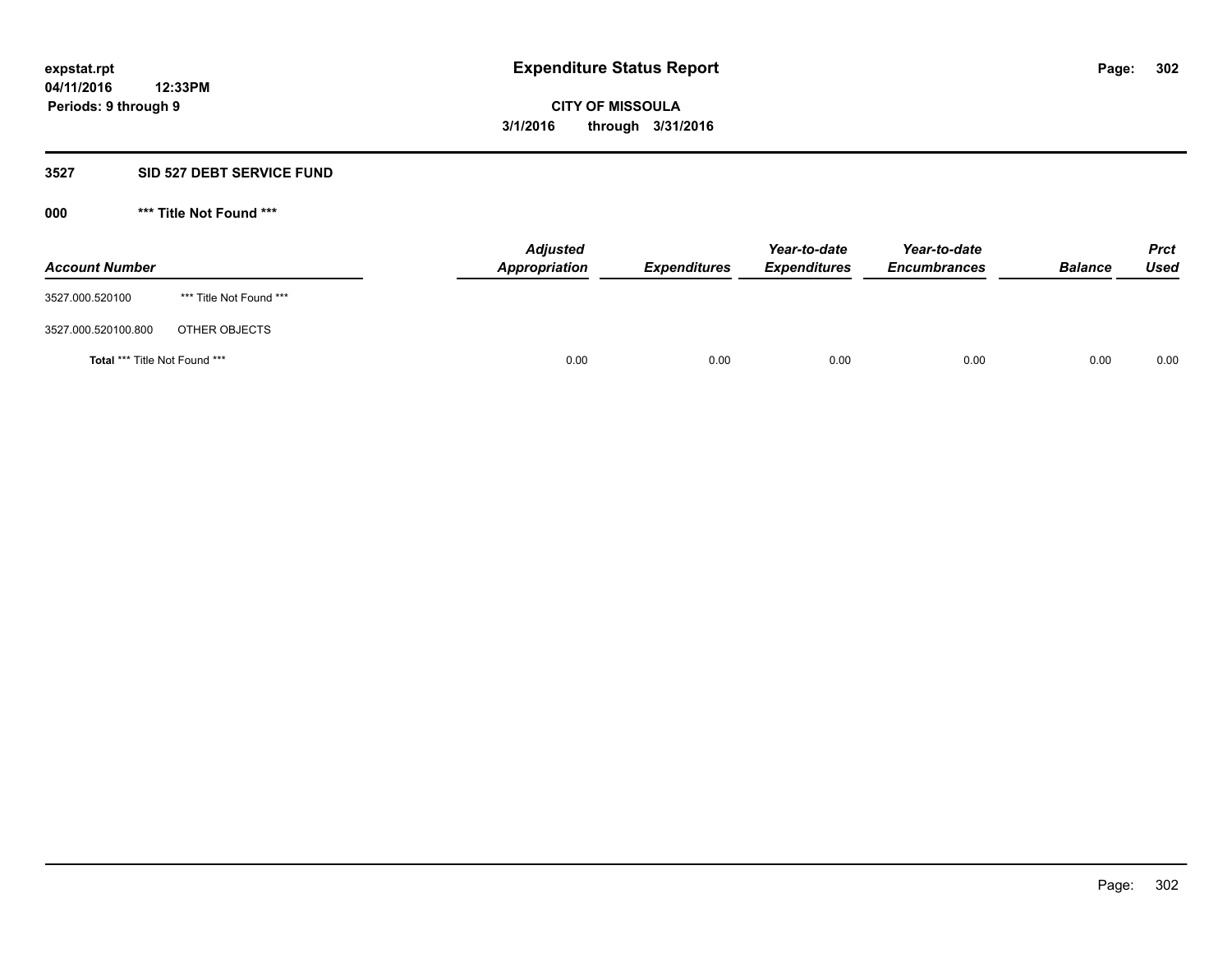# Expenditure Status Report

expstat.rpt
04/11/2016 12:33PM
Periods: 9 through 9

**CITY OF MISSOULA**
**3/1/2016 through 3/31/2016**

## 3527 SID 527 DEBT SERVICE FUND

### 000 *** Title Not Found ***

| Account Number | | Adjusted Appropriation | Expenditures | Year-to-date Expenditures | Year-to-date Encumbrances | Balance | Prct Used |
|---|---|---|---|---|---|---|---|
| 3527.000.520100 | *** Title Not Found *** | | | | | | |
| 3527.000.520100.800 | OTHER OBJECTS | | | | | | |
| **Total** *** Title Not Found *** | | 0.00 | 0.00 | 0.00 | 0.00 | 0.00 | 0.00 |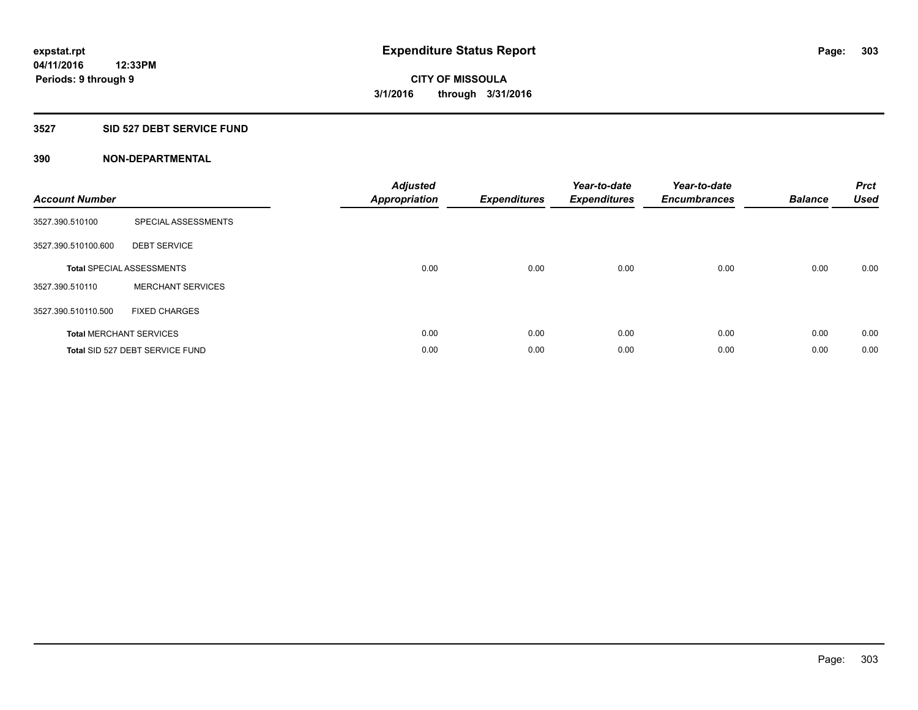**expstat.rpt**
**04/11/2016 12:33PM**
**Periods: 9 through 9**

# Expenditure Status Report

**CITY OF MISSOULA**
**3/1/2016 through 3/31/2016**

## 3527 SID 527 DEBT SERVICE FUND

### 390 NON-DEPARTMENTAL

| Account Number | | Adjusted Appropriation | Expenditures | Year-to-date Expenditures | Year-to-date Encumbrances | Balance | Prct Used |
|---|---|---|---|---|---|---|---|
| 3527.390.510100 | SPECIAL ASSESSMENTS | | | | | | |
| 3527.390.510100.600 | DEBT SERVICE | | | | | | |
| **Total** SPECIAL ASSESSMENTS | | 0.00 | 0.00 | 0.00 | 0.00 | 0.00 | 0.00 |
| 3527.390.510110 | MERCHANT SERVICES | | | | | | |
| 3527.390.510110.500 | FIXED CHARGES | | | | | | |
| **Total** MERCHANT SERVICES | | 0.00 | 0.00 | 0.00 | 0.00 | 0.00 | 0.00 |
| **Total** SID 527 DEBT SERVICE FUND | | 0.00 | 0.00 | 0.00 | 0.00 | 0.00 | 0.00 |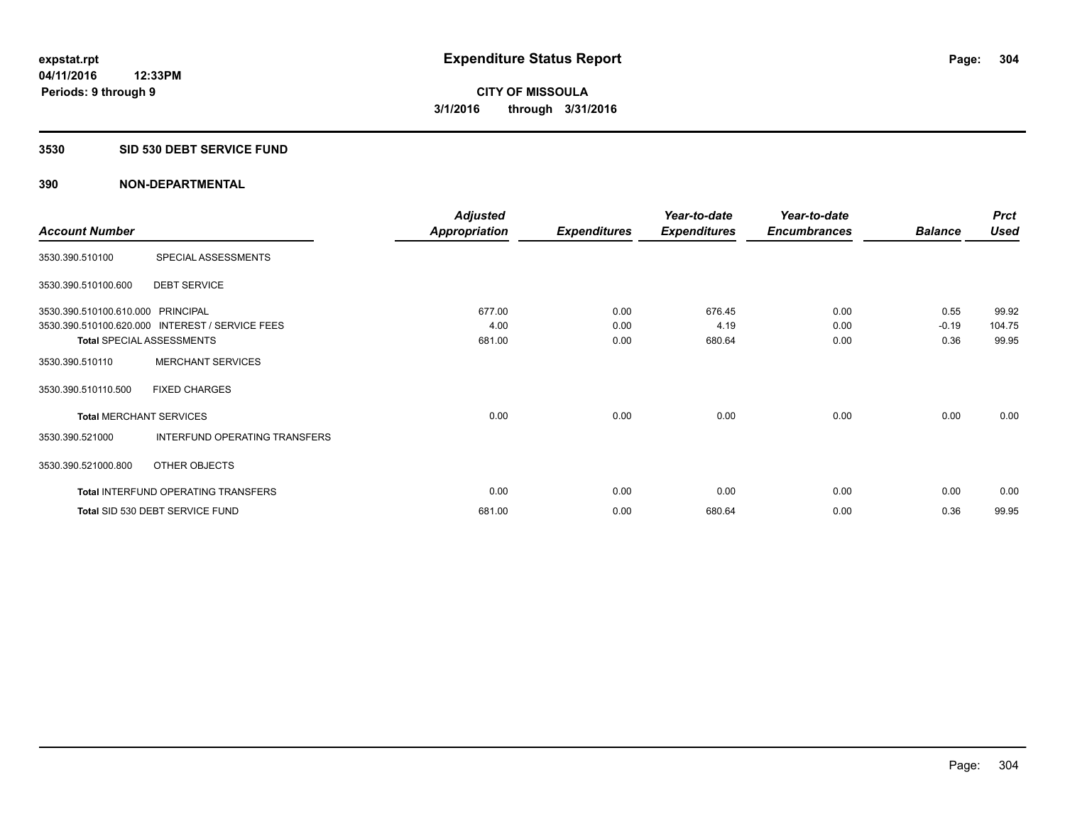**expstat.rpt**
**04/11/2016 12:33PM**
**Periods: 9 through 9**

# Expenditure Status Report

**CITY OF MISSOULA**
**3/1/2016 through 3/31/2016**

## 3530 SID 530 DEBT SERVICE FUND

## 390 NON-DEPARTMENTAL

| Account Number | | Adjusted Appropriation | Expenditures | Year-to-date Expenditures | Year-to-date Encumbrances | Balance | Prct Used |
|---|---|---|---|---|---|---|---|
| 3530.390.510100 | SPECIAL ASSESSMENTS | | | | | | |
| 3530.390.510100.600 | DEBT SERVICE | | | | | | |
| 3530.390.510100.610.000 | PRINCIPAL | 677.00 | 0.00 | 676.45 | 0.00 | 0.55 | 99.92 |
| 3530.390.510100.620.000 | INTEREST / SERVICE FEES | 4.00 | 0.00 | 4.19 | 0.00 | -0.19 | 104.75 |
| **Total** SPECIAL ASSESSMENTS | | 681.00 | 0.00 | 680.64 | 0.00 | 0.36 | 99.95 |
| 3530.390.510110 | MERCHANT SERVICES | | | | | | |
| 3530.390.510110.500 | FIXED CHARGES | | | | | | |
| **Total** MERCHANT SERVICES | | 0.00 | 0.00 | 0.00 | 0.00 | 0.00 | 0.00 |
| 3530.390.521000 | INTERFUND OPERATING TRANSFERS | | | | | | |
| 3530.390.521000.800 | OTHER OBJECTS | | | | | | |
| **Total** INTERFUND OPERATING TRANSFERS | | 0.00 | 0.00 | 0.00 | 0.00 | 0.00 | 0.00 |
| **Total** SID 530 DEBT SERVICE FUND | | 681.00 | 0.00 | 680.64 | 0.00 | 0.36 | 99.95 |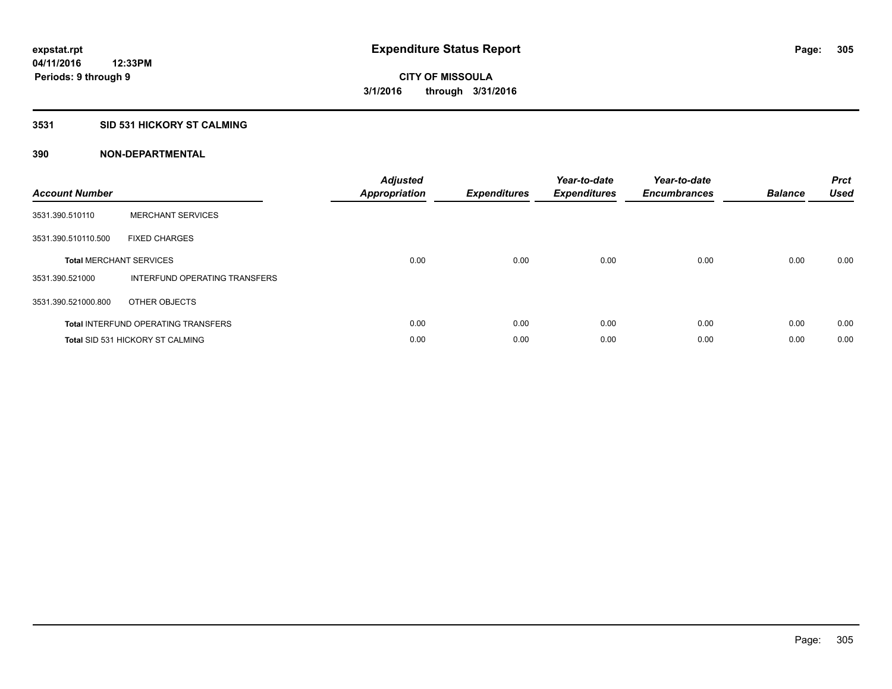**expstat.rpt**
**04/11/2016 12:33PM**
**Periods: 9 through 9**

# Expenditure Status Report

**CITY OF MISSOULA**
**3/1/2016 through 3/31/2016**

## 3531 SID 531 HICKORY ST CALMING

### 390 NON-DEPARTMENTAL

| Account Number | | Adjusted Appropriation | Expenditures | Year-to-date Expenditures | Year-to-date Encumbrances | Balance | Prct Used |
|---|---|---|---|---|---|---|---|
| 3531.390.510110 | MERCHANT SERVICES | | | | | | |
| 3531.390.510110.500 | FIXED CHARGES | | | | | | |
| **Total** MERCHANT SERVICES | | 0.00 | 0.00 | 0.00 | 0.00 | 0.00 | 0.00 |
| 3531.390.521000 | INTERFUND OPERATING TRANSFERS | | | | | | |
| 3531.390.521000.800 | OTHER OBJECTS | | | | | | |
| **Total** INTERFUND OPERATING TRANSFERS | | 0.00 | 0.00 | 0.00 | 0.00 | 0.00 | 0.00 |
| **Total** SID 531 HICKORY ST CALMING | | 0.00 | 0.00 | 0.00 | 0.00 | 0.00 | 0.00 |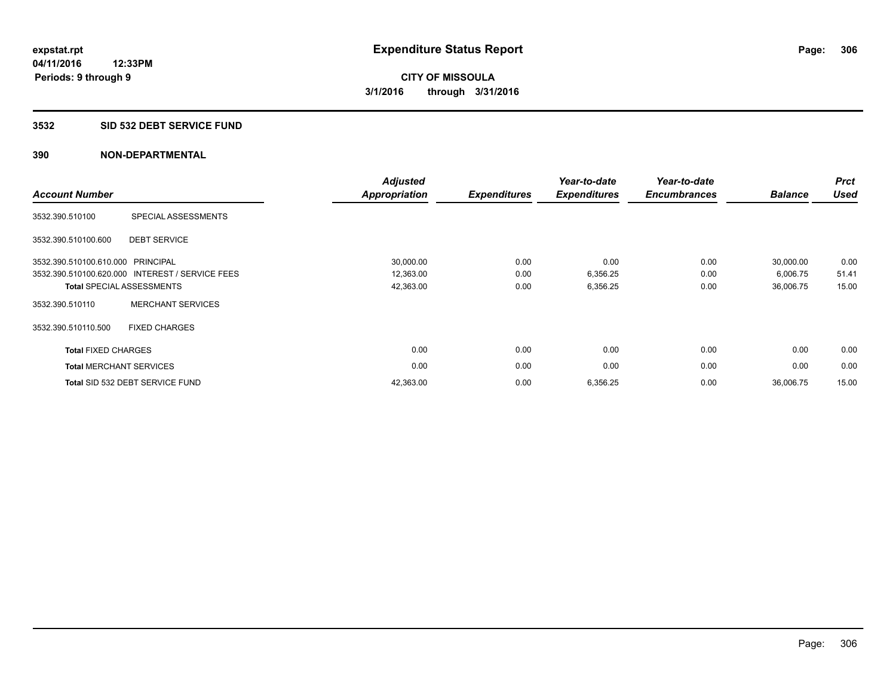# Expenditure Status Report

**CITY OF MISSOULA**
**3/1/2016 through 3/31/2016**

expstat.rpt
04/11/2016 12:33PM
Periods: 9 through 9

## 3532 SID 532 DEBT SERVICE FUND

### 390 NON-DEPARTMENTAL

| Account Number | | Adjusted Appropriation | Expenditures | Year-to-date Expenditures | Year-to-date Encumbrances | Balance | Prct Used |
|---|---|---|---|---|---|---|---|
| 3532.390.510100 | SPECIAL ASSESSMENTS | | | | | | |
| 3532.390.510100.600 | DEBT SERVICE | | | | | | |
| 3532.390.510100.610.000 | PRINCIPAL | 30,000.00 | 0.00 | 0.00 | 0.00 | 30,000.00 | 0.00 |
| 3532.390.510100.620.000 | INTEREST / SERVICE FEES | 12,363.00 | 0.00 | 6,356.25 | 0.00 | 6,006.75 | 51.41 |
| **Total** SPECIAL ASSESSMENTS | | 42,363.00 | 0.00 | 6,356.25 | 0.00 | 36,006.75 | 15.00 |
| 3532.390.510110 | MERCHANT SERVICES | | | | | | |
| 3532.390.510110.500 | FIXED CHARGES | | | | | | |
| **Total** FIXED CHARGES | | 0.00 | 0.00 | 0.00 | 0.00 | 0.00 | 0.00 |
| **Total** MERCHANT SERVICES | | 0.00 | 0.00 | 0.00 | 0.00 | 0.00 | 0.00 |
| **Total** SID 532 DEBT SERVICE FUND | | 42,363.00 | 0.00 | 6,356.25 | 0.00 | 36,006.75 | 15.00 |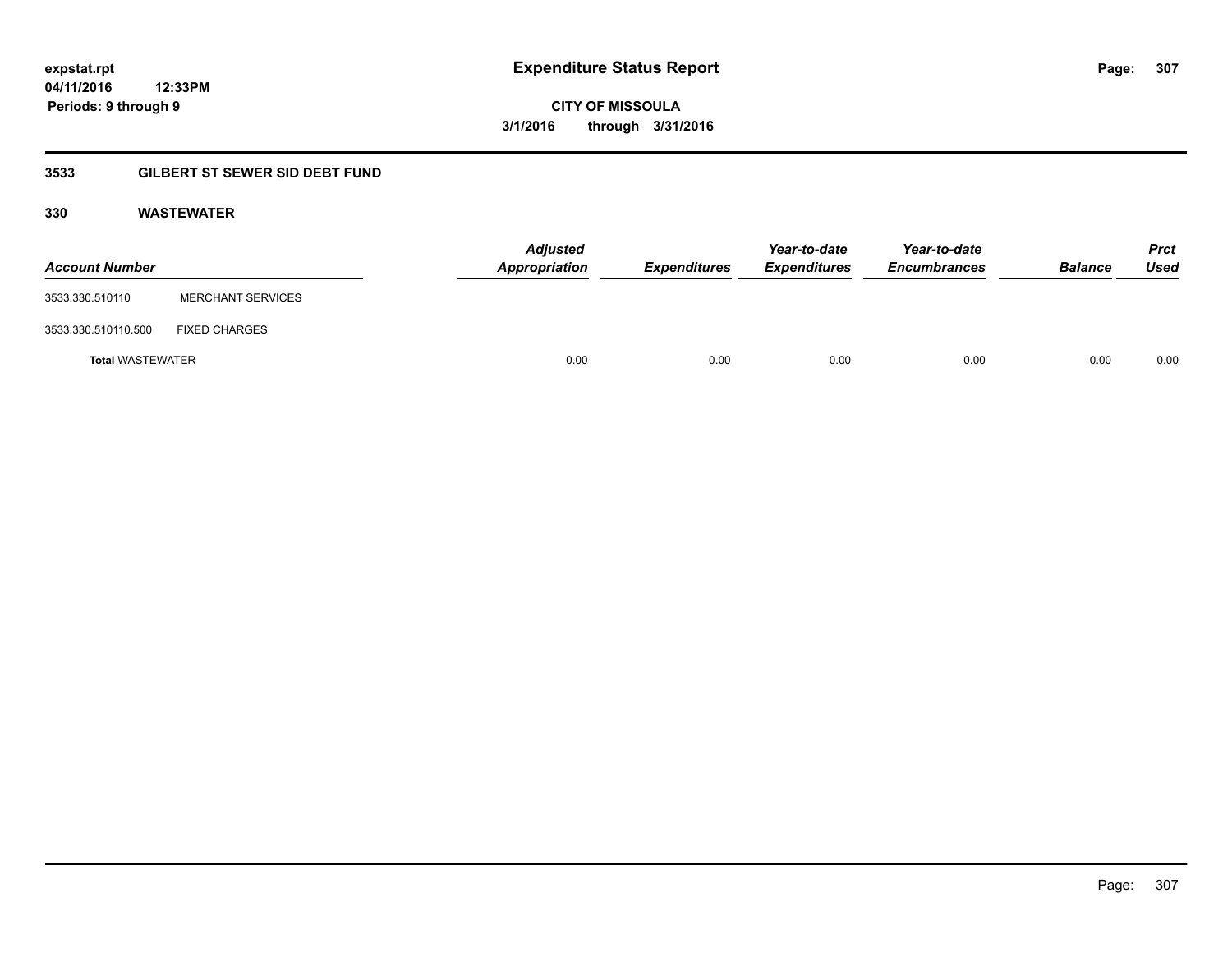# Expenditure Status Report

**CITY OF MISSOULA**
**3/1/2016 through 3/31/2016**

expstat.rpt
04/11/2016 12:33PM
Periods: 9 through 9

## 3533 GILBERT ST SEWER SID DEBT FUND

### 330 WASTEWATER

| Account Number | | Adjusted Appropriation | Expenditures | Year-to-date Expenditures | Year-to-date Encumbrances | Balance | Prct Used |
|---|---|---|---|---|---|---|---|
| 3533.330.510110 | MERCHANT SERVICES | | | | | | |
| 3533.330.510110.500 | FIXED CHARGES | | | | | | |
| **Total** WASTEWATER | | 0.00 | 0.00 | 0.00 | 0.00 | 0.00 | 0.00 |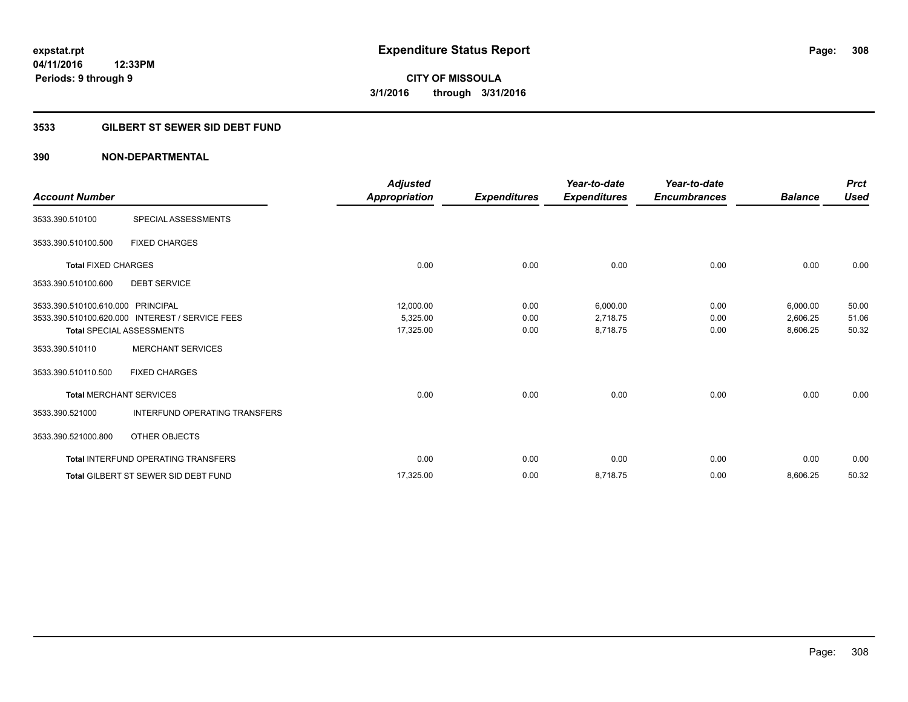**expstat.rpt**
**04/11/2016 12:33PM**
**Periods: 9 through 9**

# Expenditure Status Report

**CITY OF MISSOULA**
**3/1/2016 through 3/31/2016**

## 3533 GILBERT ST SEWER SID DEBT FUND

### 390 NON-DEPARTMENTAL

| Account Number | | Adjusted Appropriation | Expenditures | Year-to-date Expenditures | Year-to-date Encumbrances | Balance | Prct Used |
|---|---|---|---|---|---|---|---|
| 3533.390.510100 | SPECIAL ASSESSMENTS | | | | | | |
| 3533.390.510100.500 | FIXED CHARGES | | | | | | |
| **Total** FIXED CHARGES | | 0.00 | 0.00 | 0.00 | 0.00 | 0.00 | 0.00 |
| 3533.390.510100.600 | DEBT SERVICE | | | | | | |
| 3533.390.510100.610.000 | PRINCIPAL | 12,000.00 | 0.00 | 6,000.00 | 0.00 | 6,000.00 | 50.00 |
| 3533.390.510100.620.000 | INTEREST / SERVICE FEES | 5,325.00 | 0.00 | 2,718.75 | 0.00 | 2,606.25 | 51.06 |
| **Total** SPECIAL ASSESSMENTS | | 17,325.00 | 0.00 | 8,718.75 | 0.00 | 8,606.25 | 50.32 |
| 3533.390.510110 | MERCHANT SERVICES | | | | | | |
| 3533.390.510110.500 | FIXED CHARGES | | | | | | |
| **Total** MERCHANT SERVICES | | 0.00 | 0.00 | 0.00 | 0.00 | 0.00 | 0.00 |
| 3533.390.521000 | INTERFUND OPERATING TRANSFERS | | | | | | |
| 3533.390.521000.800 | OTHER OBJECTS | | | | | | |
| **Total** INTERFUND OPERATING TRANSFERS | | 0.00 | 0.00 | 0.00 | 0.00 | 0.00 | 0.00 |
| **Total** GILBERT ST SEWER SID DEBT FUND | | 17,325.00 | 0.00 | 8,718.75 | 0.00 | 8,606.25 | 50.32 |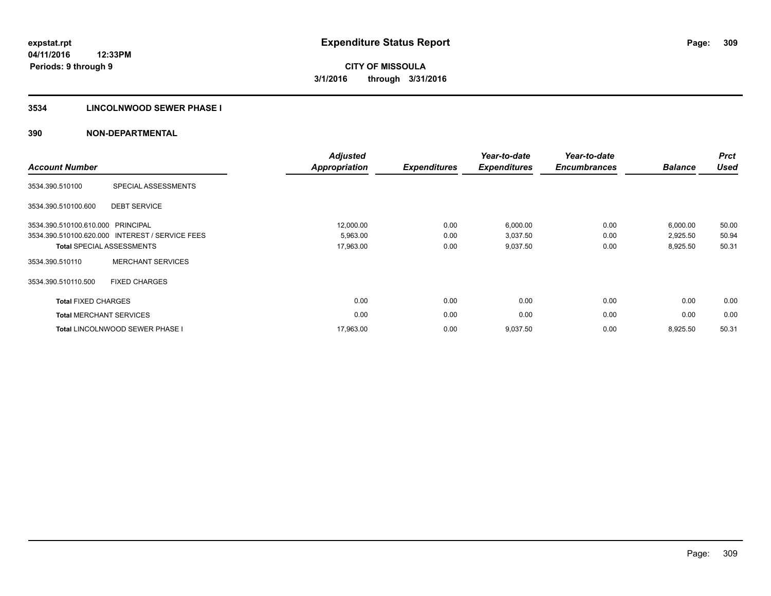# Expenditure Status Report

expstat.rpt
04/11/2016 12:33PM
Periods: 9 through 9

**CITY OF MISSOULA**
**3/1/2016 through 3/31/2016**

## 3534 LINCOLNWOOD SEWER PHASE I

### 390 NON-DEPARTMENTAL

| Account Number | | Adjusted Appropriation | Expenditures | Year-to-date Expenditures | Year-to-date Encumbrances | Balance | Prct Used |
|---|---|---|---|---|---|---|---|
| 3534.390.510100 | SPECIAL ASSESSMENTS | | | | | | |
| 3534.390.510100.600 | DEBT SERVICE | | | | | | |
| 3534.390.510100.610.000 | PRINCIPAL | 12,000.00 | 0.00 | 6,000.00 | 0.00 | 6,000.00 | 50.00 |
| 3534.390.510100.620.000 | INTEREST / SERVICE FEES | 5,963.00 | 0.00 | 3,037.50 | 0.00 | 2,925.50 | 50.94 |
| Total SPECIAL ASSESSMENTS | | 17,963.00 | 0.00 | 9,037.50 | 0.00 | 8,925.50 | 50.31 |
| 3534.390.510110 | MERCHANT SERVICES | | | | | | |
| 3534.390.510110.500 | FIXED CHARGES | | | | | | |
| Total FIXED CHARGES | | 0.00 | 0.00 | 0.00 | 0.00 | 0.00 | 0.00 |
| Total MERCHANT SERVICES | | 0.00 | 0.00 | 0.00 | 0.00 | 0.00 | 0.00 |
| Total LINCOLNWOOD SEWER PHASE I | | 17,963.00 | 0.00 | 9,037.50 | 0.00 | 8,925.50 | 50.31 |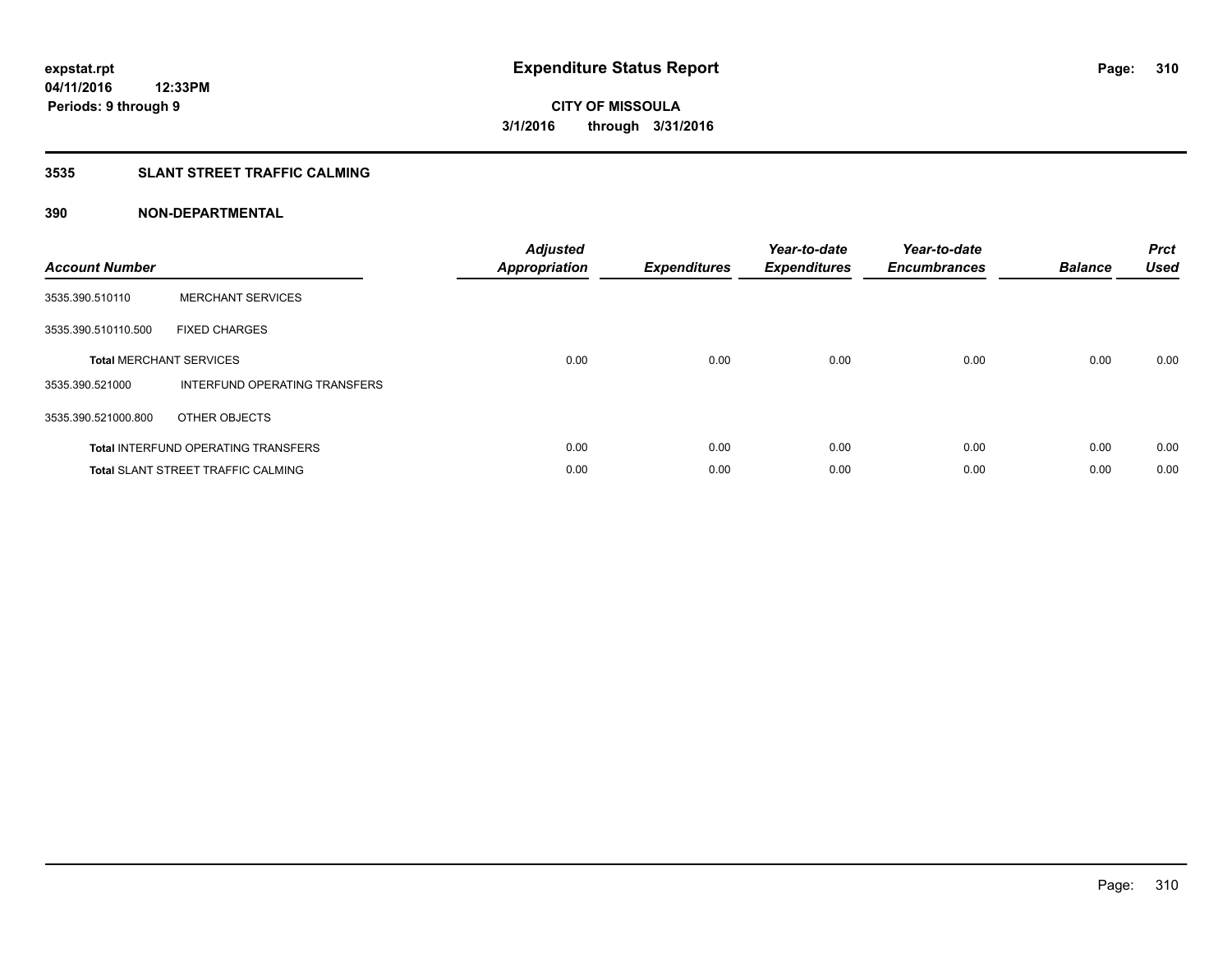expstat.rpt
04/11/2016 12:33PM
Periods: 9 through 9

# Expenditure Status Report

**CITY OF MISSOULA**
**3/1/2016 through 3/31/2016**

## 3535 SLANT STREET TRAFFIC CALMING

## 390 NON-DEPARTMENTAL

| Account Number | | Adjusted Appropriation | Expenditures | Year-to-date Expenditures | Year-to-date Encumbrances | Balance | Prct Used |
|---|---|---|---|---|---|---|---|
| 3535.390.510110 | MERCHANT SERVICES | | | | | | |
| 3535.390.510110.500 | FIXED CHARGES | | | | | | |
| **Total** MERCHANT SERVICES | | 0.00 | 0.00 | 0.00 | 0.00 | 0.00 | 0.00 |
| 3535.390.521000 | INTERFUND OPERATING TRANSFERS | | | | | | |
| 3535.390.521000.800 | OTHER OBJECTS | | | | | | |
| **Total** INTERFUND OPERATING TRANSFERS | | 0.00 | 0.00 | 0.00 | 0.00 | 0.00 | 0.00 |
| **Total** SLANT STREET TRAFFIC CALMING | | 0.00 | 0.00 | 0.00 | 0.00 | 0.00 | 0.00 |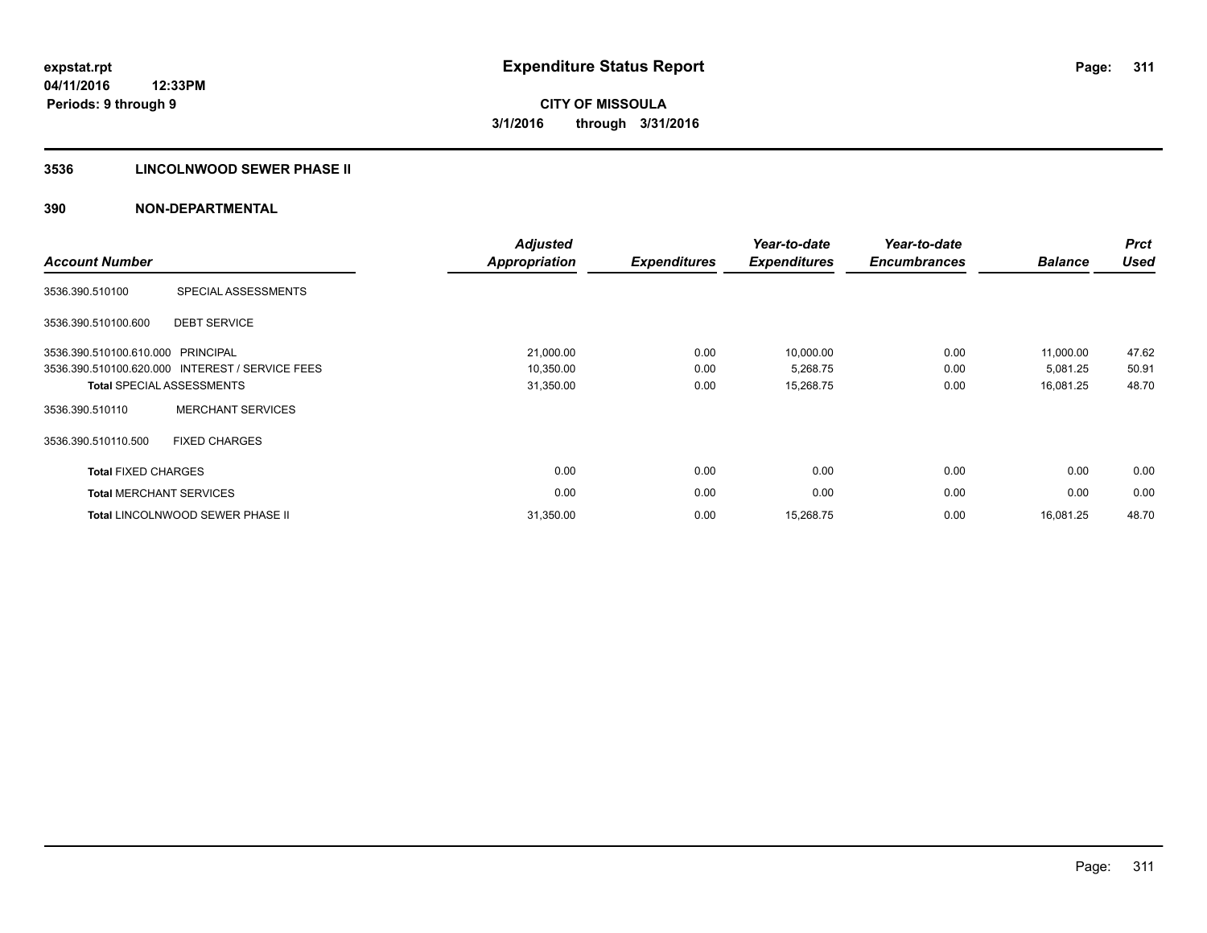**expstat.rpt**
**04/11/2016 12:33PM**
**Periods: 9 through 9**

# Expenditure Status Report

**CITY OF MISSOULA**
**3/1/2016 through 3/31/2016**

## 3536 LINCOLNWOOD SEWER PHASE II

## 390 NON-DEPARTMENTAL

| Account Number | | Adjusted Appropriation | Expenditures | Year-to-date Expenditures | Year-to-date Encumbrances | Balance | Prct Used |
|---|---|---|---|---|---|---|---|
| 3536.390.510100 | SPECIAL ASSESSMENTS | | | | | | |
| 3536.390.510100.600 | DEBT SERVICE | | | | | | |
| 3536.390.510100.610.000 | PRINCIPAL | 21,000.00 | 0.00 | 10,000.00 | 0.00 | 11,000.00 | 47.62 |
| 3536.390.510100.620.000 | INTEREST / SERVICE FEES | 10,350.00 | 0.00 | 5,268.75 | 0.00 | 5,081.25 | 50.91 |
| **Total** SPECIAL ASSESSMENTS | | 31,350.00 | 0.00 | 15,268.75 | 0.00 | 16,081.25 | 48.70 |
| 3536.390.510110 | MERCHANT SERVICES | | | | | | |
| 3536.390.510110.500 | FIXED CHARGES | | | | | | |
| **Total** FIXED CHARGES | | 0.00 | 0.00 | 0.00 | 0.00 | 0.00 | 0.00 |
| **Total** MERCHANT SERVICES | | 0.00 | 0.00 | 0.00 | 0.00 | 0.00 | 0.00 |
| **Total** LINCOLNWOOD SEWER PHASE II | | 31,350.00 | 0.00 | 15,268.75 | 0.00 | 16,081.25 | 48.70 |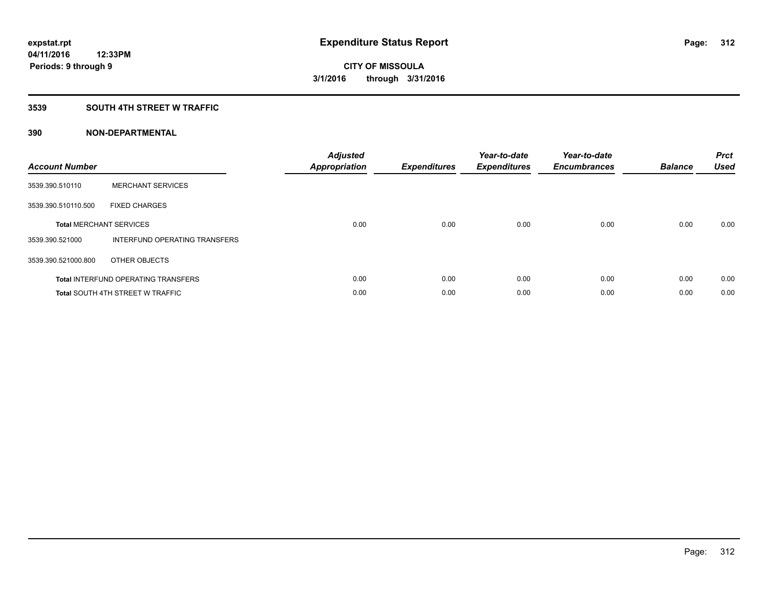expstat.rpt
04/11/2016 12:33PM
Periods: 9 through 9

# Expenditure Status Report

CITY OF MISSOULA
3/1/2016 through 3/31/2016

## 3539 SOUTH 4TH STREET W TRAFFIC

## 390 NON-DEPARTMENTAL

| Account Number | | Adjusted Appropriation | Expenditures | Year-to-date Expenditures | Year-to-date Encumbrances | Balance | Prct Used |
|---|---|---|---|---|---|---|---|
| 3539.390.510110 | MERCHANT SERVICES | | | | | | |
| 3539.390.510110.500 | FIXED CHARGES | | | | | | |
| **Total** MERCHANT SERVICES | | 0.00 | 0.00 | 0.00 | 0.00 | 0.00 | 0.00 |
| 3539.390.521000 | INTERFUND OPERATING TRANSFERS | | | | | | |
| 3539.390.521000.800 | OTHER OBJECTS | | | | | | |
| **Total** INTERFUND OPERATING TRANSFERS | | 0.00 | 0.00 | 0.00 | 0.00 | 0.00 | 0.00 |
| **Total** SOUTH 4TH STREET W TRAFFIC | | 0.00 | 0.00 | 0.00 | 0.00 | 0.00 | 0.00 |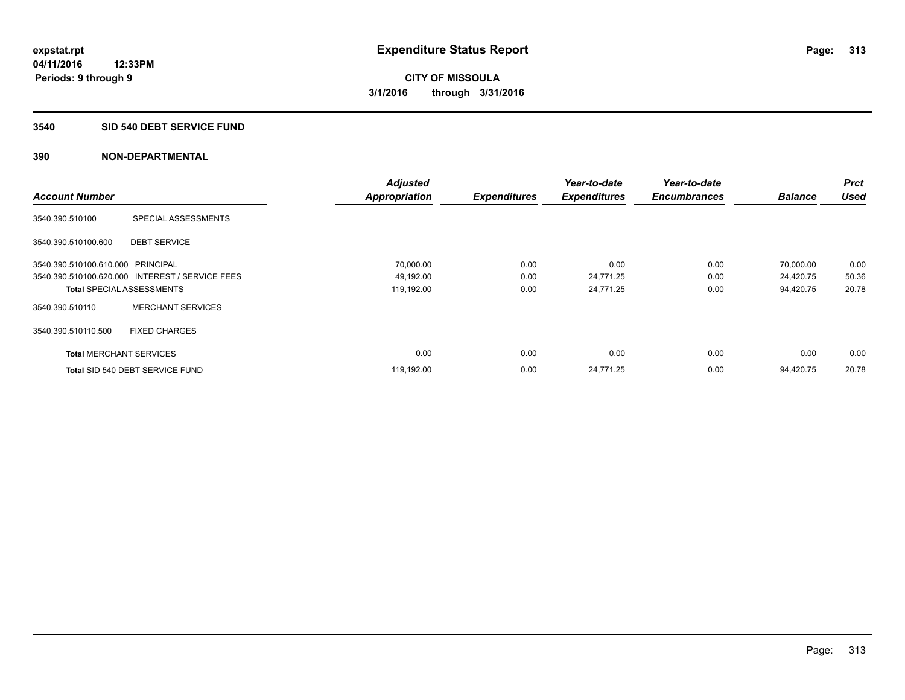**expstat.rpt**
**04/11/2016 12:33PM**
**Periods: 9 through 9**

# Expenditure Status Report

**CITY OF MISSOULA**
**3/1/2016 through 3/31/2016**

## 3540 SID 540 DEBT SERVICE FUND

## 390 NON-DEPARTMENTAL

| Account Number | | Adjusted Appropriation | Expenditures | Year-to-date Expenditures | Year-to-date Encumbrances | Balance | Prct Used |
|---|---|---|---|---|---|---|---|
| 3540.390.510100 | SPECIAL ASSESSMENTS | | | | | | |
| 3540.390.510100.600 | DEBT SERVICE | | | | | | |
| 3540.390.510100.610.000 | PRINCIPAL | 70,000.00 | 0.00 | 0.00 | 0.00 | 70,000.00 | 0.00 |
| 3540.390.510100.620.000 | INTEREST / SERVICE FEES | 49,192.00 | 0.00 | 24,771.25 | 0.00 | 24,420.75 | 50.36 |
| **Total** SPECIAL ASSESSMENTS | | 119,192.00 | 0.00 | 24,771.25 | 0.00 | 94,420.75 | 20.78 |
| 3540.390.510110 | MERCHANT SERVICES | | | | | | |
| 3540.390.510110.500 | FIXED CHARGES | | | | | | |
| **Total** MERCHANT SERVICES | | 0.00 | 0.00 | 0.00 | 0.00 | 0.00 | 0.00 |
| **Total** SID 540 DEBT SERVICE FUND | | 119,192.00 | 0.00 | 24,771.25 | 0.00 | 94,420.75 | 20.78 |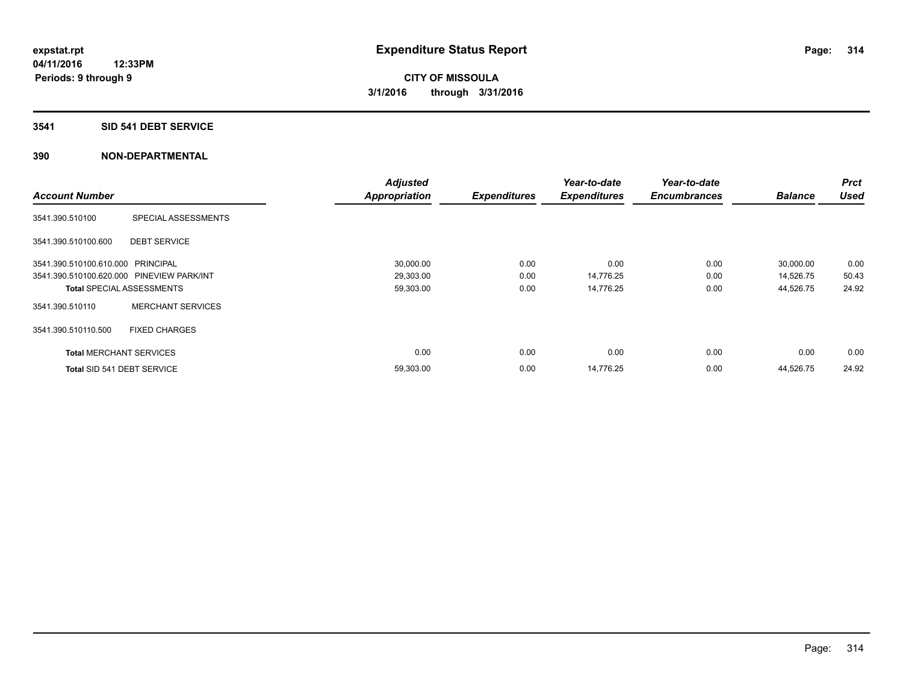**expstat.rpt**
**04/11/2016 12:33PM**
**Periods: 9 through 9**

# Expenditure Status Report

**CITY OF MISSOULA**
**3/1/2016 through 3/31/2016**

## 3541 SID 541 DEBT SERVICE

### 390 NON-DEPARTMENTAL

| Account Number | | Adjusted Appropriation | Expenditures | Year-to-date Expenditures | Year-to-date Encumbrances | Balance | Prct Used |
|---|---|---|---|---|---|---|---|
| 3541.390.510100 | SPECIAL ASSESSMENTS | | | | | | |
| 3541.390.510100.600 | DEBT SERVICE | | | | | | |
| 3541.390.510100.610.000 | PRINCIPAL | 30,000.00 | 0.00 | 0.00 | 0.00 | 30,000.00 | 0.00 |
| 3541.390.510100.620.000 | PINEVIEW PARK/INT | 29,303.00 | 0.00 | 14,776.25 | 0.00 | 14,526.75 | 50.43 |
| **Total** SPECIAL ASSESSMENTS | | 59,303.00 | 0.00 | 14,776.25 | 0.00 | 44,526.75 | 24.92 |
| 3541.390.510110 | MERCHANT SERVICES | | | | | | |
| 3541.390.510110.500 | FIXED CHARGES | | | | | | |
| **Total** MERCHANT SERVICES | | 0.00 | 0.00 | 0.00 | 0.00 | 0.00 | 0.00 |
| **Total** SID 541 DEBT SERVICE | | 59,303.00 | 0.00 | 14,776.25 | 0.00 | 44,526.75 | 24.92 |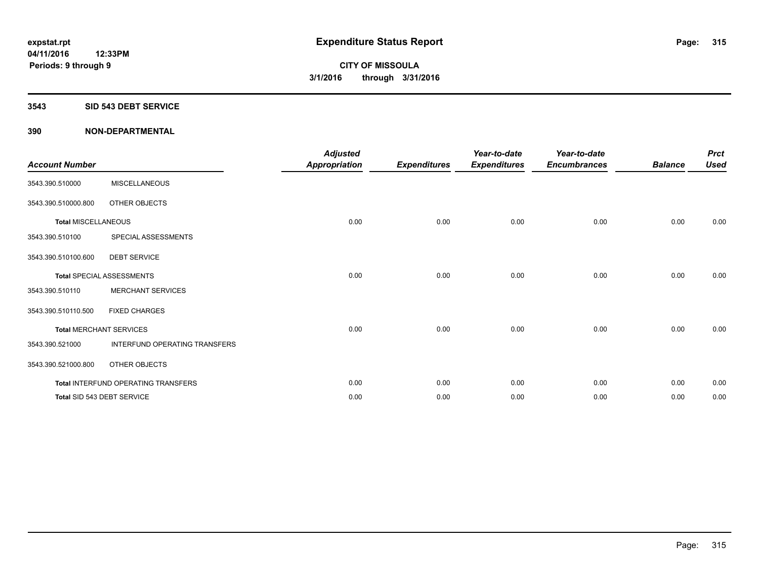**expstat.rpt**
**04/11/2016 12:33PM**
**Periods: 9 through 9**

# Expenditure Status Report

**CITY OF MISSOULA**
**3/1/2016 through 3/31/2016**

## 3543 SID 543 DEBT SERVICE

### 390 NON-DEPARTMENTAL

| Account Number | | Adjusted Appropriation | Expenditures | Year-to-date Expenditures | Year-to-date Encumbrances | Balance | Prct Used |
|---|---|---|---|---|---|---|---|
| 3543.390.510000 | MISCELLANEOUS | | | | | | |
| 3543.390.510000.800 | OTHER OBJECTS | | | | | | |
| **Total** MISCELLANEOUS | | 0.00 | 0.00 | 0.00 | 0.00 | 0.00 | 0.00 |
| 3543.390.510100 | SPECIAL ASSESSMENTS | | | | | | |
| 3543.390.510100.600 | DEBT SERVICE | | | | | | |
| **Total** SPECIAL ASSESSMENTS | | 0.00 | 0.00 | 0.00 | 0.00 | 0.00 | 0.00 |
| 3543.390.510110 | MERCHANT SERVICES | | | | | | |
| 3543.390.510110.500 | FIXED CHARGES | | | | | | |
| **Total** MERCHANT SERVICES | | 0.00 | 0.00 | 0.00 | 0.00 | 0.00 | 0.00 |
| 3543.390.521000 | INTERFUND OPERATING TRANSFERS | | | | | | |
| 3543.390.521000.800 | OTHER OBJECTS | | | | | | |
| **Total** INTERFUND OPERATING TRANSFERS | | 0.00 | 0.00 | 0.00 | 0.00 | 0.00 | 0.00 |
| **Total** SID 543 DEBT SERVICE | | 0.00 | 0.00 | 0.00 | 0.00 | 0.00 | 0.00 |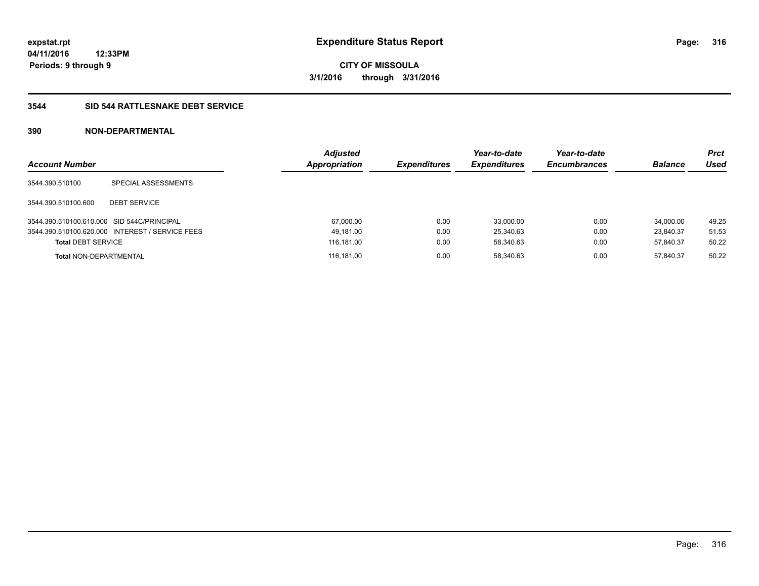**expstat.rpt**
**04/11/2016 12:33PM**
**Periods: 9 through 9**

# Expenditure Status Report

**CITY OF MISSOULA**
**3/1/2016 through 3/31/2016**

## 3544 SID 544 RATTLESNAKE DEBT SERVICE

### 390 NON-DEPARTMENTAL

| Account Number | | Adjusted Appropriation | Expenditures | Year-to-date Expenditures | Year-to-date Encumbrances | Balance | Prct Used |
|---|---|---|---|---|---|---|---|
| 3544.390.510100 | SPECIAL ASSESSMENTS | | | | | | |
| 3544.390.510100.600 | DEBT SERVICE | | | | | | |
| 3544.390.510100.610.000 | SID 544C/PRINCIPAL | 67,000.00 | 0.00 | 33,000.00 | 0.00 | 34,000.00 | 49.25 |
| 3544.390.510100.620.000 | INTEREST / SERVICE FEES | 49,181.00 | 0.00 | 25,340.63 | 0.00 | 23,840.37 | 51.53 |
| **Total** DEBT SERVICE | | 116,181.00 | 0.00 | 58,340.63 | 0.00 | 57,840.37 | 50.22 |
| **Total** NON-DEPARTMENTAL | | 116,181.00 | 0.00 | 58,340.63 | 0.00 | 57,840.37 | 50.22 |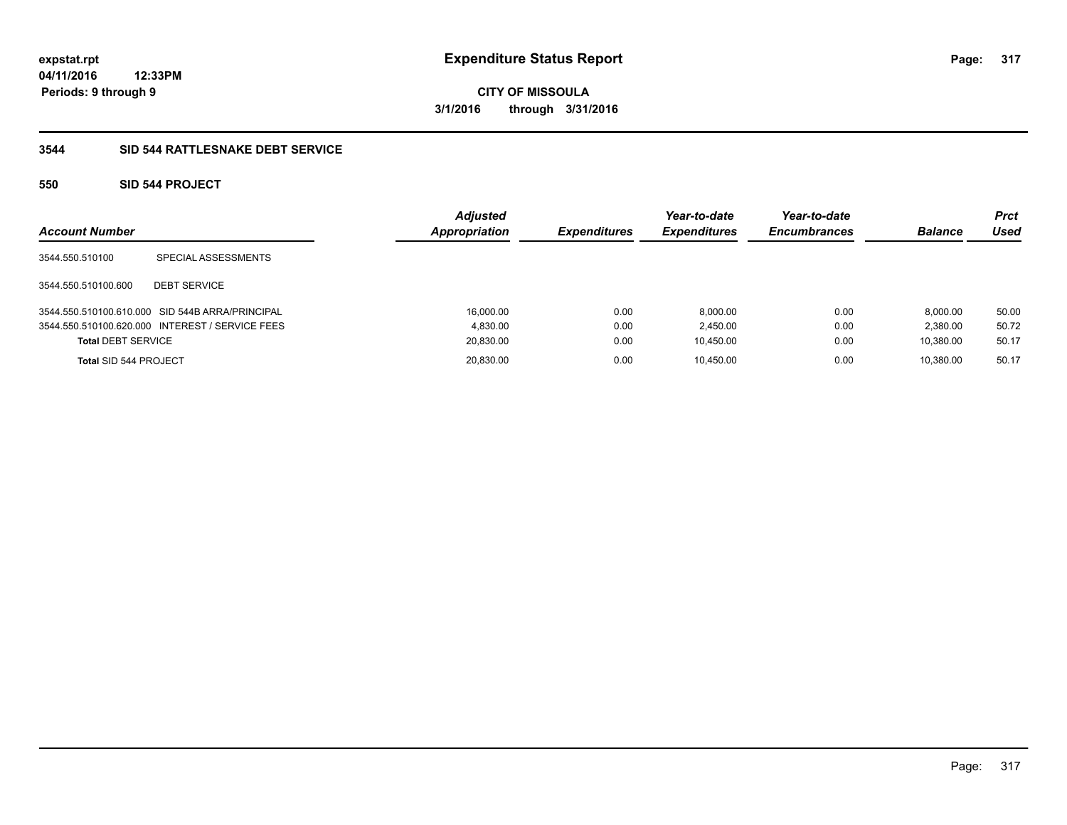**expstat.rpt**
**04/11/2016 12:33PM**
**Periods: 9 through 9**

# Expenditure Status Report

**CITY OF MISSOULA**
**3/1/2016 through 3/31/2016**

## 3544 SID 544 RATTLESNAKE DEBT SERVICE

### 550 SID 544 PROJECT

| Account Number | | Adjusted Appropriation | Expenditures | Year-to-date Expenditures | Year-to-date Encumbrances | Balance | Prct Used |
|---|---|---|---|---|---|---|---|
| 3544.550.510100 | SPECIAL ASSESSMENTS | | | | | | |
| 3544.550.510100.600 | DEBT SERVICE | | | | | | |
| 3544.550.510100.610.000 | SID 544B ARRA/PRINCIPAL | 16,000.00 | 0.00 | 8,000.00 | 0.00 | 8,000.00 | 50.00 |
| 3544.550.510100.620.000 | INTEREST / SERVICE FEES | 4,830.00 | 0.00 | 2,450.00 | 0.00 | 2,380.00 | 50.72 |
| **Total** DEBT SERVICE | | 20,830.00 | 0.00 | 10,450.00 | 0.00 | 10,380.00 | 50.17 |
| **Total** SID 544 PROJECT | | 20,830.00 | 0.00 | 10,450.00 | 0.00 | 10,380.00 | 50.17 |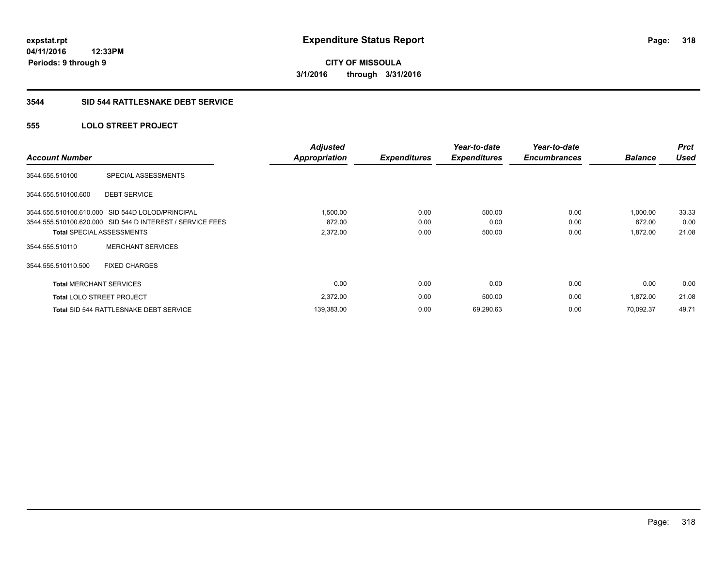**expstat.rpt**
**04/11/2016 12:33PM**
**Periods: 9 through 9**

# Expenditure Status Report

**CITY OF MISSOULA**
**3/1/2016 through 3/31/2016**

## 3544 SID 544 RATTLESNAKE DEBT SERVICE

### 555 LOLO STREET PROJECT

| Account Number | | Adjusted Appropriation | Expenditures | Year-to-date Expenditures | Year-to-date Encumbrances | Balance | Prct Used |
|---|---|---|---|---|---|---|---|
| 3544.555.510100 | SPECIAL ASSESSMENTS | | | | | | |
| 3544.555.510100.600 | DEBT SERVICE | | | | | | |
| 3544.555.510100.610.000 | SID 544D LOLOD/PRINCIPAL | 1,500.00 | 0.00 | 500.00 | 0.00 | 1,000.00 | 33.33 |
| 3544.555.510100.620.000 | SID 544 D INTEREST / SERVICE FEES | 872.00 | 0.00 | 0.00 | 0.00 | 872.00 | 0.00 |
| **Total** SPECIAL ASSESSMENTS | | 2,372.00 | 0.00 | 500.00 | 0.00 | 1,872.00 | 21.08 |
| 3544.555.510110 | MERCHANT SERVICES | | | | | | |
| 3544.555.510110.500 | FIXED CHARGES | | | | | | |
| **Total** MERCHANT SERVICES | | 0.00 | 0.00 | 0.00 | 0.00 | 0.00 | 0.00 |
| **Total** LOLO STREET PROJECT | | 2,372.00 | 0.00 | 500.00 | 0.00 | 1,872.00 | 21.08 |
| **Total** SID 544 RATTLESNAKE DEBT SERVICE | | 139,383.00 | 0.00 | 69,290.63 | 0.00 | 70,092.37 | 49.71 |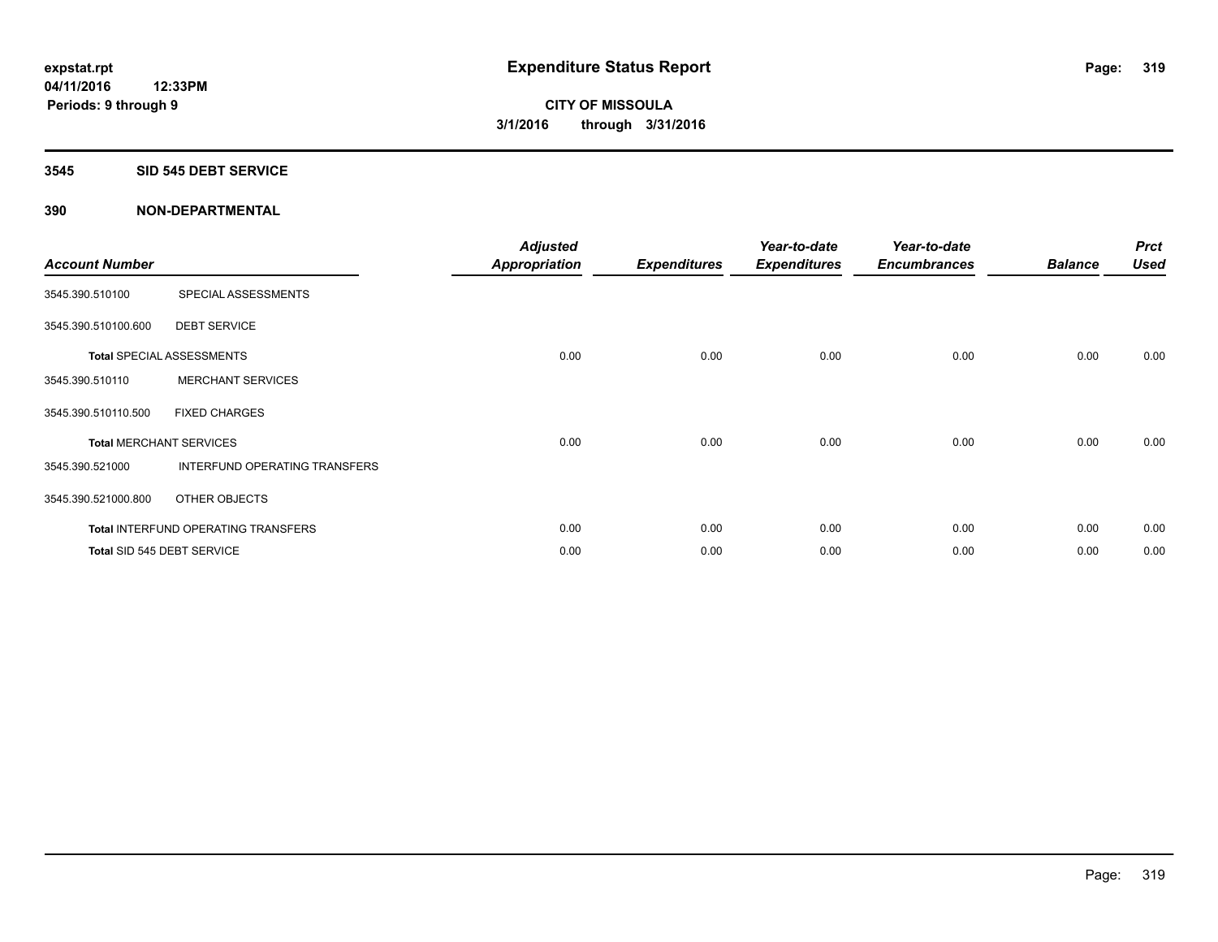# Expenditure Status Report

expstat.rpt
04/11/2016 12:33PM
Periods: 9 through 9

**CITY OF MISSOULA**
**3/1/2016 through 3/31/2016**

## 3545 SID 545 DEBT SERVICE

### 390 NON-DEPARTMENTAL

| Account Number | | Adjusted Appropriation | Expenditures | Year-to-date Expenditures | Year-to-date Encumbrances | Balance | Prct Used |
|---|---|---|---|---|---|---|---|
| 3545.390.510100 | SPECIAL ASSESSMENTS | | | | | | |
| 3545.390.510100.600 | DEBT SERVICE | | | | | | |
| Total SPECIAL ASSESSMENTS | | 0.00 | 0.00 | 0.00 | 0.00 | 0.00 | 0.00 |
| 3545.390.510110 | MERCHANT SERVICES | | | | | | |
| 3545.390.510110.500 | FIXED CHARGES | | | | | | |
| Total MERCHANT SERVICES | | 0.00 | 0.00 | 0.00 | 0.00 | 0.00 | 0.00 |
| 3545.390.521000 | INTERFUND OPERATING TRANSFERS | | | | | | |
| 3545.390.521000.800 | OTHER OBJECTS | | | | | | |
| Total INTERFUND OPERATING TRANSFERS | | 0.00 | 0.00 | 0.00 | 0.00 | 0.00 | 0.00 |
| Total SID 545 DEBT SERVICE | | 0.00 | 0.00 | 0.00 | 0.00 | 0.00 | 0.00 |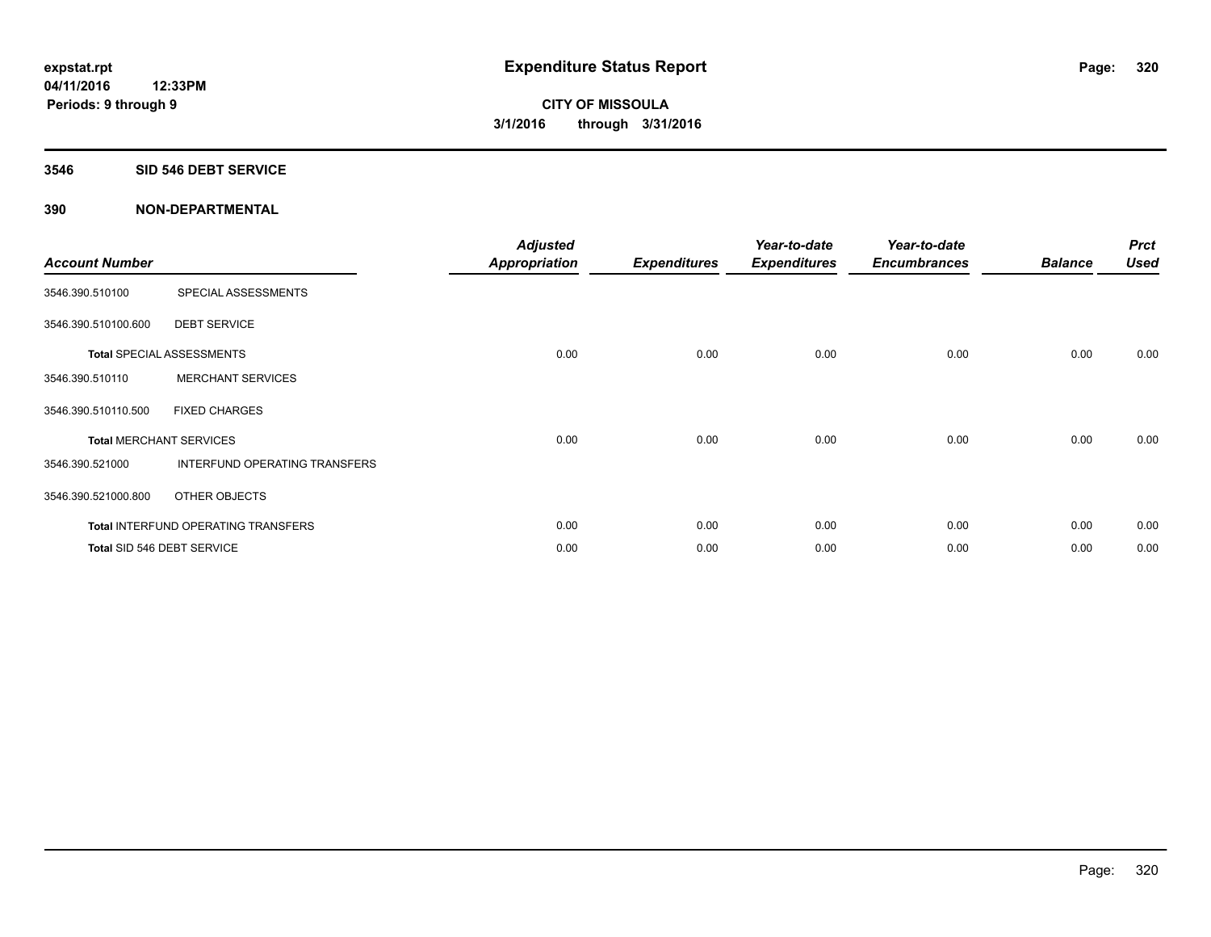# Expenditure Status Report

expstat.rpt
04/11/2016 12:33PM
Periods: 9 through 9

**CITY OF MISSOULA**
**3/1/2016 through 3/31/2016**

## 3546 SID 546 DEBT SERVICE

### 390 NON-DEPARTMENTAL

| Account Number | | Adjusted Appropriation | Expenditures | Year-to-date Expenditures | Year-to-date Encumbrances | Balance | Prct Used |
|---|---|---|---|---|---|---|---|
| 3546.390.510100 | SPECIAL ASSESSMENTS | | | | | | |
| 3546.390.510100.600 | DEBT SERVICE | | | | | | |
| Total SPECIAL ASSESSMENTS | | 0.00 | 0.00 | 0.00 | 0.00 | 0.00 | 0.00 |
| 3546.390.510110 | MERCHANT SERVICES | | | | | | |
| 3546.390.510110.500 | FIXED CHARGES | | | | | | |
| Total MERCHANT SERVICES | | 0.00 | 0.00 | 0.00 | 0.00 | 0.00 | 0.00 |
| 3546.390.521000 | INTERFUND OPERATING TRANSFERS | | | | | | |
| 3546.390.521000.800 | OTHER OBJECTS | | | | | | |
| Total INTERFUND OPERATING TRANSFERS | | 0.00 | 0.00 | 0.00 | 0.00 | 0.00 | 0.00 |
| Total SID 546 DEBT SERVICE | | 0.00 | 0.00 | 0.00 | 0.00 | 0.00 | 0.00 |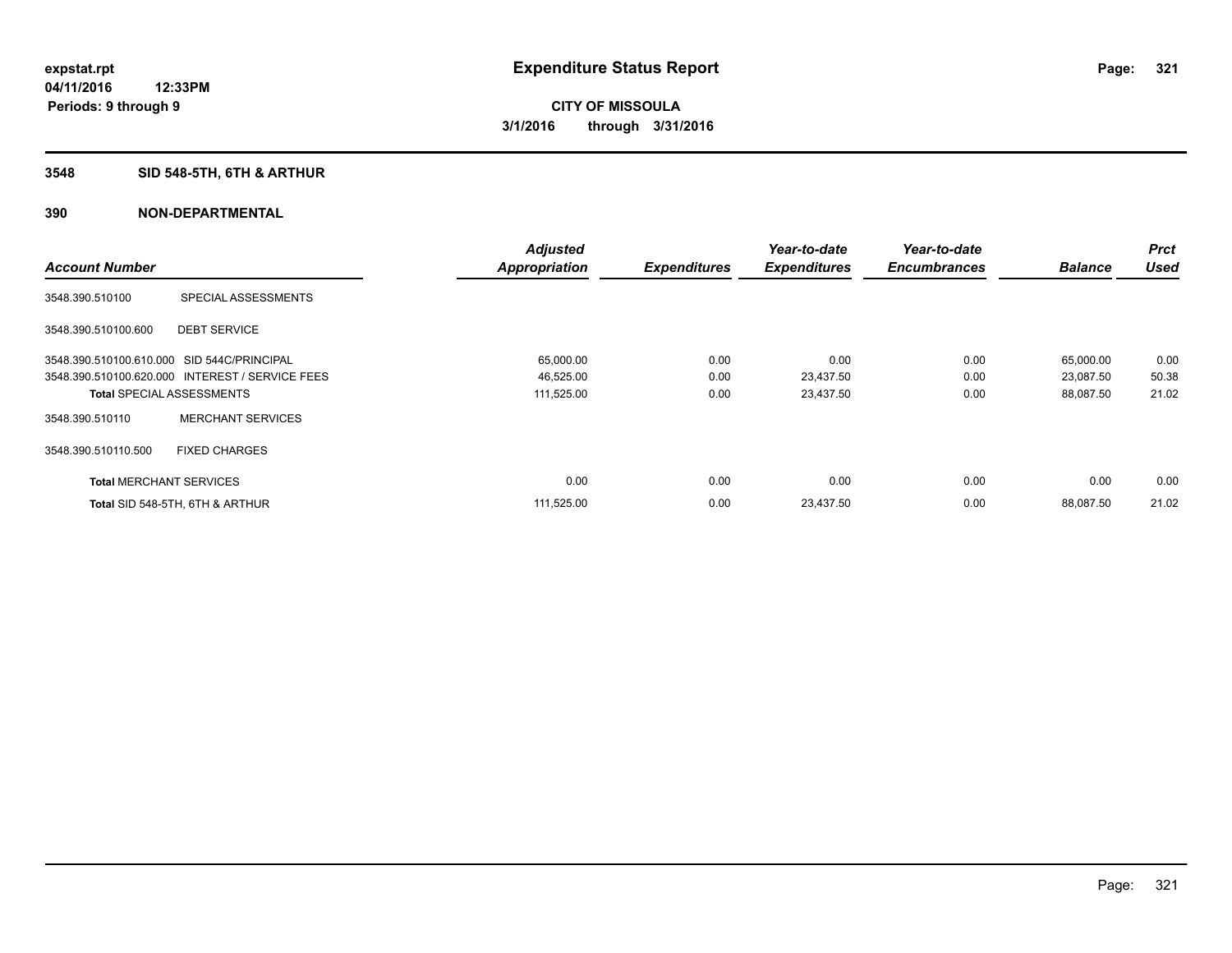# Expenditure Status Report

**CITY OF MISSOULA**
**3/1/2016 through 3/31/2016**

expstat.rpt
04/11/2016 12:33PM
Periods: 9 through 9

## 3548 SID 548-5TH, 6TH & ARTHUR

### 390 NON-DEPARTMENTAL

| Account Number | | Adjusted Appropriation | Expenditures | Year-to-date Expenditures | Year-to-date Encumbrances | Balance | Prct Used |
|---|---|---|---|---|---|---|---|
| 3548.390.510100 | SPECIAL ASSESSMENTS | | | | | | |
| 3548.390.510100.600 | DEBT SERVICE | | | | | | |
| 3548.390.510100.610.000 | SID 544C/PRINCIPAL | 65,000.00 | 0.00 | 0.00 | 0.00 | 65,000.00 | 0.00 |
| 3548.390.510100.620.000 | INTEREST / SERVICE FEES | 46,525.00 | 0.00 | 23,437.50 | 0.00 | 23,087.50 | 50.38 |
| **Total** SPECIAL ASSESSMENTS | | 111,525.00 | 0.00 | 23,437.50 | 0.00 | 88,087.50 | 21.02 |
| 3548.390.510110 | MERCHANT SERVICES | | | | | | |
| 3548.390.510110.500 | FIXED CHARGES | | | | | | |
| **Total** MERCHANT SERVICES | | 0.00 | 0.00 | 0.00 | 0.00 | 0.00 | 0.00 |
| **Total** SID 548-5TH, 6TH & ARTHUR | | 111,525.00 | 0.00 | 23,437.50 | 0.00 | 88,087.50 | 21.02 |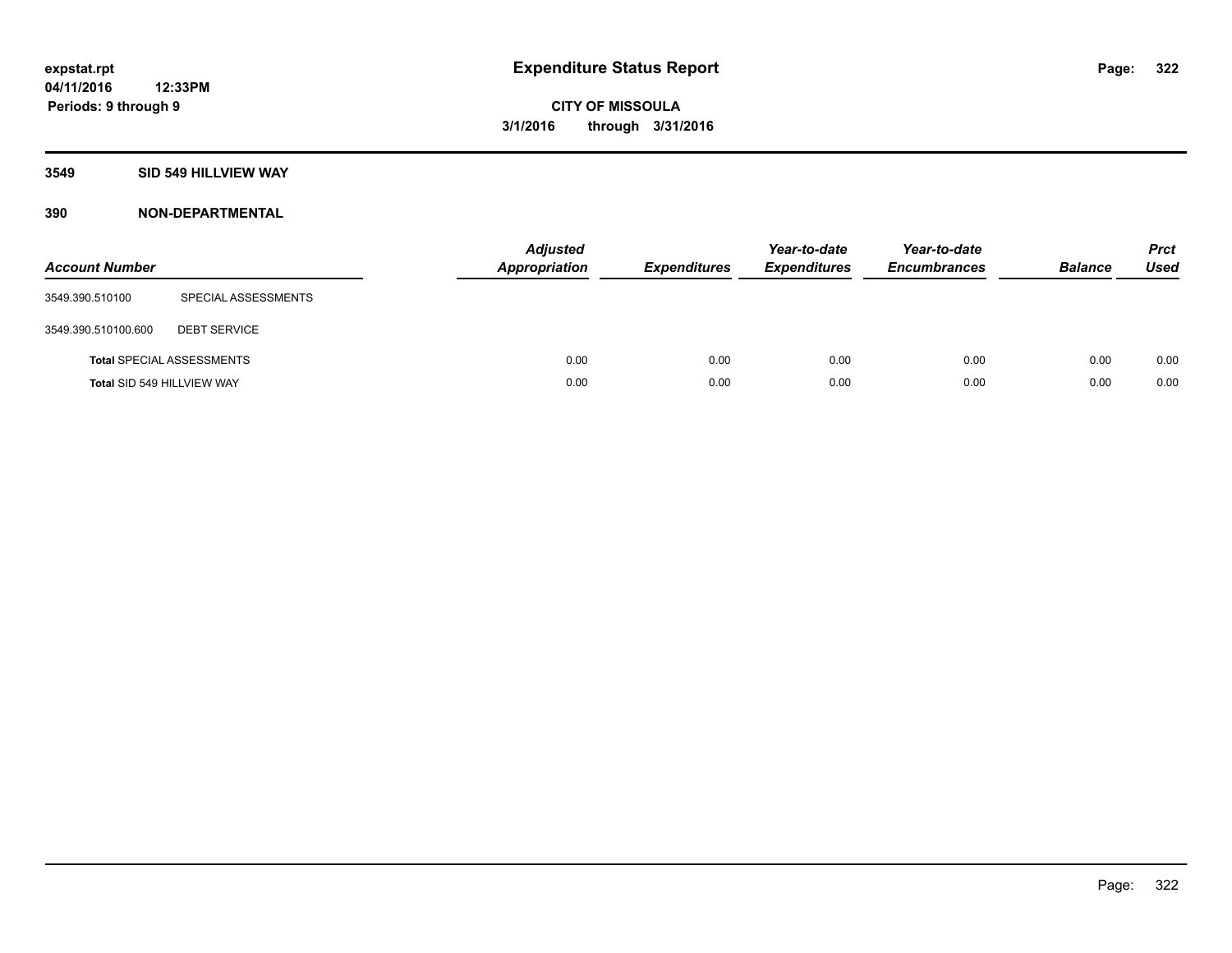expstat.rpt
04/11/2016 12:33PM
Periods: 9 through 9

# Expenditure Status Report

CITY OF MISSOULA
3/1/2016 through 3/31/2016

**3549 SID 549 HILLVIEW WAY**

**390 NON-DEPARTMENTAL**

| Account Number | | Adjusted Appropriation | Expenditures | Year-to-date Expenditures | Year-to-date Encumbrances | Balance | Prct Used |
|---|---|---|---|---|---|---|---|
| 3549.390.510100 | SPECIAL ASSESSMENTS | | | | | | |
| 3549.390.510100.600 | DEBT SERVICE | | | | | | |
| **Total** SPECIAL ASSESSMENTS | | 0.00 | 0.00 | 0.00 | 0.00 | 0.00 | 0.00 |
| **Total** SID 549 HILLVIEW WAY | | 0.00 | 0.00 | 0.00 | 0.00 | 0.00 | 0.00 |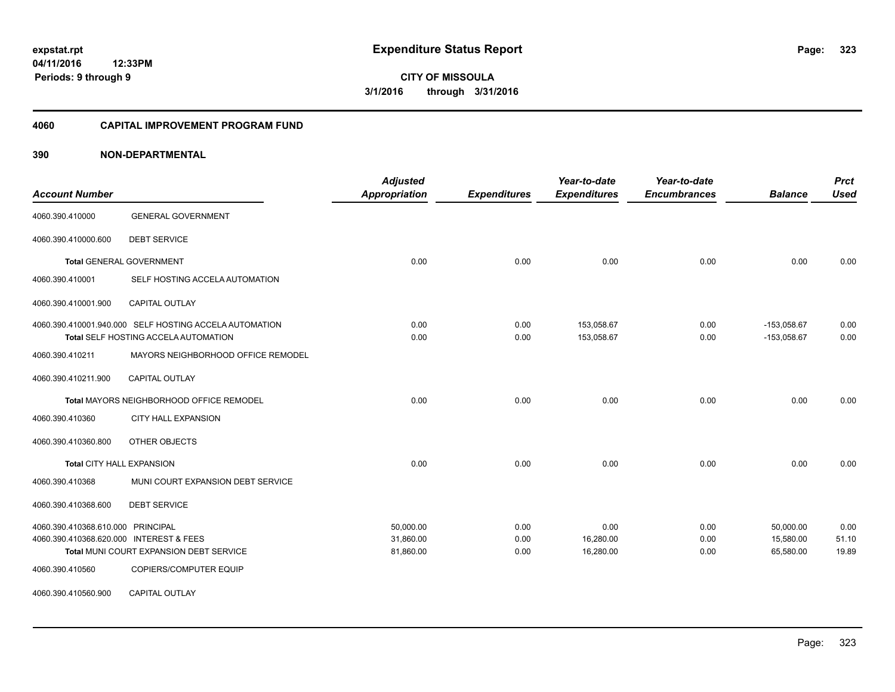**expstat.rpt**
**04/11/2016 12:33PM**
**Periods: 9 through 9**

# Expenditure Status Report

**CITY OF MISSOULA**
**3/1/2016 through 3/31/2016**

## 4060 CAPITAL IMPROVEMENT PROGRAM FUND

### 390 NON-DEPARTMENTAL

| Account Number | | Adjusted Appropriation | Expenditures | Year-to-date Expenditures | Year-to-date Encumbrances | Balance | Prct Used |
|---|---|---|---|---|---|---|---|
| 4060.390.410000 | GENERAL GOVERNMENT | | | | | | |
| 4060.390.410000.600 | DEBT SERVICE | | | | | | |
| **Total** GENERAL GOVERNMENT | | 0.00 | 0.00 | 0.00 | 0.00 | 0.00 | 0.00 |
| 4060.390.410001 | SELF HOSTING ACCELA AUTOMATION | | | | | | |
| 4060.390.410001.900 | CAPITAL OUTLAY | | | | | | |
| 4060.390.410001.940.000 | SELF HOSTING ACCELA AUTOMATION | 0.00 | 0.00 | 153,058.67 | 0.00 | -153,058.67 | 0.00 |
| **Total** SELF HOSTING ACCELA AUTOMATION | | 0.00 | 0.00 | 153,058.67 | 0.00 | -153,058.67 | 0.00 |
| 4060.390.410211 | MAYORS NEIGHBORHOOD OFFICE REMODEL | | | | | | |
| 4060.390.410211.900 | CAPITAL OUTLAY | | | | | | |
| **Total** MAYORS NEIGHBORHOOD OFFICE REMODEL | | 0.00 | 0.00 | 0.00 | 0.00 | 0.00 | 0.00 |
| 4060.390.410360 | CITY HALL EXPANSION | | | | | | |
| 4060.390.410360.800 | OTHER OBJECTS | | | | | | |
| **Total** CITY HALL EXPANSION | | 0.00 | 0.00 | 0.00 | 0.00 | 0.00 | 0.00 |
| 4060.390.410368 | MUNI COURT EXPANSION DEBT SERVICE | | | | | | |
| 4060.390.410368.600 | DEBT SERVICE | | | | | | |
| 4060.390.410368.610.000 | PRINCIPAL | 50,000.00 | 0.00 | 0.00 | 0.00 | 50,000.00 | 0.00 |
| 4060.390.410368.620.000 | INTEREST & FEES | 31,860.00 | 0.00 | 16,280.00 | 0.00 | 15,580.00 | 51.10 |
| **Total** MUNI COURT EXPANSION DEBT SERVICE | | 81,860.00 | 0.00 | 16,280.00 | 0.00 | 65,580.00 | 19.89 |
| 4060.390.410560 | COPIERS/COMPUTER EQUIP | | | | | | |
| 4060.390.410560.900 | CAPITAL OUTLAY | | | | | | |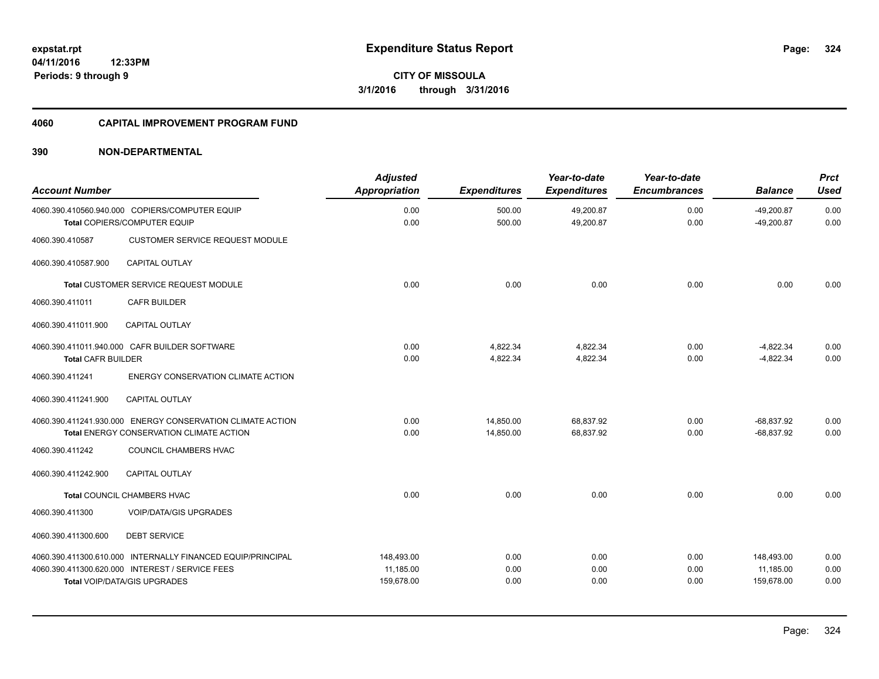expstat.rpt
04/11/2016 12:33PM
Periods: 9 through 9

# Expenditure Status Report

**CITY OF MISSOULA**
**3/1/2016 through 3/31/2016**

## 4060 CAPITAL IMPROVEMENT PROGRAM FUND

### 390 NON-DEPARTMENTAL

| Account Number | | Adjusted Appropriation | Expenditures | Year-to-date Expenditures | Year-to-date Encumbrances | Balance | Prct Used |
|---|---|---|---|---|---|---|---|
| 4060.390.410560.940.000 | COPIERS/COMPUTER EQUIP | 0.00 | 500.00 | 49,200.87 | 0.00 | -49,200.87 | 0.00 |
| | **Total** COPIERS/COMPUTER EQUIP | 0.00 | 500.00 | 49,200.87 | 0.00 | -49,200.87 | 0.00 |
| 4060.390.410587 | CUSTOMER SERVICE REQUEST MODULE | | | | | | |
| 4060.390.410587.900 | CAPITAL OUTLAY | | | | | | |
| | **Total** CUSTOMER SERVICE REQUEST MODULE | 0.00 | 0.00 | 0.00 | 0.00 | 0.00 | 0.00 |
| 4060.390.411011 | CAFR BUILDER | | | | | | |
| 4060.390.411011.900 | CAPITAL OUTLAY | | | | | | |
| 4060.390.411011.940.000 | CAFR BUILDER SOFTWARE | 0.00 | 4,822.34 | 4,822.34 | 0.00 | -4,822.34 | 0.00 |
| | **Total CAFR BUILDER** | 0.00 | 4,822.34 | 4,822.34 | 0.00 | -4,822.34 | 0.00 |
| 4060.390.411241 | ENERGY CONSERVATION CLIMATE ACTION | | | | | | |
| 4060.390.411241.900 | CAPITAL OUTLAY | | | | | | |
| 4060.390.411241.930.000 | ENERGY CONSERVATION CLIMATE ACTION | 0.00 | 14,850.00 | 68,837.92 | 0.00 | -68,837.92 | 0.00 |
| | **Total** ENERGY CONSERVATION CLIMATE ACTION | 0.00 | 14,850.00 | 68,837.92 | 0.00 | -68,837.92 | 0.00 |
| 4060.390.411242 | COUNCIL CHAMBERS HVAC | | | | | | |
| 4060.390.411242.900 | CAPITAL OUTLAY | | | | | | |
| | **Total** COUNCIL CHAMBERS HVAC | 0.00 | 0.00 | 0.00 | 0.00 | 0.00 | 0.00 |
| 4060.390.411300 | VOIP/DATA/GIS UPGRADES | | | | | | |
| 4060.390.411300.600 | DEBT SERVICE | | | | | | |
| 4060.390.411300.610.000 | INTERNALLY FINANCED EQUIP/PRINCIPAL | 148,493.00 | 0.00 | 0.00 | 0.00 | 148,493.00 | 0.00 |
| 4060.390.411300.620.000 | INTEREST / SERVICE FEES | 11,185.00 | 0.00 | 0.00 | 0.00 | 11,185.00 | 0.00 |
| | **Total** VOIP/DATA/GIS UPGRADES | 159,678.00 | 0.00 | 0.00 | 0.00 | 159,678.00 | 0.00 |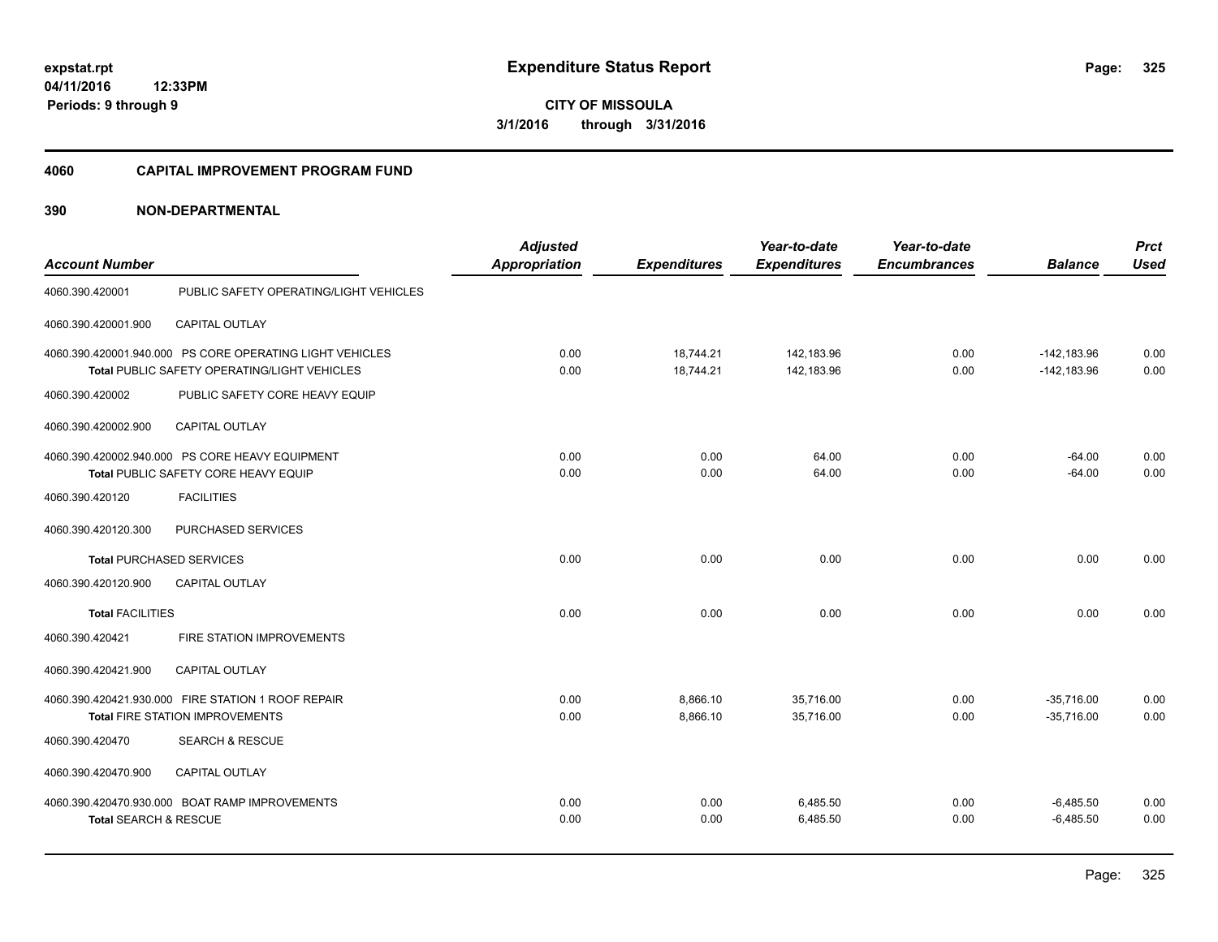**expstat.rpt**
**04/11/2016 12:33PM**
**Periods: 9 through 9**

# Expenditure Status Report

**CITY OF MISSOULA**
**3/1/2016 through 3/31/2016**

## 4060 CAPITAL IMPROVEMENT PROGRAM FUND

## 390 NON-DEPARTMENTAL

| Account Number | | Adjusted Appropriation | Expenditures | Year-to-date Expenditures | Year-to-date Encumbrances | Balance | Prct Used |
|---|---|---|---|---|---|---|---|
| 4060.390.420001 | PUBLIC SAFETY OPERATING/LIGHT VEHICLES | | | | | | |
| 4060.390.420001.900 | CAPITAL OUTLAY | | | | | | |
| 4060.390.420001.940.000 | PS CORE OPERATING LIGHT VEHICLES | 0.00 | 18,744.21 | 142,183.96 | 0.00 | -142,183.96 | 0.00 |
| **Total** PUBLIC SAFETY OPERATING/LIGHT VEHICLES | | 0.00 | 18,744.21 | 142,183.96 | 0.00 | -142,183.96 | 0.00 |
| 4060.390.420002 | PUBLIC SAFETY CORE HEAVY EQUIP | | | | | | |
| 4060.390.420002.900 | CAPITAL OUTLAY | | | | | | |
| 4060.390.420002.940.000 | PS CORE HEAVY EQUIPMENT | 0.00 | 0.00 | 64.00 | 0.00 | -64.00 | 0.00 |
| **Total** PUBLIC SAFETY CORE HEAVY EQUIP | | 0.00 | 0.00 | 64.00 | 0.00 | -64.00 | 0.00 |
| 4060.390.420120 | FACILITIES | | | | | | |
| 4060.390.420120.300 | PURCHASED SERVICES | | | | | | |
| **Total** PURCHASED SERVICES | | 0.00 | 0.00 | 0.00 | 0.00 | 0.00 | 0.00 |
| 4060.390.420120.900 | CAPITAL OUTLAY | | | | | | |
| **Total** FACILITIES | | 0.00 | 0.00 | 0.00 | 0.00 | 0.00 | 0.00 |
| 4060.390.420421 | FIRE STATION IMPROVEMENTS | | | | | | |
| 4060.390.420421.900 | CAPITAL OUTLAY | | | | | | |
| 4060.390.420421.930.000 | FIRE STATION 1 ROOF REPAIR | 0.00 | 8,866.10 | 35,716.00 | 0.00 | -35,716.00 | 0.00 |
| **Total** FIRE STATION IMPROVEMENTS | | 0.00 | 8,866.10 | 35,716.00 | 0.00 | -35,716.00 | 0.00 |
| 4060.390.420470 | SEARCH & RESCUE | | | | | | |
| 4060.390.420470.900 | CAPITAL OUTLAY | | | | | | |
| 4060.390.420470.930.000 | BOAT RAMP IMPROVEMENTS | 0.00 | 0.00 | 6,485.50 | 0.00 | -6,485.50 | 0.00 |
| **Total** SEARCH & RESCUE | | 0.00 | 0.00 | 6,485.50 | 0.00 | -6,485.50 | 0.00 |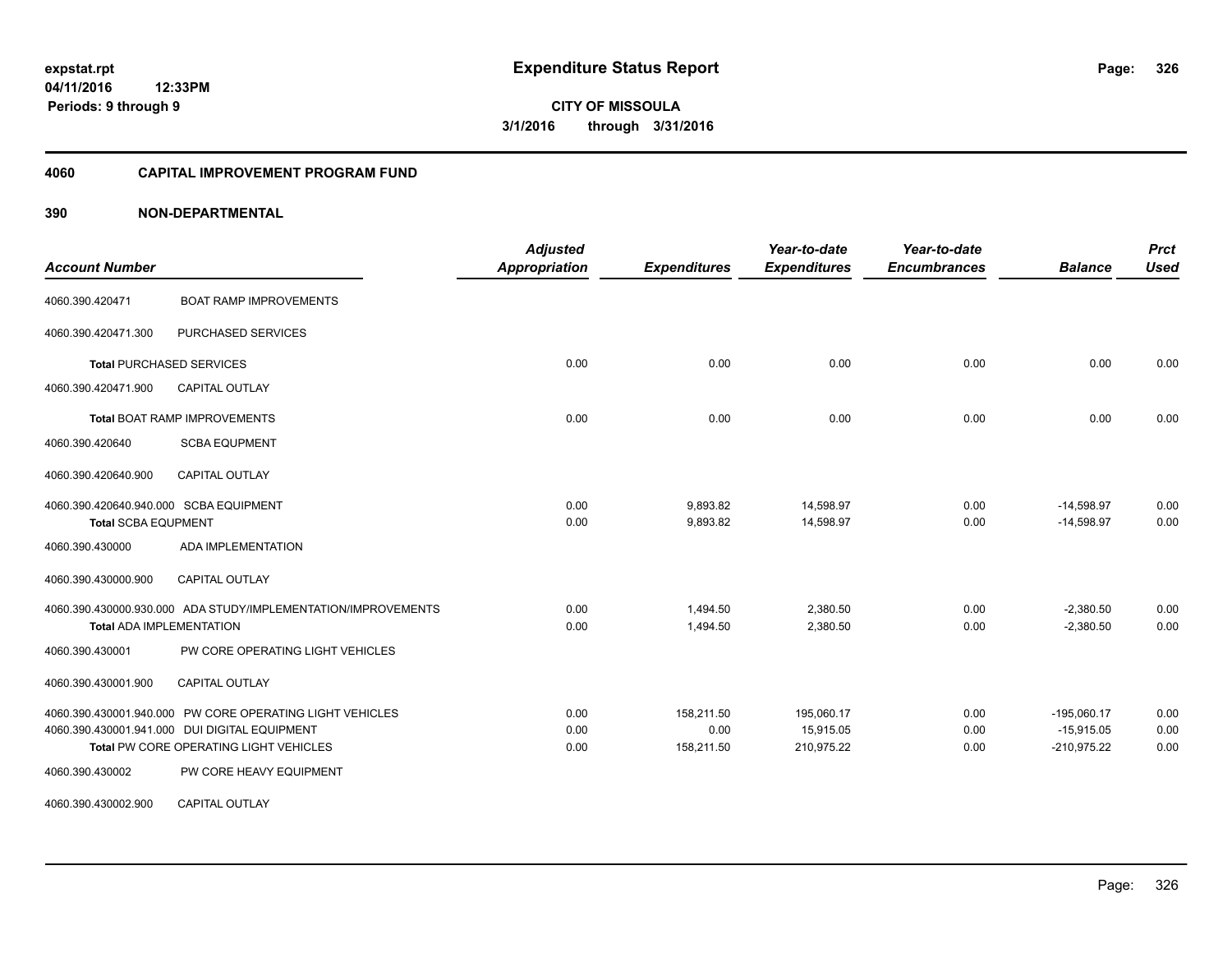# Expenditure Status Report

**CITY OF MISSOULA**

**3/1/2016 through 3/31/2016**

expstat.rpt
04/11/2016 12:33PM
Periods: 9 through 9

## 4060 CAPITAL IMPROVEMENT PROGRAM FUND

## 390 NON-DEPARTMENTAL

| Account Number | | Adjusted Appropriation | Expenditures | Year-to-date Expenditures | Year-to-date Encumbrances | Balance | Prct Used |
|---|---|---|---|---|---|---|---|
| 4060.390.420471 | BOAT RAMP IMPROVEMENTS | | | | | | |
| 4060.390.420471.300 | PURCHASED SERVICES | | | | | | |
| **Total** PURCHASED SERVICES | | 0.00 | 0.00 | 0.00 | 0.00 | 0.00 | 0.00 |
| 4060.390.420471.900 | CAPITAL OUTLAY | | | | | | |
| **Total** BOAT RAMP IMPROVEMENTS | | 0.00 | 0.00 | 0.00 | 0.00 | 0.00 | 0.00 |
| 4060.390.420640 | SCBA EQUPMENT | | | | | | |
| 4060.390.420640.900 | CAPITAL OUTLAY | | | | | | |
| 4060.390.420640.940.000 | SCBA EQUIPMENT | 0.00 | 9,893.82 | 14,598.97 | 0.00 | -14,598.97 | 0.00 |
| **Total** SCBA EQUPMENT | | 0.00 | 9,893.82 | 14,598.97 | 0.00 | -14,598.97 | 0.00 |
| 4060.390.430000 | ADA IMPLEMENTATION | | | | | | |
| 4060.390.430000.900 | CAPITAL OUTLAY | | | | | | |
| 4060.390.430000.930.000 | ADA STUDY/IMPLEMENTATION/IMPROVEMENTS | 0.00 | 1,494.50 | 2,380.50 | 0.00 | -2,380.50 | 0.00 |
| **Total** ADA IMPLEMENTATION | | 0.00 | 1,494.50 | 2,380.50 | 0.00 | -2,380.50 | 0.00 |
| 4060.390.430001 | PW CORE OPERATING LIGHT VEHICLES | | | | | | |
| 4060.390.430001.900 | CAPITAL OUTLAY | | | | | | |
| 4060.390.430001.940.000 | PW CORE OPERATING LIGHT VEHICLES | 0.00 | 158,211.50 | 195,060.17 | 0.00 | -195,060.17 | 0.00 |
| 4060.390.430001.941.000 | DUI DIGITAL EQUIPMENT | 0.00 | 0.00 | 15,915.05 | 0.00 | -15,915.05 | 0.00 |
| **Total** PW CORE OPERATING LIGHT VEHICLES | | 0.00 | 158,211.50 | 210,975.22 | 0.00 | -210,975.22 | 0.00 |
| 4060.390.430002 | PW CORE HEAVY EQUIPMENT | | | | | | |
| 4060.390.430002.900 | CAPITAL OUTLAY | | | | | | |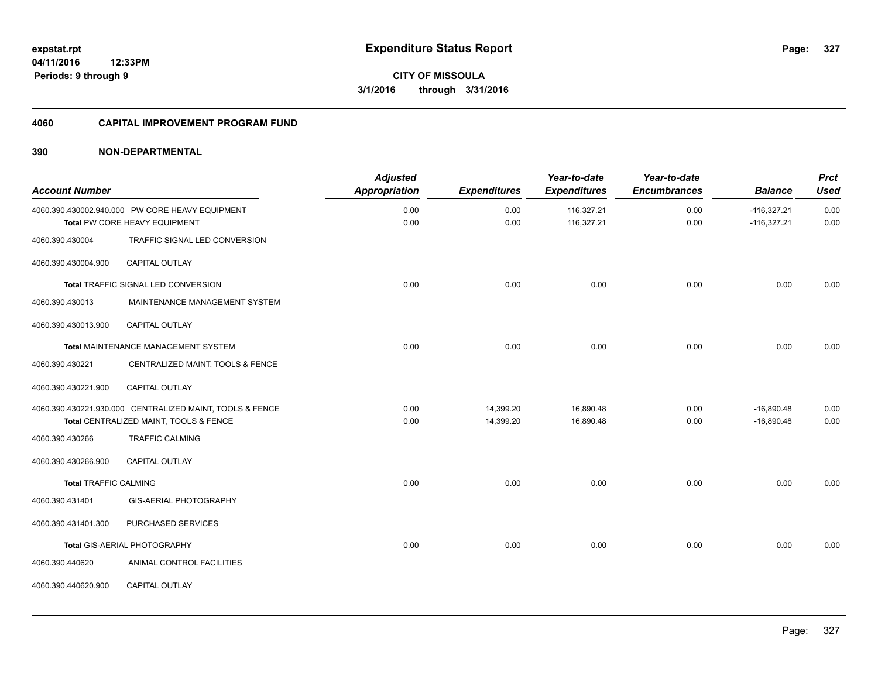**expstat.rpt**
**04/11/2016 12:33PM**
**Periods: 9 through 9**

# Expenditure Status Report

**CITY OF MISSOULA**
**3/1/2016 through 3/31/2016**

## 4060 CAPITAL IMPROVEMENT PROGRAM FUND

## 390 NON-DEPARTMENTAL

| Account Number | | Adjusted Appropriation | Expenditures | Year-to-date Expenditures | Year-to-date Encumbrances | Balance | Prct Used |
|---|---|---|---|---|---|---|---|
| 4060.390.430002.940.000 | PW CORE HEAVY EQUIPMENT | 0.00 | 0.00 | 116,327.21 | 0.00 | -116,327.21 | 0.00 |
| | **Total** PW CORE HEAVY EQUIPMENT | 0.00 | 0.00 | 116,327.21 | 0.00 | -116,327.21 | 0.00 |
| 4060.390.430004 | TRAFFIC SIGNAL LED CONVERSION | | | | | | |
| 4060.390.430004.900 | CAPITAL OUTLAY | | | | | | |
| | **Total** TRAFFIC SIGNAL LED CONVERSION | 0.00 | 0.00 | 0.00 | 0.00 | 0.00 | 0.00 |
| 4060.390.430013 | MAINTENANCE MANAGEMENT SYSTEM | | | | | | |
| 4060.390.430013.900 | CAPITAL OUTLAY | | | | | | |
| | **Total** MAINTENANCE MANAGEMENT SYSTEM | 0.00 | 0.00 | 0.00 | 0.00 | 0.00 | 0.00 |
| 4060.390.430221 | CENTRALIZED MAINT, TOOLS & FENCE | | | | | | |
| 4060.390.430221.900 | CAPITAL OUTLAY | | | | | | |
| 4060.390.430221.930.000 | CENTRALIZED MAINT, TOOLS & FENCE | 0.00 | 14,399.20 | 16,890.48 | 0.00 | -16,890.48 | 0.00 |
| | **Total** CENTRALIZED MAINT, TOOLS & FENCE | 0.00 | 14,399.20 | 16,890.48 | 0.00 | -16,890.48 | 0.00 |
| 4060.390.430266 | TRAFFIC CALMING | | | | | | |
| 4060.390.430266.900 | CAPITAL OUTLAY | | | | | | |
| | **Total** TRAFFIC CALMING | 0.00 | 0.00 | 0.00 | 0.00 | 0.00 | 0.00 |
| 4060.390.431401 | GIS-AERIAL PHOTOGRAPHY | | | | | | |
| 4060.390.431401.300 | PURCHASED SERVICES | | | | | | |
| | **Total** GIS-AERIAL PHOTOGRAPHY | 0.00 | 0.00 | 0.00 | 0.00 | 0.00 | 0.00 |
| 4060.390.440620 | ANIMAL CONTROL FACILITIES | | | | | | |
| 4060.390.440620.900 | CAPITAL OUTLAY | | | | | | |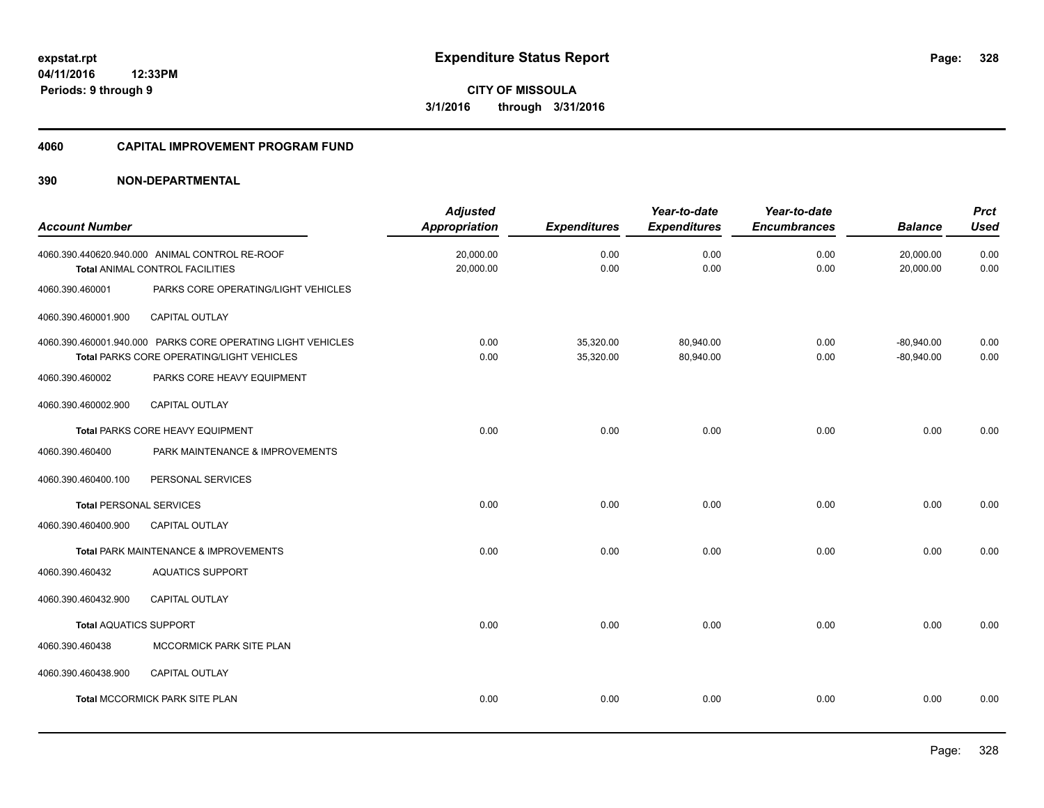**Expenditure Status Report**

**CITY OF MISSOULA**
**3/1/2016 through 3/31/2016**

expstat.rpt
04/11/2016 12:33PM
Periods: 9 through 9

## 4060 CAPITAL IMPROVEMENT PROGRAM FUND

## 390 NON-DEPARTMENTAL

| Account Number | | Adjusted Appropriation | Expenditures | Year-to-date Expenditures | Year-to-date Encumbrances | Balance | Prct Used |
|---|---|---|---|---|---|---|---|
| 4060.390.440620.940.000 | ANIMAL CONTROL RE-ROOF | 20,000.00 | 0.00 | 0.00 | 0.00 | 20,000.00 | 0.00 |
| **Total** ANIMAL CONTROL FACILITIES | | 20,000.00 | 0.00 | 0.00 | 0.00 | 20,000.00 | 0.00 |
| 4060.390.460001 | PARKS CORE OPERATING/LIGHT VEHICLES | | | | | | |
| 4060.390.460001.900 | CAPITAL OUTLAY | | | | | | |
| 4060.390.460001.940.000 | PARKS CORE OPERATING LIGHT VEHICLES | 0.00 | 35,320.00 | 80,940.00 | 0.00 | -80,940.00 | 0.00 |
| **Total** PARKS CORE OPERATING/LIGHT VEHICLES | | 0.00 | 35,320.00 | 80,940.00 | 0.00 | -80,940.00 | 0.00 |
| 4060.390.460002 | PARKS CORE HEAVY EQUIPMENT | | | | | | |
| 4060.390.460002.900 | CAPITAL OUTLAY | | | | | | |
| **Total** PARKS CORE HEAVY EQUIPMENT | | 0.00 | 0.00 | 0.00 | 0.00 | 0.00 | 0.00 |
| 4060.390.460400 | PARK MAINTENANCE & IMPROVEMENTS | | | | | | |
| 4060.390.460400.100 | PERSONAL SERVICES | | | | | | |
| **Total** PERSONAL SERVICES | | 0.00 | 0.00 | 0.00 | 0.00 | 0.00 | 0.00 |
| 4060.390.460400.900 | CAPITAL OUTLAY | | | | | | |
| **Total** PARK MAINTENANCE & IMPROVEMENTS | | 0.00 | 0.00 | 0.00 | 0.00 | 0.00 | 0.00 |
| 4060.390.460432 | AQUATICS SUPPORT | | | | | | |
| 4060.390.460432.900 | CAPITAL OUTLAY | | | | | | |
| **Total** AQUATICS SUPPORT | | 0.00 | 0.00 | 0.00 | 0.00 | 0.00 | 0.00 |
| 4060.390.460438 | MCCORMICK PARK SITE PLAN | | | | | | |
| 4060.390.460438.900 | CAPITAL OUTLAY | | | | | | |
| **Total** MCCORMICK PARK SITE PLAN | | 0.00 | 0.00 | 0.00 | 0.00 | 0.00 | 0.00 |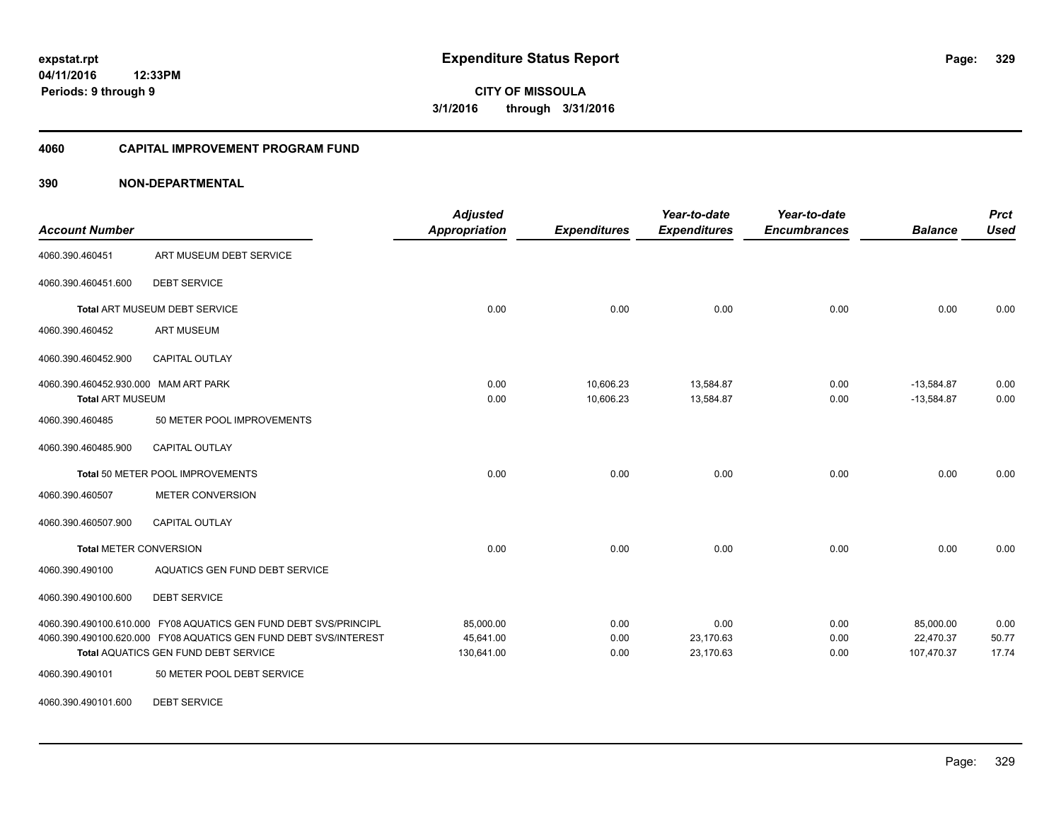**expstat.rpt**
**04/11/2016 12:33PM**
**Periods: 9 through 9**

# Expenditure Status Report

**CITY OF MISSOULA**
**3/1/2016 through 3/31/2016**

## 4060 CAPITAL IMPROVEMENT PROGRAM FUND

## 390 NON-DEPARTMENTAL

| Account Number | | Adjusted Appropriation | Expenditures | Year-to-date Expenditures | Year-to-date Encumbrances | Balance | Prct Used |
|---|---|---|---|---|---|---|---|
| 4060.390.460451 | ART MUSEUM DEBT SERVICE | | | | | | |
| 4060.390.460451.600 | DEBT SERVICE | | | | | | |
| | **Total** ART MUSEUM DEBT SERVICE | 0.00 | 0.00 | 0.00 | 0.00 | 0.00 | 0.00 |
| 4060.390.460452 | ART MUSEUM | | | | | | |
| 4060.390.460452.900 | CAPITAL OUTLAY | | | | | | |
| 4060.390.460452.930.000 | MAM ART PARK | 0.00 | 10,606.23 | 13,584.87 | 0.00 | -13,584.87 | 0.00 |
| **Total** ART MUSEUM | | 0.00 | 10,606.23 | 13,584.87 | 0.00 | -13,584.87 | 0.00 |
| 4060.390.460485 | 50 METER POOL IMPROVEMENTS | | | | | | |
| 4060.390.460485.900 | CAPITAL OUTLAY | | | | | | |
| | **Total** 50 METER POOL IMPROVEMENTS | 0.00 | 0.00 | 0.00 | 0.00 | 0.00 | 0.00 |
| 4060.390.460507 | METER CONVERSION | | | | | | |
| 4060.390.460507.900 | CAPITAL OUTLAY | | | | | | |
| | **Total** METER CONVERSION | 0.00 | 0.00 | 0.00 | 0.00 | 0.00 | 0.00 |
| 4060.390.490100 | AQUATICS GEN FUND DEBT SERVICE | | | | | | |
| 4060.390.490100.600 | DEBT SERVICE | | | | | | |
| 4060.390.490100.610.000 | FY08 AQUATICS GEN FUND DEBT SVS/PRINCIPL | 85,000.00 | 0.00 | 0.00 | 0.00 | 85,000.00 | 0.00 |
| 4060.390.490100.620.000 | FY08 AQUATICS GEN FUND DEBT SVS/INTEREST | 45,641.00 | 0.00 | 23,170.63 | 0.00 | 22,470.37 | 50.77 |
| | **Total** AQUATICS GEN FUND DEBT SERVICE | 130,641.00 | 0.00 | 23,170.63 | 0.00 | 107,470.37 | 17.74 |
| 4060.390.490101 | 50 METER POOL DEBT SERVICE | | | | | | |
| 4060.390.490101.600 | DEBT SERVICE | | | | | | |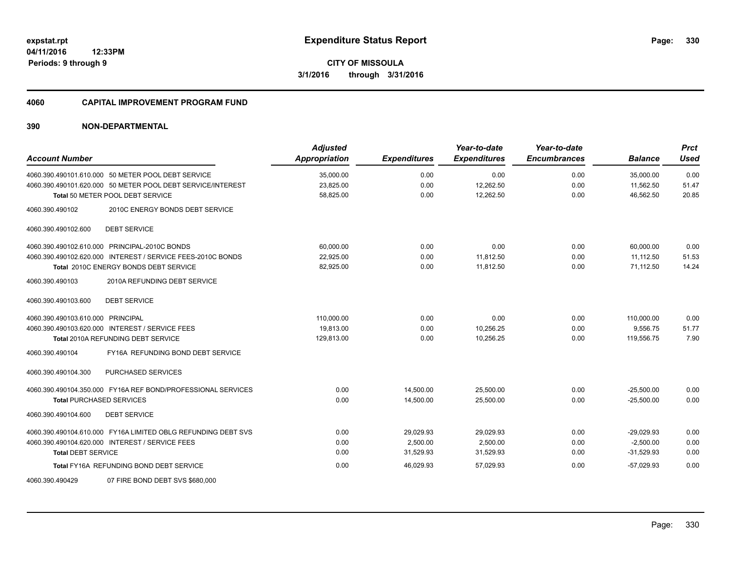**expstat.rpt**
**04/11/2016 12:33PM**
**Periods: 9 through 9**

# Expenditure Status Report

**CITY OF MISSOULA**
**3/1/2016 through 3/31/2016**

## 4060 CAPITAL IMPROVEMENT PROGRAM FUND

## 390 NON-DEPARTMENTAL

| Account Number | Adjusted Appropriation | Expenditures | Year-to-date Expenditures | Year-to-date Encumbrances | Balance | Prct Used |
|---|---|---|---|---|---|---|
| 4060.390.490101.610.000 50 METER POOL DEBT SERVICE | 35,000.00 | 0.00 | 0.00 | 0.00 | 35,000.00 | 0.00 |
| 4060.390.490101.620.000 50 METER POOL DEBT SERVICE/INTEREST | 23,825.00 | 0.00 | 12,262.50 | 0.00 | 11,562.50 | 51.47 |
| Total 50 METER POOL DEBT SERVICE | 58,825.00 | 0.00 | 12,262.50 | 0.00 | 46,562.50 | 20.85 |
| 4060.390.490102 2010C ENERGY BONDS DEBT SERVICE | | | | | | |
| 4060.390.490102.600 DEBT SERVICE | | | | | | |
| 4060.390.490102.610.000 PRINCIPAL-2010C BONDS | 60,000.00 | 0.00 | 0.00 | 0.00 | 60,000.00 | 0.00 |
| 4060.390.490102.620.000 INTEREST / SERVICE FEES-2010C BONDS | 22,925.00 | 0.00 | 11,812.50 | 0.00 | 11,112.50 | 51.53 |
| Total 2010C ENERGY BONDS DEBT SERVICE | 82,925.00 | 0.00 | 11,812.50 | 0.00 | 71,112.50 | 14.24 |
| 4060.390.490103 2010A REFUNDING DEBT SERVICE | | | | | | |
| 4060.390.490103.600 DEBT SERVICE | | | | | | |
| 4060.390.490103.610.000 PRINCIPAL | 110,000.00 | 0.00 | 0.00 | 0.00 | 110,000.00 | 0.00 |
| 4060.390.490103.620.000 INTEREST / SERVICE FEES | 19,813.00 | 0.00 | 10,256.25 | 0.00 | 9,556.75 | 51.77 |
| Total 2010A REFUNDING DEBT SERVICE | 129,813.00 | 0.00 | 10,256.25 | 0.00 | 119,556.75 | 7.90 |
| 4060.390.490104 FY16A REFUNDING BOND DEBT SERVICE | | | | | | |
| 4060.390.490104.300 PURCHASED SERVICES | | | | | | |
| 4060.390.490104.350.000 FY16A REF BOND/PROFESSIONAL SERVICES | 0.00 | 14,500.00 | 25,500.00 | 0.00 | -25,500.00 | 0.00 |
| Total PURCHASED SERVICES | 0.00 | 14,500.00 | 25,500.00 | 0.00 | -25,500.00 | 0.00 |
| 4060.390.490104.600 DEBT SERVICE | | | | | | |
| 4060.390.490104.610.000 FY16A LIMITED OBLG REFUNDING DEBT SVS | 0.00 | 29,029.93 | 29,029.93 | 0.00 | -29,029.93 | 0.00 |
| 4060.390.490104.620.000 INTEREST / SERVICE FEES | 0.00 | 2,500.00 | 2,500.00 | 0.00 | -2,500.00 | 0.00 |
| Total DEBT SERVICE | 0.00 | 31,529.93 | 31,529.93 | 0.00 | -31,529.93 | 0.00 |
| Total FY16A REFUNDING BOND DEBT SERVICE | 0.00 | 46,029.93 | 57,029.93 | 0.00 | -57,029.93 | 0.00 |
| 4060.390.490429 07 FIRE BOND DEBT SVS $680,000 | | | | | | |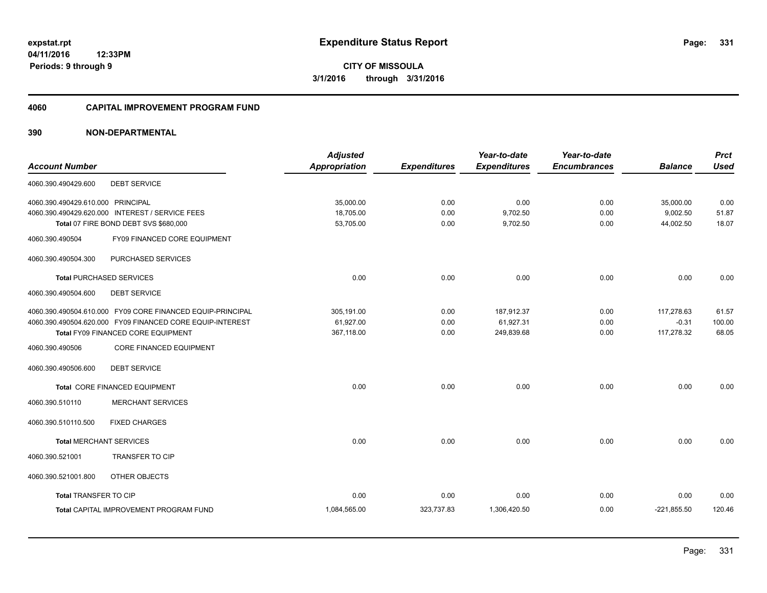**expstat.rpt**
**04/11/2016 12:33PM**
**Periods: 9 through 9**

# Expenditure Status Report

**CITY OF MISSOULA**
**3/1/2016 through 3/31/2016**

## 4060 CAPITAL IMPROVEMENT PROGRAM FUND

## 390 NON-DEPARTMENTAL

| Account Number | Adjusted Appropriation | Expenditures | Year-to-date Expenditures | Year-to-date Encumbrances | Balance | Prct Used |
|---|---|---|---|---|---|---|
| 4060.390.490429.600 DEBT SERVICE | | | | | | |
| 4060.390.490429.610.000 PRINCIPAL | 35,000.00 | 0.00 | 0.00 | 0.00 | 35,000.00 | 0.00 |
| 4060.390.490429.620.000 INTEREST / SERVICE FEES | 18,705.00 | 0.00 | 9,702.50 | 0.00 | 9,002.50 | 51.87 |
| **Total** 07 FIRE BOND DEBT SVS $680,000 | 53,705.00 | 0.00 | 9,702.50 | 0.00 | 44,002.50 | 18.07 |
| 4060.390.490504 FY09 FINANCED CORE EQUIPMENT | | | | | | |
| 4060.390.490504.300 PURCHASED SERVICES | | | | | | |
| **Total** PURCHASED SERVICES | 0.00 | 0.00 | 0.00 | 0.00 | 0.00 | 0.00 |
| 4060.390.490504.600 DEBT SERVICE | | | | | | |
| 4060.390.490504.610.000 FY09 CORE FINANCED EQUIP-PRINCIPAL | 305,191.00 | 0.00 | 187,912.37 | 0.00 | 117,278.63 | 61.57 |
| 4060.390.490504.620.000 FY09 FINANCED CORE EQUIP-INTEREST | 61,927.00 | 0.00 | 61,927.31 | 0.00 | -0.31 | 100.00 |
| **Total** FY09 FINANCED CORE EQUIPMENT | 367,118.00 | 0.00 | 249,839.68 | 0.00 | 117,278.32 | 68.05 |
| 4060.390.490506 CORE FINANCED EQUIPMENT | | | | | | |
| 4060.390.490506.600 DEBT SERVICE | | | | | | |
| **Total** CORE FINANCED EQUIPMENT | 0.00 | 0.00 | 0.00 | 0.00 | 0.00 | 0.00 |
| 4060.390.510110 MERCHANT SERVICES | | | | | | |
| 4060.390.510110.500 FIXED CHARGES | | | | | | |
| **Total** MERCHANT SERVICES | 0.00 | 0.00 | 0.00 | 0.00 | 0.00 | 0.00 |
| 4060.390.521001 TRANSFER TO CIP | | | | | | |
| 4060.390.521001.800 OTHER OBJECTS | | | | | | |
| **Total** TRANSFER TO CIP | 0.00 | 0.00 | 0.00 | 0.00 | 0.00 | 0.00 |
| **Total** CAPITAL IMPROVEMENT PROGRAM FUND | 1,084,565.00 | 323,737.83 | 1,306,420.50 | 0.00 | -221,855.50 | 120.46 |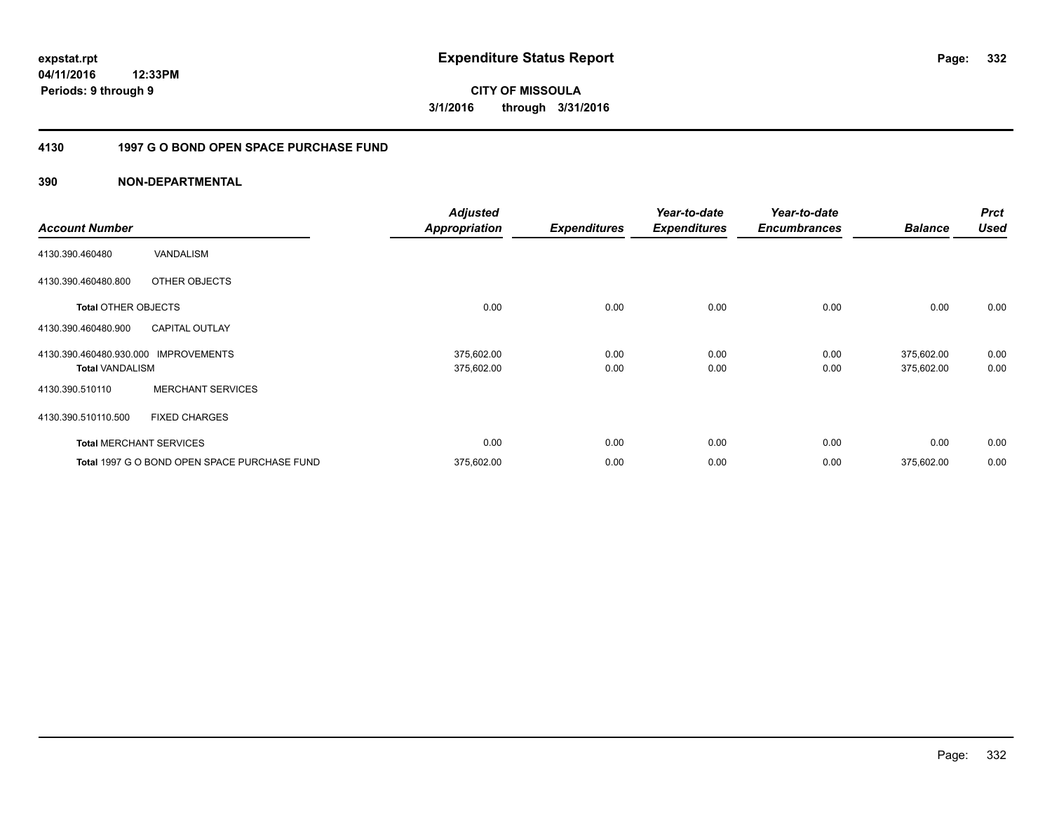# Expenditure Status Report

**expstat.rpt**
**04/11/2016 12:33PM**
**Periods: 9 through 9**

**CITY OF MISSOULA**
**3/1/2016 through 3/31/2016**

## 4130 1997 G O BOND OPEN SPACE PURCHASE FUND

### 390 NON-DEPARTMENTAL

| Account Number | | Adjusted Appropriation | Expenditures | Year-to-date Expenditures | Year-to-date Encumbrances | Balance | Prct Used |
|---|---|---|---|---|---|---|---|
| 4130.390.460480 | VANDALISM | | | | | | |
| 4130.390.460480.800 | OTHER OBJECTS | | | | | | |
| **Total** OTHER OBJECTS | | 0.00 | 0.00 | 0.00 | 0.00 | 0.00 | 0.00 |
| 4130.390.460480.900 | CAPITAL OUTLAY | | | | | | |
| 4130.390.460480.930.000 | IMPROVEMENTS | 375,602.00 | 0.00 | 0.00 | 0.00 | 375,602.00 | 0.00 |
| **Total** VANDALISM | | 375,602.00 | 0.00 | 0.00 | 0.00 | 375,602.00 | 0.00 |
| 4130.390.510110 | MERCHANT SERVICES | | | | | | |
| 4130.390.510110.500 | FIXED CHARGES | | | | | | |
| **Total** MERCHANT SERVICES | | 0.00 | 0.00 | 0.00 | 0.00 | 0.00 | 0.00 |
| **Total** 1997 G O BOND OPEN SPACE PURCHASE FUND | | 375,602.00 | 0.00 | 0.00 | 0.00 | 375,602.00 | 0.00 |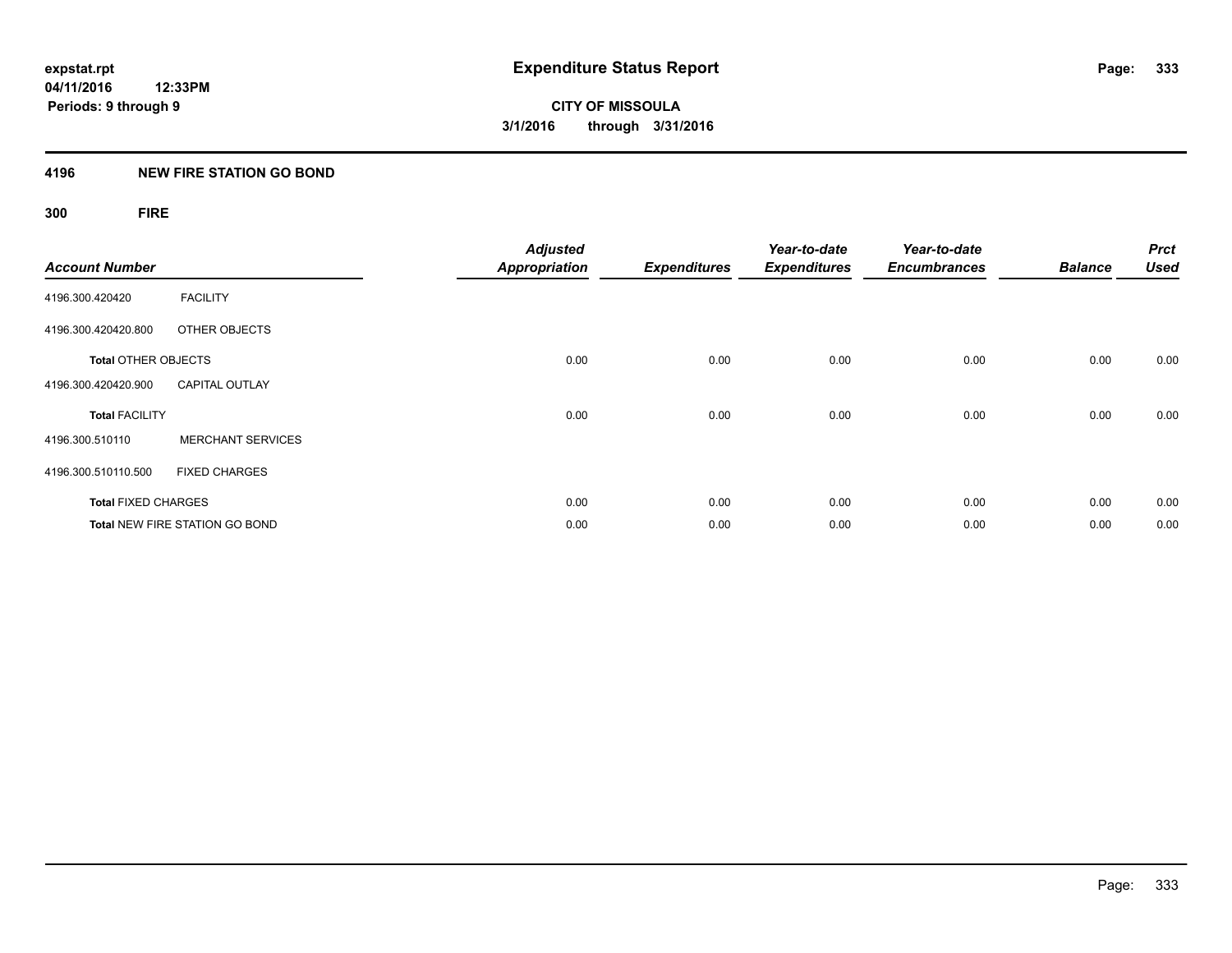# Expenditure Status Report

**CITY OF MISSOULA**
**3/1/2016 through 3/31/2016**

expstat.rpt
04/11/2016 12:33PM
Periods: 9 through 9

## 4196 NEW FIRE STATION GO BOND

### 300 FIRE

| Account Number | | Adjusted Appropriation | Expenditures | Year-to-date Expenditures | Year-to-date Encumbrances | Balance | Prct Used |
|---|---|---|---|---|---|---|---|
| 4196.300.420420 | FACILITY | | | | | | |
| 4196.300.420420.800 | OTHER OBJECTS | | | | | | |
| **Total** OTHER OBJECTS | | 0.00 | 0.00 | 0.00 | 0.00 | 0.00 | 0.00 |
| 4196.300.420420.900 | CAPITAL OUTLAY | | | | | | |
| **Total** FACILITY | | 0.00 | 0.00 | 0.00 | 0.00 | 0.00 | 0.00 |
| 4196.300.510110 | MERCHANT SERVICES | | | | | | |
| 4196.300.510110.500 | FIXED CHARGES | | | | | | |
| **Total** FIXED CHARGES | | 0.00 | 0.00 | 0.00 | 0.00 | 0.00 | 0.00 |
| **Total** NEW FIRE STATION GO BOND | | 0.00 | 0.00 | 0.00 | 0.00 | 0.00 | 0.00 |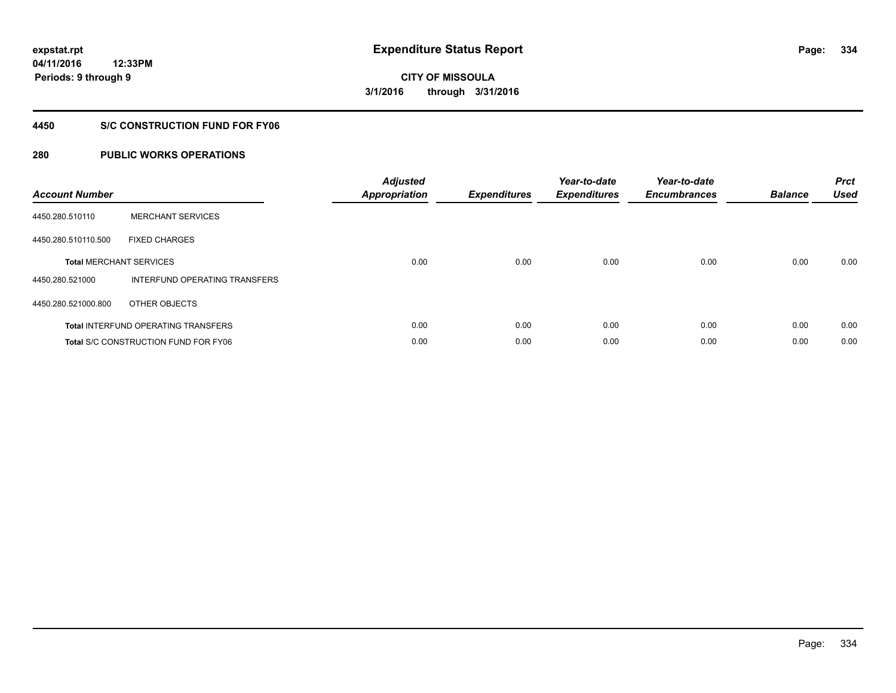expstat.rpt
04/11/2016 12:33PM
Periods: 9 through 9

# Expenditure Status Report

CITY OF MISSOULA
3/1/2016 through 3/31/2016

## 4450 S/C CONSTRUCTION FUND FOR FY06

## 280 PUBLIC WORKS OPERATIONS

| Account Number | | Adjusted Appropriation | Expenditures | Year-to-date Expenditures | Year-to-date Encumbrances | Balance | Prct Used |
|---|---|---|---|---|---|---|---|
| 4450.280.510110 | MERCHANT SERVICES | | | | | | |
| 4450.280.510110.500 | FIXED CHARGES | | | | | | |
| **Total** MERCHANT SERVICES | | 0.00 | 0.00 | 0.00 | 0.00 | 0.00 | 0.00 |
| 4450.280.521000 | INTERFUND OPERATING TRANSFERS | | | | | | |
| 4450.280.521000.800 | OTHER OBJECTS | | | | | | |
| **Total** INTERFUND OPERATING TRANSFERS | | 0.00 | 0.00 | 0.00 | 0.00 | 0.00 | 0.00 |
| **Total** S/C CONSTRUCTION FUND FOR FY06 | | 0.00 | 0.00 | 0.00 | 0.00 | 0.00 | 0.00 |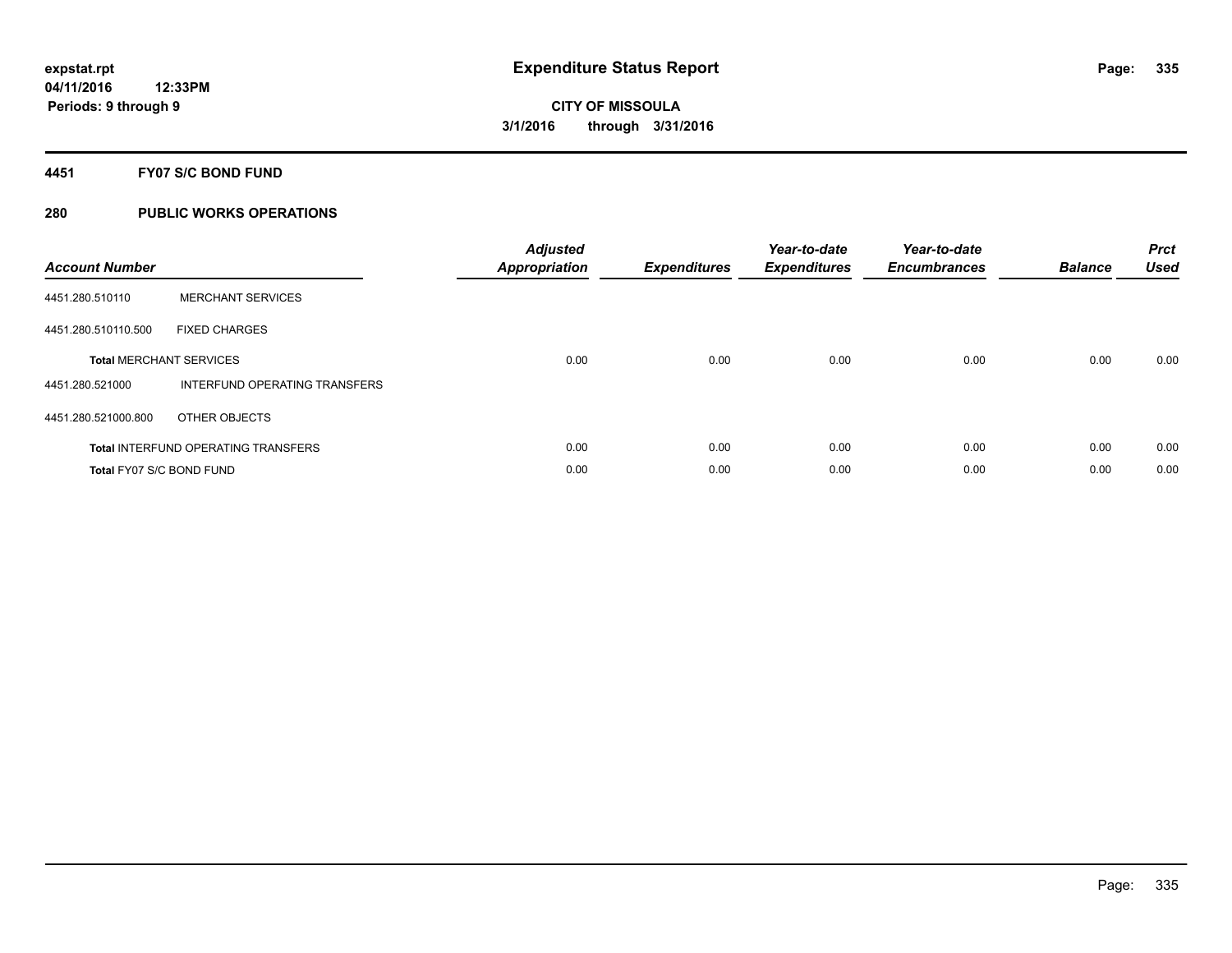expstat.rpt
04/11/2016 12:33PM
Periods: 9 through 9

# Expenditure Status Report

CITY OF MISSOULA
3/1/2016 through 3/31/2016

## 4451 FY07 S/C BOND FUND

## 280 PUBLIC WORKS OPERATIONS

| Account Number | | Adjusted Appropriation | Expenditures | Year-to-date Expenditures | Year-to-date Encumbrances | Balance | Prct Used |
|---|---|---|---|---|---|---|---|
| 4451.280.510110 | MERCHANT SERVICES | | | | | | |
| 4451.280.510110.500 | FIXED CHARGES | | | | | | |
| **Total** MERCHANT SERVICES | | 0.00 | 0.00 | 0.00 | 0.00 | 0.00 | 0.00 |
| 4451.280.521000 | INTERFUND OPERATING TRANSFERS | | | | | | |
| 4451.280.521000.800 | OTHER OBJECTS | | | | | | |
| **Total** INTERFUND OPERATING TRANSFERS | | 0.00 | 0.00 | 0.00 | 0.00 | 0.00 | 0.00 |
| **Total** FY07 S/C BOND FUND | | 0.00 | 0.00 | 0.00 | 0.00 | 0.00 | 0.00 |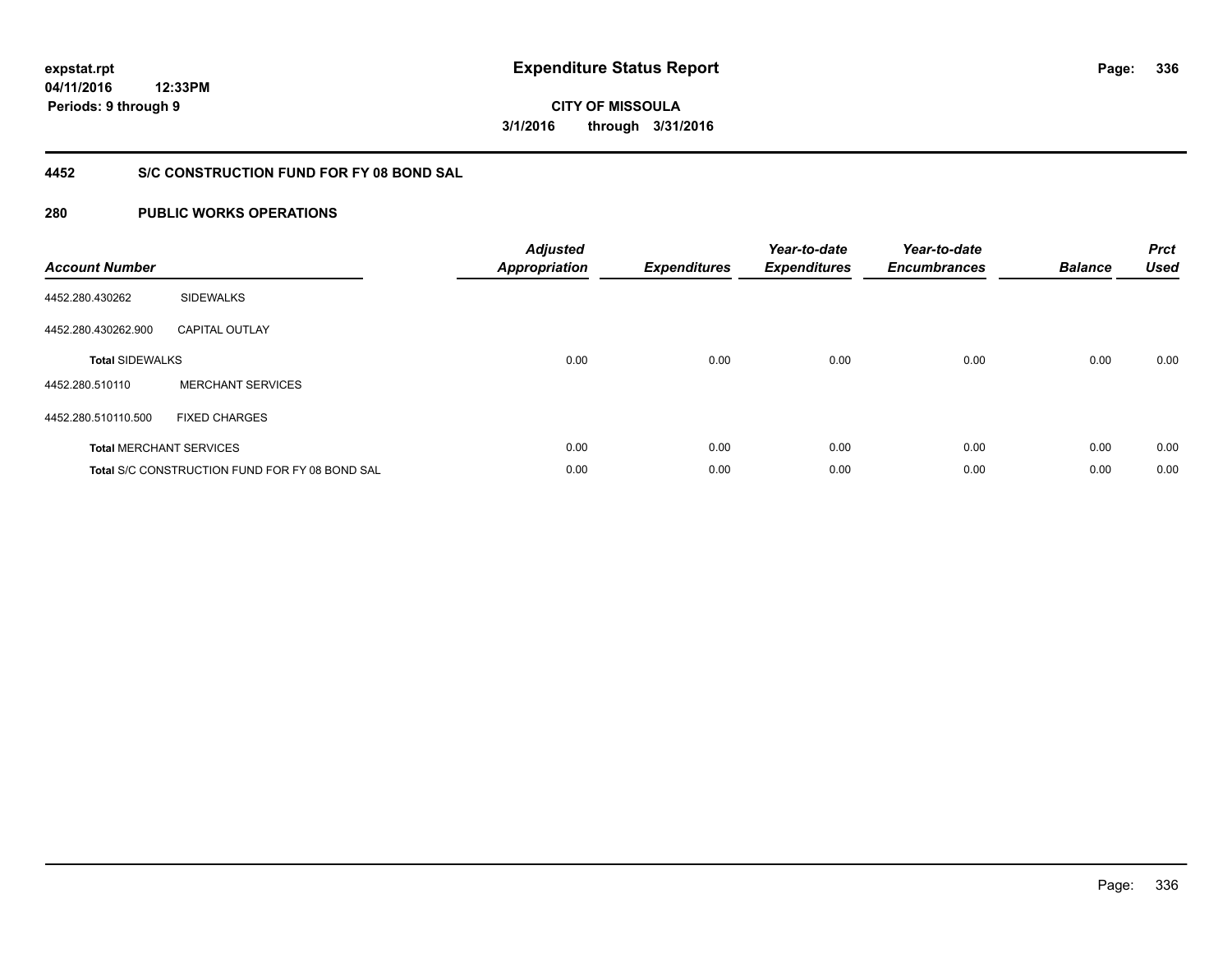expstat.rpt
04/11/2016 12:33PM
Periods: 9 through 9

# Expenditure Status Report

CITY OF MISSOULA
3/1/2016 through 3/31/2016

## 4452 S/C CONSTRUCTION FUND FOR FY 08 BOND SAL

### 280 PUBLIC WORKS OPERATIONS

| Account Number | | Adjusted Appropriation | Expenditures | Year-to-date Expenditures | Year-to-date Encumbrances | Balance | Prct Used |
|---|---|---|---|---|---|---|---|
| 4452.280.430262 | SIDEWALKS | | | | | | |
| 4452.280.430262.900 | CAPITAL OUTLAY | | | | | | |
| **Total** SIDEWALKS | | 0.00 | 0.00 | 0.00 | 0.00 | 0.00 | 0.00 |
| 4452.280.510110 | MERCHANT SERVICES | | | | | | |
| 4452.280.510110.500 | FIXED CHARGES | | | | | | |
| **Total** MERCHANT SERVICES | | 0.00 | 0.00 | 0.00 | 0.00 | 0.00 | 0.00 |
| **Total** S/C CONSTRUCTION FUND FOR FY 08 BOND SAL | | 0.00 | 0.00 | 0.00 | 0.00 | 0.00 | 0.00 |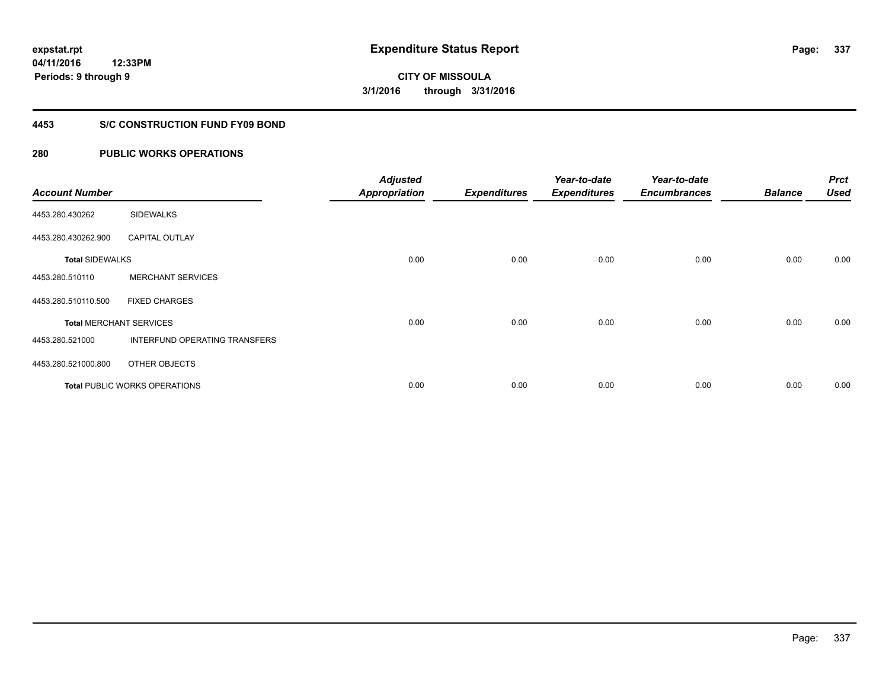**expstat.rpt**
**04/11/2016 12:33PM**
**Periods: 9 through 9**

# Expenditure Status Report

**CITY OF MISSOULA**
**3/1/2016 through 3/31/2016**

## 4453 S/C CONSTRUCTION FUND FY09 BOND

## 280 PUBLIC WORKS OPERATIONS

| Account Number | | Adjusted Appropriation | Expenditures | Year-to-date Expenditures | Year-to-date Encumbrances | Balance | Prct Used |
|---|---|---|---|---|---|---|---|
| 4453.280.430262 | SIDEWALKS | | | | | | |
| 4453.280.430262.900 | CAPITAL OUTLAY | | | | | | |
| **Total** SIDEWALKS | | 0.00 | 0.00 | 0.00 | 0.00 | 0.00 | 0.00 |
| 4453.280.510110 | MERCHANT SERVICES | | | | | | |
| 4453.280.510110.500 | FIXED CHARGES | | | | | | |
| **Total** MERCHANT SERVICES | | 0.00 | 0.00 | 0.00 | 0.00 | 0.00 | 0.00 |
| 4453.280.521000 | INTERFUND OPERATING TRANSFERS | | | | | | |
| 4453.280.521000.800 | OTHER OBJECTS | | | | | | |
| **Total** PUBLIC WORKS OPERATIONS | | 0.00 | 0.00 | 0.00 | 0.00 | 0.00 | 0.00 |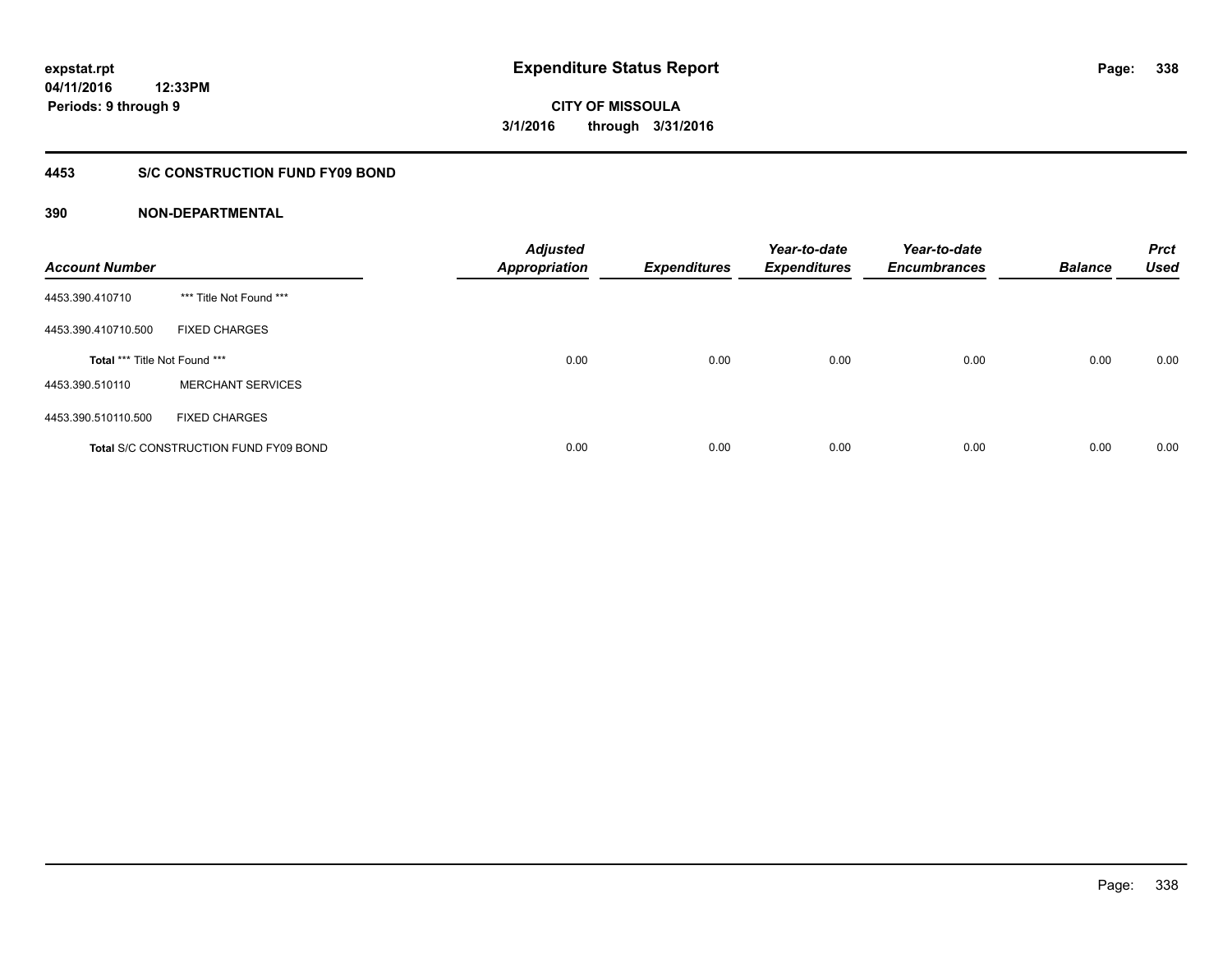expstat.rpt
04/11/2016 12:33PM
Periods: 9 through 9

# Expenditure Status Report

CITY OF MISSOULA
3/1/2016 through 3/31/2016

## 4453 S/C CONSTRUCTION FUND FY09 BOND

### 390 NON-DEPARTMENTAL

| Account Number | | Adjusted Appropriation | Expenditures | Year-to-date Expenditures | Year-to-date Encumbrances | Balance | Prct Used |
|---|---|---|---|---|---|---|---|
| 4453.390.410710 | *** Title Not Found *** | | | | | | |
| 4453.390.410710.500 | FIXED CHARGES | | | | | | |
| **Total** *** Title Not Found *** | | 0.00 | 0.00 | 0.00 | 0.00 | 0.00 | 0.00 |
| 4453.390.510110 | MERCHANT SERVICES | | | | | | |
| 4453.390.510110.500 | FIXED CHARGES | | | | | | |
| **Total** S/C CONSTRUCTION FUND FY09 BOND | | 0.00 | 0.00 | 0.00 | 0.00 | 0.00 | 0.00 |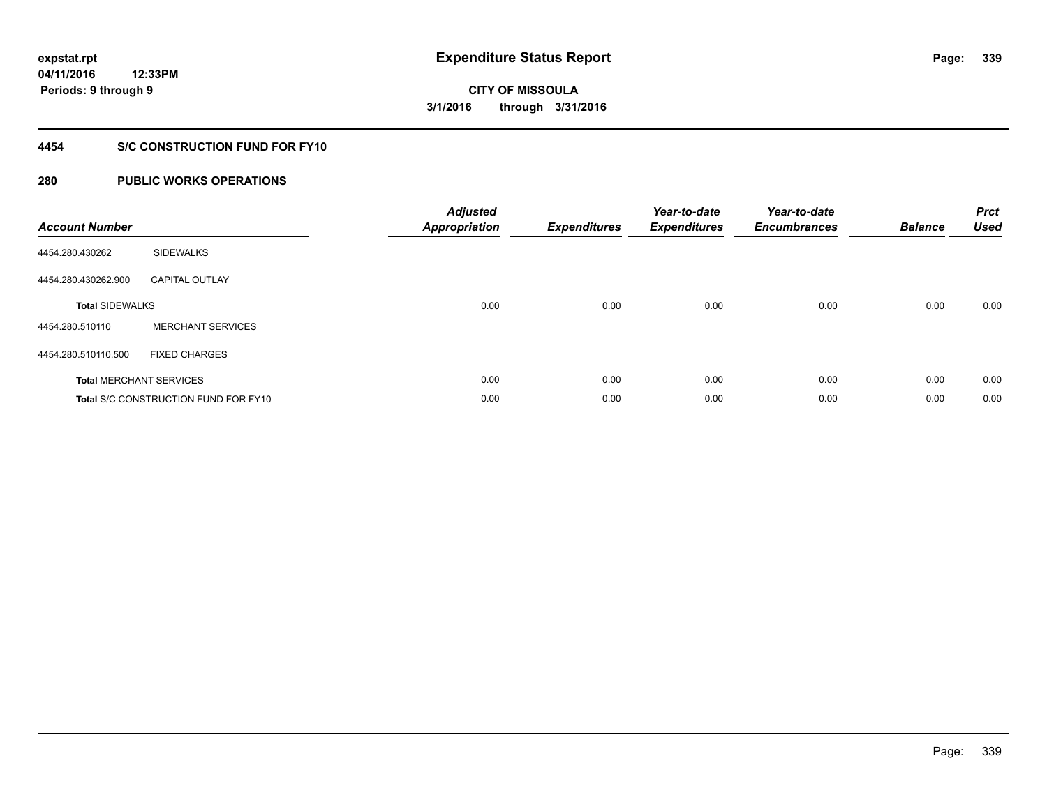# Expenditure Status Report

**expstat.rpt**
**04/11/2016 12:33PM**
**Periods: 9 through 9**

**CITY OF MISSOULA**
**3/1/2016 through 3/31/2016**

## 4454 S/C CONSTRUCTION FUND FOR FY10

## 280 PUBLIC WORKS OPERATIONS

| Account Number | | Adjusted Appropriation | Expenditures | Year-to-date Expenditures | Year-to-date Encumbrances | Balance | Prct Used |
|---|---|---|---|---|---|---|---|
| 4454.280.430262 | SIDEWALKS | | | | | | |
| 4454.280.430262.900 | CAPITAL OUTLAY | | | | | | |
| **Total** SIDEWALKS | | 0.00 | 0.00 | 0.00 | 0.00 | 0.00 | 0.00 |
| 4454.280.510110 | MERCHANT SERVICES | | | | | | |
| 4454.280.510110.500 | FIXED CHARGES | | | | | | |
| **Total** MERCHANT SERVICES | | 0.00 | 0.00 | 0.00 | 0.00 | 0.00 | 0.00 |
| **Total** S/C CONSTRUCTION FUND FOR FY10 | | 0.00 | 0.00 | 0.00 | 0.00 | 0.00 | 0.00 |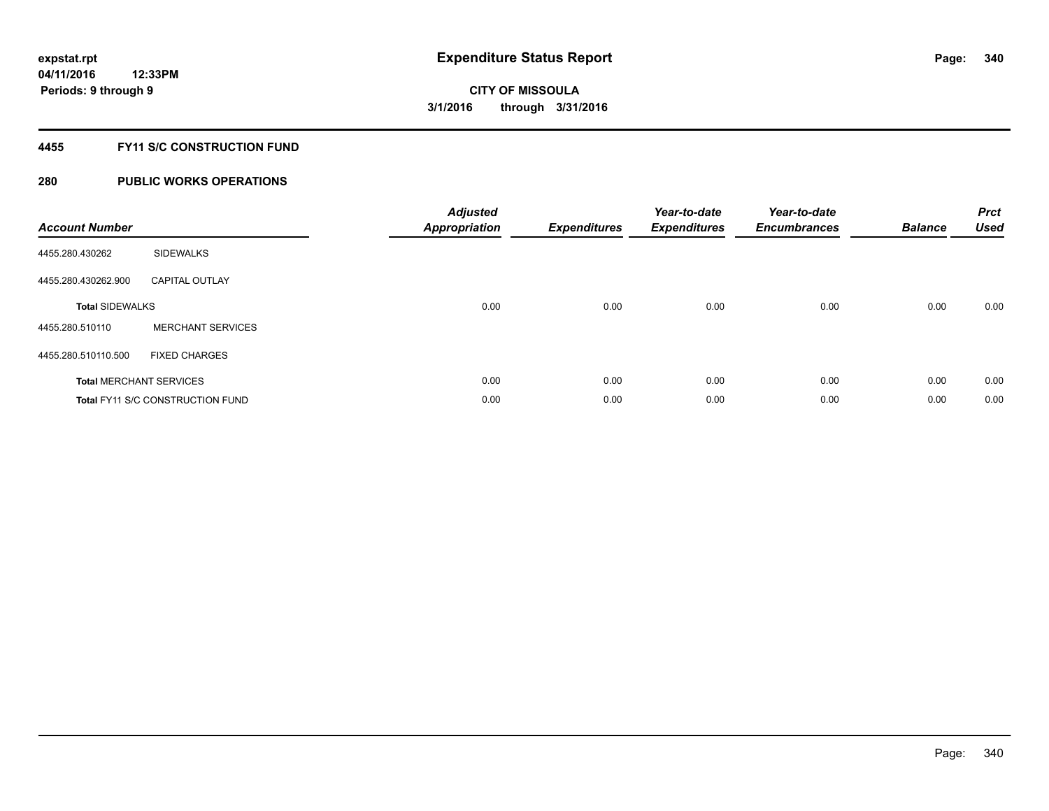# Expenditure Status Report

**CITY OF MISSOULA**

**3/1/2016 through 3/31/2016**

expstat.rpt
04/11/2016 12:33PM
Periods: 9 through 9

## 4455 FY11 S/C CONSTRUCTION FUND

### 280 PUBLIC WORKS OPERATIONS

| Account Number | | Adjusted Appropriation | Expenditures | Year-to-date Expenditures | Year-to-date Encumbrances | Balance | Prct Used |
|---|---|---|---|---|---|---|---|
| 4455.280.430262 | SIDEWALKS | | | | | | |
| 4455.280.430262.900 | CAPITAL OUTLAY | | | | | | |
| **Total** SIDEWALKS | | 0.00 | 0.00 | 0.00 | 0.00 | 0.00 | 0.00 |
| 4455.280.510110 | MERCHANT SERVICES | | | | | | |
| 4455.280.510110.500 | FIXED CHARGES | | | | | | |
| **Total** MERCHANT SERVICES | | 0.00 | 0.00 | 0.00 | 0.00 | 0.00 | 0.00 |
| **Total** FY11 S/C CONSTRUCTION FUND | | 0.00 | 0.00 | 0.00 | 0.00 | 0.00 | 0.00 |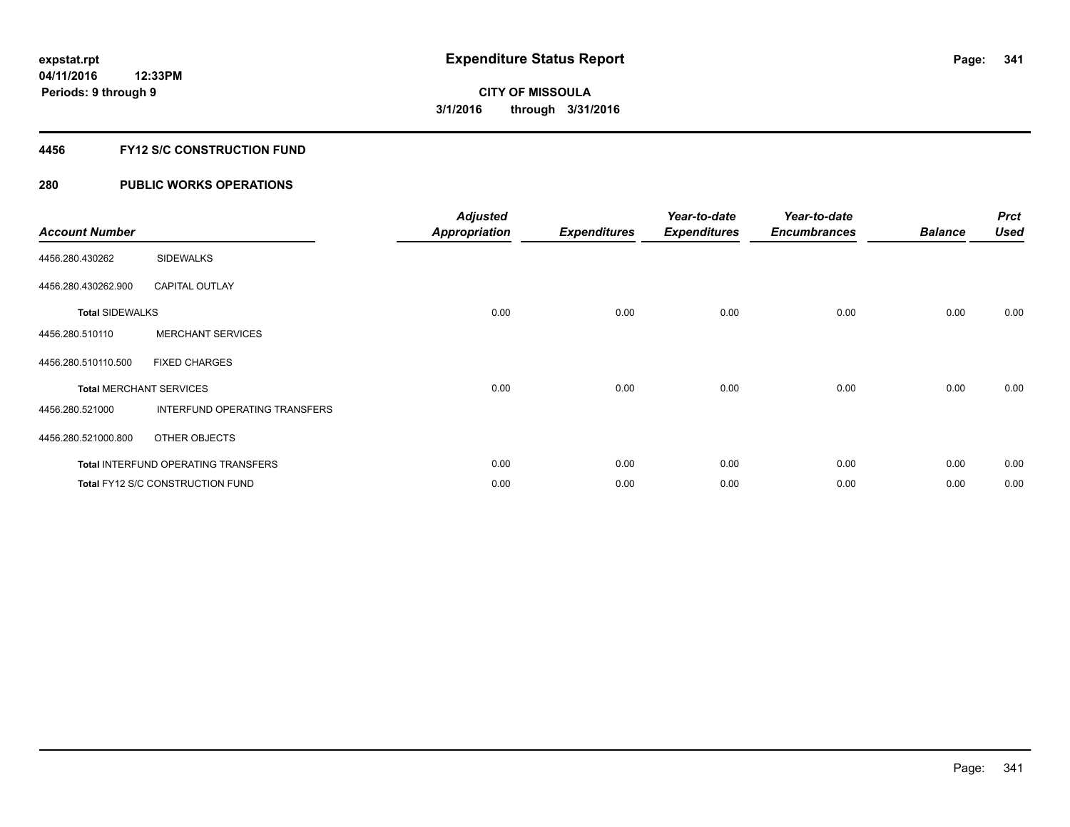expstat.rpt
04/11/2016 12:33PM
Periods: 9 through 9

# Expenditure Status Report

**CITY OF MISSOULA**
**3/1/2016 through 3/31/2016**

## 4456 FY12 S/C CONSTRUCTION FUND

## 280 PUBLIC WORKS OPERATIONS

| Account Number | | Adjusted Appropriation | Expenditures | Year-to-date Expenditures | Year-to-date Encumbrances | Balance | Prct Used |
|---|---|---|---|---|---|---|---|
| 4456.280.430262 | SIDEWALKS | | | | | | |
| 4456.280.430262.900 | CAPITAL OUTLAY | | | | | | |
| Total SIDEWALKS | | 0.00 | 0.00 | 0.00 | 0.00 | 0.00 | 0.00 |
| 4456.280.510110 | MERCHANT SERVICES | | | | | | |
| 4456.280.510110.500 | FIXED CHARGES | | | | | | |
| Total MERCHANT SERVICES | | 0.00 | 0.00 | 0.00 | 0.00 | 0.00 | 0.00 |
| 4456.280.521000 | INTERFUND OPERATING TRANSFERS | | | | | | |
| 4456.280.521000.800 | OTHER OBJECTS | | | | | | |
| Total INTERFUND OPERATING TRANSFERS | | 0.00 | 0.00 | 0.00 | 0.00 | 0.00 | 0.00 |
| Total FY12 S/C CONSTRUCTION FUND | | 0.00 | 0.00 | 0.00 | 0.00 | 0.00 | 0.00 |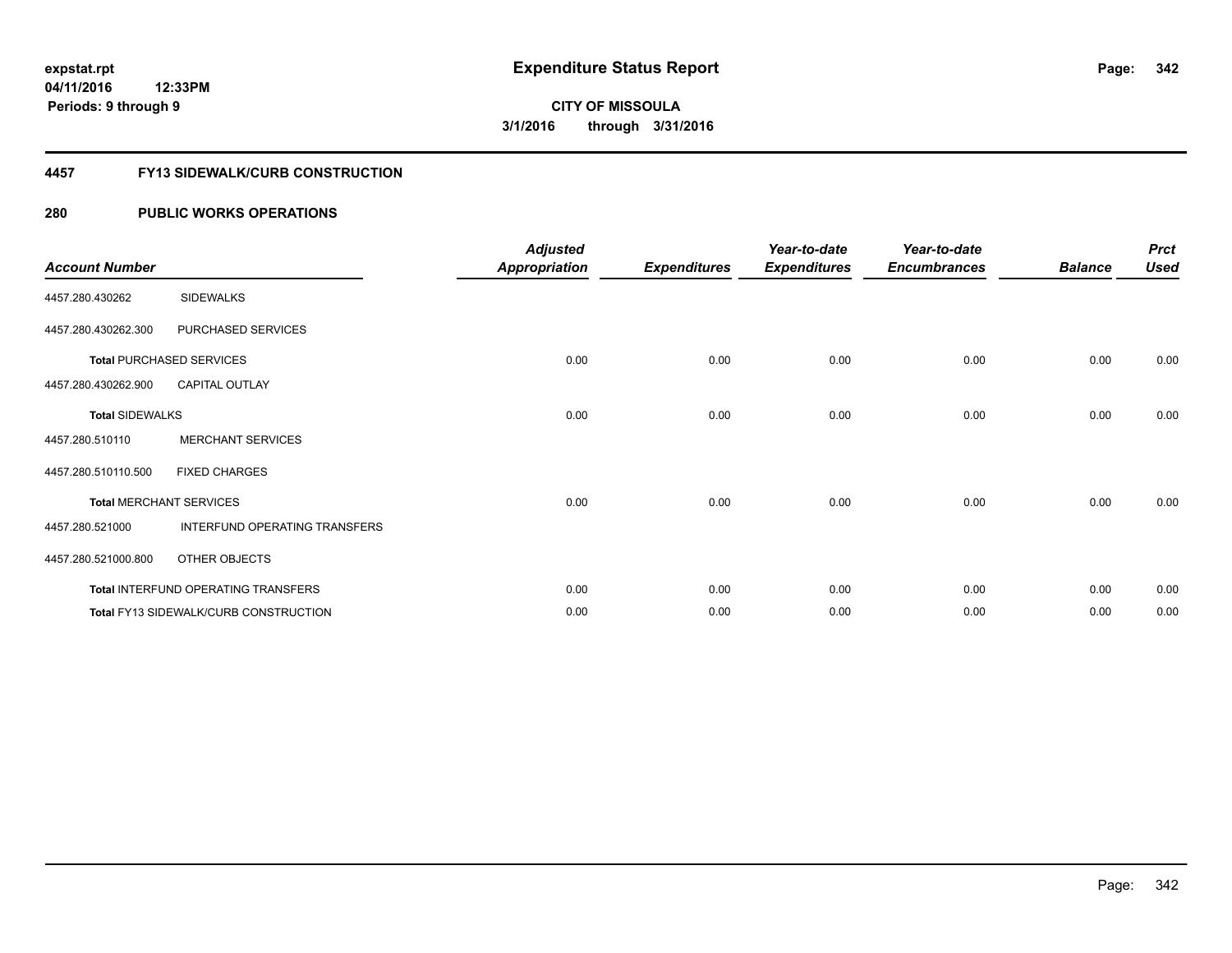**expstat.rpt**
**04/11/2016 12:33PM**
**Periods: 9 through 9**

# Expenditure Status Report

**CITY OF MISSOULA**
**3/1/2016 through 3/31/2016**

## 4457 FY13 SIDEWALK/CURB CONSTRUCTION

## 280 PUBLIC WORKS OPERATIONS

| Account Number | | Adjusted Appropriation | Expenditures | Year-to-date Expenditures | Year-to-date Encumbrances | Balance | Prct Used |
|---|---|---|---|---|---|---|---|
| 4457.280.430262 | SIDEWALKS | | | | | | |
| 4457.280.430262.300 | PURCHASED SERVICES | | | | | | |
| **Total** PURCHASED SERVICES | | 0.00 | 0.00 | 0.00 | 0.00 | 0.00 | 0.00 |
| 4457.280.430262.900 | CAPITAL OUTLAY | | | | | | |
| **Total** SIDEWALKS | | 0.00 | 0.00 | 0.00 | 0.00 | 0.00 | 0.00 |
| 4457.280.510110 | MERCHANT SERVICES | | | | | | |
| 4457.280.510110.500 | FIXED CHARGES | | | | | | |
| **Total** MERCHANT SERVICES | | 0.00 | 0.00 | 0.00 | 0.00 | 0.00 | 0.00 |
| 4457.280.521000 | INTERFUND OPERATING TRANSFERS | | | | | | |
| 4457.280.521000.800 | OTHER OBJECTS | | | | | | |
| **Total** INTERFUND OPERATING TRANSFERS | | 0.00 | 0.00 | 0.00 | 0.00 | 0.00 | 0.00 |
| **Total** FY13 SIDEWALK/CURB CONSTRUCTION | | 0.00 | 0.00 | 0.00 | 0.00 | 0.00 | 0.00 |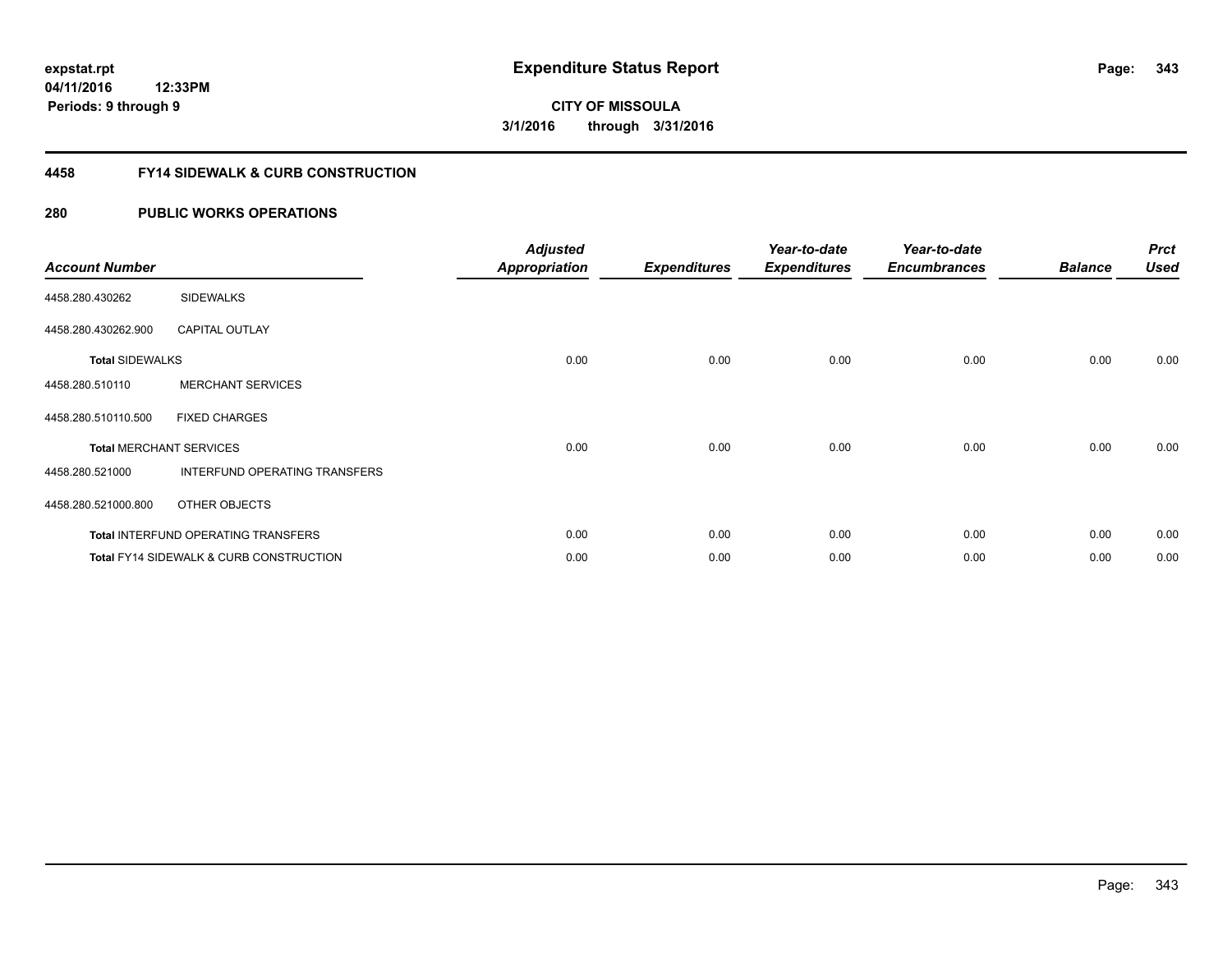**expstat.rpt**
**04/11/2016 12:33PM**
**Periods: 9 through 9**

# Expenditure Status Report

**CITY OF MISSOULA**
**3/1/2016 through 3/31/2016**

## 4458 FY14 SIDEWALK & CURB CONSTRUCTION

### 280 PUBLIC WORKS OPERATIONS

| Account Number | | Adjusted Appropriation | Expenditures | Year-to-date Expenditures | Year-to-date Encumbrances | Balance | Prct Used |
|---|---|---|---|---|---|---|---|
| 4458.280.430262 | SIDEWALKS | | | | | | |
| 4458.280.430262.900 | CAPITAL OUTLAY | | | | | | |
| **Total** SIDEWALKS | | 0.00 | 0.00 | 0.00 | 0.00 | 0.00 | 0.00 |
| 4458.280.510110 | MERCHANT SERVICES | | | | | | |
| 4458.280.510110.500 | FIXED CHARGES | | | | | | |
| **Total** MERCHANT SERVICES | | 0.00 | 0.00 | 0.00 | 0.00 | 0.00 | 0.00 |
| 4458.280.521000 | INTERFUND OPERATING TRANSFERS | | | | | | |
| 4458.280.521000.800 | OTHER OBJECTS | | | | | | |
| **Total** INTERFUND OPERATING TRANSFERS | | 0.00 | 0.00 | 0.00 | 0.00 | 0.00 | 0.00 |
| **Total** FY14 SIDEWALK & CURB CONSTRUCTION | | 0.00 | 0.00 | 0.00 | 0.00 | 0.00 | 0.00 |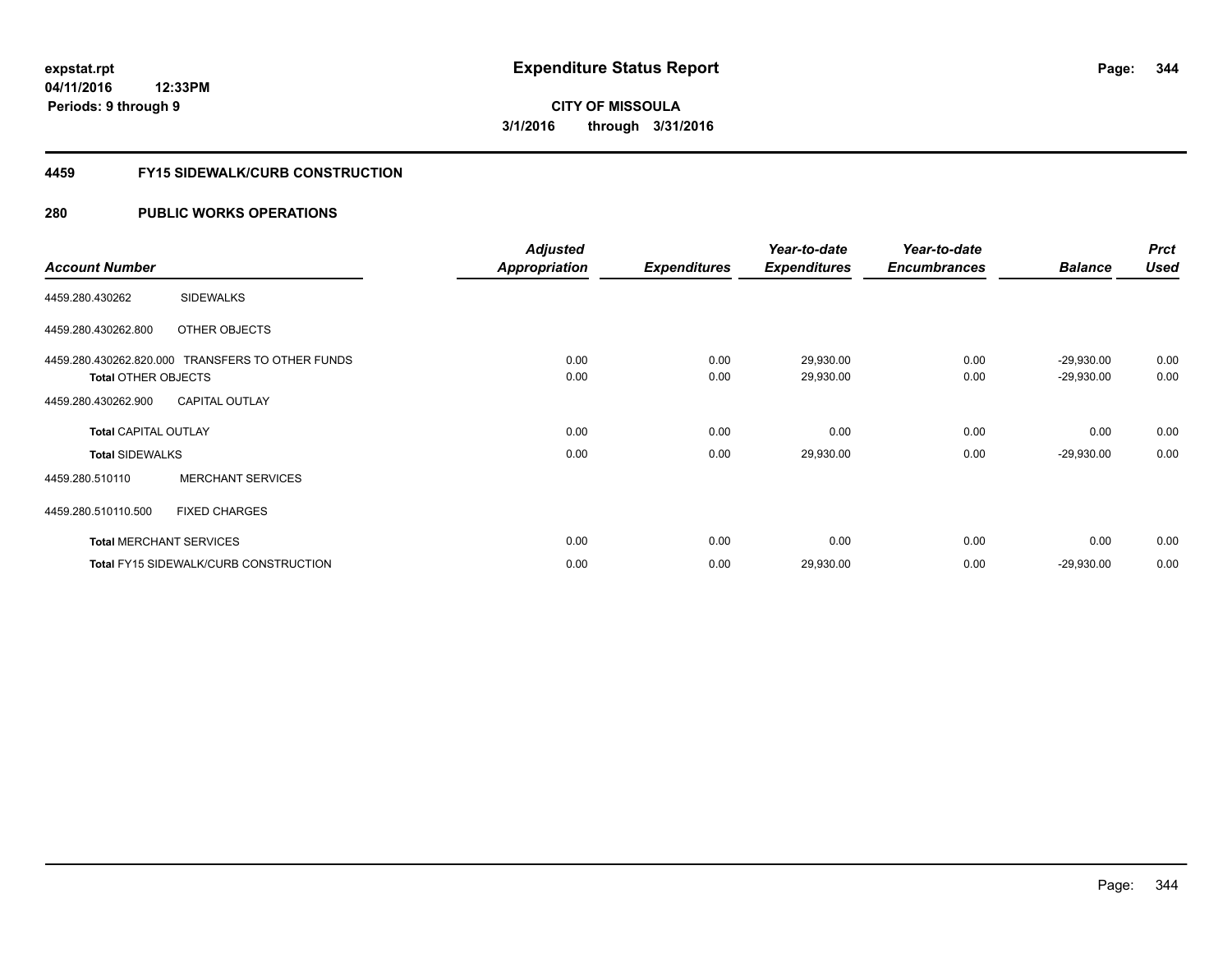**expstat.rpt**
**04/11/2016 12:33PM**
**Periods: 9 through 9**

# Expenditure Status Report

**CITY OF MISSOULA**
**3/1/2016 through 3/31/2016**

## 4459 FY15 SIDEWALK/CURB CONSTRUCTION

## 280 PUBLIC WORKS OPERATIONS

| Account Number | | Adjusted Appropriation | Expenditures | Year-to-date Expenditures | Year-to-date Encumbrances | Balance | Prct Used |
|---|---|---|---|---|---|---|---|
| 4459.280.430262 | SIDEWALKS | | | | | | |
| 4459.280.430262.800 | OTHER OBJECTS | | | | | | |
| 4459.280.430262.820.000 | TRANSFERS TO OTHER FUNDS | 0.00 | 0.00 | 29,930.00 | 0.00 | -29,930.00 | 0.00 |
| **Total** OTHER OBJECTS | | 0.00 | 0.00 | 29,930.00 | 0.00 | -29,930.00 | 0.00 |
| 4459.280.430262.900 | CAPITAL OUTLAY | | | | | | |
| **Total** CAPITAL OUTLAY | | 0.00 | 0.00 | 0.00 | 0.00 | 0.00 | 0.00 |
| **Total** SIDEWALKS | | 0.00 | 0.00 | 29,930.00 | 0.00 | -29,930.00 | 0.00 |
| 4459.280.510110 | MERCHANT SERVICES | | | | | | |
| 4459.280.510110.500 | FIXED CHARGES | | | | | | |
| **Total** MERCHANT SERVICES | | 0.00 | 0.00 | 0.00 | 0.00 | 0.00 | 0.00 |
| **Total** FY15 SIDEWALK/CURB CONSTRUCTION | | 0.00 | 0.00 | 29,930.00 | 0.00 | -29,930.00 | 0.00 |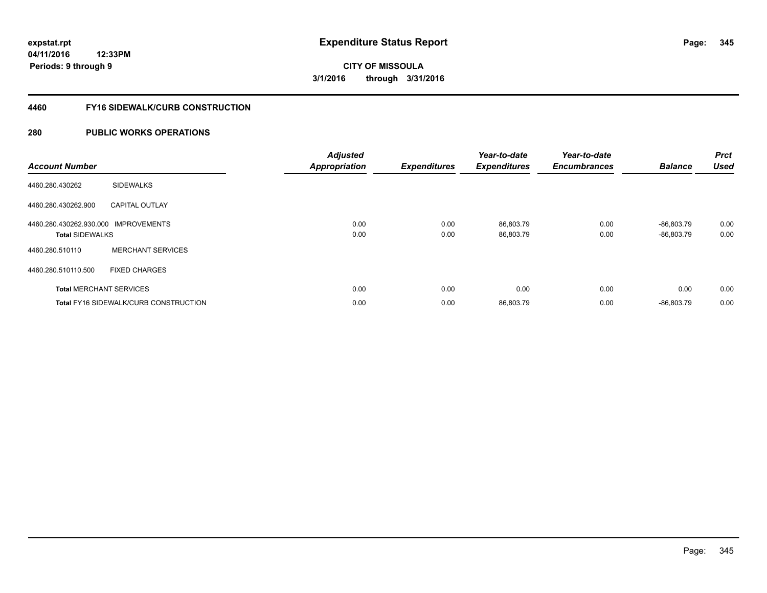expstat.rpt
04/11/2016 12:33PM
Periods: 9 through 9

# Expenditure Status Report

CITY OF MISSOULA
3/1/2016 through 3/31/2016

## 4460 FY16 SIDEWALK/CURB CONSTRUCTION

## 280 PUBLIC WORKS OPERATIONS

| Account Number | | Adjusted Appropriation | Expenditures | Year-to-date Expenditures | Year-to-date Encumbrances | Balance | Prct Used |
|---|---|---|---|---|---|---|---|
| 4460.280.430262 | SIDEWALKS | | | | | | |
| 4460.280.430262.900 | CAPITAL OUTLAY | | | | | | |
| 4460.280.430262.930.000 | IMPROVEMENTS | 0.00 | 0.00 | 86,803.79 | 0.00 | -86,803.79 | 0.00 |
| **Total** SIDEWALKS | | 0.00 | 0.00 | 86,803.79 | 0.00 | -86,803.79 | 0.00 |
| 4460.280.510110 | MERCHANT SERVICES | | | | | | |
| 4460.280.510110.500 | FIXED CHARGES | | | | | | |
| **Total** MERCHANT SERVICES | | 0.00 | 0.00 | 0.00 | 0.00 | 0.00 | 0.00 |
| **Total** FY16 SIDEWALK/CURB CONSTRUCTION | | 0.00 | 0.00 | 86,803.79 | 0.00 | -86,803.79 | 0.00 |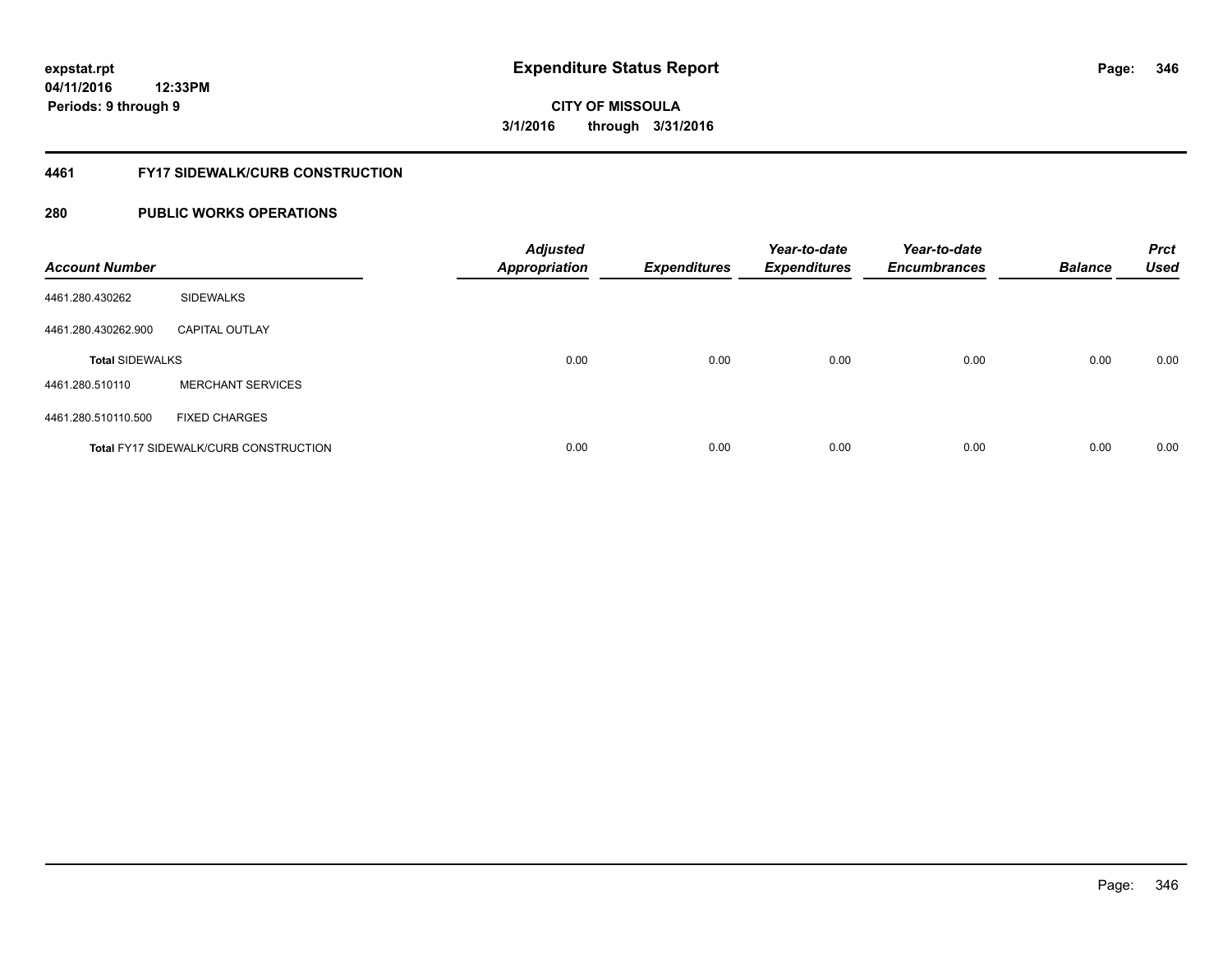**expstat.rpt**
**04/11/2016 12:33PM**
**Periods: 9 through 9**

# Expenditure Status Report

**CITY OF MISSOULA**
**3/1/2016 through 3/31/2016**

## 4461 FY17 SIDEWALK/CURB CONSTRUCTION

## 280 PUBLIC WORKS OPERATIONS

| Account Number | | Adjusted Appropriation | Expenditures | Year-to-date Expenditures | Year-to-date Encumbrances | Balance | Prct Used |
|---|---|---|---|---|---|---|---|
| 4461.280.430262 | SIDEWALKS | | | | | | |
| 4461.280.430262.900 | CAPITAL OUTLAY | | | | | | |
| **Total SIDEWALKS** | | 0.00 | 0.00 | 0.00 | 0.00 | 0.00 | 0.00 |
| 4461.280.510110 | MERCHANT SERVICES | | | | | | |
| 4461.280.510110.500 | FIXED CHARGES | | | | | | |
| **Total** FY17 SIDEWALK/CURB CONSTRUCTION | | 0.00 | 0.00 | 0.00 | 0.00 | 0.00 | 0.00 |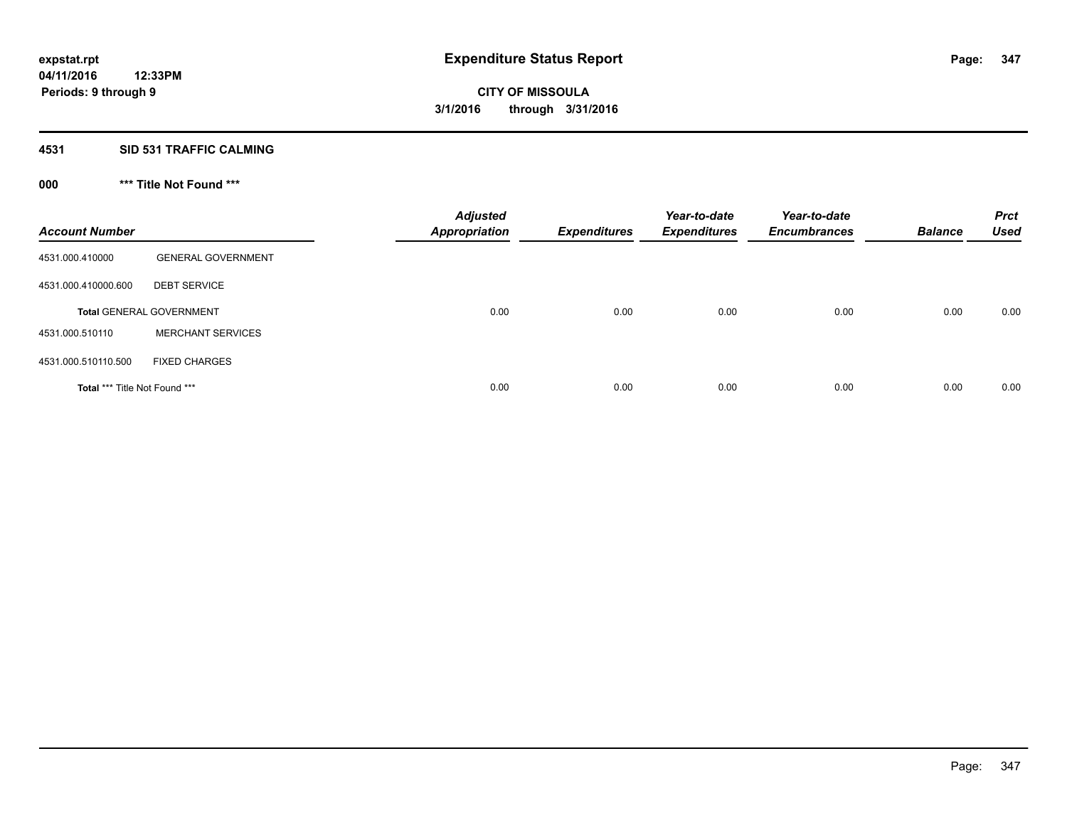expstat.rpt
04/11/2016 12:33PM
Periods: 9 through 9

# Expenditure Status Report

**CITY OF MISSOULA**
**3/1/2016 through 3/31/2016**

## 4531 SID 531 TRAFFIC CALMING

### 000 *** Title Not Found ***

| Account Number | | Adjusted Appropriation | Expenditures | Year-to-date Expenditures | Year-to-date Encumbrances | Balance | Prct Used |
|---|---|---|---|---|---|---|---|
| 4531.000.410000 | GENERAL GOVERNMENT | | | | | | |
| 4531.000.410000.600 | DEBT SERVICE | | | | | | |
| Total GENERAL GOVERNMENT | | 0.00 | 0.00 | 0.00 | 0.00 | 0.00 | 0.00 |
| 4531.000.510110 | MERCHANT SERVICES | | | | | | |
| 4531.000.510110.500 | FIXED CHARGES | | | | | | |
| Total *** Title Not Found *** | | 0.00 | 0.00 | 0.00 | 0.00 | 0.00 | 0.00 |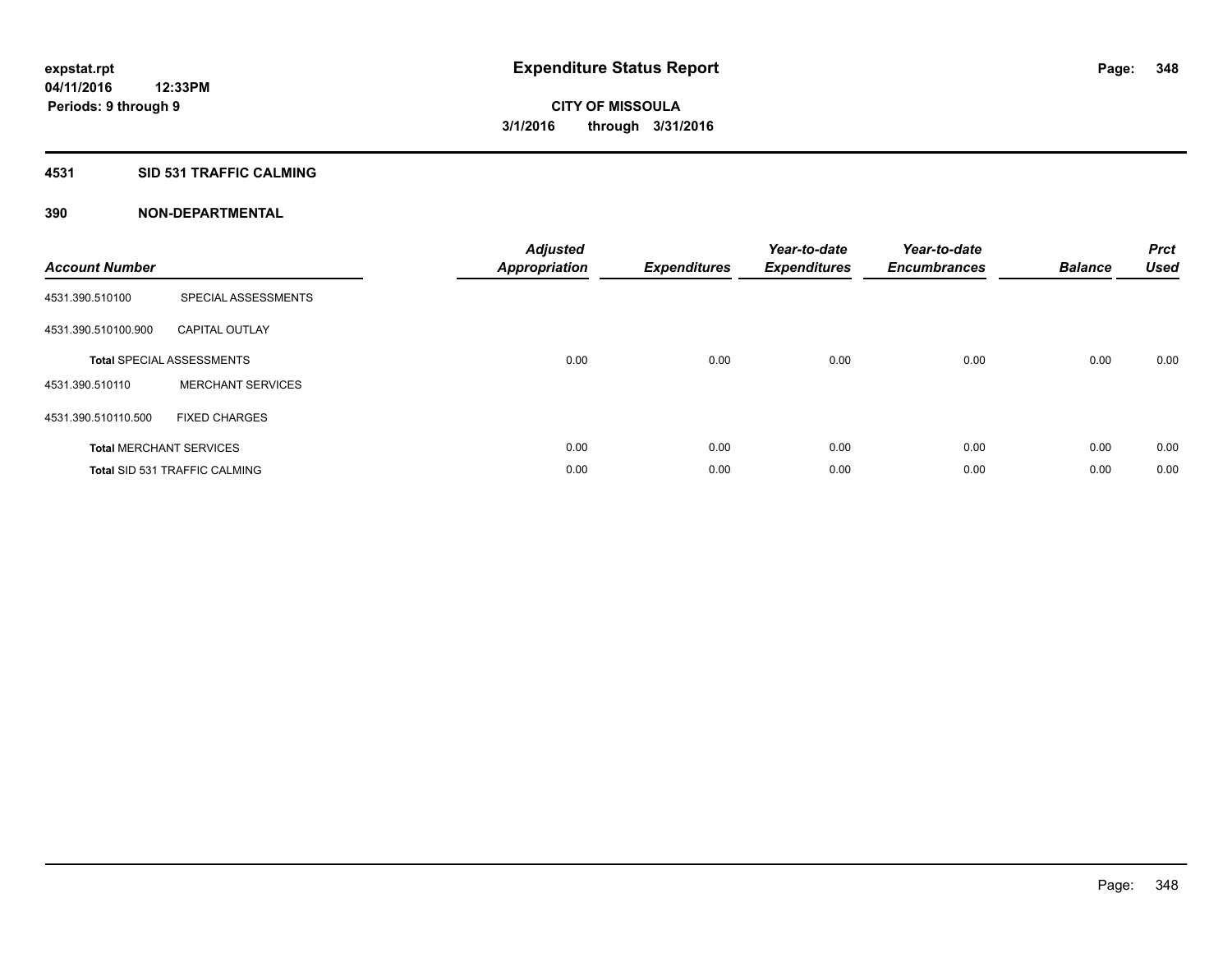**expstat.rpt**
**04/11/2016 12:33PM**
**Periods: 9 through 9**

# Expenditure Status Report

**CITY OF MISSOULA**
**3/1/2016 through 3/31/2016**

## 4531 SID 531 TRAFFIC CALMING

### 390 NON-DEPARTMENTAL

| Account Number | | Adjusted Appropriation | Expenditures | Year-to-date Expenditures | Year-to-date Encumbrances | Balance | Prct Used |
|---|---|---|---|---|---|---|---|
| 4531.390.510100 | SPECIAL ASSESSMENTS | | | | | | |
| 4531.390.510100.900 | CAPITAL OUTLAY | | | | | | |
| **Total** SPECIAL ASSESSMENTS | | 0.00 | 0.00 | 0.00 | 0.00 | 0.00 | 0.00 |
| 4531.390.510110 | MERCHANT SERVICES | | | | | | |
| 4531.390.510110.500 | FIXED CHARGES | | | | | | |
| **Total** MERCHANT SERVICES | | 0.00 | 0.00 | 0.00 | 0.00 | 0.00 | 0.00 |
| **Total** SID 531 TRAFFIC CALMING | | 0.00 | 0.00 | 0.00 | 0.00 | 0.00 | 0.00 |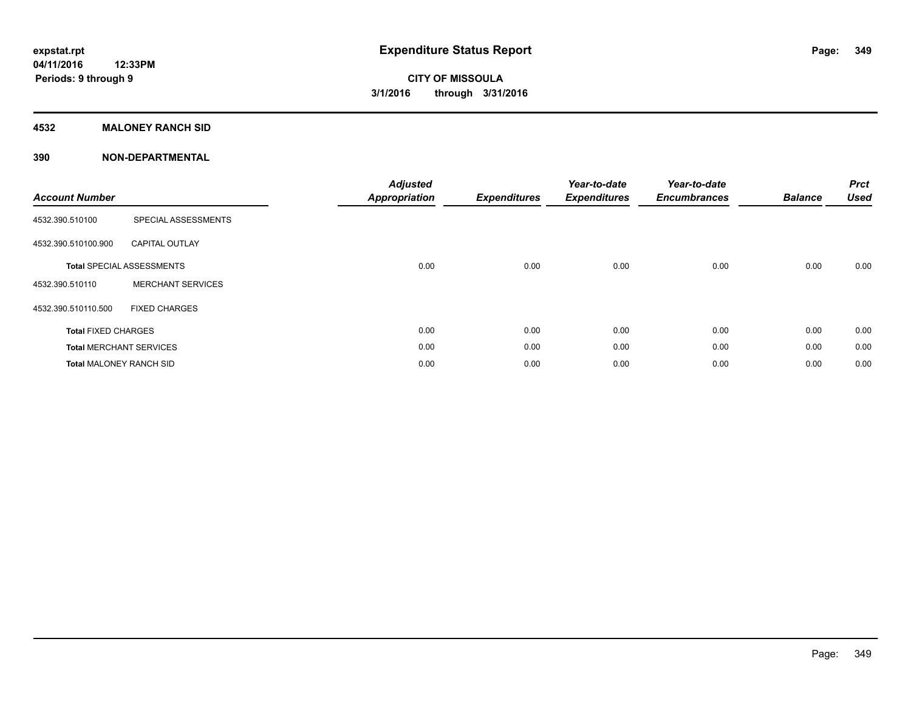# Expenditure Status Report

expstat.rpt
04/11/2016 12:33PM
Periods: 9 through 9

**CITY OF MISSOULA**
**3/1/2016 through 3/31/2016**

## 4532 MALONEY RANCH SID

## 390 NON-DEPARTMENTAL

| Account Number | | Adjusted Appropriation | Expenditures | Year-to-date Expenditures | Year-to-date Encumbrances | Balance | Prct Used |
|---|---|---|---|---|---|---|---|
| 4532.390.510100 | SPECIAL ASSESSMENTS | | | | | | |
| 4532.390.510100.900 | CAPITAL OUTLAY | | | | | | |
| **Total** SPECIAL ASSESSMENTS | | 0.00 | 0.00 | 0.00 | 0.00 | 0.00 | 0.00 |
| 4532.390.510110 | MERCHANT SERVICES | | | | | | |
| 4532.390.510110.500 | FIXED CHARGES | | | | | | |
| **Total** FIXED CHARGES | | 0.00 | 0.00 | 0.00 | 0.00 | 0.00 | 0.00 |
| **Total** MERCHANT SERVICES | | 0.00 | 0.00 | 0.00 | 0.00 | 0.00 | 0.00 |
| **Total** MALONEY RANCH SID | | 0.00 | 0.00 | 0.00 | 0.00 | 0.00 | 0.00 |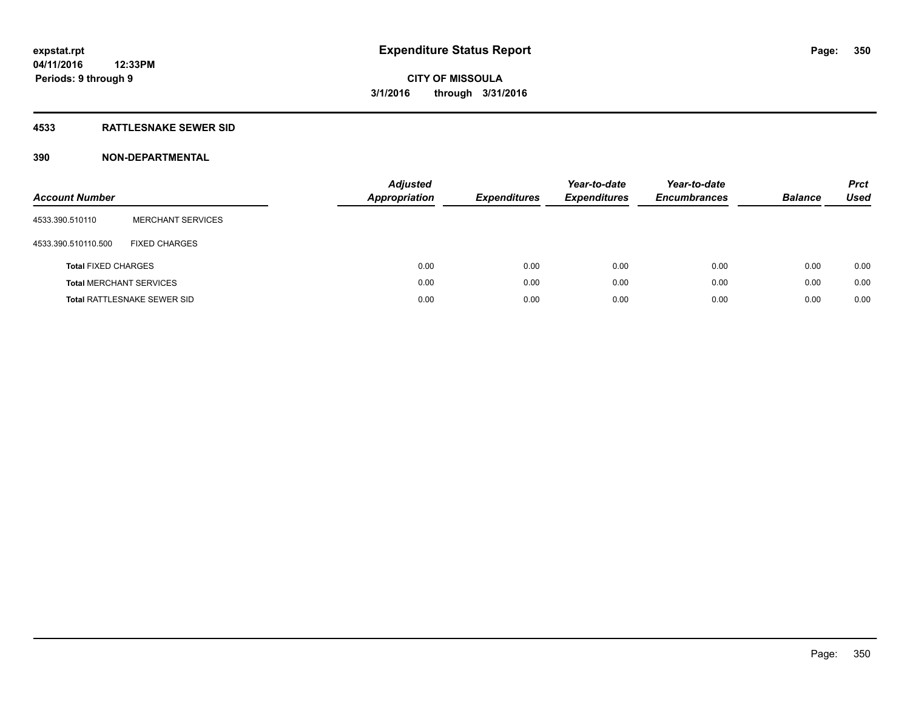# Expenditure Status Report

**expstat.rpt**
**04/11/2016 12:33PM**
**Periods: 9 through 9**

**CITY OF MISSOULA**
**3/1/2016 through 3/31/2016**

## 4533 RATTLESNAKE SEWER SID

### 390 NON-DEPARTMENTAL

| Account Number | | Adjusted Appropriation | Expenditures | Year-to-date Expenditures | Year-to-date Encumbrances | Balance | Prct Used |
|---|---|---|---|---|---|---|---|
| 4533.390.510110 | MERCHANT SERVICES | | | | | | |
| 4533.390.510110.500 | FIXED CHARGES | | | | | | |
| **Total** FIXED CHARGES | | 0.00 | 0.00 | 0.00 | 0.00 | 0.00 | 0.00 |
| **Total** MERCHANT SERVICES | | 0.00 | 0.00 | 0.00 | 0.00 | 0.00 | 0.00 |
| **Total** RATTLESNAKE SEWER SID | | 0.00 | 0.00 | 0.00 | 0.00 | 0.00 | 0.00 |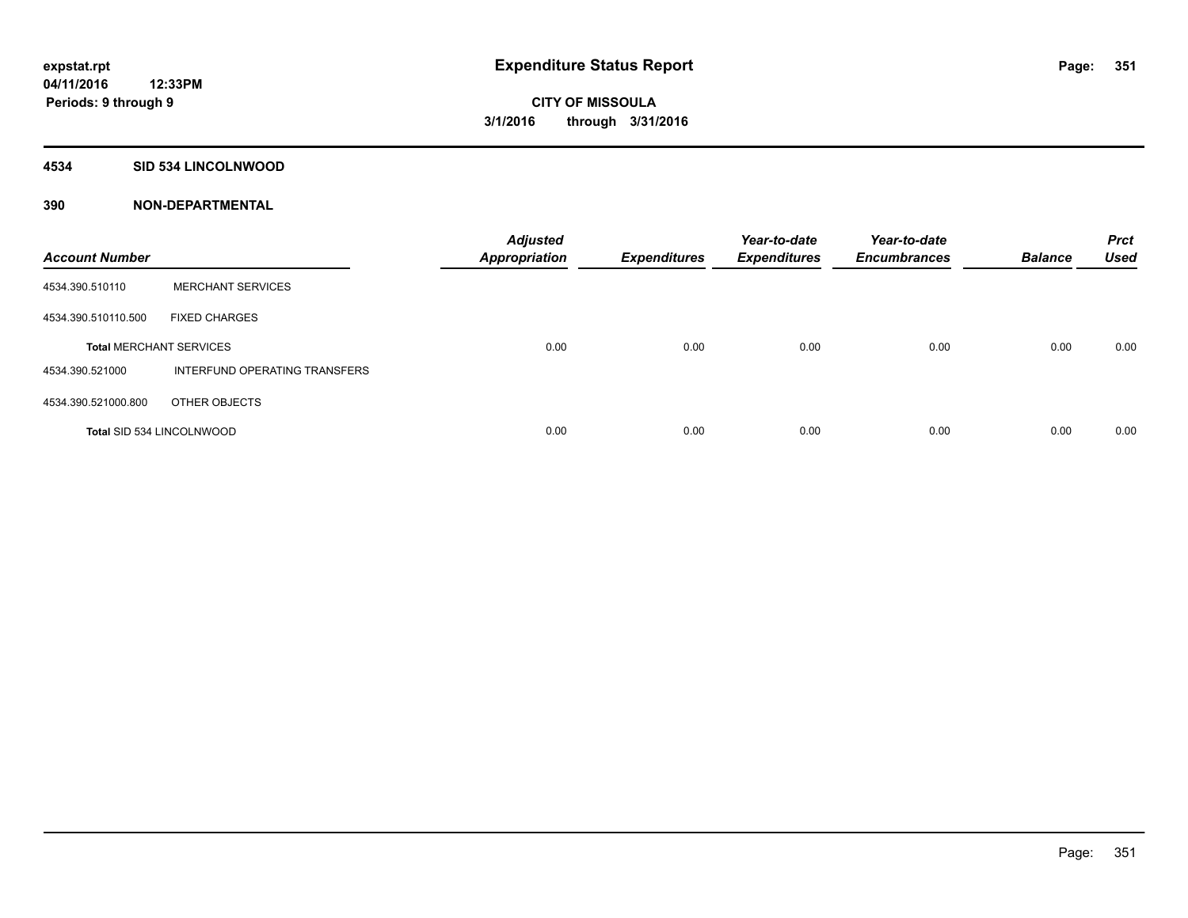**expstat.rpt**
**04/11/2016 12:33PM**
**Periods: 9 through 9**

# Expenditure Status Report

**CITY OF MISSOULA**
**3/1/2016 through 3/31/2016**

## 4534 SID 534 LINCOLNWOOD

## 390 NON-DEPARTMENTAL

| Account Number | | Adjusted Appropriation | Expenditures | Year-to-date Expenditures | Year-to-date Encumbrances | Balance | Prct Used |
|---|---|---|---|---|---|---|---|
| 4534.390.510110 | MERCHANT SERVICES | | | | | | |
| 4534.390.510110.500 | FIXED CHARGES | | | | | | |
| **Total** MERCHANT SERVICES | | 0.00 | 0.00 | 0.00 | 0.00 | 0.00 | 0.00 |
| 4534.390.521000 | INTERFUND OPERATING TRANSFERS | | | | | | |
| 4534.390.521000.800 | OTHER OBJECTS | | | | | | |
| **Total** SID 534 LINCOLNWOOD | | 0.00 | 0.00 | 0.00 | 0.00 | 0.00 | 0.00 |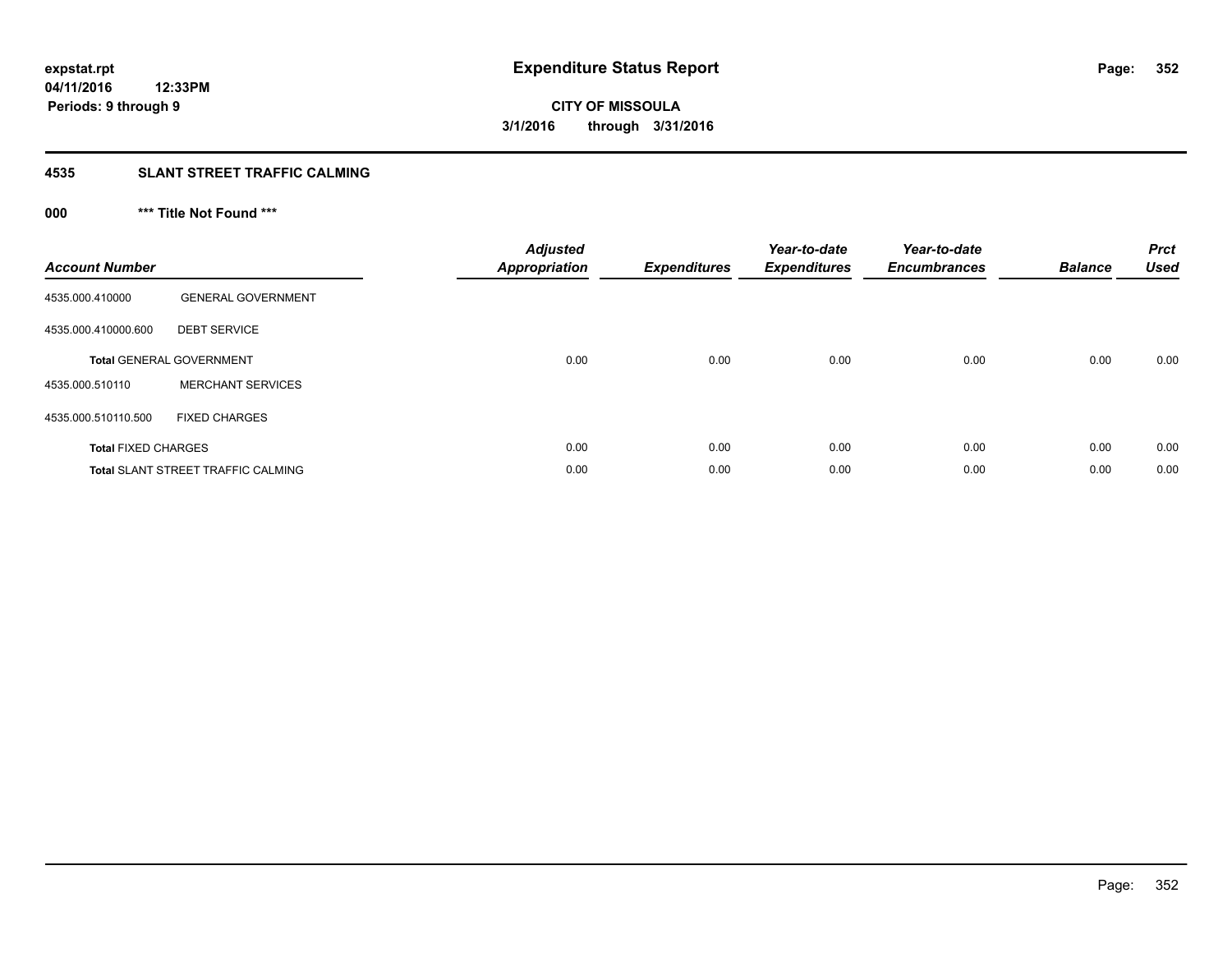**expstat.rpt**
**04/11/2016 12:33PM**
**Periods: 9 through 9**

# Expenditure Status Report

**CITY OF MISSOULA**
**3/1/2016 through 3/31/2016**

## 4535 SLANT STREET TRAFFIC CALMING

### 000 *** Title Not Found ***

| Account Number | | Adjusted Appropriation | Expenditures | Year-to-date Expenditures | Year-to-date Encumbrances | Balance | Prct Used |
|---|---|---|---|---|---|---|---|
| 4535.000.410000 | GENERAL GOVERNMENT | | | | | | |
| 4535.000.410000.600 | DEBT SERVICE | | | | | | |
| **Total** GENERAL GOVERNMENT | | 0.00 | 0.00 | 0.00 | 0.00 | 0.00 | 0.00 |
| 4535.000.510110 | MERCHANT SERVICES | | | | | | |
| 4535.000.510110.500 | FIXED CHARGES | | | | | | |
| **Total** FIXED CHARGES | | 0.00 | 0.00 | 0.00 | 0.00 | 0.00 | 0.00 |
| **Total** SLANT STREET TRAFFIC CALMING | | 0.00 | 0.00 | 0.00 | 0.00 | 0.00 | 0.00 |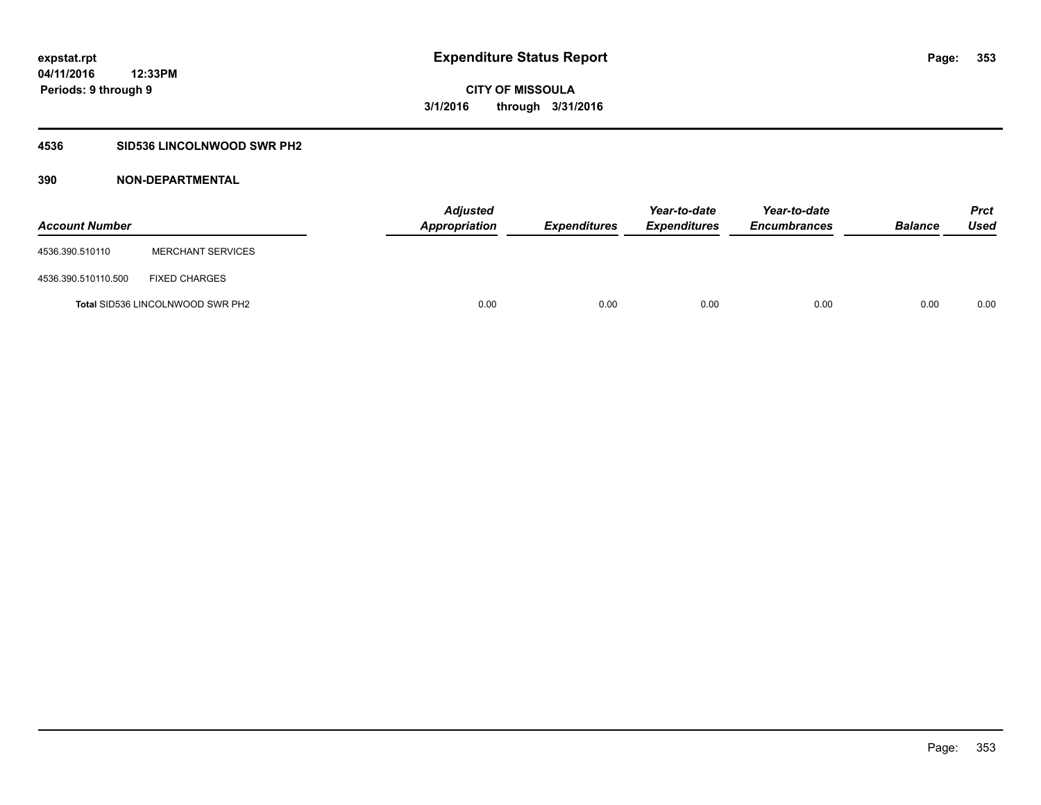# Expenditure Status Report

**CITY OF MISSOULA**

**3/1/2016 through 3/31/2016**

expstat.rpt
04/11/2016 12:33PM
Periods: 9 through 9

## 4536 SID536 LINCOLNWOOD SWR PH2

## 390 NON-DEPARTMENTAL

| Account Number | | Adjusted Appropriation | Expenditures | Year-to-date Expenditures | Year-to-date Encumbrances | Balance | Prct Used |
|---|---|---|---|---|---|---|---|
| 4536.390.510110 | MERCHANT SERVICES | | | | | | |
| 4536.390.510110.500 | FIXED CHARGES | | | | | | |
| **Total** SID536 LINCOLNWOOD SWR PH2 | | 0.00 | 0.00 | 0.00 | 0.00 | 0.00 | 0.00 |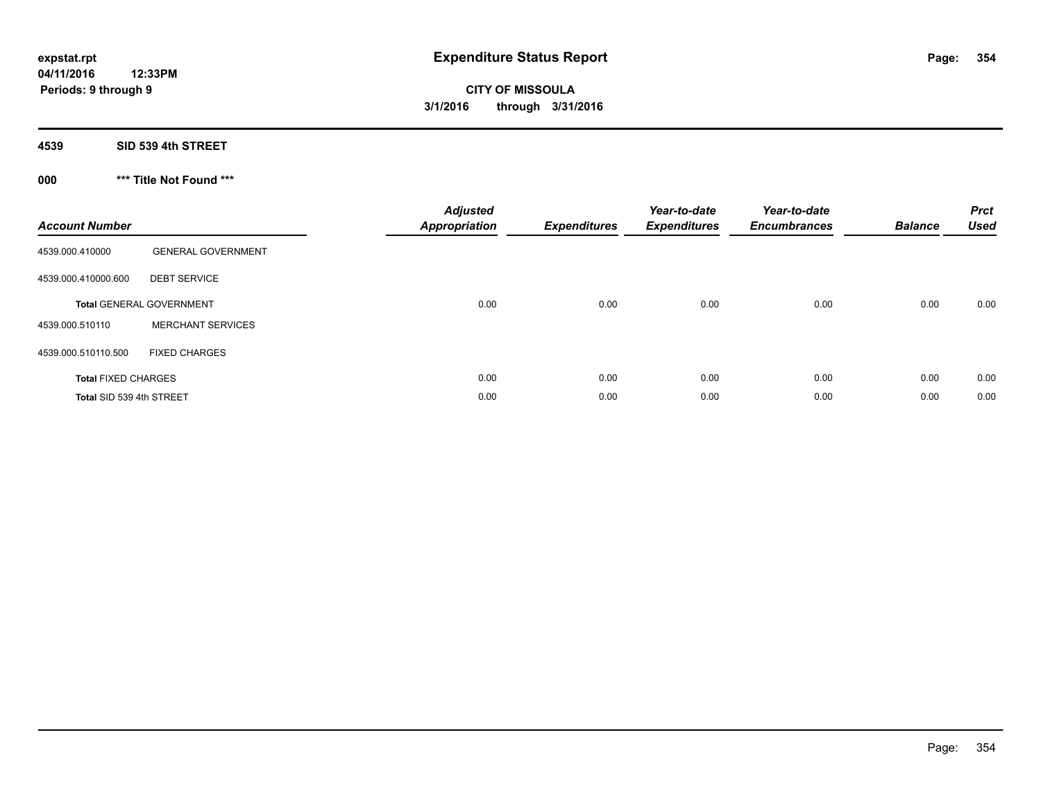**expstat.rpt**
**04/11/2016 12:33PM**
**Periods: 9 through 9**

# Expenditure Status Report

**CITY OF MISSOULA**
**3/1/2016 through 3/31/2016**

## 4539 SID 539 4th STREET

### 000 *** Title Not Found ***

| Account Number | | Adjusted Appropriation | Expenditures | Year-to-date Expenditures | Year-to-date Encumbrances | Balance | Prct Used |
|---|---|---|---|---|---|---|---|
| 4539.000.410000 | GENERAL GOVERNMENT | | | | | | |
| 4539.000.410000.600 | DEBT SERVICE | | | | | | |
| **Total** GENERAL GOVERNMENT | | 0.00 | 0.00 | 0.00 | 0.00 | 0.00 | 0.00 |
| 4539.000.510110 | MERCHANT SERVICES | | | | | | |
| 4539.000.510110.500 | FIXED CHARGES | | | | | | |
| **Total** FIXED CHARGES | | 0.00 | 0.00 | 0.00 | 0.00 | 0.00 | 0.00 |
| **Total** SID 539 4th STREET | | 0.00 | 0.00 | 0.00 | 0.00 | 0.00 | 0.00 |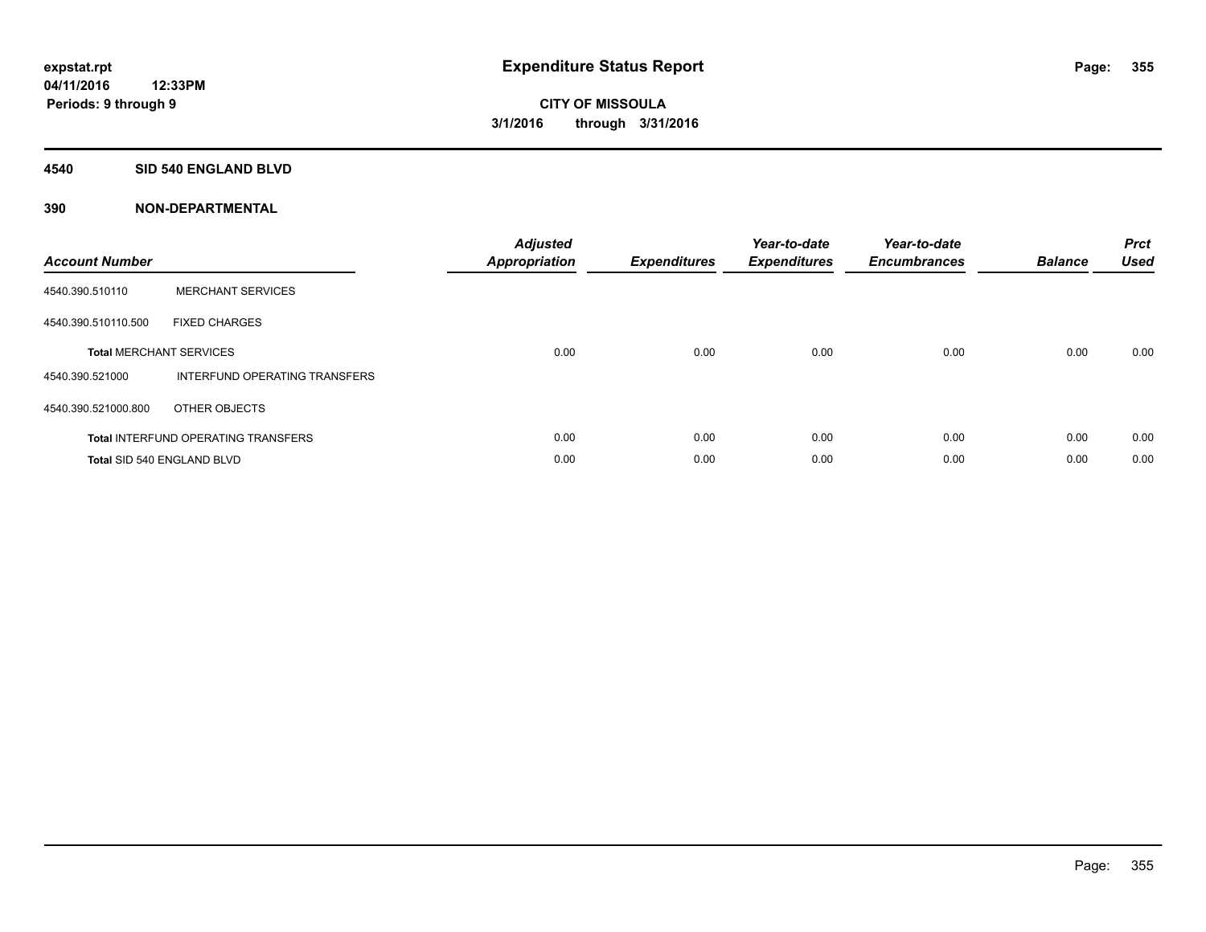# Expenditure Status Report

expstat.rpt
04/11/2016 12:33PM
Periods: 9 through 9

CITY OF MISSOULA
3/1/2016 through 3/31/2016

## 4540 SID 540 ENGLAND BLVD

### 390 NON-DEPARTMENTAL

| Account Number | | Adjusted Appropriation | Expenditures | Year-to-date Expenditures | Year-to-date Encumbrances | Balance | Prct Used |
|---|---|---|---|---|---|---|---|
| 4540.390.510110 | MERCHANT SERVICES | | | | | | |
| 4540.390.510110.500 | FIXED CHARGES | | | | | | |
| **Total** MERCHANT SERVICES | | 0.00 | 0.00 | 0.00 | 0.00 | 0.00 | 0.00 |
| 4540.390.521000 | INTERFUND OPERATING TRANSFERS | | | | | | |
| 4540.390.521000.800 | OTHER OBJECTS | | | | | | |
| **Total** INTERFUND OPERATING TRANSFERS | | 0.00 | 0.00 | 0.00 | 0.00 | 0.00 | 0.00 |
| **Total** SID 540 ENGLAND BLVD | | 0.00 | 0.00 | 0.00 | 0.00 | 0.00 | 0.00 |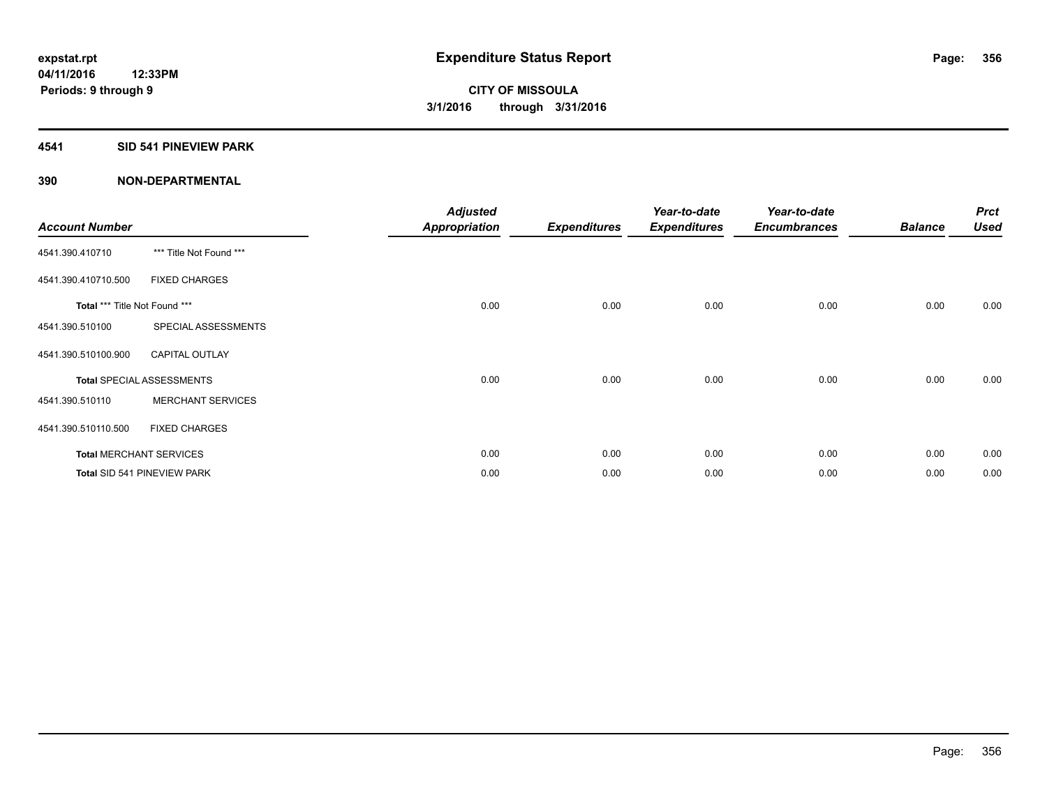**Expenditure Status Report**

expstat.rpt
04/11/2016 12:33PM
Periods: 9 through 9

**CITY OF MISSOULA**
**3/1/2016 through 3/31/2016**

## 4541 SID 541 PINEVIEW PARK

### 390 NON-DEPARTMENTAL

| Account Number | | Adjusted Appropriation | Expenditures | Year-to-date Expenditures | Year-to-date Encumbrances | Balance | Prct Used |
|---|---|---|---|---|---|---|---|
| 4541.390.410710 | *** Title Not Found *** | | | | | | |
| 4541.390.410710.500 | FIXED CHARGES | | | | | | |
| **Total** *** Title Not Found *** | | 0.00 | 0.00 | 0.00 | 0.00 | 0.00 | 0.00 |
| 4541.390.510100 | SPECIAL ASSESSMENTS | | | | | | |
| 4541.390.510100.900 | CAPITAL OUTLAY | | | | | | |
| **Total** SPECIAL ASSESSMENTS | | 0.00 | 0.00 | 0.00 | 0.00 | 0.00 | 0.00 |
| 4541.390.510110 | MERCHANT SERVICES | | | | | | |
| 4541.390.510110.500 | FIXED CHARGES | | | | | | |
| **Total** MERCHANT SERVICES | | 0.00 | 0.00 | 0.00 | 0.00 | 0.00 | 0.00 |
| **Total** SID 541 PINEVIEW PARK | | 0.00 | 0.00 | 0.00 | 0.00 | 0.00 | 0.00 |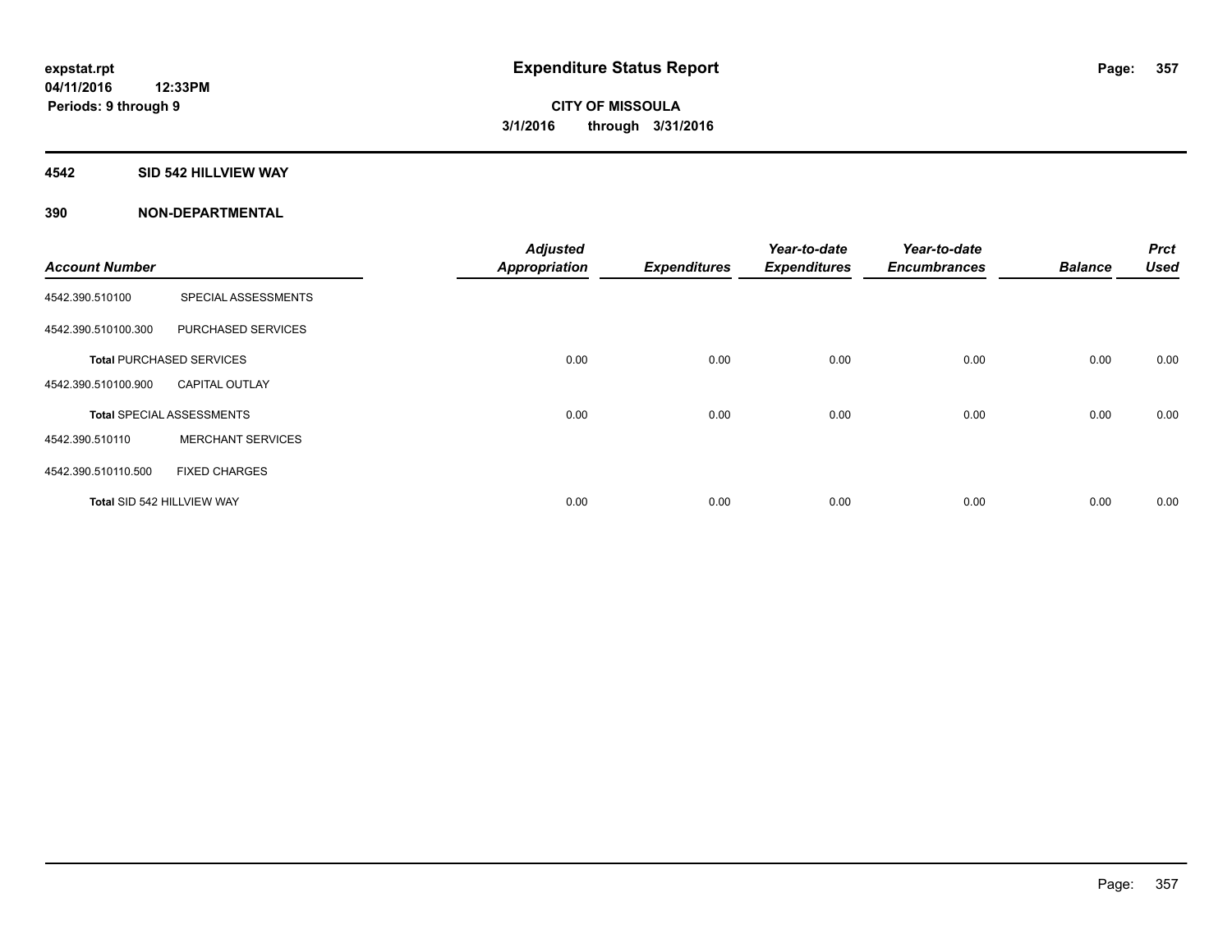# Expenditure Status Report

**CITY OF MISSOULA**
**3/1/2016 through 3/31/2016**

expstat.rpt
04/11/2016 12:33PM
Periods: 9 through 9

## 4542 SID 542 HILLVIEW WAY

### 390 NON-DEPARTMENTAL

| Account Number | | Adjusted Appropriation | Expenditures | Year-to-date Expenditures | Year-to-date Encumbrances | Balance | Prct Used |
|---|---|---|---|---|---|---|---|
| 4542.390.510100 | SPECIAL ASSESSMENTS | | | | | | |
| 4542.390.510100.300 | PURCHASED SERVICES | | | | | | |
| **Total** PURCHASED SERVICES | | 0.00 | 0.00 | 0.00 | 0.00 | 0.00 | 0.00 |
| 4542.390.510100.900 | CAPITAL OUTLAY | | | | | | |
| **Total** SPECIAL ASSESSMENTS | | 0.00 | 0.00 | 0.00 | 0.00 | 0.00 | 0.00 |
| 4542.390.510110 | MERCHANT SERVICES | | | | | | |
| 4542.390.510110.500 | FIXED CHARGES | | | | | | |
| **Total** SID 542 HILLVIEW WAY | | 0.00 | 0.00 | 0.00 | 0.00 | 0.00 | 0.00 |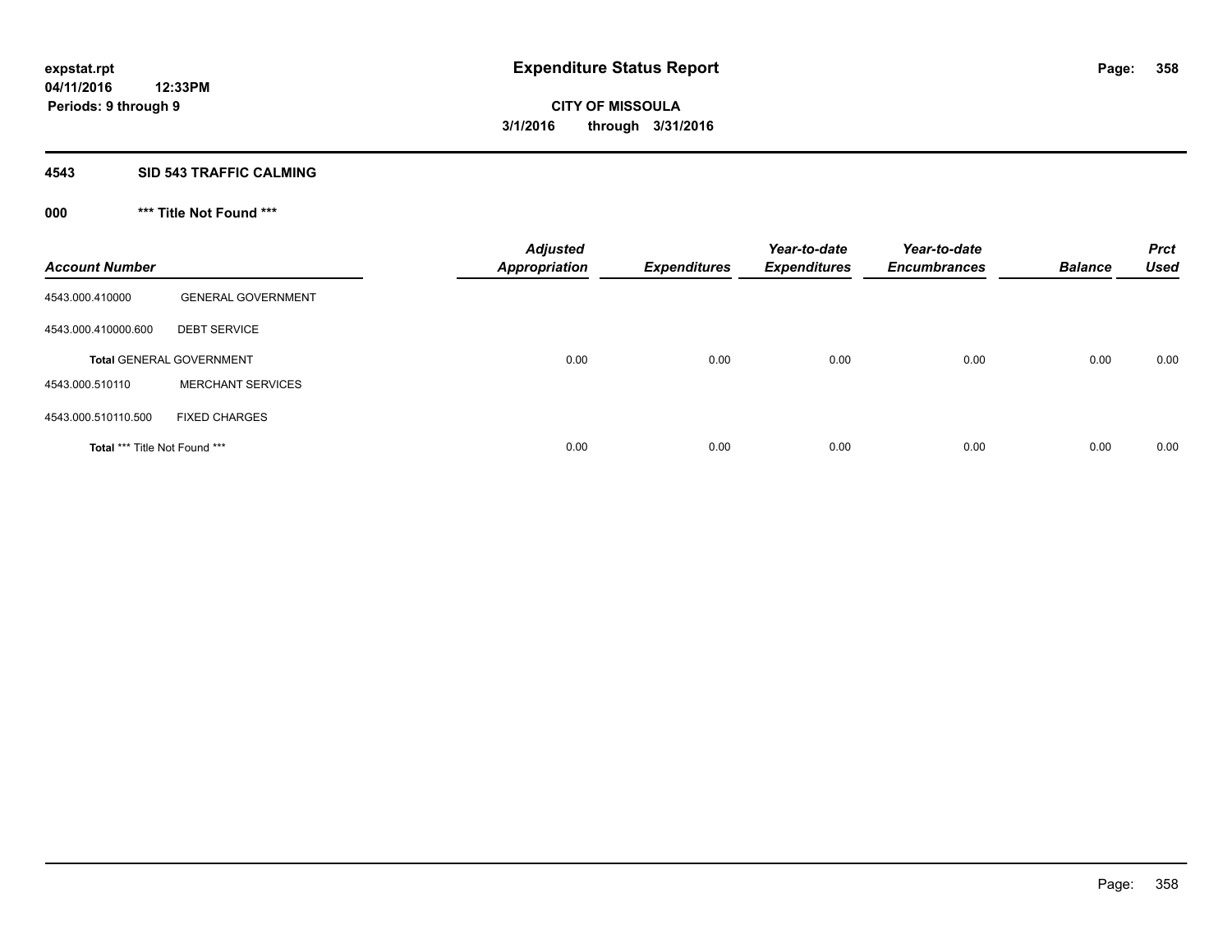# Expenditure Status Report

**expstat.rpt**
**04/11/2016 12:33PM**
**Periods: 9 through 9**

**CITY OF MISSOULA**
**3/1/2016 through 3/31/2016**

## 4543 SID 543 TRAFFIC CALMING

### 000 *** Title Not Found ***

| Account Number | | Adjusted Appropriation | Expenditures | Year-to-date Expenditures | Year-to-date Encumbrances | Balance | Prct Used |
|---|---|---|---|---|---|---|---|
| 4543.000.410000 | GENERAL GOVERNMENT | | | | | | |
| 4543.000.410000.600 | DEBT SERVICE | | | | | | |
| **Total** GENERAL GOVERNMENT | | 0.00 | 0.00 | 0.00 | 0.00 | 0.00 | 0.00 |
| 4543.000.510110 | MERCHANT SERVICES | | | | | | |
| 4543.000.510110.500 | FIXED CHARGES | | | | | | |
| **Total** *** Title Not Found *** | | 0.00 | 0.00 | 0.00 | 0.00 | 0.00 | 0.00 |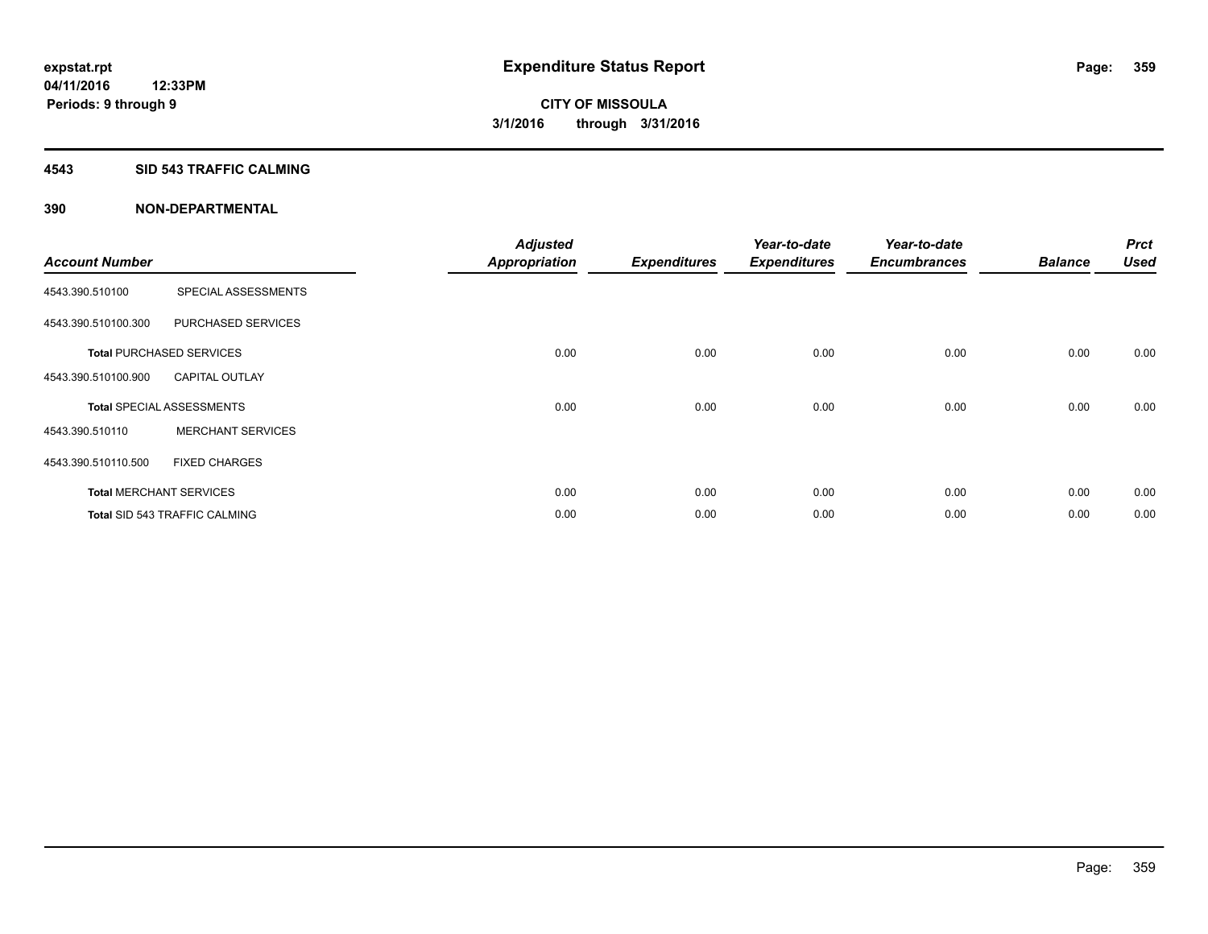**expstat.rpt**
**04/11/2016 12:33PM**
**Periods: 9 through 9**

# Expenditure Status Report

**CITY OF MISSOULA**
**3/1/2016 through 3/31/2016**

## 4543 SID 543 TRAFFIC CALMING

## 390 NON-DEPARTMENTAL

| Account Number | | Adjusted Appropriation | Expenditures | Year-to-date Expenditures | Year-to-date Encumbrances | Balance | Prct Used |
|---|---|---|---|---|---|---|---|
| 4543.390.510100 | SPECIAL ASSESSMENTS | | | | | | |
| 4543.390.510100.300 | PURCHASED SERVICES | | | | | | |
| **Total** PURCHASED SERVICES | | 0.00 | 0.00 | 0.00 | 0.00 | 0.00 | 0.00 |
| 4543.390.510100.900 | CAPITAL OUTLAY | | | | | | |
| **Total** SPECIAL ASSESSMENTS | | 0.00 | 0.00 | 0.00 | 0.00 | 0.00 | 0.00 |
| 4543.390.510110 | MERCHANT SERVICES | | | | | | |
| 4543.390.510110.500 | FIXED CHARGES | | | | | | |
| **Total** MERCHANT SERVICES | | 0.00 | 0.00 | 0.00 | 0.00 | 0.00 | 0.00 |
| **Total** SID 543 TRAFFIC CALMING | | 0.00 | 0.00 | 0.00 | 0.00 | 0.00 | 0.00 |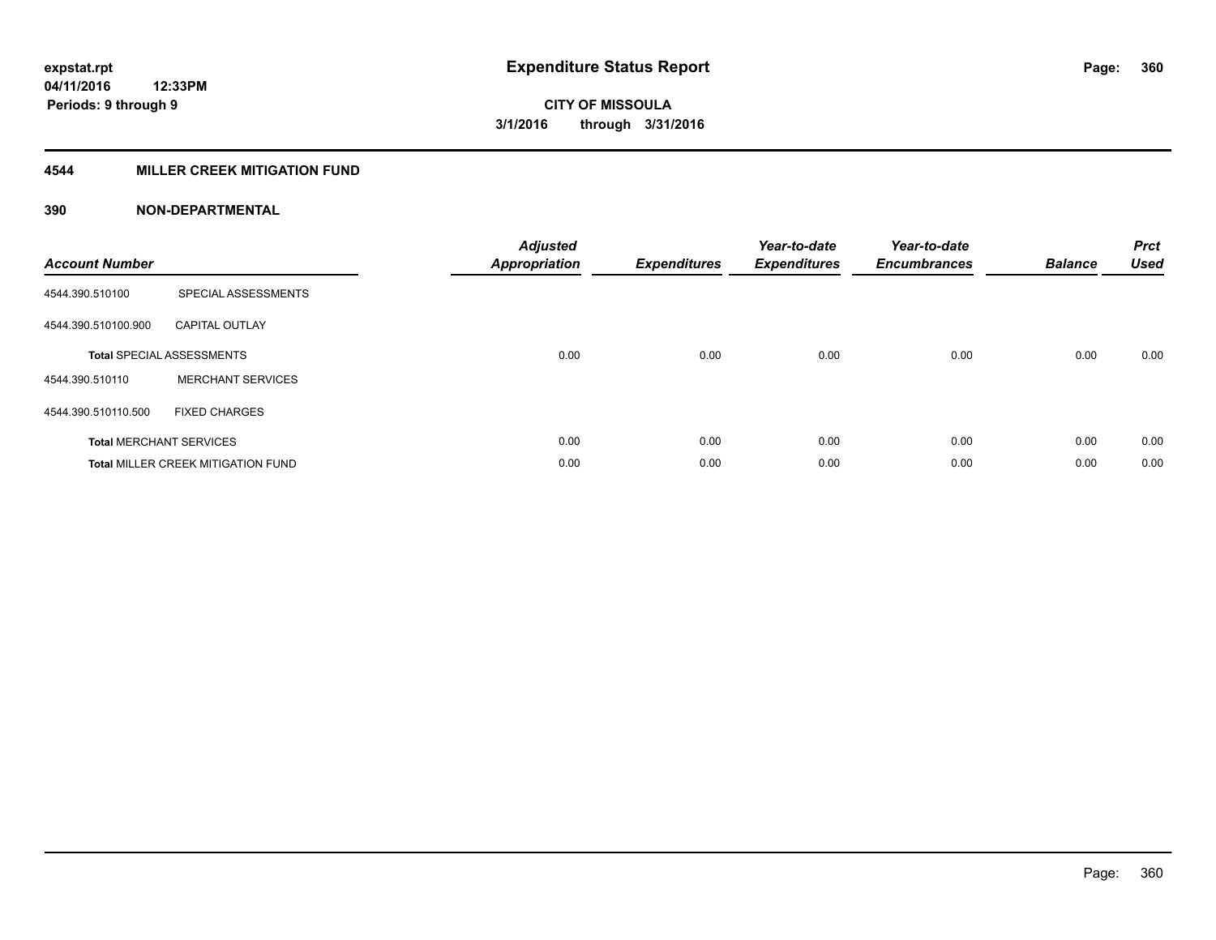expstat.rpt
04/11/2016 12:33PM
Periods: 9 through 9

# Expenditure Status Report

CITY OF MISSOULA
3/1/2016 through 3/31/2016

## 4544 MILLER CREEK MITIGATION FUND

### 390 NON-DEPARTMENTAL

| Account Number | | Adjusted Appropriation | Expenditures | Year-to-date Expenditures | Year-to-date Encumbrances | Balance | Prct Used |
|---|---|---|---|---|---|---|---|
| 4544.390.510100 | SPECIAL ASSESSMENTS | | | | | | |
| 4544.390.510100.900 | CAPITAL OUTLAY | | | | | | |
| **Total** SPECIAL ASSESSMENTS | | 0.00 | 0.00 | 0.00 | 0.00 | 0.00 | 0.00 |
| 4544.390.510110 | MERCHANT SERVICES | | | | | | |
| 4544.390.510110.500 | FIXED CHARGES | | | | | | |
| **Total** MERCHANT SERVICES | | 0.00 | 0.00 | 0.00 | 0.00 | 0.00 | 0.00 |
| **Total** MILLER CREEK MITIGATION FUND | | 0.00 | 0.00 | 0.00 | 0.00 | 0.00 | 0.00 |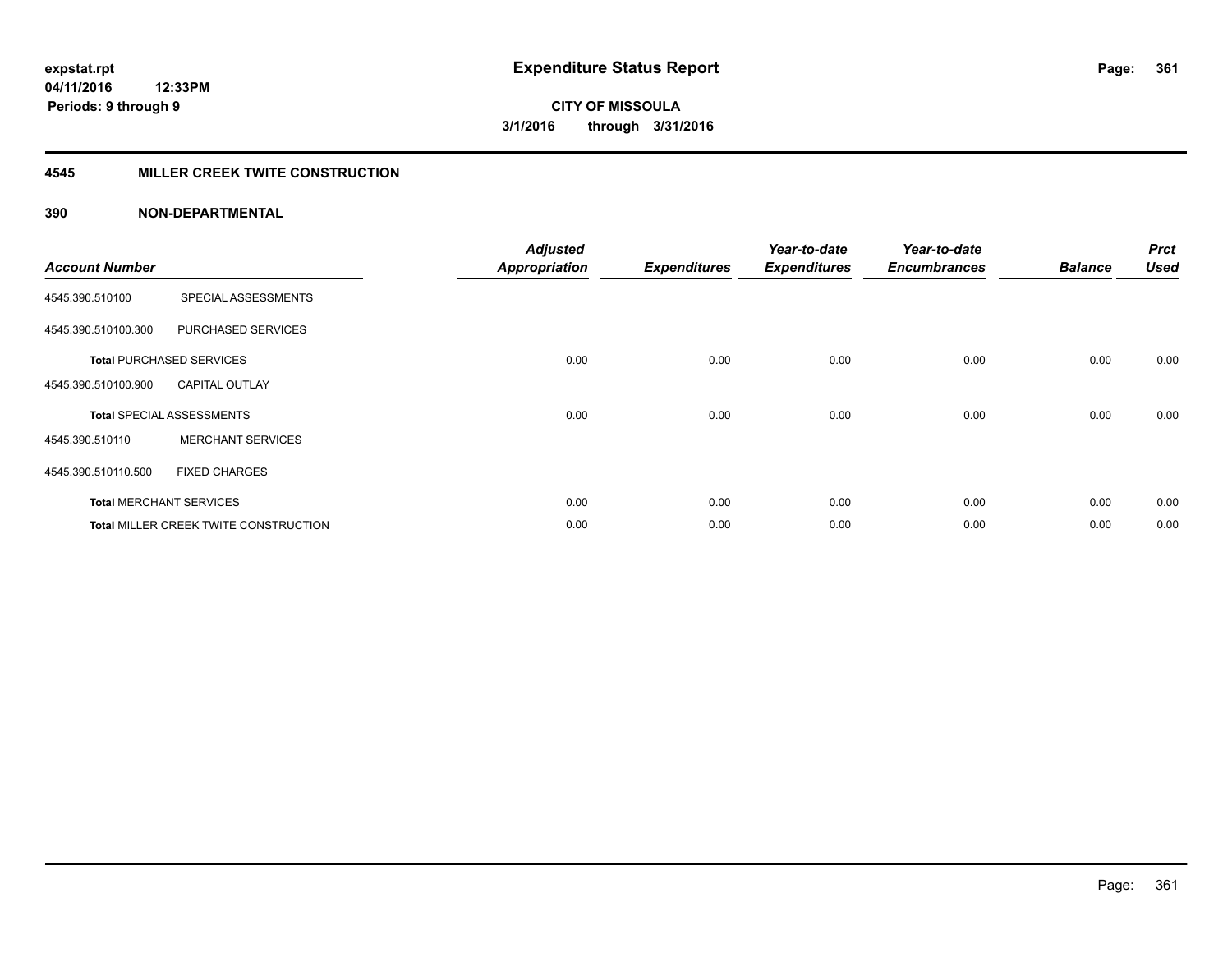**expstat.rpt**
**04/11/2016 12:33PM**
**Periods: 9 through 9**

# Expenditure Status Report

**CITY OF MISSOULA**
**3/1/2016 through 3/31/2016**

## 4545 MILLER CREEK TWITE CONSTRUCTION

### 390 NON-DEPARTMENTAL

| Account Number | | Adjusted Appropriation | Expenditures | Year-to-date Expenditures | Year-to-date Encumbrances | Balance | Prct Used |
|---|---|---|---|---|---|---|---|
| 4545.390.510100 | SPECIAL ASSESSMENTS | | | | | | |
| 4545.390.510100.300 | PURCHASED SERVICES | | | | | | |
| **Total** PURCHASED SERVICES | | 0.00 | 0.00 | 0.00 | 0.00 | 0.00 | 0.00 |
| 4545.390.510100.900 | CAPITAL OUTLAY | | | | | | |
| **Total** SPECIAL ASSESSMENTS | | 0.00 | 0.00 | 0.00 | 0.00 | 0.00 | 0.00 |
| 4545.390.510110 | MERCHANT SERVICES | | | | | | |
| 4545.390.510110.500 | FIXED CHARGES | | | | | | |
| **Total** MERCHANT SERVICES | | 0.00 | 0.00 | 0.00 | 0.00 | 0.00 | 0.00 |
| **Total** MILLER CREEK TWITE CONSTRUCTION | | 0.00 | 0.00 | 0.00 | 0.00 | 0.00 | 0.00 |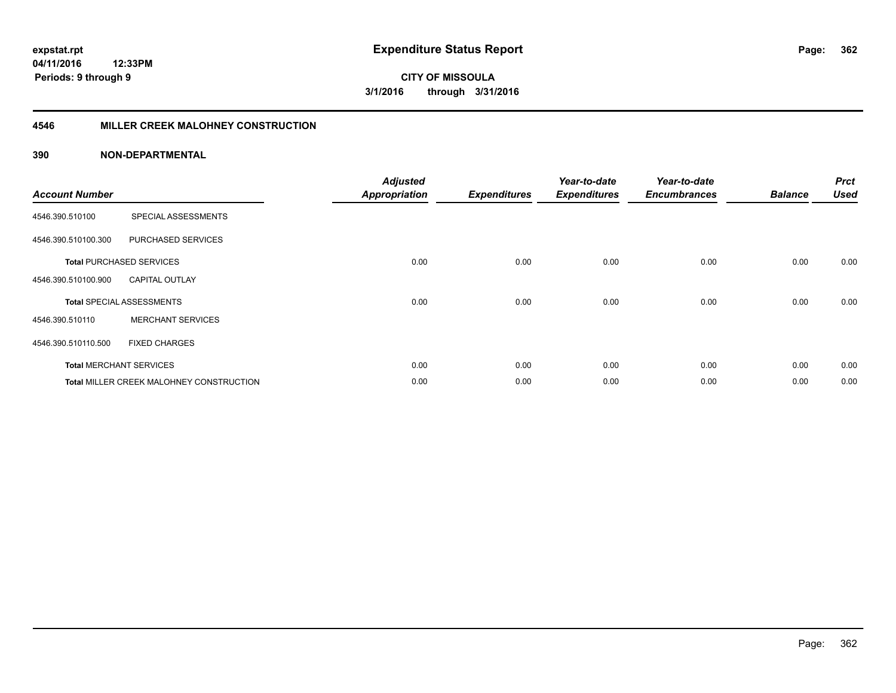# Expenditure Status Report

expstat.rpt
04/11/2016 12:33PM
Periods: 9 through 9

**CITY OF MISSOULA**
**3/1/2016 through 3/31/2016**

## 4546 MILLER CREEK MALOHNEY CONSTRUCTION

### 390 NON-DEPARTMENTAL

| Account Number | | Adjusted Appropriation | Expenditures | Year-to-date Expenditures | Year-to-date Encumbrances | Balance | Prct Used |
|---|---|---|---|---|---|---|---|
| 4546.390.510100 | SPECIAL ASSESSMENTS | | | | | | |
| 4546.390.510100.300 | PURCHASED SERVICES | | | | | | |
| **Total** PURCHASED SERVICES | | 0.00 | 0.00 | 0.00 | 0.00 | 0.00 | 0.00 |
| 4546.390.510100.900 | CAPITAL OUTLAY | | | | | | |
| **Total** SPECIAL ASSESSMENTS | | 0.00 | 0.00 | 0.00 | 0.00 | 0.00 | 0.00 |
| 4546.390.510110 | MERCHANT SERVICES | | | | | | |
| 4546.390.510110.500 | FIXED CHARGES | | | | | | |
| **Total** MERCHANT SERVICES | | 0.00 | 0.00 | 0.00 | 0.00 | 0.00 | 0.00 |
| **Total** MILLER CREEK MALOHNEY CONSTRUCTION | | 0.00 | 0.00 | 0.00 | 0.00 | 0.00 | 0.00 |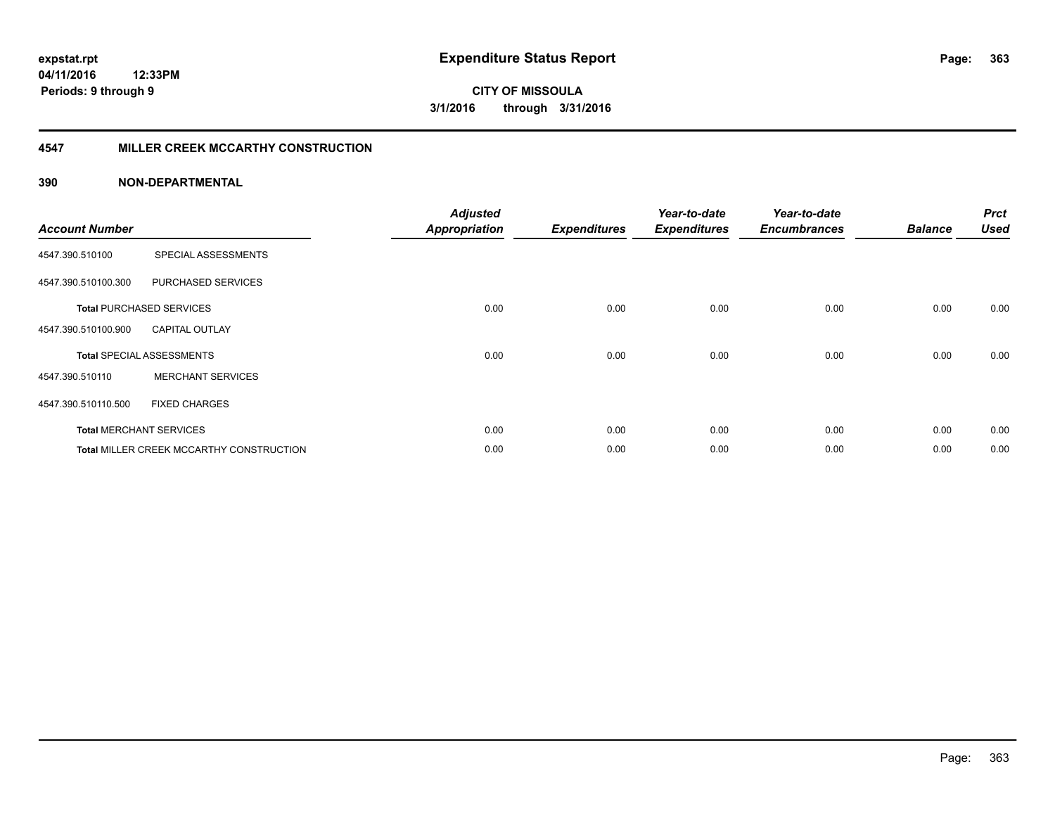**expstat.rpt**
**04/11/2016 12:33PM**
**Periods: 9 through 9**

# Expenditure Status Report

**CITY OF MISSOULA**
**3/1/2016 through 3/31/2016**

## 4547 MILLER CREEK MCCARTHY CONSTRUCTION

### 390 NON-DEPARTMENTAL

| Account Number | | Adjusted Appropriation | Expenditures | Year-to-date Expenditures | Year-to-date Encumbrances | Balance | Prct Used |
|---|---|---|---|---|---|---|---|
| 4547.390.510100 | SPECIAL ASSESSMENTS | | | | | | |
| 4547.390.510100.300 | PURCHASED SERVICES | | | | | | |
| **Total** PURCHASED SERVICES | | 0.00 | 0.00 | 0.00 | 0.00 | 0.00 | 0.00 |
| 4547.390.510100.900 | CAPITAL OUTLAY | | | | | | |
| **Total** SPECIAL ASSESSMENTS | | 0.00 | 0.00 | 0.00 | 0.00 | 0.00 | 0.00 |
| 4547.390.510110 | MERCHANT SERVICES | | | | | | |
| 4547.390.510110.500 | FIXED CHARGES | | | | | | |
| **Total** MERCHANT SERVICES | | 0.00 | 0.00 | 0.00 | 0.00 | 0.00 | 0.00 |
| **Total** MILLER CREEK MCCARTHY CONSTRUCTION | | 0.00 | 0.00 | 0.00 | 0.00 | 0.00 | 0.00 |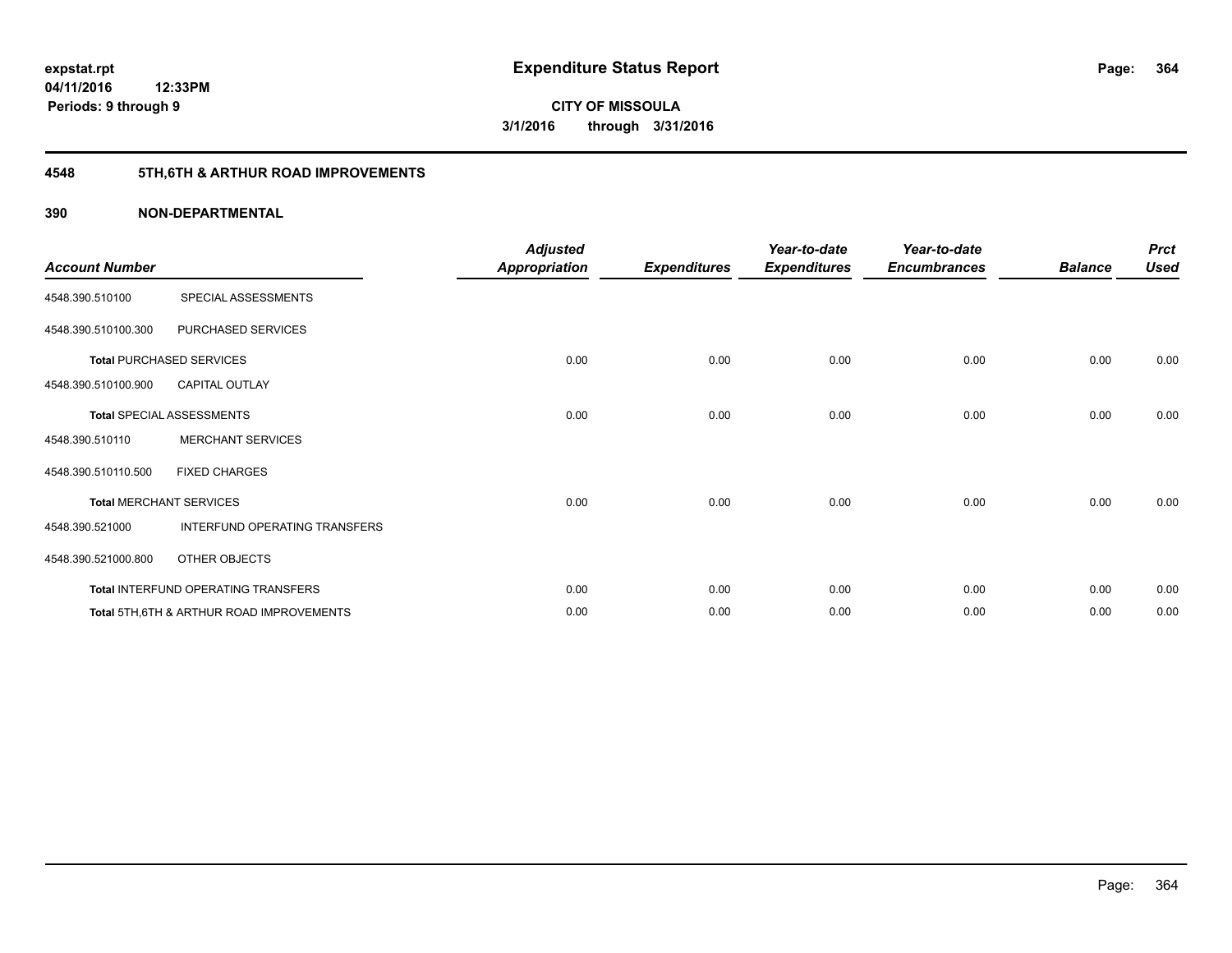# Expenditure Status Report

expstat.rpt
04/11/2016 12:33PM
Periods: 9 through 9

**CITY OF MISSOULA**
**3/1/2016 through 3/31/2016**

## 4548 5TH,6TH & ARTHUR ROAD IMPROVEMENTS

### 390 NON-DEPARTMENTAL

| Account Number | | Adjusted Appropriation | Expenditures | Year-to-date Expenditures | Year-to-date Encumbrances | Balance | Prct Used |
|---|---|---|---|---|---|---|---|
| 4548.390.510100 | SPECIAL ASSESSMENTS | | | | | | |
| 4548.390.510100.300 | PURCHASED SERVICES | | | | | | |
| **Total** PURCHASED SERVICES | | 0.00 | 0.00 | 0.00 | 0.00 | 0.00 | 0.00 |
| 4548.390.510100.900 | CAPITAL OUTLAY | | | | | | |
| **Total** SPECIAL ASSESSMENTS | | 0.00 | 0.00 | 0.00 | 0.00 | 0.00 | 0.00 |
| 4548.390.510110 | MERCHANT SERVICES | | | | | | |
| 4548.390.510110.500 | FIXED CHARGES | | | | | | |
| **Total** MERCHANT SERVICES | | 0.00 | 0.00 | 0.00 | 0.00 | 0.00 | 0.00 |
| 4548.390.521000 | INTERFUND OPERATING TRANSFERS | | | | | | |
| 4548.390.521000.800 | OTHER OBJECTS | | | | | | |
| **Total** INTERFUND OPERATING TRANSFERS | | 0.00 | 0.00 | 0.00 | 0.00 | 0.00 | 0.00 |
| **Total** 5TH,6TH & ARTHUR ROAD IMPROVEMENTS | | 0.00 | 0.00 | 0.00 | 0.00 | 0.00 | 0.00 |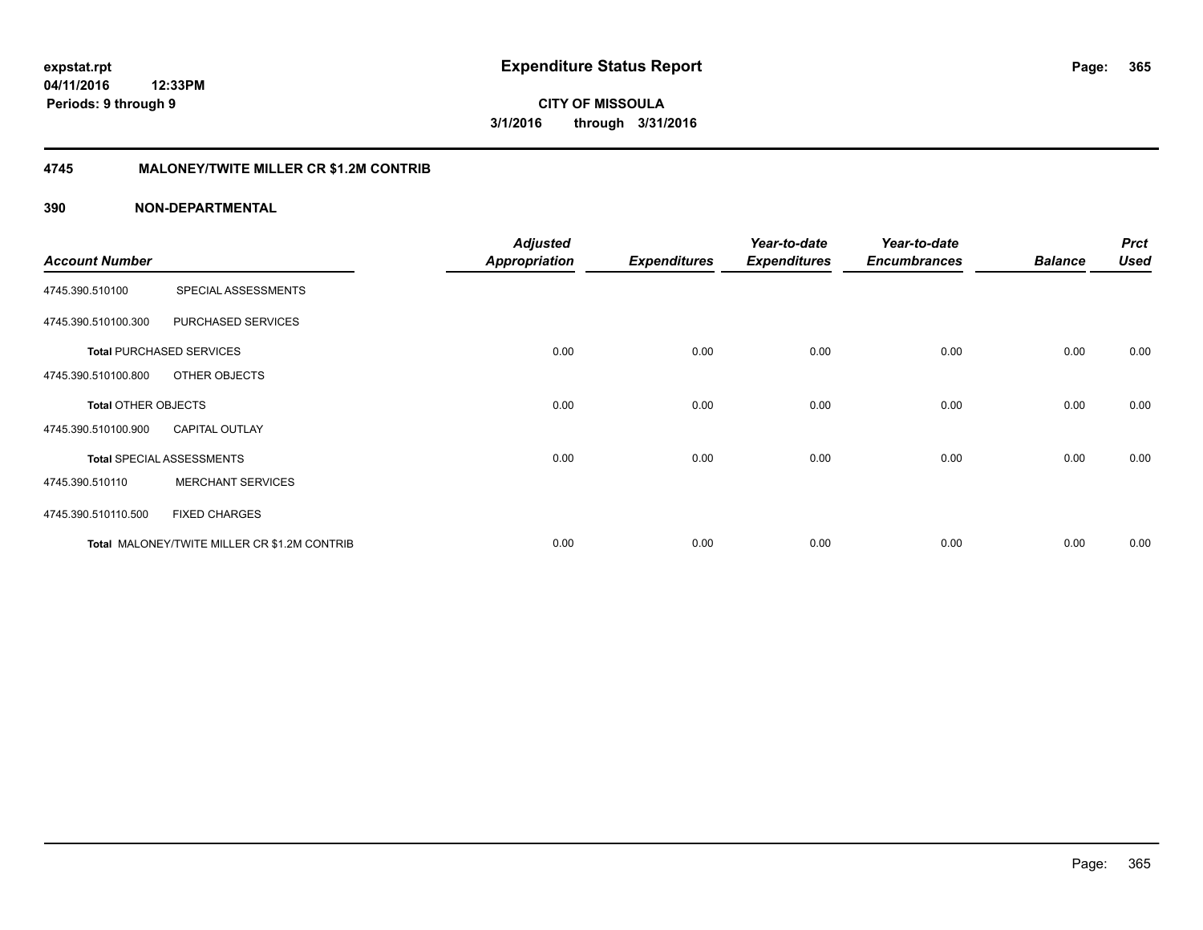**expstat.rpt**
**04/11/2016 12:33PM**
**Periods: 9 through 9**

# Expenditure Status Report

**CITY OF MISSOULA**
**3/1/2016 through 3/31/2016**

## 4745 MALONEY/TWITE MILLER CR $1.2M CONTRIB

## 390 NON-DEPARTMENTAL

| Account Number | | Adjusted Appropriation | Expenditures | Year-to-date Expenditures | Year-to-date Encumbrances | Balance | Prct Used |
|---|---|---|---|---|---|---|---|
| 4745.390.510100 | SPECIAL ASSESSMENTS | | | | | | |
| 4745.390.510100.300 | PURCHASED SERVICES | | | | | | |
| **Total** PURCHASED SERVICES | | 0.00 | 0.00 | 0.00 | 0.00 | 0.00 | 0.00 |
| 4745.390.510100.800 | OTHER OBJECTS | | | | | | |
| **Total** OTHER OBJECTS | | 0.00 | 0.00 | 0.00 | 0.00 | 0.00 | 0.00 |
| 4745.390.510100.900 | CAPITAL OUTLAY | | | | | | |
| **Total** SPECIAL ASSESSMENTS | | 0.00 | 0.00 | 0.00 | 0.00 | 0.00 | 0.00 |
| 4745.390.510110 | MERCHANT SERVICES | | | | | | |
| 4745.390.510110.500 | FIXED CHARGES | | | | | | |
| **Total** MALONEY/TWITE MILLER CR $1.2M CONTRIB | | 0.00 | 0.00 | 0.00 | 0.00 | 0.00 | 0.00 |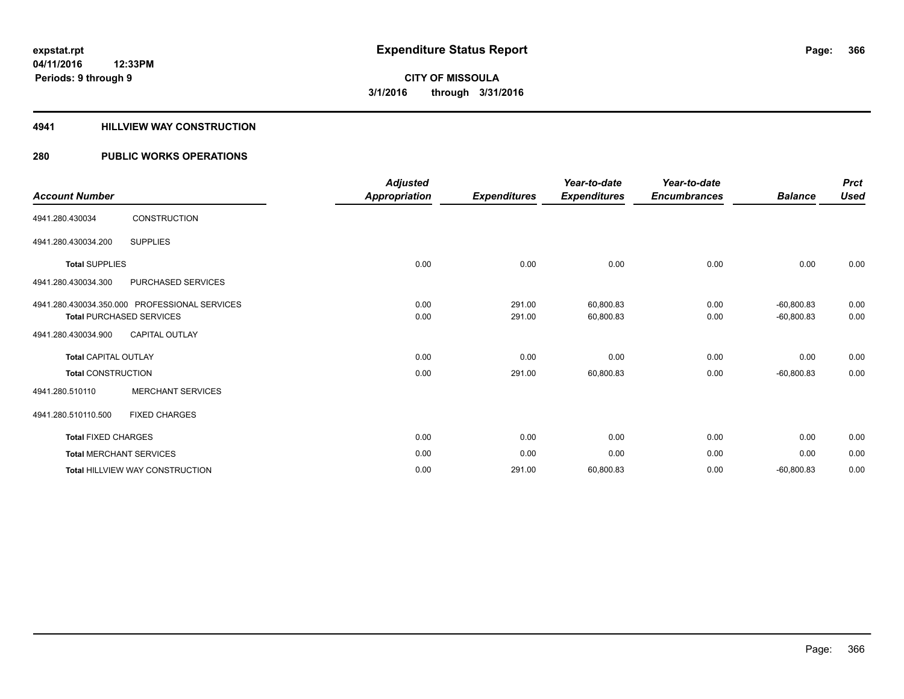**expstat.rpt**
**04/11/2016 12:33PM**
**Periods: 9 through 9**

# Expenditure Status Report

**CITY OF MISSOULA**
**3/1/2016 through 3/31/2016**

## 4941 HILLVIEW WAY CONSTRUCTION

## 280 PUBLIC WORKS OPERATIONS

| Account Number | | Adjusted Appropriation | Expenditures | Year-to-date Expenditures | Year-to-date Encumbrances | Balance | Prct Used |
|---|---|---|---|---|---|---|---|
| 4941.280.430034 | CONSTRUCTION | | | | | | |
| 4941.280.430034.200 | SUPPLIES | | | | | | |
| Total SUPPLIES | | 0.00 | 0.00 | 0.00 | 0.00 | 0.00 | 0.00 |
| 4941.280.430034.300 | PURCHASED SERVICES | | | | | | |
| 4941.280.430034.350.000 | PROFESSIONAL SERVICES | 0.00 | 291.00 | 60,800.83 | 0.00 | -60,800.83 | 0.00 |
| Total PURCHASED SERVICES | | 0.00 | 291.00 | 60,800.83 | 0.00 | -60,800.83 | 0.00 |
| 4941.280.430034.900 | CAPITAL OUTLAY | | | | | | |
| Total CAPITAL OUTLAY | | 0.00 | 0.00 | 0.00 | 0.00 | 0.00 | 0.00 |
| Total CONSTRUCTION | | 0.00 | 291.00 | 60,800.83 | 0.00 | -60,800.83 | 0.00 |
| 4941.280.510110 | MERCHANT SERVICES | | | | | | |
| 4941.280.510110.500 | FIXED CHARGES | | | | | | |
| Total FIXED CHARGES | | 0.00 | 0.00 | 0.00 | 0.00 | 0.00 | 0.00 |
| Total MERCHANT SERVICES | | 0.00 | 0.00 | 0.00 | 0.00 | 0.00 | 0.00 |
| Total HILLVIEW WAY CONSTRUCTION | | 0.00 | 291.00 | 60,800.83 | 0.00 | -60,800.83 | 0.00 |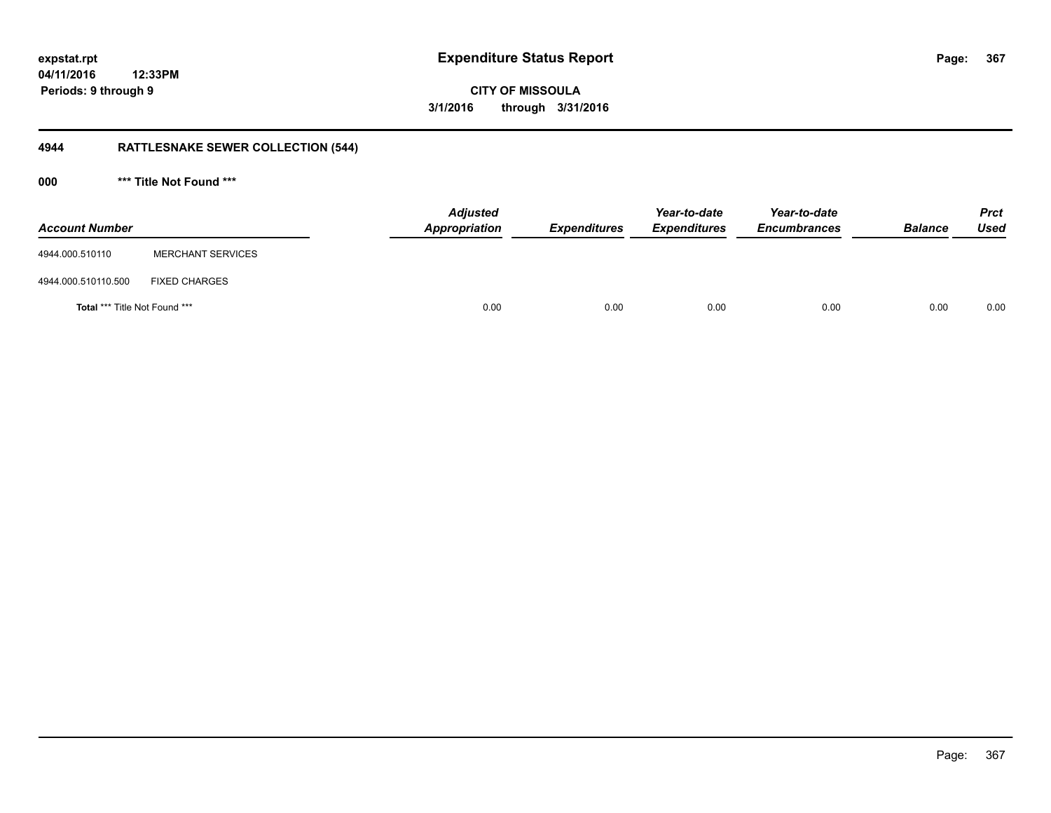**expstat.rpt**
**04/11/2016 12:33PM**
**Periods: 9 through 9**

# Expenditure Status Report

**CITY OF MISSOULA**
**3/1/2016 through 3/31/2016**

## 4944 RATTLESNAKE SEWER COLLECTION (544)

### 000 *** Title Not Found ***

| Account Number | | Adjusted Appropriation | Expenditures | Year-to-date Expenditures | Year-to-date Encumbrances | Balance | Prct Used |
|---|---|---|---|---|---|---|---|
| 4944.000.510110 | MERCHANT SERVICES | | | | | | |
| 4944.000.510110.500 | FIXED CHARGES | | | | | | |
| **Total** *** Title Not Found *** | | 0.00 | 0.00 | 0.00 | 0.00 | 0.00 | 0.00 |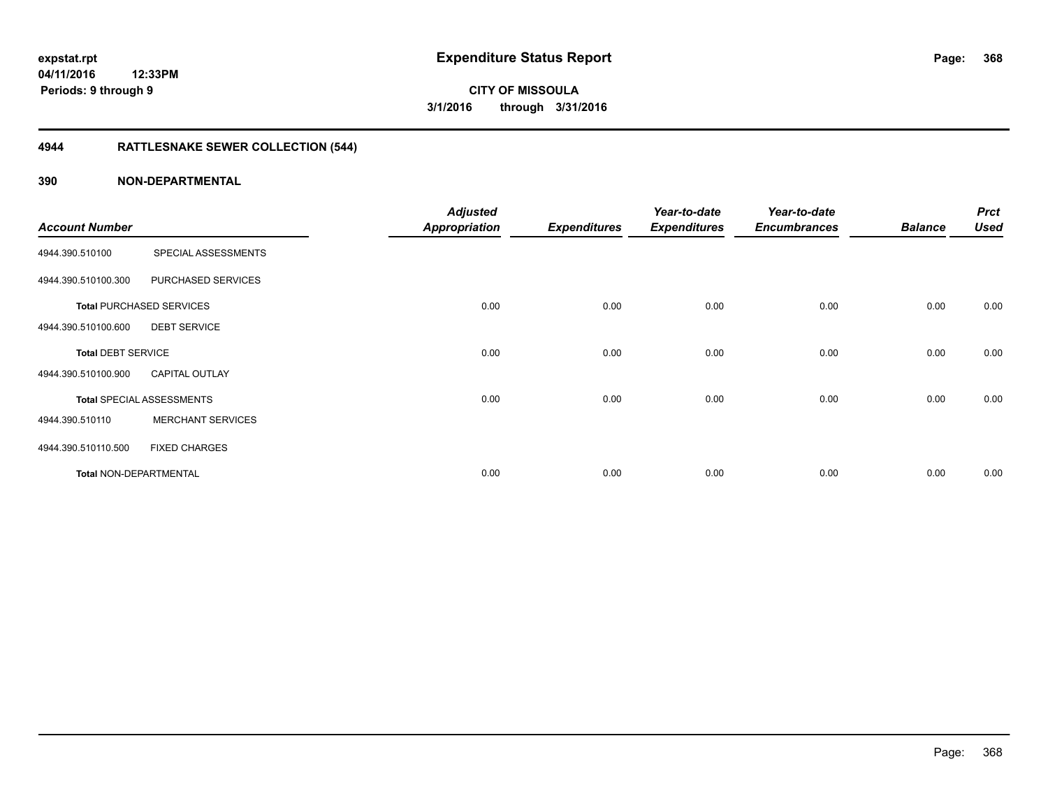# Expenditure Status Report

expstat.rpt
04/11/2016 12:33PM
Periods: 9 through 9

**CITY OF MISSOULA**
**3/1/2016 through 3/31/2016**

## 4944 RATTLESNAKE SEWER COLLECTION (544)

### 390 NON-DEPARTMENTAL

| Account Number | | Adjusted Appropriation | Expenditures | Year-to-date Expenditures | Year-to-date Encumbrances | Balance | Prct Used |
|---|---|---|---|---|---|---|---|
| 4944.390.510100 | SPECIAL ASSESSMENTS | | | | | | |
| 4944.390.510100.300 | PURCHASED SERVICES | | | | | | |
| **Total** PURCHASED SERVICES | | 0.00 | 0.00 | 0.00 | 0.00 | 0.00 | 0.00 |
| 4944.390.510100.600 | DEBT SERVICE | | | | | | |
| **Total** DEBT SERVICE | | 0.00 | 0.00 | 0.00 | 0.00 | 0.00 | 0.00 |
| 4944.390.510100.900 | CAPITAL OUTLAY | | | | | | |
| **Total** SPECIAL ASSESSMENTS | | 0.00 | 0.00 | 0.00 | 0.00 | 0.00 | 0.00 |
| 4944.390.510110 | MERCHANT SERVICES | | | | | | |
| 4944.390.510110.500 | FIXED CHARGES | | | | | | |
| **Total** NON-DEPARTMENTAL | | 0.00 | 0.00 | 0.00 | 0.00 | 0.00 | 0.00 |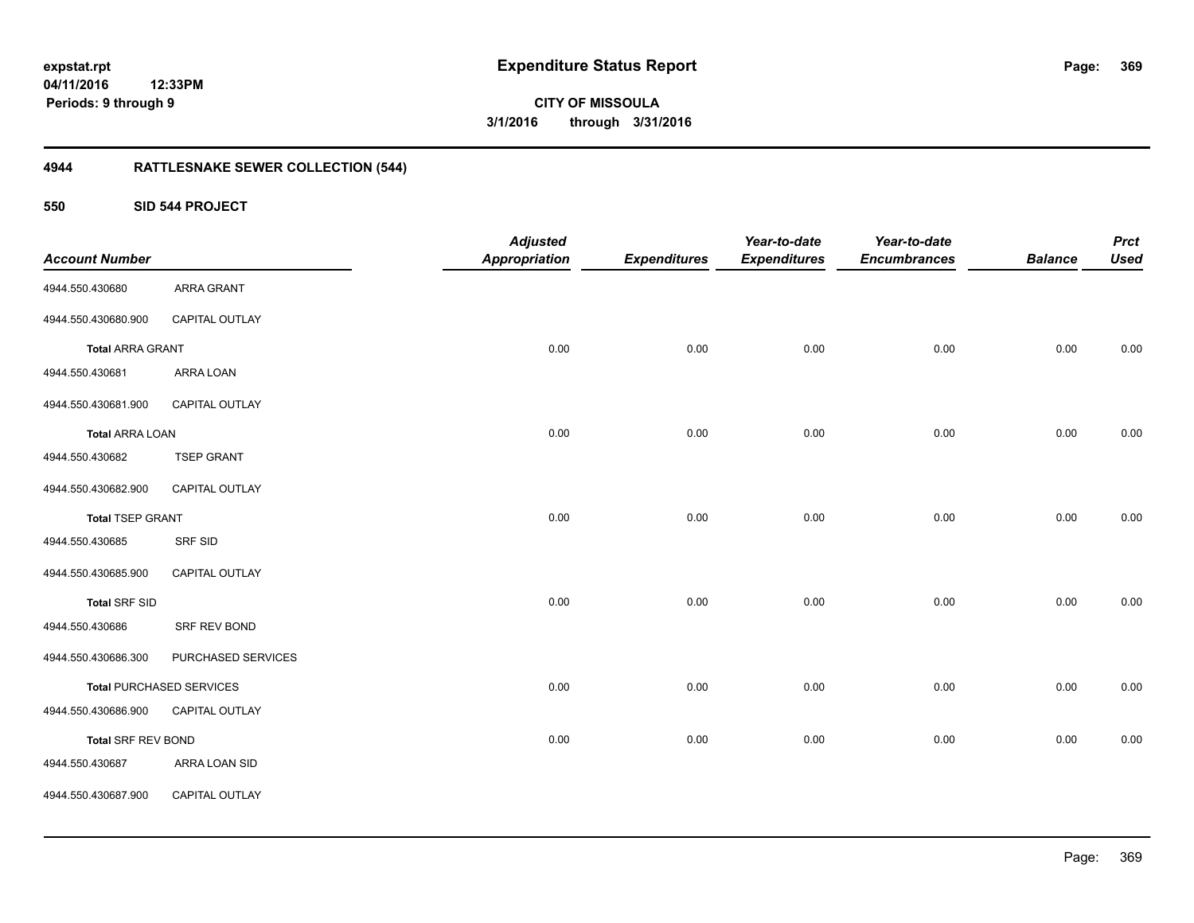# Expenditure Status Report

**expstat.rpt**
**04/11/2016 12:33PM**
**Periods: 9 through 9**

**CITY OF MISSOULA**
**3/1/2016 through 3/31/2016**

## 4944 RATTLESNAKE SEWER COLLECTION (544)

### 550 SID 544 PROJECT

| Account Number | | Adjusted Appropriation | Expenditures | Year-to-date Expenditures | Year-to-date Encumbrances | Balance | Prct Used |
|---|---|---|---|---|---|---|---|
| 4944.550.430680 | ARRA GRANT | | | | | | |
| 4944.550.430680.900 | CAPITAL OUTLAY | | | | | | |
| **Total** ARRA GRANT | | 0.00 | 0.00 | 0.00 | 0.00 | 0.00 | 0.00 |
| 4944.550.430681 | ARRA LOAN | | | | | | |
| 4944.550.430681.900 | CAPITAL OUTLAY | | | | | | |
| **Total** ARRA LOAN | | 0.00 | 0.00 | 0.00 | 0.00 | 0.00 | 0.00 |
| 4944.550.430682 | TSEP GRANT | | | | | | |
| 4944.550.430682.900 | CAPITAL OUTLAY | | | | | | |
| **Total** TSEP GRANT | | 0.00 | 0.00 | 0.00 | 0.00 | 0.00 | 0.00 |
| 4944.550.430685 | SRF SID | | | | | | |
| 4944.550.430685.900 | CAPITAL OUTLAY | | | | | | |
| **Total** SRF SID | | 0.00 | 0.00 | 0.00 | 0.00 | 0.00 | 0.00 |
| 4944.550.430686 | SRF REV BOND | | | | | | |
| 4944.550.430686.300 | PURCHASED SERVICES | | | | | | |
| **Total** PURCHASED SERVICES | | 0.00 | 0.00 | 0.00 | 0.00 | 0.00 | 0.00 |
| 4944.550.430686.900 | CAPITAL OUTLAY | | | | | | |
| **Total** SRF REV BOND | | 0.00 | 0.00 | 0.00 | 0.00 | 0.00 | 0.00 |
| 4944.550.430687 | ARRA LOAN SID | | | | | | |
| 4944.550.430687.900 | CAPITAL OUTLAY | | | | | | |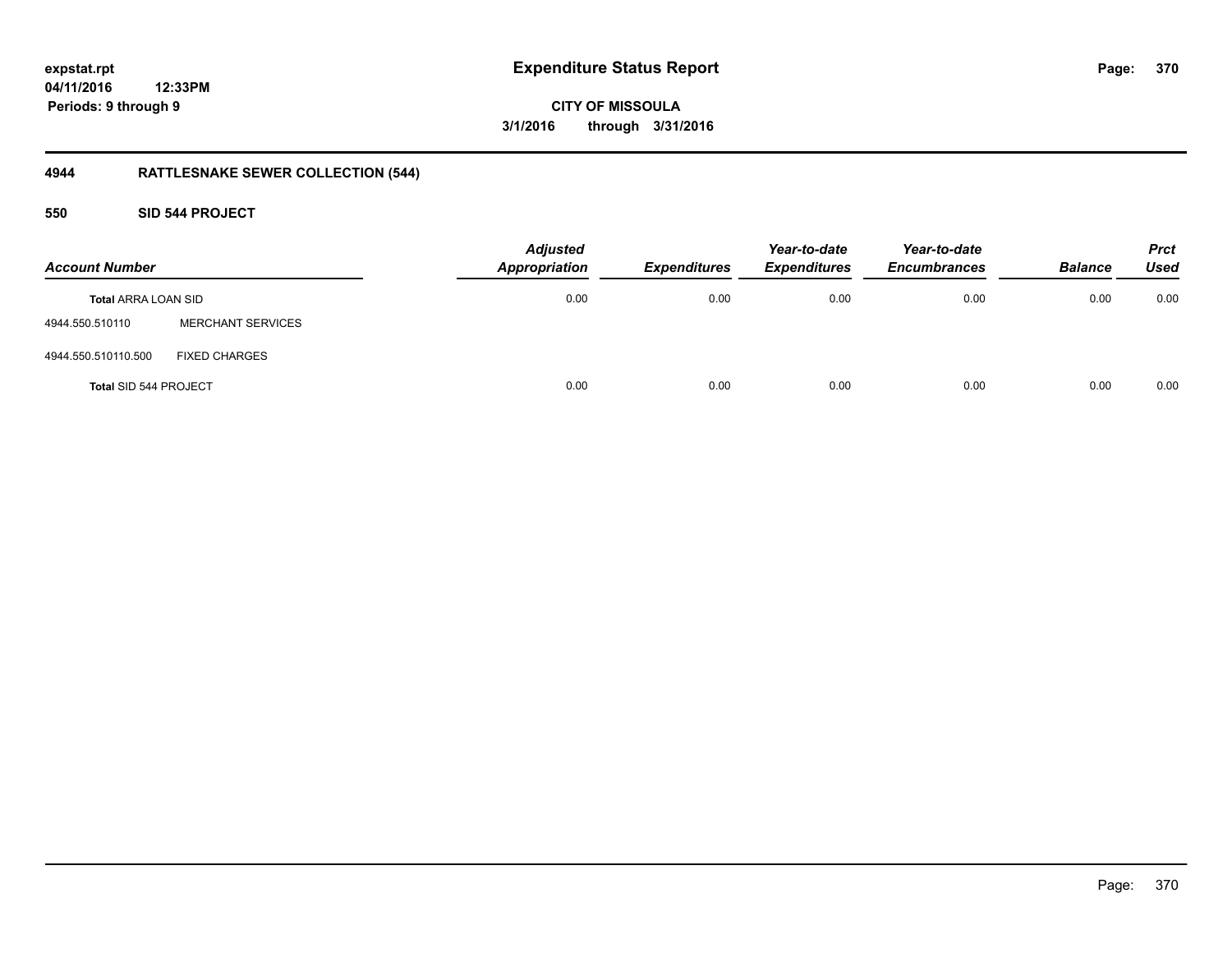**expstat.rpt**
**04/11/2016 12:33PM**
**Periods: 9 through 9**

# Expenditure Status Report

**CITY OF MISSOULA**
**3/1/2016 through 3/31/2016**

## 4944 RATTLESNAKE SEWER COLLECTION (544)

### 550 SID 544 PROJECT

| Account Number | | Adjusted Appropriation | Expenditures | Year-to-date Expenditures | Year-to-date Encumbrances | Balance | Prct Used |
|---|---|---|---|---|---|---|---|
| **Total** ARRA LOAN SID | | 0.00 | 0.00 | 0.00 | 0.00 | 0.00 | 0.00 |
| 4944.550.510110 | MERCHANT SERVICES | | | | | | |
| 4944.550.510110.500 | FIXED CHARGES | | | | | | |
| **Total** SID 544 PROJECT | | 0.00 | 0.00 | 0.00 | 0.00 | 0.00 | 0.00 |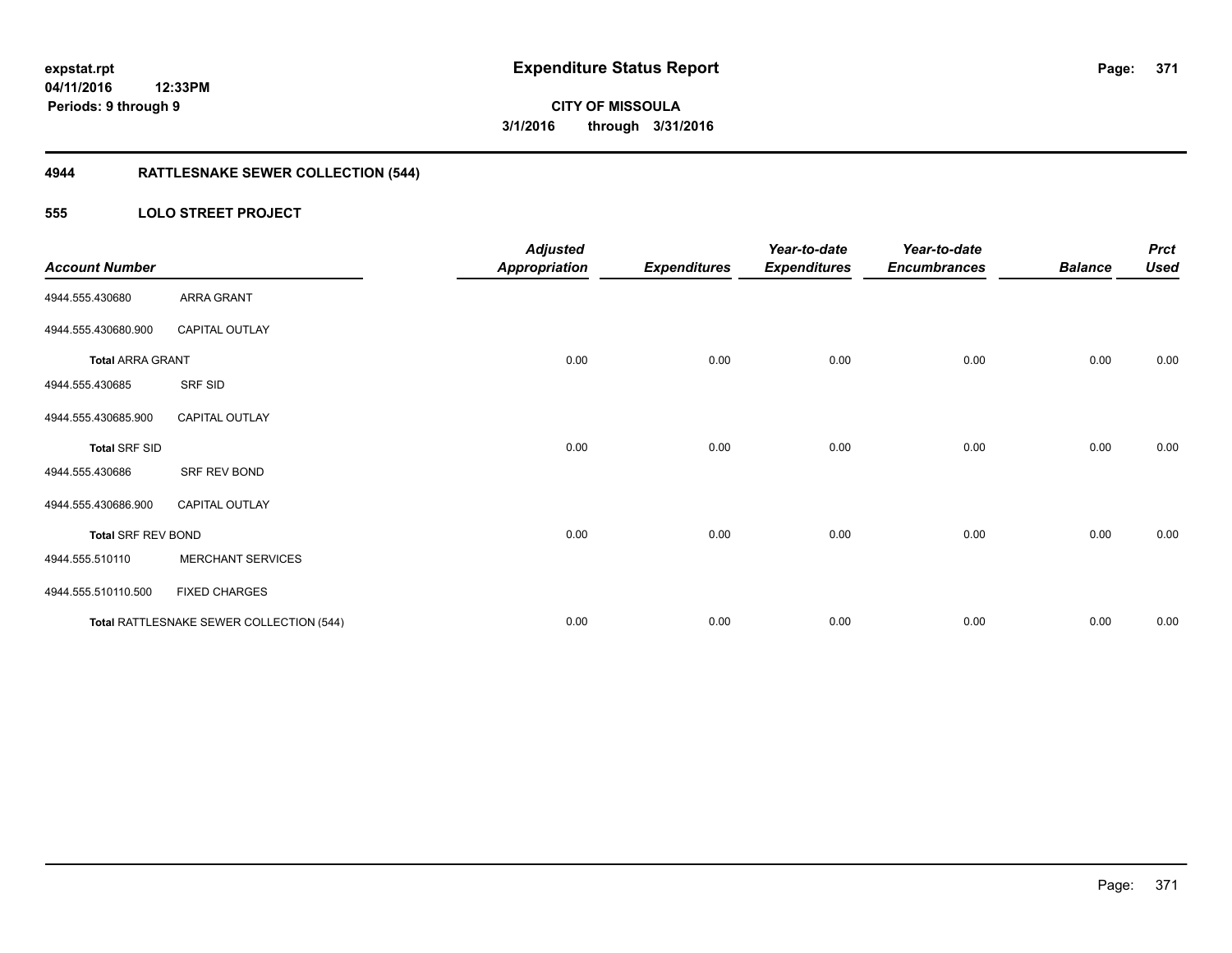# Expenditure Status Report

**CITY OF MISSOULA**
**3/1/2016 through 3/31/2016**

expstat.rpt
04/11/2016 12:33PM
Periods: 9 through 9

## 4944 RATTLESNAKE SEWER COLLECTION (544)

### 555 LOLO STREET PROJECT

| Account Number | | Adjusted Appropriation | Expenditures | Year-to-date Expenditures | Year-to-date Encumbrances | Balance | Prct Used |
|---|---|---|---|---|---|---|---|
| 4944.555.430680 | ARRA GRANT | | | | | | |
| 4944.555.430680.900 | CAPITAL OUTLAY | | | | | | |
| **Total** ARRA GRANT | | 0.00 | 0.00 | 0.00 | 0.00 | 0.00 | 0.00 |
| 4944.555.430685 | SRF SID | | | | | | |
| 4944.555.430685.900 | CAPITAL OUTLAY | | | | | | |
| **Total** SRF SID | | 0.00 | 0.00 | 0.00 | 0.00 | 0.00 | 0.00 |
| 4944.555.430686 | SRF REV BOND | | | | | | |
| 4944.555.430686.900 | CAPITAL OUTLAY | | | | | | |
| **Total** SRF REV BOND | | 0.00 | 0.00 | 0.00 | 0.00 | 0.00 | 0.00 |
| 4944.555.510110 | MERCHANT SERVICES | | | | | | |
| 4944.555.510110.500 | FIXED CHARGES | | | | | | |
| **Total** RATTLESNAKE SEWER COLLECTION (544) | | 0.00 | 0.00 | 0.00 | 0.00 | 0.00 | 0.00 |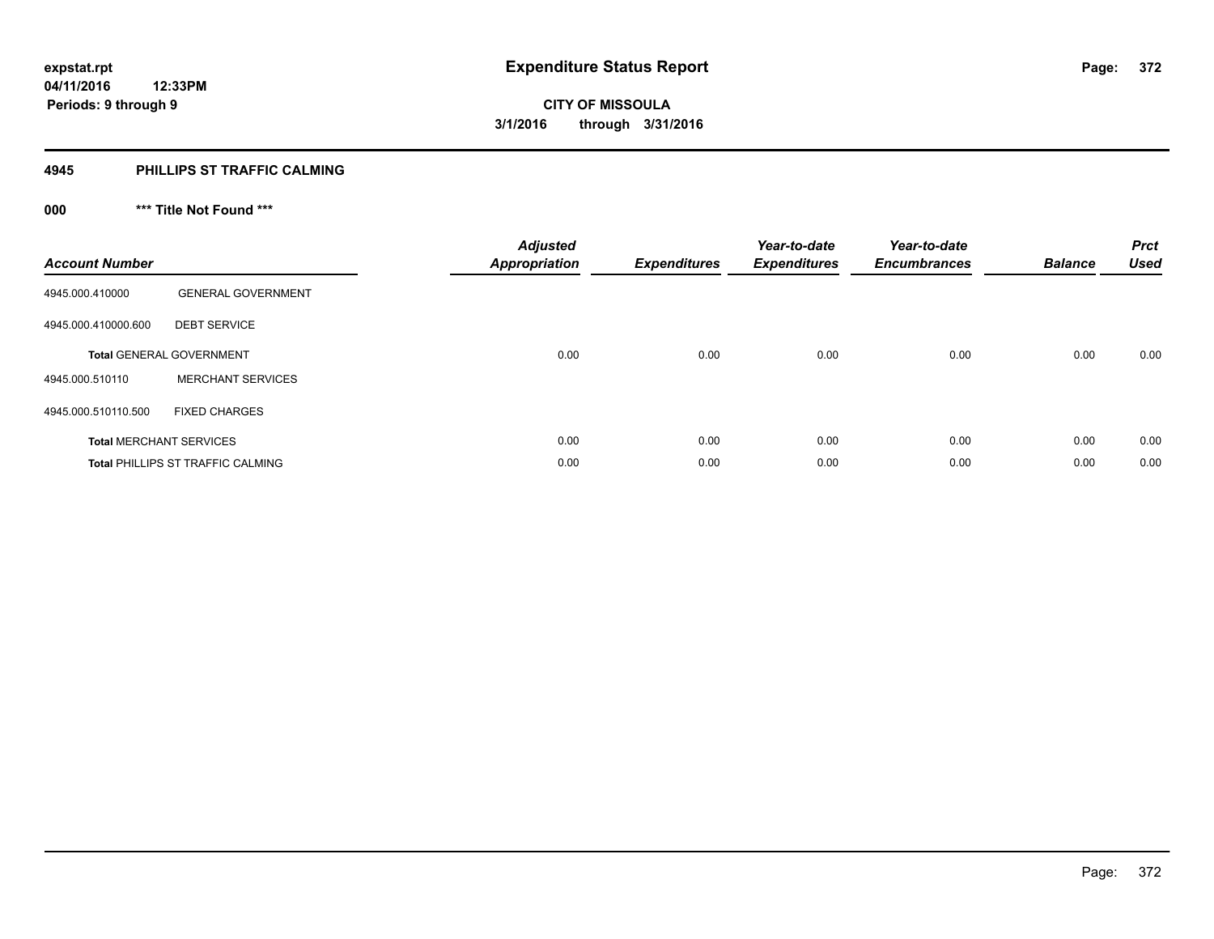expstat.rpt
04/11/2016 12:33PM
Periods: 9 through 9

# Expenditure Status Report

CITY OF MISSOULA
3/1/2016 through 3/31/2016

## 4945 PHILLIPS ST TRAFFIC CALMING

### 000 *** Title Not Found ***

| Account Number | | Adjusted Appropriation | Expenditures | Year-to-date Expenditures | Year-to-date Encumbrances | Balance | Prct Used |
|---|---|---|---|---|---|---|---|
| 4945.000.410000 | GENERAL GOVERNMENT | | | | | | |
| 4945.000.410000.600 | DEBT SERVICE | | | | | | |
| **Total** GENERAL GOVERNMENT | | 0.00 | 0.00 | 0.00 | 0.00 | 0.00 | 0.00 |
| 4945.000.510110 | MERCHANT SERVICES | | | | | | |
| 4945.000.510110.500 | FIXED CHARGES | | | | | | |
| **Total** MERCHANT SERVICES | | 0.00 | 0.00 | 0.00 | 0.00 | 0.00 | 0.00 |
| **Total** PHILLIPS ST TRAFFIC CALMING | | 0.00 | 0.00 | 0.00 | 0.00 | 0.00 | 0.00 |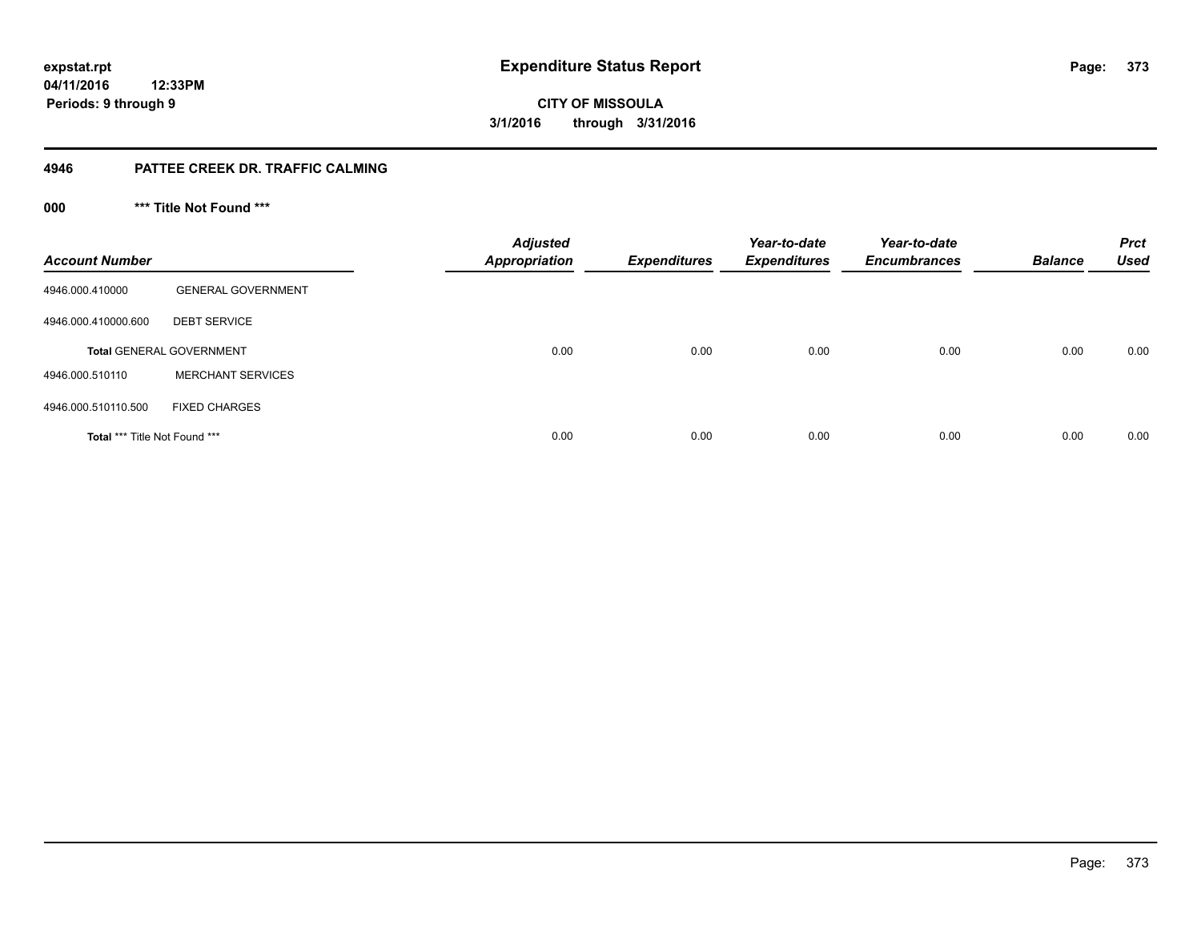# Expenditure Status Report

expstat.rpt
04/11/2016 12:33PM
Periods: 9 through 9

**CITY OF MISSOULA**
**3/1/2016 through 3/31/2016**

## 4946 PATTEE CREEK DR. TRAFFIC CALMING

### 000 *** Title Not Found ***

| Account Number | | Adjusted Appropriation | Expenditures | Year-to-date Expenditures | Year-to-date Encumbrances | Balance | Prct Used |
|---|---|---|---|---|---|---|---|
| 4946.000.410000 | GENERAL GOVERNMENT | | | | | | |
| 4946.000.410000.600 | DEBT SERVICE | | | | | | |
| **Total** GENERAL GOVERNMENT | | 0.00 | 0.00 | 0.00 | 0.00 | 0.00 | 0.00 |
| 4946.000.510110 | MERCHANT SERVICES | | | | | | |
| 4946.000.510110.500 | FIXED CHARGES | | | | | | |
| **Total** *** Title Not Found *** | | 0.00 | 0.00 | 0.00 | 0.00 | 0.00 | 0.00 |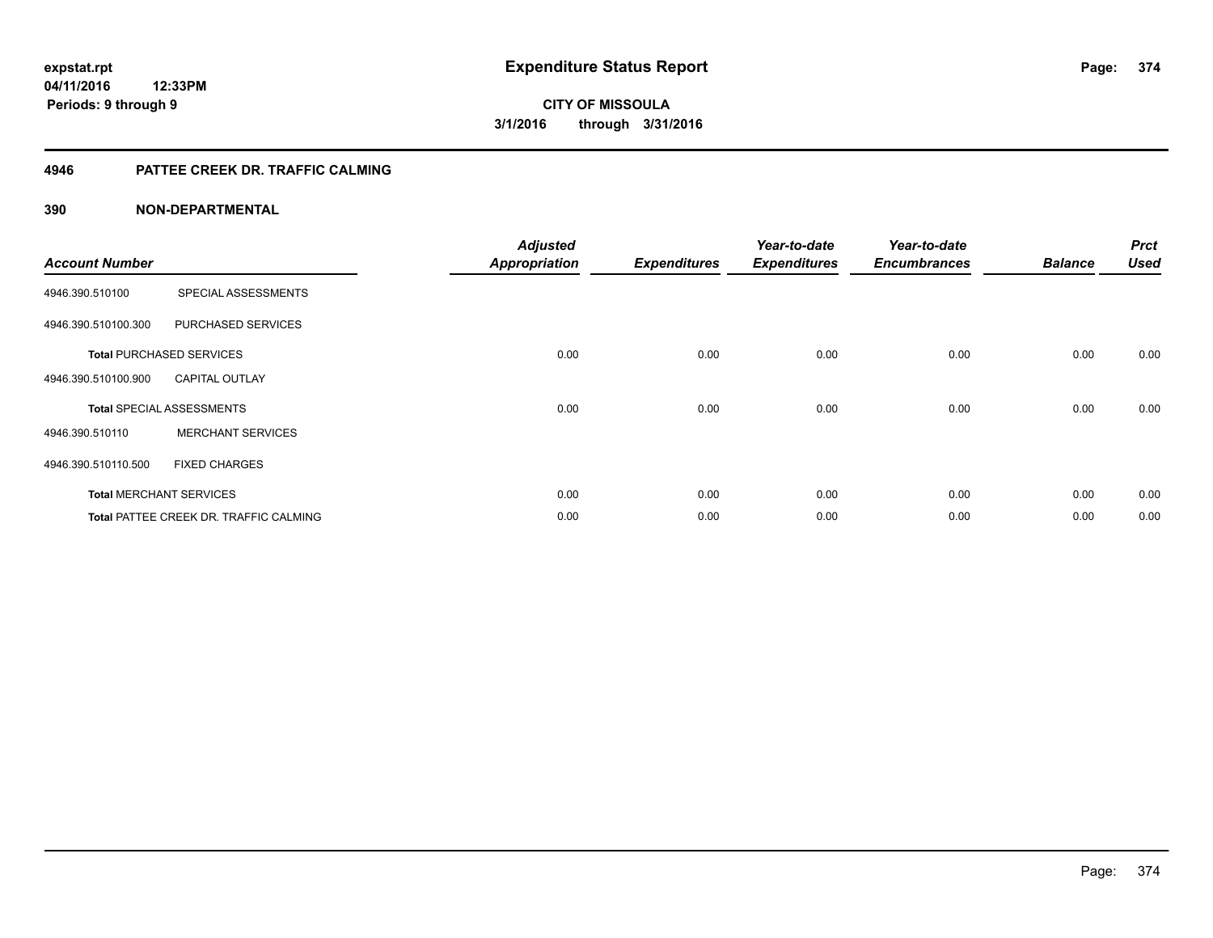**expstat.rpt**
**04/11/2016 12:33PM**
**Periods: 9 through 9**

# Expenditure Status Report

**CITY OF MISSOULA**
**3/1/2016 through 3/31/2016**

## 4946 PATTEE CREEK DR. TRAFFIC CALMING

### 390 NON-DEPARTMENTAL

| Account Number | | Adjusted Appropriation | Expenditures | Year-to-date Expenditures | Year-to-date Encumbrances | Balance | Prct Used |
|---|---|---|---|---|---|---|---|
| 4946.390.510100 | SPECIAL ASSESSMENTS | | | | | | |
| 4946.390.510100.300 | PURCHASED SERVICES | | | | | | |
| **Total** PURCHASED SERVICES | | 0.00 | 0.00 | 0.00 | 0.00 | 0.00 | 0.00 |
| 4946.390.510100.900 | CAPITAL OUTLAY | | | | | | |
| **Total** SPECIAL ASSESSMENTS | | 0.00 | 0.00 | 0.00 | 0.00 | 0.00 | 0.00 |
| 4946.390.510110 | MERCHANT SERVICES | | | | | | |
| 4946.390.510110.500 | FIXED CHARGES | | | | | | |
| **Total** MERCHANT SERVICES | | 0.00 | 0.00 | 0.00 | 0.00 | 0.00 | 0.00 |
| **Total** PATTEE CREEK DR. TRAFFIC CALMING | | 0.00 | 0.00 | 0.00 | 0.00 | 0.00 | 0.00 |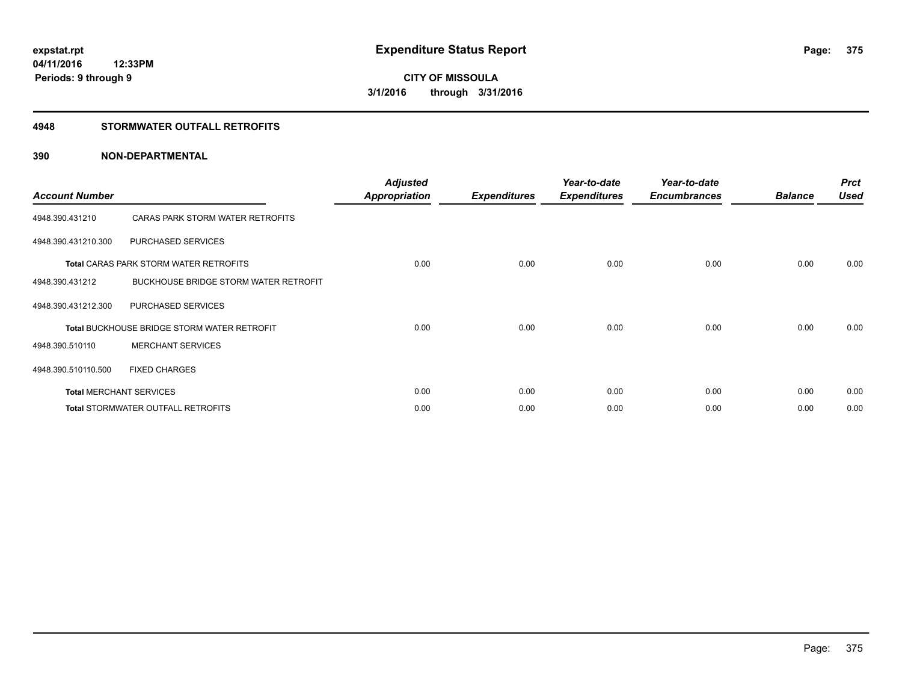**expstat.rpt**
**04/11/2016 12:33PM**
**Periods: 9 through 9**

# Expenditure Status Report

**CITY OF MISSOULA**
**3/1/2016 through 3/31/2016**

## 4948 STORMWATER OUTFALL RETROFITS

### 390 NON-DEPARTMENTAL

| Account Number | | Adjusted Appropriation | Expenditures | Year-to-date Expenditures | Year-to-date Encumbrances | Balance | Prct Used |
|---|---|---|---|---|---|---|---|
| 4948.390.431210 | CARAS PARK STORM WATER RETROFITS | | | | | | |
| 4948.390.431210.300 | PURCHASED SERVICES | | | | | | |
| **Total** CARAS PARK STORM WATER RETROFITS | | 0.00 | 0.00 | 0.00 | 0.00 | 0.00 | 0.00 |
| 4948.390.431212 | BUCKHOUSE BRIDGE STORM WATER RETROFIT | | | | | | |
| 4948.390.431212.300 | PURCHASED SERVICES | | | | | | |
| **Total** BUCKHOUSE BRIDGE STORM WATER RETROFIT | | 0.00 | 0.00 | 0.00 | 0.00 | 0.00 | 0.00 |
| 4948.390.510110 | MERCHANT SERVICES | | | | | | |
| 4948.390.510110.500 | FIXED CHARGES | | | | | | |
| **Total** MERCHANT SERVICES | | 0.00 | 0.00 | 0.00 | 0.00 | 0.00 | 0.00 |
| **Total** STORMWATER OUTFALL RETROFITS | | 0.00 | 0.00 | 0.00 | 0.00 | 0.00 | 0.00 |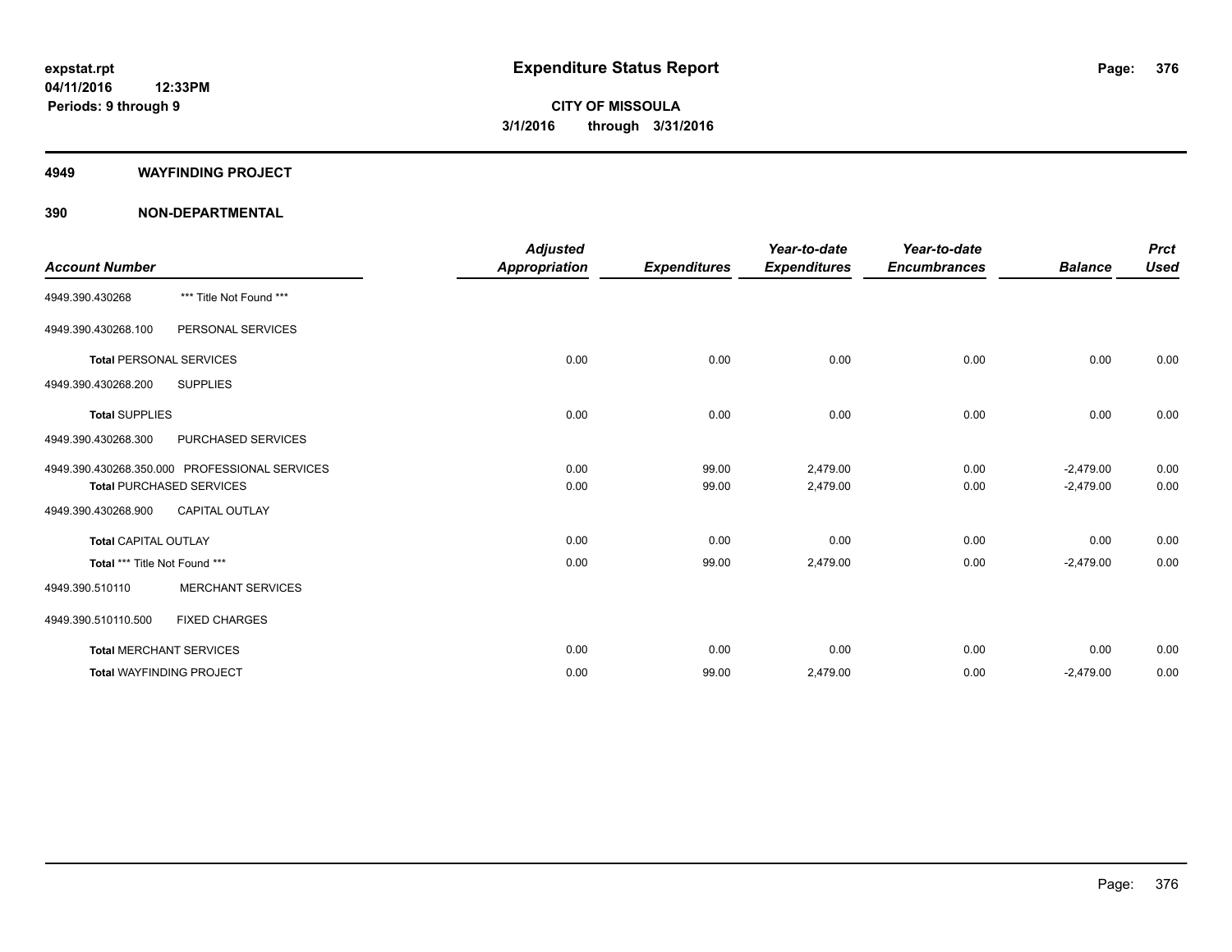**expstat.rpt**
**04/11/2016 12:33PM**
**Periods: 9 through 9**

# Expenditure Status Report

**CITY OF MISSOULA**
**3/1/2016 through 3/31/2016**

## 4949 WAYFINDING PROJECT

## 390 NON-DEPARTMENTAL

| Account Number | | Adjusted Appropriation | Expenditures | Year-to-date Expenditures | Year-to-date Encumbrances | Balance | Prct Used |
|---|---|---|---|---|---|---|---|
| 4949.390.430268 | *** Title Not Found *** | | | | | | |
| 4949.390.430268.100 | PERSONAL SERVICES | | | | | | |
| **Total** PERSONAL SERVICES | | 0.00 | 0.00 | 0.00 | 0.00 | 0.00 | 0.00 |
| 4949.390.430268.200 | SUPPLIES | | | | | | |
| **Total** SUPPLIES | | 0.00 | 0.00 | 0.00 | 0.00 | 0.00 | 0.00 |
| 4949.390.430268.300 | PURCHASED SERVICES | | | | | | |
| 4949.390.430268.350.000 | PROFESSIONAL SERVICES | 0.00 | 99.00 | 2,479.00 | 0.00 | -2,479.00 | 0.00 |
| **Total** PURCHASED SERVICES | | 0.00 | 99.00 | 2,479.00 | 0.00 | -2,479.00 | 0.00 |
| 4949.390.430268.900 | CAPITAL OUTLAY | | | | | | |
| **Total** CAPITAL OUTLAY | | 0.00 | 0.00 | 0.00 | 0.00 | 0.00 | 0.00 |
| **Total** *** Title Not Found *** | | 0.00 | 99.00 | 2,479.00 | 0.00 | -2,479.00 | 0.00 |
| 4949.390.510110 | MERCHANT SERVICES | | | | | | |
| 4949.390.510110.500 | FIXED CHARGES | | | | | | |
| **Total** MERCHANT SERVICES | | 0.00 | 0.00 | 0.00 | 0.00 | 0.00 | 0.00 |
| **Total** WAYFINDING PROJECT | | 0.00 | 99.00 | 2,479.00 | 0.00 | -2,479.00 | 0.00 |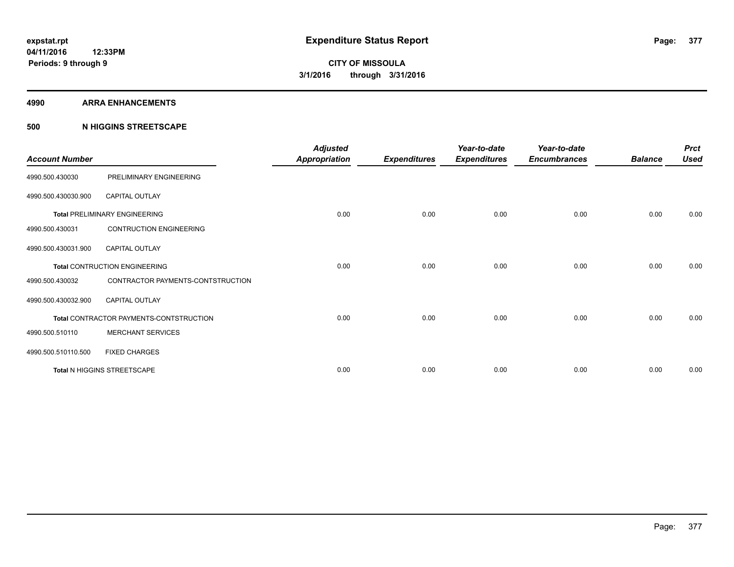expstat.rpt
04/11/2016 12:33PM
Periods: 9 through 9

# Expenditure Status Report

**CITY OF MISSOULA**
**3/1/2016 through 3/31/2016**

## 4990 ARRA ENHANCEMENTS

### 500 N HIGGINS STREETSCAPE

| Account Number | | Adjusted Appropriation | Expenditures | Year-to-date Expenditures | Year-to-date Encumbrances | Balance | Prct Used |
|---|---|---|---|---|---|---|---|
| 4990.500.430030 | PRELIMINARY ENGINEERING | | | | | | |
| 4990.500.430030.900 | CAPITAL OUTLAY | | | | | | |
| | **Total** PRELIMINARY ENGINEERING | 0.00 | 0.00 | 0.00 | 0.00 | 0.00 | 0.00 |
| 4990.500.430031 | CONTRUCTION ENGINEERING | | | | | | |
| 4990.500.430031.900 | CAPITAL OUTLAY | | | | | | |
| | **Total** CONTRUCTION ENGINEERING | 0.00 | 0.00 | 0.00 | 0.00 | 0.00 | 0.00 |
| 4990.500.430032 | CONTRACTOR PAYMENTS-CONTSTRUCTION | | | | | | |
| 4990.500.430032.900 | CAPITAL OUTLAY | | | | | | |
| | **Total** CONTRACTOR PAYMENTS-CONTSTRUCTION | 0.00 | 0.00 | 0.00 | 0.00 | 0.00 | 0.00 |
| 4990.500.510110 | MERCHANT SERVICES | | | | | | |
| 4990.500.510110.500 | FIXED CHARGES | | | | | | |
| | **Total** N HIGGINS STREETSCAPE | 0.00 | 0.00 | 0.00 | 0.00 | 0.00 | 0.00 |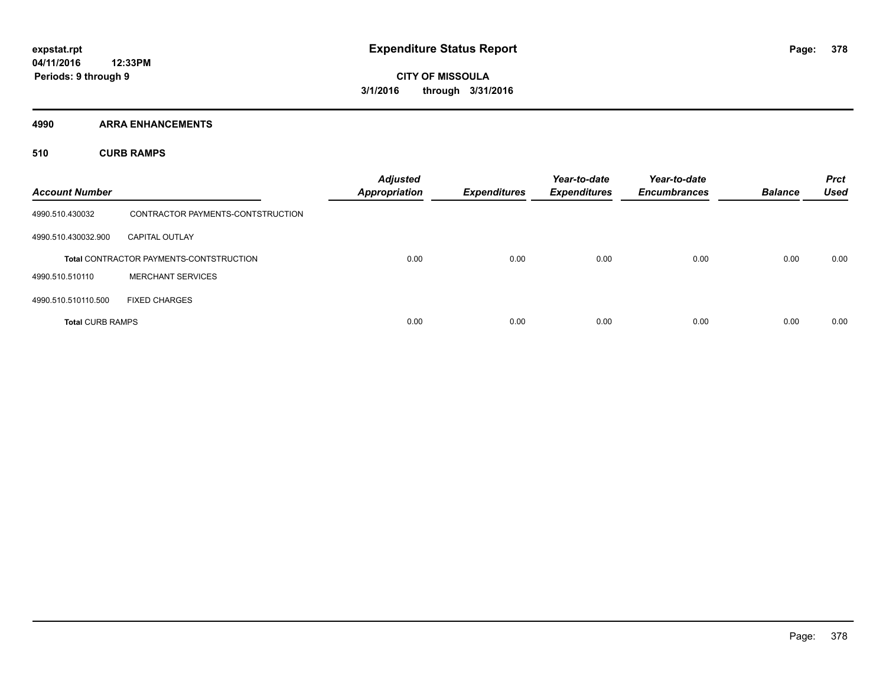expstat.rpt
04/11/2016 12:33PM
Periods: 9 through 9

# Expenditure Status Report

CITY OF MISSOULA
3/1/2016 through 3/31/2016

## 4990 ARRA ENHANCEMENTS

### 510 CURB RAMPS

| Account Number | | Adjusted Appropriation | Expenditures | Year-to-date Expenditures | Year-to-date Encumbrances | Balance | Prct Used |
|---|---|---|---|---|---|---|---|
| 4990.510.430032 | CONTRACTOR PAYMENTS-CONTSTRUCTION | | | | | | |
| 4990.510.430032.900 | CAPITAL OUTLAY | | | | | | |
| **Total** CONTRACTOR PAYMENTS-CONTSTRUCTION | | 0.00 | 0.00 | 0.00 | 0.00 | 0.00 | 0.00 |
| 4990.510.510110 | MERCHANT SERVICES | | | | | | |
| 4990.510.510110.500 | FIXED CHARGES | | | | | | |
| **Total** CURB RAMPS | | 0.00 | 0.00 | 0.00 | 0.00 | 0.00 | 0.00 |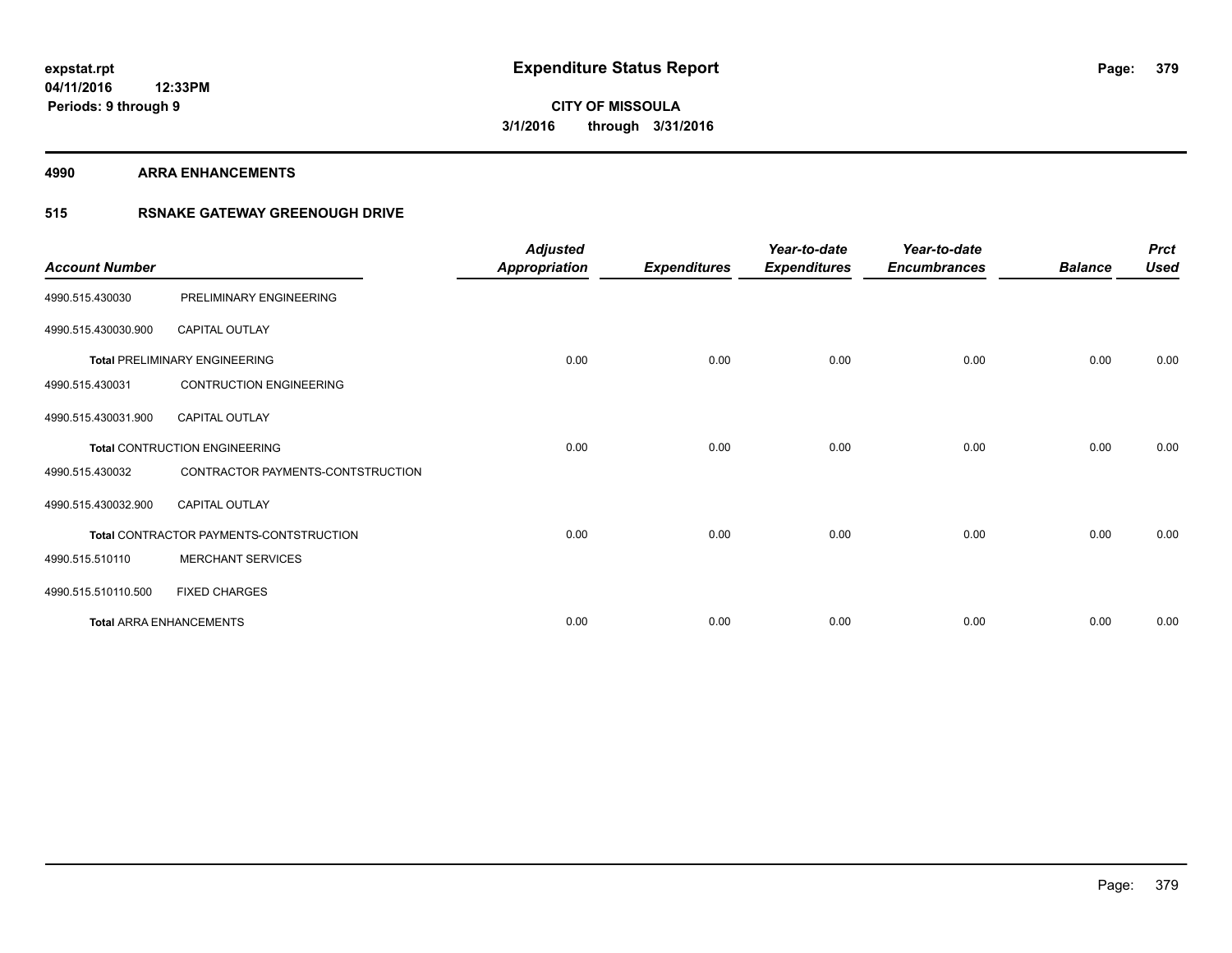**expstat.rpt**
**04/11/2016 12:33PM**
**Periods: 9 through 9**

# Expenditure Status Report

**CITY OF MISSOULA**
**3/1/2016 through 3/31/2016**

## 4990 ARRA ENHANCEMENTS

## 515 RSNAKE GATEWAY GREENOUGH DRIVE

| Account Number | | Adjusted Appropriation | Expenditures | Year-to-date Expenditures | Year-to-date Encumbrances | Balance | Prct Used |
|---|---|---|---|---|---|---|---|
| 4990.515.430030 | PRELIMINARY ENGINEERING | | | | | | |
| 4990.515.430030.900 | CAPITAL OUTLAY | | | | | | |
| **Total** PRELIMINARY ENGINEERING | | 0.00 | 0.00 | 0.00 | 0.00 | 0.00 | 0.00 |
| 4990.515.430031 | CONTRUCTION ENGINEERING | | | | | | |
| 4990.515.430031.900 | CAPITAL OUTLAY | | | | | | |
| **Total** CONTRUCTION ENGINEERING | | 0.00 | 0.00 | 0.00 | 0.00 | 0.00 | 0.00 |
| 4990.515.430032 | CONTRACTOR PAYMENTS-CONTSTRUCTION | | | | | | |
| 4990.515.430032.900 | CAPITAL OUTLAY | | | | | | |
| **Total** CONTRACTOR PAYMENTS-CONTSTRUCTION | | 0.00 | 0.00 | 0.00 | 0.00 | 0.00 | 0.00 |
| 4990.515.510110 | MERCHANT SERVICES | | | | | | |
| 4990.515.510110.500 | FIXED CHARGES | | | | | | |
| **Total** ARRA ENHANCEMENTS | | 0.00 | 0.00 | 0.00 | 0.00 | 0.00 | 0.00 |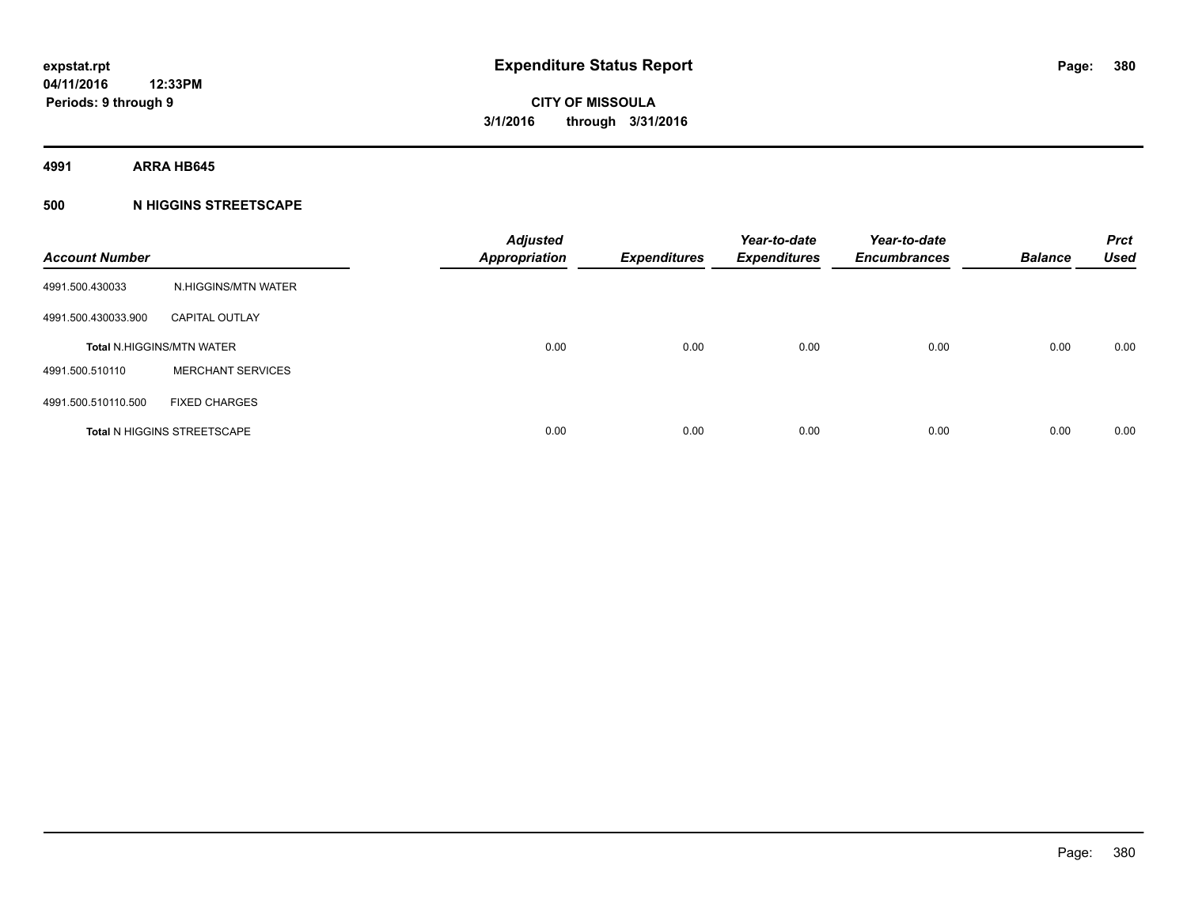**expstat.rpt**
**04/11/2016 12:33PM**
**Periods: 9 through 9**

# Expenditure Status Report

**CITY OF MISSOULA**
**3/1/2016 through 3/31/2016**

## 4991 ARRA HB645

### 500 N HIGGINS STREETSCAPE

| Account Number | | Adjusted Appropriation | Expenditures | Year-to-date Expenditures | Year-to-date Encumbrances | Balance | Prct Used |
|---|---|---|---|---|---|---|---|
| 4991.500.430033 | N.HIGGINS/MTN WATER | | | | | | |
| 4991.500.430033.900 | CAPITAL OUTLAY | | | | | | |
| **Total** N.HIGGINS/MTN WATER | | 0.00 | 0.00 | 0.00 | 0.00 | 0.00 | 0.00 |
| 4991.500.510110 | MERCHANT SERVICES | | | | | | |
| 4991.500.510110.500 | FIXED CHARGES | | | | | | |
| **Total** N HIGGINS STREETSCAPE | | 0.00 | 0.00 | 0.00 | 0.00 | 0.00 | 0.00 |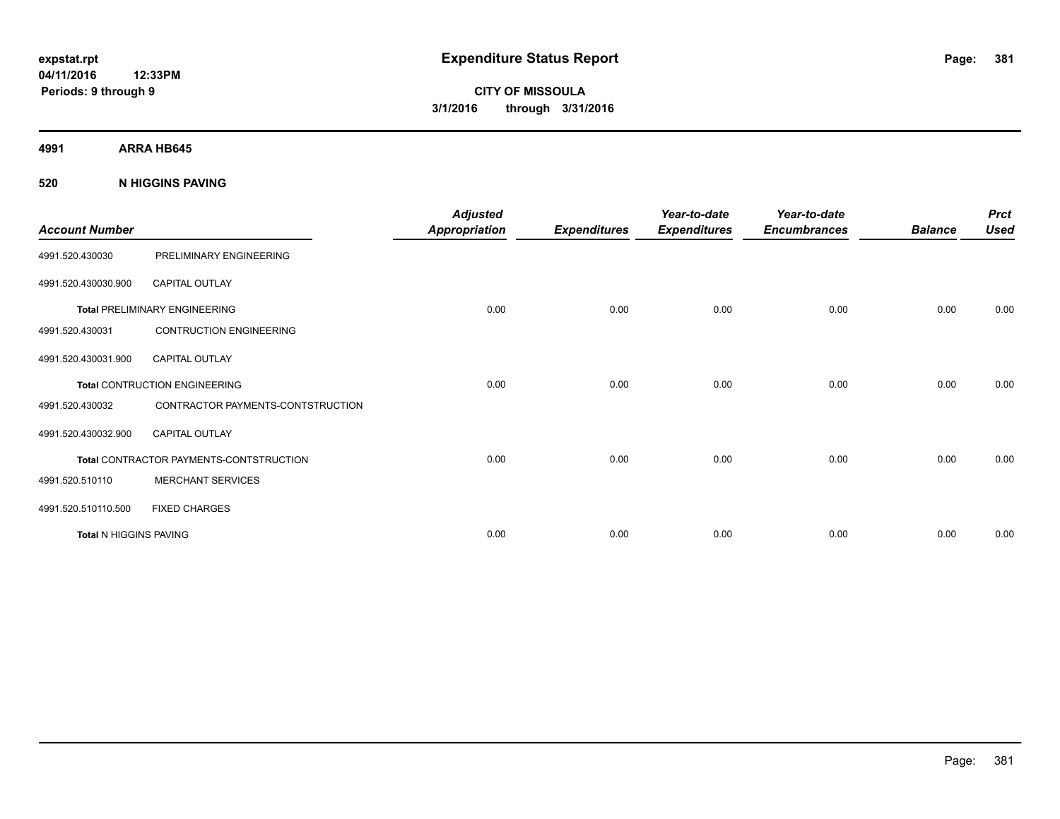# Expenditure Status Report

expstat.rpt
04/11/2016 12:33PM
Periods: 9 through 9

**CITY OF MISSOULA**
**3/1/2016 through 3/31/2016**

**4991 ARRA HB645**

**520 N HIGGINS PAVING**

| Account Number | | Adjusted Appropriation | Expenditures | Year-to-date Expenditures | Year-to-date Encumbrances | Balance | Prct Used |
|---|---|---|---|---|---|---|---|
| 4991.520.430030 | PRELIMINARY ENGINEERING | | | | | | |
| 4991.520.430030.900 | CAPITAL OUTLAY | | | | | | |
| **Total** PRELIMINARY ENGINEERING | | 0.00 | 0.00 | 0.00 | 0.00 | 0.00 | 0.00 |
| 4991.520.430031 | CONTRUCTION ENGINEERING | | | | | | |
| 4991.520.430031.900 | CAPITAL OUTLAY | | | | | | |
| **Total** CONTRUCTION ENGINEERING | | 0.00 | 0.00 | 0.00 | 0.00 | 0.00 | 0.00 |
| 4991.520.430032 | CONTRACTOR PAYMENTS-CONTSTRUCTION | | | | | | |
| 4991.520.430032.900 | CAPITAL OUTLAY | | | | | | |
| **Total** CONTRACTOR PAYMENTS-CONTSTRUCTION | | 0.00 | 0.00 | 0.00 | 0.00 | 0.00 | 0.00 |
| 4991.520.510110 | MERCHANT SERVICES | | | | | | |
| 4991.520.510110.500 | FIXED CHARGES | | | | | | |
| **Total** N HIGGINS PAVING | | 0.00 | 0.00 | 0.00 | 0.00 | 0.00 | 0.00 |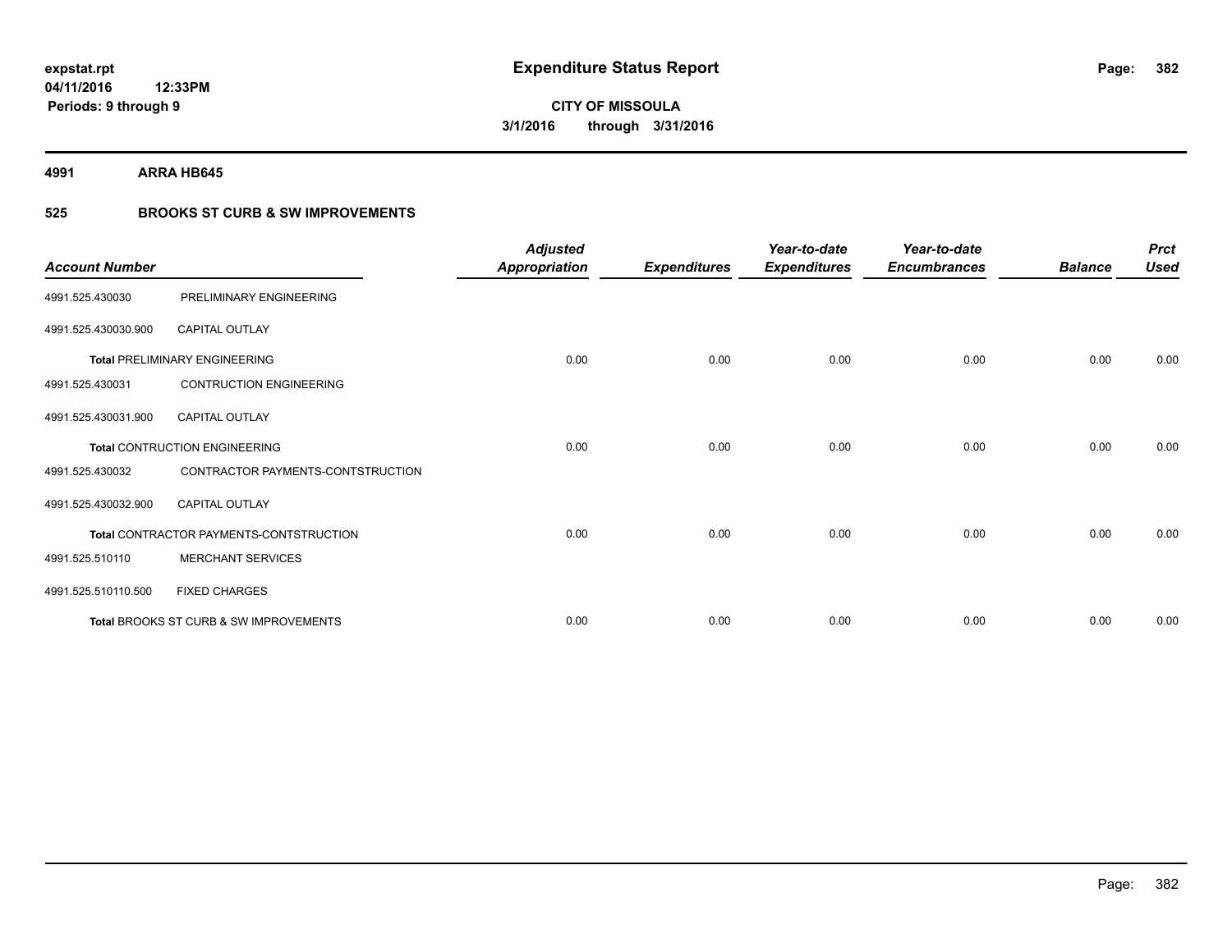# Expenditure Status Report

**CITY OF MISSOULA**

**3/1/2016 through 3/31/2016**

expstat.rpt
04/11/2016 12:33PM
Periods: 9 through 9

**4991 ARRA HB645**

**525 BROOKS ST CURB & SW IMPROVEMENTS**

| Account Number | | Adjusted Appropriation | Expenditures | Year-to-date Expenditures | Year-to-date Encumbrances | Balance | Prct Used |
|---|---|---|---|---|---|---|---|
| 4991.525.430030 | PRELIMINARY ENGINEERING | | | | | | |
| 4991.525.430030.900 | CAPITAL OUTLAY | | | | | | |
| **Total** PRELIMINARY ENGINEERING | | 0.00 | 0.00 | 0.00 | 0.00 | 0.00 | 0.00 |
| 4991.525.430031 | CONTRUCTION ENGINEERING | | | | | | |
| 4991.525.430031.900 | CAPITAL OUTLAY | | | | | | |
| **Total** CONTRUCTION ENGINEERING | | 0.00 | 0.00 | 0.00 | 0.00 | 0.00 | 0.00 |
| 4991.525.430032 | CONTRACTOR PAYMENTS-CONTSTRUCTION | | | | | | |
| 4991.525.430032.900 | CAPITAL OUTLAY | | | | | | |
| **Total** CONTRACTOR PAYMENTS-CONTSTRUCTION | | 0.00 | 0.00 | 0.00 | 0.00 | 0.00 | 0.00 |
| 4991.525.510110 | MERCHANT SERVICES | | | | | | |
| 4991.525.510110.500 | FIXED CHARGES | | | | | | |
| **Total** BROOKS ST CURB & SW IMPROVEMENTS | | 0.00 | 0.00 | 0.00 | 0.00 | 0.00 | 0.00 |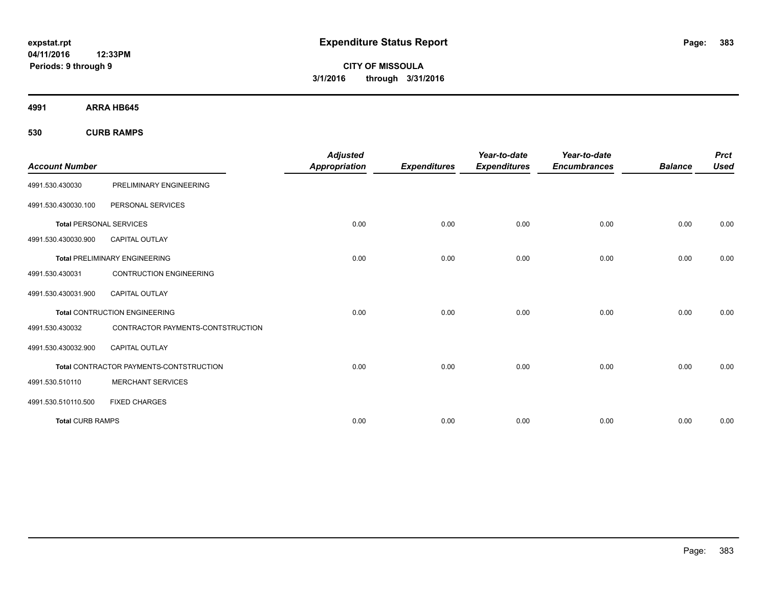expstat.rpt
04/11/2016 12:33PM
Periods: 9 through 9

# Expenditure Status Report

**CITY OF MISSOULA**
**3/1/2016 through 3/31/2016**

## 4991 ARRA HB645

## 530 CURB RAMPS

| Account Number | | Adjusted Appropriation | Expenditures | Year-to-date Expenditures | Year-to-date Encumbrances | Balance | Prct Used |
|---|---|---|---|---|---|---|---|
| 4991.530.430030 | PRELIMINARY ENGINEERING | | | | | | |
| 4991.530.430030.100 | PERSONAL SERVICES | | | | | | |
| **Total** PERSONAL SERVICES | | 0.00 | 0.00 | 0.00 | 0.00 | 0.00 | 0.00 |
| 4991.530.430030.900 | CAPITAL OUTLAY | | | | | | |
| **Total** PRELIMINARY ENGINEERING | | 0.00 | 0.00 | 0.00 | 0.00 | 0.00 | 0.00 |
| 4991.530.430031 | CONTRUCTION ENGINEERING | | | | | | |
| 4991.530.430031.900 | CAPITAL OUTLAY | | | | | | |
| **Total** CONTRUCTION ENGINEERING | | 0.00 | 0.00 | 0.00 | 0.00 | 0.00 | 0.00 |
| 4991.530.430032 | CONTRACTOR PAYMENTS-CONTSTRUCTION | | | | | | |
| 4991.530.430032.900 | CAPITAL OUTLAY | | | | | | |
| **Total** CONTRACTOR PAYMENTS-CONTSTRUCTION | | 0.00 | 0.00 | 0.00 | 0.00 | 0.00 | 0.00 |
| 4991.530.510110 | MERCHANT SERVICES | | | | | | |
| 4991.530.510110.500 | FIXED CHARGES | | | | | | |
| **Total** CURB RAMPS | | 0.00 | 0.00 | 0.00 | 0.00 | 0.00 | 0.00 |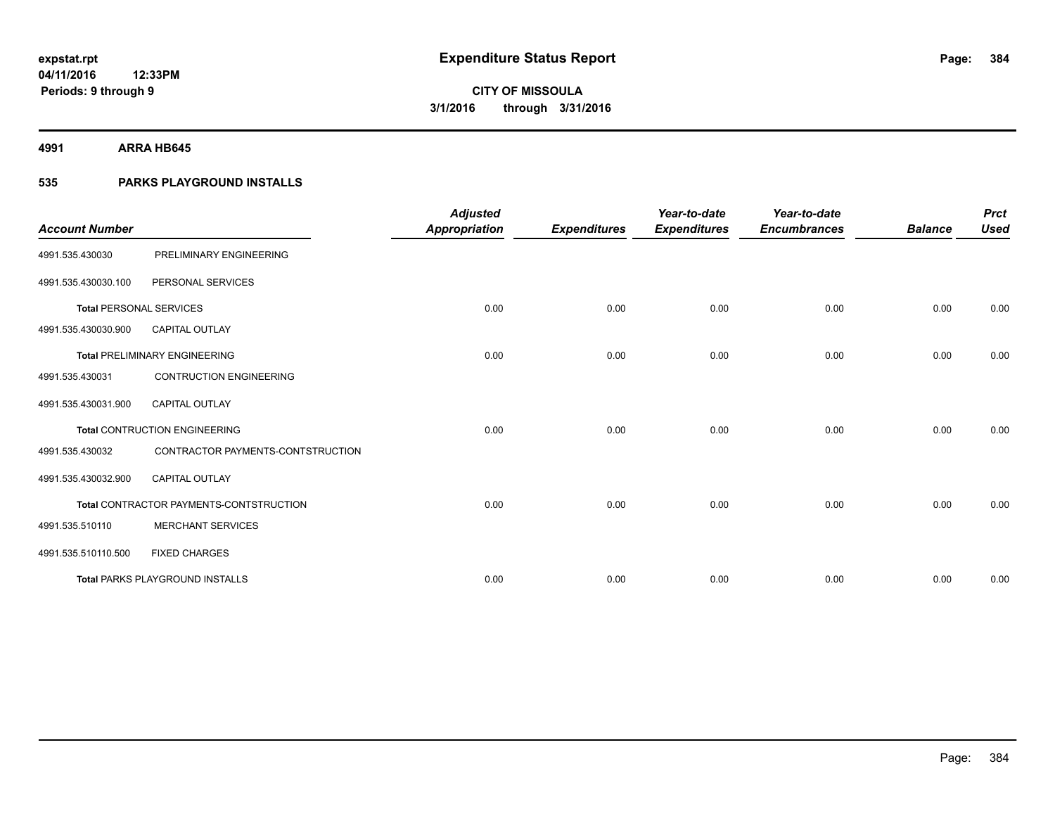**expstat.rpt**
**04/11/2016 12:33PM**
**Periods: 9 through 9**

# Expenditure Status Report

**CITY OF MISSOULA**
**3/1/2016 through 3/31/2016**

**4991 ARRA HB645**

**535 PARKS PLAYGROUND INSTALLS**

| Account Number | | Adjusted Appropriation | Expenditures | Year-to-date Expenditures | Year-to-date Encumbrances | Balance | Prct Used |
|---|---|---|---|---|---|---|---|
| 4991.535.430030 | PRELIMINARY ENGINEERING | | | | | | |
| 4991.535.430030.100 | PERSONAL SERVICES | | | | | | |
| **Total** PERSONAL SERVICES | | 0.00 | 0.00 | 0.00 | 0.00 | 0.00 | 0.00 |
| 4991.535.430030.900 | CAPITAL OUTLAY | | | | | | |
| **Total** PRELIMINARY ENGINEERING | | 0.00 | 0.00 | 0.00 | 0.00 | 0.00 | 0.00 |
| 4991.535.430031 | CONTRUCTION ENGINEERING | | | | | | |
| 4991.535.430031.900 | CAPITAL OUTLAY | | | | | | |
| **Total** CONTRUCTION ENGINEERING | | 0.00 | 0.00 | 0.00 | 0.00 | 0.00 | 0.00 |
| 4991.535.430032 | CONTRACTOR PAYMENTS-CONTSTRUCTION | | | | | | |
| 4991.535.430032.900 | CAPITAL OUTLAY | | | | | | |
| **Total** CONTRACTOR PAYMENTS-CONTSTRUCTION | | 0.00 | 0.00 | 0.00 | 0.00 | 0.00 | 0.00 |
| 4991.535.510110 | MERCHANT SERVICES | | | | | | |
| 4991.535.510110.500 | FIXED CHARGES | | | | | | |
| **Total** PARKS PLAYGROUND INSTALLS | | 0.00 | 0.00 | 0.00 | 0.00 | 0.00 | 0.00 |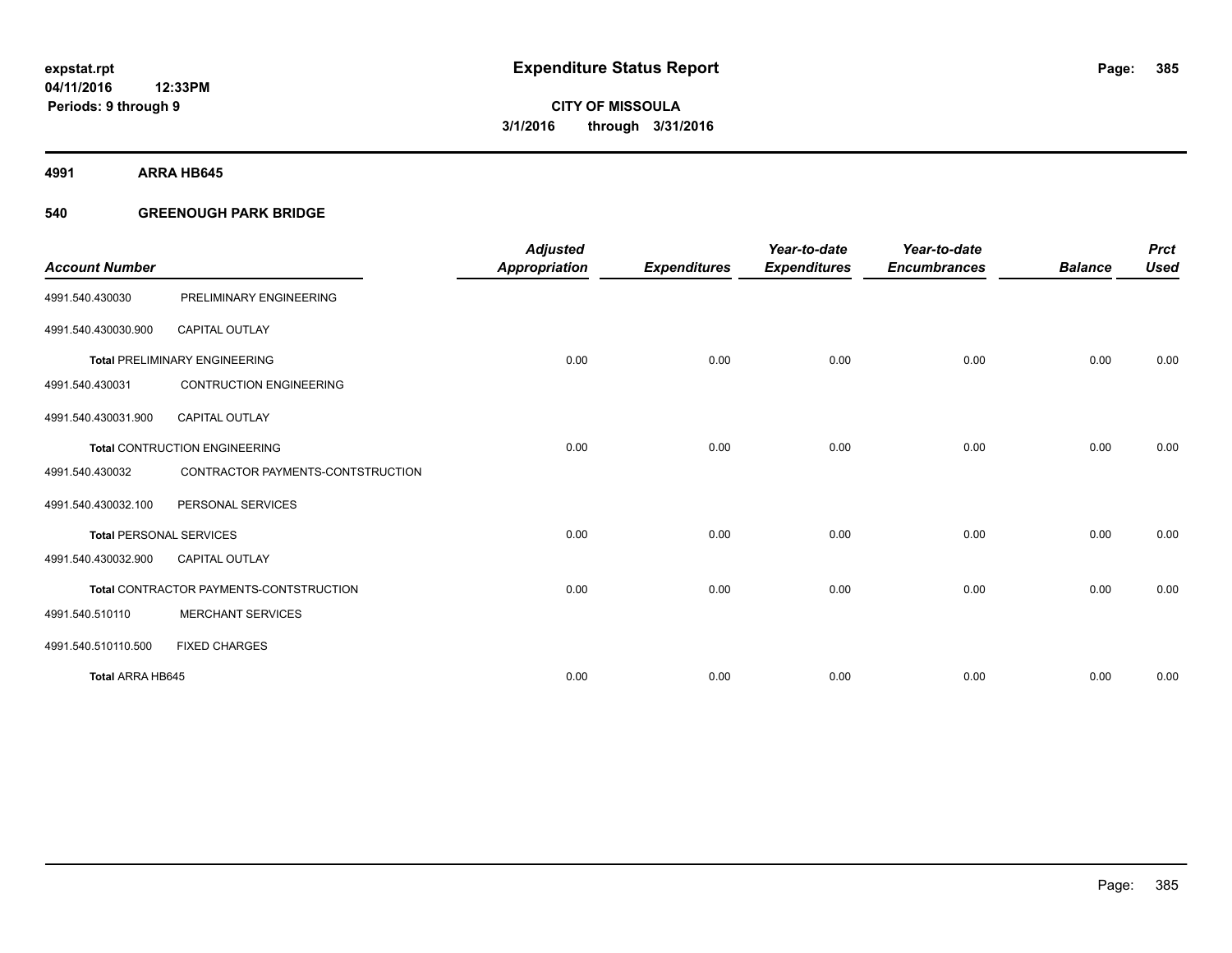expstat.rpt
04/11/2016 12:33PM
Periods: 9 through 9

# Expenditure Status Report

CITY OF MISSOULA
3/1/2016 through 3/31/2016

## 4991 ARRA HB645

### 540 GREENOUGH PARK BRIDGE

| Account Number | | Adjusted Appropriation | Expenditures | Year-to-date Expenditures | Year-to-date Encumbrances | Balance | Prct Used |
|---|---|---|---|---|---|---|---|
| 4991.540.430030 | PRELIMINARY ENGINEERING | | | | | | |
| 4991.540.430030.900 | CAPITAL OUTLAY | | | | | | |
| **Total** PRELIMINARY ENGINEERING | | 0.00 | 0.00 | 0.00 | 0.00 | 0.00 | 0.00 |
| 4991.540.430031 | CONTRUCTION ENGINEERING | | | | | | |
| 4991.540.430031.900 | CAPITAL OUTLAY | | | | | | |
| **Total** CONTRUCTION ENGINEERING | | 0.00 | 0.00 | 0.00 | 0.00 | 0.00 | 0.00 |
| 4991.540.430032 | CONTRACTOR PAYMENTS-CONTSTRUCTION | | | | | | |
| 4991.540.430032.100 | PERSONAL SERVICES | | | | | | |
| **Total** PERSONAL SERVICES | | 0.00 | 0.00 | 0.00 | 0.00 | 0.00 | 0.00 |
| 4991.540.430032.900 | CAPITAL OUTLAY | | | | | | |
| **Total** CONTRACTOR PAYMENTS-CONTSTRUCTION | | 0.00 | 0.00 | 0.00 | 0.00 | 0.00 | 0.00 |
| 4991.540.510110 | MERCHANT SERVICES | | | | | | |
| 4991.540.510110.500 | FIXED CHARGES | | | | | | |
| **Total ARRA HB645** | | 0.00 | 0.00 | 0.00 | 0.00 | 0.00 | 0.00 |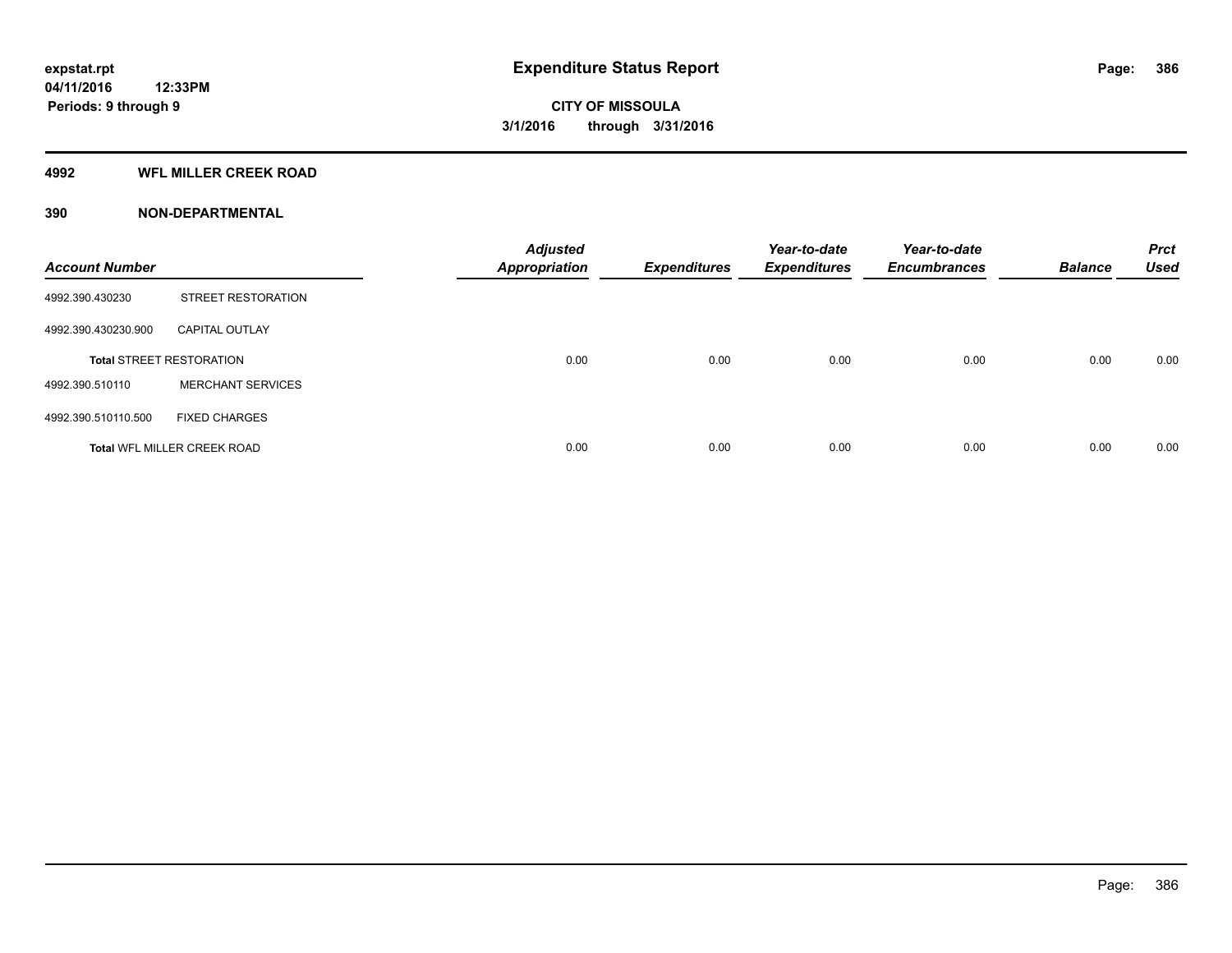# Expenditure Status Report

expstat.rpt
04/11/2016 12:33PM
Periods: 9 through 9

CITY OF MISSOULA
3/1/2016 through 3/31/2016

## 4992 WFL MILLER CREEK ROAD

### 390 NON-DEPARTMENTAL

| Account Number | | Adjusted Appropriation | Expenditures | Year-to-date Expenditures | Year-to-date Encumbrances | Balance | Prct Used |
|---|---|---|---|---|---|---|---|
| 4992.390.430230 | STREET RESTORATION | | | | | | |
| 4992.390.430230.900 | CAPITAL OUTLAY | | | | | | |
| **Total** STREET RESTORATION | | 0.00 | 0.00 | 0.00 | 0.00 | 0.00 | 0.00 |
| 4992.390.510110 | MERCHANT SERVICES | | | | | | |
| 4992.390.510110.500 | FIXED CHARGES | | | | | | |
| **Total** WFL MILLER CREEK ROAD | | 0.00 | 0.00 | 0.00 | 0.00 | 0.00 | 0.00 |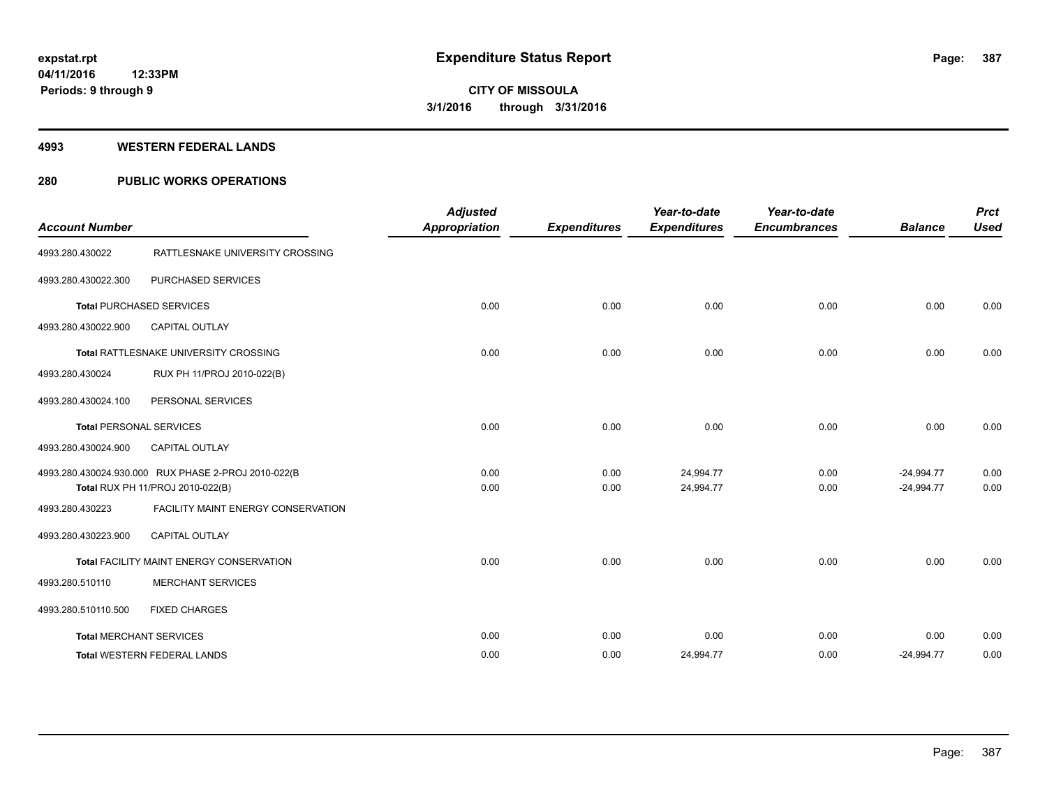# Expenditure Status Report

expstat.rpt
04/11/2016 12:33PM
Periods: 9 through 9

**CITY OF MISSOULA**
**3/1/2016 through 3/31/2016**

## 4993 WESTERN FEDERAL LANDS

## 280 PUBLIC WORKS OPERATIONS

| Account Number | | Adjusted Appropriation | Expenditures | Year-to-date Expenditures | Year-to-date Encumbrances | Balance | Prct Used |
|---|---|---|---|---|---|---|---|
| 4993.280.430022 | RATTLESNAKE UNIVERSITY CROSSING | | | | | | |
| 4993.280.430022.300 | PURCHASED SERVICES | | | | | | |
| **Total** PURCHASED SERVICES | | 0.00 | 0.00 | 0.00 | 0.00 | 0.00 | 0.00 |
| 4993.280.430022.900 | CAPITAL OUTLAY | | | | | | |
| **Total** RATTLESNAKE UNIVERSITY CROSSING | | 0.00 | 0.00 | 0.00 | 0.00 | 0.00 | 0.00 |
| 4993.280.430024 | RUX PH 11/PROJ 2010-022(B) | | | | | | |
| 4993.280.430024.100 | PERSONAL SERVICES | | | | | | |
| **Total** PERSONAL SERVICES | | 0.00 | 0.00 | 0.00 | 0.00 | 0.00 | 0.00 |
| 4993.280.430024.900 | CAPITAL OUTLAY | | | | | | |
| 4993.280.430024.930.000 | RUX PHASE 2-PROJ 2010-022(B | 0.00 | 0.00 | 24,994.77 | 0.00 | -24,994.77 | 0.00 |
| **Total** RUX PH 11/PROJ 2010-022(B) | | 0.00 | 0.00 | 24,994.77 | 0.00 | -24,994.77 | 0.00 |
| 4993.280.430223 | FACILITY MAINT ENERGY CONSERVATION | | | | | | |
| 4993.280.430223.900 | CAPITAL OUTLAY | | | | | | |
| **Total** FACILITY MAINT ENERGY CONSERVATION | | 0.00 | 0.00 | 0.00 | 0.00 | 0.00 | 0.00 |
| 4993.280.510110 | MERCHANT SERVICES | | | | | | |
| 4993.280.510110.500 | FIXED CHARGES | | | | | | |
| **Total** MERCHANT SERVICES | | 0.00 | 0.00 | 0.00 | 0.00 | 0.00 | 0.00 |
| **Total** WESTERN FEDERAL LANDS | | 0.00 | 0.00 | 24,994.77 | 0.00 | -24,994.77 | 0.00 |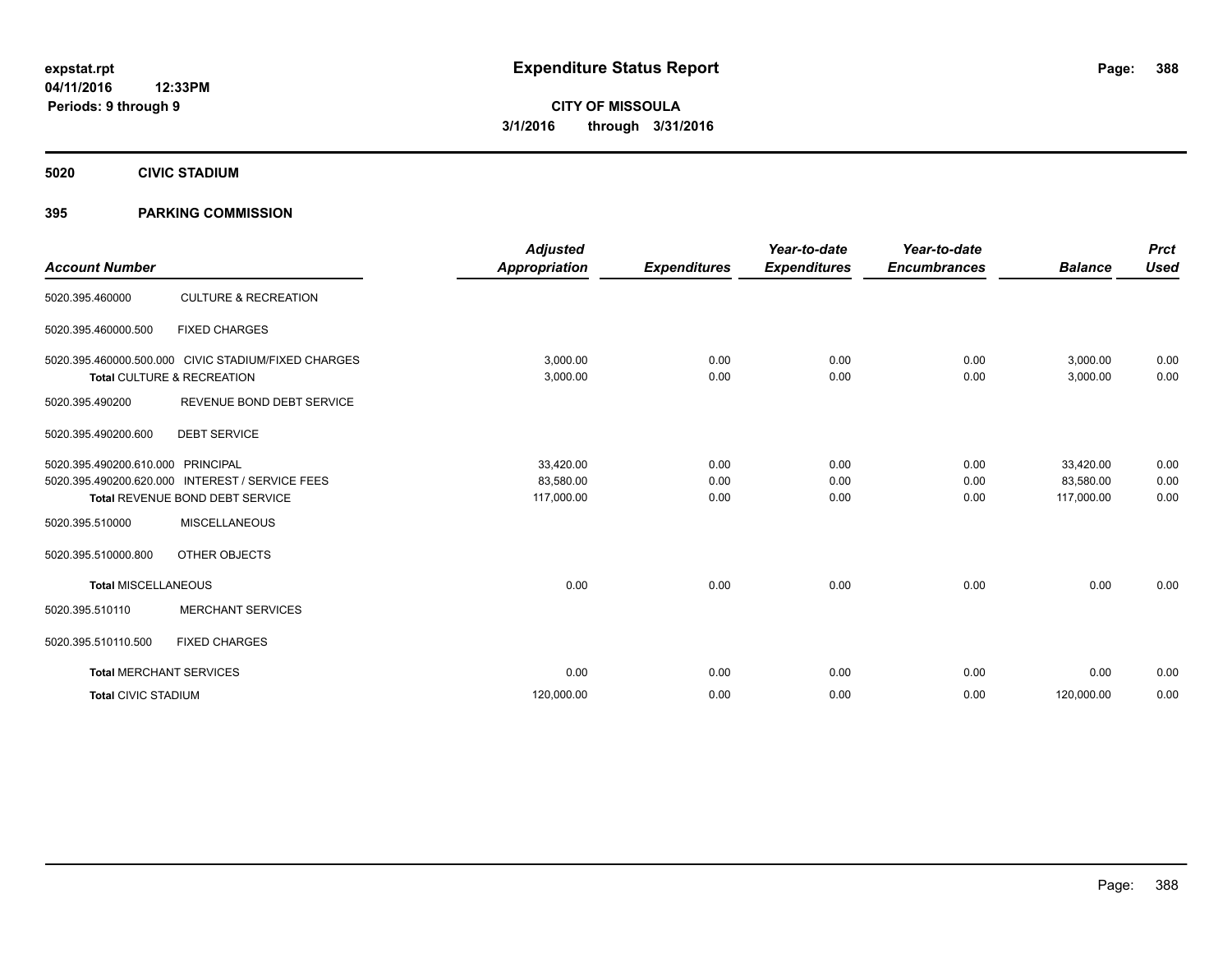**expstat.rpt**
**04/11/2016 12:33PM**
**Periods: 9 through 9**

# Expenditure Status Report

**CITY OF MISSOULA**
**3/1/2016 through 3/31/2016**

## 5020 CIVIC STADIUM

## 395 PARKING COMMISSION

| Account Number | | Adjusted Appropriation | Expenditures | Year-to-date Expenditures | Year-to-date Encumbrances | Balance | Prct Used |
|---|---|---|---|---|---|---|---|
| 5020.395.460000 | CULTURE & RECREATION | | | | | | |
| 5020.395.460000.500 | FIXED CHARGES | | | | | | |
| 5020.395.460000.500.000 | CIVIC STADIUM/FIXED CHARGES | 3,000.00 | 0.00 | 0.00 | 0.00 | 3,000.00 | 0.00 |
| **Total** CULTURE & RECREATION | | 3,000.00 | 0.00 | 0.00 | 0.00 | 3,000.00 | 0.00 |
| 5020.395.490200 | REVENUE BOND DEBT SERVICE | | | | | | |
| 5020.395.490200.600 | DEBT SERVICE | | | | | | |
| 5020.395.490200.610.000 | PRINCIPAL | 33,420.00 | 0.00 | 0.00 | 0.00 | 33,420.00 | 0.00 |
| 5020.395.490200.620.000 | INTEREST / SERVICE FEES | 83,580.00 | 0.00 | 0.00 | 0.00 | 83,580.00 | 0.00 |
| **Total** REVENUE BOND DEBT SERVICE | | 117,000.00 | 0.00 | 0.00 | 0.00 | 117,000.00 | 0.00 |
| 5020.395.510000 | MISCELLANEOUS | | | | | | |
| 5020.395.510000.800 | OTHER OBJECTS | | | | | | |
| **Total** MISCELLANEOUS | | 0.00 | 0.00 | 0.00 | 0.00 | 0.00 | 0.00 |
| 5020.395.510110 | MERCHANT SERVICES | | | | | | |
| 5020.395.510110.500 | FIXED CHARGES | | | | | | |
| **Total** MERCHANT SERVICES | | 0.00 | 0.00 | 0.00 | 0.00 | 0.00 | 0.00 |
| **Total** CIVIC STADIUM | | 120,000.00 | 0.00 | 0.00 | 0.00 | 120,000.00 | 0.00 |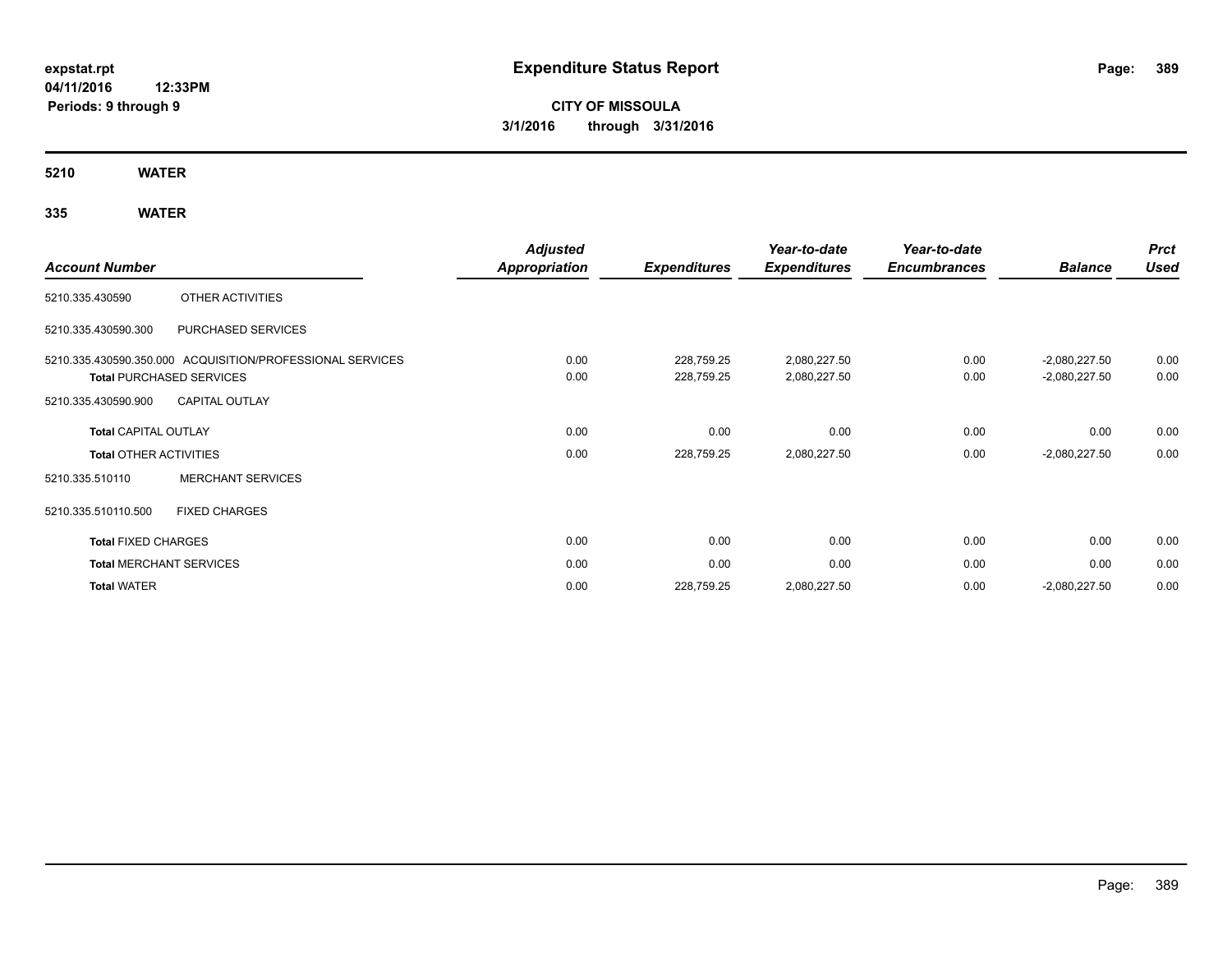# Expenditure Status Report

expstat.rpt
04/11/2016 12:33PM
Periods: 9 through 9

**CITY OF MISSOULA**
**3/1/2016 through 3/31/2016**

## 5210 WATER

### 335 WATER

| Account Number | | Adjusted Appropriation | Expenditures | Year-to-date Expenditures | Year-to-date Encumbrances | Balance | Prct Used |
|---|---|---|---|---|---|---|---|
| 5210.335.430590 | OTHER ACTIVITIES | | | | | | |
| 5210.335.430590.300 | PURCHASED SERVICES | | | | | | |
| 5210.335.430590.350.000 | ACQUISITION/PROFESSIONAL SERVICES | 0.00 | 228,759.25 | 2,080,227.50 | 0.00 | -2,080,227.50 | 0.00 |
| Total PURCHASED SERVICES | | 0.00 | 228,759.25 | 2,080,227.50 | 0.00 | -2,080,227.50 | 0.00 |
| 5210.335.430590.900 | CAPITAL OUTLAY | | | | | | |
| Total CAPITAL OUTLAY | | 0.00 | 0.00 | 0.00 | 0.00 | 0.00 | 0.00 |
| Total OTHER ACTIVITIES | | 0.00 | 228,759.25 | 2,080,227.50 | 0.00 | -2,080,227.50 | 0.00 |
| 5210.335.510110 | MERCHANT SERVICES | | | | | | |
| 5210.335.510110.500 | FIXED CHARGES | | | | | | |
| Total FIXED CHARGES | | 0.00 | 0.00 | 0.00 | 0.00 | 0.00 | 0.00 |
| Total MERCHANT SERVICES | | 0.00 | 0.00 | 0.00 | 0.00 | 0.00 | 0.00 |
| Total WATER | | 0.00 | 228,759.25 | 2,080,227.50 | 0.00 | -2,080,227.50 | 0.00 |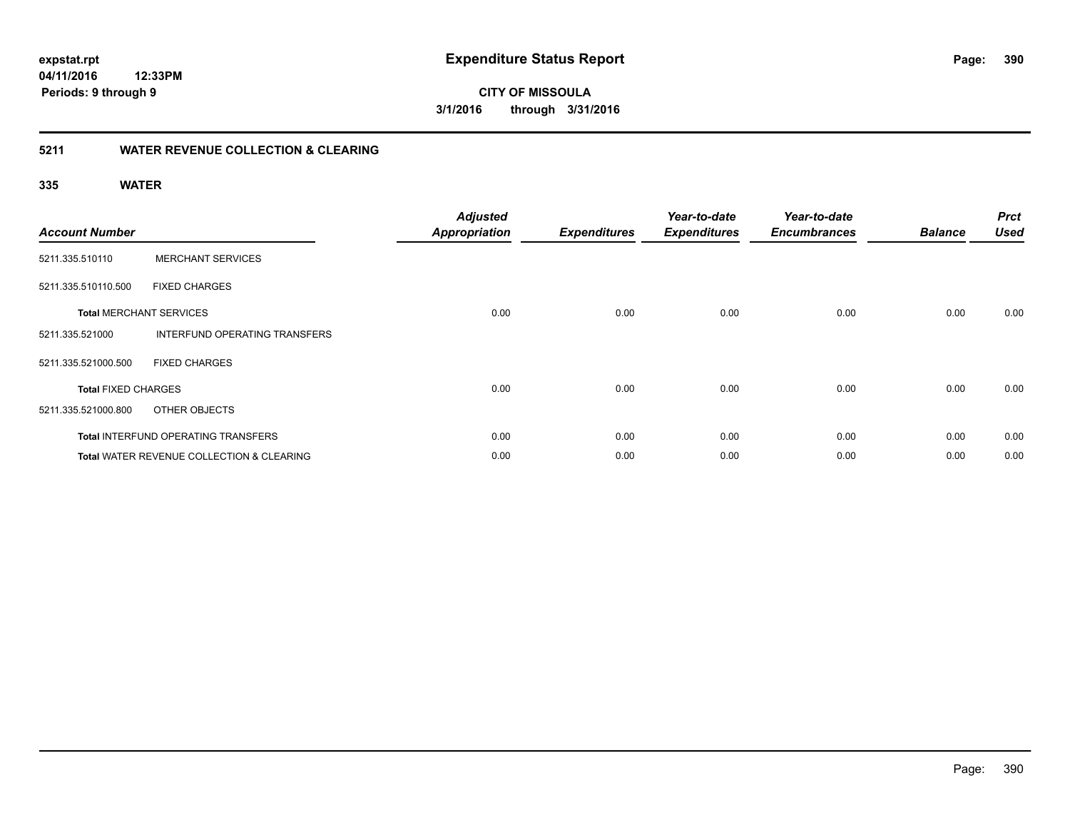**expstat.rpt**
**04/11/2016 12:33PM**
**Periods: 9 through 9**

# Expenditure Status Report

**CITY OF MISSOULA**
**3/1/2016 through 3/31/2016**

## 5211 WATER REVENUE COLLECTION & CLEARING

### 335 WATER

| Account Number | | Adjusted Appropriation | Expenditures | Year-to-date Expenditures | Year-to-date Encumbrances | Balance | Prct Used |
|---|---|---|---|---|---|---|---|
| 5211.335.510110 | MERCHANT SERVICES | | | | | | |
| 5211.335.510110.500 | FIXED CHARGES | | | | | | |
| **Total** MERCHANT SERVICES | | 0.00 | 0.00 | 0.00 | 0.00 | 0.00 | 0.00 |
| 5211.335.521000 | INTERFUND OPERATING TRANSFERS | | | | | | |
| 5211.335.521000.500 | FIXED CHARGES | | | | | | |
| **Total** FIXED CHARGES | | 0.00 | 0.00 | 0.00 | 0.00 | 0.00 | 0.00 |
| 5211.335.521000.800 | OTHER OBJECTS | | | | | | |
| **Total** INTERFUND OPERATING TRANSFERS | | 0.00 | 0.00 | 0.00 | 0.00 | 0.00 | 0.00 |
| **Total** WATER REVENUE COLLECTION & CLEARING | | 0.00 | 0.00 | 0.00 | 0.00 | 0.00 | 0.00 |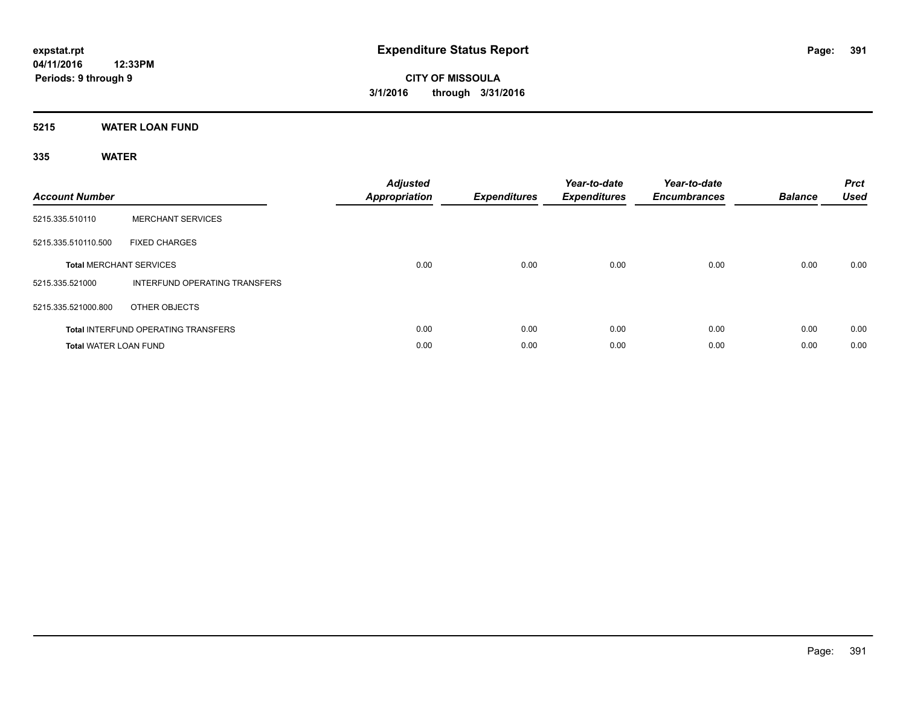expstat.rpt
04/11/2016 12:33PM
Periods: 9 through 9

# Expenditure Status Report

**CITY OF MISSOULA**
**3/1/2016 through 3/31/2016**

## 5215 WATER LOAN FUND

### 335 WATER

| Account Number | | Adjusted Appropriation | Expenditures | Year-to-date Expenditures | Year-to-date Encumbrances | Balance | Prct Used |
|---|---|---|---|---|---|---|---|
| 5215.335.510110 | MERCHANT SERVICES | | | | | | |
| 5215.335.510110.500 | FIXED CHARGES | | | | | | |
| **Total** MERCHANT SERVICES | | 0.00 | 0.00 | 0.00 | 0.00 | 0.00 | 0.00 |
| 5215.335.521000 | INTERFUND OPERATING TRANSFERS | | | | | | |
| 5215.335.521000.800 | OTHER OBJECTS | | | | | | |
| **Total** INTERFUND OPERATING TRANSFERS | | 0.00 | 0.00 | 0.00 | 0.00 | 0.00 | 0.00 |
| **Total** WATER LOAN FUND | | 0.00 | 0.00 | 0.00 | 0.00 | 0.00 | 0.00 |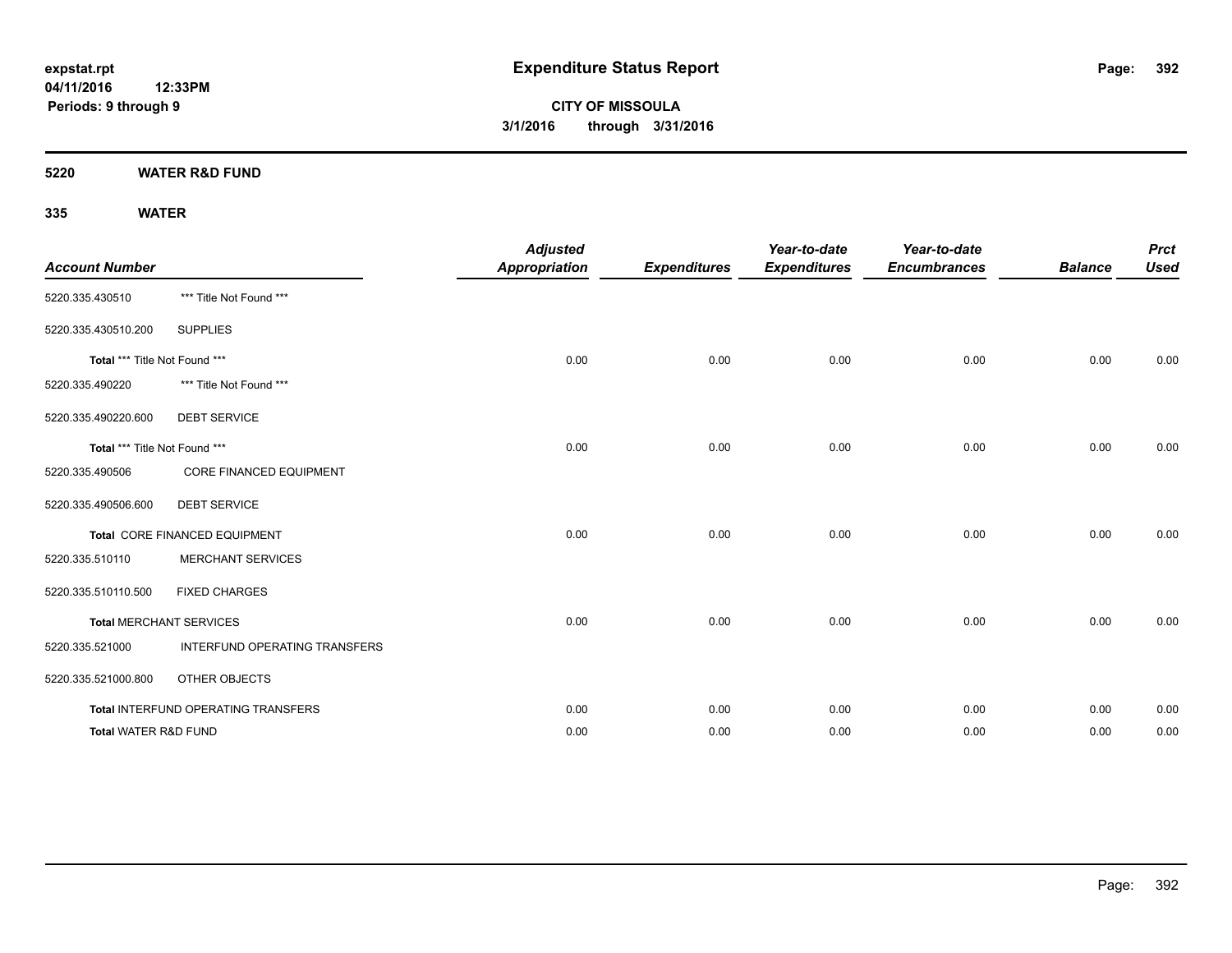**expstat.rpt**
**04/11/2016 12:33PM**
**Periods: 9 through 9**

# Expenditure Status Report

**CITY OF MISSOULA**
**3/1/2016 through 3/31/2016**

## 5220 WATER R&D FUND

### 335 WATER

| Account Number | | Adjusted Appropriation | Expenditures | Year-to-date Expenditures | Year-to-date Encumbrances | Balance | Prct Used |
|---|---|---|---|---|---|---|---|
| 5220.335.430510 | *** Title Not Found *** | | | | | | |
| 5220.335.430510.200 | SUPPLIES | | | | | | |
| Total *** Title Not Found *** | | 0.00 | 0.00 | 0.00 | 0.00 | 0.00 | 0.00 |
| 5220.335.490220 | *** Title Not Found *** | | | | | | |
| 5220.335.490220.600 | DEBT SERVICE | | | | | | |
| Total *** Title Not Found *** | | 0.00 | 0.00 | 0.00 | 0.00 | 0.00 | 0.00 |
| 5220.335.490506 | CORE FINANCED EQUIPMENT | | | | | | |
| 5220.335.490506.600 | DEBT SERVICE | | | | | | |
| Total CORE FINANCED EQUIPMENT | | 0.00 | 0.00 | 0.00 | 0.00 | 0.00 | 0.00 |
| 5220.335.510110 | MERCHANT SERVICES | | | | | | |
| 5220.335.510110.500 | FIXED CHARGES | | | | | | |
| Total MERCHANT SERVICES | | 0.00 | 0.00 | 0.00 | 0.00 | 0.00 | 0.00 |
| 5220.335.521000 | INTERFUND OPERATING TRANSFERS | | | | | | |
| 5220.335.521000.800 | OTHER OBJECTS | | | | | | |
| Total INTERFUND OPERATING TRANSFERS | | 0.00 | 0.00 | 0.00 | 0.00 | 0.00 | 0.00 |
| Total WATER R&D FUND | | 0.00 | 0.00 | 0.00 | 0.00 | 0.00 | 0.00 |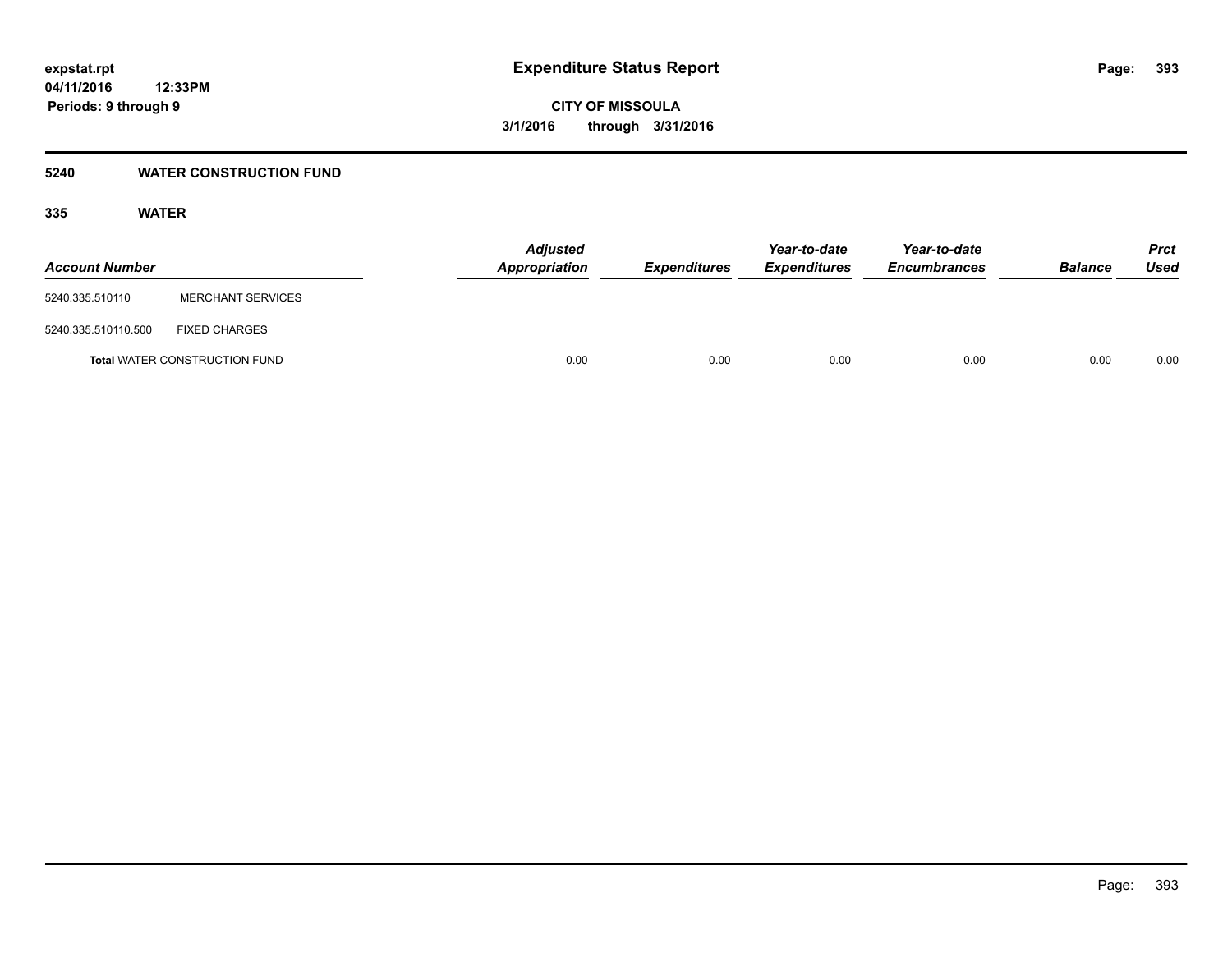**expstat.rpt**
**04/11/2016 12:33PM**
**Periods: 9 through 9**

# Expenditure Status Report

**CITY OF MISSOULA**
**3/1/2016 through 3/31/2016**

## 5240 WATER CONSTRUCTION FUND

### 335 WATER

| Account Number | | Adjusted Appropriation | Expenditures | Year-to-date Expenditures | Year-to-date Encumbrances | Balance | Prct Used |
|---|---|---|---|---|---|---|---|
| 5240.335.510110 | MERCHANT SERVICES | | | | | | |
| 5240.335.510110.500 | FIXED CHARGES | | | | | | |
| **Total** WATER CONSTRUCTION FUND | | 0.00 | 0.00 | 0.00 | 0.00 | 0.00 | 0.00 |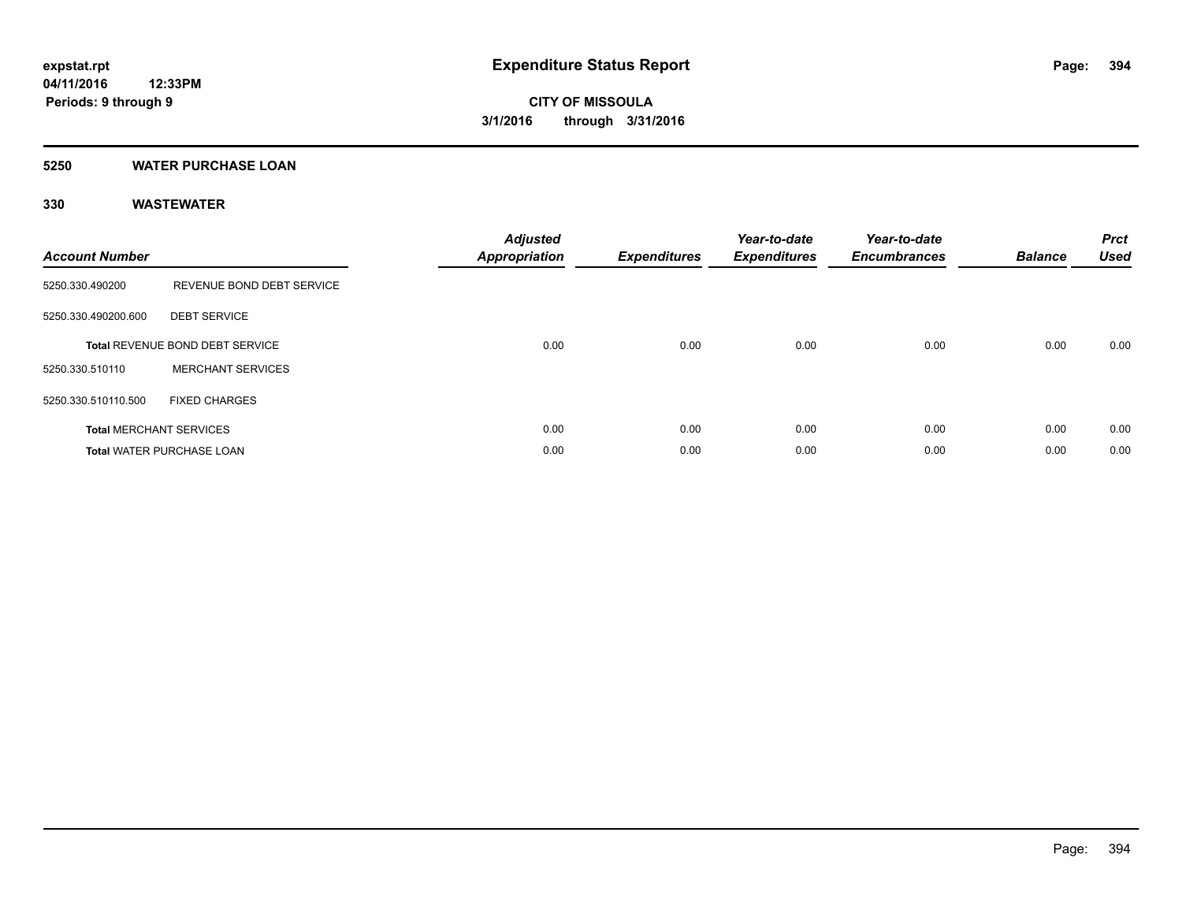**expstat.rpt**
**04/11/2016 12:33PM**
**Periods: 9 through 9**

# Expenditure Status Report

**CITY OF MISSOULA**
**3/1/2016 through 3/31/2016**

## 5250 WATER PURCHASE LOAN

### 330 WASTEWATER

| Account Number | | Adjusted Appropriation | Expenditures | Year-to-date Expenditures | Year-to-date Encumbrances | Balance | Prct Used |
|---|---|---|---|---|---|---|---|
| 5250.330.490200 | REVENUE BOND DEBT SERVICE | | | | | | |
| 5250.330.490200.600 | DEBT SERVICE | | | | | | |
| **Total** REVENUE BOND DEBT SERVICE | | 0.00 | 0.00 | 0.00 | 0.00 | 0.00 | 0.00 |
| 5250.330.510110 | MERCHANT SERVICES | | | | | | |
| 5250.330.510110.500 | FIXED CHARGES | | | | | | |
| **Total** MERCHANT SERVICES | | 0.00 | 0.00 | 0.00 | 0.00 | 0.00 | 0.00 |
| **Total** WATER PURCHASE LOAN | | 0.00 | 0.00 | 0.00 | 0.00 | 0.00 | 0.00 |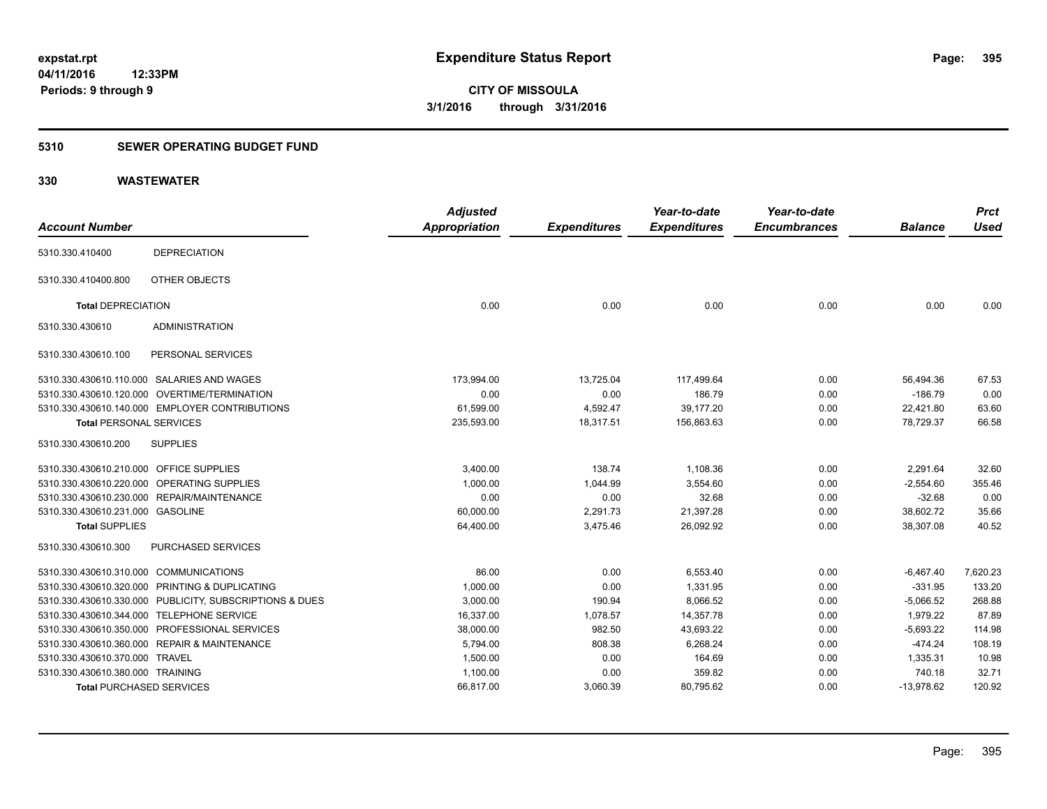# Expenditure Status Report

**CITY OF MISSOULA**
**3/1/2016 through 3/31/2016**

expstat.rpt
04/11/2016 12:33PM
Periods: 9 through 9

## 5310 SEWER OPERATING BUDGET FUND

## 330 WASTEWATER

| Account Number | | Adjusted Appropriation | Expenditures | Year-to-date Expenditures | Year-to-date Encumbrances | Balance | Prct Used |
|---|---|---|---|---|---|---|---|
| 5310.330.410400 | DEPRECIATION | | | | | | |
| 5310.330.410400.800 | OTHER OBJECTS | | | | | | |
| **Total** DEPRECIATION | | 0.00 | 0.00 | 0.00 | 0.00 | 0.00 | 0.00 |
| 5310.330.430610 | ADMINISTRATION | | | | | | |
| 5310.330.430610.100 | PERSONAL SERVICES | | | | | | |
| 5310.330.430610.110.000 | SALARIES AND WAGES | 173,994.00 | 13,725.04 | 117,499.64 | 0.00 | 56,494.36 | 67.53 |
| 5310.330.430610.120.000 | OVERTIME/TERMINATION | 0.00 | 0.00 | 186.79 | 0.00 | -186.79 | 0.00 |
| 5310.330.430610.140.000 | EMPLOYER CONTRIBUTIONS | 61,599.00 | 4,592.47 | 39,177.20 | 0.00 | 22,421.80 | 63.60 |
| **Total** PERSONAL SERVICES | | 235,593.00 | 18,317.51 | 156,863.63 | 0.00 | 78,729.37 | 66.58 |
| 5310.330.430610.200 | SUPPLIES | | | | | | |
| 5310.330.430610.210.000 | OFFICE SUPPLIES | 3,400.00 | 138.74 | 1,108.36 | 0.00 | 2,291.64 | 32.60 |
| 5310.330.430610.220.000 | OPERATING SUPPLIES | 1,000.00 | 1,044.99 | 3,554.60 | 0.00 | -2,554.60 | 355.46 |
| 5310.330.430610.230.000 | REPAIR/MAINTENANCE | 0.00 | 0.00 | 32.68 | 0.00 | -32.68 | 0.00 |
| 5310.330.430610.231.000 | GASOLINE | 60,000.00 | 2,291.73 | 21,397.28 | 0.00 | 38,602.72 | 35.66 |
| **Total** SUPPLIES | | 64,400.00 | 3,475.46 | 26,092.92 | 0.00 | 38,307.08 | 40.52 |
| 5310.330.430610.300 | PURCHASED SERVICES | | | | | | |
| 5310.330.430610.310.000 | COMMUNICATIONS | 86.00 | 0.00 | 6,553.40 | 0.00 | -6,467.40 | 7,620.23 |
| 5310.330.430610.320.000 | PRINTING & DUPLICATING | 1,000.00 | 0.00 | 1,331.95 | 0.00 | -331.95 | 133.20 |
| 5310.330.430610.330.000 | PUBLICITY, SUBSCRIPTIONS & DUES | 3,000.00 | 190.94 | 8,066.52 | 0.00 | -5,066.52 | 268.88 |
| 5310.330.430610.344.000 | TELEPHONE SERVICE | 16,337.00 | 1,078.57 | 14,357.78 | 0.00 | 1,979.22 | 87.89 |
| 5310.330.430610.350.000 | PROFESSIONAL SERVICES | 38,000.00 | 982.50 | 43,693.22 | 0.00 | -5,693.22 | 114.98 |
| 5310.330.430610.360.000 | REPAIR & MAINTENANCE | 5,794.00 | 808.38 | 6,268.24 | 0.00 | -474.24 | 108.19 |
| 5310.330.430610.370.000 | TRAVEL | 1,500.00 | 0.00 | 164.69 | 0.00 | 1,335.31 | 10.98 |
| 5310.330.430610.380.000 | TRAINING | 1,100.00 | 0.00 | 359.82 | 0.00 | 740.18 | 32.71 |
| **Total** PURCHASED SERVICES | | 66,817.00 | 3,060.39 | 80,795.62 | 0.00 | -13,978.62 | 120.92 |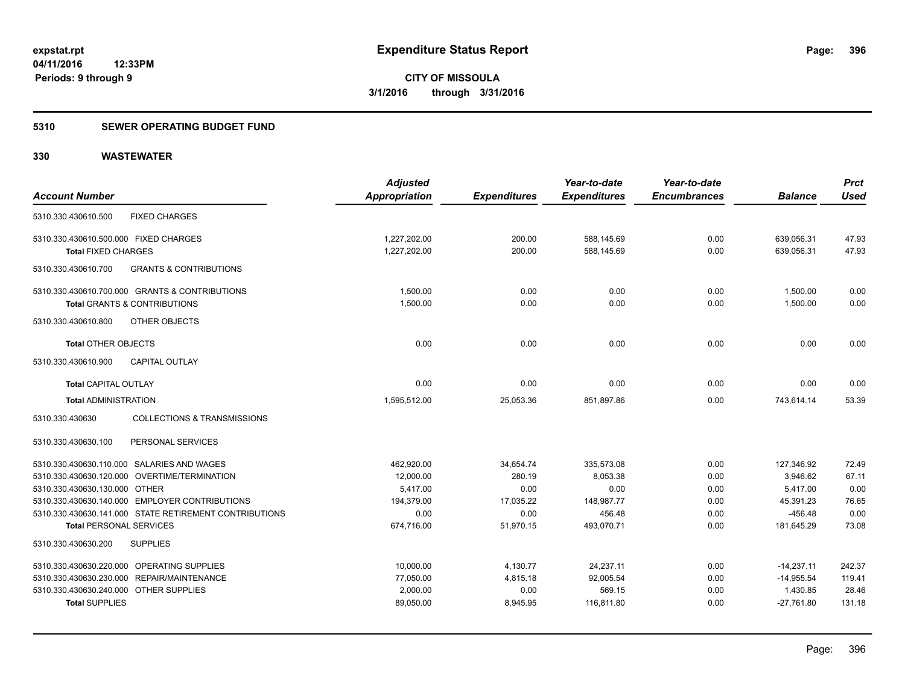**expstat.rpt**
**04/11/2016 12:33PM**
**Periods: 9 through 9**

# Expenditure Status Report

**CITY OF MISSOULA**
**3/1/2016 through 3/31/2016**

## 5310 SEWER OPERATING BUDGET FUND

## 330 WASTEWATER

| Account Number | Adjusted Appropriation | Expenditures | Year-to-date Expenditures | Year-to-date Encumbrances | Balance | Prct Used |
|---|---|---|---|---|---|---|
| 5310.330.430610.500 FIXED CHARGES | | | | | | |
| 5310.330.430610.500.000 FIXED CHARGES | 1,227,202.00 | 200.00 | 588,145.69 | 0.00 | 639,056.31 | 47.93 |
| **Total** FIXED CHARGES | 1,227,202.00 | 200.00 | 588,145.69 | 0.00 | 639,056.31 | 47.93 |
| 5310.330.430610.700 GRANTS & CONTRIBUTIONS | | | | | | |
| 5310.330.430610.700.000 GRANTS & CONTRIBUTIONS | 1,500.00 | 0.00 | 0.00 | 0.00 | 1,500.00 | 0.00 |
| **Total** GRANTS & CONTRIBUTIONS | 1,500.00 | 0.00 | 0.00 | 0.00 | 1,500.00 | 0.00 |
| 5310.330.430610.800 OTHER OBJECTS | | | | | | |
| **Total** OTHER OBJECTS | 0.00 | 0.00 | 0.00 | 0.00 | 0.00 | 0.00 |
| 5310.330.430610.900 CAPITAL OUTLAY | | | | | | |
| **Total** CAPITAL OUTLAY | 0.00 | 0.00 | 0.00 | 0.00 | 0.00 | 0.00 |
| **Total** ADMINISTRATION | 1,595,512.00 | 25,053.36 | 851,897.86 | 0.00 | 743,614.14 | 53.39 |
| 5310.330.430630 COLLECTIONS & TRANSMISSIONS | | | | | | |
| 5310.330.430630.100 PERSONAL SERVICES | | | | | | |
| 5310.330.430630.110.000 SALARIES AND WAGES | 462,920.00 | 34,654.74 | 335,573.08 | 0.00 | 127,346.92 | 72.49 |
| 5310.330.430630.120.000 OVERTIME/TERMINATION | 12,000.00 | 280.19 | 8,053.38 | 0.00 | 3,946.62 | 67.11 |
| 5310.330.430630.130.000 OTHER | 5,417.00 | 0.00 | 0.00 | 0.00 | 5,417.00 | 0.00 |
| 5310.330.430630.140.000 EMPLOYER CONTRIBUTIONS | 194,379.00 | 17,035.22 | 148,987.77 | 0.00 | 45,391.23 | 76.65 |
| 5310.330.430630.141.000 STATE RETIREMENT CONTRIBUTIONS | 0.00 | 0.00 | 456.48 | 0.00 | -456.48 | 0.00 |
| **Total** PERSONAL SERVICES | 674,716.00 | 51,970.15 | 493,070.71 | 0.00 | 181,645.29 | 73.08 |
| 5310.330.430630.200 SUPPLIES | | | | | | |
| 5310.330.430630.220.000 OPERATING SUPPLIES | 10,000.00 | 4,130.77 | 24,237.11 | 0.00 | -14,237.11 | 242.37 |
| 5310.330.430630.230.000 REPAIR/MAINTENANCE | 77,050.00 | 4,815.18 | 92,005.54 | 0.00 | -14,955.54 | 119.41 |
| 5310.330.430630.240.000 OTHER SUPPLIES | 2,000.00 | 0.00 | 569.15 | 0.00 | 1,430.85 | 28.46 |
| **Total** SUPPLIES | 89,050.00 | 8,945.95 | 116,811.80 | 0.00 | -27,761.80 | 131.18 |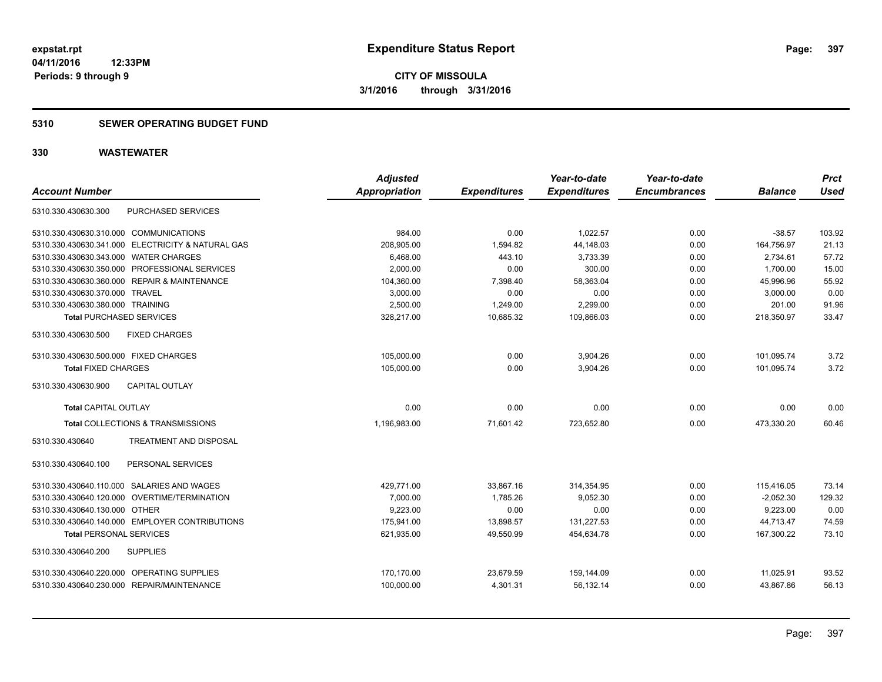**expstat.rpt**
**04/11/2016 12:33PM**
**Periods: 9 through 9**

# Expenditure Status Report

**CITY OF MISSOULA**
**3/1/2016 through 3/31/2016**

## 5310 SEWER OPERATING BUDGET FUND

## 330 WASTEWATER

| Account Number | Adjusted Appropriation | Expenditures | Year-to-date Expenditures | Year-to-date Encumbrances | Balance | Prct Used |
|---|---|---|---|---|---|---|
| 5310.330.430630.300 PURCHASED SERVICES | | | | | | |
| 5310.330.430630.310.000 COMMUNICATIONS | 984.00 | 0.00 | 1,022.57 | 0.00 | -38.57 | 103.92 |
| 5310.330.430630.341.000 ELECTRICITY & NATURAL GAS | 208,905.00 | 1,594.82 | 44,148.03 | 0.00 | 164,756.97 | 21.13 |
| 5310.330.430630.343.000 WATER CHARGES | 6,468.00 | 443.10 | 3,733.39 | 0.00 | 2,734.61 | 57.72 |
| 5310.330.430630.350.000 PROFESSIONAL SERVICES | 2,000.00 | 0.00 | 300.00 | 0.00 | 1,700.00 | 15.00 |
| 5310.330.430630.360.000 REPAIR & MAINTENANCE | 104,360.00 | 7,398.40 | 58,363.04 | 0.00 | 45,996.96 | 55.92 |
| 5310.330.430630.370.000 TRAVEL | 3,000.00 | 0.00 | 0.00 | 0.00 | 3,000.00 | 0.00 |
| 5310.330.430630.380.000 TRAINING | 2,500.00 | 1,249.00 | 2,299.00 | 0.00 | 201.00 | 91.96 |
| **Total PURCHASED SERVICES** | 328,217.00 | 10,685.32 | 109,866.03 | 0.00 | 218,350.97 | 33.47 |
| 5310.330.430630.500 FIXED CHARGES | | | | | | |
| 5310.330.430630.500.000 FIXED CHARGES | 105,000.00 | 0.00 | 3,904.26 | 0.00 | 101,095.74 | 3.72 |
| **Total FIXED CHARGES** | 105,000.00 | 0.00 | 3,904.26 | 0.00 | 101,095.74 | 3.72 |
| 5310.330.430630.900 CAPITAL OUTLAY | | | | | | |
| **Total CAPITAL OUTLAY** | 0.00 | 0.00 | 0.00 | 0.00 | 0.00 | 0.00 |
| **Total COLLECTIONS & TRANSMISSIONS** | 1,196,983.00 | 71,601.42 | 723,652.80 | 0.00 | 473,330.20 | 60.46 |
| 5310.330.430640 TREATMENT AND DISPOSAL | | | | | | |
| 5310.330.430640.100 PERSONAL SERVICES | | | | | | |
| 5310.330.430640.110.000 SALARIES AND WAGES | 429,771.00 | 33,867.16 | 314,354.95 | 0.00 | 115,416.05 | 73.14 |
| 5310.330.430640.120.000 OVERTIME/TERMINATION | 7,000.00 | 1,785.26 | 9,052.30 | 0.00 | -2,052.30 | 129.32 |
| 5310.330.430640.130.000 OTHER | 9,223.00 | 0.00 | 0.00 | 0.00 | 9,223.00 | 0.00 |
| 5310.330.430640.140.000 EMPLOYER CONTRIBUTIONS | 175,941.00 | 13,898.57 | 131,227.53 | 0.00 | 44,713.47 | 74.59 |
| **Total PERSONAL SERVICES** | 621,935.00 | 49,550.99 | 454,634.78 | 0.00 | 167,300.22 | 73.10 |
| 5310.330.430640.200 SUPPLIES | | | | | | |
| 5310.330.430640.220.000 OPERATING SUPPLIES | 170,170.00 | 23,679.59 | 159,144.09 | 0.00 | 11,025.91 | 93.52 |
| 5310.330.430640.230.000 REPAIR/MAINTENANCE | 100,000.00 | 4,301.31 | 56,132.14 | 0.00 | 43,867.86 | 56.13 |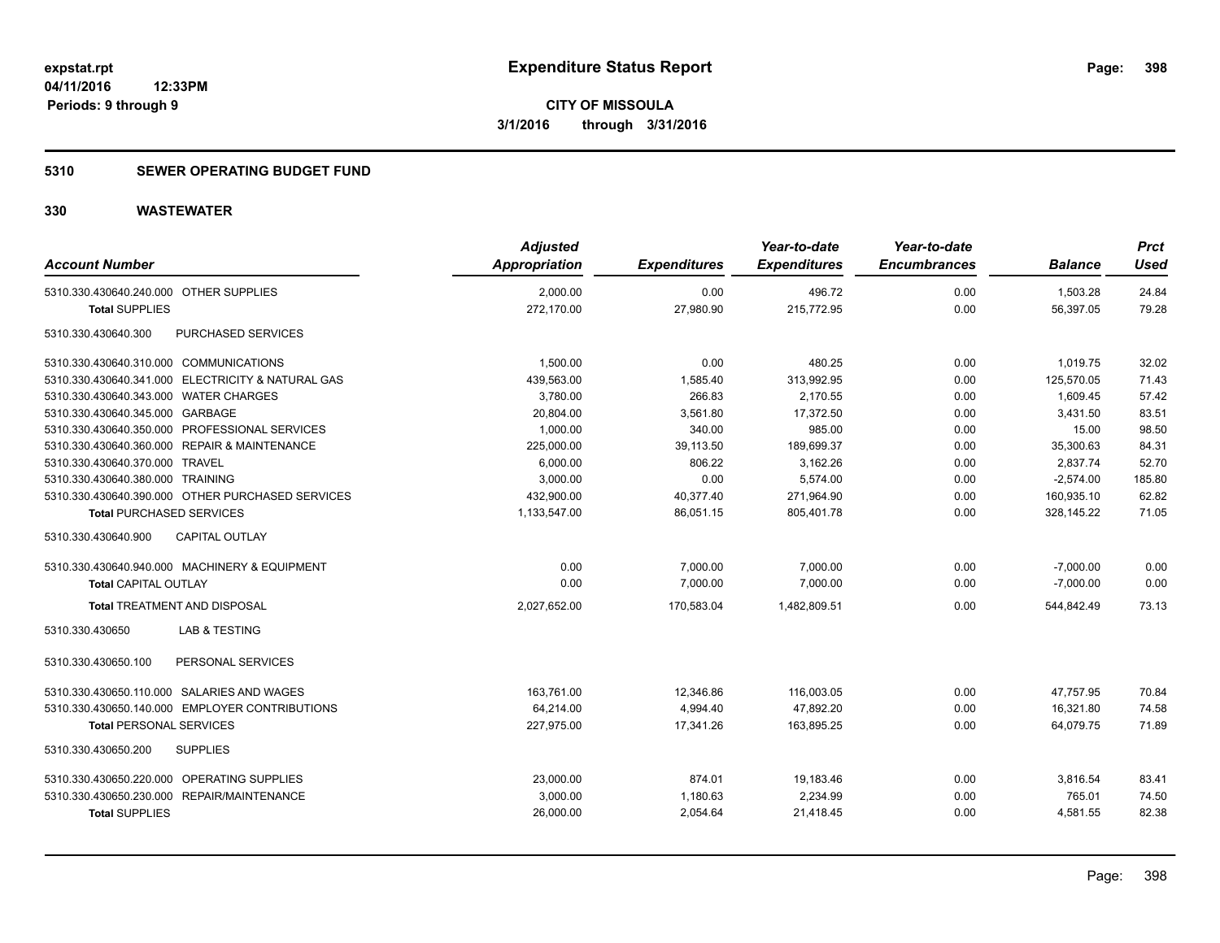**expstat.rpt**
**04/11/2016 12:33PM**
**Periods: 9 through 9**

# Expenditure Status Report

**CITY OF MISSOULA**
**3/1/2016 through 3/31/2016**

## 5310 SEWER OPERATING BUDGET FUND

## 330 WASTEWATER

| Account Number | Adjusted Appropriation | Expenditures | Year-to-date Expenditures | Year-to-date Encumbrances | Balance | Prct Used |
|---|---|---|---|---|---|---|
| 5310.330.430640.240.000 OTHER SUPPLIES | 2,000.00 | 0.00 | 496.72 | 0.00 | 1,503.28 | 24.84 |
| **Total** SUPPLIES | 272,170.00 | 27,980.90 | 215,772.95 | 0.00 | 56,397.05 | 79.28 |
| 5310.330.430640.300 PURCHASED SERVICES | | | | | | |
| 5310.330.430640.310.000 COMMUNICATIONS | 1,500.00 | 0.00 | 480.25 | 0.00 | 1,019.75 | 32.02 |
| 5310.330.430640.341.000 ELECTRICITY & NATURAL GAS | 439,563.00 | 1,585.40 | 313,992.95 | 0.00 | 125,570.05 | 71.43 |
| 5310.330.430640.343.000 WATER CHARGES | 3,780.00 | 266.83 | 2,170.55 | 0.00 | 1,609.45 | 57.42 |
| 5310.330.430640.345.000 GARBAGE | 20,804.00 | 3,561.80 | 17,372.50 | 0.00 | 3,431.50 | 83.51 |
| 5310.330.430640.350.000 PROFESSIONAL SERVICES | 1,000.00 | 340.00 | 985.00 | 0.00 | 15.00 | 98.50 |
| 5310.330.430640.360.000 REPAIR & MAINTENANCE | 225,000.00 | 39,113.50 | 189,699.37 | 0.00 | 35,300.63 | 84.31 |
| 5310.330.430640.370.000 TRAVEL | 6,000.00 | 806.22 | 3,162.26 | 0.00 | 2,837.74 | 52.70 |
| 5310.330.430640.380.000 TRAINING | 3,000.00 | 0.00 | 5,574.00 | 0.00 | -2,574.00 | 185.80 |
| 5310.330.430640.390.000 OTHER PURCHASED SERVICES | 432,900.00 | 40,377.40 | 271,964.90 | 0.00 | 160,935.10 | 62.82 |
| **Total** PURCHASED SERVICES | 1,133,547.00 | 86,051.15 | 805,401.78 | 0.00 | 328,145.22 | 71.05 |
| 5310.330.430640.900 CAPITAL OUTLAY | | | | | | |
| 5310.330.430640.940.000 MACHINERY & EQUIPMENT | 0.00 | 7,000.00 | 7,000.00 | 0.00 | -7,000.00 | 0.00 |
| **Total** CAPITAL OUTLAY | 0.00 | 7,000.00 | 7,000.00 | 0.00 | -7,000.00 | 0.00 |
| **Total** TREATMENT AND DISPOSAL | 2,027,652.00 | 170,583.04 | 1,482,809.51 | 0.00 | 544,842.49 | 73.13 |
| 5310.330.430650 LAB & TESTING | | | | | | |
| 5310.330.430650.100 PERSONAL SERVICES | | | | | | |
| 5310.330.430650.110.000 SALARIES AND WAGES | 163,761.00 | 12,346.86 | 116,003.05 | 0.00 | 47,757.95 | 70.84 |
| 5310.330.430650.140.000 EMPLOYER CONTRIBUTIONS | 64,214.00 | 4,994.40 | 47,892.20 | 0.00 | 16,321.80 | 74.58 |
| **Total** PERSONAL SERVICES | 227,975.00 | 17,341.26 | 163,895.25 | 0.00 | 64,079.75 | 71.89 |
| 5310.330.430650.200 SUPPLIES | | | | | | |
| 5310.330.430650.220.000 OPERATING SUPPLIES | 23,000.00 | 874.01 | 19,183.46 | 0.00 | 3,816.54 | 83.41 |
| 5310.330.430650.230.000 REPAIR/MAINTENANCE | 3,000.00 | 1,180.63 | 2,234.99 | 0.00 | 765.01 | 74.50 |
| **Total** SUPPLIES | 26,000.00 | 2,054.64 | 21,418.45 | 0.00 | 4,581.55 | 82.38 |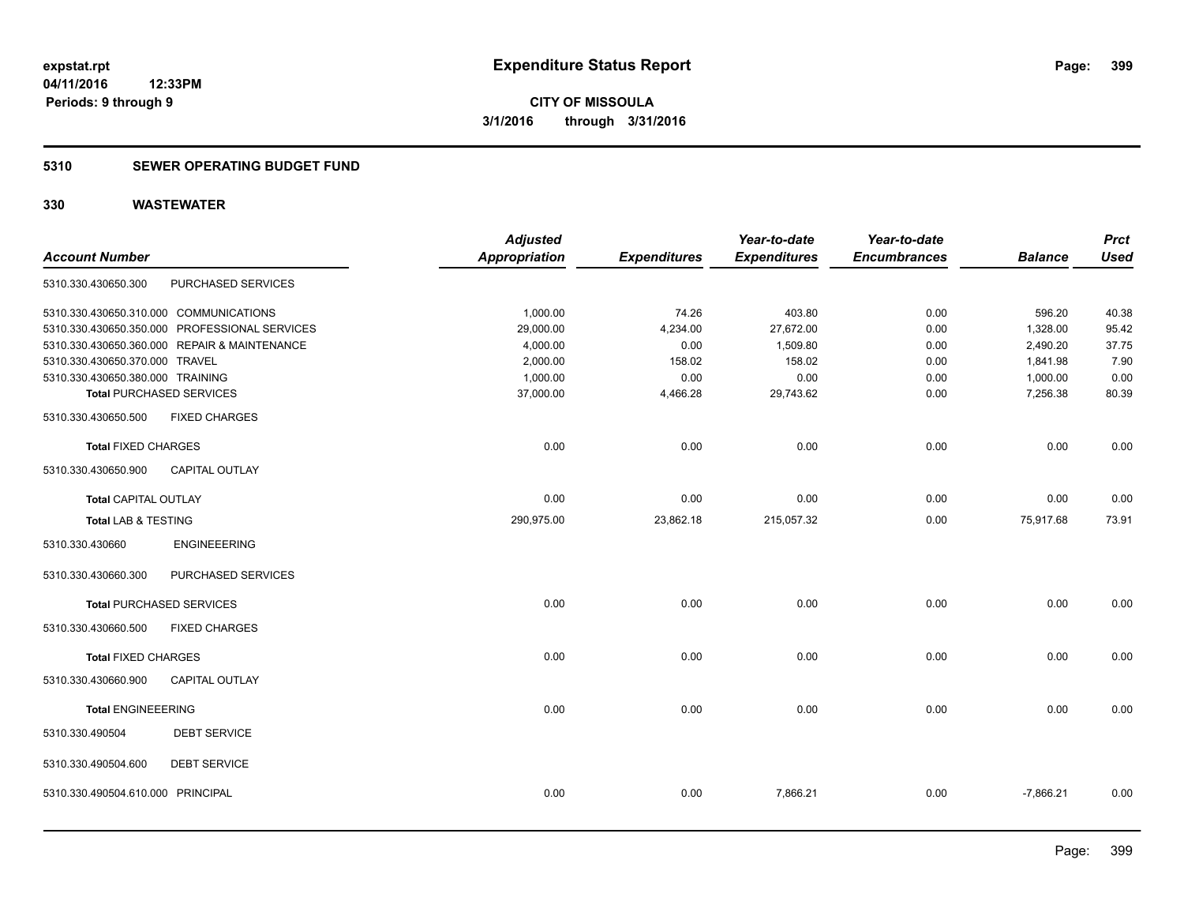# Expenditure Status Report

expstat.rpt
04/11/2016 12:33PM
Periods: 9 through 9

**CITY OF MISSOULA**
**3/1/2016 through 3/31/2016**

## 5310 SEWER OPERATING BUDGET FUND

### 330 WASTEWATER

| Account Number | | Adjusted Appropriation | Expenditures | Year-to-date Expenditures | Year-to-date Encumbrances | Balance | Prct Used |
|---|---|---|---|---|---|---|---|
| 5310.330.430650.300 | PURCHASED SERVICES | | | | | | |
| 5310.330.430650.310.000 | COMMUNICATIONS | 1,000.00 | 74.26 | 403.80 | 0.00 | 596.20 | 40.38 |
| 5310.330.430650.350.000 | PROFESSIONAL SERVICES | 29,000.00 | 4,234.00 | 27,672.00 | 0.00 | 1,328.00 | 95.42 |
| 5310.330.430650.360.000 | REPAIR & MAINTENANCE | 4,000.00 | 0.00 | 1,509.80 | 0.00 | 2,490.20 | 37.75 |
| 5310.330.430650.370.000 | TRAVEL | 2,000.00 | 158.02 | 158.02 | 0.00 | 1,841.98 | 7.90 |
| 5310.330.430650.380.000 | TRAINING | 1,000.00 | 0.00 | 0.00 | 0.00 | 1,000.00 | 0.00 |
| **Total** PURCHASED SERVICES | | 37,000.00 | 4,466.28 | 29,743.62 | 0.00 | 7,256.38 | 80.39 |
| 5310.330.430650.500 | FIXED CHARGES | | | | | | |
| **Total** FIXED CHARGES | | 0.00 | 0.00 | 0.00 | 0.00 | 0.00 | 0.00 |
| 5310.330.430650.900 | CAPITAL OUTLAY | | | | | | |
| **Total** CAPITAL OUTLAY | | 0.00 | 0.00 | 0.00 | 0.00 | 0.00 | 0.00 |
| **Total** LAB & TESTING | | 290,975.00 | 23,862.18 | 215,057.32 | 0.00 | 75,917.68 | 73.91 |
| 5310.330.430660 | ENGINEEERING | | | | | | |
| 5310.330.430660.300 | PURCHASED SERVICES | | | | | | |
| **Total** PURCHASED SERVICES | | 0.00 | 0.00 | 0.00 | 0.00 | 0.00 | 0.00 |
| 5310.330.430660.500 | FIXED CHARGES | | | | | | |
| **Total** FIXED CHARGES | | 0.00 | 0.00 | 0.00 | 0.00 | 0.00 | 0.00 |
| 5310.330.430660.900 | CAPITAL OUTLAY | | | | | | |
| **Total** ENGINEEERING | | 0.00 | 0.00 | 0.00 | 0.00 | 0.00 | 0.00 |
| 5310.330.490504 | DEBT SERVICE | | | | | | |
| 5310.330.490504.600 | DEBT SERVICE | | | | | | |
| 5310.330.490504.610.000 | PRINCIPAL | 0.00 | 0.00 | 7,866.21 | 0.00 | -7,866.21 | 0.00 |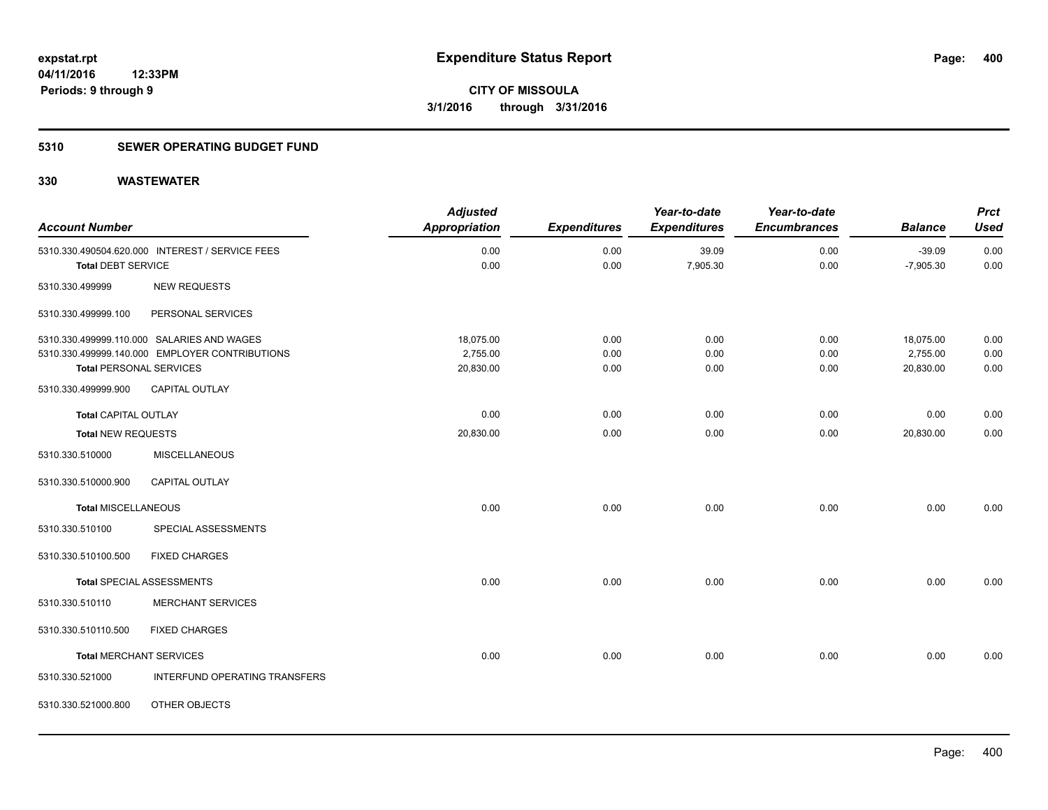**Expenditure Status Report**

**CITY OF MISSOULA**
**3/1/2016 through 3/31/2016**

expstat.rpt
04/11/2016 12:33PM
Periods: 9 through 9

## 5310 SEWER OPERATING BUDGET FUND

## 330 WASTEWATER

| Account Number | | Adjusted Appropriation | Expenditures | Year-to-date Expenditures | Year-to-date Encumbrances | Balance | Prct Used |
|---|---|---|---|---|---|---|---|
| 5310.330.490504.620.000 | INTEREST / SERVICE FEES | 0.00 | 0.00 | 39.09 | 0.00 | -39.09 | 0.00 |
| **Total** DEBT SERVICE | | 0.00 | 0.00 | 7,905.30 | 0.00 | -7,905.30 | 0.00 |
| 5310.330.499999 | NEW REQUESTS | | | | | | |
| 5310.330.499999.100 | PERSONAL SERVICES | | | | | | |
| 5310.330.499999.110.000 | SALARIES AND WAGES | 18,075.00 | 0.00 | 0.00 | 0.00 | 18,075.00 | 0.00 |
| 5310.330.499999.140.000 | EMPLOYER CONTRIBUTIONS | 2,755.00 | 0.00 | 0.00 | 0.00 | 2,755.00 | 0.00 |
| **Total** PERSONAL SERVICES | | 20,830.00 | 0.00 | 0.00 | 0.00 | 20,830.00 | 0.00 |
| 5310.330.499999.900 | CAPITAL OUTLAY | | | | | | |
| **Total** CAPITAL OUTLAY | | 0.00 | 0.00 | 0.00 | 0.00 | 0.00 | 0.00 |
| **Total** NEW REQUESTS | | 20,830.00 | 0.00 | 0.00 | 0.00 | 20,830.00 | 0.00 |
| 5310.330.510000 | MISCELLANEOUS | | | | | | |
| 5310.330.510000.900 | CAPITAL OUTLAY | | | | | | |
| **Total** MISCELLANEOUS | | 0.00 | 0.00 | 0.00 | 0.00 | 0.00 | 0.00 |
| 5310.330.510100 | SPECIAL ASSESSMENTS | | | | | | |
| 5310.330.510100.500 | FIXED CHARGES | | | | | | |
| **Total** SPECIAL ASSESSMENTS | | 0.00 | 0.00 | 0.00 | 0.00 | 0.00 | 0.00 |
| 5310.330.510110 | MERCHANT SERVICES | | | | | | |
| 5310.330.510110.500 | FIXED CHARGES | | | | | | |
| **Total** MERCHANT SERVICES | | 0.00 | 0.00 | 0.00 | 0.00 | 0.00 | 0.00 |
| 5310.330.521000 | INTERFUND OPERATING TRANSFERS | | | | | | |
| 5310.330.521000.800 | OTHER OBJECTS | | | | | | |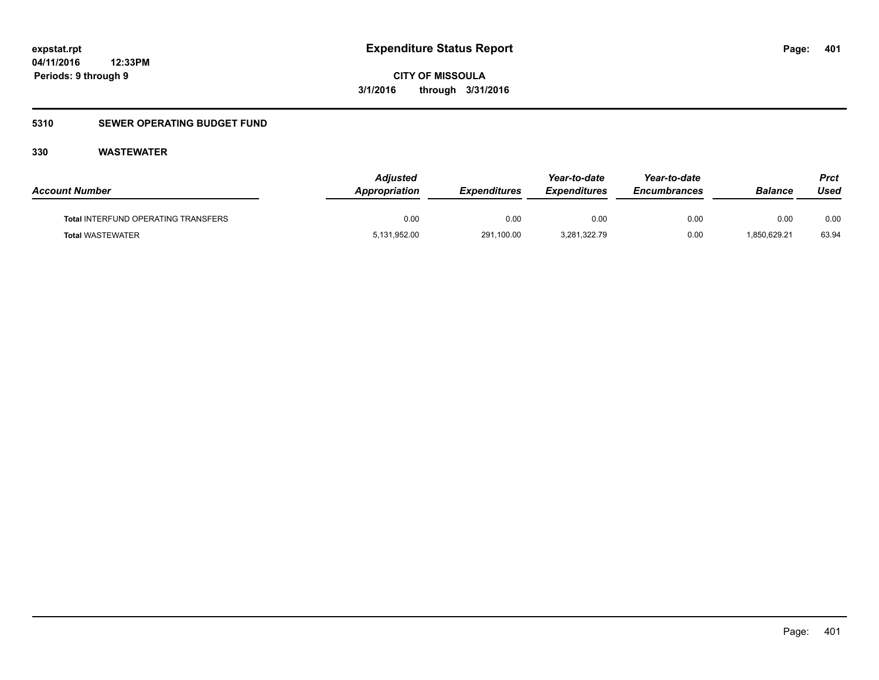# Expenditure Status Report

expstat.rpt
04/11/2016 12:33PM
Periods: 9 through 9

CITY OF MISSOULA
3/1/2016 through 3/31/2016

## 5310 SEWER OPERATING BUDGET FUND

### 330 WASTEWATER

| Account Number | Adjusted Appropriation | Expenditures | Year-to-date Expenditures | Year-to-date Encumbrances | Balance | Prct Used |
|---|---|---|---|---|---|---|
| **Total** INTERFUND OPERATING TRANSFERS | 0.00 | 0.00 | 0.00 | 0.00 | 0.00 | 0.00 |
| **Total** WASTEWATER | 5,131,952.00 | 291,100.00 | 3,281,322.79 | 0.00 | 1,850,629.21 | 63.94 |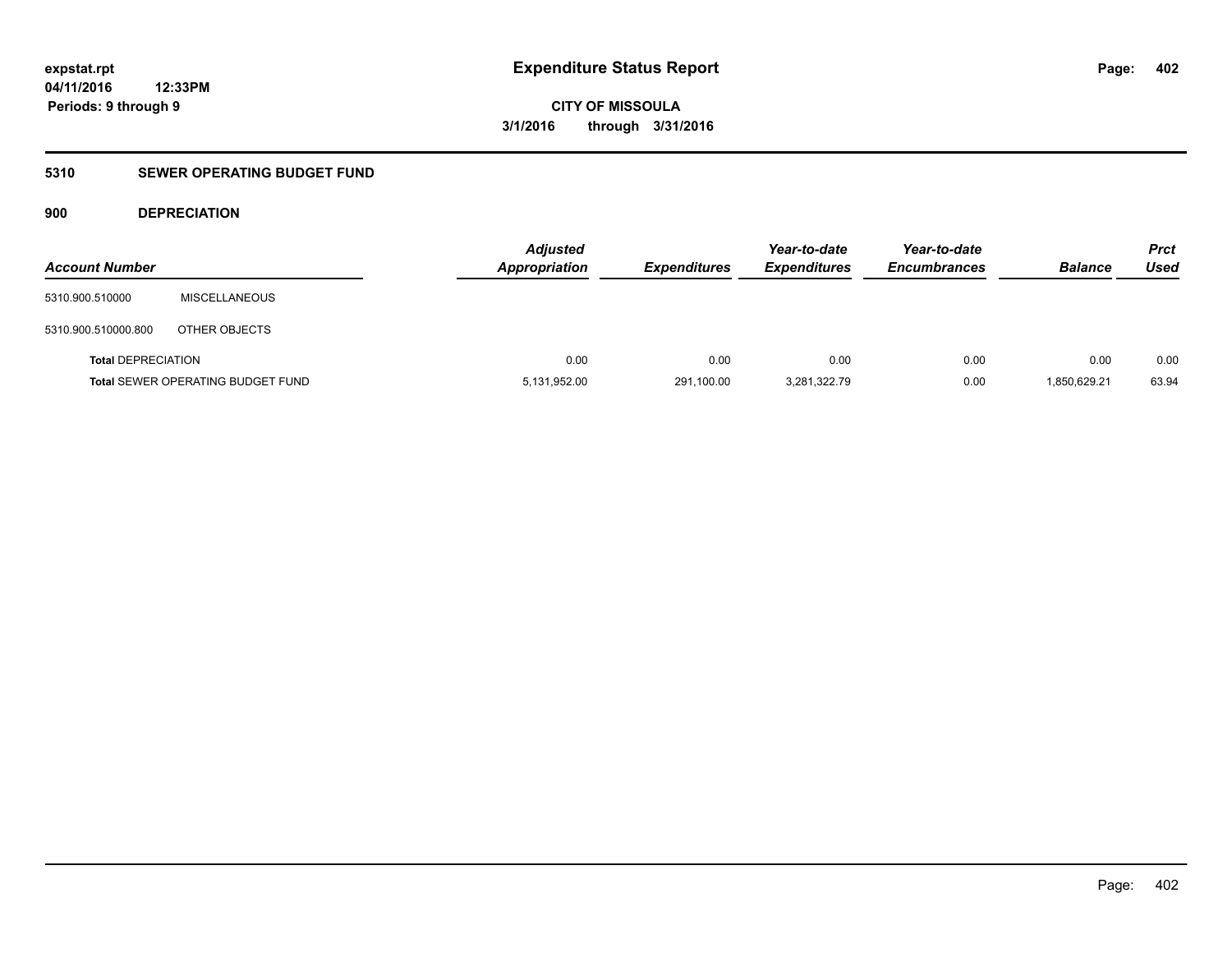**expstat.rpt**
**04/11/2016 12:33PM**
**Periods: 9 through 9**

# Expenditure Status Report

**CITY OF MISSOULA**
**3/1/2016 through 3/31/2016**

## 5310 SEWER OPERATING BUDGET FUND

### 900 DEPRECIATION

| Account Number | | Adjusted Appropriation | Expenditures | Year-to-date Expenditures | Year-to-date Encumbrances | Balance | Prct Used |
|---|---|---|---|---|---|---|---|
| 5310.900.510000 | MISCELLANEOUS | | | | | | |
| 5310.900.510000.800 | OTHER OBJECTS | | | | | | |
| **Total** DEPRECIATION | | 0.00 | 0.00 | 0.00 | 0.00 | 0.00 | 0.00 |
| **Total** SEWER OPERATING BUDGET FUND | | 5,131,952.00 | 291,100.00 | 3,281,322.79 | 0.00 | 1,850,629.21 | 63.94 |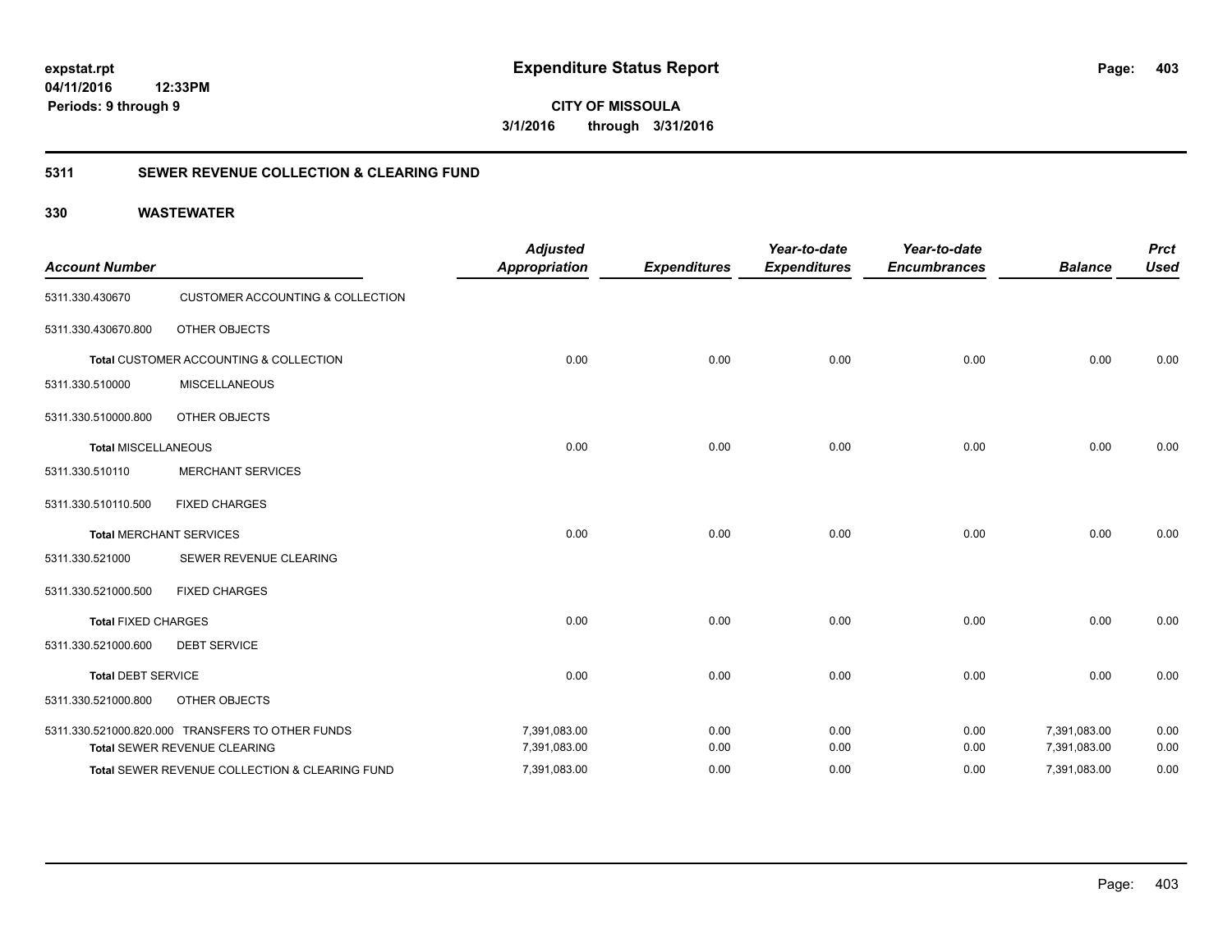**expstat.rpt**
**04/11/2016 12:33PM**
**Periods: 9 through 9**

# Expenditure Status Report

**CITY OF MISSOULA**
**3/1/2016 through 3/31/2016**

## 5311 SEWER REVENUE COLLECTION & CLEARING FUND

### 330 WASTEWATER

| Account Number | | Adjusted Appropriation | Expenditures | Year-to-date Expenditures | Year-to-date Encumbrances | Balance | Prct Used |
|---|---|---|---|---|---|---|---|
| 5311.330.430670 | CUSTOMER ACCOUNTING & COLLECTION | | | | | | |
| 5311.330.430670.800 | OTHER OBJECTS | | | | | | |
| **Total** CUSTOMER ACCOUNTING & COLLECTION | | 0.00 | 0.00 | 0.00 | 0.00 | 0.00 | 0.00 |
| 5311.330.510000 | MISCELLANEOUS | | | | | | |
| 5311.330.510000.800 | OTHER OBJECTS | | | | | | |
| **Total** MISCELLANEOUS | | 0.00 | 0.00 | 0.00 | 0.00 | 0.00 | 0.00 |
| 5311.330.510110 | MERCHANT SERVICES | | | | | | |
| 5311.330.510110.500 | FIXED CHARGES | | | | | | |
| **Total** MERCHANT SERVICES | | 0.00 | 0.00 | 0.00 | 0.00 | 0.00 | 0.00 |
| 5311.330.521000 | SEWER REVENUE CLEARING | | | | | | |
| 5311.330.521000.500 | FIXED CHARGES | | | | | | |
| **Total** FIXED CHARGES | | 0.00 | 0.00 | 0.00 | 0.00 | 0.00 | 0.00 |
| 5311.330.521000.600 | DEBT SERVICE | | | | | | |
| **Total** DEBT SERVICE | | 0.00 | 0.00 | 0.00 | 0.00 | 0.00 | 0.00 |
| 5311.330.521000.800 | OTHER OBJECTS | | | | | | |
| 5311.330.521000.820.000 | TRANSFERS TO OTHER FUNDS | 7,391,083.00 | 0.00 | 0.00 | 0.00 | 7,391,083.00 | 0.00 |
| **Total** SEWER REVENUE CLEARING | | 7,391,083.00 | 0.00 | 0.00 | 0.00 | 7,391,083.00 | 0.00 |
| **Total** SEWER REVENUE COLLECTION & CLEARING FUND | | 7,391,083.00 | 0.00 | 0.00 | 0.00 | 7,391,083.00 | 0.00 |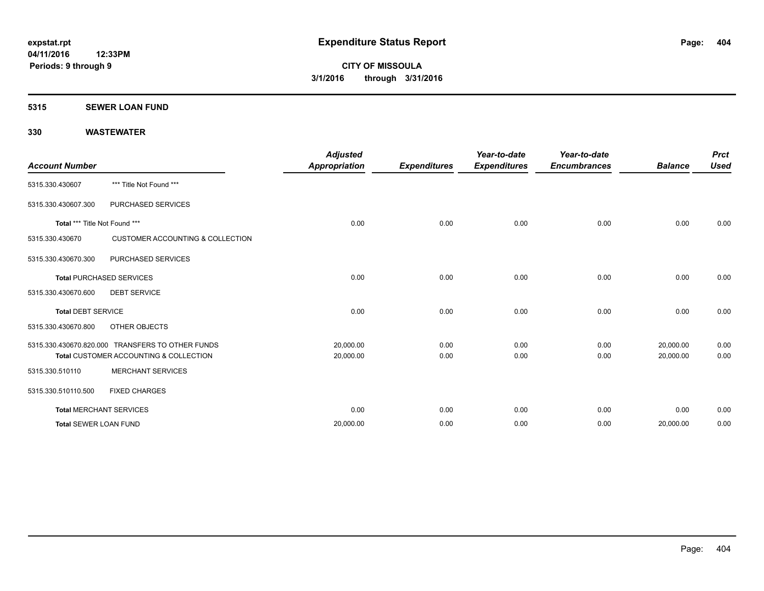**expstat.rpt**
**04/11/2016 12:33PM**
**Periods: 9 through 9**

# Expenditure Status Report

**CITY OF MISSOULA**
**3/1/2016 through 3/31/2016**

## 5315 SEWER LOAN FUND

## 330 WASTEWATER

| Account Number | | Adjusted Appropriation | Expenditures | Year-to-date Expenditures | Year-to-date Encumbrances | Balance | Prct Used |
|---|---|---|---|---|---|---|---|
| 5315.330.430607 | *** Title Not Found *** | | | | | | |
| 5315.330.430607.300 | PURCHASED SERVICES | | | | | | |
| **Total** *** Title Not Found *** | | 0.00 | 0.00 | 0.00 | 0.00 | 0.00 | 0.00 |
| 5315.330.430670 | CUSTOMER ACCOUNTING & COLLECTION | | | | | | |
| 5315.330.430670.300 | PURCHASED SERVICES | | | | | | |
| **Total** PURCHASED SERVICES | | 0.00 | 0.00 | 0.00 | 0.00 | 0.00 | 0.00 |
| 5315.330.430670.600 | DEBT SERVICE | | | | | | |
| **Total** DEBT SERVICE | | 0.00 | 0.00 | 0.00 | 0.00 | 0.00 | 0.00 |
| 5315.330.430670.800 | OTHER OBJECTS | | | | | | |
| 5315.330.430670.820.000 | TRANSFERS TO OTHER FUNDS | 20,000.00 | 0.00 | 0.00 | 0.00 | 20,000.00 | 0.00 |
| **Total** CUSTOMER ACCOUNTING & COLLECTION | | 20,000.00 | 0.00 | 0.00 | 0.00 | 20,000.00 | 0.00 |
| 5315.330.510110 | MERCHANT SERVICES | | | | | | |
| 5315.330.510110.500 | FIXED CHARGES | | | | | | |
| **Total** MERCHANT SERVICES | | 0.00 | 0.00 | 0.00 | 0.00 | 0.00 | 0.00 |
| **Total** SEWER LOAN FUND | | 20,000.00 | 0.00 | 0.00 | 0.00 | 20,000.00 | 0.00 |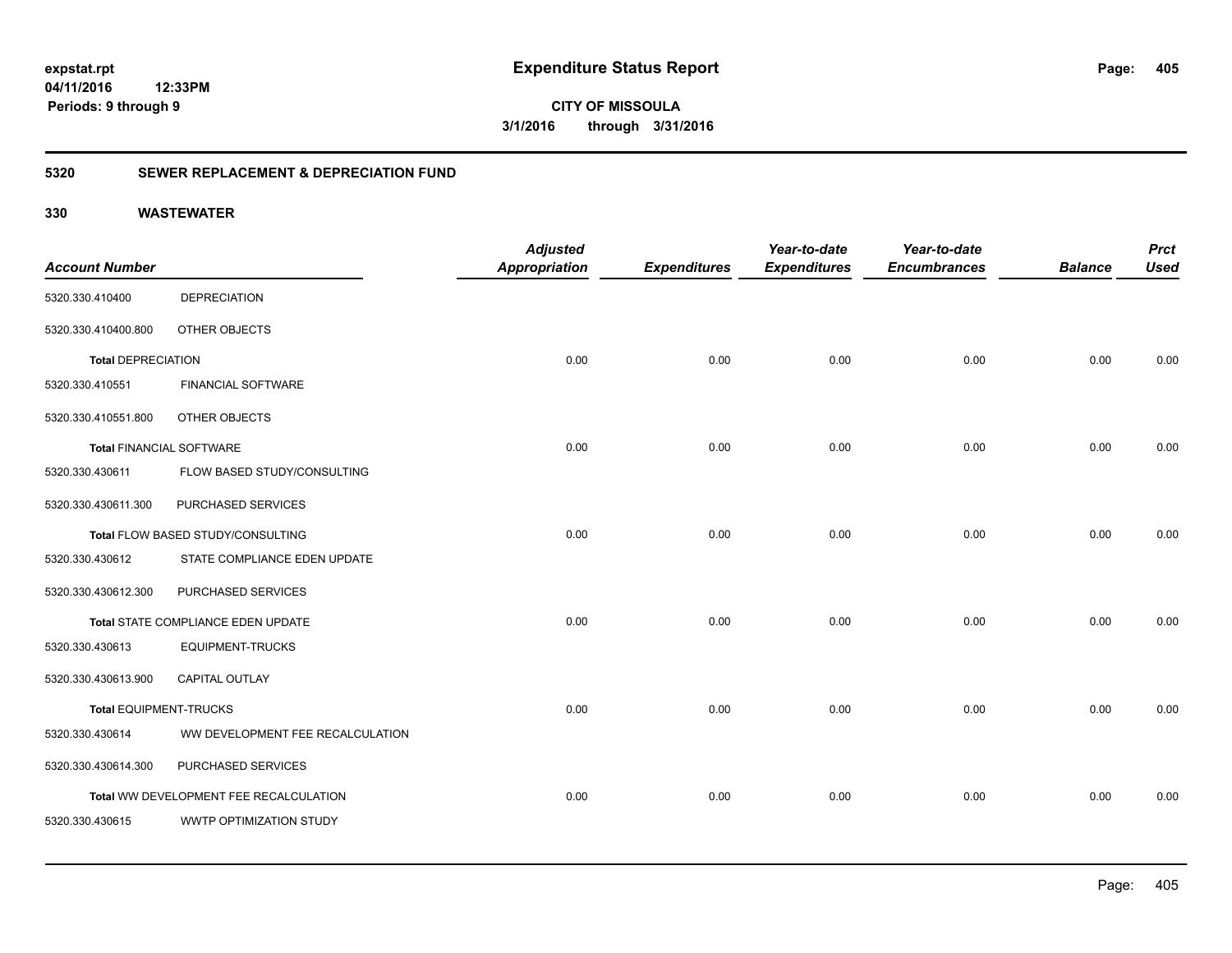**expstat.rpt**
**04/11/2016 12:33PM**
**Periods: 9 through 9**

# Expenditure Status Report

**CITY OF MISSOULA**
**3/1/2016 through 3/31/2016**

## 5320 SEWER REPLACEMENT & DEPRECIATION FUND

## 330 WASTEWATER

| Account Number | | Adjusted Appropriation | Expenditures | Year-to-date Expenditures | Year-to-date Encumbrances | Balance | Prct Used |
|---|---|---|---|---|---|---|---|
| 5320.330.410400 | DEPRECIATION | | | | | | |
| 5320.330.410400.800 | OTHER OBJECTS | | | | | | |
| **Total** DEPRECIATION | | 0.00 | 0.00 | 0.00 | 0.00 | 0.00 | 0.00 |
| 5320.330.410551 | FINANCIAL SOFTWARE | | | | | | |
| 5320.330.410551.800 | OTHER OBJECTS | | | | | | |
| **Total** FINANCIAL SOFTWARE | | 0.00 | 0.00 | 0.00 | 0.00 | 0.00 | 0.00 |
| 5320.330.430611 | FLOW BASED STUDY/CONSULTING | | | | | | |
| 5320.330.430611.300 | PURCHASED SERVICES | | | | | | |
| **Total** FLOW BASED STUDY/CONSULTING | | 0.00 | 0.00 | 0.00 | 0.00 | 0.00 | 0.00 |
| 5320.330.430612 | STATE COMPLIANCE EDEN UPDATE | | | | | | |
| 5320.330.430612.300 | PURCHASED SERVICES | | | | | | |
| **Total** STATE COMPLIANCE EDEN UPDATE | | 0.00 | 0.00 | 0.00 | 0.00 | 0.00 | 0.00 |
| 5320.330.430613 | EQUIPMENT-TRUCKS | | | | | | |
| 5320.330.430613.900 | CAPITAL OUTLAY | | | | | | |
| **Total** EQUIPMENT-TRUCKS | | 0.00 | 0.00 | 0.00 | 0.00 | 0.00 | 0.00 |
| 5320.330.430614 | WW DEVELOPMENT FEE RECALCULATION | | | | | | |
| 5320.330.430614.300 | PURCHASED SERVICES | | | | | | |
| **Total** WW DEVELOPMENT FEE RECALCULATION | | 0.00 | 0.00 | 0.00 | 0.00 | 0.00 | 0.00 |
| 5320.330.430615 | WWTP OPTIMIZATION STUDY | | | | | | |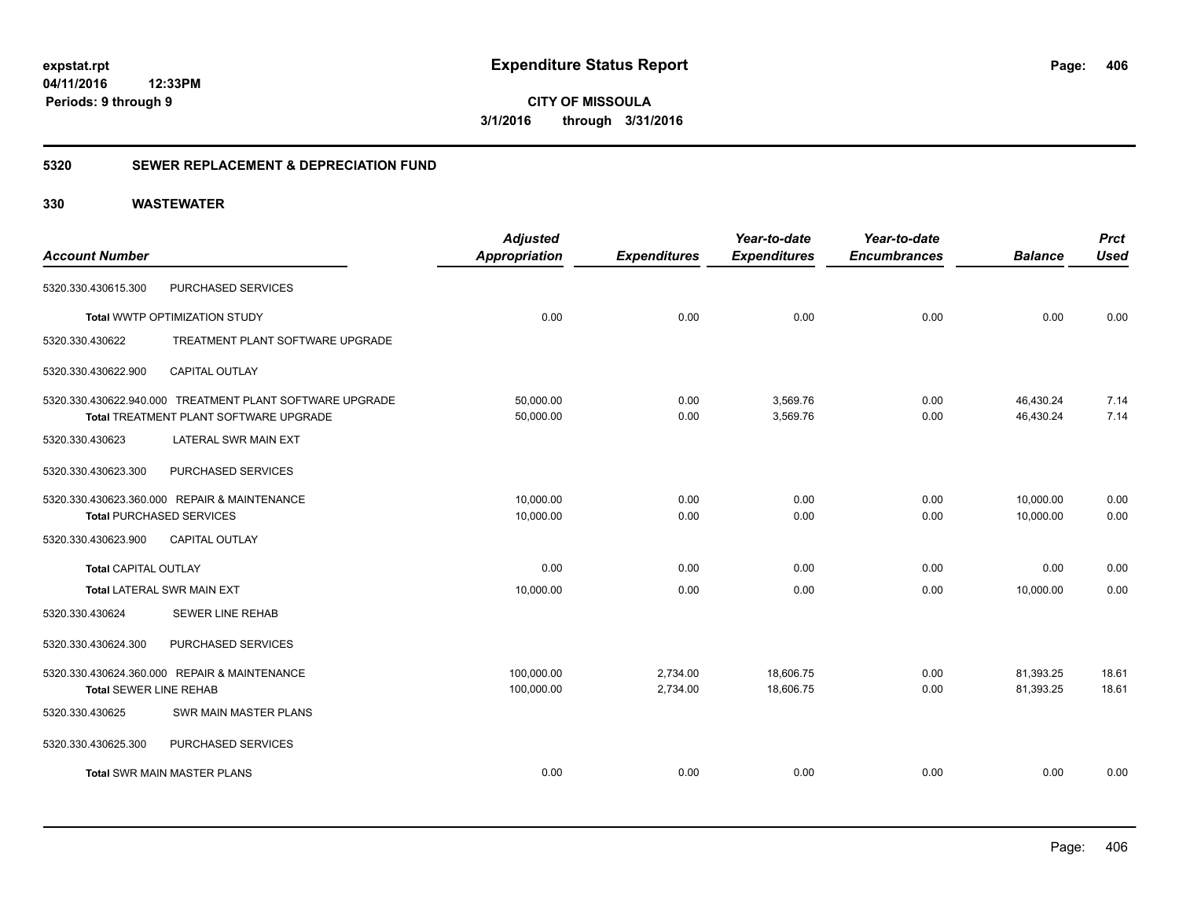**Expenditure Status Report**

**CITY OF MISSOULA**

**3/1/2016 through 3/31/2016**

expstat.rpt
04/11/2016 12:33PM
Periods: 9 through 9

## 5320 SEWER REPLACEMENT & DEPRECIATION FUND

## 330 WASTEWATER

| Account Number | | Adjusted Appropriation | Expenditures | Year-to-date Expenditures | Year-to-date Encumbrances | Balance | Prct Used |
|---|---|---|---|---|---|---|---|
| 5320.330.430615.300 | PURCHASED SERVICES | | | | | | |
| **Total** WWTP OPTIMIZATION STUDY | | 0.00 | 0.00 | 0.00 | 0.00 | 0.00 | 0.00 |
| 5320.330.430622 | TREATMENT PLANT SOFTWARE UPGRADE | | | | | | |
| 5320.330.430622.900 | CAPITAL OUTLAY | | | | | | |
| 5320.330.430622.940.000 | TREATMENT PLANT SOFTWARE UPGRADE | 50,000.00 | 0.00 | 3,569.76 | 0.00 | 46,430.24 | 7.14 |
| **Total** TREATMENT PLANT SOFTWARE UPGRADE | | 50,000.00 | 0.00 | 3,569.76 | 0.00 | 46,430.24 | 7.14 |
| 5320.330.430623 | LATERAL SWR MAIN EXT | | | | | | |
| 5320.330.430623.300 | PURCHASED SERVICES | | | | | | |
| 5320.330.430623.360.000 | REPAIR & MAINTENANCE | 10,000.00 | 0.00 | 0.00 | 0.00 | 10,000.00 | 0.00 |
| **Total** PURCHASED SERVICES | | 10,000.00 | 0.00 | 0.00 | 0.00 | 10,000.00 | 0.00 |
| 5320.330.430623.900 | CAPITAL OUTLAY | | | | | | |
| **Total** CAPITAL OUTLAY | | 0.00 | 0.00 | 0.00 | 0.00 | 0.00 | 0.00 |
| **Total** LATERAL SWR MAIN EXT | | 10,000.00 | 0.00 | 0.00 | 0.00 | 10,000.00 | 0.00 |
| 5320.330.430624 | SEWER LINE REHAB | | | | | | |
| 5320.330.430624.300 | PURCHASED SERVICES | | | | | | |
| 5320.330.430624.360.000 | REPAIR & MAINTENANCE | 100,000.00 | 2,734.00 | 18,606.75 | 0.00 | 81,393.25 | 18.61 |
| **Total** SEWER LINE REHAB | | 100,000.00 | 2,734.00 | 18,606.75 | 0.00 | 81,393.25 | 18.61 |
| 5320.330.430625 | SWR MAIN MASTER PLANS | | | | | | |
| 5320.330.430625.300 | PURCHASED SERVICES | | | | | | |
| **Total** SWR MAIN MASTER PLANS | | 0.00 | 0.00 | 0.00 | 0.00 | 0.00 | 0.00 |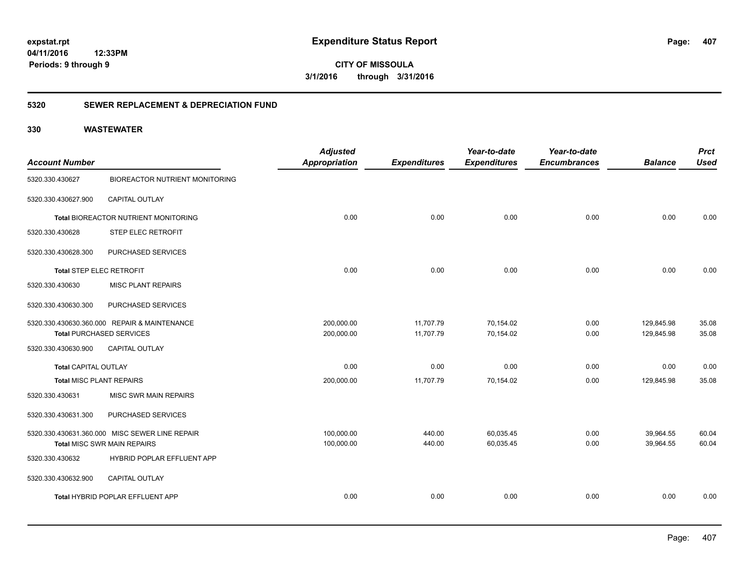**expstat.rpt**
**04/11/2016 12:33PM**
**Periods: 9 through 9**

# Expenditure Status Report

**CITY OF MISSOULA**
**3/1/2016 through 3/31/2016**

## 5320 SEWER REPLACEMENT & DEPRECIATION FUND

## 330 WASTEWATER

| Account Number | | Adjusted Appropriation | Expenditures | Year-to-date Expenditures | Year-to-date Encumbrances | Balance | Prct Used |
|---|---|---|---|---|---|---|---|
| 5320.330.430627 | BIOREACTOR NUTRIENT MONITORING | | | | | | |
| 5320.330.430627.900 | CAPITAL OUTLAY | | | | | | |
| Total BIOREACTOR NUTRIENT MONITORING | | 0.00 | 0.00 | 0.00 | 0.00 | 0.00 | 0.00 |
| 5320.330.430628 | STEP ELEC RETROFIT | | | | | | |
| 5320.330.430628.300 | PURCHASED SERVICES | | | | | | |
| Total STEP ELEC RETROFIT | | 0.00 | 0.00 | 0.00 | 0.00 | 0.00 | 0.00 |
| 5320.330.430630 | MISC PLANT REPAIRS | | | | | | |
| 5320.330.430630.300 | PURCHASED SERVICES | | | | | | |
| 5320.330.430630.360.000 | REPAIR & MAINTENANCE | 200,000.00 | 11,707.79 | 70,154.02 | 0.00 | 129,845.98 | 35.08 |
| **Total PURCHASED SERVICES** | | 200,000.00 | 11,707.79 | 70,154.02 | 0.00 | 129,845.98 | 35.08 |
| 5320.330.430630.900 | CAPITAL OUTLAY | | | | | | |
| **Total CAPITAL OUTLAY** | | 0.00 | 0.00 | 0.00 | 0.00 | 0.00 | 0.00 |
| **Total MISC PLANT REPAIRS** | | 200,000.00 | 11,707.79 | 70,154.02 | 0.00 | 129,845.98 | 35.08 |
| 5320.330.430631 | MISC SWR MAIN REPAIRS | | | | | | |
| 5320.330.430631.300 | PURCHASED SERVICES | | | | | | |
| 5320.330.430631.360.000 | MISC SEWER LINE REPAIR | 100,000.00 | 440.00 | 60,035.45 | 0.00 | 39,964.55 | 60.04 |
| **Total MISC SWR MAIN REPAIRS** | | 100,000.00 | 440.00 | 60,035.45 | 0.00 | 39,964.55 | 60.04 |
| 5320.330.430632 | HYBRID POPLAR EFFLUENT APP | | | | | | |
| 5320.330.430632.900 | CAPITAL OUTLAY | | | | | | |
| Total HYBRID POPLAR EFFLUENT APP | | 0.00 | 0.00 | 0.00 | 0.00 | 0.00 | 0.00 |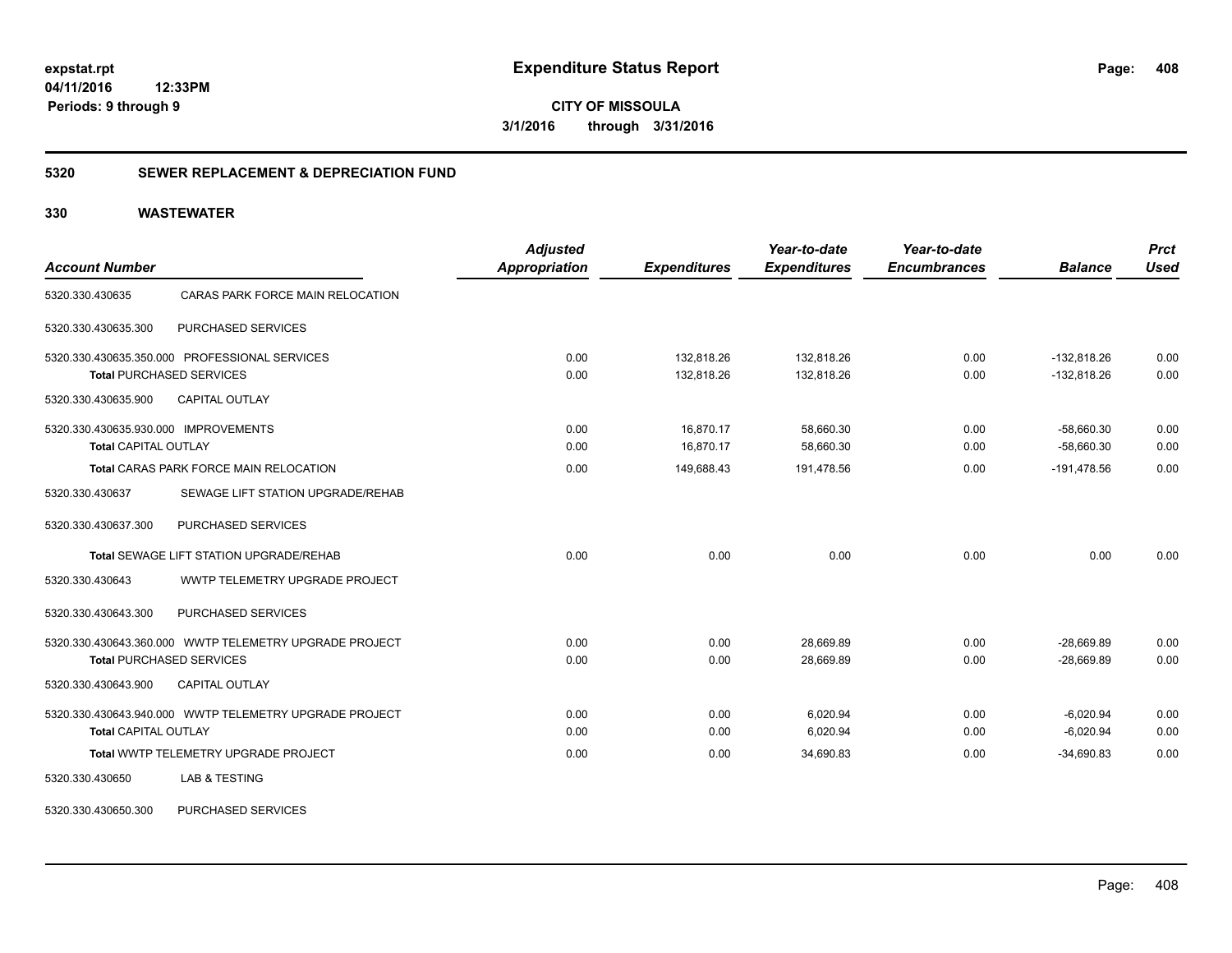**expstat.rpt**
**04/11/2016 12:33PM**
**Periods: 9 through 9**

# Expenditure Status Report

**CITY OF MISSOULA**
**3/1/2016 through 3/31/2016**

## 5320 SEWER REPLACEMENT & DEPRECIATION FUND

## 330 WASTEWATER

| Account Number | | *Adjusted Appropriation* | *Expenditures* | *Year-to-date Expenditures* | *Year-to-date Encumbrances* | *Balance* | *Prct Used* |
|---|---|---|---|---|---|---|---|
| 5320.330.430635 | CARAS PARK FORCE MAIN RELOCATION | | | | | | |
| 5320.330.430635.300 | PURCHASED SERVICES | | | | | | |
| 5320.330.430635.350.000 PROFESSIONAL SERVICES | | 0.00 | 132,818.26 | 132,818.26 | 0.00 | -132,818.26 | 0.00 |
| **Total** PURCHASED SERVICES | | 0.00 | 132,818.26 | 132,818.26 | 0.00 | -132,818.26 | 0.00 |
| 5320.330.430635.900 | CAPITAL OUTLAY | | | | | | |
| 5320.330.430635.930.000 IMPROVEMENTS | | 0.00 | 16,870.17 | 58,660.30 | 0.00 | -58,660.30 | 0.00 |
| **Total** CAPITAL OUTLAY | | 0.00 | 16,870.17 | 58,660.30 | 0.00 | -58,660.30 | 0.00 |
| **Total** CARAS PARK FORCE MAIN RELOCATION | | 0.00 | 149,688.43 | 191,478.56 | 0.00 | -191,478.56 | 0.00 |
| 5320.330.430637 | SEWAGE LIFT STATION UPGRADE/REHAB | | | | | | |
| 5320.330.430637.300 | PURCHASED SERVICES | | | | | | |
| **Total** SEWAGE LIFT STATION UPGRADE/REHAB | | 0.00 | 0.00 | 0.00 | 0.00 | 0.00 | 0.00 |
| 5320.330.430643 | WWTP TELEMETRY UPGRADE PROJECT | | | | | | |
| 5320.330.430643.300 | PURCHASED SERVICES | | | | | | |
| 5320.330.430643.360.000 WWTP TELEMETRY UPGRADE PROJECT | | 0.00 | 0.00 | 28,669.89 | 0.00 | -28,669.89 | 0.00 |
| **Total** PURCHASED SERVICES | | 0.00 | 0.00 | 28,669.89 | 0.00 | -28,669.89 | 0.00 |
| 5320.330.430643.900 | CAPITAL OUTLAY | | | | | | |
| 5320.330.430643.940.000 WWTP TELEMETRY UPGRADE PROJECT | | 0.00 | 0.00 | 6,020.94 | 0.00 | -6,020.94 | 0.00 |
| **Total** CAPITAL OUTLAY | | 0.00 | 0.00 | 6,020.94 | 0.00 | -6,020.94 | 0.00 |
| **Total** WWTP TELEMETRY UPGRADE PROJECT | | 0.00 | 0.00 | 34,690.83 | 0.00 | -34,690.83 | 0.00 |
| 5320.330.430650 | LAB & TESTING | | | | | | |
| 5320.330.430650.300 | PURCHASED SERVICES | | | | | | |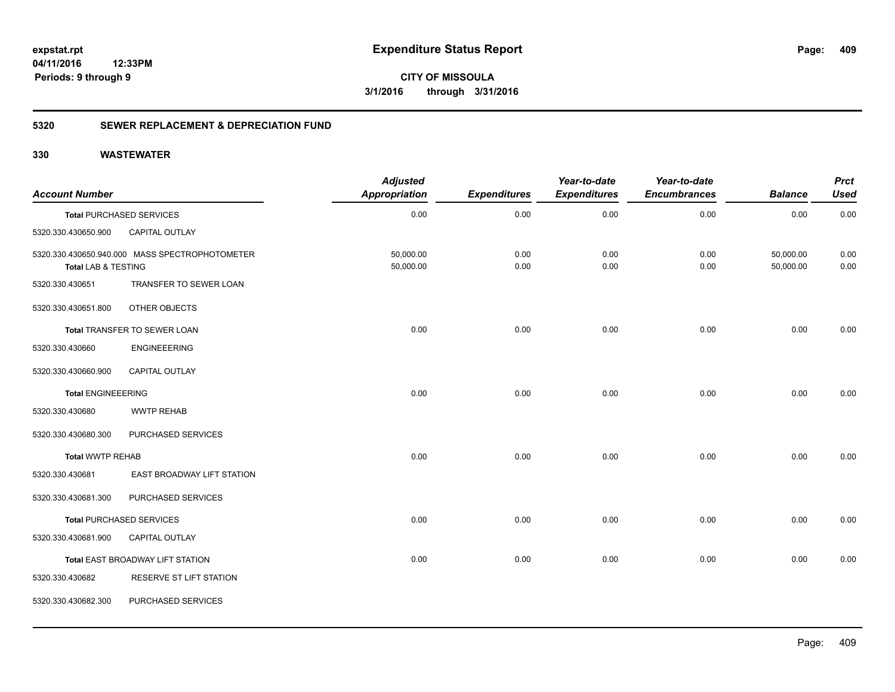**expstat.rpt**
**04/11/2016 12:33PM**
**Periods: 9 through 9**

# Expenditure Status Report

**CITY OF MISSOULA**
**3/1/2016 through 3/31/2016**

## 5320 SEWER REPLACEMENT & DEPRECIATION FUND

### 330 WASTEWATER

| Account Number | | Adjusted Appropriation | Expenditures | Year-to-date Expenditures | Year-to-date Encumbrances | Balance | Prct Used |
|---|---|---|---|---|---|---|---|
| **Total** PURCHASED SERVICES | | 0.00 | 0.00 | 0.00 | 0.00 | 0.00 | 0.00 |
| 5320.330.430650.900 | CAPITAL OUTLAY | | | | | | |
| 5320.330.430650.940.000 | MASS SPECTROPHOTOMETER | 50,000.00 | 0.00 | 0.00 | 0.00 | 50,000.00 | 0.00 |
| **Total** LAB & TESTING | | 50,000.00 | 0.00 | 0.00 | 0.00 | 50,000.00 | 0.00 |
| 5320.330.430651 | TRANSFER TO SEWER LOAN | | | | | | |
| 5320.330.430651.800 | OTHER OBJECTS | | | | | | |
| **Total** TRANSFER TO SEWER LOAN | | 0.00 | 0.00 | 0.00 | 0.00 | 0.00 | 0.00 |
| 5320.330.430660 | ENGINEEERING | | | | | | |
| 5320.330.430660.900 | CAPITAL OUTLAY | | | | | | |
| **Total** ENGINEEERING | | 0.00 | 0.00 | 0.00 | 0.00 | 0.00 | 0.00 |
| 5320.330.430680 | WWTP REHAB | | | | | | |
| 5320.330.430680.300 | PURCHASED SERVICES | | | | | | |
| **Total** WWTP REHAB | | 0.00 | 0.00 | 0.00 | 0.00 | 0.00 | 0.00 |
| 5320.330.430681 | EAST BROADWAY LIFT STATION | | | | | | |
| 5320.330.430681.300 | PURCHASED SERVICES | | | | | | |
| **Total** PURCHASED SERVICES | | 0.00 | 0.00 | 0.00 | 0.00 | 0.00 | 0.00 |
| 5320.330.430681.900 | CAPITAL OUTLAY | | | | | | |
| **Total** EAST BROADWAY LIFT STATION | | 0.00 | 0.00 | 0.00 | 0.00 | 0.00 | 0.00 |
| 5320.330.430682 | RESERVE ST LIFT STATION | | | | | | |
| 5320.330.430682.300 | PURCHASED SERVICES | | | | | | |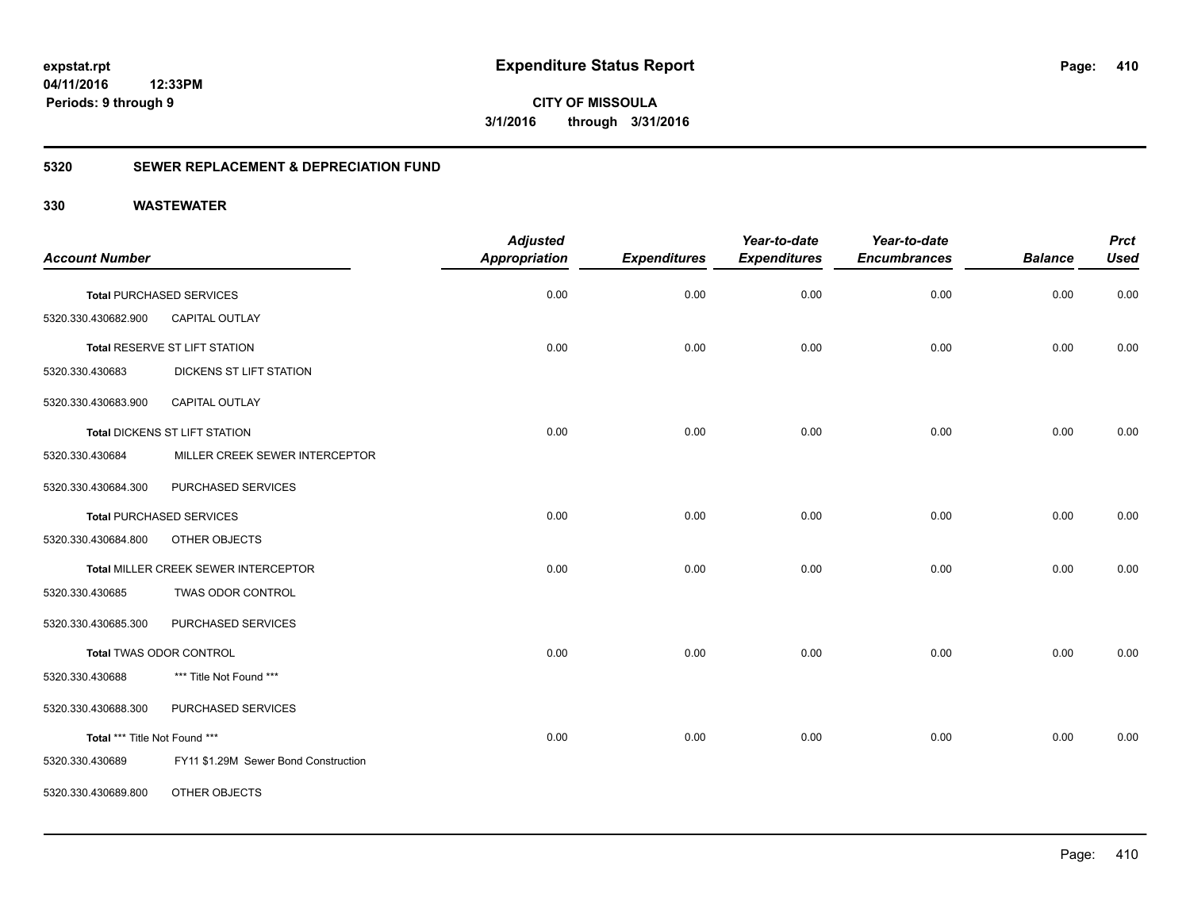**expstat.rpt**
**04/11/2016 12:33PM**
**Periods: 9 through 9**

# Expenditure Status Report

**CITY OF MISSOULA**
**3/1/2016 through 3/31/2016**

## 5320 SEWER REPLACEMENT & DEPRECIATION FUND

## 330 WASTEWATER

| Account Number | | Adjusted Appropriation | Expenditures | Year-to-date Expenditures | Year-to-date Encumbrances | Balance | Prct Used |
|---|---|---|---|---|---|---|---|
| **Total** PURCHASED SERVICES | | 0.00 | 0.00 | 0.00 | 0.00 | 0.00 | 0.00 |
| 5320.330.430682.900 | CAPITAL OUTLAY | | | | | | |
| **Total** RESERVE ST LIFT STATION | | 0.00 | 0.00 | 0.00 | 0.00 | 0.00 | 0.00 |
| 5320.330.430683 | DICKENS ST LIFT STATION | | | | | | |
| 5320.330.430683.900 | CAPITAL OUTLAY | | | | | | |
| **Total** DICKENS ST LIFT STATION | | 0.00 | 0.00 | 0.00 | 0.00 | 0.00 | 0.00 |
| 5320.330.430684 | MILLER CREEK SEWER INTERCEPTOR | | | | | | |
| 5320.330.430684.300 | PURCHASED SERVICES | | | | | | |
| **Total** PURCHASED SERVICES | | 0.00 | 0.00 | 0.00 | 0.00 | 0.00 | 0.00 |
| 5320.330.430684.800 | OTHER OBJECTS | | | | | | |
| **Total** MILLER CREEK SEWER INTERCEPTOR | | 0.00 | 0.00 | 0.00 | 0.00 | 0.00 | 0.00 |
| 5320.330.430685 | TWAS ODOR CONTROL | | | | | | |
| 5320.330.430685.300 | PURCHASED SERVICES | | | | | | |
| **Total** TWAS ODOR CONTROL | | 0.00 | 0.00 | 0.00 | 0.00 | 0.00 | 0.00 |
| 5320.330.430688 | *** Title Not Found *** | | | | | | |
| 5320.330.430688.300 | PURCHASED SERVICES | | | | | | |
| **Total** *** Title Not Found *** | | 0.00 | 0.00 | 0.00 | 0.00 | 0.00 | 0.00 |
| 5320.330.430689 | FY11 $1.29M Sewer Bond Construction | | | | | | |
| 5320.330.430689.800 | OTHER OBJECTS | | | | | | |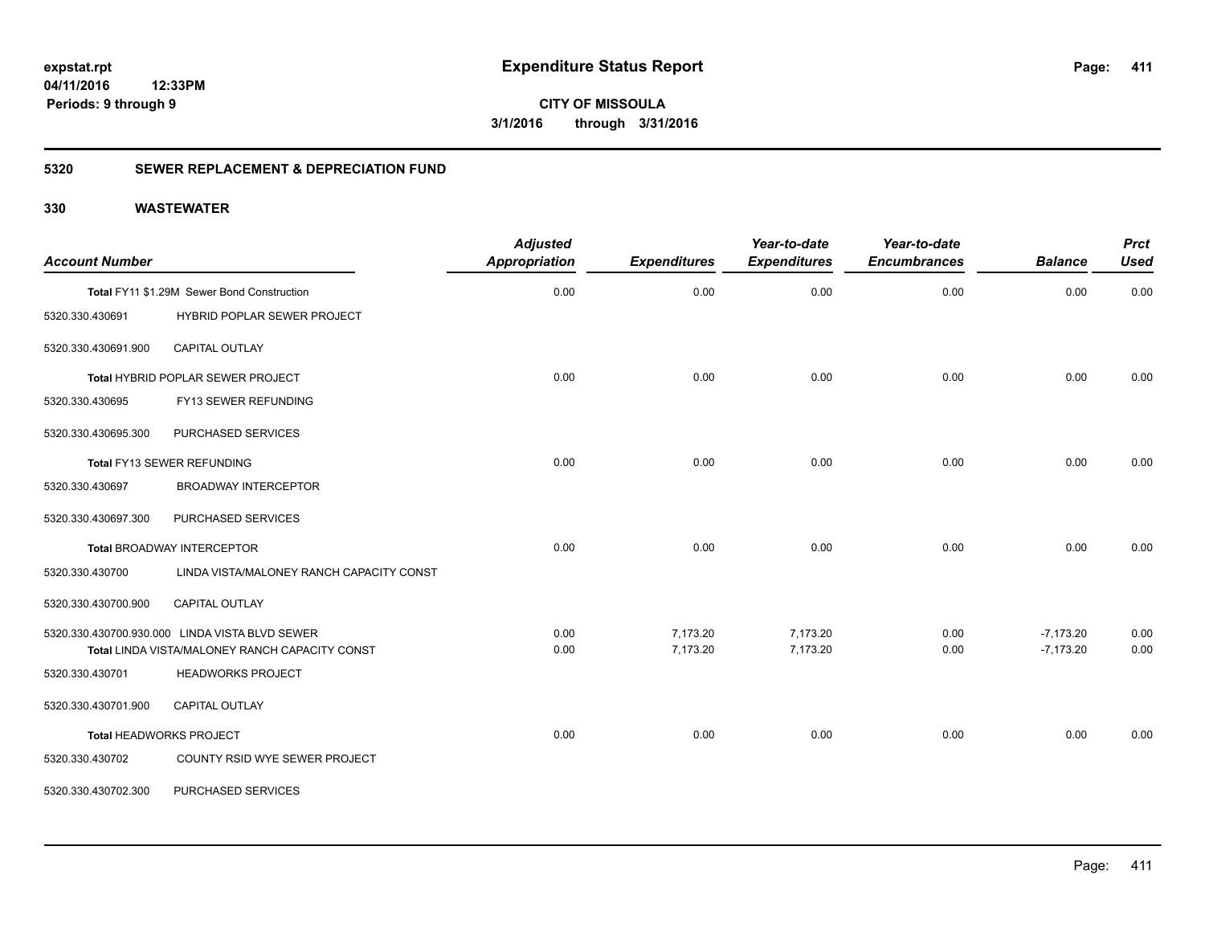**expstat.rpt**
**04/11/2016 12:33PM**
**Periods: 9 through 9**

# Expenditure Status Report

**CITY OF MISSOULA**
**3/1/2016 through 3/31/2016**

## 5320 SEWER REPLACEMENT & DEPRECIATION FUND

## 330 WASTEWATER

| Account Number | | Adjusted Appropriation | Expenditures | Year-to-date Expenditures | Year-to-date Encumbrances | Balance | Prct Used |
|---|---|---|---|---|---|---|---|
| **Total** FY11 $1.29M Sewer Bond Construction | | 0.00 | 0.00 | 0.00 | 0.00 | 0.00 | 0.00 |
| 5320.330.430691 | HYBRID POPLAR SEWER PROJECT | | | | | | |
| 5320.330.430691.900 | CAPITAL OUTLAY | | | | | | |
| **Total** HYBRID POPLAR SEWER PROJECT | | 0.00 | 0.00 | 0.00 | 0.00 | 0.00 | 0.00 |
| 5320.330.430695 | FY13 SEWER REFUNDING | | | | | | |
| 5320.330.430695.300 | PURCHASED SERVICES | | | | | | |
| **Total** FY13 SEWER REFUNDING | | 0.00 | 0.00 | 0.00 | 0.00 | 0.00 | 0.00 |
| 5320.330.430697 | BROADWAY INTERCEPTOR | | | | | | |
| 5320.330.430697.300 | PURCHASED SERVICES | | | | | | |
| **Total** BROADWAY INTERCEPTOR | | 0.00 | 0.00 | 0.00 | 0.00 | 0.00 | 0.00 |
| 5320.330.430700 | LINDA VISTA/MALONEY RANCH CAPACITY CONST | | | | | | |
| 5320.330.430700.900 | CAPITAL OUTLAY | | | | | | |
| 5320.330.430700.930.000 | LINDA VISTA BLVD SEWER | 0.00 | 7,173.20 | 7,173.20 | 0.00 | -7,173.20 | 0.00 |
| **Total** LINDA VISTA/MALONEY RANCH CAPACITY CONST | | 0.00 | 7,173.20 | 7,173.20 | 0.00 | -7,173.20 | 0.00 |
| 5320.330.430701 | HEADWORKS PROJECT | | | | | | |
| 5320.330.430701.900 | CAPITAL OUTLAY | | | | | | |
| **Total** HEADWORKS PROJECT | | 0.00 | 0.00 | 0.00 | 0.00 | 0.00 | 0.00 |
| 5320.330.430702 | COUNTY RSID WYE SEWER PROJECT | | | | | | |
| 5320.330.430702.300 | PURCHASED SERVICES | | | | | | |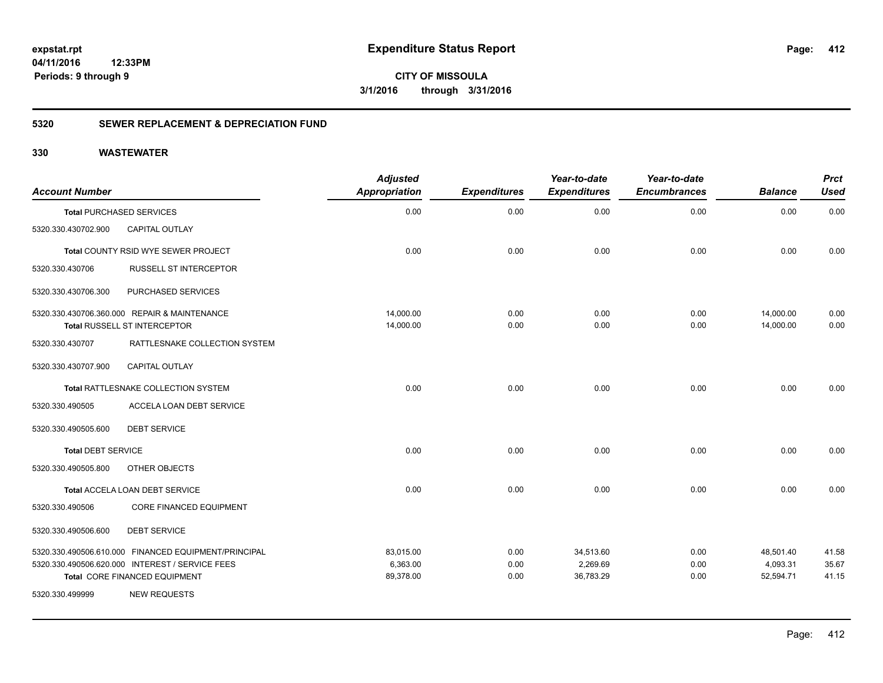**Expenditure Status Report**

**CITY OF MISSOULA**
**3/1/2016 through 3/31/2016**

expstat.rpt
04/11/2016 12:33PM
Periods: 9 through 9

## 5320 SEWER REPLACEMENT & DEPRECIATION FUND

## 330 WASTEWATER

| Account Number | | Adjusted Appropriation | Expenditures | Year-to-date Expenditures | Year-to-date Encumbrances | Balance | Prct Used |
|---|---|---|---|---|---|---|---|
| **Total** PURCHASED SERVICES | | 0.00 | 0.00 | 0.00 | 0.00 | 0.00 | 0.00 |
| 5320.330.430702.900 | CAPITAL OUTLAY | | | | | | |
| **Total** COUNTY RSID WYE SEWER PROJECT | | 0.00 | 0.00 | 0.00 | 0.00 | 0.00 | 0.00 |
| 5320.330.430706 | RUSSELL ST INTERCEPTOR | | | | | | |
| 5320.330.430706.300 | PURCHASED SERVICES | | | | | | |
| 5320.330.430706.360.000 | REPAIR & MAINTENANCE | 14,000.00 | 0.00 | 0.00 | 0.00 | 14,000.00 | 0.00 |
| **Total** RUSSELL ST INTERCEPTOR | | 14,000.00 | 0.00 | 0.00 | 0.00 | 14,000.00 | 0.00 |
| 5320.330.430707 | RATTLESNAKE COLLECTION SYSTEM | | | | | | |
| 5320.330.430707.900 | CAPITAL OUTLAY | | | | | | |
| **Total** RATTLESNAKE COLLECTION SYSTEM | | 0.00 | 0.00 | 0.00 | 0.00 | 0.00 | 0.00 |
| 5320.330.490505 | ACCELA LOAN DEBT SERVICE | | | | | | |
| 5320.330.490505.600 | DEBT SERVICE | | | | | | |
| **Total** DEBT SERVICE | | 0.00 | 0.00 | 0.00 | 0.00 | 0.00 | 0.00 |
| 5320.330.490505.800 | OTHER OBJECTS | | | | | | |
| **Total** ACCELA LOAN DEBT SERVICE | | 0.00 | 0.00 | 0.00 | 0.00 | 0.00 | 0.00 |
| 5320.330.490506 | CORE FINANCED EQUIPMENT | | | | | | |
| 5320.330.490506.600 | DEBT SERVICE | | | | | | |
| 5320.330.490506.610.000 | FINANCED EQUIPMENT/PRINCIPAL | 83,015.00 | 0.00 | 34,513.60 | 0.00 | 48,501.40 | 41.58 |
| 5320.330.490506.620.000 | INTEREST / SERVICE FEES | 6,363.00 | 0.00 | 2,269.69 | 0.00 | 4,093.31 | 35.67 |
| **Total** CORE FINANCED EQUIPMENT | | 89,378.00 | 0.00 | 36,783.29 | 0.00 | 52,594.71 | 41.15 |
| 5320.330.499999 | NEW REQUESTS | | | | | | |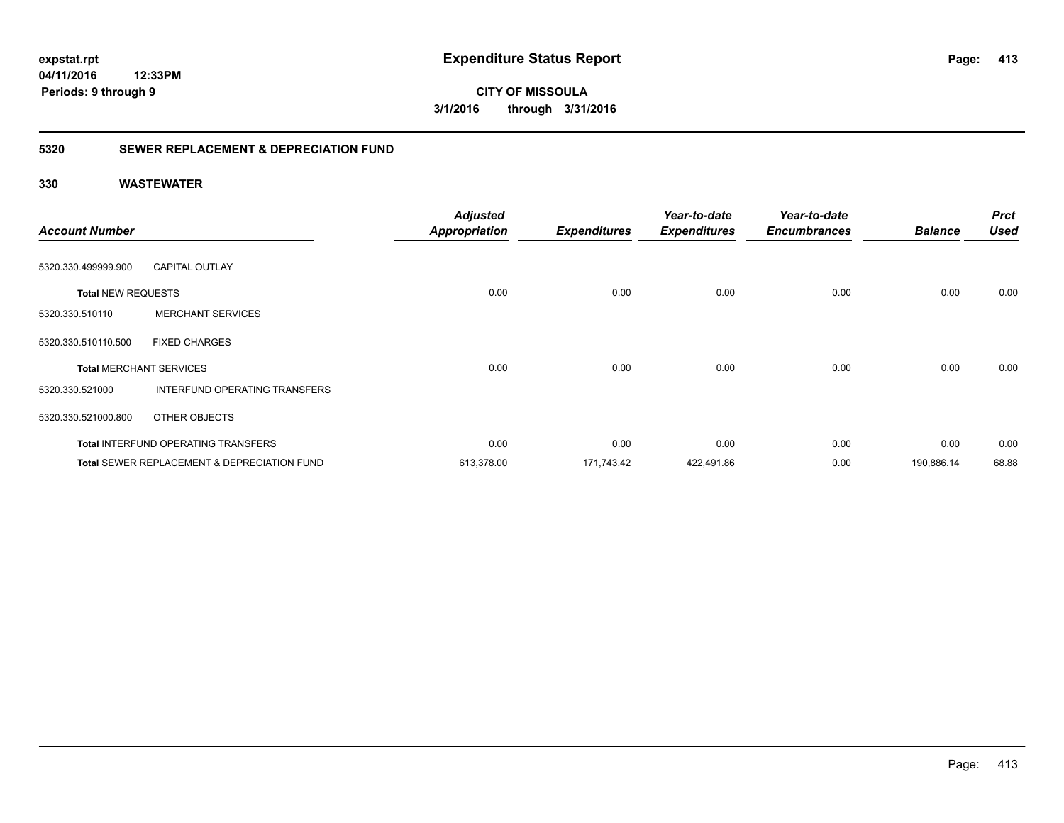# Expenditure Status Report

**expstat.rpt**
**04/11/2016 12:33PM**
**Periods: 9 through 9**

**CITY OF MISSOULA**
**3/1/2016 through 3/31/2016**

## 5320 SEWER REPLACEMENT & DEPRECIATION FUND

## 330 WASTEWATER

| Account Number | | Adjusted Appropriation | Expenditures | Year-to-date Expenditures | Year-to-date Encumbrances | Balance | Prct Used |
|---|---|---|---|---|---|---|---|
| 5320.330.499999.900 | CAPITAL OUTLAY | | | | | | |
| **Total** NEW REQUESTS | | 0.00 | 0.00 | 0.00 | 0.00 | 0.00 | 0.00 |
| 5320.330.510110 | MERCHANT SERVICES | | | | | | |
| 5320.330.510110.500 | FIXED CHARGES | | | | | | |
| **Total** MERCHANT SERVICES | | 0.00 | 0.00 | 0.00 | 0.00 | 0.00 | 0.00 |
| 5320.330.521000 | INTERFUND OPERATING TRANSFERS | | | | | | |
| 5320.330.521000.800 | OTHER OBJECTS | | | | | | |
| **Total** INTERFUND OPERATING TRANSFERS | | 0.00 | 0.00 | 0.00 | 0.00 | 0.00 | 0.00 |
| **Total** SEWER REPLACEMENT & DEPRECIATION FUND | | 613,378.00 | 171,743.42 | 422,491.86 | 0.00 | 190,886.14 | 68.88 |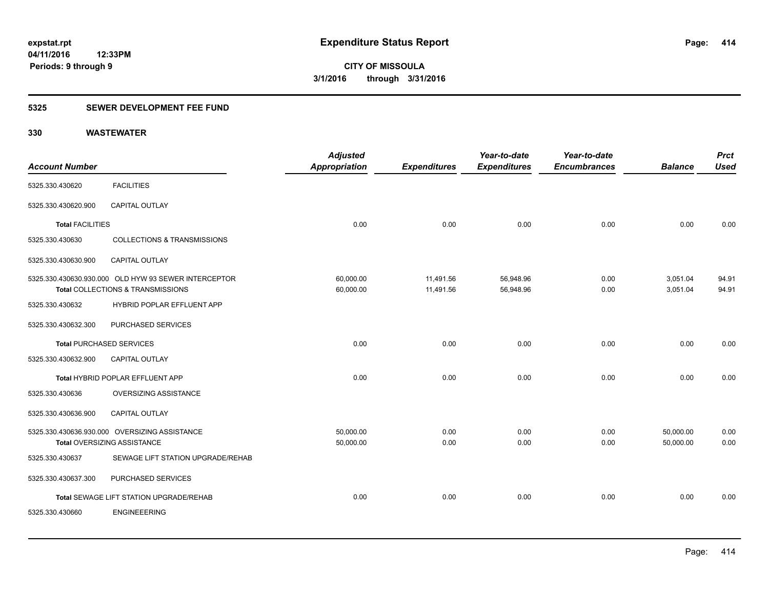**expstat.rpt**
**04/11/2016 12:33PM**
**Periods: 9 through 9**

# Expenditure Status Report

**CITY OF MISSOULA**
**3/1/2016 through 3/31/2016**

## 5325 SEWER DEVELOPMENT FEE FUND

## 330 WASTEWATER

| Account Number | | Adjusted Appropriation | Expenditures | Year-to-date Expenditures | Year-to-date Encumbrances | Balance | Prct Used |
|---|---|---|---|---|---|---|---|
| 5325.330.430620 | FACILITIES | | | | | | |
| 5325.330.430620.900 | CAPITAL OUTLAY | | | | | | |
| **Total** FACILITIES | | 0.00 | 0.00 | 0.00 | 0.00 | 0.00 | 0.00 |
| 5325.330.430630 | COLLECTIONS & TRANSMISSIONS | | | | | | |
| 5325.330.430630.900 | CAPITAL OUTLAY | | | | | | |
| 5325.330.430630.930.000 | OLD HYW 93 SEWER INTERCEPTOR | 60,000.00 | 11,491.56 | 56,948.96 | 0.00 | 3,051.04 | 94.91 |
| **Total** COLLECTIONS & TRANSMISSIONS | | 60,000.00 | 11,491.56 | 56,948.96 | 0.00 | 3,051.04 | 94.91 |
| 5325.330.430632 | HYBRID POPLAR EFFLUENT APP | | | | | | |
| 5325.330.430632.300 | PURCHASED SERVICES | | | | | | |
| **Total** PURCHASED SERVICES | | 0.00 | 0.00 | 0.00 | 0.00 | 0.00 | 0.00 |
| 5325.330.430632.900 | CAPITAL OUTLAY | | | | | | |
| **Total** HYBRID POPLAR EFFLUENT APP | | 0.00 | 0.00 | 0.00 | 0.00 | 0.00 | 0.00 |
| 5325.330.430636 | OVERSIZING ASSISTANCE | | | | | | |
| 5325.330.430636.900 | CAPITAL OUTLAY | | | | | | |
| 5325.330.430636.930.000 | OVERSIZING ASSISTANCE | 50,000.00 | 0.00 | 0.00 | 0.00 | 50,000.00 | 0.00 |
| **Total** OVERSIZING ASSISTANCE | | 50,000.00 | 0.00 | 0.00 | 0.00 | 50,000.00 | 0.00 |
| 5325.330.430637 | SEWAGE LIFT STATION UPGRADE/REHAB | | | | | | |
| 5325.330.430637.300 | PURCHASED SERVICES | | | | | | |
| **Total** SEWAGE LIFT STATION UPGRADE/REHAB | | 0.00 | 0.00 | 0.00 | 0.00 | 0.00 | 0.00 |
| 5325.330.430660 | ENGINEEERING | | | | | | |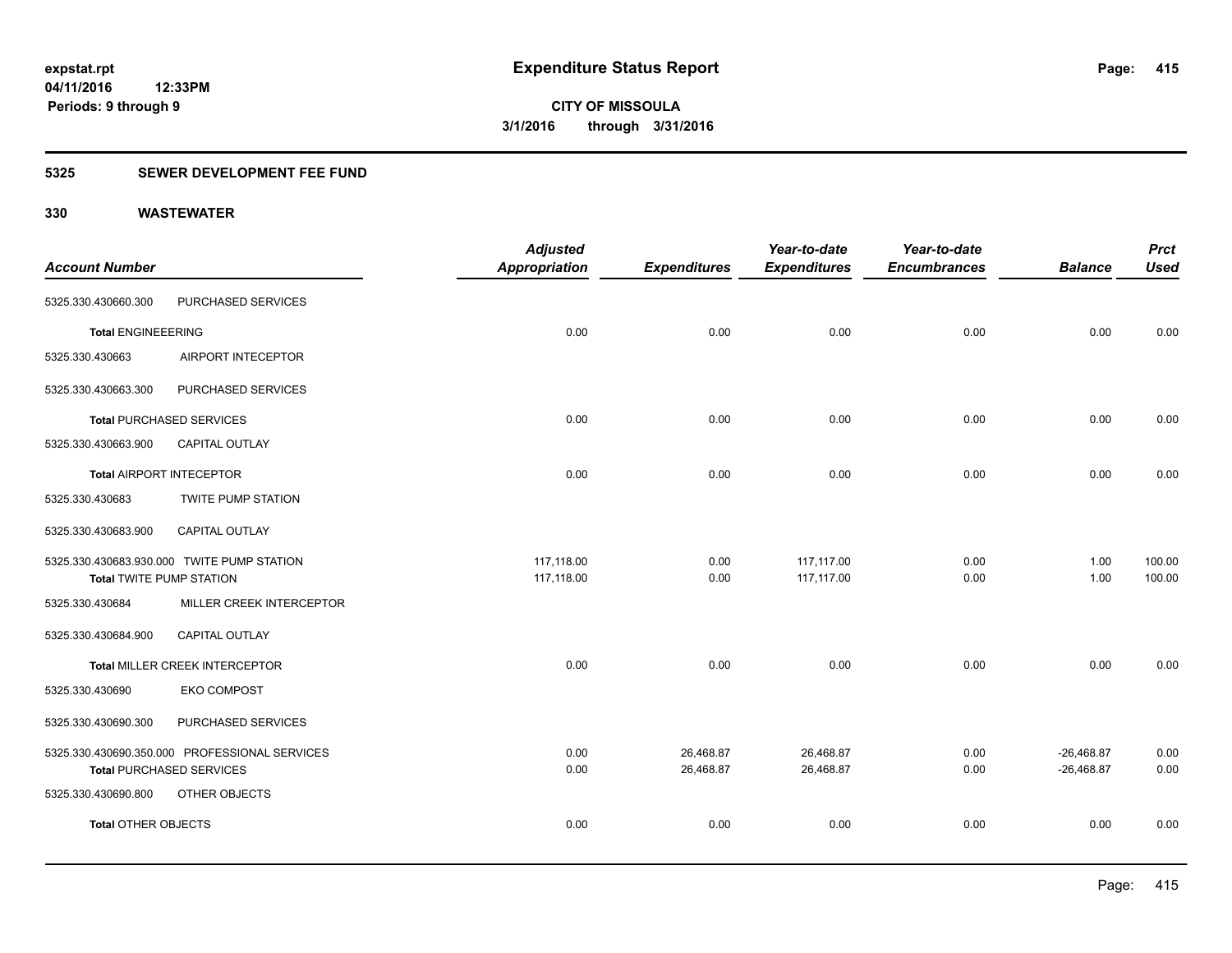**expstat.rpt**
**04/11/2016 12:33PM**
**Periods: 9 through 9**

# Expenditure Status Report

**CITY OF MISSOULA**
**3/1/2016 through 3/31/2016**

## 5325 SEWER DEVELOPMENT FEE FUND

## 330 WASTEWATER

| Account Number | | Adjusted Appropriation | Expenditures | Year-to-date Expenditures | Year-to-date Encumbrances | Balance | Prct Used |
|---|---|---|---|---|---|---|---|
| 5325.330.430660.300 | PURCHASED SERVICES | | | | | | |
| **Total** ENGINEEERING | | 0.00 | 0.00 | 0.00 | 0.00 | 0.00 | 0.00 |
| 5325.330.430663 | AIRPORT INTECEPTOR | | | | | | |
| 5325.330.430663.300 | PURCHASED SERVICES | | | | | | |
| **Total** PURCHASED SERVICES | | 0.00 | 0.00 | 0.00 | 0.00 | 0.00 | 0.00 |
| 5325.330.430663.900 | CAPITAL OUTLAY | | | | | | |
| **Total** AIRPORT INTECEPTOR | | 0.00 | 0.00 | 0.00 | 0.00 | 0.00 | 0.00 |
| 5325.330.430683 | TWITE PUMP STATION | | | | | | |
| 5325.330.430683.900 | CAPITAL OUTLAY | | | | | | |
| 5325.330.430683.930.000 | TWITE PUMP STATION | 117,118.00 | 0.00 | 117,117.00 | 0.00 | 1.00 | 100.00 |
| **Total** TWITE PUMP STATION | | 117,118.00 | 0.00 | 117,117.00 | 0.00 | 1.00 | 100.00 |
| 5325.330.430684 | MILLER CREEK INTERCEPTOR | | | | | | |
| 5325.330.430684.900 | CAPITAL OUTLAY | | | | | | |
| **Total** MILLER CREEK INTERCEPTOR | | 0.00 | 0.00 | 0.00 | 0.00 | 0.00 | 0.00 |
| 5325.330.430690 | EKO COMPOST | | | | | | |
| 5325.330.430690.300 | PURCHASED SERVICES | | | | | | |
| 5325.330.430690.350.000 | PROFESSIONAL SERVICES | 0.00 | 26,468.87 | 26,468.87 | 0.00 | -26,468.87 | 0.00 |
| **Total** PURCHASED SERVICES | | 0.00 | 26,468.87 | 26,468.87 | 0.00 | -26,468.87 | 0.00 |
| 5325.330.430690.800 | OTHER OBJECTS | | | | | | |
| **Total** OTHER OBJECTS | | 0.00 | 0.00 | 0.00 | 0.00 | 0.00 | 0.00 |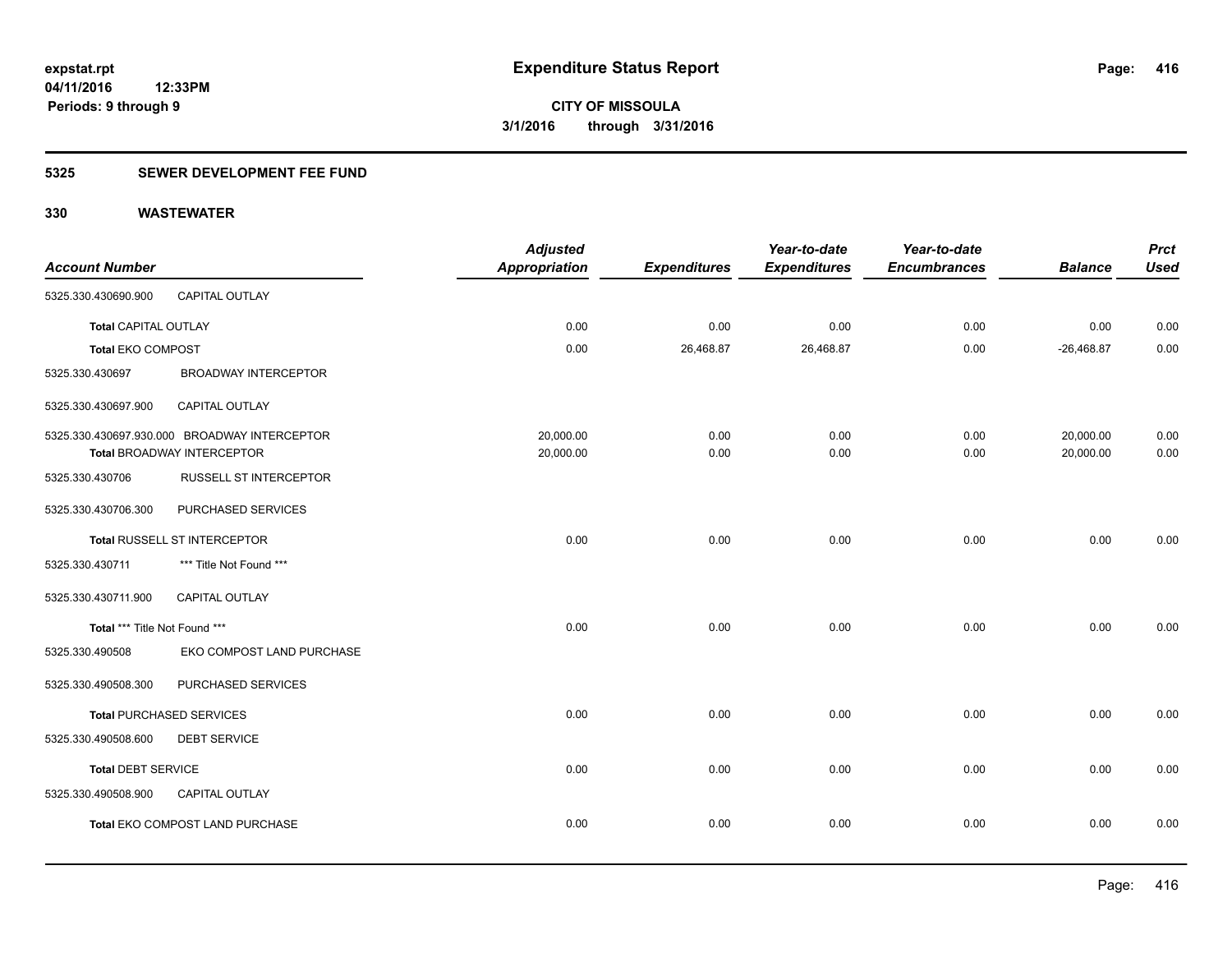# Expenditure Status Report

**CITY OF MISSOULA**

**3/1/2016 through 3/31/2016**

expstat.rpt
04/11/2016 12:33PM
Periods: 9 through 9

## 5325 SEWER DEVELOPMENT FEE FUND

### 330 WASTEWATER

| Account Number | | Adjusted Appropriation | Expenditures | Year-to-date Expenditures | Year-to-date Encumbrances | Balance | Prct Used |
|---|---|---|---|---|---|---|---|
| 5325.330.430690.900 | CAPITAL OUTLAY | | | | | | |
| **Total** CAPITAL OUTLAY | | 0.00 | 0.00 | 0.00 | 0.00 | 0.00 | 0.00 |
| **Total** EKO COMPOST | | 0.00 | 26,468.87 | 26,468.87 | 0.00 | -26,468.87 | 0.00 |
| 5325.330.430697 | BROADWAY INTERCEPTOR | | | | | | |
| 5325.330.430697.900 | CAPITAL OUTLAY | | | | | | |
| 5325.330.430697.930.000 | BROADWAY INTERCEPTOR | 20,000.00 | 0.00 | 0.00 | 0.00 | 20,000.00 | 0.00 |
| **Total** BROADWAY INTERCEPTOR | | 20,000.00 | 0.00 | 0.00 | 0.00 | 20,000.00 | 0.00 |
| 5325.330.430706 | RUSSELL ST INTERCEPTOR | | | | | | |
| 5325.330.430706.300 | PURCHASED SERVICES | | | | | | |
| **Total** RUSSELL ST INTERCEPTOR | | 0.00 | 0.00 | 0.00 | 0.00 | 0.00 | 0.00 |
| 5325.330.430711 | *** Title Not Found *** | | | | | | |
| 5325.330.430711.900 | CAPITAL OUTLAY | | | | | | |
| **Total** *** Title Not Found *** | | 0.00 | 0.00 | 0.00 | 0.00 | 0.00 | 0.00 |
| 5325.330.490508 | EKO COMPOST LAND PURCHASE | | | | | | |
| 5325.330.490508.300 | PURCHASED SERVICES | | | | | | |
| **Total** PURCHASED SERVICES | | 0.00 | 0.00 | 0.00 | 0.00 | 0.00 | 0.00 |
| 5325.330.490508.600 | DEBT SERVICE | | | | | | |
| **Total** DEBT SERVICE | | 0.00 | 0.00 | 0.00 | 0.00 | 0.00 | 0.00 |
| 5325.330.490508.900 | CAPITAL OUTLAY | | | | | | |
| **Total** EKO COMPOST LAND PURCHASE | | 0.00 | 0.00 | 0.00 | 0.00 | 0.00 | 0.00 |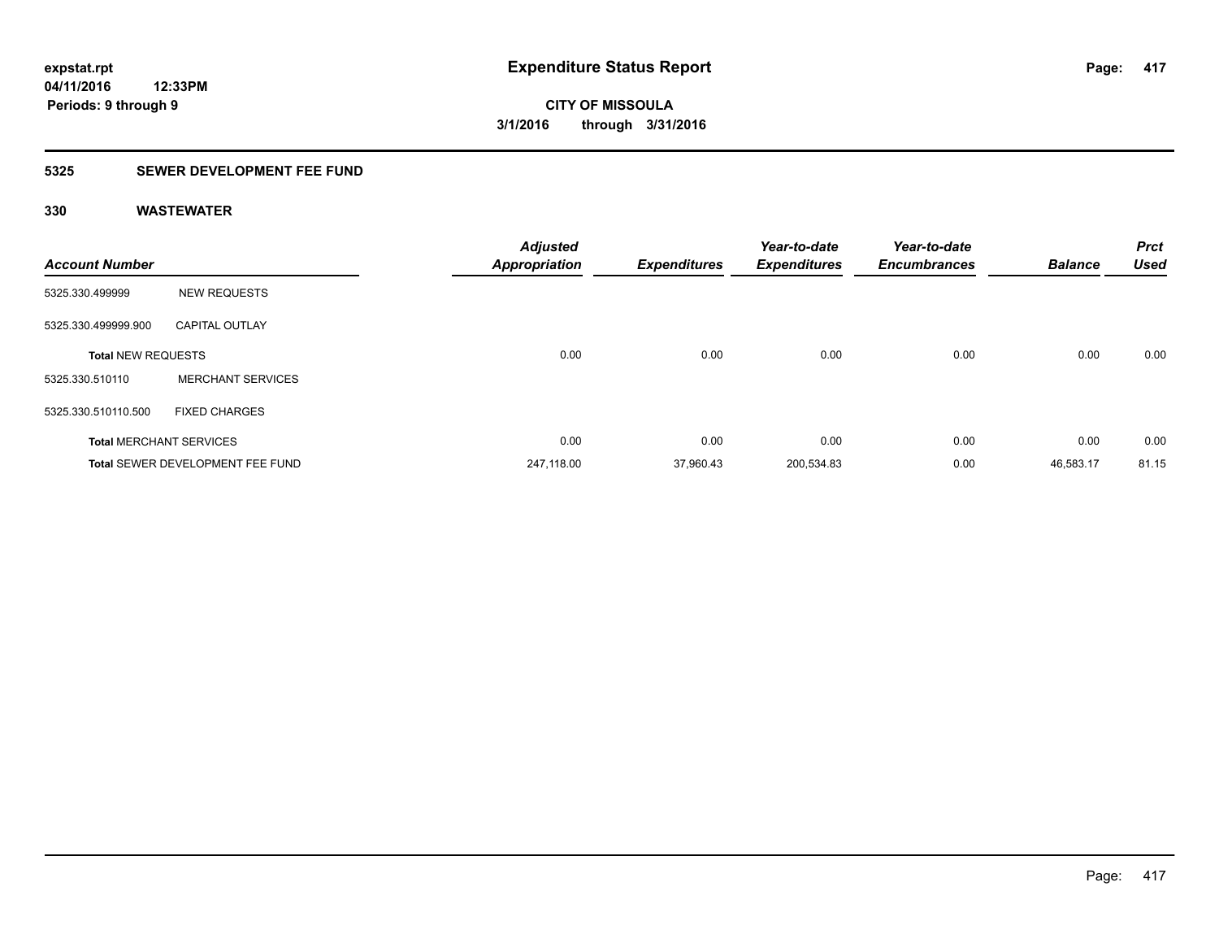**expstat.rpt**
**04/11/2016 12:33PM**
**Periods: 9 through 9**

# Expenditure Status Report

**CITY OF MISSOULA**
**3/1/2016 through 3/31/2016**

## 5325 SEWER DEVELOPMENT FEE FUND

### 330 WASTEWATER

| Account Number | | Adjusted Appropriation | Expenditures | Year-to-date Expenditures | Year-to-date Encumbrances | Balance | Prct Used |
|---|---|---|---|---|---|---|---|
| 5325.330.499999 | NEW REQUESTS | | | | | | |
| 5325.330.499999.900 | CAPITAL OUTLAY | | | | | | |
| **Total** NEW REQUESTS | | 0.00 | 0.00 | 0.00 | 0.00 | 0.00 | 0.00 |
| 5325.330.510110 | MERCHANT SERVICES | | | | | | |
| 5325.330.510110.500 | FIXED CHARGES | | | | | | |
| **Total** MERCHANT SERVICES | | 0.00 | 0.00 | 0.00 | 0.00 | 0.00 | 0.00 |
| **Total** SEWER DEVELOPMENT FEE FUND | | 247,118.00 | 37,960.43 | 200,534.83 | 0.00 | 46,583.17 | 81.15 |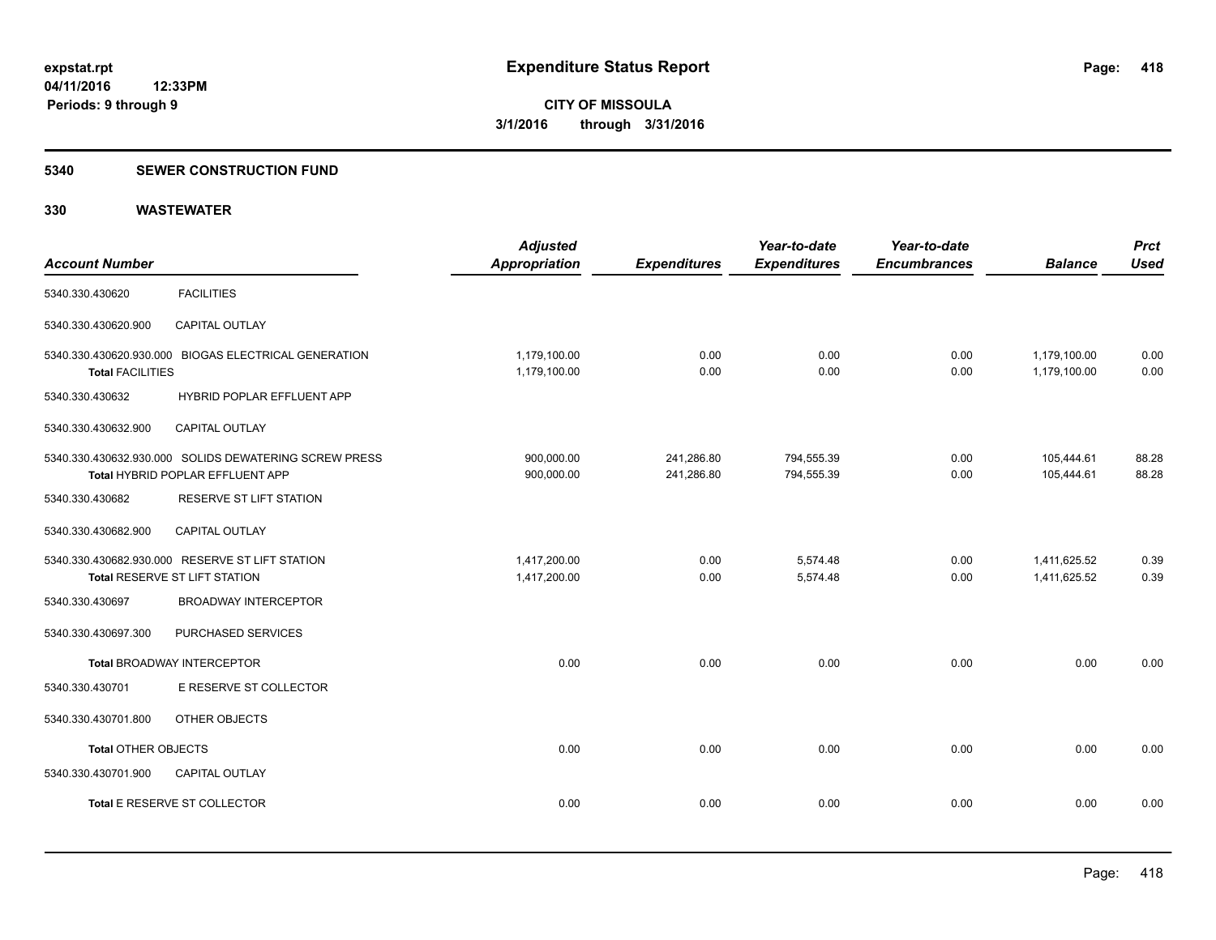**expstat.rpt**
**04/11/2016 12:33PM**
**Periods: 9 through 9**

# Expenditure Status Report

**CITY OF MISSOULA**
**3/1/2016 through 3/31/2016**

## 5340 SEWER CONSTRUCTION FUND

### 330 WASTEWATER

| Account Number | | Adjusted Appropriation | Expenditures | Year-to-date Expenditures | Year-to-date Encumbrances | Balance | Prct Used |
|---|---|---|---|---|---|---|---|
| 5340.330.430620 | FACILITIES | | | | | | |
| 5340.330.430620.900 | CAPITAL OUTLAY | | | | | | |
| 5340.330.430620.930.000 | BIOGAS ELECTRICAL GENERATION | 1,179,100.00 | 0.00 | 0.00 | 0.00 | 1,179,100.00 | 0.00 |
| **Total FACILITIES** | | 1,179,100.00 | 0.00 | 0.00 | 0.00 | 1,179,100.00 | 0.00 |
| 5340.330.430632 | HYBRID POPLAR EFFLUENT APP | | | | | | |
| 5340.330.430632.900 | CAPITAL OUTLAY | | | | | | |
| 5340.330.430632.930.000 | SOLIDS DEWATERING SCREW PRESS | 900,000.00 | 241,286.80 | 794,555.39 | 0.00 | 105,444.61 | 88.28 |
| **Total** HYBRID POPLAR EFFLUENT APP | | 900,000.00 | 241,286.80 | 794,555.39 | 0.00 | 105,444.61 | 88.28 |
| 5340.330.430682 | RESERVE ST LIFT STATION | | | | | | |
| 5340.330.430682.900 | CAPITAL OUTLAY | | | | | | |
| 5340.330.430682.930.000 | RESERVE ST LIFT STATION | 1,417,200.00 | 0.00 | 5,574.48 | 0.00 | 1,411,625.52 | 0.39 |
| **Total** RESERVE ST LIFT STATION | | 1,417,200.00 | 0.00 | 5,574.48 | 0.00 | 1,411,625.52 | 0.39 |
| 5340.330.430697 | BROADWAY INTERCEPTOR | | | | | | |
| 5340.330.430697.300 | PURCHASED SERVICES | | | | | | |
| **Total** BROADWAY INTERCEPTOR | | 0.00 | 0.00 | 0.00 | 0.00 | 0.00 | 0.00 |
| 5340.330.430701 | E RESERVE ST COLLECTOR | | | | | | |
| 5340.330.430701.800 | OTHER OBJECTS | | | | | | |
| **Total** OTHER OBJECTS | | 0.00 | 0.00 | 0.00 | 0.00 | 0.00 | 0.00 |
| 5340.330.430701.900 | CAPITAL OUTLAY | | | | | | |
| **Total** E RESERVE ST COLLECTOR | | 0.00 | 0.00 | 0.00 | 0.00 | 0.00 | 0.00 |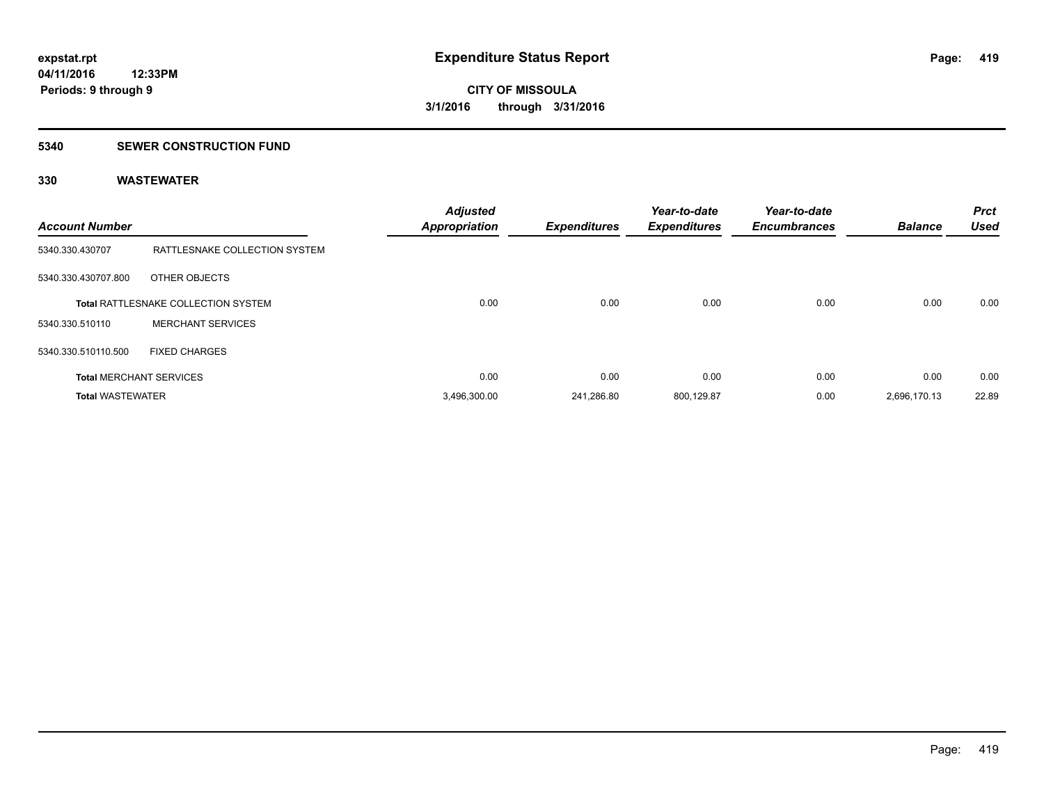# Expenditure Status Report

**expstat.rpt**
**04/11/2016 12:33PM**
**Periods: 9 through 9**

**CITY OF MISSOULA**
**3/1/2016 through 3/31/2016**

## 5340 SEWER CONSTRUCTION FUND

### 330 WASTEWATER

| Account Number | | Adjusted Appropriation | Expenditures | Year-to-date Expenditures | Year-to-date Encumbrances | Balance | Prct Used |
|---|---|---|---|---|---|---|---|
| 5340.330.430707 | RATTLESNAKE COLLECTION SYSTEM | | | | | | |
| 5340.330.430707.800 | OTHER OBJECTS | | | | | | |
| **Total** RATTLESNAKE COLLECTION SYSTEM | | 0.00 | 0.00 | 0.00 | 0.00 | 0.00 | 0.00 |
| 5340.330.510110 | MERCHANT SERVICES | | | | | | |
| 5340.330.510110.500 | FIXED CHARGES | | | | | | |
| **Total** MERCHANT SERVICES | | 0.00 | 0.00 | 0.00 | 0.00 | 0.00 | 0.00 |
| **Total** WASTEWATER | | 3,496,300.00 | 241,286.80 | 800,129.87 | 0.00 | 2,696,170.13 | 22.89 |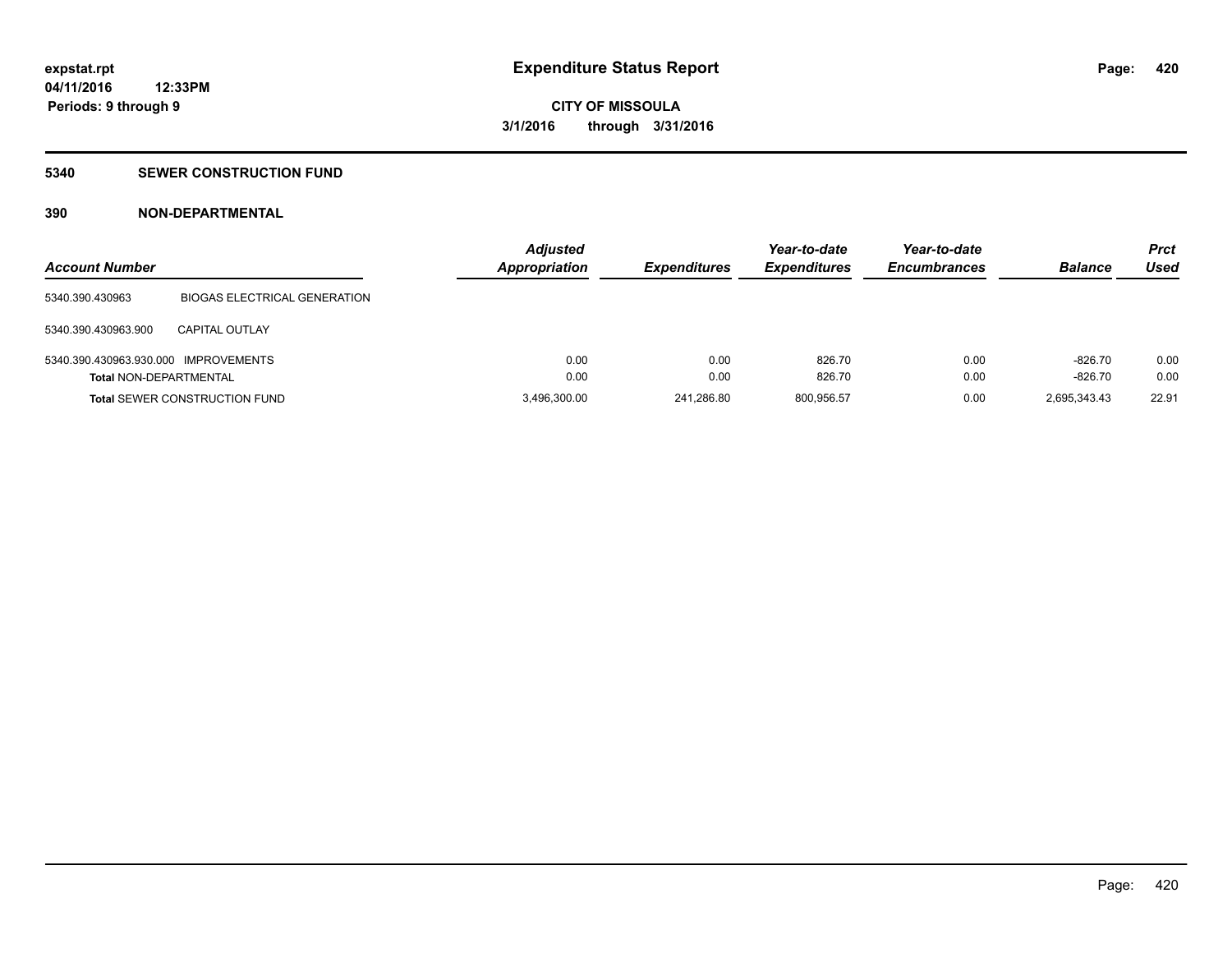**expstat.rpt**
**04/11/2016 12:33PM**
**Periods: 9 through 9**

# Expenditure Status Report

**CITY OF MISSOULA**
**3/1/2016 through 3/31/2016**

## 5340 SEWER CONSTRUCTION FUND

### 390 NON-DEPARTMENTAL

| Account Number | | Adjusted Appropriation | Expenditures | Year-to-date Expenditures | Year-to-date Encumbrances | Balance | Prct Used |
|---|---|---|---|---|---|---|---|
| 5340.390.430963 | BIOGAS ELECTRICAL GENERATION | | | | | | |
| 5340.390.430963.900 | CAPITAL OUTLAY | | | | | | |
| 5340.390.430963.930.000 | IMPROVEMENTS | 0.00 | 0.00 | 826.70 | 0.00 | -826.70 | 0.00 |
| **Total** NON-DEPARTMENTAL | | 0.00 | 0.00 | 826.70 | 0.00 | -826.70 | 0.00 |
| **Total** SEWER CONSTRUCTION FUND | | 3,496,300.00 | 241,286.80 | 800,956.57 | 0.00 | 2,695,343.43 | 22.91 |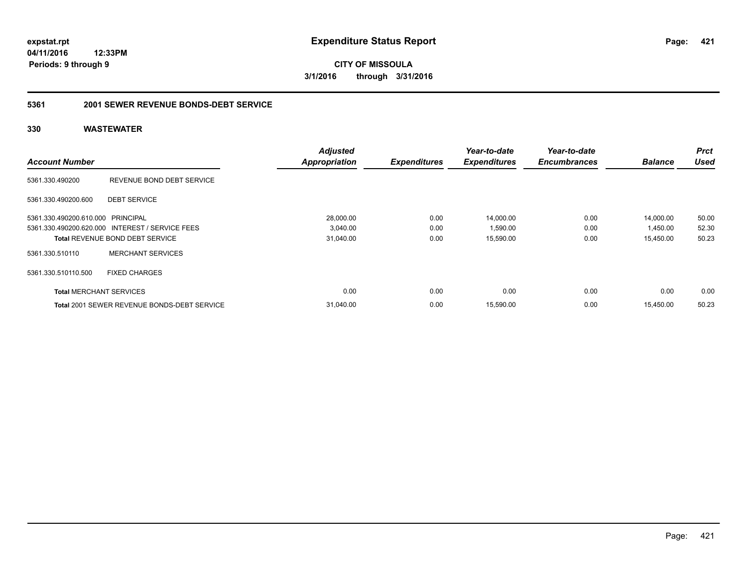**expstat.rpt**
**04/11/2016 12:33PM**
**Periods: 9 through 9**

# Expenditure Status Report

**CITY OF MISSOULA**
**3/1/2016 through 3/31/2016**

## 5361 2001 SEWER REVENUE BONDS-DEBT SERVICE

### 330 WASTEWATER

| Account Number | | Adjusted Appropriation | Expenditures | Year-to-date Expenditures | Year-to-date Encumbrances | Balance | Prct Used |
|---|---|---|---|---|---|---|---|
| 5361.330.490200 | REVENUE BOND DEBT SERVICE | | | | | | |
| 5361.330.490200.600 | DEBT SERVICE | | | | | | |
| 5361.330.490200.610.000 | PRINCIPAL | 28,000.00 | 0.00 | 14,000.00 | 0.00 | 14,000.00 | 50.00 |
| 5361.330.490200.620.000 | INTEREST / SERVICE FEES | 3,040.00 | 0.00 | 1,590.00 | 0.00 | 1,450.00 | 52.30 |
| **Total** REVENUE BOND DEBT SERVICE | | 31,040.00 | 0.00 | 15,590.00 | 0.00 | 15,450.00 | 50.23 |
| 5361.330.510110 | MERCHANT SERVICES | | | | | | |
| 5361.330.510110.500 | FIXED CHARGES | | | | | | |
| **Total** MERCHANT SERVICES | | 0.00 | 0.00 | 0.00 | 0.00 | 0.00 | 0.00 |
| **Total** 2001 SEWER REVENUE BONDS-DEBT SERVICE | | 31,040.00 | 0.00 | 15,590.00 | 0.00 | 15,450.00 | 50.23 |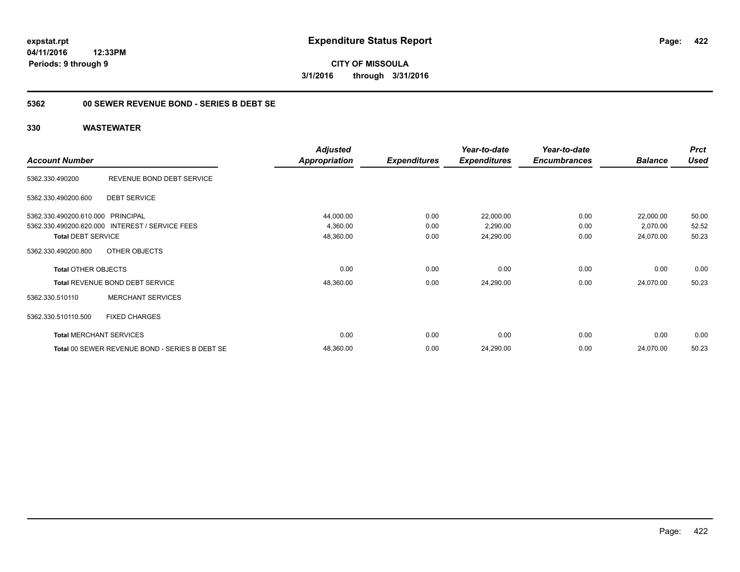**expstat.rpt**
**04/11/2016 12:33PM**
**Periods: 9 through 9**

# Expenditure Status Report

**CITY OF MISSOULA**
**3/1/2016 through 3/31/2016**

## 5362 00 SEWER REVENUE BOND - SERIES B DEBT SE

### 330 WASTEWATER

| Account Number | | Adjusted Appropriation | Expenditures | Year-to-date Expenditures | Year-to-date Encumbrances | Balance | Prct Used |
|---|---|---|---|---|---|---|---|
| 5362.330.490200 | REVENUE BOND DEBT SERVICE | | | | | | |
| 5362.330.490200.600 | DEBT SERVICE | | | | | | |
| 5362.330.490200.610.000 | PRINCIPAL | 44,000.00 | 0.00 | 22,000.00 | 0.00 | 22,000.00 | 50.00 |
| 5362.330.490200.620.000 | INTEREST / SERVICE FEES | 4,360.00 | 0.00 | 2,290.00 | 0.00 | 2,070.00 | 52.52 |
| **Total DEBT SERVICE** | | 48,360.00 | 0.00 | 24,290.00 | 0.00 | 24,070.00 | 50.23 |
| 5362.330.490200.800 | OTHER OBJECTS | | | | | | |
| **Total OTHER OBJECTS** | | 0.00 | 0.00 | 0.00 | 0.00 | 0.00 | 0.00 |
| **Total REVENUE BOND DEBT SERVICE** | | 48,360.00 | 0.00 | 24,290.00 | 0.00 | 24,070.00 | 50.23 |
| 5362.330.510110 | MERCHANT SERVICES | | | | | | |
| 5362.330.510110.500 | FIXED CHARGES | | | | | | |
| **Total MERCHANT SERVICES** | | 0.00 | 0.00 | 0.00 | 0.00 | 0.00 | 0.00 |
| **Total 00 SEWER REVENUE BOND - SERIES B DEBT SE** | | 48,360.00 | 0.00 | 24,290.00 | 0.00 | 24,070.00 | 50.23 |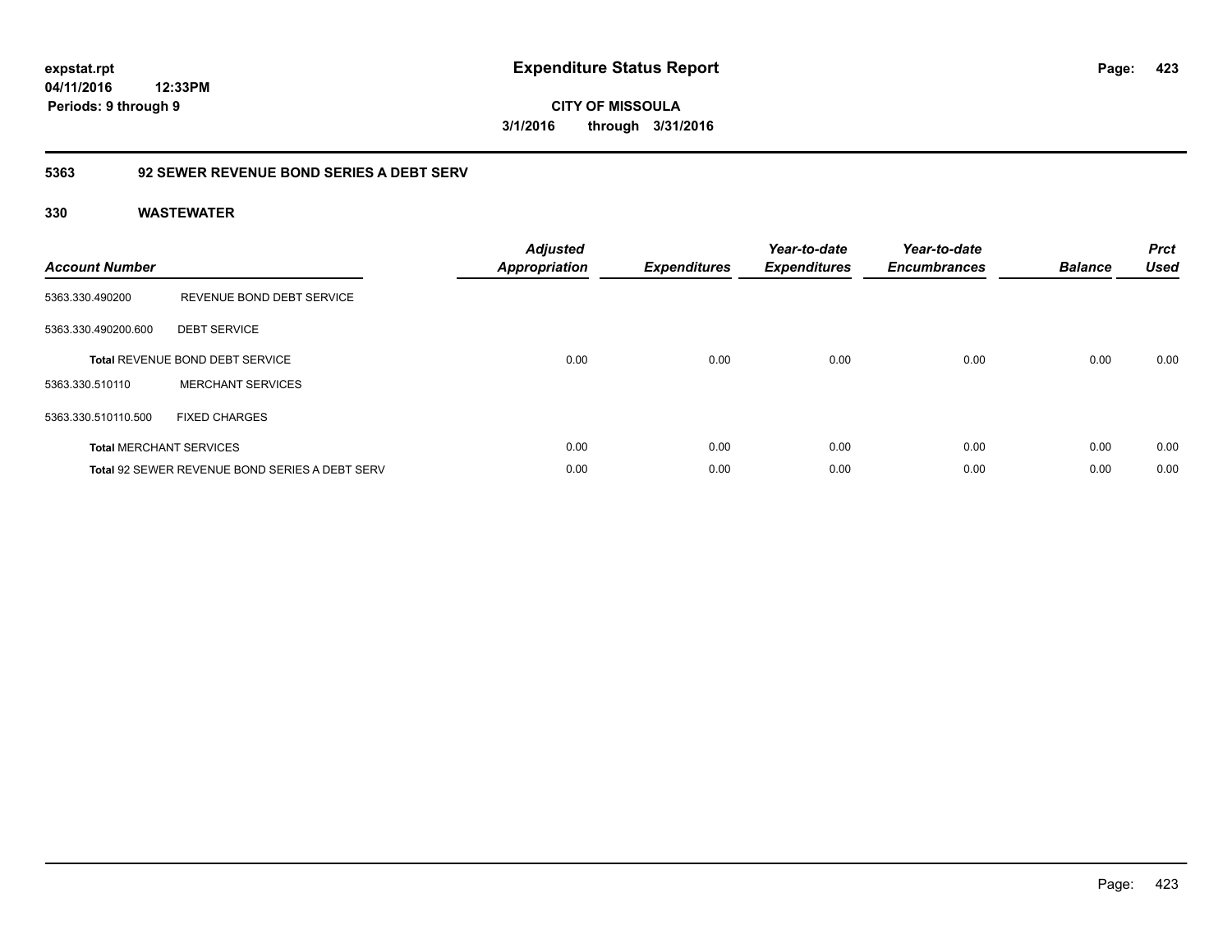**expstat.rpt**
**04/11/2016 12:33PM**
**Periods: 9 through 9**

# Expenditure Status Report

**CITY OF MISSOULA**
**3/1/2016 through 3/31/2016**

## 5363 92 SEWER REVENUE BOND SERIES A DEBT SERV

### 330 WASTEWATER

| Account Number | | Adjusted Appropriation | Expenditures | Year-to-date Expenditures | Year-to-date Encumbrances | Balance | Prct Used |
|---|---|---|---|---|---|---|---|
| 5363.330.490200 | REVENUE BOND DEBT SERVICE | | | | | | |
| 5363.330.490200.600 | DEBT SERVICE | | | | | | |
| **Total** REVENUE BOND DEBT SERVICE | | 0.00 | 0.00 | 0.00 | 0.00 | 0.00 | 0.00 |
| 5363.330.510110 | MERCHANT SERVICES | | | | | | |
| 5363.330.510110.500 | FIXED CHARGES | | | | | | |
| **Total** MERCHANT SERVICES | | 0.00 | 0.00 | 0.00 | 0.00 | 0.00 | 0.00 |
| **Total** 92 SEWER REVENUE BOND SERIES A DEBT SERV | | 0.00 | 0.00 | 0.00 | 0.00 | 0.00 | 0.00 |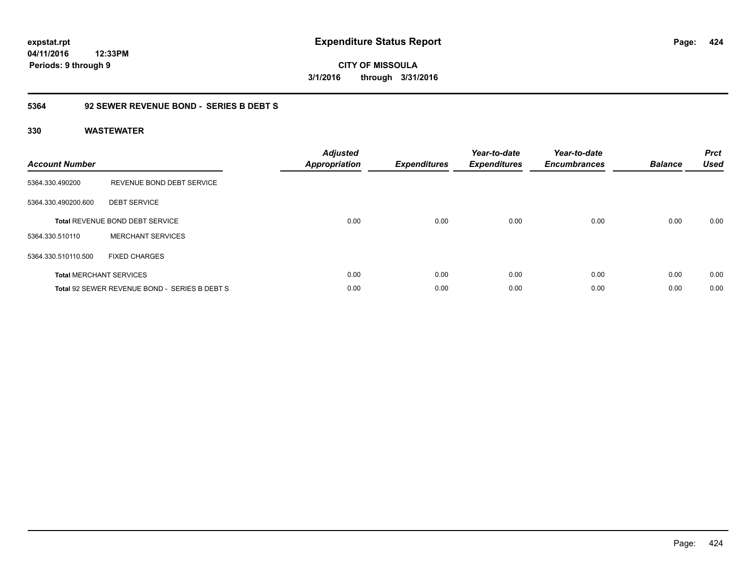# Expenditure Status Report

expstat.rpt
04/11/2016 12:33PM
Periods: 9 through 9

CITY OF MISSOULA
3/1/2016 through 3/31/2016

## 5364 92 SEWER REVENUE BOND - SERIES B DEBT S

### 330 WASTEWATER

| Account Number | | Adjusted Appropriation | Expenditures | Year-to-date Expenditures | Year-to-date Encumbrances | Balance | Prct Used |
|---|---|---|---|---|---|---|---|
| 5364.330.490200 | REVENUE BOND DEBT SERVICE | | | | | | |
| 5364.330.490200.600 | DEBT SERVICE | | | | | | |
| **Total** REVENUE BOND DEBT SERVICE | | 0.00 | 0.00 | 0.00 | 0.00 | 0.00 | 0.00 |
| 5364.330.510110 | MERCHANT SERVICES | | | | | | |
| 5364.330.510110.500 | FIXED CHARGES | | | | | | |
| **Total** MERCHANT SERVICES | | 0.00 | 0.00 | 0.00 | 0.00 | 0.00 | 0.00 |
| **Total** 92 SEWER REVENUE BOND - SERIES B DEBT S | | 0.00 | 0.00 | 0.00 | 0.00 | 0.00 | 0.00 |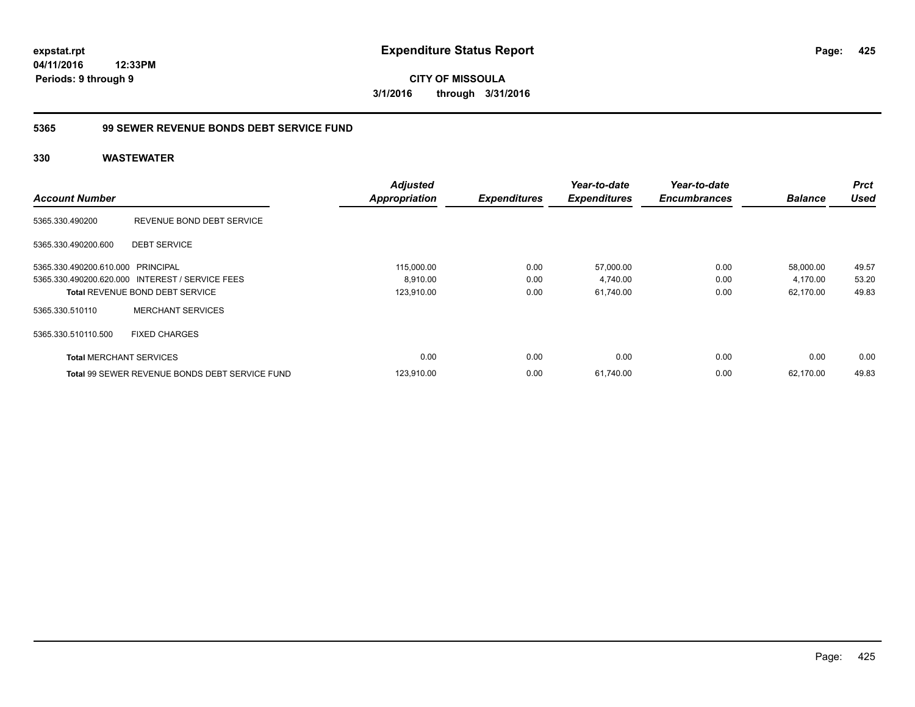expstat.rpt
04/11/2016 12:33PM
Periods: 9 through 9

# Expenditure Status Report

CITY OF MISSOULA
3/1/2016 through 3/31/2016

## 5365 99 SEWER REVENUE BONDS DEBT SERVICE FUND

### 330 WASTEWATER

| Account Number | | Adjusted Appropriation | Expenditures | Year-to-date Expenditures | Year-to-date Encumbrances | Balance | Prct Used |
|---|---|---|---|---|---|---|---|
| 5365.330.490200 | REVENUE BOND DEBT SERVICE | | | | | | |
| 5365.330.490200.600 | DEBT SERVICE | | | | | | |
| 5365.330.490200.610.000 | PRINCIPAL | 115,000.00 | 0.00 | 57,000.00 | 0.00 | 58,000.00 | 49.57 |
| 5365.330.490200.620.000 | INTEREST / SERVICE FEES | 8,910.00 | 0.00 | 4,740.00 | 0.00 | 4,170.00 | 53.20 |
| **Total** REVENUE BOND DEBT SERVICE | | 123,910.00 | 0.00 | 61,740.00 | 0.00 | 62,170.00 | 49.83 |
| 5365.330.510110 | MERCHANT SERVICES | | | | | | |
| 5365.330.510110.500 | FIXED CHARGES | | | | | | |
| **Total** MERCHANT SERVICES | | 0.00 | 0.00 | 0.00 | 0.00 | 0.00 | 0.00 |
| **Total** 99 SEWER REVENUE BONDS DEBT SERVICE FUND | | 123,910.00 | 0.00 | 61,740.00 | 0.00 | 62,170.00 | 49.83 |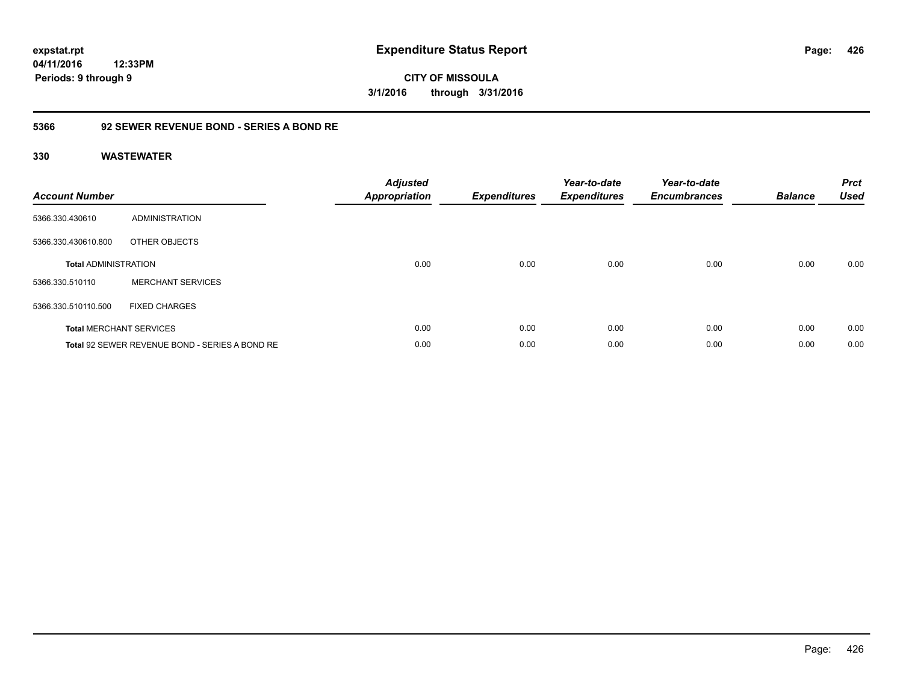**expstat.rpt**
**04/11/2016 12:33PM**
**Periods: 9 through 9**

# Expenditure Status Report

**CITY OF MISSOULA**
**3/1/2016 through 3/31/2016**

## 5366 92 SEWER REVENUE BOND - SERIES A BOND RE

### 330 WASTEWATER

| Account Number | | Adjusted Appropriation | Expenditures | Year-to-date Expenditures | Year-to-date Encumbrances | Balance | Prct Used |
|---|---|---|---|---|---|---|---|
| 5366.330.430610 | ADMINISTRATION | | | | | | |
| 5366.330.430610.800 | OTHER OBJECTS | | | | | | |
| **Total** ADMINISTRATION | | 0.00 | 0.00 | 0.00 | 0.00 | 0.00 | 0.00 |
| 5366.330.510110 | MERCHANT SERVICES | | | | | | |
| 5366.330.510110.500 | FIXED CHARGES | | | | | | |
| **Total** MERCHANT SERVICES | | 0.00 | 0.00 | 0.00 | 0.00 | 0.00 | 0.00 |
| **Total** 92 SEWER REVENUE BOND - SERIES A BOND RE | | 0.00 | 0.00 | 0.00 | 0.00 | 0.00 | 0.00 |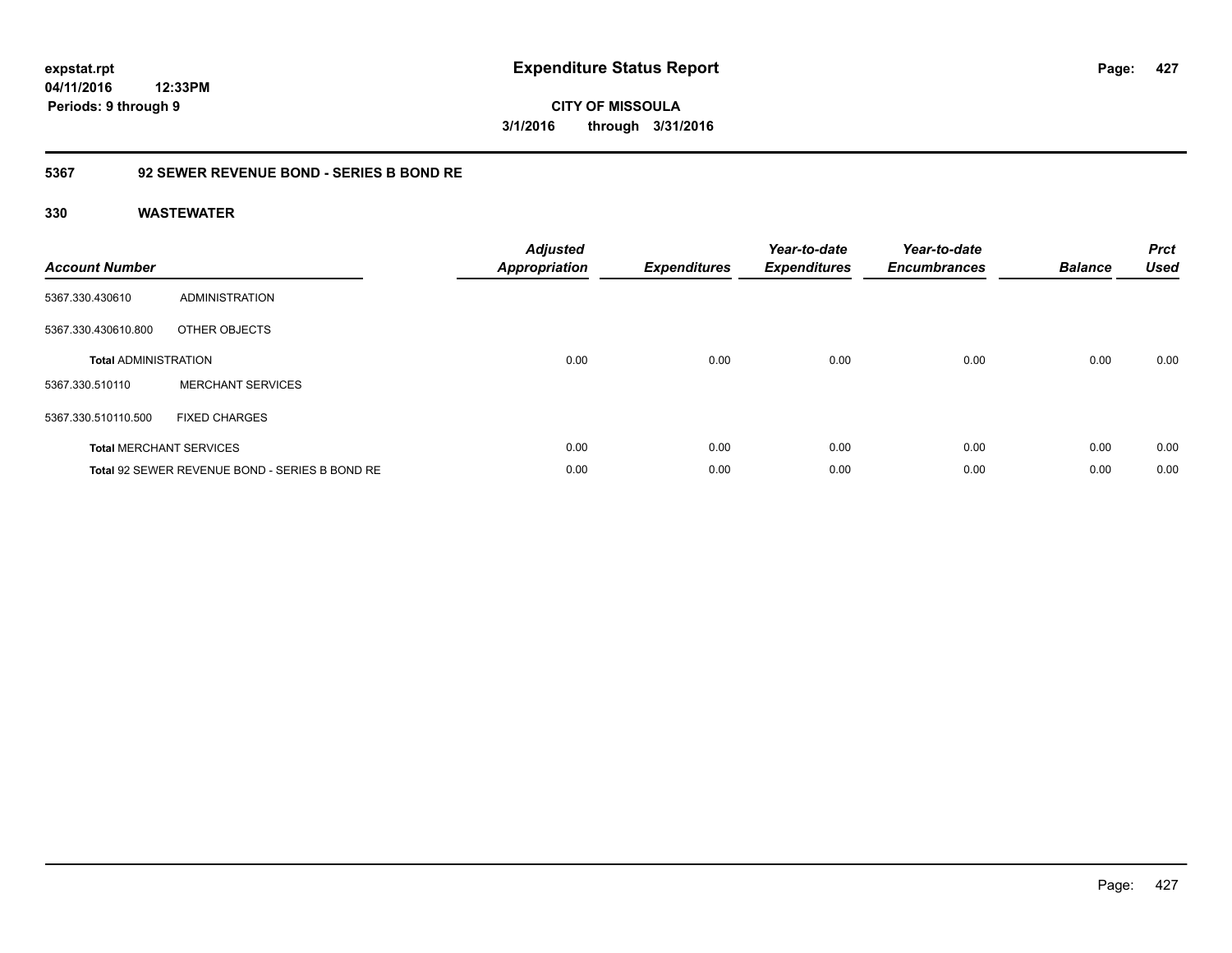**expstat.rpt**
**04/11/2016 12:33PM**
**Periods: 9 through 9**

# Expenditure Status Report

**CITY OF MISSOULA**
**3/1/2016 through 3/31/2016**

## 5367 92 SEWER REVENUE BOND - SERIES B BOND RE

### 330 WASTEWATER

| Account Number | | Adjusted Appropriation | Expenditures | Year-to-date Expenditures | Year-to-date Encumbrances | Balance | Prct Used |
|---|---|---|---|---|---|---|---|
| 5367.330.430610 | ADMINISTRATION | | | | | | |
| 5367.330.430610.800 | OTHER OBJECTS | | | | | | |
| **Total** ADMINISTRATION | | 0.00 | 0.00 | 0.00 | 0.00 | 0.00 | 0.00 |
| 5367.330.510110 | MERCHANT SERVICES | | | | | | |
| 5367.330.510110.500 | FIXED CHARGES | | | | | | |
| **Total** MERCHANT SERVICES | | 0.00 | 0.00 | 0.00 | 0.00 | 0.00 | 0.00 |
| **Total** 92 SEWER REVENUE BOND - SERIES B BOND RE | | 0.00 | 0.00 | 0.00 | 0.00 | 0.00 | 0.00 |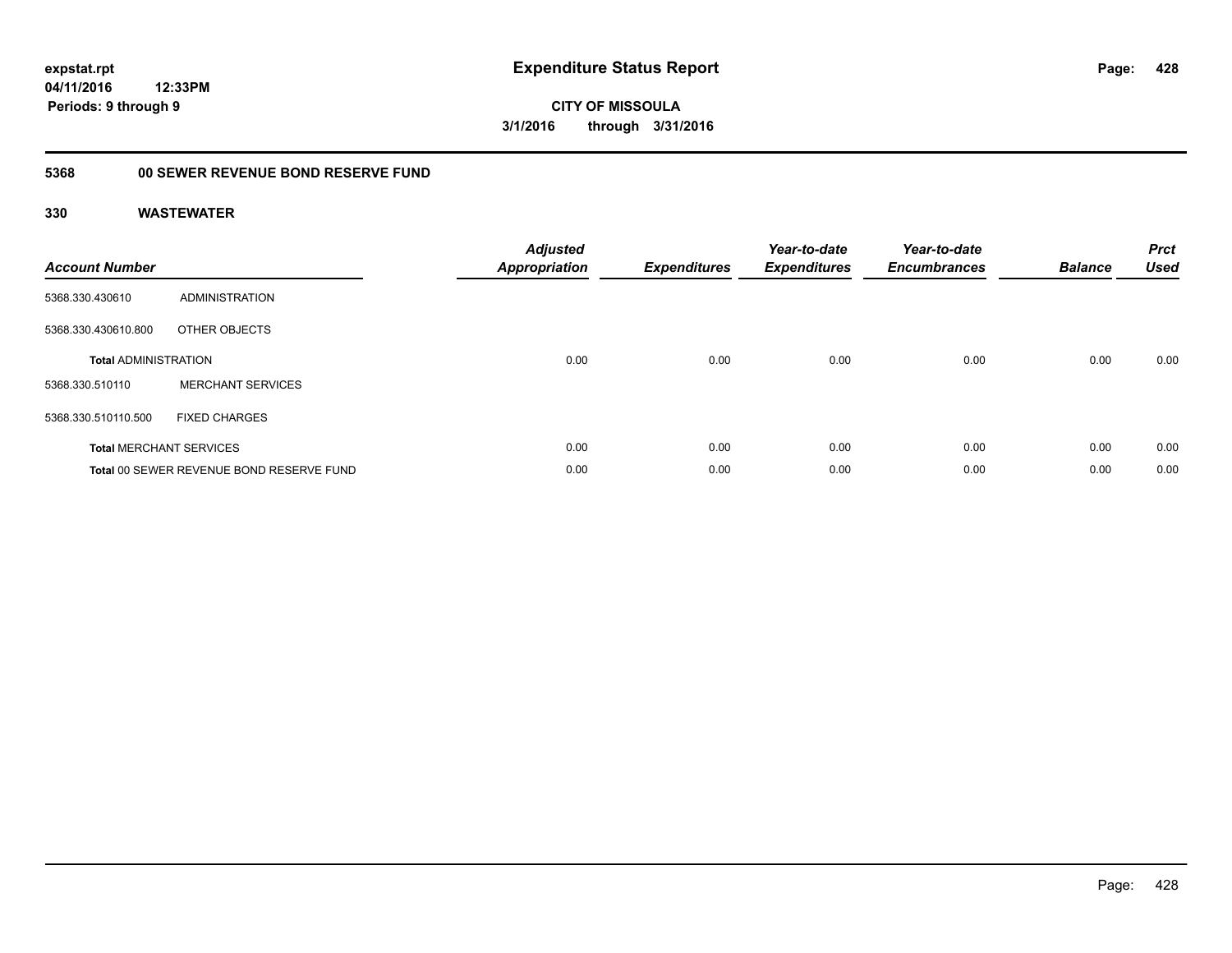**Expenditure Status Report**

expstat.rpt
04/11/2016 12:33PM
Periods: 9 through 9

CITY OF MISSOULA
3/1/2016 through 3/31/2016

## 5368 00 SEWER REVENUE BOND RESERVE FUND

### 330 WASTEWATER

| Account Number | | Adjusted Appropriation | Expenditures | Year-to-date Expenditures | Year-to-date Encumbrances | Balance | Prct Used |
|---|---|---|---|---|---|---|---|
| 5368.330.430610 | ADMINISTRATION | | | | | | |
| 5368.330.430610.800 | OTHER OBJECTS | | | | | | |
| **Total** ADMINISTRATION | | 0.00 | 0.00 | 0.00 | 0.00 | 0.00 | 0.00 |
| 5368.330.510110 | MERCHANT SERVICES | | | | | | |
| 5368.330.510110.500 | FIXED CHARGES | | | | | | |
| **Total** MERCHANT SERVICES | | 0.00 | 0.00 | 0.00 | 0.00 | 0.00 | 0.00 |
| **Total** 00 SEWER REVENUE BOND RESERVE FUND | | 0.00 | 0.00 | 0.00 | 0.00 | 0.00 | 0.00 |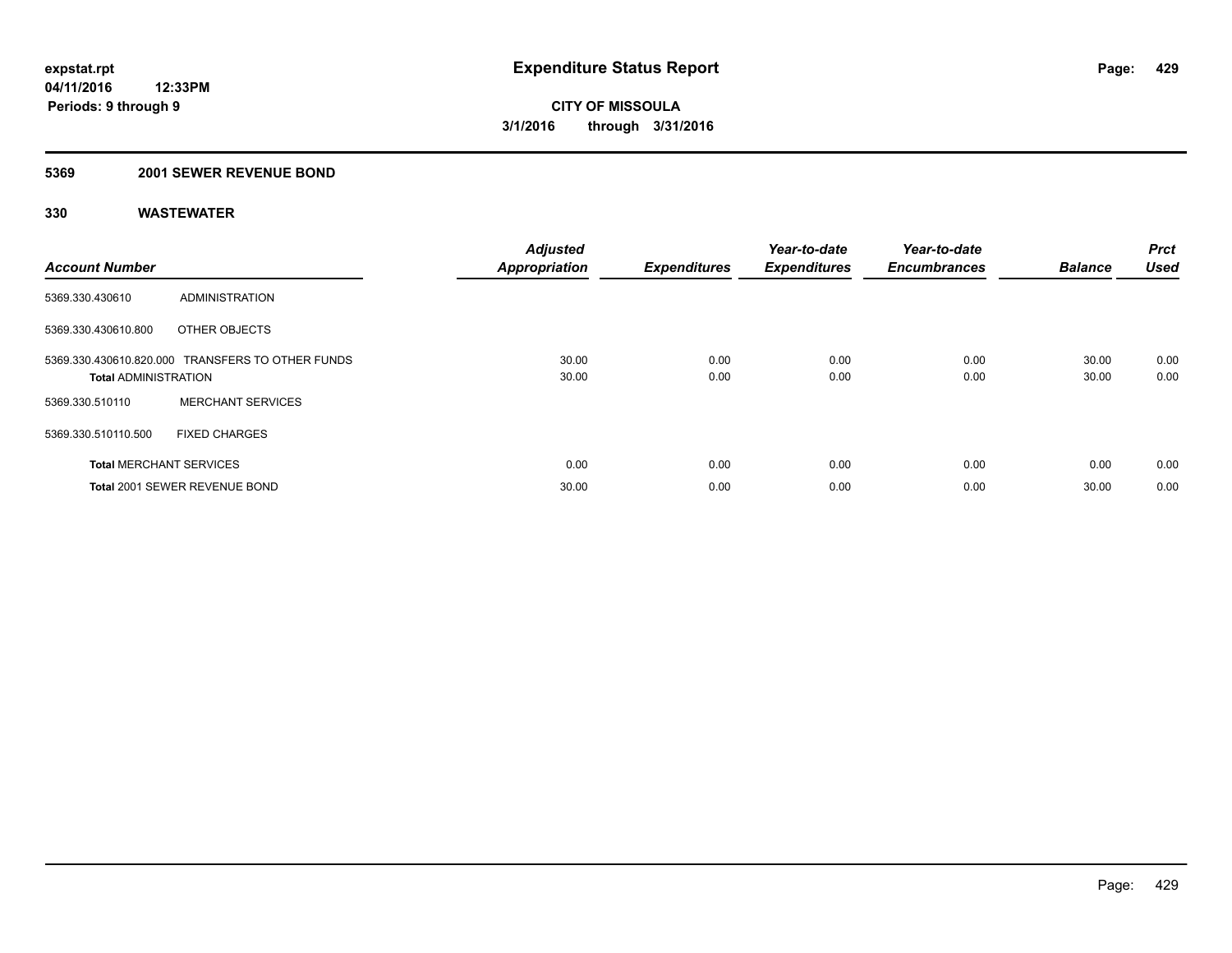# Expenditure Status Report

expstat.rpt
04/11/2016 12:33PM
Periods: 9 through 9

**CITY OF MISSOULA**
**3/1/2016 through 3/31/2016**

## 5369 2001 SEWER REVENUE BOND

### 330 WASTEWATER

| Account Number | | Adjusted Appropriation | Expenditures | Year-to-date Expenditures | Year-to-date Encumbrances | Balance | Prct Used |
|---|---|---|---|---|---|---|---|
| 5369.330.430610 | ADMINISTRATION | | | | | | |
| 5369.330.430610.800 | OTHER OBJECTS | | | | | | |
| 5369.330.430610.820.000 | TRANSFERS TO OTHER FUNDS | 30.00 | 0.00 | 0.00 | 0.00 | 30.00 | 0.00 |
| **Total** ADMINISTRATION | | 30.00 | 0.00 | 0.00 | 0.00 | 30.00 | 0.00 |
| 5369.330.510110 | MERCHANT SERVICES | | | | | | |
| 5369.330.510110.500 | FIXED CHARGES | | | | | | |
| **Total** MERCHANT SERVICES | | 0.00 | 0.00 | 0.00 | 0.00 | 0.00 | 0.00 |
| **Total** 2001 SEWER REVENUE BOND | | 30.00 | 0.00 | 0.00 | 0.00 | 30.00 | 0.00 |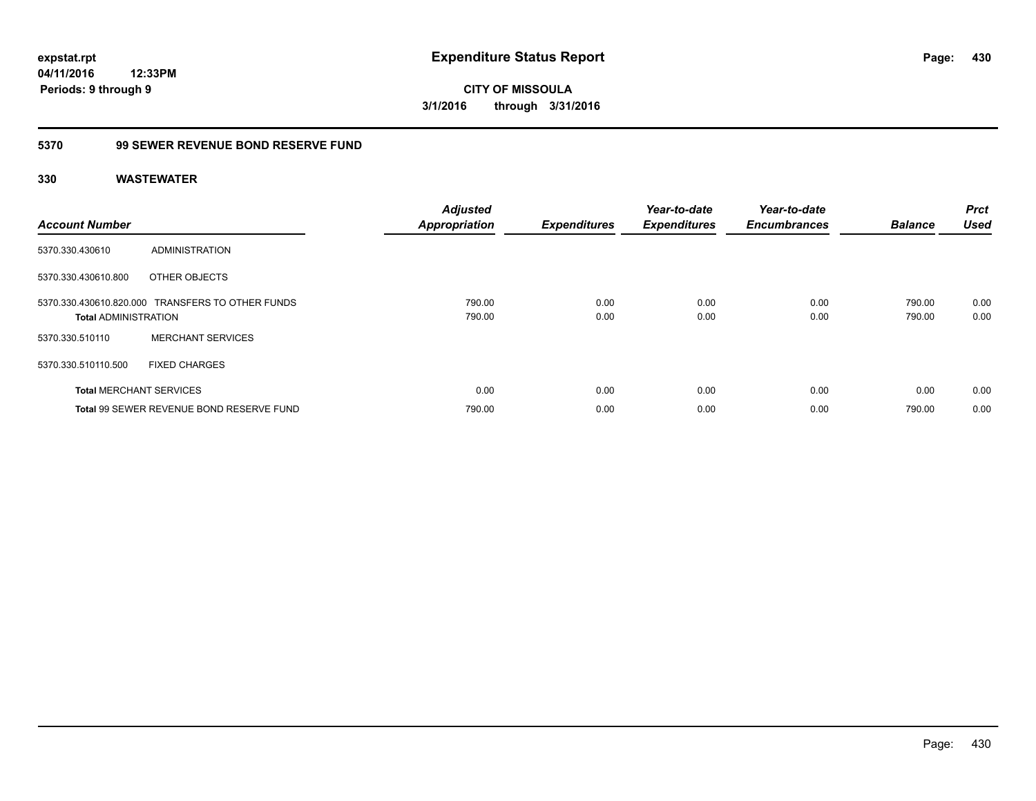**expstat.rpt**
**04/11/2016 12:33PM**
**Periods: 9 through 9**

# Expenditure Status Report

**CITY OF MISSOULA**
**3/1/2016 through 3/31/2016**

## 5370 99 SEWER REVENUE BOND RESERVE FUND

### 330 WASTEWATER

| Account Number | | Adjusted Appropriation | Expenditures | Year-to-date Expenditures | Year-to-date Encumbrances | Balance | Prct Used |
|---|---|---|---|---|---|---|---|
| 5370.330.430610 | ADMINISTRATION | | | | | | |
| 5370.330.430610.800 | OTHER OBJECTS | | | | | | |
| 5370.330.430610.820.000 | TRANSFERS TO OTHER FUNDS | 790.00 | 0.00 | 0.00 | 0.00 | 790.00 | 0.00 |
| **Total** ADMINISTRATION | | 790.00 | 0.00 | 0.00 | 0.00 | 790.00 | 0.00 |
| 5370.330.510110 | MERCHANT SERVICES | | | | | | |
| 5370.330.510110.500 | FIXED CHARGES | | | | | | |
| **Total** MERCHANT SERVICES | | 0.00 | 0.00 | 0.00 | 0.00 | 0.00 | 0.00 |
| **Total** 99 SEWER REVENUE BOND RESERVE FUND | | 790.00 | 0.00 | 0.00 | 0.00 | 790.00 | 0.00 |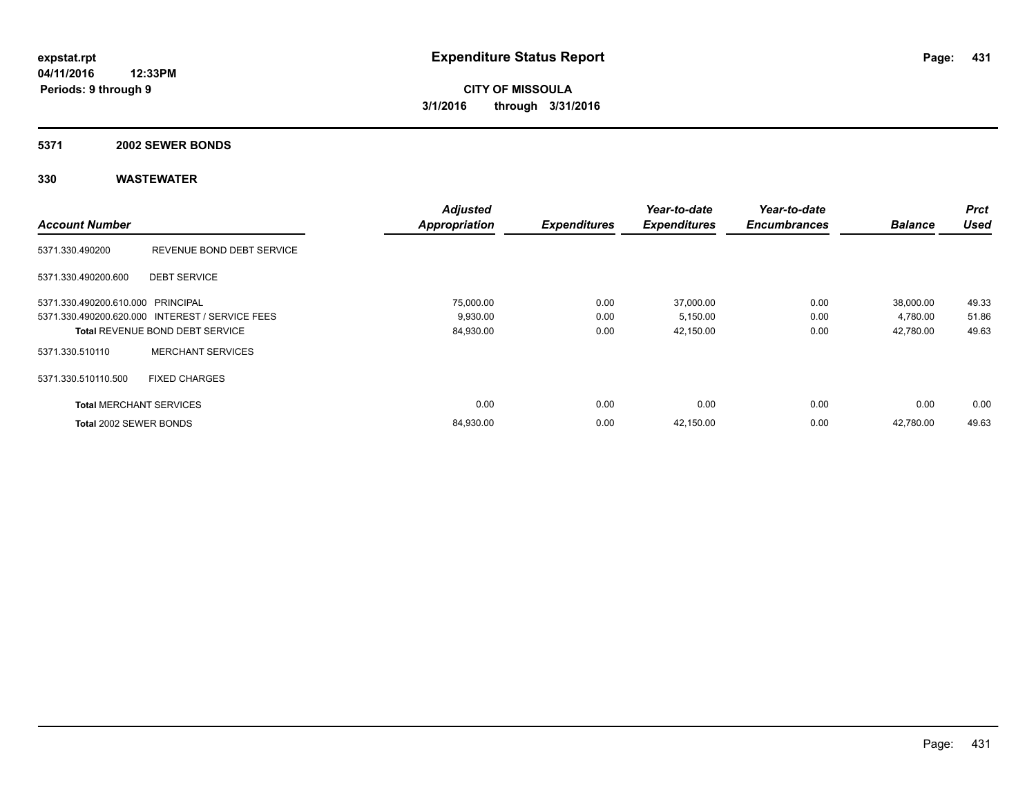# Expenditure Status Report

expstat.rpt
04/11/2016 12:33PM
Periods: 9 through 9

**CITY OF MISSOULA**
**3/1/2016 through 3/31/2016**

## 5371 2002 SEWER BONDS

## 330 WASTEWATER

| Account Number | | Adjusted Appropriation | Expenditures | Year-to-date Expenditures | Year-to-date Encumbrances | Balance | Prct Used |
|---|---|---|---|---|---|---|---|
| 5371.330.490200 | REVENUE BOND DEBT SERVICE | | | | | | |
| 5371.330.490200.600 | DEBT SERVICE | | | | | | |
| 5371.330.490200.610.000 | PRINCIPAL | 75,000.00 | 0.00 | 37,000.00 | 0.00 | 38,000.00 | 49.33 |
| 5371.330.490200.620.000 | INTEREST / SERVICE FEES | 9,930.00 | 0.00 | 5,150.00 | 0.00 | 4,780.00 | 51.86 |
| **Total** REVENUE BOND DEBT SERVICE | | 84,930.00 | 0.00 | 42,150.00 | 0.00 | 42,780.00 | 49.63 |
| 5371.330.510110 | MERCHANT SERVICES | | | | | | |
| 5371.330.510110.500 | FIXED CHARGES | | | | | | |
| **Total** MERCHANT SERVICES | | 0.00 | 0.00 | 0.00 | 0.00 | 0.00 | 0.00 |
| **Total** 2002 SEWER BONDS | | 84,930.00 | 0.00 | 42,150.00 | 0.00 | 42,780.00 | 49.63 |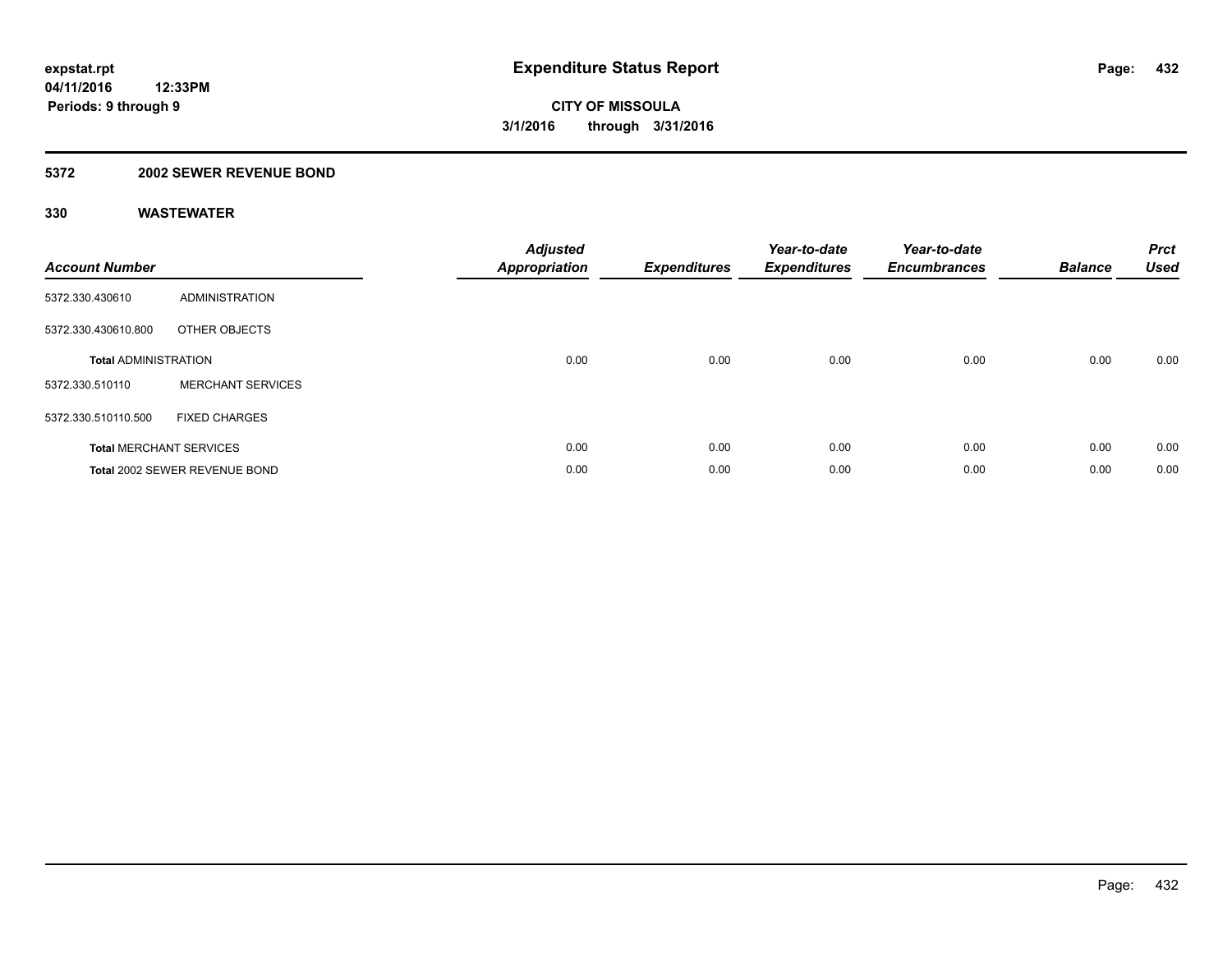**expstat.rpt**
**04/11/2016 12:33PM**
**Periods: 9 through 9**

# Expenditure Status Report

**CITY OF MISSOULA**
**3/1/2016 through 3/31/2016**

## 5372 2002 SEWER REVENUE BOND

### 330 WASTEWATER

| Account Number | | Adjusted Appropriation | Expenditures | Year-to-date Expenditures | Year-to-date Encumbrances | Balance | Prct Used |
|---|---|---|---|---|---|---|---|
| 5372.330.430610 | ADMINISTRATION | | | | | | |
| 5372.330.430610.800 | OTHER OBJECTS | | | | | | |
| **Total** ADMINISTRATION | | 0.00 | 0.00 | 0.00 | 0.00 | 0.00 | 0.00 |
| 5372.330.510110 | MERCHANT SERVICES | | | | | | |
| 5372.330.510110.500 | FIXED CHARGES | | | | | | |
| **Total** MERCHANT SERVICES | | 0.00 | 0.00 | 0.00 | 0.00 | 0.00 | 0.00 |
| **Total** 2002 SEWER REVENUE BOND | | 0.00 | 0.00 | 0.00 | 0.00 | 0.00 | 0.00 |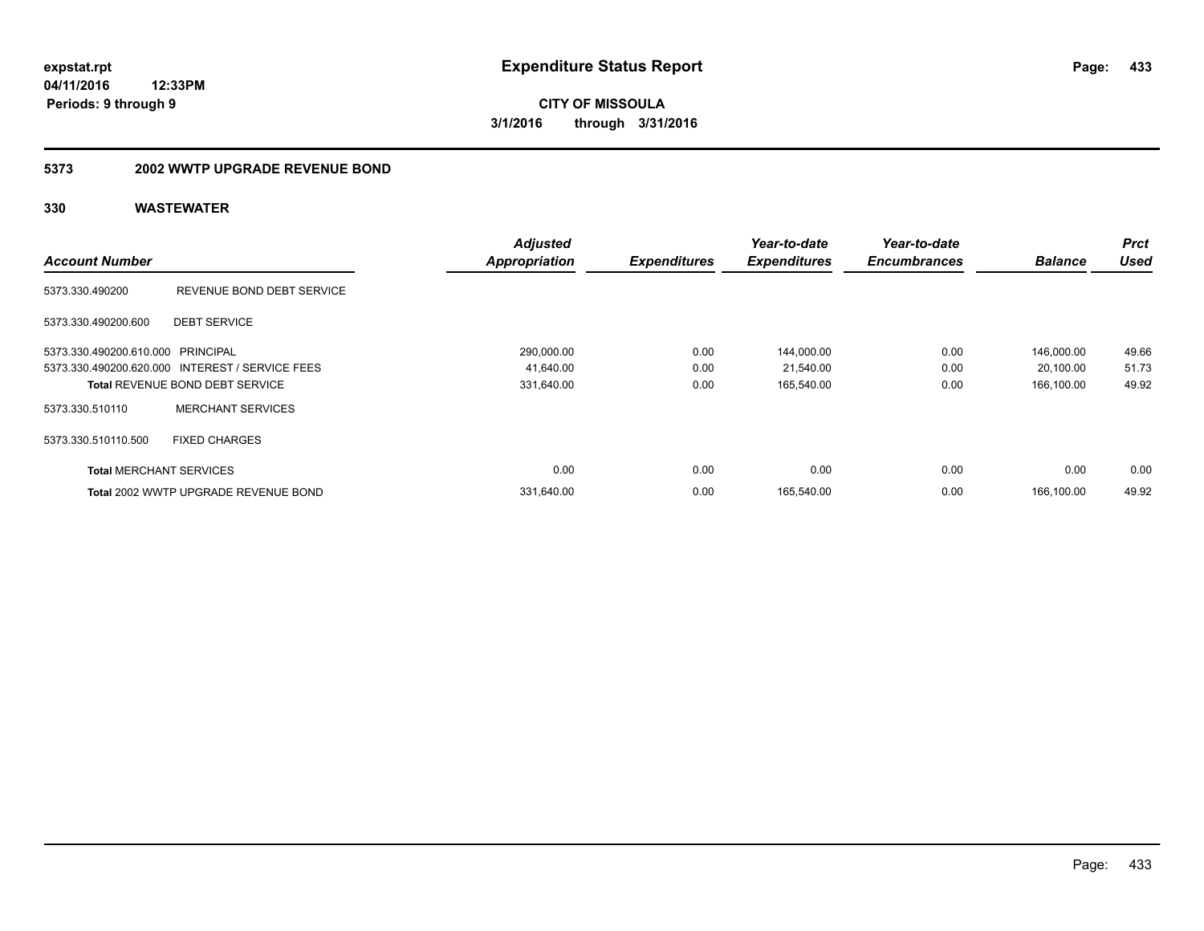**expstat.rpt**
**04/11/2016 12:33PM**
**Periods: 9 through 9**

# Expenditure Status Report

**CITY OF MISSOULA**
**3/1/2016 through 3/31/2016**

## 5373 2002 WWTP UPGRADE REVENUE BOND

## 330 WASTEWATER

| Account Number | | Adjusted Appropriation | Expenditures | Year-to-date Expenditures | Year-to-date Encumbrances | Balance | Prct Used |
|---|---|---|---|---|---|---|---|
| 5373.330.490200 | REVENUE BOND DEBT SERVICE | | | | | | |
| 5373.330.490200.600 | DEBT SERVICE | | | | | | |
| 5373.330.490200.610.000 | PRINCIPAL | 290,000.00 | 0.00 | 144,000.00 | 0.00 | 146,000.00 | 49.66 |
| 5373.330.490200.620.000 | INTEREST / SERVICE FEES | 41,640.00 | 0.00 | 21,540.00 | 0.00 | 20,100.00 | 51.73 |
| **Total** REVENUE BOND DEBT SERVICE | | 331,640.00 | 0.00 | 165,540.00 | 0.00 | 166,100.00 | 49.92 |
| 5373.330.510110 | MERCHANT SERVICES | | | | | | |
| 5373.330.510110.500 | FIXED CHARGES | | | | | | |
| **Total** MERCHANT SERVICES | | 0.00 | 0.00 | 0.00 | 0.00 | 0.00 | 0.00 |
| **Total** 2002 WWTP UPGRADE REVENUE BOND | | 331,640.00 | 0.00 | 165,540.00 | 0.00 | 166,100.00 | 49.92 |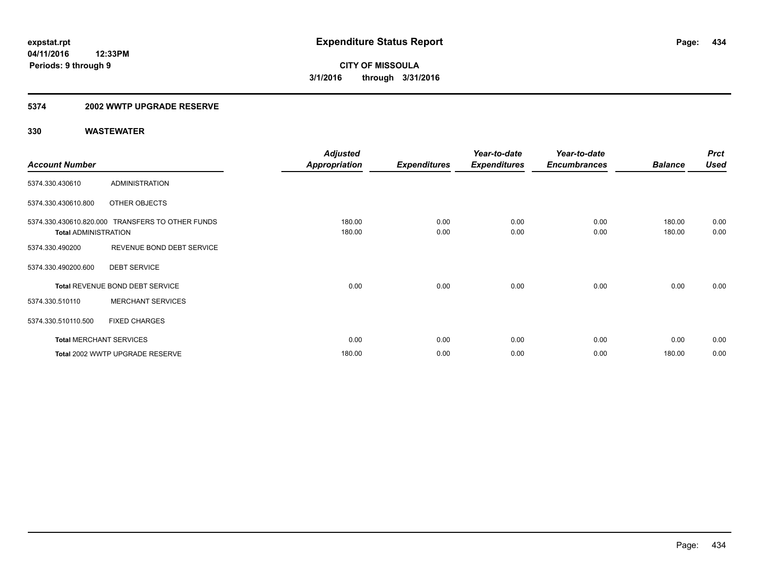**expstat.rpt**
**04/11/2016 12:33PM**
**Periods: 9 through 9**

# Expenditure Status Report

**CITY OF MISSOULA**
**3/1/2016 through 3/31/2016**

## 5374 2002 WWTP UPGRADE RESERVE

### 330 WASTEWATER

| Account Number | | Adjusted Appropriation | Expenditures | Year-to-date Expenditures | Year-to-date Encumbrances | Balance | Prct Used |
|---|---|---|---|---|---|---|---|
| 5374.330.430610 | ADMINISTRATION | | | | | | |
| 5374.330.430610.800 | OTHER OBJECTS | | | | | | |
| 5374.330.430610.820.000 | TRANSFERS TO OTHER FUNDS | 180.00 | 0.00 | 0.00 | 0.00 | 180.00 | 0.00 |
| **Total** ADMINISTRATION | | 180.00 | 0.00 | 0.00 | 0.00 | 180.00 | 0.00 |
| 5374.330.490200 | REVENUE BOND DEBT SERVICE | | | | | | |
| 5374.330.490200.600 | DEBT SERVICE | | | | | | |
| **Total** REVENUE BOND DEBT SERVICE | | 0.00 | 0.00 | 0.00 | 0.00 | 0.00 | 0.00 |
| 5374.330.510110 | MERCHANT SERVICES | | | | | | |
| 5374.330.510110.500 | FIXED CHARGES | | | | | | |
| **Total** MERCHANT SERVICES | | 0.00 | 0.00 | 0.00 | 0.00 | 0.00 | 0.00 |
| **Total** 2002 WWTP UPGRADE RESERVE | | 180.00 | 0.00 | 0.00 | 0.00 | 180.00 | 0.00 |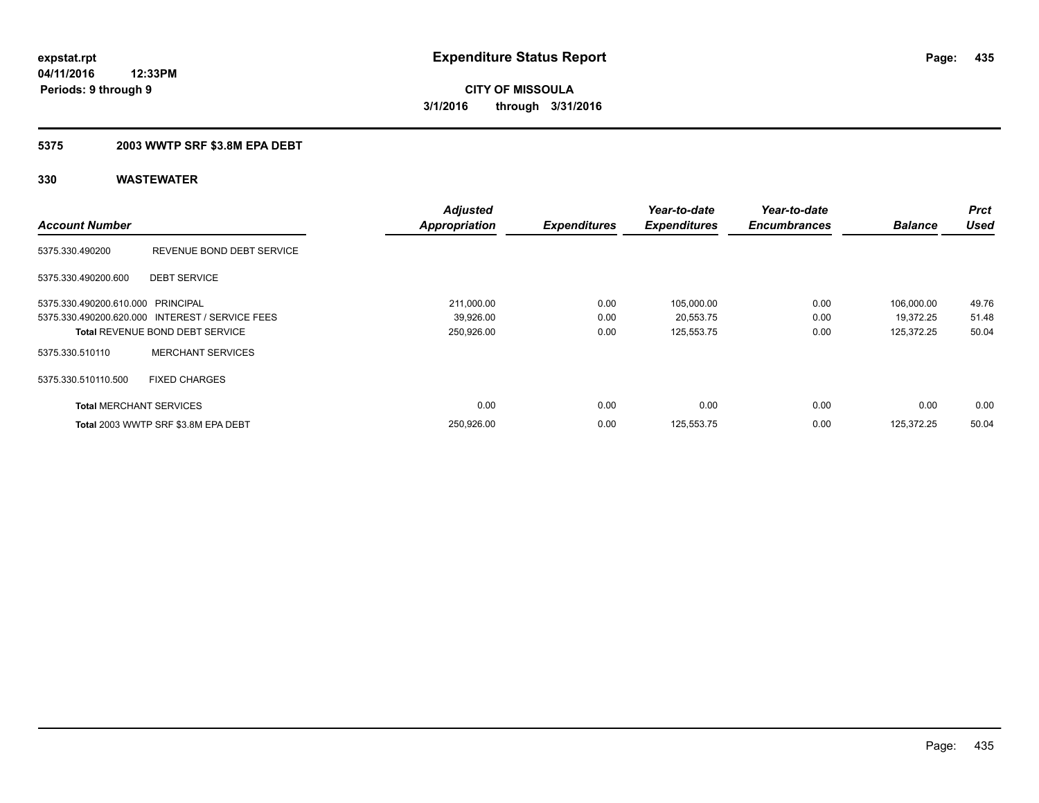**expstat.rpt**
**04/11/2016 12:33PM**
**Periods: 9 through 9**

# Expenditure Status Report

**CITY OF MISSOULA**
**3/1/2016 through 3/31/2016**

## 5375 2003 WWTP SRF $3.8M EPA DEBT

### 330 WASTEWATER

| Account Number | | Adjusted Appropriation | Expenditures | Year-to-date Expenditures | Year-to-date Encumbrances | Balance | Prct Used |
|---|---|---|---|---|---|---|---|
| 5375.330.490200 | REVENUE BOND DEBT SERVICE | | | | | | |
| 5375.330.490200.600 | DEBT SERVICE | | | | | | |
| 5375.330.490200.610.000 | PRINCIPAL | 211,000.00 | 0.00 | 105,000.00 | 0.00 | 106,000.00 | 49.76 |
| 5375.330.490200.620.000 | INTEREST / SERVICE FEES | 39,926.00 | 0.00 | 20,553.75 | 0.00 | 19,372.25 | 51.48 |
| **Total** REVENUE BOND DEBT SERVICE | | 250,926.00 | 0.00 | 125,553.75 | 0.00 | 125,372.25 | 50.04 |
| 5375.330.510110 | MERCHANT SERVICES | | | | | | |
| 5375.330.510110.500 | FIXED CHARGES | | | | | | |
| **Total** MERCHANT SERVICES | | 0.00 | 0.00 | 0.00 | 0.00 | 0.00 | 0.00 |
| **Total** 2003 WWTP SRF $3.8M EPA DEBT | | 250,926.00 | 0.00 | 125,553.75 | 0.00 | 125,372.25 | 50.04 |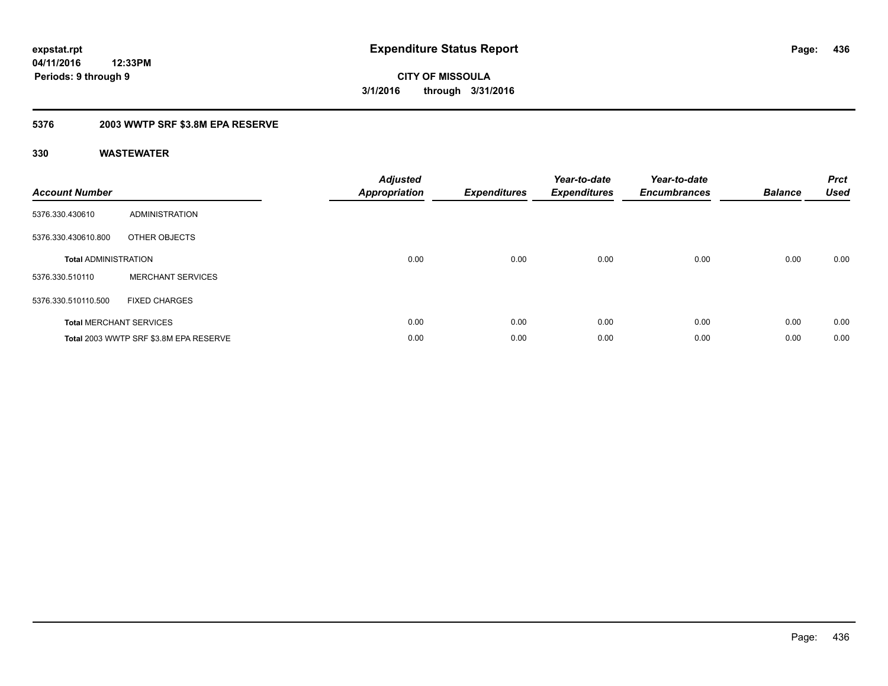expstat.rpt
04/11/2016 12:33PM
Periods: 9 through 9

# Expenditure Status Report

CITY OF MISSOULA
3/1/2016 through 3/31/2016

## 5376 2003 WWTP SRF $3.8M EPA RESERVE

### 330 WASTEWATER

| Account Number | | Adjusted Appropriation | Expenditures | Year-to-date Expenditures | Year-to-date Encumbrances | Balance | Prct Used |
|---|---|---|---|---|---|---|---|
| 5376.330.430610 | ADMINISTRATION | | | | | | |
| 5376.330.430610.800 | OTHER OBJECTS | | | | | | |
| Total ADMINISTRATION | | 0.00 | 0.00 | 0.00 | 0.00 | 0.00 | 0.00 |
| 5376.330.510110 | MERCHANT SERVICES | | | | | | |
| 5376.330.510110.500 | FIXED CHARGES | | | | | | |
| Total MERCHANT SERVICES | | 0.00 | 0.00 | 0.00 | 0.00 | 0.00 | 0.00 |
| Total 2003 WWTP SRF $3.8M EPA RESERVE | | 0.00 | 0.00 | 0.00 | 0.00 | 0.00 | 0.00 |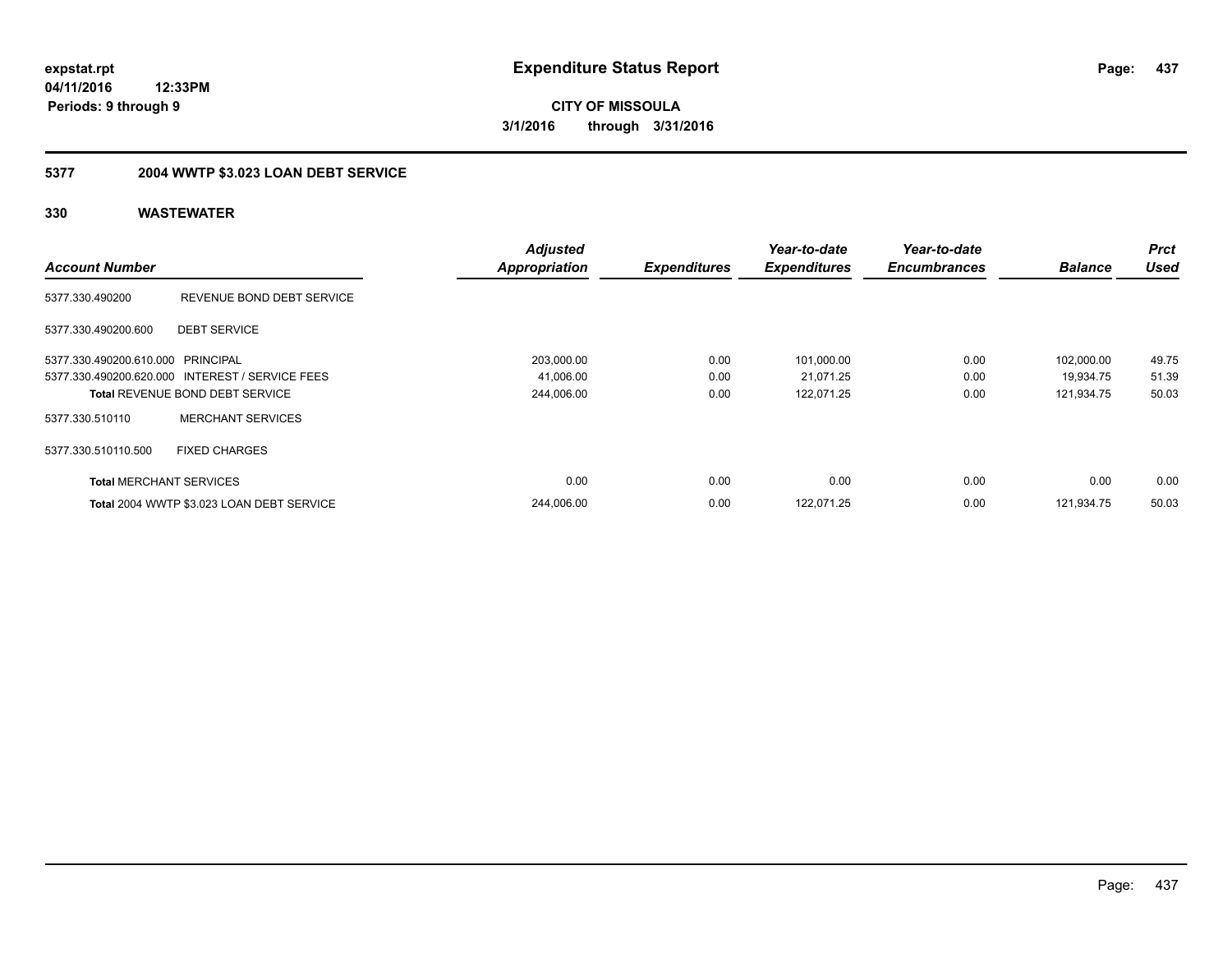**expstat.rpt**
**04/11/2016 12:33PM**
**Periods: 9 through 9**

# Expenditure Status Report

**CITY OF MISSOULA**
**3/1/2016 through 3/31/2016**

## 5377 2004 WWTP $3.023 LOAN DEBT SERVICE

### 330 WASTEWATER

| Account Number | | Adjusted Appropriation | Expenditures | Year-to-date Expenditures | Year-to-date Encumbrances | Balance | Prct Used |
|---|---|---|---|---|---|---|---|
| 5377.330.490200 | REVENUE BOND DEBT SERVICE | | | | | | |
| 5377.330.490200.600 | DEBT SERVICE | | | | | | |
| 5377.330.490200.610.000 | PRINCIPAL | 203,000.00 | 0.00 | 101,000.00 | 0.00 | 102,000.00 | 49.75 |
| 5377.330.490200.620.000 | INTEREST / SERVICE FEES | 41,006.00 | 0.00 | 21,071.25 | 0.00 | 19,934.75 | 51.39 |
| **Total** REVENUE BOND DEBT SERVICE | | 244,006.00 | 0.00 | 122,071.25 | 0.00 | 121,934.75 | 50.03 |
| 5377.330.510110 | MERCHANT SERVICES | | | | | | |
| 5377.330.510110.500 | FIXED CHARGES | | | | | | |
| **Total** MERCHANT SERVICES | | 0.00 | 0.00 | 0.00 | 0.00 | 0.00 | 0.00 |
| **Total** 2004 WWTP $3.023 LOAN DEBT SERVICE | | 244,006.00 | 0.00 | 122,071.25 | 0.00 | 121,934.75 | 50.03 |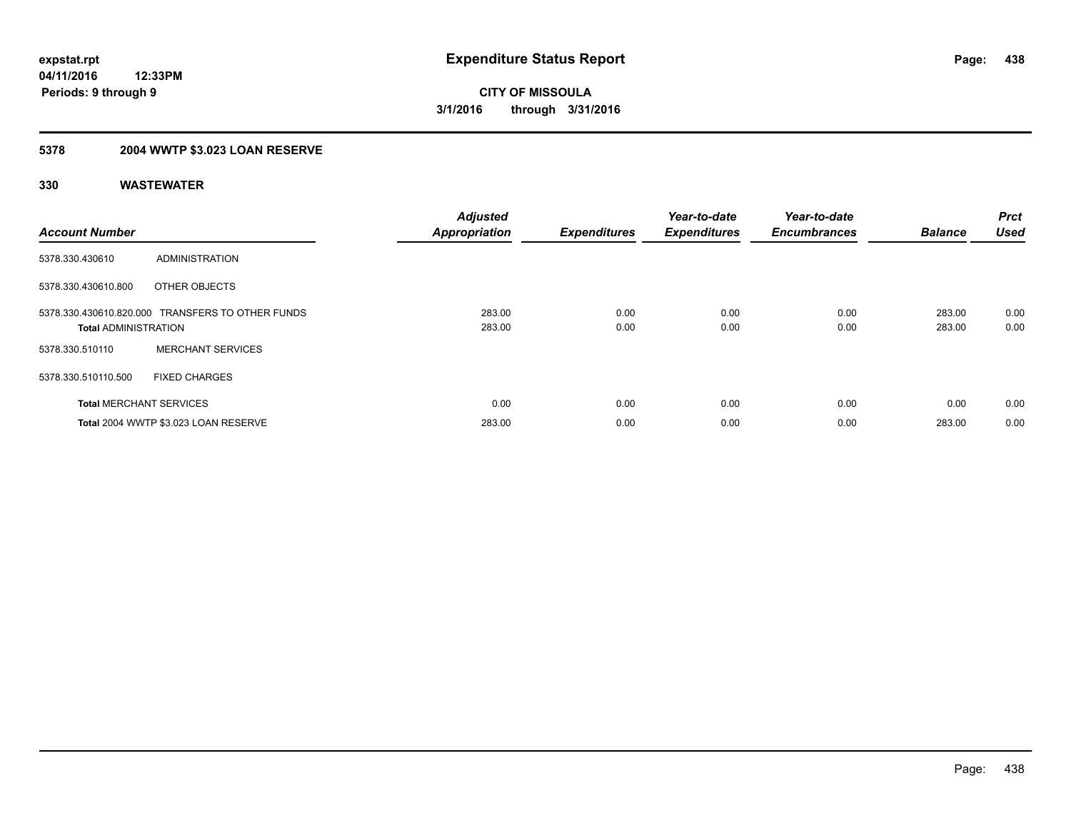**expstat.rpt**
**04/11/2016 12:33PM**
**Periods: 9 through 9**

# Expenditure Status Report

**CITY OF MISSOULA**
**3/1/2016 through 3/31/2016**

## 5378 2004 WWTP $3.023 LOAN RESERVE

### 330 WASTEWATER

| Account Number | | Adjusted Appropriation | Expenditures | Year-to-date Expenditures | Year-to-date Encumbrances | Balance | Prct Used |
|---|---|---|---|---|---|---|---|
| 5378.330.430610 | ADMINISTRATION | | | | | | |
| 5378.330.430610.800 | OTHER OBJECTS | | | | | | |
| 5378.330.430610.820.000 | TRANSFERS TO OTHER FUNDS | 283.00 | 0.00 | 0.00 | 0.00 | 283.00 | 0.00 |
| **Total** ADMINISTRATION | | 283.00 | 0.00 | 0.00 | 0.00 | 283.00 | 0.00 |
| 5378.330.510110 | MERCHANT SERVICES | | | | | | |
| 5378.330.510110.500 | FIXED CHARGES | | | | | | |
| **Total** MERCHANT SERVICES | | 0.00 | 0.00 | 0.00 | 0.00 | 0.00 | 0.00 |
| **Total** 2004 WWTP $3.023 LOAN RESERVE | | 283.00 | 0.00 | 0.00 | 0.00 | 283.00 | 0.00 |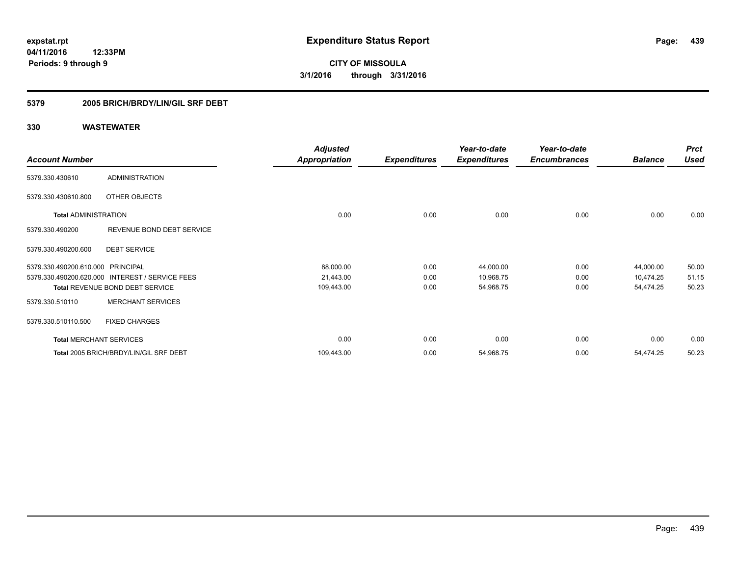expstat.rpt
04/11/2016 12:33PM
Periods: 9 through 9

# Expenditure Status Report

**CITY OF MISSOULA**
**3/1/2016 through 3/31/2016**

## 5379 2005 BRICH/BRDY/LIN/GIL SRF DEBT

## 330 WASTEWATER

| Account Number | | Adjusted Appropriation | Expenditures | Year-to-date Expenditures | Year-to-date Encumbrances | Balance | Prct Used |
|---|---|---|---|---|---|---|---|
| 5379.330.430610 | ADMINISTRATION | | | | | | |
| 5379.330.430610.800 | OTHER OBJECTS | | | | | | |
| **Total** ADMINISTRATION | | 0.00 | 0.00 | 0.00 | 0.00 | 0.00 | 0.00 |
| 5379.330.490200 | REVENUE BOND DEBT SERVICE | | | | | | |
| 5379.330.490200.600 | DEBT SERVICE | | | | | | |
| 5379.330.490200.610.000 | PRINCIPAL | 88,000.00 | 0.00 | 44,000.00 | 0.00 | 44,000.00 | 50.00 |
| 5379.330.490200.620.000 | INTEREST / SERVICE FEES | 21,443.00 | 0.00 | 10,968.75 | 0.00 | 10,474.25 | 51.15 |
| **Total** REVENUE BOND DEBT SERVICE | | 109,443.00 | 0.00 | 54,968.75 | 0.00 | 54,474.25 | 50.23 |
| 5379.330.510110 | MERCHANT SERVICES | | | | | | |
| 5379.330.510110.500 | FIXED CHARGES | | | | | | |
| **Total** MERCHANT SERVICES | | 0.00 | 0.00 | 0.00 | 0.00 | 0.00 | 0.00 |
| **Total** 2005 BRICH/BRDY/LIN/GIL SRF DEBT | | 109,443.00 | 0.00 | 54,968.75 | 0.00 | 54,474.25 | 50.23 |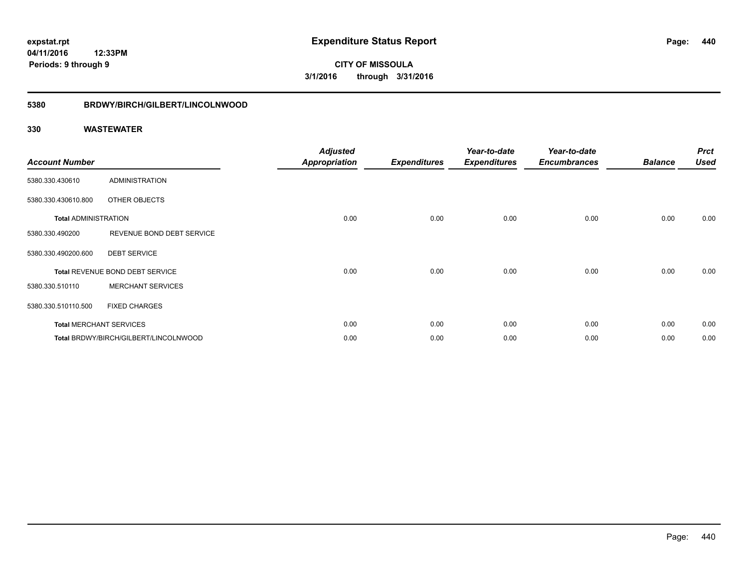# Expenditure Status Report

expstat.rpt
04/11/2016 12:33PM
Periods: 9 through 9

**CITY OF MISSOULA**
**3/1/2016 through 3/31/2016**

## 5380 BRDWY/BIRCH/GILBERT/LINCOLNWOOD

## 330 WASTEWATER

| Account Number | | Adjusted Appropriation | Expenditures | Year-to-date Expenditures | Year-to-date Encumbrances | Balance | Prct Used |
|---|---|---|---|---|---|---|---|
| 5380.330.430610 | ADMINISTRATION | | | | | | |
| 5380.330.430610.800 | OTHER OBJECTS | | | | | | |
| **Total** ADMINISTRATION | | 0.00 | 0.00 | 0.00 | 0.00 | 0.00 | 0.00 |
| 5380.330.490200 | REVENUE BOND DEBT SERVICE | | | | | | |
| 5380.330.490200.600 | DEBT SERVICE | | | | | | |
| **Total** REVENUE BOND DEBT SERVICE | | 0.00 | 0.00 | 0.00 | 0.00 | 0.00 | 0.00 |
| 5380.330.510110 | MERCHANT SERVICES | | | | | | |
| 5380.330.510110.500 | FIXED CHARGES | | | | | | |
| **Total** MERCHANT SERVICES | | 0.00 | 0.00 | 0.00 | 0.00 | 0.00 | 0.00 |
| **Total** BRDWY/BIRCH/GILBERT/LINCOLNWOOD | | 0.00 | 0.00 | 0.00 | 0.00 | 0.00 | 0.00 |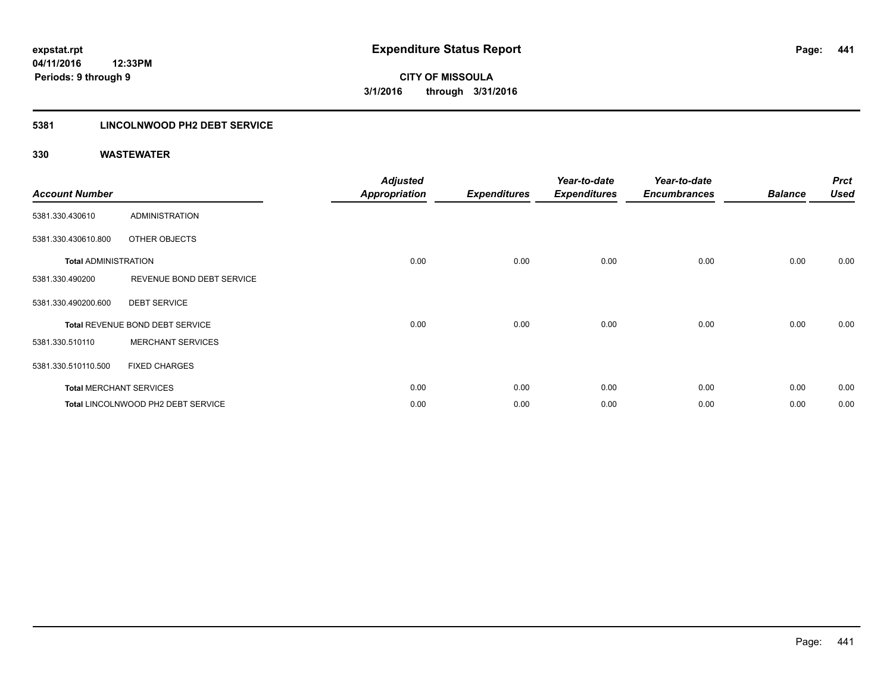**expstat.rpt**
**04/11/2016 12:33PM**
**Periods: 9 through 9**

# Expenditure Status Report

**CITY OF MISSOULA**
**3/1/2016 through 3/31/2016**

## 5381 LINCOLNWOOD PH2 DEBT SERVICE

### 330 WASTEWATER

| Account Number | | Adjusted Appropriation | Expenditures | Year-to-date Expenditures | Year-to-date Encumbrances | Balance | Prct Used |
|---|---|---|---|---|---|---|---|
| 5381.330.430610 | ADMINISTRATION | | | | | | |
| 5381.330.430610.800 | OTHER OBJECTS | | | | | | |
| **Total** ADMINISTRATION | | 0.00 | 0.00 | 0.00 | 0.00 | 0.00 | 0.00 |
| 5381.330.490200 | REVENUE BOND DEBT SERVICE | | | | | | |
| 5381.330.490200.600 | DEBT SERVICE | | | | | | |
| **Total** REVENUE BOND DEBT SERVICE | | 0.00 | 0.00 | 0.00 | 0.00 | 0.00 | 0.00 |
| 5381.330.510110 | MERCHANT SERVICES | | | | | | |
| 5381.330.510110.500 | FIXED CHARGES | | | | | | |
| **Total** MERCHANT SERVICES | | 0.00 | 0.00 | 0.00 | 0.00 | 0.00 | 0.00 |
| **Total** LINCOLNWOOD PH2 DEBT SERVICE | | 0.00 | 0.00 | 0.00 | 0.00 | 0.00 | 0.00 |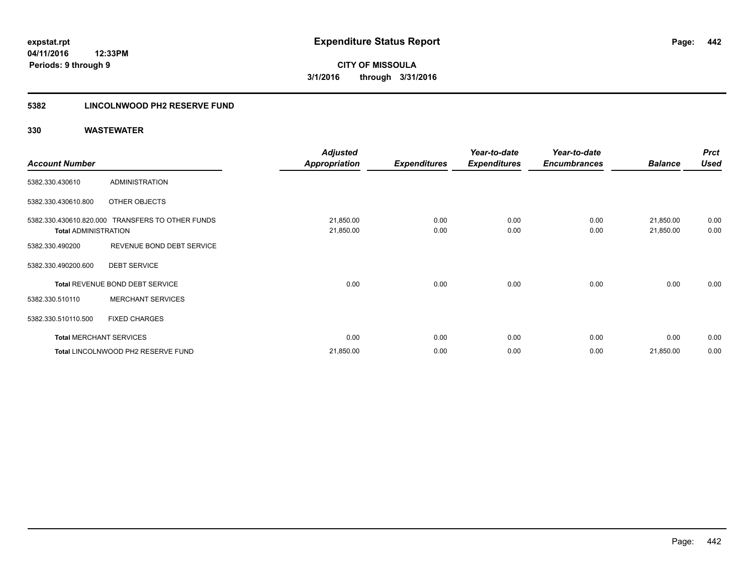expstat.rpt
04/11/2016 12:33PM
Periods: 9 through 9

# Expenditure Status Report

CITY OF MISSOULA
3/1/2016 through 3/31/2016

## 5382 LINCOLNWOOD PH2 RESERVE FUND

### 330 WASTEWATER

| Account Number | | Adjusted Appropriation | Expenditures | Year-to-date Expenditures | Year-to-date Encumbrances | Balance | Prct Used |
|---|---|---|---|---|---|---|---|
| 5382.330.430610 | ADMINISTRATION | | | | | | |
| 5382.330.430610.800 | OTHER OBJECTS | | | | | | |
| 5382.330.430610.820.000 | TRANSFERS TO OTHER FUNDS | 21,850.00 | 0.00 | 0.00 | 0.00 | 21,850.00 | 0.00 |
| **Total** ADMINISTRATION | | 21,850.00 | 0.00 | 0.00 | 0.00 | 21,850.00 | 0.00 |
| 5382.330.490200 | REVENUE BOND DEBT SERVICE | | | | | | |
| 5382.330.490200.600 | DEBT SERVICE | | | | | | |
| **Total** REVENUE BOND DEBT SERVICE | | 0.00 | 0.00 | 0.00 | 0.00 | 0.00 | 0.00 |
| 5382.330.510110 | MERCHANT SERVICES | | | | | | |
| 5382.330.510110.500 | FIXED CHARGES | | | | | | |
| **Total** MERCHANT SERVICES | | 0.00 | 0.00 | 0.00 | 0.00 | 0.00 | 0.00 |
| **Total** LINCOLNWOOD PH2 RESERVE FUND | | 21,850.00 | 0.00 | 0.00 | 0.00 | 21,850.00 | 0.00 |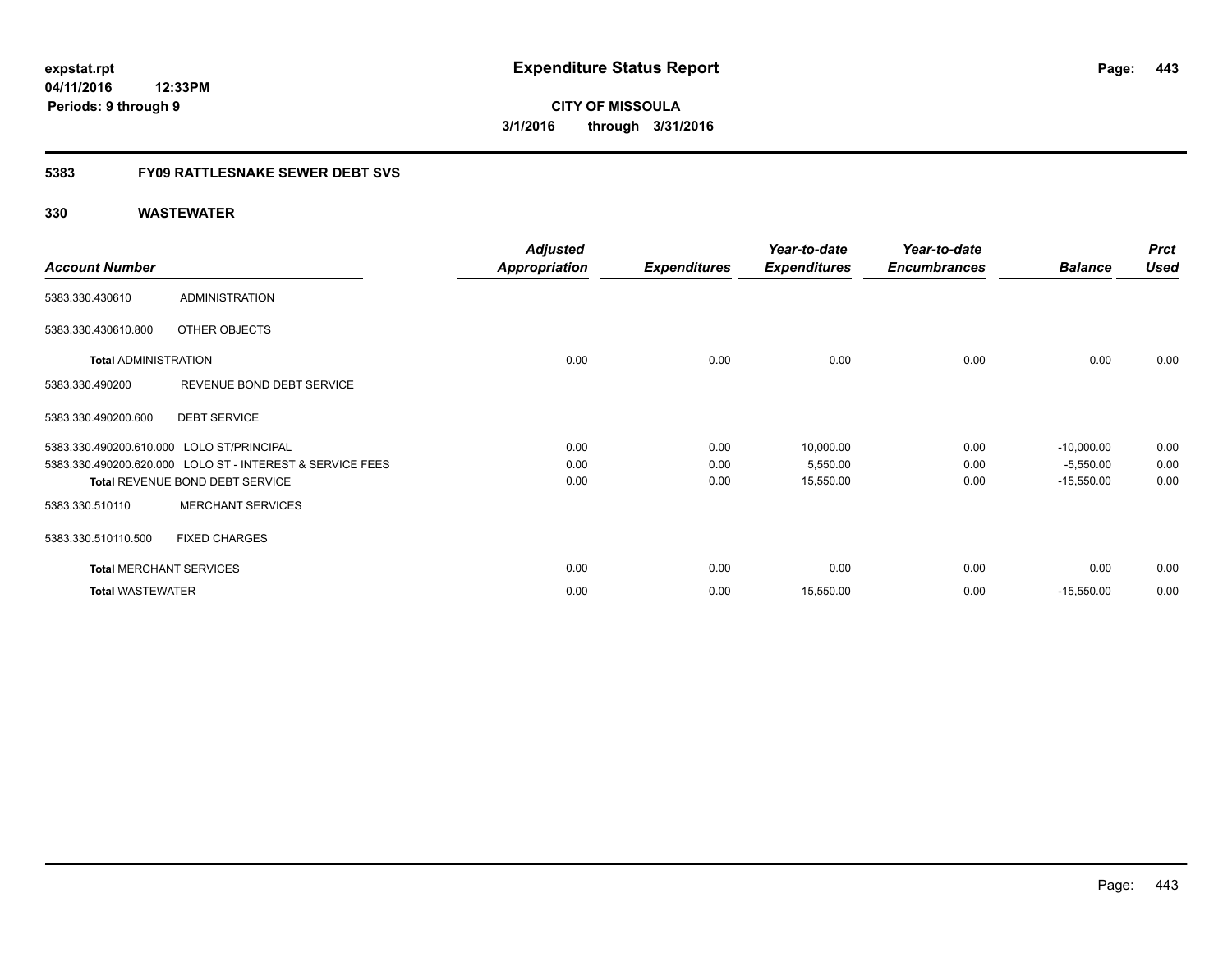# Expenditure Status Report

expstat.rpt
04/11/2016 12:33PM
Periods: 9 through 9

**CITY OF MISSOULA**
**3/1/2016 through 3/31/2016**

## 5383 FY09 RATTLESNAKE SEWER DEBT SVS

### 330 WASTEWATER

| Account Number | | Adjusted Appropriation | Expenditures | Year-to-date Expenditures | Year-to-date Encumbrances | Balance | Prct Used |
|---|---|---|---|---|---|---|---|
| 5383.330.430610 | ADMINISTRATION | | | | | | |
| 5383.330.430610.800 | OTHER OBJECTS | | | | | | |
| **Total** ADMINISTRATION | | 0.00 | 0.00 | 0.00 | 0.00 | 0.00 | 0.00 |
| 5383.330.490200 | REVENUE BOND DEBT SERVICE | | | | | | |
| 5383.330.490200.600 | DEBT SERVICE | | | | | | |
| 5383.330.490200.610.000 | LOLO ST/PRINCIPAL | 0.00 | 0.00 | 10,000.00 | 0.00 | -10,000.00 | 0.00 |
| 5383.330.490200.620.000 | LOLO ST - INTEREST & SERVICE FEES | 0.00 | 0.00 | 5,550.00 | 0.00 | -5,550.00 | 0.00 |
| **Total** REVENUE BOND DEBT SERVICE | | 0.00 | 0.00 | 15,550.00 | 0.00 | -15,550.00 | 0.00 |
| 5383.330.510110 | MERCHANT SERVICES | | | | | | |
| 5383.330.510110.500 | FIXED CHARGES | | | | | | |
| **Total** MERCHANT SERVICES | | 0.00 | 0.00 | 0.00 | 0.00 | 0.00 | 0.00 |
| **Total** WASTEWATER | | 0.00 | 0.00 | 15,550.00 | 0.00 | -15,550.00 | 0.00 |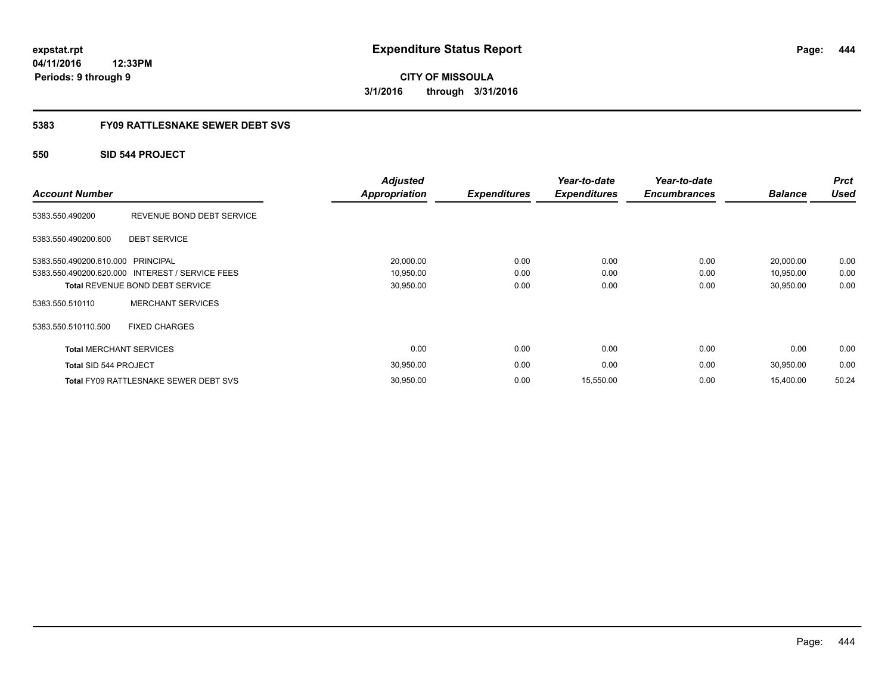**expstat.rpt**
**04/11/2016 12:33PM**
**Periods: 9 through 9**

# Expenditure Status Report

**CITY OF MISSOULA**
**3/1/2016 through 3/31/2016**

## 5383 FY09 RATTLESNAKE SEWER DEBT SVS

### 550 SID 544 PROJECT

| Account Number | | Adjusted Appropriation | Expenditures | Year-to-date Expenditures | Year-to-date Encumbrances | Balance | Prct Used |
|---|---|---|---|---|---|---|---|
| 5383.550.490200 | REVENUE BOND DEBT SERVICE | | | | | | |
| 5383.550.490200.600 | DEBT SERVICE | | | | | | |
| 5383.550.490200.610.000 | PRINCIPAL | 20,000.00 | 0.00 | 0.00 | 0.00 | 20,000.00 | 0.00 |
| 5383.550.490200.620.000 | INTEREST / SERVICE FEES | 10,950.00 | 0.00 | 0.00 | 0.00 | 10,950.00 | 0.00 |
| **Total** REVENUE BOND DEBT SERVICE | | 30,950.00 | 0.00 | 0.00 | 0.00 | 30,950.00 | 0.00 |
| 5383.550.510110 | MERCHANT SERVICES | | | | | | |
| 5383.550.510110.500 | FIXED CHARGES | | | | | | |
| **Total** MERCHANT SERVICES | | 0.00 | 0.00 | 0.00 | 0.00 | 0.00 | 0.00 |
| **Total** SID 544 PROJECT | | 30,950.00 | 0.00 | 0.00 | 0.00 | 30,950.00 | 0.00 |
| **Total** FY09 RATTLESNAKE SEWER DEBT SVS | | 30,950.00 | 0.00 | 15,550.00 | 0.00 | 15,400.00 | 50.24 |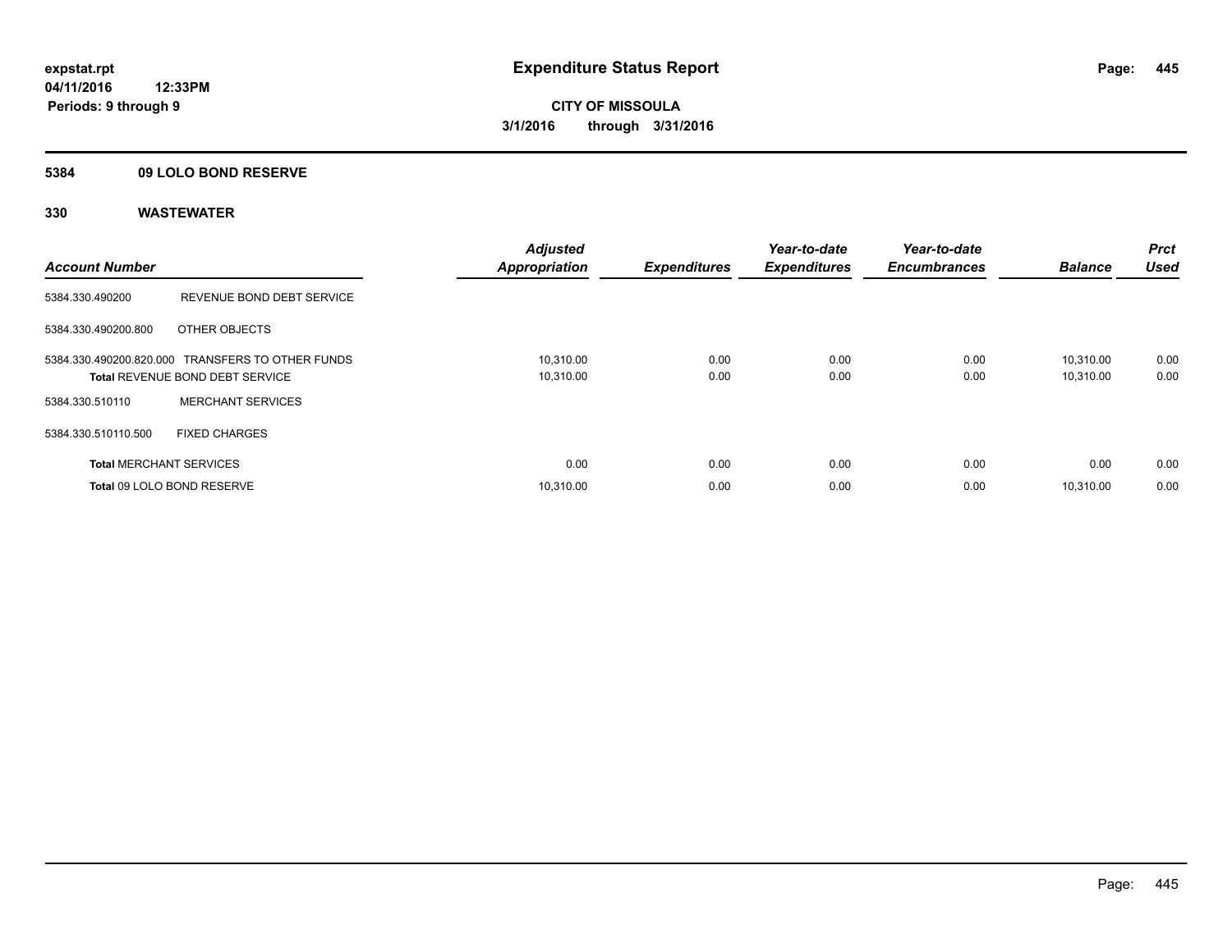**expstat.rpt**
**04/11/2016 12:33PM**
**Periods: 9 through 9**

# Expenditure Status Report

**CITY OF MISSOULA**
**3/1/2016 through 3/31/2016**

**5384 09 LOLO BOND RESERVE**

**330 WASTEWATER**

| Account Number | | Adjusted Appropriation | Expenditures | Year-to-date Expenditures | Year-to-date Encumbrances | Balance | Prct Used |
|---|---|---|---|---|---|---|---|
| 5384.330.490200 | REVENUE BOND DEBT SERVICE | | | | | | |
| 5384.330.490200.800 | OTHER OBJECTS | | | | | | |
| 5384.330.490200.820.000 | TRANSFERS TO OTHER FUNDS | 10,310.00 | 0.00 | 0.00 | 0.00 | 10,310.00 | 0.00 |
| **Total** REVENUE BOND DEBT SERVICE | | 10,310.00 | 0.00 | 0.00 | 0.00 | 10,310.00 | 0.00 |
| 5384.330.510110 | MERCHANT SERVICES | | | | | | |
| 5384.330.510110.500 | FIXED CHARGES | | | | | | |
| **Total** MERCHANT SERVICES | | 0.00 | 0.00 | 0.00 | 0.00 | 0.00 | 0.00 |
| **Total** 09 LOLO BOND RESERVE | | 10,310.00 | 0.00 | 0.00 | 0.00 | 10,310.00 | 0.00 |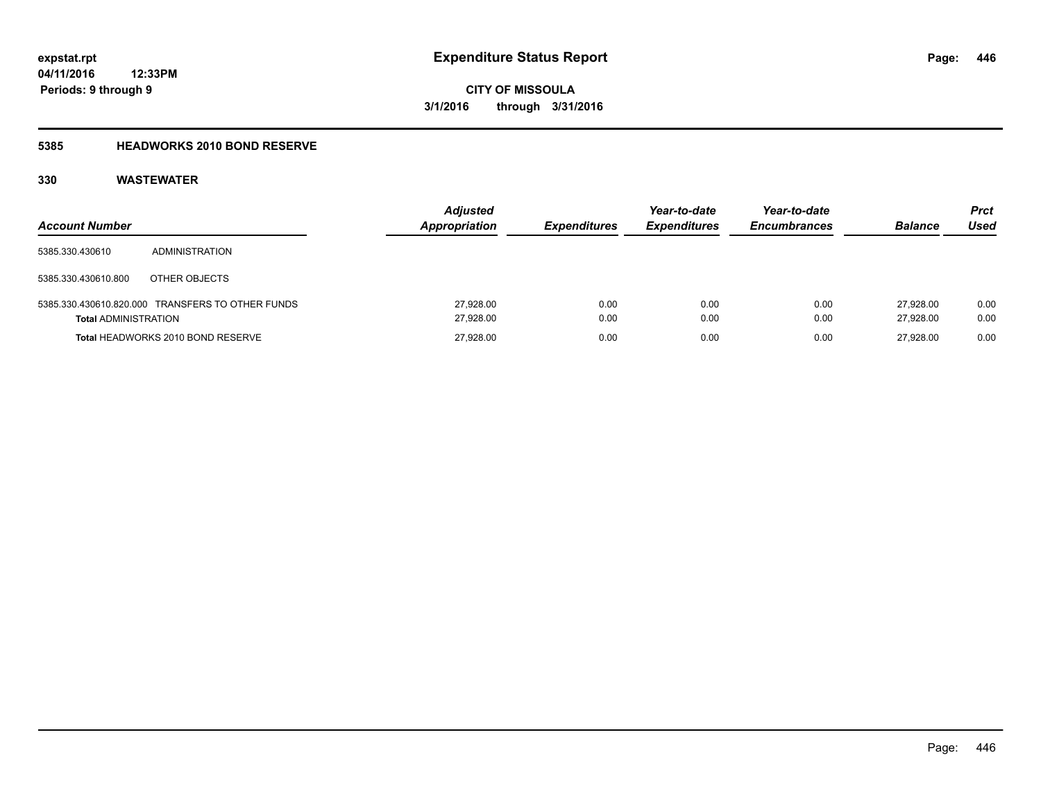expstat.rpt
04/11/2016 12:33PM
Periods: 9 through 9

# Expenditure Status Report

CITY OF MISSOULA
3/1/2016 through 3/31/2016

## 5385 HEADWORKS 2010 BOND RESERVE

### 330 WASTEWATER

| Account Number | | Adjusted Appropriation | Expenditures | Year-to-date Expenditures | Year-to-date Encumbrances | Balance | Prct Used |
|---|---|---|---|---|---|---|---|
| 5385.330.430610 | ADMINISTRATION | | | | | | |
| 5385.330.430610.800 | OTHER OBJECTS | | | | | | |
| 5385.330.430610.820.000 | TRANSFERS TO OTHER FUNDS | 27,928.00 | 0.00 | 0.00 | 0.00 | 27,928.00 | 0.00 |
| **Total** ADMINISTRATION | | 27,928.00 | 0.00 | 0.00 | 0.00 | 27,928.00 | 0.00 |
| **Total** HEADWORKS 2010 BOND RESERVE | | 27,928.00 | 0.00 | 0.00 | 0.00 | 27,928.00 | 0.00 |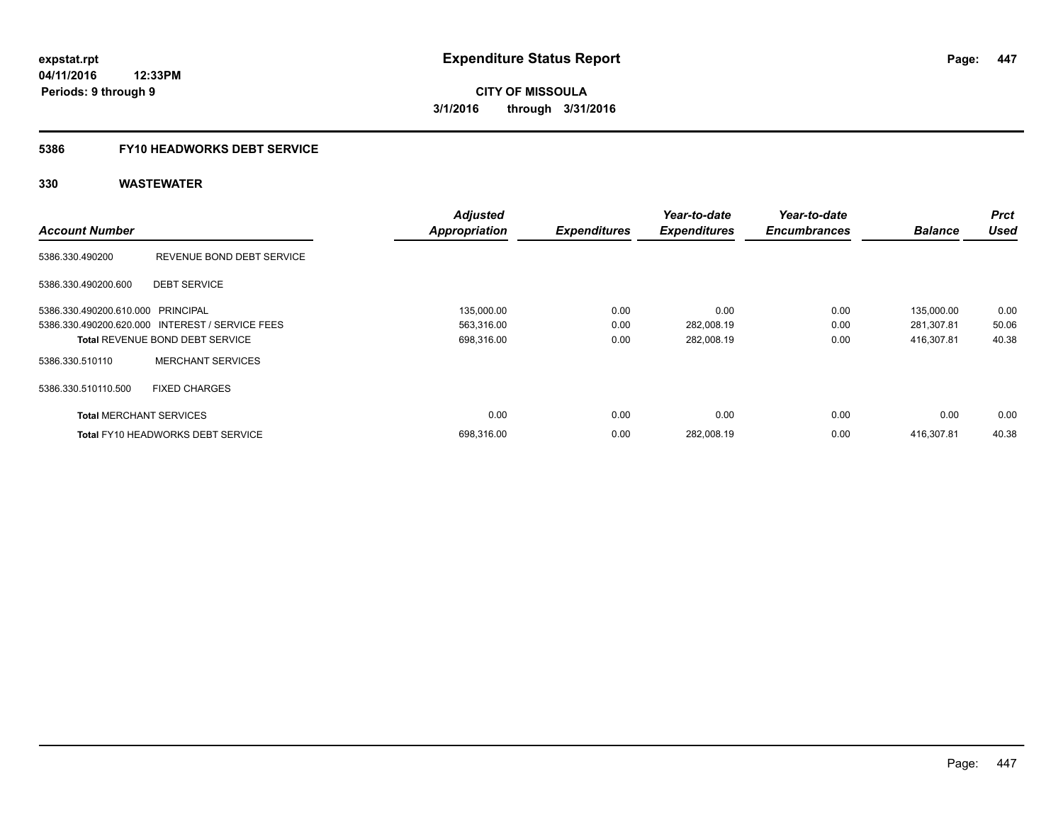**expstat.rpt**
**04/11/2016 12:33PM**
**Periods: 9 through 9**

# Expenditure Status Report

**CITY OF MISSOULA**
**3/1/2016 through 3/31/2016**

## 5386 FY10 HEADWORKS DEBT SERVICE

### 330 WASTEWATER

| Account Number | | Adjusted Appropriation | Expenditures | Year-to-date Expenditures | Year-to-date Encumbrances | Balance | Prct Used |
|---|---|---|---|---|---|---|---|
| 5386.330.490200 | REVENUE BOND DEBT SERVICE | | | | | | |
| 5386.330.490200.600 | DEBT SERVICE | | | | | | |
| 5386.330.490200.610.000 | PRINCIPAL | 135,000.00 | 0.00 | 0.00 | 0.00 | 135,000.00 | 0.00 |
| 5386.330.490200.620.000 | INTEREST / SERVICE FEES | 563,316.00 | 0.00 | 282,008.19 | 0.00 | 281,307.81 | 50.06 |
| **Total** REVENUE BOND DEBT SERVICE | | 698,316.00 | 0.00 | 282,008.19 | 0.00 | 416,307.81 | 40.38 |
| 5386.330.510110 | MERCHANT SERVICES | | | | | | |
| 5386.330.510110.500 | FIXED CHARGES | | | | | | |
| **Total** MERCHANT SERVICES | | 0.00 | 0.00 | 0.00 | 0.00 | 0.00 | 0.00 |
| **Total** FY10 HEADWORKS DEBT SERVICE | | 698,316.00 | 0.00 | 282,008.19 | 0.00 | 416,307.81 | 40.38 |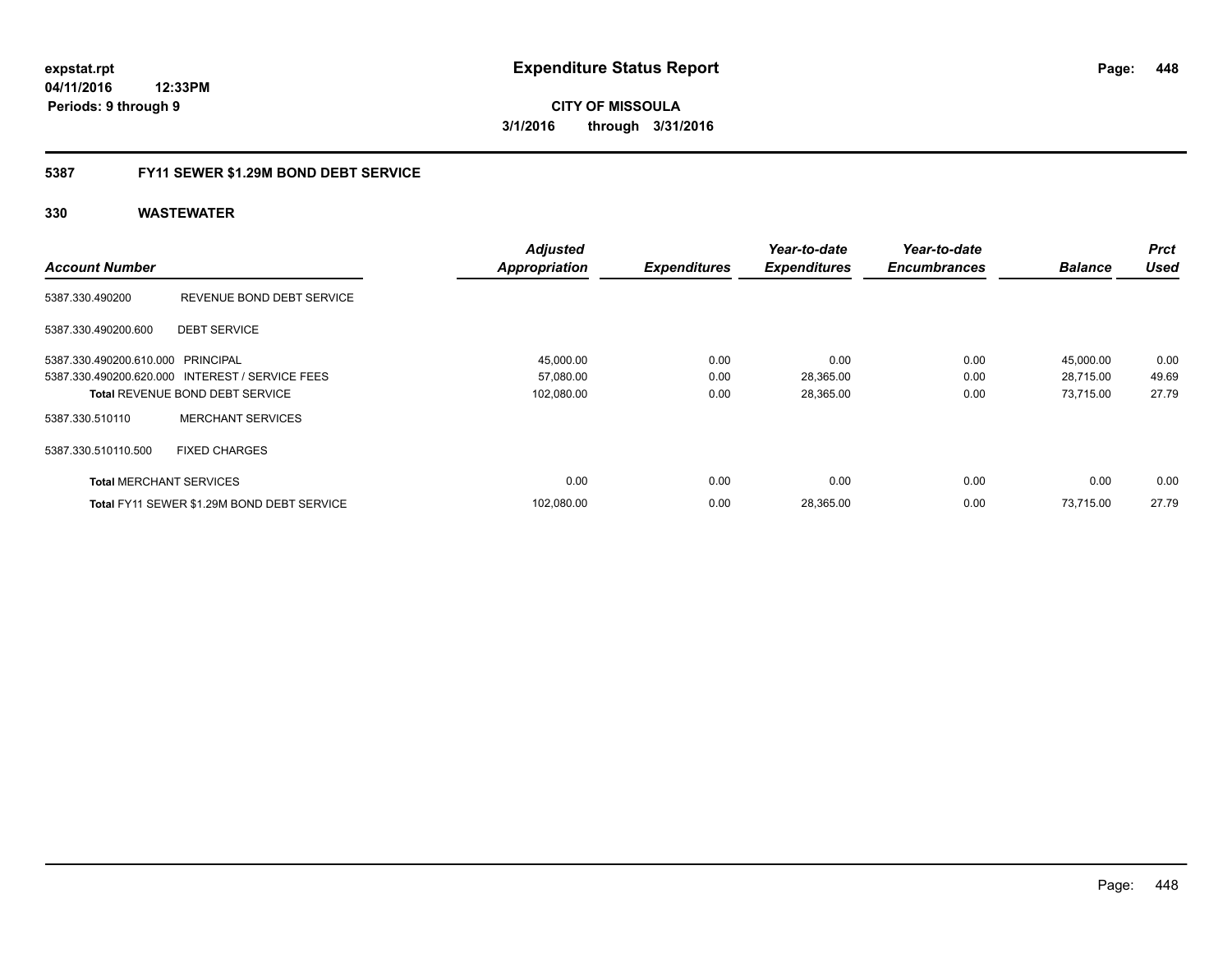**expstat.rpt**
**04/11/2016 12:33PM**
**Periods: 9 through 9**

# Expenditure Status Report

**CITY OF MISSOULA**
**3/1/2016 through 3/31/2016**

## 5387 FY11 SEWER $1.29M BOND DEBT SERVICE

### 330 WASTEWATER

| Account Number | | Adjusted Appropriation | Expenditures | Year-to-date Expenditures | Year-to-date Encumbrances | Balance | Prct Used |
|---|---|---|---|---|---|---|---|
| 5387.330.490200 | REVENUE BOND DEBT SERVICE | | | | | | |
| 5387.330.490200.600 | DEBT SERVICE | | | | | | |
| 5387.330.490200.610.000 | PRINCIPAL | 45,000.00 | 0.00 | 0.00 | 0.00 | 45,000.00 | 0.00 |
| 5387.330.490200.620.000 | INTEREST / SERVICE FEES | 57,080.00 | 0.00 | 28,365.00 | 0.00 | 28,715.00 | 49.69 |
| Total REVENUE BOND DEBT SERVICE | | 102,080.00 | 0.00 | 28,365.00 | 0.00 | 73,715.00 | 27.79 |
| 5387.330.510110 | MERCHANT SERVICES | | | | | | |
| 5387.330.510110.500 | FIXED CHARGES | | | | | | |
| Total MERCHANT SERVICES | | 0.00 | 0.00 | 0.00 | 0.00 | 0.00 | 0.00 |
| Total FY11 SEWER $1.29M BOND DEBT SERVICE | | 102,080.00 | 0.00 | 28,365.00 | 0.00 | 73,715.00 | 27.79 |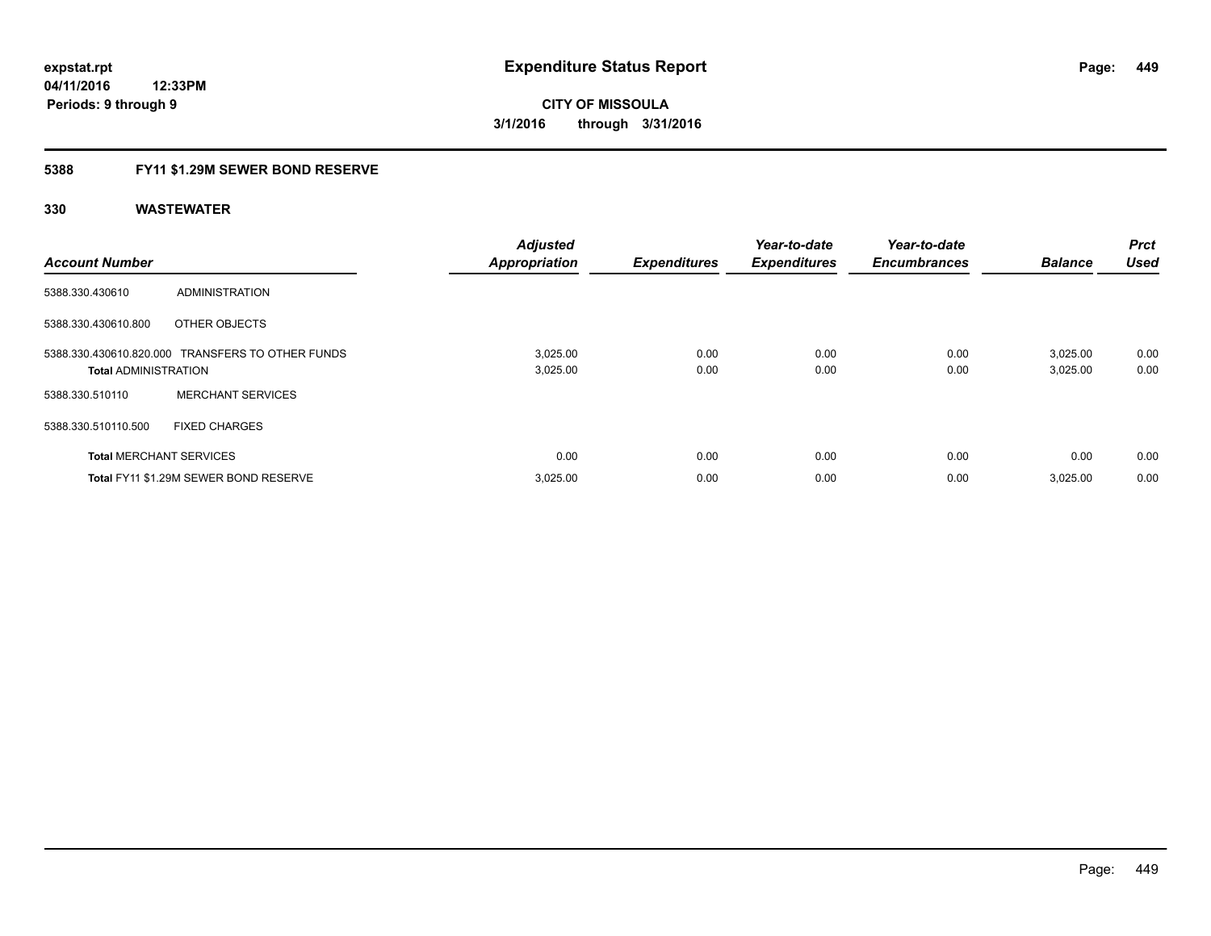# Expenditure Status Report

expstat.rpt
04/11/2016 12:33PM
Periods: 9 through 9

**CITY OF MISSOULA**
**3/1/2016 through 3/31/2016**

## 5388 FY11 $1.29M SEWER BOND RESERVE

### 330 WASTEWATER

| Account Number | | Adjusted Appropriation | Expenditures | Year-to-date Expenditures | Year-to-date Encumbrances | Balance | Prct Used |
|---|---|---|---|---|---|---|---|
| 5388.330.430610 | ADMINISTRATION | | | | | | |
| 5388.330.430610.800 | OTHER OBJECTS | | | | | | |
| 5388.330.430610.820.000 | TRANSFERS TO OTHER FUNDS | 3,025.00 | 0.00 | 0.00 | 0.00 | 3,025.00 | 0.00 |
| **Total** ADMINISTRATION | | 3,025.00 | 0.00 | 0.00 | 0.00 | 3,025.00 | 0.00 |
| 5388.330.510110 | MERCHANT SERVICES | | | | | | |
| 5388.330.510110.500 | FIXED CHARGES | | | | | | |
| **Total** MERCHANT SERVICES | | 0.00 | 0.00 | 0.00 | 0.00 | 0.00 | 0.00 |
| **Total** FY11 $1.29M SEWER BOND RESERVE | | 3,025.00 | 0.00 | 0.00 | 0.00 | 3,025.00 | 0.00 |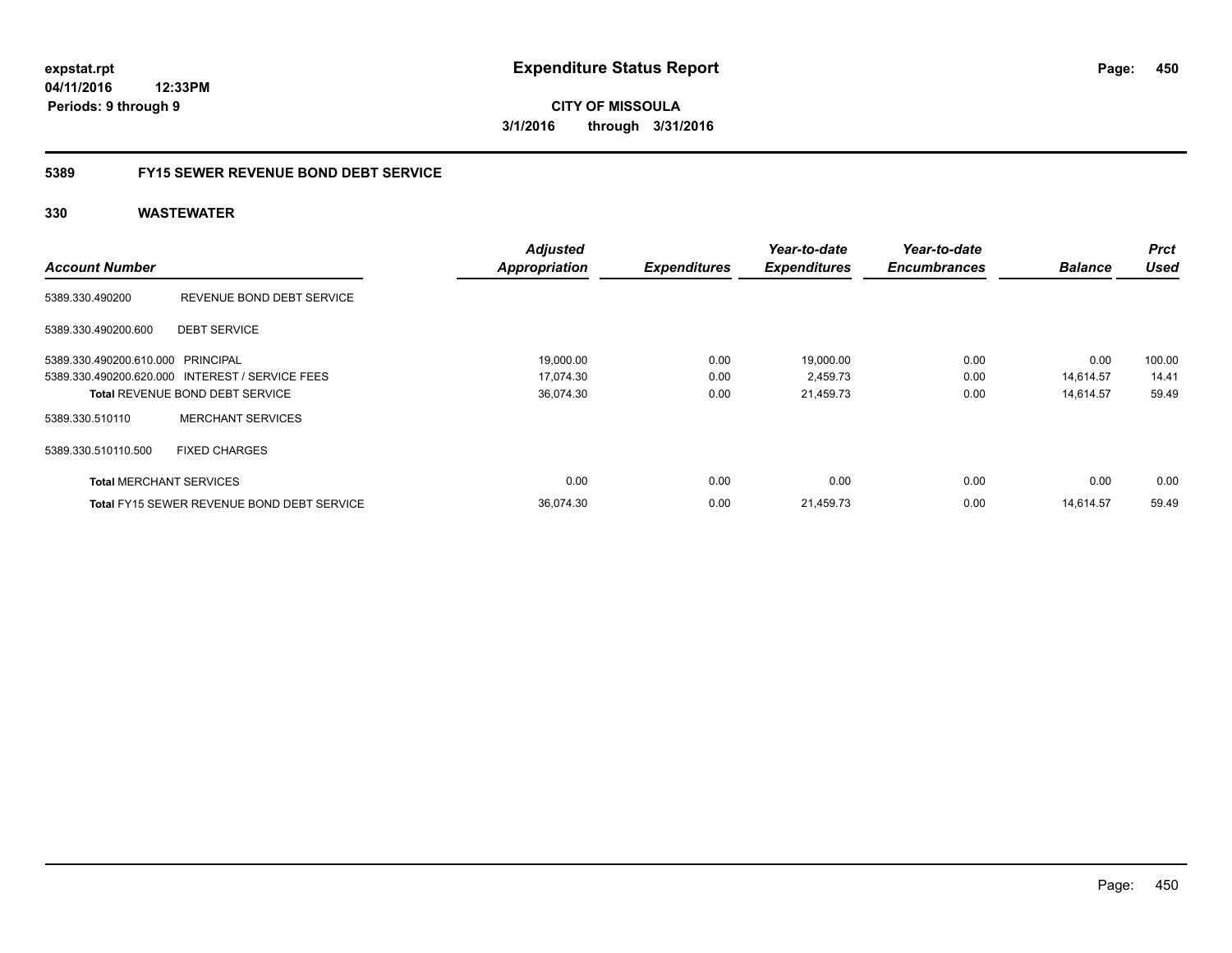**expstat.rpt**
**04/11/2016 12:33PM**
**Periods: 9 through 9**

# Expenditure Status Report

**CITY OF MISSOULA**
**3/1/2016 through 3/31/2016**

## 5389 FY15 SEWER REVENUE BOND DEBT SERVICE

### 330 WASTEWATER

| Account Number | | Adjusted Appropriation | Expenditures | Year-to-date Expenditures | Year-to-date Encumbrances | Balance | Prct Used |
|---|---|---|---|---|---|---|---|
| 5389.330.490200 | REVENUE BOND DEBT SERVICE | | | | | | |
| 5389.330.490200.600 | DEBT SERVICE | | | | | | |
| 5389.330.490200.610.000 | PRINCIPAL | 19,000.00 | 0.00 | 19,000.00 | 0.00 | 0.00 | 100.00 |
| 5389.330.490200.620.000 | INTEREST / SERVICE FEES | 17,074.30 | 0.00 | 2,459.73 | 0.00 | 14,614.57 | 14.41 |
| **Total** REVENUE BOND DEBT SERVICE | | 36,074.30 | 0.00 | 21,459.73 | 0.00 | 14,614.57 | 59.49 |
| 5389.330.510110 | MERCHANT SERVICES | | | | | | |
| 5389.330.510110.500 | FIXED CHARGES | | | | | | |
| **Total** MERCHANT SERVICES | | 0.00 | 0.00 | 0.00 | 0.00 | 0.00 | 0.00 |
| **Total** FY15 SEWER REVENUE BOND DEBT SERVICE | | 36,074.30 | 0.00 | 21,459.73 | 0.00 | 14,614.57 | 59.49 |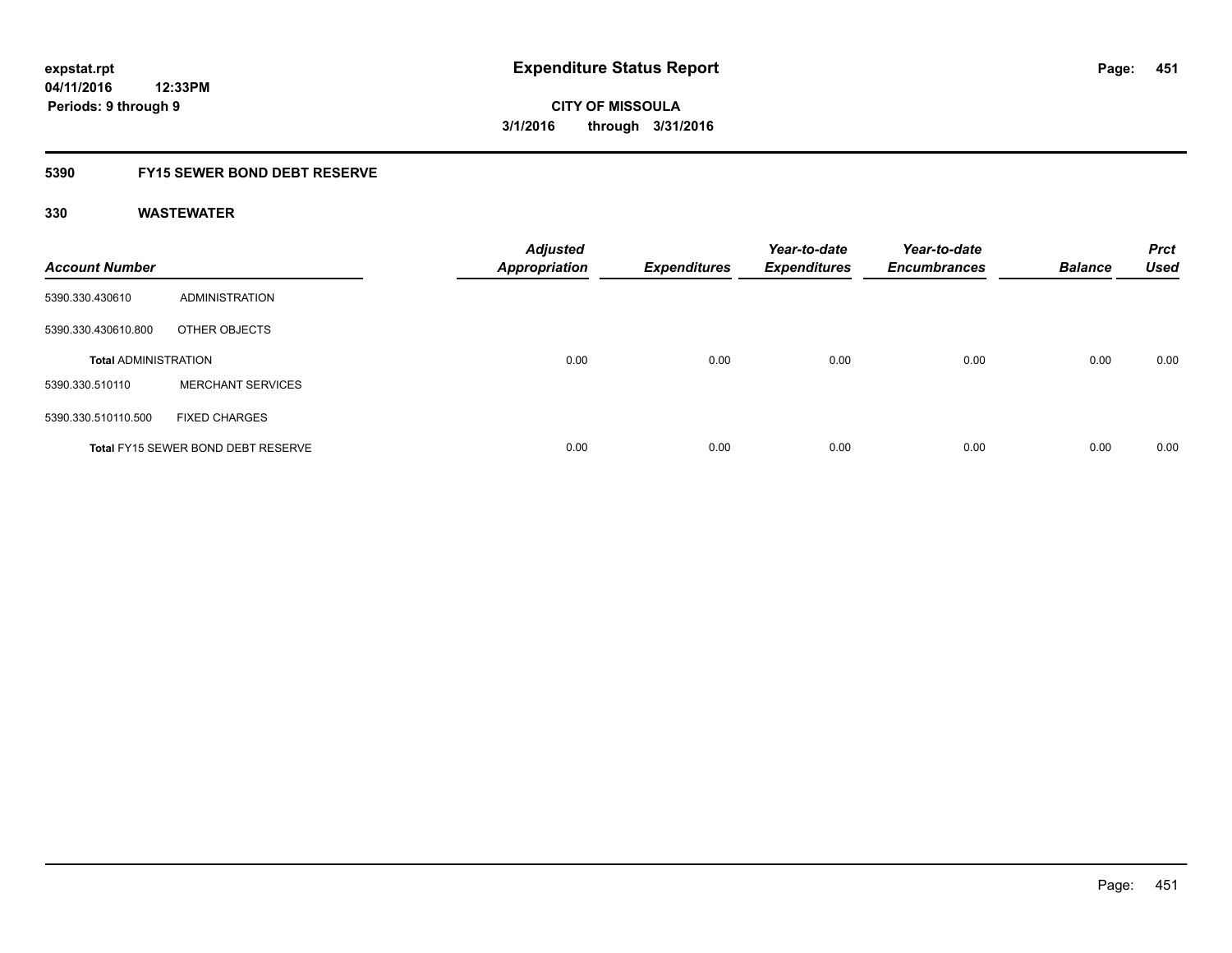**expstat.rpt**
**04/11/2016 12:33PM**
**Periods: 9 through 9**

# Expenditure Status Report

**CITY OF MISSOULA**
**3/1/2016 through 3/31/2016**

## 5390 FY15 SEWER BOND DEBT RESERVE

### 330 WASTEWATER

| Account Number | | Adjusted Appropriation | Expenditures | Year-to-date Expenditures | Year-to-date Encumbrances | Balance | Prct Used |
|---|---|---|---|---|---|---|---|
| 5390.330.430610 | ADMINISTRATION | | | | | | |
| 5390.330.430610.800 | OTHER OBJECTS | | | | | | |
| **Total** ADMINISTRATION | | 0.00 | 0.00 | 0.00 | 0.00 | 0.00 | 0.00 |
| 5390.330.510110 | MERCHANT SERVICES | | | | | | |
| 5390.330.510110.500 | FIXED CHARGES | | | | | | |
| **Total** FY15 SEWER BOND DEBT RESERVE | | 0.00 | 0.00 | 0.00 | 0.00 | 0.00 | 0.00 |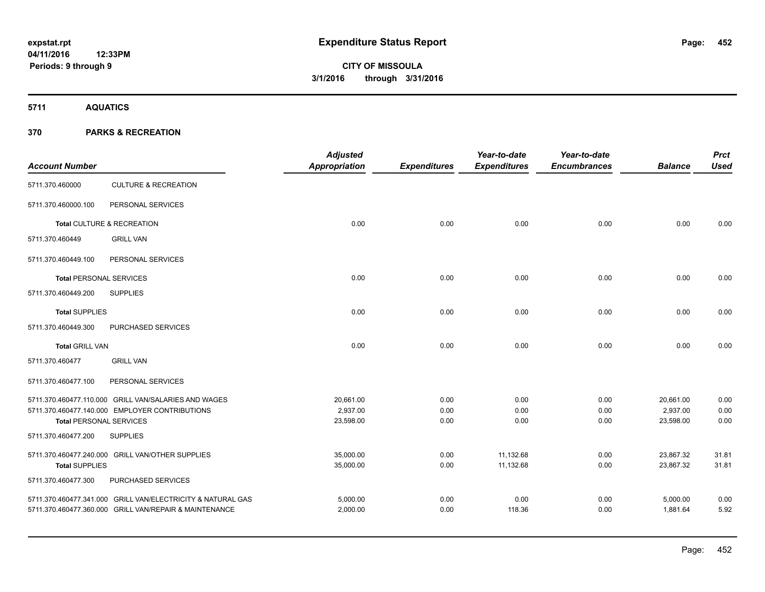**expstat.rpt**
**04/11/2016 12:33PM**
**Periods: 9 through 9**

# Expenditure Status Report

**CITY OF MISSOULA**
**3/1/2016 through 3/31/2016**

**5711 AQUATICS**

**370 PARKS & RECREATION**

| Account Number | | Adjusted Appropriation | Expenditures | Year-to-date Expenditures | Year-to-date Encumbrances | Balance | Prct Used |
|---|---|---|---|---|---|---|---|
| 5711.370.460000 | CULTURE & RECREATION | | | | | | |
| 5711.370.460000.100 | PERSONAL SERVICES | | | | | | |
| **Total** CULTURE & RECREATION | | 0.00 | 0.00 | 0.00 | 0.00 | 0.00 | 0.00 |
| 5711.370.460449 | GRILL VAN | | | | | | |
| 5711.370.460449.100 | PERSONAL SERVICES | | | | | | |
| **Total** PERSONAL SERVICES | | 0.00 | 0.00 | 0.00 | 0.00 | 0.00 | 0.00 |
| 5711.370.460449.200 | SUPPLIES | | | | | | |
| **Total** SUPPLIES | | 0.00 | 0.00 | 0.00 | 0.00 | 0.00 | 0.00 |
| 5711.370.460449.300 | PURCHASED SERVICES | | | | | | |
| **Total** GRILL VAN | | 0.00 | 0.00 | 0.00 | 0.00 | 0.00 | 0.00 |
| 5711.370.460477 | GRILL VAN | | | | | | |
| 5711.370.460477.100 | PERSONAL SERVICES | | | | | | |
| 5711.370.460477.110.000 | GRILL VAN/SALARIES AND WAGES | 20,661.00 | 0.00 | 0.00 | 0.00 | 20,661.00 | 0.00 |
| 5711.370.460477.140.000 | EMPLOYER CONTRIBUTIONS | 2,937.00 | 0.00 | 0.00 | 0.00 | 2,937.00 | 0.00 |
| **Total** PERSONAL SERVICES | | 23,598.00 | 0.00 | 0.00 | 0.00 | 23,598.00 | 0.00 |
| 5711.370.460477.200 | SUPPLIES | | | | | | |
| 5711.370.460477.240.000 | GRILL VAN/OTHER SUPPLIES | 35,000.00 | 0.00 | 11,132.68 | 0.00 | 23,867.32 | 31.81 |
| **Total** SUPPLIES | | 35,000.00 | 0.00 | 11,132.68 | 0.00 | 23,867.32 | 31.81 |
| 5711.370.460477.300 | PURCHASED SERVICES | | | | | | |
| 5711.370.460477.341.000 | GRILL VAN/ELECTRICITY & NATURAL GAS | 5,000.00 | 0.00 | 0.00 | 0.00 | 5,000.00 | 0.00 |
| 5711.370.460477.360.000 | GRILL VAN/REPAIR & MAINTENANCE | 2,000.00 | 0.00 | 118.36 | 0.00 | 1,881.64 | 5.92 |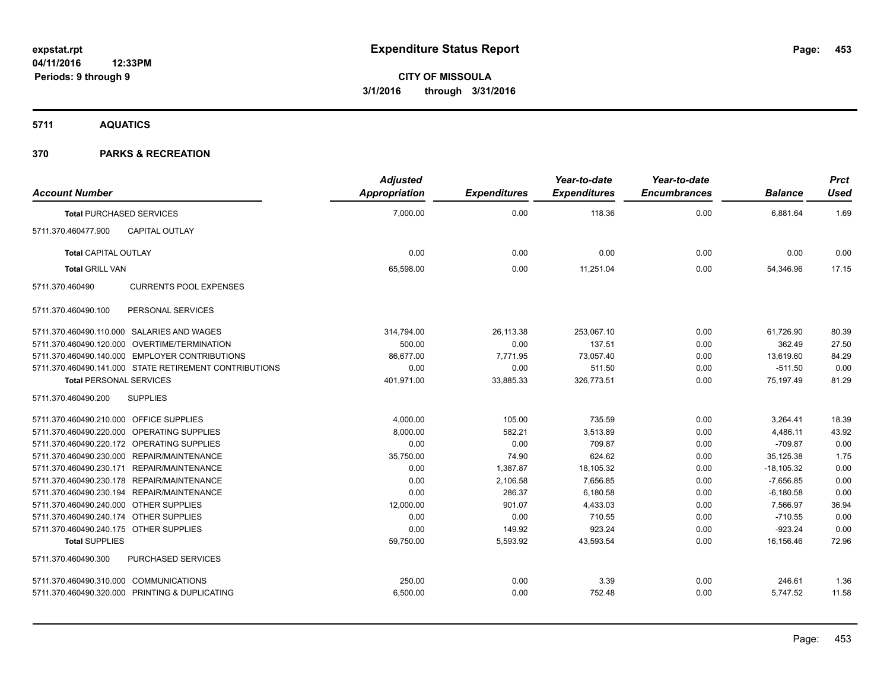# Expenditure Status Report

**CITY OF MISSOULA**

**3/1/2016 through 3/31/2016**

expstat.rpt
04/11/2016 12:33PM
Periods: 9 through 9

## 5711 AQUATICS

## 370 PARKS & RECREATION

| Account Number | Adjusted Appropriation | Expenditures | Year-to-date Expenditures | Year-to-date Encumbrances | Balance | Prct Used |
|---|---|---|---|---|---|---|
| **Total** PURCHASED SERVICES | 7,000.00 | 0.00 | 118.36 | 0.00 | 6,881.64 | 1.69 |
| 5711.370.460477.900 CAPITAL OUTLAY | | | | | | |
| **Total** CAPITAL OUTLAY | 0.00 | 0.00 | 0.00 | 0.00 | 0.00 | 0.00 |
| **Total** GRILL VAN | 65,598.00 | 0.00 | 11,251.04 | 0.00 | 54,346.96 | 17.15 |
| 5711.370.460490 CURRENTS POOL EXPENSES | | | | | | |
| 5711.370.460490.100 PERSONAL SERVICES | | | | | | |
| 5711.370.460490.110.000 SALARIES AND WAGES | 314,794.00 | 26,113.38 | 253,067.10 | 0.00 | 61,726.90 | 80.39 |
| 5711.370.460490.120.000 OVERTIME/TERMINATION | 500.00 | 0.00 | 137.51 | 0.00 | 362.49 | 27.50 |
| 5711.370.460490.140.000 EMPLOYER CONTRIBUTIONS | 86,677.00 | 7,771.95 | 73,057.40 | 0.00 | 13,619.60 | 84.29 |
| 5711.370.460490.141.000 STATE RETIREMENT CONTRIBUTIONS | 0.00 | 0.00 | 511.50 | 0.00 | -511.50 | 0.00 |
| **Total** PERSONAL SERVICES | 401,971.00 | 33,885.33 | 326,773.51 | 0.00 | 75,197.49 | 81.29 |
| 5711.370.460490.200 SUPPLIES | | | | | | |
| 5711.370.460490.210.000 OFFICE SUPPLIES | 4,000.00 | 105.00 | 735.59 | 0.00 | 3,264.41 | 18.39 |
| 5711.370.460490.220.000 OPERATING SUPPLIES | 8,000.00 | 582.21 | 3,513.89 | 0.00 | 4,486.11 | 43.92 |
| 5711.370.460490.220.172 OPERATING SUPPLIES | 0.00 | 0.00 | 709.87 | 0.00 | -709.87 | 0.00 |
| 5711.370.460490.230.000 REPAIR/MAINTENANCE | 35,750.00 | 74.90 | 624.62 | 0.00 | 35,125.38 | 1.75 |
| 5711.370.460490.230.171 REPAIR/MAINTENANCE | 0.00 | 1,387.87 | 18,105.32 | 0.00 | -18,105.32 | 0.00 |
| 5711.370.460490.230.178 REPAIR/MAINTENANCE | 0.00 | 2,106.58 | 7,656.85 | 0.00 | -7,656.85 | 0.00 |
| 5711.370.460490.230.194 REPAIR/MAINTENANCE | 0.00 | 286.37 | 6,180.58 | 0.00 | -6,180.58 | 0.00 |
| 5711.370.460490.240.000 OTHER SUPPLIES | 12,000.00 | 901.07 | 4,433.03 | 0.00 | 7,566.97 | 36.94 |
| 5711.370.460490.240.174 OTHER SUPPLIES | 0.00 | 0.00 | 710.55 | 0.00 | -710.55 | 0.00 |
| 5711.370.460490.240.175 OTHER SUPPLIES | 0.00 | 149.92 | 923.24 | 0.00 | -923.24 | 0.00 |
| **Total** SUPPLIES | 59,750.00 | 5,593.92 | 43,593.54 | 0.00 | 16,156.46 | 72.96 |
| 5711.370.460490.300 PURCHASED SERVICES | | | | | | |
| 5711.370.460490.310.000 COMMUNICATIONS | 250.00 | 0.00 | 3.39 | 0.00 | 246.61 | 1.36 |
| 5711.370.460490.320.000 PRINTING & DUPLICATING | 6,500.00 | 0.00 | 752.48 | 0.00 | 5,747.52 | 11.58 |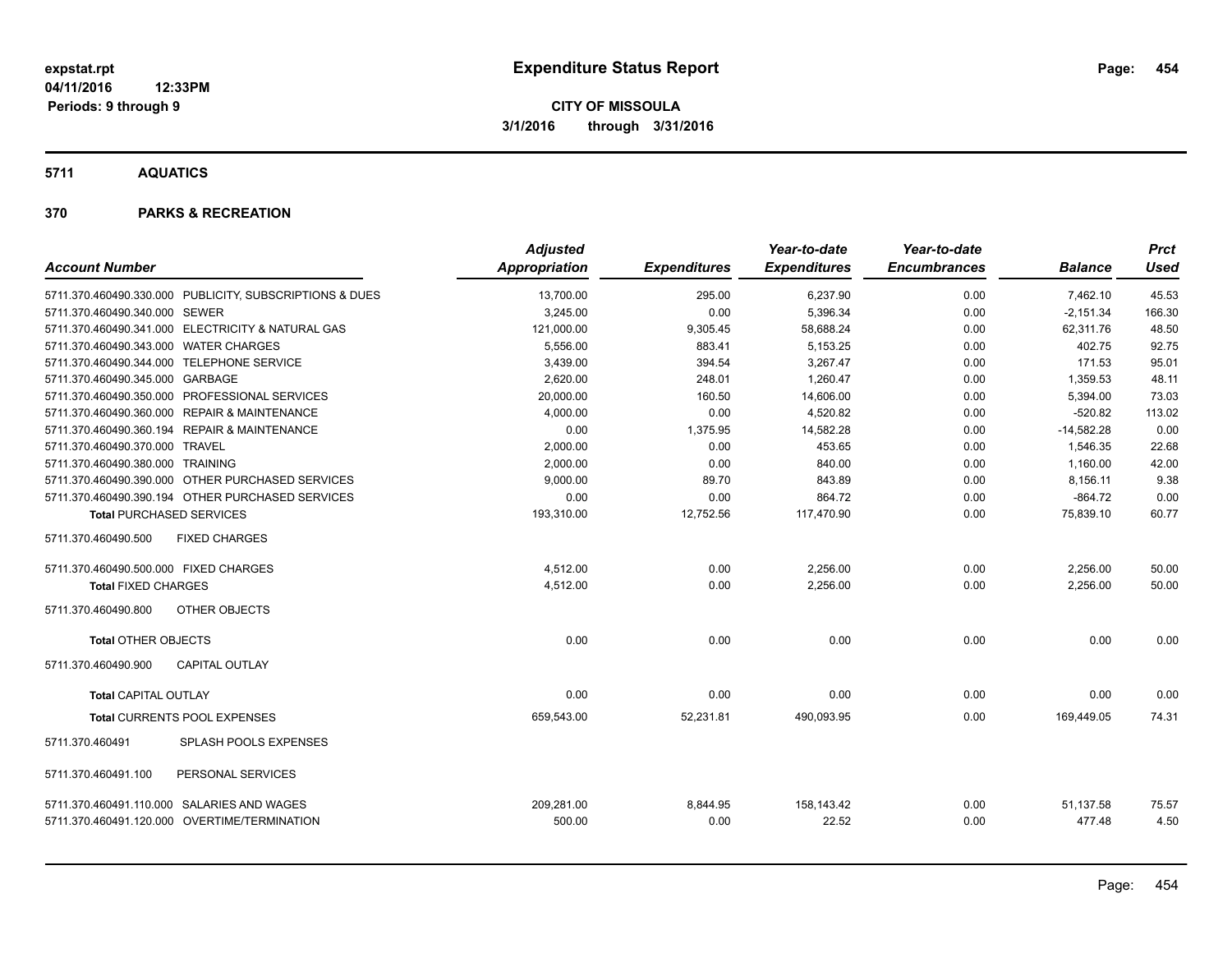**expstat.rpt**
**04/11/2016 12:33PM**
**Periods: 9 through 9**

# Expenditure Status Report

**CITY OF MISSOULA**
**3/1/2016 through 3/31/2016**

## 5711 AQUATICS

## 370 PARKS & RECREATION

| Account Number | | Adjusted Appropriation | Expenditures | Year-to-date Expenditures | Year-to-date Encumbrances | Balance | Prct Used |
|---|---|---|---|---|---|---|---|
| 5711.370.460490.330.000 | PUBLICITY, SUBSCRIPTIONS & DUES | 13,700.00 | 295.00 | 6,237.90 | 0.00 | 7,462.10 | 45.53 |
| 5711.370.460490.340.000 | SEWER | 3,245.00 | 0.00 | 5,396.34 | 0.00 | -2,151.34 | 166.30 |
| 5711.370.460490.341.000 | ELECTRICITY & NATURAL GAS | 121,000.00 | 9,305.45 | 58,688.24 | 0.00 | 62,311.76 | 48.50 |
| 5711.370.460490.343.000 | WATER CHARGES | 5,556.00 | 883.41 | 5,153.25 | 0.00 | 402.75 | 92.75 |
| 5711.370.460490.344.000 | TELEPHONE SERVICE | 3,439.00 | 394.54 | 3,267.47 | 0.00 | 171.53 | 95.01 |
| 5711.370.460490.345.000 | GARBAGE | 2,620.00 | 248.01 | 1,260.47 | 0.00 | 1,359.53 | 48.11 |
| 5711.370.460490.350.000 | PROFESSIONAL SERVICES | 20,000.00 | 160.50 | 14,606.00 | 0.00 | 5,394.00 | 73.03 |
| 5711.370.460490.360.000 | REPAIR & MAINTENANCE | 4,000.00 | 0.00 | 4,520.82 | 0.00 | -520.82 | 113.02 |
| 5711.370.460490.360.194 | REPAIR & MAINTENANCE | 0.00 | 1,375.95 | 14,582.28 | 0.00 | -14,582.28 | 0.00 |
| 5711.370.460490.370.000 | TRAVEL | 2,000.00 | 0.00 | 453.65 | 0.00 | 1,546.35 | 22.68 |
| 5711.370.460490.380.000 | TRAINING | 2,000.00 | 0.00 | 840.00 | 0.00 | 1,160.00 | 42.00 |
| 5711.370.460490.390.000 | OTHER PURCHASED SERVICES | 9,000.00 | 89.70 | 843.89 | 0.00 | 8,156.11 | 9.38 |
| 5711.370.460490.390.194 | OTHER PURCHASED SERVICES | 0.00 | 0.00 | 864.72 | 0.00 | -864.72 | 0.00 |
| **Total** PURCHASED SERVICES | | 193,310.00 | 12,752.56 | 117,470.90 | 0.00 | 75,839.10 | 60.77 |
| 5711.370.460490.500 | FIXED CHARGES | | | | | | |
| 5711.370.460490.500.000 | FIXED CHARGES | 4,512.00 | 0.00 | 2,256.00 | 0.00 | 2,256.00 | 50.00 |
| **Total** FIXED CHARGES | | 4,512.00 | 0.00 | 2,256.00 | 0.00 | 2,256.00 | 50.00 |
| 5711.370.460490.800 | OTHER OBJECTS | | | | | | |
| **Total** OTHER OBJECTS | | 0.00 | 0.00 | 0.00 | 0.00 | 0.00 | 0.00 |
| 5711.370.460490.900 | CAPITAL OUTLAY | | | | | | |
| **Total** CAPITAL OUTLAY | | 0.00 | 0.00 | 0.00 | 0.00 | 0.00 | 0.00 |
| **Total** CURRENTS POOL EXPENSES | | 659,543.00 | 52,231.81 | 490,093.95 | 0.00 | 169,449.05 | 74.31 |
| 5711.370.460491 | SPLASH POOLS EXPENSES | | | | | | |
| 5711.370.460491.100 | PERSONAL SERVICES | | | | | | |
| 5711.370.460491.110.000 | SALARIES AND WAGES | 209,281.00 | 8,844.95 | 158,143.42 | 0.00 | 51,137.58 | 75.57 |
| 5711.370.460491.120.000 | OVERTIME/TERMINATION | 500.00 | 0.00 | 22.52 | 0.00 | 477.48 | 4.50 |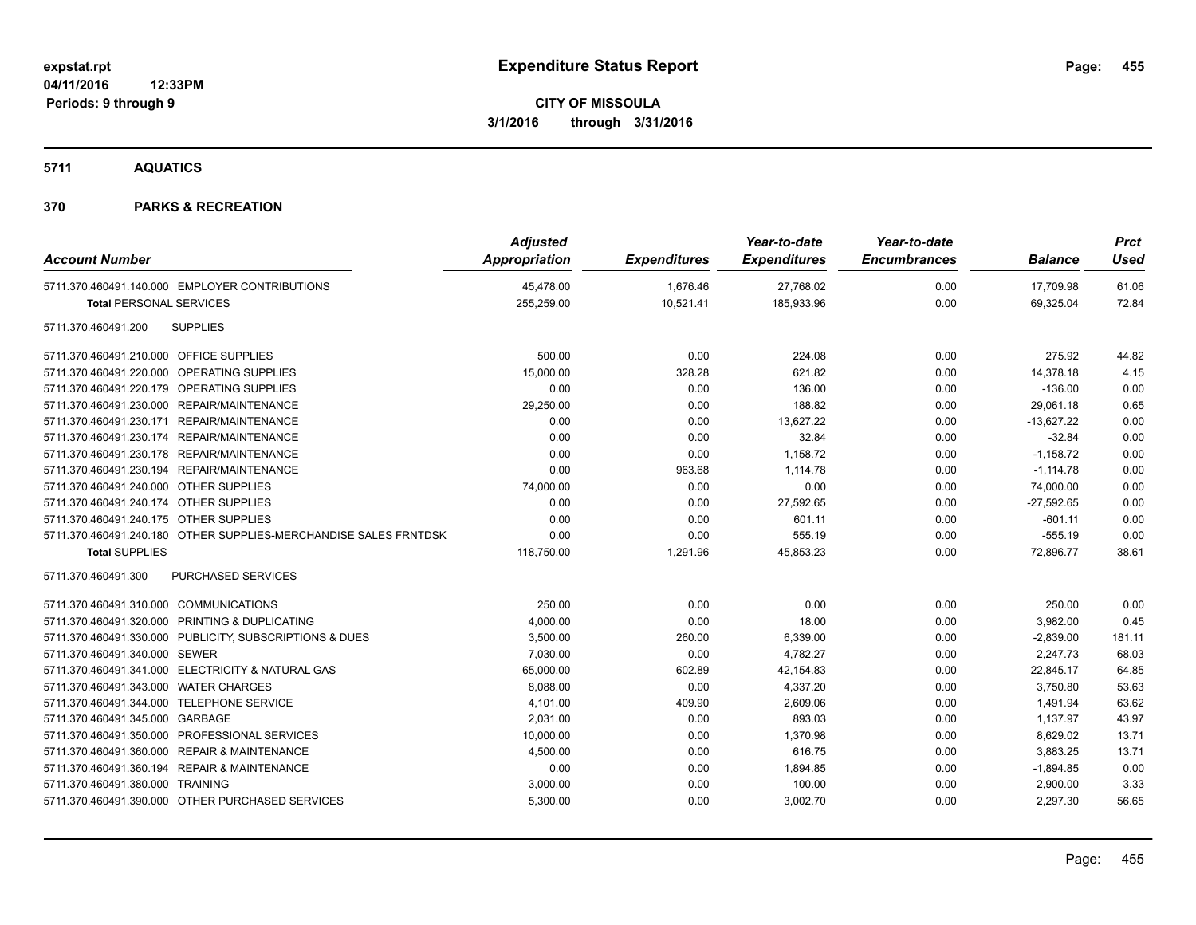**expstat.rpt**
**04/11/2016 12:33PM**
**Periods: 9 through 9**

# Expenditure Status Report

**CITY OF MISSOULA**
**3/1/2016 through 3/31/2016**

## 5711 AQUATICS

## 370 PARKS & RECREATION

| Account Number | | Adjusted Appropriation | Expenditures | Year-to-date Expenditures | Year-to-date Encumbrances | Balance | Prct Used |
|---|---|---|---|---|---|---|---|
| 5711.370.460491.140.000 | EMPLOYER CONTRIBUTIONS | 45,478.00 | 1,676.46 | 27,768.02 | 0.00 | 17,709.98 | 61.06 |
| **Total** PERSONAL SERVICES | | 255,259.00 | 10,521.41 | 185,933.96 | 0.00 | 69,325.04 | 72.84 |
| 5711.370.460491.200 | SUPPLIES | | | | | | |
| 5711.370.460491.210.000 | OFFICE SUPPLIES | 500.00 | 0.00 | 224.08 | 0.00 | 275.92 | 44.82 |
| 5711.370.460491.220.000 | OPERATING SUPPLIES | 15,000.00 | 328.28 | 621.82 | 0.00 | 14,378.18 | 4.15 |
| 5711.370.460491.220.179 | OPERATING SUPPLIES | 0.00 | 0.00 | 136.00 | 0.00 | -136.00 | 0.00 |
| 5711.370.460491.230.000 | REPAIR/MAINTENANCE | 29,250.00 | 0.00 | 188.82 | 0.00 | 29,061.18 | 0.65 |
| 5711.370.460491.230.171 | REPAIR/MAINTENANCE | 0.00 | 0.00 | 13,627.22 | 0.00 | -13,627.22 | 0.00 |
| 5711.370.460491.230.174 | REPAIR/MAINTENANCE | 0.00 | 0.00 | 32.84 | 0.00 | -32.84 | 0.00 |
| 5711.370.460491.230.178 | REPAIR/MAINTENANCE | 0.00 | 0.00 | 1,158.72 | 0.00 | -1,158.72 | 0.00 |
| 5711.370.460491.230.194 | REPAIR/MAINTENANCE | 0.00 | 963.68 | 1,114.78 | 0.00 | -1,114.78 | 0.00 |
| 5711.370.460491.240.000 | OTHER SUPPLIES | 74,000.00 | 0.00 | 0.00 | 0.00 | 74,000.00 | 0.00 |
| 5711.370.460491.240.174 | OTHER SUPPLIES | 0.00 | 0.00 | 27,592.65 | 0.00 | -27,592.65 | 0.00 |
| 5711.370.460491.240.175 | OTHER SUPPLIES | 0.00 | 0.00 | 601.11 | 0.00 | -601.11 | 0.00 |
| 5711.370.460491.240.180 | OTHER SUPPLIES-MERCHANDISE SALES FRNTDSK | 0.00 | 0.00 | 555.19 | 0.00 | -555.19 | 0.00 |
| **Total** SUPPLIES | | 118,750.00 | 1,291.96 | 45,853.23 | 0.00 | 72,896.77 | 38.61 |
| 5711.370.460491.300 | PURCHASED SERVICES | | | | | | |
| 5711.370.460491.310.000 | COMMUNICATIONS | 250.00 | 0.00 | 0.00 | 0.00 | 250.00 | 0.00 |
| 5711.370.460491.320.000 | PRINTING & DUPLICATING | 4,000.00 | 0.00 | 18.00 | 0.00 | 3,982.00 | 0.45 |
| 5711.370.460491.330.000 | PUBLICITY, SUBSCRIPTIONS & DUES | 3,500.00 | 260.00 | 6,339.00 | 0.00 | -2,839.00 | 181.11 |
| 5711.370.460491.340.000 | SEWER | 7,030.00 | 0.00 | 4,782.27 | 0.00 | 2,247.73 | 68.03 |
| 5711.370.460491.341.000 | ELECTRICITY & NATURAL GAS | 65,000.00 | 602.89 | 42,154.83 | 0.00 | 22,845.17 | 64.85 |
| 5711.370.460491.343.000 | WATER CHARGES | 8,088.00 | 0.00 | 4,337.20 | 0.00 | 3,750.80 | 53.63 |
| 5711.370.460491.344.000 | TELEPHONE SERVICE | 4,101.00 | 409.90 | 2,609.06 | 0.00 | 1,491.94 | 63.62 |
| 5711.370.460491.345.000 | GARBAGE | 2,031.00 | 0.00 | 893.03 | 0.00 | 1,137.97 | 43.97 |
| 5711.370.460491.350.000 | PROFESSIONAL SERVICES | 10,000.00 | 0.00 | 1,370.98 | 0.00 | 8,629.02 | 13.71 |
| 5711.370.460491.360.000 | REPAIR & MAINTENANCE | 4,500.00 | 0.00 | 616.75 | 0.00 | 3,883.25 | 13.71 |
| 5711.370.460491.360.194 | REPAIR & MAINTENANCE | 0.00 | 0.00 | 1,894.85 | 0.00 | -1,894.85 | 0.00 |
| 5711.370.460491.380.000 | TRAINING | 3,000.00 | 0.00 | 100.00 | 0.00 | 2,900.00 | 3.33 |
| 5711.370.460491.390.000 | OTHER PURCHASED SERVICES | 5,300.00 | 0.00 | 3,002.70 | 0.00 | 2,297.30 | 56.65 |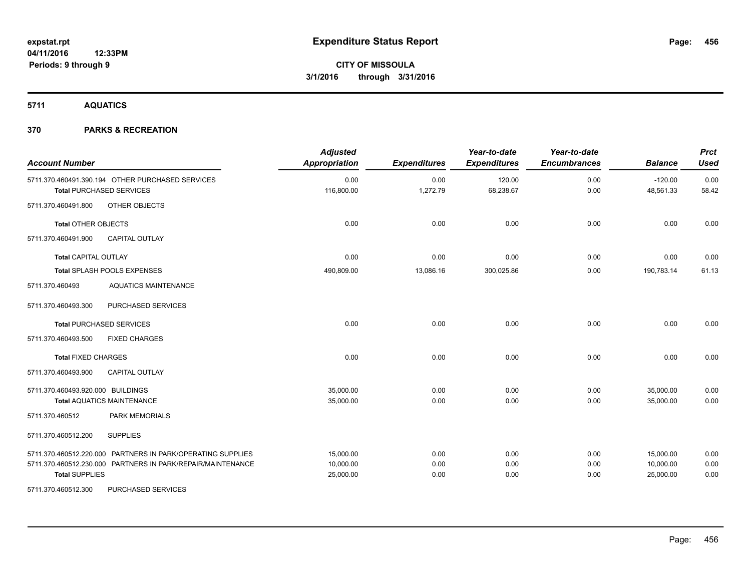# Expenditure Status Report

expstat.rpt
04/11/2016 12:33PM
Periods: 9 through 9

**CITY OF MISSOULA**
**3/1/2016 through 3/31/2016**

## 5711 AQUATICS

## 370 PARKS & RECREATION

| Account Number | Adjusted Appropriation | Expenditures | Year-to-date Expenditures | Year-to-date Encumbrances | Balance | Prct Used |
|---|---|---|---|---|---|---|
| 5711.370.460491.390.194 OTHER PURCHASED SERVICES | 0.00 | 0.00 | 120.00 | 0.00 | -120.00 | 0.00 |
| **Total** PURCHASED SERVICES | 116,800.00 | 1,272.79 | 68,238.67 | 0.00 | 48,561.33 | 58.42 |
| 5711.370.460491.800 OTHER OBJECTS | | | | | | |
| **Total** OTHER OBJECTS | 0.00 | 0.00 | 0.00 | 0.00 | 0.00 | 0.00 |
| 5711.370.460491.900 CAPITAL OUTLAY | | | | | | |
| **Total** CAPITAL OUTLAY | 0.00 | 0.00 | 0.00 | 0.00 | 0.00 | 0.00 |
| **Total** SPLASH POOLS EXPENSES | 490,809.00 | 13,086.16 | 300,025.86 | 0.00 | 190,783.14 | 61.13 |
| 5711.370.460493 AQUATICS MAINTENANCE | | | | | | |
| 5711.370.460493.300 PURCHASED SERVICES | | | | | | |
| **Total** PURCHASED SERVICES | 0.00 | 0.00 | 0.00 | 0.00 | 0.00 | 0.00 |
| 5711.370.460493.500 FIXED CHARGES | | | | | | |
| **Total** FIXED CHARGES | 0.00 | 0.00 | 0.00 | 0.00 | 0.00 | 0.00 |
| 5711.370.460493.900 CAPITAL OUTLAY | | | | | | |
| 5711.370.460493.920.000 BUILDINGS | 35,000.00 | 0.00 | 0.00 | 0.00 | 35,000.00 | 0.00 |
| **Total** AQUATICS MAINTENANCE | 35,000.00 | 0.00 | 0.00 | 0.00 | 35,000.00 | 0.00 |
| 5711.370.460512 PARK MEMORIALS | | | | | | |
| 5711.370.460512.200 SUPPLIES | | | | | | |
| 5711.370.460512.220.000 PARTNERS IN PARK/OPERATING SUPPLIES | 15,000.00 | 0.00 | 0.00 | 0.00 | 15,000.00 | 0.00 |
| 5711.370.460512.230.000 PARTNERS IN PARK/REPAIR/MAINTENANCE | 10,000.00 | 0.00 | 0.00 | 0.00 | 10,000.00 | 0.00 |
| **Total** SUPPLIES | 25,000.00 | 0.00 | 0.00 | 0.00 | 25,000.00 | 0.00 |
| 5711.370.460512.300 PURCHASED SERVICES | | | | | | |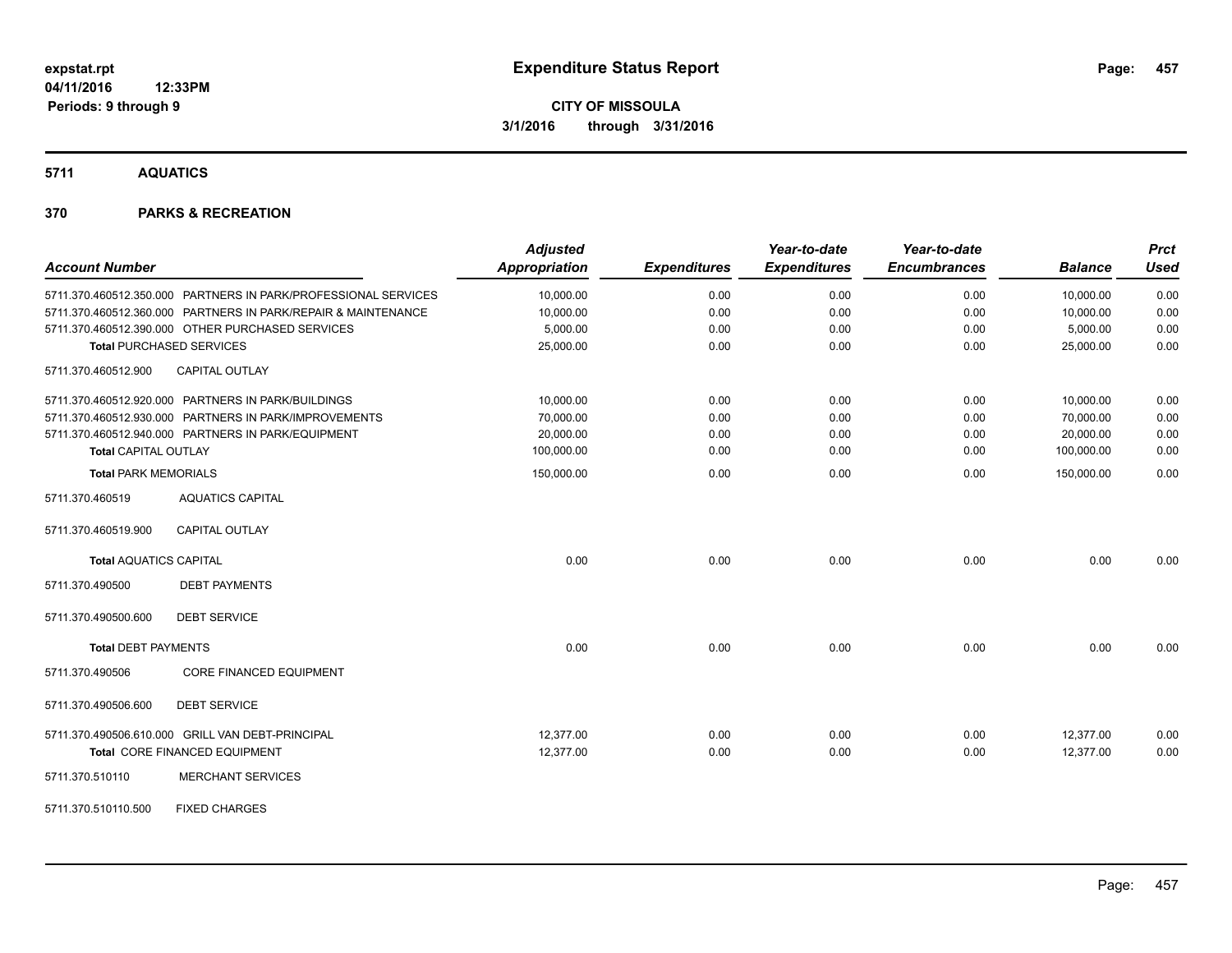# Expenditure Status Report

expstat.rpt
04/11/2016 12:33PM
Periods: 9 through 9

**CITY OF MISSOULA**
**3/1/2016 through 3/31/2016**

## 5711 AQUATICS

## 370 PARKS & RECREATION

| Account Number | Adjusted Appropriation | Expenditures | Year-to-date Expenditures | Year-to-date Encumbrances | Balance | Prct Used |
|---|---|---|---|---|---|---|
| 5711.370.460512.350.000 PARTNERS IN PARK/PROFESSIONAL SERVICES | 10,000.00 | 0.00 | 0.00 | 0.00 | 10,000.00 | 0.00 |
| 5711.370.460512.360.000 PARTNERS IN PARK/REPAIR & MAINTENANCE | 10,000.00 | 0.00 | 0.00 | 0.00 | 10,000.00 | 0.00 |
| 5711.370.460512.390.000 OTHER PURCHASED SERVICES | 5,000.00 | 0.00 | 0.00 | 0.00 | 5,000.00 | 0.00 |
| **Total** PURCHASED SERVICES | 25,000.00 | 0.00 | 0.00 | 0.00 | 25,000.00 | 0.00 |
| 5711.370.460512.900 CAPITAL OUTLAY | | | | | | |
| 5711.370.460512.920.000 PARTNERS IN PARK/BUILDINGS | 10,000.00 | 0.00 | 0.00 | 0.00 | 10,000.00 | 0.00 |
| 5711.370.460512.930.000 PARTNERS IN PARK/IMPROVEMENTS | 70,000.00 | 0.00 | 0.00 | 0.00 | 70,000.00 | 0.00 |
| 5711.370.460512.940.000 PARTNERS IN PARK/EQUIPMENT | 20,000.00 | 0.00 | 0.00 | 0.00 | 20,000.00 | 0.00 |
| **Total** CAPITAL OUTLAY | 100,000.00 | 0.00 | 0.00 | 0.00 | 100,000.00 | 0.00 |
| **Total** PARK MEMORIALS | 150,000.00 | 0.00 | 0.00 | 0.00 | 150,000.00 | 0.00 |
| 5711.370.460519 AQUATICS CAPITAL | | | | | | |
| 5711.370.460519.900 CAPITAL OUTLAY | | | | | | |
| **Total** AQUATICS CAPITAL | 0.00 | 0.00 | 0.00 | 0.00 | 0.00 | 0.00 |
| 5711.370.490500 DEBT PAYMENTS | | | | | | |
| 5711.370.490500.600 DEBT SERVICE | | | | | | |
| **Total** DEBT PAYMENTS | 0.00 | 0.00 | 0.00 | 0.00 | 0.00 | 0.00 |
| 5711.370.490506 CORE FINANCED EQUIPMENT | | | | | | |
| 5711.370.490506.600 DEBT SERVICE | | | | | | |
| 5711.370.490506.610.000 GRILL VAN DEBT-PRINCIPAL | 12,377.00 | 0.00 | 0.00 | 0.00 | 12,377.00 | 0.00 |
| **Total** CORE FINANCED EQUIPMENT | 12,377.00 | 0.00 | 0.00 | 0.00 | 12,377.00 | 0.00 |
| 5711.370.510110 MERCHANT SERVICES | | | | | | |
| 5711.370.510110.500 FIXED CHARGES | | | | | | |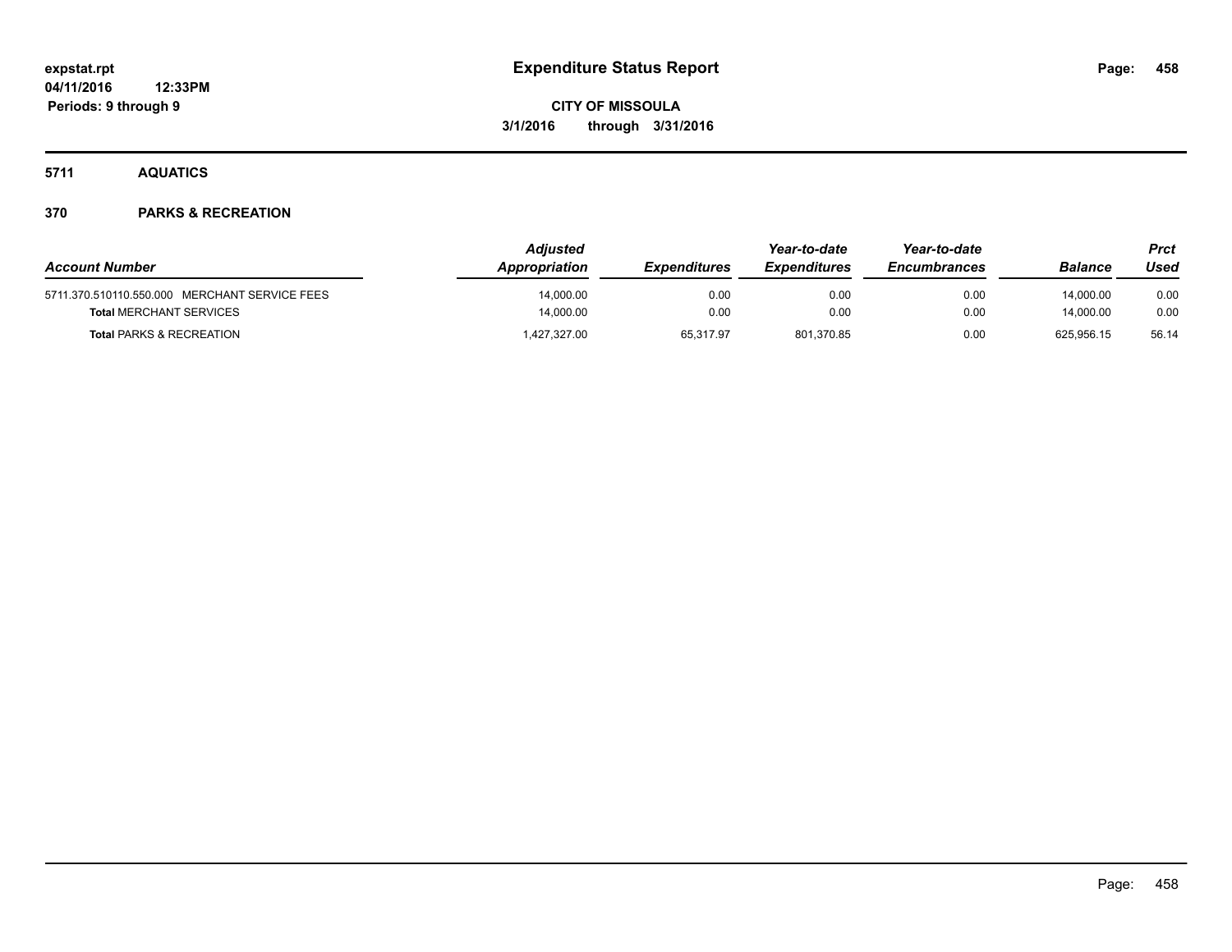**expstat.rpt**
**04/11/2016 12:33PM**
**Periods: 9 through 9**

# Expenditure Status Report

**CITY OF MISSOULA**
**3/1/2016 through 3/31/2016**

## 5711 AQUATICS

## 370 PARKS & RECREATION

| Account Number | Adjusted Appropriation | Expenditures | Year-to-date Expenditures | Year-to-date Encumbrances | Balance | Prct Used |
|---|---|---|---|---|---|---|
| 5711.370.510110.550.000 MERCHANT SERVICE FEES | 14,000.00 | 0.00 | 0.00 | 0.00 | 14,000.00 | 0.00 |
| **Total** MERCHANT SERVICES | 14,000.00 | 0.00 | 0.00 | 0.00 | 14,000.00 | 0.00 |
| **Total** PARKS & RECREATION | 1,427,327.00 | 65,317.97 | 801,370.85 | 0.00 | 625,956.15 | 56.14 |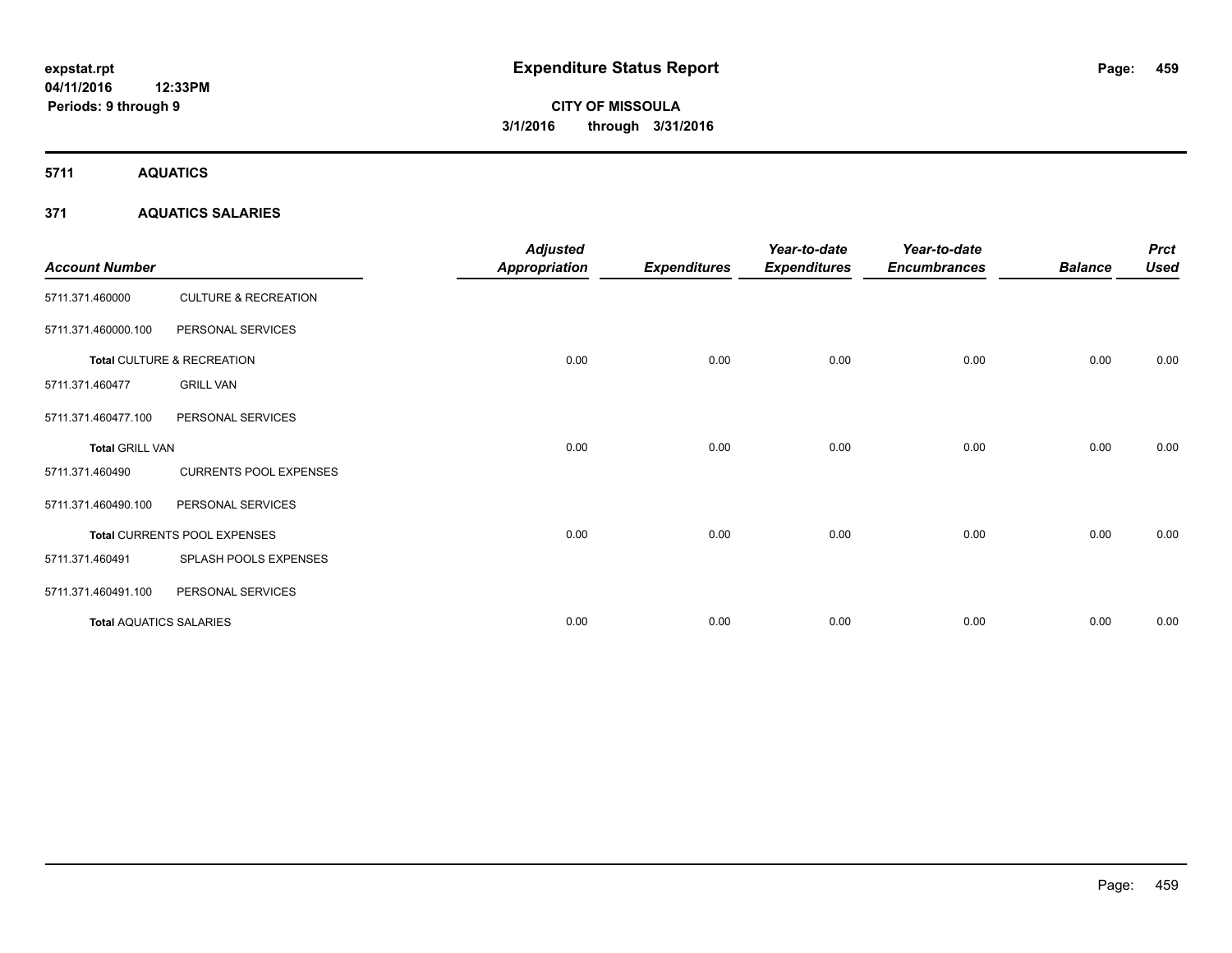**expstat.rpt**
**04/11/2016 12:33PM**
**Periods: 9 through 9**

# Expenditure Status Report

**CITY OF MISSOULA**
**3/1/2016 through 3/31/2016**

## 5711 AQUATICS

### 371 AQUATICS SALARIES

| Account Number | | Adjusted Appropriation | Expenditures | Year-to-date Expenditures | Year-to-date Encumbrances | Balance | Prct Used |
|---|---|---|---|---|---|---|---|
| 5711.371.460000 | CULTURE & RECREATION | | | | | | |
| 5711.371.460000.100 | PERSONAL SERVICES | | | | | | |
| **Total** CULTURE & RECREATION | | 0.00 | 0.00 | 0.00 | 0.00 | 0.00 | 0.00 |
| 5711.371.460477 | GRILL VAN | | | | | | |
| 5711.371.460477.100 | PERSONAL SERVICES | | | | | | |
| **Total** GRILL VAN | | 0.00 | 0.00 | 0.00 | 0.00 | 0.00 | 0.00 |
| 5711.371.460490 | CURRENTS POOL EXPENSES | | | | | | |
| 5711.371.460490.100 | PERSONAL SERVICES | | | | | | |
| **Total** CURRENTS POOL EXPENSES | | 0.00 | 0.00 | 0.00 | 0.00 | 0.00 | 0.00 |
| 5711.371.460491 | SPLASH POOLS EXPENSES | | | | | | |
| 5711.371.460491.100 | PERSONAL SERVICES | | | | | | |
| **Total** AQUATICS SALARIES | | 0.00 | 0.00 | 0.00 | 0.00 | 0.00 | 0.00 |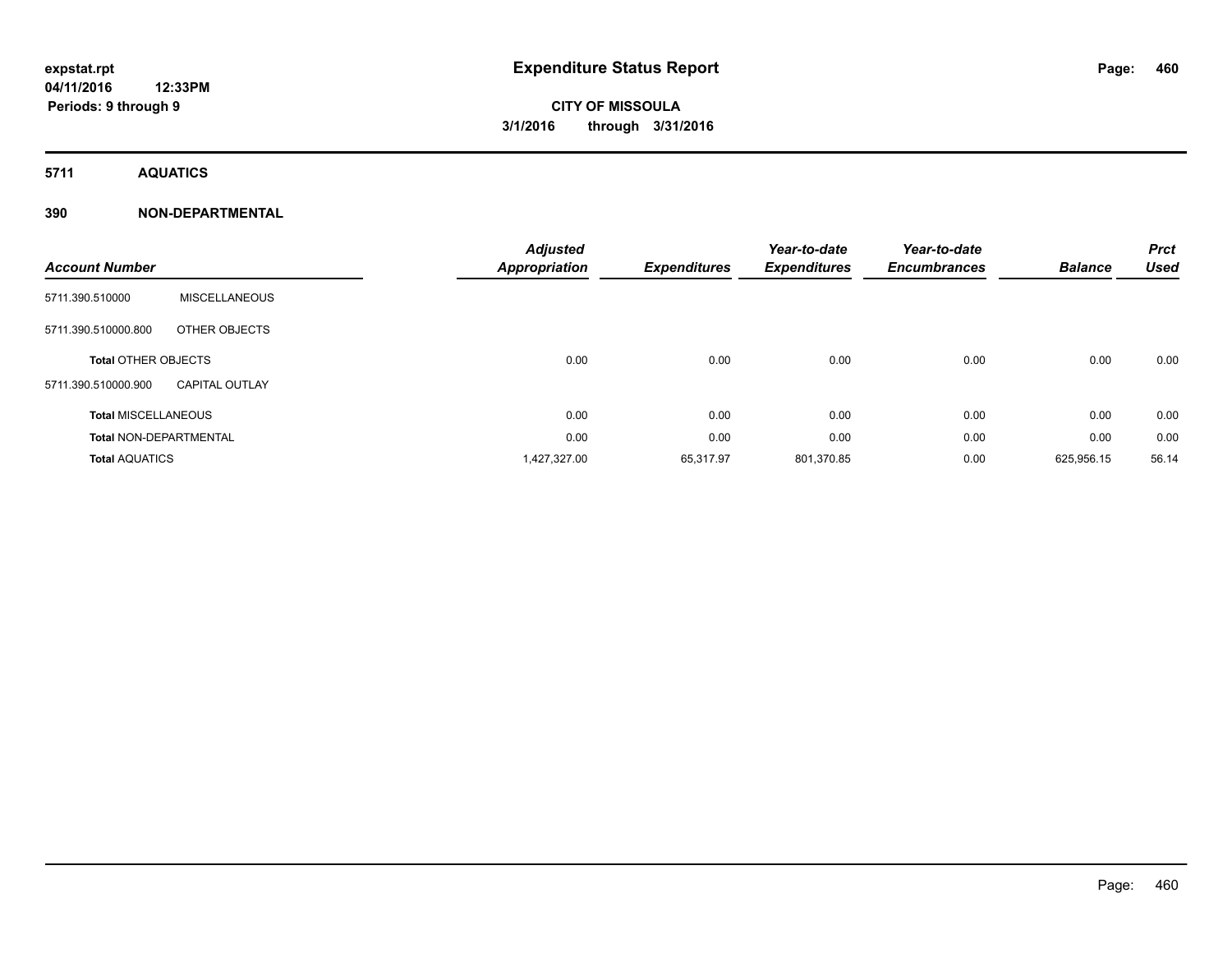**expstat.rpt**
**04/11/2016 12:33PM**
**Periods: 9 through 9**

# Expenditure Status Report

**CITY OF MISSOULA**
**3/1/2016 through 3/31/2016**

## 5711 AQUATICS

## 390 NON-DEPARTMENTAL

| Account Number | | Adjusted Appropriation | Expenditures | Year-to-date Expenditures | Year-to-date Encumbrances | Balance | Prct Used |
|---|---|---|---|---|---|---|---|
| 5711.390.510000 | MISCELLANEOUS | | | | | | |
| 5711.390.510000.800 | OTHER OBJECTS | | | | | | |
| **Total** OTHER OBJECTS | | 0.00 | 0.00 | 0.00 | 0.00 | 0.00 | 0.00 |
| 5711.390.510000.900 | CAPITAL OUTLAY | | | | | | |
| **Total** MISCELLANEOUS | | 0.00 | 0.00 | 0.00 | 0.00 | 0.00 | 0.00 |
| **Total** NON-DEPARTMENTAL | | 0.00 | 0.00 | 0.00 | 0.00 | 0.00 | 0.00 |
| **Total** AQUATICS | | 1,427,327.00 | 65,317.97 | 801,370.85 | 0.00 | 625,956.15 | 56.14 |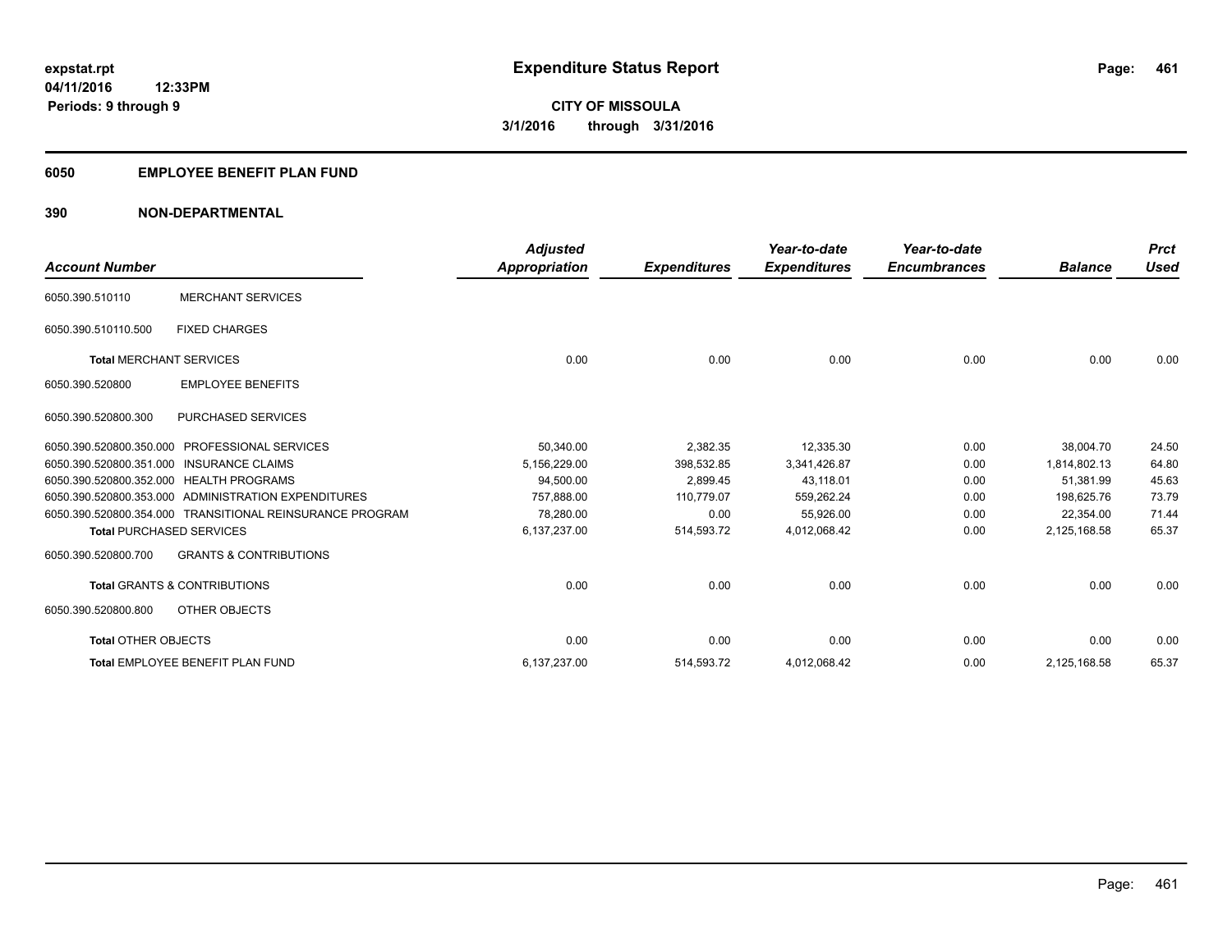# Expenditure Status Report

expstat.rpt
04/11/2016 12:33PM
Periods: 9 through 9

CITY OF MISSOULA
3/1/2016 through 3/31/2016

## 6050 EMPLOYEE BENEFIT PLAN FUND

## 390 NON-DEPARTMENTAL

| Account Number | | Adjusted Appropriation | Expenditures | Year-to-date Expenditures | Year-to-date Encumbrances | Balance | Prct Used |
|---|---|---|---|---|---|---|---|
| 6050.390.510110 | MERCHANT SERVICES | | | | | | |
| 6050.390.510110.500 | FIXED CHARGES | | | | | | |
| **Total** MERCHANT SERVICES | | 0.00 | 0.00 | 0.00 | 0.00 | 0.00 | 0.00 |
| 6050.390.520800 | EMPLOYEE BENEFITS | | | | | | |
| 6050.390.520800.300 | PURCHASED SERVICES | | | | | | |
| 6050.390.520800.350.000 | PROFESSIONAL SERVICES | 50,340.00 | 2,382.35 | 12,335.30 | 0.00 | 38,004.70 | 24.50 |
| 6050.390.520800.351.000 | INSURANCE CLAIMS | 5,156,229.00 | 398,532.85 | 3,341,426.87 | 0.00 | 1,814,802.13 | 64.80 |
| 6050.390.520800.352.000 | HEALTH PROGRAMS | 94,500.00 | 2,899.45 | 43,118.01 | 0.00 | 51,381.99 | 45.63 |
| 6050.390.520800.353.000 | ADMINISTRATION EXPENDITURES | 757,888.00 | 110,779.07 | 559,262.24 | 0.00 | 198,625.76 | 73.79 |
| 6050.390.520800.354.000 | TRANSITIONAL REINSURANCE PROGRAM | 78,280.00 | 0.00 | 55,926.00 | 0.00 | 22,354.00 | 71.44 |
| **Total** PURCHASED SERVICES | | 6,137,237.00 | 514,593.72 | 4,012,068.42 | 0.00 | 2,125,168.58 | 65.37 |
| 6050.390.520800.700 | GRANTS & CONTRIBUTIONS | | | | | | |
| **Total** GRANTS & CONTRIBUTIONS | | 0.00 | 0.00 | 0.00 | 0.00 | 0.00 | 0.00 |
| 6050.390.520800.800 | OTHER OBJECTS | | | | | | |
| **Total** OTHER OBJECTS | | 0.00 | 0.00 | 0.00 | 0.00 | 0.00 | 0.00 |
| **Total** EMPLOYEE BENEFIT PLAN FUND | | 6,137,237.00 | 514,593.72 | 4,012,068.42 | 0.00 | 2,125,168.58 | 65.37 |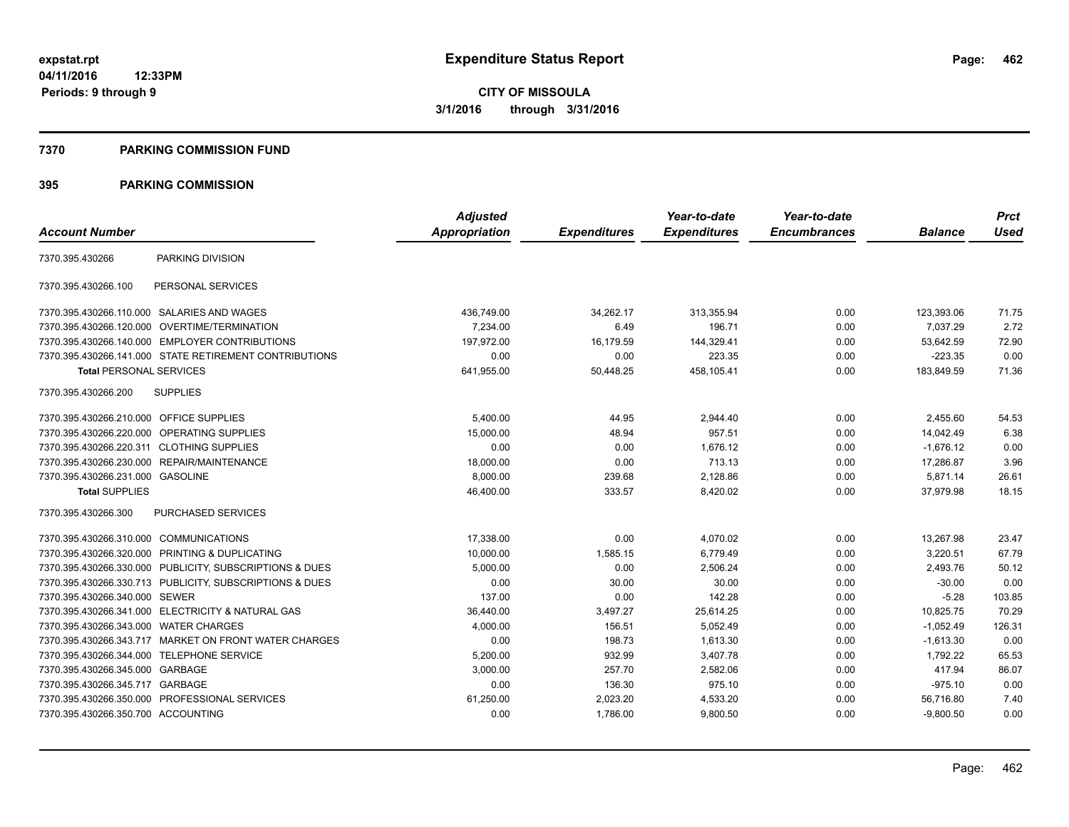expstat.rpt
04/11/2016 12:33PM
Periods: 9 through 9

# Expenditure Status Report

CITY OF MISSOULA
3/1/2016 through 3/31/2016

## 7370 PARKING COMMISSION FUND

### 395 PARKING COMMISSION

| Account Number | | Adjusted Appropriation | Expenditures | Year-to-date Expenditures | Year-to-date Encumbrances | Balance | Prct Used |
|---|---|---|---|---|---|---|---|
| 7370.395.430266 | PARKING DIVISION | | | | | | |
| 7370.395.430266.100 | PERSONAL SERVICES | | | | | | |
| 7370.395.430266.110.000 | SALARIES AND WAGES | 436,749.00 | 34,262.17 | 313,355.94 | 0.00 | 123,393.06 | 71.75 |
| 7370.395.430266.120.000 | OVERTIME/TERMINATION | 7,234.00 | 6.49 | 196.71 | 0.00 | 7,037.29 | 2.72 |
| 7370.395.430266.140.000 | EMPLOYER CONTRIBUTIONS | 197,972.00 | 16,179.59 | 144,329.41 | 0.00 | 53,642.59 | 72.90 |
| 7370.395.430266.141.000 | STATE RETIREMENT CONTRIBUTIONS | 0.00 | 0.00 | 223.35 | 0.00 | -223.35 | 0.00 |
| **Total** PERSONAL SERVICES | | 641,955.00 | 50,448.25 | 458,105.41 | 0.00 | 183,849.59 | 71.36 |
| 7370.395.430266.200 | SUPPLIES | | | | | | |
| 7370.395.430266.210.000 | OFFICE SUPPLIES | 5,400.00 | 44.95 | 2,944.40 | 0.00 | 2,455.60 | 54.53 |
| 7370.395.430266.220.000 | OPERATING SUPPLIES | 15,000.00 | 48.94 | 957.51 | 0.00 | 14,042.49 | 6.38 |
| 7370.395.430266.220.311 | CLOTHING SUPPLIES | 0.00 | 0.00 | 1,676.12 | 0.00 | -1,676.12 | 0.00 |
| 7370.395.430266.230.000 | REPAIR/MAINTENANCE | 18,000.00 | 0.00 | 713.13 | 0.00 | 17,286.87 | 3.96 |
| 7370.395.430266.231.000 | GASOLINE | 8,000.00 | 239.68 | 2,128.86 | 0.00 | 5,871.14 | 26.61 |
| **Total** SUPPLIES | | 46,400.00 | 333.57 | 8,420.02 | 0.00 | 37,979.98 | 18.15 |
| 7370.395.430266.300 | PURCHASED SERVICES | | | | | | |
| 7370.395.430266.310.000 | COMMUNICATIONS | 17,338.00 | 0.00 | 4,070.02 | 0.00 | 13,267.98 | 23.47 |
| 7370.395.430266.320.000 | PRINTING & DUPLICATING | 10,000.00 | 1,585.15 | 6,779.49 | 0.00 | 3,220.51 | 67.79 |
| 7370.395.430266.330.000 | PUBLICITY, SUBSCRIPTIONS & DUES | 5,000.00 | 0.00 | 2,506.24 | 0.00 | 2,493.76 | 50.12 |
| 7370.395.430266.330.713 | PUBLICITY, SUBSCRIPTIONS & DUES | 0.00 | 30.00 | 30.00 | 0.00 | -30.00 | 0.00 |
| 7370.395.430266.340.000 | SEWER | 137.00 | 0.00 | 142.28 | 0.00 | -5.28 | 103.85 |
| 7370.395.430266.341.000 | ELECTRICITY & NATURAL GAS | 36,440.00 | 3,497.27 | 25,614.25 | 0.00 | 10,825.75 | 70.29 |
| 7370.395.430266.343.000 | WATER CHARGES | 4,000.00 | 156.51 | 5,052.49 | 0.00 | -1,052.49 | 126.31 |
| 7370.395.430266.343.717 | MARKET ON FRONT WATER CHARGES | 0.00 | 198.73 | 1,613.30 | 0.00 | -1,613.30 | 0.00 |
| 7370.395.430266.344.000 | TELEPHONE SERVICE | 5,200.00 | 932.99 | 3,407.78 | 0.00 | 1,792.22 | 65.53 |
| 7370.395.430266.345.000 | GARBAGE | 3,000.00 | 257.70 | 2,582.06 | 0.00 | 417.94 | 86.07 |
| 7370.395.430266.345.717 | GARBAGE | 0.00 | 136.30 | 975.10 | 0.00 | -975.10 | 0.00 |
| 7370.395.430266.350.000 | PROFESSIONAL SERVICES | 61,250.00 | 2,023.20 | 4,533.20 | 0.00 | 56,716.80 | 7.40 |
| 7370.395.430266.350.700 | ACCOUNTING | 0.00 | 1,786.00 | 9,800.50 | 0.00 | -9,800.50 | 0.00 |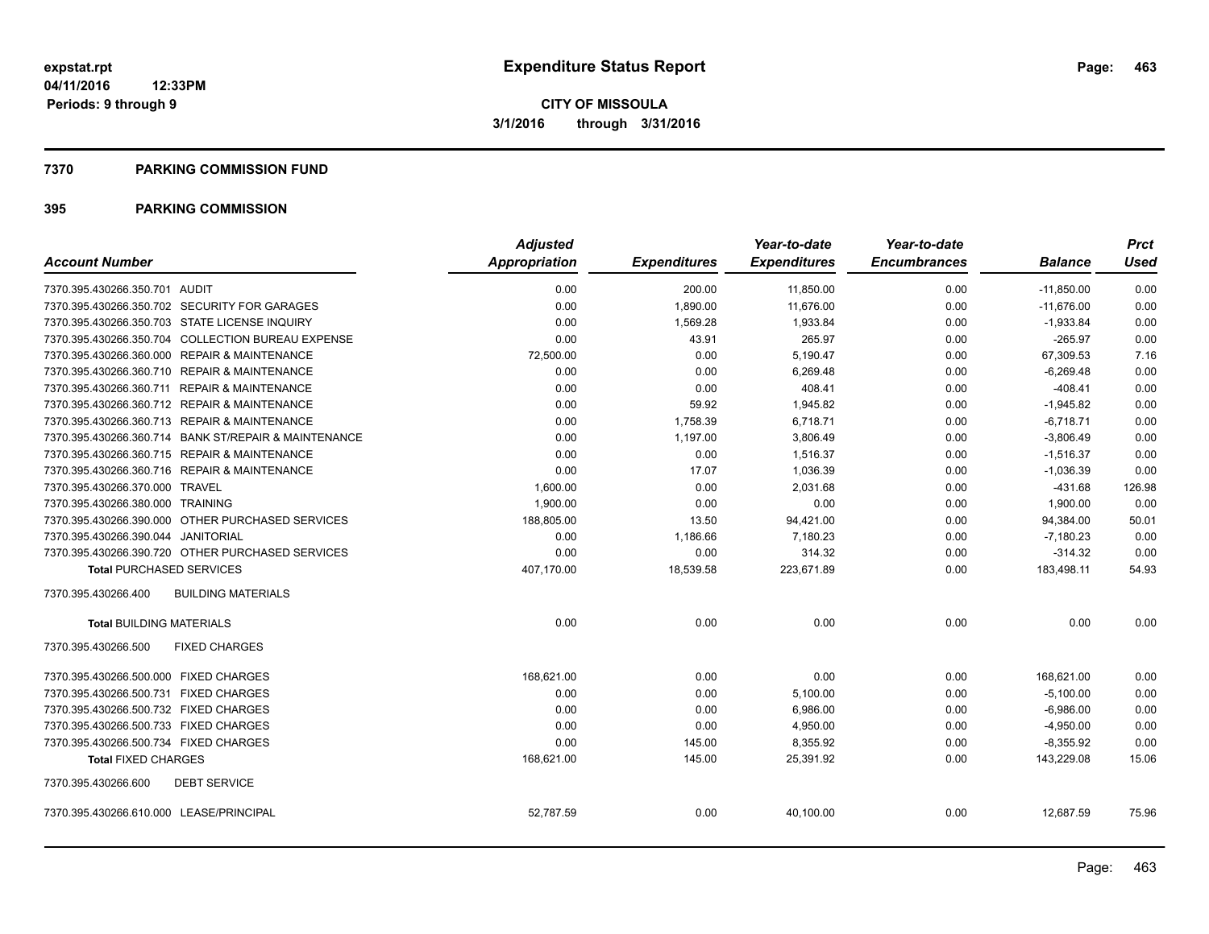# Expenditure Status Report

**CITY OF MISSOULA**

**3/1/2016 through 3/31/2016**

expstat.rpt
04/11/2016 12:33PM
Periods: 9 through 9

## 7370 PARKING COMMISSION FUND

## 395 PARKING COMMISSION

| Account Number | Adjusted Appropriation | Expenditures | Year-to-date Expenditures | Year-to-date Encumbrances | Balance | Prct Used |
|---|---|---|---|---|---|---|
| 7370.395.430266.350.701 AUDIT | 0.00 | 200.00 | 11,850.00 | 0.00 | -11,850.00 | 0.00 |
| 7370.395.430266.350.702 SECURITY FOR GARAGES | 0.00 | 1,890.00 | 11,676.00 | 0.00 | -11,676.00 | 0.00 |
| 7370.395.430266.350.703 STATE LICENSE INQUIRY | 0.00 | 1,569.28 | 1,933.84 | 0.00 | -1,933.84 | 0.00 |
| 7370.395.430266.350.704 COLLECTION BUREAU EXPENSE | 0.00 | 43.91 | 265.97 | 0.00 | -265.97 | 0.00 |
| 7370.395.430266.360.000 REPAIR & MAINTENANCE | 72,500.00 | 0.00 | 5,190.47 | 0.00 | 67,309.53 | 7.16 |
| 7370.395.430266.360.710 REPAIR & MAINTENANCE | 0.00 | 0.00 | 6,269.48 | 0.00 | -6,269.48 | 0.00 |
| 7370.395.430266.360.711 REPAIR & MAINTENANCE | 0.00 | 0.00 | 408.41 | 0.00 | -408.41 | 0.00 |
| 7370.395.430266.360.712 REPAIR & MAINTENANCE | 0.00 | 59.92 | 1,945.82 | 0.00 | -1,945.82 | 0.00 |
| 7370.395.430266.360.713 REPAIR & MAINTENANCE | 0.00 | 1,758.39 | 6,718.71 | 0.00 | -6,718.71 | 0.00 |
| 7370.395.430266.360.714 BANK ST/REPAIR & MAINTENANCE | 0.00 | 1,197.00 | 3,806.49 | 0.00 | -3,806.49 | 0.00 |
| 7370.395.430266.360.715 REPAIR & MAINTENANCE | 0.00 | 0.00 | 1,516.37 | 0.00 | -1,516.37 | 0.00 |
| 7370.395.430266.360.716 REPAIR & MAINTENANCE | 0.00 | 17.07 | 1,036.39 | 0.00 | -1,036.39 | 0.00 |
| 7370.395.430266.370.000 TRAVEL | 1,600.00 | 0.00 | 2,031.68 | 0.00 | -431.68 | 126.98 |
| 7370.395.430266.380.000 TRAINING | 1,900.00 | 0.00 | 0.00 | 0.00 | 1,900.00 | 0.00 |
| 7370.395.430266.390.000 OTHER PURCHASED SERVICES | 188,805.00 | 13.50 | 94,421.00 | 0.00 | 94,384.00 | 50.01 |
| 7370.395.430266.390.044 JANITORIAL | 0.00 | 1,186.66 | 7,180.23 | 0.00 | -7,180.23 | 0.00 |
| 7370.395.430266.390.720 OTHER PURCHASED SERVICES | 0.00 | 0.00 | 314.32 | 0.00 | -314.32 | 0.00 |
| **Total** PURCHASED SERVICES | 407,170.00 | 18,539.58 | 223,671.89 | 0.00 | 183,498.11 | 54.93 |
| 7370.395.430266.400 BUILDING MATERIALS | | | | | | |
| **Total** BUILDING MATERIALS | 0.00 | 0.00 | 0.00 | 0.00 | 0.00 | 0.00 |
| 7370.395.430266.500 FIXED CHARGES | | | | | | |
| 7370.395.430266.500.000 FIXED CHARGES | 168,621.00 | 0.00 | 0.00 | 0.00 | 168,621.00 | 0.00 |
| 7370.395.430266.500.731 FIXED CHARGES | 0.00 | 0.00 | 5,100.00 | 0.00 | -5,100.00 | 0.00 |
| 7370.395.430266.500.732 FIXED CHARGES | 0.00 | 0.00 | 6,986.00 | 0.00 | -6,986.00 | 0.00 |
| 7370.395.430266.500.733 FIXED CHARGES | 0.00 | 0.00 | 4,950.00 | 0.00 | -4,950.00 | 0.00 |
| 7370.395.430266.500.734 FIXED CHARGES | 0.00 | 145.00 | 8,355.92 | 0.00 | -8,355.92 | 0.00 |
| **Total** FIXED CHARGES | 168,621.00 | 145.00 | 25,391.92 | 0.00 | 143,229.08 | 15.06 |
| 7370.395.430266.600 DEBT SERVICE | | | | | | |
| 7370.395.430266.610.000 LEASE/PRINCIPAL | 52,787.59 | 0.00 | 40,100.00 | 0.00 | 12,687.59 | 75.96 |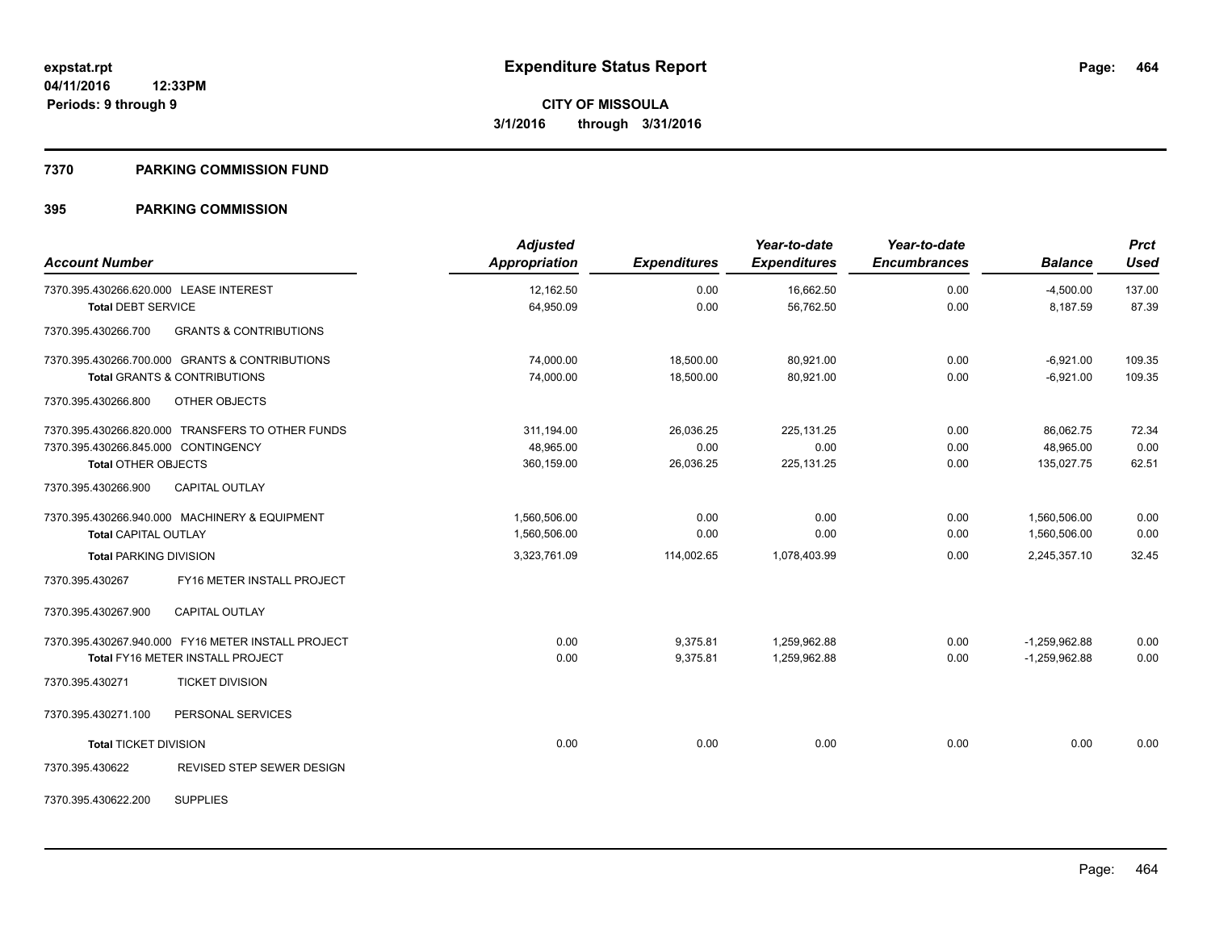# Expenditure Status Report

**CITY OF MISSOULA**

**3/1/2016 through 3/31/2016**

expstat.rpt
04/11/2016 12:33PM
Periods: 9 through 9

## 7370 PARKING COMMISSION FUND

### 395 PARKING COMMISSION

| Account Number | Adjusted Appropriation | Expenditures | Year-to-date Expenditures | Year-to-date Encumbrances | Balance | Prct Used |
|---|---|---|---|---|---|---|
| 7370.395.430266.620.000 LEASE INTEREST | 12,162.50 | 0.00 | 16,662.50 | 0.00 | -4,500.00 | 137.00 |
| **Total** DEBT SERVICE | 64,950.09 | 0.00 | 56,762.50 | 0.00 | 8,187.59 | 87.39 |
| 7370.395.430266.700 GRANTS & CONTRIBUTIONS | | | | | | |
| 7370.395.430266.700.000 GRANTS & CONTRIBUTIONS | 74,000.00 | 18,500.00 | 80,921.00 | 0.00 | -6,921.00 | 109.35 |
| **Total** GRANTS & CONTRIBUTIONS | 74,000.00 | 18,500.00 | 80,921.00 | 0.00 | -6,921.00 | 109.35 |
| 7370.395.430266.800 OTHER OBJECTS | | | | | | |
| 7370.395.430266.820.000 TRANSFERS TO OTHER FUNDS | 311,194.00 | 26,036.25 | 225,131.25 | 0.00 | 86,062.75 | 72.34 |
| 7370.395.430266.845.000 CONTINGENCY | 48,965.00 | 0.00 | 0.00 | 0.00 | 48,965.00 | 0.00 |
| **Total** OTHER OBJECTS | 360,159.00 | 26,036.25 | 225,131.25 | 0.00 | 135,027.75 | 62.51 |
| 7370.395.430266.900 CAPITAL OUTLAY | | | | | | |
| 7370.395.430266.940.000 MACHINERY & EQUIPMENT | 1,560,506.00 | 0.00 | 0.00 | 0.00 | 1,560,506.00 | 0.00 |
| **Total** CAPITAL OUTLAY | 1,560,506.00 | 0.00 | 0.00 | 0.00 | 1,560,506.00 | 0.00 |
| **Total** PARKING DIVISION | 3,323,761.09 | 114,002.65 | 1,078,403.99 | 0.00 | 2,245,357.10 | 32.45 |
| 7370.395.430267 FY16 METER INSTALL PROJECT | | | | | | |
| 7370.395.430267.900 CAPITAL OUTLAY | | | | | | |
| 7370.395.430267.940.000 FY16 METER INSTALL PROJECT | 0.00 | 9,375.81 | 1,259,962.88 | 0.00 | -1,259,962.88 | 0.00 |
| **Total** FY16 METER INSTALL PROJECT | 0.00 | 9,375.81 | 1,259,962.88 | 0.00 | -1,259,962.88 | 0.00 |
| 7370.395.430271 TICKET DIVISION | | | | | | |
| 7370.395.430271.100 PERSONAL SERVICES | | | | | | |
| **Total** TICKET DIVISION | 0.00 | 0.00 | 0.00 | 0.00 | 0.00 | 0.00 |
| 7370.395.430622 REVISED STEP SEWER DESIGN | | | | | | |
| 7370.395.430622.200 SUPPLIES | | | | | | |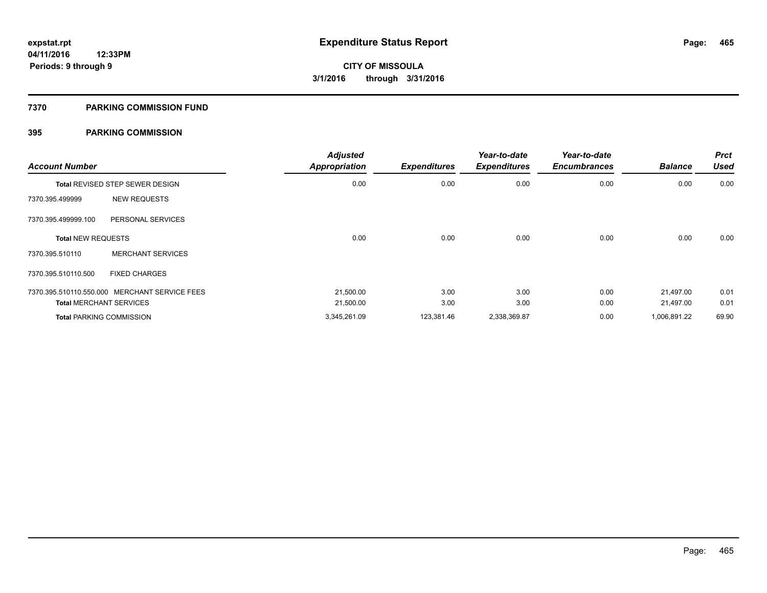**expstat.rpt**
**04/11/2016 12:33PM**
**Periods: 9 through 9**

# Expenditure Status Report

**CITY OF MISSOULA**
**3/1/2016 through 3/31/2016**

## 7370 PARKING COMMISSION FUND

## 395 PARKING COMMISSION

| Account Number | | Adjusted Appropriation | Expenditures | Year-to-date Expenditures | Year-to-date Encumbrances | Balance | Prct Used |
|---|---|---|---|---|---|---|---|
| **Total** REVISED STEP SEWER DESIGN | | 0.00 | 0.00 | 0.00 | 0.00 | 0.00 | 0.00 |
| 7370.395.499999 | NEW REQUESTS | | | | | | |
| 7370.395.499999.100 | PERSONAL SERVICES | | | | | | |
| **Total** NEW REQUESTS | | 0.00 | 0.00 | 0.00 | 0.00 | 0.00 | 0.00 |
| 7370.395.510110 | MERCHANT SERVICES | | | | | | |
| 7370.395.510110.500 | FIXED CHARGES | | | | | | |
| 7370.395.510110.550.000 | MERCHANT SERVICE FEES | 21,500.00 | 3.00 | 3.00 | 0.00 | 21,497.00 | 0.01 |
| **Total** MERCHANT SERVICES | | 21,500.00 | 3.00 | 3.00 | 0.00 | 21,497.00 | 0.01 |
| **Total** PARKING COMMISSION | | 3,345,261.09 | 123,381.46 | 2,338,369.87 | 0.00 | 1,006,891.22 | 69.90 |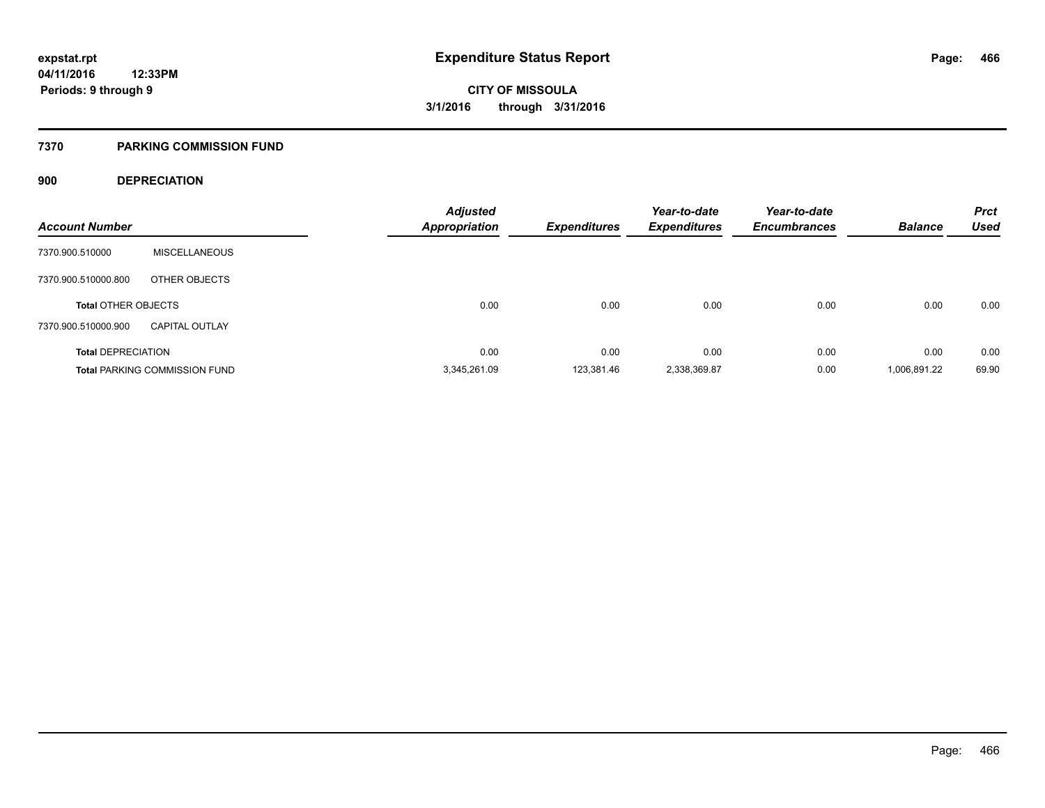# Expenditure Status Report

expstat.rpt
04/11/2016 12:33PM
Periods: 9 through 9

**CITY OF MISSOULA**
**3/1/2016 through 3/31/2016**

## 7370 PARKING COMMISSION FUND

### 900 DEPRECIATION

| Account Number | | Adjusted Appropriation | Expenditures | Year-to-date Expenditures | Year-to-date Encumbrances | Balance | Prct Used |
|---|---|---|---|---|---|---|---|
| 7370.900.510000 | MISCELLANEOUS | | | | | | |
| 7370.900.510000.800 | OTHER OBJECTS | | | | | | |
| **Total** OTHER OBJECTS | | 0.00 | 0.00 | 0.00 | 0.00 | 0.00 | 0.00 |
| 7370.900.510000.900 | CAPITAL OUTLAY | | | | | | |
| **Total** DEPRECIATION | | 0.00 | 0.00 | 0.00 | 0.00 | 0.00 | 0.00 |
| **Total** PARKING COMMISSION FUND | | 3,345,261.09 | 123,381.46 | 2,338,369.87 | 0.00 | 1,006,891.22 | 69.90 |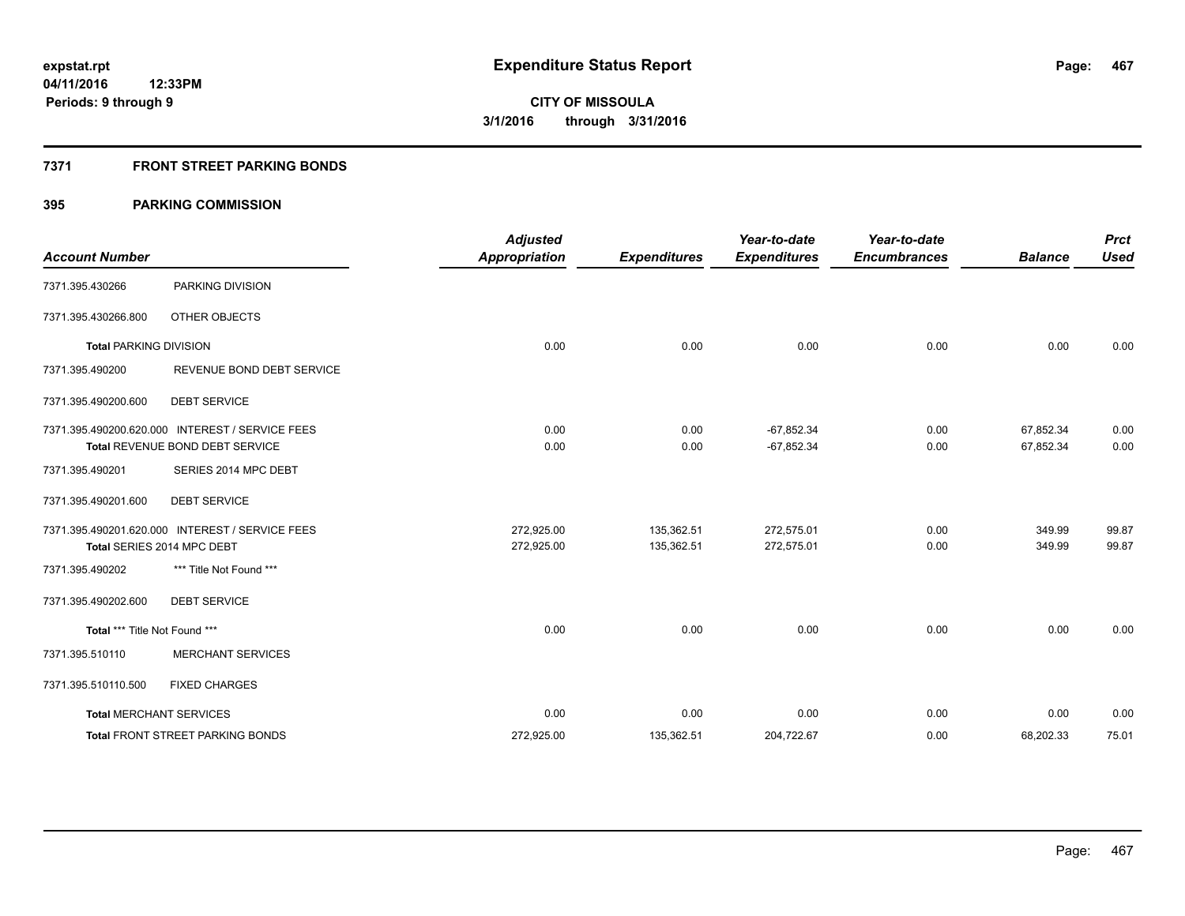**expstat.rpt**
**04/11/2016 12:33PM**
**Periods: 9 through 9**

# Expenditure Status Report

**CITY OF MISSOULA**
**3/1/2016 through 3/31/2016**

## 7371 FRONT STREET PARKING BONDS

## 395 PARKING COMMISSION

| Account Number | | Adjusted Appropriation | Expenditures | Year-to-date Expenditures | Year-to-date Encumbrances | Balance | Prct Used |
|---|---|---|---|---|---|---|---|
| 7371.395.430266 | PARKING DIVISION | | | | | | |
| 7371.395.430266.800 | OTHER OBJECTS | | | | | | |
| **Total** PARKING DIVISION | | 0.00 | 0.00 | 0.00 | 0.00 | 0.00 | 0.00 |
| 7371.395.490200 | REVENUE BOND DEBT SERVICE | | | | | | |
| 7371.395.490200.600 | DEBT SERVICE | | | | | | |
| 7371.395.490200.620.000 | INTEREST / SERVICE FEES | 0.00 | 0.00 | -67,852.34 | 0.00 | 67,852.34 | 0.00 |
| **Total** REVENUE BOND DEBT SERVICE | | 0.00 | 0.00 | -67,852.34 | 0.00 | 67,852.34 | 0.00 |
| 7371.395.490201 | SERIES 2014 MPC DEBT | | | | | | |
| 7371.395.490201.600 | DEBT SERVICE | | | | | | |
| 7371.395.490201.620.000 | INTEREST / SERVICE FEES | 272,925.00 | 135,362.51 | 272,575.01 | 0.00 | 349.99 | 99.87 |
| **Total** SERIES 2014 MPC DEBT | | 272,925.00 | 135,362.51 | 272,575.01 | 0.00 | 349.99 | 99.87 |
| 7371.395.490202 | *** Title Not Found *** | | | | | | |
| 7371.395.490202.600 | DEBT SERVICE | | | | | | |
| **Total** *** Title Not Found *** | | 0.00 | 0.00 | 0.00 | 0.00 | 0.00 | 0.00 |
| 7371.395.510110 | MERCHANT SERVICES | | | | | | |
| 7371.395.510110.500 | FIXED CHARGES | | | | | | |
| **Total** MERCHANT SERVICES | | 0.00 | 0.00 | 0.00 | 0.00 | 0.00 | 0.00 |
| **Total** FRONT STREET PARKING BONDS | | 272,925.00 | 135,362.51 | 204,722.67 | 0.00 | 68,202.33 | 75.01 |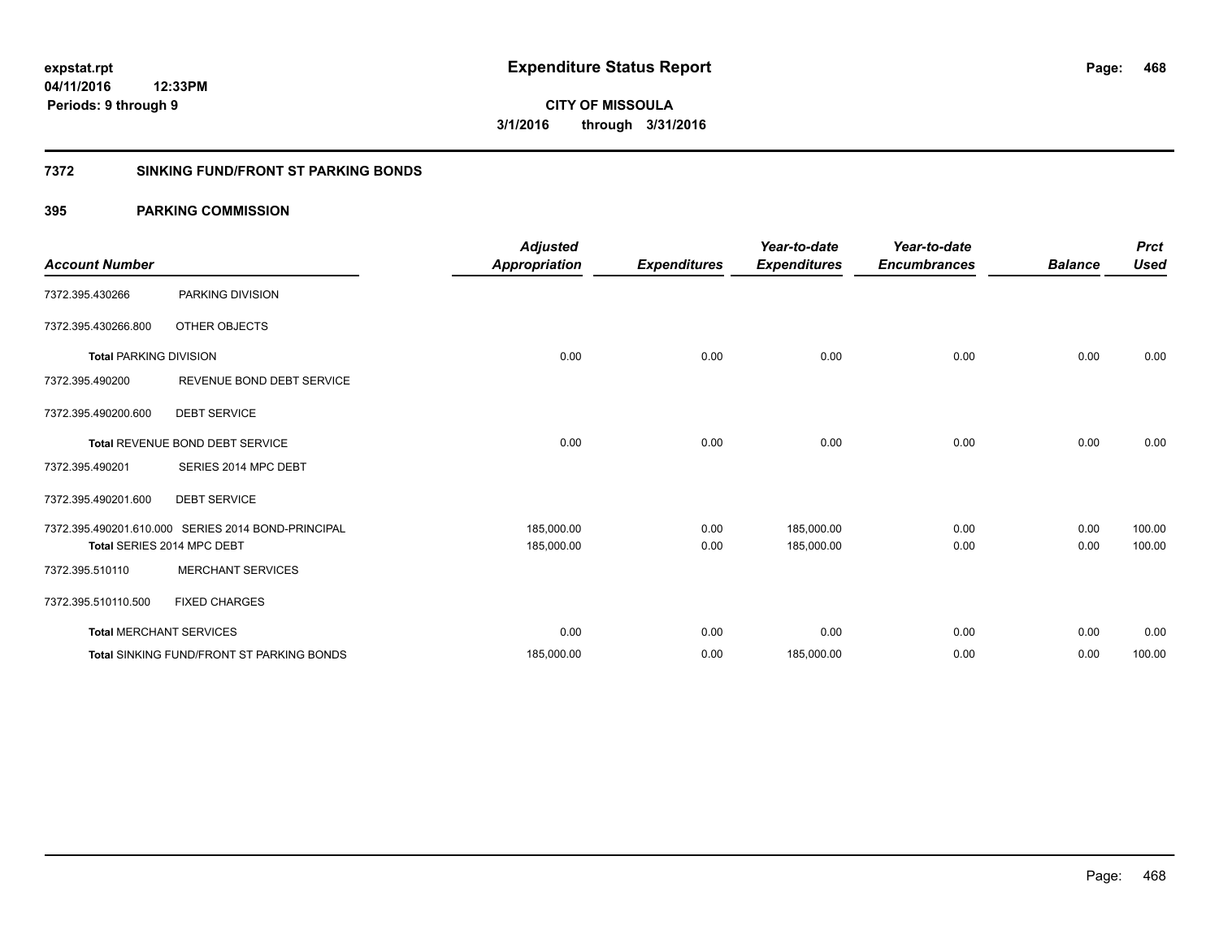**expstat.rpt**
**04/11/2016 12:33PM**
**Periods: 9 through 9**

# Expenditure Status Report

**CITY OF MISSOULA**
**3/1/2016 through 3/31/2016**

## 7372 SINKING FUND/FRONT ST PARKING BONDS

### 395 PARKING COMMISSION

| Account Number | | Adjusted Appropriation | Expenditures | Year-to-date Expenditures | Year-to-date Encumbrances | Balance | Prct Used |
|---|---|---|---|---|---|---|---|
| 7372.395.430266 | PARKING DIVISION | | | | | | |
| 7372.395.430266.800 | OTHER OBJECTS | | | | | | |
| **Total** PARKING DIVISION | | 0.00 | 0.00 | 0.00 | 0.00 | 0.00 | 0.00 |
| 7372.395.490200 | REVENUE BOND DEBT SERVICE | | | | | | |
| 7372.395.490200.600 | DEBT SERVICE | | | | | | |
| **Total** REVENUE BOND DEBT SERVICE | | 0.00 | 0.00 | 0.00 | 0.00 | 0.00 | 0.00 |
| 7372.395.490201 | SERIES 2014 MPC DEBT | | | | | | |
| 7372.395.490201.600 | DEBT SERVICE | | | | | | |
| 7372.395.490201.610.000 | SERIES 2014 BOND-PRINCIPAL | 185,000.00 | 0.00 | 185,000.00 | 0.00 | 0.00 | 100.00 |
| **Total** SERIES 2014 MPC DEBT | | 185,000.00 | 0.00 | 185,000.00 | 0.00 | 0.00 | 100.00 |
| 7372.395.510110 | MERCHANT SERVICES | | | | | | |
| 7372.395.510110.500 | FIXED CHARGES | | | | | | |
| **Total** MERCHANT SERVICES | | 0.00 | 0.00 | 0.00 | 0.00 | 0.00 | 0.00 |
| **Total** SINKING FUND/FRONT ST PARKING BONDS | | 185,000.00 | 0.00 | 185,000.00 | 0.00 | 0.00 | 100.00 |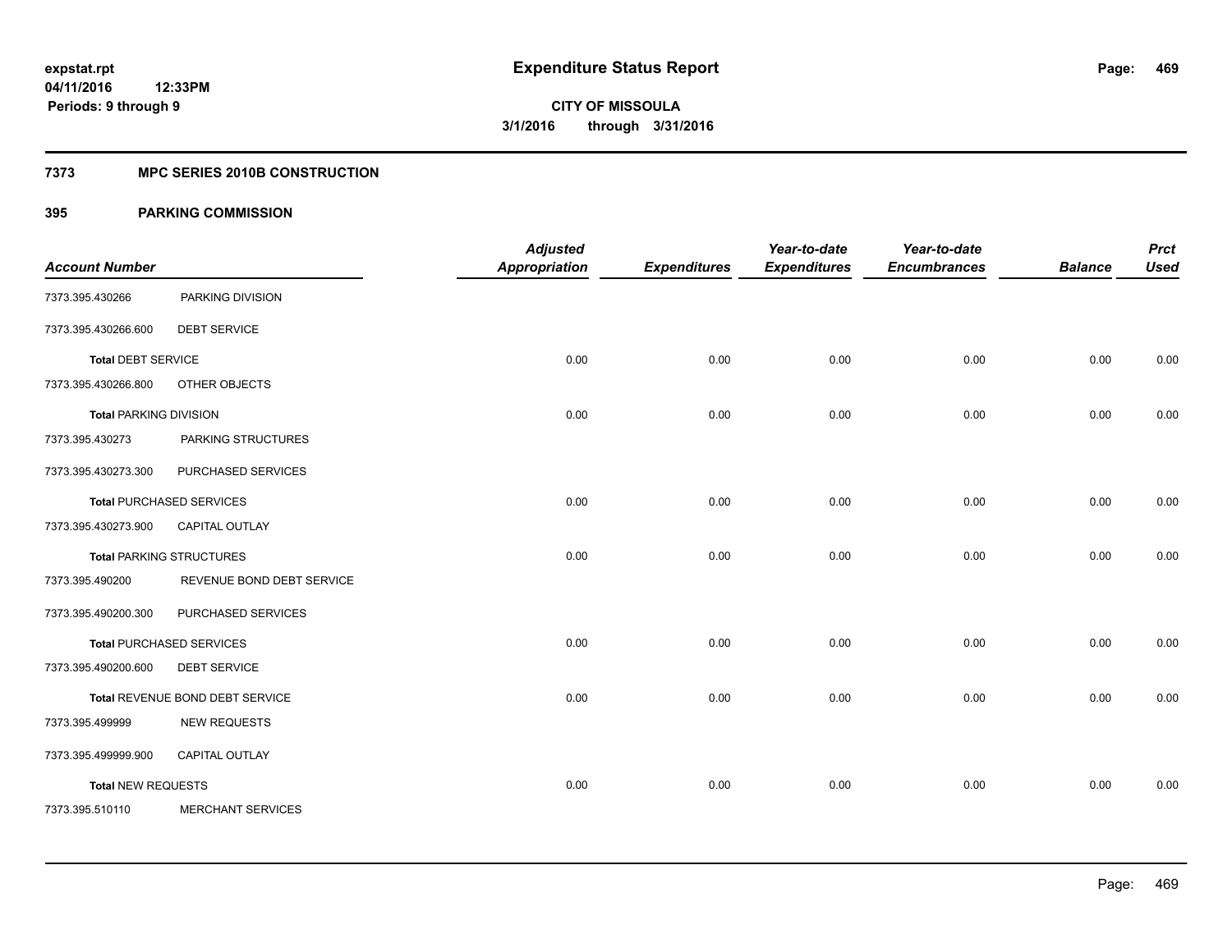**expstat.rpt**
**04/11/2016 12:33PM**
**Periods: 9 through 9**

# Expenditure Status Report

**CITY OF MISSOULA**
**3/1/2016 through 3/31/2016**

## 7373 MPC SERIES 2010B CONSTRUCTION

## 395 PARKING COMMISSION

| Account Number | | Adjusted Appropriation | Expenditures | Year-to-date Expenditures | Year-to-date Encumbrances | Balance | Prct Used |
|---|---|---|---|---|---|---|---|
| 7373.395.430266 | PARKING DIVISION | | | | | | |
| 7373.395.430266.600 | DEBT SERVICE | | | | | | |
| Total DEBT SERVICE | | 0.00 | 0.00 | 0.00 | 0.00 | 0.00 | 0.00 |
| 7373.395.430266.800 | OTHER OBJECTS | | | | | | |
| Total PARKING DIVISION | | 0.00 | 0.00 | 0.00 | 0.00 | 0.00 | 0.00 |
| 7373.395.430273 | PARKING STRUCTURES | | | | | | |
| 7373.395.430273.300 | PURCHASED SERVICES | | | | | | |
| Total PURCHASED SERVICES | | 0.00 | 0.00 | 0.00 | 0.00 | 0.00 | 0.00 |
| 7373.395.430273.900 | CAPITAL OUTLAY | | | | | | |
| Total PARKING STRUCTURES | | 0.00 | 0.00 | 0.00 | 0.00 | 0.00 | 0.00 |
| 7373.395.490200 | REVENUE BOND DEBT SERVICE | | | | | | |
| 7373.395.490200.300 | PURCHASED SERVICES | | | | | | |
| Total PURCHASED SERVICES | | 0.00 | 0.00 | 0.00 | 0.00 | 0.00 | 0.00 |
| 7373.395.490200.600 | DEBT SERVICE | | | | | | |
| Total REVENUE BOND DEBT SERVICE | | 0.00 | 0.00 | 0.00 | 0.00 | 0.00 | 0.00 |
| 7373.395.499999 | NEW REQUESTS | | | | | | |
| 7373.395.499999.900 | CAPITAL OUTLAY | | | | | | |
| Total NEW REQUESTS | | 0.00 | 0.00 | 0.00 | 0.00 | 0.00 | 0.00 |
| 7373.395.510110 | MERCHANT SERVICES | | | | | | |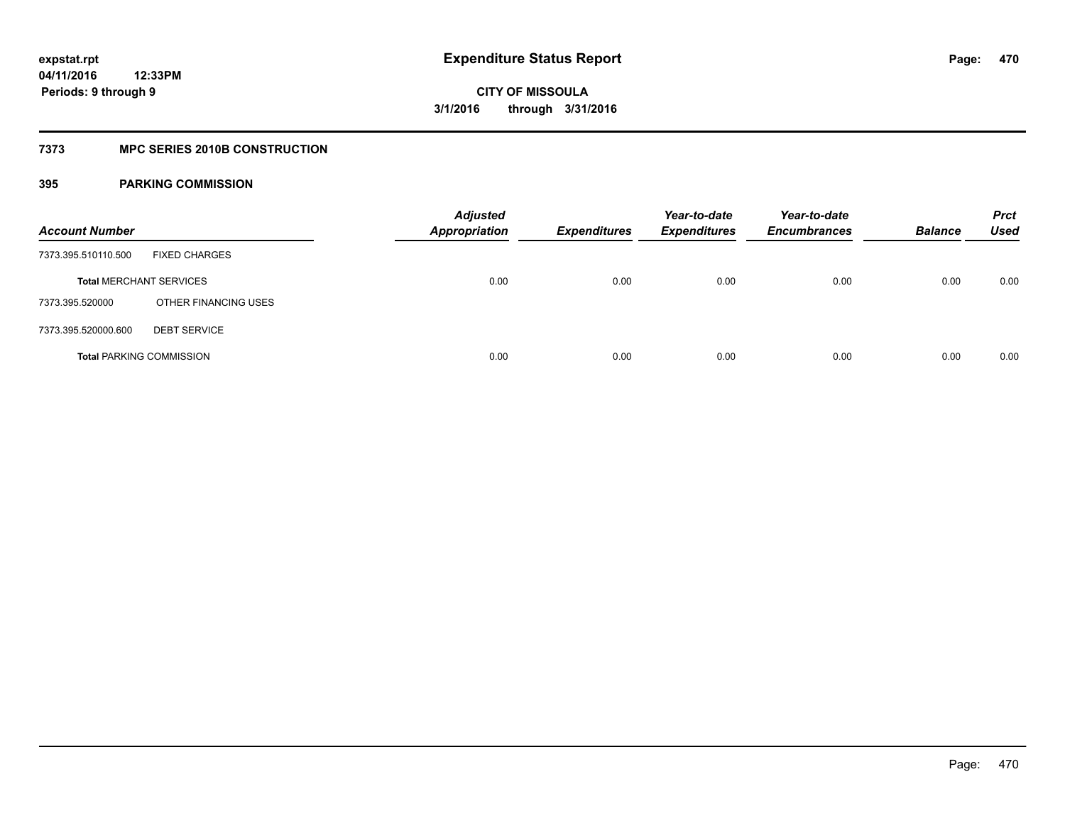**expstat.rpt**
**04/11/2016 12:33PM**
**Periods: 9 through 9**

# Expenditure Status Report

**CITY OF MISSOULA**
**3/1/2016 through 3/31/2016**

## 7373 MPC SERIES 2010B CONSTRUCTION

### 395 PARKING COMMISSION

| Account Number | | Adjusted Appropriation | Expenditures | Year-to-date Expenditures | Year-to-date Encumbrances | Balance | Prct Used |
|---|---|---|---|---|---|---|---|
| 7373.395.510110.500 | FIXED CHARGES | | | | | | |
| **Total** MERCHANT SERVICES | | 0.00 | 0.00 | 0.00 | 0.00 | 0.00 | 0.00 |
| 7373.395.520000 | OTHER FINANCING USES | | | | | | |
| 7373.395.520000.600 | DEBT SERVICE | | | | | | |
| **Total** PARKING COMMISSION | | 0.00 | 0.00 | 0.00 | 0.00 | 0.00 | 0.00 |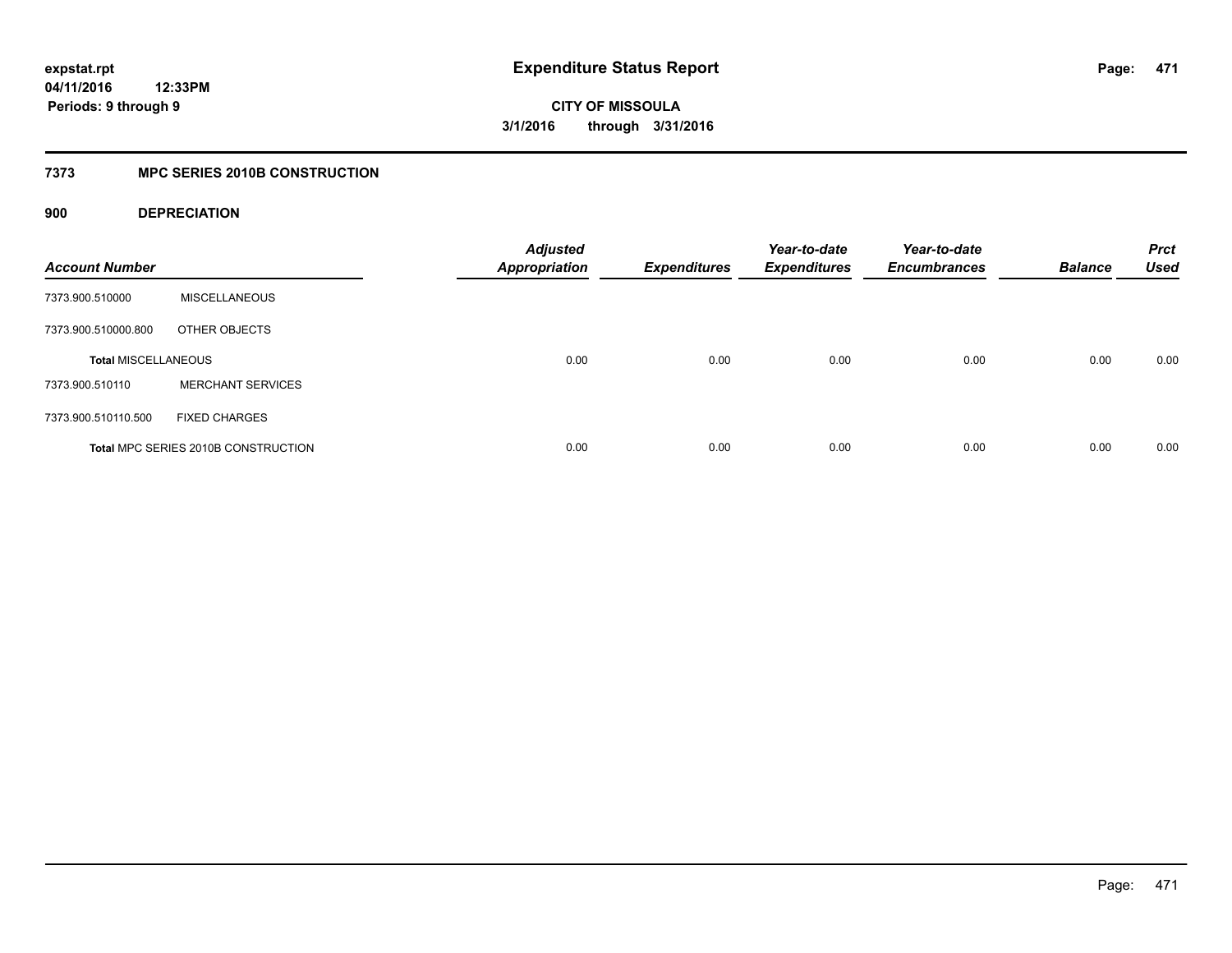**expstat.rpt**
**04/11/2016 12:33PM**
**Periods: 9 through 9**

# Expenditure Status Report

**CITY OF MISSOULA**
**3/1/2016 through 3/31/2016**

## 7373 MPC SERIES 2010B CONSTRUCTION

### 900 DEPRECIATION

| Account Number | | Adjusted Appropriation | Expenditures | Year-to-date Expenditures | Year-to-date Encumbrances | Balance | Prct Used |
|---|---|---|---|---|---|---|---|
| 7373.900.510000 | MISCELLANEOUS | | | | | | |
| 7373.900.510000.800 | OTHER OBJECTS | | | | | | |
| **Total** MISCELLANEOUS | | 0.00 | 0.00 | 0.00 | 0.00 | 0.00 | 0.00 |
| 7373.900.510110 | MERCHANT SERVICES | | | | | | |
| 7373.900.510110.500 | FIXED CHARGES | | | | | | |
| **Total** MPC SERIES 2010B CONSTRUCTION | | 0.00 | 0.00 | 0.00 | 0.00 | 0.00 | 0.00 |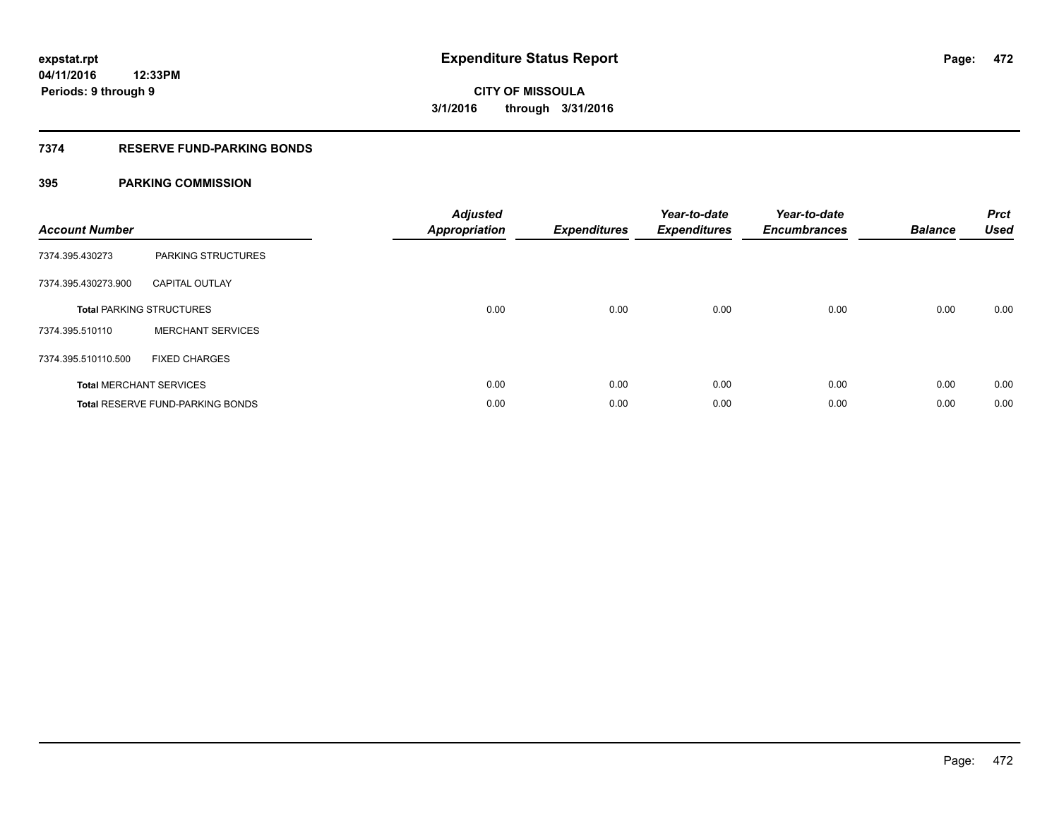**expstat.rpt**
**04/11/2016 12:33PM**
**Periods: 9 through 9**

# Expenditure Status Report

**CITY OF MISSOULA**
**3/1/2016 through 3/31/2016**

## 7374 RESERVE FUND-PARKING BONDS

### 395 PARKING COMMISSION

| Account Number | | Adjusted Appropriation | Expenditures | Year-to-date Expenditures | Year-to-date Encumbrances | Balance | Prct Used |
|---|---|---|---|---|---|---|---|
| 7374.395.430273 | PARKING STRUCTURES | | | | | | |
| 7374.395.430273.900 | CAPITAL OUTLAY | | | | | | |
| **Total** PARKING STRUCTURES | | 0.00 | 0.00 | 0.00 | 0.00 | 0.00 | 0.00 |
| 7374.395.510110 | MERCHANT SERVICES | | | | | | |
| 7374.395.510110.500 | FIXED CHARGES | | | | | | |
| **Total** MERCHANT SERVICES | | 0.00 | 0.00 | 0.00 | 0.00 | 0.00 | 0.00 |
| **Total** RESERVE FUND-PARKING BONDS | | 0.00 | 0.00 | 0.00 | 0.00 | 0.00 | 0.00 |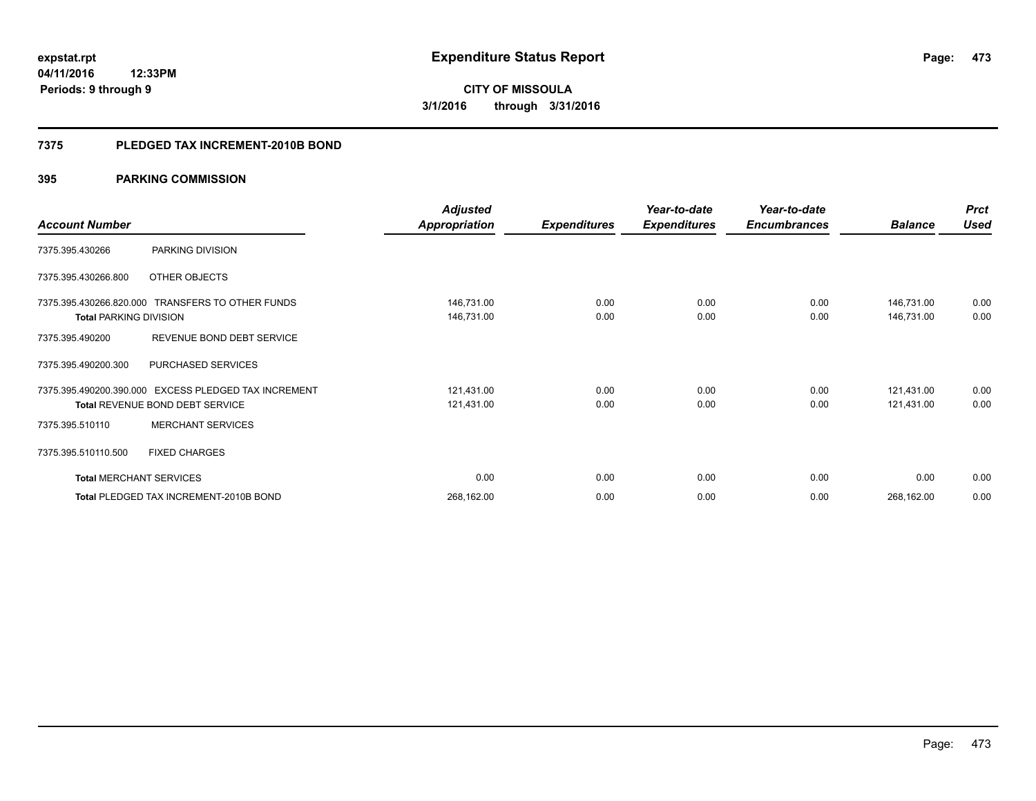**expstat.rpt**
**04/11/2016 12:33PM**
**Periods: 9 through 9**

# Expenditure Status Report

**CITY OF MISSOULA**
**3/1/2016 through 3/31/2016**

## 7375 PLEDGED TAX INCREMENT-2010B BOND

### 395 PARKING COMMISSION

| Account Number | | Adjusted Appropriation | Expenditures | Year-to-date Expenditures | Year-to-date Encumbrances | Balance | Prct Used |
|---|---|---|---|---|---|---|---|
| 7375.395.430266 | PARKING DIVISION | | | | | | |
| 7375.395.430266.800 | OTHER OBJECTS | | | | | | |
| 7375.395.430266.820.000 | TRANSFERS TO OTHER FUNDS | 146,731.00 | 0.00 | 0.00 | 0.00 | 146,731.00 | 0.00 |
| **Total** PARKING DIVISION | | 146,731.00 | 0.00 | 0.00 | 0.00 | 146,731.00 | 0.00 |
| 7375.395.490200 | REVENUE BOND DEBT SERVICE | | | | | | |
| 7375.395.490200.300 | PURCHASED SERVICES | | | | | | |
| 7375.395.490200.390.000 | EXCESS PLEDGED TAX INCREMENT | 121,431.00 | 0.00 | 0.00 | 0.00 | 121,431.00 | 0.00 |
| **Total** REVENUE BOND DEBT SERVICE | | 121,431.00 | 0.00 | 0.00 | 0.00 | 121,431.00 | 0.00 |
| 7375.395.510110 | MERCHANT SERVICES | | | | | | |
| 7375.395.510110.500 | FIXED CHARGES | | | | | | |
| **Total** MERCHANT SERVICES | | 0.00 | 0.00 | 0.00 | 0.00 | 0.00 | 0.00 |
| **Total** PLEDGED TAX INCREMENT-2010B BOND | | 268,162.00 | 0.00 | 0.00 | 0.00 | 268,162.00 | 0.00 |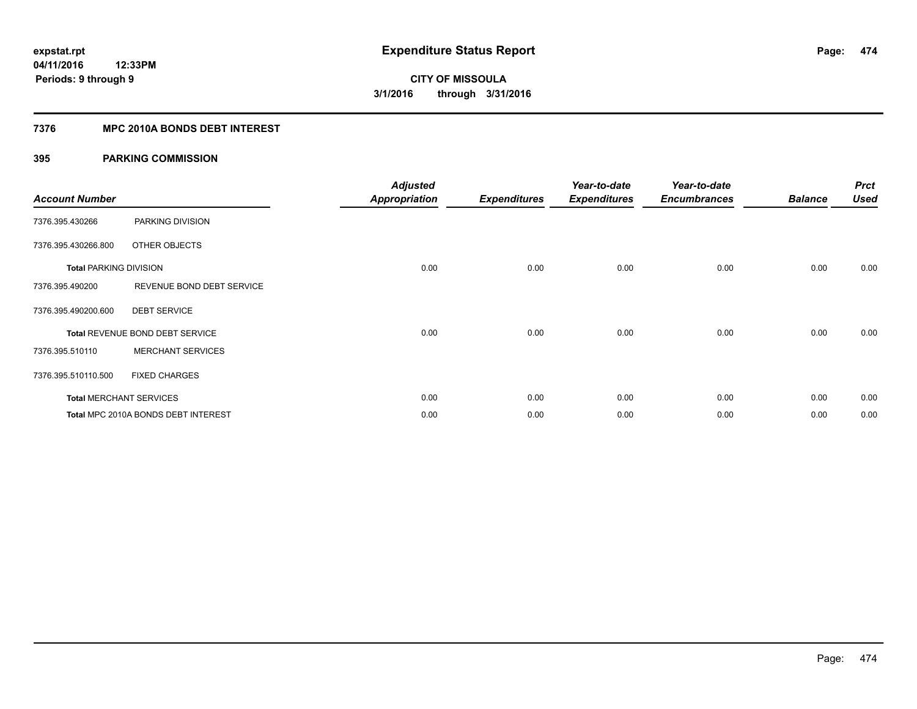# Expenditure Status Report

**expstat.rpt**
**04/11/2016 12:33PM**
**Periods: 9 through 9**

**CITY OF MISSOULA**
**3/1/2016 through 3/31/2016**

## 7376 MPC 2010A BONDS DEBT INTEREST

### 395 PARKING COMMISSION

| Account Number | | Adjusted Appropriation | Expenditures | Year-to-date Expenditures | Year-to-date Encumbrances | Balance | Prct Used |
|---|---|---|---|---|---|---|---|
| 7376.395.430266 | PARKING DIVISION | | | | | | |
| 7376.395.430266.800 | OTHER OBJECTS | | | | | | |
| **Total** PARKING DIVISION | | 0.00 | 0.00 | 0.00 | 0.00 | 0.00 | 0.00 |
| 7376.395.490200 | REVENUE BOND DEBT SERVICE | | | | | | |
| 7376.395.490200.600 | DEBT SERVICE | | | | | | |
| **Total** REVENUE BOND DEBT SERVICE | | 0.00 | 0.00 | 0.00 | 0.00 | 0.00 | 0.00 |
| 7376.395.510110 | MERCHANT SERVICES | | | | | | |
| 7376.395.510110.500 | FIXED CHARGES | | | | | | |
| **Total** MERCHANT SERVICES | | 0.00 | 0.00 | 0.00 | 0.00 | 0.00 | 0.00 |
| **Total** MPC 2010A BONDS DEBT INTEREST | | 0.00 | 0.00 | 0.00 | 0.00 | 0.00 | 0.00 |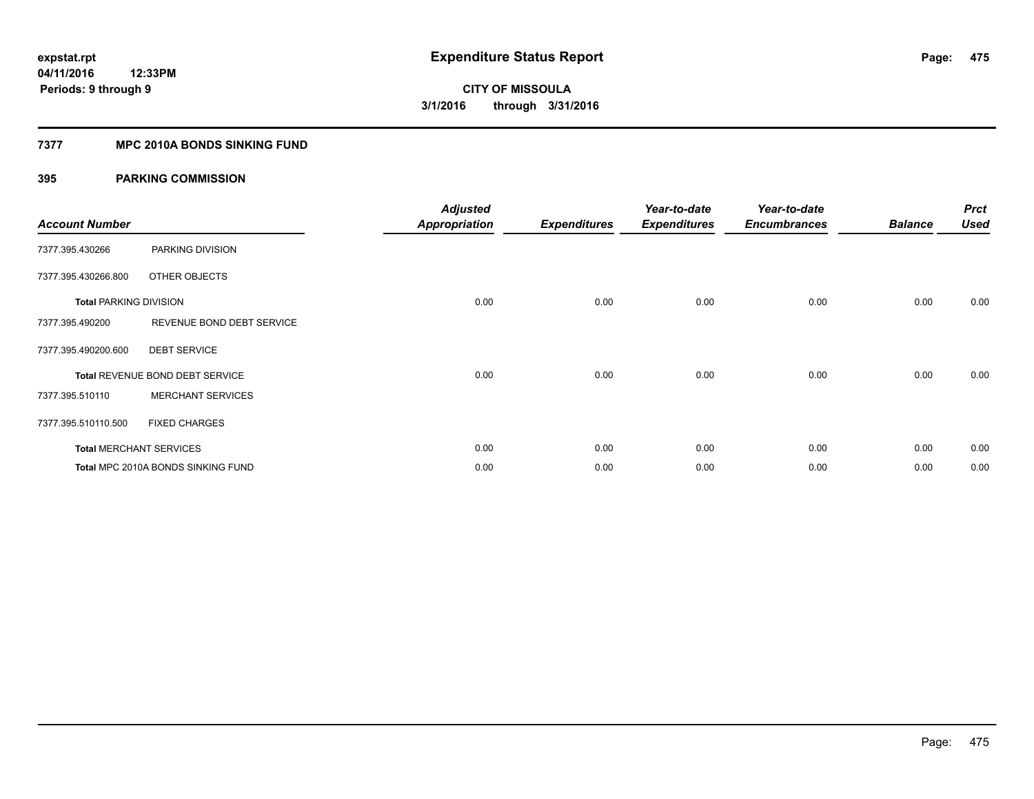# Expenditure Status Report

expstat.rpt
04/11/2016 12:33PM
Periods: 9 through 9

**CITY OF MISSOULA**
**3/1/2016 through 3/31/2016**

## 7377 MPC 2010A BONDS SINKING FUND

### 395 PARKING COMMISSION

| Account Number | | Adjusted Appropriation | Expenditures | Year-to-date Expenditures | Year-to-date Encumbrances | Balance | Prct Used |
|---|---|---|---|---|---|---|---|
| 7377.395.430266 | PARKING DIVISION | | | | | | |
| 7377.395.430266.800 | OTHER OBJECTS | | | | | | |
| Total PARKING DIVISION | | 0.00 | 0.00 | 0.00 | 0.00 | 0.00 | 0.00 |
| 7377.395.490200 | REVENUE BOND DEBT SERVICE | | | | | | |
| 7377.395.490200.600 | DEBT SERVICE | | | | | | |
| Total REVENUE BOND DEBT SERVICE | | 0.00 | 0.00 | 0.00 | 0.00 | 0.00 | 0.00 |
| 7377.395.510110 | MERCHANT SERVICES | | | | | | |
| 7377.395.510110.500 | FIXED CHARGES | | | | | | |
| Total MERCHANT SERVICES | | 0.00 | 0.00 | 0.00 | 0.00 | 0.00 | 0.00 |
| Total MPC 2010A BONDS SINKING FUND | | 0.00 | 0.00 | 0.00 | 0.00 | 0.00 | 0.00 |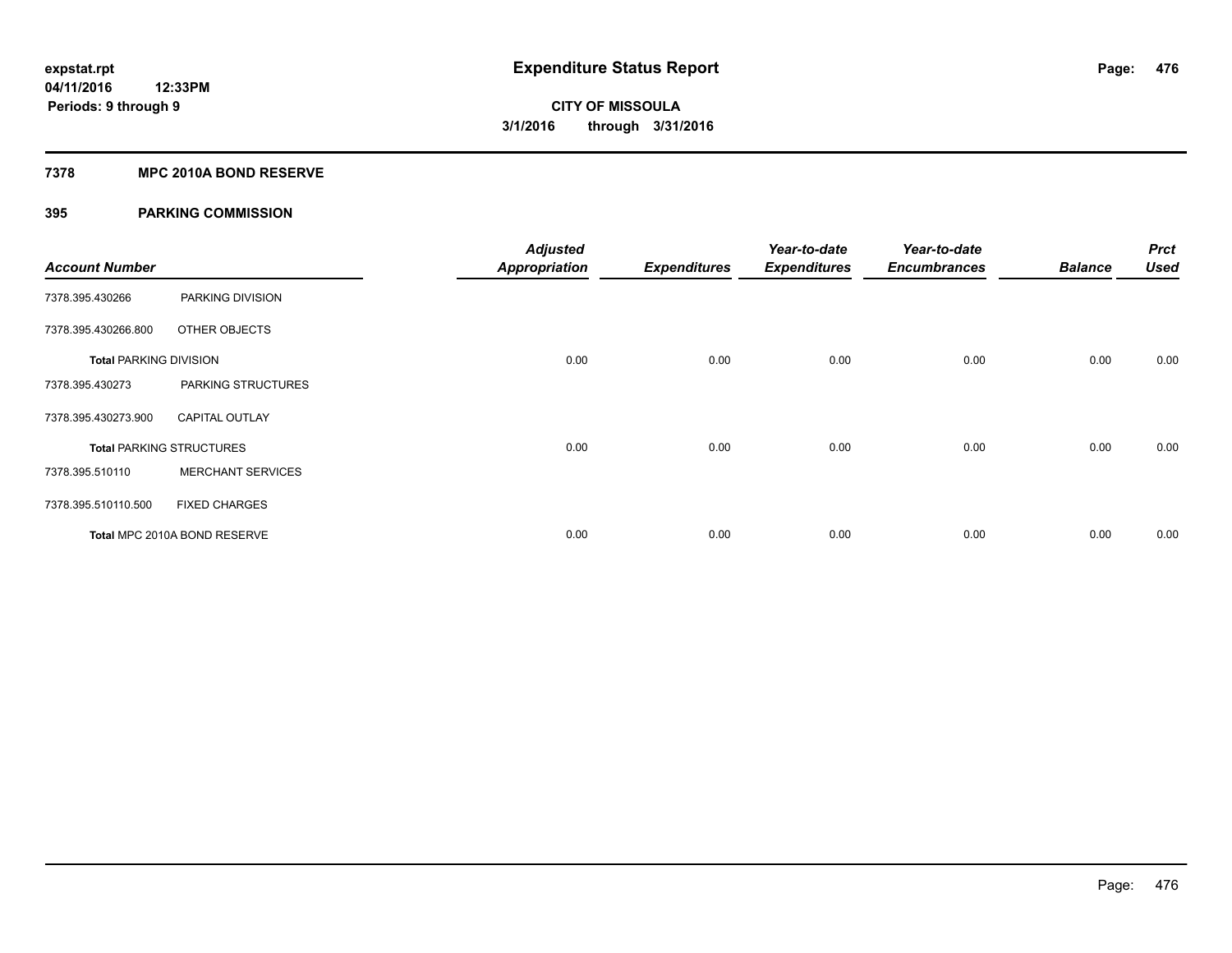# Expenditure Status Report

expstat.rpt
04/11/2016 12:33PM
Periods: 9 through 9

CITY OF MISSOULA
3/1/2016 through 3/31/2016

## 7378 MPC 2010A BOND RESERVE

### 395 PARKING COMMISSION

| Account Number | | Adjusted Appropriation | Expenditures | Year-to-date Expenditures | Year-to-date Encumbrances | Balance | Prct Used |
|---|---|---|---|---|---|---|---|
| 7378.395.430266 | PARKING DIVISION | | | | | | |
| 7378.395.430266.800 | OTHER OBJECTS | | | | | | |
| **Total PARKING DIVISION** | | 0.00 | 0.00 | 0.00 | 0.00 | 0.00 | 0.00 |
| 7378.395.430273 | PARKING STRUCTURES | | | | | | |
| 7378.395.430273.900 | CAPITAL OUTLAY | | | | | | |
| **Total PARKING STRUCTURES** | | 0.00 | 0.00 | 0.00 | 0.00 | 0.00 | 0.00 |
| 7378.395.510110 | MERCHANT SERVICES | | | | | | |
| 7378.395.510110.500 | FIXED CHARGES | | | | | | |
| **Total MPC 2010A BOND RESERVE** | | 0.00 | 0.00 | 0.00 | 0.00 | 0.00 | 0.00 |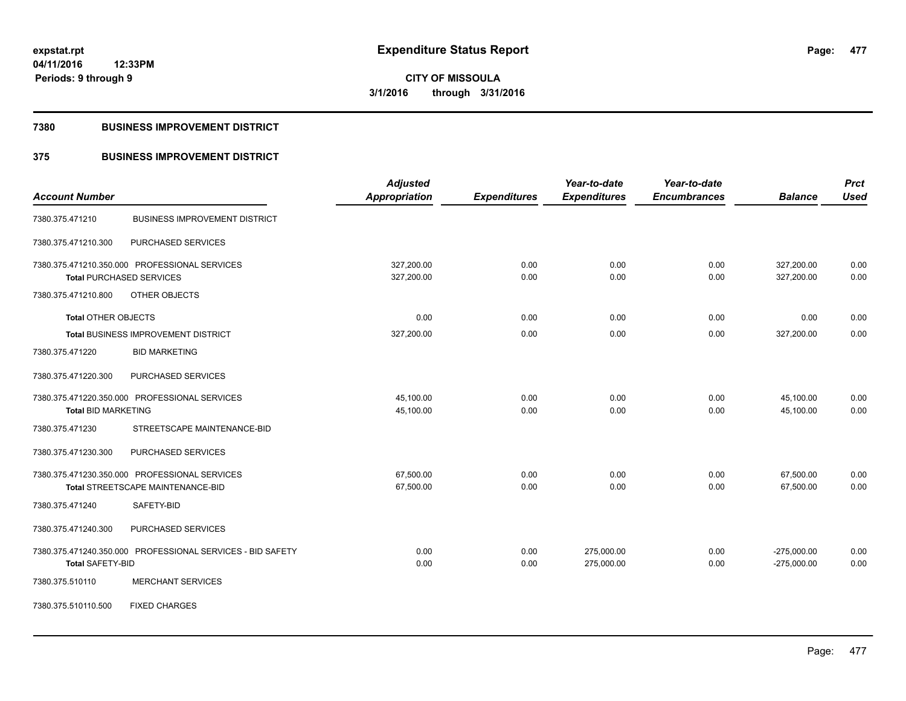**expstat.rpt**
**04/11/2016 12:33PM**
**Periods: 9 through 9**

# Expenditure Status Report

**CITY OF MISSOULA**
**3/1/2016 through 3/31/2016**

## 7380 BUSINESS IMPROVEMENT DISTRICT

## 375 BUSINESS IMPROVEMENT DISTRICT

| Account Number | | Adjusted Appropriation | Expenditures | Year-to-date Expenditures | Year-to-date Encumbrances | Balance | Prct Used |
|---|---|---|---|---|---|---|---|
| 7380.375.471210 | BUSINESS IMPROVEMENT DISTRICT | | | | | | |
| 7380.375.471210.300 | PURCHASED SERVICES | | | | | | |
| 7380.375.471210.350.000 PROFESSIONAL SERVICES | | 327,200.00 | 0.00 | 0.00 | 0.00 | 327,200.00 | 0.00 |
| **Total** PURCHASED SERVICES | | 327,200.00 | 0.00 | 0.00 | 0.00 | 327,200.00 | 0.00 |
| 7380.375.471210.800 | OTHER OBJECTS | | | | | | |
| **Total** OTHER OBJECTS | | 0.00 | 0.00 | 0.00 | 0.00 | 0.00 | 0.00 |
| **Total** BUSINESS IMPROVEMENT DISTRICT | | 327,200.00 | 0.00 | 0.00 | 0.00 | 327,200.00 | 0.00 |
| 7380.375.471220 | BID MARKETING | | | | | | |
| 7380.375.471220.300 | PURCHASED SERVICES | | | | | | |
| 7380.375.471220.350.000 PROFESSIONAL SERVICES | | 45,100.00 | 0.00 | 0.00 | 0.00 | 45,100.00 | 0.00 |
| **Total** BID MARKETING | | 45,100.00 | 0.00 | 0.00 | 0.00 | 45,100.00 | 0.00 |
| 7380.375.471230 | STREETSCAPE MAINTENANCE-BID | | | | | | |
| 7380.375.471230.300 | PURCHASED SERVICES | | | | | | |
| 7380.375.471230.350.000 PROFESSIONAL SERVICES | | 67,500.00 | 0.00 | 0.00 | 0.00 | 67,500.00 | 0.00 |
| **Total** STREETSCAPE MAINTENANCE-BID | | 67,500.00 | 0.00 | 0.00 | 0.00 | 67,500.00 | 0.00 |
| 7380.375.471240 | SAFETY-BID | | | | | | |
| 7380.375.471240.300 | PURCHASED SERVICES | | | | | | |
| 7380.375.471240.350.000 PROFESSIONAL SERVICES - BID SAFETY | | 0.00 | 0.00 | 275,000.00 | 0.00 | -275,000.00 | 0.00 |
| **Total** SAFETY-BID | | 0.00 | 0.00 | 275,000.00 | 0.00 | -275,000.00 | 0.00 |
| 7380.375.510110 | MERCHANT SERVICES | | | | | | |
| 7380.375.510110.500 | FIXED CHARGES | | | | | | |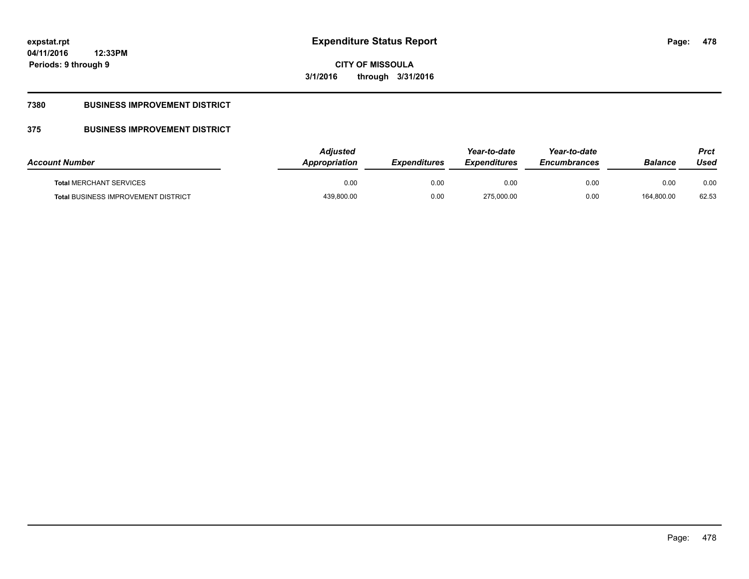# Expenditure Status Report

**CITY OF MISSOULA**

**3/1/2016 through 3/31/2016**

expstat.rpt
04/11/2016 12:33PM
Periods: 9 through 9

## 7380 BUSINESS IMPROVEMENT DISTRICT

## 375 BUSINESS IMPROVEMENT DISTRICT

| Account Number | Adjusted Appropriation | Expenditures | Year-to-date Expenditures | Year-to-date Encumbrances | Balance | Prct Used |
|---|---|---|---|---|---|---|
| **Total** MERCHANT SERVICES | 0.00 | 0.00 | 0.00 | 0.00 | 0.00 | 0.00 |
| **Total** BUSINESS IMPROVEMENT DISTRICT | 439,800.00 | 0.00 | 275,000.00 | 0.00 | 164,800.00 | 62.53 |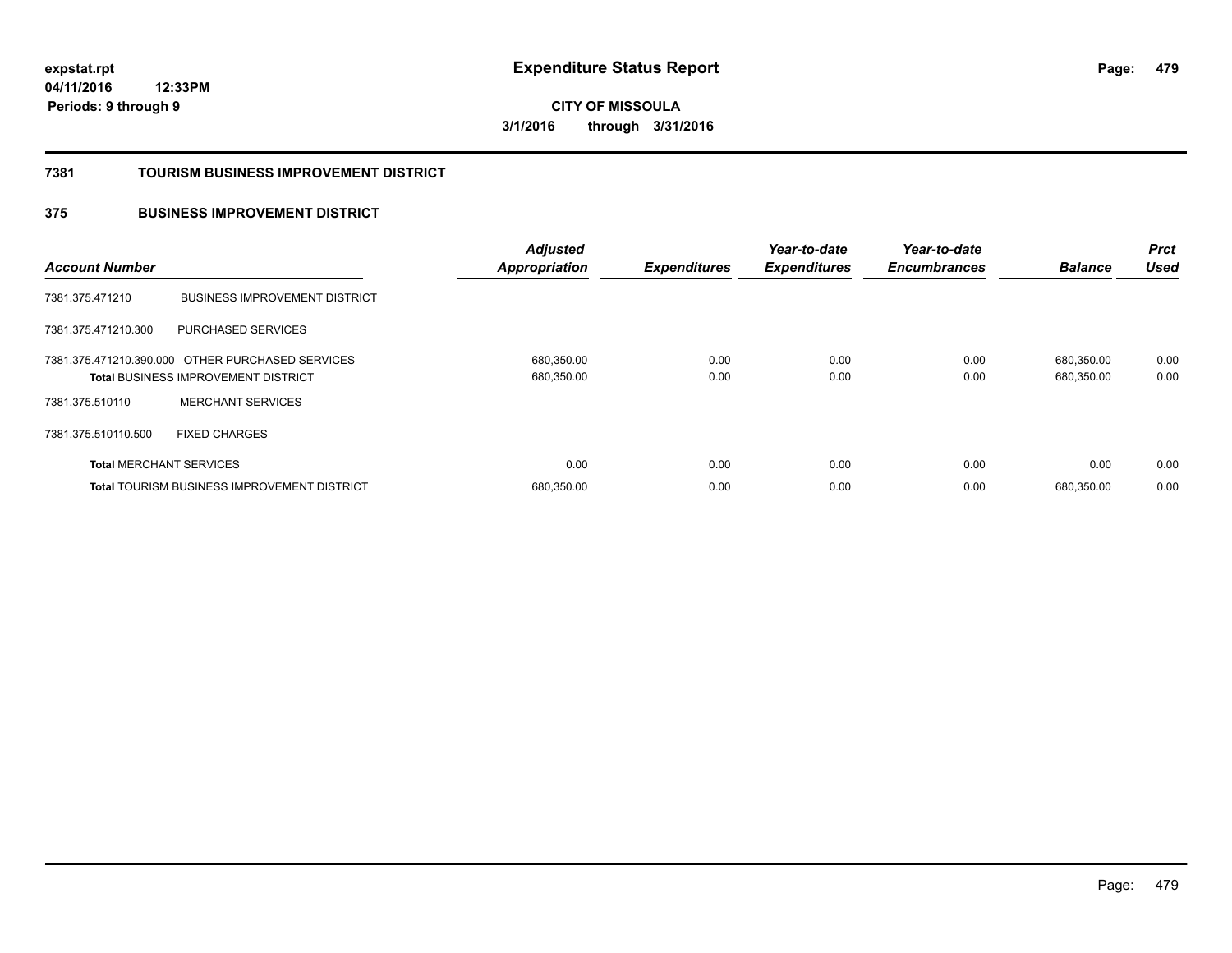# Expenditure Status Report

**CITY OF MISSOULA**

**3/1/2016 through 3/31/2016**

expstat.rpt
04/11/2016 12:33PM
Periods: 9 through 9

## 7381 TOURISM BUSINESS IMPROVEMENT DISTRICT

### 375 BUSINESS IMPROVEMENT DISTRICT

| Account Number | | Adjusted Appropriation | Expenditures | Year-to-date Expenditures | Year-to-date Encumbrances | Balance | Prct Used |
|---|---|---|---|---|---|---|---|
| 7381.375.471210 | BUSINESS IMPROVEMENT DISTRICT | | | | | | |
| 7381.375.471210.300 | PURCHASED SERVICES | | | | | | |
| 7381.375.471210.390.000 | OTHER PURCHASED SERVICES | 680,350.00 | 0.00 | 0.00 | 0.00 | 680,350.00 | 0.00 |
| **Total** BUSINESS IMPROVEMENT DISTRICT | | 680,350.00 | 0.00 | 0.00 | 0.00 | 680,350.00 | 0.00 |
| 7381.375.510110 | MERCHANT SERVICES | | | | | | |
| 7381.375.510110.500 | FIXED CHARGES | | | | | | |
| **Total** MERCHANT SERVICES | | 0.00 | 0.00 | 0.00 | 0.00 | 0.00 | 0.00 |
| **Total** TOURISM BUSINESS IMPROVEMENT DISTRICT | | 680,350.00 | 0.00 | 0.00 | 0.00 | 680,350.00 | 0.00 |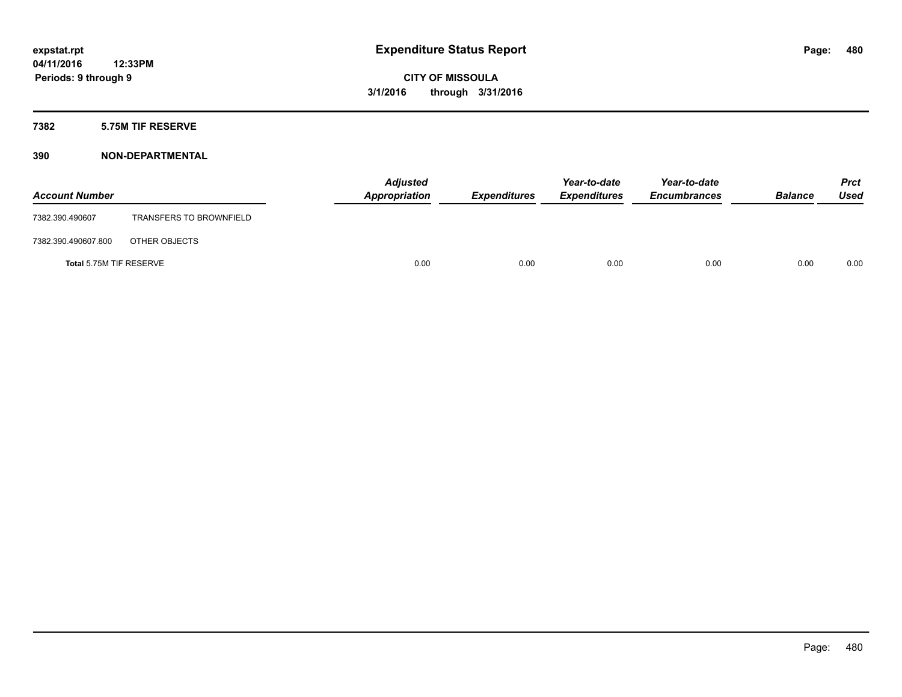**expstat.rpt**
**04/11/2016 12:33PM**
**Periods: 9 through 9**

# Expenditure Status Report

**CITY OF MISSOULA**
**3/1/2016 through 3/31/2016**

## 7382 5.75M TIF RESERVE

## 390 NON-DEPARTMENTAL

| Account Number | | Adjusted Appropriation | Expenditures | Year-to-date Expenditures | Year-to-date Encumbrances | Balance | Prct Used |
|---|---|---|---|---|---|---|---|
| 7382.390.490607 | TRANSFERS TO BROWNFIELD | | | | | | |
| 7382.390.490607.800 | OTHER OBJECTS | | | | | | |
| **Total** 5.75M TIF RESERVE | | 0.00 | 0.00 | 0.00 | 0.00 | 0.00 | 0.00 |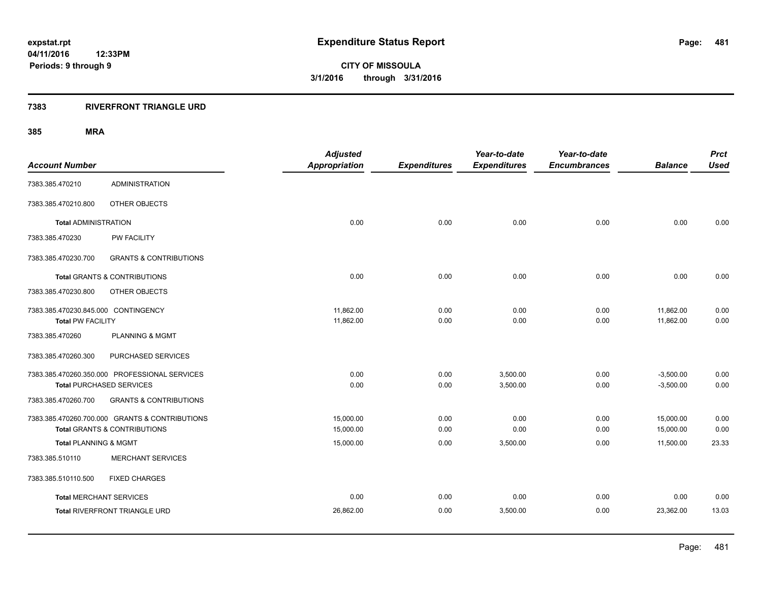**expstat.rpt**
**04/11/2016 12:33PM**
**Periods: 9 through 9**

# Expenditure Status Report

**CITY OF MISSOULA**
**3/1/2016 through 3/31/2016**

## 7383 RIVERFRONT TRIANGLE URD

### 385 MRA

| Account Number | | Adjusted Appropriation | Expenditures | Year-to-date Expenditures | Year-to-date Encumbrances | Balance | Prct Used |
|---|---|---|---|---|---|---|---|
| 7383.385.470210 | ADMINISTRATION | | | | | | |
| 7383.385.470210.800 | OTHER OBJECTS | | | | | | |
| **Total** ADMINISTRATION | | 0.00 | 0.00 | 0.00 | 0.00 | 0.00 | 0.00 |
| 7383.385.470230 | PW FACILITY | | | | | | |
| 7383.385.470230.700 | GRANTS & CONTRIBUTIONS | | | | | | |
| **Total** GRANTS & CONTRIBUTIONS | | 0.00 | 0.00 | 0.00 | 0.00 | 0.00 | 0.00 |
| 7383.385.470230.800 | OTHER OBJECTS | | | | | | |
| 7383.385.470230.845.000 | CONTINGENCY | 11,862.00 | 0.00 | 0.00 | 0.00 | 11,862.00 | 0.00 |
| **Total** PW FACILITY | | 11,862.00 | 0.00 | 0.00 | 0.00 | 11,862.00 | 0.00 |
| 7383.385.470260 | PLANNING & MGMT | | | | | | |
| 7383.385.470260.300 | PURCHASED SERVICES | | | | | | |
| 7383.385.470260.350.000 | PROFESSIONAL SERVICES | 0.00 | 0.00 | 3,500.00 | 0.00 | -3,500.00 | 0.00 |
| **Total** PURCHASED SERVICES | | 0.00 | 0.00 | 3,500.00 | 0.00 | -3,500.00 | 0.00 |
| 7383.385.470260.700 | GRANTS & CONTRIBUTIONS | | | | | | |
| 7383.385.470260.700.000 | GRANTS & CONTRIBUTIONS | 15,000.00 | 0.00 | 0.00 | 0.00 | 15,000.00 | 0.00 |
| **Total** GRANTS & CONTRIBUTIONS | | 15,000.00 | 0.00 | 0.00 | 0.00 | 15,000.00 | 0.00 |
| **Total** PLANNING & MGMT | | 15,000.00 | 0.00 | 3,500.00 | 0.00 | 11,500.00 | 23.33 |
| 7383.385.510110 | MERCHANT SERVICES | | | | | | |
| 7383.385.510110.500 | FIXED CHARGES | | | | | | |
| **Total** MERCHANT SERVICES | | 0.00 | 0.00 | 0.00 | 0.00 | 0.00 | 0.00 |
| **Total** RIVERFRONT TRIANGLE URD | | 26,862.00 | 0.00 | 3,500.00 | 0.00 | 23,362.00 | 13.03 |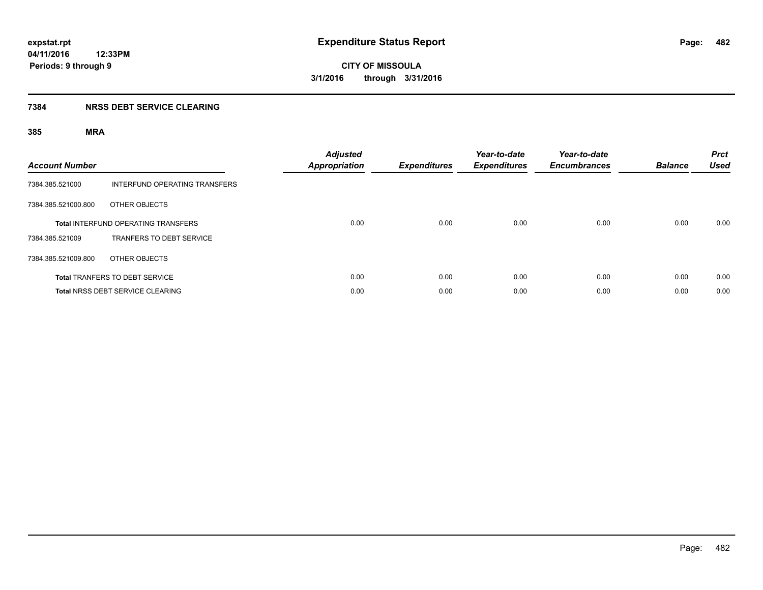expstat.rpt
04/11/2016 12:33PM
Periods: 9 through 9

# Expenditure Status Report

CITY OF MISSOULA
3/1/2016 through 3/31/2016

## 7384 NRSS DEBT SERVICE CLEARING

### 385 MRA

| Account Number | | Adjusted Appropriation | Expenditures | Year-to-date Expenditures | Year-to-date Encumbrances | Balance | Prct Used |
|---|---|---|---|---|---|---|---|
| 7384.385.521000 | INTERFUND OPERATING TRANSFERS | | | | | | |
| 7384.385.521000.800 | OTHER OBJECTS | | | | | | |
| **Total** INTERFUND OPERATING TRANSFERS | | 0.00 | 0.00 | 0.00 | 0.00 | 0.00 | 0.00 |
| 7384.385.521009 | TRANFERS TO DEBT SERVICE | | | | | | |
| 7384.385.521009.800 | OTHER OBJECTS | | | | | | |
| **Total** TRANFERS TO DEBT SERVICE | | 0.00 | 0.00 | 0.00 | 0.00 | 0.00 | 0.00 |
| **Total** NRSS DEBT SERVICE CLEARING | | 0.00 | 0.00 | 0.00 | 0.00 | 0.00 | 0.00 |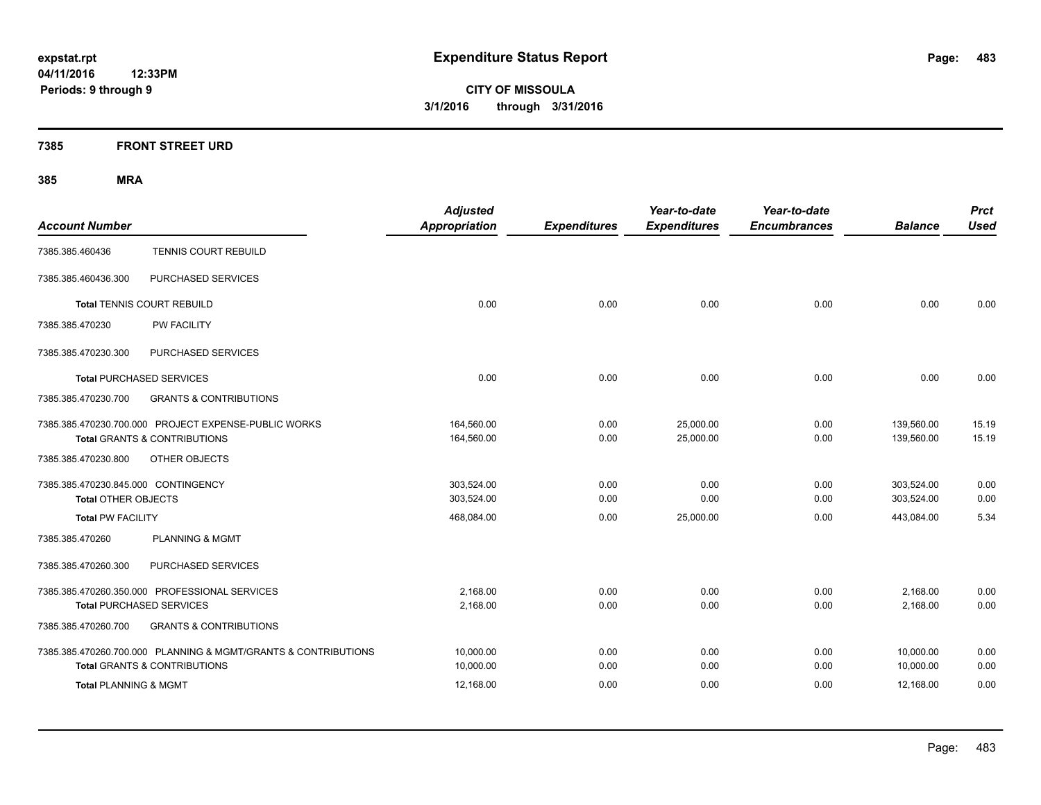# Expenditure Status Report

**CITY OF MISSOULA**

**3/1/2016 through 3/31/2016**

expstat.rpt
04/11/2016 12:33PM
Periods: 9 through 9

## 7385 FRONT STREET URD

## 385 MRA

| Account Number | | Adjusted Appropriation | Expenditures | Year-to-date Expenditures | Year-to-date Encumbrances | Balance | Prct Used |
|---|---|---|---|---|---|---|---|
| 7385.385.460436 | TENNIS COURT REBUILD | | | | | | |
| 7385.385.460436.300 | PURCHASED SERVICES | | | | | | |
| **Total** TENNIS COURT REBUILD | | 0.00 | 0.00 | 0.00 | 0.00 | 0.00 | 0.00 |
| 7385.385.470230 | PW FACILITY | | | | | | |
| 7385.385.470230.300 | PURCHASED SERVICES | | | | | | |
| **Total** PURCHASED SERVICES | | 0.00 | 0.00 | 0.00 | 0.00 | 0.00 | 0.00 |
| 7385.385.470230.700 | GRANTS & CONTRIBUTIONS | | | | | | |
| 7385.385.470230.700.000 | PROJECT EXPENSE-PUBLIC WORKS | 164,560.00 | 0.00 | 25,000.00 | 0.00 | 139,560.00 | 15.19 |
| **Total** GRANTS & CONTRIBUTIONS | | 164,560.00 | 0.00 | 25,000.00 | 0.00 | 139,560.00 | 15.19 |
| 7385.385.470230.800 | OTHER OBJECTS | | | | | | |
| 7385.385.470230.845.000 | CONTINGENCY | 303,524.00 | 0.00 | 0.00 | 0.00 | 303,524.00 | 0.00 |
| **Total** OTHER OBJECTS | | 303,524.00 | 0.00 | 0.00 | 0.00 | 303,524.00 | 0.00 |
| **Total** PW FACILITY | | 468,084.00 | 0.00 | 25,000.00 | 0.00 | 443,084.00 | 5.34 |
| 7385.385.470260 | PLANNING & MGMT | | | | | | |
| 7385.385.470260.300 | PURCHASED SERVICES | | | | | | |
| 7385.385.470260.350.000 | PROFESSIONAL SERVICES | 2,168.00 | 0.00 | 0.00 | 0.00 | 2,168.00 | 0.00 |
| **Total** PURCHASED SERVICES | | 2,168.00 | 0.00 | 0.00 | 0.00 | 2,168.00 | 0.00 |
| 7385.385.470260.700 | GRANTS & CONTRIBUTIONS | | | | | | |
| 7385.385.470260.700.000 | PLANNING & MGMT/GRANTS & CONTRIBUTIONS | 10,000.00 | 0.00 | 0.00 | 0.00 | 10,000.00 | 0.00 |
| **Total** GRANTS & CONTRIBUTIONS | | 10,000.00 | 0.00 | 0.00 | 0.00 | 10,000.00 | 0.00 |
| **Total** PLANNING & MGMT | | 12,168.00 | 0.00 | 0.00 | 0.00 | 12,168.00 | 0.00 |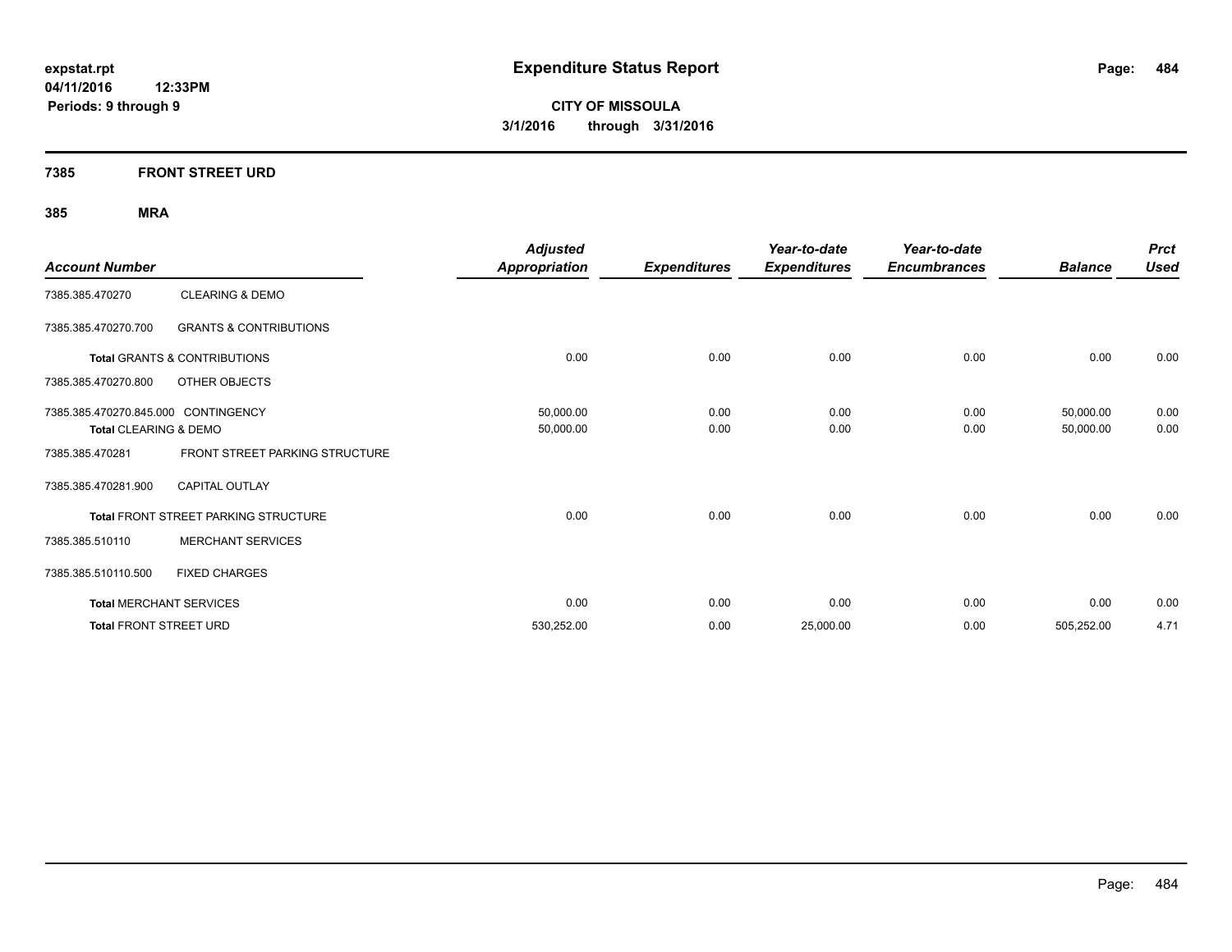expstat.rpt
04/11/2016 12:33PM
Periods: 9 through 9

# Expenditure Status Report

**CITY OF MISSOULA**
**3/1/2016 through 3/31/2016**

## 7385 FRONT STREET URD

### 385 MRA

| Account Number | | Adjusted Appropriation | Expenditures | Year-to-date Expenditures | Year-to-date Encumbrances | Balance | Prct Used |
|---|---|---|---|---|---|---|---|
| 7385.385.470270 | CLEARING & DEMO | | | | | | |
| 7385.385.470270.700 | GRANTS & CONTRIBUTIONS | | | | | | |
| **Total** GRANTS & CONTRIBUTIONS | | 0.00 | 0.00 | 0.00 | 0.00 | 0.00 | 0.00 |
| 7385.385.470270.800 | OTHER OBJECTS | | | | | | |
| 7385.385.470270.845.000 | CONTINGENCY | 50,000.00 | 0.00 | 0.00 | 0.00 | 50,000.00 | 0.00 |
| **Total** CLEARING & DEMO | | 50,000.00 | 0.00 | 0.00 | 0.00 | 50,000.00 | 0.00 |
| 7385.385.470281 | FRONT STREET PARKING STRUCTURE | | | | | | |
| 7385.385.470281.900 | CAPITAL OUTLAY | | | | | | |
| **Total** FRONT STREET PARKING STRUCTURE | | 0.00 | 0.00 | 0.00 | 0.00 | 0.00 | 0.00 |
| 7385.385.510110 | MERCHANT SERVICES | | | | | | |
| 7385.385.510110.500 | FIXED CHARGES | | | | | | |
| **Total** MERCHANT SERVICES | | 0.00 | 0.00 | 0.00 | 0.00 | 0.00 | 0.00 |
| **Total** FRONT STREET URD | | 530,252.00 | 0.00 | 25,000.00 | 0.00 | 505,252.00 | 4.71 |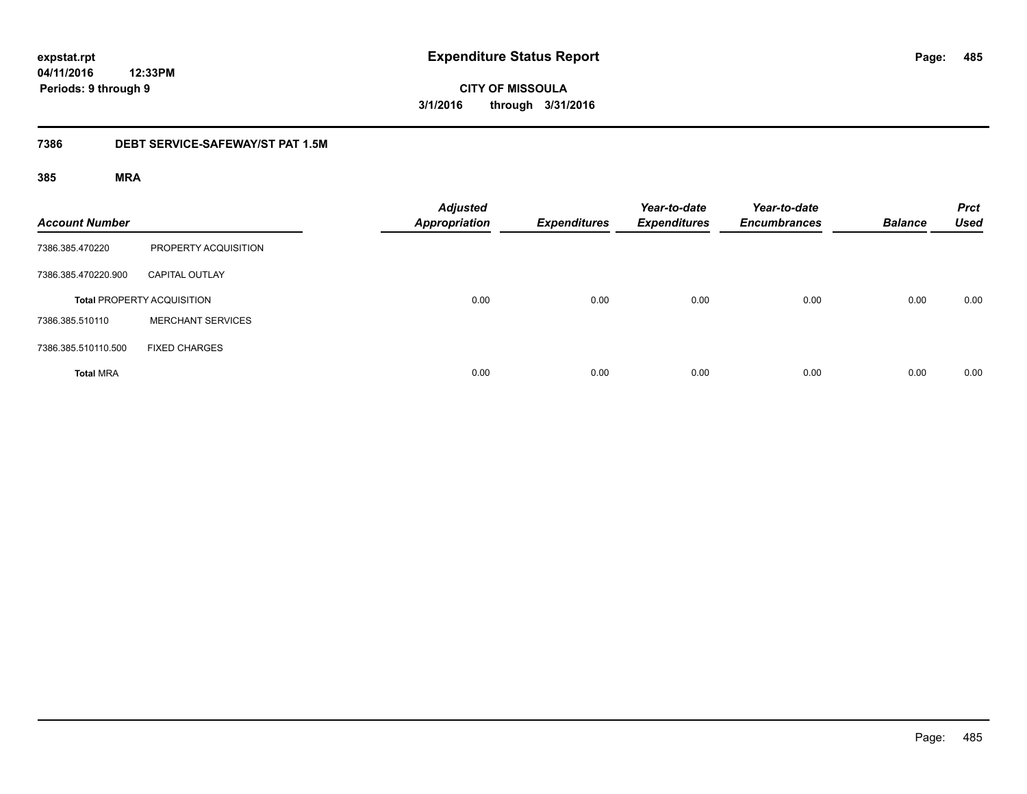**expstat.rpt**
**04/11/2016 12:33PM**
**Periods: 9 through 9**

# Expenditure Status Report

**CITY OF MISSOULA**
**3/1/2016 through 3/31/2016**

## 7386 DEBT SERVICE-SAFEWAY/ST PAT 1.5M

### 385 MRA

| Account Number | | Adjusted Appropriation | Expenditures | Year-to-date Expenditures | Year-to-date Encumbrances | Balance | Prct Used |
|---|---|---|---|---|---|---|---|
| 7386.385.470220 | PROPERTY ACQUISITION | | | | | | |
| 7386.385.470220.900 | CAPITAL OUTLAY | | | | | | |
| **Total** PROPERTY ACQUISITION | | 0.00 | 0.00 | 0.00 | 0.00 | 0.00 | 0.00 |
| 7386.385.510110 | MERCHANT SERVICES | | | | | | |
| 7386.385.510110.500 | FIXED CHARGES | | | | | | |
| **Total** MRA | | 0.00 | 0.00 | 0.00 | 0.00 | 0.00 | 0.00 |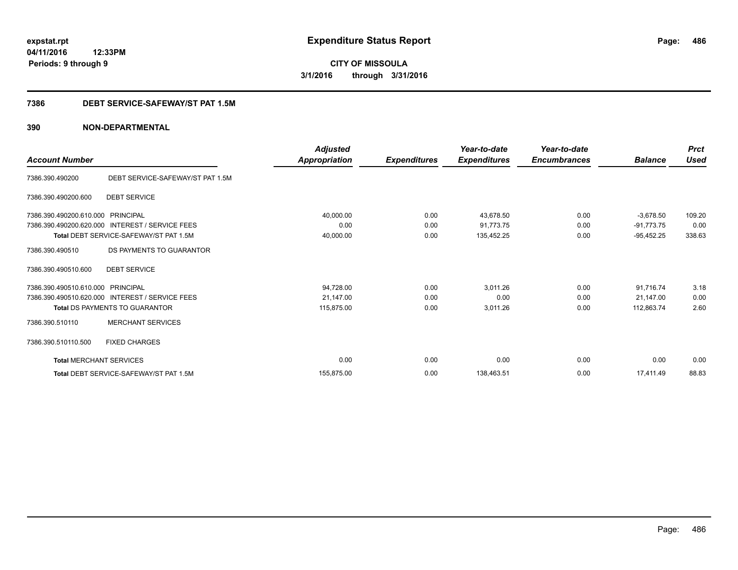**expstat.rpt**
**04/11/2016 12:33PM**
**Periods: 9 through 9**

# Expenditure Status Report

**CITY OF MISSOULA**
**3/1/2016 through 3/31/2016**

## 7386 DEBT SERVICE-SAFEWAY/ST PAT 1.5M

### 390 NON-DEPARTMENTAL

| Account Number | | Adjusted Appropriation | Expenditures | Year-to-date Expenditures | Year-to-date Encumbrances | Balance | Prct Used |
|---|---|---|---|---|---|---|---|
| 7386.390.490200 | DEBT SERVICE-SAFEWAY/ST PAT 1.5M | | | | | | |
| 7386.390.490200.600 | DEBT SERVICE | | | | | | |
| 7386.390.490200.610.000 | PRINCIPAL | 40,000.00 | 0.00 | 43,678.50 | 0.00 | -3,678.50 | 109.20 |
| 7386.390.490200.620.000 | INTEREST / SERVICE FEES | 0.00 | 0.00 | 91,773.75 | 0.00 | -91,773.75 | 0.00 |
| **Total** DEBT SERVICE-SAFEWAY/ST PAT 1.5M | | 40,000.00 | 0.00 | 135,452.25 | 0.00 | -95,452.25 | 338.63 |
| 7386.390.490510 | DS PAYMENTS TO GUARANTOR | | | | | | |
| 7386.390.490510.600 | DEBT SERVICE | | | | | | |
| 7386.390.490510.610.000 | PRINCIPAL | 94,728.00 | 0.00 | 3,011.26 | 0.00 | 91,716.74 | 3.18 |
| 7386.390.490510.620.000 | INTEREST / SERVICE FEES | 21,147.00 | 0.00 | 0.00 | 0.00 | 21,147.00 | 0.00 |
| **Total** DS PAYMENTS TO GUARANTOR | | 115,875.00 | 0.00 | 3,011.26 | 0.00 | 112,863.74 | 2.60 |
| 7386.390.510110 | MERCHANT SERVICES | | | | | | |
| 7386.390.510110.500 | FIXED CHARGES | | | | | | |
| **Total** MERCHANT SERVICES | | 0.00 | 0.00 | 0.00 | 0.00 | 0.00 | 0.00 |
| **Total** DEBT SERVICE-SAFEWAY/ST PAT 1.5M | | 155,875.00 | 0.00 | 138,463.51 | 0.00 | 17,411.49 | 88.83 |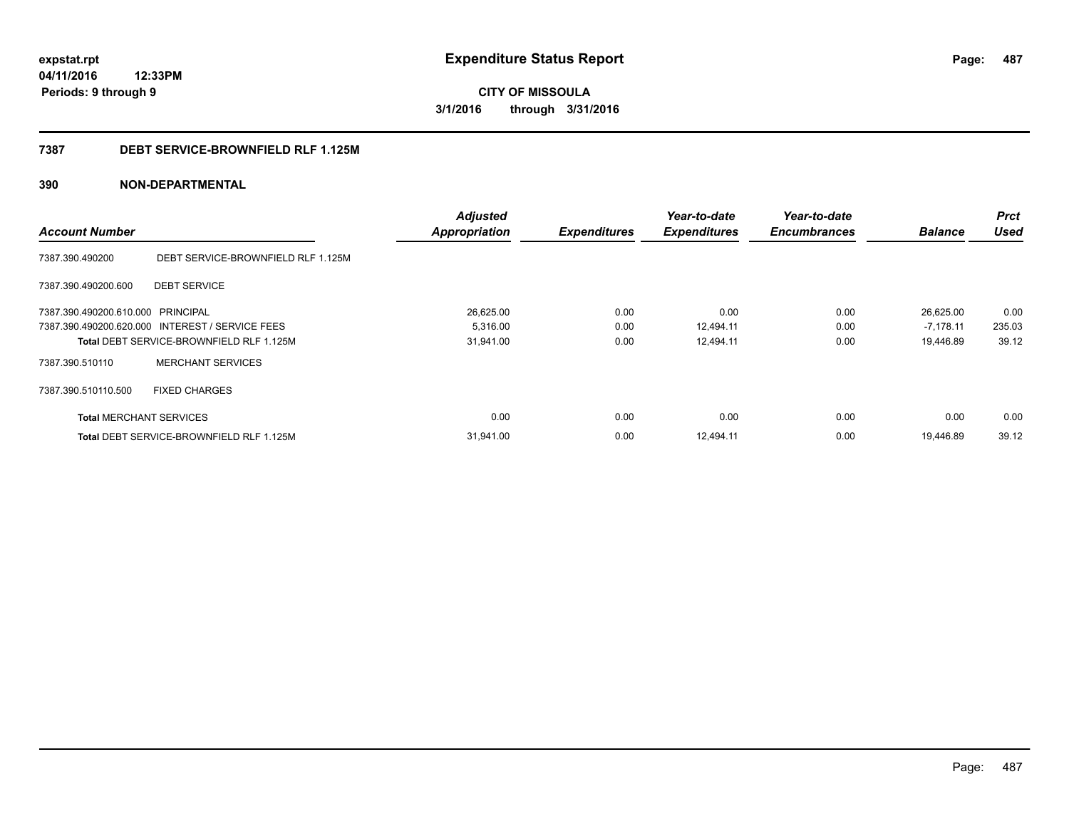**expstat.rpt**
**04/11/2016 12:33PM**
**Periods: 9 through 9**

# Expenditure Status Report

**CITY OF MISSOULA**
**3/1/2016 through 3/31/2016**

## 7387 DEBT SERVICE-BROWNFIELD RLF 1.125M

## 390 NON-DEPARTMENTAL

| Account Number | | Adjusted Appropriation | Expenditures | Year-to-date Expenditures | Year-to-date Encumbrances | Balance | Prct Used |
|---|---|---|---|---|---|---|---|
| 7387.390.490200 | DEBT SERVICE-BROWNFIELD RLF 1.125M | | | | | | |
| 7387.390.490200.600 | DEBT SERVICE | | | | | | |
| 7387.390.490200.610.000 | PRINCIPAL | 26,625.00 | 0.00 | 0.00 | 0.00 | 26,625.00 | 0.00 |
| 7387.390.490200.620.000 | INTEREST / SERVICE FEES | 5,316.00 | 0.00 | 12,494.11 | 0.00 | -7,178.11 | 235.03 |
| **Total** DEBT SERVICE-BROWNFIELD RLF 1.125M | | 31,941.00 | 0.00 | 12,494.11 | 0.00 | 19,446.89 | 39.12 |
| 7387.390.510110 | MERCHANT SERVICES | | | | | | |
| 7387.390.510110.500 | FIXED CHARGES | | | | | | |
| **Total** MERCHANT SERVICES | | 0.00 | 0.00 | 0.00 | 0.00 | 0.00 | 0.00 |
| **Total** DEBT SERVICE-BROWNFIELD RLF 1.125M | | 31,941.00 | 0.00 | 12,494.11 | 0.00 | 19,446.89 | 39.12 |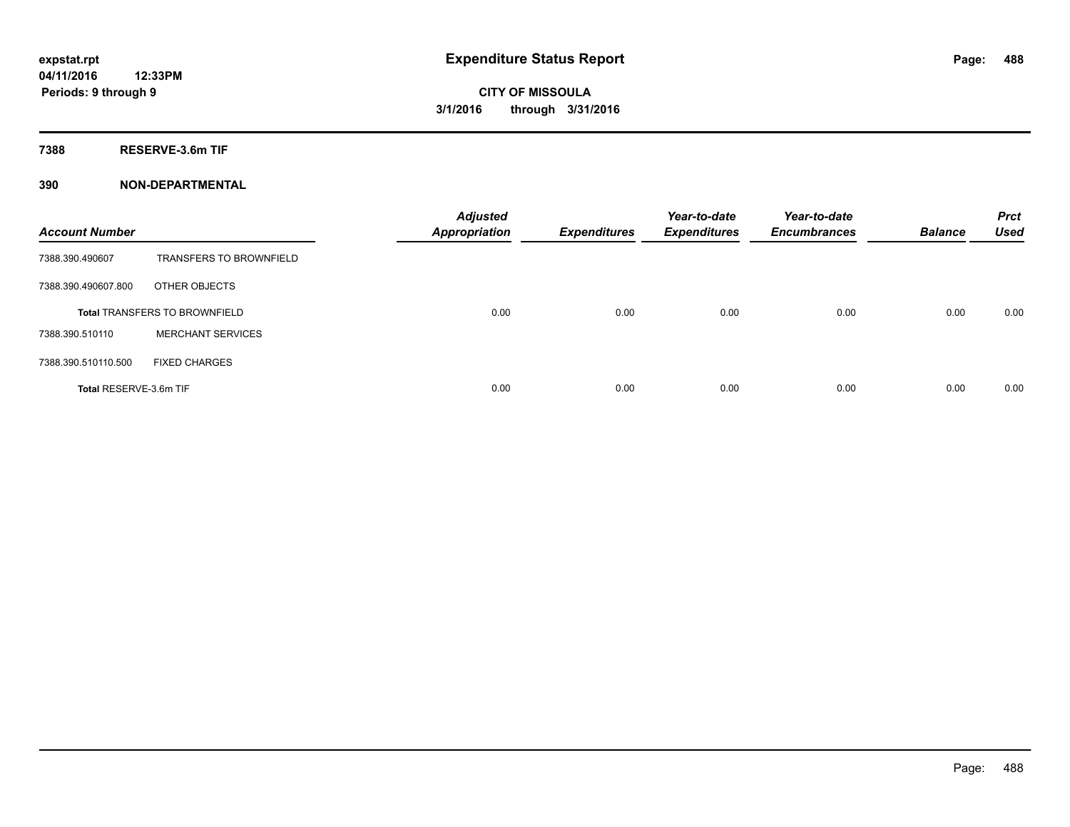# Expenditure Status Report

expstat.rpt
04/11/2016 12:33PM
Periods: 9 through 9

CITY OF MISSOULA
3/1/2016 through 3/31/2016

## 7388 RESERVE-3.6m TIF

## 390 NON-DEPARTMENTAL

| Account Number | | Adjusted Appropriation | Expenditures | Year-to-date Expenditures | Year-to-date Encumbrances | Balance | Prct Used |
|---|---|---|---|---|---|---|---|
| 7388.390.490607 | TRANSFERS TO BROWNFIELD | | | | | | |
| 7388.390.490607.800 | OTHER OBJECTS | | | | | | |
| Total TRANSFERS TO BROWNFIELD | | 0.00 | 0.00 | 0.00 | 0.00 | 0.00 | 0.00 |
| 7388.390.510110 | MERCHANT SERVICES | | | | | | |
| 7388.390.510110.500 | FIXED CHARGES | | | | | | |
| Total RESERVE-3.6m TIF | | 0.00 | 0.00 | 0.00 | 0.00 | 0.00 | 0.00 |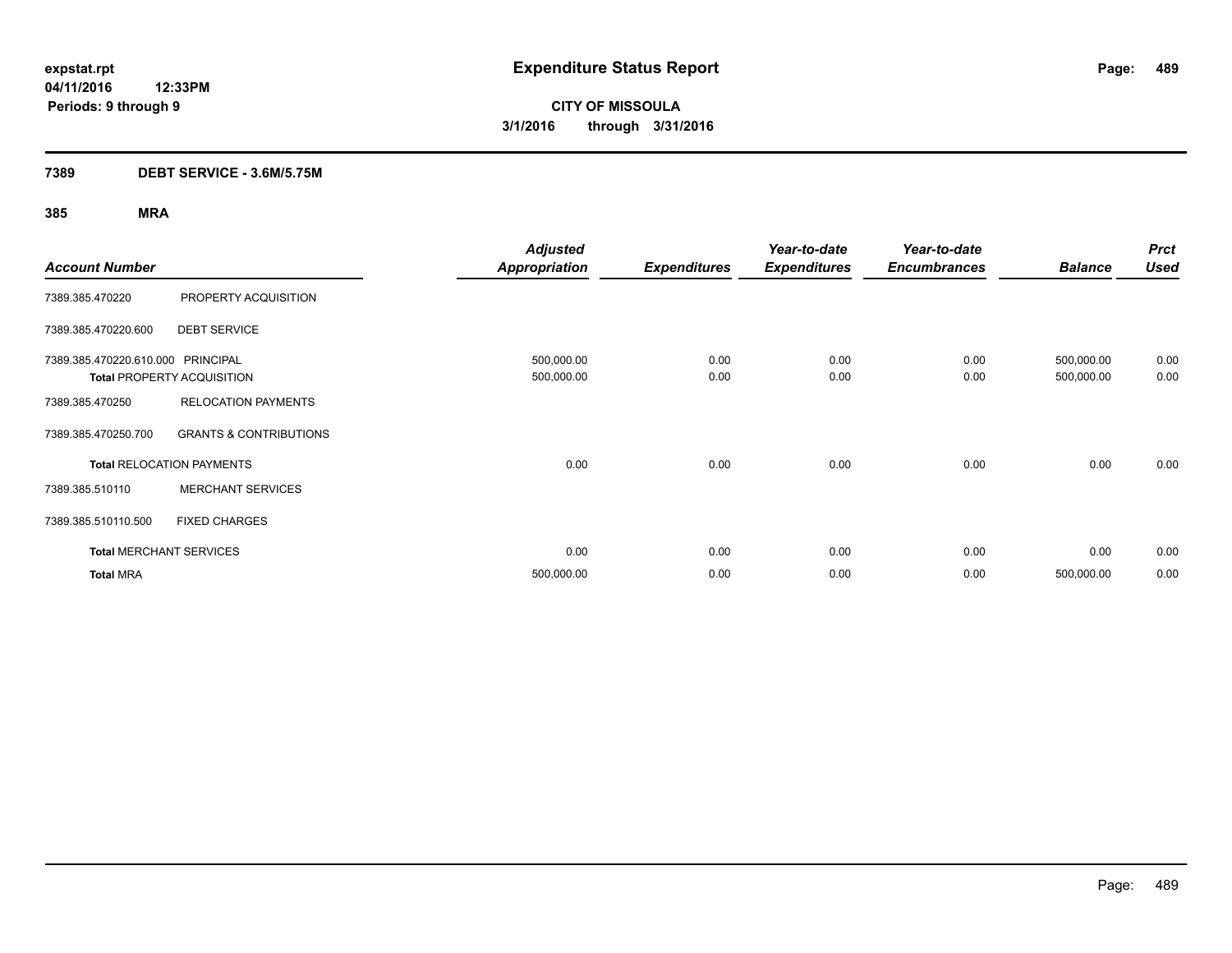# Expenditure Status Report

expstat.rpt
04/11/2016 12:33PM
Periods: 9 through 9

**CITY OF MISSOULA**
**3/1/2016 through 3/31/2016**

## 7389 DEBT SERVICE - 3.6M/5.75M

### 385 MRA

| Account Number | | Adjusted Appropriation | Expenditures | Year-to-date Expenditures | Year-to-date Encumbrances | Balance | Prct Used |
|---|---|---|---|---|---|---|---|
| 7389.385.470220 | PROPERTY ACQUISITION | | | | | | |
| 7389.385.470220.600 | DEBT SERVICE | | | | | | |
| 7389.385.470220.610.000 | PRINCIPAL | 500,000.00 | 0.00 | 0.00 | 0.00 | 500,000.00 | 0.00 |
| **Total** PROPERTY ACQUISITION | | 500,000.00 | 0.00 | 0.00 | 0.00 | 500,000.00 | 0.00 |
| 7389.385.470250 | RELOCATION PAYMENTS | | | | | | |
| 7389.385.470250.700 | GRANTS & CONTRIBUTIONS | | | | | | |
| **Total** RELOCATION PAYMENTS | | 0.00 | 0.00 | 0.00 | 0.00 | 0.00 | 0.00 |
| 7389.385.510110 | MERCHANT SERVICES | | | | | | |
| 7389.385.510110.500 | FIXED CHARGES | | | | | | |
| **Total** MERCHANT SERVICES | | 0.00 | 0.00 | 0.00 | 0.00 | 0.00 | 0.00 |
| **Total** MRA | | 500,000.00 | 0.00 | 0.00 | 0.00 | 500,000.00 | 0.00 |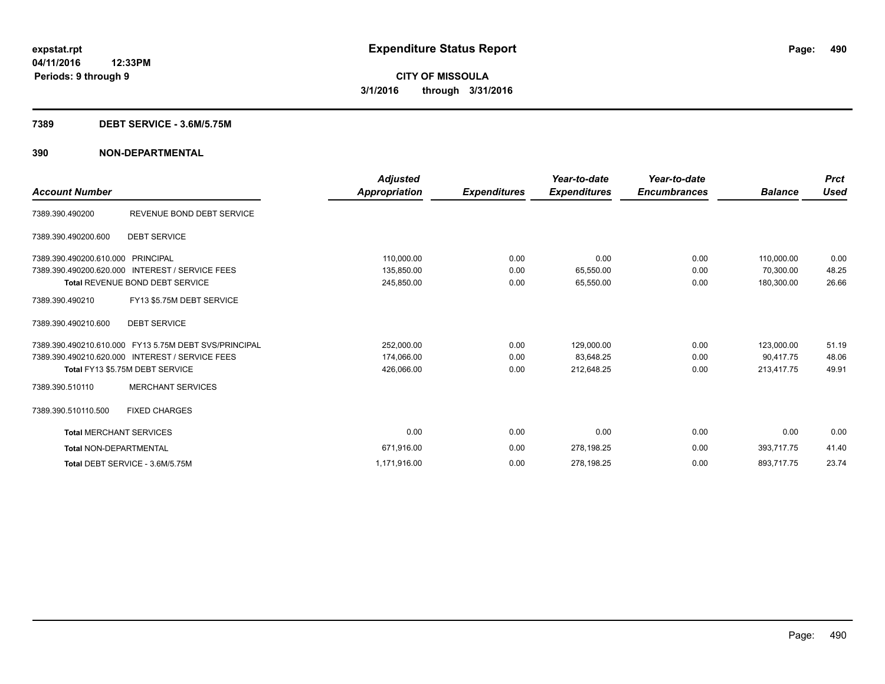**expstat.rpt**
**04/11/2016 12:33PM**
**Periods: 9 through 9**

# Expenditure Status Report

**CITY OF MISSOULA**
**3/1/2016 through 3/31/2016**

## 7389 DEBT SERVICE - 3.6M/5.75M

## 390 NON-DEPARTMENTAL

| Account Number | | Adjusted Appropriation | Expenditures | Year-to-date Expenditures | Year-to-date Encumbrances | Balance | Prct Used |
|---|---|---|---|---|---|---|---|
| 7389.390.490200 | REVENUE BOND DEBT SERVICE | | | | | | |
| 7389.390.490200.600 | DEBT SERVICE | | | | | | |
| 7389.390.490200.610.000 | PRINCIPAL | 110,000.00 | 0.00 | 0.00 | 0.00 | 110,000.00 | 0.00 |
| 7389.390.490200.620.000 | INTEREST / SERVICE FEES | 135,850.00 | 0.00 | 65,550.00 | 0.00 | 70,300.00 | 48.25 |
| **Total** REVENUE BOND DEBT SERVICE | | 245,850.00 | 0.00 | 65,550.00 | 0.00 | 180,300.00 | 26.66 |
| 7389.390.490210 | FY13 $5.75M DEBT SERVICE | | | | | | |
| 7389.390.490210.600 | DEBT SERVICE | | | | | | |
| 7389.390.490210.610.000 | FY13 5.75M DEBT SVS/PRINCIPAL | 252,000.00 | 0.00 | 129,000.00 | 0.00 | 123,000.00 | 51.19 |
| 7389.390.490210.620.000 | INTEREST / SERVICE FEES | 174,066.00 | 0.00 | 83,648.25 | 0.00 | 90,417.75 | 48.06 |
| **Total** FY13 $5.75M DEBT SERVICE | | 426,066.00 | 0.00 | 212,648.25 | 0.00 | 213,417.75 | 49.91 |
| 7389.390.510110 | MERCHANT SERVICES | | | | | | |
| 7389.390.510110.500 | FIXED CHARGES | | | | | | |
| **Total** MERCHANT SERVICES | | 0.00 | 0.00 | 0.00 | 0.00 | 0.00 | 0.00 |
| **Total** NON-DEPARTMENTAL | | 671,916.00 | 0.00 | 278,198.25 | 0.00 | 393,717.75 | 41.40 |
| **Total** DEBT SERVICE - 3.6M/5.75M | | 1,171,916.00 | 0.00 | 278,198.25 | 0.00 | 893,717.75 | 23.74 |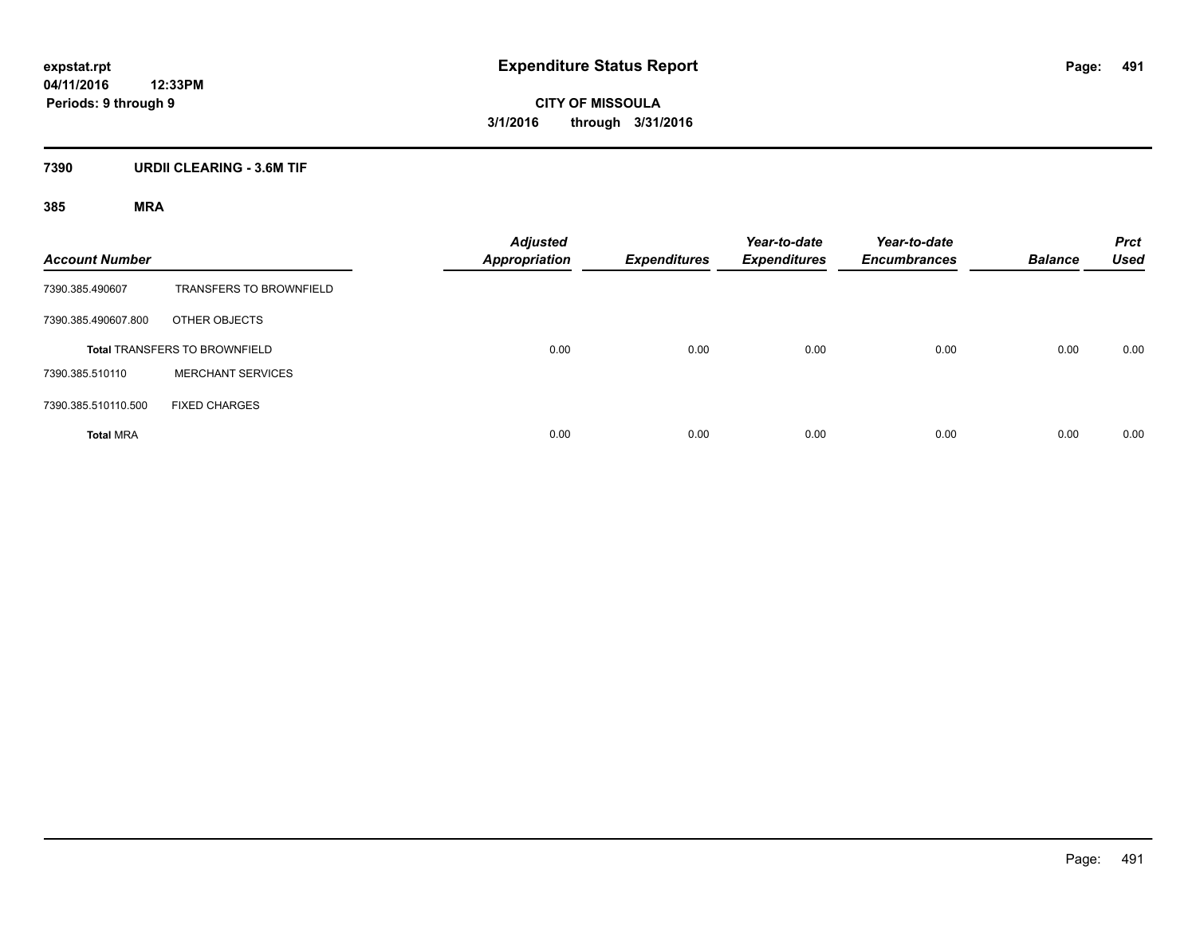**expstat.rpt**
**04/11/2016 12:33PM**
**Periods: 9 through 9**

# Expenditure Status Report

**CITY OF MISSOULA**
**3/1/2016 through 3/31/2016**

## 7390 URDII CLEARING - 3.6M TIF

### 385 MRA

| Account Number | | Adjusted Appropriation | Expenditures | Year-to-date Expenditures | Year-to-date Encumbrances | Balance | Prct Used |
|---|---|---|---|---|---|---|---|
| 7390.385.490607 | TRANSFERS TO BROWNFIELD | | | | | | |
| 7390.385.490607.800 | OTHER OBJECTS | | | | | | |
| **Total** TRANSFERS TO BROWNFIELD | | 0.00 | 0.00 | 0.00 | 0.00 | 0.00 | 0.00 |
| 7390.385.510110 | MERCHANT SERVICES | | | | | | |
| 7390.385.510110.500 | FIXED CHARGES | | | | | | |
| **Total** MRA | | 0.00 | 0.00 | 0.00 | 0.00 | 0.00 | 0.00 |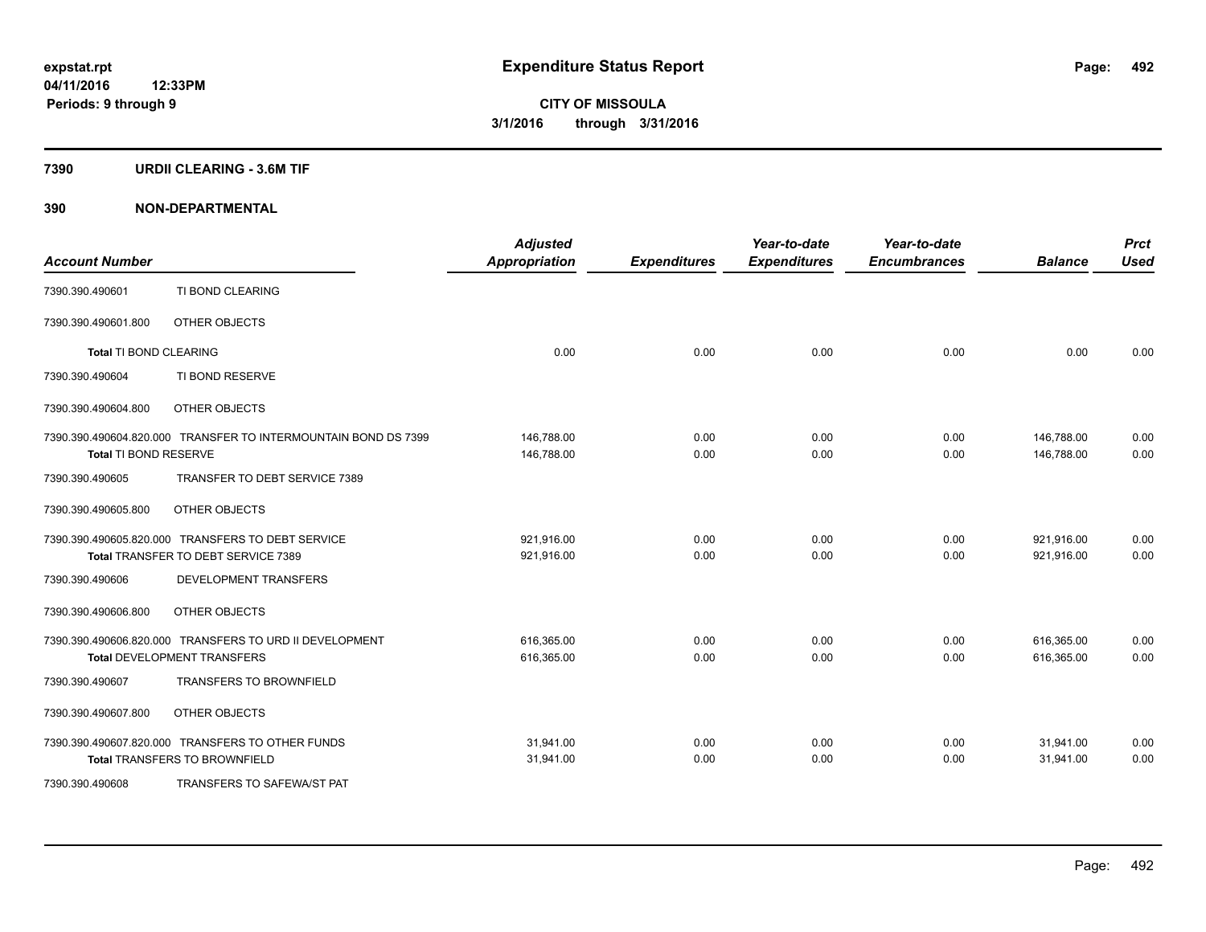**expstat.rpt**
**04/11/2016 12:33PM**
**Periods: 9 through 9**

# Expenditure Status Report

**CITY OF MISSOULA**
**3/1/2016 through 3/31/2016**

## 7390 URDII CLEARING - 3.6M TIF

## 390 NON-DEPARTMENTAL

| Account Number | | Adjusted Appropriation | Expenditures | Year-to-date Expenditures | Year-to-date Encumbrances | Balance | Prct Used |
|---|---|---|---|---|---|---|---|
| 7390.390.490601 | TI BOND CLEARING | | | | | | |
| 7390.390.490601.800 | OTHER OBJECTS | | | | | | |
| **Total** TI BOND CLEARING | | 0.00 | 0.00 | 0.00 | 0.00 | 0.00 | 0.00 |
| 7390.390.490604 | TI BOND RESERVE | | | | | | |
| 7390.390.490604.800 | OTHER OBJECTS | | | | | | |
| 7390.390.490604.820.000 | TRANSFER TO INTERMOUNTAIN BOND DS 7399 | 146,788.00 | 0.00 | 0.00 | 0.00 | 146,788.00 | 0.00 |
| **Total** TI BOND RESERVE | | 146,788.00 | 0.00 | 0.00 | 0.00 | 146,788.00 | 0.00 |
| 7390.390.490605 | TRANSFER TO DEBT SERVICE 7389 | | | | | | |
| 7390.390.490605.800 | OTHER OBJECTS | | | | | | |
| 7390.390.490605.820.000 | TRANSFERS TO DEBT SERVICE | 921,916.00 | 0.00 | 0.00 | 0.00 | 921,916.00 | 0.00 |
| **Total** TRANSFER TO DEBT SERVICE 7389 | | 921,916.00 | 0.00 | 0.00 | 0.00 | 921,916.00 | 0.00 |
| 7390.390.490606 | DEVELOPMENT TRANSFERS | | | | | | |
| 7390.390.490606.800 | OTHER OBJECTS | | | | | | |
| 7390.390.490606.820.000 | TRANSFERS TO URD II DEVELOPMENT | 616,365.00 | 0.00 | 0.00 | 0.00 | 616,365.00 | 0.00 |
| **Total** DEVELOPMENT TRANSFERS | | 616,365.00 | 0.00 | 0.00 | 0.00 | 616,365.00 | 0.00 |
| 7390.390.490607 | TRANSFERS TO BROWNFIELD | | | | | | |
| 7390.390.490607.800 | OTHER OBJECTS | | | | | | |
| 7390.390.490607.820.000 | TRANSFERS TO OTHER FUNDS | 31,941.00 | 0.00 | 0.00 | 0.00 | 31,941.00 | 0.00 |
| **Total** TRANSFERS TO BROWNFIELD | | 31,941.00 | 0.00 | 0.00 | 0.00 | 31,941.00 | 0.00 |
| 7390.390.490608 | TRANSFERS TO SAFEWA/ST PAT | | | | | | |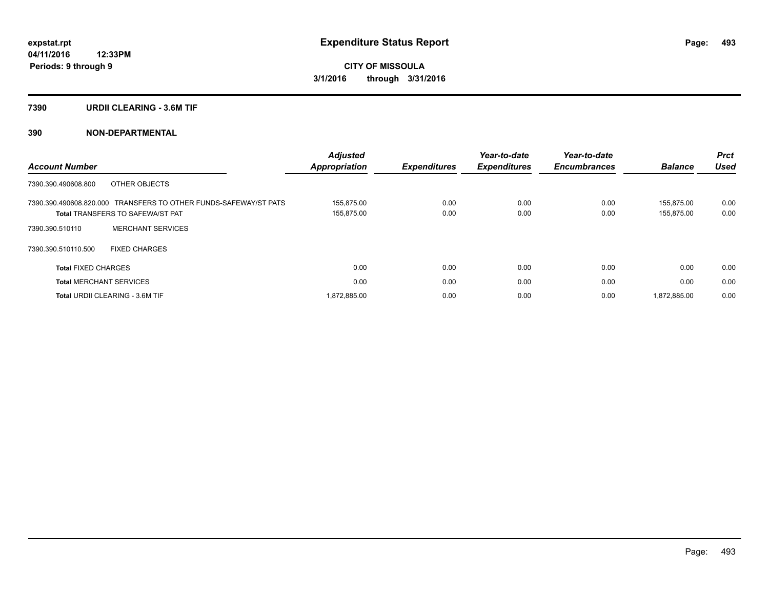expstat.rpt
04/11/2016 12:33PM
Periods: 9 through 9

# Expenditure Status Report

CITY OF MISSOULA
3/1/2016 through 3/31/2016

## 7390 URDII CLEARING - 3.6M TIF

## 390 NON-DEPARTMENTAL

| Account Number | Adjusted Appropriation | Expenditures | Year-to-date Expenditures | Year-to-date Encumbrances | Balance | Prct Used |
|---|---|---|---|---|---|---|
| 7390.390.490608.800 OTHER OBJECTS | | | | | | |
| 7390.390.490608.820.000 TRANSFERS TO OTHER FUNDS-SAFEWAY/ST PATS | 155,875.00 | 0.00 | 0.00 | 0.00 | 155,875.00 | 0.00 |
| **Total** TRANSFERS TO SAFEWA/ST PAT | 155,875.00 | 0.00 | 0.00 | 0.00 | 155,875.00 | 0.00 |
| 7390.390.510110 MERCHANT SERVICES | | | | | | |
| 7390.390.510110.500 FIXED CHARGES | | | | | | |
| **Total** FIXED CHARGES | 0.00 | 0.00 | 0.00 | 0.00 | 0.00 | 0.00 |
| **Total** MERCHANT SERVICES | 0.00 | 0.00 | 0.00 | 0.00 | 0.00 | 0.00 |
| **Total** URDII CLEARING - 3.6M TIF | 1,872,885.00 | 0.00 | 0.00 | 0.00 | 1,872,885.00 | 0.00 |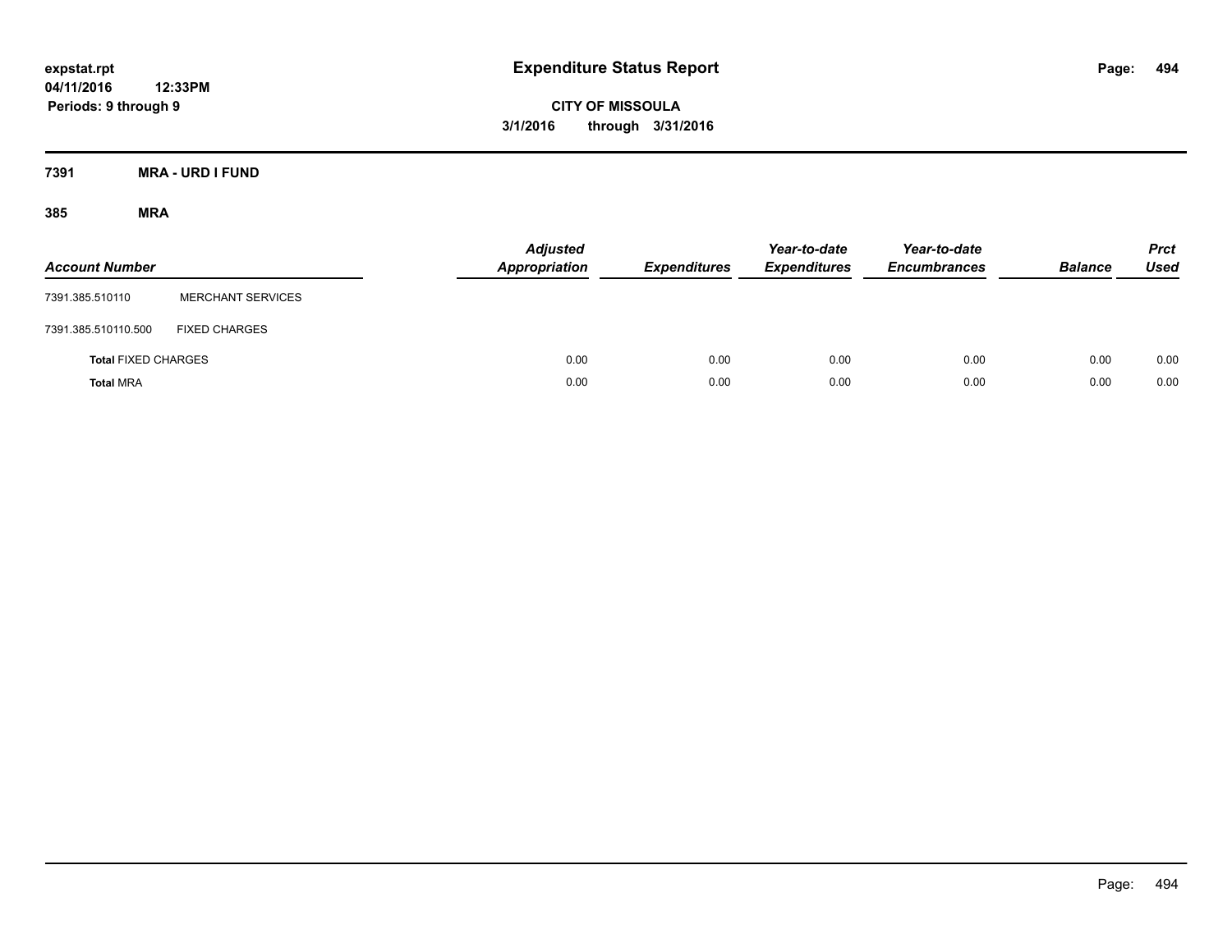**expstat.rpt**
**04/11/2016 12:33PM**
**Periods: 9 through 9**

# Expenditure Status Report

**CITY OF MISSOULA**
**3/1/2016 through 3/31/2016**

**7391 MRA - URD I FUND**

**385 MRA**

| Account Number | | Adjusted Appropriation | Expenditures | Year-to-date Expenditures | Year-to-date Encumbrances | Balance | Prct Used |
|---|---|---|---|---|---|---|---|
| 7391.385.510110 | MERCHANT SERVICES | | | | | | |
| 7391.385.510110.500 | FIXED CHARGES | | | | | | |
| **Total** FIXED CHARGES | | 0.00 | 0.00 | 0.00 | 0.00 | 0.00 | 0.00 |
| **Total** MRA | | 0.00 | 0.00 | 0.00 | 0.00 | 0.00 | 0.00 |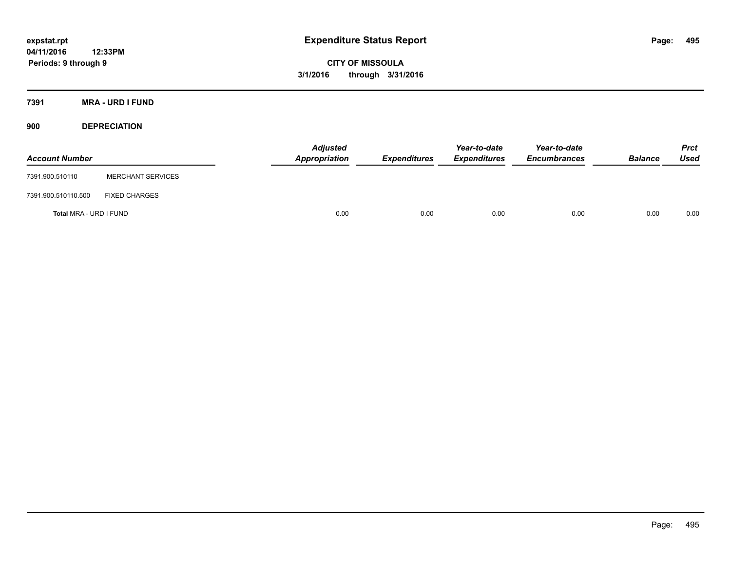# Expenditure Status Report

**expstat.rpt**
**04/11/2016 12:33PM**
**Periods: 9 through 9**

**CITY OF MISSOULA**
**3/1/2016 through 3/31/2016**

## 7391 MRA - URD I FUND

### 900 DEPRECIATION

| Account Number | | Adjusted Appropriation | Expenditures | Year-to-date Expenditures | Year-to-date Encumbrances | Balance | Prct Used |
|---|---|---|---|---|---|---|---|
| 7391.900.510110 | MERCHANT SERVICES | | | | | | |
| 7391.900.510110.500 | FIXED CHARGES | | | | | | |
| **Total** MRA - URD I FUND | | 0.00 | 0.00 | 0.00 | 0.00 | 0.00 | 0.00 |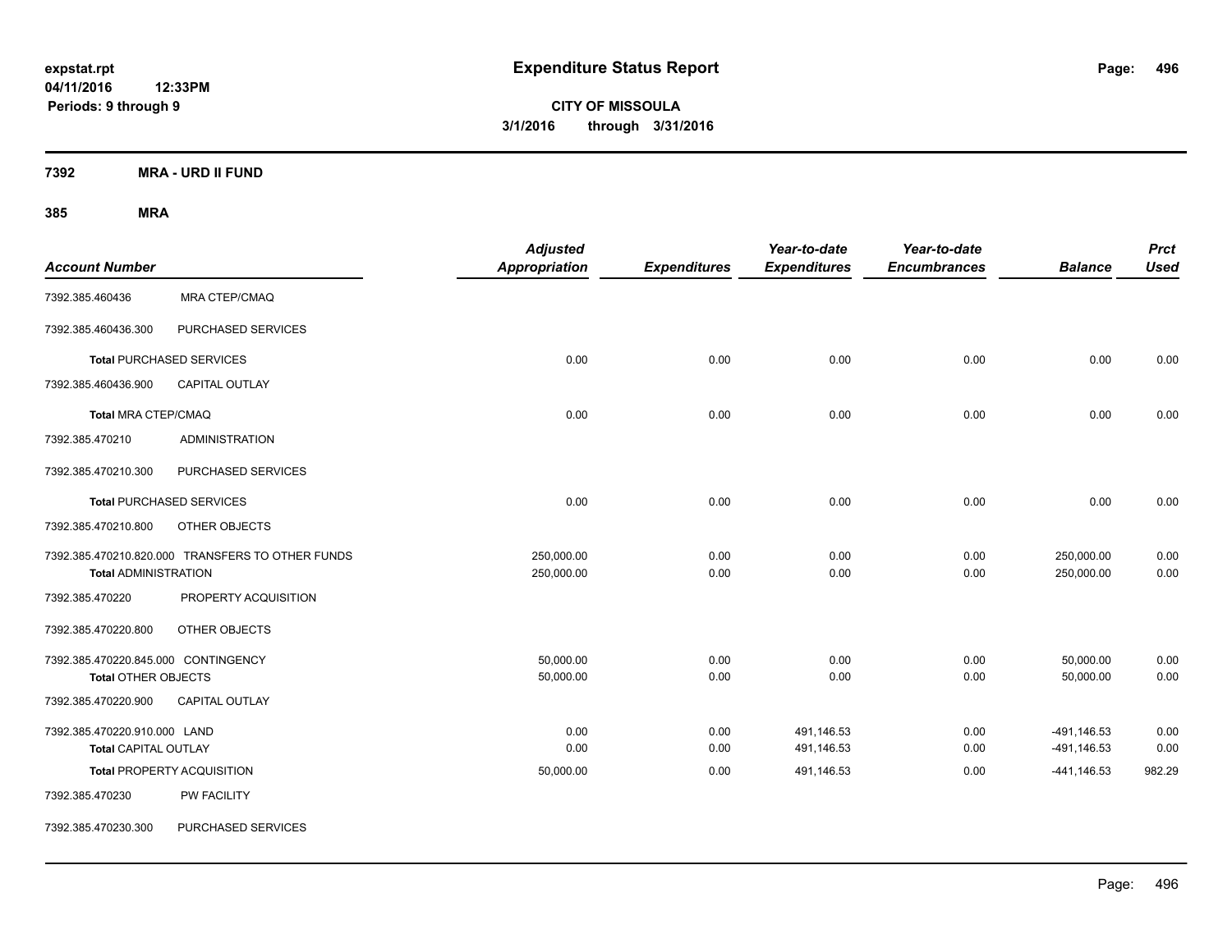# Expenditure Status Report

expstat.rpt
04/11/2016 12:33PM
Periods: 9 through 9

**CITY OF MISSOULA**
**3/1/2016 through 3/31/2016**

**7392 MRA - URD II FUND**

**385 MRA**

| Account Number | | Adjusted Appropriation | Expenditures | Year-to-date Expenditures | Year-to-date Encumbrances | Balance | Prct Used |
|---|---|---|---|---|---|---|---|
| 7392.385.460436 | MRA CTEP/CMAQ | | | | | | |
| 7392.385.460436.300 | PURCHASED SERVICES | | | | | | |
| **Total** PURCHASED SERVICES | | 0.00 | 0.00 | 0.00 | 0.00 | 0.00 | 0.00 |
| 7392.385.460436.900 | CAPITAL OUTLAY | | | | | | |
| **Total** MRA CTEP/CMAQ | | 0.00 | 0.00 | 0.00 | 0.00 | 0.00 | 0.00 |
| 7392.385.470210 | ADMINISTRATION | | | | | | |
| 7392.385.470210.300 | PURCHASED SERVICES | | | | | | |
| **Total** PURCHASED SERVICES | | 0.00 | 0.00 | 0.00 | 0.00 | 0.00 | 0.00 |
| 7392.385.470210.800 | OTHER OBJECTS | | | | | | |
| 7392.385.470210.820.000 | TRANSFERS TO OTHER FUNDS | 250,000.00 | 0.00 | 0.00 | 0.00 | 250,000.00 | 0.00 |
| **Total** ADMINISTRATION | | 250,000.00 | 0.00 | 0.00 | 0.00 | 250,000.00 | 0.00 |
| 7392.385.470220 | PROPERTY ACQUISITION | | | | | | |
| 7392.385.470220.800 | OTHER OBJECTS | | | | | | |
| 7392.385.470220.845.000 | CONTINGENCY | 50,000.00 | 0.00 | 0.00 | 0.00 | 50,000.00 | 0.00 |
| **Total** OTHER OBJECTS | | 50,000.00 | 0.00 | 0.00 | 0.00 | 50,000.00 | 0.00 |
| 7392.385.470220.900 | CAPITAL OUTLAY | | | | | | |
| 7392.385.470220.910.000 | LAND | 0.00 | 0.00 | 491,146.53 | 0.00 | -491,146.53 | 0.00 |
| **Total** CAPITAL OUTLAY | | 0.00 | 0.00 | 491,146.53 | 0.00 | -491,146.53 | 0.00 |
| **Total** PROPERTY ACQUISITION | | 50,000.00 | 0.00 | 491,146.53 | 0.00 | -441,146.53 | 982.29 |
| 7392.385.470230 | PW FACILITY | | | | | | |
| 7392.385.470230.300 | PURCHASED SERVICES | | | | | | |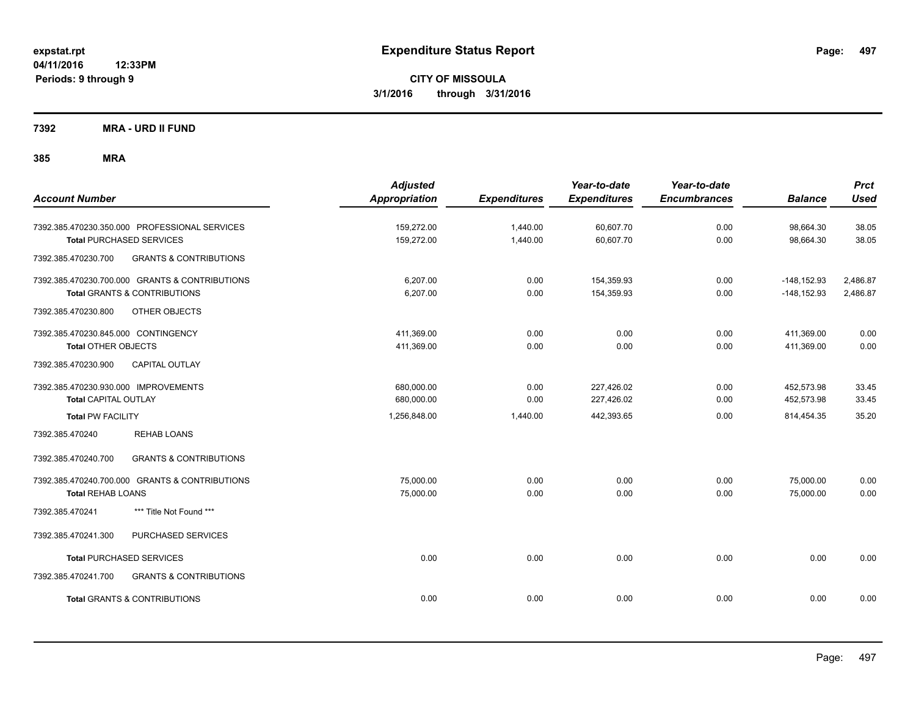expstat.rpt
04/11/2016 12:33PM
Periods: 9 through 9

# Expenditure Status Report

**CITY OF MISSOULA**
**3/1/2016 through 3/31/2016**

**7392 MRA - URD II FUND**

**385 MRA**

| Account Number | Adjusted Appropriation | Expenditures | Year-to-date Expenditures | Year-to-date Encumbrances | Balance | Prct Used |
|---|---|---|---|---|---|---|
| 7392.385.470230.350.000 PROFESSIONAL SERVICES | 159,272.00 | 1,440.00 | 60,607.70 | 0.00 | 98,664.30 | 38.05 |
| **Total** PURCHASED SERVICES | 159,272.00 | 1,440.00 | 60,607.70 | 0.00 | 98,664.30 | 38.05 |
| 7392.385.470230.700 GRANTS & CONTRIBUTIONS | | | | | | |
| 7392.385.470230.700.000 GRANTS & CONTRIBUTIONS | 6,207.00 | 0.00 | 154,359.93 | 0.00 | -148,152.93 | 2,486.87 |
| **Total** GRANTS & CONTRIBUTIONS | 6,207.00 | 0.00 | 154,359.93 | 0.00 | -148,152.93 | 2,486.87 |
| 7392.385.470230.800 OTHER OBJECTS | | | | | | |
| 7392.385.470230.845.000 CONTINGENCY | 411,369.00 | 0.00 | 0.00 | 0.00 | 411,369.00 | 0.00 |
| **Total** OTHER OBJECTS | 411,369.00 | 0.00 | 0.00 | 0.00 | 411,369.00 | 0.00 |
| 7392.385.470230.900 CAPITAL OUTLAY | | | | | | |
| 7392.385.470230.930.000 IMPROVEMENTS | 680,000.00 | 0.00 | 227,426.02 | 0.00 | 452,573.98 | 33.45 |
| **Total** CAPITAL OUTLAY | 680,000.00 | 0.00 | 227,426.02 | 0.00 | 452,573.98 | 33.45 |
| **Total** PW FACILITY | 1,256,848.00 | 1,440.00 | 442,393.65 | 0.00 | 814,454.35 | 35.20 |
| 7392.385.470240 REHAB LOANS | | | | | | |
| 7392.385.470240.700 GRANTS & CONTRIBUTIONS | | | | | | |
| 7392.385.470240.700.000 GRANTS & CONTRIBUTIONS | 75,000.00 | 0.00 | 0.00 | 0.00 | 75,000.00 | 0.00 |
| **Total** REHAB LOANS | 75,000.00 | 0.00 | 0.00 | 0.00 | 75,000.00 | 0.00 |
| 7392.385.470241 *** Title Not Found *** | | | | | | |
| 7392.385.470241.300 PURCHASED SERVICES | | | | | | |
| **Total** PURCHASED SERVICES | 0.00 | 0.00 | 0.00 | 0.00 | 0.00 | 0.00 |
| 7392.385.470241.700 GRANTS & CONTRIBUTIONS | | | | | | |
| **Total** GRANTS & CONTRIBUTIONS | 0.00 | 0.00 | 0.00 | 0.00 | 0.00 | 0.00 |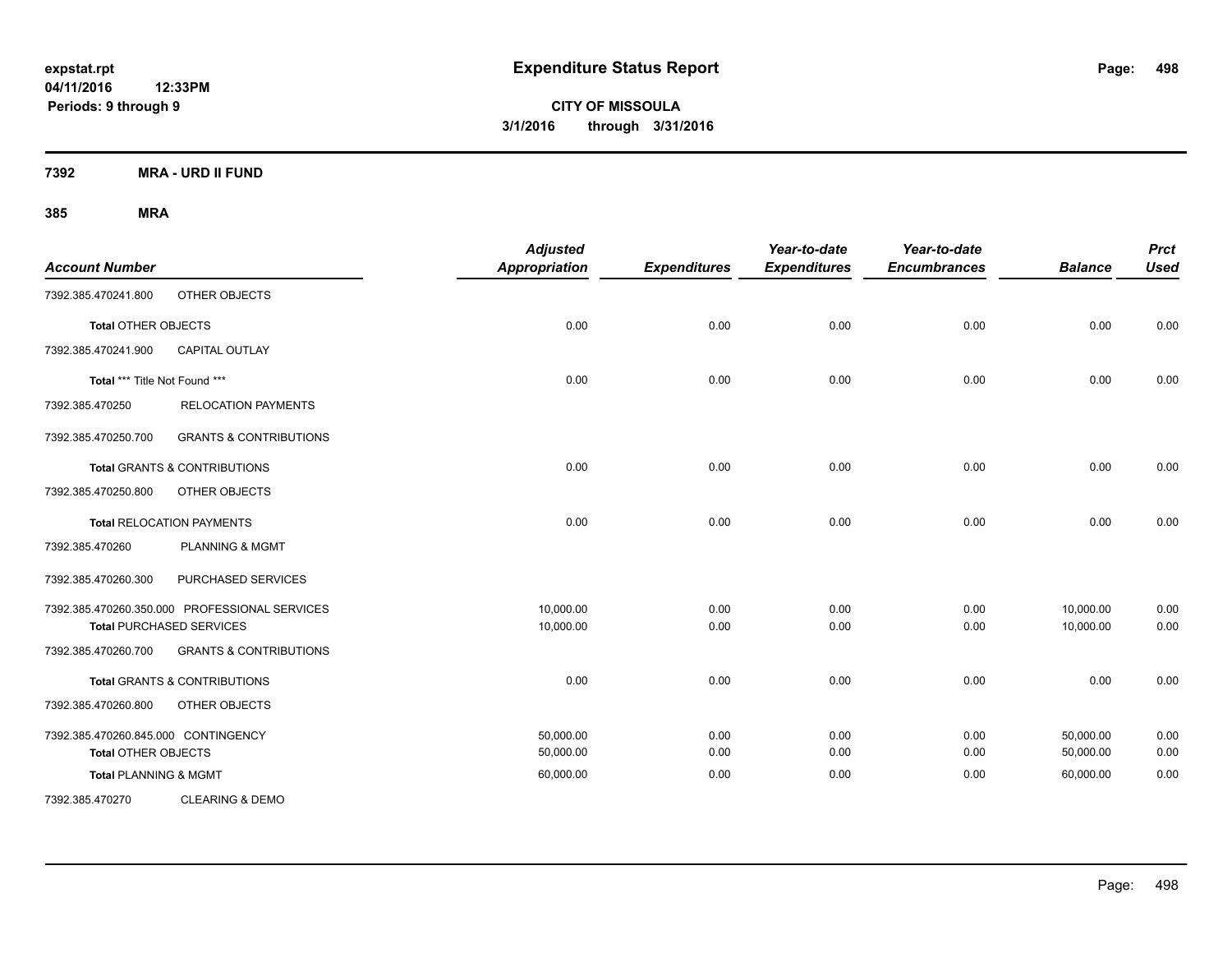**Expenditure Status Report**

**CITY OF MISSOULA**

**3/1/2016 through 3/31/2016**

expstat.rpt
04/11/2016 12:33PM
Periods: 9 through 9

## 7392 MRA - URD II FUND

## 385 MRA

| Account Number | | Adjusted Appropriation | Expenditures | Year-to-date Expenditures | Year-to-date Encumbrances | Balance | Prct Used |
|---|---|---|---|---|---|---|---|
| 7392.385.470241.800 | OTHER OBJECTS | | | | | | |
| Total OTHER OBJECTS | | 0.00 | 0.00 | 0.00 | 0.00 | 0.00 | 0.00 |
| 7392.385.470241.900 | CAPITAL OUTLAY | | | | | | |
| Total *** Title Not Found *** | | 0.00 | 0.00 | 0.00 | 0.00 | 0.00 | 0.00 |
| 7392.385.470250 | RELOCATION PAYMENTS | | | | | | |
| 7392.385.470250.700 | GRANTS & CONTRIBUTIONS | | | | | | |
| Total GRANTS & CONTRIBUTIONS | | 0.00 | 0.00 | 0.00 | 0.00 | 0.00 | 0.00 |
| 7392.385.470250.800 | OTHER OBJECTS | | | | | | |
| Total RELOCATION PAYMENTS | | 0.00 | 0.00 | 0.00 | 0.00 | 0.00 | 0.00 |
| 7392.385.470260 | PLANNING & MGMT | | | | | | |
| 7392.385.470260.300 | PURCHASED SERVICES | | | | | | |
| 7392.385.470260.350.000 | PROFESSIONAL SERVICES | 10,000.00 | 0.00 | 0.00 | 0.00 | 10,000.00 | 0.00 |
| Total PURCHASED SERVICES | | 10,000.00 | 0.00 | 0.00 | 0.00 | 10,000.00 | 0.00 |
| 7392.385.470260.700 | GRANTS & CONTRIBUTIONS | | | | | | |
| Total GRANTS & CONTRIBUTIONS | | 0.00 | 0.00 | 0.00 | 0.00 | 0.00 | 0.00 |
| 7392.385.470260.800 | OTHER OBJECTS | | | | | | |
| 7392.385.470260.845.000 | CONTINGENCY | 50,000.00 | 0.00 | 0.00 | 0.00 | 50,000.00 | 0.00 |
| Total OTHER OBJECTS | | 50,000.00 | 0.00 | 0.00 | 0.00 | 50,000.00 | 0.00 |
| Total PLANNING & MGMT | | 60,000.00 | 0.00 | 0.00 | 0.00 | 60,000.00 | 0.00 |
| 7392.385.470270 | CLEARING & DEMO | | | | | | |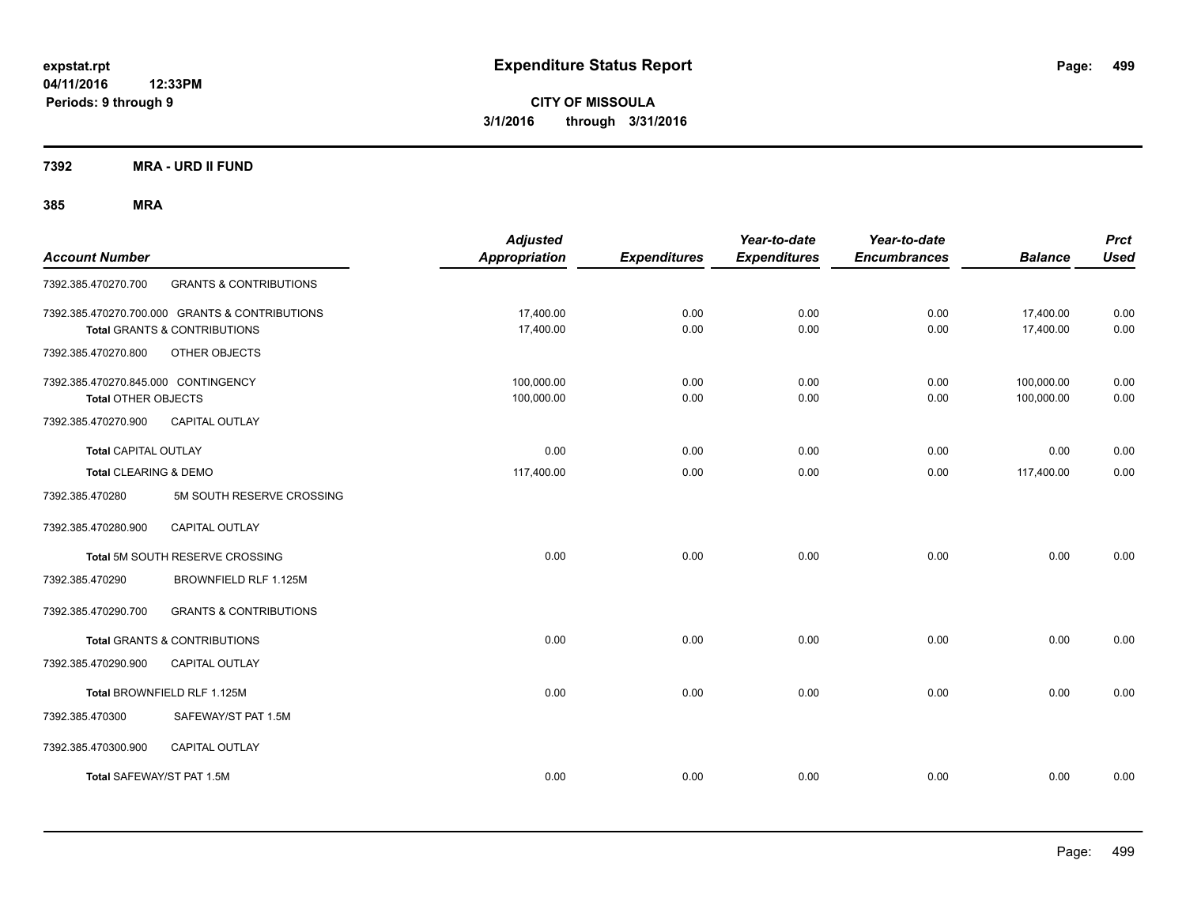# Expenditure Status Report

**CITY OF MISSOULA**
**3/1/2016 through 3/31/2016**

expstat.rpt
04/11/2016 12:33PM
Periods: 9 through 9

## 7392 MRA - URD II FUND

### 385 MRA

| Account Number | | Adjusted Appropriation | Expenditures | Year-to-date Expenditures | Year-to-date Encumbrances | Balance | Prct Used |
|---|---|---|---|---|---|---|---|
| 7392.385.470270.700 | GRANTS & CONTRIBUTIONS | | | | | | |
| 7392.385.470270.700.000 GRANTS & CONTRIBUTIONS | | 17,400.00 | 0.00 | 0.00 | 0.00 | 17,400.00 | 0.00 |
| **Total** GRANTS & CONTRIBUTIONS | | 17,400.00 | 0.00 | 0.00 | 0.00 | 17,400.00 | 0.00 |
| 7392.385.470270.800 | OTHER OBJECTS | | | | | | |
| 7392.385.470270.845.000 CONTINGENCY | | 100,000.00 | 0.00 | 0.00 | 0.00 | 100,000.00 | 0.00 |
| **Total** OTHER OBJECTS | | 100,000.00 | 0.00 | 0.00 | 0.00 | 100,000.00 | 0.00 |
| 7392.385.470270.900 | CAPITAL OUTLAY | | | | | | |
| **Total** CAPITAL OUTLAY | | 0.00 | 0.00 | 0.00 | 0.00 | 0.00 | 0.00 |
| **Total** CLEARING & DEMO | | 117,400.00 | 0.00 | 0.00 | 0.00 | 117,400.00 | 0.00 |
| 7392.385.470280 | 5M SOUTH RESERVE CROSSING | | | | | | |
| 7392.385.470280.900 | CAPITAL OUTLAY | | | | | | |
| **Total** 5M SOUTH RESERVE CROSSING | | 0.00 | 0.00 | 0.00 | 0.00 | 0.00 | 0.00 |
| 7392.385.470290 | BROWNFIELD RLF 1.125M | | | | | | |
| 7392.385.470290.700 | GRANTS & CONTRIBUTIONS | | | | | | |
| **Total** GRANTS & CONTRIBUTIONS | | 0.00 | 0.00 | 0.00 | 0.00 | 0.00 | 0.00 |
| 7392.385.470290.900 | CAPITAL OUTLAY | | | | | | |
| **Total** BROWNFIELD RLF 1.125M | | 0.00 | 0.00 | 0.00 | 0.00 | 0.00 | 0.00 |
| 7392.385.470300 | SAFEWAY/ST PAT 1.5M | | | | | | |
| 7392.385.470300.900 | CAPITAL OUTLAY | | | | | | |
| **Total** SAFEWAY/ST PAT 1.5M | | 0.00 | 0.00 | 0.00 | 0.00 | 0.00 | 0.00 |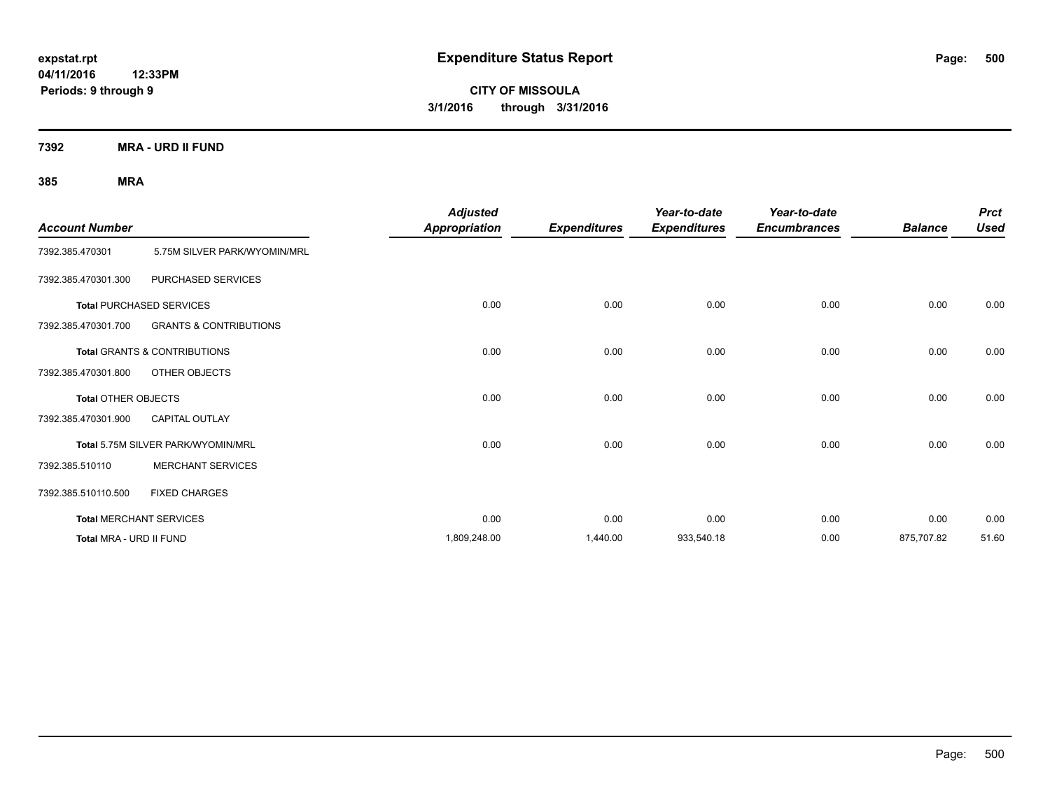**expstat.rpt**
**04/11/2016 12:33PM**
**Periods: 9 through 9**

# Expenditure Status Report

**CITY OF MISSOULA**
**3/1/2016 through 3/31/2016**

## 7392 MRA - URD II FUND

### 385 MRA

| Account Number | | Adjusted Appropriation | Expenditures | Year-to-date Expenditures | Year-to-date Encumbrances | Balance | Prct Used |
|---|---|---|---|---|---|---|---|
| 7392.385.470301 | 5.75M SILVER PARK/WYOMIN/MRL | | | | | | |
| 7392.385.470301.300 | PURCHASED SERVICES | | | | | | |
| **Total** PURCHASED SERVICES | | 0.00 | 0.00 | 0.00 | 0.00 | 0.00 | 0.00 |
| 7392.385.470301.700 | GRANTS & CONTRIBUTIONS | | | | | | |
| **Total** GRANTS & CONTRIBUTIONS | | 0.00 | 0.00 | 0.00 | 0.00 | 0.00 | 0.00 |
| 7392.385.470301.800 | OTHER OBJECTS | | | | | | |
| **Total** OTHER OBJECTS | | 0.00 | 0.00 | 0.00 | 0.00 | 0.00 | 0.00 |
| 7392.385.470301.900 | CAPITAL OUTLAY | | | | | | |
| Total 5.75M SILVER PARK/WYOMIN/MRL | | 0.00 | 0.00 | 0.00 | 0.00 | 0.00 | 0.00 |
| 7392.385.510110 | MERCHANT SERVICES | | | | | | |
| 7392.385.510110.500 | FIXED CHARGES | | | | | | |
| **Total** MERCHANT SERVICES | | 0.00 | 0.00 | 0.00 | 0.00 | 0.00 | 0.00 |
| Total MRA - URD II FUND | | 1,809,248.00 | 1,440.00 | 933,540.18 | 0.00 | 875,707.82 | 51.60 |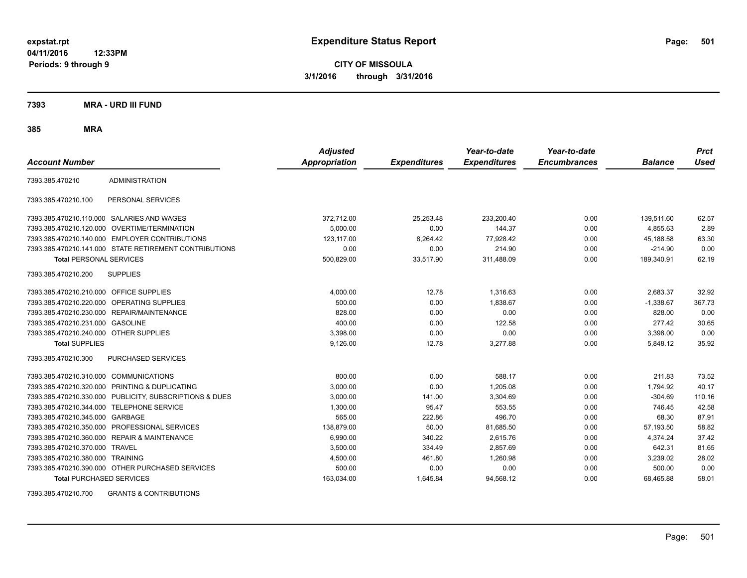# Expenditure Status Report

**CITY OF MISSOULA**
**3/1/2016 through 3/31/2016**

expstat.rpt
04/11/2016 12:33PM
Periods: 9 through 9

**7393 MRA - URD III FUND**

**385 MRA**

| Account Number | | Adjusted Appropriation | Expenditures | Year-to-date Expenditures | Year-to-date Encumbrances | Balance | Prct Used |
|---|---|---|---|---|---|---|---|
| 7393.385.470210 | ADMINISTRATION | | | | | | |
| 7393.385.470210.100 | PERSONAL SERVICES | | | | | | |
| 7393.385.470210.110.000 | SALARIES AND WAGES | 372,712.00 | 25,253.48 | 233,200.40 | 0.00 | 139,511.60 | 62.57 |
| 7393.385.470210.120.000 | OVERTIME/TERMINATION | 5,000.00 | 0.00 | 144.37 | 0.00 | 4,855.63 | 2.89 |
| 7393.385.470210.140.000 | EMPLOYER CONTRIBUTIONS | 123,117.00 | 8,264.42 | 77,928.42 | 0.00 | 45,188.58 | 63.30 |
| 7393.385.470210.141.000 | STATE RETIREMENT CONTRIBUTIONS | 0.00 | 0.00 | 214.90 | 0.00 | -214.90 | 0.00 |
| **Total** PERSONAL SERVICES | | 500,829.00 | 33,517.90 | 311,488.09 | 0.00 | 189,340.91 | 62.19 |
| 7393.385.470210.200 | SUPPLIES | | | | | | |
| 7393.385.470210.210.000 | OFFICE SUPPLIES | 4,000.00 | 12.78 | 1,316.63 | 0.00 | 2,683.37 | 32.92 |
| 7393.385.470210.220.000 | OPERATING SUPPLIES | 500.00 | 0.00 | 1,838.67 | 0.00 | -1,338.67 | 367.73 |
| 7393.385.470210.230.000 | REPAIR/MAINTENANCE | 828.00 | 0.00 | 0.00 | 0.00 | 828.00 | 0.00 |
| 7393.385.470210.231.000 | GASOLINE | 400.00 | 0.00 | 122.58 | 0.00 | 277.42 | 30.65 |
| 7393.385.470210.240.000 | OTHER SUPPLIES | 3,398.00 | 0.00 | 0.00 | 0.00 | 3,398.00 | 0.00 |
| **Total** SUPPLIES | | 9,126.00 | 12.78 | 3,277.88 | 0.00 | 5,848.12 | 35.92 |
| 7393.385.470210.300 | PURCHASED SERVICES | | | | | | |
| 7393.385.470210.310.000 | COMMUNICATIONS | 800.00 | 0.00 | 588.17 | 0.00 | 211.83 | 73.52 |
| 7393.385.470210.320.000 | PRINTING & DUPLICATING | 3,000.00 | 0.00 | 1,205.08 | 0.00 | 1,794.92 | 40.17 |
| 7393.385.470210.330.000 | PUBLICITY, SUBSCRIPTIONS & DUES | 3,000.00 | 141.00 | 3,304.69 | 0.00 | -304.69 | 110.16 |
| 7393.385.470210.344.000 | TELEPHONE SERVICE | 1,300.00 | 95.47 | 553.55 | 0.00 | 746.45 | 42.58 |
| 7393.385.470210.345.000 | GARBAGE | 565.00 | 222.86 | 496.70 | 0.00 | 68.30 | 87.91 |
| 7393.385.470210.350.000 | PROFESSIONAL SERVICES | 138,879.00 | 50.00 | 81,685.50 | 0.00 | 57,193.50 | 58.82 |
| 7393.385.470210.360.000 | REPAIR & MAINTENANCE | 6,990.00 | 340.22 | 2,615.76 | 0.00 | 4,374.24 | 37.42 |
| 7393.385.470210.370.000 | TRAVEL | 3,500.00 | 334.49 | 2,857.69 | 0.00 | 642.31 | 81.65 |
| 7393.385.470210.380.000 | TRAINING | 4,500.00 | 461.80 | 1,260.98 | 0.00 | 3,239.02 | 28.02 |
| 7393.385.470210.390.000 | OTHER PURCHASED SERVICES | 500.00 | 0.00 | 0.00 | 0.00 | 500.00 | 0.00 |
| **Total** PURCHASED SERVICES | | 163,034.00 | 1,645.84 | 94,568.12 | 0.00 | 68,465.88 | 58.01 |
| 7393.385.470210.700 | GRANTS & CONTRIBUTIONS | | | | | | |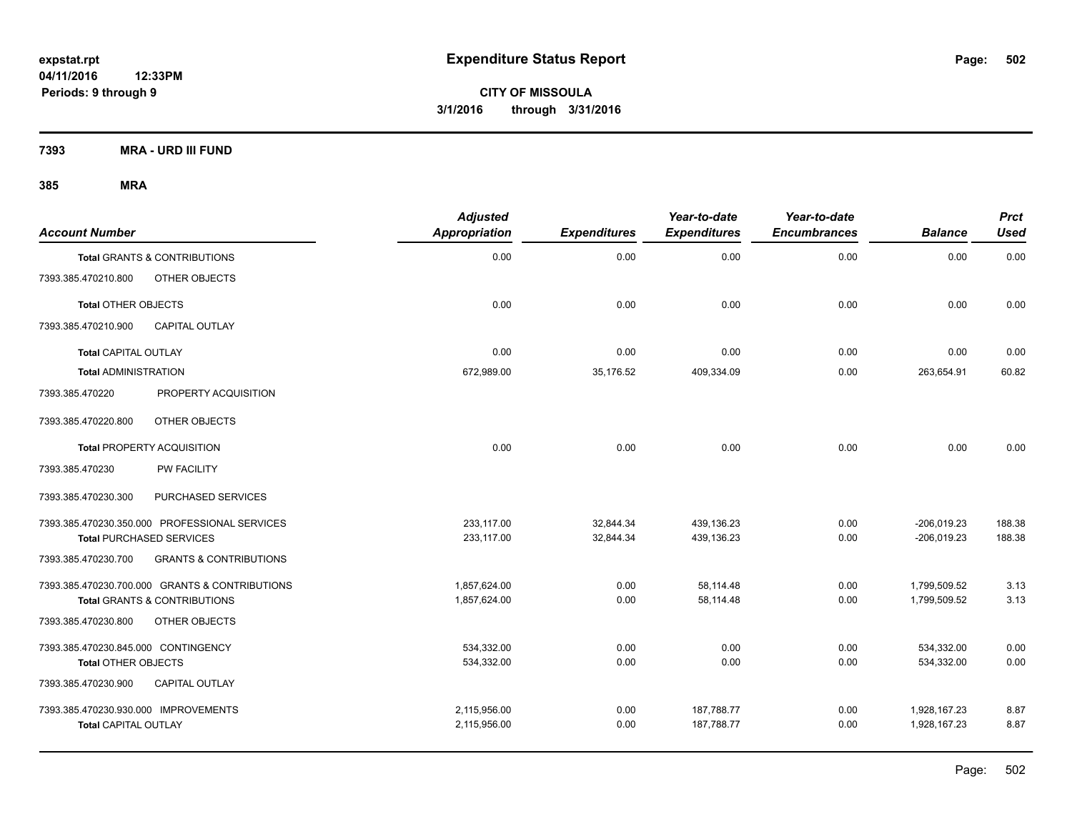# Expenditure Status Report

expstat.rpt
04/11/2016 12:33PM
Periods: 9 through 9

**CITY OF MISSOULA**
**3/1/2016 through 3/31/2016**

**7393 MRA - URD III FUND**

**385 MRA**

| Account Number | Adjusted Appropriation | Expenditures | Year-to-date Expenditures | Year-to-date Encumbrances | Balance | Prct Used |
|---|---|---|---|---|---|---|
| **Total** GRANTS & CONTRIBUTIONS | 0.00 | 0.00 | 0.00 | 0.00 | 0.00 | 0.00 |
| 7393.385.470210.800 OTHER OBJECTS | | | | | | |
| **Total** OTHER OBJECTS | 0.00 | 0.00 | 0.00 | 0.00 | 0.00 | 0.00 |
| 7393.385.470210.900 CAPITAL OUTLAY | | | | | | |
| **Total** CAPITAL OUTLAY | 0.00 | 0.00 | 0.00 | 0.00 | 0.00 | 0.00 |
| **Total** ADMINISTRATION | 672,989.00 | 35,176.52 | 409,334.09 | 0.00 | 263,654.91 | 60.82 |
| 7393.385.470220 PROPERTY ACQUISITION | | | | | | |
| 7393.385.470220.800 OTHER OBJECTS | | | | | | |
| **Total** PROPERTY ACQUISITION | 0.00 | 0.00 | 0.00 | 0.00 | 0.00 | 0.00 |
| 7393.385.470230 PW FACILITY | | | | | | |
| 7393.385.470230.300 PURCHASED SERVICES | | | | | | |
| 7393.385.470230.350.000 PROFESSIONAL SERVICES | 233,117.00 | 32,844.34 | 439,136.23 | 0.00 | -206,019.23 | 188.38 |
| **Total** PURCHASED SERVICES | 233,117.00 | 32,844.34 | 439,136.23 | 0.00 | -206,019.23 | 188.38 |
| 7393.385.470230.700 GRANTS & CONTRIBUTIONS | | | | | | |
| 7393.385.470230.700.000 GRANTS & CONTRIBUTIONS | 1,857,624.00 | 0.00 | 58,114.48 | 0.00 | 1,799,509.52 | 3.13 |
| **Total** GRANTS & CONTRIBUTIONS | 1,857,624.00 | 0.00 | 58,114.48 | 0.00 | 1,799,509.52 | 3.13 |
| 7393.385.470230.800 OTHER OBJECTS | | | | | | |
| 7393.385.470230.845.000 CONTINGENCY | 534,332.00 | 0.00 | 0.00 | 0.00 | 534,332.00 | 0.00 |
| **Total** OTHER OBJECTS | 534,332.00 | 0.00 | 0.00 | 0.00 | 534,332.00 | 0.00 |
| 7393.385.470230.900 CAPITAL OUTLAY | | | | | | |
| 7393.385.470230.930.000 IMPROVEMENTS | 2,115,956.00 | 0.00 | 187,788.77 | 0.00 | 1,928,167.23 | 8.87 |
| **Total** CAPITAL OUTLAY | 2,115,956.00 | 0.00 | 187,788.77 | 0.00 | 1,928,167.23 | 8.87 |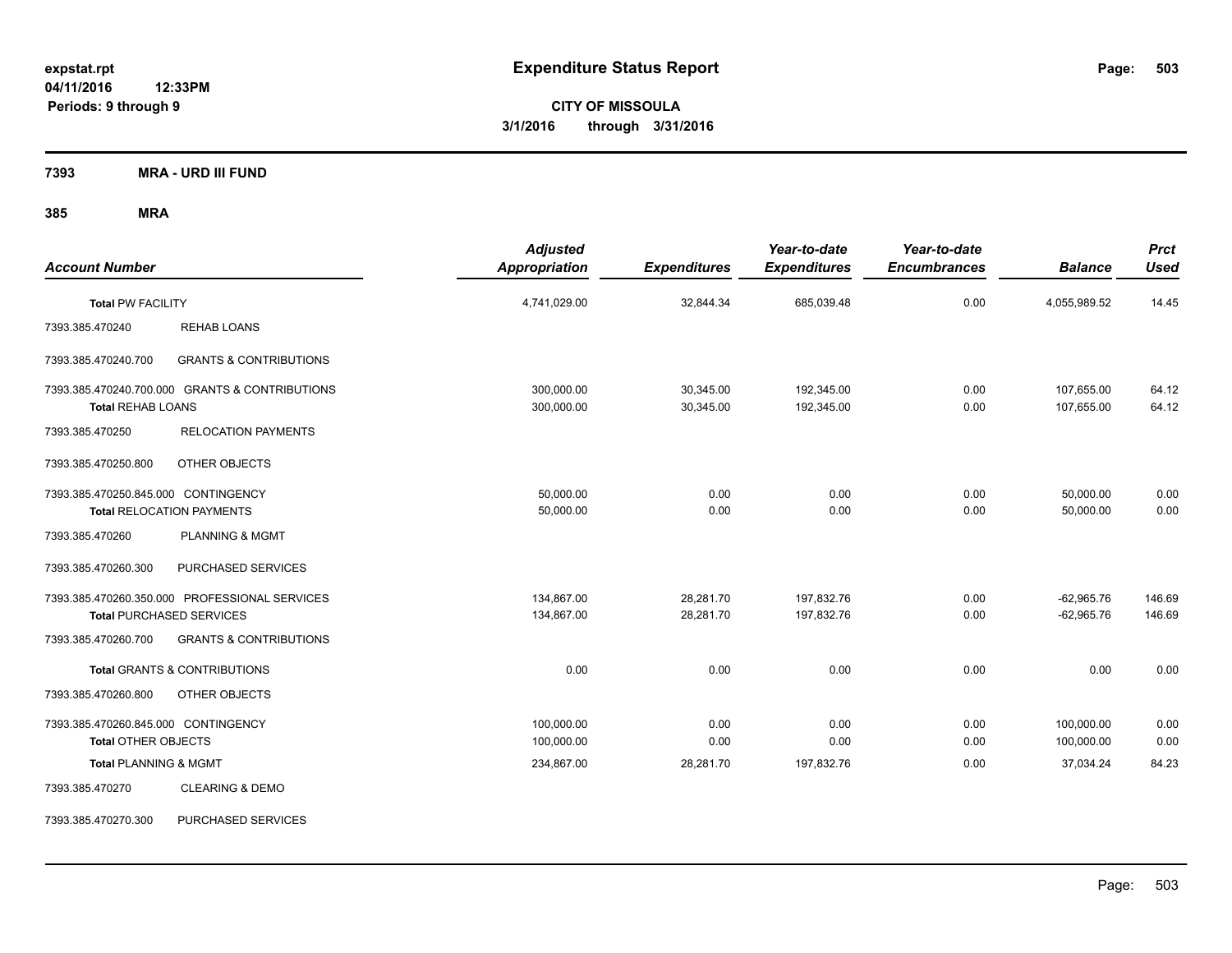**expstat.rpt**
**04/11/2016 12:33PM**
**Periods: 9 through 9**

# Expenditure Status Report

**CITY OF MISSOULA**
**3/1/2016 through 3/31/2016**

**7393 MRA - URD III FUND**

**385 MRA**

| Account Number | | Adjusted Appropriation | Expenditures | Year-to-date Expenditures | Year-to-date Encumbrances | Balance | Prct Used |
|---|---|---|---|---|---|---|---|
| **Total** PW FACILITY | | 4,741,029.00 | 32,844.34 | 685,039.48 | 0.00 | 4,055,989.52 | 14.45 |
| 7393.385.470240 | REHAB LOANS | | | | | | |
| 7393.385.470240.700 | GRANTS & CONTRIBUTIONS | | | | | | |
| 7393.385.470240.700.000 | GRANTS & CONTRIBUTIONS | 300,000.00 | 30,345.00 | 192,345.00 | 0.00 | 107,655.00 | 64.12 |
| **Total** REHAB LOANS | | 300,000.00 | 30,345.00 | 192,345.00 | 0.00 | 107,655.00 | 64.12 |
| 7393.385.470250 | RELOCATION PAYMENTS | | | | | | |
| 7393.385.470250.800 | OTHER OBJECTS | | | | | | |
| 7393.385.470250.845.000 | CONTINGENCY | 50,000.00 | 0.00 | 0.00 | 0.00 | 50,000.00 | 0.00 |
| **Total** RELOCATION PAYMENTS | | 50,000.00 | 0.00 | 0.00 | 0.00 | 50,000.00 | 0.00 |
| 7393.385.470260 | PLANNING & MGMT | | | | | | |
| 7393.385.470260.300 | PURCHASED SERVICES | | | | | | |
| 7393.385.470260.350.000 | PROFESSIONAL SERVICES | 134,867.00 | 28,281.70 | 197,832.76 | 0.00 | -62,965.76 | 146.69 |
| **Total** PURCHASED SERVICES | | 134,867.00 | 28,281.70 | 197,832.76 | 0.00 | -62,965.76 | 146.69 |
| 7393.385.470260.700 | GRANTS & CONTRIBUTIONS | | | | | | |
| **Total** GRANTS & CONTRIBUTIONS | | 0.00 | 0.00 | 0.00 | 0.00 | 0.00 | 0.00 |
| 7393.385.470260.800 | OTHER OBJECTS | | | | | | |
| 7393.385.470260.845.000 | CONTINGENCY | 100,000.00 | 0.00 | 0.00 | 0.00 | 100,000.00 | 0.00 |
| **Total** OTHER OBJECTS | | 100,000.00 | 0.00 | 0.00 | 0.00 | 100,000.00 | 0.00 |
| **Total** PLANNING & MGMT | | 234,867.00 | 28,281.70 | 197,832.76 | 0.00 | 37,034.24 | 84.23 |
| 7393.385.470270 | CLEARING & DEMO | | | | | | |
| 7393.385.470270.300 | PURCHASED SERVICES | | | | | | |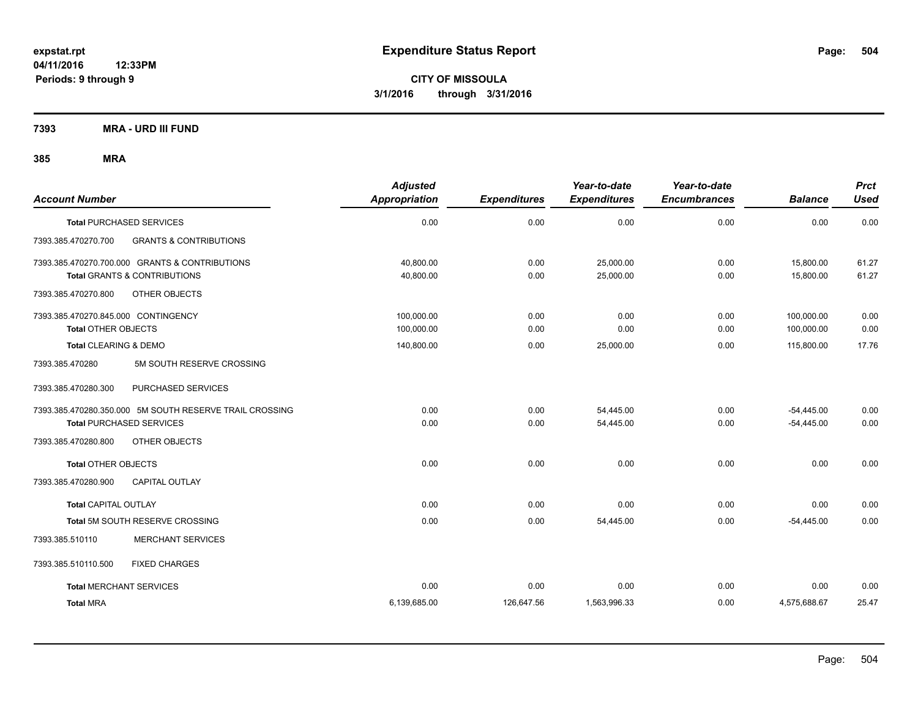**expstat.rpt**
**04/11/2016 12:33PM**
**Periods: 9 through 9**

# Expenditure Status Report

**CITY OF MISSOULA**
**3/1/2016 through 3/31/2016**

## 7393 MRA - URD III FUND

## 385 MRA

| Account Number | Adjusted Appropriation | Expenditures | Year-to-date Expenditures | Year-to-date Encumbrances | Balance | Prct Used |
|---|---|---|---|---|---|---|
| **Total** PURCHASED SERVICES | 0.00 | 0.00 | 0.00 | 0.00 | 0.00 | 0.00 |
| 7393.385.470270.700 GRANTS & CONTRIBUTIONS | | | | | | |
| 7393.385.470270.700.000 GRANTS & CONTRIBUTIONS | 40,800.00 | 0.00 | 25,000.00 | 0.00 | 15,800.00 | 61.27 |
| **Total** GRANTS & CONTRIBUTIONS | 40,800.00 | 0.00 | 25,000.00 | 0.00 | 15,800.00 | 61.27 |
| 7393.385.470270.800 OTHER OBJECTS | | | | | | |
| 7393.385.470270.845.000 CONTINGENCY | 100,000.00 | 0.00 | 0.00 | 0.00 | 100,000.00 | 0.00 |
| **Total** OTHER OBJECTS | 100,000.00 | 0.00 | 0.00 | 0.00 | 100,000.00 | 0.00 |
| **Total** CLEARING & DEMO | 140,800.00 | 0.00 | 25,000.00 | 0.00 | 115,800.00 | 17.76 |
| 7393.385.470280 5M SOUTH RESERVE CROSSING | | | | | | |
| 7393.385.470280.300 PURCHASED SERVICES | | | | | | |
| 7393.385.470280.350.000 5M SOUTH RESERVE TRAIL CROSSING | 0.00 | 0.00 | 54,445.00 | 0.00 | -54,445.00 | 0.00 |
| **Total** PURCHASED SERVICES | 0.00 | 0.00 | 54,445.00 | 0.00 | -54,445.00 | 0.00 |
| 7393.385.470280.800 OTHER OBJECTS | | | | | | |
| **Total** OTHER OBJECTS | 0.00 | 0.00 | 0.00 | 0.00 | 0.00 | 0.00 |
| 7393.385.470280.900 CAPITAL OUTLAY | | | | | | |
| **Total** CAPITAL OUTLAY | 0.00 | 0.00 | 0.00 | 0.00 | 0.00 | 0.00 |
| **Total** 5M SOUTH RESERVE CROSSING | 0.00 | 0.00 | 54,445.00 | 0.00 | -54,445.00 | 0.00 |
| 7393.385.510110 MERCHANT SERVICES | | | | | | |
| 7393.385.510110.500 FIXED CHARGES | | | | | | |
| **Total** MERCHANT SERVICES | 0.00 | 0.00 | 0.00 | 0.00 | 0.00 | 0.00 |
| **Total** MRA | 6,139,685.00 | 126,647.56 | 1,563,996.33 | 0.00 | 4,575,688.67 | 25.47 |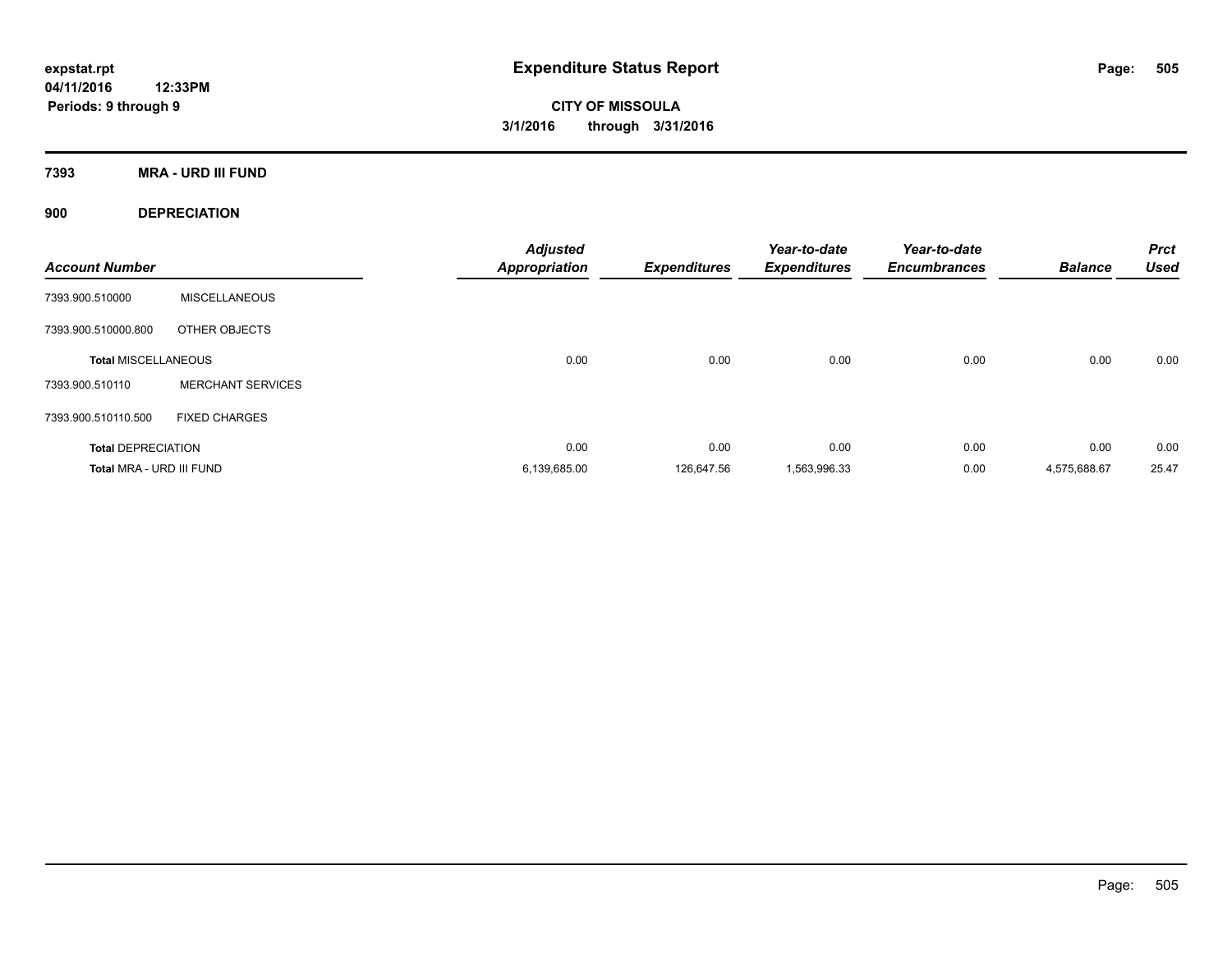**expstat.rpt**
**04/11/2016 12:33PM**
**Periods: 9 through 9**

# Expenditure Status Report

**CITY OF MISSOULA**
**3/1/2016 through 3/31/2016**

## 7393 MRA - URD III FUND

### 900 DEPRECIATION

| Account Number | | Adjusted Appropriation | Expenditures | Year-to-date Expenditures | Year-to-date Encumbrances | Balance | Prct Used |
|---|---|---|---|---|---|---|---|
| 7393.900.510000 | MISCELLANEOUS | | | | | | |
| 7393.900.510000.800 | OTHER OBJECTS | | | | | | |
| **Total MISCELLANEOUS** | | 0.00 | 0.00 | 0.00 | 0.00 | 0.00 | 0.00 |
| 7393.900.510110 | MERCHANT SERVICES | | | | | | |
| 7393.900.510110.500 | FIXED CHARGES | | | | | | |
| **Total DEPRECIATION** | | 0.00 | 0.00 | 0.00 | 0.00 | 0.00 | 0.00 |
| **Total MRA - URD III FUND** | | 6,139,685.00 | 126,647.56 | 1,563,996.33 | 0.00 | 4,575,688.67 | 25.47 |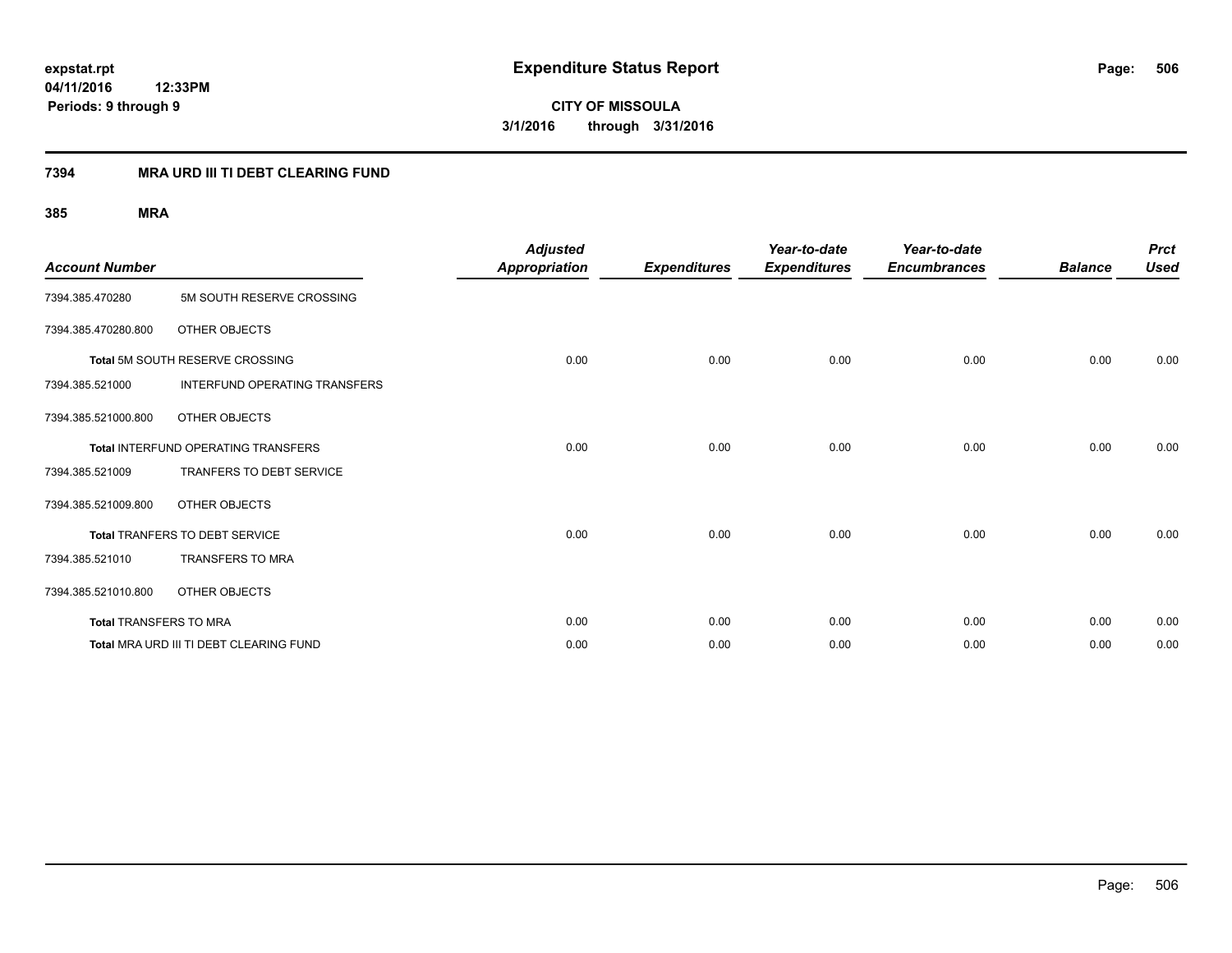expstat.rpt
04/11/2016 12:33PM
Periods: 9 through 9

# Expenditure Status Report

CITY OF MISSOULA
3/1/2016 through 3/31/2016

## 7394 MRA URD III TI DEBT CLEARING FUND

### 385 MRA

| Account Number | | Adjusted Appropriation | Expenditures | Year-to-date Expenditures | Year-to-date Encumbrances | Balance | Prct Used |
|---|---|---|---|---|---|---|---|
| 7394.385.470280 | 5M SOUTH RESERVE CROSSING | | | | | | |
| 7394.385.470280.800 | OTHER OBJECTS | | | | | | |
| Total 5M SOUTH RESERVE CROSSING | | 0.00 | 0.00 | 0.00 | 0.00 | 0.00 | 0.00 |
| 7394.385.521000 | INTERFUND OPERATING TRANSFERS | | | | | | |
| 7394.385.521000.800 | OTHER OBJECTS | | | | | | |
| Total INTERFUND OPERATING TRANSFERS | | 0.00 | 0.00 | 0.00 | 0.00 | 0.00 | 0.00 |
| 7394.385.521009 | TRANFERS TO DEBT SERVICE | | | | | | |
| 7394.385.521009.800 | OTHER OBJECTS | | | | | | |
| Total TRANFERS TO DEBT SERVICE | | 0.00 | 0.00 | 0.00 | 0.00 | 0.00 | 0.00 |
| 7394.385.521010 | TRANSFERS TO MRA | | | | | | |
| 7394.385.521010.800 | OTHER OBJECTS | | | | | | |
| Total TRANSFERS TO MRA | | 0.00 | 0.00 | 0.00 | 0.00 | 0.00 | 0.00 |
| Total MRA URD III TI DEBT CLEARING FUND | | 0.00 | 0.00 | 0.00 | 0.00 | 0.00 | 0.00 |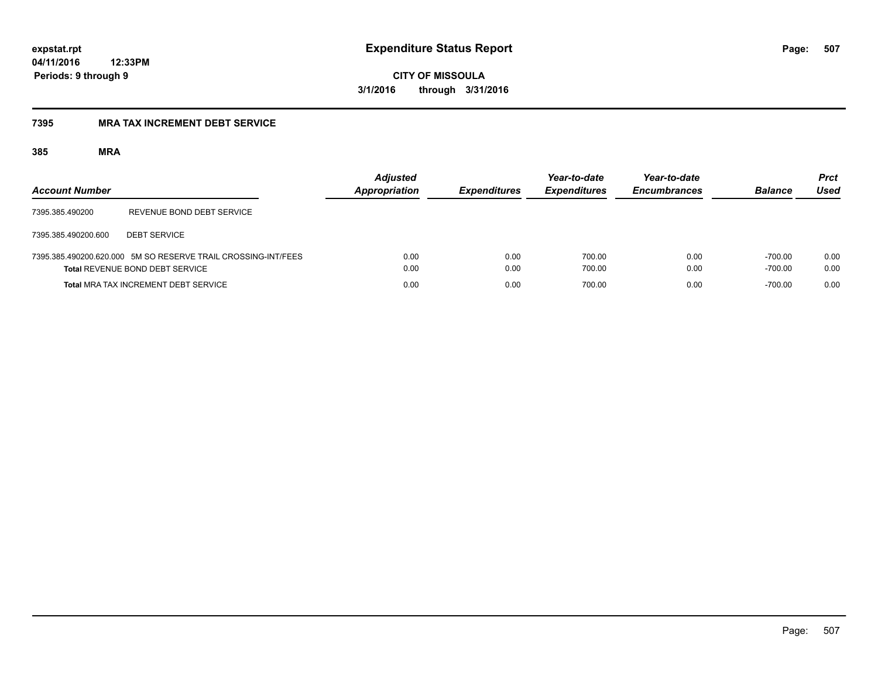# Expenditure Status Report

**expstat.rpt**
**04/11/2016 12:33PM**
**Periods: 9 through 9**

**CITY OF MISSOULA**
**3/1/2016 through 3/31/2016**

## 7395 MRA TAX INCREMENT DEBT SERVICE

### 385 MRA

| Account Number | | Adjusted Appropriation | Expenditures | Year-to-date Expenditures | Year-to-date Encumbrances | Balance | Prct Used |
|---|---|---|---|---|---|---|---|
| 7395.385.490200 | REVENUE BOND DEBT SERVICE | | | | | | |
| 7395.385.490200.600 | DEBT SERVICE | | | | | | |
| 7395.385.490200.620.000 | 5M SO RESERVE TRAIL CROSSING-INT/FEES | 0.00 | 0.00 | 700.00 | 0.00 | -700.00 | 0.00 |
| **Total** REVENUE BOND DEBT SERVICE | | 0.00 | 0.00 | 700.00 | 0.00 | -700.00 | 0.00 |
| **Total** MRA TAX INCREMENT DEBT SERVICE | | 0.00 | 0.00 | 700.00 | 0.00 | -700.00 | 0.00 |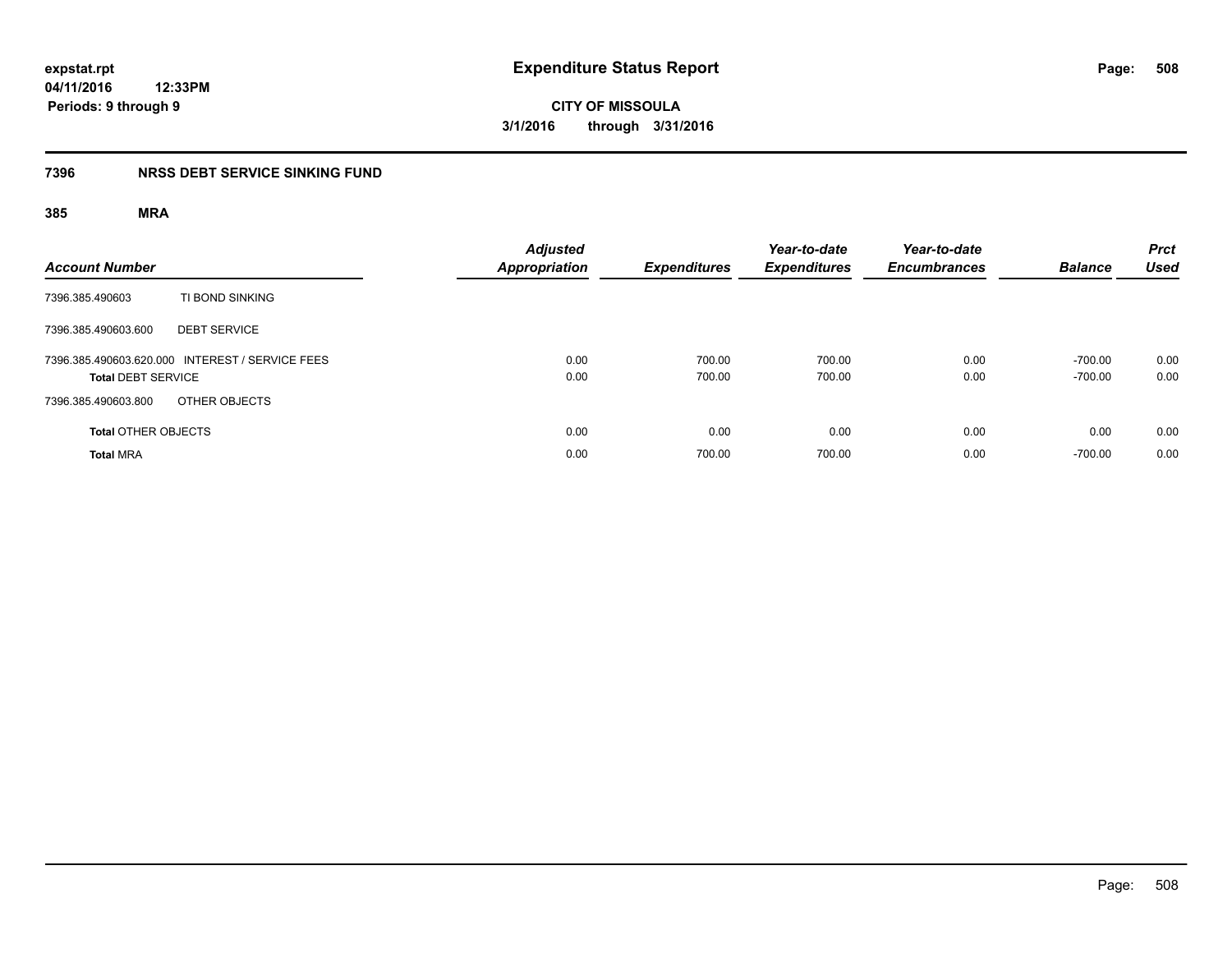**expstat.rpt**
**04/11/2016 12:33PM**
**Periods: 9 through 9**

# Expenditure Status Report

**CITY OF MISSOULA**
**3/1/2016 through 3/31/2016**

## 7396 NRSS DEBT SERVICE SINKING FUND

### 385 MRA

| Account Number | | Adjusted Appropriation | Expenditures | Year-to-date Expenditures | Year-to-date Encumbrances | Balance | Prct Used |
|---|---|---|---|---|---|---|---|
| 7396.385.490603 | TI BOND SINKING | | | | | | |
| 7396.385.490603.600 | DEBT SERVICE | | | | | | |
| 7396.385.490603.620.000 | INTEREST / SERVICE FEES | 0.00 | 700.00 | 700.00 | 0.00 | -700.00 | 0.00 |
| **Total** DEBT SERVICE | | 0.00 | 700.00 | 700.00 | 0.00 | -700.00 | 0.00 |
| 7396.385.490603.800 | OTHER OBJECTS | | | | | | |
| **Total** OTHER OBJECTS | | 0.00 | 0.00 | 0.00 | 0.00 | 0.00 | 0.00 |
| **Total** MRA | | 0.00 | 700.00 | 700.00 | 0.00 | -700.00 | 0.00 |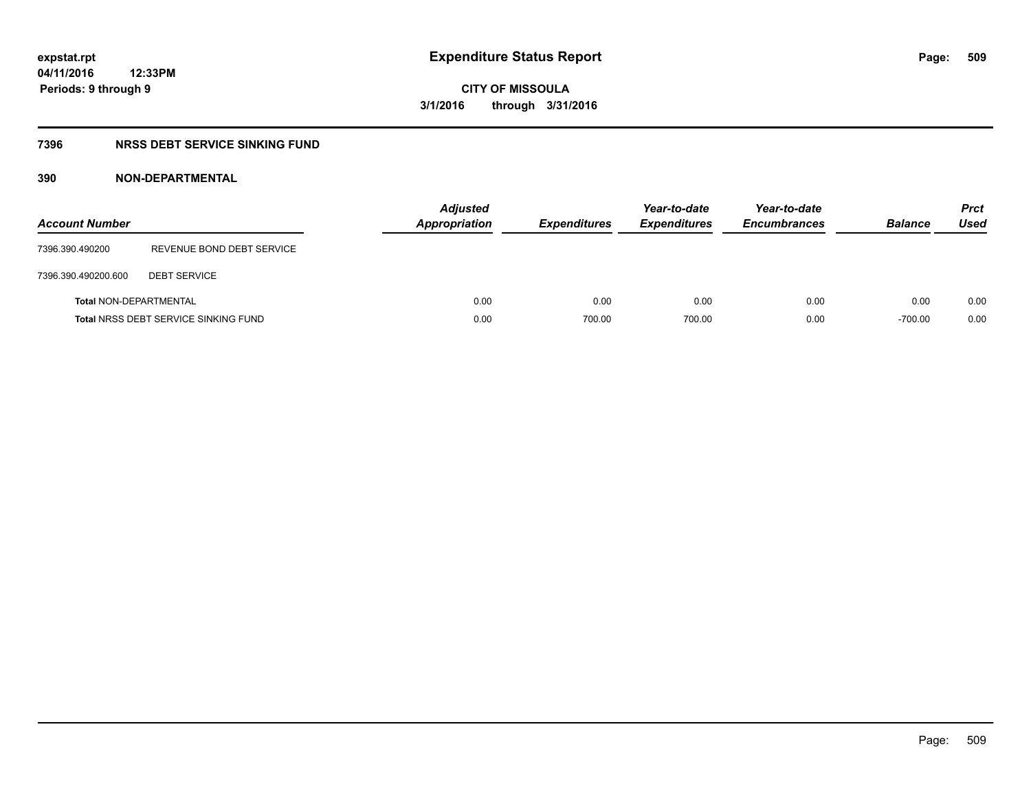**expstat.rpt**
**04/11/2016 12:33PM**
**Periods: 9 through 9**

# Expenditure Status Report

**CITY OF MISSOULA**
**3/1/2016 through 3/31/2016**

## 7396 NRSS DEBT SERVICE SINKING FUND

### 390 NON-DEPARTMENTAL

| Account Number | | Adjusted Appropriation | Expenditures | Year-to-date Expenditures | Year-to-date Encumbrances | Balance | Prct Used |
|---|---|---|---|---|---|---|---|
| 7396.390.490200 | REVENUE BOND DEBT SERVICE | | | | | | |
| 7396.390.490200.600 | DEBT SERVICE | | | | | | |
| **Total** NON-DEPARTMENTAL | | 0.00 | 0.00 | 0.00 | 0.00 | 0.00 | 0.00 |
| **Total** NRSS DEBT SERVICE SINKING FUND | | 0.00 | 700.00 | 700.00 | 0.00 | -700.00 | 0.00 |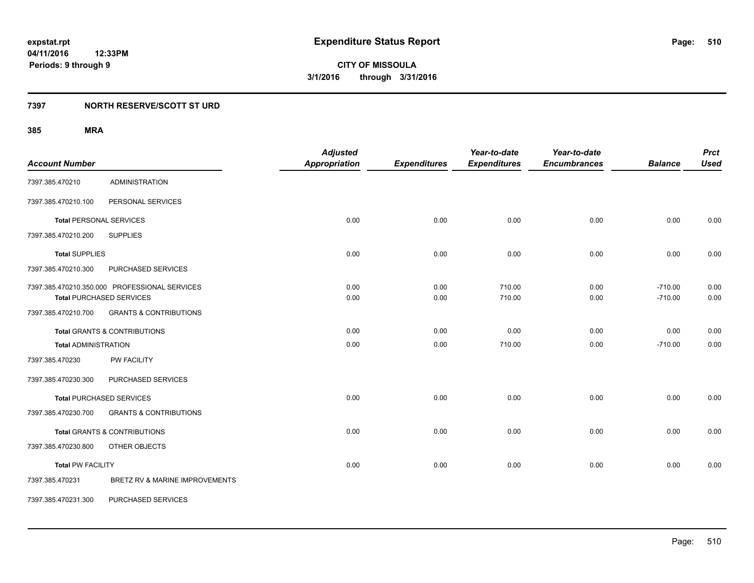**expstat.rpt**
**04/11/2016 12:33PM**
**Periods: 9 through 9**

# Expenditure Status Report

**CITY OF MISSOULA**
**3/1/2016 through 3/31/2016**

## 7397 NORTH RESERVE/SCOTT ST URD

### 385 MRA

| Account Number | | Adjusted Appropriation | Expenditures | Year-to-date Expenditures | Year-to-date Encumbrances | Balance | Prct Used |
|---|---|---|---|---|---|---|---|
| 7397.385.470210 | ADMINISTRATION | | | | | | |
| 7397.385.470210.100 | PERSONAL SERVICES | | | | | | |
| **Total** PERSONAL SERVICES | | 0.00 | 0.00 | 0.00 | 0.00 | 0.00 | 0.00 |
| 7397.385.470210.200 | SUPPLIES | | | | | | |
| **Total** SUPPLIES | | 0.00 | 0.00 | 0.00 | 0.00 | 0.00 | 0.00 |
| 7397.385.470210.300 | PURCHASED SERVICES | | | | | | |
| 7397.385.470210.350.000 | PROFESSIONAL SERVICES | 0.00 | 0.00 | 710.00 | 0.00 | -710.00 | 0.00 |
| **Total** PURCHASED SERVICES | | 0.00 | 0.00 | 710.00 | 0.00 | -710.00 | 0.00 |
| 7397.385.470210.700 | GRANTS & CONTRIBUTIONS | | | | | | |
| **Total** GRANTS & CONTRIBUTIONS | | 0.00 | 0.00 | 0.00 | 0.00 | 0.00 | 0.00 |
| **Total** ADMINISTRATION | | 0.00 | 0.00 | 710.00 | 0.00 | -710.00 | 0.00 |
| 7397.385.470230 | PW FACILITY | | | | | | |
| 7397.385.470230.300 | PURCHASED SERVICES | | | | | | |
| **Total** PURCHASED SERVICES | | 0.00 | 0.00 | 0.00 | 0.00 | 0.00 | 0.00 |
| 7397.385.470230.700 | GRANTS & CONTRIBUTIONS | | | | | | |
| **Total** GRANTS & CONTRIBUTIONS | | 0.00 | 0.00 | 0.00 | 0.00 | 0.00 | 0.00 |
| 7397.385.470230.800 | OTHER OBJECTS | | | | | | |
| **Total** PW FACILITY | | 0.00 | 0.00 | 0.00 | 0.00 | 0.00 | 0.00 |
| 7397.385.470231 | BRETZ RV & MARINE IMPROVEMENTS | | | | | | |
| 7397.385.470231.300 | PURCHASED SERVICES | | | | | | |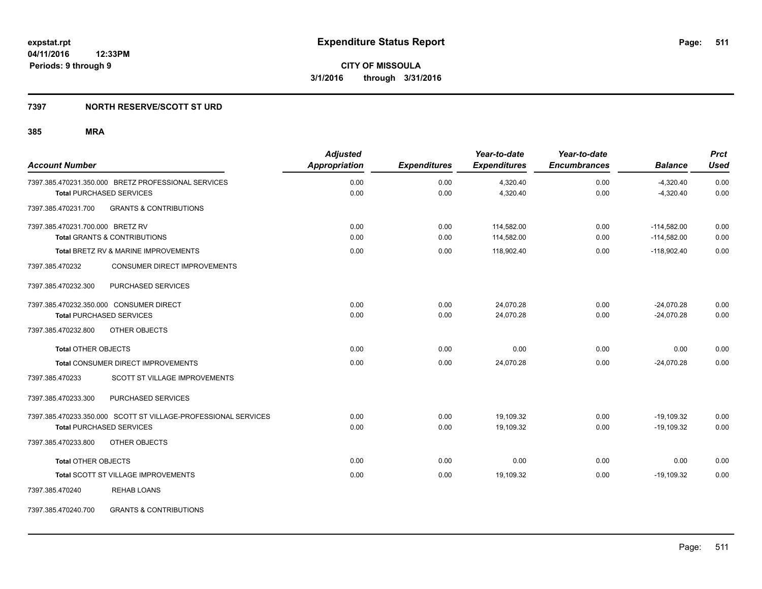**expstat.rpt**
**04/11/2016 12:33PM**
**Periods: 9 through 9**

# Expenditure Status Report

**CITY OF MISSOULA**
**3/1/2016 through 3/31/2016**

## 7397 NORTH RESERVE/SCOTT ST URD

### 385 MRA

| Account Number | Adjusted Appropriation | Expenditures | Year-to-date Expenditures | Year-to-date Encumbrances | Balance | Prct Used |
|---|---|---|---|---|---|---|
| 7397.385.470231.350.000 BRETZ PROFESSIONAL SERVICES | 0.00 | 0.00 | 4,320.40 | 0.00 | -4,320.40 | 0.00 |
| **Total** PURCHASED SERVICES | 0.00 | 0.00 | 4,320.40 | 0.00 | -4,320.40 | 0.00 |
| 7397.385.470231.700 GRANTS & CONTRIBUTIONS | | | | | | |
| 7397.385.470231.700.000 BRETZ RV | 0.00 | 0.00 | 114,582.00 | 0.00 | -114,582.00 | 0.00 |
| **Total** GRANTS & CONTRIBUTIONS | 0.00 | 0.00 | 114,582.00 | 0.00 | -114,582.00 | 0.00 |
| **Total** BRETZ RV & MARINE IMPROVEMENTS | 0.00 | 0.00 | 118,902.40 | 0.00 | -118,902.40 | 0.00 |
| 7397.385.470232 CONSUMER DIRECT IMPROVEMENTS | | | | | | |
| 7397.385.470232.300 PURCHASED SERVICES | | | | | | |
| 7397.385.470232.350.000 CONSUMER DIRECT | 0.00 | 0.00 | 24,070.28 | 0.00 | -24,070.28 | 0.00 |
| **Total** PURCHASED SERVICES | 0.00 | 0.00 | 24,070.28 | 0.00 | -24,070.28 | 0.00 |
| 7397.385.470232.800 OTHER OBJECTS | | | | | | |
| **Total** OTHER OBJECTS | 0.00 | 0.00 | 0.00 | 0.00 | 0.00 | 0.00 |
| **Total** CONSUMER DIRECT IMPROVEMENTS | 0.00 | 0.00 | 24,070.28 | 0.00 | -24,070.28 | 0.00 |
| 7397.385.470233 SCOTT ST VILLAGE IMPROVEMENTS | | | | | | |
| 7397.385.470233.300 PURCHASED SERVICES | | | | | | |
| 7397.385.470233.350.000 SCOTT ST VILLAGE-PROFESSIONAL SERVICES | 0.00 | 0.00 | 19,109.32 | 0.00 | -19,109.32 | 0.00 |
| **Total** PURCHASED SERVICES | 0.00 | 0.00 | 19,109.32 | 0.00 | -19,109.32 | 0.00 |
| 7397.385.470233.800 OTHER OBJECTS | | | | | | |
| **Total** OTHER OBJECTS | 0.00 | 0.00 | 0.00 | 0.00 | 0.00 | 0.00 |
| **Total** SCOTT ST VILLAGE IMPROVEMENTS | 0.00 | 0.00 | 19,109.32 | 0.00 | -19,109.32 | 0.00 |
| 7397.385.470240 REHAB LOANS | | | | | | |
| 7397.385.470240.700 GRANTS & CONTRIBUTIONS | | | | | | |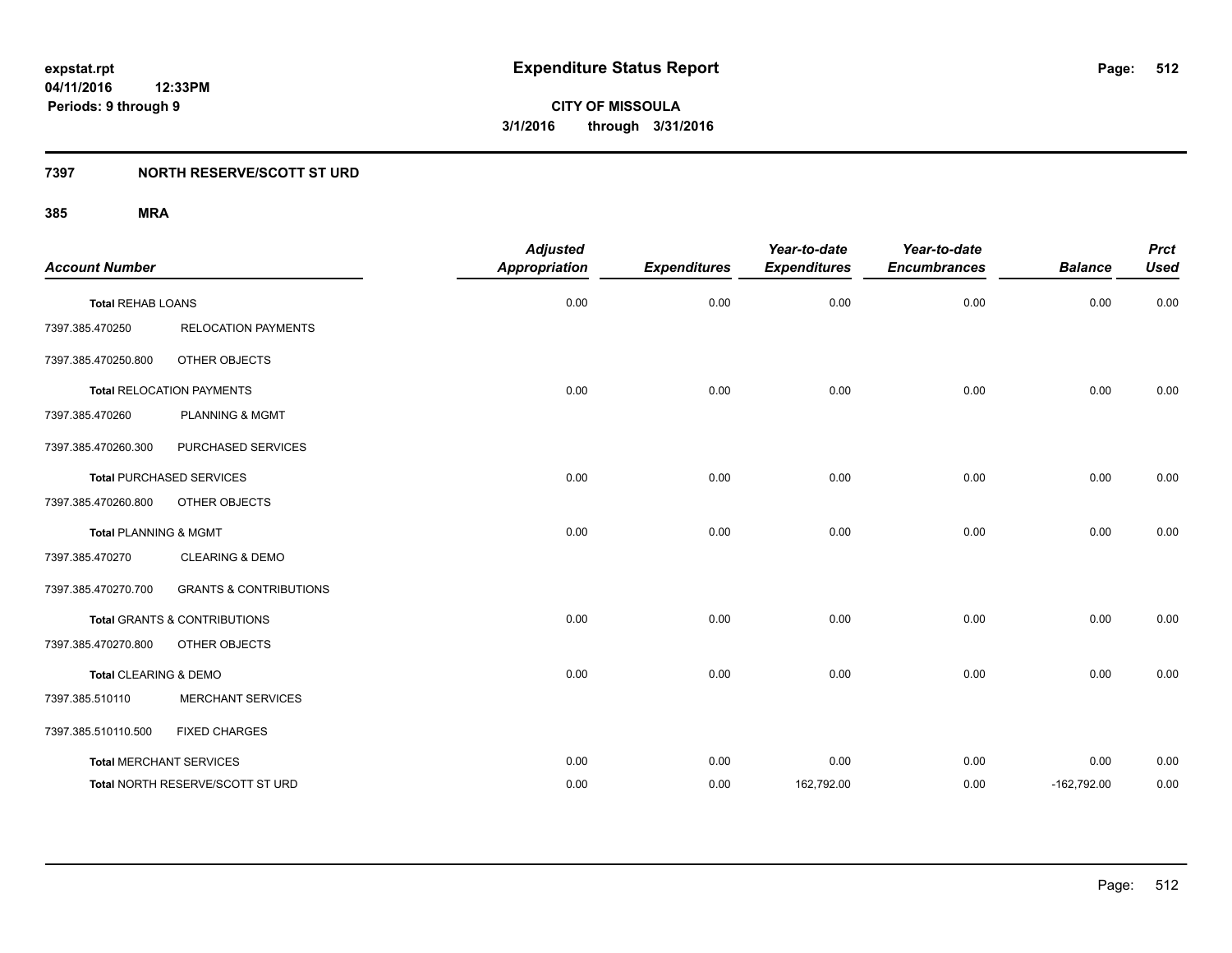**Expenditure Status Report**

**CITY OF MISSOULA**
**3/1/2016 through 3/31/2016**

expstat.rpt
04/11/2016 12:33PM
Periods: 9 through 9

## 7397 NORTH RESERVE/SCOTT ST URD

### 385 MRA

| Account Number | | Adjusted Appropriation | Expenditures | Year-to-date Expenditures | Year-to-date Encumbrances | Balance | Prct Used |
|---|---|---|---|---|---|---|---|
| **Total** REHAB LOANS | | 0.00 | 0.00 | 0.00 | 0.00 | 0.00 | 0.00 |
| 7397.385.470250 | RELOCATION PAYMENTS | | | | | | |
| 7397.385.470250.800 | OTHER OBJECTS | | | | | | |
| **Total** RELOCATION PAYMENTS | | 0.00 | 0.00 | 0.00 | 0.00 | 0.00 | 0.00 |
| 7397.385.470260 | PLANNING & MGMT | | | | | | |
| 7397.385.470260.300 | PURCHASED SERVICES | | | | | | |
| **Total** PURCHASED SERVICES | | 0.00 | 0.00 | 0.00 | 0.00 | 0.00 | 0.00 |
| 7397.385.470260.800 | OTHER OBJECTS | | | | | | |
| **Total** PLANNING & MGMT | | 0.00 | 0.00 | 0.00 | 0.00 | 0.00 | 0.00 |
| 7397.385.470270 | CLEARING & DEMO | | | | | | |
| 7397.385.470270.700 | GRANTS & CONTRIBUTIONS | | | | | | |
| **Total** GRANTS & CONTRIBUTIONS | | 0.00 | 0.00 | 0.00 | 0.00 | 0.00 | 0.00 |
| 7397.385.470270.800 | OTHER OBJECTS | | | | | | |
| **Total** CLEARING & DEMO | | 0.00 | 0.00 | 0.00 | 0.00 | 0.00 | 0.00 |
| 7397.385.510110 | MERCHANT SERVICES | | | | | | |
| 7397.385.510110.500 | FIXED CHARGES | | | | | | |
| **Total** MERCHANT SERVICES | | 0.00 | 0.00 | 0.00 | 0.00 | 0.00 | 0.00 |
| **Total** NORTH RESERVE/SCOTT ST URD | | 0.00 | 0.00 | 162,792.00 | 0.00 | -162,792.00 | 0.00 |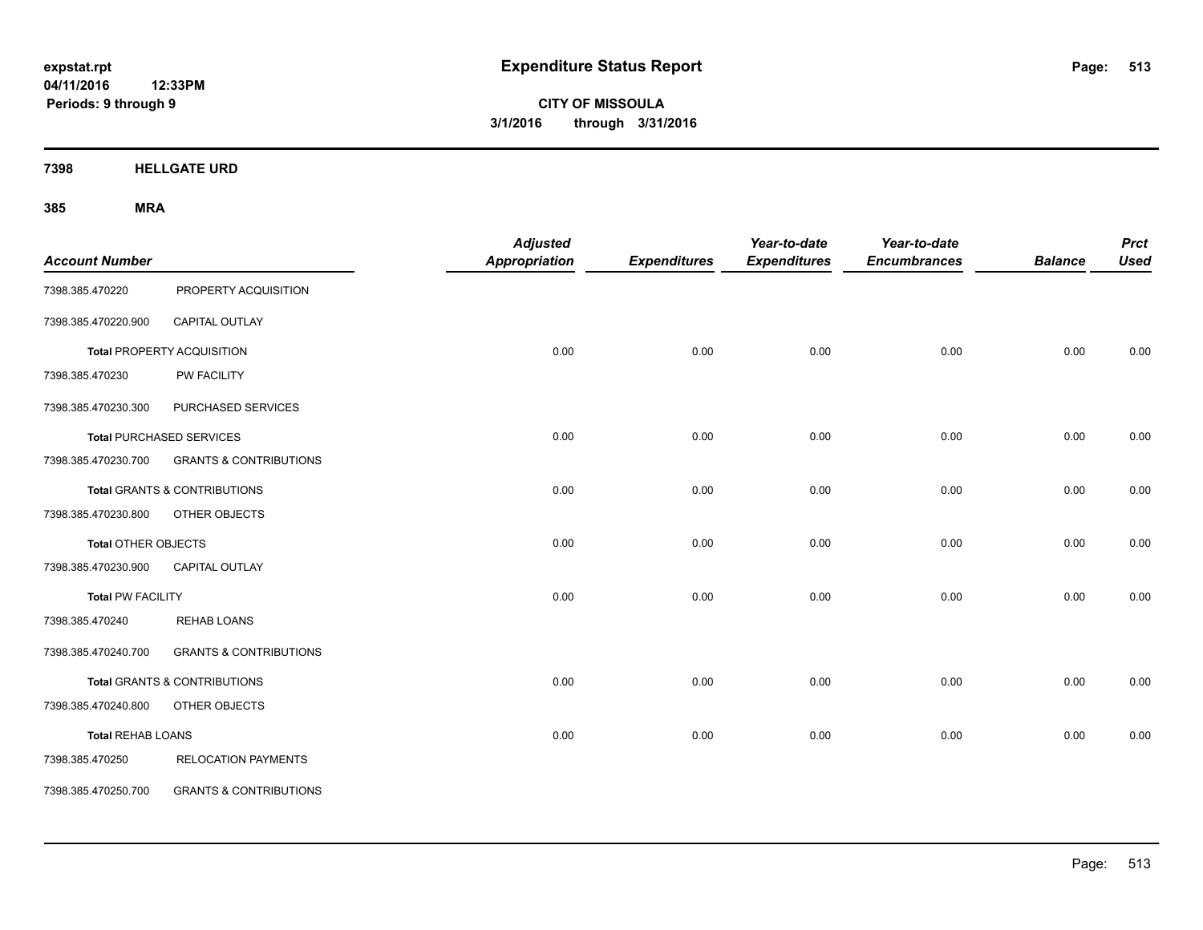**expstat.rpt**
**04/11/2016 12:33PM**
**Periods: 9 through 9**

# Expenditure Status Report

**CITY OF MISSOULA**
**3/1/2016 through 3/31/2016**

## 7398 HELLGATE URD

### 385 MRA

| Account Number | | Adjusted Appropriation | Expenditures | Year-to-date Expenditures | Year-to-date Encumbrances | Balance | Prct Used |
|---|---|---|---|---|---|---|---|
| 7398.385.470220 | PROPERTY ACQUISITION | | | | | | |
| 7398.385.470220.900 | CAPITAL OUTLAY | | | | | | |
| **Total** PROPERTY ACQUISITION | | 0.00 | 0.00 | 0.00 | 0.00 | 0.00 | 0.00 |
| 7398.385.470230 | PW FACILITY | | | | | | |
| 7398.385.470230.300 | PURCHASED SERVICES | | | | | | |
| **Total** PURCHASED SERVICES | | 0.00 | 0.00 | 0.00 | 0.00 | 0.00 | 0.00 |
| 7398.385.470230.700 | GRANTS & CONTRIBUTIONS | | | | | | |
| **Total** GRANTS & CONTRIBUTIONS | | 0.00 | 0.00 | 0.00 | 0.00 | 0.00 | 0.00 |
| 7398.385.470230.800 | OTHER OBJECTS | | | | | | |
| **Total** OTHER OBJECTS | | 0.00 | 0.00 | 0.00 | 0.00 | 0.00 | 0.00 |
| 7398.385.470230.900 | CAPITAL OUTLAY | | | | | | |
| **Total** PW FACILITY | | 0.00 | 0.00 | 0.00 | 0.00 | 0.00 | 0.00 |
| 7398.385.470240 | REHAB LOANS | | | | | | |
| 7398.385.470240.700 | GRANTS & CONTRIBUTIONS | | | | | | |
| **Total** GRANTS & CONTRIBUTIONS | | 0.00 | 0.00 | 0.00 | 0.00 | 0.00 | 0.00 |
| 7398.385.470240.800 | OTHER OBJECTS | | | | | | |
| **Total** REHAB LOANS | | 0.00 | 0.00 | 0.00 | 0.00 | 0.00 | 0.00 |
| 7398.385.470250 | RELOCATION PAYMENTS | | | | | | |
| 7398.385.470250.700 | GRANTS & CONTRIBUTIONS | | | | | | |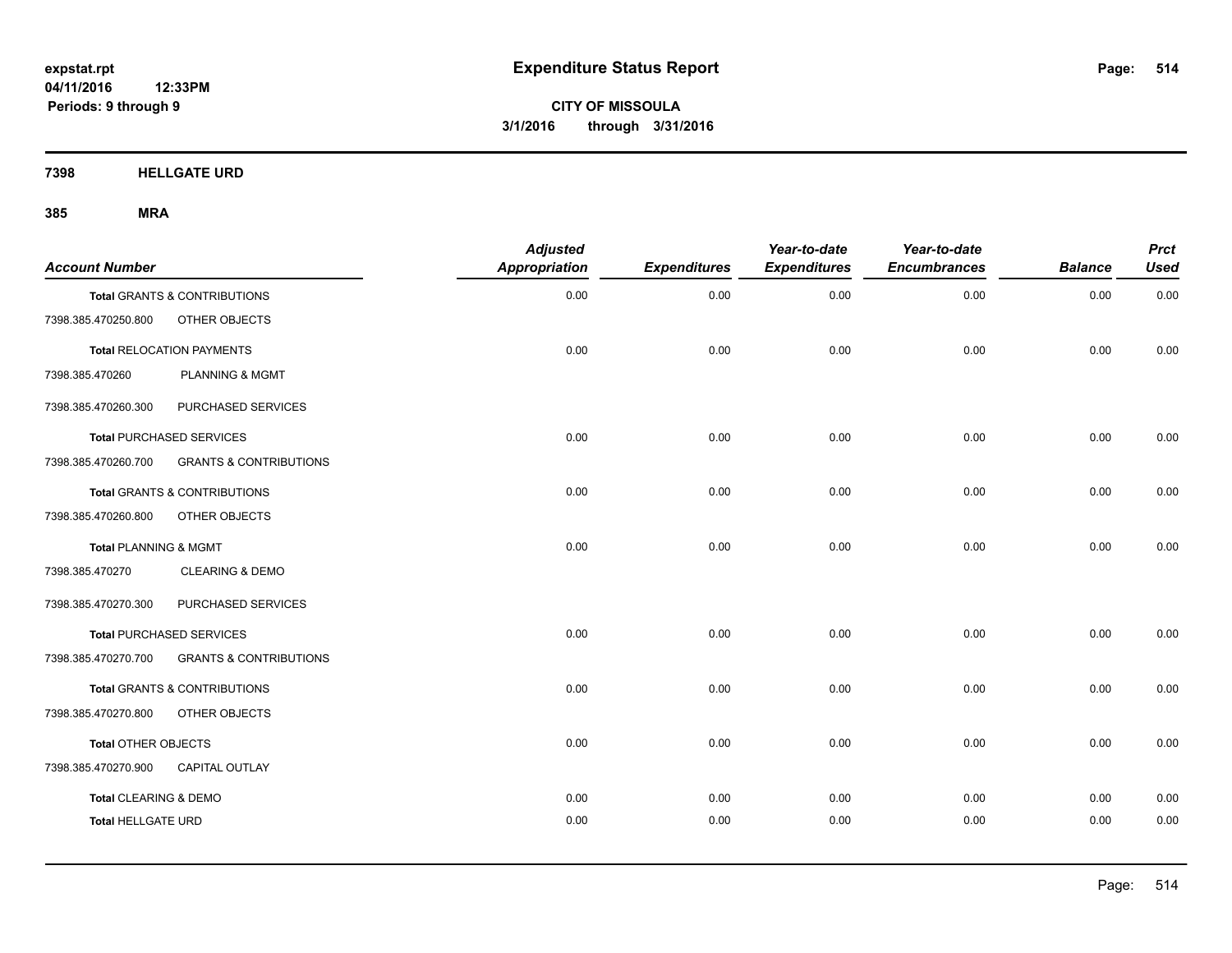# Expenditure Status Report

expstat.rpt
04/11/2016 12:33PM
Periods: 9 through 9

**CITY OF MISSOULA**
**3/1/2016 through 3/31/2016**

## 7398 HELLGATE URD

## 385 MRA

| Account Number | | Adjusted Appropriation | Expenditures | Year-to-date Expenditures | Year-to-date Encumbrances | Balance | Prct Used |
|---|---|---|---|---|---|---|---|
| **Total** GRANTS & CONTRIBUTIONS | | 0.00 | 0.00 | 0.00 | 0.00 | 0.00 | 0.00 |
| 7398.385.470250.800 | OTHER OBJECTS | | | | | | |
| **Total** RELOCATION PAYMENTS | | 0.00 | 0.00 | 0.00 | 0.00 | 0.00 | 0.00 |
| 7398.385.470260 | PLANNING & MGMT | | | | | | |
| 7398.385.470260.300 | PURCHASED SERVICES | | | | | | |
| **Total** PURCHASED SERVICES | | 0.00 | 0.00 | 0.00 | 0.00 | 0.00 | 0.00 |
| 7398.385.470260.700 | GRANTS & CONTRIBUTIONS | | | | | | |
| **Total** GRANTS & CONTRIBUTIONS | | 0.00 | 0.00 | 0.00 | 0.00 | 0.00 | 0.00 |
| 7398.385.470260.800 | OTHER OBJECTS | | | | | | |
| **Total** PLANNING & MGMT | | 0.00 | 0.00 | 0.00 | 0.00 | 0.00 | 0.00 |
| 7398.385.470270 | CLEARING & DEMO | | | | | | |
| 7398.385.470270.300 | PURCHASED SERVICES | | | | | | |
| **Total** PURCHASED SERVICES | | 0.00 | 0.00 | 0.00 | 0.00 | 0.00 | 0.00 |
| 7398.385.470270.700 | GRANTS & CONTRIBUTIONS | | | | | | |
| **Total** GRANTS & CONTRIBUTIONS | | 0.00 | 0.00 | 0.00 | 0.00 | 0.00 | 0.00 |
| 7398.385.470270.800 | OTHER OBJECTS | | | | | | |
| **Total** OTHER OBJECTS | | 0.00 | 0.00 | 0.00 | 0.00 | 0.00 | 0.00 |
| 7398.385.470270.900 | CAPITAL OUTLAY | | | | | | |
| **Total** CLEARING & DEMO | | 0.00 | 0.00 | 0.00 | 0.00 | 0.00 | 0.00 |
| **Total** HELLGATE URD | | 0.00 | 0.00 | 0.00 | 0.00 | 0.00 | 0.00 |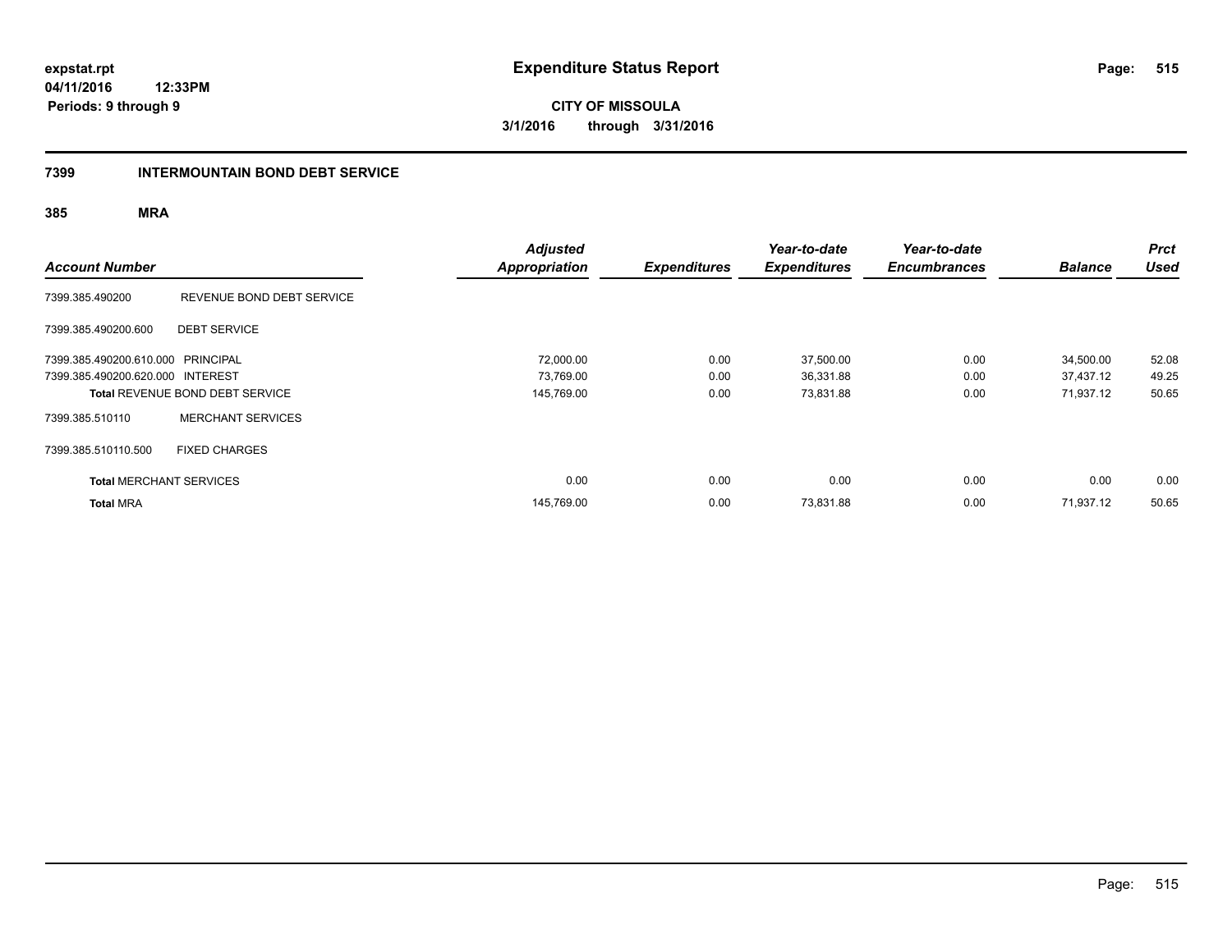**expstat.rpt**
**04/11/2016 12:33PM**
**Periods: 9 through 9**

# Expenditure Status Report

**CITY OF MISSOULA**
**3/1/2016 through 3/31/2016**

## 7399 INTERMOUNTAIN BOND DEBT SERVICE

### 385 MRA

| Account Number | | Adjusted Appropriation | Expenditures | Year-to-date Expenditures | Year-to-date Encumbrances | Balance | Prct Used |
|---|---|---|---|---|---|---|---|
| 7399.385.490200 | REVENUE BOND DEBT SERVICE | | | | | | |
| 7399.385.490200.600 | DEBT SERVICE | | | | | | |
| 7399.385.490200.610.000 | PRINCIPAL | 72,000.00 | 0.00 | 37,500.00 | 0.00 | 34,500.00 | 52.08 |
| 7399.385.490200.620.000 | INTEREST | 73,769.00 | 0.00 | 36,331.88 | 0.00 | 37,437.12 | 49.25 |
| **Total** REVENUE BOND DEBT SERVICE | | 145,769.00 | 0.00 | 73,831.88 | 0.00 | 71,937.12 | 50.65 |
| 7399.385.510110 | MERCHANT SERVICES | | | | | | |
| 7399.385.510110.500 | FIXED CHARGES | | | | | | |
| **Total** MERCHANT SERVICES | | 0.00 | 0.00 | 0.00 | 0.00 | 0.00 | 0.00 |
| **Total** MRA | | 145,769.00 | 0.00 | 73,831.88 | 0.00 | 71,937.12 | 50.65 |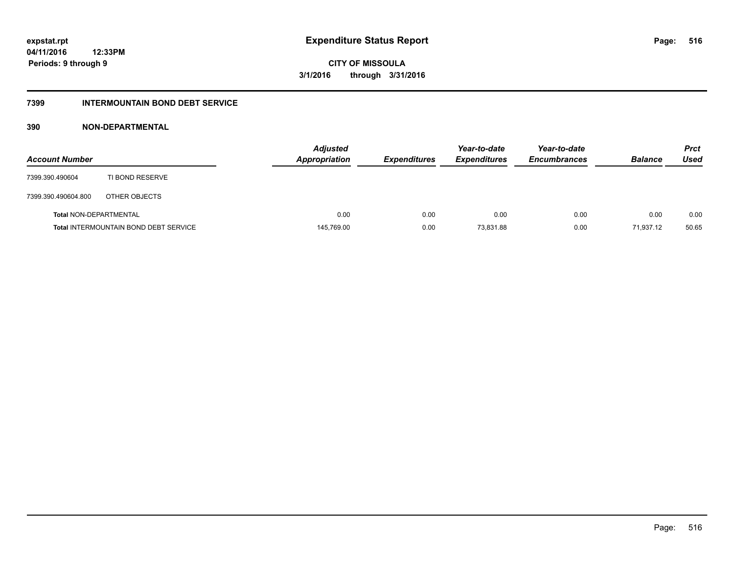expstat.rpt
04/11/2016 12:33PM
Periods: 9 through 9

# Expenditure Status Report

**CITY OF MISSOULA**
**3/1/2016 through 3/31/2016**

## 7399 INTERMOUNTAIN BOND DEBT SERVICE

### 390 NON-DEPARTMENTAL

| Account Number | | Adjusted Appropriation | Expenditures | Year-to-date Expenditures | Year-to-date Encumbrances | Balance | Prct Used |
|---|---|---|---|---|---|---|---|
| 7399.390.490604 | TI BOND RESERVE | | | | | | |
| 7399.390.490604.800 | OTHER OBJECTS | | | | | | |
| **Total** NON-DEPARTMENTAL | | 0.00 | 0.00 | 0.00 | 0.00 | 0.00 | 0.00 |
| **Total** INTERMOUNTAIN BOND DEBT SERVICE | | 145,769.00 | 0.00 | 73,831.88 | 0.00 | 71,937.12 | 50.65 |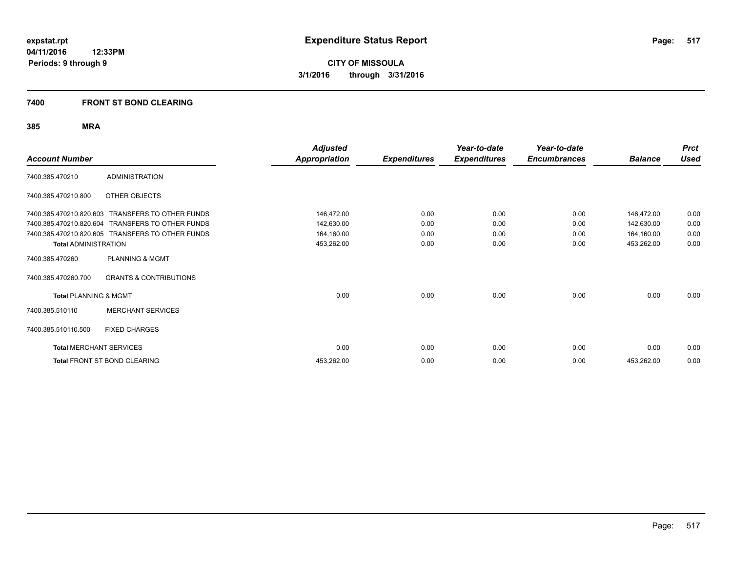**expstat.rpt**
**04/11/2016 12:33PM**
**Periods: 9 through 9**

# Expenditure Status Report

**CITY OF MISSOULA**
**3/1/2016 through 3/31/2016**

## 7400 FRONT ST BOND CLEARING

### 385 MRA

| Account Number | | Adjusted Appropriation | Expenditures | Year-to-date Expenditures | Year-to-date Encumbrances | Balance | Prct Used |
|---|---|---|---|---|---|---|---|
| 7400.385.470210 | ADMINISTRATION | | | | | | |
| 7400.385.470210.800 | OTHER OBJECTS | | | | | | |
| 7400.385.470210.820.603 | TRANSFERS TO OTHER FUNDS | 146,472.00 | 0.00 | 0.00 | 0.00 | 146,472.00 | 0.00 |
| 7400.385.470210.820.604 | TRANSFERS TO OTHER FUNDS | 142,630.00 | 0.00 | 0.00 | 0.00 | 142,630.00 | 0.00 |
| 7400.385.470210.820.605 | TRANSFERS TO OTHER FUNDS | 164,160.00 | 0.00 | 0.00 | 0.00 | 164,160.00 | 0.00 |
| **Total** ADMINISTRATION | | 453,262.00 | 0.00 | 0.00 | 0.00 | 453,262.00 | 0.00 |
| 7400.385.470260 | PLANNING & MGMT | | | | | | |
| 7400.385.470260.700 | GRANTS & CONTRIBUTIONS | | | | | | |
| **Total** PLANNING & MGMT | | 0.00 | 0.00 | 0.00 | 0.00 | 0.00 | 0.00 |
| 7400.385.510110 | MERCHANT SERVICES | | | | | | |
| 7400.385.510110.500 | FIXED CHARGES | | | | | | |
| **Total** MERCHANT SERVICES | | 0.00 | 0.00 | 0.00 | 0.00 | 0.00 | 0.00 |
| **Total** FRONT ST BOND CLEARING | | 453,262.00 | 0.00 | 0.00 | 0.00 | 453,262.00 | 0.00 |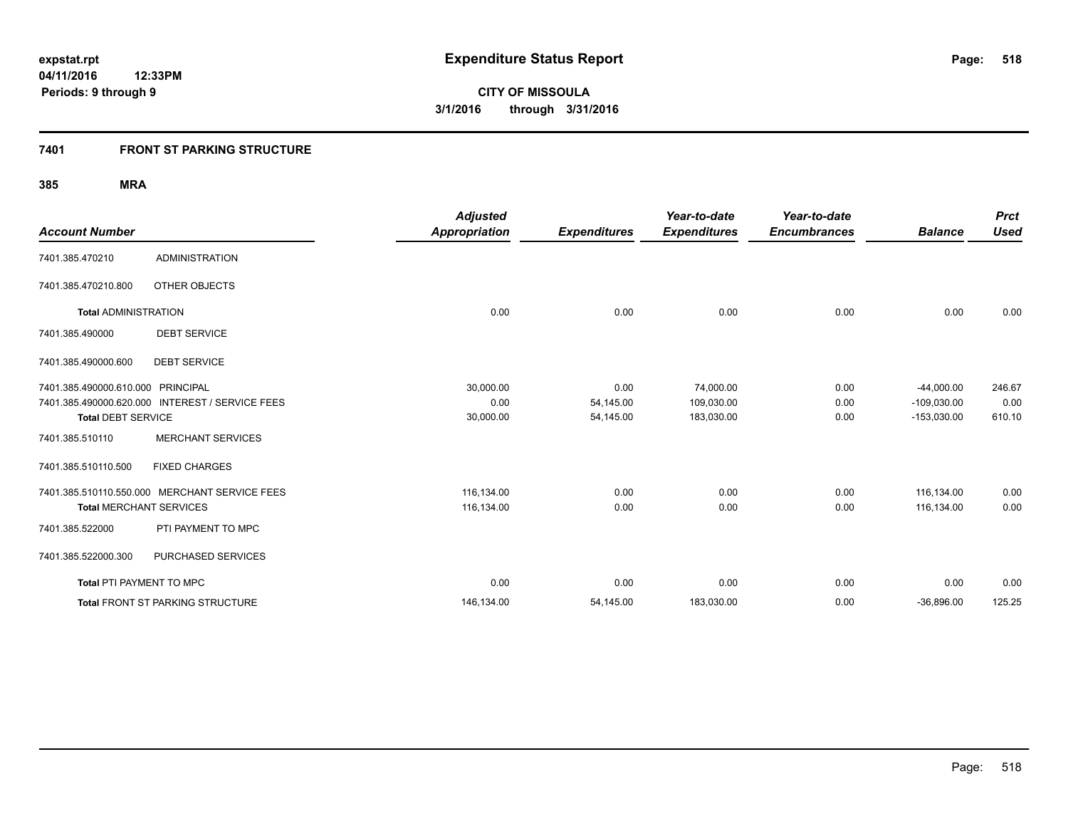**expstat.rpt**
**04/11/2016 12:33PM**
**Periods: 9 through 9**

# Expenditure Status Report

**CITY OF MISSOULA**
**3/1/2016 through 3/31/2016**

## 7401 FRONT ST PARKING STRUCTURE

### 385 MRA

| Account Number | | Adjusted Appropriation | Expenditures | Year-to-date Expenditures | Year-to-date Encumbrances | Balance | Prct Used |
|---|---|---|---|---|---|---|---|
| 7401.385.470210 | ADMINISTRATION | | | | | | |
| 7401.385.470210.800 | OTHER OBJECTS | | | | | | |
| **Total** ADMINISTRATION | | 0.00 | 0.00 | 0.00 | 0.00 | 0.00 | 0.00 |
| 7401.385.490000 | DEBT SERVICE | | | | | | |
| 7401.385.490000.600 | DEBT SERVICE | | | | | | |
| 7401.385.490000.610.000 | PRINCIPAL | 30,000.00 | 0.00 | 74,000.00 | 0.00 | -44,000.00 | 246.67 |
| 7401.385.490000.620.000 | INTEREST / SERVICE FEES | 0.00 | 54,145.00 | 109,030.00 | 0.00 | -109,030.00 | 0.00 |
| **Total** DEBT SERVICE | | 30,000.00 | 54,145.00 | 183,030.00 | 0.00 | -153,030.00 | 610.10 |
| 7401.385.510110 | MERCHANT SERVICES | | | | | | |
| 7401.385.510110.500 | FIXED CHARGES | | | | | | |
| 7401.385.510110.550.000 | MERCHANT SERVICE FEES | 116,134.00 | 0.00 | 0.00 | 0.00 | 116,134.00 | 0.00 |
| **Total** MERCHANT SERVICES | | 116,134.00 | 0.00 | 0.00 | 0.00 | 116,134.00 | 0.00 |
| 7401.385.522000 | PTI PAYMENT TO MPC | | | | | | |
| 7401.385.522000.300 | PURCHASED SERVICES | | | | | | |
| **Total** PTI PAYMENT TO MPC | | 0.00 | 0.00 | 0.00 | 0.00 | 0.00 | 0.00 |
| **Total** FRONT ST PARKING STRUCTURE | | 146,134.00 | 54,145.00 | 183,030.00 | 0.00 | -36,896.00 | 125.25 |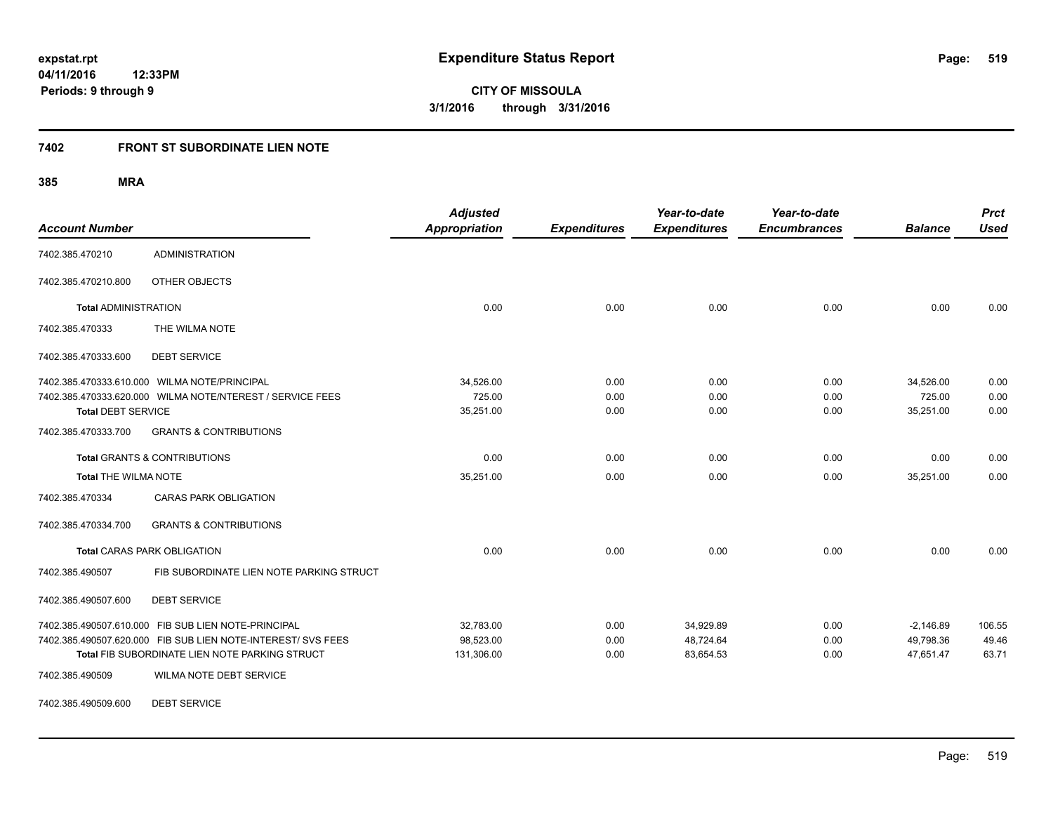# Expenditure Status Report

**CITY OF MISSOULA**

**3/1/2016 through 3/31/2016**

expstat.rpt
04/11/2016 12:33PM
Periods: 9 through 9

## 7402 FRONT ST SUBORDINATE LIEN NOTE

### 385 MRA

| Account Number | | Adjusted Appropriation | Expenditures | Year-to-date Expenditures | Year-to-date Encumbrances | Balance | Prct Used |
|---|---|---|---|---|---|---|---|
| 7402.385.470210 | ADMINISTRATION | | | | | | |
| 7402.385.470210.800 | OTHER OBJECTS | | | | | | |
| **Total** ADMINISTRATION | | 0.00 | 0.00 | 0.00 | 0.00 | 0.00 | 0.00 |
| 7402.385.470333 | THE WILMA NOTE | | | | | | |
| 7402.385.470333.600 | DEBT SERVICE | | | | | | |
| 7402.385.470333.610.000 | WILMA NOTE/PRINCIPAL | 34,526.00 | 0.00 | 0.00 | 0.00 | 34,526.00 | 0.00 |
| 7402.385.470333.620.000 | WILMA NOTE/NTEREST / SERVICE FEES | 725.00 | 0.00 | 0.00 | 0.00 | 725.00 | 0.00 |
| **Total** DEBT SERVICE | | 35,251.00 | 0.00 | 0.00 | 0.00 | 35,251.00 | 0.00 |
| 7402.385.470333.700 | GRANTS & CONTRIBUTIONS | | | | | | |
| **Total** GRANTS & CONTRIBUTIONS | | 0.00 | 0.00 | 0.00 | 0.00 | 0.00 | 0.00 |
| **Total** THE WILMA NOTE | | 35,251.00 | 0.00 | 0.00 | 0.00 | 35,251.00 | 0.00 |
| 7402.385.470334 | CARAS PARK OBLIGATION | | | | | | |
| 7402.385.470334.700 | GRANTS & CONTRIBUTIONS | | | | | | |
| **Total** CARAS PARK OBLIGATION | | 0.00 | 0.00 | 0.00 | 0.00 | 0.00 | 0.00 |
| 7402.385.490507 | FIB SUBORDINATE LIEN NOTE PARKING STRUCT | | | | | | |
| 7402.385.490507.600 | DEBT SERVICE | | | | | | |
| 7402.385.490507.610.000 | FIB SUB LIEN NOTE-PRINCIPAL | 32,783.00 | 0.00 | 34,929.89 | 0.00 | -2,146.89 | 106.55 |
| 7402.385.490507.620.000 | FIB SUB LIEN NOTE-INTEREST/ SVS FEES | 98,523.00 | 0.00 | 48,724.64 | 0.00 | 49,798.36 | 49.46 |
| **Total** FIB SUBORDINATE LIEN NOTE PARKING STRUCT | | 131,306.00 | 0.00 | 83,654.53 | 0.00 | 47,651.47 | 63.71 |
| 7402.385.490509 | WILMA NOTE DEBT SERVICE | | | | | | |
| 7402.385.490509.600 | DEBT SERVICE | | | | | | |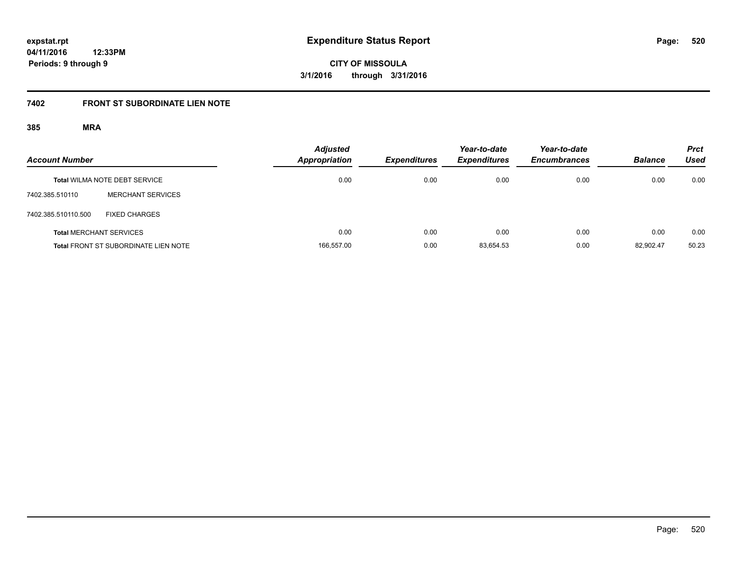**expstat.rpt**
**04/11/2016 12:33PM**
**Periods: 9 through 9**

# Expenditure Status Report

**CITY OF MISSOULA**
**3/1/2016 through 3/31/2016**

## 7402 FRONT ST SUBORDINATE LIEN NOTE

### 385 MRA

| Account Number | | Adjusted Appropriation | Expenditures | Year-to-date Expenditures | Year-to-date Encumbrances | Balance | Prct Used |
|---|---|---|---|---|---|---|---|
| **Total** WILMA NOTE DEBT SERVICE | | 0.00 | 0.00 | 0.00 | 0.00 | 0.00 | 0.00 |
| 7402.385.510110 | MERCHANT SERVICES | | | | | | |
| 7402.385.510110.500 | FIXED CHARGES | | | | | | |
| **Total** MERCHANT SERVICES | | 0.00 | 0.00 | 0.00 | 0.00 | 0.00 | 0.00 |
| **Total** FRONT ST SUBORDINATE LIEN NOTE | | 166,557.00 | 0.00 | 83,654.53 | 0.00 | 82,902.47 | 50.23 |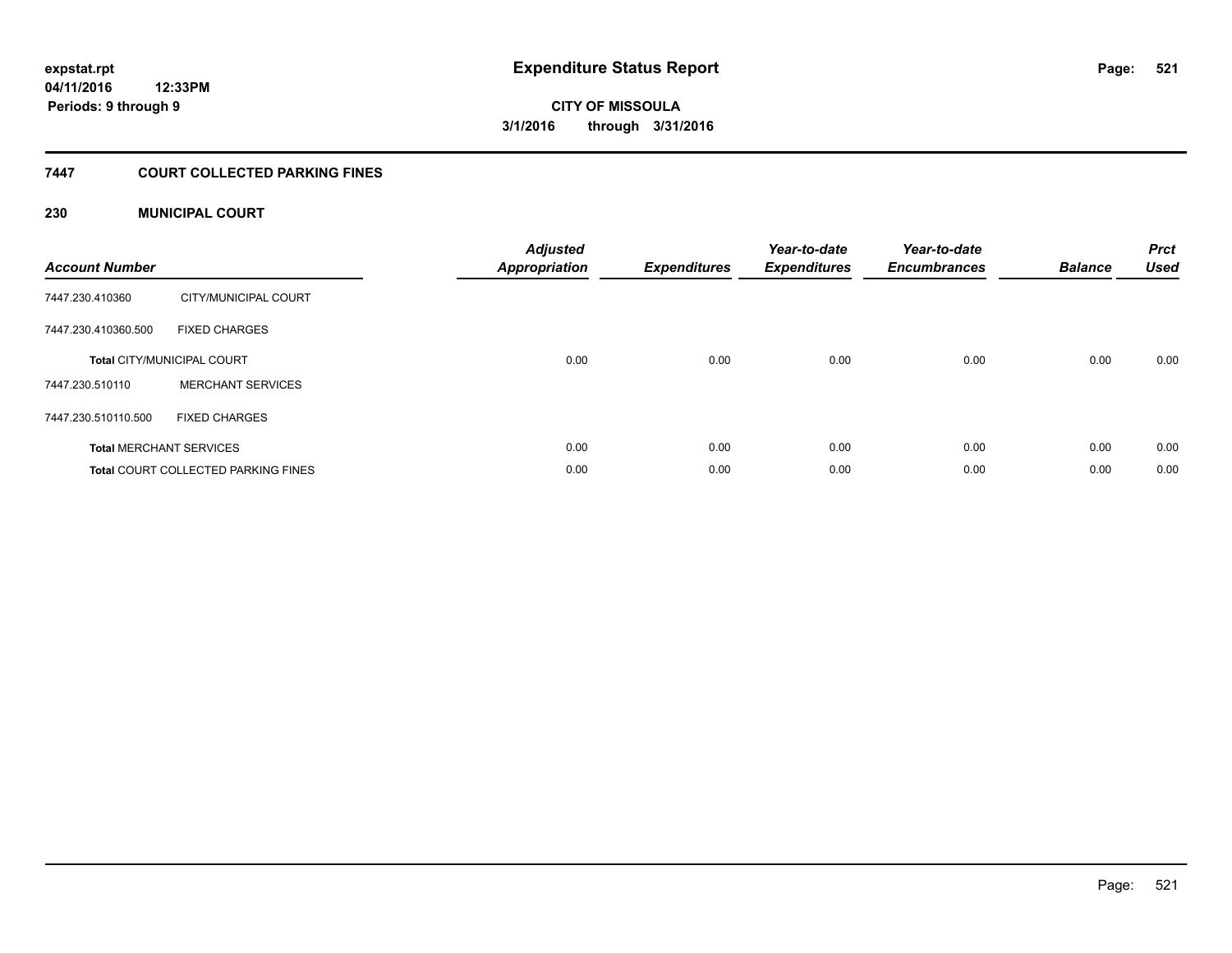# Expenditure Status Report

**CITY OF MISSOULA**
**3/1/2016 through 3/31/2016**

expstat.rpt
04/11/2016 12:33PM
Periods: 9 through 9

## 7447 COURT COLLECTED PARKING FINES

### 230 MUNICIPAL COURT

| Account Number | | Adjusted Appropriation | Expenditures | Year-to-date Expenditures | Year-to-date Encumbrances | Balance | Prct Used |
|---|---|---|---|---|---|---|---|
| 7447.230.410360 | CITY/MUNICIPAL COURT | | | | | | |
| 7447.230.410360.500 | FIXED CHARGES | | | | | | |
| **Total** CITY/MUNICIPAL COURT | | 0.00 | 0.00 | 0.00 | 0.00 | 0.00 | 0.00 |
| 7447.230.510110 | MERCHANT SERVICES | | | | | | |
| 7447.230.510110.500 | FIXED CHARGES | | | | | | |
| **Total** MERCHANT SERVICES | | 0.00 | 0.00 | 0.00 | 0.00 | 0.00 | 0.00 |
| **Total** COURT COLLECTED PARKING FINES | | 0.00 | 0.00 | 0.00 | 0.00 | 0.00 | 0.00 |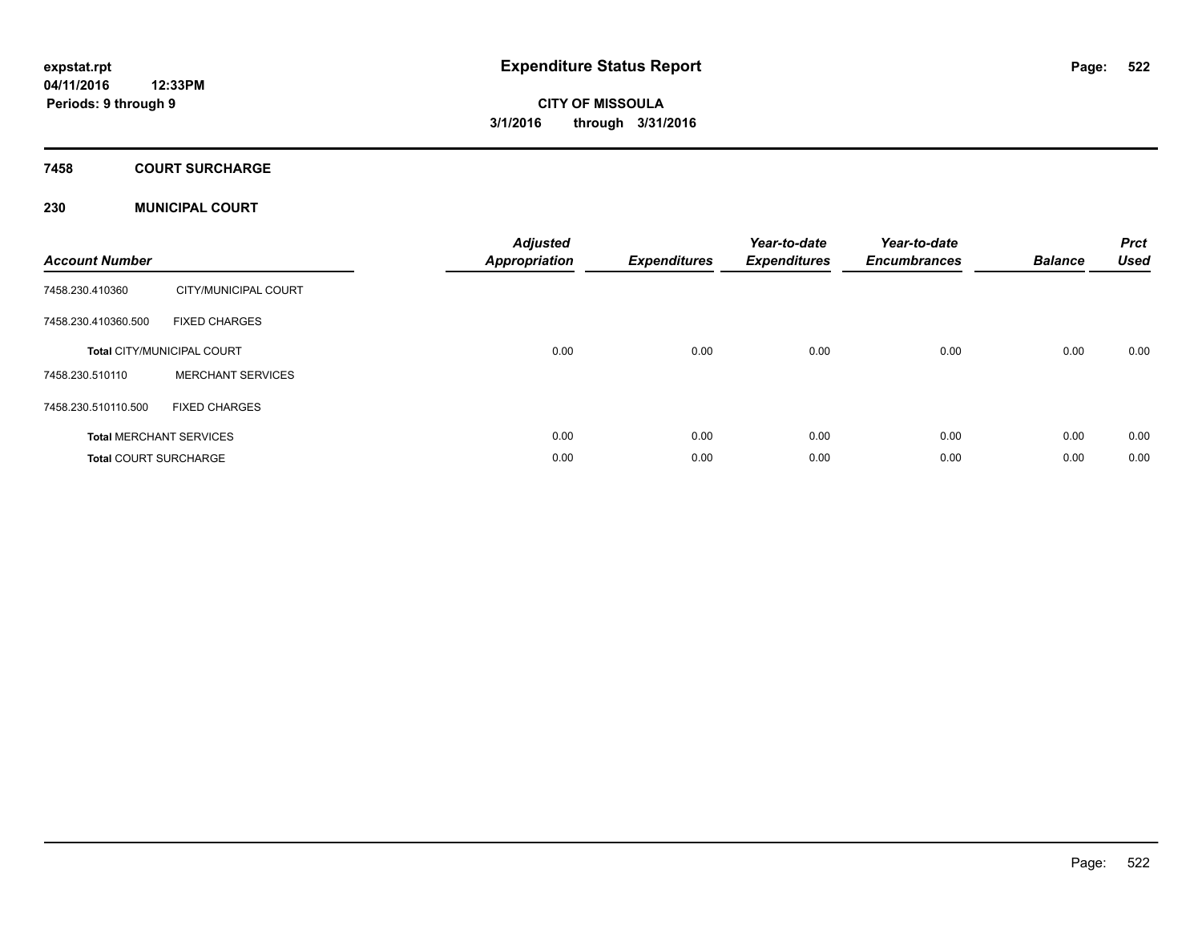**expstat.rpt**
**04/11/2016 12:33PM**
**Periods: 9 through 9**

# Expenditure Status Report

**CITY OF MISSOULA**
**3/1/2016 through 3/31/2016**

## 7458 COURT SURCHARGE

## 230 MUNICIPAL COURT

| Account Number | | Adjusted Appropriation | Expenditures | Year-to-date Expenditures | Year-to-date Encumbrances | Balance | Prct Used |
|---|---|---|---|---|---|---|---|
| 7458.230.410360 | CITY/MUNICIPAL COURT | | | | | | |
| 7458.230.410360.500 | FIXED CHARGES | | | | | | |
| **Total** CITY/MUNICIPAL COURT | | 0.00 | 0.00 | 0.00 | 0.00 | 0.00 | 0.00 |
| 7458.230.510110 | MERCHANT SERVICES | | | | | | |
| 7458.230.510110.500 | FIXED CHARGES | | | | | | |
| **Total** MERCHANT SERVICES | | 0.00 | 0.00 | 0.00 | 0.00 | 0.00 | 0.00 |
| **Total** COURT SURCHARGE | | 0.00 | 0.00 | 0.00 | 0.00 | 0.00 | 0.00 |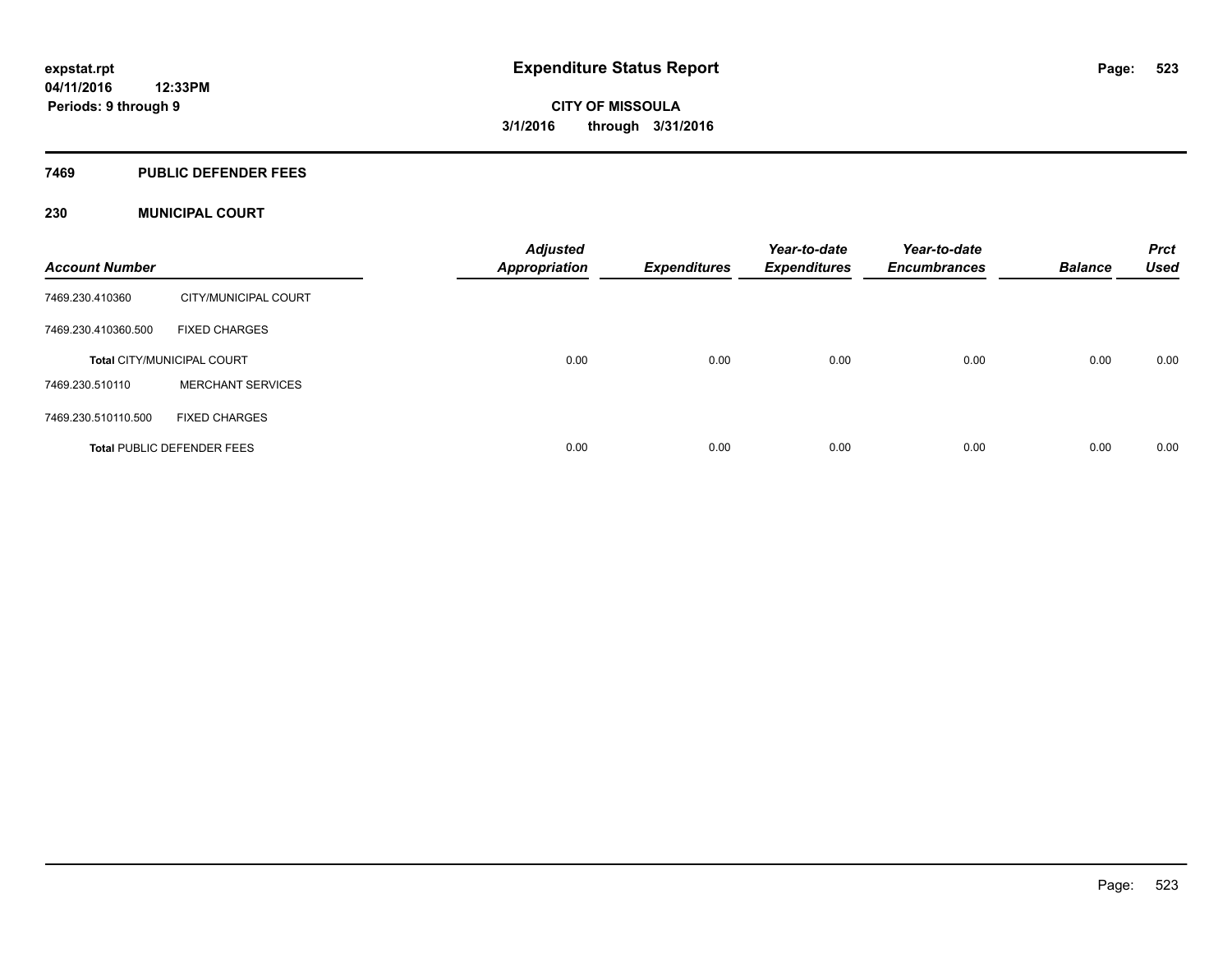# Expenditure Status Report

expstat.rpt
04/11/2016 12:33PM
Periods: 9 through 9

**CITY OF MISSOULA**
**3/1/2016 through 3/31/2016**

## 7469 PUBLIC DEFENDER FEES

### 230 MUNICIPAL COURT

| Account Number | | Adjusted Appropriation | Expenditures | Year-to-date Expenditures | Year-to-date Encumbrances | Balance | Prct Used |
|---|---|---|---|---|---|---|---|
| 7469.230.410360 | CITY/MUNICIPAL COURT | | | | | | |
| 7469.230.410360.500 | FIXED CHARGES | | | | | | |
| **Total** CITY/MUNICIPAL COURT | | 0.00 | 0.00 | 0.00 | 0.00 | 0.00 | 0.00 |
| 7469.230.510110 | MERCHANT SERVICES | | | | | | |
| 7469.230.510110.500 | FIXED CHARGES | | | | | | |
| **Total** PUBLIC DEFENDER FEES | | 0.00 | 0.00 | 0.00 | 0.00 | 0.00 | 0.00 |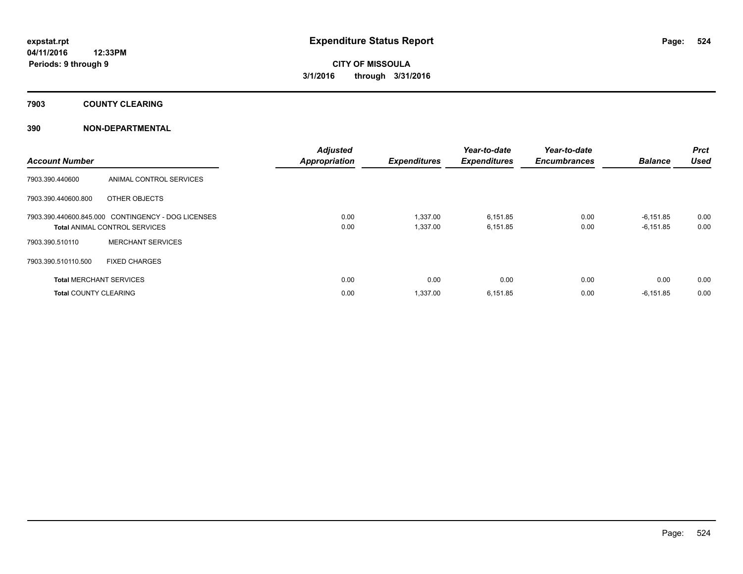expstat.rpt
04/11/2016 12:33PM
Periods: 9 through 9

# Expenditure Status Report

**CITY OF MISSOULA**
**3/1/2016 through 3/31/2016**

## 7903 COUNTY CLEARING

### 390 NON-DEPARTMENTAL

| Account Number | | Adjusted Appropriation | Expenditures | Year-to-date Expenditures | Year-to-date Encumbrances | Balance | Prct Used |
|---|---|---|---|---|---|---|---|
| 7903.390.440600 | ANIMAL CONTROL SERVICES | | | | | | |
| 7903.390.440600.800 | OTHER OBJECTS | | | | | | |
| 7903.390.440600.845.000 | CONTINGENCY - DOG LICENSES | 0.00 | 1,337.00 | 6,151.85 | 0.00 | -6,151.85 | 0.00 |
| **Total** ANIMAL CONTROL SERVICES | | 0.00 | 1,337.00 | 6,151.85 | 0.00 | -6,151.85 | 0.00 |
| 7903.390.510110 | MERCHANT SERVICES | | | | | | |
| 7903.390.510110.500 | FIXED CHARGES | | | | | | |
| **Total** MERCHANT SERVICES | | 0.00 | 0.00 | 0.00 | 0.00 | 0.00 | 0.00 |
| **Total** COUNTY CLEARING | | 0.00 | 1,337.00 | 6,151.85 | 0.00 | -6,151.85 | 0.00 |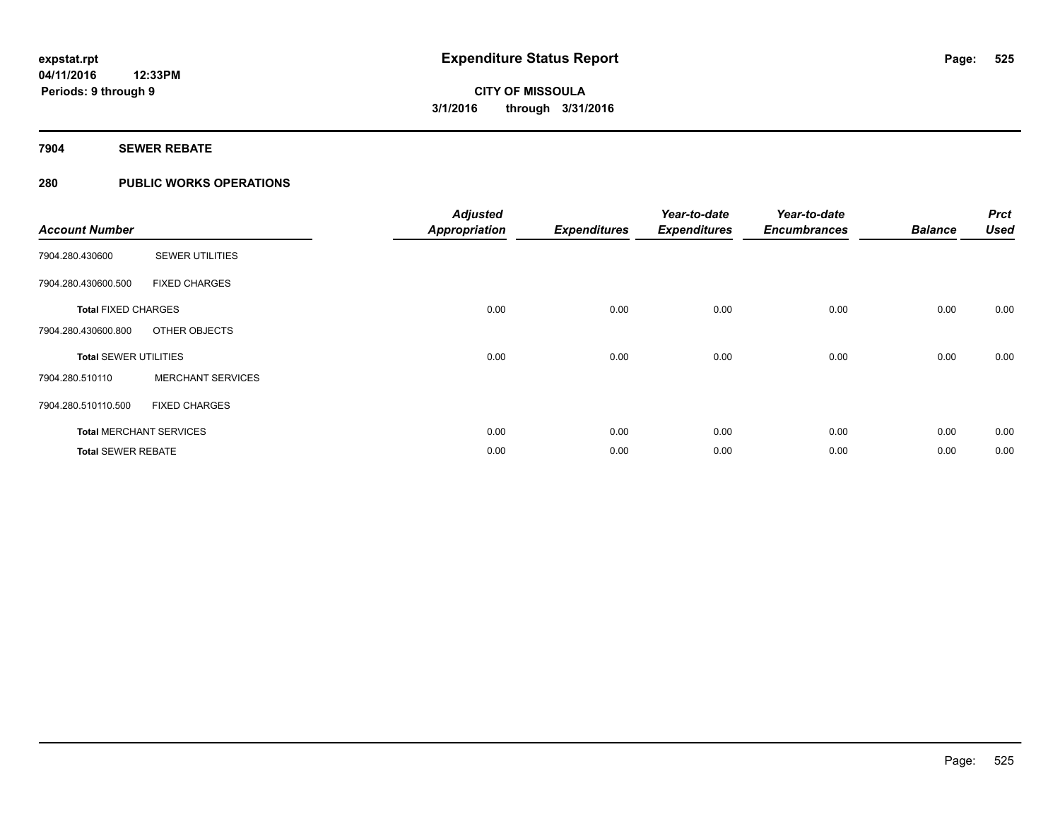# Expenditure Status Report

**CITY OF MISSOULA**

**3/1/2016 through 3/31/2016**

expstat.rpt
04/11/2016 12:33PM
Periods: 9 through 9

## 7904 SEWER REBATE

## 280 PUBLIC WORKS OPERATIONS

| Account Number | | Adjusted Appropriation | Expenditures | Year-to-date Expenditures | Year-to-date Encumbrances | Balance | Prct Used |
|---|---|---|---|---|---|---|---|
| 7904.280.430600 | SEWER UTILITIES | | | | | | |
| 7904.280.430600.500 | FIXED CHARGES | | | | | | |
| **Total** FIXED CHARGES | | 0.00 | 0.00 | 0.00 | 0.00 | 0.00 | 0.00 |
| 7904.280.430600.800 | OTHER OBJECTS | | | | | | |
| **Total** SEWER UTILITIES | | 0.00 | 0.00 | 0.00 | 0.00 | 0.00 | 0.00 |
| 7904.280.510110 | MERCHANT SERVICES | | | | | | |
| 7904.280.510110.500 | FIXED CHARGES | | | | | | |
| **Total** MERCHANT SERVICES | | 0.00 | 0.00 | 0.00 | 0.00 | 0.00 | 0.00 |
| **Total** SEWER REBATE | | 0.00 | 0.00 | 0.00 | 0.00 | 0.00 | 0.00 |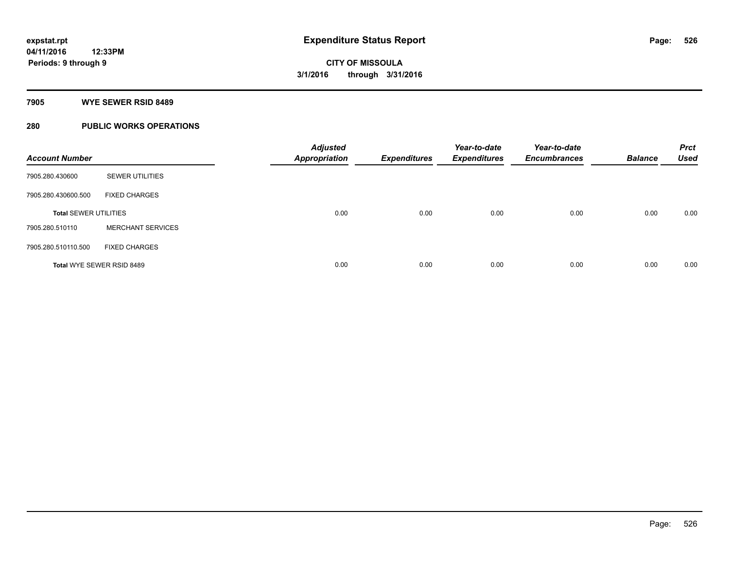**expstat.rpt**
**04/11/2016 12:33PM**
**Periods: 9 through 9**

# Expenditure Status Report

**CITY OF MISSOULA**
**3/1/2016 through 3/31/2016**

## 7905 WYE SEWER RSID 8489

### 280 PUBLIC WORKS OPERATIONS

| Account Number | | Adjusted Appropriation | Expenditures | Year-to-date Expenditures | Year-to-date Encumbrances | Balance | Prct Used |
|---|---|---|---|---|---|---|---|
| 7905.280.430600 | SEWER UTILITIES | | | | | | |
| 7905.280.430600.500 | FIXED CHARGES | | | | | | |
| **Total SEWER UTILITIES** | | 0.00 | 0.00 | 0.00 | 0.00 | 0.00 | 0.00 |
| 7905.280.510110 | MERCHANT SERVICES | | | | | | |
| 7905.280.510110.500 | FIXED CHARGES | | | | | | |
| **Total WYE SEWER RSID 8489** | | 0.00 | 0.00 | 0.00 | 0.00 | 0.00 | 0.00 |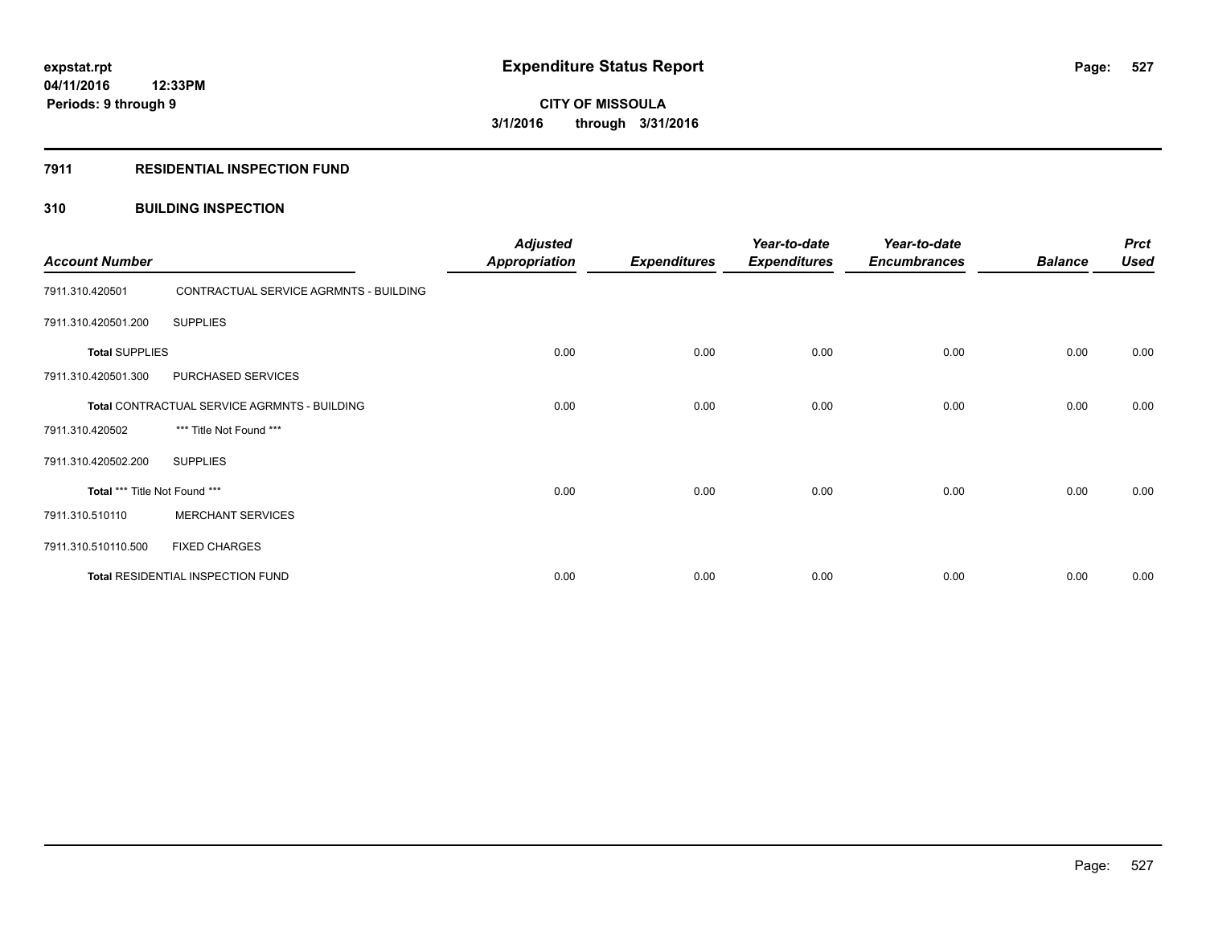# Expenditure Status Report

**expstat.rpt**
**04/11/2016 12:33PM**
**Periods: 9 through 9**

**CITY OF MISSOULA**
**3/1/2016 through 3/31/2016**

## 7911 RESIDENTIAL INSPECTION FUND

### 310 BUILDING INSPECTION

| Account Number | | Adjusted Appropriation | Expenditures | Year-to-date Expenditures | Year-to-date Encumbrances | Balance | Prct Used |
|---|---|---|---|---|---|---|---|
| 7911.310.420501 | CONTRACTUAL SERVICE AGRMNTS - BUILDING | | | | | | |
| 7911.310.420501.200 | SUPPLIES | | | | | | |
| **Total** SUPPLIES | | 0.00 | 0.00 | 0.00 | 0.00 | 0.00 | 0.00 |
| 7911.310.420501.300 | PURCHASED SERVICES | | | | | | |
| **Total** CONTRACTUAL SERVICE AGRMNTS - BUILDING | | 0.00 | 0.00 | 0.00 | 0.00 | 0.00 | 0.00 |
| 7911.310.420502 | *** Title Not Found *** | | | | | | |
| 7911.310.420502.200 | SUPPLIES | | | | | | |
| **Total** *** Title Not Found *** | | 0.00 | 0.00 | 0.00 | 0.00 | 0.00 | 0.00 |
| 7911.310.510110 | MERCHANT SERVICES | | | | | | |
| 7911.310.510110.500 | FIXED CHARGES | | | | | | |
| **Total** RESIDENTIAL INSPECTION FUND | | 0.00 | 0.00 | 0.00 | 0.00 | 0.00 | 0.00 |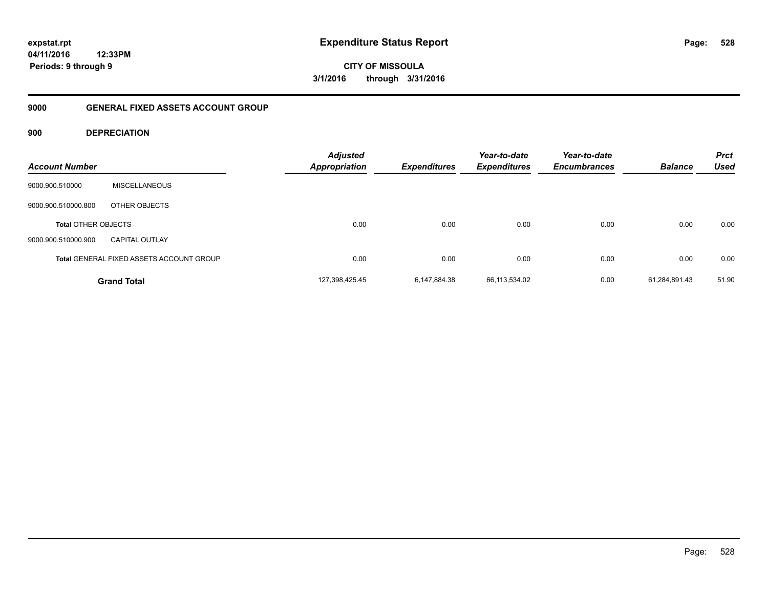expstat.rpt
04/11/2016 12:33PM
Periods: 9 through 9

# Expenditure Status Report

CITY OF MISSOULA
3/1/2016 through 3/31/2016

## 9000 GENERAL FIXED ASSETS ACCOUNT GROUP

### 900 DEPRECIATION

| Account Number | | Adjusted Appropriation | Expenditures | Year-to-date Expenditures | Year-to-date Encumbrances | Balance | Prct Used |
|---|---|---|---|---|---|---|---|
| 9000.900.510000 | MISCELLANEOUS | | | | | | |
| 9000.900.510000.800 | OTHER OBJECTS | | | | | | |
| Total OTHER OBJECTS | | 0.00 | 0.00 | 0.00 | 0.00 | 0.00 | 0.00 |
| 9000.900.510000.900 | CAPITAL OUTLAY | | | | | | |
| Total GENERAL FIXED ASSETS ACCOUNT GROUP | | 0.00 | 0.00 | 0.00 | 0.00 | 0.00 | 0.00 |
| **Grand Total** | | 127,398,425.45 | 6,147,884.38 | 66,113,534.02 | 0.00 | 61,284,891.43 | 51.90 |